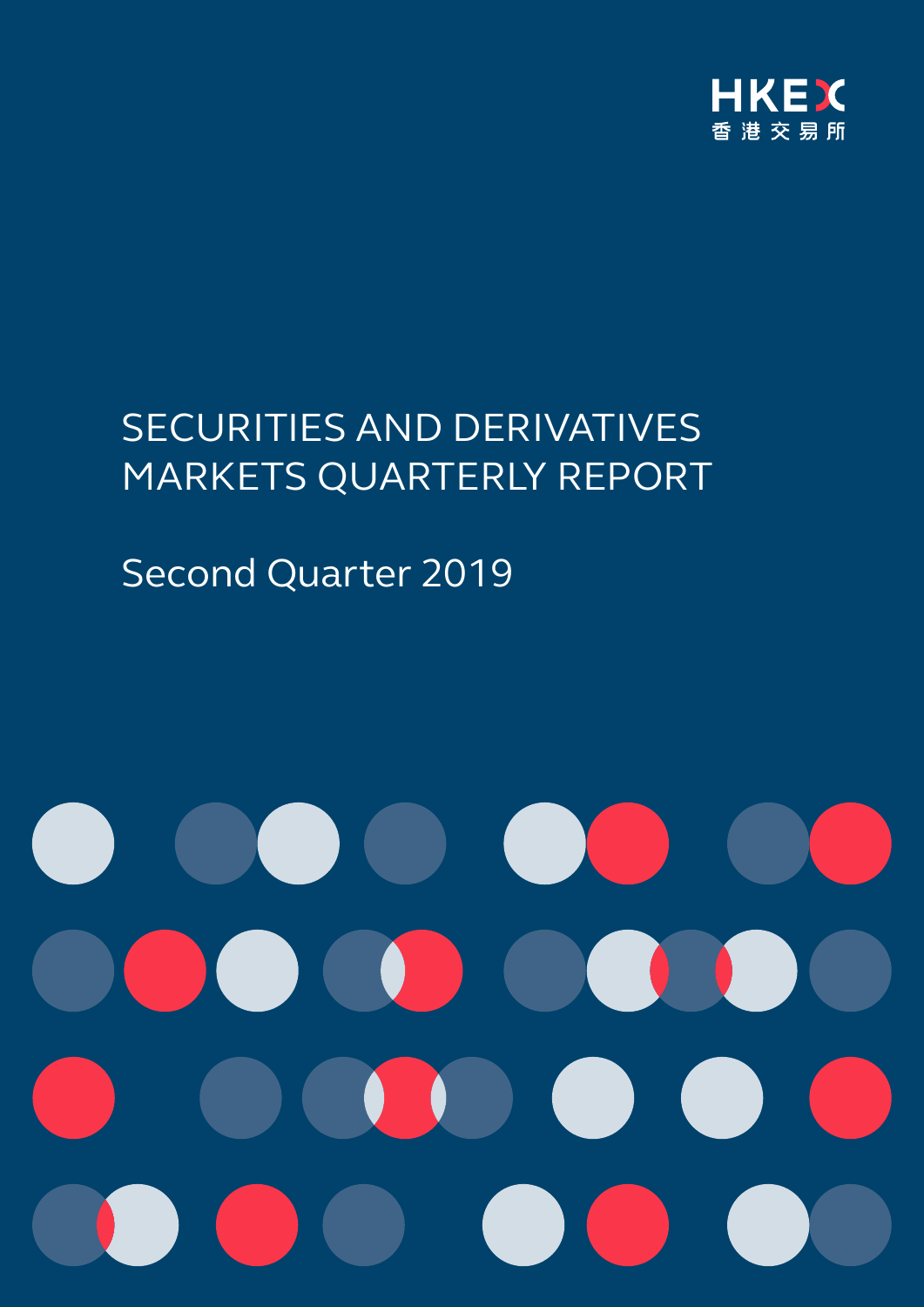HKEX
香港交易所

# SECURITIES AND DERIVATIVES MARKETS QUARTERLY REPORT

## Second Quarter 2019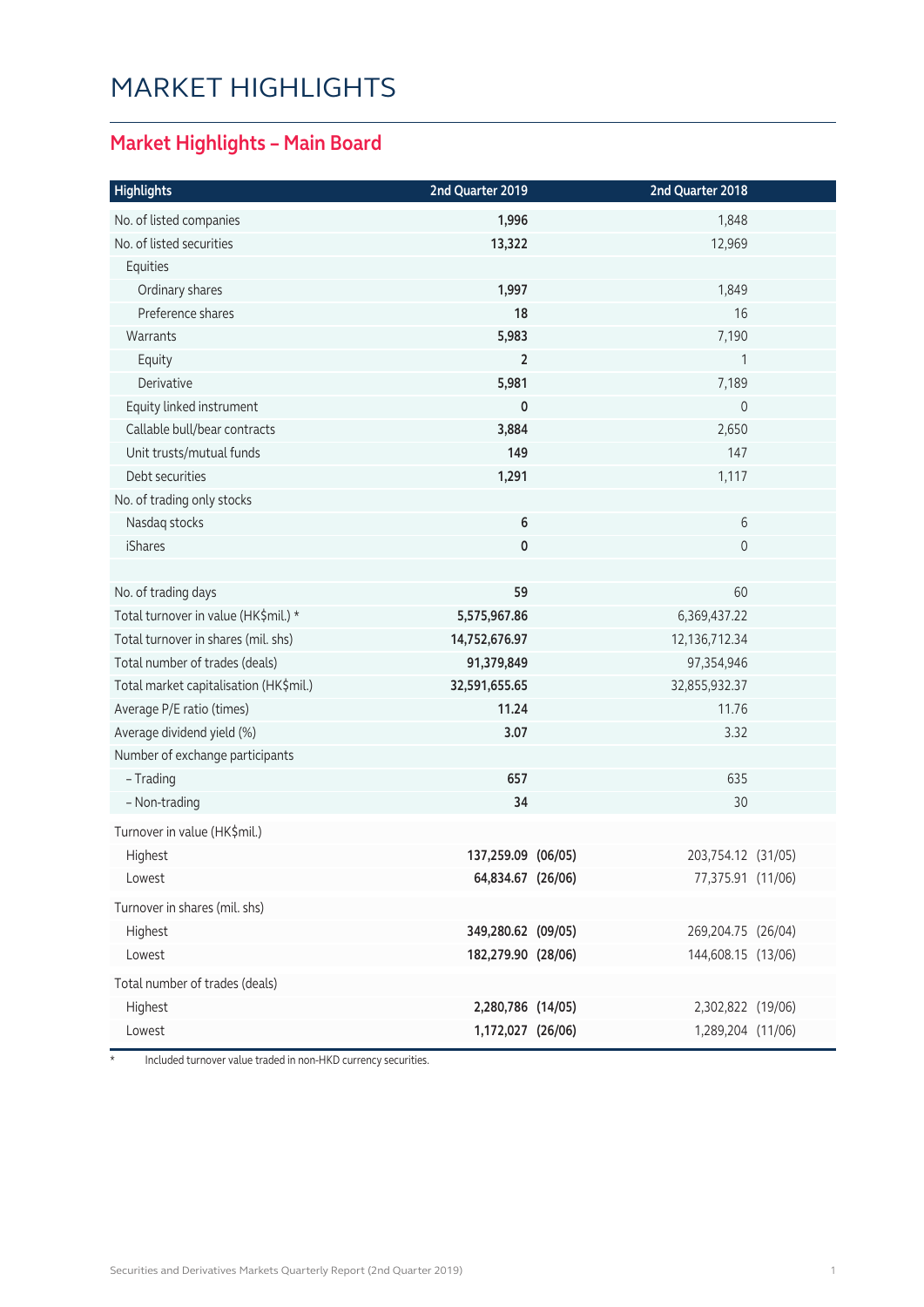# MARKET HIGHLIGHTS

## Market Highlights – Main Board

| Highlights | 2nd Quarter 2019 | | 2nd Quarter 2018 | |
|---|---|---|---|---|
| No. of listed companies | **1,996** | | 1,848 | |
| No. of listed securities | **13,322** | | 12,969 | |
| Equities | | | | |
| Ordinary shares | **1,997** | | 1,849 | |
| Preference shares | **18** | | 16 | |
| Warrants | **5,983** | | 7,190 | |
| Equity | **2** | | 1 | |
| Derivative | **5,981** | | 7,189 | |
| Equity linked instrument | **0** | | 0 | |
| Callable bull/bear contracts | **3,884** | | 2,650 | |
| Unit trusts/mutual funds | **149** | | 147 | |
| Debt securities | **1,291** | | 1,117 | |
| No. of trading only stocks | | | | |
| Nasdaq stocks | **6** | | 6 | |
| iShares | **0** | | 0 | |
| | | | | |
| No. of trading days | **59** | | 60 | |
| Total turnover in value (HK$mil.) * | **5,575,967.86** | | 6,369,437.22 | |
| Total turnover in shares (mil. shs) | **14,752,676.97** | | 12,136,712.34 | |
| Total number of trades (deals) | **91,379,849** | | 97,354,946 | |
| Total market capitalisation (HK$mil.) | **32,591,655.65** | | 32,855,932.37 | |
| Average P/E ratio (times) | **11.24** | | 11.76 | |
| Average dividend yield (%) | **3.07** | | 3.32 | |
| Number of exchange participants | | | | |
| – Trading | **657** | | 635 | |
| – Non-trading | **34** | | 30 | |
| Turnover in value (HK$mil.) | | | | |
| Highest | **137,259.09** | **(06/05)** | 203,754.12 | (31/05) |
| Lowest | **64,834.67** | **(26/06)** | 77,375.91 | (11/06) |
| Turnover in shares (mil. shs) | | | | |
| Highest | **349,280.62** | **(09/05)** | 269,204.75 | (26/04) |
| Lowest | **182,279.90** | **(28/06)** | 144,608.15 | (13/06) |
| Total number of trades (deals) | | | | |
| Highest | **2,280,786** | **(14/05)** | 2,302,822 | (19/06) |
| Lowest | **1,172,027** | **(26/06)** | 1,289,204 | (11/06) |

\* Included turnover value traded in non-HKD currency securities.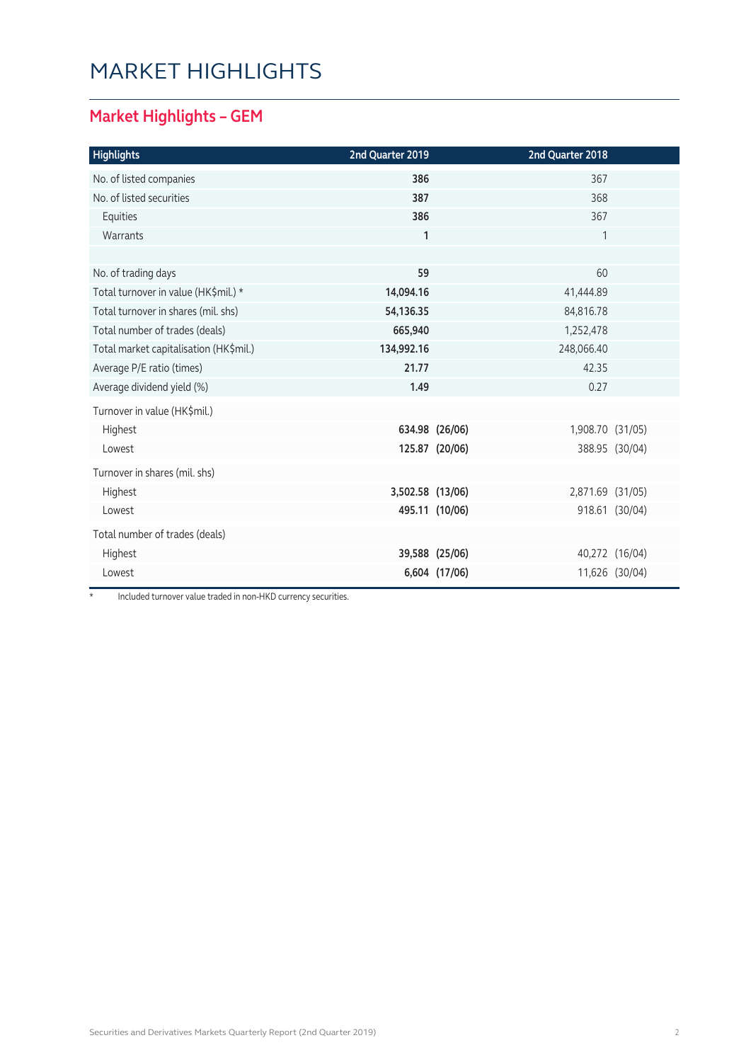# MARKET HIGHLIGHTS

## Market Highlights – GEM

| Highlights | 2nd Quarter 2019 | | 2nd Quarter 2018 | |
|---|---|---|---|---|
| No. of listed companies | **386** | | 367 | |
| No. of listed securities | **387** | | 368 | |
| Equities | **386** | | 367 | |
| Warrants | **1** | | 1 | |
| | | | | |
| No. of trading days | **59** | | 60 | |
| Total turnover in value (HK$mil.) * | **14,094.16** | | 41,444.89 | |
| Total turnover in shares (mil. shs) | **54,136.35** | | 84,816.78 | |
| Total number of trades (deals) | **665,940** | | 1,252,478 | |
| Total market capitalisation (HK$mil.) | **134,992.16** | | 248,066.40 | |
| Average P/E ratio (times) | **21.77** | | 42.35 | |
| Average dividend yield (%) | **1.49** | | 0.27 | |
| Turnover in value (HK$mil.) | | | | |
| Highest | **634.98** | **(26/06)** | 1,908.70 | (31/05) |
| Lowest | **125.87** | **(20/06)** | 388.95 | (30/04) |
| Turnover in shares (mil. shs) | | | | |
| Highest | **3,502.58** | **(13/06)** | 2,871.69 | (31/05) |
| Lowest | **495.11** | **(10/06)** | 918.61 | (30/04) |
| Total number of trades (deals) | | | | |
| Highest | **39,588** | **(25/06)** | 40,272 | (16/04) |
| Lowest | **6,604** | **(17/06)** | 11,626 | (30/04) |

\* Included turnover value traded in non-HKD currency securities.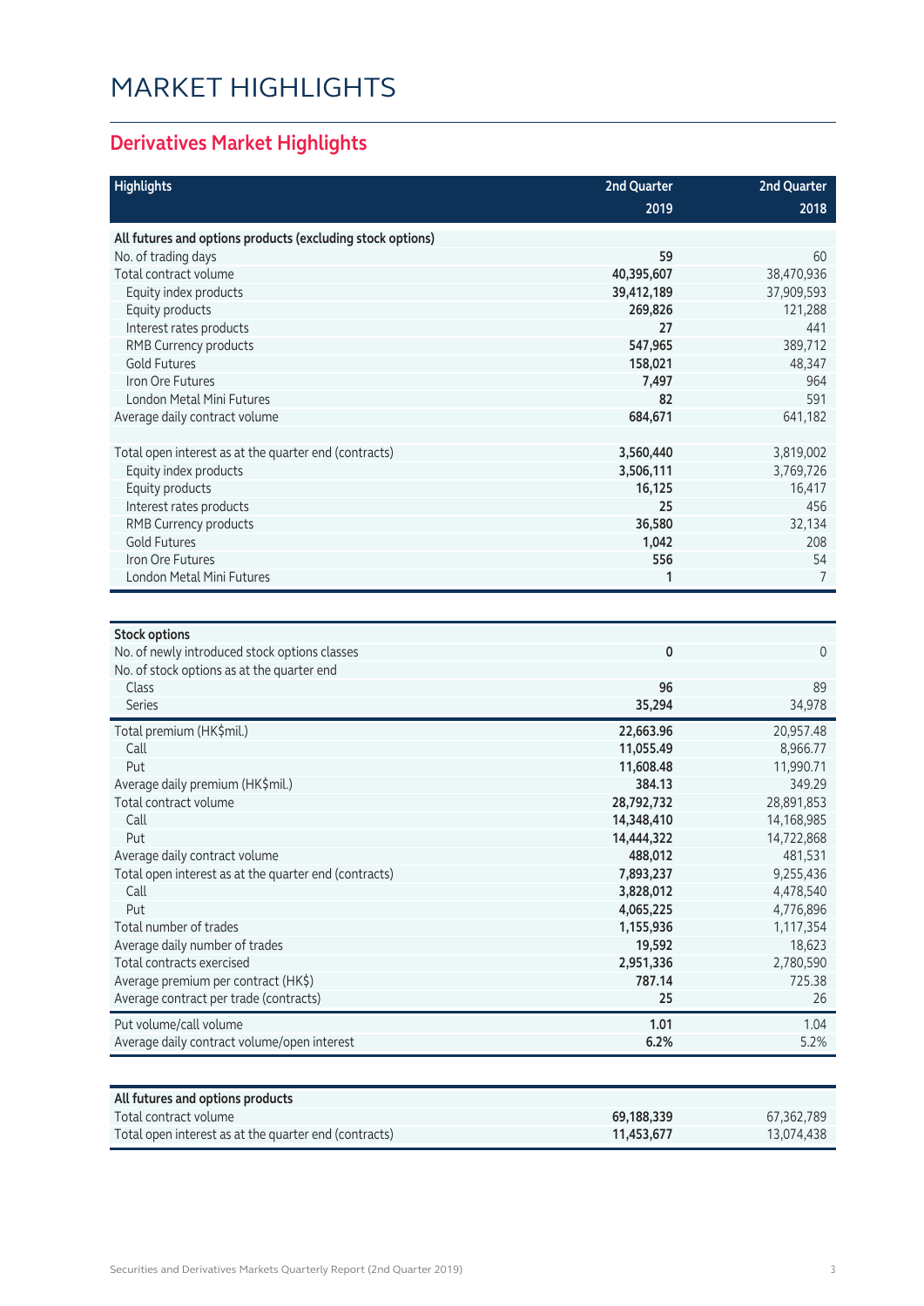# MARKET HIGHLIGHTS

## Derivatives Market Highlights

| Highlights | 2nd Quarter 2019 | 2nd Quarter 2018 |
|---|---|---|
| **All futures and options products (excluding stock options)** | | |
| No. of trading days | **59** | 60 |
| Total contract volume | **40,395,607** | 38,470,936 |
| Equity index products | **39,412,189** | 37,909,593 |
| Equity products | **269,826** | 121,288 |
| Interest rates products | **27** | 441 |
| RMB Currency products | **547,965** | 389,712 |
| Gold Futures | **158,021** | 48,347 |
| Iron Ore Futures | **7,497** | 964 |
| London Metal Mini Futures | **82** | 591 |
| Average daily contract volume | **684,671** | 641,182 |
| | | |
| Total open interest as at the quarter end (contracts) | **3,560,440** | 3,819,002 |
| Equity index products | **3,506,111** | 3,769,726 |
| Equity products | **16,125** | 16,417 |
| Interest rates products | **25** | 456 |
| RMB Currency products | **36,580** | 32,134 |
| Gold Futures | **1,042** | 208 |
| Iron Ore Futures | **556** | 54 |
| London Metal Mini Futures | **1** | 7 |

| | | |
|---|---|---|
| **Stock options** | | |
| No. of newly introduced stock options classes | **0** | 0 |
| No. of stock options as at the quarter end | | |
| Class | **96** | 89 |
| Series | **35,294** | 34,978 |
| Total premium (HK$mil.) | **22,663.96** | 20,957.48 |
| Call | **11,055.49** | 8,966.77 |
| Put | **11,608.48** | 11,990.71 |
| Average daily premium (HK$mil.) | **384.13** | 349.29 |
| Total contract volume | **28,792,732** | 28,891,853 |
| Call | **14,348,410** | 14,168,985 |
| Put | **14,444,322** | 14,722,868 |
| Average daily contract volume | **488,012** | 481,531 |
| Total open interest as at the quarter end (contracts) | **7,893,237** | 9,255,436 |
| Call | **3,828,012** | 4,478,540 |
| Put | **4,065,225** | 4,776,896 |
| Total number of trades | **1,155,936** | 1,117,354 |
| Average daily number of trades | **19,592** | 18,623 |
| Total contracts exercised | **2,951,336** | 2,780,590 |
| Average premium per contract (HK$) | **787.14** | 725.38 |
| Average contract per trade (contracts) | **25** | 26 |
| Put volume/call volume | **1.01** | 1.04 |
| Average daily contract volume/open interest | **6.2%** | 5.2% |

| | | |
|---|---|---|
| **All futures and options products** | | |
| Total contract volume | **69,188,339** | 67,362,789 |
| Total open interest as at the quarter end (contracts) | **11,453,677** | 13,074,438 |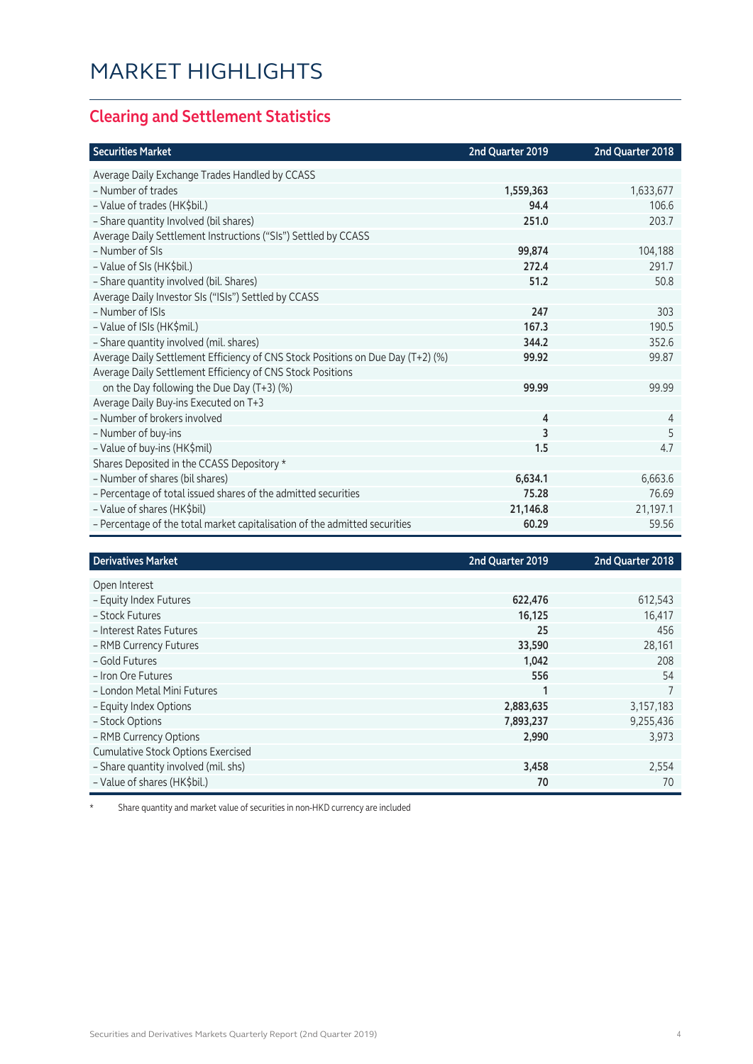# MARKET HIGHLIGHTS

## Clearing and Settlement Statistics

| Securities Market | 2nd Quarter 2019 | 2nd Quarter 2018 |
|---|---|---|
| Average Daily Exchange Trades Handled by CCASS | | |
| – Number of trades | **1,559,363** | 1,633,677 |
| – Value of trades (HK$bil.) | **94.4** | 106.6 |
| – Share quantity Involved (bil shares) | **251.0** | 203.7 |
| Average Daily Settlement Instructions ("SIs") Settled by CCASS | | |
| – Number of SIs | **99,874** | 104,188 |
| – Value of SIs (HK$bil.) | **272.4** | 291.7 |
| – Share quantity involved (bil. Shares) | **51.2** | 50.8 |
| Average Daily Investor SIs ("ISIs") Settled by CCASS | | |
| – Number of ISIs | **247** | 303 |
| – Value of ISIs (HK$mil.) | **167.3** | 190.5 |
| – Share quantity involved (mil. shares) | **344.2** | 352.6 |
| Average Daily Settlement Efficiency of CNS Stock Positions on Due Day (T+2) (%) | **99.92** | 99.87 |
| Average Daily Settlement Efficiency of CNS Stock Positions on the Day following the Due Day (T+3) (%) | **99.99** | 99.99 |
| Average Daily Buy-ins Executed on T+3 | | |
| – Number of brokers involved | **4** | 4 |
| – Number of buy-ins | **3** | 5 |
| – Value of buy-ins (HK$mil) | **1.5** | 4.7 |
| Shares Deposited in the CCASS Depository * | | |
| – Number of shares (bil shares) | **6,634.1** | 6,663.6 |
| – Percentage of total issued shares of the admitted securities | **75.28** | 76.69 |
| – Value of shares (HK$bil) | **21,146.8** | 21,197.1 |
| – Percentage of the total market capitalisation of the admitted securities | **60.29** | 59.56 |

| Derivatives Market | 2nd Quarter 2019 | 2nd Quarter 2018 |
|---|---|---|
| Open Interest | | |
| – Equity Index Futures | **622,476** | 612,543 |
| – Stock Futures | **16,125** | 16,417 |
| – Interest Rates Futures | **25** | 456 |
| – RMB Currency Futures | **33,590** | 28,161 |
| – Gold Futures | **1,042** | 208 |
| – Iron Ore Futures | **556** | 54 |
| – London Metal Mini Futures | **1** | 7 |
| – Equity Index Options | **2,883,635** | 3,157,183 |
| – Stock Options | **7,893,237** | 9,255,436 |
| – RMB Currency Options | **2,990** | 3,973 |
| Cumulative Stock Options Exercised | | |
| – Share quantity involved (mil. shs) | **3,458** | 2,554 |
| – Value of shares (HK$bil.) | **70** | 70 |

\* Share quantity and market value of securities in non-HKD currency are included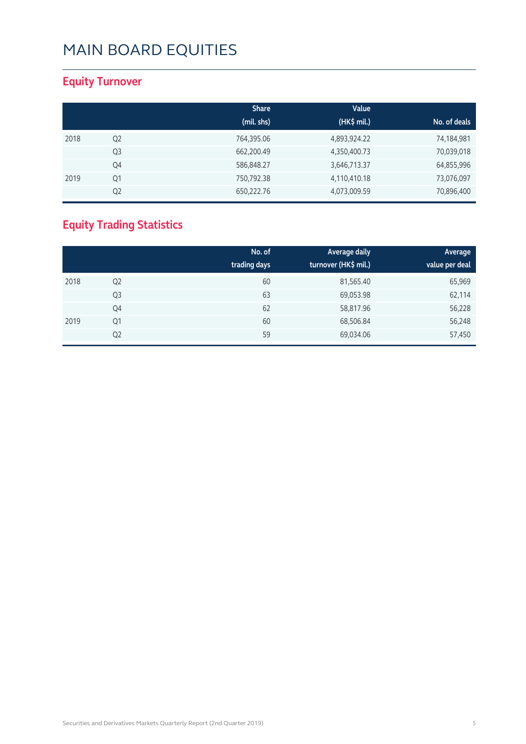# MAIN BOARD EQUITIES

## Equity Turnover

| | | Share (mil. shs) | Value (HK$ mil.) | No. of deals |
|---|---|---|---|---|
| 2018 | Q2 | 764,395.06 | 4,893,924.22 | 74,184,981 |
| | Q3 | 662,200.49 | 4,350,400.73 | 70,039,018 |
| | Q4 | 586,848.27 | 3,646,713.37 | 64,855,996 |
| 2019 | Q1 | 750,792.38 | 4,110,410.18 | 73,076,097 |
| | Q2 | 650,222.76 | 4,073,009.59 | 70,896,400 |

## Equity Trading Statistics

| | | No. of trading days | Average daily turnover (HK$ mil.) | Average value per deal |
|---|---|---|---|---|
| 2018 | Q2 | 60 | 81,565.40 | 65,969 |
| | Q3 | 63 | 69,053.98 | 62,114 |
| | Q4 | 62 | 58,817.96 | 56,228 |
| 2019 | Q1 | 60 | 68,506.84 | 56,248 |
| | Q2 | 59 | 69,034.06 | 57,450 |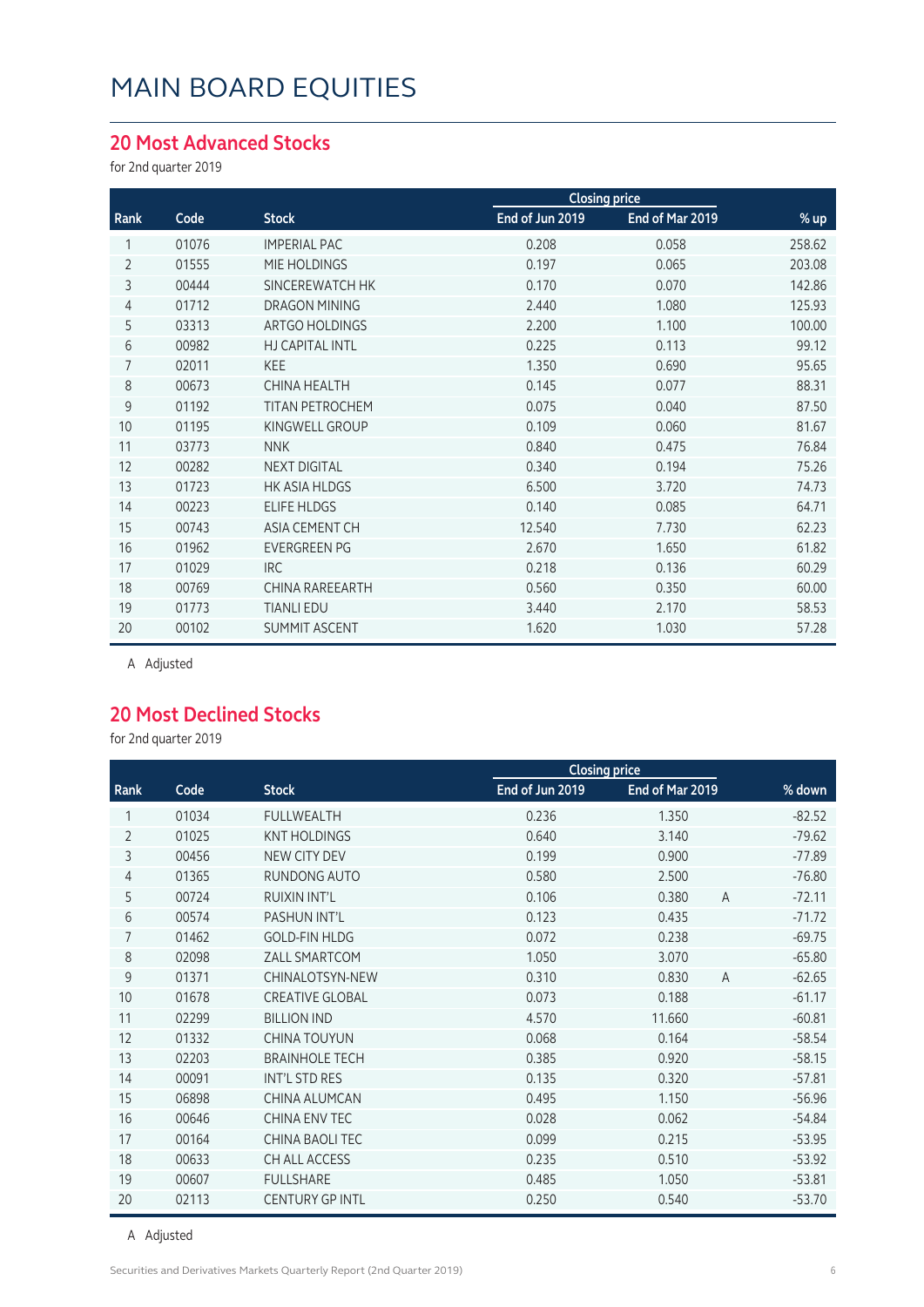# MAIN BOARD EQUITIES

## 20 Most Advanced Stocks

for 2nd quarter 2019

| Rank | Code | Stock | Closing price | | | % up |
|---|---|---|---|---|---|---|
| | | | End of Jun 2019 | End of Mar 2019 | | |
| 1 | 01076 | IMPERIAL PAC | 0.208 | 0.058 | | 258.62 |
| 2 | 01555 | MIE HOLDINGS | 0.197 | 0.065 | | 203.08 |
| 3 | 00444 | SINCEREWATCH HK | 0.170 | 0.070 | | 142.86 |
| 4 | 01712 | DRAGON MINING | 2.440 | 1.080 | | 125.93 |
| 5 | 03313 | ARTGO HOLDINGS | 2.200 | 1.100 | | 100.00 |
| 6 | 00982 | HJ CAPITAL INTL | 0.225 | 0.113 | | 99.12 |
| 7 | 02011 | KEE | 1.350 | 0.690 | | 95.65 |
| 8 | 00673 | CHINA HEALTH | 0.145 | 0.077 | | 88.31 |
| 9 | 01192 | TITAN PETROCHEM | 0.075 | 0.040 | | 87.50 |
| 10 | 01195 | KINGWELL GROUP | 0.109 | 0.060 | | 81.67 |
| 11 | 03773 | NNK | 0.840 | 0.475 | | 76.84 |
| 12 | 00282 | NEXT DIGITAL | 0.340 | 0.194 | | 75.26 |
| 13 | 01723 | HK ASIA HLDGS | 6.500 | 3.720 | | 74.73 |
| 14 | 00223 | ELIFE HLDGS | 0.140 | 0.085 | | 64.71 |
| 15 | 00743 | ASIA CEMENT CH | 12.540 | 7.730 | | 62.23 |
| 16 | 01962 | EVERGREEN PG | 2.670 | 1.650 | | 61.82 |
| 17 | 01029 | IRC | 0.218 | 0.136 | | 60.29 |
| 18 | 00769 | CHINA RAREEARTH | 0.560 | 0.350 | | 60.00 |
| 19 | 01773 | TIANLI EDU | 3.440 | 2.170 | | 58.53 |
| 20 | 00102 | SUMMIT ASCENT | 1.620 | 1.030 | | 57.28 |

A Adjusted

## 20 Most Declined Stocks

for 2nd quarter 2019

| Rank | Code | Stock | Closing price | | | % down |
|---|---|---|---|---|---|---|
| | | | End of Jun 2019 | End of Mar 2019 | | |
| 1 | 01034 | FULLWEALTH | 0.236 | 1.350 | | -82.52 |
| 2 | 01025 | KNT HOLDINGS | 0.640 | 3.140 | | -79.62 |
| 3 | 00456 | NEW CITY DEV | 0.199 | 0.900 | | -77.89 |
| 4 | 01365 | RUNDONG AUTO | 0.580 | 2.500 | | -76.80 |
| 5 | 00724 | RUIXIN INT'L | 0.106 | 0.380 | A | -72.11 |
| 6 | 00574 | PASHUN INT'L | 0.123 | 0.435 | | -71.72 |
| 7 | 01462 | GOLD-FIN HLDG | 0.072 | 0.238 | | -69.75 |
| 8 | 02098 | ZALL SMARTCOM | 1.050 | 3.070 | | -65.80 |
| 9 | 01371 | CHINALOTSYN-NEW | 0.310 | 0.830 | A | -62.65 |
| 10 | 01678 | CREATIVE GLOBAL | 0.073 | 0.188 | | -61.17 |
| 11 | 02299 | BILLION IND | 4.570 | 11.660 | | -60.81 |
| 12 | 01332 | CHINA TOUYUN | 0.068 | 0.164 | | -58.54 |
| 13 | 02203 | BRAINHOLE TECH | 0.385 | 0.920 | | -58.15 |
| 14 | 00091 | INT'L STD RES | 0.135 | 0.320 | | -57.81 |
| 15 | 06898 | CHINA ALUMCAN | 0.495 | 1.150 | | -56.96 |
| 16 | 00646 | CHINA ENV TEC | 0.028 | 0.062 | | -54.84 |
| 17 | 00164 | CHINA BAOLI TEC | 0.099 | 0.215 | | -53.95 |
| 18 | 00633 | CH ALL ACCESS | 0.235 | 0.510 | | -53.92 |
| 19 | 00607 | FULLSHARE | 0.485 | 1.050 | | -53.81 |
| 20 | 02113 | CENTURY GP INTL | 0.250 | 0.540 | | -53.70 |

A Adjusted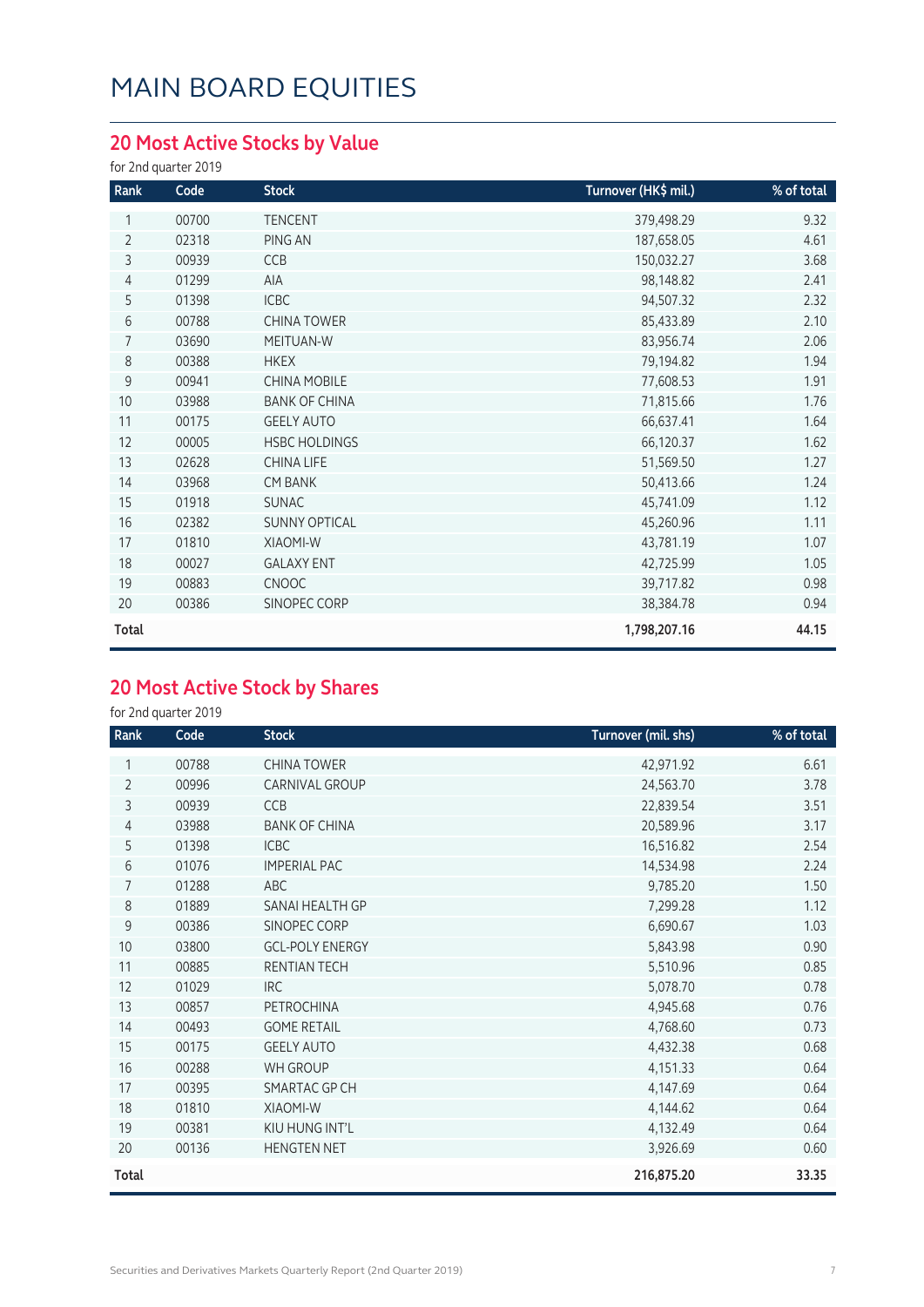# MAIN BOARD EQUITIES

## 20 Most Active Stocks by Value

for 2nd quarter 2019

| Rank | Code | Stock | Turnover (HK$ mil.) | % of total |
|---|---|---|---|---|
| 1 | 00700 | TENCENT | 379,498.29 | 9.32 |
| 2 | 02318 | PING AN | 187,658.05 | 4.61 |
| 3 | 00939 | CCB | 150,032.27 | 3.68 |
| 4 | 01299 | AIA | 98,148.82 | 2.41 |
| 5 | 01398 | ICBC | 94,507.32 | 2.32 |
| 6 | 00788 | CHINA TOWER | 85,433.89 | 2.10 |
| 7 | 03690 | MEITUAN-W | 83,956.74 | 2.06 |
| 8 | 00388 | HKEX | 79,194.82 | 1.94 |
| 9 | 00941 | CHINA MOBILE | 77,608.53 | 1.91 |
| 10 | 03988 | BANK OF CHINA | 71,815.66 | 1.76 |
| 11 | 00175 | GEELY AUTO | 66,637.41 | 1.64 |
| 12 | 00005 | HSBC HOLDINGS | 66,120.37 | 1.62 |
| 13 | 02628 | CHINA LIFE | 51,569.50 | 1.27 |
| 14 | 03968 | CM BANK | 50,413.66 | 1.24 |
| 15 | 01918 | SUNAC | 45,741.09 | 1.12 |
| 16 | 02382 | SUNNY OPTICAL | 45,260.96 | 1.11 |
| 17 | 01810 | XIAOMI-W | 43,781.19 | 1.07 |
| 18 | 00027 | GALAXY ENT | 42,725.99 | 1.05 |
| 19 | 00883 | CNOOC | 39,717.82 | 0.98 |
| 20 | 00386 | SINOPEC CORP | 38,384.78 | 0.94 |
| **Total** | | | **1,798,207.16** | **44.15** |

## 20 Most Active Stock by Shares

for 2nd quarter 2019

| Rank | Code | Stock | Turnover (mil. shs) | % of total |
|---|---|---|---|---|
| 1 | 00788 | CHINA TOWER | 42,971.92 | 6.61 |
| 2 | 00996 | CARNIVAL GROUP | 24,563.70 | 3.78 |
| 3 | 00939 | CCB | 22,839.54 | 3.51 |
| 4 | 03988 | BANK OF CHINA | 20,589.96 | 3.17 |
| 5 | 01398 | ICBC | 16,516.82 | 2.54 |
| 6 | 01076 | IMPERIAL PAC | 14,534.98 | 2.24 |
| 7 | 01288 | ABC | 9,785.20 | 1.50 |
| 8 | 01889 | SANAI HEALTH GP | 7,299.28 | 1.12 |
| 9 | 00386 | SINOPEC CORP | 6,690.67 | 1.03 |
| 10 | 03800 | GCL-POLY ENERGY | 5,843.98 | 0.90 |
| 11 | 00885 | RENTIAN TECH | 5,510.96 | 0.85 |
| 12 | 01029 | IRC | 5,078.70 | 0.78 |
| 13 | 00857 | PETROCHINA | 4,945.68 | 0.76 |
| 14 | 00493 | GOME RETAIL | 4,768.60 | 0.73 |
| 15 | 00175 | GEELY AUTO | 4,432.38 | 0.68 |
| 16 | 00288 | WH GROUP | 4,151.33 | 0.64 |
| 17 | 00395 | SMARTAC GP CH | 4,147.69 | 0.64 |
| 18 | 01810 | XIAOMI-W | 4,144.62 | 0.64 |
| 19 | 00381 | KIU HUNG INT'L | 4,132.49 | 0.64 |
| 20 | 00136 | HENGTEN NET | 3,926.69 | 0.60 |
| **Total** | | | **216,875.20** | **33.35** |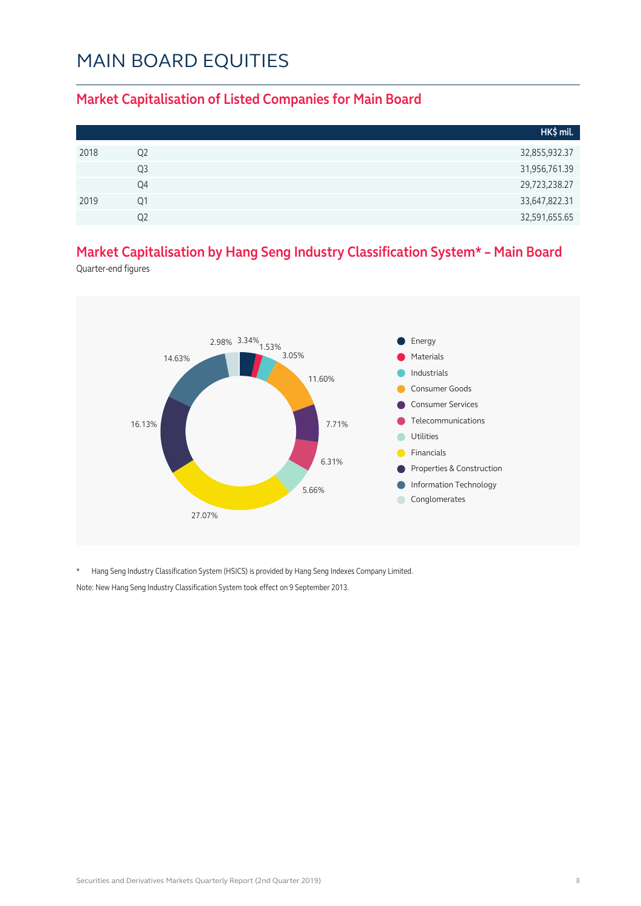# MAIN BOARD EQUITIES

## Market Capitalisation of Listed Companies for Main Board

| | | HK$ mil. |
|---|---|---|
| 2018 | Q2 | 32,855,932.37 |
| | Q3 | 31,956,761.39 |
| | Q4 | 29,723,238.27 |
| 2019 | Q1 | 33,647,822.31 |
| | Q2 | 32,591,655.65 |

## Market Capitalisation by Hang Seng Industry Classification System* – Main Board

Quarter-end figures

3.34%
1.53%
3.05%
11.60%
7.71%
6.31%
5.66%
27.07%
16.13%
14.63%
2.98%

Energy
Materials
Industrials
Consumer Goods
Consumer Services
Telecommunications
Utilities
Financials
Properties & Construction
Information Technology
Conglomerates

\* Hang Seng Industry Classification System (HSICS) is provided by Hang Seng Indexes Company Limited.

Note: New Hang Seng Industry Classification System took effect on 9 September 2013.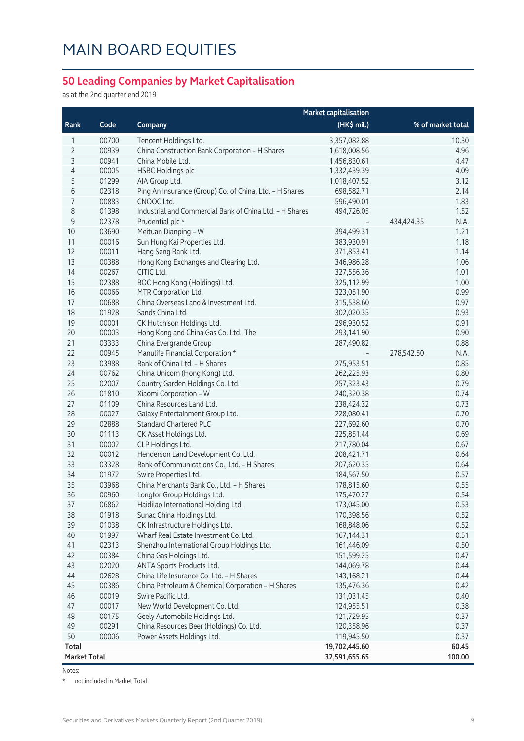# MAIN BOARD EQUITIES

## 50 Leading Companies by Market Capitalisation

as at the 2nd quarter end 2019

| Rank | Code | Company | Market capitalisation (HK$ mil.) | | % of market total |
|---|---|---|---|---|---|
| 1 | 00700 | Tencent Holdings Ltd. | 3,357,082.88 | | 10.30 |
| 2 | 00939 | China Construction Bank Corporation – H Shares | 1,618,008.56 | | 4.96 |
| 3 | 00941 | China Mobile Ltd. | 1,456,830.61 | | 4.47 |
| 4 | 00005 | HSBC Holdings plc | 1,332,439.39 | | 4.09 |
| 5 | 01299 | AIA Group Ltd. | 1,018,407.52 | | 3.12 |
| 6 | 02318 | Ping An Insurance (Group) Co. of China, Ltd. – H Shares | 698,582.71 | | 2.14 |
| 7 | 00883 | CNOOC Ltd. | 596,490.01 | | 1.83 |
| 8 | 01398 | Industrial and Commercial Bank of China Ltd. – H Shares | 494,726.05 | | 1.52 |
| 9 | 02378 | Prudential plc * | – | 434,424.35 | N.A. |
| 10 | 03690 | Meituan Dianping – W | 394,499.31 | | 1.21 |
| 11 | 00016 | Sun Hung Kai Properties Ltd. | 383,930.91 | | 1.18 |
| 12 | 00011 | Hang Seng Bank Ltd. | 371,853.41 | | 1.14 |
| 13 | 00388 | Hong Kong Exchanges and Clearing Ltd. | 346,986.28 | | 1.06 |
| 14 | 00267 | CITIC Ltd. | 327,556.36 | | 1.01 |
| 15 | 02388 | BOC Hong Kong (Holdings) Ltd. | 325,112.99 | | 1.00 |
| 16 | 00066 | MTR Corporation Ltd. | 323,051.90 | | 0.99 |
| 17 | 00688 | China Overseas Land & Investment Ltd. | 315,538.60 | | 0.97 |
| 18 | 01928 | Sands China Ltd. | 302,020.35 | | 0.93 |
| 19 | 00001 | CK Hutchison Holdings Ltd. | 296,930.52 | | 0.91 |
| 20 | 00003 | Hong Kong and China Gas Co. Ltd., The | 293,141.90 | | 0.90 |
| 21 | 03333 | China Evergrande Group | 287,490.82 | | 0.88 |
| 22 | 00945 | Manulife Financial Corporation * | – | 278,542.50 | N.A. |
| 23 | 03988 | Bank of China Ltd. – H Shares | 275,953.51 | | 0.85 |
| 24 | 00762 | China Unicom (Hong Kong) Ltd. | 262,225.93 | | 0.80 |
| 25 | 02007 | Country Garden Holdings Co. Ltd. | 257,323.43 | | 0.79 |
| 26 | 01810 | Xiaomi Corporation – W | 240,320.38 | | 0.74 |
| 27 | 01109 | China Resources Land Ltd. | 238,424.32 | | 0.73 |
| 28 | 00027 | Galaxy Entertainment Group Ltd. | 228,080.41 | | 0.70 |
| 29 | 02888 | Standard Chartered PLC | 227,692.60 | | 0.70 |
| 30 | 01113 | CK Asset Holdings Ltd. | 225,851.44 | | 0.69 |
| 31 | 00002 | CLP Holdings Ltd. | 217,780.04 | | 0.67 |
| 32 | 00012 | Henderson Land Development Co. Ltd. | 208,421.71 | | 0.64 |
| 33 | 03328 | Bank of Communications Co., Ltd. – H Shares | 207,620.35 | | 0.64 |
| 34 | 01972 | Swire Properties Ltd. | 184,567.50 | | 0.57 |
| 35 | 03968 | China Merchants Bank Co., Ltd. – H Shares | 178,815.60 | | 0.55 |
| 36 | 00960 | Longfor Group Holdings Ltd. | 175,470.27 | | 0.54 |
| 37 | 06862 | Haidilao International Holding Ltd. | 173,045.00 | | 0.53 |
| 38 | 01918 | Sunac China Holdings Ltd. | 170,398.56 | | 0.52 |
| 39 | 01038 | CK Infrastructure Holdings Ltd. | 168,848.06 | | 0.52 |
| 40 | 01997 | Wharf Real Estate Investment Co. Ltd. | 167,144.31 | | 0.51 |
| 41 | 02313 | Shenzhou International Group Holdings Ltd. | 161,446.09 | | 0.50 |
| 42 | 00384 | China Gas Holdings Ltd. | 151,599.25 | | 0.47 |
| 43 | 02020 | ANTA Sports Products Ltd. | 144,069.78 | | 0.44 |
| 44 | 02628 | China Life Insurance Co. Ltd. – H Shares | 143,168.21 | | 0.44 |
| 45 | 00386 | China Petroleum & Chemical Corporation – H Shares | 135,476.36 | | 0.42 |
| 46 | 00019 | Swire Pacific Ltd. | 131,031.45 | | 0.40 |
| 47 | 00017 | New World Development Co. Ltd. | 124,955.51 | | 0.38 |
| 48 | 00175 | Geely Automobile Holdings Ltd. | 121,729.95 | | 0.37 |
| 49 | 00291 | China Resources Beer (Holdings) Co. Ltd. | 120,358.96 | | 0.37 |
| 50 | 00006 | Power Assets Holdings Ltd. | 119,945.50 | | 0.37 |
| **Total** | | | **19,702,445.60** | | **60.45** |
| **Market Total** | | | **32,591,655.65** | | **100.00** |

Notes:

\* not included in Market Total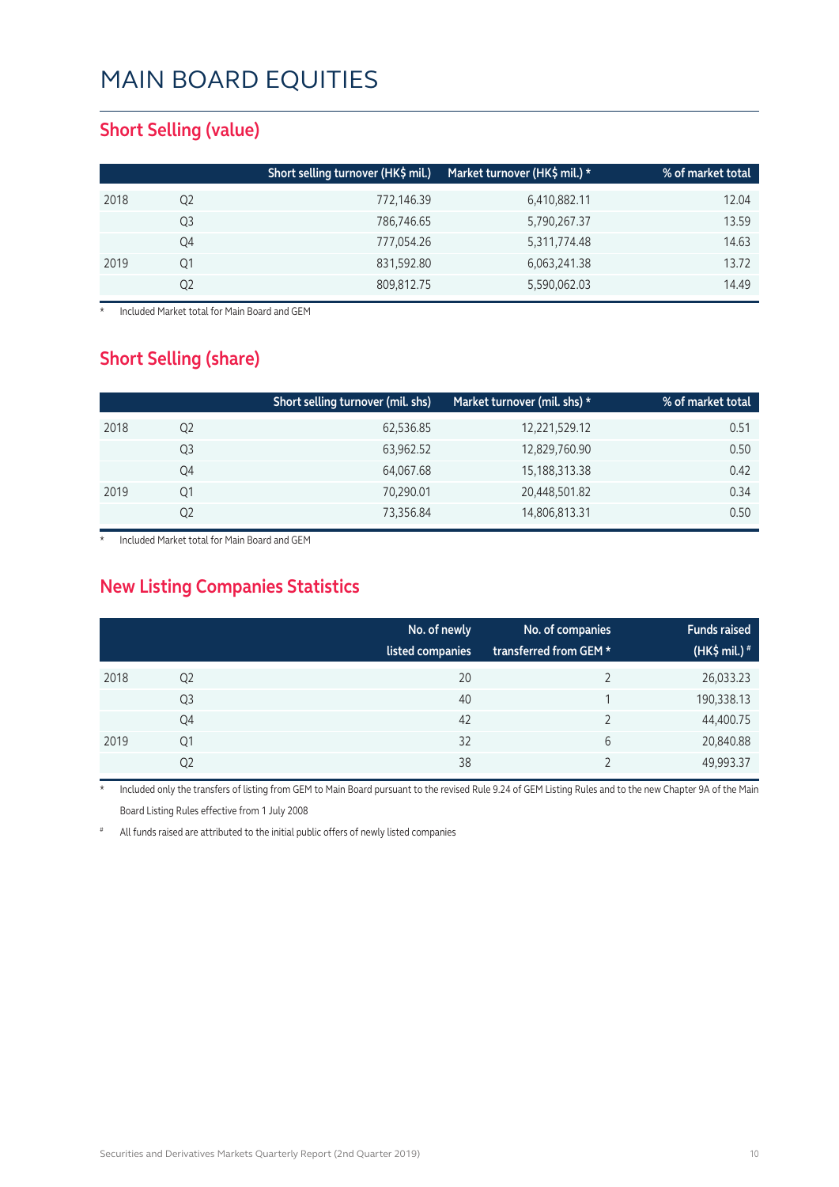# MAIN BOARD EQUITIES

## Short Selling (value)

| | | Short selling turnover (HK$ mil.) | Market turnover (HK$ mil.) * | % of market total |
|---|---|---|---|---|
| 2018 | Q2 | 772,146.39 | 6,410,882.11 | 12.04 |
| | Q3 | 786,746.65 | 5,790,267.37 | 13.59 |
| | Q4 | 777,054.26 | 5,311,774.48 | 14.63 |
| 2019 | Q1 | 831,592.80 | 6,063,241.38 | 13.72 |
| | Q2 | 809,812.75 | 5,590,062.03 | 14.49 |

\* Included Market total for Main Board and GEM

## Short Selling (share)

| | | Short selling turnover (mil. shs) | Market turnover (mil. shs) * | % of market total |
|---|---|---|---|---|
| 2018 | Q2 | 62,536.85 | 12,221,529.12 | 0.51 |
| | Q3 | 63,962.52 | 12,829,760.90 | 0.50 |
| | Q4 | 64,067.68 | 15,188,313.38 | 0.42 |
| 2019 | Q1 | 70,290.01 | 20,448,501.82 | 0.34 |
| | Q2 | 73,356.84 | 14,806,813.31 | 0.50 |

\* Included Market total for Main Board and GEM

## New Listing Companies Statistics

| | | No. of newly listed companies | No. of companies transferred from GEM * | Funds raised (HK$ mil.) # |
|---|---|---|---|---|
| 2018 | Q2 | 20 | 2 | 26,033.23 |
| | Q3 | 40 | 1 | 190,338.13 |
| | Q4 | 42 | 2 | 44,400.75 |
| 2019 | Q1 | 32 | 6 | 20,840.88 |
| | Q2 | 38 | 2 | 49,993.37 |

\* Included only the transfers of listing from GEM to Main Board pursuant to the revised Rule 9.24 of GEM Listing Rules and to the new Chapter 9A of the Main Board Listing Rules effective from 1 July 2008

\# All funds raised are attributed to the initial public offers of newly listed companies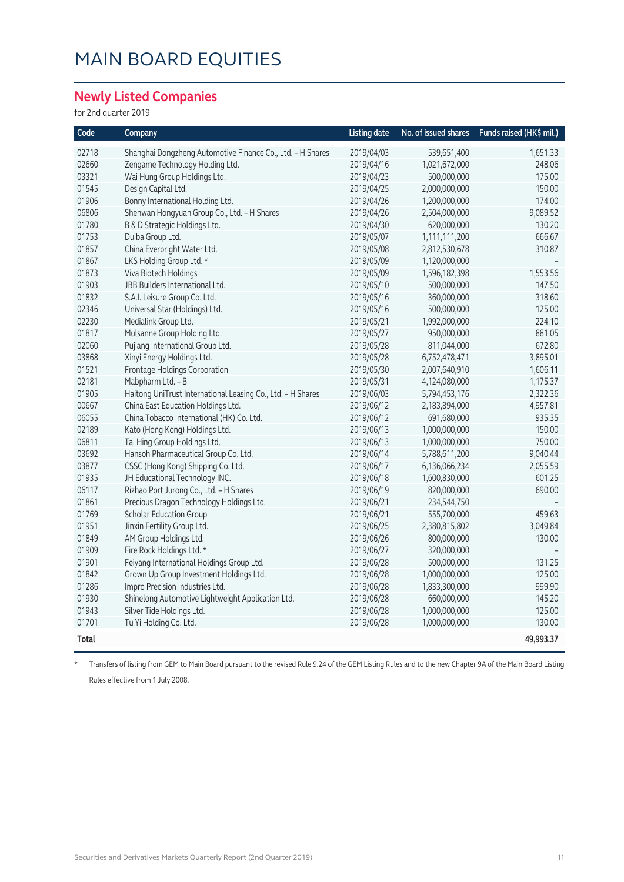# MAIN BOARD EQUITIES

## Newly Listed Companies

for 2nd quarter 2019

| Code | Company | Listing date | No. of issued shares | Funds raised (HK$ mil.) |
|---|---|---|---|---|
| 02718 | Shanghai Dongzheng Automotive Finance Co., Ltd. – H Shares | 2019/04/03 | 539,651,400 | 1,651.33 |
| 02660 | Zengame Technology Holding Ltd. | 2019/04/16 | 1,021,672,000 | 248.06 |
| 03321 | Wai Hung Group Holdings Ltd. | 2019/04/23 | 500,000,000 | 175.00 |
| 01545 | Design Capital Ltd. | 2019/04/25 | 2,000,000,000 | 150.00 |
| 01906 | Bonny International Holding Ltd. | 2019/04/26 | 1,200,000,000 | 174.00 |
| 06806 | Shenwan Hongyuan Group Co., Ltd. – H Shares | 2019/04/26 | 2,504,000,000 | 9,089.52 |
| 01780 | B & D Strategic Holdings Ltd. | 2019/04/30 | 620,000,000 | 130.20 |
| 01753 | Duiba Group Ltd. | 2019/05/07 | 1,111,111,200 | 666.67 |
| 01857 | China Everbright Water Ltd. | 2019/05/08 | 2,812,530,678 | 310.87 |
| 01867 | LKS Holding Group Ltd. * | 2019/05/09 | 1,120,000,000 | – |
| 01873 | Viva Biotech Holdings | 2019/05/09 | 1,596,182,398 | 1,553.56 |
| 01903 | JBB Builders International Ltd. | 2019/05/10 | 500,000,000 | 147.50 |
| 01832 | S.A.I. Leisure Group Co. Ltd. | 2019/05/16 | 360,000,000 | 318.60 |
| 02346 | Universal Star (Holdings) Ltd. | 2019/05/16 | 500,000,000 | 125.00 |
| 02230 | Medialink Group Ltd. | 2019/05/21 | 1,992,000,000 | 224.10 |
| 01817 | Mulsanne Group Holding Ltd. | 2019/05/27 | 950,000,000 | 881.05 |
| 02060 | Pujiang International Group Ltd. | 2019/05/28 | 811,044,000 | 672.80 |
| 03868 | Xinyi Energy Holdings Ltd. | 2019/05/28 | 6,752,478,471 | 3,895.01 |
| 01521 | Frontage Holdings Corporation | 2019/05/30 | 2,007,640,910 | 1,606.11 |
| 02181 | Mabpharm Ltd. – B | 2019/05/31 | 4,124,080,000 | 1,175.37 |
| 01905 | Haitong UniTrust International Leasing Co., Ltd. – H Shares | 2019/06/03 | 5,794,453,176 | 2,322.36 |
| 00667 | China East Education Holdings Ltd. | 2019/06/12 | 2,183,894,000 | 4,957.81 |
| 06055 | China Tobacco International (HK) Co. Ltd. | 2019/06/12 | 691,680,000 | 935.35 |
| 02189 | Kato (Hong Kong) Holdings Ltd. | 2019/06/13 | 1,000,000,000 | 150.00 |
| 06811 | Tai Hing Group Holdings Ltd. | 2019/06/13 | 1,000,000,000 | 750.00 |
| 03692 | Hansoh Pharmaceutical Group Co. Ltd. | 2019/06/14 | 5,788,611,200 | 9,040.44 |
| 03877 | CSSC (Hong Kong) Shipping Co. Ltd. | 2019/06/17 | 6,136,066,234 | 2,055.59 |
| 01935 | JH Educational Technology INC. | 2019/06/18 | 1,600,830,000 | 601.25 |
| 06117 | Rizhao Port Jurong Co., Ltd. – H Shares | 2019/06/19 | 820,000,000 | 690.00 |
| 01861 | Precious Dragon Technology Holdings Ltd. | 2019/06/21 | 234,544,750 | – |
| 01769 | Scholar Education Group | 2019/06/21 | 555,700,000 | 459.63 |
| 01951 | Jinxin Fertility Group Ltd. | 2019/06/25 | 2,380,815,802 | 3,049.84 |
| 01849 | AM Group Holdings Ltd. | 2019/06/26 | 800,000,000 | 130.00 |
| 01909 | Fire Rock Holdings Ltd. * | 2019/06/27 | 320,000,000 | – |
| 01901 | Feiyang International Holdings Group Ltd. | 2019/06/28 | 500,000,000 | 131.25 |
| 01842 | Grown Up Group Investment Holdings Ltd. | 2019/06/28 | 1,000,000,000 | 125.00 |
| 01286 | Impro Precision Industries Ltd. | 2019/06/28 | 1,833,300,000 | 999.90 |
| 01930 | Shinelong Automotive Lightweight Application Ltd. | 2019/06/28 | 660,000,000 | 145.20 |
| 01943 | Silver Tide Holdings Ltd. | 2019/06/28 | 1,000,000,000 | 125.00 |
| 01701 | Tu Yi Holding Co. Ltd. | 2019/06/28 | 1,000,000,000 | 130.00 |
| **Total** | | | | **49,993.37** |

\* Transfers of listing from GEM to Main Board pursuant to the revised Rule 9.24 of the GEM Listing Rules and to the new Chapter 9A of the Main Board Listing Rules effective from 1 July 2008.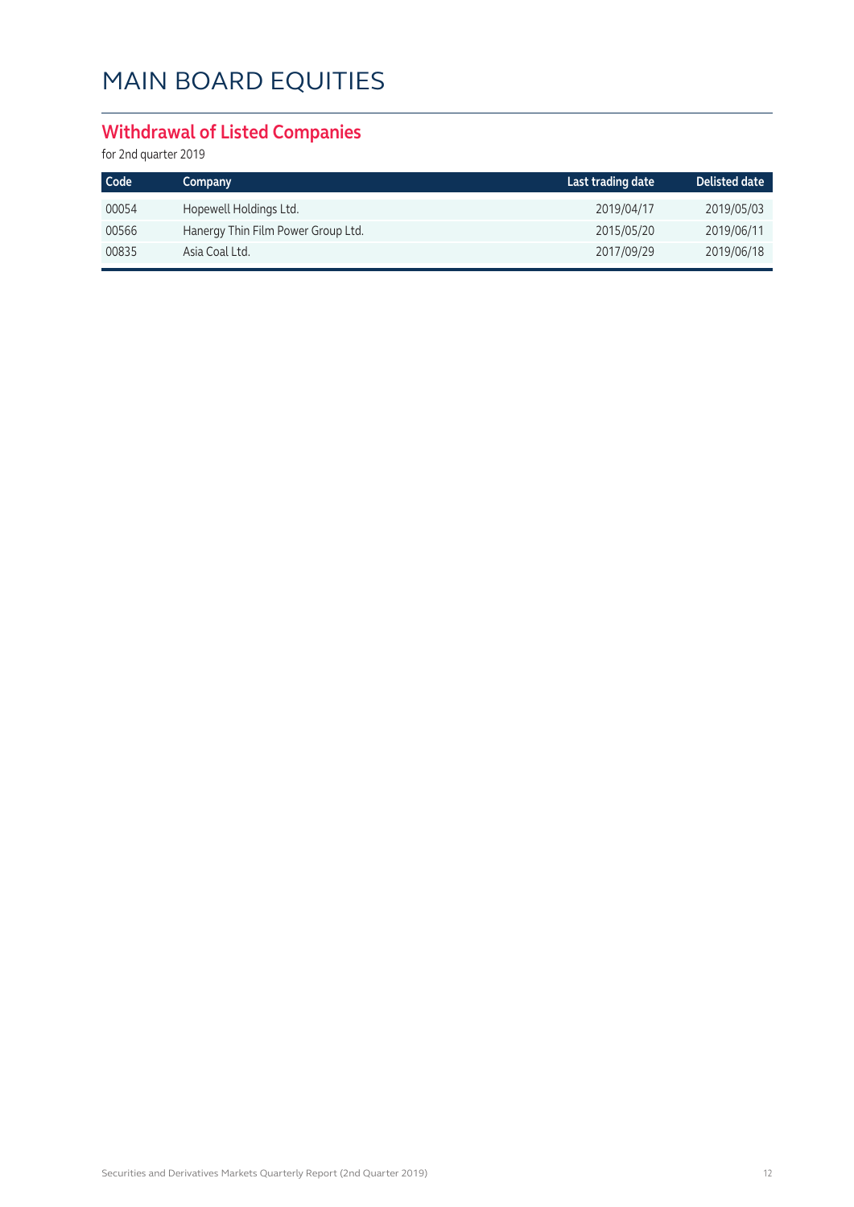# MAIN BOARD EQUITIES

## Withdrawal of Listed Companies

for 2nd quarter 2019

| Code | Company | Last trading date | Delisted date |
|---|---|---|---|
| 00054 | Hopewell Holdings Ltd. | 2019/04/17 | 2019/05/03 |
| 00566 | Hanergy Thin Film Power Group Ltd. | 2015/05/20 | 2019/06/11 |
| 00835 | Asia Coal Ltd. | 2017/09/29 | 2019/06/18 |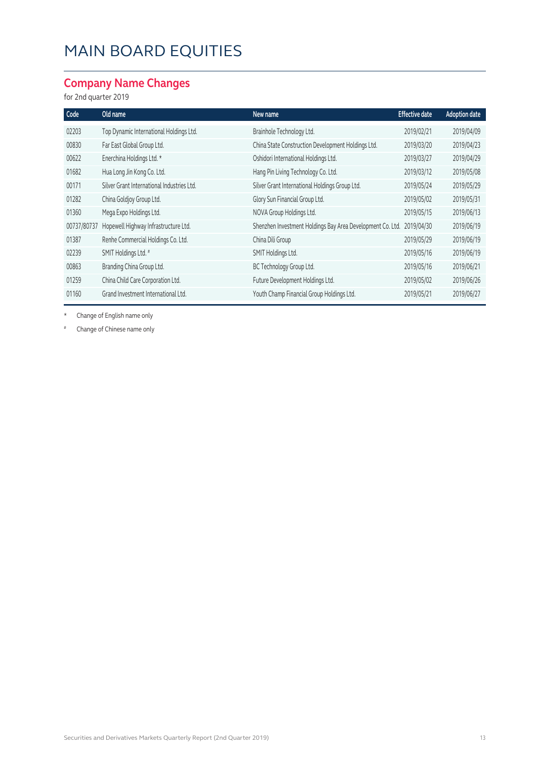# MAIN BOARD EQUITIES

## Company Name Changes

for 2nd quarter 2019

| Code | Old name | New name | Effective date | Adoption date |
|---|---|---|---|---|
| 02203 | Top Dynamic International Holdings Ltd. | Brainhole Technology Ltd. | 2019/02/21 | 2019/04/09 |
| 00830 | Far East Global Group Ltd. | China State Construction Development Holdings Ltd. | 2019/03/20 | 2019/04/23 |
| 00622 | Enerchina Holdings Ltd. * | Oshidori International Holdings Ltd. | 2019/03/27 | 2019/04/29 |
| 01682 | Hua Long Jin Kong Co. Ltd. | Hang Pin Living Technology Co. Ltd. | 2019/03/12 | 2019/05/08 |
| 00171 | Silver Grant International Industries Ltd. | Silver Grant International Holdings Group Ltd. | 2019/05/24 | 2019/05/29 |
| 01282 | China Goldjoy Group Ltd. | Glory Sun Financial Group Ltd. | 2019/05/02 | 2019/05/31 |
| 01360 | Mega Expo Holdings Ltd. | NOVA Group Holdings Ltd. | 2019/05/15 | 2019/06/13 |
| 00737/80737 | Hopewell Highway Infrastructure Ltd. | Shenzhen Investment Holdings Bay Area Development Co. Ltd. | 2019/04/30 | 2019/06/19 |
| 01387 | Renhe Commercial Holdings Co. Ltd. | China Dili Group | 2019/05/29 | 2019/06/19 |
| 02239 | SMIT Holdings Ltd. # | SMIT Holdings Ltd. | 2019/05/16 | 2019/06/19 |
| 00863 | Branding China Group Ltd. | BC Technology Group Ltd. | 2019/05/16 | 2019/06/21 |
| 01259 | China Child Care Corporation Ltd. | Future Development Holdings Ltd. | 2019/05/02 | 2019/06/26 |
| 01160 | Grand Investment International Ltd. | Youth Champ Financial Group Holdings Ltd. | 2019/05/21 | 2019/06/27 |

\* Change of English name only

\# Change of Chinese name only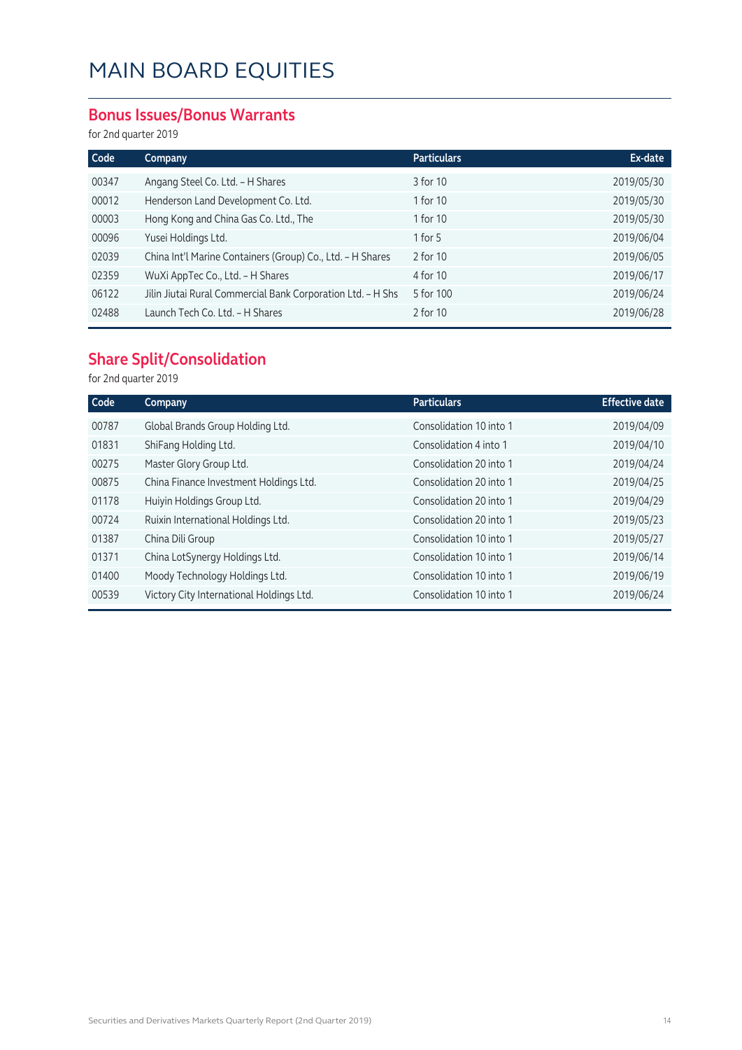# MAIN BOARD EQUITIES

## Bonus Issues/Bonus Warrants

for 2nd quarter 2019

| Code | Company | Particulars | Ex-date |
|---|---|---|---|
| 00347 | Angang Steel Co. Ltd. – H Shares | 3 for 10 | 2019/05/30 |
| 00012 | Henderson Land Development Co. Ltd. | 1 for 10 | 2019/05/30 |
| 00003 | Hong Kong and China Gas Co. Ltd., The | 1 for 10 | 2019/05/30 |
| 00096 | Yusei Holdings Ltd. | 1 for 5 | 2019/06/04 |
| 02039 | China Int'l Marine Containers (Group) Co., Ltd. – H Shares | 2 for 10 | 2019/06/05 |
| 02359 | WuXi AppTec Co., Ltd. – H Shares | 4 for 10 | 2019/06/17 |
| 06122 | Jilin Jiutai Rural Commercial Bank Corporation Ltd. – H Shs | 5 for 100 | 2019/06/24 |
| 02488 | Launch Tech Co. Ltd. – H Shares | 2 for 10 | 2019/06/28 |

## Share Split/Consolidation

for 2nd quarter 2019

| Code | Company | Particulars | Effective date |
|---|---|---|---|
| 00787 | Global Brands Group Holding Ltd. | Consolidation 10 into 1 | 2019/04/09 |
| 01831 | ShiFang Holding Ltd. | Consolidation 4 into 1 | 2019/04/10 |
| 00275 | Master Glory Group Ltd. | Consolidation 20 into 1 | 2019/04/24 |
| 00875 | China Finance Investment Holdings Ltd. | Consolidation 20 into 1 | 2019/04/25 |
| 01178 | Huiyin Holdings Group Ltd. | Consolidation 20 into 1 | 2019/04/29 |
| 00724 | Ruixin International Holdings Ltd. | Consolidation 20 into 1 | 2019/05/23 |
| 01387 | China Dili Group | Consolidation 10 into 1 | 2019/05/27 |
| 01371 | China LotSynergy Holdings Ltd. | Consolidation 10 into 1 | 2019/06/14 |
| 01400 | Moody Technology Holdings Ltd. | Consolidation 10 into 1 | 2019/06/19 |
| 00539 | Victory City International Holdings Ltd. | Consolidation 10 into 1 | 2019/06/24 |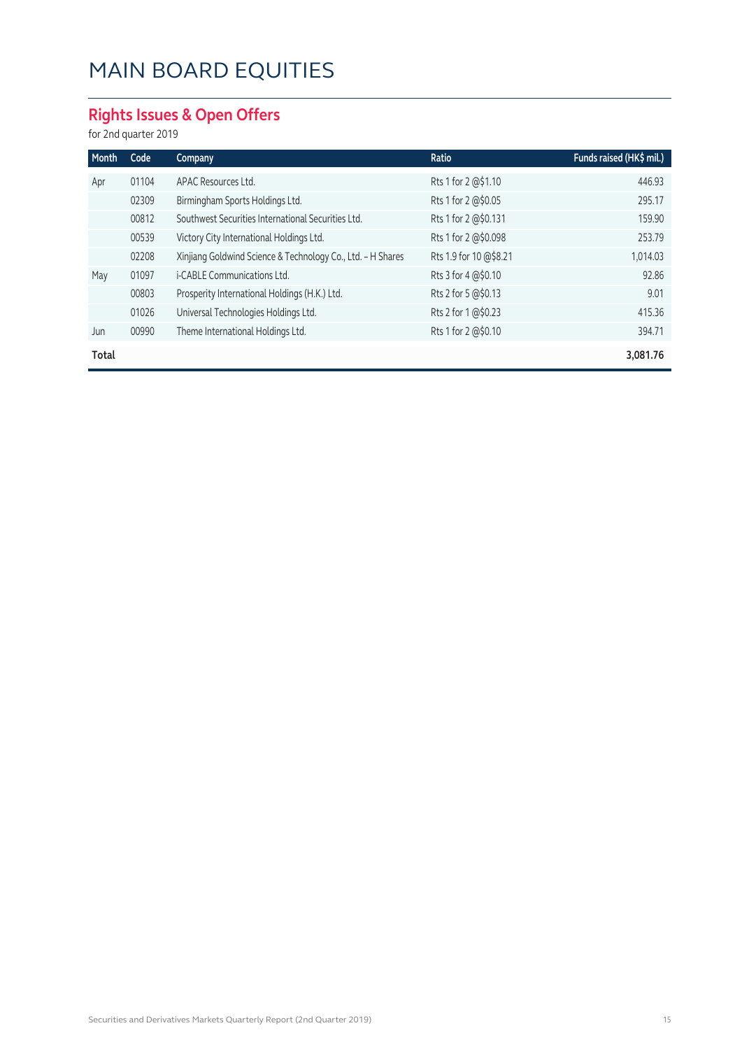# MAIN BOARD EQUITIES

## Rights Issues & Open Offers

for 2nd quarter 2019

| Month | Code | Company | Ratio | Funds raised (HK$ mil.) |
|---|---|---|---|---|
| Apr | 01104 | APAC Resources Ltd. | Rts 1 for 2 @$1.10 | 446.93 |
| | 02309 | Birmingham Sports Holdings Ltd. | Rts 1 for 2 @$0.05 | 295.17 |
| | 00812 | Southwest Securities International Securities Ltd. | Rts 1 for 2 @$0.131 | 159.90 |
| | 00539 | Victory City International Holdings Ltd. | Rts 1 for 2 @$0.098 | 253.79 |
| | 02208 | Xinjiang Goldwind Science & Technology Co., Ltd. - H Shares | Rts 1.9 for 10 @$8.21 | 1,014.03 |
| May | 01097 | i-CABLE Communications Ltd. | Rts 3 for 4 @$0.10 | 92.86 |
| | 00803 | Prosperity International Holdings (H.K.) Ltd. | Rts 2 for 5 @$0.13 | 9.01 |
| | 01026 | Universal Technologies Holdings Ltd. | Rts 2 for 1 @$0.23 | 415.36 |
| Jun | 00990 | Theme International Holdings Ltd. | Rts 1 for 2 @$0.10 | 394.71 |
| **Total** | | | | **3,081.76** |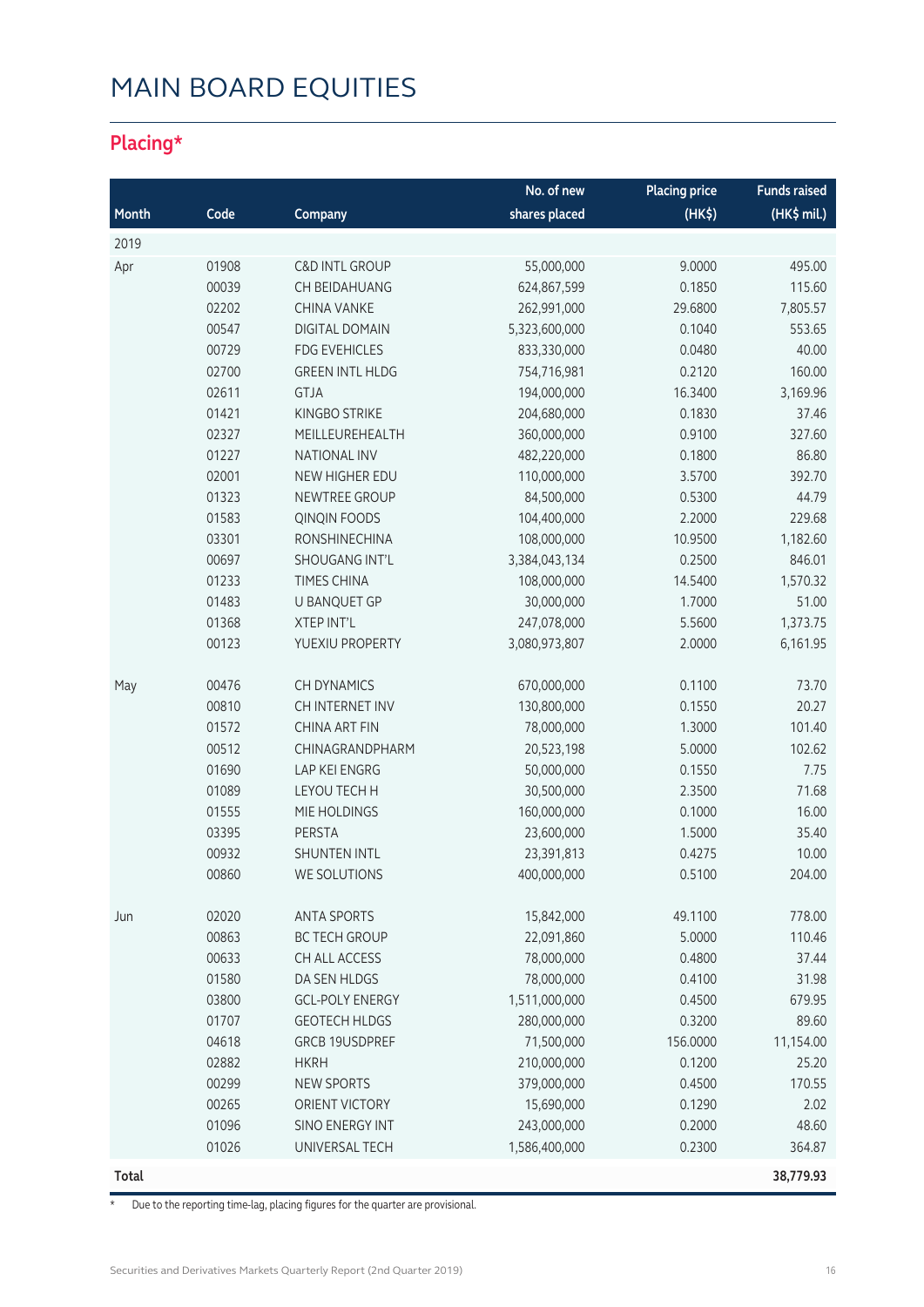# MAIN BOARD EQUITIES

## Placing*

| Month | Code | Company | No. of new shares placed | Placing price (HK$) | Funds raised (HK$ mil.) |
|---|---|---|---|---|---|
| 2019 | | | | | |
| Apr | 01908 | C&D INTL GROUP | 55,000,000 | 9.0000 | 495.00 |
| | 00039 | CH BEIDAHUANG | 624,867,599 | 0.1850 | 115.60 |
| | 02202 | CHINA VANKE | 262,991,000 | 29.6800 | 7,805.57 |
| | 00547 | DIGITAL DOMAIN | 5,323,600,000 | 0.1040 | 553.65 |
| | 00729 | FDG EVEHICLES | 833,330,000 | 0.0480 | 40.00 |
| | 02700 | GREEN INTL HLDG | 754,716,981 | 0.2120 | 160.00 |
| | 02611 | GTJA | 194,000,000 | 16.3400 | 3,169.96 |
| | 01421 | KINGBO STRIKE | 204,680,000 | 0.1830 | 37.46 |
| | 02327 | MEILLEUREHEALTH | 360,000,000 | 0.9100 | 327.60 |
| | 01227 | NATIONAL INV | 482,220,000 | 0.1800 | 86.80 |
| | 02001 | NEW HIGHER EDU | 110,000,000 | 3.5700 | 392.70 |
| | 01323 | NEWTREE GROUP | 84,500,000 | 0.5300 | 44.79 |
| | 01583 | QINQIN FOODS | 104,400,000 | 2.2000 | 229.68 |
| | 03301 | RONSHINECHINA | 108,000,000 | 10.9500 | 1,182.60 |
| | 00697 | SHOUGANG INT'L | 3,384,043,134 | 0.2500 | 846.01 |
| | 01233 | TIMES CHINA | 108,000,000 | 14.5400 | 1,570.32 |
| | 01483 | U BANQUET GP | 30,000,000 | 1.7000 | 51.00 |
| | 01368 | XTEP INT'L | 247,078,000 | 5.5600 | 1,373.75 |
| | 00123 | YUEXIU PROPERTY | 3,080,973,807 | 2.0000 | 6,161.95 |
| May | 00476 | CH DYNAMICS | 670,000,000 | 0.1100 | 73.70 |
| | 00810 | CH INTERNET INV | 130,800,000 | 0.1550 | 20.27 |
| | 01572 | CHINA ART FIN | 78,000,000 | 1.3000 | 101.40 |
| | 00512 | CHINAGRANDPHARM | 20,523,198 | 5.0000 | 102.62 |
| | 01690 | LAP KEI ENGRG | 50,000,000 | 0.1550 | 7.75 |
| | 01089 | LEYOU TECH H | 30,500,000 | 2.3500 | 71.68 |
| | 01555 | MIE HOLDINGS | 160,000,000 | 0.1000 | 16.00 |
| | 03395 | PERSTA | 23,600,000 | 1.5000 | 35.40 |
| | 00932 | SHUNTEN INTL | 23,391,813 | 0.4275 | 10.00 |
| | 00860 | WE SOLUTIONS | 400,000,000 | 0.5100 | 204.00 |
| Jun | 02020 | ANTA SPORTS | 15,842,000 | 49.1100 | 778.00 |
| | 00863 | BC TECH GROUP | 22,091,860 | 5.0000 | 110.46 |
| | 00633 | CH ALL ACCESS | 78,000,000 | 0.4800 | 37.44 |
| | 01580 | DA SEN HLDGS | 78,000,000 | 0.4100 | 31.98 |
| | 03800 | GCL-POLY ENERGY | 1,511,000,000 | 0.4500 | 679.95 |
| | 01707 | GEOTECH HLDGS | 280,000,000 | 0.3200 | 89.60 |
| | 04618 | GRCB 19USDPREF | 71,500,000 | 156.0000 | 11,154.00 |
| | 02882 | HKRH | 210,000,000 | 0.1200 | 25.20 |
| | 00299 | NEW SPORTS | 379,000,000 | 0.4500 | 170.55 |
| | 00265 | ORIENT VICTORY | 15,690,000 | 0.1290 | 2.02 |
| | 01096 | SINO ENERGY INT | 243,000,000 | 0.2000 | 48.60 |
| | 01026 | UNIVERSAL TECH | 1,586,400,000 | 0.2300 | 364.87 |
| **Total** | | | | | **38,779.93** |

* Due to the reporting time-lag, placing figures for the quarter are provisional.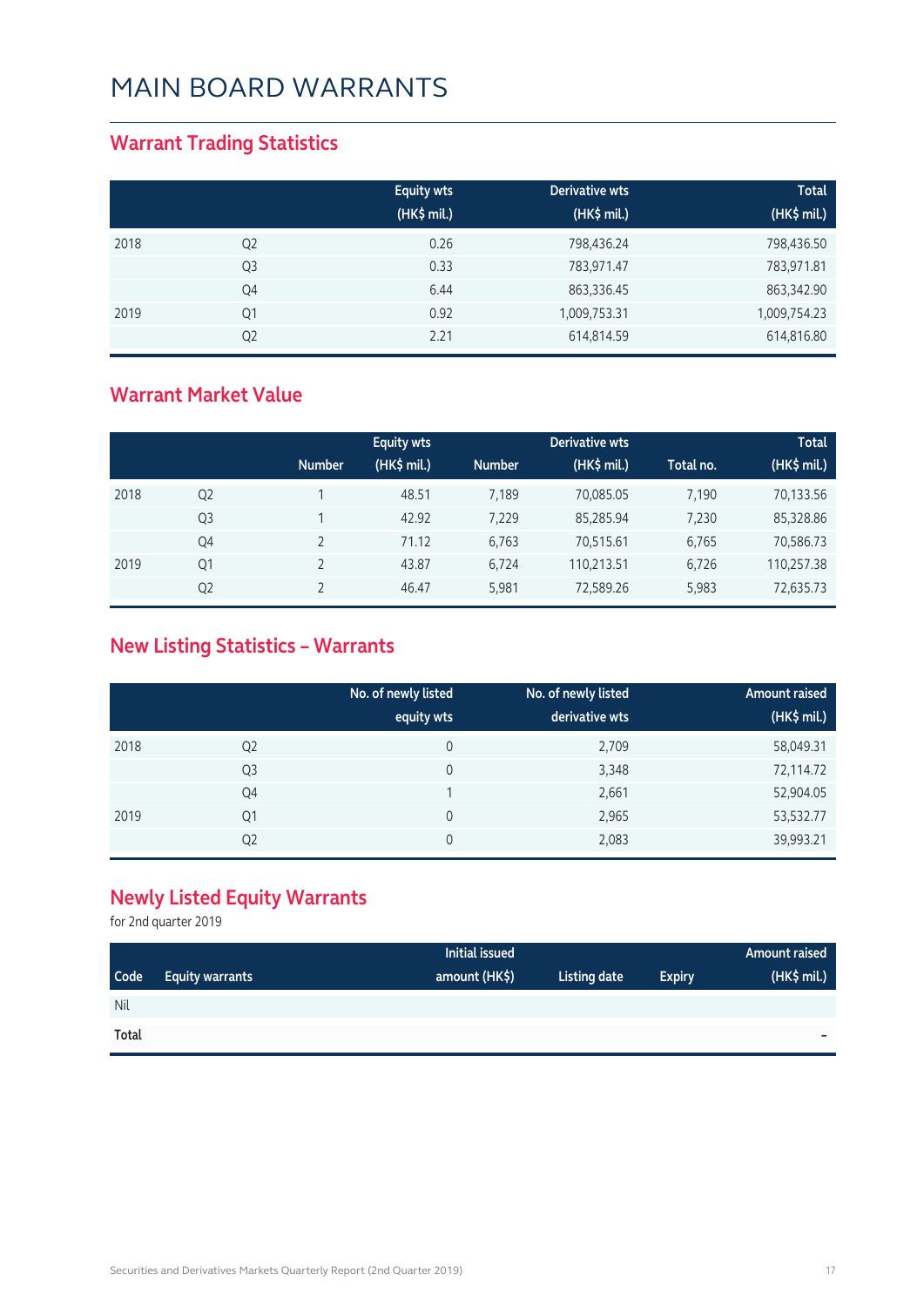# MAIN BOARD WARRANTS

## Warrant Trading Statistics

| | | Equity wts (HK$ mil.) | Derivative wts (HK$ mil.) | Total (HK$ mil.) |
|---|---|---|---|---|
| 2018 | Q2 | 0.26 | 798,436.24 | 798,436.50 |
| | Q3 | 0.33 | 783,971.47 | 783,971.81 |
| | Q4 | 6.44 | 863,336.45 | 863,342.90 |
| 2019 | Q1 | 0.92 | 1,009,753.31 | 1,009,754.23 |
| | Q2 | 2.21 | 614,814.59 | 614,816.80 |

## Warrant Market Value

| | | Equity wts | | Derivative wts | | Total | |
|---|---|---|---|---|---|---|---|
| | | Number | (HK$ mil.) | Number | (HK$ mil.) | Total no. | (HK$ mil.) |
| 2018 | Q2 | 1 | 48.51 | 7,189 | 70,085.05 | 7,190 | 70,133.56 |
| | Q3 | 1 | 42.92 | 7,229 | 85,285.94 | 7,230 | 85,328.86 |
| | Q4 | 2 | 71.12 | 6,763 | 70,515.61 | 6,765 | 70,586.73 |
| 2019 | Q1 | 2 | 43.87 | 6,724 | 110,213.51 | 6,726 | 110,257.38 |
| | Q2 | 2 | 46.47 | 5,981 | 72,589.26 | 5,983 | 72,635.73 |

## New Listing Statistics – Warrants

| | | No. of newly listed equity wts | No. of newly listed derivative wts | Amount raised (HK$ mil.) |
|---|---|---|---|---|
| 2018 | Q2 | 0 | 2,709 | 58,049.31 |
| | Q3 | 0 | 3,348 | 72,114.72 |
| | Q4 | 1 | 2,661 | 52,904.05 |
| 2019 | Q1 | 0 | 2,965 | 53,532.77 |
| | Q2 | 0 | 2,083 | 39,993.21 |

## Newly Listed Equity Warrants

for 2nd quarter 2019

| Code | Equity warrants | Initial issued amount (HK$) | Listing date | Expiry | Amount raised (HK$ mil.) |
|---|---|---|---|---|---|
| Nil | | | | | |
| **Total** | | | | | - |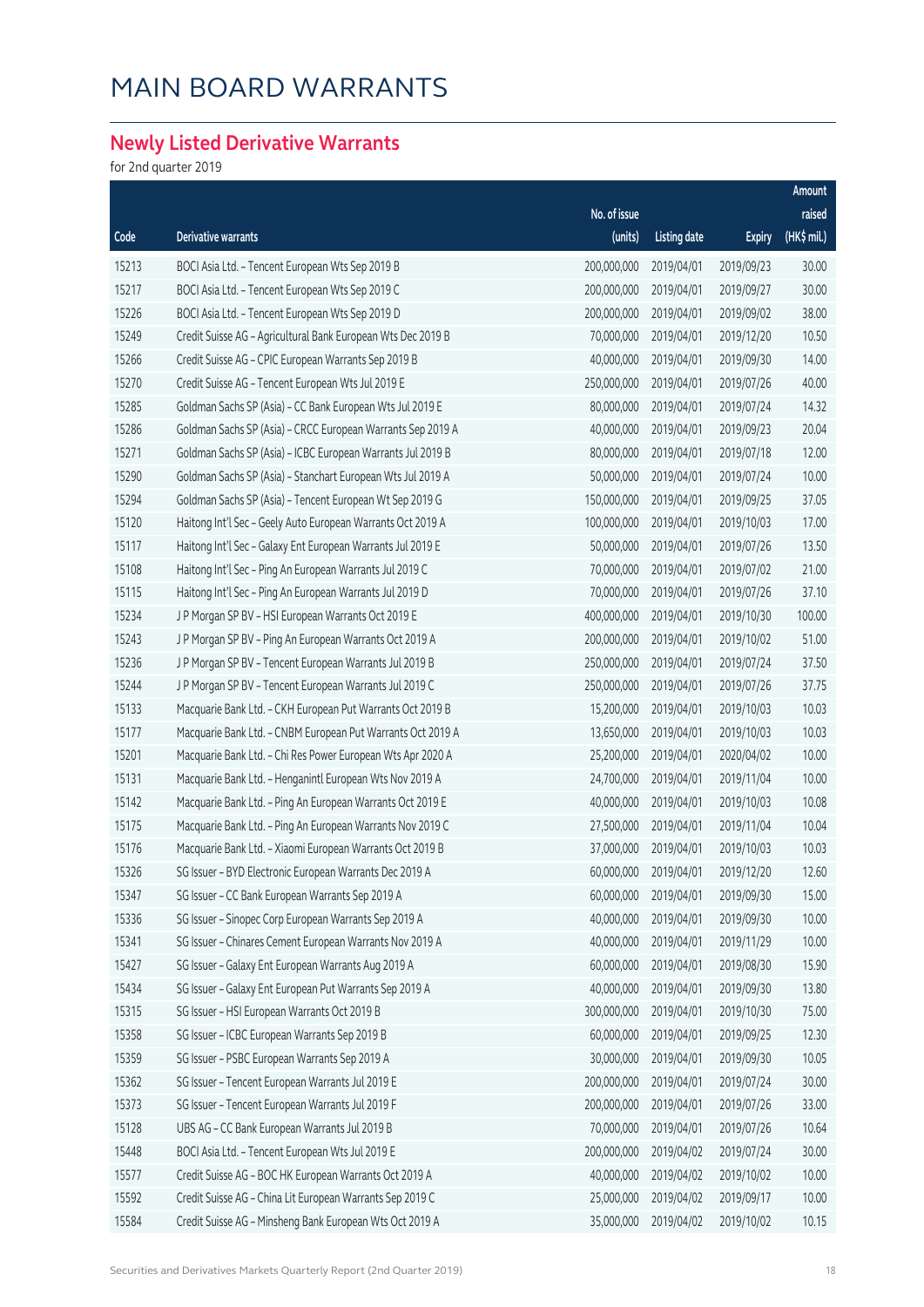# MAIN BOARD WARRANTS

## Newly Listed Derivative Warrants

for 2nd quarter 2019

| Code | Derivative warrants | No. of issue (units) | Listing date | Expiry | Amount raised (HK$ mil.) |
|---|---|---|---|---|---|
| 15213 | BOCI Asia Ltd. - Tencent European Wts Sep 2019 B | 200,000,000 | 2019/04/01 | 2019/09/23 | 30.00 |
| 15217 | BOCI Asia Ltd. - Tencent European Wts Sep 2019 C | 200,000,000 | 2019/04/01 | 2019/09/27 | 30.00 |
| 15226 | BOCI Asia Ltd. - Tencent European Wts Sep 2019 D | 200,000,000 | 2019/04/01 | 2019/09/02 | 38.00 |
| 15249 | Credit Suisse AG - Agricultural Bank European Wts Dec 2019 B | 70,000,000 | 2019/04/01 | 2019/12/20 | 10.50 |
| 15266 | Credit Suisse AG - CPIC European Warrants Sep 2019 B | 40,000,000 | 2019/04/01 | 2019/09/30 | 14.00 |
| 15270 | Credit Suisse AG - Tencent European Wts Jul 2019 E | 250,000,000 | 2019/04/01 | 2019/07/26 | 40.00 |
| 15285 | Goldman Sachs SP (Asia) - CC Bank European Wts Jul 2019 E | 80,000,000 | 2019/04/01 | 2019/07/24 | 14.32 |
| 15286 | Goldman Sachs SP (Asia) - CRCC European Warrants Sep 2019 A | 40,000,000 | 2019/04/01 | 2019/09/23 | 20.04 |
| 15271 | Goldman Sachs SP (Asia) - ICBC European Warrants Jul 2019 B | 80,000,000 | 2019/04/01 | 2019/07/18 | 12.00 |
| 15290 | Goldman Sachs SP (Asia) - Stanchart European Wts Jul 2019 A | 50,000,000 | 2019/04/01 | 2019/07/24 | 10.00 |
| 15294 | Goldman Sachs SP (Asia) - Tencent European Wt Sep 2019 G | 150,000,000 | 2019/04/01 | 2019/09/25 | 37.05 |
| 15120 | Haitong Int'l Sec - Geely Auto European Warrants Oct 2019 A | 100,000,000 | 2019/04/01 | 2019/10/03 | 17.00 |
| 15117 | Haitong Int'l Sec - Galaxy Ent European Warrants Jul 2019 E | 50,000,000 | 2019/04/01 | 2019/07/26 | 13.50 |
| 15108 | Haitong Int'l Sec - Ping An European Warrants Jul 2019 C | 70,000,000 | 2019/04/01 | 2019/07/02 | 21.00 |
| 15115 | Haitong Int'l Sec - Ping An European Warrants Jul 2019 D | 70,000,000 | 2019/04/01 | 2019/07/26 | 37.10 |
| 15234 | J P Morgan SP BV - HSI European Warrants Oct 2019 E | 400,000,000 | 2019/04/01 | 2019/10/30 | 100.00 |
| 15243 | J P Morgan SP BV - Ping An European Warrants Oct 2019 A | 200,000,000 | 2019/04/01 | 2019/10/02 | 51.00 |
| 15236 | J P Morgan SP BV - Tencent European Warrants Jul 2019 B | 250,000,000 | 2019/04/01 | 2019/07/24 | 37.50 |
| 15244 | J P Morgan SP BV - Tencent European Warrants Jul 2019 C | 250,000,000 | 2019/04/01 | 2019/07/26 | 37.75 |
| 15133 | Macquarie Bank Ltd. - CKH European Put Warrants Oct 2019 B | 15,200,000 | 2019/04/01 | 2019/10/03 | 10.03 |
| 15177 | Macquarie Bank Ltd. - CNBM European Put Warrants Oct 2019 A | 13,650,000 | 2019/04/01 | 2019/10/03 | 10.03 |
| 15201 | Macquarie Bank Ltd. - Chi Res Power European Wts Apr 2020 A | 25,200,000 | 2019/04/01 | 2020/04/02 | 10.00 |
| 15131 | Macquarie Bank Ltd. - Hengan Intl European Wts Nov 2019 A | 24,700,000 | 2019/04/01 | 2019/11/04 | 10.00 |
| 15142 | Macquarie Bank Ltd. - Ping An European Warrants Oct 2019 E | 40,000,000 | 2019/04/01 | 2019/10/03 | 10.08 |
| 15175 | Macquarie Bank Ltd. - Ping An European Warrants Nov 2019 C | 27,500,000 | 2019/04/01 | 2019/11/04 | 10.04 |
| 15176 | Macquarie Bank Ltd. - Xiaomi European Warrants Oct 2019 B | 37,000,000 | 2019/04/01 | 2019/10/03 | 10.03 |
| 15326 | SG Issuer - BYD Electronic European Warrants Dec 2019 A | 60,000,000 | 2019/04/01 | 2019/12/20 | 12.60 |
| 15347 | SG Issuer - CC Bank European Warrants Sep 2019 A | 60,000,000 | 2019/04/01 | 2019/09/30 | 15.00 |
| 15336 | SG Issuer - Sinopec Corp European Warrants Sep 2019 A | 40,000,000 | 2019/04/01 | 2019/09/30 | 10.00 |
| 15341 | SG Issuer - Chinares Cement European Warrants Nov 2019 A | 40,000,000 | 2019/04/01 | 2019/11/29 | 10.00 |
| 15427 | SG Issuer - Galaxy Ent European Warrants Aug 2019 A | 60,000,000 | 2019/04/01 | 2019/08/30 | 15.90 |
| 15434 | SG Issuer - Galaxy Ent European Put Warrants Sep 2019 A | 40,000,000 | 2019/04/01 | 2019/09/30 | 13.80 |
| 15315 | SG Issuer - HSI European Warrants Oct 2019 B | 300,000,000 | 2019/04/01 | 2019/10/30 | 75.00 |
| 15358 | SG Issuer - ICBC European Warrants Sep 2019 B | 60,000,000 | 2019/04/01 | 2019/09/25 | 12.30 |
| 15359 | SG Issuer - PSBC European Warrants Sep 2019 A | 30,000,000 | 2019/04/01 | 2019/09/30 | 10.05 |
| 15362 | SG Issuer - Tencent European Warrants Jul 2019 E | 200,000,000 | 2019/04/01 | 2019/07/24 | 30.00 |
| 15373 | SG Issuer - Tencent European Warrants Jul 2019 F | 200,000,000 | 2019/04/01 | 2019/07/26 | 33.00 |
| 15128 | UBS AG - CC Bank European Warrants Jul 2019 B | 70,000,000 | 2019/04/01 | 2019/07/26 | 10.64 |
| 15448 | BOCI Asia Ltd. - Tencent European Wts Jul 2019 E | 200,000,000 | 2019/04/02 | 2019/07/24 | 30.00 |
| 15577 | Credit Suisse AG - BOC HK European Warrants Oct 2019 A | 40,000,000 | 2019/04/02 | 2019/10/02 | 10.00 |
| 15592 | Credit Suisse AG - China Lit European Warrants Sep 2019 C | 25,000,000 | 2019/04/02 | 2019/09/17 | 10.00 |
| 15584 | Credit Suisse AG - Minsheng Bank European Wts Oct 2019 A | 35,000,000 | 2019/04/02 | 2019/10/02 | 10.15 |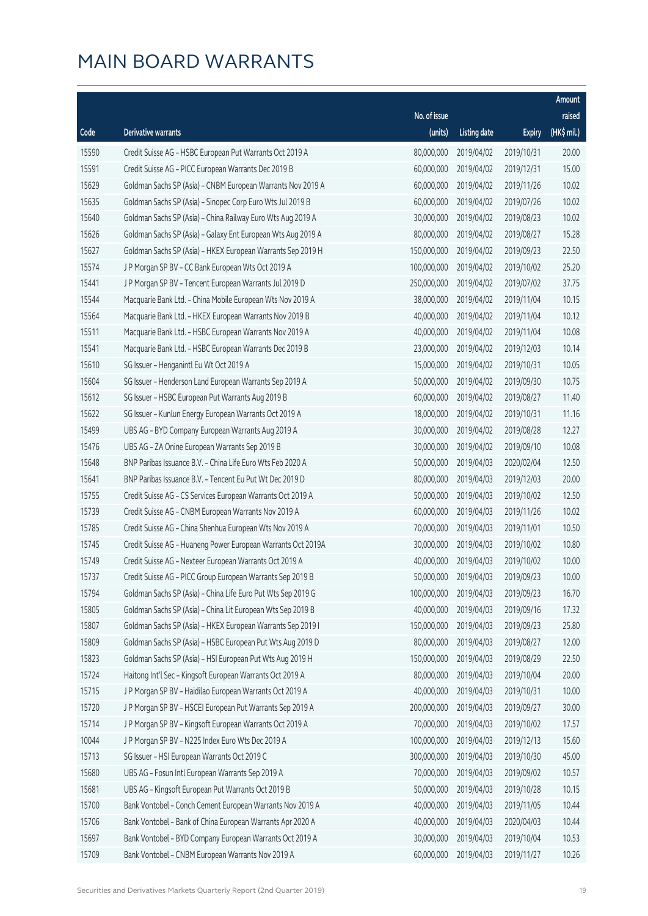# MAIN BOARD WARRANTS

| Code | Derivative warrants | No. of issue (units) | Listing date | Expiry | Amount raised (HK$ mil.) |
|---|---|---|---|---|---|
| 15590 | Credit Suisse AG - HSBC European Put Warrants Oct 2019 A | 80,000,000 | 2019/04/02 | 2019/10/31 | 20.00 |
| 15591 | Credit Suisse AG - PICC European Warrants Dec 2019 B | 60,000,000 | 2019/04/02 | 2019/12/31 | 15.00 |
| 15629 | Goldman Sachs SP (Asia) - CNBM European Warrants Nov 2019 A | 60,000,000 | 2019/04/02 | 2019/11/26 | 10.02 |
| 15635 | Goldman Sachs SP (Asia) - Sinopec Corp Euro Wts Jul 2019 B | 60,000,000 | 2019/04/02 | 2019/07/26 | 10.02 |
| 15640 | Goldman Sachs SP (Asia) - China Railway Euro Wts Aug 2019 A | 30,000,000 | 2019/04/02 | 2019/08/23 | 10.02 |
| 15626 | Goldman Sachs SP (Asia) - Galaxy Ent European Wts Aug 2019 A | 80,000,000 | 2019/04/02 | 2019/08/27 | 15.28 |
| 15627 | Goldman Sachs SP (Asia) - HKEX European Warrants Sep 2019 H | 150,000,000 | 2019/04/02 | 2019/09/23 | 22.50 |
| 15574 | J P Morgan SP BV - CC Bank European Wts Oct 2019 A | 100,000,000 | 2019/04/02 | 2019/10/02 | 25.20 |
| 15441 | J P Morgan SP BV - Tencent European Warrants Jul 2019 D | 250,000,000 | 2019/04/02 | 2019/07/02 | 37.75 |
| 15544 | Macquarie Bank Ltd. - China Mobile European Wts Nov 2019 A | 38,000,000 | 2019/04/02 | 2019/11/04 | 10.15 |
| 15564 | Macquarie Bank Ltd. - HKEX European Warrants Nov 2019 B | 40,000,000 | 2019/04/02 | 2019/11/04 | 10.12 |
| 15511 | Macquarie Bank Ltd. - HSBC European Warrants Nov 2019 A | 40,000,000 | 2019/04/02 | 2019/11/04 | 10.08 |
| 15541 | Macquarie Bank Ltd. - HSBC European Warrants Dec 2019 B | 23,000,000 | 2019/04/02 | 2019/12/03 | 10.14 |
| 15610 | SG Issuer - Henganintl Eu Wt Oct 2019 A | 15,000,000 | 2019/04/02 | 2019/10/31 | 10.05 |
| 15604 | SG Issuer - Henderson Land European Warrants Sep 2019 A | 50,000,000 | 2019/04/02 | 2019/09/30 | 10.75 |
| 15612 | SG Issuer - HSBC European Put Warrants Aug 2019 B | 60,000,000 | 2019/04/02 | 2019/08/27 | 11.40 |
| 15622 | SG Issuer - Kunlun Energy European Warrants Oct 2019 A | 18,000,000 | 2019/04/02 | 2019/10/31 | 11.16 |
| 15499 | UBS AG - BYD Company European Warrants Aug 2019 A | 30,000,000 | 2019/04/02 | 2019/08/28 | 12.27 |
| 15476 | UBS AG - ZA Onine European Warrants Sep 2019 B | 30,000,000 | 2019/04/02 | 2019/09/10 | 10.08 |
| 15648 | BNP Paribas Issuance B.V. - China Life Euro Wts Feb 2020 A | 50,000,000 | 2019/04/03 | 2020/02/04 | 12.50 |
| 15641 | BNP Paribas Issuance B.V. - Tencent Eu Put Wt Dec 2019 D | 80,000,000 | 2019/04/03 | 2019/12/03 | 20.00 |
| 15755 | Credit Suisse AG - CS Services European Warrants Oct 2019 A | 50,000,000 | 2019/04/03 | 2019/10/02 | 12.50 |
| 15739 | Credit Suisse AG - CNBM European Warrants Nov 2019 A | 60,000,000 | 2019/04/03 | 2019/11/26 | 10.02 |
| 15785 | Credit Suisse AG - China Shenhua European Wts Nov 2019 A | 70,000,000 | 2019/04/03 | 2019/11/01 | 10.50 |
| 15745 | Credit Suisse AG - Huaneng Power European Warrants Oct 2019A | 30,000,000 | 2019/04/03 | 2019/10/02 | 10.80 |
| 15749 | Credit Suisse AG - Nexteer European Warrants Oct 2019 A | 40,000,000 | 2019/04/03 | 2019/10/02 | 10.00 |
| 15737 | Credit Suisse AG - PICC Group European Warrants Sep 2019 B | 50,000,000 | 2019/04/03 | 2019/09/23 | 10.00 |
| 15794 | Goldman Sachs SP (Asia) - China Life Euro Put Wts Sep 2019 G | 100,000,000 | 2019/04/03 | 2019/09/23 | 16.70 |
| 15805 | Goldman Sachs SP (Asia) - China Lit European Wts Sep 2019 B | 40,000,000 | 2019/04/03 | 2019/09/16 | 17.32 |
| 15807 | Goldman Sachs SP (Asia) - HKEX European Warrants Sep 2019 I | 150,000,000 | 2019/04/03 | 2019/09/23 | 25.80 |
| 15809 | Goldman Sachs SP (Asia) - HSBC European Put Wts Aug 2019 D | 80,000,000 | 2019/04/03 | 2019/08/27 | 12.00 |
| 15823 | Goldman Sachs SP (Asia) - HSI European Put Wts Aug 2019 H | 150,000,000 | 2019/04/03 | 2019/08/29 | 22.50 |
| 15724 | Haitong Int'l Sec - Kingsoft European Warrants Oct 2019 A | 80,000,000 | 2019/04/03 | 2019/10/04 | 20.00 |
| 15715 | J P Morgan SP BV - Haidilao European Warrants Oct 2019 A | 40,000,000 | 2019/04/03 | 2019/10/31 | 10.00 |
| 15720 | J P Morgan SP BV - HSCEI European Put Warrants Sep 2019 A | 200,000,000 | 2019/04/03 | 2019/09/27 | 30.00 |
| 15714 | J P Morgan SP BV - Kingsoft European Warrants Oct 2019 A | 70,000,000 | 2019/04/03 | 2019/10/02 | 17.57 |
| 10044 | J P Morgan SP BV - N225 Index Euro Wts Dec 2019 A | 100,000,000 | 2019/04/03 | 2019/12/13 | 15.60 |
| 15713 | SG Issuer - HSI European Warrants Oct 2019 C | 300,000,000 | 2019/04/03 | 2019/10/30 | 45.00 |
| 15680 | UBS AG - Fosun Intl European Warrants Sep 2019 A | 70,000,000 | 2019/04/03 | 2019/09/02 | 10.57 |
| 15681 | UBS AG - Kingsoft European Put Warrants Oct 2019 B | 50,000,000 | 2019/04/03 | 2019/10/28 | 10.15 |
| 15700 | Bank Vontobel - Conch Cement European Warrants Nov 2019 A | 40,000,000 | 2019/04/03 | 2019/11/05 | 10.44 |
| 15706 | Bank Vontobel - Bank of China European Warrants Apr 2020 A | 40,000,000 | 2019/04/03 | 2020/04/03 | 10.44 |
| 15697 | Bank Vontobel - BYD Company European Warrants Oct 2019 A | 30,000,000 | 2019/04/03 | 2019/10/04 | 10.53 |
| 15709 | Bank Vontobel - CNBM European Warrants Nov 2019 A | 60,000,000 | 2019/04/03 | 2019/11/27 | 10.26 |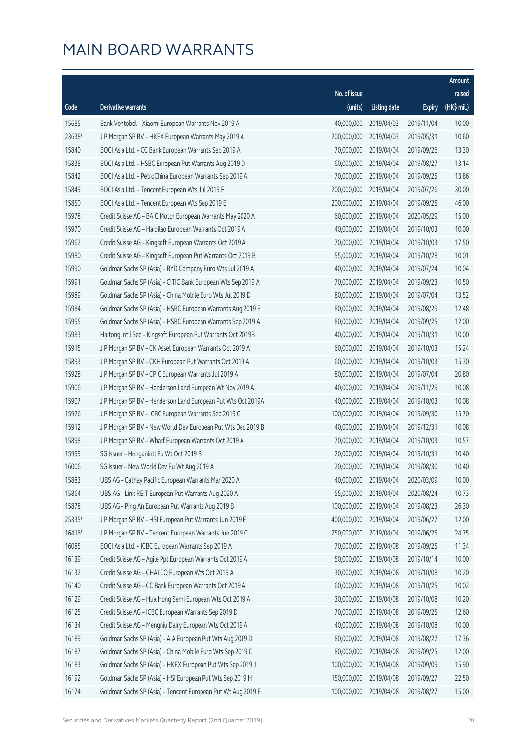# MAIN BOARD WARRANTS

| Code | Derivative warrants | No. of issue (units) | Listing date | Expiry | Amount raised (HK$ mil.) |
|---|---|---|---|---|---|
| 15685 | Bank Vontobel – Xiaomi European Warrants Nov 2019 A | 40,000,000 | 2019/04/03 | 2019/11/04 | 10.00 |
| 23638# | J P Morgan SP BV – HKEX European Warrants May 2019 A | 200,000,000 | 2019/04/03 | 2019/05/31 | 10.60 |
| 15840 | BOCI Asia Ltd. – CC Bank European Warrants Sep 2019 A | 70,000,000 | 2019/04/04 | 2019/09/26 | 13.30 |
| 15838 | BOCI Asia Ltd. – HSBC European Put Warrants Aug 2019 D | 60,000,000 | 2019/04/04 | 2019/08/27 | 13.14 |
| 15842 | BOCI Asia Ltd. – PetroChina European Warrants Sep 2019 A | 70,000,000 | 2019/04/04 | 2019/09/25 | 13.86 |
| 15849 | BOCI Asia Ltd. – Tencent European Wts Jul 2019 F | 200,000,000 | 2019/04/04 | 2019/07/26 | 30.00 |
| 15850 | BOCI Asia Ltd. – Tencent European Wts Sep 2019 E | 200,000,000 | 2019/04/04 | 2019/09/25 | 46.00 |
| 15978 | Credit Suisse AG – BAIC Motor European Warrants May 2020 A | 60,000,000 | 2019/04/04 | 2020/05/29 | 15.00 |
| 15970 | Credit Suisse AG – Haidilao European Warrants Oct 2019 A | 40,000,000 | 2019/04/04 | 2019/10/03 | 10.00 |
| 15962 | Credit Suisse AG – Kingsoft European Warrants Oct 2019 A | 70,000,000 | 2019/04/04 | 2019/10/03 | 17.50 |
| 15980 | Credit Suisse AG – Kingsoft European Put Warrants Oct 2019 B | 55,000,000 | 2019/04/04 | 2019/10/28 | 10.01 |
| 15990 | Goldman Sachs SP (Asia) – BYD Company Euro Wts Jul 2019 A | 40,000,000 | 2019/04/04 | 2019/07/24 | 10.04 |
| 15991 | Goldman Sachs SP (Asia) – CITIC Bank European Wts Sep 2019 A | 70,000,000 | 2019/04/04 | 2019/09/23 | 10.50 |
| 15989 | Goldman Sachs SP (Asia) – China Mobile Euro Wts Jul 2019 D | 80,000,000 | 2019/04/04 | 2019/07/04 | 13.52 |
| 15984 | Goldman Sachs SP (Asia) – HSBC European Warrants Aug 2019 E | 80,000,000 | 2019/04/04 | 2019/08/29 | 12.48 |
| 15995 | Goldman Sachs SP (Asia) – HSBC European Warrants Sep 2019 A | 80,000,000 | 2019/04/04 | 2019/09/25 | 12.00 |
| 15983 | Haitong Int'l Sec – Kingsoft European Put Warrants Oct 2019B | 40,000,000 | 2019/04/04 | 2019/10/31 | 10.00 |
| 15915 | J P Morgan SP BV – CK Asset European Warrants Oct 2019 A | 60,000,000 | 2019/04/04 | 2019/10/03 | 15.24 |
| 15893 | J P Morgan SP BV – CKH European Put Warrants Oct 2019 A | 60,000,000 | 2019/04/04 | 2019/10/03 | 15.30 |
| 15928 | J P Morgan SP BV – CPIC European Warrants Jul 2019 A | 80,000,000 | 2019/04/04 | 2019/07/04 | 20.80 |
| 15906 | J P Morgan SP BV – Henderson Land European Wt Nov 2019 A | 40,000,000 | 2019/04/04 | 2019/11/29 | 10.08 |
| 15907 | J P Morgan SP BV – Henderson Land European Put Wts Oct 2019A | 40,000,000 | 2019/04/04 | 2019/10/03 | 10.08 |
| 15926 | J P Morgan SP BV – ICBC European Warrants Sep 2019 C | 100,000,000 | 2019/04/04 | 2019/09/30 | 15.70 |
| 15912 | J P Morgan SP BV – New World Dev European Put Wts Dec 2019 B | 40,000,000 | 2019/04/04 | 2019/12/31 | 10.08 |
| 15898 | J P Morgan SP BV – Wharf European Warrants Oct 2019 A | 70,000,000 | 2019/04/04 | 2019/10/03 | 10.57 |
| 15999 | SG Issuer – Henganintl Eu Wt Oct 2019 B | 20,000,000 | 2019/04/04 | 2019/10/31 | 10.40 |
| 16006 | SG Issuer – New World Dev Eu Wt Aug 2019 A | 20,000,000 | 2019/04/04 | 2019/08/30 | 10.40 |
| 15883 | UBS AG – Cathay Pacific European Warrants Mar 2020 A | 40,000,000 | 2019/04/04 | 2020/03/09 | 10.00 |
| 15864 | UBS AG – Link REIT European Put Warrants Aug 2020 A | 55,000,000 | 2019/04/04 | 2020/08/24 | 10.73 |
| 15878 | UBS AG – Ping An European Put Warrants Aug 2019 B | 100,000,000 | 2019/04/04 | 2019/08/23 | 26.30 |
| 25335# | J P Morgan SP BV – HSI European Put Warrants Jun 2019 E | 400,000,000 | 2019/04/04 | 2019/06/27 | 12.00 |
| 16416# | J P Morgan SP BV – Tencent European Warrants Jun 2019 C | 250,000,000 | 2019/04/04 | 2019/06/25 | 24.75 |
| 16085 | BOCI Asia Ltd. – ICBC European Warrants Sep 2019 A | 70,000,000 | 2019/04/08 | 2019/09/25 | 11.34 |
| 16139 | Credit Suisse AG – Agile Ppt European Warrants Oct 2019 A | 50,000,000 | 2019/04/08 | 2019/10/14 | 10.00 |
| 16132 | Credit Suisse AG – CHALCO European Wts Oct 2019 A | 30,000,000 | 2019/04/08 | 2019/10/08 | 10.20 |
| 16140 | Credit Suisse AG – CC Bank European Warrants Oct 2019 A | 60,000,000 | 2019/04/08 | 2019/10/25 | 10.02 |
| 16129 | Credit Suisse AG – Hua Hong Semi European Wts Oct 2019 A | 30,000,000 | 2019/04/08 | 2019/10/08 | 10.20 |
| 16125 | Credit Suisse AG – ICBC European Warrants Sep 2019 D | 70,000,000 | 2019/04/08 | 2019/09/25 | 12.60 |
| 16134 | Credit Suisse AG – Mengniu Dairy European Wts Oct 2019 A | 40,000,000 | 2019/04/08 | 2019/10/08 | 10.00 |
| 16189 | Goldman Sachs SP (Asia) – AIA European Put Wts Aug 2019 D | 80,000,000 | 2019/04/08 | 2019/08/27 | 17.36 |
| 16187 | Goldman Sachs SP (Asia) – China Mobile Euro Wts Sep 2019 C | 80,000,000 | 2019/04/08 | 2019/09/25 | 12.00 |
| 16183 | Goldman Sachs SP (Asia) – HKEX European Put Wts Sep 2019 J | 100,000,000 | 2019/04/08 | 2019/09/09 | 15.90 |
| 16192 | Goldman Sachs SP (Asia) – HSI European Put Wts Sep 2019 H | 150,000,000 | 2019/04/08 | 2019/09/27 | 22.50 |
| 16174 | Goldman Sachs SP (Asia) – Tencent European Put Wt Aug 2019 E | 100,000,000 | 2019/04/08 | 2019/08/27 | 15.00 |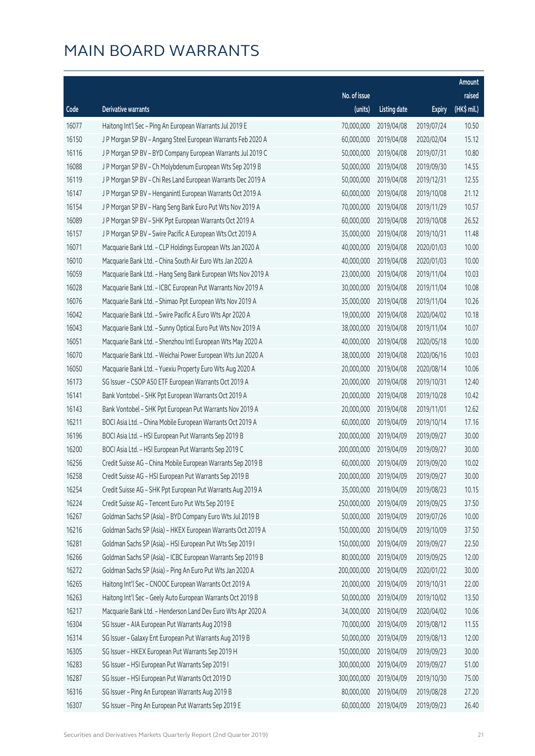# MAIN BOARD WARRANTS

| Code | Derivative warrants | No. of issue (units) | Listing date | Expiry | Amount raised (HK$ mil.) |
|---|---|---|---|---|---|
| 16077 | Haitong Int'l Sec - Ping An European Warrants Jul 2019 E | 70,000,000 | 2019/04/08 | 2019/07/24 | 10.50 |
| 16150 | J P Morgan SP BV - Angang Steel European Warrants Feb 2020 A | 60,000,000 | 2019/04/08 | 2020/02/04 | 15.12 |
| 16116 | J P Morgan SP BV - BYD Company European Warrants Jul 2019 C | 50,000,000 | 2019/04/08 | 2019/07/31 | 10.80 |
| 16088 | J P Morgan SP BV - Ch Molybdenum European Wts Sep 2019 B | 50,000,000 | 2019/04/08 | 2019/09/30 | 14.55 |
| 16119 | J P Morgan SP BV - Chi Res Land European Warrants Dec 2019 A | 50,000,000 | 2019/04/08 | 2019/12/31 | 12.55 |
| 16147 | J P Morgan SP BV - Henganintl European Warrants Oct 2019 A | 60,000,000 | 2019/04/08 | 2019/10/08 | 21.12 |
| 16154 | J P Morgan SP BV - Hang Seng Bank Euro Put Wts Nov 2019 A | 70,000,000 | 2019/04/08 | 2019/11/29 | 10.57 |
| 16089 | J P Morgan SP BV - SHK Ppt European Warrants Oct 2019 A | 60,000,000 | 2019/04/08 | 2019/10/08 | 26.52 |
| 16157 | J P Morgan SP BV - Swire Pacific A European Wts Oct 2019 A | 35,000,000 | 2019/04/08 | 2019/10/31 | 11.48 |
| 16071 | Macquarie Bank Ltd. - CLP Holdings European Wts Jan 2020 A | 40,000,000 | 2019/04/08 | 2020/01/03 | 10.00 |
| 16010 | Macquarie Bank Ltd. - China South Air Euro Wts Jan 2020 A | 40,000,000 | 2019/04/08 | 2020/01/03 | 10.00 |
| 16059 | Macquarie Bank Ltd. - Hang Seng Bank European Wts Nov 2019 A | 23,000,000 | 2019/04/08 | 2019/11/04 | 10.03 |
| 16028 | Macquarie Bank Ltd. - ICBC European Put Warrants Nov 2019 A | 30,000,000 | 2019/04/08 | 2019/11/04 | 10.08 |
| 16076 | Macquarie Bank Ltd. - Shimao Ppt European Wts Nov 2019 A | 35,000,000 | 2019/04/08 | 2019/11/04 | 10.26 |
| 16042 | Macquarie Bank Ltd. - Swire Pacific A Euro Wts Apr 2020 A | 19,000,000 | 2019/04/08 | 2020/04/02 | 10.18 |
| 16043 | Macquarie Bank Ltd. - Sunny Optical Euro Put Wts Nov 2019 A | 38,000,000 | 2019/04/08 | 2019/11/04 | 10.07 |
| 16051 | Macquarie Bank Ltd. - Shenzhou Intl European Wts May 2020 A | 40,000,000 | 2019/04/08 | 2020/05/18 | 10.00 |
| 16070 | Macquarie Bank Ltd. - Weichai Power European Wts Jun 2020 A | 38,000,000 | 2019/04/08 | 2020/06/16 | 10.03 |
| 16050 | Macquarie Bank Ltd. - Yuexiu Property Euro Wts Aug 2020 A | 20,000,000 | 2019/04/08 | 2020/08/14 | 10.06 |
| 16173 | SG Issuer - CSOP A50 ETF European Warrants Oct 2019 A | 20,000,000 | 2019/04/08 | 2019/10/31 | 12.40 |
| 16141 | Bank Vontobel - SHK Ppt European Warrants Oct 2019 A | 20,000,000 | 2019/04/08 | 2019/10/28 | 10.42 |
| 16143 | Bank Vontobel - SHK Ppt European Put Warrants Nov 2019 A | 20,000,000 | 2019/04/08 | 2019/11/01 | 12.62 |
| 16211 | BOCI Asia Ltd. - China Mobile European Warrants Oct 2019 A | 60,000,000 | 2019/04/09 | 2019/10/14 | 17.16 |
| 16196 | BOCI Asia Ltd. - HSI European Put Warrants Sep 2019 B | 200,000,000 | 2019/04/09 | 2019/09/27 | 30.00 |
| 16200 | BOCI Asia Ltd. - HSI European Put Warrants Sep 2019 C | 200,000,000 | 2019/04/09 | 2019/09/27 | 30.00 |
| 16256 | Credit Suisse AG - China Mobile European Warrants Sep 2019 B | 60,000,000 | 2019/04/09 | 2019/09/20 | 10.02 |
| 16258 | Credit Suisse AG - HSI European Put Warrants Sep 2019 B | 200,000,000 | 2019/04/09 | 2019/09/27 | 30.00 |
| 16254 | Credit Suisse AG - SHK Ppt European Put Warrants Aug 2019 A | 35,000,000 | 2019/04/09 | 2019/08/23 | 10.15 |
| 16224 | Credit Suisse AG - Tencent Euro Put Wts Sep 2019 E | 250,000,000 | 2019/04/09 | 2019/09/25 | 37.50 |
| 16267 | Goldman Sachs SP (Asia) - BYD Company Euro Wts Jul 2019 B | 50,000,000 | 2019/04/09 | 2019/07/26 | 10.00 |
| 16216 | Goldman Sachs SP (Asia) - HKEX European Warrants Oct 2019 A | 150,000,000 | 2019/04/09 | 2019/10/09 | 37.50 |
| 16281 | Goldman Sachs SP (Asia) - HSI European Put Wts Sep 2019 I | 150,000,000 | 2019/04/09 | 2019/09/27 | 22.50 |
| 16266 | Goldman Sachs SP (Asia) - ICBC European Warrants Sep 2019 B | 80,000,000 | 2019/04/09 | 2019/09/25 | 12.00 |
| 16272 | Goldman Sachs SP (Asia) - Ping An Euro Put Wts Jan 2020 A | 200,000,000 | 2019/04/09 | 2020/01/22 | 30.00 |
| 16265 | Haitong Int'l Sec - CNOOC European Warrants Oct 2019 A | 20,000,000 | 2019/04/09 | 2019/10/31 | 22.00 |
| 16263 | Haitong Int'l Sec - Geely Auto European Warrants Oct 2019 B | 50,000,000 | 2019/04/09 | 2019/10/02 | 13.50 |
| 16217 | Macquarie Bank Ltd. - Henderson Land Dev Euro Wts Apr 2020 A | 34,000,000 | 2019/04/09 | 2020/04/02 | 10.06 |
| 16304 | SG Issuer - AIA European Put Warrants Aug 2019 B | 70,000,000 | 2019/04/09 | 2019/08/12 | 11.55 |
| 16314 | SG Issuer - Galaxy Ent European Put Warrants Aug 2019 B | 50,000,000 | 2019/04/09 | 2019/08/13 | 12.00 |
| 16305 | SG Issuer - HKEX European Put Warrants Sep 2019 H | 150,000,000 | 2019/04/09 | 2019/09/23 | 30.00 |
| 16283 | SG Issuer - HSI European Put Warrants Sep 2019 I | 300,000,000 | 2019/04/09 | 2019/09/27 | 51.00 |
| 16287 | SG Issuer - HSI European Put Warrants Oct 2019 D | 300,000,000 | 2019/04/09 | 2019/10/30 | 75.00 |
| 16316 | SG Issuer - Ping An European Warrants Aug 2019 B | 80,000,000 | 2019/04/09 | 2019/08/28 | 27.20 |
| 16307 | SG Issuer - Ping An European Put Warrants Sep 2019 E | 60,000,000 | 2019/04/09 | 2019/09/23 | 26.40 |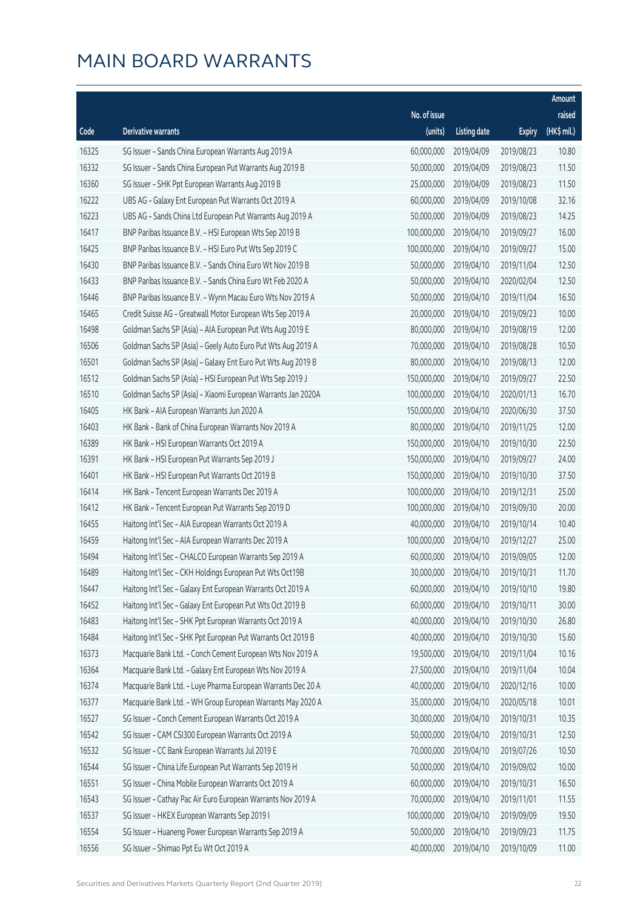# MAIN BOARD WARRANTS

| Code | Derivative warrants | No. of issue (units) | Listing date | Expiry | Amount raised (HK$ mil.) |
|---|---|---|---|---|---|
| 16325 | SG Issuer - Sands China European Warrants Aug 2019 A | 60,000,000 | 2019/04/09 | 2019/08/23 | 10.80 |
| 16332 | SG Issuer - Sands China European Put Warrants Aug 2019 B | 50,000,000 | 2019/04/09 | 2019/08/23 | 11.50 |
| 16360 | SG Issuer - SHK Ppt European Warrants Aug 2019 B | 25,000,000 | 2019/04/09 | 2019/08/23 | 11.50 |
| 16222 | UBS AG - Galaxy Ent European Put Warrants Oct 2019 A | 60,000,000 | 2019/04/09 | 2019/10/08 | 32.16 |
| 16223 | UBS AG - Sands China Ltd European Put Warrants Aug 2019 A | 50,000,000 | 2019/04/09 | 2019/08/23 | 14.25 |
| 16417 | BNP Paribas Issuance B.V. - HSI European Wts Sep 2019 B | 100,000,000 | 2019/04/10 | 2019/09/27 | 16.00 |
| 16425 | BNP Paribas Issuance B.V. - HSI Euro Put Wts Sep 2019 C | 100,000,000 | 2019/04/10 | 2019/09/27 | 15.00 |
| 16430 | BNP Paribas Issuance B.V. - Sands China Euro Wt Nov 2019 B | 50,000,000 | 2019/04/10 | 2019/11/04 | 12.50 |
| 16433 | BNP Paribas Issuance B.V. - Sands China Euro Wt Feb 2020 A | 50,000,000 | 2019/04/10 | 2020/02/04 | 12.50 |
| 16446 | BNP Paribas Issuance B.V. - Wynn Macau Euro Wts Nov 2019 A | 50,000,000 | 2019/04/10 | 2019/11/04 | 16.50 |
| 16465 | Credit Suisse AG - Greatwall Motor European Wts Sep 2019 A | 20,000,000 | 2019/04/10 | 2019/09/23 | 10.00 |
| 16498 | Goldman Sachs SP (Asia) - AIA European Put Wts Aug 2019 E | 80,000,000 | 2019/04/10 | 2019/08/19 | 12.00 |
| 16506 | Goldman Sachs SP (Asia) - Geely Auto Euro Put Wts Aug 2019 A | 70,000,000 | 2019/04/10 | 2019/08/28 | 10.50 |
| 16501 | Goldman Sachs SP (Asia) - Galaxy Ent Euro Put Wts Aug 2019 B | 80,000,000 | 2019/04/10 | 2019/08/13 | 12.00 |
| 16512 | Goldman Sachs SP (Asia) - HSI European Put Wts Sep 2019 J | 150,000,000 | 2019/04/10 | 2019/09/27 | 22.50 |
| 16510 | Goldman Sachs SP (Asia) - Xiaomi European Warrants Jan 2020A | 100,000,000 | 2019/04/10 | 2020/01/13 | 16.70 |
| 16405 | HK Bank - AIA European Warrants Jun 2020 A | 150,000,000 | 2019/04/10 | 2020/06/30 | 37.50 |
| 16403 | HK Bank - Bank of China European Warrants Nov 2019 A | 80,000,000 | 2019/04/10 | 2019/11/25 | 12.00 |
| 16389 | HK Bank - HSI European Warrants Oct 2019 A | 150,000,000 | 2019/04/10 | 2019/10/30 | 22.50 |
| 16391 | HK Bank - HSI European Put Warrants Sep 2019 J | 150,000,000 | 2019/04/10 | 2019/09/27 | 24.00 |
| 16401 | HK Bank - HSI European Put Warrants Oct 2019 B | 150,000,000 | 2019/04/10 | 2019/10/30 | 37.50 |
| 16414 | HK Bank - Tencent European Warrants Dec 2019 A | 100,000,000 | 2019/04/10 | 2019/12/31 | 25.00 |
| 16412 | HK Bank - Tencent European Put Warrants Sep 2019 D | 100,000,000 | 2019/04/10 | 2019/09/30 | 20.00 |
| 16455 | Haitong Int'l Sec - AIA European Warrants Oct 2019 A | 40,000,000 | 2019/04/10 | 2019/10/14 | 10.40 |
| 16459 | Haitong Int'l Sec - AIA European Warrants Dec 2019 A | 100,000,000 | 2019/04/10 | 2019/12/27 | 25.00 |
| 16494 | Haitong Int'l Sec - CHALCO European Warrants Sep 2019 A | 60,000,000 | 2019/04/10 | 2019/09/05 | 12.00 |
| 16489 | Haitong Int'l Sec - CKH Holdings European Put Wts Oct19B | 30,000,000 | 2019/04/10 | 2019/10/31 | 11.70 |
| 16447 | Haitong Int'l Sec - Galaxy Ent European Warrants Oct 2019 A | 60,000,000 | 2019/04/10 | 2019/10/10 | 19.80 |
| 16452 | Haitong Int'l Sec - Galaxy Ent European Put Wts Oct 2019 B | 60,000,000 | 2019/04/10 | 2019/10/11 | 30.00 |
| 16483 | Haitong Int'l Sec - SHK Ppt European Warrants Oct 2019 A | 40,000,000 | 2019/04/10 | 2019/10/30 | 26.80 |
| 16484 | Haitong Int'l Sec - SHK Ppt European Put Warrants Oct 2019 B | 40,000,000 | 2019/04/10 | 2019/10/30 | 15.60 |
| 16373 | Macquarie Bank Ltd. - Conch Cement European Wts Nov 2019 A | 19,500,000 | 2019/04/10 | 2019/11/04 | 10.16 |
| 16364 | Macquarie Bank Ltd. - Galaxy Ent European Wts Nov 2019 A | 27,500,000 | 2019/04/10 | 2019/11/04 | 10.04 |
| 16374 | Macquarie Bank Ltd. - Luye Pharma European Warrants Dec 20 A | 40,000,000 | 2019/04/10 | 2020/12/16 | 10.00 |
| 16377 | Macquarie Bank Ltd. - WH Group European Warrants May 2020 A | 35,000,000 | 2019/04/10 | 2020/05/18 | 10.01 |
| 16527 | SG Issuer - Conch Cement European Warrants Oct 2019 A | 30,000,000 | 2019/04/10 | 2019/10/31 | 10.35 |
| 16542 | SG Issuer - CAM CSI300 European Warrants Oct 2019 A | 50,000,000 | 2019/04/10 | 2019/10/31 | 12.50 |
| 16532 | SG Issuer - CC Bank European Warrants Jul 2019 E | 70,000,000 | 2019/04/10 | 2019/07/26 | 10.50 |
| 16544 | SG Issuer - China Life European Put Warrants Sep 2019 H | 50,000,000 | 2019/04/10 | 2019/09/02 | 10.00 |
| 16551 | SG Issuer - China Mobile European Warrants Oct 2019 A | 60,000,000 | 2019/04/10 | 2019/10/31 | 16.50 |
| 16543 | SG Issuer - Cathay Pac Air Euro European Warrants Nov 2019 A | 70,000,000 | 2019/04/10 | 2019/11/01 | 11.55 |
| 16537 | SG Issuer - HKEX European Warrants Sep 2019 I | 100,000,000 | 2019/04/10 | 2019/09/09 | 19.50 |
| 16554 | SG Issuer - Huaneng Power European Warrants Sep 2019 A | 50,000,000 | 2019/04/10 | 2019/09/23 | 11.75 |
| 16556 | SG Issuer - Shimao Ppt Eu Wt Oct 2019 A | 40,000,000 | 2019/04/10 | 2019/10/09 | 11.00 |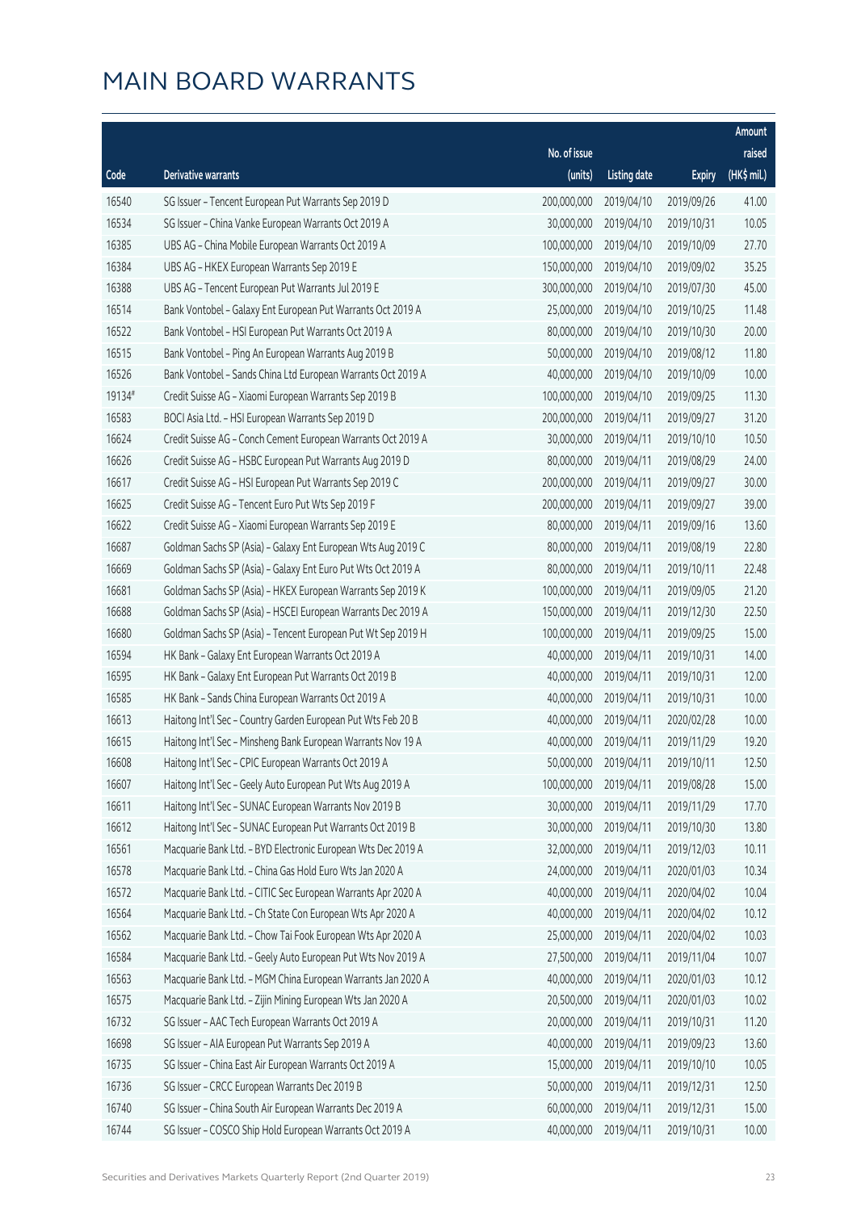# MAIN BOARD WARRANTS

| Code | Derivative warrants | No. of issue (units) | Listing date | Expiry | Amount raised (HK$ mil.) |
|---|---|---|---|---|---|
| 16540 | SG Issuer – Tencent European Put Warrants Sep 2019 D | 200,000,000 | 2019/04/10 | 2019/09/26 | 41.00 |
| 16534 | SG Issuer – China Vanke European Warrants Oct 2019 A | 30,000,000 | 2019/04/10 | 2019/10/31 | 10.05 |
| 16385 | UBS AG – China Mobile European Warrants Oct 2019 A | 100,000,000 | 2019/04/10 | 2019/10/09 | 27.70 |
| 16384 | UBS AG – HKEX European Warrants Sep 2019 E | 150,000,000 | 2019/04/10 | 2019/09/02 | 35.25 |
| 16388 | UBS AG – Tencent European Put Warrants Jul 2019 E | 300,000,000 | 2019/04/10 | 2019/07/30 | 45.00 |
| 16514 | Bank Vontobel – Galaxy Ent European Put Warrants Oct 2019 A | 25,000,000 | 2019/04/10 | 2019/10/25 | 11.48 |
| 16522 | Bank Vontobel – HSI European Put Warrants Oct 2019 A | 80,000,000 | 2019/04/10 | 2019/10/30 | 20.00 |
| 16515 | Bank Vontobel – Ping An European Warrants Aug 2019 B | 50,000,000 | 2019/04/10 | 2019/08/12 | 11.80 |
| 16526 | Bank Vontobel – Sands China Ltd European Warrants Oct 2019 A | 40,000,000 | 2019/04/10 | 2019/10/09 | 10.00 |
| 19134# | Credit Suisse AG – Xiaomi European Warrants Sep 2019 B | 100,000,000 | 2019/04/10 | 2019/09/25 | 11.30 |
| 16583 | BOCI Asia Ltd. – HSI European Warrants Sep 2019 D | 200,000,000 | 2019/04/11 | 2019/09/27 | 31.20 |
| 16624 | Credit Suisse AG – Conch Cement European Warrants Oct 2019 A | 30,000,000 | 2019/04/11 | 2019/10/10 | 10.50 |
| 16626 | Credit Suisse AG – HSBC European Put Warrants Aug 2019 D | 80,000,000 | 2019/04/11 | 2019/08/29 | 24.00 |
| 16617 | Credit Suisse AG – HSI European Put Warrants Sep 2019 C | 200,000,000 | 2019/04/11 | 2019/09/27 | 30.00 |
| 16625 | Credit Suisse AG – Tencent Euro Put Wts Sep 2019 F | 200,000,000 | 2019/04/11 | 2019/09/27 | 39.00 |
| 16622 | Credit Suisse AG – Xiaomi European Warrants Sep 2019 E | 80,000,000 | 2019/04/11 | 2019/09/16 | 13.60 |
| 16687 | Goldman Sachs SP (Asia) – Galaxy Ent European Wts Aug 2019 C | 80,000,000 | 2019/04/11 | 2019/08/19 | 22.80 |
| 16669 | Goldman Sachs SP (Asia) – Galaxy Ent Euro Put Wts Oct 2019 A | 80,000,000 | 2019/04/11 | 2019/10/11 | 22.48 |
| 16681 | Goldman Sachs SP (Asia) – HKEX European Warrants Sep 2019 K | 100,000,000 | 2019/04/11 | 2019/09/05 | 21.20 |
| 16688 | Goldman Sachs SP (Asia) – HSCEI European Warrants Dec 2019 A | 150,000,000 | 2019/04/11 | 2019/12/30 | 22.50 |
| 16680 | Goldman Sachs SP (Asia) – Tencent European Put Wt Sep 2019 H | 100,000,000 | 2019/04/11 | 2019/09/25 | 15.00 |
| 16594 | HK Bank – Galaxy Ent European Warrants Oct 2019 A | 40,000,000 | 2019/04/11 | 2019/10/31 | 14.00 |
| 16595 | HK Bank – Galaxy Ent European Put Warrants Oct 2019 B | 40,000,000 | 2019/04/11 | 2019/10/31 | 12.00 |
| 16585 | HK Bank – Sands China European Warrants Oct 2019 A | 40,000,000 | 2019/04/11 | 2019/10/31 | 10.00 |
| 16613 | Haitong Int'l Sec – Country Garden European Put Wts Feb 20 B | 40,000,000 | 2019/04/11 | 2020/02/28 | 10.00 |
| 16615 | Haitong Int'l Sec – Minsheng Bank European Warrants Nov 19 A | 40,000,000 | 2019/04/11 | 2019/11/29 | 19.20 |
| 16608 | Haitong Int'l Sec – CPIC European Warrants Oct 2019 A | 50,000,000 | 2019/04/11 | 2019/10/11 | 12.50 |
| 16607 | Haitong Int'l Sec – Geely Auto European Put Wts Aug 2019 A | 100,000,000 | 2019/04/11 | 2019/08/28 | 15.00 |
| 16611 | Haitong Int'l Sec – SUNAC European Warrants Nov 2019 B | 30,000,000 | 2019/04/11 | 2019/11/29 | 17.70 |
| 16612 | Haitong Int'l Sec – SUNAC European Put Warrants Oct 2019 B | 30,000,000 | 2019/04/11 | 2019/10/30 | 13.80 |
| 16561 | Macquarie Bank Ltd. – BYD Electronic European Wts Dec 2019 A | 32,000,000 | 2019/04/11 | 2019/12/03 | 10.11 |
| 16578 | Macquarie Bank Ltd. – China Gas Hold Euro Wts Jan 2020 A | 24,000,000 | 2019/04/11 | 2020/01/03 | 10.34 |
| 16572 | Macquarie Bank Ltd. – CITIC Sec European Warrants Apr 2020 A | 40,000,000 | 2019/04/11 | 2020/04/02 | 10.04 |
| 16564 | Macquarie Bank Ltd. – Ch State Con European Wts Apr 2020 A | 40,000,000 | 2019/04/11 | 2020/04/02 | 10.12 |
| 16562 | Macquarie Bank Ltd. – Chow Tai Fook European Wts Apr 2020 A | 25,000,000 | 2019/04/11 | 2020/04/02 | 10.03 |
| 16584 | Macquarie Bank Ltd. – Geely Auto European Put Wts Nov 2019 A | 27,500,000 | 2019/04/11 | 2019/11/04 | 10.07 |
| 16563 | Macquarie Bank Ltd. – MGM China European Warrants Jan 2020 A | 40,000,000 | 2019/04/11 | 2020/01/03 | 10.12 |
| 16575 | Macquarie Bank Ltd. – Zijin Mining European Wts Jan 2020 A | 20,500,000 | 2019/04/11 | 2020/01/03 | 10.02 |
| 16732 | SG Issuer – AAC Tech European Warrants Oct 2019 A | 20,000,000 | 2019/04/11 | 2019/10/31 | 11.20 |
| 16698 | SG Issuer – AIA European Put Warrants Sep 2019 A | 40,000,000 | 2019/04/11 | 2019/09/23 | 13.60 |
| 16735 | SG Issuer – China East Air European Warrants Oct 2019 A | 15,000,000 | 2019/04/11 | 2019/10/10 | 10.05 |
| 16736 | SG Issuer – CRCC European Warrants Dec 2019 B | 50,000,000 | 2019/04/11 | 2019/12/31 | 12.50 |
| 16740 | SG Issuer – China South Air European Warrants Dec 2019 A | 60,000,000 | 2019/04/11 | 2019/12/31 | 15.00 |
| 16744 | SG Issuer – COSCO Ship Hold European Warrants Oct 2019 A | 40,000,000 | 2019/04/11 | 2019/10/31 | 10.00 |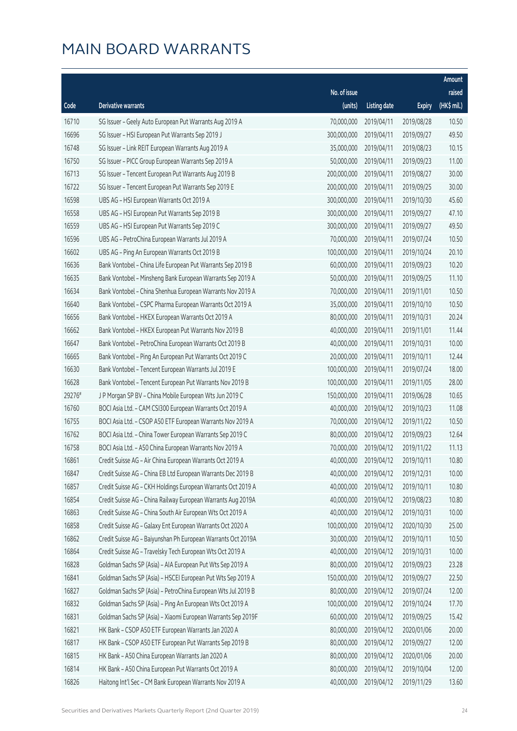# MAIN BOARD WARRANTS

| Code | Derivative warrants | No. of issue (units) | Listing date | Expiry | Amount raised (HK$ mil.) |
|---|---|---|---|---|---|
| 16710 | SG Issuer – Geely Auto European Put Warrants Aug 2019 A | 70,000,000 | 2019/04/11 | 2019/08/28 | 10.50 |
| 16696 | SG Issuer – HSI European Put Warrants Sep 2019 J | 300,000,000 | 2019/04/11 | 2019/09/27 | 49.50 |
| 16748 | SG Issuer – Link REIT European Warrants Aug 2019 A | 35,000,000 | 2019/04/11 | 2019/08/23 | 10.15 |
| 16750 | SG Issuer – PICC Group European Warrants Sep 2019 A | 50,000,000 | 2019/04/11 | 2019/09/23 | 11.00 |
| 16713 | SG Issuer – Tencent European Put Warrants Aug 2019 B | 200,000,000 | 2019/04/11 | 2019/08/27 | 30.00 |
| 16722 | SG Issuer – Tencent European Put Warrants Sep 2019 E | 200,000,000 | 2019/04/11 | 2019/09/25 | 30.00 |
| 16598 | UBS AG – HSI European Warrants Oct 2019 A | 300,000,000 | 2019/04/11 | 2019/10/30 | 45.60 |
| 16558 | UBS AG – HSI European Put Warrants Sep 2019 B | 300,000,000 | 2019/04/11 | 2019/09/27 | 47.10 |
| 16559 | UBS AG – HSI European Put Warrants Sep 2019 C | 300,000,000 | 2019/04/11 | 2019/09/27 | 49.50 |
| 16596 | UBS AG – PetroChina European Warrants Jul 2019 A | 70,000,000 | 2019/04/11 | 2019/07/24 | 10.50 |
| 16602 | UBS AG – Ping An European Warrants Oct 2019 B | 100,000,000 | 2019/04/11 | 2019/10/24 | 20.10 |
| 16636 | Bank Vontobel – China Life European Put Warrants Sep 2019 B | 60,000,000 | 2019/04/11 | 2019/09/23 | 10.20 |
| 16635 | Bank Vontobel – Minsheng Bank European Warrants Sep 2019 A | 50,000,000 | 2019/04/11 | 2019/09/25 | 11.10 |
| 16634 | Bank Vontobel – China Shenhua European Warrants Nov 2019 A | 70,000,000 | 2019/04/11 | 2019/11/01 | 10.50 |
| 16640 | Bank Vontobel – CSPC Pharma European Warrants Oct 2019 A | 35,000,000 | 2019/04/11 | 2019/10/10 | 10.50 |
| 16656 | Bank Vontobel – HKEX European Warrants Oct 2019 A | 80,000,000 | 2019/04/11 | 2019/10/31 | 20.24 |
| 16662 | Bank Vontobel – HKEX European Put Warrants Nov 2019 B | 40,000,000 | 2019/04/11 | 2019/11/01 | 11.44 |
| 16647 | Bank Vontobel – PetroChina European Warrants Oct 2019 B | 40,000,000 | 2019/04/11 | 2019/10/31 | 10.00 |
| 16665 | Bank Vontobel – Ping An European Put Warrants Oct 2019 C | 20,000,000 | 2019/04/11 | 2019/10/11 | 12.44 |
| 16630 | Bank Vontobel – Tencent European Warrants Jul 2019 E | 100,000,000 | 2019/04/11 | 2019/07/24 | 18.00 |
| 16628 | Bank Vontobel – Tencent European Put Warrants Nov 2019 B | 100,000,000 | 2019/04/11 | 2019/11/05 | 28.00 |
| 29276# | J P Morgan SP BV – China Mobile European Wts Jun 2019 C | 150,000,000 | 2019/04/11 | 2019/06/28 | 10.65 |
| 16760 | BOCI Asia Ltd. – CAM CSI300 European Warrants Oct 2019 A | 40,000,000 | 2019/04/12 | 2019/10/23 | 11.08 |
| 16755 | BOCI Asia Ltd. – CSOP A50 ETF European Warrants Nov 2019 A | 70,000,000 | 2019/04/12 | 2019/11/22 | 10.50 |
| 16762 | BOCI Asia Ltd. – China Tower European Warrants Sep 2019 C | 80,000,000 | 2019/04/12 | 2019/09/23 | 12.64 |
| 16758 | BOCI Asia Ltd. – A50 China European Warrants Nov 2019 A | 70,000,000 | 2019/04/12 | 2019/11/22 | 11.13 |
| 16861 | Credit Suisse AG – Air China European Warrants Oct 2019 A | 40,000,000 | 2019/04/12 | 2019/10/11 | 10.80 |
| 16847 | Credit Suisse AG – China EB Ltd European Warrants Dec 2019 B | 40,000,000 | 2019/04/12 | 2019/12/31 | 10.00 |
| 16857 | Credit Suisse AG – CKH Holdings European Warrants Oct 2019 A | 40,000,000 | 2019/04/12 | 2019/10/11 | 10.80 |
| 16854 | Credit Suisse AG – China Railway European Warrants Aug 2019A | 40,000,000 | 2019/04/12 | 2019/08/23 | 10.80 |
| 16863 | Credit Suisse AG – China South Air European Wts Oct 2019 A | 40,000,000 | 2019/04/12 | 2019/10/31 | 10.00 |
| 16858 | Credit Suisse AG – Galaxy Ent European Warrants Oct 2020 A | 100,000,000 | 2019/04/12 | 2020/10/30 | 25.00 |
| 16862 | Credit Suisse AG – Baiyunshan Ph European Warrants Oct 2019A | 30,000,000 | 2019/04/12 | 2019/10/11 | 10.50 |
| 16864 | Credit Suisse AG – Travelsky Tech European Wts Oct 2019 A | 40,000,000 | 2019/04/12 | 2019/10/31 | 10.00 |
| 16828 | Goldman Sachs SP (Asia) – AIA European Put Wts Sep 2019 A | 80,000,000 | 2019/04/12 | 2019/09/23 | 23.28 |
| 16841 | Goldman Sachs SP (Asia) – HSCEI European Put Wts Sep 2019 A | 150,000,000 | 2019/04/12 | 2019/09/27 | 22.50 |
| 16827 | Goldman Sachs SP (Asia) – PetroChina European Wts Jul 2019 B | 80,000,000 | 2019/04/12 | 2019/07/24 | 12.00 |
| 16832 | Goldman Sachs SP (Asia) – Ping An European Wts Oct 2019 A | 100,000,000 | 2019/04/12 | 2019/10/24 | 17.70 |
| 16831 | Goldman Sachs SP (Asia) – Xiaomi European Warrants Sep 2019F | 60,000,000 | 2019/04/12 | 2019/09/25 | 15.42 |
| 16821 | HK Bank – CSOP A50 ETF European Warrants Jan 2020 A | 80,000,000 | 2019/04/12 | 2020/01/06 | 20.00 |
| 16817 | HK Bank – CSOP A50 ETF European Put Warrants Sep 2019 B | 80,000,000 | 2019/04/12 | 2019/09/27 | 12.00 |
| 16815 | HK Bank – A50 China European Warrants Jan 2020 A | 80,000,000 | 2019/04/12 | 2020/01/06 | 20.00 |
| 16814 | HK Bank – A50 China European Put Warrants Oct 2019 A | 80,000,000 | 2019/04/12 | 2019/10/04 | 12.00 |
| 16826 | Haitong Int'l Sec – CM Bank European Warrants Nov 2019 A | 40,000,000 | 2019/04/12 | 2019/11/29 | 13.60 |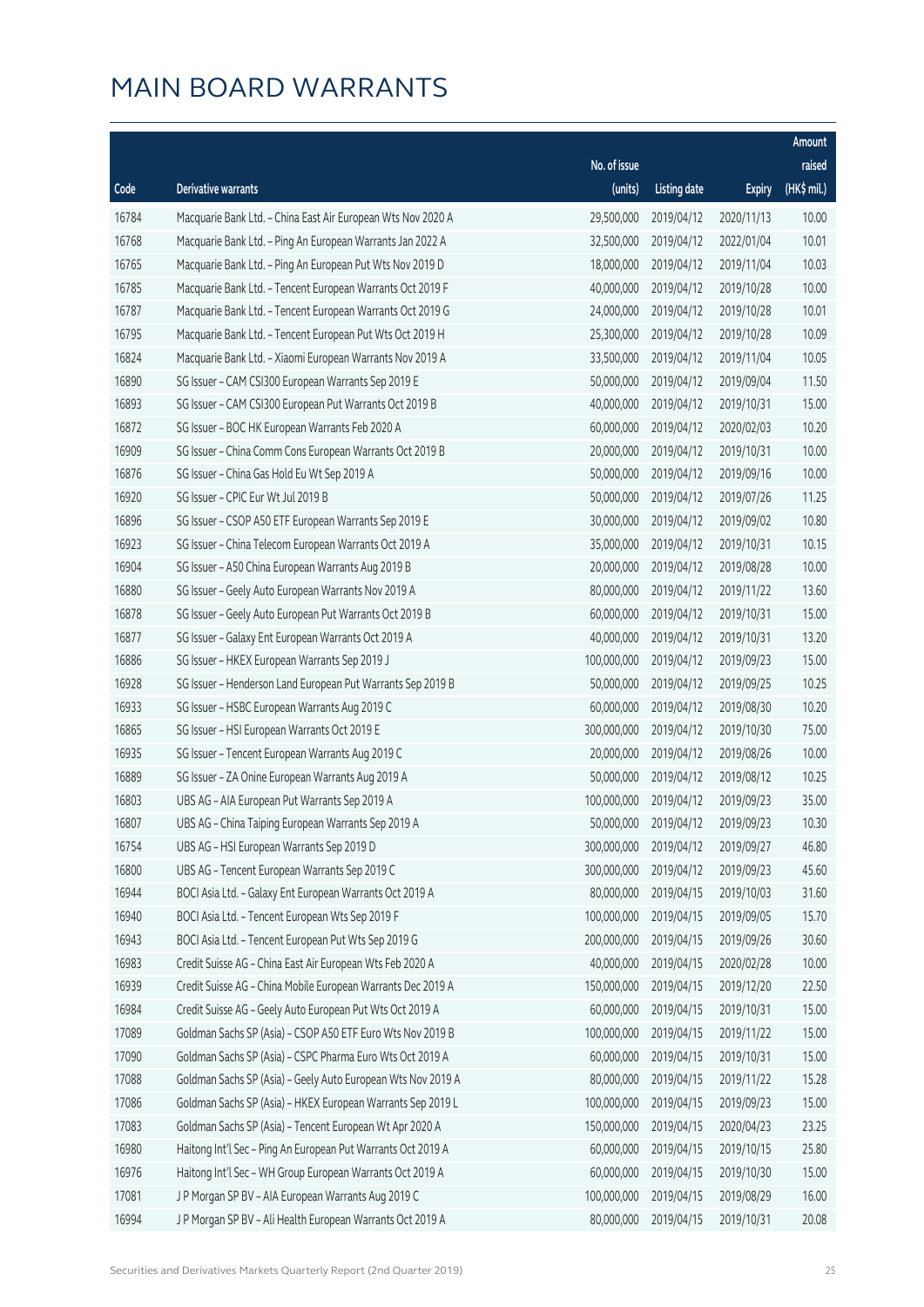# MAIN BOARD WARRANTS

| Code | Derivative warrants | No. of issue (units) | Listing date | Expiry | Amount raised (HK$ mil.) |
|---|---|---|---|---|---|
| 16784 | Macquarie Bank Ltd. - China East Air European Wts Nov 2020 A | 29,500,000 | 2019/04/12 | 2020/11/13 | 10.00 |
| 16768 | Macquarie Bank Ltd. - Ping An European Warrants Jan 2022 A | 32,500,000 | 2019/04/12 | 2022/01/04 | 10.01 |
| 16765 | Macquarie Bank Ltd. - Ping An European Put Wts Nov 2019 D | 18,000,000 | 2019/04/12 | 2019/11/04 | 10.03 |
| 16785 | Macquarie Bank Ltd. - Tencent European Warrants Oct 2019 F | 40,000,000 | 2019/04/12 | 2019/10/28 | 10.00 |
| 16787 | Macquarie Bank Ltd. - Tencent European Warrants Oct 2019 G | 24,000,000 | 2019/04/12 | 2019/10/28 | 10.01 |
| 16795 | Macquarie Bank Ltd. - Tencent European Put Wts Oct 2019 H | 25,300,000 | 2019/04/12 | 2019/10/28 | 10.09 |
| 16824 | Macquarie Bank Ltd. - Xiaomi European Warrants Nov 2019 A | 33,500,000 | 2019/04/12 | 2019/11/04 | 10.05 |
| 16890 | SG Issuer - CAM CSI300 European Warrants Sep 2019 E | 50,000,000 | 2019/04/12 | 2019/09/04 | 11.50 |
| 16893 | SG Issuer - CAM CSI300 European Put Warrants Oct 2019 B | 40,000,000 | 2019/04/12 | 2019/10/31 | 15.00 |
| 16872 | SG Issuer - BOC HK European Warrants Feb 2020 A | 60,000,000 | 2019/04/12 | 2020/02/03 | 10.20 |
| 16909 | SG Issuer - China Comm Cons European Warrants Oct 2019 B | 20,000,000 | 2019/04/12 | 2019/10/31 | 10.00 |
| 16876 | SG Issuer - China Gas Hold Eu Wt Sep 2019 A | 50,000,000 | 2019/04/12 | 2019/09/16 | 10.00 |
| 16920 | SG Issuer - CPIC Eur Wt Jul 2019 B | 50,000,000 | 2019/04/12 | 2019/07/26 | 11.25 |
| 16896 | SG Issuer - CSOP A50 ETF European Warrants Sep 2019 E | 30,000,000 | 2019/04/12 | 2019/09/02 | 10.80 |
| 16923 | SG Issuer - China Telecom European Warrants Oct 2019 A | 35,000,000 | 2019/04/12 | 2019/10/31 | 10.15 |
| 16904 | SG Issuer - A50 China European Warrants Aug 2019 B | 20,000,000 | 2019/04/12 | 2019/08/28 | 10.00 |
| 16880 | SG Issuer - Geely Auto European Warrants Nov 2019 A | 80,000,000 | 2019/04/12 | 2019/11/22 | 13.60 |
| 16878 | SG Issuer - Geely Auto European Put Warrants Oct 2019 B | 60,000,000 | 2019/04/12 | 2019/10/31 | 15.00 |
| 16877 | SG Issuer - Galaxy Ent European Warrants Oct 2019 A | 40,000,000 | 2019/04/12 | 2019/10/31 | 13.20 |
| 16886 | SG Issuer - HKEX European Warrants Sep 2019 J | 100,000,000 | 2019/04/12 | 2019/09/23 | 15.00 |
| 16928 | SG Issuer - Henderson Land European Put Warrants Sep 2019 B | 50,000,000 | 2019/04/12 | 2019/09/25 | 10.25 |
| 16933 | SG Issuer - HSBC European Warrants Aug 2019 C | 60,000,000 | 2019/04/12 | 2019/08/30 | 10.20 |
| 16865 | SG Issuer - HSI European Warrants Oct 2019 E | 300,000,000 | 2019/04/12 | 2019/10/30 | 75.00 |
| 16935 | SG Issuer - Tencent European Warrants Aug 2019 C | 20,000,000 | 2019/04/12 | 2019/08/26 | 10.00 |
| 16889 | SG Issuer - ZA Onine European Warrants Aug 2019 A | 50,000,000 | 2019/04/12 | 2019/08/12 | 10.25 |
| 16803 | UBS AG - AIA European Put Warrants Sep 2019 A | 100,000,000 | 2019/04/12 | 2019/09/23 | 35.00 |
| 16807 | UBS AG - China Taiping European Warrants Sep 2019 A | 50,000,000 | 2019/04/12 | 2019/09/23 | 10.30 |
| 16754 | UBS AG - HSI European Warrants Sep 2019 D | 300,000,000 | 2019/04/12 | 2019/09/27 | 46.80 |
| 16800 | UBS AG - Tencent European Warrants Sep 2019 C | 300,000,000 | 2019/04/12 | 2019/09/23 | 45.60 |
| 16944 | BOCI Asia Ltd. - Galaxy Ent European Warrants Oct 2019 A | 80,000,000 | 2019/04/15 | 2019/10/03 | 31.60 |
| 16940 | BOCI Asia Ltd. - Tencent European Wts Sep 2019 F | 100,000,000 | 2019/04/15 | 2019/09/05 | 15.70 |
| 16943 | BOCI Asia Ltd. - Tencent European Put Wts Sep 2019 G | 200,000,000 | 2019/04/15 | 2019/09/26 | 30.60 |
| 16983 | Credit Suisse AG - China East Air European Wts Feb 2020 A | 40,000,000 | 2019/04/15 | 2020/02/28 | 10.00 |
| 16939 | Credit Suisse AG - China Mobile European Warrants Dec 2019 A | 150,000,000 | 2019/04/15 | 2019/12/20 | 22.50 |
| 16984 | Credit Suisse AG - Geely Auto European Put Wts Oct 2019 A | 60,000,000 | 2019/04/15 | 2019/10/31 | 15.00 |
| 17089 | Goldman Sachs SP (Asia) - CSOP A50 ETF Euro Wts Nov 2019 B | 100,000,000 | 2019/04/15 | 2019/11/22 | 15.00 |
| 17090 | Goldman Sachs SP (Asia) - CSPC Pharma Euro Wts Oct 2019 A | 60,000,000 | 2019/04/15 | 2019/10/31 | 15.00 |
| 17088 | Goldman Sachs SP (Asia) - Geely Auto European Wts Nov 2019 A | 80,000,000 | 2019/04/15 | 2019/11/22 | 15.28 |
| 17086 | Goldman Sachs SP (Asia) - HKEX European Warrants Sep 2019 L | 100,000,000 | 2019/04/15 | 2019/09/23 | 15.00 |
| 17083 | Goldman Sachs SP (Asia) - Tencent European Wt Apr 2020 A | 150,000,000 | 2019/04/15 | 2020/04/23 | 23.25 |
| 16980 | Haitong Int'l Sec - Ping An European Put Warrants Oct 2019 A | 60,000,000 | 2019/04/15 | 2019/10/15 | 25.80 |
| 16976 | Haitong Int'l Sec - WH Group European Warrants Oct 2019 A | 60,000,000 | 2019/04/15 | 2019/10/30 | 15.00 |
| 17081 | J P Morgan SP BV - AIA European Warrants Aug 2019 C | 100,000,000 | 2019/04/15 | 2019/08/29 | 16.00 |
| 16994 | J P Morgan SP BV - Ali Health European Warrants Oct 2019 A | 80,000,000 | 2019/04/15 | 2019/10/31 | 20.08 |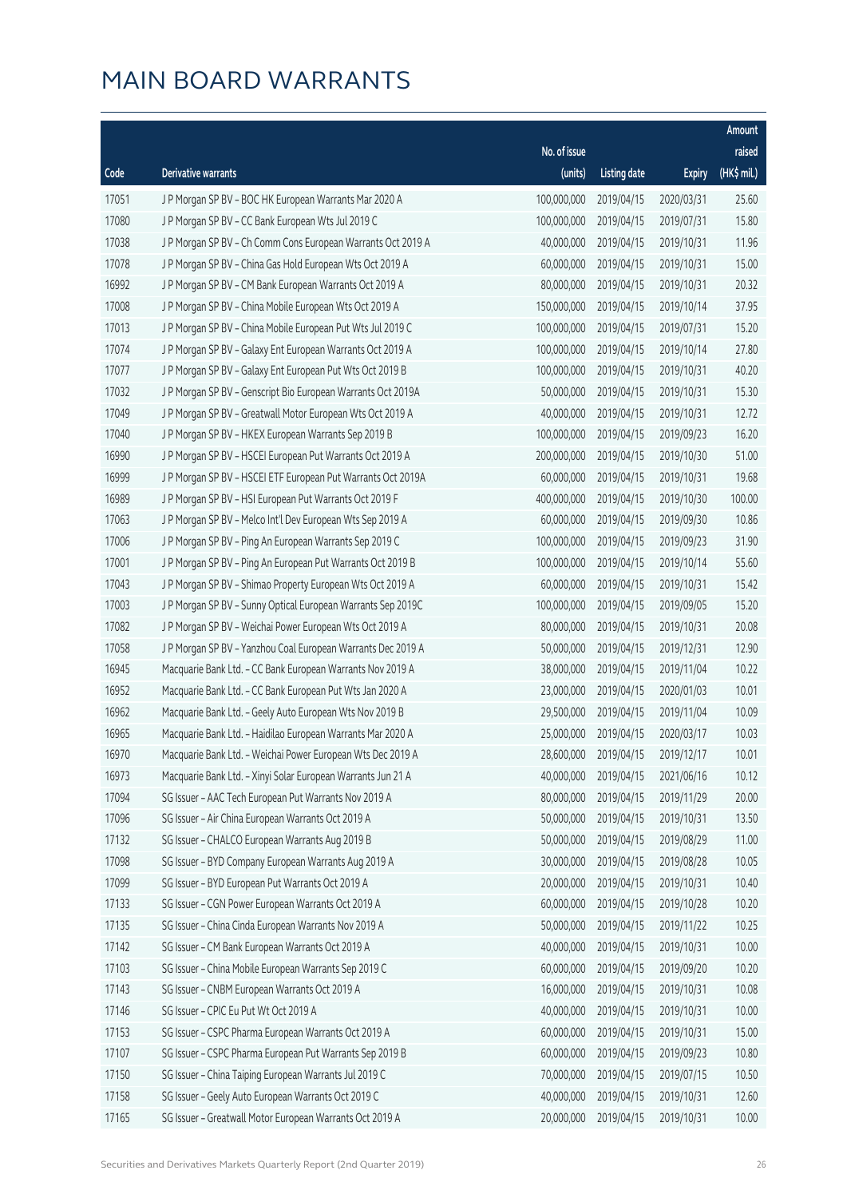# MAIN BOARD WARRANTS

| Code | Derivative warrants | No. of issue (units) | Listing date | Expiry | Amount raised (HK$ mil.) |
|---|---|---|---|---|---|
| 17051 | J P Morgan SP BV – BOC HK European Warrants Mar 2020 A | 100,000,000 | 2019/04/15 | 2020/03/31 | 25.60 |
| 17080 | J P Morgan SP BV – CC Bank European Wts Jul 2019 C | 100,000,000 | 2019/04/15 | 2019/07/31 | 15.80 |
| 17038 | J P Morgan SP BV – Ch Comm Cons European Warrants Oct 2019 A | 40,000,000 | 2019/04/15 | 2019/10/31 | 11.96 |
| 17078 | J P Morgan SP BV – China Gas Hold European Wts Oct 2019 A | 60,000,000 | 2019/04/15 | 2019/10/31 | 15.00 |
| 16992 | J P Morgan SP BV – CM Bank European Warrants Oct 2019 A | 80,000,000 | 2019/04/15 | 2019/10/31 | 20.32 |
| 17008 | J P Morgan SP BV – China Mobile European Wts Oct 2019 A | 150,000,000 | 2019/04/15 | 2019/10/14 | 37.95 |
| 17013 | J P Morgan SP BV – China Mobile European Put Wts Jul 2019 C | 100,000,000 | 2019/04/15 | 2019/07/31 | 15.20 |
| 17074 | J P Morgan SP BV – Galaxy Ent European Warrants Oct 2019 A | 100,000,000 | 2019/04/15 | 2019/10/14 | 27.80 |
| 17077 | J P Morgan SP BV – Galaxy Ent European Put Wts Oct 2019 B | 100,000,000 | 2019/04/15 | 2019/10/31 | 40.20 |
| 17032 | J P Morgan SP BV – Genscript Bio European Warrants Oct 2019A | 50,000,000 | 2019/04/15 | 2019/10/31 | 15.30 |
| 17049 | J P Morgan SP BV – Greatwall Motor European Wts Oct 2019 A | 40,000,000 | 2019/04/15 | 2019/10/31 | 12.72 |
| 17040 | J P Morgan SP BV – HKEX European Warrants Sep 2019 B | 100,000,000 | 2019/04/15 | 2019/09/23 | 16.20 |
| 16990 | J P Morgan SP BV – HSCEI European Put Warrants Oct 2019 A | 200,000,000 | 2019/04/15 | 2019/10/30 | 51.00 |
| 16999 | J P Morgan SP BV – HSCEI ETF European Put Warrants Oct 2019A | 60,000,000 | 2019/04/15 | 2019/10/31 | 19.68 |
| 16989 | J P Morgan SP BV – HSI European Put Warrants Oct 2019 F | 400,000,000 | 2019/04/15 | 2019/10/30 | 100.00 |
| 17063 | J P Morgan SP BV – Melco Int'l Dev European Wts Sep 2019 A | 60,000,000 | 2019/04/15 | 2019/09/30 | 10.86 |
| 17006 | J P Morgan SP BV – Ping An European Warrants Sep 2019 C | 100,000,000 | 2019/04/15 | 2019/09/23 | 31.90 |
| 17001 | J P Morgan SP BV – Ping An European Put Warrants Oct 2019 B | 100,000,000 | 2019/04/15 | 2019/10/14 | 55.60 |
| 17043 | J P Morgan SP BV – Shimao Property European Wts Oct 2019 A | 60,000,000 | 2019/04/15 | 2019/10/31 | 15.42 |
| 17003 | J P Morgan SP BV – Sunny Optical European Warrants Sep 2019C | 100,000,000 | 2019/04/15 | 2019/09/05 | 15.20 |
| 17082 | J P Morgan SP BV – Weichai Power European Wts Oct 2019 A | 80,000,000 | 2019/04/15 | 2019/10/31 | 20.08 |
| 17058 | J P Morgan SP BV – Yanzhou Coal European Warrants Dec 2019 A | 50,000,000 | 2019/04/15 | 2019/12/31 | 12.90 |
| 16945 | Macquarie Bank Ltd. – CC Bank European Warrants Nov 2019 A | 38,000,000 | 2019/04/15 | 2019/11/04 | 10.22 |
| 16952 | Macquarie Bank Ltd. – CC Bank European Put Wts Jan 2020 A | 23,000,000 | 2019/04/15 | 2020/01/03 | 10.01 |
| 16962 | Macquarie Bank Ltd. – Geely Auto European Wts Nov 2019 B | 29,500,000 | 2019/04/15 | 2019/11/04 | 10.09 |
| 16965 | Macquarie Bank Ltd. – Haidilao European Warrants Mar 2020 A | 25,000,000 | 2019/04/15 | 2020/03/17 | 10.03 |
| 16970 | Macquarie Bank Ltd. – Weichai Power European Wts Dec 2019 A | 28,600,000 | 2019/04/15 | 2019/12/17 | 10.01 |
| 16973 | Macquarie Bank Ltd. – Xinyi Solar European Warrants Jun 21 A | 40,000,000 | 2019/04/15 | 2021/06/16 | 10.12 |
| 17094 | SG Issuer – AAC Tech European Put Warrants Nov 2019 A | 80,000,000 | 2019/04/15 | 2019/11/29 | 20.00 |
| 17096 | SG Issuer – Air China European Warrants Oct 2019 A | 50,000,000 | 2019/04/15 | 2019/10/31 | 13.50 |
| 17132 | SG Issuer – CHALCO European Warrants Aug 2019 B | 50,000,000 | 2019/04/15 | 2019/08/29 | 11.00 |
| 17098 | SG Issuer – BYD Company European Warrants Aug 2019 A | 30,000,000 | 2019/04/15 | 2019/08/28 | 10.05 |
| 17099 | SG Issuer – BYD European Put Warrants Oct 2019 A | 20,000,000 | 2019/04/15 | 2019/10/31 | 10.40 |
| 17133 | SG Issuer – CGN Power European Warrants Oct 2019 A | 60,000,000 | 2019/04/15 | 2019/10/28 | 10.20 |
| 17135 | SG Issuer – China Cinda European Warrants Nov 2019 A | 50,000,000 | 2019/04/15 | 2019/11/22 | 10.25 |
| 17142 | SG Issuer – CM Bank European Warrants Oct 2019 A | 40,000,000 | 2019/04/15 | 2019/10/31 | 10.00 |
| 17103 | SG Issuer – China Mobile European Warrants Sep 2019 C | 60,000,000 | 2019/04/15 | 2019/09/20 | 10.20 |
| 17143 | SG Issuer – CNBM European Warrants Oct 2019 A | 16,000,000 | 2019/04/15 | 2019/10/31 | 10.08 |
| 17146 | SG Issuer – CPIC Eu Put Wt Oct 2019 A | 40,000,000 | 2019/04/15 | 2019/10/31 | 10.00 |
| 17153 | SG Issuer – CSPC Pharma European Warrants Oct 2019 A | 60,000,000 | 2019/04/15 | 2019/10/31 | 15.00 |
| 17107 | SG Issuer – CSPC Pharma European Put Warrants Sep 2019 B | 60,000,000 | 2019/04/15 | 2019/09/23 | 10.80 |
| 17150 | SG Issuer – China Taiping European Warrants Jul 2019 C | 70,000,000 | 2019/04/15 | 2019/07/15 | 10.50 |
| 17158 | SG Issuer – Geely Auto European Warrants Oct 2019 C | 40,000,000 | 2019/04/15 | 2019/10/31 | 12.60 |
| 17165 | SG Issuer – Greatwall Motor European Warrants Oct 2019 A | 20,000,000 | 2019/04/15 | 2019/10/31 | 10.00 |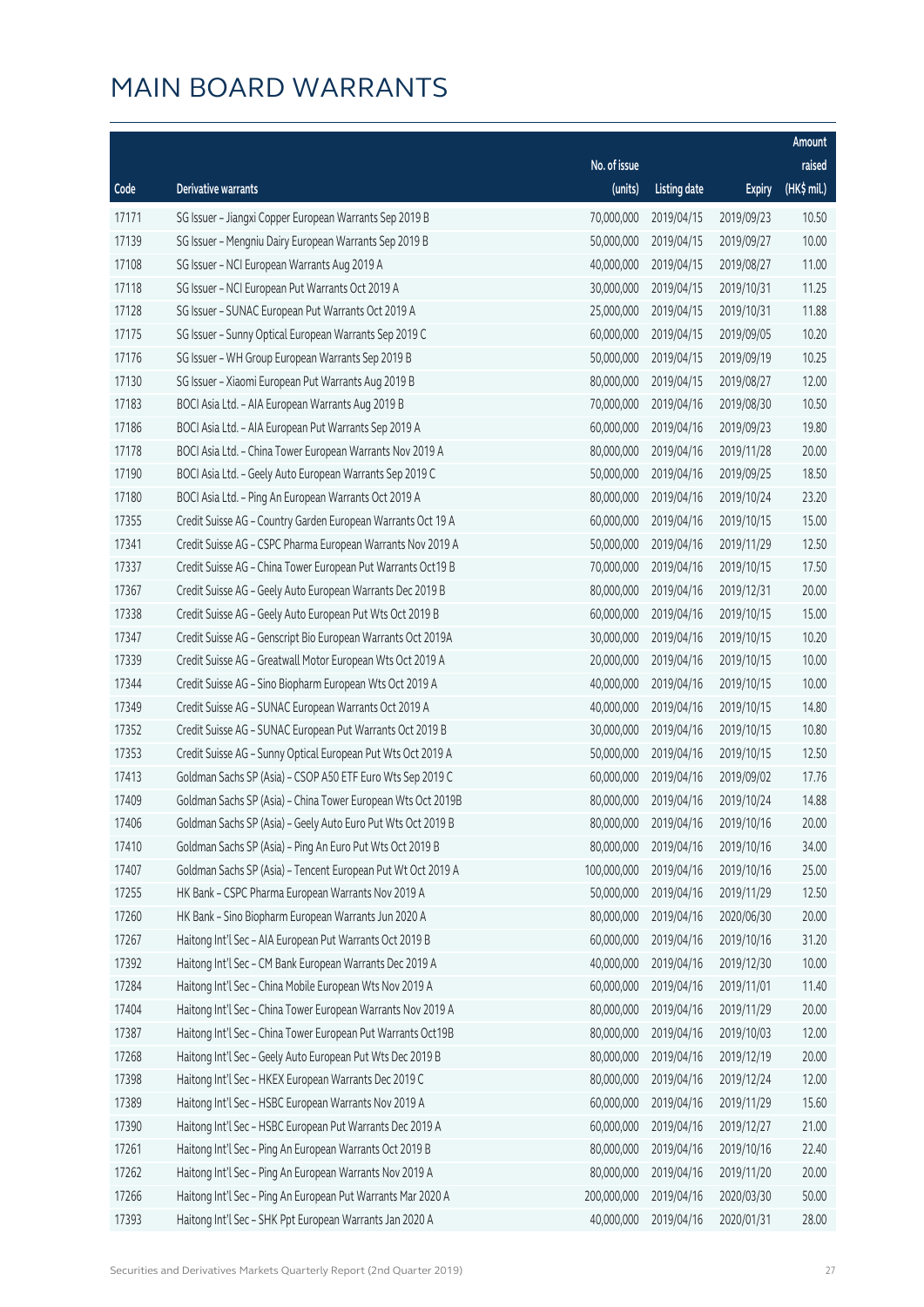# MAIN BOARD WARRANTS

| Code | Derivative warrants | No. of issue (units) | Listing date | Expiry | Amount raised (HK$ mil.) |
|---|---|---|---|---|---|
| 17171 | SG Issuer – Jiangxi Copper European Warrants Sep 2019 B | 70,000,000 | 2019/04/15 | 2019/09/23 | 10.50 |
| 17139 | SG Issuer – Mengniu Dairy European Warrants Sep 2019 B | 50,000,000 | 2019/04/15 | 2019/09/27 | 10.00 |
| 17108 | SG Issuer – NCI European Warrants Aug 2019 A | 40,000,000 | 2019/04/15 | 2019/08/27 | 11.00 |
| 17118 | SG Issuer – NCI European Put Warrants Oct 2019 A | 30,000,000 | 2019/04/15 | 2019/10/31 | 11.25 |
| 17128 | SG Issuer – SUNAC European Put Warrants Oct 2019 A | 25,000,000 | 2019/04/15 | 2019/10/31 | 11.88 |
| 17175 | SG Issuer – Sunny Optical European Warrants Sep 2019 C | 60,000,000 | 2019/04/15 | 2019/09/05 | 10.20 |
| 17176 | SG Issuer – WH Group European Warrants Sep 2019 B | 50,000,000 | 2019/04/15 | 2019/09/19 | 10.25 |
| 17130 | SG Issuer – Xiaomi European Put Warrants Aug 2019 B | 80,000,000 | 2019/04/15 | 2019/08/27 | 12.00 |
| 17183 | BOCI Asia Ltd. – AIA European Warrants Aug 2019 B | 70,000,000 | 2019/04/16 | 2019/08/30 | 10.50 |
| 17186 | BOCI Asia Ltd. – AIA European Put Warrants Sep 2019 A | 60,000,000 | 2019/04/16 | 2019/09/23 | 19.80 |
| 17178 | BOCI Asia Ltd. – China Tower European Warrants Nov 2019 A | 80,000,000 | 2019/04/16 | 2019/11/28 | 20.00 |
| 17190 | BOCI Asia Ltd. – Geely Auto European Warrants Sep 2019 C | 50,000,000 | 2019/04/16 | 2019/09/25 | 18.50 |
| 17180 | BOCI Asia Ltd. – Ping An European Warrants Oct 2019 A | 80,000,000 | 2019/04/16 | 2019/10/24 | 23.20 |
| 17355 | Credit Suisse AG – Country Garden European Warrants Oct 19 A | 60,000,000 | 2019/04/16 | 2019/10/15 | 15.00 |
| 17341 | Credit Suisse AG – CSPC Pharma European Warrants Nov 2019 A | 50,000,000 | 2019/04/16 | 2019/11/29 | 12.50 |
| 17337 | Credit Suisse AG – China Tower European Put Warrants Oct19 B | 70,000,000 | 2019/04/16 | 2019/10/15 | 17.50 |
| 17367 | Credit Suisse AG – Geely Auto European Warrants Dec 2019 B | 80,000,000 | 2019/04/16 | 2019/12/31 | 20.00 |
| 17338 | Credit Suisse AG – Geely Auto European Put Wts Oct 2019 B | 60,000,000 | 2019/04/16 | 2019/10/15 | 15.00 |
| 17347 | Credit Suisse AG – Genscript Bio European Warrants Oct 2019A | 30,000,000 | 2019/04/16 | 2019/10/15 | 10.20 |
| 17339 | Credit Suisse AG – Greatwall Motor European Wts Oct 2019 A | 20,000,000 | 2019/04/16 | 2019/10/15 | 10.00 |
| 17344 | Credit Suisse AG – Sino Biopharm European Wts Oct 2019 A | 40,000,000 | 2019/04/16 | 2019/10/15 | 10.00 |
| 17349 | Credit Suisse AG – SUNAC European Warrants Oct 2019 A | 40,000,000 | 2019/04/16 | 2019/10/15 | 14.80 |
| 17352 | Credit Suisse AG – SUNAC European Put Warrants Oct 2019 B | 30,000,000 | 2019/04/16 | 2019/10/15 | 10.80 |
| 17353 | Credit Suisse AG – Sunny Optical European Put Wts Oct 2019 A | 50,000,000 | 2019/04/16 | 2019/10/15 | 12.50 |
| 17413 | Goldman Sachs SP (Asia) – CSOP A50 ETF Euro Wts Sep 2019 C | 60,000,000 | 2019/04/16 | 2019/09/02 | 17.76 |
| 17409 | Goldman Sachs SP (Asia) – China Tower European Wts Oct 2019B | 80,000,000 | 2019/04/16 | 2019/10/24 | 14.88 |
| 17406 | Goldman Sachs SP (Asia) – Geely Auto Euro Put Wts Oct 2019 B | 80,000,000 | 2019/04/16 | 2019/10/16 | 20.00 |
| 17410 | Goldman Sachs SP (Asia) – Ping An Euro Put Wts Oct 2019 B | 80,000,000 | 2019/04/16 | 2019/10/16 | 34.00 |
| 17407 | Goldman Sachs SP (Asia) – Tencent European Put Wt Oct 2019 A | 100,000,000 | 2019/04/16 | 2019/10/16 | 25.00 |
| 17255 | HK Bank – CSPC Pharma European Warrants Nov 2019 A | 50,000,000 | 2019/04/16 | 2019/11/29 | 12.50 |
| 17260 | HK Bank – Sino Biopharm European Warrants Jun 2020 A | 80,000,000 | 2019/04/16 | 2020/06/30 | 20.00 |
| 17267 | Haitong Int'l Sec – AIA European Put Warrants Oct 2019 B | 60,000,000 | 2019/04/16 | 2019/10/16 | 31.20 |
| 17392 | Haitong Int'l Sec – CM Bank European Warrants Dec 2019 A | 40,000,000 | 2019/04/16 | 2019/12/30 | 10.00 |
| 17284 | Haitong Int'l Sec – China Mobile European Wts Nov 2019 A | 60,000,000 | 2019/04/16 | 2019/11/01 | 11.40 |
| 17404 | Haitong Int'l Sec – China Tower European Warrants Nov 2019 A | 80,000,000 | 2019/04/16 | 2019/11/29 | 20.00 |
| 17387 | Haitong Int'l Sec – China Tower European Put Warrants Oct19B | 80,000,000 | 2019/04/16 | 2019/10/03 | 12.00 |
| 17268 | Haitong Int'l Sec – Geely Auto European Put Wts Dec 2019 B | 80,000,000 | 2019/04/16 | 2019/12/19 | 20.00 |
| 17398 | Haitong Int'l Sec – HKEX European Warrants Dec 2019 C | 80,000,000 | 2019/04/16 | 2019/12/24 | 12.00 |
| 17389 | Haitong Int'l Sec – HSBC European Warrants Nov 2019 A | 60,000,000 | 2019/04/16 | 2019/11/29 | 15.60 |
| 17390 | Haitong Int'l Sec – HSBC European Put Warrants Dec 2019 A | 60,000,000 | 2019/04/16 | 2019/12/27 | 21.00 |
| 17261 | Haitong Int'l Sec – Ping An European Warrants Oct 2019 B | 80,000,000 | 2019/04/16 | 2019/10/16 | 22.40 |
| 17262 | Haitong Int'l Sec – Ping An European Warrants Nov 2019 A | 80,000,000 | 2019/04/16 | 2019/11/20 | 20.00 |
| 17266 | Haitong Int'l Sec – Ping An European Put Warrants Mar 2020 A | 200,000,000 | 2019/04/16 | 2020/03/30 | 50.00 |
| 17393 | Haitong Int'l Sec – SHK Ppt European Warrants Jan 2020 A | 40,000,000 | 2019/04/16 | 2020/01/31 | 28.00 |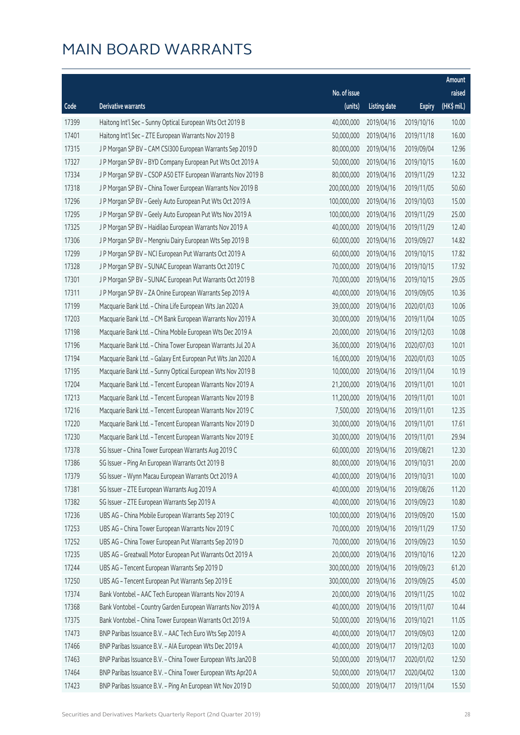# MAIN BOARD WARRANTS

| Code | Derivative warrants | No. of issue (units) | Listing date | Expiry | Amount raised (HK$ mil.) |
|---|---|---|---|---|---|
| 17399 | Haitong Int'l Sec – Sunny Optical European Wts Oct 2019 B | 40,000,000 | 2019/04/16 | 2019/10/16 | 10.00 |
| 17401 | Haitong Int'l Sec – ZTE European Warrants Nov 2019 B | 50,000,000 | 2019/04/16 | 2019/11/18 | 16.00 |
| 17315 | J P Morgan SP BV – CAM CSI300 European Warrants Sep 2019 D | 80,000,000 | 2019/04/16 | 2019/09/04 | 12.96 |
| 17327 | J P Morgan SP BV – BYD Company European Put Wts Oct 2019 A | 50,000,000 | 2019/04/16 | 2019/10/15 | 16.00 |
| 17334 | J P Morgan SP BV – CSOP A50 ETF European Warrants Nov 2019 B | 80,000,000 | 2019/04/16 | 2019/11/29 | 12.32 |
| 17318 | J P Morgan SP BV – China Tower European Warrants Nov 2019 B | 200,000,000 | 2019/04/16 | 2019/11/05 | 50.60 |
| 17296 | J P Morgan SP BV – Geely Auto European Put Wts Oct 2019 A | 100,000,000 | 2019/04/16 | 2019/10/03 | 15.00 |
| 17295 | J P Morgan SP BV – Geely Auto European Put Wts Nov 2019 A | 100,000,000 | 2019/04/16 | 2019/11/29 | 25.00 |
| 17325 | J P Morgan SP BV – Haidilao European Warrants Nov 2019 A | 40,000,000 | 2019/04/16 | 2019/11/29 | 12.40 |
| 17306 | J P Morgan SP BV – Mengniu Dairy European Wts Sep 2019 B | 60,000,000 | 2019/04/16 | 2019/09/27 | 14.82 |
| 17299 | J P Morgan SP BV – NCI European Put Warrants Oct 2019 A | 60,000,000 | 2019/04/16 | 2019/10/15 | 17.82 |
| 17328 | J P Morgan SP BV – SUNAC European Warrants Oct 2019 C | 70,000,000 | 2019/04/16 | 2019/10/15 | 17.92 |
| 17301 | J P Morgan SP BV – SUNAC European Put Warrants Oct 2019 B | 70,000,000 | 2019/04/16 | 2019/10/15 | 29.05 |
| 17311 | J P Morgan SP BV – ZA Onine European Warrants Sep 2019 A | 40,000,000 | 2019/04/16 | 2019/09/05 | 10.36 |
| 17199 | Macquarie Bank Ltd. – China Life European Wts Jan 2020 A | 39,000,000 | 2019/04/16 | 2020/01/03 | 10.06 |
| 17203 | Macquarie Bank Ltd. – CM Bank European Warrants Nov 2019 A | 30,000,000 | 2019/04/16 | 2019/11/04 | 10.05 |
| 17198 | Macquarie Bank Ltd. – China Mobile European Wts Dec 2019 A | 20,000,000 | 2019/04/16 | 2019/12/03 | 10.08 |
| 17196 | Macquarie Bank Ltd. – China Tower European Warrants Jul 20 A | 36,000,000 | 2019/04/16 | 2020/07/03 | 10.01 |
| 17194 | Macquarie Bank Ltd. – Galaxy Ent European Put Wts Jan 2020 A | 16,000,000 | 2019/04/16 | 2020/01/03 | 10.05 |
| 17195 | Macquarie Bank Ltd. – Sunny Optical European Wts Nov 2019 B | 10,000,000 | 2019/04/16 | 2019/11/04 | 10.19 |
| 17204 | Macquarie Bank Ltd. – Tencent European Warrants Nov 2019 A | 21,200,000 | 2019/04/16 | 2019/11/01 | 10.01 |
| 17213 | Macquarie Bank Ltd. – Tencent European Warrants Nov 2019 B | 11,200,000 | 2019/04/16 | 2019/11/01 | 10.01 |
| 17216 | Macquarie Bank Ltd. – Tencent European Warrants Nov 2019 C | 7,500,000 | 2019/04/16 | 2019/11/01 | 12.35 |
| 17220 | Macquarie Bank Ltd. – Tencent European Warrants Nov 2019 D | 30,000,000 | 2019/04/16 | 2019/11/01 | 17.61 |
| 17230 | Macquarie Bank Ltd. – Tencent European Warrants Nov 2019 E | 30,000,000 | 2019/04/16 | 2019/11/01 | 29.94 |
| 17378 | SG Issuer – China Tower European Warrants Aug 2019 C | 60,000,000 | 2019/04/16 | 2019/08/21 | 12.30 |
| 17386 | SG Issuer – Ping An European Warrants Oct 2019 B | 80,000,000 | 2019/04/16 | 2019/10/31 | 20.00 |
| 17379 | SG Issuer – Wynn Macau European Warrants Oct 2019 A | 40,000,000 | 2019/04/16 | 2019/10/31 | 10.00 |
| 17381 | SG Issuer – ZTE European Warrants Aug 2019 A | 40,000,000 | 2019/04/16 | 2019/08/26 | 11.20 |
| 17382 | SG Issuer – ZTE European Warrants Sep 2019 A | 40,000,000 | 2019/04/16 | 2019/09/23 | 10.80 |
| 17236 | UBS AG – China Mobile European Warrants Sep 2019 C | 100,000,000 | 2019/04/16 | 2019/09/20 | 15.00 |
| 17253 | UBS AG – China Tower European Warrants Nov 2019 C | 70,000,000 | 2019/04/16 | 2019/11/29 | 17.50 |
| 17252 | UBS AG – China Tower European Put Warrants Sep 2019 D | 70,000,000 | 2019/04/16 | 2019/09/23 | 10.50 |
| 17235 | UBS AG – Greatwall Motor European Put Warrants Oct 2019 A | 20,000,000 | 2019/04/16 | 2019/10/16 | 12.20 |
| 17244 | UBS AG – Tencent European Warrants Sep 2019 D | 300,000,000 | 2019/04/16 | 2019/09/23 | 61.20 |
| 17250 | UBS AG – Tencent European Put Warrants Sep 2019 E | 300,000,000 | 2019/04/16 | 2019/09/25 | 45.00 |
| 17374 | Bank Vontobel – AAC Tech European Warrants Nov 2019 A | 20,000,000 | 2019/04/16 | 2019/11/25 | 10.02 |
| 17368 | Bank Vontobel – Country Garden European Warrants Nov 2019 A | 40,000,000 | 2019/04/16 | 2019/11/07 | 10.44 |
| 17375 | Bank Vontobel – China Tower European Warrants Oct 2019 A | 50,000,000 | 2019/04/16 | 2019/10/21 | 11.05 |
| 17473 | BNP Paribas Issuance B.V. – AAC Tech Euro Wts Sep 2019 A | 40,000,000 | 2019/04/17 | 2019/09/03 | 12.00 |
| 17466 | BNP Paribas Issuance B.V. – AIA European Wts Dec 2019 A | 40,000,000 | 2019/04/17 | 2019/12/03 | 10.00 |
| 17463 | BNP Paribas Issuance B.V. – China Tower European Wts Jan20 B | 50,000,000 | 2019/04/17 | 2020/01/02 | 12.50 |
| 17464 | BNP Paribas Issuance B.V. – China Tower European Wts Apr20 A | 50,000,000 | 2019/04/17 | 2020/04/02 | 13.00 |
| 17423 | BNP Paribas Issuance B.V. – Ping An European Wt Nov 2019 D | 50,000,000 | 2019/04/17 | 2019/11/04 | 15.50 |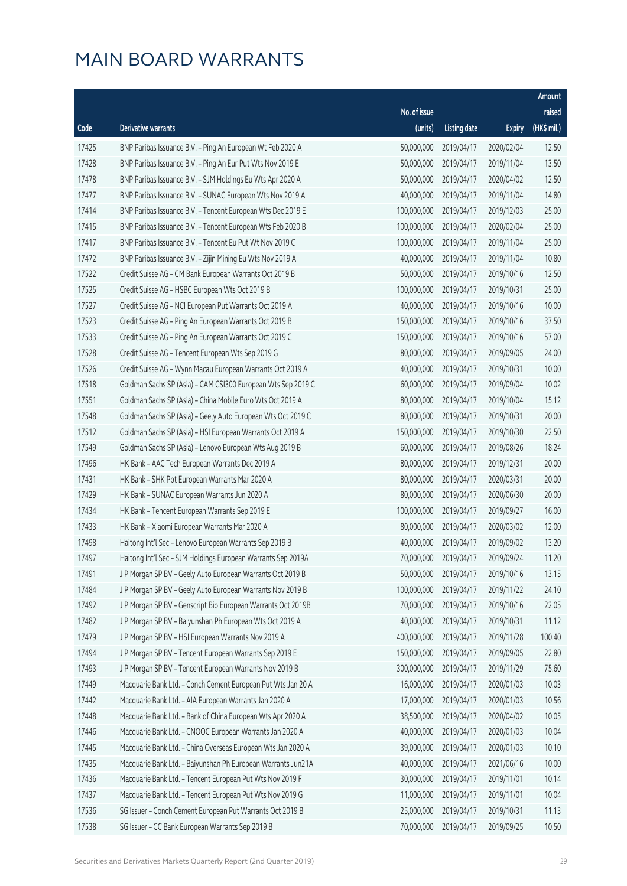# MAIN BOARD WARRANTS

| Code | Derivative warrants | No. of issue (units) | Listing date | Expiry | Amount raised (HK$ mil.) |
|---|---|---|---|---|---|
| 17425 | BNP Paribas Issuance B.V. – Ping An European Wt Feb 2020 A | 50,000,000 | 2019/04/17 | 2020/02/04 | 12.50 |
| 17428 | BNP Paribas Issuance B.V. – Ping An Eur Put Wts Nov 2019 E | 50,000,000 | 2019/04/17 | 2019/11/04 | 13.50 |
| 17478 | BNP Paribas Issuance B.V. – SJM Holdings Eu Wts Apr 2020 A | 50,000,000 | 2019/04/17 | 2020/04/02 | 12.50 |
| 17477 | BNP Paribas Issuance B.V. – SUNAC European Wts Nov 2019 A | 40,000,000 | 2019/04/17 | 2019/11/04 | 14.80 |
| 17414 | BNP Paribas Issuance B.V. – Tencent European Wts Dec 2019 E | 100,000,000 | 2019/04/17 | 2019/12/03 | 25.00 |
| 17415 | BNP Paribas Issuance B.V. – Tencent European Wts Feb 2020 B | 100,000,000 | 2019/04/17 | 2020/02/04 | 25.00 |
| 17417 | BNP Paribas Issuance B.V. – Tencent Eu Put Wt Nov 2019 C | 100,000,000 | 2019/04/17 | 2019/11/04 | 25.00 |
| 17472 | BNP Paribas Issuance B.V. – Zijin Mining Eu Wts Nov 2019 A | 40,000,000 | 2019/04/17 | 2019/11/04 | 10.80 |
| 17522 | Credit Suisse AG – CM Bank European Warrants Oct 2019 B | 50,000,000 | 2019/04/17 | 2019/10/16 | 12.50 |
| 17525 | Credit Suisse AG – HSBC European Wts Oct 2019 B | 100,000,000 | 2019/04/17 | 2019/10/31 | 25.00 |
| 17527 | Credit Suisse AG – NCI European Put Warrants Oct 2019 A | 40,000,000 | 2019/04/17 | 2019/10/16 | 10.00 |
| 17523 | Credit Suisse AG – Ping An European Warrants Oct 2019 B | 150,000,000 | 2019/04/17 | 2019/10/16 | 37.50 |
| 17533 | Credit Suisse AG – Ping An European Warrants Oct 2019 C | 150,000,000 | 2019/04/17 | 2019/10/16 | 57.00 |
| 17528 | Credit Suisse AG – Tencent European Wts Sep 2019 G | 80,000,000 | 2019/04/17 | 2019/09/05 | 24.00 |
| 17526 | Credit Suisse AG – Wynn Macau European Warrants Oct 2019 A | 40,000,000 | 2019/04/17 | 2019/10/31 | 10.00 |
| 17518 | Goldman Sachs SP (Asia) – CAM CSI300 European Wts Sep 2019 C | 60,000,000 | 2019/04/17 | 2019/09/04 | 10.02 |
| 17551 | Goldman Sachs SP (Asia) – China Mobile Euro Wts Oct 2019 A | 80,000,000 | 2019/04/17 | 2019/10/04 | 15.12 |
| 17548 | Goldman Sachs SP (Asia) – Geely Auto European Wts Oct 2019 C | 80,000,000 | 2019/04/17 | 2019/10/31 | 20.00 |
| 17512 | Goldman Sachs SP (Asia) – HSI European Warrants Oct 2019 A | 150,000,000 | 2019/04/17 | 2019/10/30 | 22.50 |
| 17549 | Goldman Sachs SP (Asia) – Lenovo European Wts Aug 2019 B | 60,000,000 | 2019/04/17 | 2019/08/26 | 18.24 |
| 17496 | HK Bank – AAC Tech European Warrants Dec 2019 A | 80,000,000 | 2019/04/17 | 2019/12/31 | 20.00 |
| 17431 | HK Bank – SHK Ppt European Warrants Mar 2020 A | 80,000,000 | 2019/04/17 | 2020/03/31 | 20.00 |
| 17429 | HK Bank – SUNAC European Warrants Jun 2020 A | 80,000,000 | 2019/04/17 | 2020/06/30 | 20.00 |
| 17434 | HK Bank – Tencent European Warrants Sep 2019 E | 100,000,000 | 2019/04/17 | 2019/09/27 | 16.00 |
| 17433 | HK Bank – Xiaomi European Warrants Mar 2020 A | 80,000,000 | 2019/04/17 | 2020/03/02 | 12.00 |
| 17498 | Haitong Int'l Sec – Lenovo European Warrants Sep 2019 B | 40,000,000 | 2019/04/17 | 2019/09/02 | 13.20 |
| 17497 | Haitong Int'l Sec – SJM Holdings European Warrants Sep 2019A | 70,000,000 | 2019/04/17 | 2019/09/24 | 11.20 |
| 17491 | J P Morgan SP BV – Geely Auto European Warrants Oct 2019 B | 50,000,000 | 2019/04/17 | 2019/10/16 | 13.15 |
| 17484 | J P Morgan SP BV – Geely Auto European Warrants Nov 2019 B | 100,000,000 | 2019/04/17 | 2019/11/22 | 24.10 |
| 17492 | J P Morgan SP BV – Genscript Bio European Warrants Oct 2019B | 70,000,000 | 2019/04/17 | 2019/10/16 | 22.05 |
| 17482 | J P Morgan SP BV – Baiyunshan Ph European Wts Oct 2019 A | 40,000,000 | 2019/04/17 | 2019/10/31 | 11.12 |
| 17479 | J P Morgan SP BV – HSI European Warrants Nov 2019 A | 400,000,000 | 2019/04/17 | 2019/11/28 | 100.40 |
| 17494 | J P Morgan SP BV – Tencent European Warrants Sep 2019 E | 150,000,000 | 2019/04/17 | 2019/09/05 | 22.80 |
| 17493 | J P Morgan SP BV – Tencent European Warrants Nov 2019 B | 300,000,000 | 2019/04/17 | 2019/11/29 | 75.60 |
| 17449 | Macquarie Bank Ltd. – Conch Cement European Put Wts Jan 20 A | 16,000,000 | 2019/04/17 | 2020/01/03 | 10.03 |
| 17442 | Macquarie Bank Ltd. – AIA European Warrants Jan 2020 A | 17,000,000 | 2019/04/17 | 2020/01/03 | 10.56 |
| 17448 | Macquarie Bank Ltd. – Bank of China European Wts Apr 2020 A | 38,500,000 | 2019/04/17 | 2020/04/02 | 10.05 |
| 17446 | Macquarie Bank Ltd. – CNOOC European Warrants Jan 2020 A | 40,000,000 | 2019/04/17 | 2020/01/03 | 10.04 |
| 17445 | Macquarie Bank Ltd. – China Overseas European Wts Jan 2020 A | 39,000,000 | 2019/04/17 | 2020/01/03 | 10.10 |
| 17435 | Macquarie Bank Ltd. – Baiyunshan Ph European Warrants Jun21A | 40,000,000 | 2019/04/17 | 2021/06/16 | 10.00 |
| 17436 | Macquarie Bank Ltd. – Tencent European Put Wts Nov 2019 F | 30,000,000 | 2019/04/17 | 2019/11/01 | 10.14 |
| 17437 | Macquarie Bank Ltd. – Tencent European Put Wts Nov 2019 G | 11,000,000 | 2019/04/17 | 2019/11/01 | 10.04 |
| 17536 | SG Issuer – Conch Cement European Put Warrants Oct 2019 B | 25,000,000 | 2019/04/17 | 2019/10/31 | 11.13 |
| 17538 | SG Issuer – CC Bank European Warrants Sep 2019 B | 70,000,000 | 2019/04/17 | 2019/09/25 | 10.50 |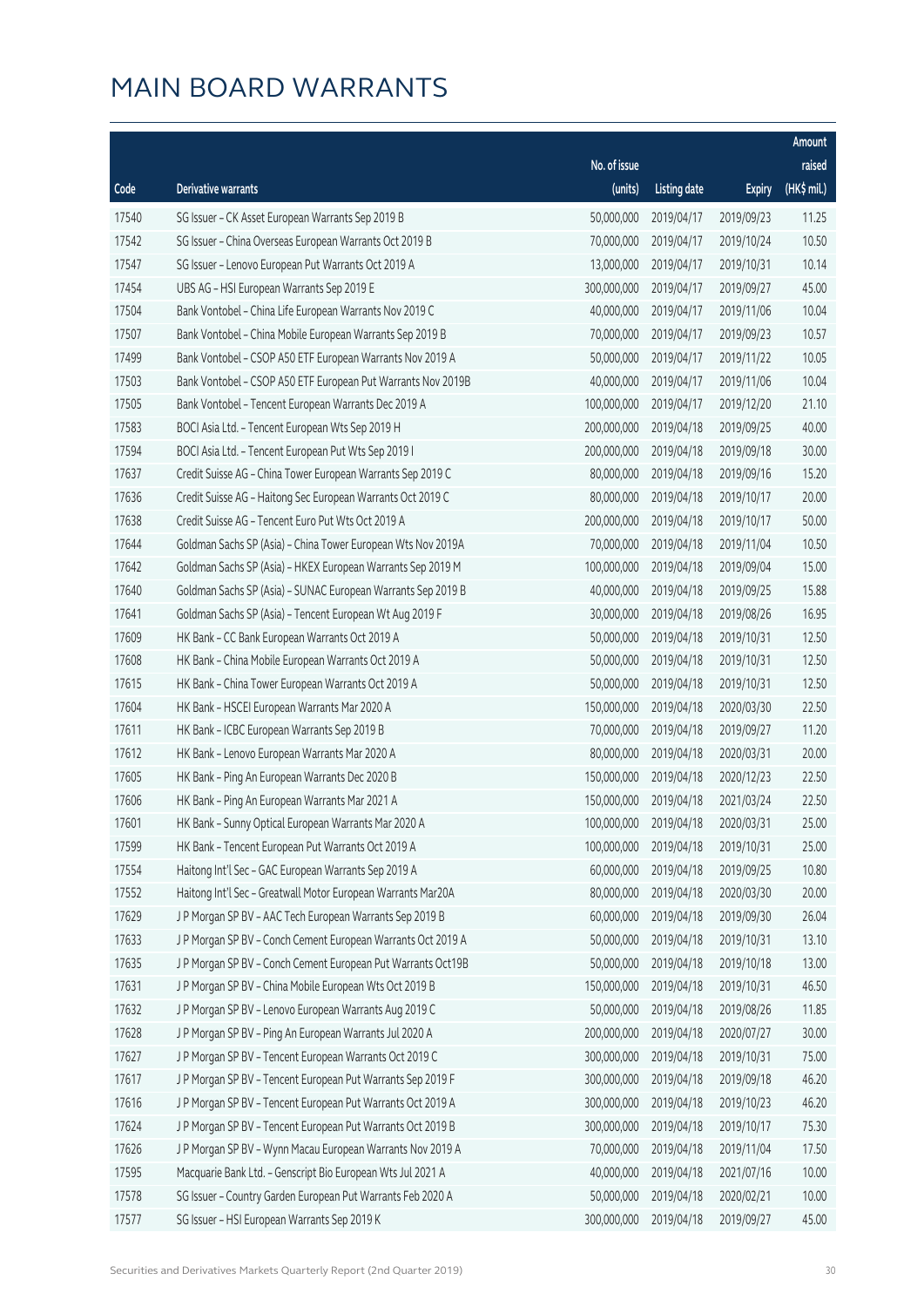# MAIN BOARD WARRANTS

| Code | Derivative warrants | No. of issue (units) | Listing date | Expiry | Amount raised (HK$ mil.) |
|---|---|---|---|---|---|
| 17540 | SG Issuer – CK Asset European Warrants Sep 2019 B | 50,000,000 | 2019/04/17 | 2019/09/23 | 11.25 |
| 17542 | SG Issuer – China Overseas European Warrants Oct 2019 B | 70,000,000 | 2019/04/17 | 2019/10/24 | 10.50 |
| 17547 | SG Issuer – Lenovo European Put Warrants Oct 2019 A | 13,000,000 | 2019/04/17 | 2019/10/31 | 10.14 |
| 17454 | UBS AG – HSI European Warrants Sep 2019 E | 300,000,000 | 2019/04/17 | 2019/09/27 | 45.00 |
| 17504 | Bank Vontobel – China Life European Warrants Nov 2019 C | 40,000,000 | 2019/04/17 | 2019/11/06 | 10.04 |
| 17507 | Bank Vontobel – China Mobile European Warrants Sep 2019 B | 70,000,000 | 2019/04/17 | 2019/09/23 | 10.57 |
| 17499 | Bank Vontobel – CSOP A50 ETF European Warrants Nov 2019 A | 50,000,000 | 2019/04/17 | 2019/11/22 | 10.05 |
| 17503 | Bank Vontobel – CSOP A50 ETF European Put Warrants Nov 2019B | 40,000,000 | 2019/04/17 | 2019/11/06 | 10.04 |
| 17505 | Bank Vontobel – Tencent European Warrants Dec 2019 A | 100,000,000 | 2019/04/17 | 2019/12/20 | 21.10 |
| 17583 | BOCI Asia Ltd. – Tencent European Wts Sep 2019 H | 200,000,000 | 2019/04/18 | 2019/09/25 | 40.00 |
| 17594 | BOCI Asia Ltd. – Tencent European Put Wts Sep 2019 I | 200,000,000 | 2019/04/18 | 2019/09/18 | 30.00 |
| 17637 | Credit Suisse AG – China Tower European Warrants Sep 2019 C | 80,000,000 | 2019/04/18 | 2019/09/16 | 15.20 |
| 17636 | Credit Suisse AG – Haitong Sec European Warrants Oct 2019 C | 80,000,000 | 2019/04/18 | 2019/10/17 | 20.00 |
| 17638 | Credit Suisse AG – Tencent Euro Put Wts Oct 2019 A | 200,000,000 | 2019/04/18 | 2019/10/17 | 50.00 |
| 17644 | Goldman Sachs SP (Asia) – China Tower European Wts Nov 2019A | 70,000,000 | 2019/04/18 | 2019/11/04 | 10.50 |
| 17642 | Goldman Sachs SP (Asia) – HKEX European Warrants Sep 2019 M | 100,000,000 | 2019/04/18 | 2019/09/04 | 15.00 |
| 17640 | Goldman Sachs SP (Asia) – SUNAC European Warrants Sep 2019 B | 40,000,000 | 2019/04/18 | 2019/09/25 | 15.88 |
| 17641 | Goldman Sachs SP (Asia) – Tencent European Wt Aug 2019 F | 30,000,000 | 2019/04/18 | 2019/08/26 | 16.95 |
| 17609 | HK Bank – CC Bank European Warrants Oct 2019 A | 50,000,000 | 2019/04/18 | 2019/10/31 | 12.50 |
| 17608 | HK Bank – China Mobile European Warrants Oct 2019 A | 50,000,000 | 2019/04/18 | 2019/10/31 | 12.50 |
| 17615 | HK Bank – China Tower European Warrants Oct 2019 A | 50,000,000 | 2019/04/18 | 2019/10/31 | 12.50 |
| 17604 | HK Bank – HSCEI European Warrants Mar 2020 A | 150,000,000 | 2019/04/18 | 2020/03/30 | 22.50 |
| 17611 | HK Bank – ICBC European Warrants Sep 2019 B | 70,000,000 | 2019/04/18 | 2019/09/27 | 11.20 |
| 17612 | HK Bank – Lenovo European Warrants Mar 2020 A | 80,000,000 | 2019/04/18 | 2020/03/31 | 20.00 |
| 17605 | HK Bank – Ping An European Warrants Dec 2020 B | 150,000,000 | 2019/04/18 | 2020/12/23 | 22.50 |
| 17606 | HK Bank – Ping An European Warrants Mar 2021 A | 150,000,000 | 2019/04/18 | 2021/03/24 | 22.50 |
| 17601 | HK Bank – Sunny Optical European Warrants Mar 2020 A | 100,000,000 | 2019/04/18 | 2020/03/31 | 25.00 |
| 17599 | HK Bank – Tencent European Put Warrants Oct 2019 A | 100,000,000 | 2019/04/18 | 2019/10/31 | 25.00 |
| 17554 | Haitong Int'l Sec – GAC European Warrants Sep 2019 A | 60,000,000 | 2019/04/18 | 2019/09/25 | 10.80 |
| 17552 | Haitong Int'l Sec – Greatwall Motor European Warrants Mar20A | 80,000,000 | 2019/04/18 | 2020/03/30 | 20.00 |
| 17629 | J P Morgan SP BV – AAC Tech European Warrants Sep 2019 B | 60,000,000 | 2019/04/18 | 2019/09/30 | 26.04 |
| 17633 | J P Morgan SP BV – Conch Cement European Warrants Oct 2019 A | 50,000,000 | 2019/04/18 | 2019/10/31 | 13.10 |
| 17635 | J P Morgan SP BV – Conch Cement European Put Warrants Oct19B | 50,000,000 | 2019/04/18 | 2019/10/18 | 13.00 |
| 17631 | J P Morgan SP BV – China Mobile European Wts Oct 2019 B | 150,000,000 | 2019/04/18 | 2019/10/31 | 46.50 |
| 17632 | J P Morgan SP BV – Lenovo European Warrants Aug 2019 C | 50,000,000 | 2019/04/18 | 2019/08/26 | 11.85 |
| 17628 | J P Morgan SP BV – Ping An European Warrants Jul 2020 A | 200,000,000 | 2019/04/18 | 2020/07/27 | 30.00 |
| 17627 | J P Morgan SP BV – Tencent European Warrants Oct 2019 C | 300,000,000 | 2019/04/18 | 2019/10/31 | 75.00 |
| 17617 | J P Morgan SP BV – Tencent European Put Warrants Sep 2019 F | 300,000,000 | 2019/04/18 | 2019/09/18 | 46.20 |
| 17616 | J P Morgan SP BV – Tencent European Put Warrants Oct 2019 A | 300,000,000 | 2019/04/18 | 2019/10/23 | 46.20 |
| 17624 | J P Morgan SP BV – Tencent European Put Warrants Oct 2019 B | 300,000,000 | 2019/04/18 | 2019/10/17 | 75.30 |
| 17626 | J P Morgan SP BV – Wynn Macau European Warrants Nov 2019 A | 70,000,000 | 2019/04/18 | 2019/11/04 | 17.50 |
| 17595 | Macquarie Bank Ltd. – Genscript Bio European Wts Jul 2021 A | 40,000,000 | 2019/04/18 | 2021/07/16 | 10.00 |
| 17578 | SG Issuer – Country Garden European Put Warrants Feb 2020 A | 50,000,000 | 2019/04/18 | 2020/02/21 | 10.00 |
| 17577 | SG Issuer – HSI European Warrants Sep 2019 K | 300,000,000 | 2019/04/18 | 2019/09/27 | 45.00 |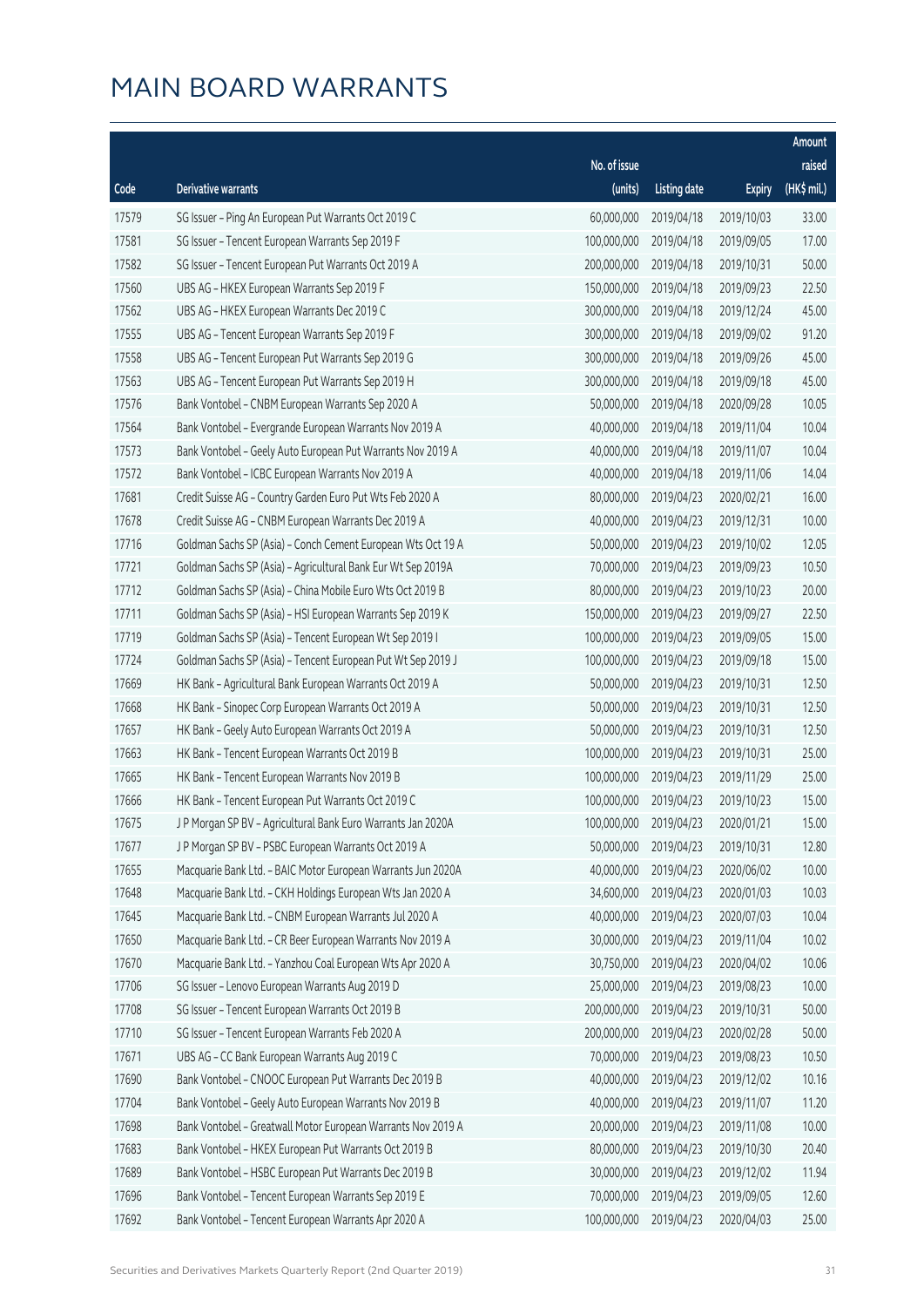# MAIN BOARD WARRANTS

| Code | Derivative warrants | No. of issue (units) | Listing date | Expiry | Amount raised (HK$ mil.) |
|---|---|---|---|---|---|
| 17579 | SG Issuer – Ping An European Put Warrants Oct 2019 C | 60,000,000 | 2019/04/18 | 2019/10/03 | 33.00 |
| 17581 | SG Issuer – Tencent European Warrants Sep 2019 F | 100,000,000 | 2019/04/18 | 2019/09/05 | 17.00 |
| 17582 | SG Issuer – Tencent European Put Warrants Oct 2019 A | 200,000,000 | 2019/04/18 | 2019/10/31 | 50.00 |
| 17560 | UBS AG – HKEX European Warrants Sep 2019 F | 150,000,000 | 2019/04/18 | 2019/09/23 | 22.50 |
| 17562 | UBS AG – HKEX European Warrants Dec 2019 C | 300,000,000 | 2019/04/18 | 2019/12/24 | 45.00 |
| 17555 | UBS AG – Tencent European Warrants Sep 2019 F | 300,000,000 | 2019/04/18 | 2019/09/02 | 91.20 |
| 17558 | UBS AG – Tencent European Put Warrants Sep 2019 G | 300,000,000 | 2019/04/18 | 2019/09/26 | 45.00 |
| 17563 | UBS AG – Tencent European Put Warrants Sep 2019 H | 300,000,000 | 2019/04/18 | 2019/09/18 | 45.00 |
| 17576 | Bank Vontobel – CNBM European Warrants Sep 2020 A | 50,000,000 | 2019/04/18 | 2020/09/28 | 10.05 |
| 17564 | Bank Vontobel – Evergrande European Warrants Nov 2019 A | 40,000,000 | 2019/04/18 | 2019/11/04 | 10.04 |
| 17573 | Bank Vontobel – Geely Auto European Put Warrants Nov 2019 A | 40,000,000 | 2019/04/18 | 2019/11/07 | 10.04 |
| 17572 | Bank Vontobel – ICBC European Warrants Nov 2019 A | 40,000,000 | 2019/04/18 | 2019/11/06 | 14.04 |
| 17681 | Credit Suisse AG – Country Garden Euro Put Wts Feb 2020 A | 80,000,000 | 2019/04/23 | 2020/02/21 | 16.00 |
| 17678 | Credit Suisse AG – CNBM European Warrants Dec 2019 A | 40,000,000 | 2019/04/23 | 2019/12/31 | 10.00 |
| 17716 | Goldman Sachs SP (Asia) – Conch Cement European Wts Oct 19 A | 50,000,000 | 2019/04/23 | 2019/10/02 | 12.05 |
| 17721 | Goldman Sachs SP (Asia) – Agricultural Bank Eur Wt Sep 2019A | 70,000,000 | 2019/04/23 | 2019/09/23 | 10.50 |
| 17712 | Goldman Sachs SP (Asia) – China Mobile Euro Wts Oct 2019 B | 80,000,000 | 2019/04/23 | 2019/10/23 | 20.00 |
| 17711 | Goldman Sachs SP (Asia) – HSI European Warrants Sep 2019 K | 150,000,000 | 2019/04/23 | 2019/09/27 | 22.50 |
| 17719 | Goldman Sachs SP (Asia) – Tencent European Wt Sep 2019 I | 100,000,000 | 2019/04/23 | 2019/09/05 | 15.00 |
| 17724 | Goldman Sachs SP (Asia) – Tencent European Put Wt Sep 2019 J | 100,000,000 | 2019/04/23 | 2019/09/18 | 15.00 |
| 17669 | HK Bank – Agricultural Bank European Warrants Oct 2019 A | 50,000,000 | 2019/04/23 | 2019/10/31 | 12.50 |
| 17668 | HK Bank – Sinopec Corp European Warrants Oct 2019 A | 50,000,000 | 2019/04/23 | 2019/10/31 | 12.50 |
| 17657 | HK Bank – Geely Auto European Warrants Oct 2019 A | 50,000,000 | 2019/04/23 | 2019/10/31 | 12.50 |
| 17663 | HK Bank – Tencent European Warrants Oct 2019 B | 100,000,000 | 2019/04/23 | 2019/10/31 | 25.00 |
| 17665 | HK Bank – Tencent European Warrants Nov 2019 B | 100,000,000 | 2019/04/23 | 2019/11/29 | 25.00 |
| 17666 | HK Bank – Tencent European Put Warrants Oct 2019 C | 100,000,000 | 2019/04/23 | 2019/10/23 | 15.00 |
| 17675 | J P Morgan SP BV – Agricultural Bank Euro Warrants Jan 2020A | 100,000,000 | 2019/04/23 | 2020/01/21 | 15.00 |
| 17677 | J P Morgan SP BV – PSBC European Warrants Oct 2019 A | 50,000,000 | 2019/04/23 | 2019/10/31 | 12.80 |
| 17655 | Macquarie Bank Ltd. – BAIC Motor European Warrants Jun 2020A | 40,000,000 | 2019/04/23 | 2020/06/02 | 10.00 |
| 17648 | Macquarie Bank Ltd. – CKH Holdings European Wts Jan 2020 A | 34,600,000 | 2019/04/23 | 2020/01/03 | 10.03 |
| 17645 | Macquarie Bank Ltd. – CNBM European Warrants Jul 2020 A | 40,000,000 | 2019/04/23 | 2020/07/03 | 10.04 |
| 17650 | Macquarie Bank Ltd. – CR Beer European Warrants Nov 2019 A | 30,000,000 | 2019/04/23 | 2019/11/04 | 10.02 |
| 17670 | Macquarie Bank Ltd. – Yanzhou Coal European Wts Apr 2020 A | 30,750,000 | 2019/04/23 | 2020/04/02 | 10.06 |
| 17706 | SG Issuer – Lenovo European Warrants Aug 2019 D | 25,000,000 | 2019/04/23 | 2019/08/23 | 10.00 |
| 17708 | SG Issuer – Tencent European Warrants Oct 2019 B | 200,000,000 | 2019/04/23 | 2019/10/31 | 50.00 |
| 17710 | SG Issuer – Tencent European Warrants Feb 2020 A | 200,000,000 | 2019/04/23 | 2020/02/28 | 50.00 |
| 17671 | UBS AG – CC Bank European Warrants Aug 2019 C | 70,000,000 | 2019/04/23 | 2019/08/23 | 10.50 |
| 17690 | Bank Vontobel – CNOOC European Put Warrants Dec 2019 B | 40,000,000 | 2019/04/23 | 2019/12/02 | 10.16 |
| 17704 | Bank Vontobel – Geely Auto European Warrants Nov 2019 B | 40,000,000 | 2019/04/23 | 2019/11/07 | 11.20 |
| 17698 | Bank Vontobel – Greatwall Motor European Warrants Nov 2019 A | 20,000,000 | 2019/04/23 | 2019/11/08 | 10.00 |
| 17683 | Bank Vontobel – HKEX European Put Warrants Oct 2019 B | 80,000,000 | 2019/04/23 | 2019/10/30 | 20.40 |
| 17689 | Bank Vontobel – HSBC European Put Warrants Dec 2019 B | 30,000,000 | 2019/04/23 | 2019/12/02 | 11.94 |
| 17696 | Bank Vontobel – Tencent European Warrants Sep 2019 E | 70,000,000 | 2019/04/23 | 2019/09/05 | 12.60 |
| 17692 | Bank Vontobel – Tencent European Warrants Apr 2020 A | 100,000,000 | 2019/04/23 | 2020/04/03 | 25.00 |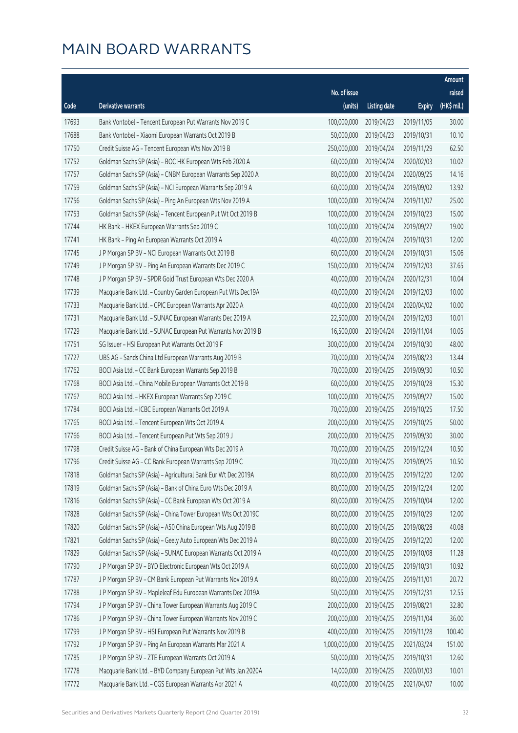# MAIN BOARD WARRANTS

| Code | Derivative warrants | No. of issue (units) | Listing date | Expiry | Amount raised (HK$ mil.) |
|---|---|---|---|---|---|
| 17693 | Bank Vontobel - Tencent European Put Warrants Nov 2019 C | 100,000,000 | 2019/04/23 | 2019/11/05 | 30.00 |
| 17688 | Bank Vontobel - Xiaomi European Warrants Oct 2019 B | 50,000,000 | 2019/04/23 | 2019/10/31 | 10.10 |
| 17750 | Credit Suisse AG - Tencent European Wts Nov 2019 B | 250,000,000 | 2019/04/24 | 2019/11/29 | 62.50 |
| 17752 | Goldman Sachs SP (Asia) - BOC HK European Wts Feb 2020 A | 60,000,000 | 2019/04/24 | 2020/02/03 | 10.02 |
| 17757 | Goldman Sachs SP (Asia) - CNBM European Warrants Sep 2020 A | 80,000,000 | 2019/04/24 | 2020/09/25 | 14.16 |
| 17759 | Goldman Sachs SP (Asia) - NCI European Warrants Sep 2019 A | 60,000,000 | 2019/04/24 | 2019/09/02 | 13.92 |
| 17756 | Goldman Sachs SP (Asia) - Ping An European Wts Nov 2019 A | 100,000,000 | 2019/04/24 | 2019/11/07 | 25.00 |
| 17753 | Goldman Sachs SP (Asia) - Tencent European Put Wt Oct 2019 B | 100,000,000 | 2019/04/24 | 2019/10/23 | 15.00 |
| 17744 | HK Bank - HKEX European Warrants Sep 2019 C | 100,000,000 | 2019/04/24 | 2019/09/27 | 19.00 |
| 17741 | HK Bank - Ping An European Warrants Oct 2019 A | 40,000,000 | 2019/04/24 | 2019/10/31 | 12.00 |
| 17745 | J P Morgan SP BV - NCI European Warrants Oct 2019 B | 60,000,000 | 2019/04/24 | 2019/10/31 | 15.06 |
| 17749 | J P Morgan SP BV - Ping An European Warrants Dec 2019 C | 150,000,000 | 2019/04/24 | 2019/12/03 | 37.65 |
| 17748 | J P Morgan SP BV - SPDR Gold Trust European Wts Dec 2020 A | 40,000,000 | 2019/04/24 | 2020/12/31 | 10.04 |
| 17739 | Macquarie Bank Ltd. - Country Garden European Put Wts Dec19A | 40,000,000 | 2019/04/24 | 2019/12/03 | 10.00 |
| 17733 | Macquarie Bank Ltd. - CPIC European Warrants Apr 2020 A | 40,000,000 | 2019/04/24 | 2020/04/02 | 10.00 |
| 17731 | Macquarie Bank Ltd. - SUNAC European Warrants Dec 2019 A | 22,500,000 | 2019/04/24 | 2019/12/03 | 10.01 |
| 17729 | Macquarie Bank Ltd. - SUNAC European Put Warrants Nov 2019 B | 16,500,000 | 2019/04/24 | 2019/11/04 | 10.05 |
| 17751 | SG Issuer - HSI European Put Warrants Oct 2019 F | 300,000,000 | 2019/04/24 | 2019/10/30 | 48.00 |
| 17727 | UBS AG - Sands China Ltd European Warrants Aug 2019 B | 70,000,000 | 2019/04/24 | 2019/08/23 | 13.44 |
| 17762 | BOCI Asia Ltd. - CC Bank European Warrants Sep 2019 B | 70,000,000 | 2019/04/25 | 2019/09/30 | 10.50 |
| 17768 | BOCI Asia Ltd. - China Mobile European Warrants Oct 2019 B | 60,000,000 | 2019/04/25 | 2019/10/28 | 15.30 |
| 17767 | BOCI Asia Ltd. - HKEX European Warrants Sep 2019 C | 100,000,000 | 2019/04/25 | 2019/09/27 | 15.00 |
| 17784 | BOCI Asia Ltd. - ICBC European Warrants Oct 2019 A | 70,000,000 | 2019/04/25 | 2019/10/25 | 17.50 |
| 17765 | BOCI Asia Ltd. - Tencent European Wts Oct 2019 A | 200,000,000 | 2019/04/25 | 2019/10/25 | 50.00 |
| 17766 | BOCI Asia Ltd. - Tencent European Put Wts Sep 2019 J | 200,000,000 | 2019/04/25 | 2019/09/30 | 30.00 |
| 17798 | Credit Suisse AG - Bank of China European Wts Dec 2019 A | 70,000,000 | 2019/04/25 | 2019/12/24 | 10.50 |
| 17796 | Credit Suisse AG - CC Bank European Warrants Sep 2019 C | 70,000,000 | 2019/04/25 | 2019/09/25 | 10.50 |
| 17818 | Goldman Sachs SP (Asia) - Agricultural Bank Eur Wt Dec 2019A | 80,000,000 | 2019/04/25 | 2019/12/20 | 12.00 |
| 17819 | Goldman Sachs SP (Asia) - Bank of China Euro Wts Dec 2019 A | 80,000,000 | 2019/04/25 | 2019/12/24 | 12.00 |
| 17816 | Goldman Sachs SP (Asia) - CC Bank European Wts Oct 2019 A | 80,000,000 | 2019/04/25 | 2019/10/04 | 12.00 |
| 17828 | Goldman Sachs SP (Asia) - China Tower European Wts Oct 2019C | 80,000,000 | 2019/04/25 | 2019/10/29 | 12.00 |
| 17820 | Goldman Sachs SP (Asia) - A50 China European Wts Aug 2019 B | 80,000,000 | 2019/04/25 | 2019/08/28 | 40.08 |
| 17821 | Goldman Sachs SP (Asia) - Geely Auto European Wts Dec 2019 A | 80,000,000 | 2019/04/25 | 2019/12/20 | 12.00 |
| 17829 | Goldman Sachs SP (Asia) - SUNAC European Warrants Oct 2019 A | 40,000,000 | 2019/04/25 | 2019/10/08 | 11.28 |
| 17790 | J P Morgan SP BV - BYD Electronic European Wts Oct 2019 A | 60,000,000 | 2019/04/25 | 2019/10/31 | 10.92 |
| 17787 | J P Morgan SP BV - CM Bank European Put Warrants Nov 2019 A | 80,000,000 | 2019/04/25 | 2019/11/01 | 20.72 |
| 17788 | J P Morgan SP BV - Mapleleaf Edu European Warrants Dec 2019A | 50,000,000 | 2019/04/25 | 2019/12/31 | 12.55 |
| 17794 | J P Morgan SP BV - China Tower European Warrants Aug 2019 C | 200,000,000 | 2019/04/25 | 2019/08/21 | 32.80 |
| 17786 | J P Morgan SP BV - China Tower European Warrants Nov 2019 C | 200,000,000 | 2019/04/25 | 2019/11/04 | 36.00 |
| 17799 | J P Morgan SP BV - HSI European Put Warrants Nov 2019 B | 400,000,000 | 2019/04/25 | 2019/11/28 | 100.40 |
| 17792 | J P Morgan SP BV - Ping An European Warrants Mar 2021 A | 1,000,000,000 | 2019/04/25 | 2021/03/24 | 151.00 |
| 17785 | J P Morgan SP BV - ZTE European Warrants Oct 2019 A | 50,000,000 | 2019/04/25 | 2019/10/31 | 12.60 |
| 17778 | Macquarie Bank Ltd. - BYD Company European Put Wts Jan 2020A | 14,000,000 | 2019/04/25 | 2020/01/03 | 10.01 |
| 17772 | Macquarie Bank Ltd. - CGS European Warrants Apr 2021 A | 40,000,000 | 2019/04/25 | 2021/04/07 | 10.00 |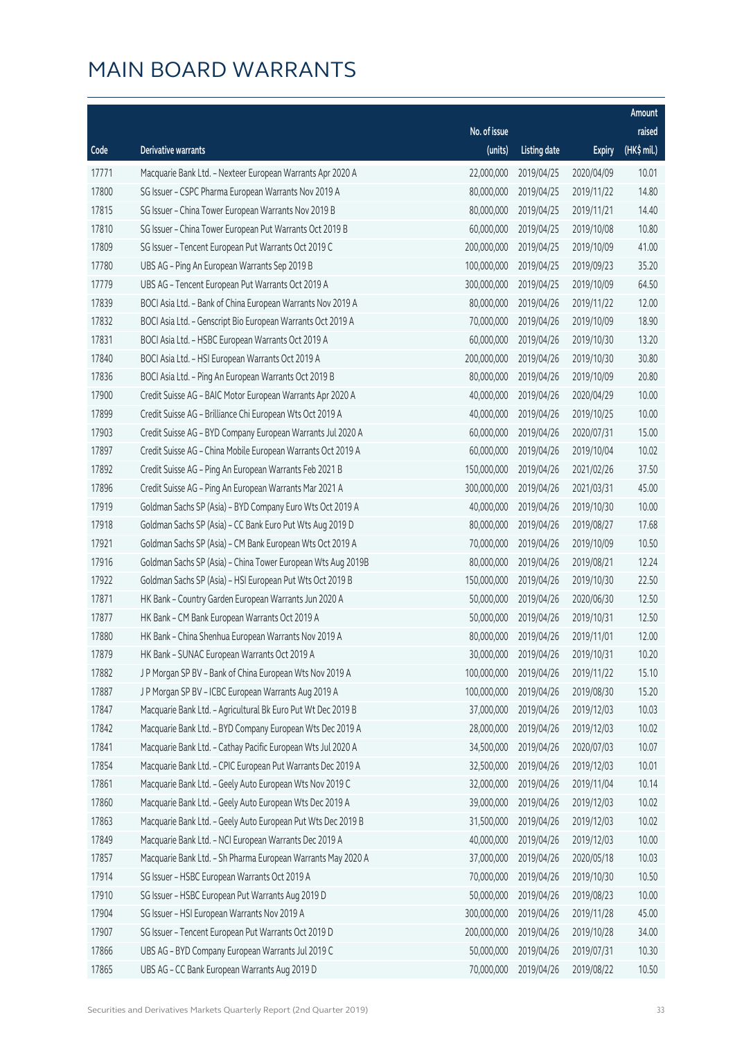# MAIN BOARD WARRANTS

| Code | Derivative warrants | No. of issue (units) | Listing date | Expiry | Amount raised (HK$ mil.) |
|---|---|---|---|---|---|
| 17771 | Macquarie Bank Ltd. - Nexteer European Warrants Apr 2020 A | 22,000,000 | 2019/04/25 | 2020/04/09 | 10.01 |
| 17800 | SG Issuer - CSPC Pharma European Warrants Nov 2019 A | 80,000,000 | 2019/04/25 | 2019/11/22 | 14.80 |
| 17815 | SG Issuer - China Tower European Warrants Nov 2019 B | 80,000,000 | 2019/04/25 | 2019/11/21 | 14.40 |
| 17810 | SG Issuer - China Tower European Put Warrants Oct 2019 B | 60,000,000 | 2019/04/25 | 2019/10/08 | 10.80 |
| 17809 | SG Issuer - Tencent European Put Warrants Oct 2019 C | 200,000,000 | 2019/04/25 | 2019/10/09 | 41.00 |
| 17780 | UBS AG - Ping An European Warrants Sep 2019 B | 100,000,000 | 2019/04/25 | 2019/09/23 | 35.20 |
| 17779 | UBS AG - Tencent European Put Warrants Oct 2019 A | 300,000,000 | 2019/04/25 | 2019/10/09 | 64.50 |
| 17839 | BOCI Asia Ltd. - Bank of China European Warrants Nov 2019 A | 80,000,000 | 2019/04/26 | 2019/11/22 | 12.00 |
| 17832 | BOCI Asia Ltd. - Genscript Bio European Warrants Oct 2019 A | 70,000,000 | 2019/04/26 | 2019/10/09 | 18.90 |
| 17831 | BOCI Asia Ltd. - HSBC European Warrants Oct 2019 A | 60,000,000 | 2019/04/26 | 2019/10/30 | 13.20 |
| 17840 | BOCI Asia Ltd. - HSI European Warrants Oct 2019 A | 200,000,000 | 2019/04/26 | 2019/10/30 | 30.80 |
| 17836 | BOCI Asia Ltd. - Ping An European Warrants Oct 2019 B | 80,000,000 | 2019/04/26 | 2019/10/09 | 20.80 |
| 17900 | Credit Suisse AG - BAIC Motor European Warrants Apr 2020 A | 40,000,000 | 2019/04/26 | 2020/04/29 | 10.00 |
| 17899 | Credit Suisse AG - Brilliance Chi European Wts Oct 2019 A | 40,000,000 | 2019/04/26 | 2019/10/25 | 10.00 |
| 17903 | Credit Suisse AG - BYD Company European Warrants Jul 2020 A | 60,000,000 | 2019/04/26 | 2020/07/31 | 15.00 |
| 17897 | Credit Suisse AG - China Mobile European Warrants Oct 2019 A | 60,000,000 | 2019/04/26 | 2019/10/04 | 10.02 |
| 17892 | Credit Suisse AG - Ping An European Warrants Feb 2021 B | 150,000,000 | 2019/04/26 | 2021/02/26 | 37.50 |
| 17896 | Credit Suisse AG - Ping An European Warrants Mar 2021 A | 300,000,000 | 2019/04/26 | 2021/03/31 | 45.00 |
| 17919 | Goldman Sachs SP (Asia) - BYD Company Euro Wts Oct 2019 A | 40,000,000 | 2019/04/26 | 2019/10/30 | 10.00 |
| 17918 | Goldman Sachs SP (Asia) - CC Bank Euro Put Wts Aug 2019 D | 80,000,000 | 2019/04/26 | 2019/08/27 | 17.68 |
| 17921 | Goldman Sachs SP (Asia) - CM Bank European Wts Oct 2019 A | 70,000,000 | 2019/04/26 | 2019/10/09 | 10.50 |
| 17916 | Goldman Sachs SP (Asia) - China Tower European Wts Aug 2019B | 80,000,000 | 2019/04/26 | 2019/08/21 | 12.24 |
| 17922 | Goldman Sachs SP (Asia) - HSI European Put Wts Oct 2019 B | 150,000,000 | 2019/04/26 | 2019/10/30 | 22.50 |
| 17871 | HK Bank - Country Garden European Warrants Jun 2020 A | 50,000,000 | 2019/04/26 | 2020/06/30 | 12.50 |
| 17877 | HK Bank - CM Bank European Warrants Oct 2019 A | 50,000,000 | 2019/04/26 | 2019/10/31 | 12.50 |
| 17880 | HK Bank - China Shenhua European Warrants Nov 2019 A | 80,000,000 | 2019/04/26 | 2019/11/01 | 12.00 |
| 17879 | HK Bank - SUNAC European Warrants Oct 2019 A | 30,000,000 | 2019/04/26 | 2019/10/31 | 10.20 |
| 17882 | J P Morgan SP BV - Bank of China European Wts Nov 2019 A | 100,000,000 | 2019/04/26 | 2019/11/22 | 15.10 |
| 17887 | J P Morgan SP BV - ICBC European Warrants Aug 2019 A | 100,000,000 | 2019/04/26 | 2019/08/30 | 15.20 |
| 17847 | Macquarie Bank Ltd. - Agricultural Bk Euro Put Wt Dec 2019 B | 37,000,000 | 2019/04/26 | 2019/12/03 | 10.03 |
| 17842 | Macquarie Bank Ltd. - BYD Company European Wts Dec 2019 A | 28,000,000 | 2019/04/26 | 2019/12/03 | 10.02 |
| 17841 | Macquarie Bank Ltd. - Cathay Pacific European Wts Jul 2020 A | 34,500,000 | 2019/04/26 | 2020/07/03 | 10.07 |
| 17854 | Macquarie Bank Ltd. - CPIC European Put Warrants Dec 2019 A | 32,500,000 | 2019/04/26 | 2019/12/03 | 10.01 |
| 17861 | Macquarie Bank Ltd. - Geely Auto European Wts Nov 2019 C | 32,000,000 | 2019/04/26 | 2019/11/04 | 10.14 |
| 17860 | Macquarie Bank Ltd. - Geely Auto European Wts Dec 2019 A | 39,000,000 | 2019/04/26 | 2019/12/03 | 10.02 |
| 17863 | Macquarie Bank Ltd. - Geely Auto European Put Wts Dec 2019 B | 31,500,000 | 2019/04/26 | 2019/12/03 | 10.02 |
| 17849 | Macquarie Bank Ltd. - NCI European Warrants Dec 2019 A | 40,000,000 | 2019/04/26 | 2019/12/03 | 10.00 |
| 17857 | Macquarie Bank Ltd. - Sh Pharma European Warrants May 2020 A | 37,000,000 | 2019/04/26 | 2020/05/18 | 10.03 |
| 17914 | SG Issuer - HSBC European Warrants Oct 2019 A | 70,000,000 | 2019/04/26 | 2019/10/30 | 10.50 |
| 17910 | SG Issuer - HSBC European Put Warrants Aug 2019 D | 50,000,000 | 2019/04/26 | 2019/08/23 | 10.00 |
| 17904 | SG Issuer - HSI European Warrants Nov 2019 A | 300,000,000 | 2019/04/26 | 2019/11/28 | 45.00 |
| 17907 | SG Issuer - Tencent European Put Warrants Oct 2019 D | 200,000,000 | 2019/04/26 | 2019/10/28 | 34.00 |
| 17866 | UBS AG - BYD Company European Warrants Jul 2019 C | 50,000,000 | 2019/04/26 | 2019/07/31 | 10.30 |
| 17865 | UBS AG - CC Bank European Warrants Aug 2019 D | 70,000,000 | 2019/04/26 | 2019/08/22 | 10.50 |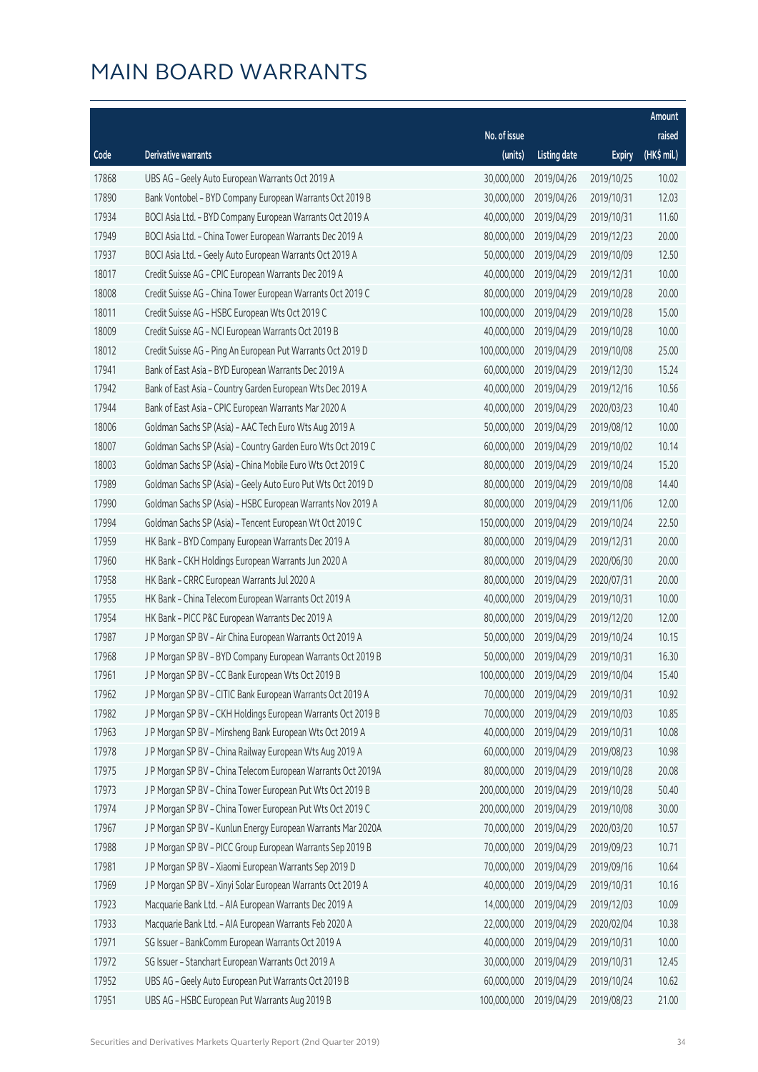# MAIN BOARD WARRANTS

| Code | Derivative warrants | No. of issue (units) | Listing date | Expiry | Amount raised (HK$ mil.) |
|---|---|---|---|---|---|
| 17868 | UBS AG - Geely Auto European Warrants Oct 2019 A | 30,000,000 | 2019/04/26 | 2019/10/25 | 10.02 |
| 17890 | Bank Vontobel - BYD Company European Warrants Oct 2019 B | 30,000,000 | 2019/04/26 | 2019/10/31 | 12.03 |
| 17934 | BOCI Asia Ltd. - BYD Company European Warrants Oct 2019 A | 40,000,000 | 2019/04/29 | 2019/10/31 | 11.60 |
| 17949 | BOCI Asia Ltd. - China Tower European Warrants Dec 2019 A | 80,000,000 | 2019/04/29 | 2019/12/23 | 20.00 |
| 17937 | BOCI Asia Ltd. - Geely Auto European Warrants Oct 2019 A | 50,000,000 | 2019/04/29 | 2019/10/09 | 12.50 |
| 18017 | Credit Suisse AG - CPIC European Warrants Dec 2019 A | 40,000,000 | 2019/04/29 | 2019/12/31 | 10.00 |
| 18008 | Credit Suisse AG - China Tower European Warrants Oct 2019 C | 80,000,000 | 2019/04/29 | 2019/10/28 | 20.00 |
| 18011 | Credit Suisse AG - HSBC European Wts Oct 2019 C | 100,000,000 | 2019/04/29 | 2019/10/28 | 15.00 |
| 18009 | Credit Suisse AG - NCI European Warrants Oct 2019 B | 40,000,000 | 2019/04/29 | 2019/10/28 | 10.00 |
| 18012 | Credit Suisse AG - Ping An European Put Warrants Oct 2019 D | 100,000,000 | 2019/04/29 | 2019/10/08 | 25.00 |
| 17941 | Bank of East Asia - BYD European Warrants Dec 2019 A | 60,000,000 | 2019/04/29 | 2019/12/30 | 15.24 |
| 17942 | Bank of East Asia - Country Garden European Wts Dec 2019 A | 40,000,000 | 2019/04/29 | 2019/12/16 | 10.56 |
| 17944 | Bank of East Asia - CPIC European Warrants Mar 2020 A | 40,000,000 | 2019/04/29 | 2020/03/23 | 10.40 |
| 18006 | Goldman Sachs SP (Asia) - AAC Tech Euro Wts Aug 2019 A | 50,000,000 | 2019/04/29 | 2019/08/12 | 10.00 |
| 18007 | Goldman Sachs SP (Asia) - Country Garden Euro Wts Oct 2019 C | 60,000,000 | 2019/04/29 | 2019/10/02 | 10.14 |
| 18003 | Goldman Sachs SP (Asia) - China Mobile Euro Wts Oct 2019 C | 80,000,000 | 2019/04/29 | 2019/10/24 | 15.20 |
| 17989 | Goldman Sachs SP (Asia) - Geely Auto Euro Put Wts Oct 2019 D | 80,000,000 | 2019/04/29 | 2019/10/08 | 14.40 |
| 17990 | Goldman Sachs SP (Asia) - HSBC European Warrants Nov 2019 A | 80,000,000 | 2019/04/29 | 2019/11/06 | 12.00 |
| 17994 | Goldman Sachs SP (Asia) - Tencent European Wt Oct 2019 C | 150,000,000 | 2019/04/29 | 2019/10/24 | 22.50 |
| 17959 | HK Bank - BYD Company European Warrants Dec 2019 A | 80,000,000 | 2019/04/29 | 2019/12/31 | 20.00 |
| 17960 | HK Bank - CKH Holdings European Warrants Jun 2020 A | 80,000,000 | 2019/04/29 | 2020/06/30 | 20.00 |
| 17958 | HK Bank - CRRC European Warrants Jul 2020 A | 80,000,000 | 2019/04/29 | 2020/07/31 | 20.00 |
| 17955 | HK Bank - China Telecom European Warrants Oct 2019 A | 40,000,000 | 2019/04/29 | 2019/10/31 | 10.00 |
| 17954 | HK Bank - PICC P&C European Warrants Dec 2019 A | 80,000,000 | 2019/04/29 | 2019/12/20 | 12.00 |
| 17987 | J P Morgan SP BV - Air China European Warrants Oct 2019 A | 50,000,000 | 2019/04/29 | 2019/10/24 | 10.15 |
| 17968 | J P Morgan SP BV - BYD Company European Warrants Oct 2019 B | 50,000,000 | 2019/04/29 | 2019/10/31 | 16.30 |
| 17961 | J P Morgan SP BV - CC Bank European Wts Oct 2019 B | 100,000,000 | 2019/04/29 | 2019/10/04 | 15.40 |
| 17962 | J P Morgan SP BV - CITIC Bank European Warrants Oct 2019 A | 70,000,000 | 2019/04/29 | 2019/10/31 | 10.92 |
| 17982 | J P Morgan SP BV - CKH Holdings European Warrants Oct 2019 B | 70,000,000 | 2019/04/29 | 2019/10/03 | 10.85 |
| 17963 | J P Morgan SP BV - Minsheng Bank European Wts Oct 2019 A | 40,000,000 | 2019/04/29 | 2019/10/31 | 10.08 |
| 17978 | J P Morgan SP BV - China Railway European Wts Aug 2019 A | 60,000,000 | 2019/04/29 | 2019/08/23 | 10.98 |
| 17975 | J P Morgan SP BV - China Telecom European Warrants Oct 2019A | 80,000,000 | 2019/04/29 | 2019/10/28 | 20.08 |
| 17973 | J P Morgan SP BV - China Tower European Put Wts Oct 2019 B | 200,000,000 | 2019/04/29 | 2019/10/28 | 50.40 |
| 17974 | J P Morgan SP BV - China Tower European Put Wts Oct 2019 C | 200,000,000 | 2019/04/29 | 2019/10/08 | 30.00 |
| 17967 | J P Morgan SP BV - Kunlun Energy European Warrants Mar 2020A | 70,000,000 | 2019/04/29 | 2020/03/20 | 10.57 |
| 17988 | J P Morgan SP BV - PICC Group European Warrants Sep 2019 B | 70,000,000 | 2019/04/29 | 2019/09/23 | 10.71 |
| 17981 | J P Morgan SP BV - Xiaomi European Warrants Sep 2019 D | 70,000,000 | 2019/04/29 | 2019/09/16 | 10.64 |
| 17969 | J P Morgan SP BV - Xinyi Solar European Warrants Oct 2019 A | 40,000,000 | 2019/04/29 | 2019/10/31 | 10.16 |
| 17923 | Macquarie Bank Ltd. - AIA European Warrants Dec 2019 A | 14,000,000 | 2019/04/29 | 2019/12/03 | 10.09 |
| 17933 | Macquarie Bank Ltd. - AIA European Warrants Feb 2020 A | 22,000,000 | 2019/04/29 | 2020/02/04 | 10.38 |
| 17971 | SG Issuer - BankComm European Warrants Oct 2019 A | 40,000,000 | 2019/04/29 | 2019/10/31 | 10.00 |
| 17972 | SG Issuer - Stanchart European Warrants Oct 2019 A | 30,000,000 | 2019/04/29 | 2019/10/31 | 12.45 |
| 17952 | UBS AG - Geely Auto European Put Warrants Oct 2019 B | 60,000,000 | 2019/04/29 | 2019/10/24 | 10.62 |
| 17951 | UBS AG - HSBC European Put Warrants Aug 2019 B | 100,000,000 | 2019/04/29 | 2019/08/23 | 21.00 |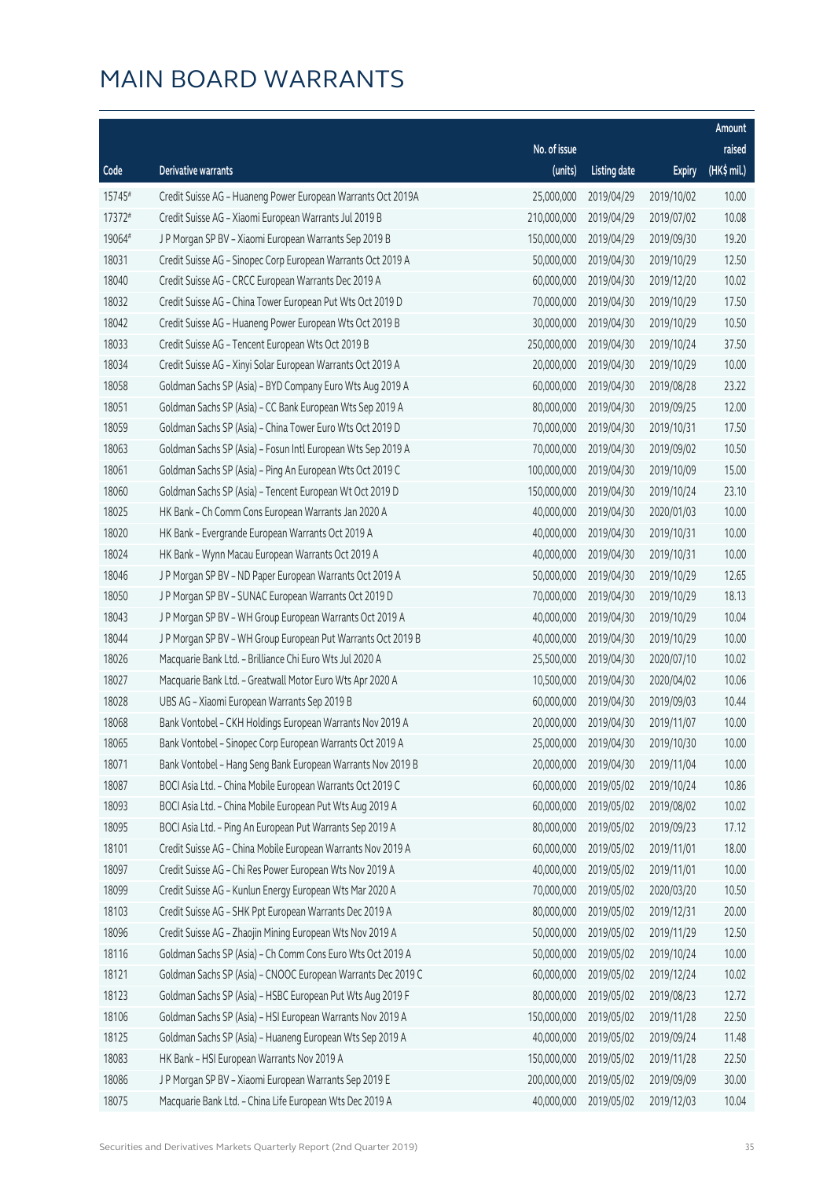# MAIN BOARD WARRANTS

| Code | Derivative warrants | No. of issue (units) | Listing date | Expiry | Amount raised (HK$ mil.) |
|---|---|---|---|---|---|
| 15745# | Credit Suisse AG - Huaneng Power European Warrants Oct 2019A | 25,000,000 | 2019/04/29 | 2019/10/02 | 10.00 |
| 17372# | Credit Suisse AG - Xiaomi European Warrants Jul 2019 B | 210,000,000 | 2019/04/29 | 2019/07/02 | 10.08 |
| 19064# | J P Morgan SP BV - Xiaomi European Warrants Sep 2019 B | 150,000,000 | 2019/04/29 | 2019/09/30 | 19.20 |
| 18031 | Credit Suisse AG - Sinopec Corp European Warrants Oct 2019 A | 50,000,000 | 2019/04/30 | 2019/10/29 | 12.50 |
| 18040 | Credit Suisse AG - CRCC European Warrants Dec 2019 A | 60,000,000 | 2019/04/30 | 2019/12/20 | 10.02 |
| 18032 | Credit Suisse AG - China Tower European Put Wts Oct 2019 D | 70,000,000 | 2019/04/30 | 2019/10/29 | 17.50 |
| 18042 | Credit Suisse AG - Huaneng Power European Wts Oct 2019 B | 30,000,000 | 2019/04/30 | 2019/10/29 | 10.50 |
| 18033 | Credit Suisse AG - Tencent European Wts Oct 2019 B | 250,000,000 | 2019/04/30 | 2019/10/24 | 37.50 |
| 18034 | Credit Suisse AG - Xinyi Solar European Warrants Oct 2019 A | 20,000,000 | 2019/04/30 | 2019/10/29 | 10.00 |
| 18058 | Goldman Sachs SP (Asia) - BYD Company Euro Wts Aug 2019 A | 60,000,000 | 2019/04/30 | 2019/08/28 | 23.22 |
| 18051 | Goldman Sachs SP (Asia) - CC Bank European Wts Sep 2019 A | 80,000,000 | 2019/04/30 | 2019/09/25 | 12.00 |
| 18059 | Goldman Sachs SP (Asia) - China Tower Euro Wts Oct 2019 D | 70,000,000 | 2019/04/30 | 2019/10/31 | 17.50 |
| 18063 | Goldman Sachs SP (Asia) - Fosun Intl European Wts Sep 2019 A | 70,000,000 | 2019/04/30 | 2019/09/02 | 10.50 |
| 18061 | Goldman Sachs SP (Asia) - Ping An European Wts Oct 2019 C | 100,000,000 | 2019/04/30 | 2019/10/09 | 15.00 |
| 18060 | Goldman Sachs SP (Asia) - Tencent European Wt Oct 2019 D | 150,000,000 | 2019/04/30 | 2019/10/24 | 23.10 |
| 18025 | HK Bank - Ch Comm Cons European Warrants Jan 2020 A | 40,000,000 | 2019/04/30 | 2020/01/03 | 10.00 |
| 18020 | HK Bank - Evergrande European Warrants Oct 2019 A | 40,000,000 | 2019/04/30 | 2019/10/31 | 10.00 |
| 18024 | HK Bank - Wynn Macau European Warrants Oct 2019 A | 40,000,000 | 2019/04/30 | 2019/10/31 | 10.00 |
| 18046 | J P Morgan SP BV - ND Paper European Warrants Oct 2019 A | 50,000,000 | 2019/04/30 | 2019/10/29 | 12.65 |
| 18050 | J P Morgan SP BV - SUNAC European Warrants Oct 2019 D | 70,000,000 | 2019/04/30 | 2019/10/29 | 18.13 |
| 18043 | J P Morgan SP BV - WH Group European Warrants Oct 2019 A | 40,000,000 | 2019/04/30 | 2019/10/29 | 10.04 |
| 18044 | J P Morgan SP BV - WH Group European Put Warrants Oct 2019 B | 40,000,000 | 2019/04/30 | 2019/10/29 | 10.00 |
| 18026 | Macquarie Bank Ltd. - Brilliance Chi Euro Wts Jul 2020 A | 25,500,000 | 2019/04/30 | 2020/07/10 | 10.02 |
| 18027 | Macquarie Bank Ltd. - Greatwall Motor Euro Wts Apr 2020 A | 10,500,000 | 2019/04/30 | 2020/04/02 | 10.06 |
| 18028 | UBS AG - Xiaomi European Warrants Sep 2019 B | 60,000,000 | 2019/04/30 | 2019/09/03 | 10.44 |
| 18068 | Bank Vontobel - CKH Holdings European Warrants Nov 2019 A | 20,000,000 | 2019/04/30 | 2019/11/07 | 10.00 |
| 18065 | Bank Vontobel - Sinopec Corp European Warrants Oct 2019 A | 25,000,000 | 2019/04/30 | 2019/10/30 | 10.00 |
| 18071 | Bank Vontobel - Hang Seng Bank European Warrants Nov 2019 B | 20,000,000 | 2019/04/30 | 2019/11/04 | 10.00 |
| 18087 | BOCI Asia Ltd. - China Mobile European Warrants Oct 2019 C | 60,000,000 | 2019/05/02 | 2019/10/24 | 10.86 |
| 18093 | BOCI Asia Ltd. - China Mobile European Put Wts Aug 2019 A | 60,000,000 | 2019/05/02 | 2019/08/02 | 10.02 |
| 18095 | BOCI Asia Ltd. - Ping An European Put Warrants Sep 2019 A | 80,000,000 | 2019/05/02 | 2019/09/23 | 17.12 |
| 18101 | Credit Suisse AG - China Mobile European Warrants Nov 2019 A | 60,000,000 | 2019/05/02 | 2019/11/01 | 18.00 |
| 18097 | Credit Suisse AG - Chi Res Power European Wts Nov 2019 A | 40,000,000 | 2019/05/02 | 2019/11/01 | 10.00 |
| 18099 | Credit Suisse AG - Kunlun Energy European Wts Mar 2020 A | 70,000,000 | 2019/05/02 | 2020/03/20 | 10.50 |
| 18103 | Credit Suisse AG - SHK Ppt European Warrants Dec 2019 A | 80,000,000 | 2019/05/02 | 2019/12/31 | 20.00 |
| 18096 | Credit Suisse AG - Zhaojin Mining European Wts Nov 2019 A | 50,000,000 | 2019/05/02 | 2019/11/29 | 12.50 |
| 18116 | Goldman Sachs SP (Asia) - Ch Comm Cons Euro Wts Oct 2019 A | 50,000,000 | 2019/05/02 | 2019/10/24 | 10.00 |
| 18121 | Goldman Sachs SP (Asia) - CNOOC European Warrants Dec 2019 C | 60,000,000 | 2019/05/02 | 2019/12/24 | 10.02 |
| 18123 | Goldman Sachs SP (Asia) - HSBC European Put Wts Aug 2019 F | 80,000,000 | 2019/05/02 | 2019/08/23 | 12.72 |
| 18106 | Goldman Sachs SP (Asia) - HSI European Warrants Nov 2019 A | 150,000,000 | 2019/05/02 | 2019/11/28 | 22.50 |
| 18125 | Goldman Sachs SP (Asia) - Huaneng European Wts Sep 2019 A | 40,000,000 | 2019/05/02 | 2019/09/24 | 11.48 |
| 18083 | HK Bank - HSI European Warrants Nov 2019 A | 150,000,000 | 2019/05/02 | 2019/11/28 | 22.50 |
| 18086 | J P Morgan SP BV - Xiaomi European Warrants Sep 2019 E | 200,000,000 | 2019/05/02 | 2019/09/09 | 30.00 |
| 18075 | Macquarie Bank Ltd. - China Life European Wts Dec 2019 A | 40,000,000 | 2019/05/02 | 2019/12/03 | 10.04 |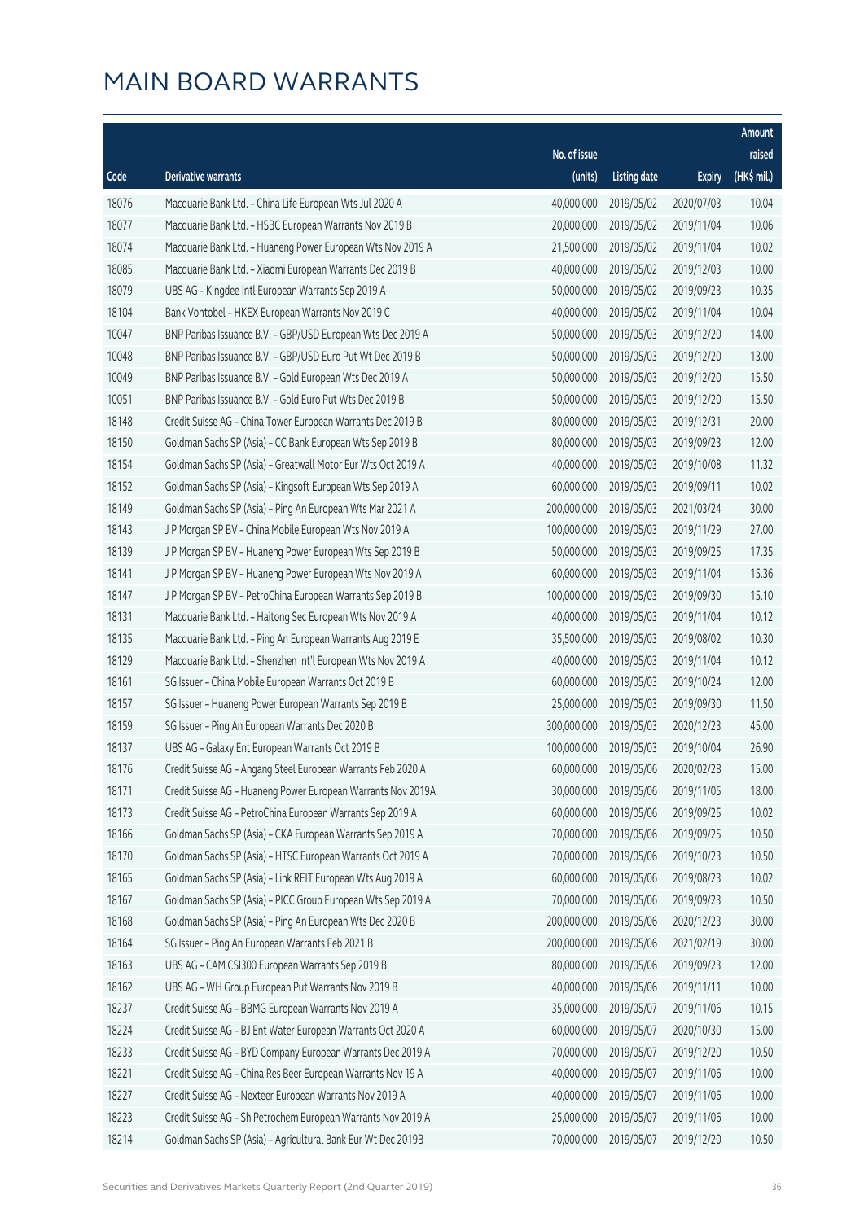# MAIN BOARD WARRANTS

| Code | Derivative warrants | No. of issue (units) | Listing date | Expiry | Amount raised (HK$ mil.) |
|---|---|---|---|---|---|
| 18076 | Macquarie Bank Ltd. - China Life European Wts Jul 2020 A | 40,000,000 | 2019/05/02 | 2020/07/03 | 10.04 |
| 18077 | Macquarie Bank Ltd. - HSBC European Warrants Nov 2019 B | 20,000,000 | 2019/05/02 | 2019/11/04 | 10.06 |
| 18074 | Macquarie Bank Ltd. - Huaneng Power European Wts Nov 2019 A | 21,500,000 | 2019/05/02 | 2019/11/04 | 10.02 |
| 18085 | Macquarie Bank Ltd. - Xiaomi European Warrants Dec 2019 B | 40,000,000 | 2019/05/02 | 2019/12/03 | 10.00 |
| 18079 | UBS AG - Kingdee Intl European Warrants Sep 2019 A | 50,000,000 | 2019/05/02 | 2019/09/23 | 10.35 |
| 18104 | Bank Vontobel - HKEX European Warrants Nov 2019 C | 40,000,000 | 2019/05/02 | 2019/11/04 | 10.04 |
| 10047 | BNP Paribas Issuance B.V. - GBP/USD European Wts Dec 2019 A | 50,000,000 | 2019/05/03 | 2019/12/20 | 14.00 |
| 10048 | BNP Paribas Issuance B.V. - GBP/USD Euro Put Wt Dec 2019 B | 50,000,000 | 2019/05/03 | 2019/12/20 | 13.00 |
| 10049 | BNP Paribas Issuance B.V. - Gold European Wts Dec 2019 A | 50,000,000 | 2019/05/03 | 2019/12/20 | 15.50 |
| 10051 | BNP Paribas Issuance B.V. - Gold Euro Put Wts Dec 2019 B | 50,000,000 | 2019/05/03 | 2019/12/20 | 15.50 |
| 18148 | Credit Suisse AG - China Tower European Warrants Dec 2019 B | 80,000,000 | 2019/05/03 | 2019/12/31 | 20.00 |
| 18150 | Goldman Sachs SP (Asia) - CC Bank European Wts Sep 2019 B | 80,000,000 | 2019/05/03 | 2019/09/23 | 12.00 |
| 18154 | Goldman Sachs SP (Asia) - Greatwall Motor Eur Wts Oct 2019 A | 40,000,000 | 2019/05/03 | 2019/10/08 | 11.32 |
| 18152 | Goldman Sachs SP (Asia) - Kingsoft European Wts Sep 2019 A | 60,000,000 | 2019/05/03 | 2019/09/11 | 10.02 |
| 18149 | Goldman Sachs SP (Asia) - Ping An European Wts Mar 2021 A | 200,000,000 | 2019/05/03 | 2021/03/24 | 30.00 |
| 18143 | J P Morgan SP BV - China Mobile European Wts Nov 2019 A | 100,000,000 | 2019/05/03 | 2019/11/29 | 27.00 |
| 18139 | J P Morgan SP BV - Huaneng Power European Wts Sep 2019 B | 50,000,000 | 2019/05/03 | 2019/09/25 | 17.35 |
| 18141 | J P Morgan SP BV - Huaneng Power European Wts Nov 2019 A | 60,000,000 | 2019/05/03 | 2019/11/04 | 15.36 |
| 18147 | J P Morgan SP BV - PetroChina European Warrants Sep 2019 B | 100,000,000 | 2019/05/03 | 2019/09/30 | 15.10 |
| 18131 | Macquarie Bank Ltd. - Haitong Sec European Wts Nov 2019 A | 40,000,000 | 2019/05/03 | 2019/11/04 | 10.12 |
| 18135 | Macquarie Bank Ltd. - Ping An European Warrants Aug 2019 E | 35,500,000 | 2019/05/03 | 2019/08/02 | 10.30 |
| 18129 | Macquarie Bank Ltd. - Shenzhen Int'l European Wts Nov 2019 A | 40,000,000 | 2019/05/03 | 2019/11/04 | 10.12 |
| 18161 | SG Issuer - China Mobile European Warrants Oct 2019 B | 60,000,000 | 2019/05/03 | 2019/10/24 | 12.00 |
| 18157 | SG Issuer - Huaneng Power European Warrants Sep 2019 B | 25,000,000 | 2019/05/03 | 2019/09/30 | 11.50 |
| 18159 | SG Issuer - Ping An European Warrants Dec 2020 B | 300,000,000 | 2019/05/03 | 2020/12/23 | 45.00 |
| 18137 | UBS AG - Galaxy Ent European Warrants Oct 2019 B | 100,000,000 | 2019/05/03 | 2019/10/04 | 26.90 |
| 18176 | Credit Suisse AG - Angang Steel European Warrants Feb 2020 A | 60,000,000 | 2019/05/06 | 2020/02/28 | 15.00 |
| 18171 | Credit Suisse AG - Huaneng Power European Warrants Nov 2019A | 30,000,000 | 2019/05/06 | 2019/11/05 | 18.00 |
| 18173 | Credit Suisse AG - PetroChina European Warrants Sep 2019 A | 60,000,000 | 2019/05/06 | 2019/09/25 | 10.02 |
| 18166 | Goldman Sachs SP (Asia) - CKA European Warrants Sep 2019 A | 70,000,000 | 2019/05/06 | 2019/09/25 | 10.50 |
| 18170 | Goldman Sachs SP (Asia) - HTSC European Warrants Oct 2019 A | 70,000,000 | 2019/05/06 | 2019/10/23 | 10.50 |
| 18165 | Goldman Sachs SP (Asia) - Link REIT European Wts Aug 2019 A | 60,000,000 | 2019/05/06 | 2019/08/23 | 10.02 |
| 18167 | Goldman Sachs SP (Asia) - PICC Group European Wts Sep 2019 A | 70,000,000 | 2019/05/06 | 2019/09/23 | 10.50 |
| 18168 | Goldman Sachs SP (Asia) - Ping An European Wts Dec 2020 B | 200,000,000 | 2019/05/06 | 2020/12/23 | 30.00 |
| 18164 | SG Issuer - Ping An European Warrants Feb 2021 B | 200,000,000 | 2019/05/06 | 2021/02/19 | 30.00 |
| 18163 | UBS AG - CAM CSI300 European Warrants Sep 2019 B | 80,000,000 | 2019/05/06 | 2019/09/23 | 12.00 |
| 18162 | UBS AG - WH Group European Put Warrants Nov 2019 B | 40,000,000 | 2019/05/06 | 2019/11/11 | 10.00 |
| 18237 | Credit Suisse AG - BBMG European Warrants Nov 2019 A | 35,000,000 | 2019/05/07 | 2019/11/06 | 10.15 |
| 18224 | Credit Suisse AG - BJ Ent Water European Warrants Oct 2020 A | 60,000,000 | 2019/05/07 | 2020/10/30 | 15.00 |
| 18233 | Credit Suisse AG - BYD Company European Warrants Dec 2019 A | 70,000,000 | 2019/05/07 | 2019/12/20 | 10.50 |
| 18221 | Credit Suisse AG - China Res Beer European Warrants Nov 19 A | 40,000,000 | 2019/05/07 | 2019/11/06 | 10.00 |
| 18227 | Credit Suisse AG - Nexteer European Warrants Nov 2019 A | 40,000,000 | 2019/05/07 | 2019/11/06 | 10.00 |
| 18223 | Credit Suisse AG - Sh Petrochem European Warrants Nov 2019 A | 25,000,000 | 2019/05/07 | 2019/11/06 | 10.00 |
| 18214 | Goldman Sachs SP (Asia) - Agricultural Bank Eur Wt Dec 2019B | 70,000,000 | 2019/05/07 | 2019/12/20 | 10.50 |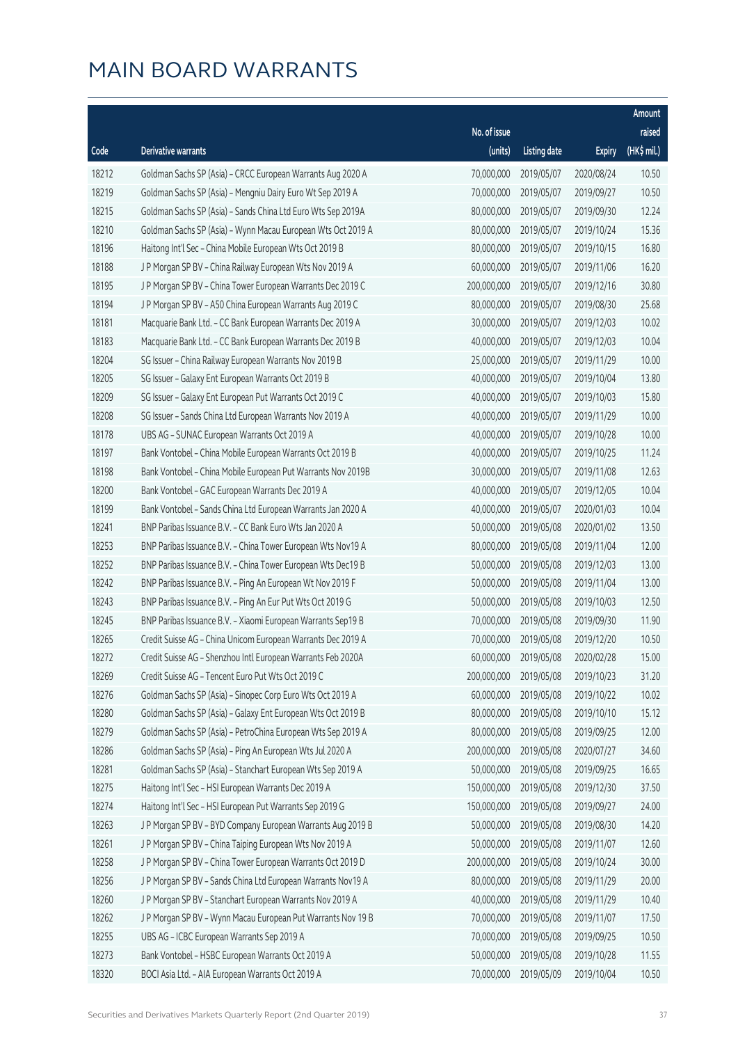# MAIN BOARD WARRANTS

| Code | Derivative warrants | No. of issue (units) | Listing date | Expiry | Amount raised (HK$ mil.) |
|---|---|---|---|---|---|
| 18212 | Goldman Sachs SP (Asia) - CRCC European Warrants Aug 2020 A | 70,000,000 | 2019/05/07 | 2020/08/24 | 10.50 |
| 18219 | Goldman Sachs SP (Asia) - Mengniu Dairy Euro Wt Sep 2019 A | 70,000,000 | 2019/05/07 | 2019/09/27 | 10.50 |
| 18215 | Goldman Sachs SP (Asia) - Sands China Ltd Euro Wts Sep 2019A | 80,000,000 | 2019/05/07 | 2019/09/30 | 12.24 |
| 18210 | Goldman Sachs SP (Asia) - Wynn Macau European Wts Oct 2019 A | 80,000,000 | 2019/05/07 | 2019/10/24 | 15.36 |
| 18196 | Haitong Int'l Sec - China Mobile European Wts Oct 2019 B | 80,000,000 | 2019/05/07 | 2019/10/15 | 16.80 |
| 18188 | J P Morgan SP BV - China Railway European Wts Nov 2019 A | 60,000,000 | 2019/05/07 | 2019/11/06 | 16.20 |
| 18195 | J P Morgan SP BV - China Tower European Warrants Dec 2019 C | 200,000,000 | 2019/05/07 | 2019/12/16 | 30.80 |
| 18194 | J P Morgan SP BV - A50 China European Warrants Aug 2019 C | 80,000,000 | 2019/05/07 | 2019/08/30 | 25.68 |
| 18181 | Macquarie Bank Ltd. - CC Bank European Warrants Dec 2019 A | 30,000,000 | 2019/05/07 | 2019/12/03 | 10.02 |
| 18183 | Macquarie Bank Ltd. - CC Bank European Warrants Dec 2019 B | 40,000,000 | 2019/05/07 | 2019/12/03 | 10.04 |
| 18204 | SG Issuer - China Railway European Warrants Nov 2019 B | 25,000,000 | 2019/05/07 | 2019/11/29 | 10.00 |
| 18205 | SG Issuer - Galaxy Ent European Warrants Oct 2019 B | 40,000,000 | 2019/05/07 | 2019/10/04 | 13.80 |
| 18209 | SG Issuer - Galaxy Ent European Put Warrants Oct 2019 C | 40,000,000 | 2019/05/07 | 2019/10/03 | 15.80 |
| 18208 | SG Issuer - Sands China Ltd European Warrants Nov 2019 A | 40,000,000 | 2019/05/07 | 2019/11/29 | 10.00 |
| 18178 | UBS AG - SUNAC European Warrants Oct 2019 A | 40,000,000 | 2019/05/07 | 2019/10/28 | 10.00 |
| 18197 | Bank Vontobel - China Mobile European Warrants Oct 2019 B | 40,000,000 | 2019/05/07 | 2019/10/25 | 11.24 |
| 18198 | Bank Vontobel - China Mobile European Put Warrants Nov 2019B | 30,000,000 | 2019/05/07 | 2019/11/08 | 12.63 |
| 18200 | Bank Vontobel - GAC European Warrants Dec 2019 A | 40,000,000 | 2019/05/07 | 2019/12/05 | 10.04 |
| 18199 | Bank Vontobel - Sands China Ltd European Warrants Jan 2020 A | 40,000,000 | 2019/05/07 | 2020/01/03 | 10.04 |
| 18241 | BNP Paribas Issuance B.V. - CC Bank Euro Wts Jan 2020 A | 50,000,000 | 2019/05/08 | 2020/01/02 | 13.50 |
| 18253 | BNP Paribas Issuance B.V. - China Tower European Wts Nov19 A | 80,000,000 | 2019/05/08 | 2019/11/04 | 12.00 |
| 18252 | BNP Paribas Issuance B.V. - China Tower European Wts Dec19 B | 50,000,000 | 2019/05/08 | 2019/12/03 | 13.00 |
| 18242 | BNP Paribas Issuance B.V. - Ping An European Wt Nov 2019 F | 50,000,000 | 2019/05/08 | 2019/11/04 | 13.00 |
| 18243 | BNP Paribas Issuance B.V. - Ping An Eur Put Wts Oct 2019 G | 50,000,000 | 2019/05/08 | 2019/10/03 | 12.50 |
| 18245 | BNP Paribas Issuance B.V. - Xiaomi European Warrants Sep19 B | 70,000,000 | 2019/05/08 | 2019/09/30 | 11.90 |
| 18265 | Credit Suisse AG - China Unicom European Warrants Dec 2019 A | 70,000,000 | 2019/05/08 | 2019/12/20 | 10.50 |
| 18272 | Credit Suisse AG - Shenzhou Intl European Warrants Feb 2020A | 60,000,000 | 2019/05/08 | 2020/02/28 | 15.00 |
| 18269 | Credit Suisse AG - Tencent Euro Put Wts Oct 2019 C | 200,000,000 | 2019/05/08 | 2019/10/23 | 31.20 |
| 18276 | Goldman Sachs SP (Asia) - Sinopec Corp Euro Wts Oct 2019 A | 60,000,000 | 2019/05/08 | 2019/10/22 | 10.02 |
| 18280 | Goldman Sachs SP (Asia) - Galaxy Ent European Wts Oct 2019 B | 80,000,000 | 2019/05/08 | 2019/10/10 | 15.12 |
| 18279 | Goldman Sachs SP (Asia) - PetroChina European Wts Sep 2019 A | 80,000,000 | 2019/05/08 | 2019/09/25 | 12.00 |
| 18286 | Goldman Sachs SP (Asia) - Ping An European Wts Jul 2020 A | 200,000,000 | 2019/05/08 | 2020/07/27 | 34.60 |
| 18281 | Goldman Sachs SP (Asia) - Stanchart European Wts Sep 2019 A | 50,000,000 | 2019/05/08 | 2019/09/25 | 16.65 |
| 18275 | Haitong Int'l Sec - HSI European Warrants Dec 2019 A | 150,000,000 | 2019/05/08 | 2019/12/30 | 37.50 |
| 18274 | Haitong Int'l Sec - HSI European Put Warrants Sep 2019 G | 150,000,000 | 2019/05/08 | 2019/09/27 | 24.00 |
| 18263 | J P Morgan SP BV - BYD Company European Warrants Aug 2019 B | 50,000,000 | 2019/05/08 | 2019/08/30 | 14.20 |
| 18261 | J P Morgan SP BV - China Taiping European Wts Nov 2019 A | 50,000,000 | 2019/05/08 | 2019/11/07 | 12.60 |
| 18258 | J P Morgan SP BV - China Tower European Warrants Oct 2019 D | 200,000,000 | 2019/05/08 | 2019/10/24 | 30.00 |
| 18256 | J P Morgan SP BV - Sands China Ltd European Warrants Nov19 A | 80,000,000 | 2019/05/08 | 2019/11/29 | 20.00 |
| 18260 | J P Morgan SP BV - Stanchart European Warrants Nov 2019 A | 40,000,000 | 2019/05/08 | 2019/11/29 | 10.40 |
| 18262 | J P Morgan SP BV - Wynn Macau European Put Warrants Nov 19 B | 70,000,000 | 2019/05/08 | 2019/11/07 | 17.50 |
| 18255 | UBS AG - ICBC European Warrants Sep 2019 A | 70,000,000 | 2019/05/08 | 2019/09/25 | 10.50 |
| 18273 | Bank Vontobel - HSBC European Warrants Oct 2019 A | 50,000,000 | 2019/05/08 | 2019/10/28 | 11.55 |
| 18320 | BOCI Asia Ltd. - AIA European Warrants Oct 2019 A | 70,000,000 | 2019/05/09 | 2019/10/04 | 10.50 |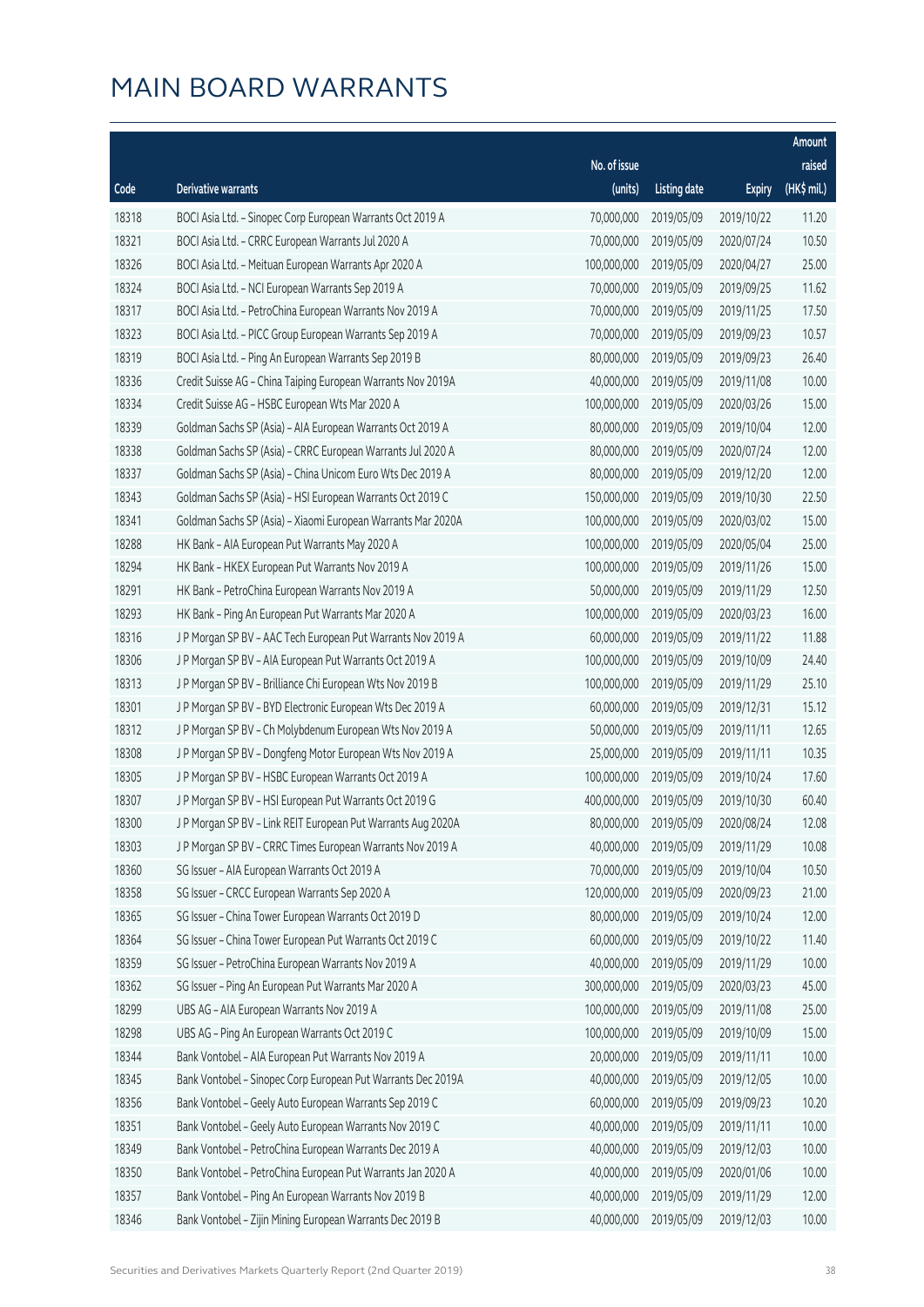# MAIN BOARD WARRANTS

| Code | Derivative warrants | No. of issue (units) | Listing date | Expiry | Amount raised (HK$ mil.) |
|---|---|---|---|---|---|
| 18318 | BOCI Asia Ltd. - Sinopec Corp European Warrants Oct 2019 A | 70,000,000 | 2019/05/09 | 2019/10/22 | 11.20 |
| 18321 | BOCI Asia Ltd. - CRRC European Warrants Jul 2020 A | 70,000,000 | 2019/05/09 | 2020/07/24 | 10.50 |
| 18326 | BOCI Asia Ltd. - Meituan European Warrants Apr 2020 A | 100,000,000 | 2019/05/09 | 2020/04/27 | 25.00 |
| 18324 | BOCI Asia Ltd. - NCI European Warrants Sep 2019 A | 70,000,000 | 2019/05/09 | 2019/09/25 | 11.62 |
| 18317 | BOCI Asia Ltd. - PetroChina European Warrants Nov 2019 A | 70,000,000 | 2019/05/09 | 2019/11/25 | 17.50 |
| 18323 | BOCI Asia Ltd. - PICC Group European Warrants Sep 2019 A | 70,000,000 | 2019/05/09 | 2019/09/23 | 10.57 |
| 18319 | BOCI Asia Ltd. - Ping An European Warrants Sep 2019 B | 80,000,000 | 2019/05/09 | 2019/09/23 | 26.40 |
| 18336 | Credit Suisse AG - China Taiping European Warrants Nov 2019A | 40,000,000 | 2019/05/09 | 2019/11/08 | 10.00 |
| 18334 | Credit Suisse AG - HSBC European Wts Mar 2020 A | 100,000,000 | 2019/05/09 | 2020/03/26 | 15.00 |
| 18339 | Goldman Sachs SP (Asia) - AIA European Warrants Oct 2019 A | 80,000,000 | 2019/05/09 | 2019/10/04 | 12.00 |
| 18338 | Goldman Sachs SP (Asia) - CRRC European Warrants Jul 2020 A | 80,000,000 | 2019/05/09 | 2020/07/24 | 12.00 |
| 18337 | Goldman Sachs SP (Asia) - China Unicom Euro Wts Dec 2019 A | 80,000,000 | 2019/05/09 | 2019/12/20 | 12.00 |
| 18343 | Goldman Sachs SP (Asia) - HSI European Warrants Oct 2019 C | 150,000,000 | 2019/05/09 | 2019/10/30 | 22.50 |
| 18341 | Goldman Sachs SP (Asia) - Xiaomi European Warrants Mar 2020A | 100,000,000 | 2019/05/09 | 2020/03/02 | 15.00 |
| 18288 | HK Bank - AIA European Put Warrants May 2020 A | 100,000,000 | 2019/05/09 | 2020/05/04 | 25.00 |
| 18294 | HK Bank - HKEX European Put Warrants Nov 2019 A | 100,000,000 | 2019/05/09 | 2019/11/26 | 15.00 |
| 18291 | HK Bank - PetroChina European Warrants Nov 2019 A | 50,000,000 | 2019/05/09 | 2019/11/29 | 12.50 |
| 18293 | HK Bank - Ping An European Put Warrants Mar 2020 A | 100,000,000 | 2019/05/09 | 2020/03/23 | 16.00 |
| 18316 | J P Morgan SP BV - AAC Tech European Put Warrants Nov 2019 A | 60,000,000 | 2019/05/09 | 2019/11/22 | 11.88 |
| 18306 | J P Morgan SP BV - AIA European Put Warrants Oct 2019 A | 100,000,000 | 2019/05/09 | 2019/10/09 | 24.40 |
| 18313 | J P Morgan SP BV - Brilliance Chi European Wts Nov 2019 B | 100,000,000 | 2019/05/09 | 2019/11/29 | 25.10 |
| 18301 | J P Morgan SP BV - BYD Electronic European Wts Dec 2019 A | 60,000,000 | 2019/05/09 | 2019/12/31 | 15.12 |
| 18312 | J P Morgan SP BV - Ch Molybdenum European Wts Nov 2019 A | 50,000,000 | 2019/05/09 | 2019/11/11 | 12.65 |
| 18308 | J P Morgan SP BV - Dongfeng Motor European Wts Nov 2019 A | 25,000,000 | 2019/05/09 | 2019/11/11 | 10.35 |
| 18305 | J P Morgan SP BV - HSBC European Warrants Oct 2019 A | 100,000,000 | 2019/05/09 | 2019/10/24 | 17.60 |
| 18307 | J P Morgan SP BV - HSI European Put Warrants Oct 2019 G | 400,000,000 | 2019/05/09 | 2019/10/30 | 60.40 |
| 18300 | J P Morgan SP BV - Link REIT European Put Warrants Aug 2020A | 80,000,000 | 2019/05/09 | 2020/08/24 | 12.08 |
| 18303 | J P Morgan SP BV - CRRC Times European Warrants Nov 2019 A | 40,000,000 | 2019/05/09 | 2019/11/29 | 10.08 |
| 18360 | SG Issuer - AIA European Warrants Oct 2019 A | 70,000,000 | 2019/05/09 | 2019/10/04 | 10.50 |
| 18358 | SG Issuer - CRCC European Warrants Sep 2020 A | 120,000,000 | 2019/05/09 | 2020/09/23 | 21.00 |
| 18365 | SG Issuer - China Tower European Warrants Oct 2019 D | 80,000,000 | 2019/05/09 | 2019/10/24 | 12.00 |
| 18364 | SG Issuer - China Tower European Put Warrants Oct 2019 C | 60,000,000 | 2019/05/09 | 2019/10/22 | 11.40 |
| 18359 | SG Issuer - PetroChina European Warrants Nov 2019 A | 40,000,000 | 2019/05/09 | 2019/11/29 | 10.00 |
| 18362 | SG Issuer - Ping An European Put Warrants Mar 2020 A | 300,000,000 | 2019/05/09 | 2020/03/23 | 45.00 |
| 18299 | UBS AG - AIA European Warrants Nov 2019 A | 100,000,000 | 2019/05/09 | 2019/11/08 | 25.00 |
| 18298 | UBS AG - Ping An European Warrants Oct 2019 C | 100,000,000 | 2019/05/09 | 2019/10/09 | 15.00 |
| 18344 | Bank Vontobel - AIA European Put Warrants Nov 2019 A | 20,000,000 | 2019/05/09 | 2019/11/11 | 10.00 |
| 18345 | Bank Vontobel - Sinopec Corp European Put Warrants Dec 2019A | 40,000,000 | 2019/05/09 | 2019/12/05 | 10.00 |
| 18356 | Bank Vontobel - Geely Auto European Warrants Sep 2019 C | 60,000,000 | 2019/05/09 | 2019/09/23 | 10.20 |
| 18351 | Bank Vontobel - Geely Auto European Warrants Nov 2019 C | 40,000,000 | 2019/05/09 | 2019/11/11 | 10.00 |
| 18349 | Bank Vontobel - PetroChina European Warrants Dec 2019 A | 40,000,000 | 2019/05/09 | 2019/12/03 | 10.00 |
| 18350 | Bank Vontobel - PetroChina European Put Warrants Jan 2020 A | 40,000,000 | 2019/05/09 | 2020/01/06 | 10.00 |
| 18357 | Bank Vontobel - Ping An European Warrants Nov 2019 B | 40,000,000 | 2019/05/09 | 2019/11/29 | 12.00 |
| 18346 | Bank Vontobel - Zijin Mining European Warrants Dec 2019 B | 40,000,000 | 2019/05/09 | 2019/12/03 | 10.00 |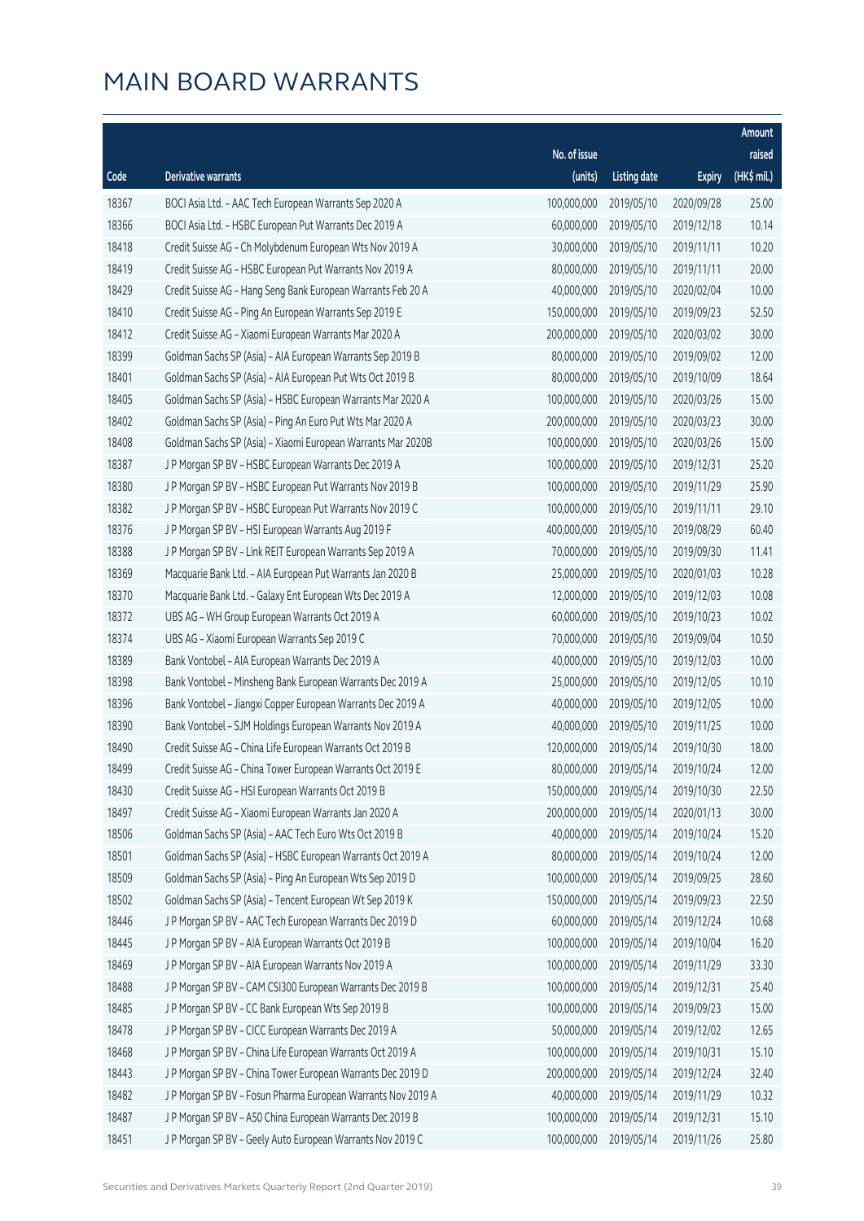# MAIN BOARD WARRANTS

| Code | Derivative warrants | No. of issue (units) | Listing date | Expiry | Amount raised (HK$ mil.) |
|---|---|---|---|---|---|
| 18367 | BOCI Asia Ltd. - AAC Tech European Warrants Sep 2020 A | 100,000,000 | 2019/05/10 | 2020/09/28 | 25.00 |
| 18366 | BOCI Asia Ltd. - HSBC European Put Warrants Dec 2019 A | 60,000,000 | 2019/05/10 | 2019/12/18 | 10.14 |
| 18418 | Credit Suisse AG - Ch Molybdenum European Wts Nov 2019 A | 30,000,000 | 2019/05/10 | 2019/11/11 | 10.20 |
| 18419 | Credit Suisse AG - HSBC European Put Warrants Nov 2019 A | 80,000,000 | 2019/05/10 | 2019/11/11 | 20.00 |
| 18429 | Credit Suisse AG - Hang Seng Bank European Warrants Feb 20 A | 40,000,000 | 2019/05/10 | 2020/02/04 | 10.00 |
| 18410 | Credit Suisse AG - Ping An European Warrants Sep 2019 E | 150,000,000 | 2019/05/10 | 2019/09/23 | 52.50 |
| 18412 | Credit Suisse AG - Xiaomi European Warrants Mar 2020 A | 200,000,000 | 2019/05/10 | 2020/03/02 | 30.00 |
| 18399 | Goldman Sachs SP (Asia) - AIA European Warrants Sep 2019 B | 80,000,000 | 2019/05/10 | 2019/09/02 | 12.00 |
| 18401 | Goldman Sachs SP (Asia) - AIA European Put Wts Oct 2019 B | 80,000,000 | 2019/05/10 | 2019/10/09 | 18.64 |
| 18405 | Goldman Sachs SP (Asia) - HSBC European Warrants Mar 2020 A | 100,000,000 | 2019/05/10 | 2020/03/26 | 15.00 |
| 18402 | Goldman Sachs SP (Asia) - Ping An Euro Put Wts Mar 2020 A | 200,000,000 | 2019/05/10 | 2020/03/23 | 30.00 |
| 18408 | Goldman Sachs SP (Asia) - Xiaomi European Warrants Mar 2020B | 100,000,000 | 2019/05/10 | 2020/03/26 | 15.00 |
| 18387 | J P Morgan SP BV - HSBC European Warrants Dec 2019 A | 100,000,000 | 2019/05/10 | 2019/12/31 | 25.20 |
| 18380 | J P Morgan SP BV - HSBC European Put Warrants Nov 2019 B | 100,000,000 | 2019/05/10 | 2019/11/29 | 25.90 |
| 18382 | J P Morgan SP BV - HSBC European Put Warrants Nov 2019 C | 100,000,000 | 2019/05/10 | 2019/11/11 | 29.10 |
| 18376 | J P Morgan SP BV - HSI European Warrants Aug 2019 F | 400,000,000 | 2019/05/10 | 2019/08/29 | 60.40 |
| 18388 | J P Morgan SP BV - Link REIT European Warrants Sep 2019 A | 70,000,000 | 2019/05/10 | 2019/09/30 | 11.41 |
| 18369 | Macquarie Bank Ltd. - AIA European Put Warrants Jan 2020 B | 25,000,000 | 2019/05/10 | 2020/01/03 | 10.28 |
| 18370 | Macquarie Bank Ltd. - Galaxy Ent European Wts Dec 2019 A | 12,000,000 | 2019/05/10 | 2019/12/03 | 10.08 |
| 18372 | UBS AG - WH Group European Warrants Oct 2019 A | 60,000,000 | 2019/05/10 | 2019/10/23 | 10.02 |
| 18374 | UBS AG - Xiaomi European Warrants Sep 2019 C | 70,000,000 | 2019/05/10 | 2019/09/04 | 10.50 |
| 18389 | Bank Vontobel - AIA European Warrants Dec 2019 A | 40,000,000 | 2019/05/10 | 2019/12/03 | 10.00 |
| 18398 | Bank Vontobel - Minsheng Bank European Warrants Dec 2019 A | 25,000,000 | 2019/05/10 | 2019/12/05 | 10.10 |
| 18396 | Bank Vontobel - Jiangxi Copper European Warrants Dec 2019 A | 40,000,000 | 2019/05/10 | 2019/12/05 | 10.00 |
| 18390 | Bank Vontobel - SJM Holdings European Warrants Nov 2019 A | 40,000,000 | 2019/05/10 | 2019/11/25 | 10.00 |
| 18490 | Credit Suisse AG - China Life European Warrants Oct 2019 B | 120,000,000 | 2019/05/14 | 2019/10/30 | 18.00 |
| 18499 | Credit Suisse AG - China Tower European Warrants Oct 2019 E | 80,000,000 | 2019/05/14 | 2019/10/24 | 12.00 |
| 18430 | Credit Suisse AG - HSI European Warrants Oct 2019 B | 150,000,000 | 2019/05/14 | 2019/10/30 | 22.50 |
| 18497 | Credit Suisse AG - Xiaomi European Warrants Jan 2020 A | 200,000,000 | 2019/05/14 | 2020/01/13 | 30.00 |
| 18506 | Goldman Sachs SP (Asia) - AAC Tech Euro Wts Oct 2019 B | 40,000,000 | 2019/05/14 | 2019/10/24 | 15.20 |
| 18501 | Goldman Sachs SP (Asia) - HSBC European Warrants Oct 2019 A | 80,000,000 | 2019/05/14 | 2019/10/24 | 12.00 |
| 18509 | Goldman Sachs SP (Asia) - Ping An European Wts Sep 2019 D | 100,000,000 | 2019/05/14 | 2019/09/25 | 28.60 |
| 18502 | Goldman Sachs SP (Asia) - Tencent European Wt Sep 2019 K | 150,000,000 | 2019/05/14 | 2019/09/23 | 22.50 |
| 18446 | J P Morgan SP BV - AAC Tech European Warrants Dec 2019 D | 60,000,000 | 2019/05/14 | 2019/12/24 | 10.68 |
| 18445 | J P Morgan SP BV - AIA European Warrants Oct 2019 B | 100,000,000 | 2019/05/14 | 2019/10/04 | 16.20 |
| 18469 | J P Morgan SP BV - AIA European Warrants Nov 2019 A | 100,000,000 | 2019/05/14 | 2019/11/29 | 33.30 |
| 18488 | J P Morgan SP BV - CAM CSI300 European Warrants Dec 2019 B | 100,000,000 | 2019/05/14 | 2019/12/31 | 25.40 |
| 18485 | J P Morgan SP BV - CC Bank European Wts Sep 2019 B | 100,000,000 | 2019/05/14 | 2019/09/23 | 15.00 |
| 18478 | J P Morgan SP BV - CICC European Warrants Dec 2019 A | 50,000,000 | 2019/05/14 | 2019/12/02 | 12.65 |
| 18468 | J P Morgan SP BV - China Life European Warrants Oct 2019 A | 100,000,000 | 2019/05/14 | 2019/10/31 | 15.10 |
| 18443 | J P Morgan SP BV - China Tower European Warrants Dec 2019 D | 200,000,000 | 2019/05/14 | 2019/12/24 | 32.40 |
| 18482 | J P Morgan SP BV - Fosun Pharma European Warrants Nov 2019 A | 40,000,000 | 2019/05/14 | 2019/11/29 | 10.32 |
| 18487 | J P Morgan SP BV - A50 China European Warrants Dec 2019 B | 100,000,000 | 2019/05/14 | 2019/12/31 | 15.10 |
| 18451 | J P Morgan SP BV - Geely Auto European Warrants Nov 2019 C | 100,000,000 | 2019/05/14 | 2019/11/26 | 25.80 |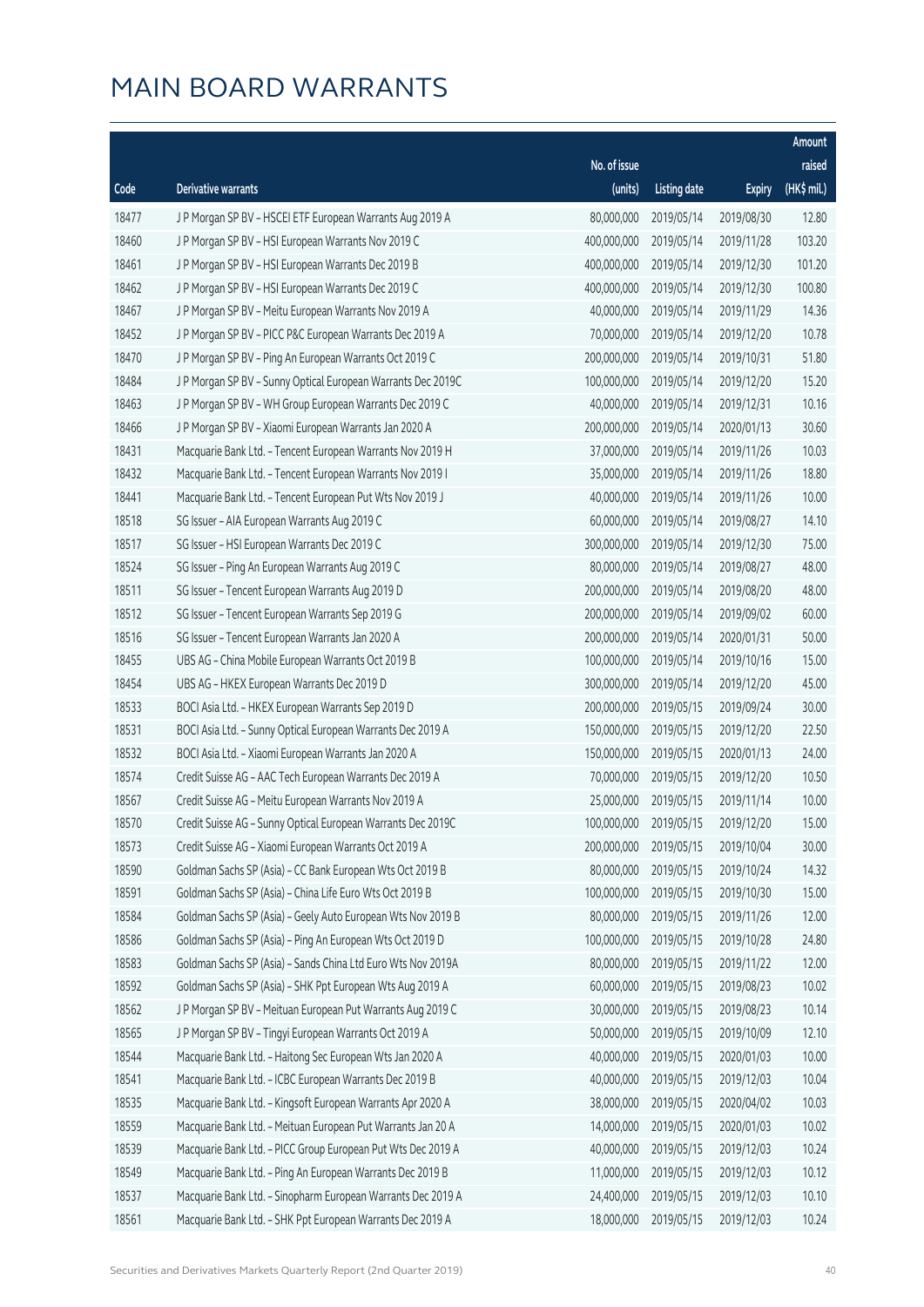# MAIN BOARD WARRANTS

| Code | Derivative warrants | No. of issue (units) | Listing date | Expiry | Amount raised (HK$ mil.) |
|---|---|---|---|---|---|
| 18477 | J P Morgan SP BV – HSCEI ETF European Warrants Aug 2019 A | 80,000,000 | 2019/05/14 | 2019/08/30 | 12.80 |
| 18460 | J P Morgan SP BV – HSI European Warrants Nov 2019 C | 400,000,000 | 2019/05/14 | 2019/11/28 | 103.20 |
| 18461 | J P Morgan SP BV – HSI European Warrants Dec 2019 B | 400,000,000 | 2019/05/14 | 2019/12/30 | 101.20 |
| 18462 | J P Morgan SP BV – HSI European Warrants Dec 2019 C | 400,000,000 | 2019/05/14 | 2019/12/30 | 100.80 |
| 18467 | J P Morgan SP BV – Meitu European Warrants Nov 2019 A | 40,000,000 | 2019/05/14 | 2019/11/29 | 14.36 |
| 18452 | J P Morgan SP BV – PICC P&C European Warrants Dec 2019 A | 70,000,000 | 2019/05/14 | 2019/12/20 | 10.78 |
| 18470 | J P Morgan SP BV – Ping An European Warrants Oct 2019 C | 200,000,000 | 2019/05/14 | 2019/10/31 | 51.80 |
| 18484 | J P Morgan SP BV – Sunny Optical European Warrants Dec 2019C | 100,000,000 | 2019/05/14 | 2019/12/20 | 15.20 |
| 18463 | J P Morgan SP BV – WH Group European Warrants Dec 2019 C | 40,000,000 | 2019/05/14 | 2019/12/31 | 10.16 |
| 18466 | J P Morgan SP BV – Xiaomi European Warrants Jan 2020 A | 200,000,000 | 2019/05/14 | 2020/01/13 | 30.60 |
| 18431 | Macquarie Bank Ltd. – Tencent European Warrants Nov 2019 H | 37,000,000 | 2019/05/14 | 2019/11/26 | 10.03 |
| 18432 | Macquarie Bank Ltd. – Tencent European Warrants Nov 2019 I | 35,000,000 | 2019/05/14 | 2019/11/26 | 18.80 |
| 18441 | Macquarie Bank Ltd. – Tencent European Put Wts Nov 2019 J | 40,000,000 | 2019/05/14 | 2019/11/26 | 10.00 |
| 18518 | SG Issuer – AIA European Warrants Aug 2019 C | 60,000,000 | 2019/05/14 | 2019/08/27 | 14.10 |
| 18517 | SG Issuer – HSI European Warrants Dec 2019 C | 300,000,000 | 2019/05/14 | 2019/12/30 | 75.00 |
| 18524 | SG Issuer – Ping An European Warrants Aug 2019 C | 80,000,000 | 2019/05/14 | 2019/08/27 | 48.00 |
| 18511 | SG Issuer – Tencent European Warrants Aug 2019 D | 200,000,000 | 2019/05/14 | 2019/08/20 | 48.00 |
| 18512 | SG Issuer – Tencent European Warrants Sep 2019 G | 200,000,000 | 2019/05/14 | 2019/09/02 | 60.00 |
| 18516 | SG Issuer – Tencent European Warrants Jan 2020 A | 200,000,000 | 2019/05/14 | 2020/01/31 | 50.00 |
| 18455 | UBS AG – China Mobile European Warrants Oct 2019 B | 100,000,000 | 2019/05/14 | 2019/10/16 | 15.00 |
| 18454 | UBS AG – HKEX European Warrants Dec 2019 D | 300,000,000 | 2019/05/14 | 2019/12/20 | 45.00 |
| 18533 | BOCI Asia Ltd. – HKEX European Warrants Sep 2019 D | 200,000,000 | 2019/05/15 | 2019/09/24 | 30.00 |
| 18531 | BOCI Asia Ltd. – Sunny Optical European Warrants Dec 2019 A | 150,000,000 | 2019/05/15 | 2019/12/20 | 22.50 |
| 18532 | BOCI Asia Ltd. – Xiaomi European Warrants Jan 2020 A | 150,000,000 | 2019/05/15 | 2020/01/13 | 24.00 |
| 18574 | Credit Suisse AG – AAC Tech European Warrants Dec 2019 A | 70,000,000 | 2019/05/15 | 2019/12/20 | 10.50 |
| 18567 | Credit Suisse AG – Meitu European Warrants Nov 2019 A | 25,000,000 | 2019/05/15 | 2019/11/14 | 10.00 |
| 18570 | Credit Suisse AG – Sunny Optical European Warrants Dec 2019C | 100,000,000 | 2019/05/15 | 2019/12/20 | 15.00 |
| 18573 | Credit Suisse AG – Xiaomi European Warrants Oct 2019 A | 200,000,000 | 2019/05/15 | 2019/10/04 | 30.00 |
| 18590 | Goldman Sachs SP (Asia) – CC Bank European Wts Oct 2019 B | 80,000,000 | 2019/05/15 | 2019/10/24 | 14.32 |
| 18591 | Goldman Sachs SP (Asia) – China Life Euro Wts Oct 2019 B | 100,000,000 | 2019/05/15 | 2019/10/30 | 15.00 |
| 18584 | Goldman Sachs SP (Asia) – Geely Auto European Wts Nov 2019 B | 80,000,000 | 2019/05/15 | 2019/11/26 | 12.00 |
| 18586 | Goldman Sachs SP (Asia) – Ping An European Wts Oct 2019 D | 100,000,000 | 2019/05/15 | 2019/10/28 | 24.80 |
| 18583 | Goldman Sachs SP (Asia) – Sands China Ltd Euro Wts Nov 2019A | 80,000,000 | 2019/05/15 | 2019/11/22 | 12.00 |
| 18592 | Goldman Sachs SP (Asia) – SHK Ppt European Wts Aug 2019 A | 60,000,000 | 2019/05/15 | 2019/08/23 | 10.02 |
| 18562 | J P Morgan SP BV – Meituan European Put Warrants Aug 2019 C | 30,000,000 | 2019/05/15 | 2019/08/23 | 10.14 |
| 18565 | J P Morgan SP BV – Tingyi European Warrants Oct 2019 A | 50,000,000 | 2019/05/15 | 2019/10/09 | 12.10 |
| 18544 | Macquarie Bank Ltd. – Haitong Sec European Wts Jan 2020 A | 40,000,000 | 2019/05/15 | 2020/01/03 | 10.00 |
| 18541 | Macquarie Bank Ltd. – ICBC European Warrants Dec 2019 B | 40,000,000 | 2019/05/15 | 2019/12/03 | 10.04 |
| 18535 | Macquarie Bank Ltd. – Kingsoft European Warrants Apr 2020 A | 38,000,000 | 2019/05/15 | 2020/04/02 | 10.03 |
| 18559 | Macquarie Bank Ltd. – Meituan European Put Warrants Jan 20 A | 14,000,000 | 2019/05/15 | 2020/01/03 | 10.02 |
| 18539 | Macquarie Bank Ltd. – PICC Group European Put Wts Dec 2019 A | 40,000,000 | 2019/05/15 | 2019/12/03 | 10.24 |
| 18549 | Macquarie Bank Ltd. – Ping An European Warrants Dec 2019 B | 11,000,000 | 2019/05/15 | 2019/12/03 | 10.12 |
| 18537 | Macquarie Bank Ltd. – Sinopharm European Warrants Dec 2019 A | 24,400,000 | 2019/05/15 | 2019/12/03 | 10.10 |
| 18561 | Macquarie Bank Ltd. – SHK Ppt European Warrants Dec 2019 A | 18,000,000 | 2019/05/15 | 2019/12/03 | 10.24 |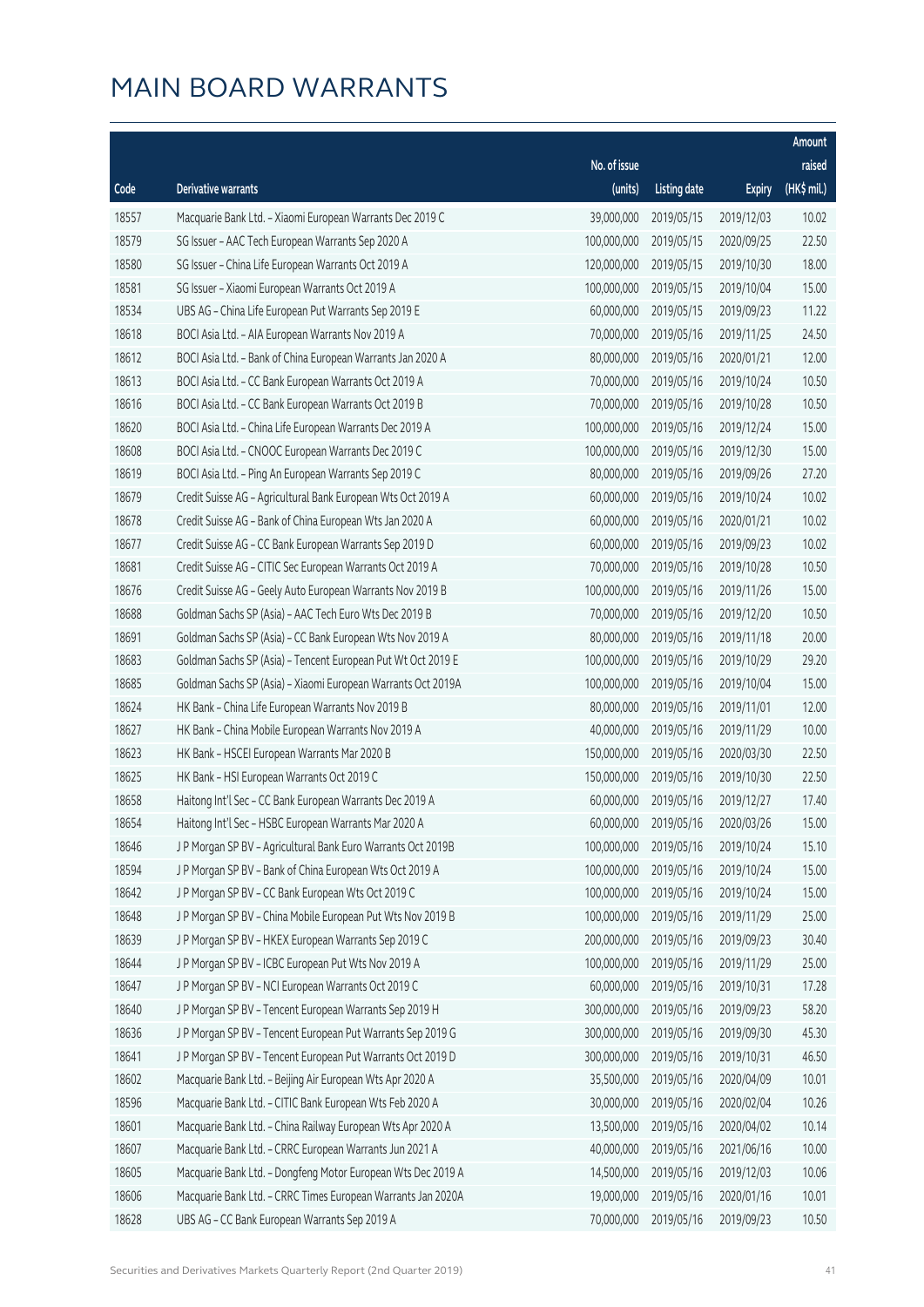# MAIN BOARD WARRANTS

| Code | Derivative warrants | No. of issue (units) | Listing date | Expiry | Amount raised (HK$ mil.) |
|---|---|---|---|---|---|
| 18557 | Macquarie Bank Ltd. - Xiaomi European Warrants Dec 2019 C | 39,000,000 | 2019/05/15 | 2019/12/03 | 10.02 |
| 18579 | SG Issuer - AAC Tech European Warrants Sep 2020 A | 100,000,000 | 2019/05/15 | 2020/09/25 | 22.50 |
| 18580 | SG Issuer - China Life European Warrants Oct 2019 A | 120,000,000 | 2019/05/15 | 2019/10/30 | 18.00 |
| 18581 | SG Issuer - Xiaomi European Warrants Oct 2019 A | 100,000,000 | 2019/05/15 | 2019/10/04 | 15.00 |
| 18534 | UBS AG - China Life European Put Warrants Sep 2019 E | 60,000,000 | 2019/05/15 | 2019/09/23 | 11.22 |
| 18618 | BOCI Asia Ltd. - AIA European Warrants Nov 2019 A | 70,000,000 | 2019/05/16 | 2019/11/25 | 24.50 |
| 18612 | BOCI Asia Ltd. - Bank of China European Warrants Jan 2020 A | 80,000,000 | 2019/05/16 | 2020/01/21 | 12.00 |
| 18613 | BOCI Asia Ltd. - CC Bank European Warrants Oct 2019 A | 70,000,000 | 2019/05/16 | 2019/10/24 | 10.50 |
| 18616 | BOCI Asia Ltd. - CC Bank European Warrants Oct 2019 B | 70,000,000 | 2019/05/16 | 2019/10/28 | 10.50 |
| 18620 | BOCI Asia Ltd. - China Life European Warrants Dec 2019 A | 100,000,000 | 2019/05/16 | 2019/12/24 | 15.00 |
| 18608 | BOCI Asia Ltd. - CNOOC European Warrants Dec 2019 C | 100,000,000 | 2019/05/16 | 2019/12/30 | 15.00 |
| 18619 | BOCI Asia Ltd. - Ping An European Warrants Sep 2019 C | 80,000,000 | 2019/05/16 | 2019/09/26 | 27.20 |
| 18679 | Credit Suisse AG - Agricultural Bank European Wts Oct 2019 A | 60,000,000 | 2019/05/16 | 2019/10/24 | 10.02 |
| 18678 | Credit Suisse AG - Bank of China European Wts Jan 2020 A | 60,000,000 | 2019/05/16 | 2020/01/21 | 10.02 |
| 18677 | Credit Suisse AG - CC Bank European Warrants Sep 2019 D | 60,000,000 | 2019/05/16 | 2019/09/23 | 10.02 |
| 18681 | Credit Suisse AG - CITIC Sec European Warrants Oct 2019 A | 70,000,000 | 2019/05/16 | 2019/10/28 | 10.50 |
| 18676 | Credit Suisse AG - Geely Auto European Warrants Nov 2019 B | 100,000,000 | 2019/05/16 | 2019/11/26 | 15.00 |
| 18688 | Goldman Sachs SP (Asia) - AAC Tech Euro Wts Dec 2019 B | 70,000,000 | 2019/05/16 | 2019/12/20 | 10.50 |
| 18691 | Goldman Sachs SP (Asia) - CC Bank European Wts Nov 2019 A | 80,000,000 | 2019/05/16 | 2019/11/18 | 20.00 |
| 18683 | Goldman Sachs SP (Asia) - Tencent European Put Wt Oct 2019 E | 100,000,000 | 2019/05/16 | 2019/10/29 | 29.20 |
| 18685 | Goldman Sachs SP (Asia) - Xiaomi European Warrants Oct 2019A | 100,000,000 | 2019/05/16 | 2019/10/04 | 15.00 |
| 18624 | HK Bank - China Life European Warrants Nov 2019 B | 80,000,000 | 2019/05/16 | 2019/11/01 | 12.00 |
| 18627 | HK Bank - China Mobile European Warrants Nov 2019 A | 40,000,000 | 2019/05/16 | 2019/11/29 | 10.00 |
| 18623 | HK Bank - HSCEI European Warrants Mar 2020 B | 150,000,000 | 2019/05/16 | 2020/03/30 | 22.50 |
| 18625 | HK Bank - HSI European Warrants Oct 2019 C | 150,000,000 | 2019/05/16 | 2019/10/30 | 22.50 |
| 18658 | Haitong Int'l Sec - CC Bank European Warrants Dec 2019 A | 60,000,000 | 2019/05/16 | 2019/12/27 | 17.40 |
| 18654 | Haitong Int'l Sec - HSBC European Warrants Mar 2020 A | 60,000,000 | 2019/05/16 | 2020/03/26 | 15.00 |
| 18646 | J P Morgan SP BV - Agricultural Bank Euro Warrants Oct 2019B | 100,000,000 | 2019/05/16 | 2019/10/24 | 15.10 |
| 18594 | J P Morgan SP BV - Bank of China European Wts Oct 2019 A | 100,000,000 | 2019/05/16 | 2019/10/24 | 15.00 |
| 18642 | J P Morgan SP BV - CC Bank European Wts Oct 2019 C | 100,000,000 | 2019/05/16 | 2019/10/24 | 15.00 |
| 18648 | J P Morgan SP BV - China Mobile European Put Wts Nov 2019 B | 100,000,000 | 2019/05/16 | 2019/11/29 | 25.00 |
| 18639 | J P Morgan SP BV - HKEX European Warrants Sep 2019 C | 200,000,000 | 2019/05/16 | 2019/09/23 | 30.40 |
| 18644 | J P Morgan SP BV - ICBC European Put Wts Nov 2019 A | 100,000,000 | 2019/05/16 | 2019/11/29 | 25.00 |
| 18647 | J P Morgan SP BV - NCI European Warrants Oct 2019 C | 60,000,000 | 2019/05/16 | 2019/10/31 | 17.28 |
| 18640 | J P Morgan SP BV - Tencent European Warrants Sep 2019 H | 300,000,000 | 2019/05/16 | 2019/09/23 | 58.20 |
| 18636 | J P Morgan SP BV - Tencent European Put Warrants Sep 2019 G | 300,000,000 | 2019/05/16 | 2019/09/30 | 45.30 |
| 18641 | J P Morgan SP BV - Tencent European Put Warrants Oct 2019 D | 300,000,000 | 2019/05/16 | 2019/10/31 | 46.50 |
| 18602 | Macquarie Bank Ltd. - Beijing Air European Wts Apr 2020 A | 35,500,000 | 2019/05/16 | 2020/04/09 | 10.01 |
| 18596 | Macquarie Bank Ltd. - CITIC Bank European Wts Feb 2020 A | 30,000,000 | 2019/05/16 | 2020/02/04 | 10.26 |
| 18601 | Macquarie Bank Ltd. - China Railway European Wts Apr 2020 A | 13,500,000 | 2019/05/16 | 2020/04/02 | 10.14 |
| 18607 | Macquarie Bank Ltd. - CRRC European Warrants Jun 2021 A | 40,000,000 | 2019/05/16 | 2021/06/16 | 10.00 |
| 18605 | Macquarie Bank Ltd. - Dongfeng Motor European Wts Dec 2019 A | 14,500,000 | 2019/05/16 | 2019/12/03 | 10.06 |
| 18606 | Macquarie Bank Ltd. - CRRC Times European Warrants Jan 2020A | 19,000,000 | 2019/05/16 | 2020/01/16 | 10.01 |
| 18628 | UBS AG - CC Bank European Warrants Sep 2019 A | 70,000,000 | 2019/05/16 | 2019/09/23 | 10.50 |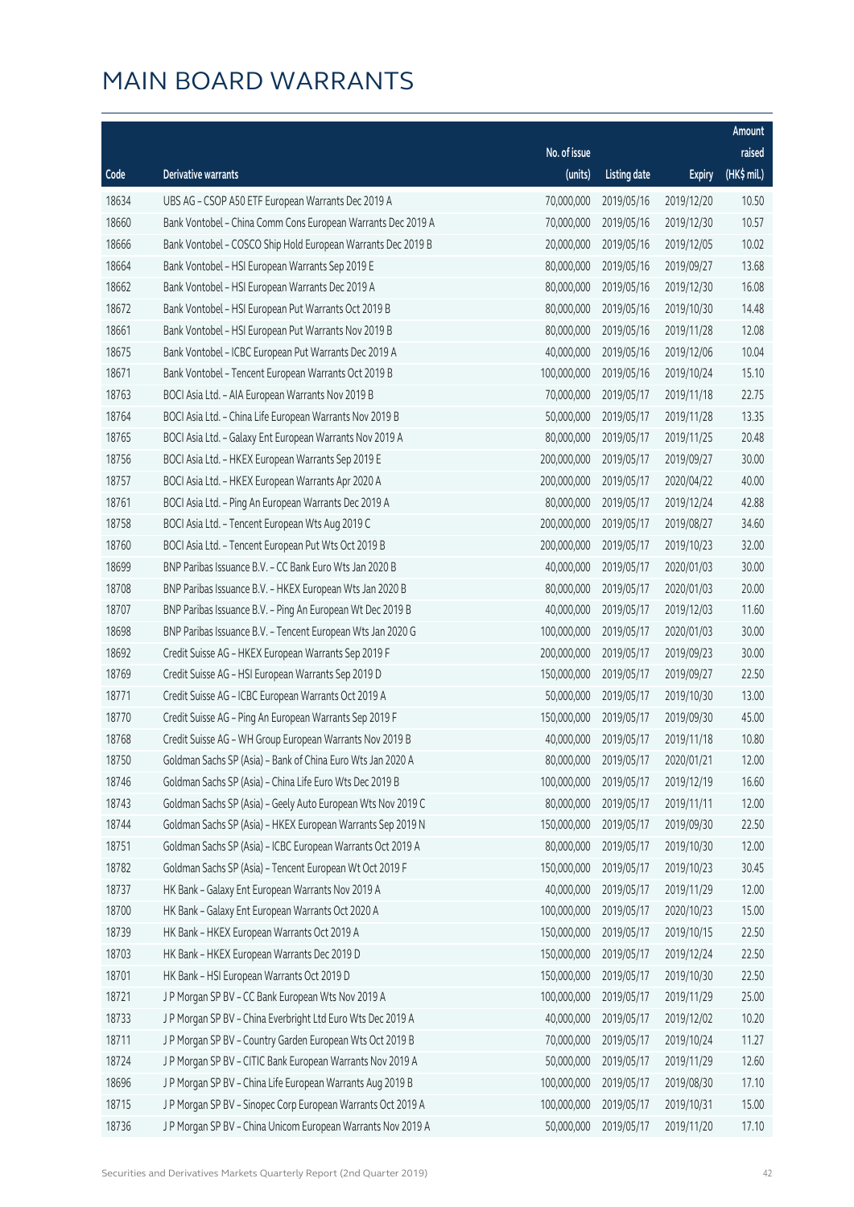# MAIN BOARD WARRANTS

| Code | Derivative warrants | No. of issue (units) | Listing date | Expiry | Amount raised (HK$ mil.) |
|---|---|---|---|---|---|
| 18634 | UBS AG - CSOP A50 ETF European Warrants Dec 2019 A | 70,000,000 | 2019/05/16 | 2019/12/20 | 10.50 |
| 18660 | Bank Vontobel - China Comm Cons European Warrants Dec 2019 A | 70,000,000 | 2019/05/16 | 2019/12/30 | 10.57 |
| 18666 | Bank Vontobel - COSCO Ship Hold European Warrants Dec 2019 B | 20,000,000 | 2019/05/16 | 2019/12/05 | 10.02 |
| 18664 | Bank Vontobel - HSI European Warrants Sep 2019 E | 80,000,000 | 2019/05/16 | 2019/09/27 | 13.68 |
| 18662 | Bank Vontobel - HSI European Warrants Dec 2019 A | 80,000,000 | 2019/05/16 | 2019/12/30 | 16.08 |
| 18672 | Bank Vontobel - HSI European Put Warrants Oct 2019 B | 80,000,000 | 2019/05/16 | 2019/10/30 | 14.48 |
| 18661 | Bank Vontobel - HSI European Put Warrants Nov 2019 B | 80,000,000 | 2019/05/16 | 2019/11/28 | 12.08 |
| 18675 | Bank Vontobel - ICBC European Put Warrants Dec 2019 A | 40,000,000 | 2019/05/16 | 2019/12/06 | 10.04 |
| 18671 | Bank Vontobel - Tencent European Warrants Oct 2019 B | 100,000,000 | 2019/05/16 | 2019/10/24 | 15.10 |
| 18763 | BOCI Asia Ltd. - AIA European Warrants Nov 2019 B | 70,000,000 | 2019/05/17 | 2019/11/18 | 22.75 |
| 18764 | BOCI Asia Ltd. - China Life European Warrants Nov 2019 B | 50,000,000 | 2019/05/17 | 2019/11/28 | 13.35 |
| 18765 | BOCI Asia Ltd. - Galaxy Ent European Warrants Nov 2019 A | 80,000,000 | 2019/05/17 | 2019/11/25 | 20.48 |
| 18756 | BOCI Asia Ltd. - HKEX European Warrants Sep 2019 E | 200,000,000 | 2019/05/17 | 2019/09/27 | 30.00 |
| 18757 | BOCI Asia Ltd. - HKEX European Warrants Apr 2020 A | 200,000,000 | 2019/05/17 | 2020/04/22 | 40.00 |
| 18761 | BOCI Asia Ltd. - Ping An European Warrants Dec 2019 A | 80,000,000 | 2019/05/17 | 2019/12/24 | 42.88 |
| 18758 | BOCI Asia Ltd. - Tencent European Wts Aug 2019 C | 200,000,000 | 2019/05/17 | 2019/08/27 | 34.60 |
| 18760 | BOCI Asia Ltd. - Tencent European Put Wts Oct 2019 B | 200,000,000 | 2019/05/17 | 2019/10/23 | 32.00 |
| 18699 | BNP Paribas Issuance B.V. - CC Bank Euro Wts Jan 2020 B | 40,000,000 | 2019/05/17 | 2020/01/03 | 30.00 |
| 18708 | BNP Paribas Issuance B.V. - HKEX European Wts Jan 2020 B | 80,000,000 | 2019/05/17 | 2020/01/03 | 20.00 |
| 18707 | BNP Paribas Issuance B.V. - Ping An European Wt Dec 2019 B | 40,000,000 | 2019/05/17 | 2019/12/03 | 11.60 |
| 18698 | BNP Paribas Issuance B.V. - Tencent European Wts Jan 2020 G | 100,000,000 | 2019/05/17 | 2020/01/03 | 30.00 |
| 18692 | Credit Suisse AG - HKEX European Warrants Sep 2019 F | 200,000,000 | 2019/05/17 | 2019/09/23 | 30.00 |
| 18769 | Credit Suisse AG - HSI European Warrants Sep 2019 D | 150,000,000 | 2019/05/17 | 2019/09/27 | 22.50 |
| 18771 | Credit Suisse AG - ICBC European Warrants Oct 2019 A | 50,000,000 | 2019/05/17 | 2019/10/30 | 13.00 |
| 18770 | Credit Suisse AG - Ping An European Warrants Sep 2019 F | 150,000,000 | 2019/05/17 | 2019/09/30 | 45.00 |
| 18768 | Credit Suisse AG - WH Group European Warrants Nov 2019 B | 40,000,000 | 2019/05/17 | 2019/11/18 | 10.80 |
| 18750 | Goldman Sachs SP (Asia) - Bank of China Euro Wts Jan 2020 A | 80,000,000 | 2019/05/17 | 2020/01/21 | 12.00 |
| 18746 | Goldman Sachs SP (Asia) - China Life Euro Wts Dec 2019 B | 100,000,000 | 2019/05/17 | 2019/12/19 | 16.60 |
| 18743 | Goldman Sachs SP (Asia) - Geely Auto European Wts Nov 2019 C | 80,000,000 | 2019/05/17 | 2019/11/11 | 12.00 |
| 18744 | Goldman Sachs SP (Asia) - HKEX European Warrants Sep 2019 N | 150,000,000 | 2019/05/17 | 2019/09/30 | 22.50 |
| 18751 | Goldman Sachs SP (Asia) - ICBC European Warrants Oct 2019 A | 80,000,000 | 2019/05/17 | 2019/10/30 | 12.00 |
| 18782 | Goldman Sachs SP (Asia) - Tencent European Wt Oct 2019 F | 150,000,000 | 2019/05/17 | 2019/10/23 | 30.45 |
| 18737 | HK Bank - Galaxy Ent European Warrants Nov 2019 A | 40,000,000 | 2019/05/17 | 2019/11/29 | 12.00 |
| 18700 | HK Bank - Galaxy Ent European Warrants Oct 2020 A | 100,000,000 | 2019/05/17 | 2020/10/23 | 15.00 |
| 18739 | HK Bank - HKEX European Warrants Oct 2019 A | 150,000,000 | 2019/05/17 | 2019/10/15 | 22.50 |
| 18703 | HK Bank - HKEX European Warrants Dec 2019 D | 150,000,000 | 2019/05/17 | 2019/12/24 | 22.50 |
| 18701 | HK Bank - HSI European Warrants Oct 2019 D | 150,000,000 | 2019/05/17 | 2019/10/30 | 22.50 |
| 18721 | J P Morgan SP BV - CC Bank European Wts Nov 2019 A | 100,000,000 | 2019/05/17 | 2019/11/29 | 25.00 |
| 18733 | J P Morgan SP BV - China Everbright Ltd Euro Wts Dec 2019 A | 40,000,000 | 2019/05/17 | 2019/12/02 | 10.20 |
| 18711 | J P Morgan SP BV - Country Garden European Wts Oct 2019 B | 70,000,000 | 2019/05/17 | 2019/10/24 | 11.27 |
| 18724 | J P Morgan SP BV - CITIC Bank European Warrants Nov 2019 A | 50,000,000 | 2019/05/17 | 2019/11/29 | 12.60 |
| 18696 | J P Morgan SP BV - China Life European Warrants Aug 2019 B | 100,000,000 | 2019/05/17 | 2019/08/30 | 17.10 |
| 18715 | J P Morgan SP BV - Sinopec Corp European Warrants Oct 2019 A | 100,000,000 | 2019/05/17 | 2019/10/31 | 15.00 |
| 18736 | J P Morgan SP BV - China Unicom European Warrants Nov 2019 A | 50,000,000 | 2019/05/17 | 2019/11/20 | 17.10 |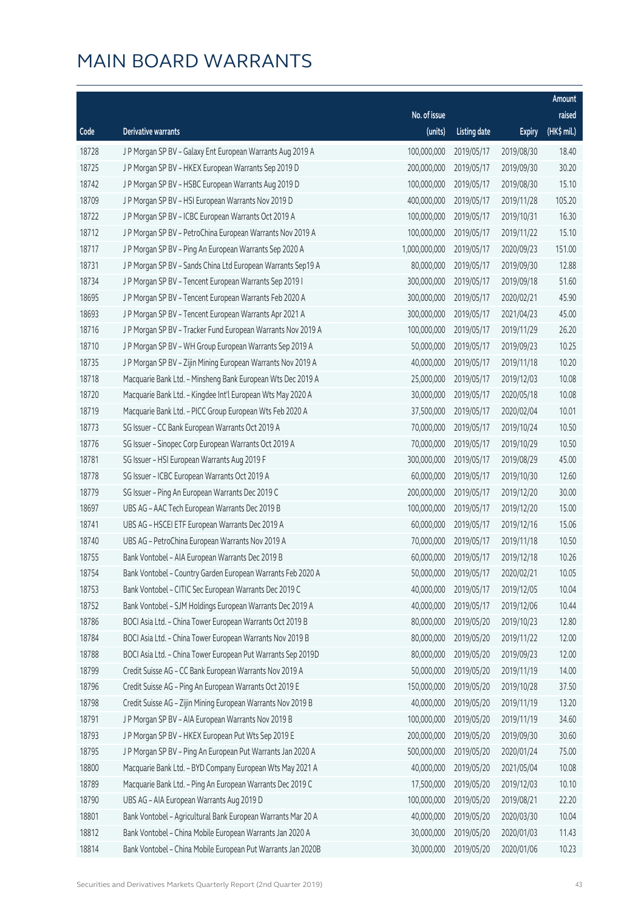# MAIN BOARD WARRANTS

| Code | Derivative warrants | No. of issue (units) | Listing date | Expiry | Amount raised (HK$ mil.) |
|---|---|---|---|---|---|
| 18728 | J P Morgan SP BV – Galaxy Ent European Warrants Aug 2019 A | 100,000,000 | 2019/05/17 | 2019/08/30 | 18.40 |
| 18725 | J P Morgan SP BV – HKEX European Warrants Sep 2019 D | 200,000,000 | 2019/05/17 | 2019/09/30 | 30.20 |
| 18742 | J P Morgan SP BV – HSBC European Warrants Aug 2019 D | 100,000,000 | 2019/05/17 | 2019/08/30 | 15.10 |
| 18709 | J P Morgan SP BV – HSI European Warrants Nov 2019 D | 400,000,000 | 2019/05/17 | 2019/11/28 | 105.20 |
| 18722 | J P Morgan SP BV – ICBC European Warrants Oct 2019 A | 100,000,000 | 2019/05/17 | 2019/10/31 | 16.30 |
| 18712 | J P Morgan SP BV – PetroChina European Warrants Nov 2019 A | 100,000,000 | 2019/05/17 | 2019/11/22 | 15.10 |
| 18717 | J P Morgan SP BV – Ping An European Warrants Sep 2020 A | 1,000,000,000 | 2019/05/17 | 2020/09/23 | 151.00 |
| 18731 | J P Morgan SP BV – Sands China Ltd European Warrants Sep19 A | 80,000,000 | 2019/05/17 | 2019/09/30 | 12.88 |
| 18734 | J P Morgan SP BV – Tencent European Warrants Sep 2019 I | 300,000,000 | 2019/05/17 | 2019/09/18 | 51.60 |
| 18695 | J P Morgan SP BV – Tencent European Warrants Feb 2020 A | 300,000,000 | 2019/05/17 | 2020/02/21 | 45.90 |
| 18693 | J P Morgan SP BV – Tencent European Warrants Apr 2021 A | 300,000,000 | 2019/05/17 | 2021/04/23 | 45.00 |
| 18716 | J P Morgan SP BV – Tracker Fund European Warrants Nov 2019 A | 100,000,000 | 2019/05/17 | 2019/11/29 | 26.20 |
| 18710 | J P Morgan SP BV – WH Group European Warrants Sep 2019 A | 50,000,000 | 2019/05/17 | 2019/09/23 | 10.25 |
| 18735 | J P Morgan SP BV – Zijin Mining European Warrants Nov 2019 A | 40,000,000 | 2019/05/17 | 2019/11/18 | 10.20 |
| 18718 | Macquarie Bank Ltd. – Minsheng Bank European Wts Dec 2019 A | 25,000,000 | 2019/05/17 | 2019/12/03 | 10.08 |
| 18720 | Macquarie Bank Ltd. – Kingdee Int'l European Wts May 2020 A | 30,000,000 | 2019/05/17 | 2020/05/18 | 10.08 |
| 18719 | Macquarie Bank Ltd. – PICC Group European Wts Feb 2020 A | 37,500,000 | 2019/05/17 | 2020/02/04 | 10.01 |
| 18773 | SG Issuer – CC Bank European Warrants Oct 2019 A | 70,000,000 | 2019/05/17 | 2019/10/24 | 10.50 |
| 18776 | SG Issuer – Sinopec Corp European Warrants Oct 2019 A | 70,000,000 | 2019/05/17 | 2019/10/29 | 10.50 |
| 18781 | SG Issuer – HSI European Warrants Aug 2019 F | 300,000,000 | 2019/05/17 | 2019/08/29 | 45.00 |
| 18778 | SG Issuer – ICBC European Warrants Oct 2019 A | 60,000,000 | 2019/05/17 | 2019/10/30 | 12.60 |
| 18779 | SG Issuer – Ping An European Warrants Dec 2019 C | 200,000,000 | 2019/05/17 | 2019/12/20 | 30.00 |
| 18697 | UBS AG – AAC Tech European Warrants Dec 2019 B | 100,000,000 | 2019/05/17 | 2019/12/20 | 15.00 |
| 18741 | UBS AG – HSCEI ETF European Warrants Dec 2019 A | 60,000,000 | 2019/05/17 | 2019/12/16 | 15.06 |
| 18740 | UBS AG – PetroChina European Warrants Nov 2019 A | 70,000,000 | 2019/05/17 | 2019/11/18 | 10.50 |
| 18755 | Bank Vontobel – AIA European Warrants Dec 2019 B | 60,000,000 | 2019/05/17 | 2019/12/18 | 10.26 |
| 18754 | Bank Vontobel – Country Garden European Warrants Feb 2020 A | 50,000,000 | 2019/05/17 | 2020/02/21 | 10.05 |
| 18753 | Bank Vontobel – CITIC Sec European Warrants Dec 2019 C | 40,000,000 | 2019/05/17 | 2019/12/05 | 10.04 |
| 18752 | Bank Vontobel – SJM Holdings European Warrants Dec 2019 A | 40,000,000 | 2019/05/17 | 2019/12/06 | 10.44 |
| 18786 | BOCI Asia Ltd. – China Tower European Warrants Oct 2019 B | 80,000,000 | 2019/05/20 | 2019/10/23 | 12.80 |
| 18784 | BOCI Asia Ltd. – China Tower European Warrants Nov 2019 B | 80,000,000 | 2019/05/20 | 2019/11/22 | 12.00 |
| 18788 | BOCI Asia Ltd. – China Tower European Put Warrants Sep 2019D | 80,000,000 | 2019/05/20 | 2019/09/23 | 12.00 |
| 18799 | Credit Suisse AG – CC Bank European Warrants Nov 2019 A | 50,000,000 | 2019/05/20 | 2019/11/19 | 14.00 |
| 18796 | Credit Suisse AG – Ping An European Warrants Oct 2019 E | 150,000,000 | 2019/05/20 | 2019/10/28 | 37.50 |
| 18798 | Credit Suisse AG – Zijin Mining European Warrants Nov 2019 B | 40,000,000 | 2019/05/20 | 2019/11/19 | 13.20 |
| 18791 | J P Morgan SP BV – AIA European Warrants Nov 2019 B | 100,000,000 | 2019/05/20 | 2019/11/19 | 34.60 |
| 18793 | J P Morgan SP BV – HKEX European Put Wts Sep 2019 E | 200,000,000 | 2019/05/20 | 2019/09/30 | 30.60 |
| 18795 | J P Morgan SP BV – Ping An European Put Warrants Jan 2020 A | 500,000,000 | 2019/05/20 | 2020/01/24 | 75.00 |
| 18800 | Macquarie Bank Ltd. – BYD Company European Wts May 2021 A | 40,000,000 | 2019/05/20 | 2021/05/04 | 10.08 |
| 18789 | Macquarie Bank Ltd. – Ping An European Warrants Dec 2019 C | 17,500,000 | 2019/05/20 | 2019/12/03 | 10.10 |
| 18790 | UBS AG – AIA European Warrants Aug 2019 D | 100,000,000 | 2019/05/20 | 2019/08/21 | 22.20 |
| 18801 | Bank Vontobel – Agricultural Bank European Warrants Mar 20 A | 40,000,000 | 2019/05/20 | 2020/03/30 | 10.04 |
| 18812 | Bank Vontobel – China Mobile European Warrants Jan 2020 A | 30,000,000 | 2019/05/20 | 2020/01/03 | 11.43 |
| 18814 | Bank Vontobel – China Mobile European Put Warrants Jan 2020B | 30,000,000 | 2019/05/20 | 2020/01/06 | 10.23 |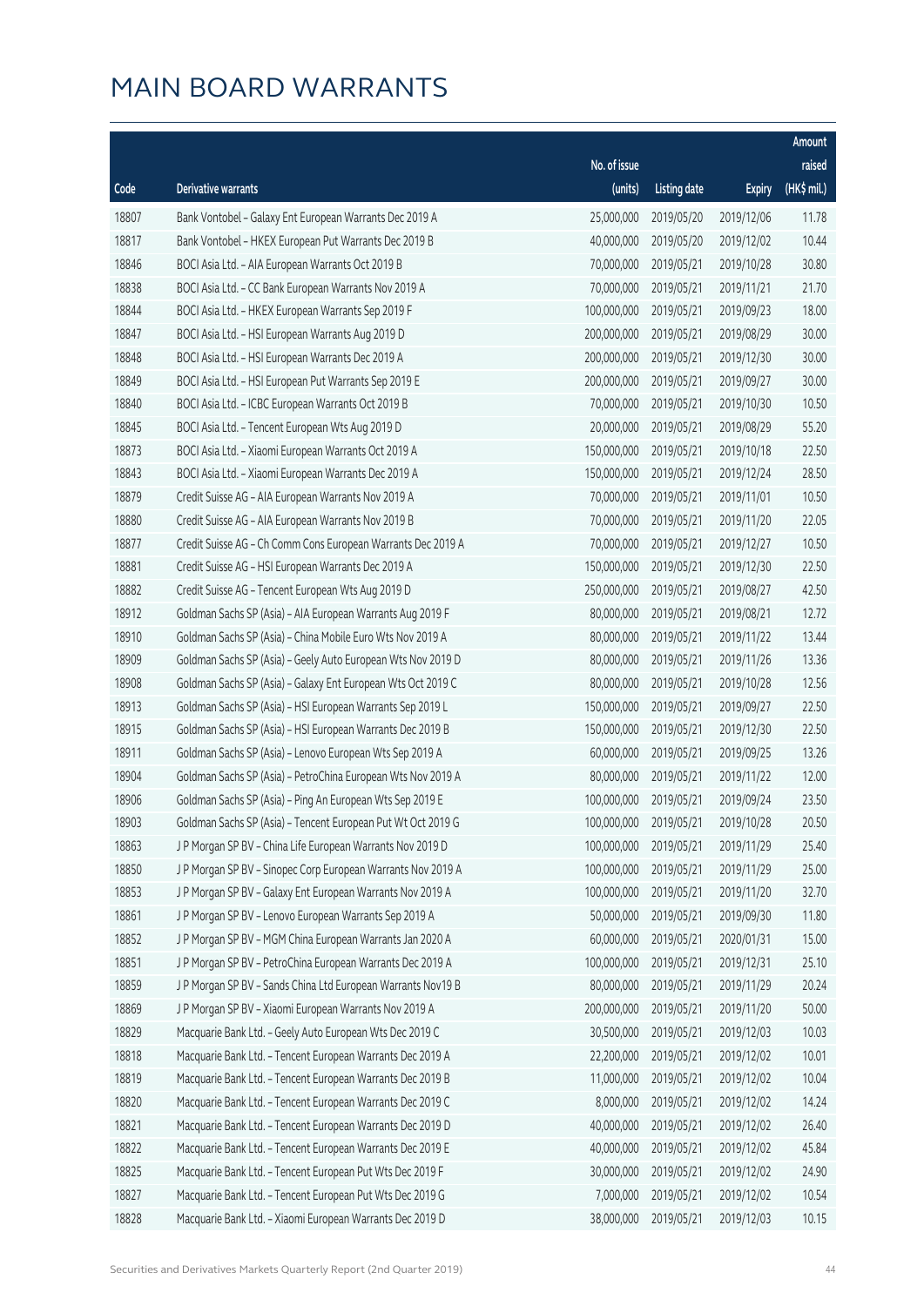# MAIN BOARD WARRANTS

| Code | Derivative warrants | No. of issue (units) | Listing date | Expiry | Amount raised (HK$ mil.) |
|---|---|---|---|---|---|
| 18807 | Bank Vontobel - Galaxy Ent European Warrants Dec 2019 A | 25,000,000 | 2019/05/20 | 2019/12/06 | 11.78 |
| 18817 | Bank Vontobel - HKEX European Put Warrants Dec 2019 B | 40,000,000 | 2019/05/20 | 2019/12/02 | 10.44 |
| 18846 | BOCI Asia Ltd. - AIA European Warrants Oct 2019 B | 70,000,000 | 2019/05/21 | 2019/10/28 | 30.80 |
| 18838 | BOCI Asia Ltd. - CC Bank European Warrants Nov 2019 A | 70,000,000 | 2019/05/21 | 2019/11/21 | 21.70 |
| 18844 | BOCI Asia Ltd. - HKEX European Warrants Sep 2019 F | 100,000,000 | 2019/05/21 | 2019/09/23 | 18.00 |
| 18847 | BOCI Asia Ltd. - HSI European Warrants Aug 2019 D | 200,000,000 | 2019/05/21 | 2019/08/29 | 30.00 |
| 18848 | BOCI Asia Ltd. - HSI European Warrants Dec 2019 A | 200,000,000 | 2019/05/21 | 2019/12/30 | 30.00 |
| 18849 | BOCI Asia Ltd. - HSI European Put Warrants Sep 2019 E | 200,000,000 | 2019/05/21 | 2019/09/27 | 30.00 |
| 18840 | BOCI Asia Ltd. - ICBC European Warrants Oct 2019 B | 70,000,000 | 2019/05/21 | 2019/10/30 | 10.50 |
| 18845 | BOCI Asia Ltd. - Tencent European Wts Aug 2019 D | 20,000,000 | 2019/05/21 | 2019/08/29 | 55.20 |
| 18873 | BOCI Asia Ltd. - Xiaomi European Warrants Oct 2019 A | 150,000,000 | 2019/05/21 | 2019/10/18 | 22.50 |
| 18843 | BOCI Asia Ltd. - Xiaomi European Warrants Dec 2019 A | 150,000,000 | 2019/05/21 | 2019/12/24 | 28.50 |
| 18879 | Credit Suisse AG - AIA European Warrants Nov 2019 A | 70,000,000 | 2019/05/21 | 2019/11/01 | 10.50 |
| 18880 | Credit Suisse AG - AIA European Warrants Nov 2019 B | 70,000,000 | 2019/05/21 | 2019/11/20 | 22.05 |
| 18877 | Credit Suisse AG - Ch Comm Cons European Warrants Dec 2019 A | 70,000,000 | 2019/05/21 | 2019/12/27 | 10.50 |
| 18881 | Credit Suisse AG - HSI European Warrants Dec 2019 A | 150,000,000 | 2019/05/21 | 2019/12/30 | 22.50 |
| 18882 | Credit Suisse AG - Tencent European Wts Aug 2019 D | 250,000,000 | 2019/05/21 | 2019/08/27 | 42.50 |
| 18912 | Goldman Sachs SP (Asia) - AIA European Warrants Aug 2019 F | 80,000,000 | 2019/05/21 | 2019/08/21 | 12.72 |
| 18910 | Goldman Sachs SP (Asia) - China Mobile Euro Wts Nov 2019 A | 80,000,000 | 2019/05/21 | 2019/11/22 | 13.44 |
| 18909 | Goldman Sachs SP (Asia) - Geely Auto European Wts Nov 2019 D | 80,000,000 | 2019/05/21 | 2019/11/26 | 13.36 |
| 18908 | Goldman Sachs SP (Asia) - Galaxy Ent European Wts Oct 2019 C | 80,000,000 | 2019/05/21 | 2019/10/28 | 12.56 |
| 18913 | Goldman Sachs SP (Asia) - HSI European Warrants Sep 2019 L | 150,000,000 | 2019/05/21 | 2019/09/27 | 22.50 |
| 18915 | Goldman Sachs SP (Asia) - HSI European Warrants Dec 2019 B | 150,000,000 | 2019/05/21 | 2019/12/30 | 22.50 |
| 18911 | Goldman Sachs SP (Asia) - Lenovo European Wts Sep 2019 A | 60,000,000 | 2019/05/21 | 2019/09/25 | 13.26 |
| 18904 | Goldman Sachs SP (Asia) - PetroChina European Wts Nov 2019 A | 80,000,000 | 2019/05/21 | 2019/11/22 | 12.00 |
| 18906 | Goldman Sachs SP (Asia) - Ping An European Wts Sep 2019 E | 100,000,000 | 2019/05/21 | 2019/09/24 | 23.50 |
| 18903 | Goldman Sachs SP (Asia) - Tencent European Put Wt Oct 2019 G | 100,000,000 | 2019/05/21 | 2019/10/28 | 20.50 |
| 18863 | J P Morgan SP BV - China Life European Warrants Nov 2019 D | 100,000,000 | 2019/05/21 | 2019/11/29 | 25.40 |
| 18850 | J P Morgan SP BV - Sinopec Corp European Warrants Nov 2019 A | 100,000,000 | 2019/05/21 | 2019/11/29 | 25.00 |
| 18853 | J P Morgan SP BV - Galaxy Ent European Warrants Nov 2019 A | 100,000,000 | 2019/05/21 | 2019/11/20 | 32.70 |
| 18861 | J P Morgan SP BV - Lenovo European Warrants Sep 2019 A | 50,000,000 | 2019/05/21 | 2019/09/30 | 11.80 |
| 18852 | J P Morgan SP BV - MGM China European Warrants Jan 2020 A | 60,000,000 | 2019/05/21 | 2020/01/31 | 15.00 |
| 18851 | J P Morgan SP BV - PetroChina European Warrants Dec 2019 A | 100,000,000 | 2019/05/21 | 2019/12/31 | 25.10 |
| 18859 | J P Morgan SP BV - Sands China Ltd European Warrants Nov19 B | 80,000,000 | 2019/05/21 | 2019/11/29 | 20.24 |
| 18869 | J P Morgan SP BV - Xiaomi European Warrants Nov 2019 A | 200,000,000 | 2019/05/21 | 2019/11/20 | 50.00 |
| 18829 | Macquarie Bank Ltd. - Geely Auto European Wts Dec 2019 C | 30,500,000 | 2019/05/21 | 2019/12/03 | 10.03 |
| 18818 | Macquarie Bank Ltd. - Tencent European Warrants Dec 2019 A | 22,200,000 | 2019/05/21 | 2019/12/02 | 10.01 |
| 18819 | Macquarie Bank Ltd. - Tencent European Warrants Dec 2019 B | 11,000,000 | 2019/05/21 | 2019/12/02 | 10.04 |
| 18820 | Macquarie Bank Ltd. - Tencent European Warrants Dec 2019 C | 8,000,000 | 2019/05/21 | 2019/12/02 | 14.24 |
| 18821 | Macquarie Bank Ltd. - Tencent European Warrants Dec 2019 D | 40,000,000 | 2019/05/21 | 2019/12/02 | 26.40 |
| 18822 | Macquarie Bank Ltd. - Tencent European Warrants Dec 2019 E | 40,000,000 | 2019/05/21 | 2019/12/02 | 45.84 |
| 18825 | Macquarie Bank Ltd. - Tencent European Put Wts Dec 2019 F | 30,000,000 | 2019/05/21 | 2019/12/02 | 24.90 |
| 18827 | Macquarie Bank Ltd. - Tencent European Put Wts Dec 2019 G | 7,000,000 | 2019/05/21 | 2019/12/02 | 10.54 |
| 18828 | Macquarie Bank Ltd. - Xiaomi European Warrants Dec 2019 D | 38,000,000 | 2019/05/21 | 2019/12/03 | 10.15 |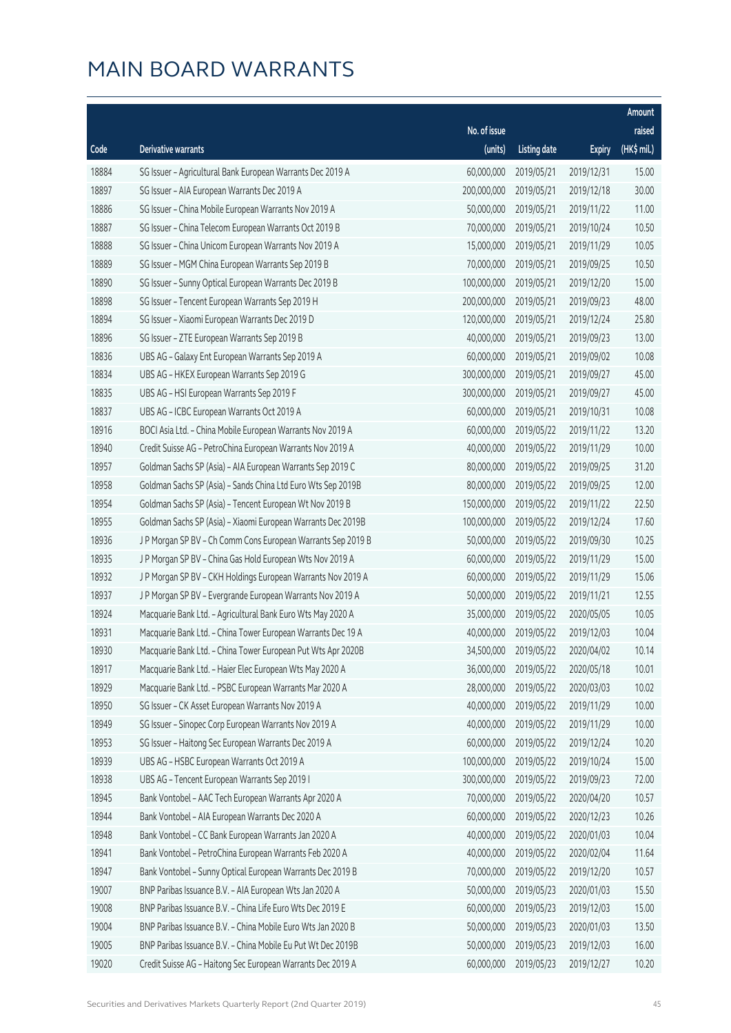# MAIN BOARD WARRANTS

| Code | Derivative warrants | No. of issue (units) | Listing date | Expiry | Amount raised (HK$ mil.) |
|---|---|---|---|---|---|
| 18884 | SG Issuer - Agricultural Bank European Warrants Dec 2019 A | 60,000,000 | 2019/05/21 | 2019/12/31 | 15.00 |
| 18897 | SG Issuer - AIA European Warrants Dec 2019 A | 200,000,000 | 2019/05/21 | 2019/12/18 | 30.00 |
| 18886 | SG Issuer - China Mobile European Warrants Nov 2019 A | 50,000,000 | 2019/05/21 | 2019/11/22 | 11.00 |
| 18887 | SG Issuer - China Telecom European Warrants Oct 2019 B | 70,000,000 | 2019/05/21 | 2019/10/24 | 10.50 |
| 18888 | SG Issuer - China Unicom European Warrants Nov 2019 A | 15,000,000 | 2019/05/21 | 2019/11/29 | 10.05 |
| 18889 | SG Issuer - MGM China European Warrants Sep 2019 B | 70,000,000 | 2019/05/21 | 2019/09/25 | 10.50 |
| 18890 | SG Issuer - Sunny Optical European Warrants Dec 2019 B | 100,000,000 | 2019/05/21 | 2019/12/20 | 15.00 |
| 18898 | SG Issuer - Tencent European Warrants Sep 2019 H | 200,000,000 | 2019/05/21 | 2019/09/23 | 48.00 |
| 18894 | SG Issuer - Xiaomi European Warrants Dec 2019 D | 120,000,000 | 2019/05/21 | 2019/12/24 | 25.80 |
| 18896 | SG Issuer - ZTE European Warrants Sep 2019 B | 40,000,000 | 2019/05/21 | 2019/09/23 | 13.00 |
| 18836 | UBS AG - Galaxy Ent European Warrants Sep 2019 A | 60,000,000 | 2019/05/21 | 2019/09/02 | 10.08 |
| 18834 | UBS AG - HKEX European Warrants Sep 2019 G | 300,000,000 | 2019/05/21 | 2019/09/27 | 45.00 |
| 18835 | UBS AG - HSI European Warrants Sep 2019 F | 300,000,000 | 2019/05/21 | 2019/09/27 | 45.00 |
| 18837 | UBS AG - ICBC European Warrants Oct 2019 A | 60,000,000 | 2019/05/21 | 2019/10/31 | 10.08 |
| 18916 | BOCI Asia Ltd. - China Mobile European Warrants Nov 2019 A | 60,000,000 | 2019/05/22 | 2019/11/22 | 13.20 |
| 18940 | Credit Suisse AG - PetroChina European Warrants Nov 2019 A | 40,000,000 | 2019/05/22 | 2019/11/29 | 10.00 |
| 18957 | Goldman Sachs SP (Asia) - AIA European Warrants Sep 2019 C | 80,000,000 | 2019/05/22 | 2019/09/25 | 31.20 |
| 18958 | Goldman Sachs SP (Asia) - Sands China Ltd Euro Wts Sep 2019B | 80,000,000 | 2019/05/22 | 2019/09/25 | 12.00 |
| 18954 | Goldman Sachs SP (Asia) - Tencent European Wt Nov 2019 B | 150,000,000 | 2019/05/22 | 2019/11/22 | 22.50 |
| 18955 | Goldman Sachs SP (Asia) - Xiaomi European Warrants Dec 2019B | 100,000,000 | 2019/05/22 | 2019/12/24 | 17.60 |
| 18936 | J P Morgan SP BV - Ch Comm Cons European Warrants Sep 2019 B | 50,000,000 | 2019/05/22 | 2019/09/30 | 10.25 |
| 18935 | J P Morgan SP BV - China Gas Hold European Wts Nov 2019 A | 60,000,000 | 2019/05/22 | 2019/11/29 | 15.00 |
| 18932 | J P Morgan SP BV - CKH Holdings European Warrants Nov 2019 A | 60,000,000 | 2019/05/22 | 2019/11/29 | 15.06 |
| 18937 | J P Morgan SP BV - Evergrande European Warrants Nov 2019 A | 50,000,000 | 2019/05/22 | 2019/11/21 | 12.55 |
| 18924 | Macquarie Bank Ltd. - Agricultural Bank Euro Wts May 2020 A | 35,000,000 | 2019/05/22 | 2020/05/05 | 10.05 |
| 18931 | Macquarie Bank Ltd. - China Tower European Warrants Dec 19 A | 40,000,000 | 2019/05/22 | 2019/12/03 | 10.04 |
| 18930 | Macquarie Bank Ltd. - China Tower European Put Wts Apr 2020B | 34,500,000 | 2019/05/22 | 2020/04/02 | 10.14 |
| 18917 | Macquarie Bank Ltd. - Haier Elec European Wts May 2020 A | 36,000,000 | 2019/05/22 | 2020/05/18 | 10.01 |
| 18929 | Macquarie Bank Ltd. - PSBC European Warrants Mar 2020 A | 28,000,000 | 2019/05/22 | 2020/03/03 | 10.02 |
| 18950 | SG Issuer - CK Asset European Warrants Nov 2019 A | 40,000,000 | 2019/05/22 | 2019/11/29 | 10.00 |
| 18949 | SG Issuer - Sinopec Corp European Warrants Nov 2019 A | 40,000,000 | 2019/05/22 | 2019/11/29 | 10.00 |
| 18953 | SG Issuer - Haitong Sec European Warrants Dec 2019 A | 60,000,000 | 2019/05/22 | 2019/12/24 | 10.20 |
| 18939 | UBS AG - HSBC European Warrants Oct 2019 A | 100,000,000 | 2019/05/22 | 2019/10/24 | 15.00 |
| 18938 | UBS AG - Tencent European Warrants Sep 2019 I | 300,000,000 | 2019/05/22 | 2019/09/23 | 72.00 |
| 18945 | Bank Vontobel - AAC Tech European Warrants Apr 2020 A | 70,000,000 | 2019/05/22 | 2020/04/20 | 10.57 |
| 18944 | Bank Vontobel - AIA European Warrants Dec 2020 A | 60,000,000 | 2019/05/22 | 2020/12/23 | 10.26 |
| 18948 | Bank Vontobel - CC Bank European Warrants Jan 2020 A | 40,000,000 | 2019/05/22 | 2020/01/03 | 10.04 |
| 18941 | Bank Vontobel - PetroChina European Warrants Feb 2020 A | 40,000,000 | 2019/05/22 | 2020/02/04 | 11.64 |
| 18947 | Bank Vontobel - Sunny Optical European Warrants Dec 2019 B | 70,000,000 | 2019/05/22 | 2019/12/20 | 10.57 |
| 19007 | BNP Paribas Issuance B.V. - AIA European Wts Jan 2020 A | 50,000,000 | 2019/05/23 | 2020/01/03 | 15.50 |
| 19008 | BNP Paribas Issuance B.V. - China Life Euro Wts Dec 2019 E | 60,000,000 | 2019/05/23 | 2019/12/03 | 15.00 |
| 19004 | BNP Paribas Issuance B.V. - China Mobile Euro Wts Jan 2020 B | 50,000,000 | 2019/05/23 | 2020/01/03 | 13.50 |
| 19005 | BNP Paribas Issuance B.V. - China Mobile Eu Put Wt Dec 2019B | 50,000,000 | 2019/05/23 | 2019/12/03 | 16.00 |
| 19020 | Credit Suisse AG - Haitong Sec European Warrants Dec 2019 A | 60,000,000 | 2019/05/23 | 2019/12/27 | 10.20 |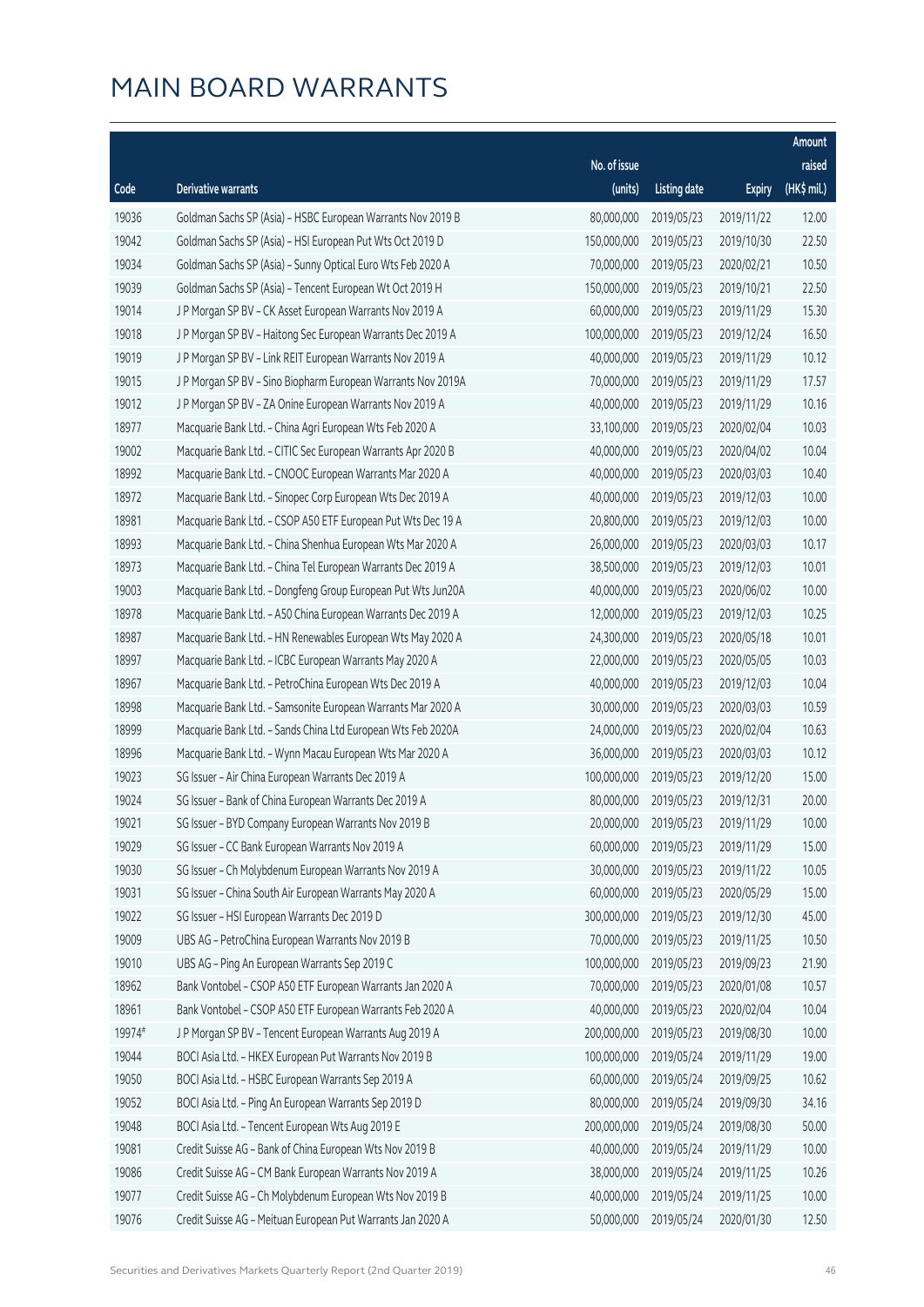# MAIN BOARD WARRANTS

| Code | Derivative warrants | No. of issue (units) | Listing date | Expiry | Amount raised (HK$ mil.) |
|---|---|---|---|---|---|
| 19036 | Goldman Sachs SP (Asia) - HSBC European Warrants Nov 2019 B | 80,000,000 | 2019/05/23 | 2019/11/22 | 12.00 |
| 19042 | Goldman Sachs SP (Asia) - HSI European Put Wts Oct 2019 D | 150,000,000 | 2019/05/23 | 2019/10/30 | 22.50 |
| 19034 | Goldman Sachs SP (Asia) - Sunny Optical Euro Wts Feb 2020 A | 70,000,000 | 2019/05/23 | 2020/02/21 | 10.50 |
| 19039 | Goldman Sachs SP (Asia) - Tencent European Wt Oct 2019 H | 150,000,000 | 2019/05/23 | 2019/10/21 | 22.50 |
| 19014 | J P Morgan SP BV - CK Asset European Warrants Nov 2019 A | 60,000,000 | 2019/05/23 | 2019/11/29 | 15.30 |
| 19018 | J P Morgan SP BV - Haitong Sec European Warrants Dec 2019 A | 100,000,000 | 2019/05/23 | 2019/12/24 | 16.50 |
| 19019 | J P Morgan SP BV - Link REIT European Warrants Nov 2019 A | 40,000,000 | 2019/05/23 | 2019/11/29 | 10.12 |
| 19015 | J P Morgan SP BV - Sino Biopharm European Warrants Nov 2019A | 70,000,000 | 2019/05/23 | 2019/11/29 | 17.57 |
| 19012 | J P Morgan SP BV - ZA Onine European Warrants Nov 2019 A | 40,000,000 | 2019/05/23 | 2019/11/29 | 10.16 |
| 18977 | Macquarie Bank Ltd. - China Agri European Wts Feb 2020 A | 33,100,000 | 2019/05/23 | 2020/02/04 | 10.03 |
| 19002 | Macquarie Bank Ltd. - CITIC Sec European Warrants Apr 2020 B | 40,000,000 | 2019/05/23 | 2020/04/02 | 10.04 |
| 18992 | Macquarie Bank Ltd. - CNOOC European Warrants Mar 2020 A | 40,000,000 | 2019/05/23 | 2020/03/03 | 10.40 |
| 18972 | Macquarie Bank Ltd. - Sinopec Corp European Wts Dec 2019 A | 40,000,000 | 2019/05/23 | 2019/12/03 | 10.00 |
| 18981 | Macquarie Bank Ltd. - CSOP A50 ETF European Put Wts Dec 19 A | 20,800,000 | 2019/05/23 | 2019/12/03 | 10.00 |
| 18993 | Macquarie Bank Ltd. - China Shenhua European Wts Mar 2020 A | 26,000,000 | 2019/05/23 | 2020/03/03 | 10.17 |
| 18973 | Macquarie Bank Ltd. - China Tel European Warrants Dec 2019 A | 38,500,000 | 2019/05/23 | 2019/12/03 | 10.01 |
| 19003 | Macquarie Bank Ltd. - Dongfeng Group European Put Wts Jun20A | 40,000,000 | 2019/05/23 | 2020/06/02 | 10.00 |
| 18978 | Macquarie Bank Ltd. - A50 China European Warrants Dec 2019 A | 12,000,000 | 2019/05/23 | 2019/12/03 | 10.25 |
| 18987 | Macquarie Bank Ltd. - HN Renewables European Wts May 2020 A | 24,300,000 | 2019/05/23 | 2020/05/18 | 10.01 |
| 18997 | Macquarie Bank Ltd. - ICBC European Warrants May 2020 A | 22,000,000 | 2019/05/23 | 2020/05/05 | 10.03 |
| 18967 | Macquarie Bank Ltd. - PetroChina European Wts Dec 2019 A | 40,000,000 | 2019/05/23 | 2019/12/03 | 10.04 |
| 18998 | Macquarie Bank Ltd. - Samsonite European Warrants Mar 2020 A | 30,000,000 | 2019/05/23 | 2020/03/03 | 10.59 |
| 18999 | Macquarie Bank Ltd. - Sands China Ltd European Wts Feb 2020A | 24,000,000 | 2019/05/23 | 2020/02/04 | 10.63 |
| 18996 | Macquarie Bank Ltd. - Wynn Macau European Wts Mar 2020 A | 36,000,000 | 2019/05/23 | 2020/03/03 | 10.12 |
| 19023 | SG Issuer - Air China European Warrants Dec 2019 A | 100,000,000 | 2019/05/23 | 2019/12/20 | 15.00 |
| 19024 | SG Issuer - Bank of China European Warrants Dec 2019 A | 80,000,000 | 2019/05/23 | 2019/12/31 | 20.00 |
| 19021 | SG Issuer - BYD Company European Warrants Nov 2019 B | 20,000,000 | 2019/05/23 | 2019/11/29 | 10.00 |
| 19029 | SG Issuer - CC Bank European Warrants Nov 2019 A | 60,000,000 | 2019/05/23 | 2019/11/29 | 15.00 |
| 19030 | SG Issuer - Ch Molybdenum European Warrants Nov 2019 A | 30,000,000 | 2019/05/23 | 2019/11/22 | 10.05 |
| 19031 | SG Issuer - China South Air European Warrants May 2020 A | 60,000,000 | 2019/05/23 | 2020/05/29 | 15.00 |
| 19022 | SG Issuer - HSI European Warrants Dec 2019 D | 300,000,000 | 2019/05/23 | 2019/12/30 | 45.00 |
| 19009 | UBS AG - PetroChina European Warrants Nov 2019 B | 70,000,000 | 2019/05/23 | 2019/11/25 | 10.50 |
| 19010 | UBS AG - Ping An European Warrants Sep 2019 C | 100,000,000 | 2019/05/23 | 2019/09/23 | 21.90 |
| 18962 | Bank Vontobel - CSOP A50 ETF European Warrants Jan 2020 A | 70,000,000 | 2019/05/23 | 2020/01/08 | 10.57 |
| 18961 | Bank Vontobel - CSOP A50 ETF European Warrants Feb 2020 A | 40,000,000 | 2019/05/23 | 2020/02/04 | 10.04 |
| 19974# | J P Morgan SP BV - Tencent European Warrants Aug 2019 A | 200,000,000 | 2019/05/23 | 2019/08/30 | 10.00 |
| 19044 | BOCI Asia Ltd. - HKEX European Put Warrants Nov 2019 B | 100,000,000 | 2019/05/24 | 2019/11/29 | 19.00 |
| 19050 | BOCI Asia Ltd. - HSBC European Warrants Sep 2019 A | 60,000,000 | 2019/05/24 | 2019/09/25 | 10.62 |
| 19052 | BOCI Asia Ltd. - Ping An European Warrants Sep 2019 D | 80,000,000 | 2019/05/24 | 2019/09/30 | 34.16 |
| 19048 | BOCI Asia Ltd. - Tencent European Wts Aug 2019 E | 200,000,000 | 2019/05/24 | 2019/08/30 | 50.00 |
| 19081 | Credit Suisse AG - Bank of China European Wts Nov 2019 B | 40,000,000 | 2019/05/24 | 2019/11/29 | 10.00 |
| 19086 | Credit Suisse AG - CM Bank European Warrants Nov 2019 A | 38,000,000 | 2019/05/24 | 2019/11/25 | 10.26 |
| 19077 | Credit Suisse AG - Ch Molybdenum European Wts Nov 2019 B | 40,000,000 | 2019/05/24 | 2019/11/25 | 10.00 |
| 19076 | Credit Suisse AG - Meituan European Put Warrants Jan 2020 A | 50,000,000 | 2019/05/24 | 2020/01/30 | 12.50 |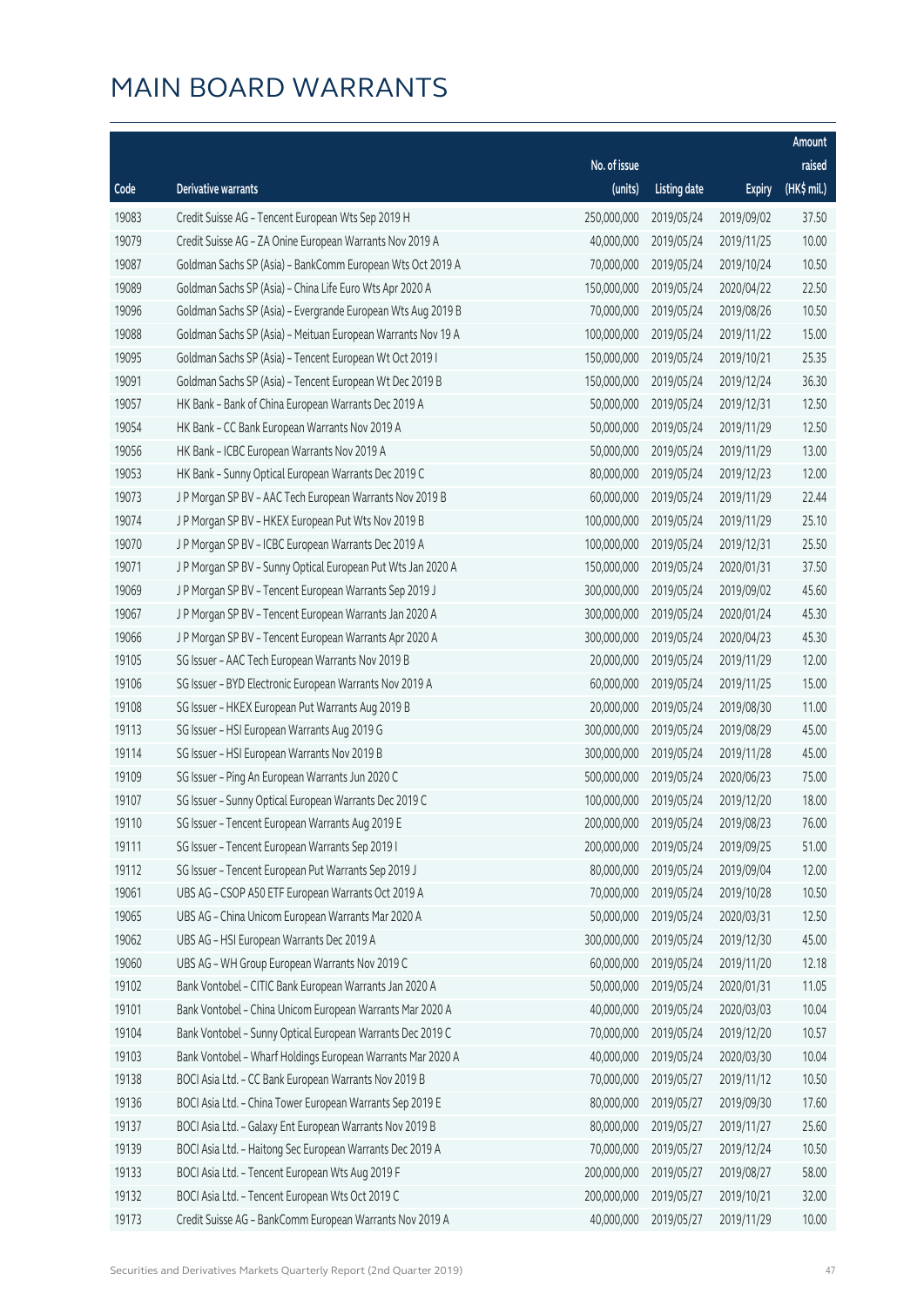# MAIN BOARD WARRANTS

| Code | Derivative warrants | No. of issue (units) | Listing date | Expiry | Amount raised (HK$ mil.) |
|---|---|---|---|---|---|
| 19083 | Credit Suisse AG – Tencent European Wts Sep 2019 H | 250,000,000 | 2019/05/24 | 2019/09/02 | 37.50 |
| 19079 | Credit Suisse AG – ZA Onine European Warrants Nov 2019 A | 40,000,000 | 2019/05/24 | 2019/11/25 | 10.00 |
| 19087 | Goldman Sachs SP (Asia) – BankComm European Wts Oct 2019 A | 70,000,000 | 2019/05/24 | 2019/10/24 | 10.50 |
| 19089 | Goldman Sachs SP (Asia) – China Life Euro Wts Apr 2020 A | 150,000,000 | 2019/05/24 | 2020/04/22 | 22.50 |
| 19096 | Goldman Sachs SP (Asia) – Evergrande European Wts Aug 2019 B | 70,000,000 | 2019/05/24 | 2019/08/26 | 10.50 |
| 19088 | Goldman Sachs SP (Asia) – Meituan European Warrants Nov 19 A | 100,000,000 | 2019/05/24 | 2019/11/22 | 15.00 |
| 19095 | Goldman Sachs SP (Asia) – Tencent European Wt Oct 2019 I | 150,000,000 | 2019/05/24 | 2019/10/21 | 25.35 |
| 19091 | Goldman Sachs SP (Asia) – Tencent European Wt Dec 2019 B | 150,000,000 | 2019/05/24 | 2019/12/24 | 36.30 |
| 19057 | HK Bank – Bank of China European Warrants Dec 2019 A | 50,000,000 | 2019/05/24 | 2019/12/31 | 12.50 |
| 19054 | HK Bank – CC Bank European Warrants Nov 2019 A | 50,000,000 | 2019/05/24 | 2019/11/29 | 12.50 |
| 19056 | HK Bank – ICBC European Warrants Nov 2019 A | 50,000,000 | 2019/05/24 | 2019/11/29 | 13.00 |
| 19053 | HK Bank – Sunny Optical European Warrants Dec 2019 C | 80,000,000 | 2019/05/24 | 2019/12/23 | 12.00 |
| 19073 | J P Morgan SP BV – AAC Tech European Warrants Nov 2019 B | 60,000,000 | 2019/05/24 | 2019/11/29 | 22.44 |
| 19074 | J P Morgan SP BV – HKEX European Put Wts Nov 2019 B | 100,000,000 | 2019/05/24 | 2019/11/29 | 25.10 |
| 19070 | J P Morgan SP BV – ICBC European Warrants Dec 2019 A | 100,000,000 | 2019/05/24 | 2019/12/31 | 25.50 |
| 19071 | J P Morgan SP BV – Sunny Optical European Put Wts Jan 2020 A | 150,000,000 | 2019/05/24 | 2020/01/31 | 37.50 |
| 19069 | J P Morgan SP BV – Tencent European Warrants Sep 2019 J | 300,000,000 | 2019/05/24 | 2019/09/02 | 45.60 |
| 19067 | J P Morgan SP BV – Tencent European Warrants Jan 2020 A | 300,000,000 | 2019/05/24 | 2020/01/24 | 45.30 |
| 19066 | J P Morgan SP BV – Tencent European Warrants Apr 2020 A | 300,000,000 | 2019/05/24 | 2020/04/23 | 45.30 |
| 19105 | SG Issuer – AAC Tech European Warrants Nov 2019 B | 20,000,000 | 2019/05/24 | 2019/11/29 | 12.00 |
| 19106 | SG Issuer – BYD Electronic European Warrants Nov 2019 A | 60,000,000 | 2019/05/24 | 2019/11/25 | 15.00 |
| 19108 | SG Issuer – HKEX European Put Warrants Aug 2019 B | 20,000,000 | 2019/05/24 | 2019/08/30 | 11.00 |
| 19113 | SG Issuer – HSI European Warrants Aug 2019 G | 300,000,000 | 2019/05/24 | 2019/08/29 | 45.00 |
| 19114 | SG Issuer – HSI European Warrants Nov 2019 B | 300,000,000 | 2019/05/24 | 2019/11/28 | 45.00 |
| 19109 | SG Issuer – Ping An European Warrants Jun 2020 C | 500,000,000 | 2019/05/24 | 2020/06/23 | 75.00 |
| 19107 | SG Issuer – Sunny Optical European Warrants Dec 2019 C | 100,000,000 | 2019/05/24 | 2019/12/20 | 18.00 |
| 19110 | SG Issuer – Tencent European Warrants Aug 2019 E | 200,000,000 | 2019/05/24 | 2019/08/23 | 76.00 |
| 19111 | SG Issuer – Tencent European Warrants Sep 2019 I | 200,000,000 | 2019/05/24 | 2019/09/25 | 51.00 |
| 19112 | SG Issuer – Tencent European Put Warrants Sep 2019 J | 80,000,000 | 2019/05/24 | 2019/09/04 | 12.00 |
| 19061 | UBS AG – CSOP A50 ETF European Warrants Oct 2019 A | 70,000,000 | 2019/05/24 | 2019/10/28 | 10.50 |
| 19065 | UBS AG – China Unicom European Warrants Mar 2020 A | 50,000,000 | 2019/05/24 | 2020/03/31 | 12.50 |
| 19062 | UBS AG – HSI European Warrants Dec 2019 A | 300,000,000 | 2019/05/24 | 2019/12/30 | 45.00 |
| 19060 | UBS AG – WH Group European Warrants Nov 2019 C | 60,000,000 | 2019/05/24 | 2019/11/20 | 12.18 |
| 19102 | Bank Vontobel – CITIC Bank European Warrants Jan 2020 A | 50,000,000 | 2019/05/24 | 2020/01/31 | 11.05 |
| 19101 | Bank Vontobel – China Unicom European Warrants Mar 2020 A | 40,000,000 | 2019/05/24 | 2020/03/03 | 10.04 |
| 19104 | Bank Vontobel – Sunny Optical European Warrants Dec 2019 C | 70,000,000 | 2019/05/24 | 2019/12/20 | 10.57 |
| 19103 | Bank Vontobel – Wharf Holdings European Warrants Mar 2020 A | 40,000,000 | 2019/05/24 | 2020/03/30 | 10.04 |
| 19138 | BOCI Asia Ltd. – CC Bank European Warrants Nov 2019 B | 70,000,000 | 2019/05/27 | 2019/11/12 | 10.50 |
| 19136 | BOCI Asia Ltd. – China Tower European Warrants Sep 2019 E | 80,000,000 | 2019/05/27 | 2019/09/30 | 17.60 |
| 19137 | BOCI Asia Ltd. – Galaxy Ent European Warrants Nov 2019 B | 80,000,000 | 2019/05/27 | 2019/11/27 | 25.60 |
| 19139 | BOCI Asia Ltd. – Haitong Sec European Warrants Dec 2019 A | 70,000,000 | 2019/05/27 | 2019/12/24 | 10.50 |
| 19133 | BOCI Asia Ltd. – Tencent European Wts Aug 2019 F | 200,000,000 | 2019/05/27 | 2019/08/27 | 58.00 |
| 19132 | BOCI Asia Ltd. – Tencent European Wts Oct 2019 C | 200,000,000 | 2019/05/27 | 2019/10/21 | 32.00 |
| 19173 | Credit Suisse AG – BankComm European Warrants Nov 2019 A | 40,000,000 | 2019/05/27 | 2019/11/29 | 10.00 |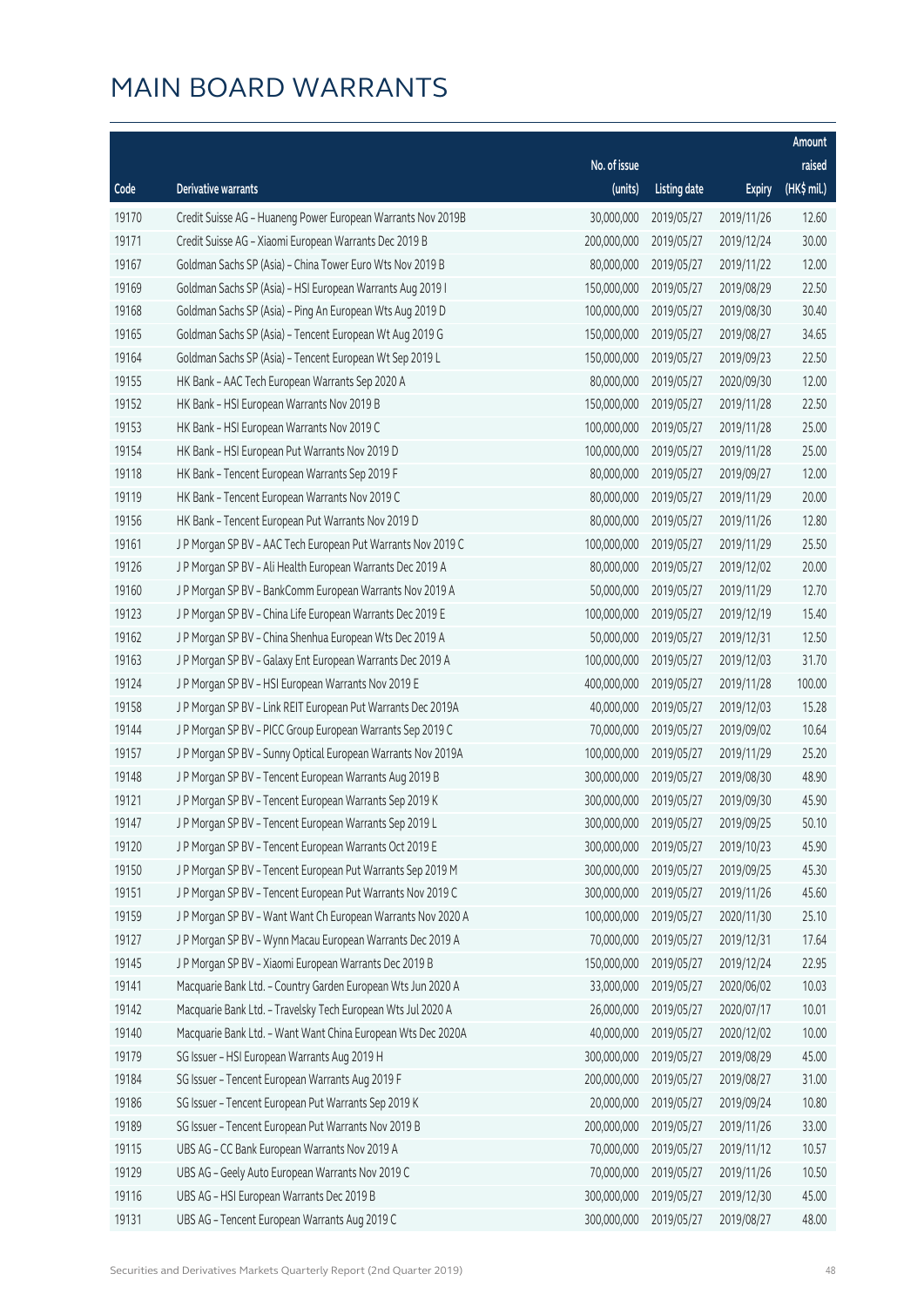# MAIN BOARD WARRANTS

| Code | Derivative warrants | No. of issue (units) | Listing date | Expiry | Amount raised (HK$ mil.) |
|---|---|---|---|---|---|
| 19170 | Credit Suisse AG – Huaneng Power European Warrants Nov 2019B | 30,000,000 | 2019/05/27 | 2019/11/26 | 12.60 |
| 19171 | Credit Suisse AG – Xiaomi European Warrants Dec 2019 B | 200,000,000 | 2019/05/27 | 2019/12/24 | 30.00 |
| 19167 | Goldman Sachs SP (Asia) – China Tower Euro Wts Nov 2019 B | 80,000,000 | 2019/05/27 | 2019/11/22 | 12.00 |
| 19169 | Goldman Sachs SP (Asia) – HSI European Warrants Aug 2019 I | 150,000,000 | 2019/05/27 | 2019/08/29 | 22.50 |
| 19168 | Goldman Sachs SP (Asia) – Ping An European Wts Aug 2019 D | 100,000,000 | 2019/05/27 | 2019/08/30 | 30.40 |
| 19165 | Goldman Sachs SP (Asia) – Tencent European Wt Aug 2019 G | 150,000,000 | 2019/05/27 | 2019/08/27 | 34.65 |
| 19164 | Goldman Sachs SP (Asia) – Tencent European Wt Sep 2019 L | 150,000,000 | 2019/05/27 | 2019/09/23 | 22.50 |
| 19155 | HK Bank – AAC Tech European Warrants Sep 2020 A | 80,000,000 | 2019/05/27 | 2020/09/30 | 12.00 |
| 19152 | HK Bank – HSI European Warrants Nov 2019 B | 150,000,000 | 2019/05/27 | 2019/11/28 | 22.50 |
| 19153 | HK Bank – HSI European Warrants Nov 2019 C | 100,000,000 | 2019/05/27 | 2019/11/28 | 25.00 |
| 19154 | HK Bank – HSI European Put Warrants Nov 2019 D | 100,000,000 | 2019/05/27 | 2019/11/28 | 25.00 |
| 19118 | HK Bank – Tencent European Warrants Sep 2019 F | 80,000,000 | 2019/05/27 | 2019/09/27 | 12.00 |
| 19119 | HK Bank – Tencent European Warrants Nov 2019 C | 80,000,000 | 2019/05/27 | 2019/11/29 | 20.00 |
| 19156 | HK Bank – Tencent European Put Warrants Nov 2019 D | 80,000,000 | 2019/05/27 | 2019/11/26 | 12.80 |
| 19161 | J P Morgan SP BV – AAC Tech European Put Warrants Nov 2019 C | 100,000,000 | 2019/05/27 | 2019/11/29 | 25.50 |
| 19126 | J P Morgan SP BV – Ali Health European Warrants Dec 2019 A | 80,000,000 | 2019/05/27 | 2019/12/02 | 20.00 |
| 19160 | J P Morgan SP BV – BankComm European Warrants Nov 2019 A | 50,000,000 | 2019/05/27 | 2019/11/29 | 12.70 |
| 19123 | J P Morgan SP BV – China Life European Warrants Dec 2019 E | 100,000,000 | 2019/05/27 | 2019/12/19 | 15.40 |
| 19162 | J P Morgan SP BV – China Shenhua European Wts Dec 2019 A | 50,000,000 | 2019/05/27 | 2019/12/31 | 12.50 |
| 19163 | J P Morgan SP BV – Galaxy Ent European Warrants Dec 2019 A | 100,000,000 | 2019/05/27 | 2019/12/03 | 31.70 |
| 19124 | J P Morgan SP BV – HSI European Warrants Nov 2019 E | 400,000,000 | 2019/05/27 | 2019/11/28 | 100.00 |
| 19158 | J P Morgan SP BV – Link REIT European Put Warrants Dec 2019A | 40,000,000 | 2019/05/27 | 2019/12/03 | 15.28 |
| 19144 | J P Morgan SP BV – PICC Group European Warrants Sep 2019 C | 70,000,000 | 2019/05/27 | 2019/09/02 | 10.64 |
| 19157 | J P Morgan SP BV – Sunny Optical European Warrants Nov 2019A | 100,000,000 | 2019/05/27 | 2019/11/29 | 25.20 |
| 19148 | J P Morgan SP BV – Tencent European Warrants Aug 2019 B | 300,000,000 | 2019/05/27 | 2019/08/30 | 48.90 |
| 19121 | J P Morgan SP BV – Tencent European Warrants Sep 2019 K | 300,000,000 | 2019/05/27 | 2019/09/30 | 45.90 |
| 19147 | J P Morgan SP BV – Tencent European Warrants Sep 2019 L | 300,000,000 | 2019/05/27 | 2019/09/25 | 50.10 |
| 19120 | J P Morgan SP BV – Tencent European Warrants Oct 2019 E | 300,000,000 | 2019/05/27 | 2019/10/23 | 45.90 |
| 19150 | J P Morgan SP BV – Tencent European Put Warrants Sep 2019 M | 300,000,000 | 2019/05/27 | 2019/09/25 | 45.30 |
| 19151 | J P Morgan SP BV – Tencent European Put Warrants Nov 2019 C | 300,000,000 | 2019/05/27 | 2019/11/26 | 45.60 |
| 19159 | J P Morgan SP BV – Want Want Ch European Warrants Nov 2020 A | 100,000,000 | 2019/05/27 | 2020/11/30 | 25.10 |
| 19127 | J P Morgan SP BV – Wynn Macau European Warrants Dec 2019 A | 70,000,000 | 2019/05/27 | 2019/12/31 | 17.64 |
| 19145 | J P Morgan SP BV – Xiaomi European Warrants Dec 2019 B | 150,000,000 | 2019/05/27 | 2019/12/24 | 22.95 |
| 19141 | Macquarie Bank Ltd. – Country Garden European Wts Jun 2020 A | 33,000,000 | 2019/05/27 | 2020/06/02 | 10.03 |
| 19142 | Macquarie Bank Ltd. – Travelsky Tech European Wts Jul 2020 A | 26,000,000 | 2019/05/27 | 2020/07/17 | 10.01 |
| 19140 | Macquarie Bank Ltd. – Want Want China European Wts Dec 2020A | 40,000,000 | 2019/05/27 | 2020/12/02 | 10.00 |
| 19179 | SG Issuer – HSI European Warrants Aug 2019 H | 300,000,000 | 2019/05/27 | 2019/08/29 | 45.00 |
| 19184 | SG Issuer – Tencent European Warrants Aug 2019 F | 200,000,000 | 2019/05/27 | 2019/08/27 | 31.00 |
| 19186 | SG Issuer – Tencent European Put Warrants Sep 2019 K | 20,000,000 | 2019/05/27 | 2019/09/24 | 10.80 |
| 19189 | SG Issuer – Tencent European Put Warrants Nov 2019 B | 200,000,000 | 2019/05/27 | 2019/11/26 | 33.00 |
| 19115 | UBS AG – CC Bank European Warrants Nov 2019 A | 70,000,000 | 2019/05/27 | 2019/11/12 | 10.57 |
| 19129 | UBS AG – Geely Auto European Warrants Nov 2019 C | 70,000,000 | 2019/05/27 | 2019/11/26 | 10.50 |
| 19116 | UBS AG – HSI European Warrants Dec 2019 B | 300,000,000 | 2019/05/27 | 2019/12/30 | 45.00 |
| 19131 | UBS AG – Tencent European Warrants Aug 2019 C | 300,000,000 | 2019/05/27 | 2019/08/27 | 48.00 |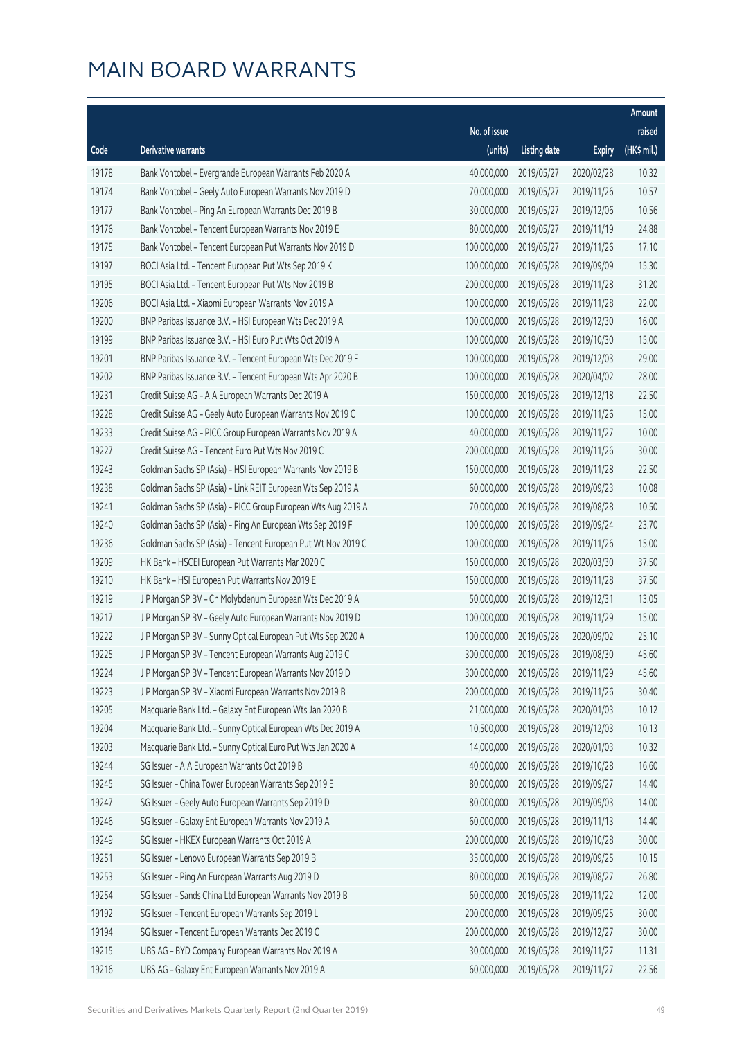# MAIN BOARD WARRANTS

| Code | Derivative warrants | No. of issue (units) | Listing date | Expiry | Amount raised (HK$ mil.) |
|---|---|---|---|---|---|
| 19178 | Bank Vontobel - Evergrande European Warrants Feb 2020 A | 40,000,000 | 2019/05/27 | 2020/02/28 | 10.32 |
| 19174 | Bank Vontobel - Geely Auto European Warrants Nov 2019 D | 70,000,000 | 2019/05/27 | 2019/11/26 | 10.57 |
| 19177 | Bank Vontobel - Ping An European Warrants Dec 2019 B | 30,000,000 | 2019/05/27 | 2019/12/06 | 10.56 |
| 19176 | Bank Vontobel - Tencent European Warrants Nov 2019 E | 80,000,000 | 2019/05/27 | 2019/11/19 | 24.88 |
| 19175 | Bank Vontobel - Tencent European Put Warrants Nov 2019 D | 100,000,000 | 2019/05/27 | 2019/11/26 | 17.10 |
| 19197 | BOCI Asia Ltd. - Tencent European Put Wts Sep 2019 K | 100,000,000 | 2019/05/28 | 2019/09/09 | 15.30 |
| 19195 | BOCI Asia Ltd. - Tencent European Put Wts Nov 2019 B | 200,000,000 | 2019/05/28 | 2019/11/28 | 31.20 |
| 19206 | BOCI Asia Ltd. - Xiaomi European Warrants Nov 2019 A | 100,000,000 | 2019/05/28 | 2019/11/28 | 22.00 |
| 19200 | BNP Paribas Issuance B.V. - HSI European Wts Dec 2019 A | 100,000,000 | 2019/05/28 | 2019/12/30 | 16.00 |
| 19199 | BNP Paribas Issuance B.V. - HSI Euro Put Wts Oct 2019 A | 100,000,000 | 2019/05/28 | 2019/10/30 | 15.00 |
| 19201 | BNP Paribas Issuance B.V. - Tencent European Wts Dec 2019 F | 100,000,000 | 2019/05/28 | 2019/12/03 | 29.00 |
| 19202 | BNP Paribas Issuance B.V. - Tencent European Wts Apr 2020 B | 100,000,000 | 2019/05/28 | 2020/04/02 | 28.00 |
| 19231 | Credit Suisse AG - AIA European Warrants Dec 2019 A | 150,000,000 | 2019/05/28 | 2019/12/18 | 22.50 |
| 19228 | Credit Suisse AG - Geely Auto European Warrants Nov 2019 C | 100,000,000 | 2019/05/28 | 2019/11/26 | 15.00 |
| 19233 | Credit Suisse AG - PICC Group European Warrants Nov 2019 A | 40,000,000 | 2019/05/28 | 2019/11/27 | 10.00 |
| 19227 | Credit Suisse AG - Tencent Euro Put Wts Nov 2019 C | 200,000,000 | 2019/05/28 | 2019/11/26 | 30.00 |
| 19243 | Goldman Sachs SP (Asia) - HSI European Warrants Nov 2019 B | 150,000,000 | 2019/05/28 | 2019/11/28 | 22.50 |
| 19238 | Goldman Sachs SP (Asia) - Link REIT European Wts Sep 2019 A | 60,000,000 | 2019/05/28 | 2019/09/23 | 10.08 |
| 19241 | Goldman Sachs SP (Asia) - PICC Group European Wts Aug 2019 A | 70,000,000 | 2019/05/28 | 2019/08/28 | 10.50 |
| 19240 | Goldman Sachs SP (Asia) - Ping An European Wts Sep 2019 F | 100,000,000 | 2019/05/28 | 2019/09/24 | 23.70 |
| 19236 | Goldman Sachs SP (Asia) - Tencent European Put Wt Nov 2019 C | 100,000,000 | 2019/05/28 | 2019/11/26 | 15.00 |
| 19209 | HK Bank - HSCEI European Put Warrants Mar 2020 C | 150,000,000 | 2019/05/28 | 2020/03/30 | 37.50 |
| 19210 | HK Bank - HSI European Put Warrants Nov 2019 E | 150,000,000 | 2019/05/28 | 2019/11/28 | 37.50 |
| 19219 | J P Morgan SP BV - Ch Molybdenum European Wts Dec 2019 A | 50,000,000 | 2019/05/28 | 2019/12/31 | 13.05 |
| 19217 | J P Morgan SP BV - Geely Auto European Warrants Nov 2019 D | 100,000,000 | 2019/05/28 | 2019/11/29 | 15.00 |
| 19222 | J P Morgan SP BV - Sunny Optical European Put Wts Sep 2020 A | 100,000,000 | 2019/05/28 | 2020/09/02 | 25.10 |
| 19225 | J P Morgan SP BV - Tencent European Warrants Aug 2019 C | 300,000,000 | 2019/05/28 | 2019/08/30 | 45.60 |
| 19224 | J P Morgan SP BV - Tencent European Warrants Nov 2019 D | 300,000,000 | 2019/05/28 | 2019/11/29 | 45.60 |
| 19223 | J P Morgan SP BV - Xiaomi European Warrants Nov 2019 B | 200,000,000 | 2019/05/28 | 2019/11/26 | 30.40 |
| 19205 | Macquarie Bank Ltd. - Galaxy Ent European Wts Jan 2020 B | 21,000,000 | 2019/05/28 | 2020/01/03 | 10.12 |
| 19204 | Macquarie Bank Ltd. - Sunny Optical European Wts Dec 2019 A | 10,500,000 | 2019/05/28 | 2019/12/03 | 10.13 |
| 19203 | Macquarie Bank Ltd. - Sunny Optical Euro Put Wts Jan 2020 A | 14,000,000 | 2019/05/28 | 2020/01/03 | 10.32 |
| 19244 | SG Issuer - AIA European Warrants Oct 2019 B | 40,000,000 | 2019/05/28 | 2019/10/28 | 16.60 |
| 19245 | SG Issuer - China Tower European Warrants Sep 2019 E | 80,000,000 | 2019/05/28 | 2019/09/27 | 14.40 |
| 19247 | SG Issuer - Geely Auto European Warrants Sep 2019 D | 80,000,000 | 2019/05/28 | 2019/09/03 | 14.00 |
| 19246 | SG Issuer - Galaxy Ent European Warrants Nov 2019 A | 60,000,000 | 2019/05/28 | 2019/11/13 | 14.40 |
| 19249 | SG Issuer - HKEX European Warrants Oct 2019 A | 200,000,000 | 2019/05/28 | 2019/10/28 | 30.00 |
| 19251 | SG Issuer - Lenovo European Warrants Sep 2019 B | 35,000,000 | 2019/05/28 | 2019/09/25 | 10.15 |
| 19253 | SG Issuer - Ping An European Warrants Aug 2019 D | 80,000,000 | 2019/05/28 | 2019/08/27 | 26.80 |
| 19254 | SG Issuer - Sands China Ltd European Warrants Nov 2019 B | 60,000,000 | 2019/05/28 | 2019/11/22 | 12.00 |
| 19192 | SG Issuer - Tencent European Warrants Sep 2019 L | 200,000,000 | 2019/05/28 | 2019/09/25 | 30.00 |
| 19194 | SG Issuer - Tencent European Warrants Dec 2019 C | 200,000,000 | 2019/05/28 | 2019/12/27 | 30.00 |
| 19215 | UBS AG - BYD Company European Warrants Nov 2019 A | 30,000,000 | 2019/05/28 | 2019/11/27 | 11.31 |
| 19216 | UBS AG - Galaxy Ent European Warrants Nov 2019 A | 60,000,000 | 2019/05/28 | 2019/11/27 | 22.56 |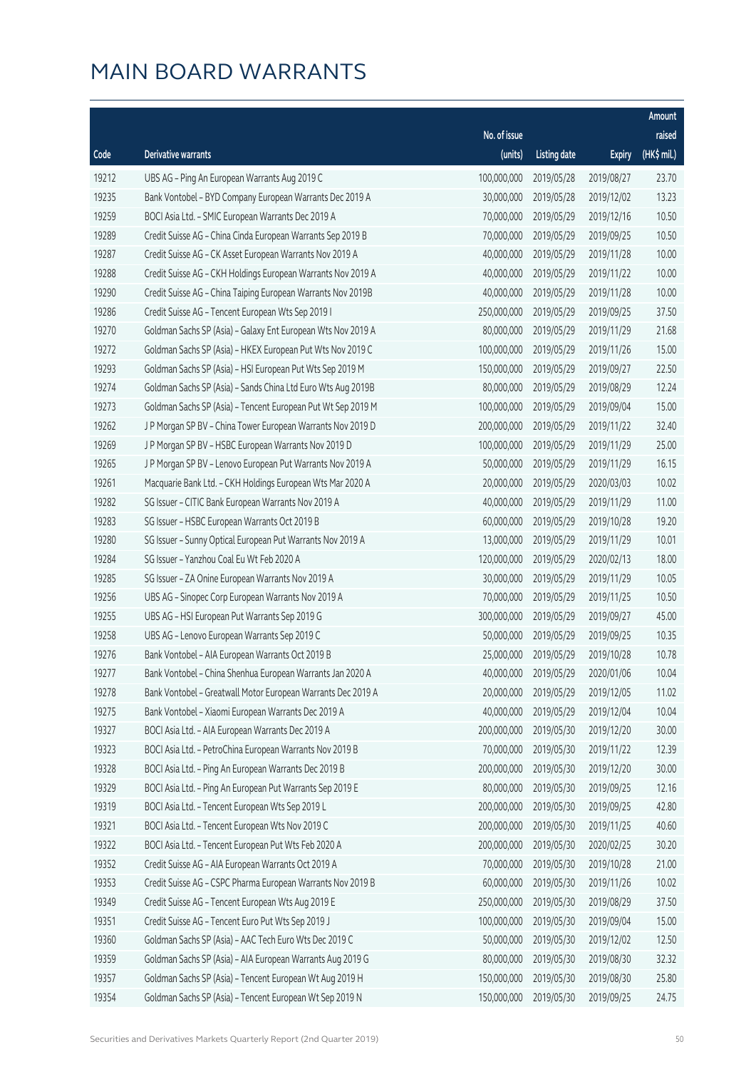# MAIN BOARD WARRANTS

| Code | Derivative warrants | No. of issue (units) | Listing date | Expiry | Amount raised (HK$ mil.) |
|---|---|---|---|---|---|
| 19212 | UBS AG - Ping An European Warrants Aug 2019 C | 100,000,000 | 2019/05/28 | 2019/08/27 | 23.70 |
| 19235 | Bank Vontobel - BYD Company European Warrants Dec 2019 A | 30,000,000 | 2019/05/28 | 2019/12/02 | 13.23 |
| 19259 | BOCI Asia Ltd. - SMIC European Warrants Dec 2019 A | 70,000,000 | 2019/05/29 | 2019/12/16 | 10.50 |
| 19289 | Credit Suisse AG - China Cinda European Warrants Sep 2019 B | 70,000,000 | 2019/05/29 | 2019/09/25 | 10.50 |
| 19287 | Credit Suisse AG - CK Asset European Warrants Nov 2019 A | 40,000,000 | 2019/05/29 | 2019/11/28 | 10.00 |
| 19288 | Credit Suisse AG - CKH Holdings European Warrants Nov 2019 A | 40,000,000 | 2019/05/29 | 2019/11/22 | 10.00 |
| 19290 | Credit Suisse AG - China Taiping European Warrants Nov 2019B | 40,000,000 | 2019/05/29 | 2019/11/28 | 10.00 |
| 19286 | Credit Suisse AG - Tencent European Wts Sep 2019 I | 250,000,000 | 2019/05/29 | 2019/09/25 | 37.50 |
| 19270 | Goldman Sachs SP (Asia) - Galaxy Ent European Wts Nov 2019 A | 80,000,000 | 2019/05/29 | 2019/11/29 | 21.68 |
| 19272 | Goldman Sachs SP (Asia) - HKEX European Put Wts Nov 2019 C | 100,000,000 | 2019/05/29 | 2019/11/26 | 15.00 |
| 19293 | Goldman Sachs SP (Asia) - HSI European Put Wts Sep 2019 M | 150,000,000 | 2019/05/29 | 2019/09/27 | 22.50 |
| 19274 | Goldman Sachs SP (Asia) - Sands China Ltd Euro Wts Aug 2019B | 80,000,000 | 2019/05/29 | 2019/08/29 | 12.24 |
| 19273 | Goldman Sachs SP (Asia) - Tencent European Put Wt Sep 2019 M | 100,000,000 | 2019/05/29 | 2019/09/04 | 15.00 |
| 19262 | J P Morgan SP BV - China Tower European Warrants Nov 2019 D | 200,000,000 | 2019/05/29 | 2019/11/22 | 32.40 |
| 19269 | J P Morgan SP BV - HSBC European Warrants Nov 2019 D | 100,000,000 | 2019/05/29 | 2019/11/29 | 25.00 |
| 19265 | J P Morgan SP BV - Lenovo European Put Warrants Nov 2019 A | 50,000,000 | 2019/05/29 | 2019/11/29 | 16.15 |
| 19261 | Macquarie Bank Ltd. - CKH Holdings European Wts Mar 2020 A | 20,000,000 | 2019/05/29 | 2020/03/03 | 10.02 |
| 19282 | SG Issuer - CITIC Bank European Warrants Nov 2019 A | 40,000,000 | 2019/05/29 | 2019/11/29 | 11.00 |
| 19283 | SG Issuer - HSBC European Warrants Oct 2019 B | 60,000,000 | 2019/05/29 | 2019/10/28 | 19.20 |
| 19280 | SG Issuer - Sunny Optical European Put Warrants Nov 2019 A | 13,000,000 | 2019/05/29 | 2019/11/29 | 10.01 |
| 19284 | SG Issuer - Yanzhou Coal Eu Wt Feb 2020 A | 120,000,000 | 2019/05/29 | 2020/02/13 | 18.00 |
| 19285 | SG Issuer - ZA Onine European Warrants Nov 2019 A | 30,000,000 | 2019/05/29 | 2019/11/29 | 10.05 |
| 19256 | UBS AG - Sinopec Corp European Warrants Nov 2019 A | 70,000,000 | 2019/05/29 | 2019/11/25 | 10.50 |
| 19255 | UBS AG - HSI European Put Warrants Sep 2019 G | 300,000,000 | 2019/05/29 | 2019/09/27 | 45.00 |
| 19258 | UBS AG - Lenovo European Warrants Sep 2019 C | 50,000,000 | 2019/05/29 | 2019/09/25 | 10.35 |
| 19276 | Bank Vontobel - AIA European Warrants Oct 2019 B | 25,000,000 | 2019/05/29 | 2019/10/28 | 10.78 |
| 19277 | Bank Vontobel - China Shenhua European Warrants Jan 2020 A | 40,000,000 | 2019/05/29 | 2020/01/06 | 10.04 |
| 19278 | Bank Vontobel - Greatwall Motor European Warrants Dec 2019 A | 20,000,000 | 2019/05/29 | 2019/12/05 | 11.02 |
| 19275 | Bank Vontobel - Xiaomi European Warrants Dec 2019 A | 40,000,000 | 2019/05/29 | 2019/12/04 | 10.04 |
| 19327 | BOCI Asia Ltd. - AIA European Warrants Dec 2019 A | 200,000,000 | 2019/05/30 | 2019/12/20 | 30.00 |
| 19323 | BOCI Asia Ltd. - PetroChina European Warrants Nov 2019 B | 70,000,000 | 2019/05/30 | 2019/11/22 | 12.39 |
| 19328 | BOCI Asia Ltd. - Ping An European Warrants Dec 2019 B | 200,000,000 | 2019/05/30 | 2019/12/20 | 30.00 |
| 19329 | BOCI Asia Ltd. - Ping An European Put Warrants Sep 2019 E | 80,000,000 | 2019/05/30 | 2019/09/25 | 12.16 |
| 19319 | BOCI Asia Ltd. - Tencent European Wts Sep 2019 L | 200,000,000 | 2019/05/30 | 2019/09/25 | 42.80 |
| 19321 | BOCI Asia Ltd. - Tencent European Wts Nov 2019 C | 200,000,000 | 2019/05/30 | 2019/11/25 | 40.60 |
| 19322 | BOCI Asia Ltd. - Tencent European Put Wts Feb 2020 A | 200,000,000 | 2019/05/30 | 2020/02/25 | 30.20 |
| 19352 | Credit Suisse AG - AIA European Warrants Oct 2019 A | 70,000,000 | 2019/05/30 | 2019/10/28 | 21.00 |
| 19353 | Credit Suisse AG - CSPC Pharma European Warrants Nov 2019 B | 60,000,000 | 2019/05/30 | 2019/11/26 | 10.02 |
| 19349 | Credit Suisse AG - Tencent European Wts Aug 2019 E | 250,000,000 | 2019/05/30 | 2019/08/29 | 37.50 |
| 19351 | Credit Suisse AG - Tencent Euro Put Wts Sep 2019 J | 100,000,000 | 2019/05/30 | 2019/09/04 | 15.00 |
| 19360 | Goldman Sachs SP (Asia) - AAC Tech Euro Wts Dec 2019 C | 50,000,000 | 2019/05/30 | 2019/12/02 | 12.50 |
| 19359 | Goldman Sachs SP (Asia) - AIA European Warrants Aug 2019 G | 80,000,000 | 2019/05/30 | 2019/08/30 | 32.32 |
| 19357 | Goldman Sachs SP (Asia) - Tencent European Wt Aug 2019 H | 150,000,000 | 2019/05/30 | 2019/08/30 | 25.80 |
| 19354 | Goldman Sachs SP (Asia) - Tencent European Wt Sep 2019 N | 150,000,000 | 2019/05/30 | 2019/09/25 | 24.75 |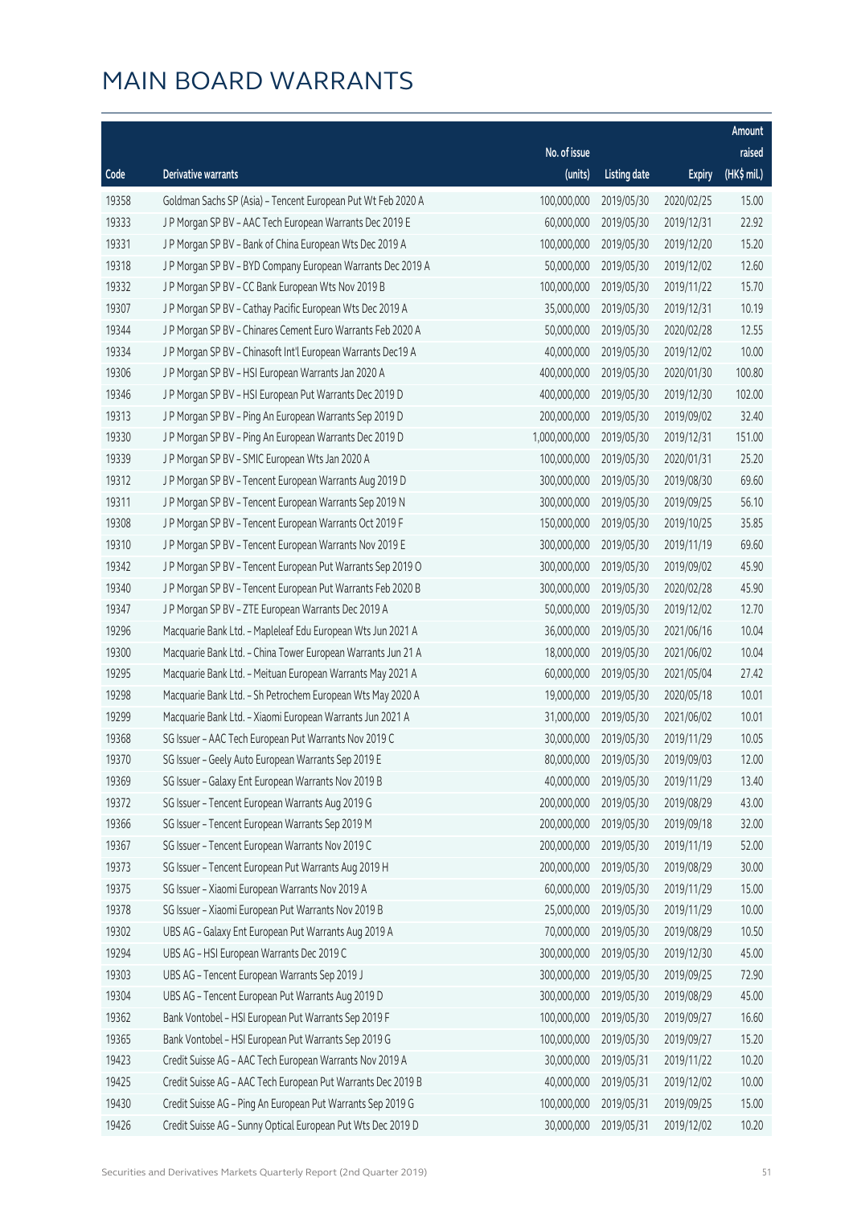# MAIN BOARD WARRANTS

| Code | Derivative warrants | No. of issue (units) | Listing date | Expiry | Amount raised (HK$ mil.) |
|---|---|---|---|---|---|
| 19358 | Goldman Sachs SP (Asia) - Tencent European Put Wt Feb 2020 A | 100,000,000 | 2019/05/30 | 2020/02/25 | 15.00 |
| 19333 | J P Morgan SP BV - AAC Tech European Warrants Dec 2019 E | 60,000,000 | 2019/05/30 | 2019/12/31 | 22.92 |
| 19331 | J P Morgan SP BV - Bank of China European Wts Dec 2019 A | 100,000,000 | 2019/05/30 | 2019/12/20 | 15.20 |
| 19318 | J P Morgan SP BV - BYD Company European Warrants Dec 2019 A | 50,000,000 | 2019/05/30 | 2019/12/02 | 12.60 |
| 19332 | J P Morgan SP BV - CC Bank European Wts Nov 2019 B | 100,000,000 | 2019/05/30 | 2019/11/22 | 15.70 |
| 19307 | J P Morgan SP BV - Cathay Pacific European Wts Dec 2019 A | 35,000,000 | 2019/05/30 | 2019/12/31 | 10.19 |
| 19344 | J P Morgan SP BV - Chinares Cement Euro Warrants Feb 2020 A | 50,000,000 | 2019/05/30 | 2020/02/28 | 12.55 |
| 19334 | J P Morgan SP BV - Chinasoft Int'l European Warrants Dec19 A | 40,000,000 | 2019/05/30 | 2019/12/02 | 10.00 |
| 19306 | J P Morgan SP BV - HSI European Warrants Jan 2020 A | 400,000,000 | 2019/05/30 | 2020/01/30 | 100.80 |
| 19346 | J P Morgan SP BV - HSI European Put Warrants Dec 2019 D | 400,000,000 | 2019/05/30 | 2019/12/30 | 102.00 |
| 19313 | J P Morgan SP BV - Ping An European Warrants Sep 2019 D | 200,000,000 | 2019/05/30 | 2019/09/02 | 32.40 |
| 19330 | J P Morgan SP BV - Ping An European Warrants Dec 2019 D | 1,000,000,000 | 2019/05/30 | 2019/12/31 | 151.00 |
| 19339 | J P Morgan SP BV - SMIC European Wts Jan 2020 A | 100,000,000 | 2019/05/30 | 2020/01/31 | 25.20 |
| 19312 | J P Morgan SP BV - Tencent European Warrants Aug 2019 D | 300,000,000 | 2019/05/30 | 2019/08/30 | 69.60 |
| 19311 | J P Morgan SP BV - Tencent European Warrants Sep 2019 N | 300,000,000 | 2019/05/30 | 2019/09/25 | 56.10 |
| 19308 | J P Morgan SP BV - Tencent European Warrants Oct 2019 F | 150,000,000 | 2019/05/30 | 2019/10/25 | 35.85 |
| 19310 | J P Morgan SP BV - Tencent European Warrants Nov 2019 E | 300,000,000 | 2019/05/30 | 2019/11/19 | 69.60 |
| 19342 | J P Morgan SP BV - Tencent European Put Warrants Sep 2019 O | 300,000,000 | 2019/05/30 | 2019/09/02 | 45.90 |
| 19340 | J P Morgan SP BV - Tencent European Put Warrants Feb 2020 B | 300,000,000 | 2019/05/30 | 2020/02/28 | 45.90 |
| 19347 | J P Morgan SP BV - ZTE European Warrants Dec 2019 A | 50,000,000 | 2019/05/30 | 2019/12/02 | 12.70 |
| 19296 | Macquarie Bank Ltd. - Mapleleaf Edu European Wts Jun 2021 A | 36,000,000 | 2019/05/30 | 2021/06/16 | 10.04 |
| 19300 | Macquarie Bank Ltd. - China Tower European Warrants Jun 21 A | 18,000,000 | 2019/05/30 | 2021/06/02 | 10.04 |
| 19295 | Macquarie Bank Ltd. - Meituan European Warrants May 2021 A | 60,000,000 | 2019/05/30 | 2021/05/04 | 27.42 |
| 19298 | Macquarie Bank Ltd. - Sh Petrochem European Wts May 2020 A | 19,000,000 | 2019/05/30 | 2020/05/18 | 10.01 |
| 19299 | Macquarie Bank Ltd. - Xiaomi European Warrants Jun 2021 A | 31,000,000 | 2019/05/30 | 2021/06/02 | 10.01 |
| 19368 | SG Issuer - AAC Tech European Put Warrants Nov 2019 C | 30,000,000 | 2019/05/30 | 2019/11/29 | 10.05 |
| 19370 | SG Issuer - Geely Auto European Warrants Sep 2019 E | 80,000,000 | 2019/05/30 | 2019/09/03 | 12.00 |
| 19369 | SG Issuer - Galaxy Ent European Warrants Nov 2019 B | 40,000,000 | 2019/05/30 | 2019/11/29 | 13.40 |
| 19372 | SG Issuer - Tencent European Warrants Aug 2019 G | 200,000,000 | 2019/05/30 | 2019/08/29 | 43.00 |
| 19366 | SG Issuer - Tencent European Warrants Sep 2019 M | 200,000,000 | 2019/05/30 | 2019/09/18 | 32.00 |
| 19367 | SG Issuer - Tencent European Warrants Nov 2019 C | 200,000,000 | 2019/05/30 | 2019/11/19 | 52.00 |
| 19373 | SG Issuer - Tencent European Put Warrants Aug 2019 H | 200,000,000 | 2019/05/30 | 2019/08/29 | 30.00 |
| 19375 | SG Issuer - Xiaomi European Warrants Nov 2019 A | 60,000,000 | 2019/05/30 | 2019/11/29 | 15.00 |
| 19378 | SG Issuer - Xiaomi European Put Warrants Nov 2019 B | 25,000,000 | 2019/05/30 | 2019/11/29 | 10.00 |
| 19302 | UBS AG - Galaxy Ent European Put Warrants Aug 2019 A | 70,000,000 | 2019/05/30 | 2019/08/29 | 10.50 |
| 19294 | UBS AG - HSI European Warrants Dec 2019 C | 300,000,000 | 2019/05/30 | 2019/12/30 | 45.00 |
| 19303 | UBS AG - Tencent European Warrants Sep 2019 J | 300,000,000 | 2019/05/30 | 2019/09/25 | 72.90 |
| 19304 | UBS AG - Tencent European Put Warrants Aug 2019 D | 300,000,000 | 2019/05/30 | 2019/08/29 | 45.00 |
| 19362 | Bank Vontobel - HSI European Put Warrants Sep 2019 F | 100,000,000 | 2019/05/30 | 2019/09/27 | 16.60 |
| 19365 | Bank Vontobel - HSI European Put Warrants Sep 2019 G | 100,000,000 | 2019/05/30 | 2019/09/27 | 15.20 |
| 19423 | Credit Suisse AG - AAC Tech European Warrants Nov 2019 A | 30,000,000 | 2019/05/31 | 2019/11/22 | 10.20 |
| 19425 | Credit Suisse AG - AAC Tech European Put Warrants Dec 2019 B | 40,000,000 | 2019/05/31 | 2019/12/02 | 10.00 |
| 19430 | Credit Suisse AG - Ping An European Put Warrants Sep 2019 G | 100,000,000 | 2019/05/31 | 2019/09/25 | 15.00 |
| 19426 | Credit Suisse AG - Sunny Optical European Put Wts Dec 2019 D | 30,000,000 | 2019/05/31 | 2019/12/02 | 10.20 |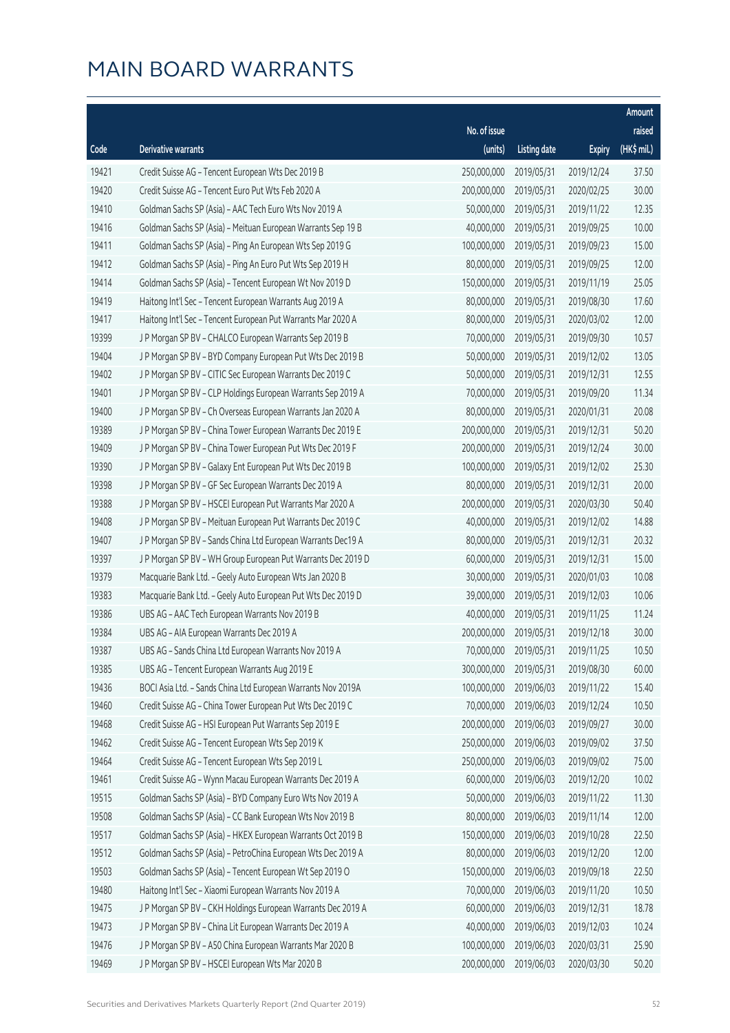# MAIN BOARD WARRANTS

| Code | Derivative warrants | No. of issue (units) | Listing date | Expiry | Amount raised (HK$ mil.) |
|---|---|---|---|---|---|
| 19421 | Credit Suisse AG - Tencent European Wts Dec 2019 B | 250,000,000 | 2019/05/31 | 2019/12/24 | 37.50 |
| 19420 | Credit Suisse AG - Tencent Euro Put Wts Feb 2020 A | 200,000,000 | 2019/05/31 | 2020/02/25 | 30.00 |
| 19410 | Goldman Sachs SP (Asia) - AAC Tech Euro Wts Nov 2019 A | 50,000,000 | 2019/05/31 | 2019/11/22 | 12.35 |
| 19416 | Goldman Sachs SP (Asia) - Meituan European Warrants Sep 19 B | 40,000,000 | 2019/05/31 | 2019/09/25 | 10.00 |
| 19411 | Goldman Sachs SP (Asia) - Ping An European Wts Sep 2019 G | 100,000,000 | 2019/05/31 | 2019/09/23 | 15.00 |
| 19412 | Goldman Sachs SP (Asia) - Ping An Euro Put Wts Sep 2019 H | 80,000,000 | 2019/05/31 | 2019/09/25 | 12.00 |
| 19414 | Goldman Sachs SP (Asia) - Tencent European Wt Nov 2019 D | 150,000,000 | 2019/05/31 | 2019/11/19 | 25.05 |
| 19419 | Haitong Int'l Sec - Tencent European Warrants Aug 2019 A | 80,000,000 | 2019/05/31 | 2019/08/30 | 17.60 |
| 19417 | Haitong Int'l Sec - Tencent European Put Warrants Mar 2020 A | 80,000,000 | 2019/05/31 | 2020/03/02 | 12.00 |
| 19399 | J P Morgan SP BV - CHALCO European Warrants Sep 2019 B | 70,000,000 | 2019/05/31 | 2019/09/30 | 10.57 |
| 19404 | J P Morgan SP BV - BYD Company European Put Wts Dec 2019 B | 50,000,000 | 2019/05/31 | 2019/12/02 | 13.05 |
| 19402 | J P Morgan SP BV - CITIC Sec European Warrants Dec 2019 C | 50,000,000 | 2019/05/31 | 2019/12/31 | 12.55 |
| 19401 | J P Morgan SP BV - CLP Holdings European Warrants Sep 2019 A | 70,000,000 | 2019/05/31 | 2019/09/20 | 11.34 |
| 19400 | J P Morgan SP BV - Ch Overseas European Warrants Jan 2020 A | 80,000,000 | 2019/05/31 | 2020/01/31 | 20.08 |
| 19389 | J P Morgan SP BV - China Tower European Warrants Dec 2019 E | 200,000,000 | 2019/05/31 | 2019/12/31 | 50.20 |
| 19409 | J P Morgan SP BV - China Tower European Put Wts Dec 2019 F | 200,000,000 | 2019/05/31 | 2019/12/24 | 30.00 |
| 19390 | J P Morgan SP BV - Galaxy Ent European Put Wts Dec 2019 B | 100,000,000 | 2019/05/31 | 2019/12/02 | 25.30 |
| 19398 | J P Morgan SP BV - GF Sec European Warrants Dec 2019 A | 80,000,000 | 2019/05/31 | 2019/12/31 | 20.00 |
| 19388 | J P Morgan SP BV - HSCEI European Put Warrants Mar 2020 A | 200,000,000 | 2019/05/31 | 2020/03/30 | 50.40 |
| 19408 | J P Morgan SP BV - Meituan European Put Warrants Dec 2019 C | 40,000,000 | 2019/05/31 | 2019/12/02 | 14.88 |
| 19407 | J P Morgan SP BV - Sands China Ltd European Warrants Dec19 A | 80,000,000 | 2019/05/31 | 2019/12/31 | 20.32 |
| 19397 | J P Morgan SP BV - WH Group European Put Warrants Dec 2019 D | 60,000,000 | 2019/05/31 | 2019/12/31 | 15.00 |
| 19379 | Macquarie Bank Ltd. - Geely Auto European Wts Jan 2020 B | 30,000,000 | 2019/05/31 | 2020/01/03 | 10.08 |
| 19383 | Macquarie Bank Ltd. - Geely Auto European Put Wts Dec 2019 D | 39,000,000 | 2019/05/31 | 2019/12/03 | 10.06 |
| 19386 | UBS AG - AAC Tech European Warrants Nov 2019 B | 40,000,000 | 2019/05/31 | 2019/11/25 | 11.24 |
| 19384 | UBS AG - AIA European Warrants Dec 2019 A | 200,000,000 | 2019/05/31 | 2019/12/18 | 30.00 |
| 19387 | UBS AG - Sands China Ltd European Warrants Nov 2019 A | 70,000,000 | 2019/05/31 | 2019/11/25 | 10.50 |
| 19385 | UBS AG - Tencent European Warrants Aug 2019 E | 300,000,000 | 2019/05/31 | 2019/08/30 | 60.00 |
| 19436 | BOCI Asia Ltd. - Sands China Ltd European Warrants Nov 2019A | 100,000,000 | 2019/06/03 | 2019/11/22 | 15.40 |
| 19460 | Credit Suisse AG - China Tower European Put Wts Dec 2019 C | 70,000,000 | 2019/06/03 | 2019/12/24 | 10.50 |
| 19468 | Credit Suisse AG - HSI European Put Warrants Sep 2019 E | 200,000,000 | 2019/06/03 | 2019/09/27 | 30.00 |
| 19462 | Credit Suisse AG - Tencent European Wts Sep 2019 K | 250,000,000 | 2019/06/03 | 2019/09/02 | 37.50 |
| 19464 | Credit Suisse AG - Tencent European Wts Sep 2019 L | 250,000,000 | 2019/06/03 | 2019/09/02 | 75.00 |
| 19461 | Credit Suisse AG - Wynn Macau European Warrants Dec 2019 A | 60,000,000 | 2019/06/03 | 2019/12/20 | 10.02 |
| 19515 | Goldman Sachs SP (Asia) - BYD Company Euro Wts Nov 2019 A | 50,000,000 | 2019/06/03 | 2019/11/22 | 11.30 |
| 19508 | Goldman Sachs SP (Asia) - CC Bank European Wts Nov 2019 B | 80,000,000 | 2019/06/03 | 2019/11/14 | 12.00 |
| 19517 | Goldman Sachs SP (Asia) - HKEX European Warrants Oct 2019 B | 150,000,000 | 2019/06/03 | 2019/10/28 | 22.50 |
| 19512 | Goldman Sachs SP (Asia) - PetroChina European Wts Dec 2019 A | 80,000,000 | 2019/06/03 | 2019/12/20 | 12.00 |
| 19503 | Goldman Sachs SP (Asia) - Tencent European Wt Sep 2019 O | 150,000,000 | 2019/06/03 | 2019/09/18 | 22.50 |
| 19480 | Haitong Int'l Sec - Xiaomi European Warrants Nov 2019 A | 70,000,000 | 2019/06/03 | 2019/11/20 | 10.50 |
| 19475 | J P Morgan SP BV - CKH Holdings European Warrants Dec 2019 A | 60,000,000 | 2019/06/03 | 2019/12/31 | 18.78 |
| 19473 | J P Morgan SP BV - China Lit European Warrants Dec 2019 A | 40,000,000 | 2019/06/03 | 2019/12/03 | 10.24 |
| 19476 | J P Morgan SP BV - A50 China European Warrants Mar 2020 B | 100,000,000 | 2019/06/03 | 2020/03/31 | 25.90 |
| 19469 | J P Morgan SP BV - HSCEI European Wts Mar 2020 B | 200,000,000 | 2019/06/03 | 2020/03/30 | 50.20 |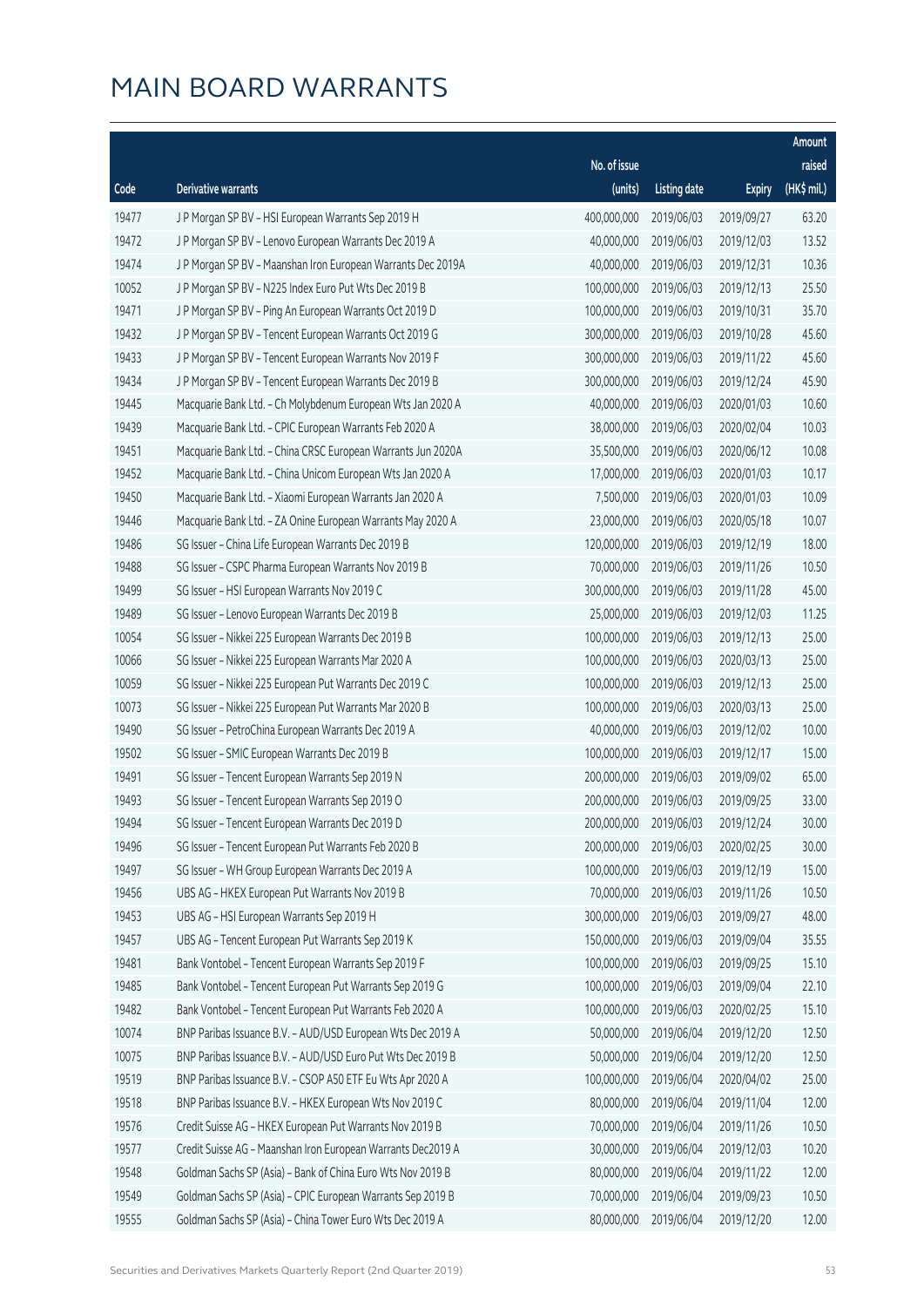# MAIN BOARD WARRANTS

| Code | Derivative warrants | No. of issue (units) | Listing date | Expiry | Amount raised (HK$ mil.) |
|---|---|---|---|---|---|
| 19477 | J P Morgan SP BV - HSI European Warrants Sep 2019 H | 400,000,000 | 2019/06/03 | 2019/09/27 | 63.20 |
| 19472 | J P Morgan SP BV - Lenovo European Warrants Dec 2019 A | 40,000,000 | 2019/06/03 | 2019/12/03 | 13.52 |
| 19474 | J P Morgan SP BV - Maanshan Iron European Warrants Dec 2019A | 40,000,000 | 2019/06/03 | 2019/12/31 | 10.36 |
| 10052 | J P Morgan SP BV - N225 Index Euro Put Wts Dec 2019 B | 100,000,000 | 2019/06/03 | 2019/12/13 | 25.50 |
| 19471 | J P Morgan SP BV - Ping An European Warrants Oct 2019 D | 100,000,000 | 2019/06/03 | 2019/10/31 | 35.70 |
| 19432 | J P Morgan SP BV - Tencent European Warrants Oct 2019 G | 300,000,000 | 2019/06/03 | 2019/10/28 | 45.60 |
| 19433 | J P Morgan SP BV - Tencent European Warrants Nov 2019 F | 300,000,000 | 2019/06/03 | 2019/11/22 | 45.60 |
| 19434 | J P Morgan SP BV - Tencent European Warrants Dec 2019 B | 300,000,000 | 2019/06/03 | 2019/12/24 | 45.90 |
| 19445 | Macquarie Bank Ltd. - Ch Molybdenum European Wts Jan 2020 A | 40,000,000 | 2019/06/03 | 2020/01/03 | 10.60 |
| 19439 | Macquarie Bank Ltd. - CPIC European Warrants Feb 2020 A | 38,000,000 | 2019/06/03 | 2020/02/04 | 10.03 |
| 19451 | Macquarie Bank Ltd. - China CRSC European Warrants Jun 2020A | 35,500,000 | 2019/06/03 | 2020/06/12 | 10.08 |
| 19452 | Macquarie Bank Ltd. - China Unicom European Wts Jan 2020 A | 17,000,000 | 2019/06/03 | 2020/01/03 | 10.17 |
| 19450 | Macquarie Bank Ltd. - Xiaomi European Warrants Jan 2020 A | 7,500,000 | 2019/06/03 | 2020/01/03 | 10.09 |
| 19446 | Macquarie Bank Ltd. - ZA Onine European Warrants May 2020 A | 23,000,000 | 2019/06/03 | 2020/05/18 | 10.07 |
| 19486 | SG Issuer - China Life European Warrants Dec 2019 B | 120,000,000 | 2019/06/03 | 2019/12/19 | 18.00 |
| 19488 | SG Issuer - CSPC Pharma European Warrants Nov 2019 B | 70,000,000 | 2019/06/03 | 2019/11/26 | 10.50 |
| 19499 | SG Issuer - HSI European Warrants Nov 2019 C | 300,000,000 | 2019/06/03 | 2019/11/28 | 45.00 |
| 19489 | SG Issuer - Lenovo European Warrants Dec 2019 B | 25,000,000 | 2019/06/03 | 2019/12/03 | 11.25 |
| 10054 | SG Issuer - Nikkei 225 European Warrants Dec 2019 B | 100,000,000 | 2019/06/03 | 2019/12/13 | 25.00 |
| 10066 | SG Issuer - Nikkei 225 European Warrants Mar 2020 A | 100,000,000 | 2019/06/03 | 2020/03/13 | 25.00 |
| 10059 | SG Issuer - Nikkei 225 European Put Warrants Dec 2019 C | 100,000,000 | 2019/06/03 | 2019/12/13 | 25.00 |
| 10073 | SG Issuer - Nikkei 225 European Put Warrants Mar 2020 B | 100,000,000 | 2019/06/03 | 2020/03/13 | 25.00 |
| 19490 | SG Issuer - PetroChina European Warrants Dec 2019 A | 40,000,000 | 2019/06/03 | 2019/12/02 | 10.00 |
| 19502 | SG Issuer - SMIC European Warrants Dec 2019 B | 100,000,000 | 2019/06/03 | 2019/12/17 | 15.00 |
| 19491 | SG Issuer - Tencent European Warrants Sep 2019 N | 200,000,000 | 2019/06/03 | 2019/09/02 | 65.00 |
| 19493 | SG Issuer - Tencent European Warrants Sep 2019 O | 200,000,000 | 2019/06/03 | 2019/09/25 | 33.00 |
| 19494 | SG Issuer - Tencent European Warrants Dec 2019 D | 200,000,000 | 2019/06/03 | 2019/12/24 | 30.00 |
| 19496 | SG Issuer - Tencent European Put Warrants Feb 2020 B | 200,000,000 | 2019/06/03 | 2020/02/25 | 30.00 |
| 19497 | SG Issuer - WH Group European Warrants Dec 2019 A | 100,000,000 | 2019/06/03 | 2019/12/19 | 15.00 |
| 19456 | UBS AG - HKEX European Put Warrants Nov 2019 B | 70,000,000 | 2019/06/03 | 2019/11/26 | 10.50 |
| 19453 | UBS AG - HSI European Warrants Sep 2019 H | 300,000,000 | 2019/06/03 | 2019/09/27 | 48.00 |
| 19457 | UBS AG - Tencent European Put Warrants Sep 2019 K | 150,000,000 | 2019/06/03 | 2019/09/04 | 35.55 |
| 19481 | Bank Vontobel - Tencent European Warrants Sep 2019 F | 100,000,000 | 2019/06/03 | 2019/09/25 | 15.10 |
| 19485 | Bank Vontobel - Tencent European Put Warrants Sep 2019 G | 100,000,000 | 2019/06/03 | 2019/09/04 | 22.10 |
| 19482 | Bank Vontobel - Tencent European Put Warrants Feb 2020 A | 100,000,000 | 2019/06/03 | 2020/02/25 | 15.10 |
| 10074 | BNP Paribas Issuance B.V. - AUD/USD European Wts Dec 2019 A | 50,000,000 | 2019/06/04 | 2019/12/20 | 12.50 |
| 10075 | BNP Paribas Issuance B.V. - AUD/USD Euro Put Wts Dec 2019 B | 50,000,000 | 2019/06/04 | 2019/12/20 | 12.50 |
| 19519 | BNP Paribas Issuance B.V. - CSOP A50 ETF Eu Wts Apr 2020 A | 100,000,000 | 2019/06/04 | 2020/04/02 | 25.00 |
| 19518 | BNP Paribas Issuance B.V. - HKEX European Wts Nov 2019 C | 80,000,000 | 2019/06/04 | 2019/11/04 | 12.00 |
| 19576 | Credit Suisse AG - HKEX European Put Warrants Nov 2019 B | 70,000,000 | 2019/06/04 | 2019/11/26 | 10.50 |
| 19577 | Credit Suisse AG - Maanshan Iron European Warrants Dec2019 A | 30,000,000 | 2019/06/04 | 2019/12/03 | 10.20 |
| 19548 | Goldman Sachs SP (Asia) - Bank of China Euro Wts Nov 2019 B | 80,000,000 | 2019/06/04 | 2019/11/22 | 12.00 |
| 19549 | Goldman Sachs SP (Asia) - CPIC European Warrants Sep 2019 B | 70,000,000 | 2019/06/04 | 2019/09/23 | 10.50 |
| 19555 | Goldman Sachs SP (Asia) - China Tower Euro Wts Dec 2019 A | 80,000,000 | 2019/06/04 | 2019/12/20 | 12.00 |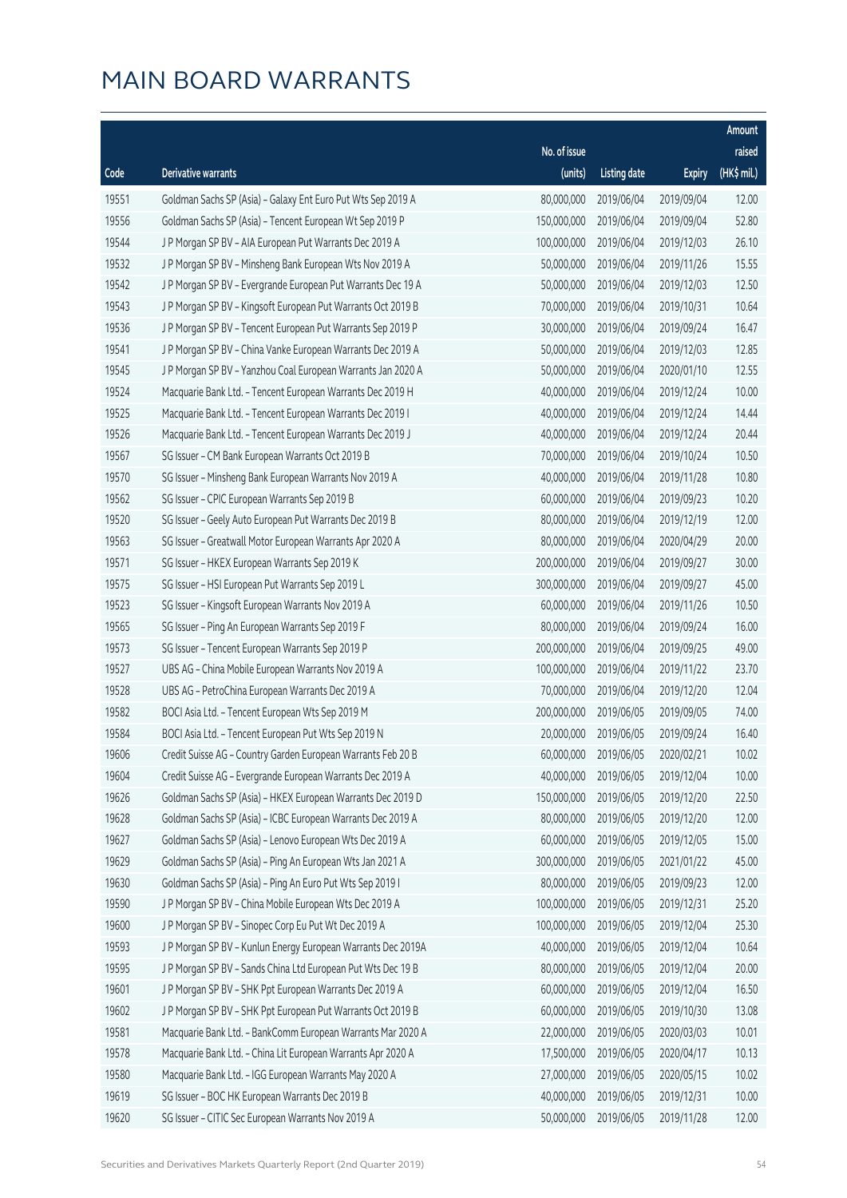# MAIN BOARD WARRANTS

| Code | Derivative warrants | No. of issue (units) | Listing date | Expiry | Amount raised (HK$ mil.) |
|---|---|---|---|---|---|
| 19551 | Goldman Sachs SP (Asia) - Galaxy Ent Euro Put Wts Sep 2019 A | 80,000,000 | 2019/06/04 | 2019/09/04 | 12.00 |
| 19556 | Goldman Sachs SP (Asia) - Tencent European Wt Sep 2019 P | 150,000,000 | 2019/06/04 | 2019/09/04 | 52.80 |
| 19544 | J P Morgan SP BV - AIA European Put Warrants Dec 2019 A | 100,000,000 | 2019/06/04 | 2019/12/03 | 26.10 |
| 19532 | J P Morgan SP BV - Minsheng Bank European Wts Nov 2019 A | 50,000,000 | 2019/06/04 | 2019/11/26 | 15.55 |
| 19542 | J P Morgan SP BV - Evergrande European Put Warrants Dec 19 A | 50,000,000 | 2019/06/04 | 2019/12/03 | 12.50 |
| 19543 | J P Morgan SP BV - Kingsoft European Put Warrants Oct 2019 B | 70,000,000 | 2019/06/04 | 2019/10/31 | 10.64 |
| 19536 | J P Morgan SP BV - Tencent European Put Warrants Sep 2019 P | 30,000,000 | 2019/06/04 | 2019/09/24 | 16.47 |
| 19541 | J P Morgan SP BV - China Vanke European Warrants Dec 2019 A | 50,000,000 | 2019/06/04 | 2019/12/03 | 12.85 |
| 19545 | J P Morgan SP BV - Yanzhou Coal European Warrants Jan 2020 A | 50,000,000 | 2019/06/04 | 2020/01/10 | 12.55 |
| 19524 | Macquarie Bank Ltd. - Tencent European Warrants Dec 2019 H | 40,000,000 | 2019/06/04 | 2019/12/24 | 10.00 |
| 19525 | Macquarie Bank Ltd. - Tencent European Warrants Dec 2019 I | 40,000,000 | 2019/06/04 | 2019/12/24 | 14.44 |
| 19526 | Macquarie Bank Ltd. - Tencent European Warrants Dec 2019 J | 40,000,000 | 2019/06/04 | 2019/12/24 | 20.44 |
| 19567 | SG Issuer - CM Bank European Warrants Oct 2019 B | 70,000,000 | 2019/06/04 | 2019/10/24 | 10.50 |
| 19570 | SG Issuer - Minsheng Bank European Warrants Nov 2019 A | 40,000,000 | 2019/06/04 | 2019/11/28 | 10.80 |
| 19562 | SG Issuer - CPIC European Warrants Sep 2019 B | 60,000,000 | 2019/06/04 | 2019/09/23 | 10.20 |
| 19520 | SG Issuer - Geely Auto European Put Warrants Dec 2019 B | 80,000,000 | 2019/06/04 | 2019/12/19 | 12.00 |
| 19563 | SG Issuer - Greatwall Motor European Warrants Apr 2020 A | 80,000,000 | 2019/06/04 | 2020/04/29 | 20.00 |
| 19571 | SG Issuer - HKEX European Warrants Sep 2019 K | 200,000,000 | 2019/06/04 | 2019/09/27 | 30.00 |
| 19575 | SG Issuer - HSI European Put Warrants Sep 2019 L | 300,000,000 | 2019/06/04 | 2019/09/27 | 45.00 |
| 19523 | SG Issuer - Kingsoft European Warrants Nov 2019 A | 60,000,000 | 2019/06/04 | 2019/11/26 | 10.50 |
| 19565 | SG Issuer - Ping An European Warrants Sep 2019 F | 80,000,000 | 2019/06/04 | 2019/09/24 | 16.00 |
| 19573 | SG Issuer - Tencent European Warrants Sep 2019 P | 200,000,000 | 2019/06/04 | 2019/09/25 | 49.00 |
| 19527 | UBS AG - China Mobile European Warrants Nov 2019 A | 100,000,000 | 2019/06/04 | 2019/11/22 | 23.70 |
| 19528 | UBS AG - PetroChina European Warrants Dec 2019 A | 70,000,000 | 2019/06/04 | 2019/12/20 | 12.04 |
| 19582 | BOCI Asia Ltd. - Tencent European Wts Sep 2019 M | 200,000,000 | 2019/06/05 | 2019/09/05 | 74.00 |
| 19584 | BOCI Asia Ltd. - Tencent European Put Wts Sep 2019 N | 20,000,000 | 2019/06/05 | 2019/09/24 | 16.40 |
| 19606 | Credit Suisse AG - Country Garden European Warrants Feb 20 B | 60,000,000 | 2019/06/05 | 2020/02/21 | 10.02 |
| 19604 | Credit Suisse AG - Evergrande European Warrants Dec 2019 A | 40,000,000 | 2019/06/05 | 2019/12/04 | 10.00 |
| 19626 | Goldman Sachs SP (Asia) - HKEX European Warrants Dec 2019 D | 150,000,000 | 2019/06/05 | 2019/12/20 | 22.50 |
| 19628 | Goldman Sachs SP (Asia) - ICBC European Warrants Dec 2019 A | 80,000,000 | 2019/06/05 | 2019/12/20 | 12.00 |
| 19627 | Goldman Sachs SP (Asia) - Lenovo European Wts Dec 2019 A | 60,000,000 | 2019/06/05 | 2019/12/05 | 15.00 |
| 19629 | Goldman Sachs SP (Asia) - Ping An European Wts Jan 2021 A | 300,000,000 | 2019/06/05 | 2021/01/22 | 45.00 |
| 19630 | Goldman Sachs SP (Asia) - Ping An Euro Put Wts Sep 2019 I | 80,000,000 | 2019/06/05 | 2019/09/23 | 12.00 |
| 19590 | J P Morgan SP BV - China Mobile European Wts Dec 2019 A | 100,000,000 | 2019/06/05 | 2019/12/31 | 25.20 |
| 19600 | J P Morgan SP BV - Sinopec Corp Eu Put Wt Dec 2019 A | 100,000,000 | 2019/06/05 | 2019/12/04 | 25.30 |
| 19593 | J P Morgan SP BV - Kunlun Energy European Warrants Dec 2019A | 40,000,000 | 2019/06/05 | 2019/12/04 | 10.64 |
| 19595 | J P Morgan SP BV - Sands China Ltd European Put Wts Dec 19 B | 80,000,000 | 2019/06/05 | 2019/12/04 | 20.00 |
| 19601 | J P Morgan SP BV - SHK Ppt European Warrants Dec 2019 A | 60,000,000 | 2019/06/05 | 2019/12/04 | 16.50 |
| 19602 | J P Morgan SP BV - SHK Ppt European Put Warrants Oct 2019 B | 60,000,000 | 2019/06/05 | 2019/10/30 | 13.08 |
| 19581 | Macquarie Bank Ltd. - BankComm European Warrants Mar 2020 A | 22,000,000 | 2019/06/05 | 2020/03/03 | 10.01 |
| 19578 | Macquarie Bank Ltd. - China Lit European Warrants Apr 2020 A | 17,500,000 | 2019/06/05 | 2020/04/17 | 10.13 |
| 19580 | Macquarie Bank Ltd. - IGG European Warrants May 2020 A | 27,000,000 | 2019/06/05 | 2020/05/15 | 10.02 |
| 19619 | SG Issuer - BOC HK European Warrants Dec 2019 B | 40,000,000 | 2019/06/05 | 2019/12/31 | 10.00 |
| 19620 | SG Issuer - CITIC Sec European Warrants Nov 2019 A | 50,000,000 | 2019/06/05 | 2019/11/28 | 12.00 |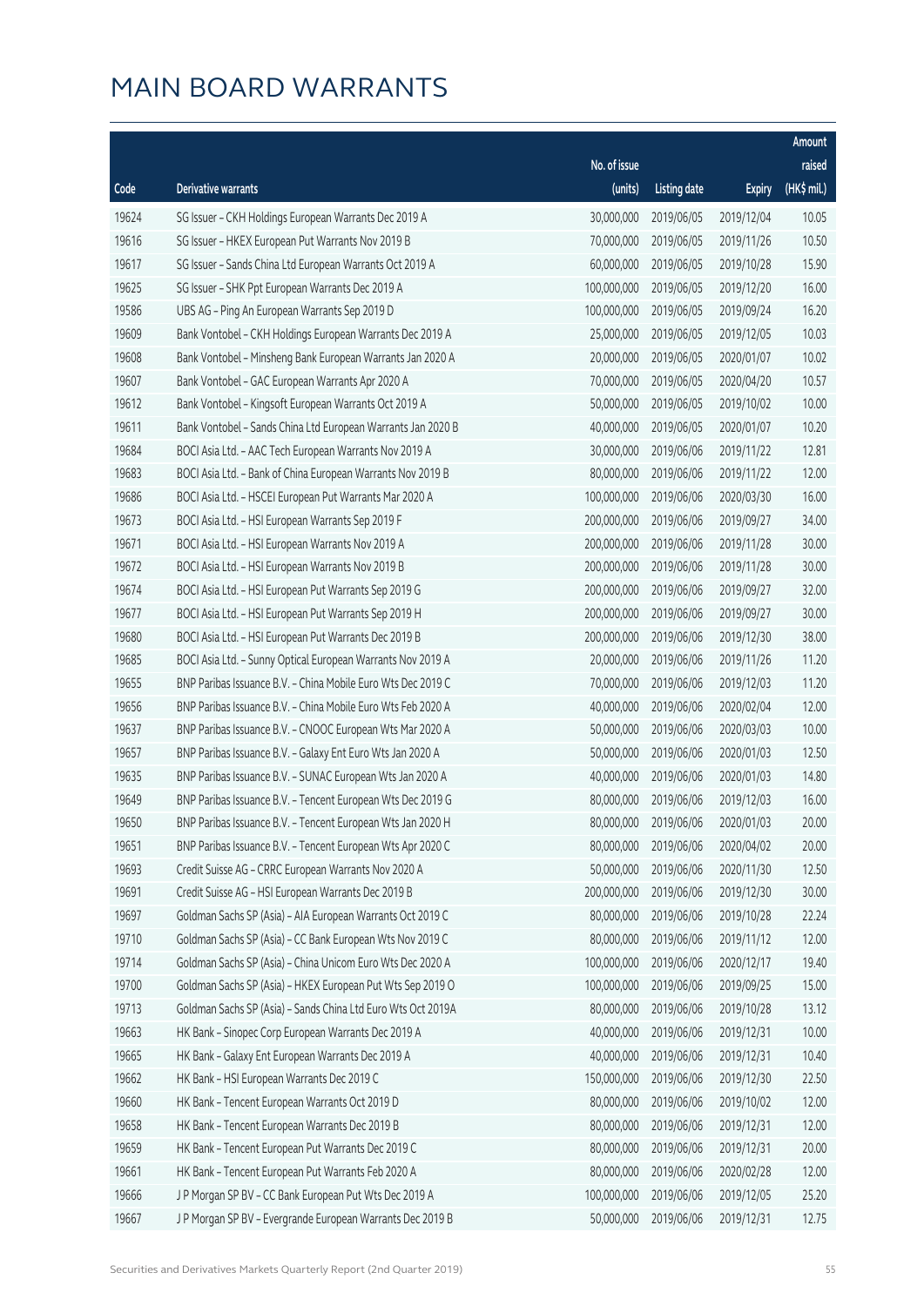# MAIN BOARD WARRANTS

| Code | Derivative warrants | No. of issue (units) | Listing date | Expiry | Amount raised (HK$ mil.) |
|---|---|---|---|---|---|
| 19624 | SG Issuer – CKH Holdings European Warrants Dec 2019 A | 30,000,000 | 2019/06/05 | 2019/12/04 | 10.05 |
| 19616 | SG Issuer – HKEX European Put Warrants Nov 2019 B | 70,000,000 | 2019/06/05 | 2019/11/26 | 10.50 |
| 19617 | SG Issuer – Sands China Ltd European Warrants Oct 2019 A | 60,000,000 | 2019/06/05 | 2019/10/28 | 15.90 |
| 19625 | SG Issuer – SHK Ppt European Warrants Dec 2019 A | 100,000,000 | 2019/06/05 | 2019/12/20 | 16.00 |
| 19586 | UBS AG – Ping An European Warrants Sep 2019 D | 100,000,000 | 2019/06/05 | 2019/09/24 | 16.20 |
| 19609 | Bank Vontobel – CKH Holdings European Warrants Dec 2019 A | 25,000,000 | 2019/06/05 | 2019/12/05 | 10.03 |
| 19608 | Bank Vontobel – Minsheng Bank European Warrants Jan 2020 A | 20,000,000 | 2019/06/05 | 2020/01/07 | 10.02 |
| 19607 | Bank Vontobel – GAC European Warrants Apr 2020 A | 70,000,000 | 2019/06/05 | 2020/04/20 | 10.57 |
| 19612 | Bank Vontobel – Kingsoft European Warrants Oct 2019 A | 50,000,000 | 2019/06/05 | 2019/10/02 | 10.00 |
| 19611 | Bank Vontobel – Sands China Ltd European Warrants Jan 2020 B | 40,000,000 | 2019/06/05 | 2020/01/07 | 10.20 |
| 19684 | BOCI Asia Ltd. – AAC Tech European Warrants Nov 2019 A | 30,000,000 | 2019/06/06 | 2019/11/22 | 12.81 |
| 19683 | BOCI Asia Ltd. – Bank of China European Warrants Nov 2019 B | 80,000,000 | 2019/06/06 | 2019/11/22 | 12.00 |
| 19686 | BOCI Asia Ltd. – HSCEI European Put Warrants Mar 2020 A | 100,000,000 | 2019/06/06 | 2020/03/30 | 16.00 |
| 19673 | BOCI Asia Ltd. – HSI European Warrants Sep 2019 F | 200,000,000 | 2019/06/06 | 2019/09/27 | 34.00 |
| 19671 | BOCI Asia Ltd. – HSI European Warrants Nov 2019 A | 200,000,000 | 2019/06/06 | 2019/11/28 | 30.00 |
| 19672 | BOCI Asia Ltd. – HSI European Warrants Nov 2019 B | 200,000,000 | 2019/06/06 | 2019/11/28 | 30.00 |
| 19674 | BOCI Asia Ltd. – HSI European Put Warrants Sep 2019 G | 200,000,000 | 2019/06/06 | 2019/09/27 | 32.00 |
| 19677 | BOCI Asia Ltd. – HSI European Put Warrants Sep 2019 H | 200,000,000 | 2019/06/06 | 2019/09/27 | 30.00 |
| 19680 | BOCI Asia Ltd. – HSI European Put Warrants Dec 2019 B | 200,000,000 | 2019/06/06 | 2019/12/30 | 38.00 |
| 19685 | BOCI Asia Ltd. – Sunny Optical European Warrants Nov 2019 A | 20,000,000 | 2019/06/06 | 2019/11/26 | 11.20 |
| 19655 | BNP Paribas Issuance B.V. – China Mobile Euro Wts Dec 2019 C | 70,000,000 | 2019/06/06 | 2019/12/03 | 11.20 |
| 19656 | BNP Paribas Issuance B.V. – China Mobile Euro Wts Feb 2020 A | 40,000,000 | 2019/06/06 | 2020/02/04 | 12.00 |
| 19637 | BNP Paribas Issuance B.V. – CNOOC European Wts Mar 2020 A | 50,000,000 | 2019/06/06 | 2020/03/03 | 10.00 |
| 19657 | BNP Paribas Issuance B.V. – Galaxy Ent Euro Wts Jan 2020 A | 50,000,000 | 2019/06/06 | 2020/01/03 | 12.50 |
| 19635 | BNP Paribas Issuance B.V. – SUNAC European Wts Jan 2020 A | 40,000,000 | 2019/06/06 | 2020/01/03 | 14.80 |
| 19649 | BNP Paribas Issuance B.V. – Tencent European Wts Dec 2019 G | 80,000,000 | 2019/06/06 | 2019/12/03 | 16.00 |
| 19650 | BNP Paribas Issuance B.V. – Tencent European Wts Jan 2020 H | 80,000,000 | 2019/06/06 | 2020/01/03 | 20.00 |
| 19651 | BNP Paribas Issuance B.V. – Tencent European Wts Apr 2020 C | 80,000,000 | 2019/06/06 | 2020/04/02 | 20.00 |
| 19693 | Credit Suisse AG – CRRC European Warrants Nov 2020 A | 50,000,000 | 2019/06/06 | 2020/11/30 | 12.50 |
| 19691 | Credit Suisse AG – HSI European Warrants Dec 2019 B | 200,000,000 | 2019/06/06 | 2019/12/30 | 30.00 |
| 19697 | Goldman Sachs SP (Asia) – AIA European Warrants Oct 2019 C | 80,000,000 | 2019/06/06 | 2019/10/28 | 22.24 |
| 19710 | Goldman Sachs SP (Asia) – CC Bank European Wts Nov 2019 C | 80,000,000 | 2019/06/06 | 2019/11/12 | 12.00 |
| 19714 | Goldman Sachs SP (Asia) – China Unicom Euro Wts Dec 2020 A | 100,000,000 | 2019/06/06 | 2020/12/17 | 19.40 |
| 19700 | Goldman Sachs SP (Asia) – HKEX European Put Wts Sep 2019 O | 100,000,000 | 2019/06/06 | 2019/09/25 | 15.00 |
| 19713 | Goldman Sachs SP (Asia) – Sands China Ltd Euro Wts Oct 2019A | 80,000,000 | 2019/06/06 | 2019/10/28 | 13.12 |
| 19663 | HK Bank – Sinopec Corp European Warrants Dec 2019 A | 40,000,000 | 2019/06/06 | 2019/12/31 | 10.00 |
| 19665 | HK Bank – Galaxy Ent European Warrants Dec 2019 A | 40,000,000 | 2019/06/06 | 2019/12/31 | 10.40 |
| 19662 | HK Bank – HSI European Warrants Dec 2019 C | 150,000,000 | 2019/06/06 | 2019/12/30 | 22.50 |
| 19660 | HK Bank – Tencent European Warrants Oct 2019 D | 80,000,000 | 2019/06/06 | 2019/10/02 | 12.00 |
| 19658 | HK Bank – Tencent European Warrants Dec 2019 B | 80,000,000 | 2019/06/06 | 2019/12/31 | 12.00 |
| 19659 | HK Bank – Tencent European Put Warrants Dec 2019 C | 80,000,000 | 2019/06/06 | 2019/12/31 | 20.00 |
| 19661 | HK Bank – Tencent European Put Warrants Feb 2020 A | 80,000,000 | 2019/06/06 | 2020/02/28 | 12.00 |
| 19666 | J P Morgan SP BV – CC Bank European Put Wts Dec 2019 A | 100,000,000 | 2019/06/06 | 2019/12/05 | 25.20 |
| 19667 | J P Morgan SP BV – Evergrande European Warrants Dec 2019 B | 50,000,000 | 2019/06/06 | 2019/12/31 | 12.75 |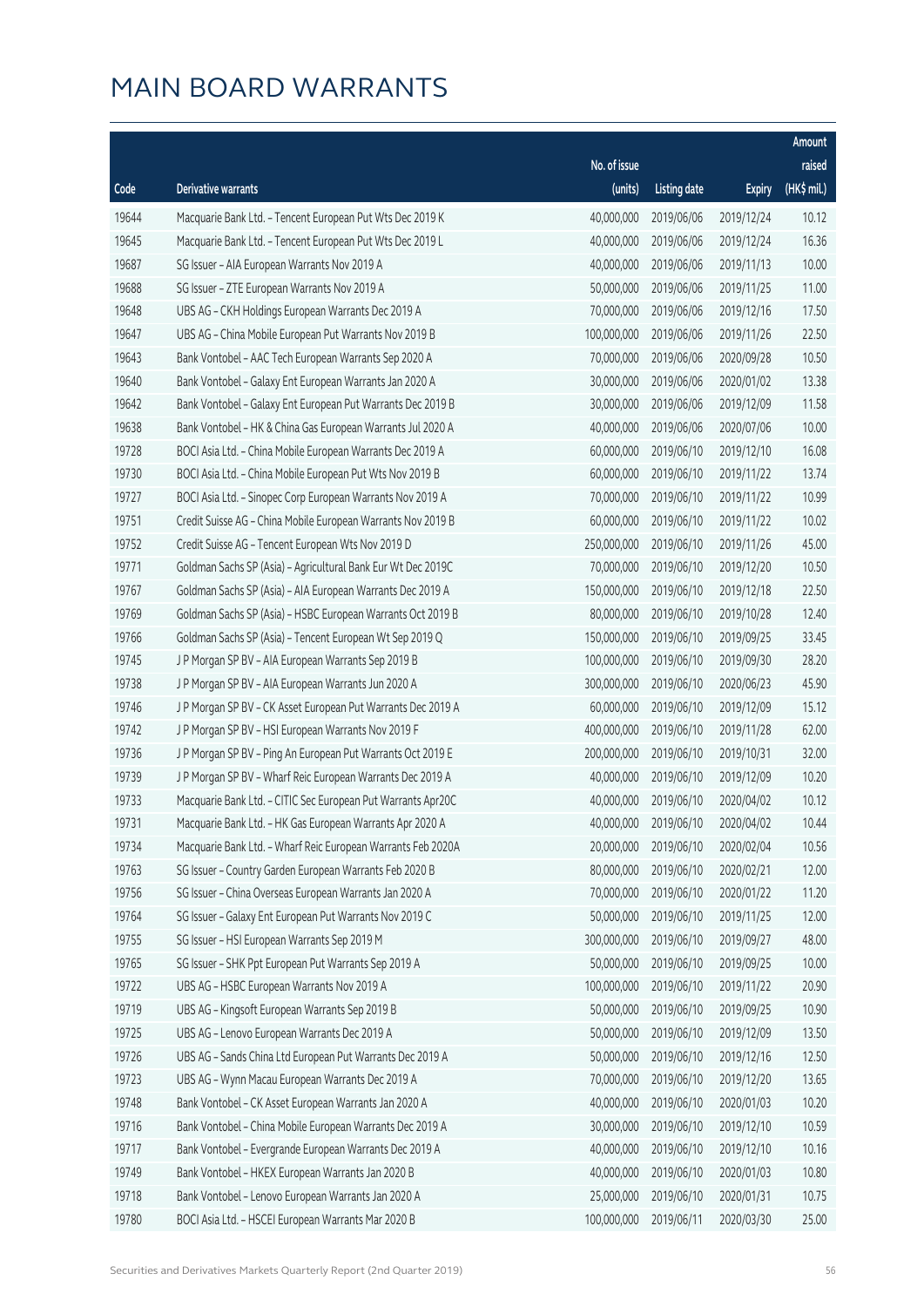# MAIN BOARD WARRANTS

| Code | Derivative warrants | No. of issue (units) | Listing date | Expiry | Amount raised (HK$ mil.) |
|---|---|---|---|---|---|
| 19644 | Macquarie Bank Ltd. - Tencent European Put Wts Dec 2019 K | 40,000,000 | 2019/06/06 | 2019/12/24 | 10.12 |
| 19645 | Macquarie Bank Ltd. - Tencent European Put Wts Dec 2019 L | 40,000,000 | 2019/06/06 | 2019/12/24 | 16.36 |
| 19687 | SG Issuer - AIA European Warrants Nov 2019 A | 40,000,000 | 2019/06/06 | 2019/11/13 | 10.00 |
| 19688 | SG Issuer - ZTE European Warrants Nov 2019 A | 50,000,000 | 2019/06/06 | 2019/11/25 | 11.00 |
| 19648 | UBS AG - CKH Holdings European Warrants Dec 2019 A | 70,000,000 | 2019/06/06 | 2019/12/16 | 17.50 |
| 19647 | UBS AG - China Mobile European Put Warrants Nov 2019 B | 100,000,000 | 2019/06/06 | 2019/11/26 | 22.50 |
| 19643 | Bank Vontobel - AAC Tech European Warrants Sep 2020 A | 70,000,000 | 2019/06/06 | 2020/09/28 | 10.50 |
| 19640 | Bank Vontobel - Galaxy Ent European Warrants Jan 2020 A | 30,000,000 | 2019/06/06 | 2020/01/02 | 13.38 |
| 19642 | Bank Vontobel - Galaxy Ent European Put Warrants Dec 2019 B | 30,000,000 | 2019/06/06 | 2019/12/09 | 11.58 |
| 19638 | Bank Vontobel - HK & China Gas European Warrants Jul 2020 A | 40,000,000 | 2019/06/06 | 2020/07/06 | 10.00 |
| 19728 | BOCI Asia Ltd. - China Mobile European Warrants Dec 2019 A | 60,000,000 | 2019/06/10 | 2019/12/10 | 16.08 |
| 19730 | BOCI Asia Ltd. - China Mobile European Put Wts Nov 2019 B | 60,000,000 | 2019/06/10 | 2019/11/22 | 13.74 |
| 19727 | BOCI Asia Ltd. - Sinopec Corp European Warrants Nov 2019 A | 70,000,000 | 2019/06/10 | 2019/11/22 | 10.99 |
| 19751 | Credit Suisse AG - China Mobile European Warrants Nov 2019 B | 60,000,000 | 2019/06/10 | 2019/11/22 | 10.02 |
| 19752 | Credit Suisse AG - Tencent European Wts Nov 2019 D | 250,000,000 | 2019/06/10 | 2019/11/26 | 45.00 |
| 19771 | Goldman Sachs SP (Asia) - Agricultural Bank Eur Wt Dec 2019C | 70,000,000 | 2019/06/10 | 2019/12/20 | 10.50 |
| 19767 | Goldman Sachs SP (Asia) - AIA European Warrants Dec 2019 A | 150,000,000 | 2019/06/10 | 2019/12/18 | 22.50 |
| 19769 | Goldman Sachs SP (Asia) - HSBC European Warrants Oct 2019 B | 80,000,000 | 2019/06/10 | 2019/10/28 | 12.40 |
| 19766 | Goldman Sachs SP (Asia) - Tencent European Wt Sep 2019 Q | 150,000,000 | 2019/06/10 | 2019/09/25 | 33.45 |
| 19745 | J P Morgan SP BV - AIA European Warrants Sep 2019 B | 100,000,000 | 2019/06/10 | 2019/09/30 | 28.20 |
| 19738 | J P Morgan SP BV - AIA European Warrants Jun 2020 A | 300,000,000 | 2019/06/10 | 2020/06/23 | 45.90 |
| 19746 | J P Morgan SP BV - CK Asset European Put Warrants Dec 2019 A | 60,000,000 | 2019/06/10 | 2019/12/09 | 15.12 |
| 19742 | J P Morgan SP BV - HSI European Warrants Nov 2019 F | 400,000,000 | 2019/06/10 | 2019/11/28 | 62.00 |
| 19736 | J P Morgan SP BV - Ping An European Put Warrants Oct 2019 E | 200,000,000 | 2019/06/10 | 2019/10/31 | 32.00 |
| 19739 | J P Morgan SP BV - Wharf Reic European Warrants Dec 2019 A | 40,000,000 | 2019/06/10 | 2019/12/09 | 10.20 |
| 19733 | Macquarie Bank Ltd. - CITIC Sec European Put Warrants Apr20C | 40,000,000 | 2019/06/10 | 2020/04/02 | 10.12 |
| 19731 | Macquarie Bank Ltd. - HK Gas European Warrants Apr 2020 A | 40,000,000 | 2019/06/10 | 2020/04/02 | 10.44 |
| 19734 | Macquarie Bank Ltd. - Wharf Reic European Warrants Feb 2020A | 20,000,000 | 2019/06/10 | 2020/02/04 | 10.56 |
| 19763 | SG Issuer - Country Garden European Warrants Feb 2020 B | 80,000,000 | 2019/06/10 | 2020/02/21 | 12.00 |
| 19756 | SG Issuer - China Overseas European Warrants Jan 2020 A | 70,000,000 | 2019/06/10 | 2020/01/22 | 11.20 |
| 19764 | SG Issuer - Galaxy Ent European Put Warrants Nov 2019 C | 50,000,000 | 2019/06/10 | 2019/11/25 | 12.00 |
| 19755 | SG Issuer - HSI European Warrants Sep 2019 M | 300,000,000 | 2019/06/10 | 2019/09/27 | 48.00 |
| 19765 | SG Issuer - SHK Ppt European Put Warrants Sep 2019 A | 50,000,000 | 2019/06/10 | 2019/09/25 | 10.00 |
| 19722 | UBS AG - HSBC European Warrants Nov 2019 A | 100,000,000 | 2019/06/10 | 2019/11/22 | 20.90 |
| 19719 | UBS AG - Kingsoft European Warrants Sep 2019 B | 50,000,000 | 2019/06/10 | 2019/09/25 | 10.90 |
| 19725 | UBS AG - Lenovo European Warrants Dec 2019 A | 50,000,000 | 2019/06/10 | 2019/12/09 | 13.50 |
| 19726 | UBS AG - Sands China Ltd European Put Warrants Dec 2019 A | 50,000,000 | 2019/06/10 | 2019/12/16 | 12.50 |
| 19723 | UBS AG - Wynn Macau European Warrants Dec 2019 A | 70,000,000 | 2019/06/10 | 2019/12/20 | 13.65 |
| 19748 | Bank Vontobel - CK Asset European Warrants Jan 2020 A | 40,000,000 | 2019/06/10 | 2020/01/03 | 10.20 |
| 19716 | Bank Vontobel - China Mobile European Warrants Dec 2019 A | 30,000,000 | 2019/06/10 | 2019/12/10 | 10.59 |
| 19717 | Bank Vontobel - Evergrande European Warrants Dec 2019 A | 40,000,000 | 2019/06/10 | 2019/12/10 | 10.16 |
| 19749 | Bank Vontobel - HKEX European Warrants Jan 2020 B | 40,000,000 | 2019/06/10 | 2020/01/03 | 10.80 |
| 19718 | Bank Vontobel - Lenovo European Warrants Jan 2020 A | 25,000,000 | 2019/06/10 | 2020/01/31 | 10.75 |
| 19780 | BOCI Asia Ltd. - HSCEI European Warrants Mar 2020 B | 100,000,000 | 2019/06/11 | 2020/03/30 | 25.00 |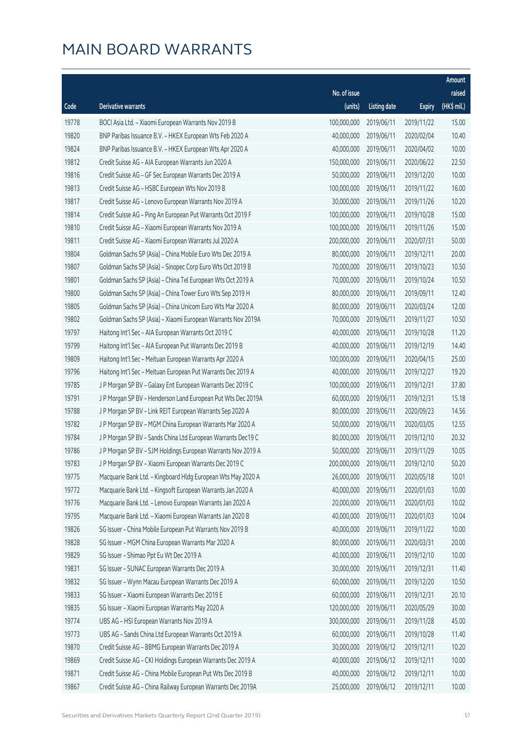# MAIN BOARD WARRANTS

| Code | Derivative warrants | No. of issue (units) | Listing date | Expiry | Amount raised (HK$ mil.) |
|---|---|---|---|---|---|
| 19778 | BOCI Asia Ltd. – Xiaomi European Warrants Nov 2019 B | 100,000,000 | 2019/06/11 | 2019/11/22 | 15.00 |
| 19820 | BNP Paribas Issuance B.V. – HKEX European Wts Feb 2020 A | 40,000,000 | 2019/06/11 | 2020/02/04 | 10.40 |
| 19824 | BNP Paribas Issuance B.V. – HKEX European Wts Apr 2020 A | 40,000,000 | 2019/06/11 | 2020/04/02 | 10.00 |
| 19812 | Credit Suisse AG – AIA European Warrants Jun 2020 A | 150,000,000 | 2019/06/11 | 2020/06/22 | 22.50 |
| 19816 | Credit Suisse AG – GF Sec European Warrants Dec 2019 A | 50,000,000 | 2019/06/11 | 2019/12/20 | 10.00 |
| 19813 | Credit Suisse AG – HSBC European Wts Nov 2019 B | 100,000,000 | 2019/06/11 | 2019/11/22 | 16.00 |
| 19817 | Credit Suisse AG – Lenovo European Warrants Nov 2019 A | 30,000,000 | 2019/06/11 | 2019/11/26 | 10.20 |
| 19814 | Credit Suisse AG – Ping An European Put Warrants Oct 2019 F | 100,000,000 | 2019/06/11 | 2019/10/28 | 15.00 |
| 19810 | Credit Suisse AG – Xiaomi European Warrants Nov 2019 A | 100,000,000 | 2019/06/11 | 2019/11/26 | 15.00 |
| 19811 | Credit Suisse AG – Xiaomi European Warrants Jul 2020 A | 200,000,000 | 2019/06/11 | 2020/07/31 | 50.00 |
| 19804 | Goldman Sachs SP (Asia) – China Mobile Euro Wts Dec 2019 A | 80,000,000 | 2019/06/11 | 2019/12/11 | 20.00 |
| 19807 | Goldman Sachs SP (Asia) – Sinopec Corp Euro Wts Oct 2019 B | 70,000,000 | 2019/06/11 | 2019/10/23 | 10.50 |
| 19801 | Goldman Sachs SP (Asia) – China Tel European Wts Oct 2019 A | 70,000,000 | 2019/06/11 | 2019/10/24 | 10.50 |
| 19800 | Goldman Sachs SP (Asia) – China Tower Euro Wts Sep 2019 H | 80,000,000 | 2019/06/11 | 2019/09/11 | 12.40 |
| 19805 | Goldman Sachs SP (Asia) – China Unicom Euro Wts Mar 2020 A | 80,000,000 | 2019/06/11 | 2020/03/24 | 12.00 |
| 19802 | Goldman Sachs SP (Asia) – Xiaomi European Warrants Nov 2019A | 70,000,000 | 2019/06/11 | 2019/11/27 | 10.50 |
| 19797 | Haitong Int'l Sec – AIA European Warrants Oct 2019 C | 40,000,000 | 2019/06/11 | 2019/10/28 | 11.20 |
| 19799 | Haitong Int'l Sec – AIA European Put Warrants Dec 2019 B | 40,000,000 | 2019/06/11 | 2019/12/19 | 14.40 |
| 19809 | Haitong Int'l Sec – Meituan European Warrants Apr 2020 A | 100,000,000 | 2019/06/11 | 2020/04/15 | 25.00 |
| 19796 | Haitong Int'l Sec – Meituan European Put Warrants Dec 2019 A | 40,000,000 | 2019/06/11 | 2019/12/27 | 19.20 |
| 19785 | J P Morgan SP BV – Galaxy Ent European Warrants Dec 2019 C | 100,000,000 | 2019/06/11 | 2019/12/31 | 37.80 |
| 19791 | J P Morgan SP BV – Henderson Land European Put Wts Dec 2019A | 60,000,000 | 2019/06/11 | 2019/12/31 | 15.18 |
| 19788 | J P Morgan SP BV – Link REIT European Warrants Sep 2020 A | 80,000,000 | 2019/06/11 | 2020/09/23 | 14.56 |
| 19782 | J P Morgan SP BV – MGM China European Warrants Mar 2020 A | 50,000,000 | 2019/06/11 | 2020/03/05 | 12.55 |
| 19784 | J P Morgan SP BV – Sands China Ltd European Warrants Dec19 C | 80,000,000 | 2019/06/11 | 2019/12/10 | 20.32 |
| 19786 | J P Morgan SP BV – SJM Holdings European Warrants Nov 2019 A | 50,000,000 | 2019/06/11 | 2019/11/29 | 10.05 |
| 19783 | J P Morgan SP BV – Xiaomi European Warrants Dec 2019 C | 200,000,000 | 2019/06/11 | 2019/12/10 | 50.20 |
| 19775 | Macquarie Bank Ltd. – Kingboard Hldg European Wts May 2020 A | 26,000,000 | 2019/06/11 | 2020/05/18 | 10.01 |
| 19772 | Macquarie Bank Ltd. – Kingsoft European Warrants Jan 2020 A | 40,000,000 | 2019/06/11 | 2020/01/03 | 10.00 |
| 19776 | Macquarie Bank Ltd. – Lenovo European Warrants Jan 2020 A | 20,000,000 | 2019/06/11 | 2020/01/03 | 10.02 |
| 19795 | Macquarie Bank Ltd. – Xiaomi European Warrants Jan 2020 B | 40,000,000 | 2019/06/11 | 2020/01/03 | 10.04 |
| 19826 | SG Issuer – China Mobile European Put Warrants Nov 2019 B | 40,000,000 | 2019/06/11 | 2019/11/22 | 10.00 |
| 19828 | SG Issuer – MGM China European Warrants Mar 2020 A | 80,000,000 | 2019/06/11 | 2020/03/31 | 20.00 |
| 19829 | SG Issuer – Shimao Ppt Eu Wt Dec 2019 A | 40,000,000 | 2019/06/11 | 2019/12/10 | 10.00 |
| 19831 | SG Issuer – SUNAC European Warrants Dec 2019 A | 30,000,000 | 2019/06/11 | 2019/12/31 | 11.40 |
| 19832 | SG Issuer – Wynn Macau European Warrants Dec 2019 A | 60,000,000 | 2019/06/11 | 2019/12/20 | 10.50 |
| 19833 | SG Issuer – Xiaomi European Warrants Dec 2019 E | 60,000,000 | 2019/06/11 | 2019/12/31 | 20.10 |
| 19835 | SG Issuer – Xiaomi European Warrants May 2020 A | 120,000,000 | 2019/06/11 | 2020/05/29 | 30.00 |
| 19774 | UBS AG – HSI European Warrants Nov 2019 A | 300,000,000 | 2019/06/11 | 2019/11/28 | 45.00 |
| 19773 | UBS AG – Sands China Ltd European Warrants Oct 2019 A | 60,000,000 | 2019/06/11 | 2019/10/28 | 11.40 |
| 19870 | Credit Suisse AG – BBMG European Warrants Dec 2019 A | 30,000,000 | 2019/06/12 | 2019/12/11 | 10.20 |
| 19869 | Credit Suisse AG – CKI Holdings European Warrants Dec 2019 A | 40,000,000 | 2019/06/12 | 2019/12/11 | 10.00 |
| 19871 | Credit Suisse AG – China Mobile European Put Wts Dec 2019 B | 40,000,000 | 2019/06/12 | 2019/12/11 | 10.00 |
| 19867 | Credit Suisse AG – China Railway European Warrants Dec 2019A | 25,000,000 | 2019/06/12 | 2019/12/11 | 10.00 |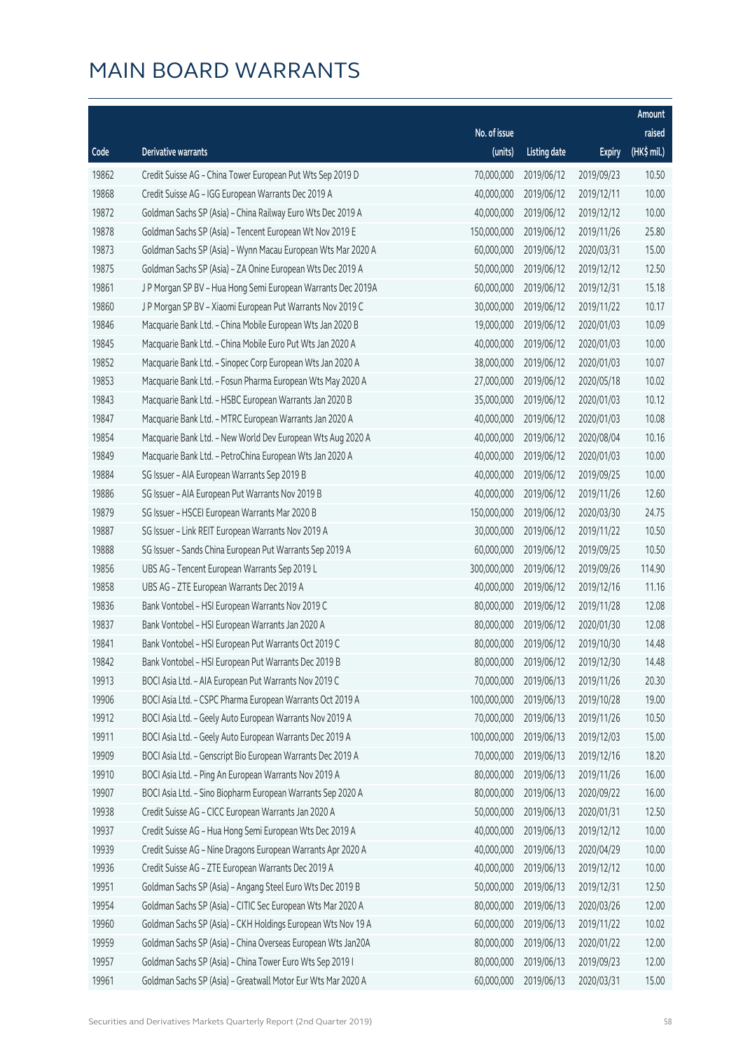# MAIN BOARD WARRANTS

| Code | Derivative warrants | No. of issue (units) | Listing date | Expiry | Amount raised (HK$ mil.) |
|---|---|---|---|---|---|
| 19862 | Credit Suisse AG – China Tower European Put Wts Sep 2019 D | 70,000,000 | 2019/06/12 | 2019/09/23 | 10.50 |
| 19868 | Credit Suisse AG – IGG European Warrants Dec 2019 A | 40,000,000 | 2019/06/12 | 2019/12/11 | 10.00 |
| 19872 | Goldman Sachs SP (Asia) – China Railway Euro Wts Dec 2019 A | 40,000,000 | 2019/06/12 | 2019/12/12 | 10.00 |
| 19878 | Goldman Sachs SP (Asia) – Tencent European Wt Nov 2019 E | 150,000,000 | 2019/06/12 | 2019/11/26 | 25.80 |
| 19873 | Goldman Sachs SP (Asia) – Wynn Macau European Wts Mar 2020 A | 60,000,000 | 2019/06/12 | 2020/03/31 | 15.00 |
| 19875 | Goldman Sachs SP (Asia) – ZA Onine European Wts Dec 2019 A | 50,000,000 | 2019/06/12 | 2019/12/12 | 12.50 |
| 19861 | J P Morgan SP BV – Hua Hong Semi European Warrants Dec 2019A | 60,000,000 | 2019/06/12 | 2019/12/31 | 15.18 |
| 19860 | J P Morgan SP BV – Xiaomi European Put Warrants Nov 2019 C | 30,000,000 | 2019/06/12 | 2019/11/22 | 10.17 |
| 19846 | Macquarie Bank Ltd. – China Mobile European Wts Jan 2020 B | 19,000,000 | 2019/06/12 | 2020/01/03 | 10.09 |
| 19845 | Macquarie Bank Ltd. – China Mobile Euro Put Wts Jan 2020 A | 40,000,000 | 2019/06/12 | 2020/01/03 | 10.00 |
| 19852 | Macquarie Bank Ltd. – Sinopec Corp European Wts Jan 2020 A | 38,000,000 | 2019/06/12 | 2020/01/03 | 10.07 |
| 19853 | Macquarie Bank Ltd. – Fosun Pharma European Wts May 2020 A | 27,000,000 | 2019/06/12 | 2020/05/18 | 10.02 |
| 19843 | Macquarie Bank Ltd. – HSBC European Warrants Jan 2020 B | 35,000,000 | 2019/06/12 | 2020/01/03 | 10.12 |
| 19847 | Macquarie Bank Ltd. – MTRC European Warrants Jan 2020 A | 40,000,000 | 2019/06/12 | 2020/01/03 | 10.08 |
| 19854 | Macquarie Bank Ltd. – New World Dev European Wts Aug 2020 A | 40,000,000 | 2019/06/12 | 2020/08/04 | 10.16 |
| 19849 | Macquarie Bank Ltd. – PetroChina European Wts Jan 2020 A | 40,000,000 | 2019/06/12 | 2020/01/03 | 10.00 |
| 19884 | SG Issuer – AIA European Warrants Sep 2019 B | 40,000,000 | 2019/06/12 | 2019/09/25 | 10.00 |
| 19886 | SG Issuer – AIA European Put Warrants Nov 2019 B | 40,000,000 | 2019/06/12 | 2019/11/26 | 12.60 |
| 19879 | SG Issuer – HSCEI European Warrants Mar 2020 B | 150,000,000 | 2019/06/12 | 2020/03/30 | 24.75 |
| 19887 | SG Issuer – Link REIT European Warrants Nov 2019 A | 30,000,000 | 2019/06/12 | 2019/11/22 | 10.50 |
| 19888 | SG Issuer – Sands China European Put Warrants Sep 2019 A | 60,000,000 | 2019/06/12 | 2019/09/25 | 10.50 |
| 19856 | UBS AG – Tencent European Warrants Sep 2019 L | 300,000,000 | 2019/06/12 | 2019/09/26 | 114.90 |
| 19858 | UBS AG – ZTE European Warrants Dec 2019 A | 40,000,000 | 2019/06/12 | 2019/12/16 | 11.16 |
| 19836 | Bank Vontobel – HSI European Warrants Nov 2019 C | 80,000,000 | 2019/06/12 | 2019/11/28 | 12.08 |
| 19837 | Bank Vontobel – HSI European Warrants Jan 2020 A | 80,000,000 | 2019/06/12 | 2020/01/30 | 12.08 |
| 19841 | Bank Vontobel – HSI European Put Warrants Oct 2019 C | 80,000,000 | 2019/06/12 | 2019/10/30 | 14.48 |
| 19842 | Bank Vontobel – HSI European Put Warrants Dec 2019 B | 80,000,000 | 2019/06/12 | 2019/12/30 | 14.48 |
| 19913 | BOCI Asia Ltd. – AIA European Put Warrants Nov 2019 C | 70,000,000 | 2019/06/13 | 2019/11/26 | 20.30 |
| 19906 | BOCI Asia Ltd. – CSPC Pharma European Warrants Oct 2019 A | 100,000,000 | 2019/06/13 | 2019/10/28 | 19.00 |
| 19912 | BOCI Asia Ltd. – Geely Auto European Warrants Nov 2019 A | 70,000,000 | 2019/06/13 | 2019/11/26 | 10.50 |
| 19911 | BOCI Asia Ltd. – Geely Auto European Warrants Dec 2019 A | 100,000,000 | 2019/06/13 | 2019/12/03 | 15.00 |
| 19909 | BOCI Asia Ltd. – Genscript Bio European Warrants Dec 2019 A | 70,000,000 | 2019/06/13 | 2019/12/16 | 18.20 |
| 19910 | BOCI Asia Ltd. – Ping An European Warrants Nov 2019 A | 80,000,000 | 2019/06/13 | 2019/11/26 | 16.00 |
| 19907 | BOCI Asia Ltd. – Sino Biopharm European Warrants Sep 2020 A | 80,000,000 | 2019/06/13 | 2020/09/22 | 16.00 |
| 19938 | Credit Suisse AG – CICC European Warrants Jan 2020 A | 50,000,000 | 2019/06/13 | 2020/01/31 | 12.50 |
| 19937 | Credit Suisse AG – Hua Hong Semi European Wts Dec 2019 A | 40,000,000 | 2019/06/13 | 2019/12/12 | 10.00 |
| 19939 | Credit Suisse AG – Nine Dragons European Warrants Apr 2020 A | 40,000,000 | 2019/06/13 | 2020/04/29 | 10.00 |
| 19936 | Credit Suisse AG – ZTE European Warrants Dec 2019 A | 40,000,000 | 2019/06/13 | 2019/12/12 | 10.00 |
| 19951 | Goldman Sachs SP (Asia) – Angang Steel Euro Wts Dec 2019 B | 50,000,000 | 2019/06/13 | 2019/12/31 | 12.50 |
| 19954 | Goldman Sachs SP (Asia) – CITIC Sec European Wts Mar 2020 A | 80,000,000 | 2019/06/13 | 2020/03/26 | 12.00 |
| 19960 | Goldman Sachs SP (Asia) – CKH Holdings European Wts Nov 19 A | 60,000,000 | 2019/06/13 | 2019/11/22 | 10.02 |
| 19959 | Goldman Sachs SP (Asia) – China Overseas European Wts Jan20A | 80,000,000 | 2019/06/13 | 2020/01/22 | 12.00 |
| 19957 | Goldman Sachs SP (Asia) – China Tower Euro Wts Sep 2019 I | 80,000,000 | 2019/06/13 | 2019/09/23 | 12.00 |
| 19961 | Goldman Sachs SP (Asia) – Greatwall Motor Eur Wts Mar 2020 A | 60,000,000 | 2019/06/13 | 2020/03/31 | 15.00 |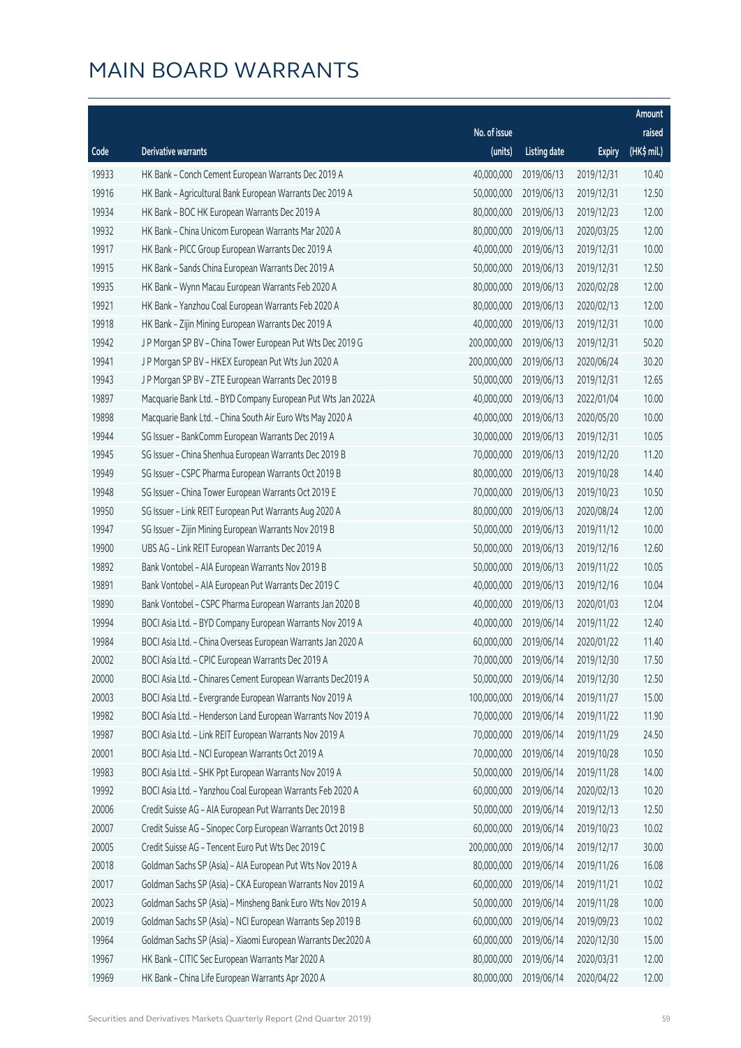# MAIN BOARD WARRANTS

| Code | Derivative warrants | No. of issue (units) | Listing date | Expiry | Amount raised (HK$ mil.) |
|---|---|---|---|---|---|
| 19933 | HK Bank – Conch Cement European Warrants Dec 2019 A | 40,000,000 | 2019/06/13 | 2019/12/31 | 10.40 |
| 19916 | HK Bank – Agricultural Bank European Warrants Dec 2019 A | 50,000,000 | 2019/06/13 | 2019/12/31 | 12.50 |
| 19934 | HK Bank – BOC HK European Warrants Dec 2019 A | 80,000,000 | 2019/06/13 | 2019/12/23 | 12.00 |
| 19932 | HK Bank – China Unicom European Warrants Mar 2020 A | 80,000,000 | 2019/06/13 | 2020/03/25 | 12.00 |
| 19917 | HK Bank – PICC Group European Warrants Dec 2019 A | 40,000,000 | 2019/06/13 | 2019/12/31 | 10.00 |
| 19915 | HK Bank – Sands China European Warrants Dec 2019 A | 50,000,000 | 2019/06/13 | 2019/12/31 | 12.50 |
| 19935 | HK Bank – Wynn Macau European Warrants Feb 2020 A | 80,000,000 | 2019/06/13 | 2020/02/28 | 12.00 |
| 19921 | HK Bank – Yanzhou Coal European Warrants Feb 2020 A | 80,000,000 | 2019/06/13 | 2020/02/13 | 12.00 |
| 19918 | HK Bank – Zijin Mining European Warrants Dec 2019 A | 40,000,000 | 2019/06/13 | 2019/12/31 | 10.00 |
| 19942 | J P Morgan SP BV – China Tower European Put Wts Dec 2019 G | 200,000,000 | 2019/06/13 | 2019/12/31 | 50.20 |
| 19941 | J P Morgan SP BV – HKEX European Put Wts Jun 2020 A | 200,000,000 | 2019/06/13 | 2020/06/24 | 30.20 |
| 19943 | J P Morgan SP BV – ZTE European Warrants Dec 2019 B | 50,000,000 | 2019/06/13 | 2019/12/31 | 12.65 |
| 19897 | Macquarie Bank Ltd. – BYD Company European Put Wts Jan 2022A | 40,000,000 | 2019/06/13 | 2022/01/04 | 10.00 |
| 19898 | Macquarie Bank Ltd. – China South Air Euro Wts May 2020 A | 40,000,000 | 2019/06/13 | 2020/05/20 | 10.00 |
| 19944 | SG Issuer – BankComm European Warrants Dec 2019 A | 30,000,000 | 2019/06/13 | 2019/12/31 | 10.05 |
| 19945 | SG Issuer – China Shenhua European Warrants Dec 2019 B | 70,000,000 | 2019/06/13 | 2019/12/20 | 11.20 |
| 19949 | SG Issuer – CSPC Pharma European Warrants Oct 2019 B | 80,000,000 | 2019/06/13 | 2019/10/28 | 14.40 |
| 19948 | SG Issuer – China Tower European Warrants Oct 2019 E | 70,000,000 | 2019/06/13 | 2019/10/23 | 10.50 |
| 19950 | SG Issuer – Link REIT European Put Warrants Aug 2020 A | 80,000,000 | 2019/06/13 | 2020/08/24 | 12.00 |
| 19947 | SG Issuer – Zijin Mining European Warrants Nov 2019 B | 50,000,000 | 2019/06/13 | 2019/11/12 | 10.00 |
| 19900 | UBS AG – Link REIT European Warrants Dec 2019 A | 50,000,000 | 2019/06/13 | 2019/12/16 | 12.60 |
| 19892 | Bank Vontobel – AIA European Warrants Nov 2019 B | 50,000,000 | 2019/06/13 | 2019/11/22 | 10.05 |
| 19891 | Bank Vontobel – AIA European Put Warrants Dec 2019 C | 40,000,000 | 2019/06/13 | 2019/12/16 | 10.04 |
| 19890 | Bank Vontobel – CSPC Pharma European Warrants Jan 2020 B | 40,000,000 | 2019/06/13 | 2020/01/03 | 12.04 |
| 19994 | BOCI Asia Ltd. – BYD Company European Warrants Nov 2019 A | 40,000,000 | 2019/06/14 | 2019/11/22 | 12.40 |
| 19984 | BOCI Asia Ltd. – China Overseas European Warrants Jan 2020 A | 60,000,000 | 2019/06/14 | 2020/01/22 | 11.40 |
| 20002 | BOCI Asia Ltd. – CPIC European Warrants Dec 2019 A | 70,000,000 | 2019/06/14 | 2019/12/30 | 17.50 |
| 20000 | BOCI Asia Ltd. – Chinares Cement European Warrants Dec2019 A | 50,000,000 | 2019/06/14 | 2019/12/30 | 12.50 |
| 20003 | BOCI Asia Ltd. – Evergrande European Warrants Nov 2019 A | 100,000,000 | 2019/06/14 | 2019/11/27 | 15.00 |
| 19982 | BOCI Asia Ltd. – Henderson Land European Warrants Nov 2019 A | 70,000,000 | 2019/06/14 | 2019/11/22 | 11.90 |
| 19987 | BOCI Asia Ltd. – Link REIT European Warrants Nov 2019 A | 70,000,000 | 2019/06/14 | 2019/11/29 | 24.50 |
| 20001 | BOCI Asia Ltd. – NCI European Warrants Oct 2019 A | 70,000,000 | 2019/06/14 | 2019/10/28 | 10.50 |
| 19983 | BOCI Asia Ltd. – SHK Ppt European Warrants Nov 2019 A | 50,000,000 | 2019/06/14 | 2019/11/28 | 14.00 |
| 19992 | BOCI Asia Ltd. – Yanzhou Coal European Warrants Feb 2020 A | 60,000,000 | 2019/06/14 | 2020/02/13 | 10.20 |
| 20006 | Credit Suisse AG – AIA European Put Warrants Dec 2019 B | 50,000,000 | 2019/06/14 | 2019/12/13 | 12.50 |
| 20007 | Credit Suisse AG – Sinopec Corp European Warrants Oct 2019 B | 60,000,000 | 2019/06/14 | 2019/10/23 | 10.02 |
| 20005 | Credit Suisse AG – Tencent Euro Put Wts Dec 2019 C | 200,000,000 | 2019/06/14 | 2019/12/17 | 30.00 |
| 20018 | Goldman Sachs SP (Asia) – AIA European Put Wts Nov 2019 A | 80,000,000 | 2019/06/14 | 2019/11/26 | 16.08 |
| 20017 | Goldman Sachs SP (Asia) – CKA European Warrants Nov 2019 A | 60,000,000 | 2019/06/14 | 2019/11/21 | 10.02 |
| 20023 | Goldman Sachs SP (Asia) – Minsheng Bank Euro Wts Nov 2019 A | 50,000,000 | 2019/06/14 | 2019/11/28 | 10.00 |
| 20019 | Goldman Sachs SP (Asia) – NCI European Warrants Sep 2019 B | 60,000,000 | 2019/06/14 | 2019/09/23 | 10.02 |
| 19964 | Goldman Sachs SP (Asia) – Xiaomi European Warrants Dec2020 A | 60,000,000 | 2019/06/14 | 2020/12/30 | 15.00 |
| 19967 | HK Bank – CITIC Sec European Warrants Mar 2020 A | 80,000,000 | 2019/06/14 | 2020/03/31 | 12.00 |
| 19969 | HK Bank – China Life European Warrants Apr 2020 A | 80,000,000 | 2019/06/14 | 2020/04/22 | 12.00 |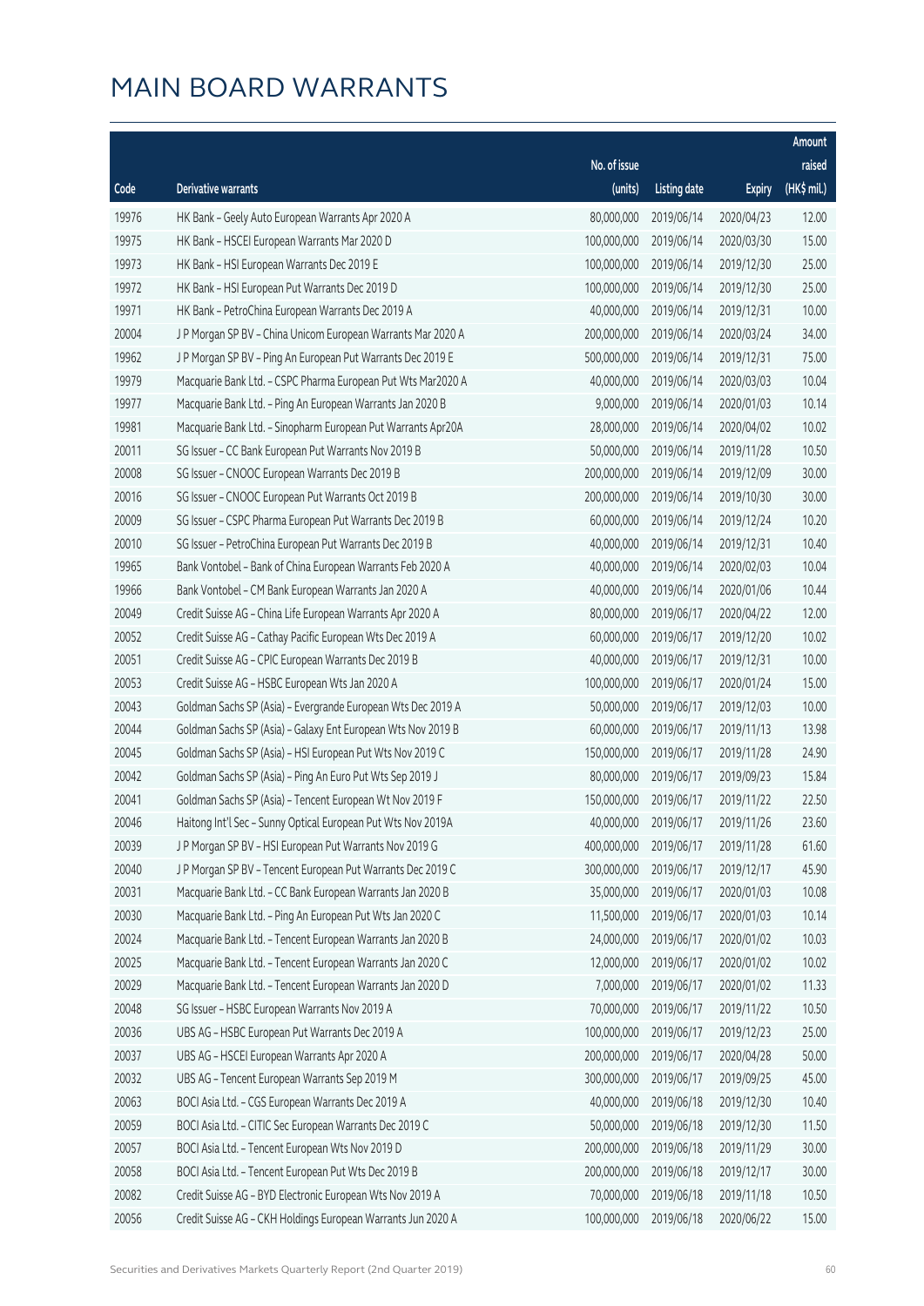# MAIN BOARD WARRANTS

| Code | Derivative warrants | No. of issue (units) | Listing date | Expiry | Amount raised (HK$ mil.) |
|---|---|---|---|---|---|
| 19976 | HK Bank – Geely Auto European Warrants Apr 2020 A | 80,000,000 | 2019/06/14 | 2020/04/23 | 12.00 |
| 19975 | HK Bank – HSCEI European Warrants Mar 2020 D | 100,000,000 | 2019/06/14 | 2020/03/30 | 15.00 |
| 19973 | HK Bank – HSI European Warrants Dec 2019 E | 100,000,000 | 2019/06/14 | 2019/12/30 | 25.00 |
| 19972 | HK Bank – HSI European Put Warrants Dec 2019 D | 100,000,000 | 2019/06/14 | 2019/12/30 | 25.00 |
| 19971 | HK Bank – PetroChina European Warrants Dec 2019 A | 40,000,000 | 2019/06/14 | 2019/12/31 | 10.00 |
| 20004 | J P Morgan SP BV – China Unicom European Warrants Mar 2020 A | 200,000,000 | 2019/06/14 | 2020/03/24 | 34.00 |
| 19962 | J P Morgan SP BV – Ping An European Put Warrants Dec 2019 E | 500,000,000 | 2019/06/14 | 2019/12/31 | 75.00 |
| 19979 | Macquarie Bank Ltd. – CSPC Pharma European Put Wts Mar2020 A | 40,000,000 | 2019/06/14 | 2020/03/03 | 10.04 |
| 19977 | Macquarie Bank Ltd. – Ping An European Warrants Jan 2020 B | 9,000,000 | 2019/06/14 | 2020/01/03 | 10.14 |
| 19981 | Macquarie Bank Ltd. – Sinopharm European Put Warrants Apr20A | 28,000,000 | 2019/06/14 | 2020/04/02 | 10.02 |
| 20011 | SG Issuer – CC Bank European Put Warrants Nov 2019 B | 50,000,000 | 2019/06/14 | 2019/11/28 | 10.50 |
| 20008 | SG Issuer – CNOOC European Warrants Dec 2019 B | 200,000,000 | 2019/06/14 | 2019/12/09 | 30.00 |
| 20016 | SG Issuer – CNOOC European Put Warrants Oct 2019 B | 200,000,000 | 2019/06/14 | 2019/10/30 | 30.00 |
| 20009 | SG Issuer – CSPC Pharma European Put Warrants Dec 2019 B | 60,000,000 | 2019/06/14 | 2019/12/24 | 10.20 |
| 20010 | SG Issuer – PetroChina European Put Warrants Dec 2019 B | 40,000,000 | 2019/06/14 | 2019/12/31 | 10.40 |
| 19965 | Bank Vontobel – Bank of China European Warrants Feb 2020 A | 40,000,000 | 2019/06/14 | 2020/02/03 | 10.04 |
| 19966 | Bank Vontobel – CM Bank European Warrants Jan 2020 A | 40,000,000 | 2019/06/14 | 2020/01/06 | 10.44 |
| 20049 | Credit Suisse AG – China Life European Warrants Apr 2020 A | 80,000,000 | 2019/06/17 | 2020/04/22 | 12.00 |
| 20052 | Credit Suisse AG – Cathay Pacific European Wts Dec 2019 A | 60,000,000 | 2019/06/17 | 2019/12/20 | 10.02 |
| 20051 | Credit Suisse AG – CPIC European Warrants Dec 2019 B | 40,000,000 | 2019/06/17 | 2019/12/31 | 10.00 |
| 20053 | Credit Suisse AG – HSBC European Wts Jan 2020 A | 100,000,000 | 2019/06/17 | 2020/01/24 | 15.00 |
| 20043 | Goldman Sachs SP (Asia) – Evergrande European Wts Dec 2019 A | 50,000,000 | 2019/06/17 | 2019/12/03 | 10.00 |
| 20044 | Goldman Sachs SP (Asia) – Galaxy Ent European Wts Nov 2019 B | 60,000,000 | 2019/06/17 | 2019/11/13 | 13.98 |
| 20045 | Goldman Sachs SP (Asia) – HSI European Put Wts Nov 2019 C | 150,000,000 | 2019/06/17 | 2019/11/28 | 24.90 |
| 20042 | Goldman Sachs SP (Asia) – Ping An Euro Put Wts Sep 2019 J | 80,000,000 | 2019/06/17 | 2019/09/23 | 15.84 |
| 20041 | Goldman Sachs SP (Asia) – Tencent European Wt Nov 2019 F | 150,000,000 | 2019/06/17 | 2019/11/22 | 22.50 |
| 20046 | Haitong Int'l Sec – Sunny Optical European Put Wts Nov 2019A | 40,000,000 | 2019/06/17 | 2019/11/26 | 23.60 |
| 20039 | J P Morgan SP BV – HSI European Put Warrants Nov 2019 G | 400,000,000 | 2019/06/17 | 2019/11/28 | 61.60 |
| 20040 | J P Morgan SP BV – Tencent European Put Warrants Dec 2019 C | 300,000,000 | 2019/06/17 | 2019/12/17 | 45.90 |
| 20031 | Macquarie Bank Ltd. – CC Bank European Warrants Jan 2020 B | 35,000,000 | 2019/06/17 | 2020/01/03 | 10.08 |
| 20030 | Macquarie Bank Ltd. – Ping An European Put Wts Jan 2020 C | 11,500,000 | 2019/06/17 | 2020/01/03 | 10.14 |
| 20024 | Macquarie Bank Ltd. – Tencent European Warrants Jan 2020 B | 24,000,000 | 2019/06/17 | 2020/01/02 | 10.03 |
| 20025 | Macquarie Bank Ltd. – Tencent European Warrants Jan 2020 C | 12,000,000 | 2019/06/17 | 2020/01/02 | 10.02 |
| 20029 | Macquarie Bank Ltd. – Tencent European Warrants Jan 2020 D | 7,000,000 | 2019/06/17 | 2020/01/02 | 11.33 |
| 20048 | SG Issuer – HSBC European Warrants Nov 2019 A | 70,000,000 | 2019/06/17 | 2019/11/22 | 10.50 |
| 20036 | UBS AG – HSBC European Put Warrants Dec 2019 A | 100,000,000 | 2019/06/17 | 2019/12/23 | 25.00 |
| 20037 | UBS AG – HSCEI European Warrants Apr 2020 A | 200,000,000 | 2019/06/17 | 2020/04/28 | 50.00 |
| 20032 | UBS AG – Tencent European Warrants Sep 2019 M | 300,000,000 | 2019/06/17 | 2019/09/25 | 45.00 |
| 20063 | BOCI Asia Ltd. – CGS European Warrants Dec 2019 A | 40,000,000 | 2019/06/18 | 2019/12/30 | 10.40 |
| 20059 | BOCI Asia Ltd. – CITIC Sec European Warrants Dec 2019 C | 50,000,000 | 2019/06/18 | 2019/12/30 | 11.50 |
| 20057 | BOCI Asia Ltd. – Tencent European Wts Nov 2019 D | 200,000,000 | 2019/06/18 | 2019/11/29 | 30.00 |
| 20058 | BOCI Asia Ltd. – Tencent European Put Wts Dec 2019 B | 200,000,000 | 2019/06/18 | 2019/12/17 | 30.00 |
| 20082 | Credit Suisse AG – BYD Electronic European Wts Nov 2019 A | 70,000,000 | 2019/06/18 | 2019/11/18 | 10.50 |
| 20056 | Credit Suisse AG – CKH Holdings European Warrants Jun 2020 A | 100,000,000 | 2019/06/18 | 2020/06/22 | 15.00 |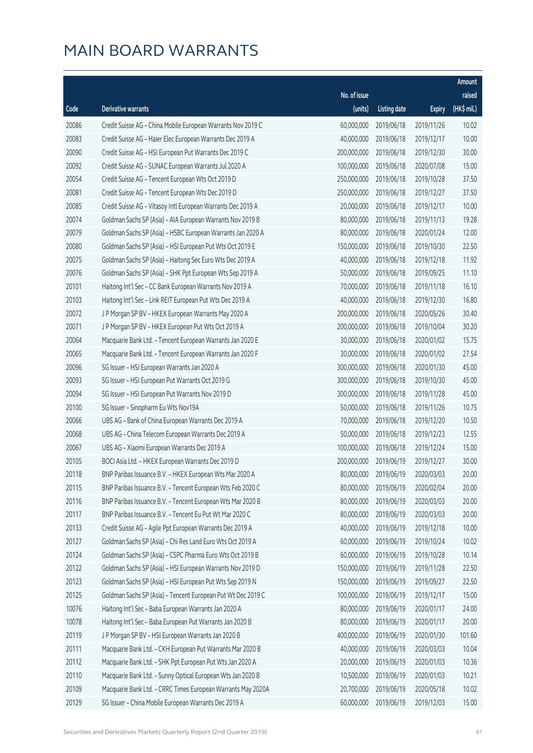# MAIN BOARD WARRANTS

| Code | Derivative warrants | No. of issue (units) | Listing date | Expiry | Amount raised (HK$ mil.) |
|---|---|---|---|---|---|
| 20086 | Credit Suisse AG - China Mobile European Warrants Nov 2019 C | 60,000,000 | 2019/06/18 | 2019/11/26 | 10.02 |
| 20083 | Credit Suisse AG - Haier Elec European Warrants Dec 2019 A | 40,000,000 | 2019/06/18 | 2019/12/17 | 10.00 |
| 20090 | Credit Suisse AG - HSI European Put Warrants Dec 2019 C | 200,000,000 | 2019/06/18 | 2019/12/30 | 30.00 |
| 20092 | Credit Suisse AG - SUNAC European Warrants Jul 2020 A | 100,000,000 | 2019/06/18 | 2020/07/08 | 15.00 |
| 20054 | Credit Suisse AG - Tencent European Wts Oct 2019 D | 250,000,000 | 2019/06/18 | 2019/10/28 | 37.50 |
| 20081 | Credit Suisse AG - Tencent European Wts Dec 2019 D | 250,000,000 | 2019/06/18 | 2019/12/27 | 37.50 |
| 20085 | Credit Suisse AG - Vitasoy Intl European Warrants Dec 2019 A | 20,000,000 | 2019/06/18 | 2019/12/17 | 10.00 |
| 20074 | Goldman Sachs SP (Asia) - AIA European Warrants Nov 2019 B | 80,000,000 | 2019/06/18 | 2019/11/13 | 19.28 |
| 20079 | Goldman Sachs SP (Asia) - HSBC European Warrants Jan 2020 A | 80,000,000 | 2019/06/18 | 2020/01/24 | 12.00 |
| 20080 | Goldman Sachs SP (Asia) - HSI European Put Wts Oct 2019 E | 150,000,000 | 2019/06/18 | 2019/10/30 | 22.50 |
| 20075 | Goldman Sachs SP (Asia) - Haitong Sec Euro Wts Dec 2019 A | 40,000,000 | 2019/06/18 | 2019/12/18 | 11.92 |
| 20076 | Goldman Sachs SP (Asia) - SHK Ppt European Wts Sep 2019 A | 50,000,000 | 2019/06/18 | 2019/09/25 | 11.10 |
| 20101 | Haitong Int'l Sec - CC Bank European Warrants Nov 2019 A | 70,000,000 | 2019/06/18 | 2019/11/18 | 16.10 |
| 20103 | Haitong Int'l Sec - Link REIT European Put Wts Dec 2019 A | 40,000,000 | 2019/06/18 | 2019/12/30 | 16.80 |
| 20072 | J P Morgan SP BV - HKEX European Warrants May 2020 A | 200,000,000 | 2019/06/18 | 2020/05/26 | 30.40 |
| 20071 | J P Morgan SP BV - HKEX European Put Wts Oct 2019 A | 200,000,000 | 2019/06/18 | 2019/10/04 | 30.20 |
| 20064 | Macquarie Bank Ltd. - Tencent European Warrants Jan 2020 E | 30,000,000 | 2019/06/18 | 2020/01/02 | 15.75 |
| 20065 | Macquarie Bank Ltd. - Tencent European Warrants Jan 2020 F | 30,000,000 | 2019/06/18 | 2020/01/02 | 27.54 |
| 20096 | SG Issuer - HSI European Warrants Jan 2020 A | 300,000,000 | 2019/06/18 | 2020/01/30 | 45.00 |
| 20093 | SG Issuer - HSI European Put Warrants Oct 2019 G | 300,000,000 | 2019/06/18 | 2019/10/30 | 45.00 |
| 20094 | SG Issuer - HSI European Put Warrants Nov 2019 D | 300,000,000 | 2019/06/18 | 2019/11/28 | 45.00 |
| 20100 | SG Issuer - Sinopharm Eu Wts Nov19A | 50,000,000 | 2019/06/18 | 2019/11/26 | 10.75 |
| 20066 | UBS AG - Bank of China European Warrants Dec 2019 A | 70,000,000 | 2019/06/18 | 2019/12/20 | 10.50 |
| 20068 | UBS AG - China Telecom European Warrants Dec 2019 A | 50,000,000 | 2019/06/18 | 2019/12/23 | 12.55 |
| 20067 | UBS AG - Xiaomi European Warrants Dec 2019 A | 100,000,000 | 2019/06/18 | 2019/12/24 | 15.00 |
| 20105 | BOCI Asia Ltd. - HKEX European Warrants Dec 2019 D | 200,000,000 | 2019/06/19 | 2019/12/27 | 30.00 |
| 20118 | BNP Paribas Issuance B.V. - HKEX European Wts Mar 2020 A | 80,000,000 | 2019/06/19 | 2020/03/03 | 20.00 |
| 20115 | BNP Paribas Issuance B.V. - Tencent European Wts Feb 2020 C | 80,000,000 | 2019/06/19 | 2020/02/04 | 20.00 |
| 20116 | BNP Paribas Issuance B.V. - Tencent European Wts Mar 2020 B | 80,000,000 | 2019/06/19 | 2020/03/03 | 20.00 |
| 20117 | BNP Paribas Issuance B.V. - Tencent Eu Put Wt Mar 2020 C | 80,000,000 | 2019/06/19 | 2020/03/03 | 20.00 |
| 20133 | Credit Suisse AG - Agile Ppt European Warrants Dec 2019 A | 40,000,000 | 2019/06/19 | 2019/12/18 | 10.00 |
| 20127 | Goldman Sachs SP (Asia) - Chi Res Land Euro Wts Oct 2019 A | 60,000,000 | 2019/06/19 | 2019/10/24 | 10.02 |
| 20124 | Goldman Sachs SP (Asia) - CSPC Pharma Euro Wts Oct 2019 B | 60,000,000 | 2019/06/19 | 2019/10/28 | 10.14 |
| 20122 | Goldman Sachs SP (Asia) - HSI European Warrants Nov 2019 D | 150,000,000 | 2019/06/19 | 2019/11/28 | 22.50 |
| 20123 | Goldman Sachs SP (Asia) - HSI European Put Wts Sep 2019 N | 150,000,000 | 2019/06/19 | 2019/09/27 | 22.50 |
| 20125 | Goldman Sachs SP (Asia) - Tencent European Put Wt Dec 2019 C | 100,000,000 | 2019/06/19 | 2019/12/17 | 15.00 |
| 10076 | Haitong Int'l Sec - Baba European Warrants Jan 2020 A | 80,000,000 | 2019/06/19 | 2020/01/17 | 24.00 |
| 10078 | Haitong Int'l Sec - Baba European Put Warrants Jan 2020 B | 80,000,000 | 2019/06/19 | 2020/01/17 | 20.00 |
| 20119 | J P Morgan SP BV - HSI European Warrants Jan 2020 B | 400,000,000 | 2019/06/19 | 2020/01/30 | 101.60 |
| 20111 | Macquarie Bank Ltd. - CKH European Put Warrants Mar 2020 B | 40,000,000 | 2019/06/19 | 2020/03/03 | 10.04 |
| 20112 | Macquarie Bank Ltd. - SHK Ppt European Put Wts Jan 2020 A | 20,000,000 | 2019/06/19 | 2020/01/03 | 10.36 |
| 20110 | Macquarie Bank Ltd. - Sunny Optical European Wts Jan 2020 B | 10,500,000 | 2019/06/19 | 2020/01/03 | 10.21 |
| 20109 | Macquarie Bank Ltd. - CRRC Times European Warrants May 2020A | 20,700,000 | 2019/06/19 | 2020/05/18 | 10.02 |
| 20129 | SG Issuer - China Mobile European Warrants Dec 2019 A | 60,000,000 | 2019/06/19 | 2019/12/03 | 15.00 |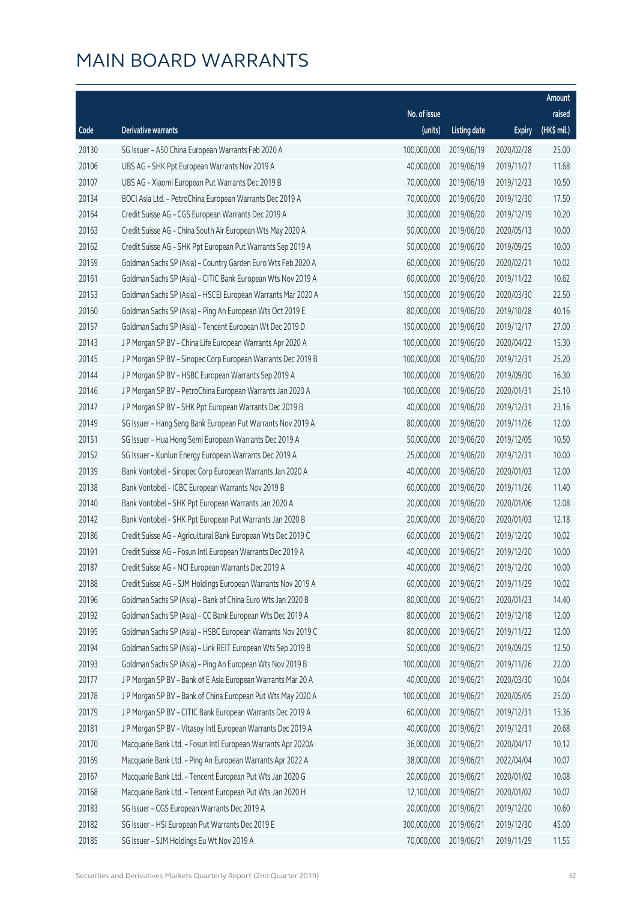# MAIN BOARD WARRANTS

| Code | Derivative warrants | No. of issue (units) | Listing date | Expiry | Amount raised (HK$ mil.) |
|---|---|---|---|---|---|
| 20130 | SG Issuer - A50 China European Warrants Feb 2020 A | 100,000,000 | 2019/06/19 | 2020/02/28 | 25.00 |
| 20106 | UBS AG - SHK Ppt European Warrants Nov 2019 A | 40,000,000 | 2019/06/19 | 2019/11/27 | 11.68 |
| 20107 | UBS AG - Xiaomi European Put Warrants Dec 2019 B | 70,000,000 | 2019/06/19 | 2019/12/23 | 10.50 |
| 20134 | BOCI Asia Ltd. - PetroChina European Warrants Dec 2019 A | 70,000,000 | 2019/06/20 | 2019/12/30 | 17.50 |
| 20164 | Credit Suisse AG - CGS European Warrants Dec 2019 A | 30,000,000 | 2019/06/20 | 2019/12/19 | 10.20 |
| 20163 | Credit Suisse AG - China South Air European Wts May 2020 A | 50,000,000 | 2019/06/20 | 2020/05/13 | 10.00 |
| 20162 | Credit Suisse AG - SHK Ppt European Put Warrants Sep 2019 A | 50,000,000 | 2019/06/20 | 2019/09/25 | 10.00 |
| 20159 | Goldman Sachs SP (Asia) - Country Garden Euro Wts Feb 2020 A | 60,000,000 | 2019/06/20 | 2020/02/21 | 10.02 |
| 20161 | Goldman Sachs SP (Asia) - CITIC Bank European Wts Nov 2019 A | 60,000,000 | 2019/06/20 | 2019/11/22 | 10.62 |
| 20153 | Goldman Sachs SP (Asia) - HSCEI European Warrants Mar 2020 A | 150,000,000 | 2019/06/20 | 2020/03/30 | 22.50 |
| 20160 | Goldman Sachs SP (Asia) - Ping An European Wts Oct 2019 E | 80,000,000 | 2019/06/20 | 2019/10/28 | 40.16 |
| 20157 | Goldman Sachs SP (Asia) - Tencent European Wt Dec 2019 D | 150,000,000 | 2019/06/20 | 2019/12/17 | 27.00 |
| 20143 | J P Morgan SP BV - China Life European Warrants Apr 2020 A | 100,000,000 | 2019/06/20 | 2020/04/22 | 15.30 |
| 20145 | J P Morgan SP BV - Sinopec Corp European Warrants Dec 2019 B | 100,000,000 | 2019/06/20 | 2019/12/31 | 25.20 |
| 20144 | J P Morgan SP BV - HSBC European Warrants Sep 2019 A | 100,000,000 | 2019/06/20 | 2019/09/30 | 16.30 |
| 20146 | J P Morgan SP BV - PetroChina European Warrants Jan 2020 A | 100,000,000 | 2019/06/20 | 2020/01/31 | 25.10 |
| 20147 | J P Morgan SP BV - SHK Ppt European Warrants Dec 2019 B | 40,000,000 | 2019/06/20 | 2019/12/31 | 23.16 |
| 20149 | SG Issuer - Hang Seng Bank European Put Warrants Nov 2019 A | 80,000,000 | 2019/06/20 | 2019/11/26 | 12.00 |
| 20151 | SG Issuer - Hua Hong Semi European Warrants Dec 2019 A | 50,000,000 | 2019/06/20 | 2019/12/05 | 10.50 |
| 20152 | SG Issuer - Kunlun Energy European Warrants Dec 2019 A | 25,000,000 | 2019/06/20 | 2019/12/31 | 10.00 |
| 20139 | Bank Vontobel - Sinopec Corp European Warrants Jan 2020 A | 40,000,000 | 2019/06/20 | 2020/01/03 | 12.00 |
| 20138 | Bank Vontobel - ICBC European Warrants Nov 2019 B | 60,000,000 | 2019/06/20 | 2019/11/26 | 11.40 |
| 20140 | Bank Vontobel - SHK Ppt European Warrants Jan 2020 A | 20,000,000 | 2019/06/20 | 2020/01/06 | 12.08 |
| 20142 | Bank Vontobel - SHK Ppt European Put Warrants Jan 2020 B | 20,000,000 | 2019/06/20 | 2020/01/03 | 12.18 |
| 20186 | Credit Suisse AG - Agricultural Bank European Wts Dec 2019 C | 60,000,000 | 2019/06/21 | 2019/12/20 | 10.02 |
| 20191 | Credit Suisse AG - Fosun Intl European Warrants Dec 2019 A | 40,000,000 | 2019/06/21 | 2019/12/20 | 10.00 |
| 20187 | Credit Suisse AG - NCI European Warrants Dec 2019 A | 40,000,000 | 2019/06/21 | 2019/12/20 | 10.00 |
| 20188 | Credit Suisse AG - SJM Holdings European Warrants Nov 2019 A | 60,000,000 | 2019/06/21 | 2019/11/29 | 10.02 |
| 20196 | Goldman Sachs SP (Asia) - Bank of China Euro Wts Jan 2020 B | 80,000,000 | 2019/06/21 | 2020/01/23 | 14.40 |
| 20192 | Goldman Sachs SP (Asia) - CC Bank European Wts Dec 2019 A | 80,000,000 | 2019/06/21 | 2019/12/18 | 12.00 |
| 20195 | Goldman Sachs SP (Asia) - HSBC European Wts Nov 2019 C | 80,000,000 | 2019/06/21 | 2019/11/22 | 12.00 |
| 20194 | Goldman Sachs SP (Asia) - Link REIT European Wts Sep 2019 B | 50,000,000 | 2019/06/21 | 2019/09/25 | 12.50 |
| 20193 | Goldman Sachs SP (Asia) - Ping An European Wts Nov 2019 B | 100,000,000 | 2019/06/21 | 2019/11/26 | 22.00 |
| 20177 | J P Morgan SP BV - Bank of E Asia European Warrants Mar 20 A | 40,000,000 | 2019/06/21 | 2020/03/30 | 10.04 |
| 20178 | J P Morgan SP BV - Bank of China European Put Wts May 2020 A | 100,000,000 | 2019/06/21 | 2020/05/05 | 25.00 |
| 20179 | J P Morgan SP BV - CITIC Bank European Warrants Dec 2019 A | 60,000,000 | 2019/06/21 | 2019/12/31 | 15.36 |
| 20181 | J P Morgan SP BV - Vitasoy Intl European Warrants Dec 2019 A | 40,000,000 | 2019/06/21 | 2019/12/31 | 20.68 |
| 20170 | Macquarie Bank Ltd. - Fosun Intl European Warrants Apr 2020A | 36,000,000 | 2019/06/21 | 2020/04/17 | 10.12 |
| 20169 | Macquarie Bank Ltd. - Ping An European Warrants Apr 2022 A | 38,000,000 | 2019/06/21 | 2022/04/04 | 10.07 |
| 20167 | Macquarie Bank Ltd. - Tencent European Put Wts Jan 2020 G | 20,000,000 | 2019/06/21 | 2020/01/02 | 10.08 |
| 20168 | Macquarie Bank Ltd. - Tencent European Put Wts Jan 2020 H | 12,100,000 | 2019/06/21 | 2020/01/02 | 10.07 |
| 20183 | SG Issuer - CGS European Warrants Dec 2019 A | 20,000,000 | 2019/06/21 | 2019/12/20 | 10.60 |
| 20182 | SG Issuer - HSI European Put Warrants Dec 2019 E | 300,000,000 | 2019/06/21 | 2019/12/30 | 45.00 |
| 20185 | SG Issuer - SJM Holdings Eu Wt Nov 2019 A | 70,000,000 | 2019/06/21 | 2019/11/29 | 11.55 |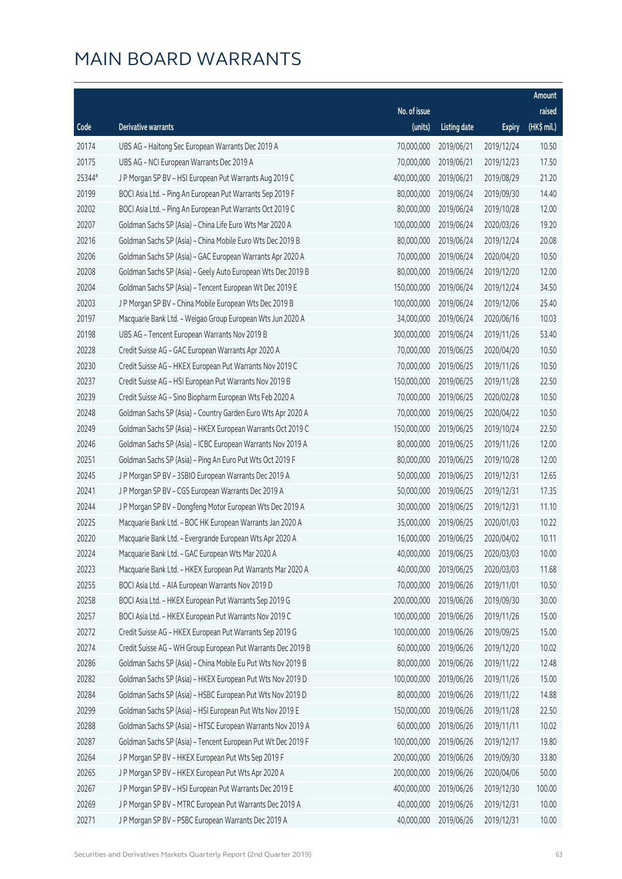# MAIN BOARD WARRANTS

| Code | Derivative warrants | No. of issue (units) | Listing date | Expiry | Amount raised (HK$ mil.) |
|---|---|---|---|---|---|
| 20174 | UBS AG - Haitong Sec European Warrants Dec 2019 A | 70,000,000 | 2019/06/21 | 2019/12/24 | 10.50 |
| 20175 | UBS AG - NCI European Warrants Dec 2019 A | 70,000,000 | 2019/06/21 | 2019/12/23 | 17.50 |
| 25344# | J P Morgan SP BV - HSI European Put Warrants Aug 2019 C | 400,000,000 | 2019/06/21 | 2019/08/29 | 21.20 |
| 20199 | BOCI Asia Ltd. - Ping An European Put Warrants Sep 2019 F | 80,000,000 | 2019/06/24 | 2019/09/30 | 14.40 |
| 20202 | BOCI Asia Ltd. - Ping An European Put Warrants Oct 2019 C | 80,000,000 | 2019/06/24 | 2019/10/28 | 12.00 |
| 20207 | Goldman Sachs SP (Asia) - China Life Euro Wts Mar 2020 A | 100,000,000 | 2019/06/24 | 2020/03/26 | 19.20 |
| 20216 | Goldman Sachs SP (Asia) - China Mobile Euro Wts Dec 2019 B | 80,000,000 | 2019/06/24 | 2019/12/24 | 20.08 |
| 20206 | Goldman Sachs SP (Asia) - GAC European Warrants Apr 2020 A | 70,000,000 | 2019/06/24 | 2020/04/20 | 10.50 |
| 20208 | Goldman Sachs SP (Asia) - Geely Auto European Wts Dec 2019 B | 80,000,000 | 2019/06/24 | 2019/12/20 | 12.00 |
| 20204 | Goldman Sachs SP (Asia) - Tencent European Wt Dec 2019 E | 150,000,000 | 2019/06/24 | 2019/12/24 | 34.50 |
| 20203 | J P Morgan SP BV - China Mobile European Wts Dec 2019 B | 100,000,000 | 2019/06/24 | 2019/12/06 | 25.40 |
| 20197 | Macquarie Bank Ltd. - Weigao Group European Wts Jun 2020 A | 34,000,000 | 2019/06/24 | 2020/06/16 | 10.03 |
| 20198 | UBS AG - Tencent European Warrants Nov 2019 B | 300,000,000 | 2019/06/24 | 2019/11/26 | 53.40 |
| 20228 | Credit Suisse AG - GAC European Warrants Apr 2020 A | 70,000,000 | 2019/06/25 | 2020/04/20 | 10.50 |
| 20230 | Credit Suisse AG - HKEX European Put Warrants Nov 2019 C | 70,000,000 | 2019/06/25 | 2019/11/26 | 10.50 |
| 20237 | Credit Suisse AG - HSI European Put Warrants Nov 2019 B | 150,000,000 | 2019/06/25 | 2019/11/28 | 22.50 |
| 20239 | Credit Suisse AG - Sino Biopharm European Wts Feb 2020 A | 70,000,000 | 2019/06/25 | 2020/02/28 | 10.50 |
| 20248 | Goldman Sachs SP (Asia) - Country Garden Euro Wts Apr 2020 A | 70,000,000 | 2019/06/25 | 2020/04/22 | 10.50 |
| 20249 | Goldman Sachs SP (Asia) - HKEX European Warrants Oct 2019 C | 150,000,000 | 2019/06/25 | 2019/10/24 | 22.50 |
| 20246 | Goldman Sachs SP (Asia) - ICBC European Warrants Nov 2019 A | 80,000,000 | 2019/06/25 | 2019/11/26 | 12.00 |
| 20251 | Goldman Sachs SP (Asia) - Ping An Euro Put Wts Oct 2019 F | 80,000,000 | 2019/06/25 | 2019/10/28 | 12.00 |
| 20245 | J P Morgan SP BV - 3SBIO European Warrants Dec 2019 A | 50,000,000 | 2019/06/25 | 2019/12/31 | 12.65 |
| 20241 | J P Morgan SP BV - CGS European Warrants Dec 2019 A | 50,000,000 | 2019/06/25 | 2019/12/31 | 17.35 |
| 20244 | J P Morgan SP BV - Dongfeng Motor European Wts Dec 2019 A | 30,000,000 | 2019/06/25 | 2019/12/31 | 11.10 |
| 20225 | Macquarie Bank Ltd. - BOC HK European Warrants Jan 2020 A | 35,000,000 | 2019/06/25 | 2020/01/03 | 10.22 |
| 20220 | Macquarie Bank Ltd. - Evergrande European Wts Apr 2020 A | 16,000,000 | 2019/06/25 | 2020/04/02 | 10.11 |
| 20224 | Macquarie Bank Ltd. - GAC European Wts Mar 2020 A | 40,000,000 | 2019/06/25 | 2020/03/03 | 10.00 |
| 20223 | Macquarie Bank Ltd. - HKEX European Put Warrants Mar 2020 A | 40,000,000 | 2019/06/25 | 2020/03/03 | 11.68 |
| 20255 | BOCI Asia Ltd. - AIA European Warrants Nov 2019 D | 70,000,000 | 2019/06/26 | 2019/11/01 | 10.50 |
| 20258 | BOCI Asia Ltd. - HKEX European Put Warrants Sep 2019 G | 200,000,000 | 2019/06/26 | 2019/09/30 | 30.00 |
| 20257 | BOCI Asia Ltd. - HKEX European Put Warrants Nov 2019 C | 100,000,000 | 2019/06/26 | 2019/11/26 | 15.00 |
| 20272 | Credit Suisse AG - HKEX European Put Warrants Sep 2019 G | 100,000,000 | 2019/06/26 | 2019/09/25 | 15.00 |
| 20274 | Credit Suisse AG - WH Group European Put Warrants Dec 2019 B | 60,000,000 | 2019/06/26 | 2019/12/20 | 10.02 |
| 20286 | Goldman Sachs SP (Asia) - China Mobile Eu Put Wts Nov 2019 B | 80,000,000 | 2019/06/26 | 2019/11/22 | 12.48 |
| 20282 | Goldman Sachs SP (Asia) - HKEX European Put Wts Nov 2019 D | 100,000,000 | 2019/06/26 | 2019/11/26 | 15.00 |
| 20284 | Goldman Sachs SP (Asia) - HSBC European Put Wts Nov 2019 D | 80,000,000 | 2019/06/26 | 2019/11/22 | 14.88 |
| 20299 | Goldman Sachs SP (Asia) - HSI European Put Wts Nov 2019 E | 150,000,000 | 2019/06/26 | 2019/11/28 | 22.50 |
| 20288 | Goldman Sachs SP (Asia) - HTSC European Warrants Nov 2019 A | 60,000,000 | 2019/06/26 | 2019/11/11 | 10.02 |
| 20287 | Goldman Sachs SP (Asia) - Tencent European Put Wt Dec 2019 F | 100,000,000 | 2019/06/26 | 2019/12/17 | 19.80 |
| 20264 | J P Morgan SP BV - HKEX European Put Wts Sep 2019 F | 200,000,000 | 2019/06/26 | 2019/09/30 | 33.80 |
| 20265 | J P Morgan SP BV - HKEX European Put Wts Apr 2020 A | 200,000,000 | 2019/06/26 | 2020/04/06 | 50.00 |
| 20267 | J P Morgan SP BV - HSI European Put Warrants Dec 2019 E | 400,000,000 | 2019/06/26 | 2019/12/30 | 100.00 |
| 20269 | J P Morgan SP BV - MTRC European Put Warrants Dec 2019 A | 40,000,000 | 2019/06/26 | 2019/12/31 | 10.00 |
| 20271 | J P Morgan SP BV - PSBC European Warrants Dec 2019 A | 40,000,000 | 2019/06/26 | 2019/12/31 | 10.00 |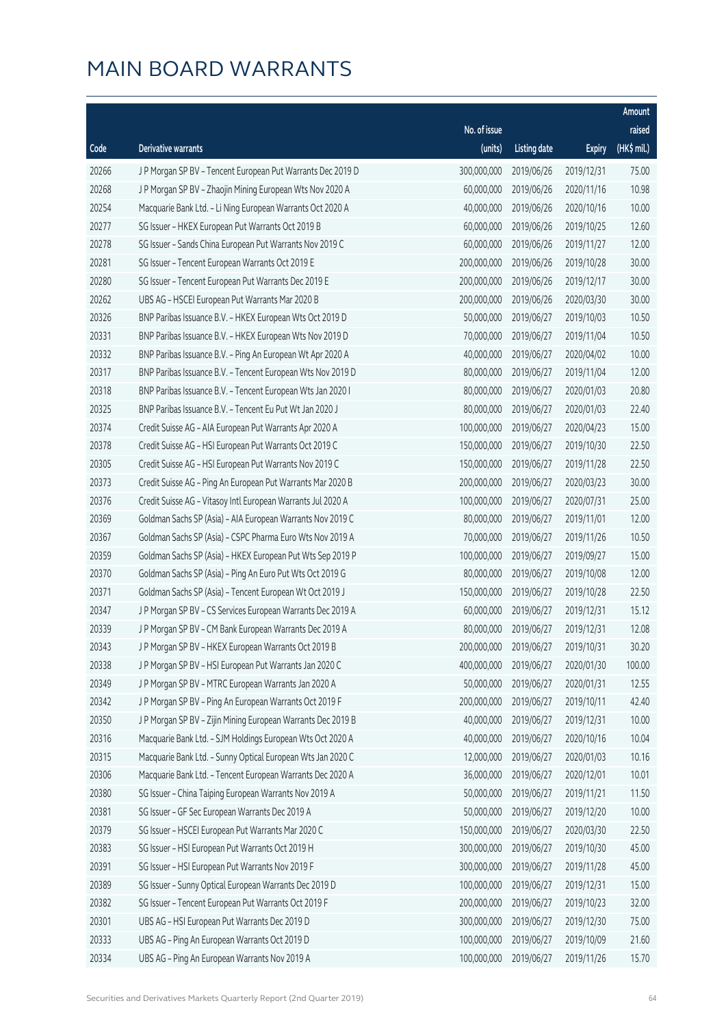# MAIN BOARD WARRANTS

| Code | Derivative warrants | No. of issue (units) | Listing date | Expiry | Amount raised (HK$ mil.) |
|---|---|---|---|---|---|
| 20266 | J P Morgan SP BV - Tencent European Put Warrants Dec 2019 D | 300,000,000 | 2019/06/26 | 2019/12/31 | 75.00 |
| 20268 | J P Morgan SP BV - Zhaojin Mining European Wts Nov 2020 A | 60,000,000 | 2019/06/26 | 2020/11/16 | 10.98 |
| 20254 | Macquarie Bank Ltd. - Li Ning European Warrants Oct 2020 A | 40,000,000 | 2019/06/26 | 2020/10/16 | 10.00 |
| 20277 | SG Issuer - HKEX European Put Warrants Oct 2019 B | 60,000,000 | 2019/06/26 | 2019/10/25 | 12.60 |
| 20278 | SG Issuer - Sands China European Put Warrants Nov 2019 C | 60,000,000 | 2019/06/26 | 2019/11/27 | 12.00 |
| 20281 | SG Issuer - Tencent European Warrants Oct 2019 E | 200,000,000 | 2019/06/26 | 2019/10/28 | 30.00 |
| 20280 | SG Issuer - Tencent European Put Warrants Dec 2019 E | 200,000,000 | 2019/06/26 | 2019/12/17 | 30.00 |
| 20262 | UBS AG - HSCEI European Put Warrants Mar 2020 B | 200,000,000 | 2019/06/26 | 2020/03/30 | 30.00 |
| 20326 | BNP Paribas Issuance B.V. - HKEX European Wts Oct 2019 D | 50,000,000 | 2019/06/27 | 2019/10/03 | 10.50 |
| 20331 | BNP Paribas Issuance B.V. - HKEX European Wts Nov 2019 D | 70,000,000 | 2019/06/27 | 2019/11/04 | 10.50 |
| 20332 | BNP Paribas Issuance B.V. - Ping An European Wt Apr 2020 A | 40,000,000 | 2019/06/27 | 2020/04/02 | 10.00 |
| 20317 | BNP Paribas Issuance B.V. - Tencent European Wts Nov 2019 D | 80,000,000 | 2019/06/27 | 2019/11/04 | 12.00 |
| 20318 | BNP Paribas Issuance B.V. - Tencent European Wts Jan 2020 I | 80,000,000 | 2019/06/27 | 2020/01/03 | 20.80 |
| 20325 | BNP Paribas Issuance B.V. - Tencent Eu Put Wt Jan 2020 J | 80,000,000 | 2019/06/27 | 2020/01/03 | 22.40 |
| 20374 | Credit Suisse AG - AIA European Put Warrants Apr 2020 A | 100,000,000 | 2019/06/27 | 2020/04/23 | 15.00 |
| 20378 | Credit Suisse AG - HSI European Put Warrants Oct 2019 C | 150,000,000 | 2019/06/27 | 2019/10/30 | 22.50 |
| 20305 | Credit Suisse AG - HSI European Put Warrants Nov 2019 C | 150,000,000 | 2019/06/27 | 2019/11/28 | 22.50 |
| 20373 | Credit Suisse AG - Ping An European Put Warrants Mar 2020 B | 200,000,000 | 2019/06/27 | 2020/03/23 | 30.00 |
| 20376 | Credit Suisse AG - Vitasoy Intl European Warrants Jul 2020 A | 100,000,000 | 2019/06/27 | 2020/07/31 | 25.00 |
| 20369 | Goldman Sachs SP (Asia) - AIA European Warrants Nov 2019 C | 80,000,000 | 2019/06/27 | 2019/11/01 | 12.00 |
| 20367 | Goldman Sachs SP (Asia) - CSPC Pharma Euro Wts Nov 2019 A | 70,000,000 | 2019/06/27 | 2019/11/26 | 10.50 |
| 20359 | Goldman Sachs SP (Asia) - HKEX European Put Wts Sep 2019 P | 100,000,000 | 2019/06/27 | 2019/09/27 | 15.00 |
| 20370 | Goldman Sachs SP (Asia) - Ping An Euro Put Wts Oct 2019 G | 80,000,000 | 2019/06/27 | 2019/10/08 | 12.00 |
| 20371 | Goldman Sachs SP (Asia) - Tencent European Wt Oct 2019 J | 150,000,000 | 2019/06/27 | 2019/10/28 | 22.50 |
| 20347 | J P Morgan SP BV - CS Services European Warrants Dec 2019 A | 60,000,000 | 2019/06/27 | 2019/12/31 | 15.12 |
| 20339 | J P Morgan SP BV - CM Bank European Warrants Dec 2019 A | 80,000,000 | 2019/06/27 | 2019/12/31 | 12.08 |
| 20343 | J P Morgan SP BV - HKEX European Warrants Oct 2019 B | 200,000,000 | 2019/06/27 | 2019/10/31 | 30.20 |
| 20338 | J P Morgan SP BV - HSI European Put Warrants Jan 2020 C | 400,000,000 | 2019/06/27 | 2020/01/30 | 100.00 |
| 20349 | J P Morgan SP BV - MTRC European Warrants Jan 2020 A | 50,000,000 | 2019/06/27 | 2020/01/31 | 12.55 |
| 20342 | J P Morgan SP BV - Ping An European Warrants Oct 2019 F | 200,000,000 | 2019/06/27 | 2019/10/11 | 42.40 |
| 20350 | J P Morgan SP BV - Zijin Mining European Warrants Dec 2019 B | 40,000,000 | 2019/06/27 | 2019/12/31 | 10.00 |
| 20316 | Macquarie Bank Ltd. - SJM Holdings European Wts Oct 2020 A | 40,000,000 | 2019/06/27 | 2020/10/16 | 10.04 |
| 20315 | Macquarie Bank Ltd. - Sunny Optical European Wts Jan 2020 C | 12,000,000 | 2019/06/27 | 2020/01/03 | 10.16 |
| 20306 | Macquarie Bank Ltd. - Tencent European Warrants Dec 2020 A | 36,000,000 | 2019/06/27 | 2020/12/01 | 10.01 |
| 20380 | SG Issuer - China Taiping European Warrants Nov 2019 A | 50,000,000 | 2019/06/27 | 2019/11/21 | 11.50 |
| 20381 | SG Issuer - GF Sec European Warrants Dec 2019 A | 50,000,000 | 2019/06/27 | 2019/12/20 | 10.00 |
| 20379 | SG Issuer - HSCEI European Put Warrants Mar 2020 C | 150,000,000 | 2019/06/27 | 2020/03/30 | 22.50 |
| 20383 | SG Issuer - HSI European Put Warrants Oct 2019 H | 300,000,000 | 2019/06/27 | 2019/10/30 | 45.00 |
| 20391 | SG Issuer - HSI European Put Warrants Nov 2019 F | 300,000,000 | 2019/06/27 | 2019/11/28 | 45.00 |
| 20389 | SG Issuer - Sunny Optical European Warrants Dec 2019 D | 100,000,000 | 2019/06/27 | 2019/12/31 | 15.00 |
| 20382 | SG Issuer - Tencent European Put Warrants Oct 2019 F | 200,000,000 | 2019/06/27 | 2019/10/23 | 32.00 |
| 20301 | UBS AG - HSI European Put Warrants Dec 2019 D | 300,000,000 | 2019/06/27 | 2019/12/30 | 75.00 |
| 20333 | UBS AG - Ping An European Warrants Oct 2019 D | 100,000,000 | 2019/06/27 | 2019/10/09 | 21.60 |
| 20334 | UBS AG - Ping An European Warrants Nov 2019 A | 100,000,000 | 2019/06/27 | 2019/11/26 | 15.70 |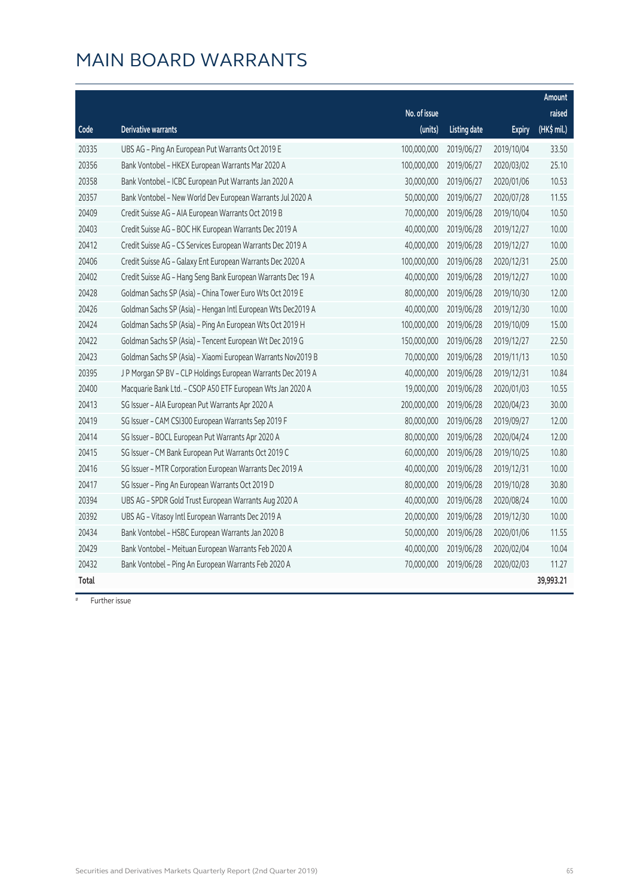# MAIN BOARD WARRANTS

| Code | Derivative warrants | No. of issue (units) | Listing date | Expiry | Amount raised (HK$ mil.) |
|---|---|---|---|---|---|
| 20335 | UBS AG - Ping An European Put Warrants Oct 2019 E | 100,000,000 | 2019/06/27 | 2019/10/04 | 33.50 |
| 20356 | Bank Vontobel - HKEX European Warrants Mar 2020 A | 100,000,000 | 2019/06/27 | 2020/03/02 | 25.10 |
| 20358 | Bank Vontobel - ICBC European Put Warrants Jan 2020 A | 30,000,000 | 2019/06/27 | 2020/01/06 | 10.53 |
| 20357 | Bank Vontobel - New World Dev European Warrants Jul 2020 A | 50,000,000 | 2019/06/27 | 2020/07/28 | 11.55 |
| 20409 | Credit Suisse AG - AIA European Warrants Oct 2019 B | 70,000,000 | 2019/06/28 | 2019/10/04 | 10.50 |
| 20403 | Credit Suisse AG - BOC HK European Warrants Dec 2019 A | 40,000,000 | 2019/06/28 | 2019/12/27 | 10.00 |
| 20412 | Credit Suisse AG - CS Services European Warrants Dec 2019 A | 40,000,000 | 2019/06/28 | 2019/12/27 | 10.00 |
| 20406 | Credit Suisse AG - Galaxy Ent European Warrants Dec 2020 A | 100,000,000 | 2019/06/28 | 2020/12/31 | 25.00 |
| 20402 | Credit Suisse AG - Hang Seng Bank European Warrants Dec 19 A | 40,000,000 | 2019/06/28 | 2019/12/27 | 10.00 |
| 20428 | Goldman Sachs SP (Asia) - China Tower Euro Wts Oct 2019 E | 80,000,000 | 2019/06/28 | 2019/10/30 | 12.00 |
| 20426 | Goldman Sachs SP (Asia) - Hengan Intl European Wts Dec2019 A | 40,000,000 | 2019/06/28 | 2019/12/30 | 10.00 |
| 20424 | Goldman Sachs SP (Asia) - Ping An European Wts Oct 2019 H | 100,000,000 | 2019/06/28 | 2019/10/09 | 15.00 |
| 20422 | Goldman Sachs SP (Asia) - Tencent European Wt Dec 2019 G | 150,000,000 | 2019/06/28 | 2019/12/27 | 22.50 |
| 20423 | Goldman Sachs SP (Asia) - Xiaomi European Warrants Nov2019 B | 70,000,000 | 2019/06/28 | 2019/11/13 | 10.50 |
| 20395 | J P Morgan SP BV - CLP Holdings European Warrants Dec 2019 A | 40,000,000 | 2019/06/28 | 2019/12/31 | 10.84 |
| 20400 | Macquarie Bank Ltd. - CSOP A50 ETF European Wts Jan 2020 A | 19,000,000 | 2019/06/28 | 2020/01/03 | 10.55 |
| 20413 | SG Issuer - AIA European Put Warrants Apr 2020 A | 200,000,000 | 2019/06/28 | 2020/04/23 | 30.00 |
| 20419 | SG Issuer - CAM CSI300 European Warrants Sep 2019 F | 80,000,000 | 2019/06/28 | 2019/09/27 | 12.00 |
| 20414 | SG Issuer - BOCL European Put Warrants Apr 2020 A | 80,000,000 | 2019/06/28 | 2020/04/24 | 12.00 |
| 20415 | SG Issuer - CM Bank European Put Warrants Oct 2019 C | 60,000,000 | 2019/06/28 | 2019/10/25 | 10.80 |
| 20416 | SG Issuer - MTR Corporation European Warrants Dec 2019 A | 40,000,000 | 2019/06/28 | 2019/12/31 | 10.00 |
| 20417 | SG Issuer - Ping An European Warrants Oct 2019 D | 80,000,000 | 2019/06/28 | 2019/10/28 | 30.80 |
| 20394 | UBS AG - SPDR Gold Trust European Warrants Aug 2020 A | 40,000,000 | 2019/06/28 | 2020/08/24 | 10.00 |
| 20392 | UBS AG - Vitasoy Intl European Warrants Dec 2019 A | 20,000,000 | 2019/06/28 | 2019/12/30 | 10.00 |
| 20434 | Bank Vontobel - HSBC European Warrants Jan 2020 B | 50,000,000 | 2019/06/28 | 2020/01/06 | 11.55 |
| 20429 | Bank Vontobel - Meituan European Warrants Feb 2020 A | 40,000,000 | 2019/06/28 | 2020/02/04 | 10.04 |
| 20432 | Bank Vontobel - Ping An European Warrants Feb 2020 A | 70,000,000 | 2019/06/28 | 2020/02/03 | 11.27 |
| **Total** | | | | | **39,993.21** |

# Further issue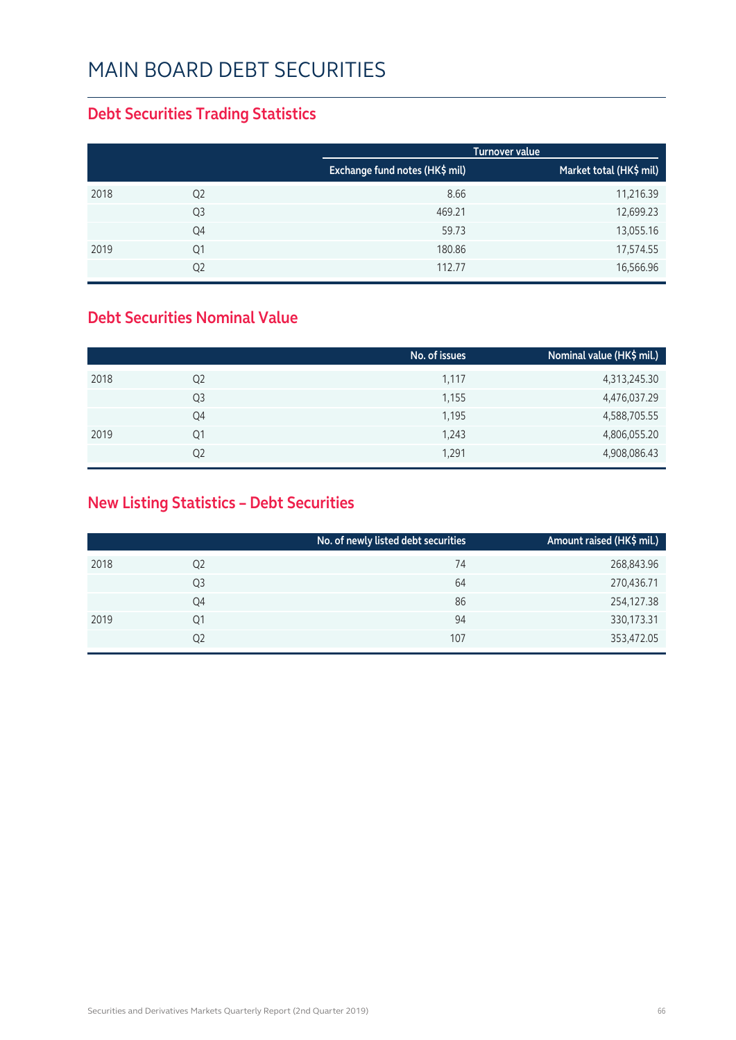# MAIN BOARD DEBT SECURITIES

## Debt Securities Trading Statistics

| | | Turnover value | |
|---|---|---|---|
| | | Exchange fund notes (HK$ mil) | Market total (HK$ mil) |
| 2018 | Q2 | 8.66 | 11,216.39 |
| | Q3 | 469.21 | 12,699.23 |
| | Q4 | 59.73 | 13,055.16 |
| 2019 | Q1 | 180.86 | 17,574.55 |
| | Q2 | 112.77 | 16,566.96 |

## Debt Securities Nominal Value

| | | No. of issues | Nominal value (HK$ mil.) |
|---|---|---|---|
| 2018 | Q2 | 1,117 | 4,313,245.30 |
| | Q3 | 1,155 | 4,476,037.29 |
| | Q4 | 1,195 | 4,588,705.55 |
| 2019 | Q1 | 1,243 | 4,806,055.20 |
| | Q2 | 1,291 | 4,908,086.43 |

## New Listing Statistics – Debt Securities

| | | No. of newly listed debt securities | Amount raised (HK$ mil.) |
|---|---|---|---|
| 2018 | Q2 | 74 | 268,843.96 |
| | Q3 | 64 | 270,436.71 |
| | Q4 | 86 | 254,127.38 |
| 2019 | Q1 | 94 | 330,173.31 |
| | Q2 | 107 | 353,472.05 |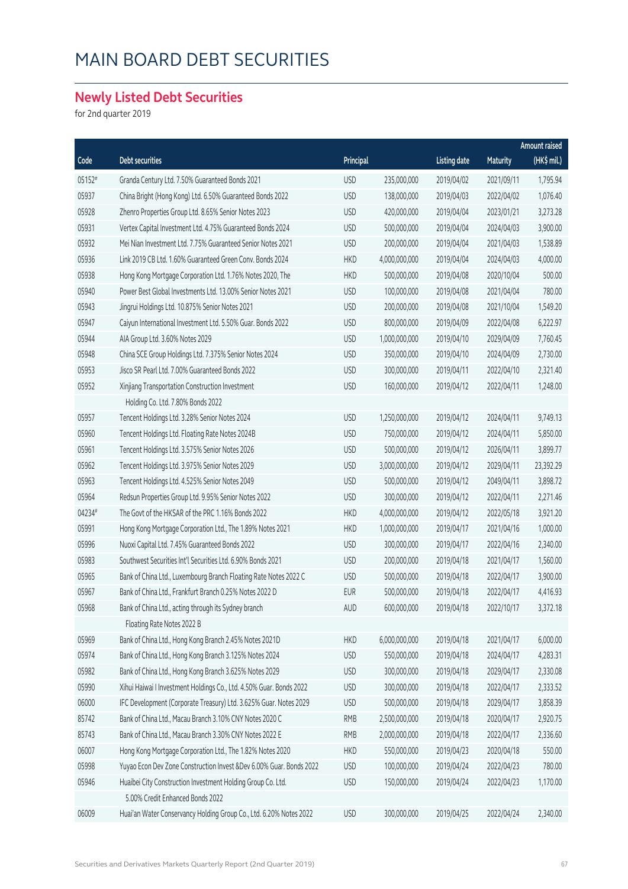# MAIN BOARD DEBT SECURITIES

## Newly Listed Debt Securities

for 2nd quarter 2019

| Code | Debt securities | Principal | | Listing date | Maturity | Amount raised (HK$ mil.) |
|---|---|---|---|---|---|---|
| 05152# | Granda Century Ltd. 7.50% Guaranteed Bonds 2021 | USD | 235,000,000 | 2019/04/02 | 2021/09/11 | 1,795.94 |
| 05937 | China Bright (Hong Kong) Ltd. 6.50% Guaranteed Bonds 2022 | USD | 138,000,000 | 2019/04/03 | 2022/04/02 | 1,076.40 |
| 05928 | Zhenro Properties Group Ltd. 8.65% Senior Notes 2023 | USD | 420,000,000 | 2019/04/04 | 2023/01/21 | 3,273.28 |
| 05931 | Vertex Capital Investment Ltd. 4.75% Guaranteed Bonds 2024 | USD | 500,000,000 | 2019/04/04 | 2024/04/03 | 3,900.00 |
| 05932 | Mei Nian Investment Ltd. 7.75% Guaranteed Senior Notes 2021 | USD | 200,000,000 | 2019/04/04 | 2021/04/03 | 1,538.89 |
| 05936 | Link 2019 CB Ltd. 1.60% Guaranteed Green Conv. Bonds 2024 | HKD | 4,000,000,000 | 2019/04/04 | 2024/04/03 | 4,000.00 |
| 05938 | Hong Kong Mortgage Corporation Ltd. 1.76% Notes 2020, The | HKD | 500,000,000 | 2019/04/08 | 2020/10/04 | 500.00 |
| 05940 | Power Best Global Investments Ltd. 13.00% Senior Notes 2021 | USD | 100,000,000 | 2019/04/08 | 2021/04/04 | 780.00 |
| 05943 | Jingrui Holdings Ltd. 10.875% Senior Notes 2021 | USD | 200,000,000 | 2019/04/08 | 2021/10/04 | 1,549.20 |
| 05947 | Caiyun International Investment Ltd. 5.50% Guar. Bonds 2022 | USD | 800,000,000 | 2019/04/09 | 2022/04/08 | 6,222.97 |
| 05944 | AIA Group Ltd. 3.60% Notes 2029 | USD | 1,000,000,000 | 2019/04/10 | 2029/04/09 | 7,760.45 |
| 05948 | China SCE Group Holdings Ltd. 7.375% Senior Notes 2024 | USD | 350,000,000 | 2019/04/10 | 2024/04/09 | 2,730.00 |
| 05953 | Jisco SR Pearl Ltd. 7.00% Guaranteed Bonds 2022 | USD | 300,000,000 | 2019/04/11 | 2022/04/10 | 2,321.40 |
| 05952 | Xinjiang Transportation Construction Investment Holding Co. Ltd. 7.80% Bonds 2022 | USD | 160,000,000 | 2019/04/12 | 2022/04/11 | 1,248.00 |
| 05957 | Tencent Holdings Ltd. 3.28% Senior Notes 2024 | USD | 1,250,000,000 | 2019/04/12 | 2024/04/11 | 9,749.13 |
| 05960 | Tencent Holdings Ltd. Floating Rate Notes 2024B | USD | 750,000,000 | 2019/04/12 | 2024/04/11 | 5,850.00 |
| 05961 | Tencent Holdings Ltd. 3.575% Senior Notes 2026 | USD | 500,000,000 | 2019/04/12 | 2026/04/11 | 3,899.77 |
| 05962 | Tencent Holdings Ltd. 3.975% Senior Notes 2029 | USD | 3,000,000,000 | 2019/04/12 | 2029/04/11 | 23,392.29 |
| 05963 | Tencent Holdings Ltd. 4.525% Senior Notes 2049 | USD | 500,000,000 | 2019/04/12 | 2049/04/11 | 3,898.72 |
| 05964 | Redsun Properties Group Ltd. 9.95% Senior Notes 2022 | USD | 300,000,000 | 2019/04/12 | 2022/04/11 | 2,271.46 |
| 04234# | The Govt of the HKSAR of the PRC 1.16% Bonds 2022 | HKD | 4,000,000,000 | 2019/04/12 | 2022/05/18 | 3,921.20 |
| 05991 | Hong Kong Mortgage Corporation Ltd., The 1.89% Notes 2021 | HKD | 1,000,000,000 | 2019/04/17 | 2021/04/16 | 1,000.00 |
| 05996 | Nuoxi Capital Ltd. 7.45% Guaranteed Bonds 2022 | USD | 300,000,000 | 2019/04/17 | 2022/04/16 | 2,340.00 |
| 05983 | Southwest Securities Int'l Securities Ltd. 6.90% Bonds 2021 | USD | 200,000,000 | 2019/04/18 | 2021/04/17 | 1,560.00 |
| 05965 | Bank of China Ltd., Luxembourg Branch Floating Rate Notes 2022 C | USD | 500,000,000 | 2019/04/18 | 2022/04/17 | 3,900.00 |
| 05967 | Bank of China Ltd., Frankfurt Branch 0.25% Notes 2022 D | EUR | 500,000,000 | 2019/04/18 | 2022/04/17 | 4,416.93 |
| 05968 | Bank of China Ltd., acting through its Sydney branch Floating Rate Notes 2022 B | AUD | 600,000,000 | 2019/04/18 | 2022/10/17 | 3,372.18 |
| 05969 | Bank of China Ltd., Hong Kong Branch 2.45% Notes 2021D | HKD | 6,000,000,000 | 2019/04/18 | 2021/04/17 | 6,000.00 |
| 05974 | Bank of China Ltd., Hong Kong Branch 3.125% Notes 2024 | USD | 550,000,000 | 2019/04/18 | 2024/04/17 | 4,283.31 |
| 05982 | Bank of China Ltd., Hong Kong Branch 3.625% Notes 2029 | USD | 300,000,000 | 2019/04/18 | 2029/04/17 | 2,330.08 |
| 05990 | Xihui Haiwai I Investment Holdings Co., Ltd. 4.50% Guar. Bonds 2022 | USD | 300,000,000 | 2019/04/18 | 2022/04/17 | 2,333.52 |
| 06000 | IFC Development (Corporate Treasury) Ltd. 3.625% Guar. Notes 2029 | USD | 500,000,000 | 2019/04/18 | 2029/04/17 | 3,858.39 |
| 85742 | Bank of China Ltd., Macau Branch 3.10% CNY Notes 2020 C | RMB | 2,500,000,000 | 2019/04/18 | 2020/04/17 | 2,920.75 |
| 85743 | Bank of China Ltd., Macau Branch 3.30% CNY Notes 2022 E | RMB | 2,000,000,000 | 2019/04/18 | 2022/04/17 | 2,336.60 |
| 06007 | Hong Kong Mortgage Corporation Ltd., The 1.82% Notes 2020 | HKD | 550,000,000 | 2019/04/23 | 2020/04/18 | 550.00 |
| 05998 | Yuyao Econ Dev Zone Construction Invest &Dev 6.00% Guar. Bonds 2022 | USD | 100,000,000 | 2019/04/24 | 2022/04/23 | 780.00 |
| 05946 | Huaibei City Construction Investment Holding Group Co. Ltd. 5.00% Credit Enhanced Bonds 2022 | USD | 150,000,000 | 2019/04/24 | 2022/04/23 | 1,170.00 |
| 06009 | Huai'an Water Conservancy Holding Group Co., Ltd. 6.20% Notes 2022 | USD | 300,000,000 | 2019/04/25 | 2022/04/24 | 2,340.00 |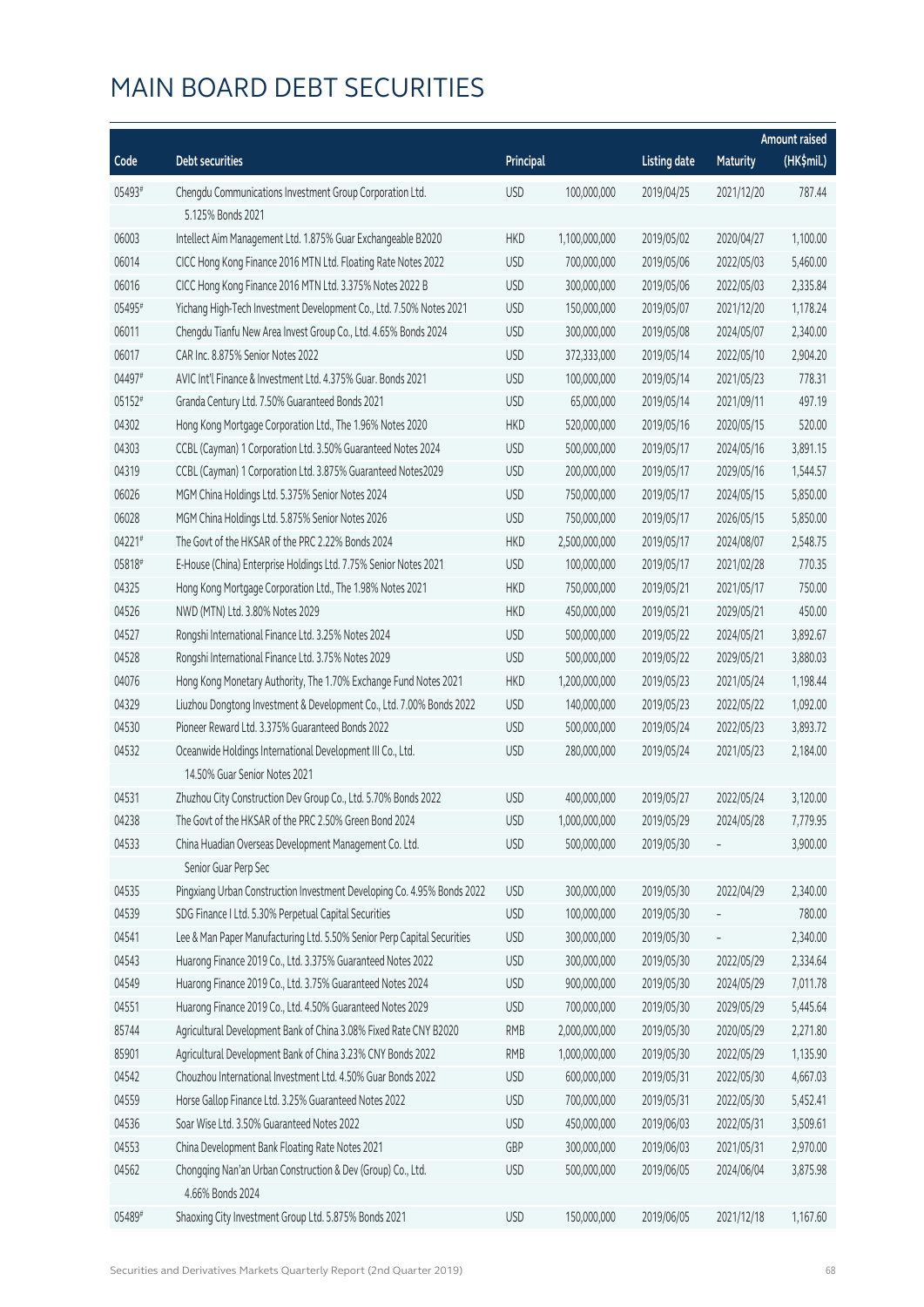# MAIN BOARD DEBT SECURITIES

| Code | Debt securities | Principal | | Listing date | Maturity | Amount raised (HK$mil.) |
|---|---|---|---|---|---|---|
| 05493# | Chengdu Communications Investment Group Corporation Ltd. 5.125% Bonds 2021 | USD | 100,000,000 | 2019/04/25 | 2021/12/20 | 787.44 |
| 06003 | Intellect Aim Management Ltd. 1.875% Guar Exchangeable B2020 | HKD | 1,100,000,000 | 2019/05/02 | 2020/04/27 | 1,100.00 |
| 06014 | CICC Hong Kong Finance 2016 MTN Ltd. Floating Rate Notes 2022 | USD | 700,000,000 | 2019/05/06 | 2022/05/03 | 5,460.00 |
| 06016 | CICC Hong Kong Finance 2016 MTN Ltd. 3.375% Notes 2022 B | USD | 300,000,000 | 2019/05/06 | 2022/05/03 | 2,335.84 |
| 05495# | Yichang High-Tech Investment Development Co., Ltd. 7.50% Notes 2021 | USD | 150,000,000 | 2019/05/07 | 2021/12/20 | 1,178.24 |
| 06011 | Chengdu Tianfu New Area Invest Group Co., Ltd. 4.65% Bonds 2024 | USD | 300,000,000 | 2019/05/08 | 2024/05/07 | 2,340.00 |
| 06017 | CAR Inc. 8.875% Senior Notes 2022 | USD | 372,333,000 | 2019/05/14 | 2022/05/10 | 2,904.20 |
| 04497# | AVIC Int'l Finance & Investment Ltd. 4.375% Guar. Bonds 2021 | USD | 100,000,000 | 2019/05/14 | 2021/05/23 | 778.31 |
| 05152# | Granda Century Ltd. 7.50% Guaranteed Bonds 2021 | USD | 65,000,000 | 2019/05/14 | 2021/09/11 | 497.19 |
| 04302 | Hong Kong Mortgage Corporation Ltd., The 1.96% Notes 2020 | HKD | 520,000,000 | 2019/05/16 | 2020/05/15 | 520.00 |
| 04303 | CCBL (Cayman) 1 Corporation Ltd. 3.50% Guaranteed Notes 2024 | USD | 500,000,000 | 2019/05/17 | 2024/05/16 | 3,891.15 |
| 04319 | CCBL (Cayman) 1 Corporation Ltd. 3.875% Guaranteed Notes2029 | USD | 200,000,000 | 2019/05/17 | 2029/05/16 | 1,544.57 |
| 06026 | MGM China Holdings Ltd. 5.375% Senior Notes 2024 | USD | 750,000,000 | 2019/05/17 | 2024/05/15 | 5,850.00 |
| 06028 | MGM China Holdings Ltd. 5.875% Senior Notes 2026 | USD | 750,000,000 | 2019/05/17 | 2026/05/15 | 5,850.00 |
| 04221# | The Govt of the HKSAR of the PRC 2.22% Bonds 2024 | HKD | 2,500,000,000 | 2019/05/17 | 2024/08/07 | 2,548.75 |
| 05818# | E-House (China) Enterprise Holdings Ltd. 7.75% Senior Notes 2021 | USD | 100,000,000 | 2019/05/17 | 2021/02/28 | 770.35 |
| 04325 | Hong Kong Mortgage Corporation Ltd., The 1.98% Notes 2021 | HKD | 750,000,000 | 2019/05/21 | 2021/05/17 | 750.00 |
| 04526 | NWD (MTN) Ltd. 3.80% Notes 2029 | HKD | 450,000,000 | 2019/05/21 | 2029/05/21 | 450.00 |
| 04527 | Rongshi International Finance Ltd. 3.25% Notes 2024 | USD | 500,000,000 | 2019/05/22 | 2024/05/21 | 3,892.67 |
| 04528 | Rongshi International Finance Ltd. 3.75% Notes 2029 | USD | 500,000,000 | 2019/05/22 | 2029/05/21 | 3,880.03 |
| 04076 | Hong Kong Monetary Authority, The 1.70% Exchange Fund Notes 2021 | HKD | 1,200,000,000 | 2019/05/23 | 2021/05/24 | 1,198.44 |
| 04329 | Liuzhou Dongtong Investment & Development Co., Ltd. 7.00% Bonds 2022 | USD | 140,000,000 | 2019/05/23 | 2022/05/22 | 1,092.00 |
| 04530 | Pioneer Reward Ltd. 3.375% Guaranteed Bonds 2022 | USD | 500,000,000 | 2019/05/24 | 2022/05/23 | 3,893.72 |
| 04532 | Oceanwide Holdings International Development III Co., Ltd. 14.50% Guar Senior Notes 2021 | USD | 280,000,000 | 2019/05/24 | 2021/05/23 | 2,184.00 |
| 04531 | Zhuzhou City Construction Dev Group Co., Ltd. 5.70% Bonds 2022 | USD | 400,000,000 | 2019/05/27 | 2022/05/24 | 3,120.00 |
| 04238 | The Govt of the HKSAR of the PRC 2.50% Green Bond 2024 | USD | 1,000,000,000 | 2019/05/29 | 2024/05/28 | 7,779.95 |
| 04533 | China Huadian Overseas Development Management Co. Ltd. Senior Guar Perp Sec | USD | 500,000,000 | 2019/05/30 | – | 3,900.00 |
| 04535 | Pingxiang Urban Construction Investment Developing Co. 4.95% Bonds 2022 | USD | 300,000,000 | 2019/05/30 | 2022/04/29 | 2,340.00 |
| 04539 | SDG Finance I Ltd. 5.30% Perpetual Capital Securities | USD | 100,000,000 | 2019/05/30 | – | 780.00 |
| 04541 | Lee & Man Paper Manufacturing Ltd. 5.50% Senior Perp Capital Securities | USD | 300,000,000 | 2019/05/30 | – | 2,340.00 |
| 04543 | Huarong Finance 2019 Co., Ltd. 3.375% Guaranteed Notes 2022 | USD | 300,000,000 | 2019/05/30 | 2022/05/29 | 2,334.64 |
| 04549 | Huarong Finance 2019 Co., Ltd. 3.75% Guaranteed Notes 2024 | USD | 900,000,000 | 2019/05/30 | 2024/05/29 | 7,011.78 |
| 04551 | Huarong Finance 2019 Co., Ltd. 4.50% Guaranteed Notes 2029 | USD | 700,000,000 | 2019/05/30 | 2029/05/29 | 5,445.64 |
| 85744 | Agricultural Development Bank of China 3.08% Fixed Rate CNY B2020 | RMB | 2,000,000,000 | 2019/05/30 | 2020/05/29 | 2,271.80 |
| 85901 | Agricultural Development Bank of China 3.23% CNY Bonds 2022 | RMB | 1,000,000,000 | 2019/05/30 | 2022/05/29 | 1,135.90 |
| 04542 | Chouzhou International Investment Ltd. 4.50% Guar Bonds 2022 | USD | 600,000,000 | 2019/05/31 | 2022/05/30 | 4,667.03 |
| 04559 | Horse Gallop Finance Ltd. 3.25% Guaranteed Notes 2022 | USD | 700,000,000 | 2019/05/31 | 2022/05/30 | 5,452.41 |
| 04536 | Soar Wise Ltd. 3.50% Guaranteed Notes 2022 | USD | 450,000,000 | 2019/06/03 | 2022/05/31 | 3,509.61 |
| 04553 | China Development Bank Floating Rate Notes 2021 | GBP | 300,000,000 | 2019/06/03 | 2021/05/31 | 2,970.00 |
| 04562 | Chongqing Nan'an Urban Construction & Dev (Group) Co., Ltd. 4.66% Bonds 2024 | USD | 500,000,000 | 2019/06/05 | 2024/06/04 | 3,875.98 |
| 05489# | Shaoxing City Investment Group Ltd. 5.875% Bonds 2021 | USD | 150,000,000 | 2019/06/05 | 2021/12/18 | 1,167.60 |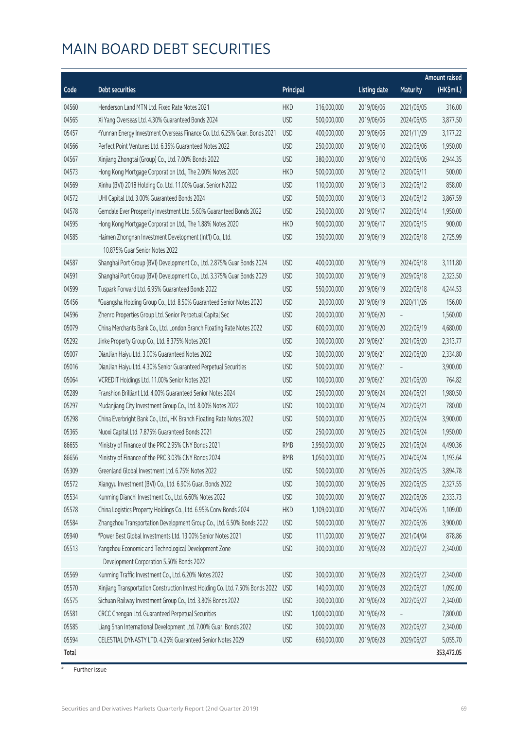# MAIN BOARD DEBT SECURITIES

| Code | Debt securities | Principal | | Listing date | Maturity | Amount raised (HK$mil.) |
|---|---|---|---|---|---|---|
| 04560 | Henderson Land MTN Ltd. Fixed Rate Notes 2021 | HKD | 316,000,000 | 2019/06/06 | 2021/06/05 | 316.00 |
| 04565 | Xi Yang Overseas Ltd. 4.30% Guaranteed Bonds 2024 | USD | 500,000,000 | 2019/06/06 | 2024/06/05 | 3,877.50 |
| 05457 | #Yunnan Energy Investment Overseas Finance Co. Ltd. 6.25% Guar. Bonds 2021 | USD | 400,000,000 | 2019/06/06 | 2021/11/29 | 3,177.22 |
| 04566 | Perfect Point Ventures Ltd. 6.35% Guaranteed Notes 2022 | USD | 250,000,000 | 2019/06/10 | 2022/06/06 | 1,950.00 |
| 04567 | Xinjiang Zhongtai (Group) Co., Ltd. 7.00% Bonds 2022 | USD | 380,000,000 | 2019/06/10 | 2022/06/06 | 2,944.35 |
| 04573 | Hong Kong Mortgage Corporation Ltd., The 2.00% Notes 2020 | HKD | 500,000,000 | 2019/06/12 | 2020/06/11 | 500.00 |
| 04569 | Xinhu (BVI) 2018 Holding Co. Ltd. 11.00% Guar. Senior N2022 | USD | 110,000,000 | 2019/06/13 | 2022/06/12 | 858.00 |
| 04572 | UHI Capital Ltd. 3.00% Guaranteed Bonds 2024 | USD | 500,000,000 | 2019/06/13 | 2024/06/12 | 3,867.59 |
| 04578 | Gemdale Ever Prosperity Investment Ltd. 5.60% Guaranteed Bonds 2022 | USD | 250,000,000 | 2019/06/17 | 2022/06/14 | 1,950.00 |
| 04595 | Hong Kong Mortgage Corporation Ltd., The 1.88% Notes 2020 | HKD | 900,000,000 | 2019/06/17 | 2020/06/15 | 900.00 |
| 04585 | Haimen Zhongnan Investment Development (Int'l) Co., Ltd. 10.875% Guar Senior Notes 2022 | USD | 350,000,000 | 2019/06/19 | 2022/06/18 | 2,725.99 |
| 04587 | Shanghai Port Group (BVI) Development Co., Ltd. 2.875% Guar Bonds 2024 | USD | 400,000,000 | 2019/06/19 | 2024/06/18 | 3,111.80 |
| 04591 | Shanghai Port Group (BVI) Development Co., Ltd. 3.375% Guar Bonds 2029 | USD | 300,000,000 | 2019/06/19 | 2029/06/18 | 2,323.50 |
| 04599 | Tuspark Forward Ltd. 6.95% Guaranteed Bonds 2022 | USD | 550,000,000 | 2019/06/19 | 2022/06/18 | 4,244.53 |
| 05456 | #Guangsha Holding Group Co., Ltd. 8.50% Guaranteed Senior Notes 2020 | USD | 20,000,000 | 2019/06/19 | 2020/11/26 | 156.00 |
| 04596 | Zhenro Properties Group Ltd. Senior Perpetual Capital Sec | USD | 200,000,000 | 2019/06/20 | – | 1,560.00 |
| 05079 | China Merchants Bank Co., Ltd. London Branch Floating Rate Notes 2022 | USD | 600,000,000 | 2019/06/20 | 2022/06/19 | 4,680.00 |
| 05292 | Jinke Property Group Co., Ltd. 8.375% Notes 2021 | USD | 300,000,000 | 2019/06/21 | 2021/06/20 | 2,313.77 |
| 05007 | DianJian Haiyu Ltd. 3.00% Guaranteed Notes 2022 | USD | 300,000,000 | 2019/06/21 | 2022/06/20 | 2,334.80 |
| 05016 | DianJian Haiyu Ltd. 4.30% Senior Guaranteed Perpetual Securities | USD | 500,000,000 | 2019/06/21 | – | 3,900.00 |
| 05064 | VCREDIT Holdings Ltd. 11.00% Senior Notes 2021 | USD | 100,000,000 | 2019/06/21 | 2021/06/20 | 764.82 |
| 05289 | Franshion Brilliant Ltd. 4.00% Guaranteed Senior Notes 2024 | USD | 250,000,000 | 2019/06/24 | 2024/06/21 | 1,980.50 |
| 05297 | Mudanjiang City Investment Group Co., Ltd. 8.00% Notes 2022 | USD | 100,000,000 | 2019/06/24 | 2022/06/21 | 780.00 |
| 05298 | China Everbright Bank Co., Ltd., HK Branch Floating Rate Notes 2022 | USD | 500,000,000 | 2019/06/25 | 2022/06/24 | 3,900.00 |
| 05365 | Nuoxi Capital Ltd. 7.875% Guaranteed Bonds 2021 | USD | 250,000,000 | 2019/06/25 | 2021/06/24 | 1,950.00 |
| 86655 | Ministry of Finance of the PRC 2.95% CNY Bonds 2021 | RMB | 3,950,000,000 | 2019/06/25 | 2021/06/24 | 4,490.36 |
| 86656 | Ministry of Finance of the PRC 3.03% CNY Bonds 2024 | RMB | 1,050,000,000 | 2019/06/25 | 2024/06/24 | 1,193.64 |
| 05309 | Greenland Global Investment Ltd. 6.75% Notes 2022 | USD | 500,000,000 | 2019/06/26 | 2022/06/25 | 3,894.78 |
| 05572 | Xiangyu Investment (BVI) Co., Ltd. 6.90% Guar. Bonds 2022 | USD | 300,000,000 | 2019/06/26 | 2022/06/25 | 2,327.55 |
| 05534 | Kunming Dianchi Investment Co., Ltd. 6.60% Notes 2022 | USD | 300,000,000 | 2019/06/27 | 2022/06/26 | 2,333.73 |
| 05578 | China Logistics Property Holdings Co., Ltd. 6.95% Conv Bonds 2024 | HKD | 1,109,000,000 | 2019/06/27 | 2024/06/26 | 1,109.00 |
| 05584 | Zhangzhou Transportation Development Group Co., Ltd. 6.50% Bonds 2022 | USD | 500,000,000 | 2019/06/27 | 2022/06/26 | 3,900.00 |
| 05940 | #Power Best Global Investments Ltd. 13.00% Senior Notes 2021 | USD | 111,000,000 | 2019/06/27 | 2021/04/04 | 878.86 |
| 05513 | Yangzhou Economic and Technological Development Zone Development Corporation 5.50% Bonds 2022 | USD | 300,000,000 | 2019/06/28 | 2022/06/27 | 2,340.00 |
| 05569 | Kunming Traffic Investment Co., Ltd. 6.20% Notes 2022 | USD | 300,000,000 | 2019/06/28 | 2022/06/27 | 2,340.00 |
| 05570 | Xinjiang Transportation Construction Invest Holding Co. Ltd. 7.50% Bonds 2022 | USD | 140,000,000 | 2019/06/28 | 2022/06/27 | 1,092.00 |
| 05575 | Sichuan Railway Investment Group Co., Ltd. 3.80% Bonds 2022 | USD | 300,000,000 | 2019/06/28 | 2022/06/27 | 2,340.00 |
| 05581 | CRCC Chengan Ltd. Guaranteed Perpetual Securities | USD | 1,000,000,000 | 2019/06/28 | – | 7,800.00 |
| 05585 | Liang Shan International Development Ltd. 7.00% Guar. Bonds 2022 | USD | 300,000,000 | 2019/06/28 | 2022/06/27 | 2,340.00 |
| 05594 | CELESTIAL DYNASTY LTD. 4.25% Guaranteed Senior Notes 2029 | USD | 650,000,000 | 2019/06/28 | 2029/06/27 | 5,055.70 |
| **Total** | | | | | | **353,472.05** |

# Further issue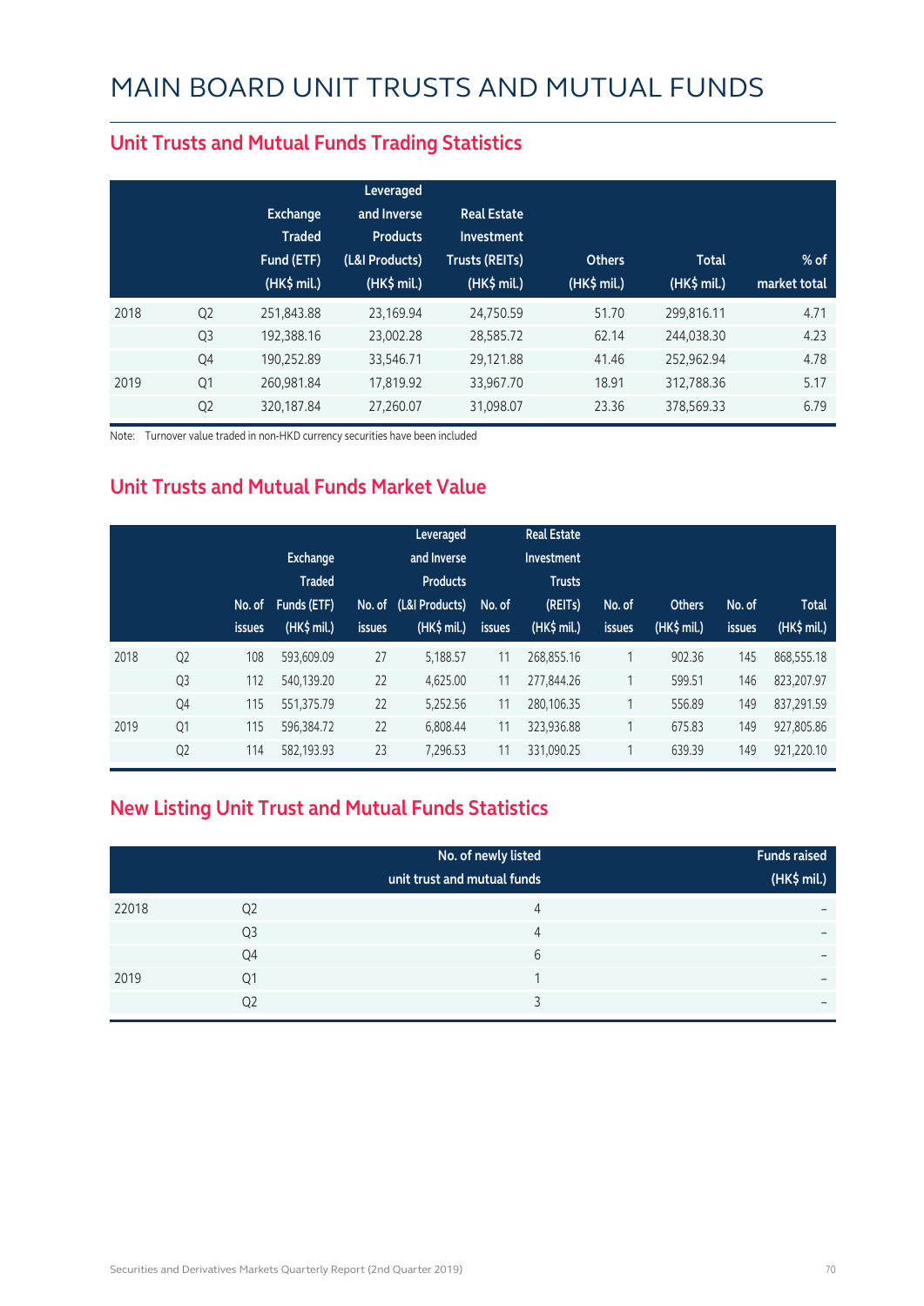# MAIN BOARD UNIT TRUSTS AND MUTUAL FUNDS

## Unit Trusts and Mutual Funds Trading Statistics

| | | Exchange Traded Fund (ETF) (HK$ mil.) | Leveraged and Inverse Products (L&I Products) (HK$ mil.) | Real Estate Investment Trusts (REITs) (HK$ mil.) | Others (HK$ mil.) | Total (HK$ mil.) | % of market total |
|---|---|---|---|---|---|---|---|
| 2018 | Q2 | 251,843.88 | 23,169.94 | 24,750.59 | 51.70 | 299,816.11 | 4.71 |
| | Q3 | 192,388.16 | 23,002.28 | 28,585.72 | 62.14 | 244,038.30 | 4.23 |
| | Q4 | 190,252.89 | 33,546.71 | 29,121.88 | 41.46 | 252,962.94 | 4.78 |
| 2019 | Q1 | 260,981.84 | 17,819.92 | 33,967.70 | 18.91 | 312,788.36 | 5.17 |
| | Q2 | 320,187.84 | 27,260.07 | 31,098.07 | 23.36 | 378,569.33 | 6.79 |

Note: Turnover value traded in non-HKD currency securities have been included

## Unit Trusts and Mutual Funds Market Value

| | | No. of issues | Exchange Traded Funds (ETF) (HK$ mil.) | No. of issues | Leveraged and Inverse Products (L&I Products) (HK$ mil.) | No. of issues | Real Estate Investment Trusts (REITs) (HK$ mil.) | No. of issues | Others (HK$ mil.) | No. of issues | Total (HK$ mil.) |
|---|---|---|---|---|---|---|---|---|---|---|---|
| 2018 | Q2 | 108 | 593,609.09 | 27 | 5,188.57 | 11 | 268,855.16 | 1 | 902.36 | 145 | 868,555.18 |
| | Q3 | 112 | 540,139.20 | 22 | 4,625.00 | 11 | 277,844.26 | 1 | 599.51 | 146 | 823,207.97 |
| | Q4 | 115 | 551,375.79 | 22 | 5,252.56 | 11 | 280,106.35 | 1 | 556.89 | 149 | 837,291.59 |
| 2019 | Q1 | 115 | 596,384.72 | 22 | 6,808.44 | 11 | 323,936.88 | 1 | 675.83 | 149 | 927,805.86 |
| | Q2 | 114 | 582,193.93 | 23 | 7,296.53 | 11 | 331,090.25 | 1 | 639.39 | 149 | 921,220.10 |

## New Listing Unit Trust and Mutual Funds Statistics

| | | No. of newly listed unit trust and mutual funds | Funds raised (HK$ mil.) |
|---|---|---|---|
| 22018 | Q2 | 4 | – |
| | Q3 | 4 | – |
| | Q4 | 6 | – |
| 2019 | Q1 | 1 | – |
| | Q2 | 3 | – |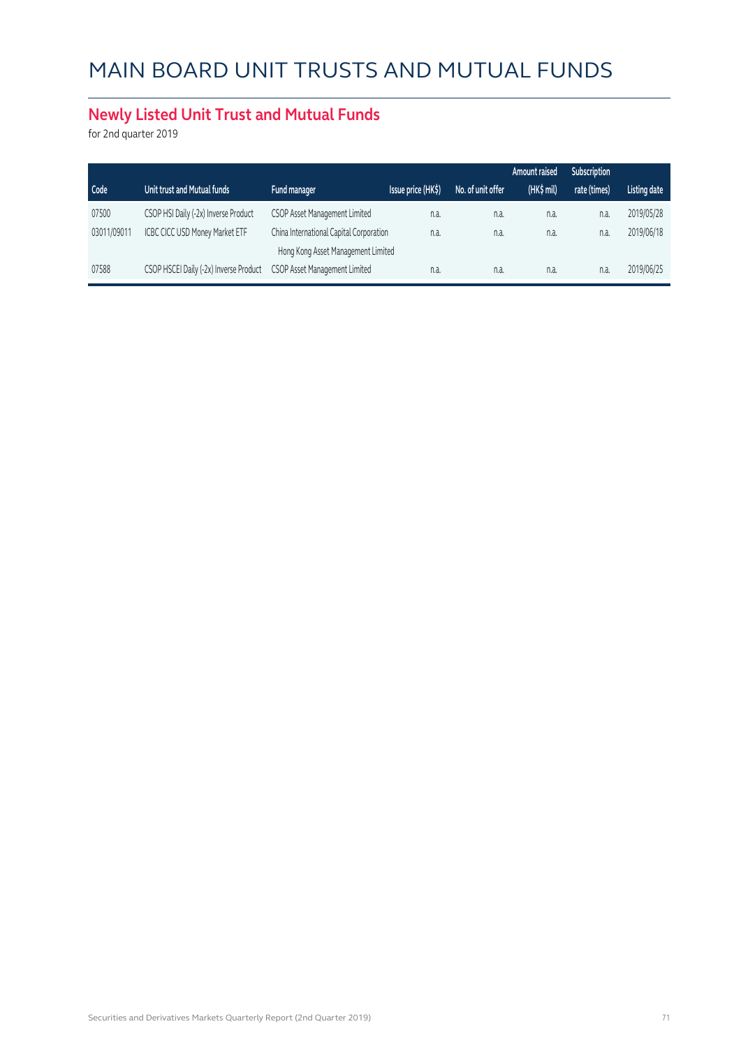# MAIN BOARD UNIT TRUSTS AND MUTUAL FUNDS

## Newly Listed Unit Trust and Mutual Funds

for 2nd quarter 2019

| Code | Unit trust and Mutual funds | Fund manager | Issue price (HK$) | No. of unit offer | Amount raised (HK$ mil) | Subscription rate (times) | Listing date |
|---|---|---|---|---|---|---|---|
| 07500 | CSOP HSI Daily (-2x) Inverse Product | CSOP Asset Management Limited | n.a. | n.a. | n.a. | n.a. | 2019/05/28 |
| 03011/09011 | ICBC CICC USD Money Market ETF | China International Capital Corporation Hong Kong Asset Management Limited | n.a. | n.a. | n.a. | n.a. | 2019/06/18 |
| 07588 | CSOP HSCEI Daily (-2x) Inverse Product | CSOP Asset Management Limited | n.a. | n.a. | n.a. | n.a. | 2019/06/25 |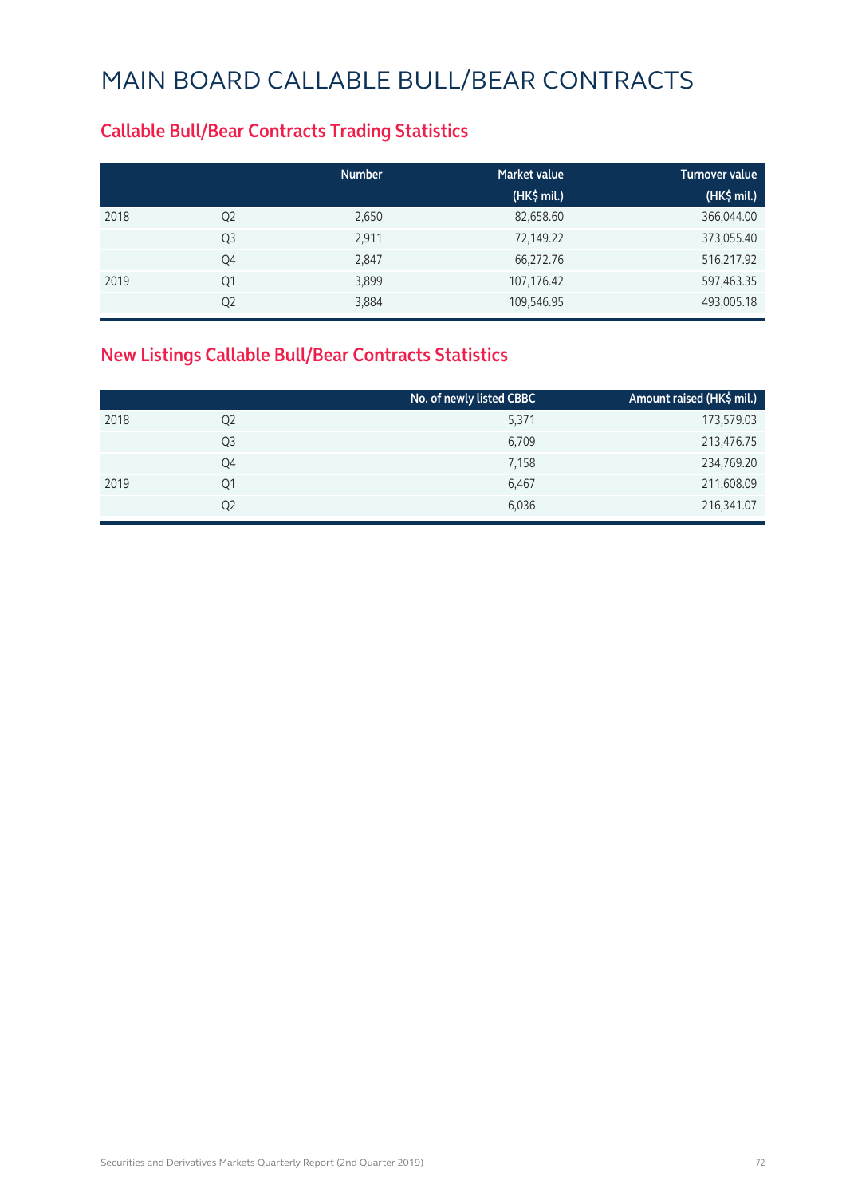# MAIN BOARD CALLABLE BULL/BEAR CONTRACTS

## Callable Bull/Bear Contracts Trading Statistics

| | | Number | Market value (HK$ mil.) | Turnover value (HK$ mil.) |
|---|---|---|---|---|
| 2018 | Q2 | 2,650 | 82,658.60 | 366,044.00 |
| | Q3 | 2,911 | 72,149.22 | 373,055.40 |
| | Q4 | 2,847 | 66,272.76 | 516,217.92 |
| 2019 | Q1 | 3,899 | 107,176.42 | 597,463.35 |
| | Q2 | 3,884 | 109,546.95 | 493,005.18 |

## New Listings Callable Bull/Bear Contracts Statistics

| | | No. of newly listed CBBC | Amount raised (HK$ mil.) |
|---|---|---|---|
| 2018 | Q2 | 5,371 | 173,579.03 |
| | Q3 | 6,709 | 213,476.75 |
| | Q4 | 7,158 | 234,769.20 |
| 2019 | Q1 | 6,467 | 211,608.09 |
| | Q2 | 6,036 | 216,341.07 |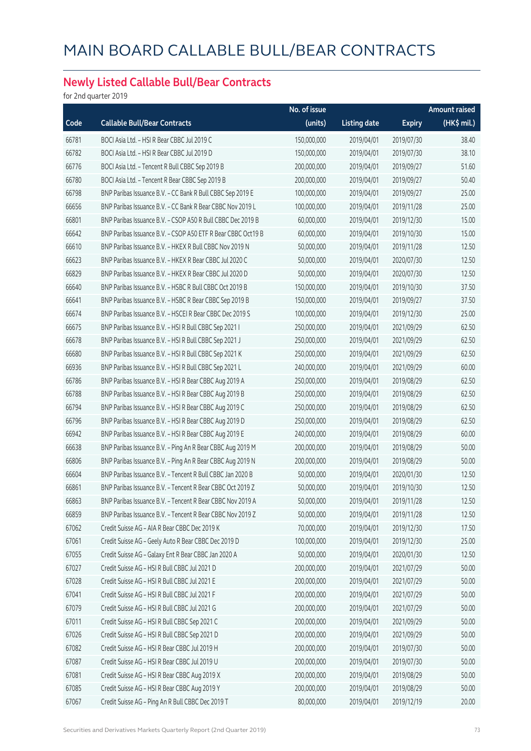# MAIN BOARD CALLABLE BULL/BEAR CONTRACTS

## Newly Listed Callable Bull/Bear Contracts

for 2nd quarter 2019

| Code | Callable Bull/Bear Contracts | No. of issue (units) | Listing date | Expiry | Amount raised (HK$ mil.) |
|---|---|---|---|---|---|
| 66781 | BOCI Asia Ltd. – HSI R Bear CBBC Jul 2019 C | 150,000,000 | 2019/04/01 | 2019/07/30 | 38.40 |
| 66782 | BOCI Asia Ltd. – HSI R Bear CBBC Jul 2019 D | 150,000,000 | 2019/04/01 | 2019/07/30 | 38.10 |
| 66776 | BOCI Asia Ltd. – Tencent R Bull CBBC Sep 2019 B | 200,000,000 | 2019/04/01 | 2019/09/27 | 51.60 |
| 66780 | BOCI Asia Ltd. – Tencent R Bear CBBC Sep 2019 B | 200,000,000 | 2019/04/01 | 2019/09/27 | 50.40 |
| 66798 | BNP Paribas Issuance B.V. – CC Bank R Bull CBBC Sep 2019 E | 100,000,000 | 2019/04/01 | 2019/09/27 | 25.00 |
| 66656 | BNP Paribas Issuance B.V. – CC Bank R Bear CBBC Nov 2019 L | 100,000,000 | 2019/04/01 | 2019/11/28 | 25.00 |
| 66801 | BNP Paribas Issuance B.V. – CSOP A50 R Bull CBBC Dec 2019 B | 60,000,000 | 2019/04/01 | 2019/12/30 | 15.00 |
| 66642 | BNP Paribas Issuance B.V. – CSOP A50 ETF R Bear CBBC Oct19 B | 60,000,000 | 2019/04/01 | 2019/10/30 | 15.00 |
| 66610 | BNP Paribas Issuance B.V. – HKEX R Bull CBBC Nov 2019 N | 50,000,000 | 2019/04/01 | 2019/11/28 | 12.50 |
| 66623 | BNP Paribas Issuance B.V. – HKEX R Bear CBBC Jul 2020 C | 50,000,000 | 2019/04/01 | 2020/07/30 | 12.50 |
| 66829 | BNP Paribas Issuance B.V. – HKEX R Bear CBBC Jul 2020 D | 50,000,000 | 2019/04/01 | 2020/07/30 | 12.50 |
| 66640 | BNP Paribas Issuance B.V. – HSBC R Bull CBBC Oct 2019 B | 150,000,000 | 2019/04/01 | 2019/10/30 | 37.50 |
| 66641 | BNP Paribas Issuance B.V. – HSBC R Bear CBBC Sep 2019 B | 150,000,000 | 2019/04/01 | 2019/09/27 | 37.50 |
| 66674 | BNP Paribas Issuance B.V. – HSCEI R Bear CBBC Dec 2019 S | 100,000,000 | 2019/04/01 | 2019/12/30 | 25.00 |
| 66675 | BNP Paribas Issuance B.V. – HSI R Bull CBBC Sep 2021 I | 250,000,000 | 2019/04/01 | 2021/09/29 | 62.50 |
| 66678 | BNP Paribas Issuance B.V. – HSI R Bull CBBC Sep 2021 J | 250,000,000 | 2019/04/01 | 2021/09/29 | 62.50 |
| 66680 | BNP Paribas Issuance B.V. – HSI R Bull CBBC Sep 2021 K | 250,000,000 | 2019/04/01 | 2021/09/29 | 62.50 |
| 66936 | BNP Paribas Issuance B.V. – HSI R Bull CBBC Sep 2021 L | 240,000,000 | 2019/04/01 | 2021/09/29 | 60.00 |
| 66786 | BNP Paribas Issuance B.V. – HSI R Bear CBBC Aug 2019 A | 250,000,000 | 2019/04/01 | 2019/08/29 | 62.50 |
| 66788 | BNP Paribas Issuance B.V. – HSI R Bear CBBC Aug 2019 B | 250,000,000 | 2019/04/01 | 2019/08/29 | 62.50 |
| 66794 | BNP Paribas Issuance B.V. – HSI R Bear CBBC Aug 2019 C | 250,000,000 | 2019/04/01 | 2019/08/29 | 62.50 |
| 66796 | BNP Paribas Issuance B.V. – HSI R Bear CBBC Aug 2019 D | 250,000,000 | 2019/04/01 | 2019/08/29 | 62.50 |
| 66942 | BNP Paribas Issuance B.V. – HSI R Bear CBBC Aug 2019 E | 240,000,000 | 2019/04/01 | 2019/08/29 | 60.00 |
| 66638 | BNP Paribas Issuance B.V. – Ping An R Bear CBBC Aug 2019 M | 200,000,000 | 2019/04/01 | 2019/08/29 | 50.00 |
| 66806 | BNP Paribas Issuance B.V. – Ping An R Bear CBBC Aug 2019 N | 200,000,000 | 2019/04/01 | 2019/08/29 | 50.00 |
| 66604 | BNP Paribas Issuance B.V. – Tencent R Bull CBBC Jan 2020 B | 50,000,000 | 2019/04/01 | 2020/01/30 | 12.50 |
| 66861 | BNP Paribas Issuance B.V. – Tencent R Bear CBBC Oct 2019 Z | 50,000,000 | 2019/04/01 | 2019/10/30 | 12.50 |
| 66863 | BNP Paribas Issuance B.V. – Tencent R Bear CBBC Nov 2019 A | 50,000,000 | 2019/04/01 | 2019/11/28 | 12.50 |
| 66859 | BNP Paribas Issuance B.V. – Tencent R Bear CBBC Nov 2019 Z | 50,000,000 | 2019/04/01 | 2019/11/28 | 12.50 |
| 67062 | Credit Suisse AG – AIA R Bear CBBC Dec 2019 K | 70,000,000 | 2019/04/01 | 2019/12/30 | 17.50 |
| 67061 | Credit Suisse AG – Geely Auto R Bear CBBC Dec 2019 D | 100,000,000 | 2019/04/01 | 2019/12/30 | 25.00 |
| 67055 | Credit Suisse AG – Galaxy Ent R Bear CBBC Jan 2020 A | 50,000,000 | 2019/04/01 | 2020/01/30 | 12.50 |
| 67027 | Credit Suisse AG – HSI R Bull CBBC Jul 2021 D | 200,000,000 | 2019/04/01 | 2021/07/29 | 50.00 |
| 67028 | Credit Suisse AG – HSI R Bull CBBC Jul 2021 E | 200,000,000 | 2019/04/01 | 2021/07/29 | 50.00 |
| 67041 | Credit Suisse AG – HSI R Bull CBBC Jul 2021 F | 200,000,000 | 2019/04/01 | 2021/07/29 | 50.00 |
| 67079 | Credit Suisse AG – HSI R Bull CBBC Jul 2021 G | 200,000,000 | 2019/04/01 | 2021/07/29 | 50.00 |
| 67011 | Credit Suisse AG – HSI R Bull CBBC Sep 2021 C | 200,000,000 | 2019/04/01 | 2021/09/29 | 50.00 |
| 67026 | Credit Suisse AG – HSI R Bull CBBC Sep 2021 D | 200,000,000 | 2019/04/01 | 2021/09/29 | 50.00 |
| 67082 | Credit Suisse AG – HSI R Bear CBBC Jul 2019 H | 200,000,000 | 2019/04/01 | 2019/07/30 | 50.00 |
| 67087 | Credit Suisse AG – HSI R Bear CBBC Jul 2019 U | 200,000,000 | 2019/04/01 | 2019/07/30 | 50.00 |
| 67081 | Credit Suisse AG – HSI R Bear CBBC Aug 2019 X | 200,000,000 | 2019/04/01 | 2019/08/29 | 50.00 |
| 67085 | Credit Suisse AG – HSI R Bear CBBC Aug 2019 Y | 200,000,000 | 2019/04/01 | 2019/08/29 | 50.00 |
| 67067 | Credit Suisse AG – Ping An R Bull CBBC Dec 2019 T | 80,000,000 | 2019/04/01 | 2019/12/19 | 20.00 |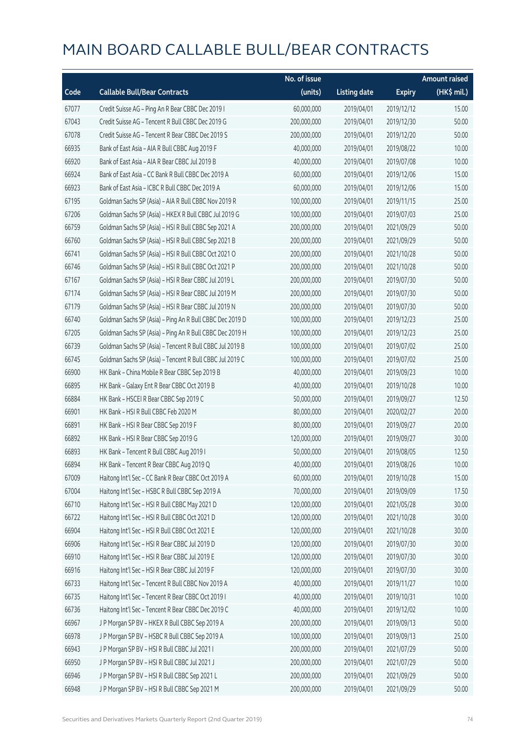# MAIN BOARD CALLABLE BULL/BEAR CONTRACTS

| Code | Callable Bull/Bear Contracts | No. of issue (units) | Listing date | Expiry | Amount raised (HK$ mil.) |
|---|---|---|---|---|---|
| 67077 | Credit Suisse AG – Ping An R Bear CBBC Dec 2019 I | 60,000,000 | 2019/04/01 | 2019/12/12 | 15.00 |
| 67043 | Credit Suisse AG – Tencent R Bull CBBC Dec 2019 G | 200,000,000 | 2019/04/01 | 2019/12/30 | 50.00 |
| 67078 | Credit Suisse AG – Tencent R Bear CBBC Dec 2019 S | 200,000,000 | 2019/04/01 | 2019/12/20 | 50.00 |
| 66935 | Bank of East Asia – AIA R Bull CBBC Aug 2019 F | 40,000,000 | 2019/04/01 | 2019/08/22 | 10.00 |
| 66920 | Bank of East Asia – AIA R Bear CBBC Jul 2019 B | 40,000,000 | 2019/04/01 | 2019/07/08 | 10.00 |
| 66924 | Bank of East Asia – CC Bank R Bull CBBC Dec 2019 A | 60,000,000 | 2019/04/01 | 2019/12/06 | 15.00 |
| 66923 | Bank of East Asia – ICBC R Bull CBBC Dec 2019 A | 60,000,000 | 2019/04/01 | 2019/12/06 | 15.00 |
| 67195 | Goldman Sachs SP (Asia) – AIA R Bull CBBC Nov 2019 R | 100,000,000 | 2019/04/01 | 2019/11/15 | 25.00 |
| 67206 | Goldman Sachs SP (Asia) – HKEX R Bull CBBC Jul 2019 G | 100,000,000 | 2019/04/01 | 2019/07/03 | 25.00 |
| 66759 | Goldman Sachs SP (Asia) – HSI R Bull CBBC Sep 2021 A | 200,000,000 | 2019/04/01 | 2021/09/29 | 50.00 |
| 66760 | Goldman Sachs SP (Asia) – HSI R Bull CBBC Sep 2021 B | 200,000,000 | 2019/04/01 | 2021/09/29 | 50.00 |
| 66741 | Goldman Sachs SP (Asia) – HSI R Bull CBBC Oct 2021 O | 200,000,000 | 2019/04/01 | 2021/10/28 | 50.00 |
| 66746 | Goldman Sachs SP (Asia) – HSI R Bull CBBC Oct 2021 P | 200,000,000 | 2019/04/01 | 2021/10/28 | 50.00 |
| 67167 | Goldman Sachs SP (Asia) – HSI R Bear CBBC Jul 2019 L | 200,000,000 | 2019/04/01 | 2019/07/30 | 50.00 |
| 67174 | Goldman Sachs SP (Asia) – HSI R Bear CBBC Jul 2019 M | 200,000,000 | 2019/04/01 | 2019/07/30 | 50.00 |
| 67179 | Goldman Sachs SP (Asia) – HSI R Bear CBBC Jul 2019 N | 200,000,000 | 2019/04/01 | 2019/07/30 | 50.00 |
| 66740 | Goldman Sachs SP (Asia) – Ping An R Bull CBBC Dec 2019 D | 100,000,000 | 2019/04/01 | 2019/12/23 | 25.00 |
| 67205 | Goldman Sachs SP (Asia) – Ping An R Bull CBBC Dec 2019 H | 100,000,000 | 2019/04/01 | 2019/12/23 | 25.00 |
| 66739 | Goldman Sachs SP (Asia) – Tencent R Bull CBBC Jul 2019 B | 100,000,000 | 2019/04/01 | 2019/07/02 | 25.00 |
| 66745 | Goldman Sachs SP (Asia) – Tencent R Bull CBBC Jul 2019 C | 100,000,000 | 2019/04/01 | 2019/07/02 | 25.00 |
| 66900 | HK Bank – China Mobile R Bear CBBC Sep 2019 B | 40,000,000 | 2019/04/01 | 2019/09/23 | 10.00 |
| 66895 | HK Bank – Galaxy Ent R Bear CBBC Oct 2019 B | 40,000,000 | 2019/04/01 | 2019/10/28 | 10.00 |
| 66884 | HK Bank – HSCEI R Bear CBBC Sep 2019 C | 50,000,000 | 2019/04/01 | 2019/09/27 | 12.50 |
| 66901 | HK Bank – HSI R Bull CBBC Feb 2020 M | 80,000,000 | 2019/04/01 | 2020/02/27 | 20.00 |
| 66891 | HK Bank – HSI R Bear CBBC Sep 2019 F | 80,000,000 | 2019/04/01 | 2019/09/27 | 20.00 |
| 66892 | HK Bank – HSI R Bear CBBC Sep 2019 G | 120,000,000 | 2019/04/01 | 2019/09/27 | 30.00 |
| 66893 | HK Bank – Tencent R Bull CBBC Aug 2019 I | 50,000,000 | 2019/04/01 | 2019/08/05 | 12.50 |
| 66894 | HK Bank – Tencent R Bear CBBC Aug 2019 Q | 40,000,000 | 2019/04/01 | 2019/08/26 | 10.00 |
| 67009 | Haitong Int'l Sec – CC Bank R Bear CBBC Oct 2019 A | 60,000,000 | 2019/04/01 | 2019/10/28 | 15.00 |
| 67004 | Haitong Int'l Sec – HSBC R Bull CBBC Sep 2019 A | 70,000,000 | 2019/04/01 | 2019/09/09 | 17.50 |
| 66710 | Haitong Int'l Sec – HSI R Bull CBBC May 2021 D | 120,000,000 | 2019/04/01 | 2021/05/28 | 30.00 |
| 66722 | Haitong Int'l Sec – HSI R Bull CBBC Oct 2021 D | 120,000,000 | 2019/04/01 | 2021/10/28 | 30.00 |
| 66904 | Haitong Int'l Sec – HSI R Bull CBBC Oct 2021 E | 120,000,000 | 2019/04/01 | 2021/10/28 | 30.00 |
| 66906 | Haitong Int'l Sec – HSI R Bear CBBC Jul 2019 D | 120,000,000 | 2019/04/01 | 2019/07/30 | 30.00 |
| 66910 | Haitong Int'l Sec – HSI R Bear CBBC Jul 2019 E | 120,000,000 | 2019/04/01 | 2019/07/30 | 30.00 |
| 66916 | Haitong Int'l Sec – HSI R Bear CBBC Jul 2019 F | 120,000,000 | 2019/04/01 | 2019/07/30 | 30.00 |
| 66733 | Haitong Int'l Sec – Tencent R Bull CBBC Nov 2019 A | 40,000,000 | 2019/04/01 | 2019/11/27 | 10.00 |
| 66735 | Haitong Int'l Sec – Tencent R Bear CBBC Oct 2019 I | 40,000,000 | 2019/04/01 | 2019/10/31 | 10.00 |
| 66736 | Haitong Int'l Sec – Tencent R Bear CBBC Dec 2019 C | 40,000,000 | 2019/04/01 | 2019/12/02 | 10.00 |
| 66967 | J P Morgan SP BV – HKEX R Bull CBBC Sep 2019 A | 200,000,000 | 2019/04/01 | 2019/09/13 | 50.00 |
| 66978 | J P Morgan SP BV – HSBC R Bull CBBC Sep 2019 A | 100,000,000 | 2019/04/01 | 2019/09/13 | 25.00 |
| 66943 | J P Morgan SP BV – HSI R Bull CBBC Jul 2021 I | 200,000,000 | 2019/04/01 | 2021/07/29 | 50.00 |
| 66950 | J P Morgan SP BV – HSI R Bull CBBC Jul 2021 J | 200,000,000 | 2019/04/01 | 2021/07/29 | 50.00 |
| 66946 | J P Morgan SP BV – HSI R Bull CBBC Sep 2021 L | 200,000,000 | 2019/04/01 | 2021/09/29 | 50.00 |
| 66948 | J P Morgan SP BV – HSI R Bull CBBC Sep 2021 M | 200,000,000 | 2019/04/01 | 2021/09/29 | 50.00 |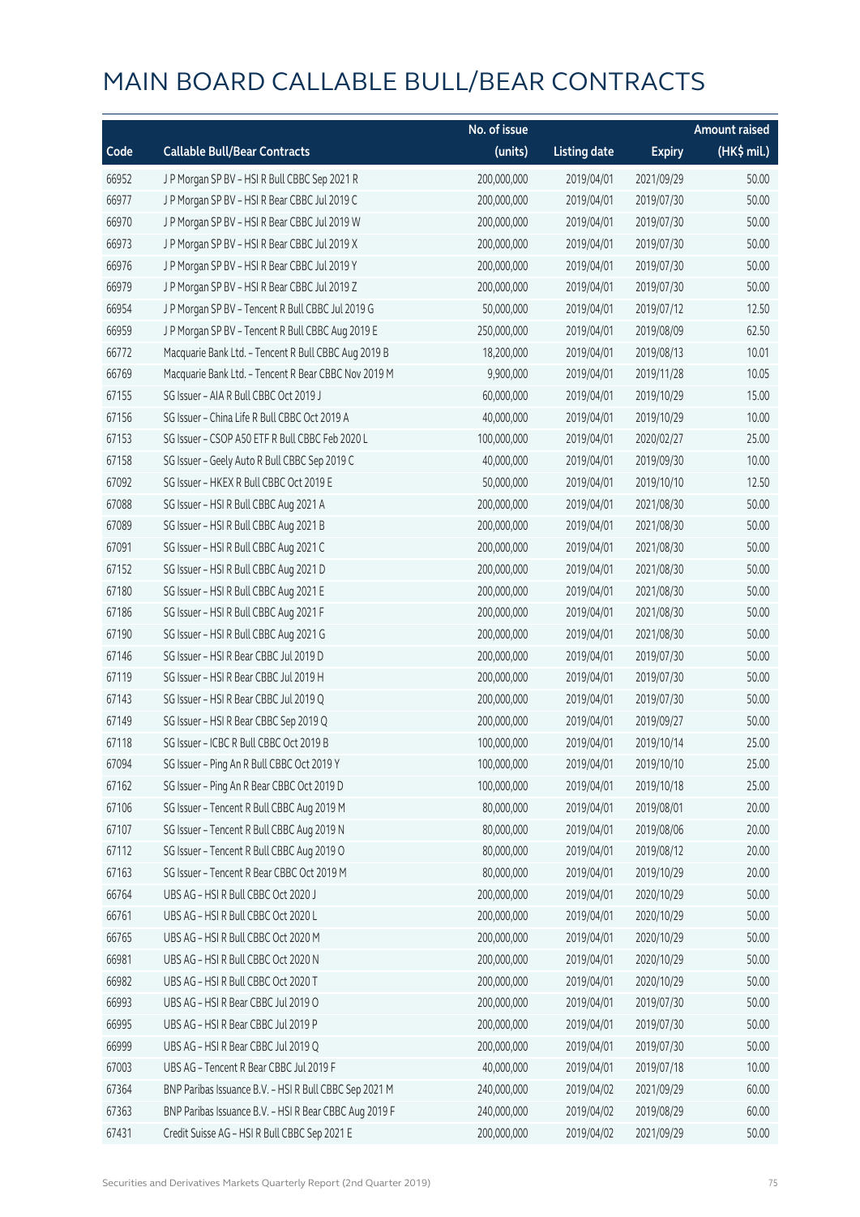# MAIN BOARD CALLABLE BULL/BEAR CONTRACTS

| Code | Callable Bull/Bear Contracts | No. of issue (units) | Listing date | Expiry | Amount raised (HK$ mil.) |
|---|---|---|---|---|---|
| 66952 | J P Morgan SP BV - HSI R Bull CBBC Sep 2021 R | 200,000,000 | 2019/04/01 | 2021/09/29 | 50.00 |
| 66977 | J P Morgan SP BV - HSI R Bear CBBC Jul 2019 C | 200,000,000 | 2019/04/01 | 2019/07/30 | 50.00 |
| 66970 | J P Morgan SP BV - HSI R Bear CBBC Jul 2019 W | 200,000,000 | 2019/04/01 | 2019/07/30 | 50.00 |
| 66973 | J P Morgan SP BV - HSI R Bear CBBC Jul 2019 X | 200,000,000 | 2019/04/01 | 2019/07/30 | 50.00 |
| 66976 | J P Morgan SP BV - HSI R Bear CBBC Jul 2019 Y | 200,000,000 | 2019/04/01 | 2019/07/30 | 50.00 |
| 66979 | J P Morgan SP BV - HSI R Bear CBBC Jul 2019 Z | 200,000,000 | 2019/04/01 | 2019/07/30 | 50.00 |
| 66954 | J P Morgan SP BV - Tencent R Bull CBBC Jul 2019 G | 50,000,000 | 2019/04/01 | 2019/07/12 | 12.50 |
| 66959 | J P Morgan SP BV - Tencent R Bull CBBC Aug 2019 E | 250,000,000 | 2019/04/01 | 2019/08/09 | 62.50 |
| 66772 | Macquarie Bank Ltd. - Tencent R Bull CBBC Aug 2019 B | 18,200,000 | 2019/04/01 | 2019/08/13 | 10.01 |
| 66769 | Macquarie Bank Ltd. - Tencent R Bear CBBC Nov 2019 M | 9,900,000 | 2019/04/01 | 2019/11/28 | 10.05 |
| 67155 | SG Issuer - AIA R Bull CBBC Oct 2019 J | 60,000,000 | 2019/04/01 | 2019/10/29 | 15.00 |
| 67156 | SG Issuer - China Life R Bull CBBC Oct 2019 A | 40,000,000 | 2019/04/01 | 2019/10/29 | 10.00 |
| 67153 | SG Issuer - CSOP A50 ETF R Bull CBBC Feb 2020 L | 100,000,000 | 2019/04/01 | 2020/02/27 | 25.00 |
| 67158 | SG Issuer - Geely Auto R Bull CBBC Sep 2019 C | 40,000,000 | 2019/04/01 | 2019/09/30 | 10.00 |
| 67092 | SG Issuer - HKEX R Bull CBBC Oct 2019 E | 50,000,000 | 2019/04/01 | 2019/10/10 | 12.50 |
| 67088 | SG Issuer - HSI R Bull CBBC Aug 2021 A | 200,000,000 | 2019/04/01 | 2021/08/30 | 50.00 |
| 67089 | SG Issuer - HSI R Bull CBBC Aug 2021 B | 200,000,000 | 2019/04/01 | 2021/08/30 | 50.00 |
| 67091 | SG Issuer - HSI R Bull CBBC Aug 2021 C | 200,000,000 | 2019/04/01 | 2021/08/30 | 50.00 |
| 67152 | SG Issuer - HSI R Bull CBBC Aug 2021 D | 200,000,000 | 2019/04/01 | 2021/08/30 | 50.00 |
| 67180 | SG Issuer - HSI R Bull CBBC Aug 2021 E | 200,000,000 | 2019/04/01 | 2021/08/30 | 50.00 |
| 67186 | SG Issuer - HSI R Bull CBBC Aug 2021 F | 200,000,000 | 2019/04/01 | 2021/08/30 | 50.00 |
| 67190 | SG Issuer - HSI R Bull CBBC Aug 2021 G | 200,000,000 | 2019/04/01 | 2021/08/30 | 50.00 |
| 67146 | SG Issuer - HSI R Bear CBBC Jul 2019 D | 200,000,000 | 2019/04/01 | 2019/07/30 | 50.00 |
| 67119 | SG Issuer - HSI R Bear CBBC Jul 2019 H | 200,000,000 | 2019/04/01 | 2019/07/30 | 50.00 |
| 67143 | SG Issuer - HSI R Bear CBBC Jul 2019 Q | 200,000,000 | 2019/04/01 | 2019/07/30 | 50.00 |
| 67149 | SG Issuer - HSI R Bear CBBC Sep 2019 Q | 200,000,000 | 2019/04/01 | 2019/09/27 | 50.00 |
| 67118 | SG Issuer - ICBC R Bull CBBC Oct 2019 B | 100,000,000 | 2019/04/01 | 2019/10/14 | 25.00 |
| 67094 | SG Issuer - Ping An R Bull CBBC Oct 2019 Y | 100,000,000 | 2019/04/01 | 2019/10/10 | 25.00 |
| 67162 | SG Issuer - Ping An R Bear CBBC Oct 2019 D | 100,000,000 | 2019/04/01 | 2019/10/18 | 25.00 |
| 67106 | SG Issuer - Tencent R Bull CBBC Aug 2019 M | 80,000,000 | 2019/04/01 | 2019/08/01 | 20.00 |
| 67107 | SG Issuer - Tencent R Bull CBBC Aug 2019 N | 80,000,000 | 2019/04/01 | 2019/08/06 | 20.00 |
| 67112 | SG Issuer - Tencent R Bull CBBC Aug 2019 O | 80,000,000 | 2019/04/01 | 2019/08/12 | 20.00 |
| 67163 | SG Issuer - Tencent R Bear CBBC Oct 2019 M | 80,000,000 | 2019/04/01 | 2019/10/29 | 20.00 |
| 66764 | UBS AG - HSI R Bull CBBC Oct 2020 J | 200,000,000 | 2019/04/01 | 2020/10/29 | 50.00 |
| 66761 | UBS AG - HSI R Bull CBBC Oct 2020 L | 200,000,000 | 2019/04/01 | 2020/10/29 | 50.00 |
| 66765 | UBS AG - HSI R Bull CBBC Oct 2020 M | 200,000,000 | 2019/04/01 | 2020/10/29 | 50.00 |
| 66981 | UBS AG - HSI R Bull CBBC Oct 2020 N | 200,000,000 | 2019/04/01 | 2020/10/29 | 50.00 |
| 66982 | UBS AG - HSI R Bull CBBC Oct 2020 T | 200,000,000 | 2019/04/01 | 2020/10/29 | 50.00 |
| 66993 | UBS AG - HSI R Bear CBBC Jul 2019 O | 200,000,000 | 2019/04/01 | 2019/07/30 | 50.00 |
| 66995 | UBS AG - HSI R Bear CBBC Jul 2019 P | 200,000,000 | 2019/04/01 | 2019/07/30 | 50.00 |
| 66999 | UBS AG - HSI R Bear CBBC Jul 2019 Q | 200,000,000 | 2019/04/01 | 2019/07/30 | 50.00 |
| 67003 | UBS AG - Tencent R Bear CBBC Jul 2019 F | 40,000,000 | 2019/04/01 | 2019/07/18 | 10.00 |
| 67364 | BNP Paribas Issuance B.V. - HSI R Bull CBBC Sep 2021 M | 240,000,000 | 2019/04/02 | 2021/09/29 | 60.00 |
| 67363 | BNP Paribas Issuance B.V. - HSI R Bear CBBC Aug 2019 F | 240,000,000 | 2019/04/02 | 2019/08/29 | 60.00 |
| 67431 | Credit Suisse AG - HSI R Bull CBBC Sep 2021 E | 200,000,000 | 2019/04/02 | 2021/09/29 | 50.00 |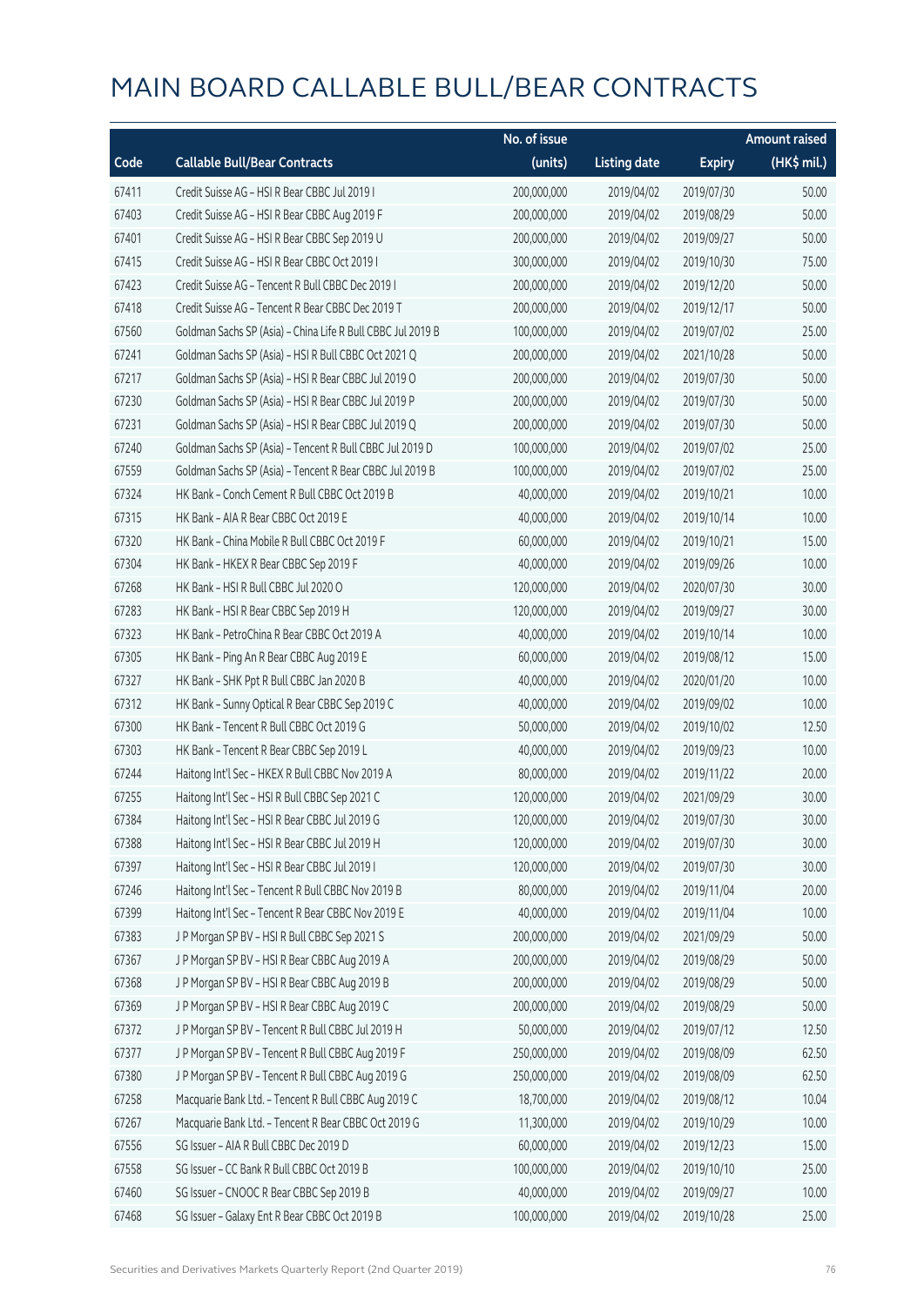# MAIN BOARD CALLABLE BULL/BEAR CONTRACTS

| Code | Callable Bull/Bear Contracts | No. of issue (units) | Listing date | Expiry | Amount raised (HK$ mil.) |
|---|---|---|---|---|---|
| 67411 | Credit Suisse AG – HSI R Bear CBBC Jul 2019 I | 200,000,000 | 2019/04/02 | 2019/07/30 | 50.00 |
| 67403 | Credit Suisse AG – HSI R Bear CBBC Aug 2019 F | 200,000,000 | 2019/04/02 | 2019/08/29 | 50.00 |
| 67401 | Credit Suisse AG – HSI R Bear CBBC Sep 2019 U | 200,000,000 | 2019/04/02 | 2019/09/27 | 50.00 |
| 67415 | Credit Suisse AG – HSI R Bear CBBC Oct 2019 I | 300,000,000 | 2019/04/02 | 2019/10/30 | 75.00 |
| 67423 | Credit Suisse AG – Tencent R Bull CBBC Dec 2019 I | 200,000,000 | 2019/04/02 | 2019/12/20 | 50.00 |
| 67418 | Credit Suisse AG – Tencent R Bear CBBC Dec 2019 T | 200,000,000 | 2019/04/02 | 2019/12/17 | 50.00 |
| 67560 | Goldman Sachs SP (Asia) – China Life R Bull CBBC Jul 2019 B | 100,000,000 | 2019/04/02 | 2019/07/02 | 25.00 |
| 67241 | Goldman Sachs SP (Asia) – HSI R Bull CBBC Oct 2021 Q | 200,000,000 | 2019/04/02 | 2021/10/28 | 50.00 |
| 67217 | Goldman Sachs SP (Asia) – HSI R Bear CBBC Jul 2019 O | 200,000,000 | 2019/04/02 | 2019/07/30 | 50.00 |
| 67230 | Goldman Sachs SP (Asia) – HSI R Bear CBBC Jul 2019 P | 200,000,000 | 2019/04/02 | 2019/07/30 | 50.00 |
| 67231 | Goldman Sachs SP (Asia) – HSI R Bear CBBC Jul 2019 Q | 200,000,000 | 2019/04/02 | 2019/07/30 | 50.00 |
| 67240 | Goldman Sachs SP (Asia) – Tencent R Bull CBBC Jul 2019 D | 100,000,000 | 2019/04/02 | 2019/07/02 | 25.00 |
| 67559 | Goldman Sachs SP (Asia) – Tencent R Bear CBBC Jul 2019 B | 100,000,000 | 2019/04/02 | 2019/07/02 | 25.00 |
| 67324 | HK Bank – Conch Cement R Bull CBBC Oct 2019 B | 40,000,000 | 2019/04/02 | 2019/10/21 | 10.00 |
| 67315 | HK Bank – AIA R Bear CBBC Oct 2019 E | 40,000,000 | 2019/04/02 | 2019/10/14 | 10.00 |
| 67320 | HK Bank – China Mobile R Bull CBBC Oct 2019 F | 60,000,000 | 2019/04/02 | 2019/10/21 | 15.00 |
| 67304 | HK Bank – HKEX R Bear CBBC Sep 2019 F | 40,000,000 | 2019/04/02 | 2019/09/26 | 10.00 |
| 67268 | HK Bank – HSI R Bull CBBC Jul 2020 O | 120,000,000 | 2019/04/02 | 2020/07/30 | 30.00 |
| 67283 | HK Bank – HSI R Bear CBBC Sep 2019 H | 120,000,000 | 2019/04/02 | 2019/09/27 | 30.00 |
| 67323 | HK Bank – PetroChina R Bear CBBC Oct 2019 A | 40,000,000 | 2019/04/02 | 2019/10/14 | 10.00 |
| 67305 | HK Bank – Ping An R Bear CBBC Aug 2019 E | 60,000,000 | 2019/04/02 | 2019/08/12 | 15.00 |
| 67327 | HK Bank – SHK Ppt R Bull CBBC Jan 2020 B | 40,000,000 | 2019/04/02 | 2020/01/20 | 10.00 |
| 67312 | HK Bank – Sunny Optical R Bear CBBC Sep 2019 C | 40,000,000 | 2019/04/02 | 2019/09/02 | 10.00 |
| 67300 | HK Bank – Tencent R Bull CBBC Oct 2019 G | 50,000,000 | 2019/04/02 | 2019/10/02 | 12.50 |
| 67303 | HK Bank – Tencent R Bear CBBC Sep 2019 L | 40,000,000 | 2019/04/02 | 2019/09/23 | 10.00 |
| 67244 | Haitong Int'l Sec – HKEX R Bull CBBC Nov 2019 A | 80,000,000 | 2019/04/02 | 2019/11/22 | 20.00 |
| 67255 | Haitong Int'l Sec – HSI R Bull CBBC Sep 2021 C | 120,000,000 | 2019/04/02 | 2021/09/29 | 30.00 |
| 67384 | Haitong Int'l Sec – HSI R Bear CBBC Jul 2019 G | 120,000,000 | 2019/04/02 | 2019/07/30 | 30.00 |
| 67388 | Haitong Int'l Sec – HSI R Bear CBBC Jul 2019 H | 120,000,000 | 2019/04/02 | 2019/07/30 | 30.00 |
| 67397 | Haitong Int'l Sec – HSI R Bear CBBC Jul 2019 I | 120,000,000 | 2019/04/02 | 2019/07/30 | 30.00 |
| 67246 | Haitong Int'l Sec – Tencent R Bull CBBC Nov 2019 B | 80,000,000 | 2019/04/02 | 2019/11/04 | 20.00 |
| 67399 | Haitong Int'l Sec – Tencent R Bear CBBC Nov 2019 E | 40,000,000 | 2019/04/02 | 2019/11/04 | 10.00 |
| 67383 | J P Morgan SP BV – HSI R Bull CBBC Sep 2021 S | 200,000,000 | 2019/04/02 | 2021/09/29 | 50.00 |
| 67367 | J P Morgan SP BV – HSI R Bear CBBC Aug 2019 A | 200,000,000 | 2019/04/02 | 2019/08/29 | 50.00 |
| 67368 | J P Morgan SP BV – HSI R Bear CBBC Aug 2019 B | 200,000,000 | 2019/04/02 | 2019/08/29 | 50.00 |
| 67369 | J P Morgan SP BV – HSI R Bear CBBC Aug 2019 C | 200,000,000 | 2019/04/02 | 2019/08/29 | 50.00 |
| 67372 | J P Morgan SP BV – Tencent R Bull CBBC Jul 2019 H | 50,000,000 | 2019/04/02 | 2019/07/12 | 12.50 |
| 67377 | J P Morgan SP BV – Tencent R Bull CBBC Aug 2019 F | 250,000,000 | 2019/04/02 | 2019/08/09 | 62.50 |
| 67380 | J P Morgan SP BV – Tencent R Bull CBBC Aug 2019 G | 250,000,000 | 2019/04/02 | 2019/08/09 | 62.50 |
| 67258 | Macquarie Bank Ltd. – Tencent R Bull CBBC Aug 2019 C | 18,700,000 | 2019/04/02 | 2019/08/12 | 10.04 |
| 67267 | Macquarie Bank Ltd. – Tencent R Bear CBBC Oct 2019 G | 11,300,000 | 2019/04/02 | 2019/10/29 | 10.00 |
| 67556 | SG Issuer – AIA R Bull CBBC Dec 2019 D | 60,000,000 | 2019/04/02 | 2019/12/23 | 15.00 |
| 67558 | SG Issuer – CC Bank R Bull CBBC Oct 2019 B | 100,000,000 | 2019/04/02 | 2019/10/10 | 25.00 |
| 67460 | SG Issuer – CNOOC R Bear CBBC Sep 2019 B | 40,000,000 | 2019/04/02 | 2019/09/27 | 10.00 |
| 67468 | SG Issuer – Galaxy Ent R Bear CBBC Oct 2019 B | 100,000,000 | 2019/04/02 | 2019/10/28 | 25.00 |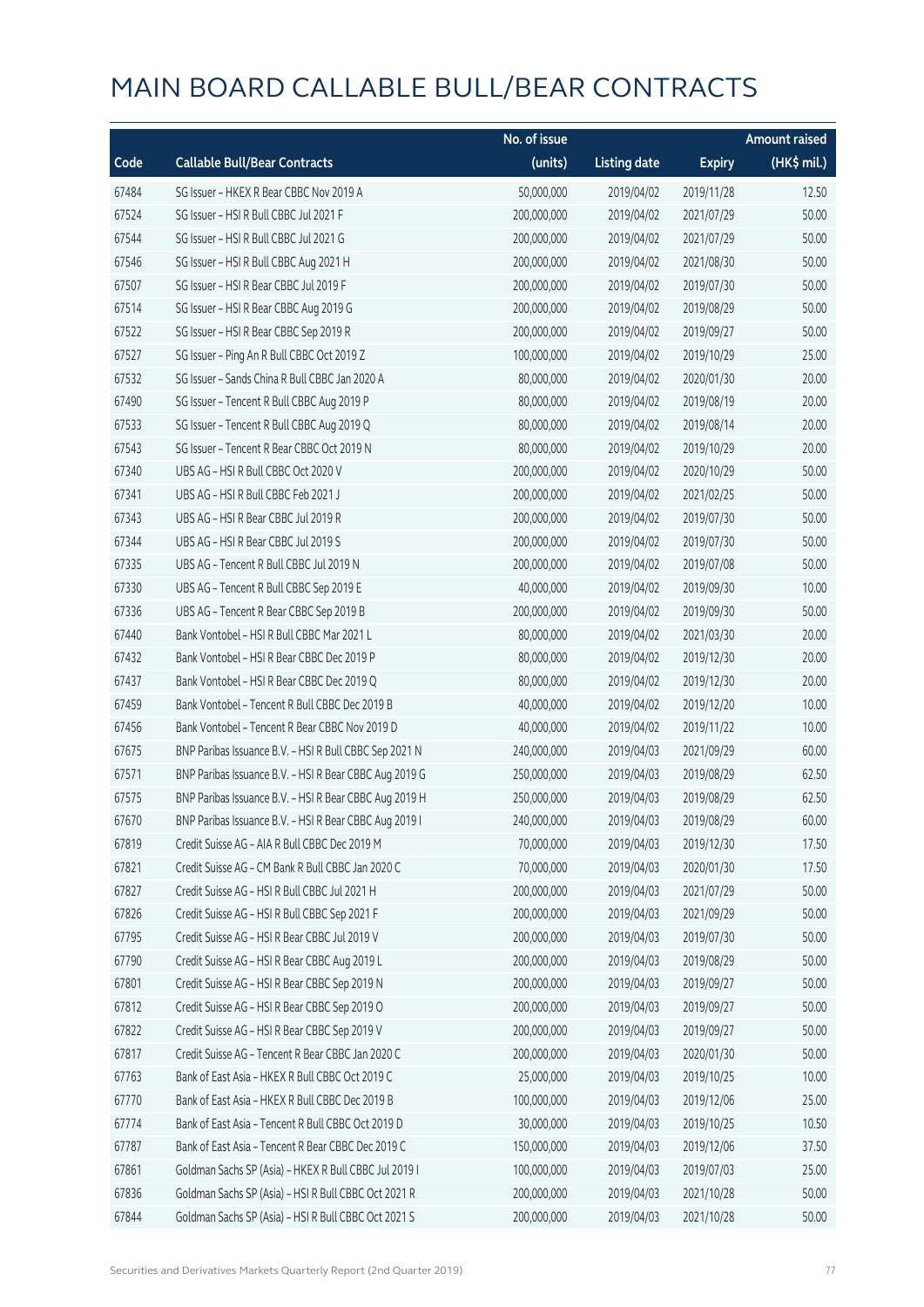# MAIN BOARD CALLABLE BULL/BEAR CONTRACTS

| Code | Callable Bull/Bear Contracts | No. of issue (units) | Listing date | Expiry | Amount raised (HK$ mil.) |
|---|---|---|---|---|---|
| 67484 | SG Issuer – HKEX R Bear CBBC Nov 2019 A | 50,000,000 | 2019/04/02 | 2019/11/28 | 12.50 |
| 67524 | SG Issuer – HSI R Bull CBBC Jul 2021 F | 200,000,000 | 2019/04/02 | 2021/07/29 | 50.00 |
| 67544 | SG Issuer – HSI R Bull CBBC Jul 2021 G | 200,000,000 | 2019/04/02 | 2021/07/29 | 50.00 |
| 67546 | SG Issuer – HSI R Bull CBBC Aug 2021 H | 200,000,000 | 2019/04/02 | 2021/08/30 | 50.00 |
| 67507 | SG Issuer – HSI R Bear CBBC Jul 2019 F | 200,000,000 | 2019/04/02 | 2019/07/30 | 50.00 |
| 67514 | SG Issuer – HSI R Bear CBBC Aug 2019 G | 200,000,000 | 2019/04/02 | 2019/08/29 | 50.00 |
| 67522 | SG Issuer – HSI R Bear CBBC Sep 2019 R | 200,000,000 | 2019/04/02 | 2019/09/27 | 50.00 |
| 67527 | SG Issuer – Ping An R Bull CBBC Oct 2019 Z | 100,000,000 | 2019/04/02 | 2019/10/29 | 25.00 |
| 67532 | SG Issuer – Sands China R Bull CBBC Jan 2020 A | 80,000,000 | 2019/04/02 | 2020/01/30 | 20.00 |
| 67490 | SG Issuer – Tencent R Bull CBBC Aug 2019 P | 80,000,000 | 2019/04/02 | 2019/08/19 | 20.00 |
| 67533 | SG Issuer – Tencent R Bull CBBC Aug 2019 Q | 80,000,000 | 2019/04/02 | 2019/08/14 | 20.00 |
| 67543 | SG Issuer – Tencent R Bear CBBC Oct 2019 N | 80,000,000 | 2019/04/02 | 2019/10/29 | 20.00 |
| 67340 | UBS AG – HSI R Bull CBBC Oct 2020 V | 200,000,000 | 2019/04/02 | 2020/10/29 | 50.00 |
| 67341 | UBS AG – HSI R Bull CBBC Feb 2021 J | 200,000,000 | 2019/04/02 | 2021/02/25 | 50.00 |
| 67343 | UBS AG – HSI R Bear CBBC Jul 2019 R | 200,000,000 | 2019/04/02 | 2019/07/30 | 50.00 |
| 67344 | UBS AG – HSI R Bear CBBC Jul 2019 S | 200,000,000 | 2019/04/02 | 2019/07/30 | 50.00 |
| 67335 | UBS AG – Tencent R Bull CBBC Jul 2019 N | 200,000,000 | 2019/04/02 | 2019/07/08 | 50.00 |
| 67330 | UBS AG – Tencent R Bull CBBC Sep 2019 E | 40,000,000 | 2019/04/02 | 2019/09/30 | 10.00 |
| 67336 | UBS AG – Tencent R Bear CBBC Sep 2019 B | 200,000,000 | 2019/04/02 | 2019/09/30 | 50.00 |
| 67440 | Bank Vontobel – HSI R Bull CBBC Mar 2021 L | 80,000,000 | 2019/04/02 | 2021/03/30 | 20.00 |
| 67432 | Bank Vontobel – HSI R Bear CBBC Dec 2019 P | 80,000,000 | 2019/04/02 | 2019/12/30 | 20.00 |
| 67437 | Bank Vontobel – HSI R Bear CBBC Dec 2019 Q | 80,000,000 | 2019/04/02 | 2019/12/30 | 20.00 |
| 67459 | Bank Vontobel – Tencent R Bull CBBC Dec 2019 B | 40,000,000 | 2019/04/02 | 2019/12/20 | 10.00 |
| 67456 | Bank Vontobel – Tencent R Bear CBBC Nov 2019 D | 40,000,000 | 2019/04/02 | 2019/11/22 | 10.00 |
| 67675 | BNP Paribas Issuance B.V. – HSI R Bull CBBC Sep 2021 N | 240,000,000 | 2019/04/03 | 2021/09/29 | 60.00 |
| 67571 | BNP Paribas Issuance B.V. – HSI R Bear CBBC Aug 2019 G | 250,000,000 | 2019/04/03 | 2019/08/29 | 62.50 |
| 67575 | BNP Paribas Issuance B.V. – HSI R Bear CBBC Aug 2019 H | 250,000,000 | 2019/04/03 | 2019/08/29 | 62.50 |
| 67670 | BNP Paribas Issuance B.V. – HSI R Bear CBBC Aug 2019 I | 240,000,000 | 2019/04/03 | 2019/08/29 | 60.00 |
| 67819 | Credit Suisse AG – AIA R Bull CBBC Dec 2019 M | 70,000,000 | 2019/04/03 | 2019/12/30 | 17.50 |
| 67821 | Credit Suisse AG – CM Bank R Bull CBBC Jan 2020 C | 70,000,000 | 2019/04/03 | 2020/01/30 | 17.50 |
| 67827 | Credit Suisse AG – HSI R Bull CBBC Jul 2021 H | 200,000,000 | 2019/04/03 | 2021/07/29 | 50.00 |
| 67826 | Credit Suisse AG – HSI R Bull CBBC Sep 2021 F | 200,000,000 | 2019/04/03 | 2021/09/29 | 50.00 |
| 67795 | Credit Suisse AG – HSI R Bear CBBC Jul 2019 V | 200,000,000 | 2019/04/03 | 2019/07/30 | 50.00 |
| 67790 | Credit Suisse AG – HSI R Bear CBBC Aug 2019 L | 200,000,000 | 2019/04/03 | 2019/08/29 | 50.00 |
| 67801 | Credit Suisse AG – HSI R Bear CBBC Sep 2019 N | 200,000,000 | 2019/04/03 | 2019/09/27 | 50.00 |
| 67812 | Credit Suisse AG – HSI R Bear CBBC Sep 2019 O | 200,000,000 | 2019/04/03 | 2019/09/27 | 50.00 |
| 67822 | Credit Suisse AG – HSI R Bear CBBC Sep 2019 V | 200,000,000 | 2019/04/03 | 2019/09/27 | 50.00 |
| 67817 | Credit Suisse AG – Tencent R Bear CBBC Jan 2020 C | 200,000,000 | 2019/04/03 | 2020/01/30 | 50.00 |
| 67763 | Bank of East Asia – HKEX R Bull CBBC Oct 2019 C | 25,000,000 | 2019/04/03 | 2019/10/25 | 10.00 |
| 67770 | Bank of East Asia – HKEX R Bull CBBC Dec 2019 B | 100,000,000 | 2019/04/03 | 2019/12/06 | 25.00 |
| 67774 | Bank of East Asia – Tencent R Bull CBBC Oct 2019 D | 30,000,000 | 2019/04/03 | 2019/10/25 | 10.50 |
| 67787 | Bank of East Asia – Tencent R Bear CBBC Dec 2019 C | 150,000,000 | 2019/04/03 | 2019/12/06 | 37.50 |
| 67861 | Goldman Sachs SP (Asia) – HKEX R Bull CBBC Jul 2019 I | 100,000,000 | 2019/04/03 | 2019/07/03 | 25.00 |
| 67836 | Goldman Sachs SP (Asia) – HSI R Bull CBBC Oct 2021 R | 200,000,000 | 2019/04/03 | 2021/10/28 | 50.00 |
| 67844 | Goldman Sachs SP (Asia) – HSI R Bull CBBC Oct 2021 S | 200,000,000 | 2019/04/03 | 2021/10/28 | 50.00 |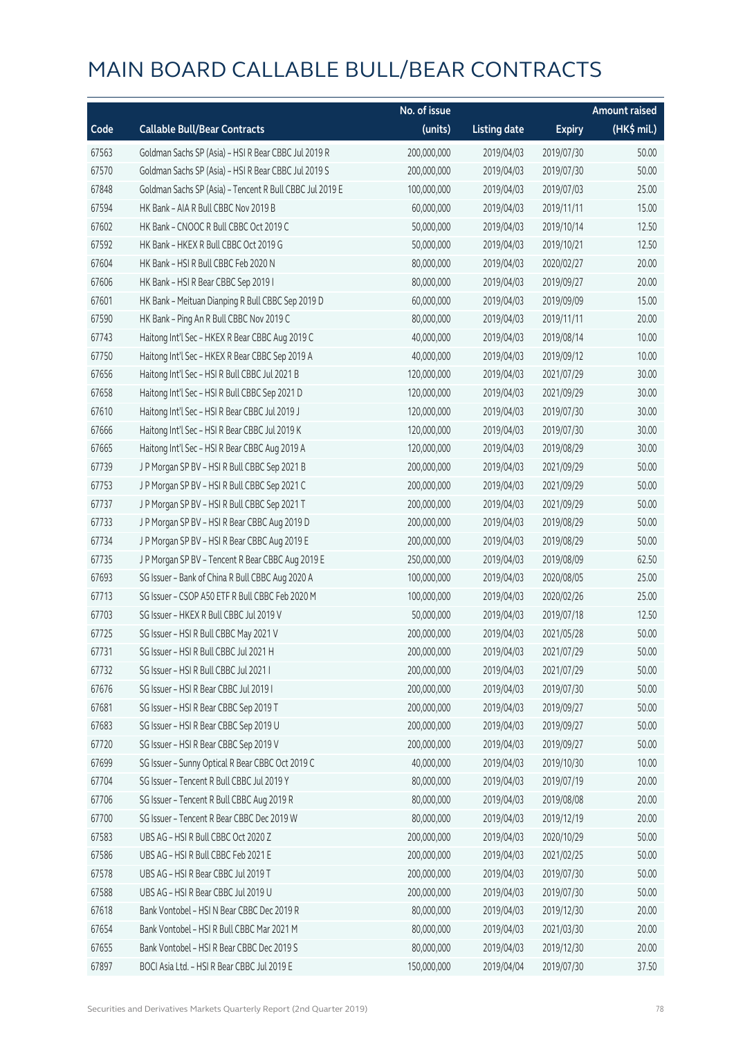# MAIN BOARD CALLABLE BULL/BEAR CONTRACTS

| Code | Callable Bull/Bear Contracts | No. of issue (units) | Listing date | Expiry | Amount raised (HK$ mil.) |
|---|---|---|---|---|---|
| 67563 | Goldman Sachs SP (Asia) – HSI R Bear CBBC Jul 2019 R | 200,000,000 | 2019/04/03 | 2019/07/30 | 50.00 |
| 67570 | Goldman Sachs SP (Asia) – HSI R Bear CBBC Jul 2019 S | 200,000,000 | 2019/04/03 | 2019/07/30 | 50.00 |
| 67848 | Goldman Sachs SP (Asia) – Tencent R Bull CBBC Jul 2019 E | 100,000,000 | 2019/04/03 | 2019/07/03 | 25.00 |
| 67594 | HK Bank – AIA R Bull CBBC Nov 2019 B | 60,000,000 | 2019/04/03 | 2019/11/11 | 15.00 |
| 67602 | HK Bank – CNOOC R Bull CBBC Oct 2019 C | 50,000,000 | 2019/04/03 | 2019/10/14 | 12.50 |
| 67592 | HK Bank – HKEX R Bull CBBC Oct 2019 G | 50,000,000 | 2019/04/03 | 2019/10/21 | 12.50 |
| 67604 | HK Bank – HSI R Bull CBBC Feb 2020 N | 80,000,000 | 2019/04/03 | 2020/02/27 | 20.00 |
| 67606 | HK Bank – HSI R Bear CBBC Sep 2019 I | 80,000,000 | 2019/04/03 | 2019/09/27 | 20.00 |
| 67601 | HK Bank – Meituan Dianping R Bull CBBC Sep 2019 D | 60,000,000 | 2019/04/03 | 2019/09/09 | 15.00 |
| 67590 | HK Bank – Ping An R Bull CBBC Nov 2019 C | 80,000,000 | 2019/04/03 | 2019/11/11 | 20.00 |
| 67743 | Haitong Int'l Sec – HKEX R Bear CBBC Aug 2019 C | 40,000,000 | 2019/04/03 | 2019/08/14 | 10.00 |
| 67750 | Haitong Int'l Sec – HKEX R Bear CBBC Sep 2019 A | 40,000,000 | 2019/04/03 | 2019/09/12 | 10.00 |
| 67656 | Haitong Int'l Sec – HSI R Bull CBBC Jul 2021 B | 120,000,000 | 2019/04/03 | 2021/07/29 | 30.00 |
| 67658 | Haitong Int'l Sec – HSI R Bull CBBC Sep 2021 D | 120,000,000 | 2019/04/03 | 2021/09/29 | 30.00 |
| 67610 | Haitong Int'l Sec – HSI R Bear CBBC Jul 2019 J | 120,000,000 | 2019/04/03 | 2019/07/30 | 30.00 |
| 67666 | Haitong Int'l Sec – HSI R Bear CBBC Jul 2019 K | 120,000,000 | 2019/04/03 | 2019/07/30 | 30.00 |
| 67665 | Haitong Int'l Sec – HSI R Bear CBBC Aug 2019 A | 120,000,000 | 2019/04/03 | 2019/08/29 | 30.00 |
| 67739 | J P Morgan SP BV – HSI R Bull CBBC Sep 2021 B | 200,000,000 | 2019/04/03 | 2021/09/29 | 50.00 |
| 67753 | J P Morgan SP BV – HSI R Bull CBBC Sep 2021 C | 200,000,000 | 2019/04/03 | 2021/09/29 | 50.00 |
| 67737 | J P Morgan SP BV – HSI R Bull CBBC Sep 2021 T | 200,000,000 | 2019/04/03 | 2021/09/29 | 50.00 |
| 67733 | J P Morgan SP BV – HSI R Bear CBBC Aug 2019 D | 200,000,000 | 2019/04/03 | 2019/08/29 | 50.00 |
| 67734 | J P Morgan SP BV – HSI R Bear CBBC Aug 2019 E | 200,000,000 | 2019/04/03 | 2019/08/29 | 50.00 |
| 67735 | J P Morgan SP BV – Tencent R Bear CBBC Aug 2019 E | 250,000,000 | 2019/04/03 | 2019/08/09 | 62.50 |
| 67693 | SG Issuer – Bank of China R Bull CBBC Aug 2020 A | 100,000,000 | 2019/04/03 | 2020/08/05 | 25.00 |
| 67713 | SG Issuer – CSOP A50 ETF R Bull CBBC Feb 2020 M | 100,000,000 | 2019/04/03 | 2020/02/26 | 25.00 |
| 67703 | SG Issuer – HKEX R Bull CBBC Jul 2019 V | 50,000,000 | 2019/04/03 | 2019/07/18 | 12.50 |
| 67725 | SG Issuer – HSI R Bull CBBC May 2021 V | 200,000,000 | 2019/04/03 | 2021/05/28 | 50.00 |
| 67731 | SG Issuer – HSI R Bull CBBC Jul 2021 H | 200,000,000 | 2019/04/03 | 2021/07/29 | 50.00 |
| 67732 | SG Issuer – HSI R Bull CBBC Jul 2021 I | 200,000,000 | 2019/04/03 | 2021/07/29 | 50.00 |
| 67676 | SG Issuer – HSI R Bear CBBC Jul 2019 I | 200,000,000 | 2019/04/03 | 2019/07/30 | 50.00 |
| 67681 | SG Issuer – HSI R Bear CBBC Sep 2019 T | 200,000,000 | 2019/04/03 | 2019/09/27 | 50.00 |
| 67683 | SG Issuer – HSI R Bear CBBC Sep 2019 U | 200,000,000 | 2019/04/03 | 2019/09/27 | 50.00 |
| 67720 | SG Issuer – HSI R Bear CBBC Sep 2019 V | 200,000,000 | 2019/04/03 | 2019/09/27 | 50.00 |
| 67699 | SG Issuer – Sunny Optical R Bear CBBC Oct 2019 C | 40,000,000 | 2019/04/03 | 2019/10/30 | 10.00 |
| 67704 | SG Issuer – Tencent R Bull CBBC Jul 2019 Y | 80,000,000 | 2019/04/03 | 2019/07/19 | 20.00 |
| 67706 | SG Issuer – Tencent R Bull CBBC Aug 2019 R | 80,000,000 | 2019/04/03 | 2019/08/08 | 20.00 |
| 67700 | SG Issuer – Tencent R Bear CBBC Dec 2019 W | 80,000,000 | 2019/04/03 | 2019/12/19 | 20.00 |
| 67583 | UBS AG – HSI R Bull CBBC Oct 2020 Z | 200,000,000 | 2019/04/03 | 2020/10/29 | 50.00 |
| 67586 | UBS AG – HSI R Bull CBBC Feb 2021 E | 200,000,000 | 2019/04/03 | 2021/02/25 | 50.00 |
| 67578 | UBS AG – HSI R Bear CBBC Jul 2019 T | 200,000,000 | 2019/04/03 | 2019/07/30 | 50.00 |
| 67588 | UBS AG – HSI R Bear CBBC Jul 2019 U | 200,000,000 | 2019/04/03 | 2019/07/30 | 50.00 |
| 67618 | Bank Vontobel – HSI N Bear CBBC Dec 2019 R | 80,000,000 | 2019/04/03 | 2019/12/30 | 20.00 |
| 67654 | Bank Vontobel – HSI R Bull CBBC Mar 2021 M | 80,000,000 | 2019/04/03 | 2021/03/30 | 20.00 |
| 67655 | Bank Vontobel – HSI R Bear CBBC Dec 2019 S | 80,000,000 | 2019/04/03 | 2019/12/30 | 20.00 |
| 67897 | BOCI Asia Ltd. – HSI R Bear CBBC Jul 2019 E | 150,000,000 | 2019/04/04 | 2019/07/30 | 37.50 |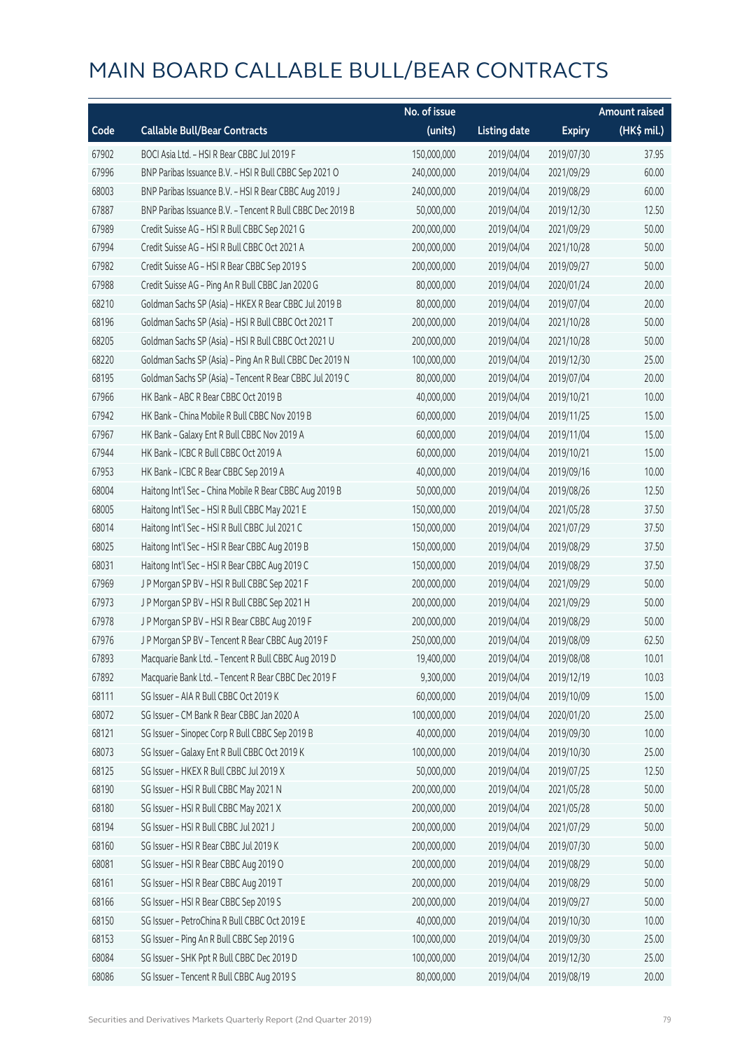# MAIN BOARD CALLABLE BULL/BEAR CONTRACTS

| Code | Callable Bull/Bear Contracts | No. of issue (units) | Listing date | Expiry | Amount raised (HK$ mil.) |
|---|---|---|---|---|---|
| 67902 | BOCI Asia Ltd. - HSI R Bear CBBC Jul 2019 F | 150,000,000 | 2019/04/04 | 2019/07/30 | 37.95 |
| 67996 | BNP Paribas Issuance B.V. - HSI R Bull CBBC Sep 2021 O | 240,000,000 | 2019/04/04 | 2021/09/29 | 60.00 |
| 68003 | BNP Paribas Issuance B.V. - HSI R Bear CBBC Aug 2019 J | 240,000,000 | 2019/04/04 | 2019/08/29 | 60.00 |
| 67887 | BNP Paribas Issuance B.V. - Tencent R Bull CBBC Dec 2019 B | 50,000,000 | 2019/04/04 | 2019/12/30 | 12.50 |
| 67989 | Credit Suisse AG - HSI R Bull CBBC Sep 2021 G | 200,000,000 | 2019/04/04 | 2021/09/29 | 50.00 |
| 67994 | Credit Suisse AG - HSI R Bull CBBC Oct 2021 A | 200,000,000 | 2019/04/04 | 2021/10/28 | 50.00 |
| 67982 | Credit Suisse AG - HSI R Bear CBBC Sep 2019 S | 200,000,000 | 2019/04/04 | 2019/09/27 | 50.00 |
| 67988 | Credit Suisse AG - Ping An R Bull CBBC Jan 2020 G | 80,000,000 | 2019/04/04 | 2020/01/24 | 20.00 |
| 68210 | Goldman Sachs SP (Asia) - HKEX R Bear CBBC Jul 2019 B | 80,000,000 | 2019/04/04 | 2019/07/04 | 20.00 |
| 68196 | Goldman Sachs SP (Asia) - HSI R Bull CBBC Oct 2021 T | 200,000,000 | 2019/04/04 | 2021/10/28 | 50.00 |
| 68205 | Goldman Sachs SP (Asia) - HSI R Bull CBBC Oct 2021 U | 200,000,000 | 2019/04/04 | 2021/10/28 | 50.00 |
| 68220 | Goldman Sachs SP (Asia) - Ping An R Bull CBBC Dec 2019 N | 100,000,000 | 2019/04/04 | 2019/12/30 | 25.00 |
| 68195 | Goldman Sachs SP (Asia) - Tencent R Bear CBBC Jul 2019 C | 80,000,000 | 2019/04/04 | 2019/07/04 | 20.00 |
| 67966 | HK Bank - ABC R Bear CBBC Oct 2019 B | 40,000,000 | 2019/04/04 | 2019/10/21 | 10.00 |
| 67942 | HK Bank - China Mobile R Bull CBBC Nov 2019 B | 60,000,000 | 2019/04/04 | 2019/11/25 | 15.00 |
| 67967 | HK Bank - Galaxy Ent R Bull CBBC Nov 2019 A | 60,000,000 | 2019/04/04 | 2019/11/04 | 15.00 |
| 67944 | HK Bank - ICBC R Bull CBBC Oct 2019 A | 60,000,000 | 2019/04/04 | 2019/10/21 | 15.00 |
| 67953 | HK Bank - ICBC R Bear CBBC Sep 2019 A | 40,000,000 | 2019/04/04 | 2019/09/16 | 10.00 |
| 68004 | Haitong Int'l Sec - China Mobile R Bear CBBC Aug 2019 B | 50,000,000 | 2019/04/04 | 2019/08/26 | 12.50 |
| 68005 | Haitong Int'l Sec - HSI R Bull CBBC May 2021 E | 150,000,000 | 2019/04/04 | 2021/05/28 | 37.50 |
| 68014 | Haitong Int'l Sec - HSI R Bull CBBC Jul 2021 C | 150,000,000 | 2019/04/04 | 2021/07/29 | 37.50 |
| 68025 | Haitong Int'l Sec - HSI R Bear CBBC Aug 2019 B | 150,000,000 | 2019/04/04 | 2019/08/29 | 37.50 |
| 68031 | Haitong Int'l Sec - HSI R Bear CBBC Aug 2019 C | 150,000,000 | 2019/04/04 | 2019/08/29 | 37.50 |
| 67969 | J P Morgan SP BV - HSI R Bull CBBC Sep 2021 F | 200,000,000 | 2019/04/04 | 2021/09/29 | 50.00 |
| 67973 | J P Morgan SP BV - HSI R Bull CBBC Sep 2021 H | 200,000,000 | 2019/04/04 | 2021/09/29 | 50.00 |
| 67978 | J P Morgan SP BV - HSI R Bear CBBC Aug 2019 F | 200,000,000 | 2019/04/04 | 2019/08/29 | 50.00 |
| 67976 | J P Morgan SP BV - Tencent R Bear CBBC Aug 2019 F | 250,000,000 | 2019/04/04 | 2019/08/09 | 62.50 |
| 67893 | Macquarie Bank Ltd. - Tencent R Bull CBBC Aug 2019 D | 19,400,000 | 2019/04/04 | 2019/08/08 | 10.01 |
| 67892 | Macquarie Bank Ltd. - Tencent R Bear CBBC Dec 2019 F | 9,300,000 | 2019/04/04 | 2019/12/19 | 10.03 |
| 68111 | SG Issuer - AIA R Bull CBBC Oct 2019 K | 60,000,000 | 2019/04/04 | 2019/10/09 | 15.00 |
| 68072 | SG Issuer - CM Bank R Bear CBBC Jan 2020 A | 100,000,000 | 2019/04/04 | 2020/01/20 | 25.00 |
| 68121 | SG Issuer - Sinopec Corp R Bull CBBC Sep 2019 B | 40,000,000 | 2019/04/04 | 2019/09/30 | 10.00 |
| 68073 | SG Issuer - Galaxy Ent R Bull CBBC Oct 2019 K | 100,000,000 | 2019/04/04 | 2019/10/30 | 25.00 |
| 68125 | SG Issuer - HKEX R Bull CBBC Jul 2019 X | 50,000,000 | 2019/04/04 | 2019/07/25 | 12.50 |
| 68190 | SG Issuer - HSI R Bull CBBC May 2021 N | 200,000,000 | 2019/04/04 | 2021/05/28 | 50.00 |
| 68180 | SG Issuer - HSI R Bull CBBC May 2021 X | 200,000,000 | 2019/04/04 | 2021/05/28 | 50.00 |
| 68194 | SG Issuer - HSI R Bull CBBC Jul 2021 J | 200,000,000 | 2019/04/04 | 2021/07/29 | 50.00 |
| 68160 | SG Issuer - HSI R Bear CBBC Jul 2019 K | 200,000,000 | 2019/04/04 | 2019/07/30 | 50.00 |
| 68081 | SG Issuer - HSI R Bear CBBC Aug 2019 O | 200,000,000 | 2019/04/04 | 2019/08/29 | 50.00 |
| 68161 | SG Issuer - HSI R Bear CBBC Aug 2019 T | 200,000,000 | 2019/04/04 | 2019/08/29 | 50.00 |
| 68166 | SG Issuer - HSI R Bear CBBC Sep 2019 S | 200,000,000 | 2019/04/04 | 2019/09/27 | 50.00 |
| 68150 | SG Issuer - PetroChina R Bull CBBC Oct 2019 E | 40,000,000 | 2019/04/04 | 2019/10/30 | 10.00 |
| 68153 | SG Issuer - Ping An R Bull CBBC Sep 2019 G | 100,000,000 | 2019/04/04 | 2019/09/30 | 25.00 |
| 68084 | SG Issuer - SHK Ppt R Bull CBBC Dec 2019 D | 100,000,000 | 2019/04/04 | 2019/12/30 | 25.00 |
| 68086 | SG Issuer - Tencent R Bull CBBC Aug 2019 S | 80,000,000 | 2019/04/04 | 2019/08/19 | 20.00 |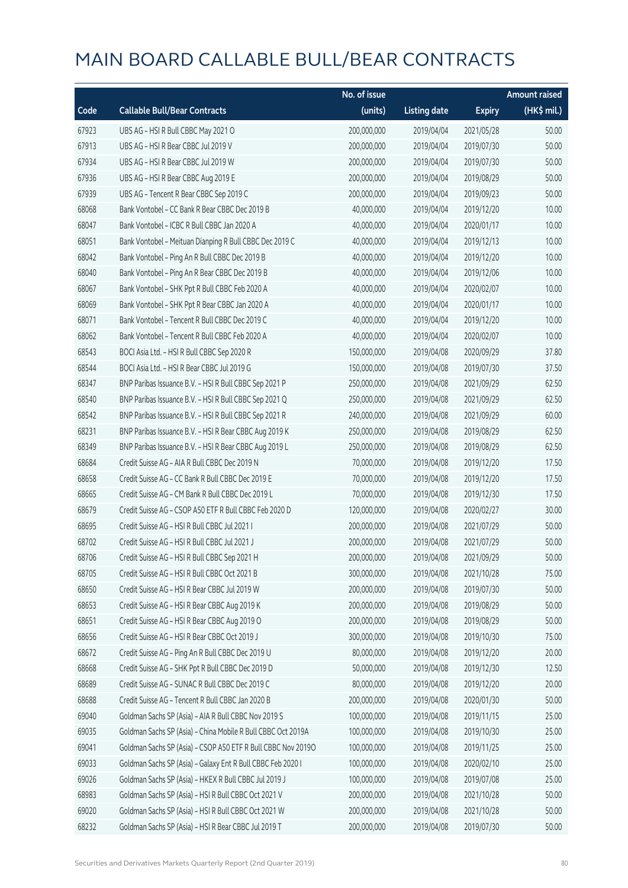# MAIN BOARD CALLABLE BULL/BEAR CONTRACTS

| Code | Callable Bull/Bear Contracts | No. of issue (units) | Listing date | Expiry | Amount raised (HK$ mil.) |
|---|---|---|---|---|---|
| 67923 | UBS AG – HSI R Bull CBBC May 2021 O | 200,000,000 | 2019/04/04 | 2021/05/28 | 50.00 |
| 67913 | UBS AG – HSI R Bear CBBC Jul 2019 V | 200,000,000 | 2019/04/04 | 2019/07/30 | 50.00 |
| 67934 | UBS AG – HSI R Bear CBBC Jul 2019 W | 200,000,000 | 2019/04/04 | 2019/07/30 | 50.00 |
| 67936 | UBS AG – HSI R Bear CBBC Aug 2019 E | 200,000,000 | 2019/04/04 | 2019/08/29 | 50.00 |
| 67939 | UBS AG – Tencent R Bear CBBC Sep 2019 C | 200,000,000 | 2019/04/04 | 2019/09/23 | 50.00 |
| 68068 | Bank Vontobel – CC Bank R Bear CBBC Dec 2019 B | 40,000,000 | 2019/04/04 | 2019/12/20 | 10.00 |
| 68047 | Bank Vontobel – ICBC R Bull CBBC Jan 2020 A | 40,000,000 | 2019/04/04 | 2020/01/17 | 10.00 |
| 68051 | Bank Vontobel – Meituan Dianping R Bull CBBC Dec 2019 C | 40,000,000 | 2019/04/04 | 2019/12/13 | 10.00 |
| 68042 | Bank Vontobel – Ping An R Bull CBBC Dec 2019 B | 40,000,000 | 2019/04/04 | 2019/12/20 | 10.00 |
| 68040 | Bank Vontobel – Ping An R Bear CBBC Dec 2019 B | 40,000,000 | 2019/04/04 | 2019/12/06 | 10.00 |
| 68067 | Bank Vontobel – SHK Ppt R Bull CBBC Feb 2020 A | 40,000,000 | 2019/04/04 | 2020/02/07 | 10.00 |
| 68069 | Bank Vontobel – SHK Ppt R Bear CBBC Jan 2020 A | 40,000,000 | 2019/04/04 | 2020/01/17 | 10.00 |
| 68071 | Bank Vontobel – Tencent R Bull CBBC Dec 2019 C | 40,000,000 | 2019/04/04 | 2019/12/20 | 10.00 |
| 68062 | Bank Vontobel – Tencent R Bull CBBC Feb 2020 A | 40,000,000 | 2019/04/04 | 2020/02/07 | 10.00 |
| 68543 | BOCI Asia Ltd. – HSI R Bull CBBC Sep 2020 R | 150,000,000 | 2019/04/08 | 2020/09/29 | 37.80 |
| 68544 | BOCI Asia Ltd. – HSI R Bear CBBC Jul 2019 G | 150,000,000 | 2019/04/08 | 2019/07/30 | 37.50 |
| 68347 | BNP Paribas Issuance B.V. – HSI R Bull CBBC Sep 2021 P | 250,000,000 | 2019/04/08 | 2021/09/29 | 62.50 |
| 68540 | BNP Paribas Issuance B.V. – HSI R Bull CBBC Sep 2021 Q | 250,000,000 | 2019/04/08 | 2021/09/29 | 62.50 |
| 68542 | BNP Paribas Issuance B.V. – HSI R Bull CBBC Sep 2021 R | 240,000,000 | 2019/04/08 | 2021/09/29 | 60.00 |
| 68231 | BNP Paribas Issuance B.V. – HSI R Bear CBBC Aug 2019 K | 250,000,000 | 2019/04/08 | 2019/08/29 | 62.50 |
| 68349 | BNP Paribas Issuance B.V. – HSI R Bear CBBC Aug 2019 L | 250,000,000 | 2019/04/08 | 2019/08/29 | 62.50 |
| 68684 | Credit Suisse AG – AIA R Bull CBBC Dec 2019 N | 70,000,000 | 2019/04/08 | 2019/12/20 | 17.50 |
| 68658 | Credit Suisse AG – CC Bank R Bull CBBC Dec 2019 E | 70,000,000 | 2019/04/08 | 2019/12/20 | 17.50 |
| 68665 | Credit Suisse AG – CM Bank R Bull CBBC Dec 2019 L | 70,000,000 | 2019/04/08 | 2019/12/30 | 17.50 |
| 68679 | Credit Suisse AG – CSOP A50 ETF R Bull CBBC Feb 2020 D | 120,000,000 | 2019/04/08 | 2020/02/27 | 30.00 |
| 68695 | Credit Suisse AG – HSI R Bull CBBC Jul 2021 I | 200,000,000 | 2019/04/08 | 2021/07/29 | 50.00 |
| 68702 | Credit Suisse AG – HSI R Bull CBBC Jul 2021 J | 200,000,000 | 2019/04/08 | 2021/07/29 | 50.00 |
| 68706 | Credit Suisse AG – HSI R Bull CBBC Sep 2021 H | 200,000,000 | 2019/04/08 | 2021/09/29 | 50.00 |
| 68705 | Credit Suisse AG – HSI R Bull CBBC Oct 2021 B | 300,000,000 | 2019/04/08 | 2021/10/28 | 75.00 |
| 68650 | Credit Suisse AG – HSI R Bear CBBC Jul 2019 W | 200,000,000 | 2019/04/08 | 2019/07/30 | 50.00 |
| 68653 | Credit Suisse AG – HSI R Bear CBBC Aug 2019 K | 200,000,000 | 2019/04/08 | 2019/08/29 | 50.00 |
| 68651 | Credit Suisse AG – HSI R Bear CBBC Aug 2019 O | 200,000,000 | 2019/04/08 | 2019/08/29 | 50.00 |
| 68656 | Credit Suisse AG – HSI R Bear CBBC Oct 2019 J | 300,000,000 | 2019/04/08 | 2019/10/30 | 75.00 |
| 68672 | Credit Suisse AG – Ping An R Bull CBBC Dec 2019 U | 80,000,000 | 2019/04/08 | 2019/12/20 | 20.00 |
| 68668 | Credit Suisse AG – SHK Ppt R Bull CBBC Dec 2019 D | 50,000,000 | 2019/04/08 | 2019/12/30 | 12.50 |
| 68689 | Credit Suisse AG – SUNAC R Bull CBBC Dec 2019 C | 80,000,000 | 2019/04/08 | 2019/12/20 | 20.00 |
| 68688 | Credit Suisse AG – Tencent R Bull CBBC Jan 2020 B | 200,000,000 | 2019/04/08 | 2020/01/30 | 50.00 |
| 69040 | Goldman Sachs SP (Asia) – AIA R Bull CBBC Nov 2019 S | 100,000,000 | 2019/04/08 | 2019/11/15 | 25.00 |
| 69035 | Goldman Sachs SP (Asia) – China Mobile R Bull CBBC Oct 2019A | 100,000,000 | 2019/04/08 | 2019/10/30 | 25.00 |
| 69041 | Goldman Sachs SP (Asia) – CSOP A50 ETF R Bull CBBC Nov 2019O | 100,000,000 | 2019/04/08 | 2019/11/25 | 25.00 |
| 69033 | Goldman Sachs SP (Asia) – Galaxy Ent R Bull CBBC Feb 2020 I | 100,000,000 | 2019/04/08 | 2020/02/10 | 25.00 |
| 69026 | Goldman Sachs SP (Asia) – HKEX R Bull CBBC Jul 2019 J | 100,000,000 | 2019/04/08 | 2019/07/08 | 25.00 |
| 68983 | Goldman Sachs SP (Asia) – HSI R Bull CBBC Oct 2021 V | 200,000,000 | 2019/04/08 | 2021/10/28 | 50.00 |
| 69020 | Goldman Sachs SP (Asia) – HSI R Bull CBBC Oct 2021 W | 200,000,000 | 2019/04/08 | 2021/10/28 | 50.00 |
| 68232 | Goldman Sachs SP (Asia) – HSI R Bear CBBC Jul 2019 T | 200,000,000 | 2019/04/08 | 2019/07/30 | 50.00 |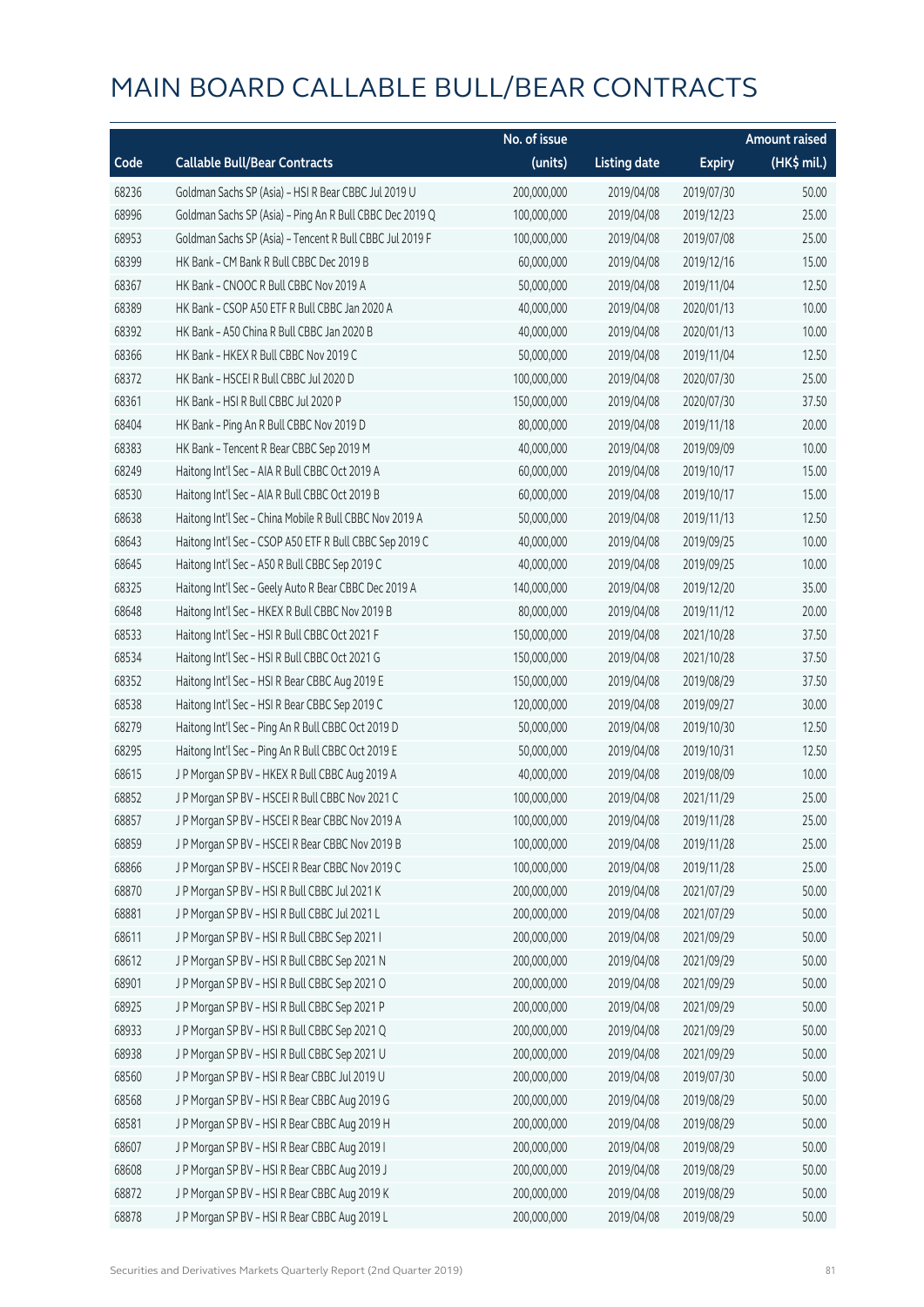# MAIN BOARD CALLABLE BULL/BEAR CONTRACTS

| Code | Callable Bull/Bear Contracts | No. of issue (units) | Listing date | Expiry | Amount raised (HK$ mil.) |
|---|---|---|---|---|---|
| 68236 | Goldman Sachs SP (Asia) – HSI R Bear CBBC Jul 2019 U | 200,000,000 | 2019/04/08 | 2019/07/30 | 50.00 |
| 68996 | Goldman Sachs SP (Asia) – Ping An R Bull CBBC Dec 2019 Q | 100,000,000 | 2019/04/08 | 2019/12/23 | 25.00 |
| 68953 | Goldman Sachs SP (Asia) – Tencent R Bull CBBC Jul 2019 F | 100,000,000 | 2019/04/08 | 2019/07/08 | 25.00 |
| 68399 | HK Bank – CM Bank R Bull CBBC Dec 2019 B | 60,000,000 | 2019/04/08 | 2019/12/16 | 15.00 |
| 68367 | HK Bank – CNOOC R Bull CBBC Nov 2019 A | 50,000,000 | 2019/04/08 | 2019/11/04 | 12.50 |
| 68389 | HK Bank – CSOP A50 ETF R Bull CBBC Jan 2020 A | 40,000,000 | 2019/04/08 | 2020/01/13 | 10.00 |
| 68392 | HK Bank – A50 China R Bull CBBC Jan 2020 B | 40,000,000 | 2019/04/08 | 2020/01/13 | 10.00 |
| 68366 | HK Bank – HKEX R Bull CBBC Nov 2019 C | 50,000,000 | 2019/04/08 | 2019/11/04 | 12.50 |
| 68372 | HK Bank – HSCEI R Bull CBBC Jul 2020 D | 100,000,000 | 2019/04/08 | 2020/07/30 | 25.00 |
| 68361 | HK Bank – HSI R Bull CBBC Jul 2020 P | 150,000,000 | 2019/04/08 | 2020/07/30 | 37.50 |
| 68404 | HK Bank – Ping An R Bull CBBC Nov 2019 D | 80,000,000 | 2019/04/08 | 2019/11/18 | 20.00 |
| 68383 | HK Bank – Tencent R Bear CBBC Sep 2019 M | 40,000,000 | 2019/04/08 | 2019/09/09 | 10.00 |
| 68249 | Haitong Int'l Sec – AIA R Bull CBBC Oct 2019 A | 60,000,000 | 2019/04/08 | 2019/10/17 | 15.00 |
| 68530 | Haitong Int'l Sec – AIA R Bull CBBC Oct 2019 B | 60,000,000 | 2019/04/08 | 2019/10/17 | 15.00 |
| 68638 | Haitong Int'l Sec – China Mobile R Bull CBBC Nov 2019 A | 50,000,000 | 2019/04/08 | 2019/11/13 | 12.50 |
| 68643 | Haitong Int'l Sec – CSOP A50 ETF R Bull CBBC Sep 2019 C | 40,000,000 | 2019/04/08 | 2019/09/25 | 10.00 |
| 68645 | Haitong Int'l Sec – A50 R Bull CBBC Sep 2019 C | 40,000,000 | 2019/04/08 | 2019/09/25 | 10.00 |
| 68325 | Haitong Int'l Sec – Geely Auto R Bear CBBC Dec 2019 A | 140,000,000 | 2019/04/08 | 2019/12/20 | 35.00 |
| 68648 | Haitong Int'l Sec – HKEX R Bull CBBC Nov 2019 B | 80,000,000 | 2019/04/08 | 2019/11/12 | 20.00 |
| 68533 | Haitong Int'l Sec – HSI R Bull CBBC Oct 2021 F | 150,000,000 | 2019/04/08 | 2021/10/28 | 37.50 |
| 68534 | Haitong Int'l Sec – HSI R Bull CBBC Oct 2021 G | 150,000,000 | 2019/04/08 | 2021/10/28 | 37.50 |
| 68352 | Haitong Int'l Sec – HSI R Bear CBBC Aug 2019 E | 150,000,000 | 2019/04/08 | 2019/08/29 | 37.50 |
| 68538 | Haitong Int'l Sec – HSI R Bear CBBC Sep 2019 C | 120,000,000 | 2019/04/08 | 2019/09/27 | 30.00 |
| 68279 | Haitong Int'l Sec – Ping An R Bull CBBC Oct 2019 D | 50,000,000 | 2019/04/08 | 2019/10/30 | 12.50 |
| 68295 | Haitong Int'l Sec – Ping An R Bull CBBC Oct 2019 E | 50,000,000 | 2019/04/08 | 2019/10/31 | 12.50 |
| 68615 | J P Morgan SP BV – HKEX R Bull CBBC Aug 2019 A | 40,000,000 | 2019/04/08 | 2019/08/09 | 10.00 |
| 68852 | J P Morgan SP BV – HSCEI R Bull CBBC Nov 2021 C | 100,000,000 | 2019/04/08 | 2021/11/29 | 25.00 |
| 68857 | J P Morgan SP BV – HSCEI R Bear CBBC Nov 2019 A | 100,000,000 | 2019/04/08 | 2019/11/28 | 25.00 |
| 68859 | J P Morgan SP BV – HSCEI R Bear CBBC Nov 2019 B | 100,000,000 | 2019/04/08 | 2019/11/28 | 25.00 |
| 68866 | J P Morgan SP BV – HSCEI R Bear CBBC Nov 2019 C | 100,000,000 | 2019/04/08 | 2019/11/28 | 25.00 |
| 68870 | J P Morgan SP BV – HSI R Bull CBBC Jul 2021 K | 200,000,000 | 2019/04/08 | 2021/07/29 | 50.00 |
| 68881 | J P Morgan SP BV – HSI R Bull CBBC Jul 2021 L | 200,000,000 | 2019/04/08 | 2021/07/29 | 50.00 |
| 68611 | J P Morgan SP BV – HSI R Bull CBBC Sep 2021 I | 200,000,000 | 2019/04/08 | 2021/09/29 | 50.00 |
| 68612 | J P Morgan SP BV – HSI R Bull CBBC Sep 2021 N | 200,000,000 | 2019/04/08 | 2021/09/29 | 50.00 |
| 68901 | J P Morgan SP BV – HSI R Bull CBBC Sep 2021 O | 200,000,000 | 2019/04/08 | 2021/09/29 | 50.00 |
| 68925 | J P Morgan SP BV – HSI R Bull CBBC Sep 2021 P | 200,000,000 | 2019/04/08 | 2021/09/29 | 50.00 |
| 68937 | J P Morgan SP BV – HSI R Bull CBBC Sep 2021 Q | 200,000,000 | 2019/04/08 | 2021/09/29 | 50.00 |
| 68938 | J P Morgan SP BV – HSI R Bull CBBC Sep 2021 U | 200,000,000 | 2019/04/08 | 2021/09/29 | 50.00 |
| 68560 | J P Morgan SP BV – HSI R Bear CBBC Jul 2019 U | 200,000,000 | 2019/04/08 | 2019/07/30 | 50.00 |
| 68568 | J P Morgan SP BV – HSI R Bear CBBC Aug 2019 G | 200,000,000 | 2019/04/08 | 2019/08/29 | 50.00 |
| 68581 | J P Morgan SP BV – HSI R Bear CBBC Aug 2019 H | 200,000,000 | 2019/04/08 | 2019/08/29 | 50.00 |
| 68607 | J P Morgan SP BV – HSI R Bear CBBC Aug 2019 I | 200,000,000 | 2019/04/08 | 2019/08/29 | 50.00 |
| 68608 | J P Morgan SP BV – HSI R Bear CBBC Aug 2019 J | 200,000,000 | 2019/04/08 | 2019/08/29 | 50.00 |
| 68872 | J P Morgan SP BV – HSI R Bear CBBC Aug 2019 K | 200,000,000 | 2019/04/08 | 2019/08/29 | 50.00 |
| 68878 | J P Morgan SP BV – HSI R Bear CBBC Aug 2019 L | 200,000,000 | 2019/04/08 | 2019/08/29 | 50.00 |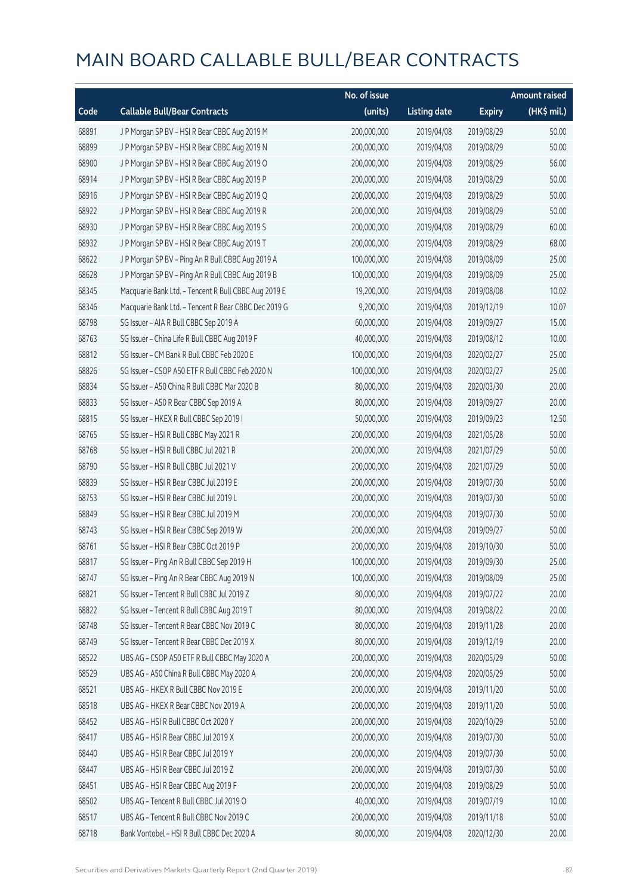# MAIN BOARD CALLABLE BULL/BEAR CONTRACTS

| Code | Callable Bull/Bear Contracts | No. of issue (units) | Listing date | Expiry | Amount raised (HK$ mil.) |
|---|---|---|---|---|---|
| 68891 | J P Morgan SP BV – HSI R Bear CBBC Aug 2019 M | 200,000,000 | 2019/04/08 | 2019/08/29 | 50.00 |
| 68899 | J P Morgan SP BV – HSI R Bear CBBC Aug 2019 N | 200,000,000 | 2019/04/08 | 2019/08/29 | 50.00 |
| 68900 | J P Morgan SP BV – HSI R Bear CBBC Aug 2019 O | 200,000,000 | 2019/04/08 | 2019/08/29 | 56.00 |
| 68914 | J P Morgan SP BV – HSI R Bear CBBC Aug 2019 P | 200,000,000 | 2019/04/08 | 2019/08/29 | 50.00 |
| 68916 | J P Morgan SP BV – HSI R Bear CBBC Aug 2019 Q | 200,000,000 | 2019/04/08 | 2019/08/29 | 50.00 |
| 68922 | J P Morgan SP BV – HSI R Bear CBBC Aug 2019 R | 200,000,000 | 2019/04/08 | 2019/08/29 | 50.00 |
| 68930 | J P Morgan SP BV – HSI R Bear CBBC Aug 2019 S | 200,000,000 | 2019/04/08 | 2019/08/29 | 60.00 |
| 68932 | J P Morgan SP BV – HSI R Bear CBBC Aug 2019 T | 200,000,000 | 2019/04/08 | 2019/08/29 | 68.00 |
| 68622 | J P Morgan SP BV – Ping An R Bull CBBC Aug 2019 A | 100,000,000 | 2019/04/08 | 2019/08/09 | 25.00 |
| 68628 | J P Morgan SP BV – Ping An R Bull CBBC Aug 2019 B | 100,000,000 | 2019/04/08 | 2019/08/09 | 25.00 |
| 68345 | Macquarie Bank Ltd. – Tencent R Bull CBBC Aug 2019 E | 19,200,000 | 2019/04/08 | 2019/08/08 | 10.02 |
| 68346 | Macquarie Bank Ltd. – Tencent R Bear CBBC Dec 2019 G | 9,200,000 | 2019/04/08 | 2019/12/19 | 10.07 |
| 68798 | SG Issuer – AIA R Bull CBBC Sep 2019 A | 60,000,000 | 2019/04/08 | 2019/09/27 | 15.00 |
| 68763 | SG Issuer – China Life R Bull CBBC Aug 2019 F | 40,000,000 | 2019/04/08 | 2019/08/12 | 10.00 |
| 68812 | SG Issuer – CM Bank R Bull CBBC Feb 2020 E | 100,000,000 | 2019/04/08 | 2020/02/27 | 25.00 |
| 68826 | SG Issuer – CSOP A50 ETF R Bull CBBC Feb 2020 N | 100,000,000 | 2019/04/08 | 2020/02/27 | 25.00 |
| 68834 | SG Issuer – A50 China R Bull CBBC Mar 2020 B | 80,000,000 | 2019/04/08 | 2020/03/30 | 20.00 |
| 68833 | SG Issuer – A50 R Bear CBBC Sep 2019 A | 80,000,000 | 2019/04/08 | 2019/09/27 | 20.00 |
| 68815 | SG Issuer – HKEX R Bull CBBC Sep 2019 I | 50,000,000 | 2019/04/08 | 2019/09/23 | 12.50 |
| 68765 | SG Issuer – HSI R Bull CBBC May 2021 R | 200,000,000 | 2019/04/08 | 2021/05/28 | 50.00 |
| 68768 | SG Issuer – HSI R Bull CBBC Jul 2021 R | 200,000,000 | 2019/04/08 | 2021/07/29 | 50.00 |
| 68790 | SG Issuer – HSI R Bull CBBC Jul 2021 V | 200,000,000 | 2019/04/08 | 2021/07/29 | 50.00 |
| 68839 | SG Issuer – HSI R Bear CBBC Jul 2019 E | 200,000,000 | 2019/04/08 | 2019/07/30 | 50.00 |
| 68753 | SG Issuer – HSI R Bear CBBC Jul 2019 L | 200,000,000 | 2019/04/08 | 2019/07/30 | 50.00 |
| 68849 | SG Issuer – HSI R Bear CBBC Jul 2019 M | 200,000,000 | 2019/04/08 | 2019/07/30 | 50.00 |
| 68743 | SG Issuer – HSI R Bear CBBC Sep 2019 W | 200,000,000 | 2019/04/08 | 2019/09/27 | 50.00 |
| 68761 | SG Issuer – HSI R Bear CBBC Oct 2019 P | 200,000,000 | 2019/04/08 | 2019/10/30 | 50.00 |
| 68817 | SG Issuer – Ping An R Bull CBBC Sep 2019 H | 100,000,000 | 2019/04/08 | 2019/09/30 | 25.00 |
| 68747 | SG Issuer – Ping An R Bear CBBC Aug 2019 N | 100,000,000 | 2019/04/08 | 2019/08/09 | 25.00 |
| 68821 | SG Issuer – Tencent R Bull CBBC Jul 2019 Z | 80,000,000 | 2019/04/08 | 2019/07/22 | 20.00 |
| 68822 | SG Issuer – Tencent R Bull CBBC Aug 2019 T | 80,000,000 | 2019/04/08 | 2019/08/22 | 20.00 |
| 68748 | SG Issuer – Tencent R Bear CBBC Nov 2019 C | 80,000,000 | 2019/04/08 | 2019/11/28 | 20.00 |
| 68749 | SG Issuer – Tencent R Bear CBBC Dec 2019 X | 80,000,000 | 2019/04/08 | 2019/12/19 | 20.00 |
| 68522 | UBS AG – CSOP A50 ETF R Bull CBBC May 2020 A | 200,000,000 | 2019/04/08 | 2020/05/29 | 50.00 |
| 68529 | UBS AG – A50 China R Bull CBBC May 2020 A | 200,000,000 | 2019/04/08 | 2020/05/29 | 50.00 |
| 68521 | UBS AG – HKEX R Bull CBBC Nov 2019 E | 200,000,000 | 2019/04/08 | 2019/11/20 | 50.00 |
| 68518 | UBS AG – HKEX R Bear CBBC Nov 2019 A | 200,000,000 | 2019/04/08 | 2019/11/20 | 50.00 |
| 68452 | UBS AG – HSI R Bull CBBC Oct 2020 Y | 200,000,000 | 2019/04/08 | 2020/10/29 | 50.00 |
| 68417 | UBS AG – HSI R Bear CBBC Jul 2019 X | 200,000,000 | 2019/04/08 | 2019/07/30 | 50.00 |
| 68440 | UBS AG – HSI R Bear CBBC Jul 2019 Y | 200,000,000 | 2019/04/08 | 2019/07/30 | 50.00 |
| 68447 | UBS AG – HSI R Bear CBBC Jul 2019 Z | 200,000,000 | 2019/04/08 | 2019/07/30 | 50.00 |
| 68451 | UBS AG – HSI R Bear CBBC Aug 2019 F | 200,000,000 | 2019/04/08 | 2019/08/29 | 50.00 |
| 68502 | UBS AG – Tencent R Bull CBBC Jul 2019 O | 40,000,000 | 2019/04/08 | 2019/07/19 | 10.00 |
| 68517 | UBS AG – Tencent R Bull CBBC Nov 2019 C | 200,000,000 | 2019/04/08 | 2019/11/18 | 50.00 |
| 68718 | Bank Vontobel – HSI R Bull CBBC Dec 2020 A | 80,000,000 | 2019/04/08 | 2020/12/30 | 20.00 |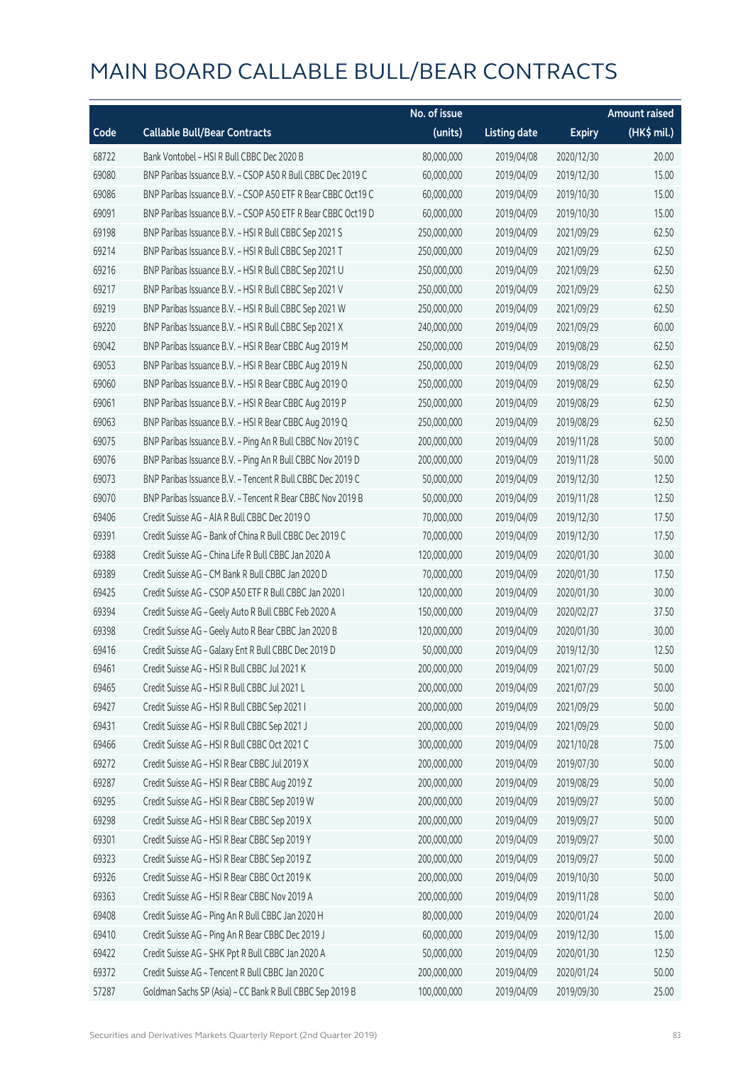# MAIN BOARD CALLABLE BULL/BEAR CONTRACTS

| Code | Callable Bull/Bear Contracts | No. of issue (units) | Listing date | Expiry | Amount raised (HK$ mil.) |
|---|---|---|---|---|---|
| 68722 | Bank Vontobel – HSI R Bull CBBC Dec 2020 B | 80,000,000 | 2019/04/08 | 2020/12/30 | 20.00 |
| 69080 | BNP Paribas Issuance B.V. – CSOP A50 R Bull CBBC Dec 2019 C | 60,000,000 | 2019/04/09 | 2019/12/30 | 15.00 |
| 69086 | BNP Paribas Issuance B.V. – CSOP A50 ETF R Bear CBBC Oct19 C | 60,000,000 | 2019/04/09 | 2019/10/30 | 15.00 |
| 69091 | BNP Paribas Issuance B.V. – CSOP A50 ETF R Bear CBBC Oct19 D | 60,000,000 | 2019/04/09 | 2019/10/30 | 15.00 |
| 69198 | BNP Paribas Issuance B.V. – HSI R Bull CBBC Sep 2021 S | 250,000,000 | 2019/04/09 | 2021/09/29 | 62.50 |
| 69214 | BNP Paribas Issuance B.V. – HSI R Bull CBBC Sep 2021 T | 250,000,000 | 2019/04/09 | 2021/09/29 | 62.50 |
| 69216 | BNP Paribas Issuance B.V. – HSI R Bull CBBC Sep 2021 U | 250,000,000 | 2019/04/09 | 2021/09/29 | 62.50 |
| 69217 | BNP Paribas Issuance B.V. – HSI R Bull CBBC Sep 2021 V | 250,000,000 | 2019/04/09 | 2021/09/29 | 62.50 |
| 69219 | BNP Paribas Issuance B.V. – HSI R Bull CBBC Sep 2021 W | 250,000,000 | 2019/04/09 | 2021/09/29 | 62.50 |
| 69220 | BNP Paribas Issuance B.V. – HSI R Bull CBBC Sep 2021 X | 240,000,000 | 2019/04/09 | 2021/09/29 | 60.00 |
| 69042 | BNP Paribas Issuance B.V. – HSI R Bear CBBC Aug 2019 M | 250,000,000 | 2019/04/09 | 2019/08/29 | 62.50 |
| 69053 | BNP Paribas Issuance B.V. – HSI R Bear CBBC Aug 2019 N | 250,000,000 | 2019/04/09 | 2019/08/29 | 62.50 |
| 69060 | BNP Paribas Issuance B.V. – HSI R Bear CBBC Aug 2019 O | 250,000,000 | 2019/04/09 | 2019/08/29 | 62.50 |
| 69061 | BNP Paribas Issuance B.V. – HSI R Bear CBBC Aug 2019 P | 250,000,000 | 2019/04/09 | 2019/08/29 | 62.50 |
| 69063 | BNP Paribas Issuance B.V. – HSI R Bear CBBC Aug 2019 Q | 250,000,000 | 2019/04/09 | 2019/08/29 | 62.50 |
| 69075 | BNP Paribas Issuance B.V. – Ping An R Bull CBBC Nov 2019 C | 200,000,000 | 2019/04/09 | 2019/11/28 | 50.00 |
| 69076 | BNP Paribas Issuance B.V. – Ping An R Bull CBBC Nov 2019 D | 200,000,000 | 2019/04/09 | 2019/11/28 | 50.00 |
| 69073 | BNP Paribas Issuance B.V. – Tencent R Bull CBBC Dec 2019 C | 50,000,000 | 2019/04/09 | 2019/12/30 | 12.50 |
| 69070 | BNP Paribas Issuance B.V. – Tencent R Bear CBBC Nov 2019 B | 50,000,000 | 2019/04/09 | 2019/11/28 | 12.50 |
| 69406 | Credit Suisse AG – AIA R Bull CBBC Dec 2019 O | 70,000,000 | 2019/04/09 | 2019/12/30 | 17.50 |
| 69391 | Credit Suisse AG – Bank of China R Bull CBBC Dec 2019 C | 70,000,000 | 2019/04/09 | 2019/12/30 | 17.50 |
| 69388 | Credit Suisse AG – China Life R Bull CBBC Jan 2020 A | 120,000,000 | 2019/04/09 | 2020/01/30 | 30.00 |
| 69389 | Credit Suisse AG – CM Bank R Bull CBBC Jan 2020 D | 70,000,000 | 2019/04/09 | 2020/01/30 | 17.50 |
| 69425 | Credit Suisse AG – CSOP A50 ETF R Bull CBBC Jan 2020 I | 120,000,000 | 2019/04/09 | 2020/01/30 | 30.00 |
| 69394 | Credit Suisse AG – Geely Auto R Bull CBBC Feb 2020 A | 150,000,000 | 2019/04/09 | 2020/02/27 | 37.50 |
| 69398 | Credit Suisse AG – Geely Auto R Bear CBBC Jan 2020 B | 120,000,000 | 2019/04/09 | 2020/01/30 | 30.00 |
| 69416 | Credit Suisse AG – Galaxy Ent R Bull CBBC Dec 2019 D | 50,000,000 | 2019/04/09 | 2019/12/30 | 12.50 |
| 69461 | Credit Suisse AG – HSI R Bull CBBC Jul 2021 K | 200,000,000 | 2019/04/09 | 2021/07/29 | 50.00 |
| 69465 | Credit Suisse AG – HSI R Bull CBBC Jul 2021 L | 200,000,000 | 2019/04/09 | 2021/07/29 | 50.00 |
| 69427 | Credit Suisse AG – HSI R Bull CBBC Sep 2021 I | 200,000,000 | 2019/04/09 | 2021/09/29 | 50.00 |
| 69431 | Credit Suisse AG – HSI R Bull CBBC Sep 2021 J | 200,000,000 | 2019/04/09 | 2021/09/29 | 50.00 |
| 69466 | Credit Suisse AG – HSI R Bull CBBC Oct 2021 C | 300,000,000 | 2019/04/09 | 2021/10/28 | 75.00 |
| 69272 | Credit Suisse AG – HSI R Bear CBBC Jul 2019 X | 200,000,000 | 2019/04/09 | 2019/07/30 | 50.00 |
| 69287 | Credit Suisse AG – HSI R Bear CBBC Aug 2019 Z | 200,000,000 | 2019/04/09 | 2019/08/29 | 50.00 |
| 69295 | Credit Suisse AG – HSI R Bear CBBC Sep 2019 W | 200,000,000 | 2019/04/09 | 2019/09/27 | 50.00 |
| 69298 | Credit Suisse AG – HSI R Bear CBBC Sep 2019 X | 200,000,000 | 2019/04/09 | 2019/09/27 | 50.00 |
| 69301 | Credit Suisse AG – HSI R Bear CBBC Sep 2019 Y | 200,000,000 | 2019/04/09 | 2019/09/27 | 50.00 |
| 69323 | Credit Suisse AG – HSI R Bear CBBC Sep 2019 Z | 200,000,000 | 2019/04/09 | 2019/09/27 | 50.00 |
| 69326 | Credit Suisse AG – HSI R Bear CBBC Oct 2019 K | 200,000,000 | 2019/04/09 | 2019/10/30 | 50.00 |
| 69363 | Credit Suisse AG – HSI R Bear CBBC Nov 2019 A | 200,000,000 | 2019/04/09 | 2019/11/28 | 50.00 |
| 69408 | Credit Suisse AG – Ping An R Bull CBBC Jan 2020 H | 80,000,000 | 2019/04/09 | 2020/01/24 | 20.00 |
| 69410 | Credit Suisse AG – Ping An R Bear CBBC Dec 2019 J | 60,000,000 | 2019/04/09 | 2019/12/30 | 15.00 |
| 69422 | Credit Suisse AG – SHK Ppt R Bull CBBC Jan 2020 A | 50,000,000 | 2019/04/09 | 2020/01/30 | 12.50 |
| 69372 | Credit Suisse AG – Tencent R Bull CBBC Jan 2020 C | 200,000,000 | 2019/04/09 | 2020/01/24 | 50.00 |
| 57287 | Goldman Sachs SP (Asia) – CC Bank R Bull CBBC Sep 2019 B | 100,000,000 | 2019/04/09 | 2019/09/30 | 25.00 |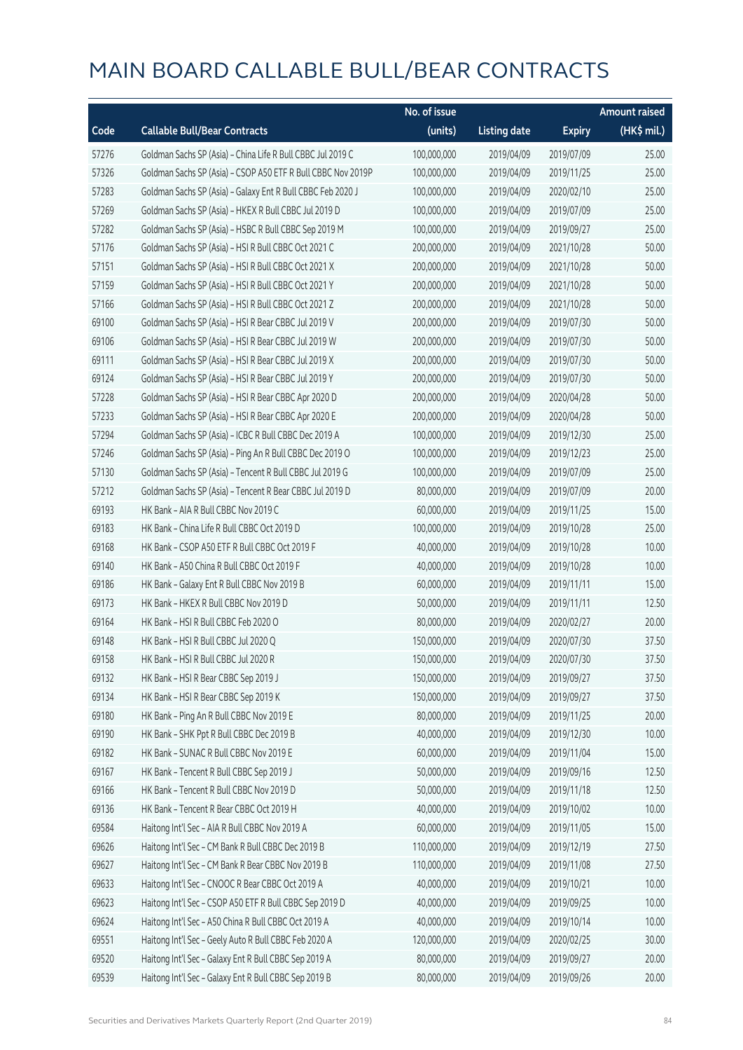# MAIN BOARD CALLABLE BULL/BEAR CONTRACTS

| Code | Callable Bull/Bear Contracts | No. of issue (units) | Listing date | Expiry | Amount raised (HK$ mil.) |
|---|---|---|---|---|---|
| 57276 | Goldman Sachs SP (Asia) – China Life R Bull CBBC Jul 2019 C | 100,000,000 | 2019/04/09 | 2019/07/09 | 25.00 |
| 57326 | Goldman Sachs SP (Asia) – CSOP A50 ETF R Bull CBBC Nov 2019P | 100,000,000 | 2019/04/09 | 2019/11/25 | 25.00 |
| 57283 | Goldman Sachs SP (Asia) – Galaxy Ent R Bull CBBC Feb 2020 J | 100,000,000 | 2019/04/09 | 2020/02/10 | 25.00 |
| 57269 | Goldman Sachs SP (Asia) – HKEX R Bull CBBC Jul 2019 D | 100,000,000 | 2019/04/09 | 2019/07/09 | 25.00 |
| 57282 | Goldman Sachs SP (Asia) – HSBC R Bull CBBC Sep 2019 M | 100,000,000 | 2019/04/09 | 2019/09/27 | 25.00 |
| 57176 | Goldman Sachs SP (Asia) – HSI R Bull CBBC Oct 2021 C | 200,000,000 | 2019/04/09 | 2021/10/28 | 50.00 |
| 57151 | Goldman Sachs SP (Asia) – HSI R Bull CBBC Oct 2021 X | 200,000,000 | 2019/04/09 | 2021/10/28 | 50.00 |
| 57159 | Goldman Sachs SP (Asia) – HSI R Bull CBBC Oct 2021 Y | 200,000,000 | 2019/04/09 | 2021/10/28 | 50.00 |
| 57166 | Goldman Sachs SP (Asia) – HSI R Bull CBBC Oct 2021 Z | 200,000,000 | 2019/04/09 | 2021/10/28 | 50.00 |
| 69100 | Goldman Sachs SP (Asia) – HSI R Bear CBBC Jul 2019 V | 200,000,000 | 2019/04/09 | 2019/07/30 | 50.00 |
| 69106 | Goldman Sachs SP (Asia) – HSI R Bear CBBC Jul 2019 W | 200,000,000 | 2019/04/09 | 2019/07/30 | 50.00 |
| 69111 | Goldman Sachs SP (Asia) – HSI R Bear CBBC Jul 2019 X | 200,000,000 | 2019/04/09 | 2019/07/30 | 50.00 |
| 69124 | Goldman Sachs SP (Asia) – HSI R Bear CBBC Jul 2019 Y | 200,000,000 | 2019/04/09 | 2019/07/30 | 50.00 |
| 57228 | Goldman Sachs SP (Asia) – HSI R Bear CBBC Apr 2020 D | 200,000,000 | 2019/04/09 | 2020/04/28 | 50.00 |
| 57233 | Goldman Sachs SP (Asia) – HSI R Bear CBBC Apr 2020 E | 200,000,000 | 2019/04/09 | 2020/04/28 | 50.00 |
| 57294 | Goldman Sachs SP (Asia) – ICBC R Bull CBBC Dec 2019 A | 100,000,000 | 2019/04/09 | 2019/12/30 | 25.00 |
| 57246 | Goldman Sachs SP (Asia) – Ping An R Bull CBBC Dec 2019 O | 100,000,000 | 2019/04/09 | 2019/12/23 | 25.00 |
| 57130 | Goldman Sachs SP (Asia) – Tencent R Bull CBBC Jul 2019 G | 100,000,000 | 2019/04/09 | 2019/07/09 | 25.00 |
| 57212 | Goldman Sachs SP (Asia) – Tencent R Bear CBBC Jul 2019 D | 80,000,000 | 2019/04/09 | 2019/07/09 | 20.00 |
| 69193 | HK Bank – AIA R Bull CBBC Nov 2019 C | 60,000,000 | 2019/04/09 | 2019/11/25 | 15.00 |
| 69183 | HK Bank – China Life R Bull CBBC Oct 2019 D | 100,000,000 | 2019/04/09 | 2019/10/28 | 25.00 |
| 69168 | HK Bank – CSOP A50 ETF R Bull CBBC Oct 2019 F | 40,000,000 | 2019/04/09 | 2019/10/28 | 10.00 |
| 69140 | HK Bank – A50 China R Bull CBBC Oct 2019 F | 40,000,000 | 2019/04/09 | 2019/10/28 | 10.00 |
| 69186 | HK Bank – Galaxy Ent R Bull CBBC Nov 2019 B | 60,000,000 | 2019/04/09 | 2019/11/11 | 15.00 |
| 69173 | HK Bank – HKEX R Bull CBBC Nov 2019 D | 50,000,000 | 2019/04/09 | 2019/11/11 | 12.50 |
| 69164 | HK Bank – HSI R Bull CBBC Feb 2020 O | 80,000,000 | 2019/04/09 | 2020/02/27 | 20.00 |
| 69148 | HK Bank – HSI R Bull CBBC Jul 2020 Q | 150,000,000 | 2019/04/09 | 2020/07/30 | 37.50 |
| 69158 | HK Bank – HSI R Bull CBBC Jul 2020 R | 150,000,000 | 2019/04/09 | 2020/07/30 | 37.50 |
| 69132 | HK Bank – HSI R Bear CBBC Sep 2019 J | 150,000,000 | 2019/04/09 | 2019/09/27 | 37.50 |
| 69134 | HK Bank – HSI R Bear CBBC Sep 2019 K | 150,000,000 | 2019/04/09 | 2019/09/27 | 37.50 |
| 69180 | HK Bank – Ping An R Bull CBBC Nov 2019 E | 80,000,000 | 2019/04/09 | 2019/11/25 | 20.00 |
| 69190 | HK Bank – SHK Ppt R Bull CBBC Dec 2019 B | 40,000,000 | 2019/04/09 | 2019/12/30 | 10.00 |
| 69182 | HK Bank – SUNAC R Bull CBBC Nov 2019 E | 60,000,000 | 2019/04/09 | 2019/11/04 | 15.00 |
| 69167 | HK Bank – Tencent R Bull CBBC Sep 2019 J | 50,000,000 | 2019/04/09 | 2019/09/16 | 12.50 |
| 69166 | HK Bank – Tencent R Bull CBBC Nov 2019 D | 50,000,000 | 2019/04/09 | 2019/11/18 | 12.50 |
| 69136 | HK Bank – Tencent R Bear CBBC Oct 2019 H | 40,000,000 | 2019/04/09 | 2019/10/02 | 10.00 |
| 69584 | Haitong Int'l Sec – AIA R Bull CBBC Nov 2019 A | 60,000,000 | 2019/04/09 | 2019/11/05 | 15.00 |
| 69626 | Haitong Int'l Sec – CM Bank R Bull CBBC Dec 2019 B | 110,000,000 | 2019/04/09 | 2019/12/19 | 27.50 |
| 69627 | Haitong Int'l Sec – CM Bank R Bear CBBC Nov 2019 B | 110,000,000 | 2019/04/09 | 2019/11/08 | 27.50 |
| 69633 | Haitong Int'l Sec – CNOOC R Bear CBBC Oct 2019 A | 40,000,000 | 2019/04/09 | 2019/10/21 | 10.00 |
| 69623 | Haitong Int'l Sec – CSOP A50 ETF R Bull CBBC Sep 2019 D | 40,000,000 | 2019/04/09 | 2019/09/25 | 10.00 |
| 69624 | Haitong Int'l Sec – A50 China R Bull CBBC Oct 2019 A | 40,000,000 | 2019/04/09 | 2019/10/14 | 10.00 |
| 69551 | Haitong Int'l Sec – Geely Auto R Bull CBBC Feb 2020 A | 120,000,000 | 2019/04/09 | 2020/02/25 | 30.00 |
| 69520 | Haitong Int'l Sec – Galaxy Ent R Bull CBBC Sep 2019 A | 80,000,000 | 2019/04/09 | 2019/09/27 | 20.00 |
| 69539 | Haitong Int'l Sec – Galaxy Ent R Bull CBBC Sep 2019 B | 80,000,000 | 2019/04/09 | 2019/09/26 | 20.00 |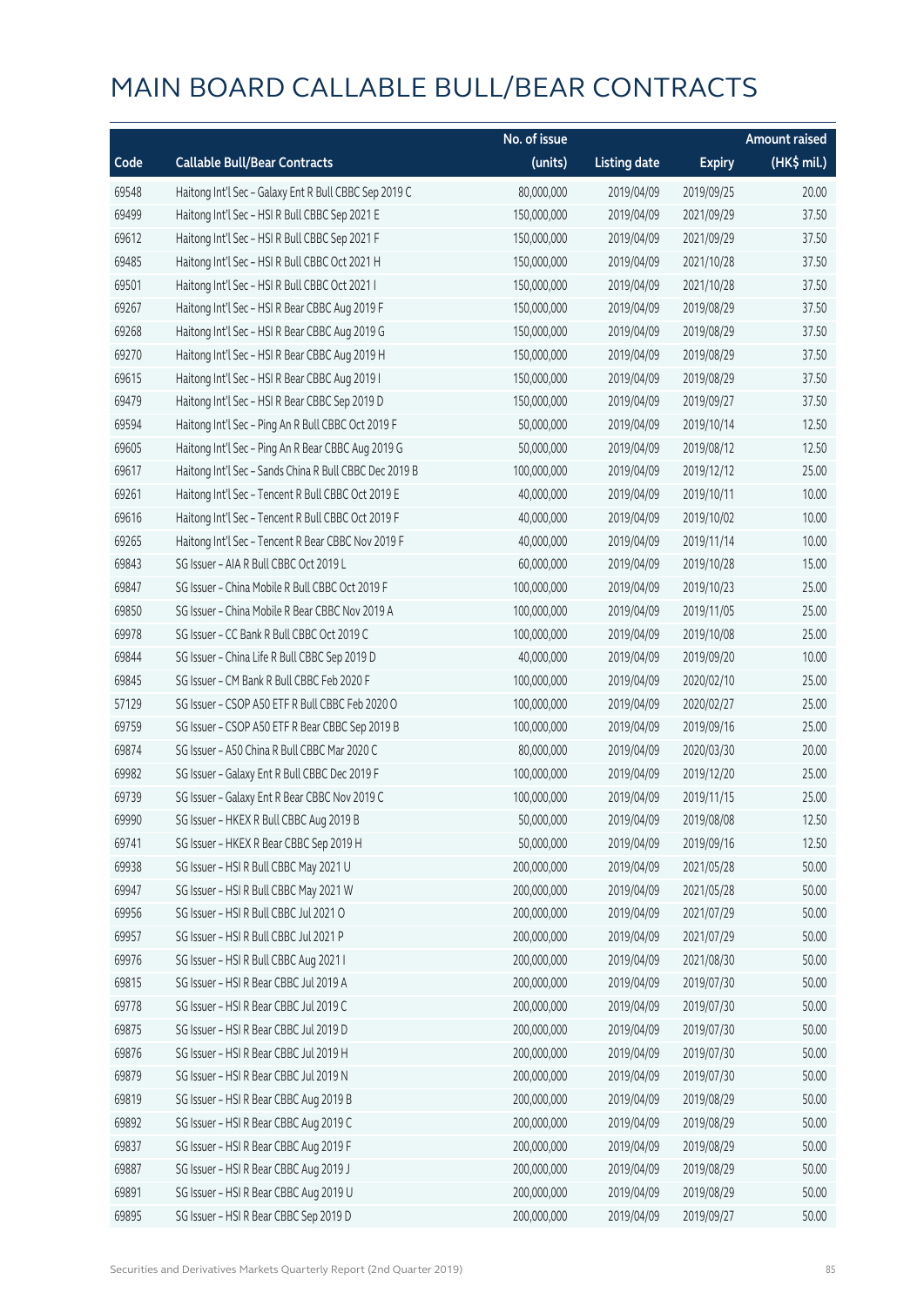# MAIN BOARD CALLABLE BULL/BEAR CONTRACTS

| Code | Callable Bull/Bear Contracts | No. of issue (units) | Listing date | Expiry | Amount raised (HK$ mil.) |
|---|---|---|---|---|---|
| 69548 | Haitong Int'l Sec – Galaxy Ent R Bull CBBC Sep 2019 C | 80,000,000 | 2019/04/09 | 2019/09/25 | 20.00 |
| 69499 | Haitong Int'l Sec – HSI R Bull CBBC Sep 2021 E | 150,000,000 | 2019/04/09 | 2021/09/29 | 37.50 |
| 69612 | Haitong Int'l Sec – HSI R Bull CBBC Sep 2021 F | 150,000,000 | 2019/04/09 | 2021/09/29 | 37.50 |
| 69485 | Haitong Int'l Sec – HSI R Bull CBBC Oct 2021 H | 150,000,000 | 2019/04/09 | 2021/10/28 | 37.50 |
| 69501 | Haitong Int'l Sec – HSI R Bull CBBC Oct 2021 I | 150,000,000 | 2019/04/09 | 2021/10/28 | 37.50 |
| 69267 | Haitong Int'l Sec – HSI R Bear CBBC Aug 2019 F | 150,000,000 | 2019/04/09 | 2019/08/29 | 37.50 |
| 69268 | Haitong Int'l Sec – HSI R Bear CBBC Aug 2019 G | 150,000,000 | 2019/04/09 | 2019/08/29 | 37.50 |
| 69270 | Haitong Int'l Sec – HSI R Bear CBBC Aug 2019 H | 150,000,000 | 2019/04/09 | 2019/08/29 | 37.50 |
| 69615 | Haitong Int'l Sec – HSI R Bear CBBC Aug 2019 I | 150,000,000 | 2019/04/09 | 2019/08/29 | 37.50 |
| 69479 | Haitong Int'l Sec – HSI R Bear CBBC Sep 2019 D | 150,000,000 | 2019/04/09 | 2019/09/27 | 37.50 |
| 69594 | Haitong Int'l Sec – Ping An R Bull CBBC Oct 2019 F | 50,000,000 | 2019/04/09 | 2019/10/14 | 12.50 |
| 69605 | Haitong Int'l Sec – Ping An R Bear CBBC Aug 2019 G | 50,000,000 | 2019/04/09 | 2019/08/12 | 12.50 |
| 69617 | Haitong Int'l Sec – Sands China R Bull CBBC Dec 2019 B | 100,000,000 | 2019/04/09 | 2019/12/12 | 25.00 |
| 69261 | Haitong Int'l Sec – Tencent R Bull CBBC Oct 2019 E | 40,000,000 | 2019/04/09 | 2019/10/11 | 10.00 |
| 69616 | Haitong Int'l Sec – Tencent R Bull CBBC Oct 2019 F | 40,000,000 | 2019/04/09 | 2019/10/02 | 10.00 |
| 69265 | Haitong Int'l Sec – Tencent R Bear CBBC Nov 2019 F | 40,000,000 | 2019/04/09 | 2019/11/14 | 10.00 |
| 69843 | SG Issuer – AIA R Bull CBBC Oct 2019 L | 60,000,000 | 2019/04/09 | 2019/10/28 | 15.00 |
| 69847 | SG Issuer – China Mobile R Bull CBBC Oct 2019 F | 100,000,000 | 2019/04/09 | 2019/10/23 | 25.00 |
| 69850 | SG Issuer – China Mobile R Bear CBBC Nov 2019 A | 100,000,000 | 2019/04/09 | 2019/11/05 | 25.00 |
| 69978 | SG Issuer – CC Bank R Bull CBBC Oct 2019 C | 100,000,000 | 2019/04/09 | 2019/10/08 | 25.00 |
| 69844 | SG Issuer – China Life R Bull CBBC Sep 2019 D | 40,000,000 | 2019/04/09 | 2019/09/20 | 10.00 |
| 69845 | SG Issuer – CM Bank R Bull CBBC Feb 2020 F | 100,000,000 | 2019/04/09 | 2020/02/10 | 25.00 |
| 57129 | SG Issuer – CSOP A50 ETF R Bull CBBC Feb 2020 O | 100,000,000 | 2019/04/09 | 2020/02/27 | 25.00 |
| 69759 | SG Issuer – CSOP A50 ETF R Bear CBBC Sep 2019 B | 100,000,000 | 2019/04/09 | 2019/09/16 | 25.00 |
| 69874 | SG Issuer – A50 China R Bull CBBC Mar 2020 C | 80,000,000 | 2019/04/09 | 2020/03/30 | 20.00 |
| 69982 | SG Issuer – Galaxy Ent R Bull CBBC Dec 2019 F | 100,000,000 | 2019/04/09 | 2019/12/20 | 25.00 |
| 69739 | SG Issuer – Galaxy Ent R Bear CBBC Nov 2019 C | 100,000,000 | 2019/04/09 | 2019/11/15 | 25.00 |
| 69990 | SG Issuer – HKEX R Bull CBBC Aug 2019 B | 50,000,000 | 2019/04/09 | 2019/08/08 | 12.50 |
| 69741 | SG Issuer – HKEX R Bear CBBC Sep 2019 H | 50,000,000 | 2019/04/09 | 2019/09/16 | 12.50 |
| 69938 | SG Issuer – HSI R Bull CBBC May 2021 U | 200,000,000 | 2019/04/09 | 2021/05/28 | 50.00 |
| 69947 | SG Issuer – HSI R Bull CBBC May 2021 W | 200,000,000 | 2019/04/09 | 2021/05/28 | 50.00 |
| 69956 | SG Issuer – HSI R Bull CBBC Jul 2021 O | 200,000,000 | 2019/04/09 | 2021/07/29 | 50.00 |
| 69957 | SG Issuer – HSI R Bull CBBC Jul 2021 P | 200,000,000 | 2019/04/09 | 2021/07/29 | 50.00 |
| 69976 | SG Issuer – HSI R Bull CBBC Aug 2021 I | 200,000,000 | 2019/04/09 | 2021/08/30 | 50.00 |
| 69815 | SG Issuer – HSI R Bear CBBC Jul 2019 A | 200,000,000 | 2019/04/09 | 2019/07/30 | 50.00 |
| 69778 | SG Issuer – HSI R Bear CBBC Jul 2019 C | 200,000,000 | 2019/04/09 | 2019/07/30 | 50.00 |
| 69875 | SG Issuer – HSI R Bear CBBC Jul 2019 D | 200,000,000 | 2019/04/09 | 2019/07/30 | 50.00 |
| 69876 | SG Issuer – HSI R Bear CBBC Jul 2019 H | 200,000,000 | 2019/04/09 | 2019/07/30 | 50.00 |
| 69879 | SG Issuer – HSI R Bear CBBC Jul 2019 N | 200,000,000 | 2019/04/09 | 2019/07/30 | 50.00 |
| 69819 | SG Issuer – HSI R Bear CBBC Aug 2019 B | 200,000,000 | 2019/04/09 | 2019/08/29 | 50.00 |
| 69892 | SG Issuer – HSI R Bear CBBC Aug 2019 C | 200,000,000 | 2019/04/09 | 2019/08/29 | 50.00 |
| 69837 | SG Issuer – HSI R Bear CBBC Aug 2019 F | 200,000,000 | 2019/04/09 | 2019/08/29 | 50.00 |
| 69887 | SG Issuer – HSI R Bear CBBC Aug 2019 J | 200,000,000 | 2019/04/09 | 2019/08/29 | 50.00 |
| 69891 | SG Issuer – HSI R Bear CBBC Aug 2019 U | 200,000,000 | 2019/04/09 | 2019/08/29 | 50.00 |
| 69895 | SG Issuer – HSI R Bear CBBC Sep 2019 D | 200,000,000 | 2019/04/09 | 2019/09/27 | 50.00 |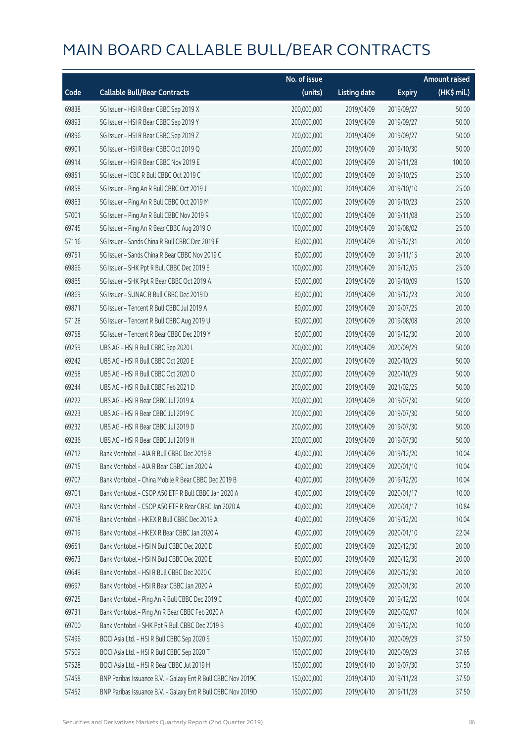# MAIN BOARD CALLABLE BULL/BEAR CONTRACTS

| Code | Callable Bull/Bear Contracts | No. of issue (units) | Listing date | Expiry | Amount raised (HK$ mil.) |
|---|---|---|---|---|---|
| 69838 | SG Issuer – HSI R Bear CBBC Sep 2019 X | 200,000,000 | 2019/04/09 | 2019/09/27 | 50.00 |
| 69893 | SG Issuer – HSI R Bear CBBC Sep 2019 Y | 200,000,000 | 2019/04/09 | 2019/09/27 | 50.00 |
| 69896 | SG Issuer – HSI R Bear CBBC Sep 2019 Z | 200,000,000 | 2019/04/09 | 2019/09/27 | 50.00 |
| 69901 | SG Issuer – HSI R Bear CBBC Oct 2019 Q | 200,000,000 | 2019/04/09 | 2019/10/30 | 50.00 |
| 69914 | SG Issuer – HSI R Bear CBBC Nov 2019 E | 400,000,000 | 2019/04/09 | 2019/11/28 | 100.00 |
| 69851 | SG Issuer – ICBC R Bull CBBC Oct 2019 C | 100,000,000 | 2019/04/09 | 2019/10/25 | 25.00 |
| 69858 | SG Issuer – Ping An R Bull CBBC Oct 2019 J | 100,000,000 | 2019/04/09 | 2019/10/10 | 25.00 |
| 69863 | SG Issuer – Ping An R Bull CBBC Oct 2019 M | 100,000,000 | 2019/04/09 | 2019/10/23 | 25.00 |
| 57001 | SG Issuer – Ping An R Bull CBBC Nov 2019 R | 100,000,000 | 2019/04/09 | 2019/11/08 | 25.00 |
| 69745 | SG Issuer – Ping An R Bear CBBC Aug 2019 O | 100,000,000 | 2019/04/09 | 2019/08/02 | 25.00 |
| 57116 | SG Issuer – Sands China R Bull CBBC Dec 2019 E | 80,000,000 | 2019/04/09 | 2019/12/31 | 20.00 |
| 69751 | SG Issuer – Sands China R Bear CBBC Nov 2019 C | 80,000,000 | 2019/04/09 | 2019/11/15 | 20.00 |
| 69866 | SG Issuer – SHK Ppt R Bull CBBC Dec 2019 E | 100,000,000 | 2019/04/09 | 2019/12/05 | 25.00 |
| 69865 | SG Issuer – SHK Ppt R Bear CBBC Oct 2019 A | 60,000,000 | 2019/04/09 | 2019/10/09 | 15.00 |
| 69869 | SG Issuer – SUNAC R Bull CBBC Dec 2019 D | 80,000,000 | 2019/04/09 | 2019/12/23 | 20.00 |
| 69871 | SG Issuer – Tencent R Bull CBBC Jul 2019 A | 80,000,000 | 2019/04/09 | 2019/07/25 | 20.00 |
| 57128 | SG Issuer – Tencent R Bull CBBC Aug 2019 U | 80,000,000 | 2019/04/09 | 2019/08/08 | 20.00 |
| 69758 | SG Issuer – Tencent R Bear CBBC Dec 2019 Y | 80,000,000 | 2019/04/09 | 2019/12/30 | 20.00 |
| 69259 | UBS AG – HSI R Bull CBBC Sep 2020 L | 200,000,000 | 2019/04/09 | 2020/09/29 | 50.00 |
| 69242 | UBS AG – HSI R Bull CBBC Oct 2020 E | 200,000,000 | 2019/04/09 | 2020/10/29 | 50.00 |
| 69258 | UBS AG – HSI R Bull CBBC Oct 2020 O | 200,000,000 | 2019/04/09 | 2020/10/29 | 50.00 |
| 69244 | UBS AG – HSI R Bull CBBC Feb 2021 D | 200,000,000 | 2019/04/09 | 2021/02/25 | 50.00 |
| 69222 | UBS AG – HSI R Bear CBBC Jul 2019 A | 200,000,000 | 2019/04/09 | 2019/07/30 | 50.00 |
| 69223 | UBS AG – HSI R Bear CBBC Jul 2019 C | 200,000,000 | 2019/04/09 | 2019/07/30 | 50.00 |
| 69232 | UBS AG – HSI R Bear CBBC Jul 2019 D | 200,000,000 | 2019/04/09 | 2019/07/30 | 50.00 |
| 69236 | UBS AG – HSI R Bear CBBC Jul 2019 H | 200,000,000 | 2019/04/09 | 2019/07/30 | 50.00 |
| 69712 | Bank Vontobel – AIA R Bull CBBC Dec 2019 B | 40,000,000 | 2019/04/09 | 2019/12/20 | 10.04 |
| 69715 | Bank Vontobel – AIA R Bear CBBC Jan 2020 A | 40,000,000 | 2019/04/09 | 2020/01/10 | 10.04 |
| 69707 | Bank Vontobel – China Mobile R Bear CBBC Dec 2019 B | 40,000,000 | 2019/04/09 | 2019/12/20 | 10.04 |
| 69701 | Bank Vontobel – CSOP A50 ETF R Bull CBBC Jan 2020 A | 40,000,000 | 2019/04/09 | 2020/01/17 | 10.00 |
| 69703 | Bank Vontobel – CSOP A50 ETF R Bear CBBC Jan 2020 A | 40,000,000 | 2019/04/09 | 2020/01/17 | 10.84 |
| 69718 | Bank Vontobel – HKEX R Bull CBBC Dec 2019 A | 40,000,000 | 2019/04/09 | 2019/12/20 | 10.04 |
| 69719 | Bank Vontobel – HKEX R Bear CBBC Jan 2020 A | 40,000,000 | 2019/04/09 | 2020/01/10 | 22.04 |
| 69651 | Bank Vontobel – HSI N Bull CBBC Dec 2020 D | 80,000,000 | 2019/04/09 | 2020/12/30 | 20.00 |
| 69673 | Bank Vontobel – HSI N Bull CBBC Dec 2020 E | 80,000,000 | 2019/04/09 | 2020/12/30 | 20.00 |
| 69649 | Bank Vontobel – HSI R Bull CBBC Dec 2020 C | 80,000,000 | 2019/04/09 | 2020/12/30 | 20.00 |
| 69697 | Bank Vontobel – HSI R Bear CBBC Jan 2020 A | 80,000,000 | 2019/04/09 | 2020/01/30 | 20.00 |
| 69725 | Bank Vontobel – Ping An R Bull CBBC Dec 2019 C | 40,000,000 | 2019/04/09 | 2019/12/20 | 10.04 |
| 69731 | Bank Vontobel – Ping An R Bear CBBC Feb 2020 A | 40,000,000 | 2019/04/09 | 2020/02/07 | 10.04 |
| 69700 | Bank Vontobel – SHK Ppt R Bull CBBC Dec 2019 B | 40,000,000 | 2019/04/09 | 2019/12/20 | 10.00 |
| 57496 | BOCI Asia Ltd. – HSI R Bull CBBC Sep 2020 S | 150,000,000 | 2019/04/10 | 2020/09/29 | 37.50 |
| 57509 | BOCI Asia Ltd. – HSI R Bull CBBC Sep 2020 T | 150,000,000 | 2019/04/10 | 2020/09/29 | 37.65 |
| 57528 | BOCI Asia Ltd. – HSI R Bear CBBC Jul 2019 H | 150,000,000 | 2019/04/10 | 2019/07/30 | 37.50 |
| 57458 | BNP Paribas Issuance B.V. – Galaxy Ent R Bull CBBC Nov 2019C | 150,000,000 | 2019/04/10 | 2019/11/28 | 37.50 |
| 57452 | BNP Paribas Issuance B.V. – Galaxy Ent R Bull CBBC Nov 2019D | 150,000,000 | 2019/04/10 | 2019/11/28 | 37.50 |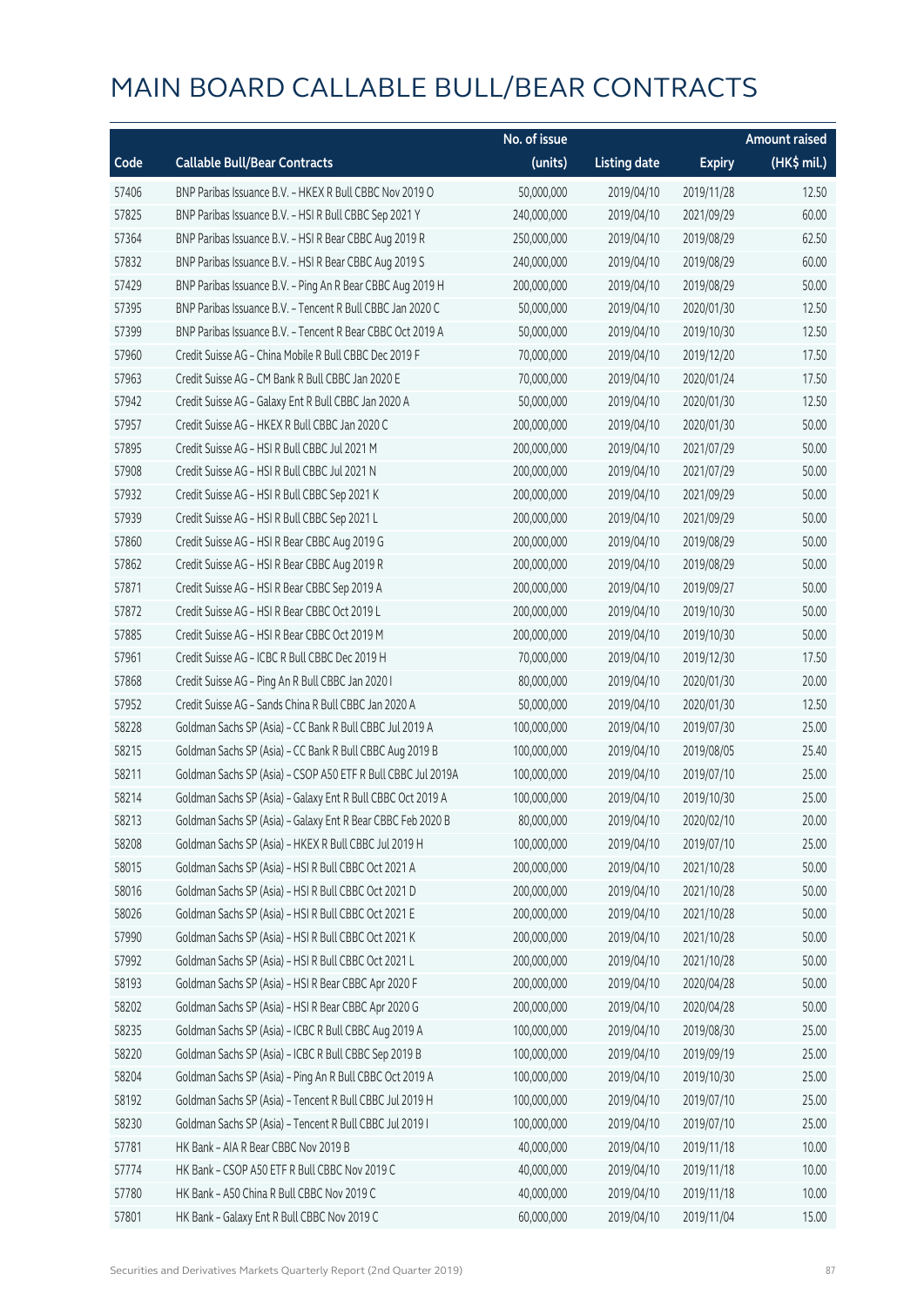# MAIN BOARD CALLABLE BULL/BEAR CONTRACTS

| Code | Callable Bull/Bear Contracts | No. of issue (units) | Listing date | Expiry | Amount raised (HK$ mil.) |
|---|---|---|---|---|---|
| 57406 | BNP Paribas Issuance B.V. – HKEX R Bull CBBC Nov 2019 O | 50,000,000 | 2019/04/10 | 2019/11/28 | 12.50 |
| 57825 | BNP Paribas Issuance B.V. – HSI R Bull CBBC Sep 2021 Y | 240,000,000 | 2019/04/10 | 2021/09/29 | 60.00 |
| 57364 | BNP Paribas Issuance B.V. – HSI R Bear CBBC Aug 2019 R | 250,000,000 | 2019/04/10 | 2019/08/29 | 62.50 |
| 57832 | BNP Paribas Issuance B.V. – HSI R Bear CBBC Aug 2019 S | 240,000,000 | 2019/04/10 | 2019/08/29 | 60.00 |
| 57429 | BNP Paribas Issuance B.V. – Ping An R Bear CBBC Aug 2019 H | 200,000,000 | 2019/04/10 | 2019/08/29 | 50.00 |
| 57395 | BNP Paribas Issuance B.V. – Tencent R Bull CBBC Jan 2020 C | 50,000,000 | 2019/04/10 | 2020/01/30 | 12.50 |
| 57399 | BNP Paribas Issuance B.V. – Tencent R Bear CBBC Oct 2019 A | 50,000,000 | 2019/04/10 | 2019/10/30 | 12.50 |
| 57960 | Credit Suisse AG – China Mobile R Bull CBBC Dec 2019 F | 70,000,000 | 2019/04/10 | 2019/12/20 | 17.50 |
| 57963 | Credit Suisse AG – CM Bank R Bull CBBC Jan 2020 E | 70,000,000 | 2019/04/10 | 2020/01/24 | 17.50 |
| 57942 | Credit Suisse AG – Galaxy Ent R Bull CBBC Jan 2020 A | 50,000,000 | 2019/04/10 | 2020/01/30 | 12.50 |
| 57957 | Credit Suisse AG – HKEX R Bull CBBC Jan 2020 C | 200,000,000 | 2019/04/10 | 2020/01/30 | 50.00 |
| 57895 | Credit Suisse AG – HSI R Bull CBBC Jul 2021 M | 200,000,000 | 2019/04/10 | 2021/07/29 | 50.00 |
| 57908 | Credit Suisse AG – HSI R Bull CBBC Jul 2021 N | 200,000,000 | 2019/04/10 | 2021/07/29 | 50.00 |
| 57932 | Credit Suisse AG – HSI R Bull CBBC Sep 2021 K | 200,000,000 | 2019/04/10 | 2021/09/29 | 50.00 |
| 57939 | Credit Suisse AG – HSI R Bull CBBC Sep 2021 L | 200,000,000 | 2019/04/10 | 2021/09/29 | 50.00 |
| 57860 | Credit Suisse AG – HSI R Bear CBBC Aug 2019 G | 200,000,000 | 2019/04/10 | 2019/08/29 | 50.00 |
| 57862 | Credit Suisse AG – HSI R Bear CBBC Aug 2019 R | 200,000,000 | 2019/04/10 | 2019/08/29 | 50.00 |
| 57871 | Credit Suisse AG – HSI R Bear CBBC Sep 2019 A | 200,000,000 | 2019/04/10 | 2019/09/27 | 50.00 |
| 57872 | Credit Suisse AG – HSI R Bear CBBC Oct 2019 L | 200,000,000 | 2019/04/10 | 2019/10/30 | 50.00 |
| 57885 | Credit Suisse AG – HSI R Bear CBBC Oct 2019 M | 200,000,000 | 2019/04/10 | 2019/10/30 | 50.00 |
| 57961 | Credit Suisse AG – ICBC R Bull CBBC Dec 2019 H | 70,000,000 | 2019/04/10 | 2019/12/30 | 17.50 |
| 57868 | Credit Suisse AG – Ping An R Bull CBBC Jan 2020 I | 80,000,000 | 2019/04/10 | 2020/01/30 | 20.00 |
| 57952 | Credit Suisse AG – Sands China R Bull CBBC Jan 2020 A | 50,000,000 | 2019/04/10 | 2020/01/30 | 12.50 |
| 58228 | Goldman Sachs SP (Asia) – CC Bank R Bull CBBC Jul 2019 A | 100,000,000 | 2019/04/10 | 2019/07/30 | 25.00 |
| 58215 | Goldman Sachs SP (Asia) – CC Bank R Bull CBBC Aug 2019 B | 100,000,000 | 2019/04/10 | 2019/08/05 | 25.40 |
| 58211 | Goldman Sachs SP (Asia) – CSOP A50 ETF R Bull CBBC Jul 2019A | 100,000,000 | 2019/04/10 | 2019/07/10 | 25.00 |
| 58214 | Goldman Sachs SP (Asia) – Galaxy Ent R Bull CBBC Oct 2019 A | 100,000,000 | 2019/04/10 | 2019/10/30 | 25.00 |
| 58213 | Goldman Sachs SP (Asia) – Galaxy Ent R Bear CBBC Feb 2020 B | 80,000,000 | 2019/04/10 | 2020/02/10 | 20.00 |
| 58208 | Goldman Sachs SP (Asia) – HKEX R Bull CBBC Jul 2019 H | 100,000,000 | 2019/04/10 | 2019/07/10 | 25.00 |
| 58015 | Goldman Sachs SP (Asia) – HSI R Bull CBBC Oct 2021 A | 200,000,000 | 2019/04/10 | 2021/10/28 | 50.00 |
| 58016 | Goldman Sachs SP (Asia) – HSI R Bull CBBC Oct 2021 D | 200,000,000 | 2019/04/10 | 2021/10/28 | 50.00 |
| 58026 | Goldman Sachs SP (Asia) – HSI R Bull CBBC Oct 2021 E | 200,000,000 | 2019/04/10 | 2021/10/28 | 50.00 |
| 57990 | Goldman Sachs SP (Asia) – HSI R Bull CBBC Oct 2021 K | 200,000,000 | 2019/04/10 | 2021/10/28 | 50.00 |
| 57992 | Goldman Sachs SP (Asia) – HSI R Bull CBBC Oct 2021 L | 200,000,000 | 2019/04/10 | 2021/10/28 | 50.00 |
| 58193 | Goldman Sachs SP (Asia) – HSI R Bear CBBC Apr 2020 F | 200,000,000 | 2019/04/10 | 2020/04/28 | 50.00 |
| 58202 | Goldman Sachs SP (Asia) – HSI R Bear CBBC Apr 2020 G | 200,000,000 | 2019/04/10 | 2020/04/28 | 50.00 |
| 58235 | Goldman Sachs SP (Asia) – ICBC R Bull CBBC Aug 2019 A | 100,000,000 | 2019/04/10 | 2019/08/30 | 25.00 |
| 58220 | Goldman Sachs SP (Asia) – ICBC R Bull CBBC Sep 2019 B | 100,000,000 | 2019/04/10 | 2019/09/19 | 25.00 |
| 58204 | Goldman Sachs SP (Asia) – Ping An R Bull CBBC Oct 2019 A | 100,000,000 | 2019/04/10 | 2019/10/30 | 25.00 |
| 58192 | Goldman Sachs SP (Asia) – Tencent R Bull CBBC Jul 2019 H | 100,000,000 | 2019/04/10 | 2019/07/10 | 25.00 |
| 58230 | Goldman Sachs SP (Asia) – Tencent R Bull CBBC Jul 2019 I | 100,000,000 | 2019/04/10 | 2019/07/10 | 25.00 |
| 57781 | HK Bank – AIA R Bear CBBC Nov 2019 B | 40,000,000 | 2019/04/10 | 2019/11/18 | 10.00 |
| 57774 | HK Bank – CSOP A50 ETF R Bull CBBC Nov 2019 C | 40,000,000 | 2019/04/10 | 2019/11/18 | 10.00 |
| 57780 | HK Bank – A50 China R Bull CBBC Nov 2019 C | 40,000,000 | 2019/04/10 | 2019/11/18 | 10.00 |
| 57801 | HK Bank – Galaxy Ent R Bull CBBC Nov 2019 C | 60,000,000 | 2019/04/10 | 2019/11/04 | 15.00 |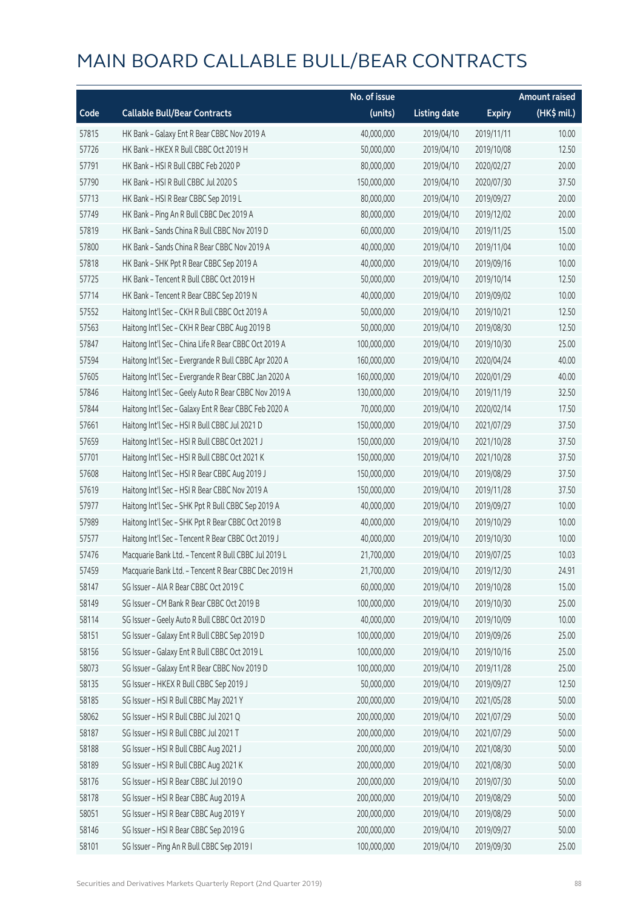# MAIN BOARD CALLABLE BULL/BEAR CONTRACTS

| Code | Callable Bull/Bear Contracts | No. of issue (units) | Listing date | Expiry | Amount raised (HK$ mil.) |
|---|---|---|---|---|---|
| 57815 | HK Bank – Galaxy Ent R Bear CBBC Nov 2019 A | 40,000,000 | 2019/04/10 | 2019/11/11 | 10.00 |
| 57726 | HK Bank – HKEX R Bull CBBC Oct 2019 H | 50,000,000 | 2019/04/10 | 2019/10/08 | 12.50 |
| 57791 | HK Bank – HSI R Bull CBBC Feb 2020 P | 80,000,000 | 2019/04/10 | 2020/02/27 | 20.00 |
| 57790 | HK Bank – HSI R Bull CBBC Jul 2020 S | 150,000,000 | 2019/04/10 | 2020/07/30 | 37.50 |
| 57713 | HK Bank – HSI R Bear CBBC Sep 2019 L | 80,000,000 | 2019/04/10 | 2019/09/27 | 20.00 |
| 57749 | HK Bank – Ping An R Bull CBBC Dec 2019 A | 80,000,000 | 2019/04/10 | 2019/12/02 | 20.00 |
| 57819 | HK Bank – Sands China R Bull CBBC Nov 2019 D | 60,000,000 | 2019/04/10 | 2019/11/25 | 15.00 |
| 57800 | HK Bank – Sands China R Bear CBBC Nov 2019 A | 40,000,000 | 2019/04/10 | 2019/11/04 | 10.00 |
| 57818 | HK Bank – SHK Ppt R Bear CBBC Sep 2019 A | 40,000,000 | 2019/04/10 | 2019/09/16 | 10.00 |
| 57725 | HK Bank – Tencent R Bull CBBC Oct 2019 H | 50,000,000 | 2019/04/10 | 2019/10/14 | 12.50 |
| 57714 | HK Bank – Tencent R Bear CBBC Sep 2019 N | 40,000,000 | 2019/04/10 | 2019/09/02 | 10.00 |
| 57552 | Haitong Int'l Sec – CKH R Bull CBBC Oct 2019 A | 50,000,000 | 2019/04/10 | 2019/10/21 | 12.50 |
| 57563 | Haitong Int'l Sec – CKH R Bear CBBC Aug 2019 B | 50,000,000 | 2019/04/10 | 2019/08/30 | 12.50 |
| 57847 | Haitong Int'l Sec – China Life R Bear CBBC Oct 2019 A | 100,000,000 | 2019/04/10 | 2019/10/30 | 25.00 |
| 57594 | Haitong Int'l Sec – Evergrande R Bull CBBC Apr 2020 A | 160,000,000 | 2019/04/10 | 2020/04/24 | 40.00 |
| 57605 | Haitong Int'l Sec – Evergrande R Bear CBBC Jan 2020 A | 160,000,000 | 2019/04/10 | 2020/01/29 | 40.00 |
| 57846 | Haitong Int'l Sec – Geely Auto R Bear CBBC Nov 2019 A | 130,000,000 | 2019/04/10 | 2019/11/19 | 32.50 |
| 57844 | Haitong Int'l Sec – Galaxy Ent R Bear CBBC Feb 2020 A | 70,000,000 | 2019/04/10 | 2020/02/14 | 17.50 |
| 57661 | Haitong Int'l Sec – HSI R Bull CBBC Jul 2021 D | 150,000,000 | 2019/04/10 | 2021/07/29 | 37.50 |
| 57659 | Haitong Int'l Sec – HSI R Bull CBBC Oct 2021 J | 150,000,000 | 2019/04/10 | 2021/10/28 | 37.50 |
| 57701 | Haitong Int'l Sec – HSI R Bull CBBC Oct 2021 K | 150,000,000 | 2019/04/10 | 2021/10/28 | 37.50 |
| 57608 | Haitong Int'l Sec – HSI R Bear CBBC Aug 2019 J | 150,000,000 | 2019/04/10 | 2019/08/29 | 37.50 |
| 57619 | Haitong Int'l Sec – HSI R Bear CBBC Nov 2019 A | 150,000,000 | 2019/04/10 | 2019/11/28 | 37.50 |
| 57977 | Haitong Int'l Sec – SHK Ppt R Bull CBBC Sep 2019 A | 40,000,000 | 2019/04/10 | 2019/09/27 | 10.00 |
| 57989 | Haitong Int'l Sec – SHK Ppt R Bear CBBC Oct 2019 B | 40,000,000 | 2019/04/10 | 2019/10/29 | 10.00 |
| 57577 | Haitong Int'l Sec – Tencent R Bear CBBC Oct 2019 J | 40,000,000 | 2019/04/10 | 2019/10/30 | 10.00 |
| 57476 | Macquarie Bank Ltd. – Tencent R Bull CBBC Jul 2019 L | 21,700,000 | 2019/04/10 | 2019/07/25 | 10.03 |
| 57459 | Macquarie Bank Ltd. – Tencent R Bear CBBC Dec 2019 H | 21,700,000 | 2019/04/10 | 2019/12/30 | 24.91 |
| 58147 | SG Issuer – AIA R Bear CBBC Oct 2019 C | 60,000,000 | 2019/04/10 | 2019/10/28 | 15.00 |
| 58149 | SG Issuer – CM Bank R Bear CBBC Oct 2019 B | 100,000,000 | 2019/04/10 | 2019/10/30 | 25.00 |
| 58114 | SG Issuer – Geely Auto R Bull CBBC Oct 2019 D | 40,000,000 | 2019/04/10 | 2019/10/09 | 10.00 |
| 58151 | SG Issuer – Galaxy Ent R Bull CBBC Sep 2019 D | 100,000,000 | 2019/04/10 | 2019/09/26 | 25.00 |
| 58156 | SG Issuer – Galaxy Ent R Bull CBBC Oct 2019 L | 100,000,000 | 2019/04/10 | 2019/10/16 | 25.00 |
| 58073 | SG Issuer – Galaxy Ent R Bear CBBC Nov 2019 D | 100,000,000 | 2019/04/10 | 2019/11/28 | 25.00 |
| 58135 | SG Issuer – HKEX R Bull CBBC Sep 2019 J | 50,000,000 | 2019/04/10 | 2019/09/27 | 12.50 |
| 58185 | SG Issuer – HSI R Bull CBBC May 2021 Y | 200,000,000 | 2019/04/10 | 2021/05/28 | 50.00 |
| 58062 | SG Issuer – HSI R Bull CBBC Jul 2021 Q | 200,000,000 | 2019/04/10 | 2021/07/29 | 50.00 |
| 58187 | SG Issuer – HSI R Bull CBBC Jul 2021 T | 200,000,000 | 2019/04/10 | 2021/07/29 | 50.00 |
| 58188 | SG Issuer – HSI R Bull CBBC Aug 2021 J | 200,000,000 | 2019/04/10 | 2021/08/30 | 50.00 |
| 58189 | SG Issuer – HSI R Bull CBBC Aug 2021 K | 200,000,000 | 2019/04/10 | 2021/08/30 | 50.00 |
| 58176 | SG Issuer – HSI R Bear CBBC Jul 2019 O | 200,000,000 | 2019/04/10 | 2019/07/30 | 50.00 |
| 58178 | SG Issuer – HSI R Bear CBBC Aug 2019 A | 200,000,000 | 2019/04/10 | 2019/08/29 | 50.00 |
| 58051 | SG Issuer – HSI R Bear CBBC Aug 2019 Y | 200,000,000 | 2019/04/10 | 2019/08/29 | 50.00 |
| 58146 | SG Issuer – HSI R Bear CBBC Sep 2019 G | 200,000,000 | 2019/04/10 | 2019/09/27 | 50.00 |
| 58101 | SG Issuer – Ping An R Bull CBBC Sep 2019 I | 100,000,000 | 2019/04/10 | 2019/09/30 | 25.00 |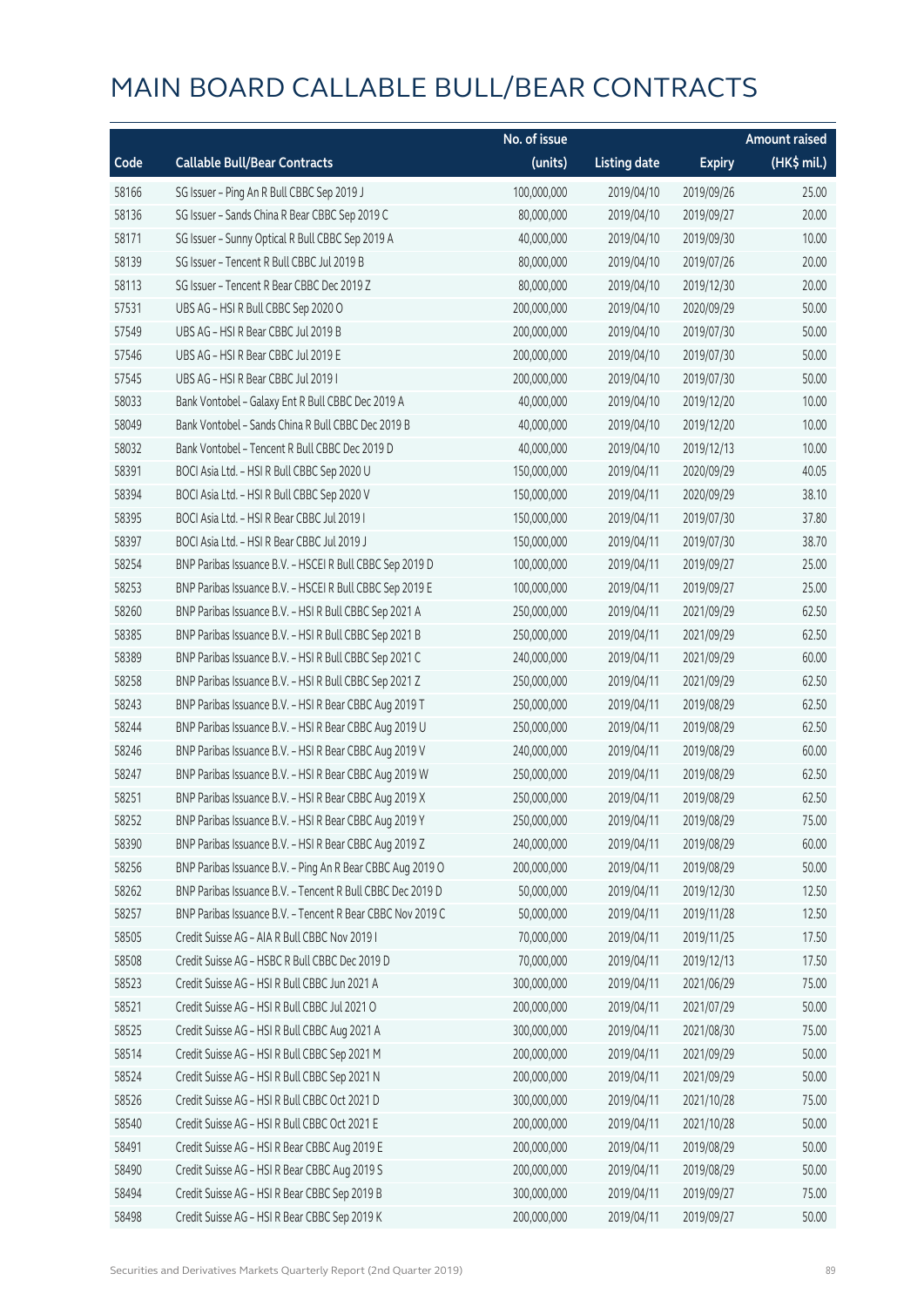# MAIN BOARD CALLABLE BULL/BEAR CONTRACTS

| Code | Callable Bull/Bear Contracts | No. of issue (units) | Listing date | Expiry | Amount raised (HK$ mil.) |
|---|---|---|---|---|---|
| 58166 | SG Issuer – Ping An R Bull CBBC Sep 2019 J | 100,000,000 | 2019/04/10 | 2019/09/26 | 25.00 |
| 58136 | SG Issuer – Sands China R Bear CBBC Sep 2019 C | 80,000,000 | 2019/04/10 | 2019/09/27 | 20.00 |
| 58171 | SG Issuer – Sunny Optical R Bull CBBC Sep 2019 A | 40,000,000 | 2019/04/10 | 2019/09/30 | 10.00 |
| 58139 | SG Issuer – Tencent R Bull CBBC Jul 2019 B | 80,000,000 | 2019/04/10 | 2019/07/26 | 20.00 |
| 58113 | SG Issuer – Tencent R Bear CBBC Dec 2019 Z | 80,000,000 | 2019/04/10 | 2019/12/30 | 20.00 |
| 57531 | UBS AG – HSI R Bull CBBC Sep 2020 O | 200,000,000 | 2019/04/10 | 2020/09/29 | 50.00 |
| 57549 | UBS AG – HSI R Bear CBBC Jul 2019 B | 200,000,000 | 2019/04/10 | 2019/07/30 | 50.00 |
| 57546 | UBS AG – HSI R Bear CBBC Jul 2019 E | 200,000,000 | 2019/04/10 | 2019/07/30 | 50.00 |
| 57545 | UBS AG – HSI R Bear CBBC Jul 2019 I | 200,000,000 | 2019/04/10 | 2019/07/30 | 50.00 |
| 58033 | Bank Vontobel – Galaxy Ent R Bull CBBC Dec 2019 A | 40,000,000 | 2019/04/10 | 2019/12/20 | 10.00 |
| 58049 | Bank Vontobel – Sands China R Bull CBBC Dec 2019 B | 40,000,000 | 2019/04/10 | 2019/12/20 | 10.00 |
| 58032 | Bank Vontobel – Tencent R Bull CBBC Dec 2019 D | 40,000,000 | 2019/04/10 | 2019/12/13 | 10.00 |
| 58391 | BOCI Asia Ltd. – HSI R Bull CBBC Sep 2020 U | 150,000,000 | 2019/04/11 | 2020/09/29 | 40.05 |
| 58394 | BOCI Asia Ltd. – HSI R Bull CBBC Sep 2020 V | 150,000,000 | 2019/04/11 | 2020/09/29 | 38.10 |
| 58395 | BOCI Asia Ltd. – HSI R Bear CBBC Jul 2019 I | 150,000,000 | 2019/04/11 | 2019/07/30 | 37.80 |
| 58397 | BOCI Asia Ltd. – HSI R Bear CBBC Jul 2019 J | 150,000,000 | 2019/04/11 | 2019/07/30 | 38.70 |
| 58254 | BNP Paribas Issuance B.V. – HSCEI R Bull CBBC Sep 2019 D | 100,000,000 | 2019/04/11 | 2019/09/27 | 25.00 |
| 58253 | BNP Paribas Issuance B.V. – HSCEI R Bull CBBC Sep 2019 E | 100,000,000 | 2019/04/11 | 2019/09/27 | 25.00 |
| 58260 | BNP Paribas Issuance B.V. – HSI R Bull CBBC Sep 2021 A | 250,000,000 | 2019/04/11 | 2021/09/29 | 62.50 |
| 58385 | BNP Paribas Issuance B.V. – HSI R Bull CBBC Sep 2021 B | 250,000,000 | 2019/04/11 | 2021/09/29 | 62.50 |
| 58389 | BNP Paribas Issuance B.V. – HSI R Bull CBBC Sep 2021 C | 240,000,000 | 2019/04/11 | 2021/09/29 | 60.00 |
| 58258 | BNP Paribas Issuance B.V. – HSI R Bull CBBC Sep 2021 Z | 250,000,000 | 2019/04/11 | 2021/09/29 | 62.50 |
| 58243 | BNP Paribas Issuance B.V. – HSI R Bear CBBC Aug 2019 T | 250,000,000 | 2019/04/11 | 2019/08/29 | 62.50 |
| 58244 | BNP Paribas Issuance B.V. – HSI R Bear CBBC Aug 2019 U | 250,000,000 | 2019/04/11 | 2019/08/29 | 62.50 |
| 58246 | BNP Paribas Issuance B.V. – HSI R Bear CBBC Aug 2019 V | 240,000,000 | 2019/04/11 | 2019/08/29 | 60.00 |
| 58247 | BNP Paribas Issuance B.V. – HSI R Bear CBBC Aug 2019 W | 250,000,000 | 2019/04/11 | 2019/08/29 | 62.50 |
| 58251 | BNP Paribas Issuance B.V. – HSI R Bear CBBC Aug 2019 X | 250,000,000 | 2019/04/11 | 2019/08/29 | 62.50 |
| 58252 | BNP Paribas Issuance B.V. – HSI R Bear CBBC Aug 2019 Y | 250,000,000 | 2019/04/11 | 2019/08/29 | 75.00 |
| 58390 | BNP Paribas Issuance B.V. – HSI R Bear CBBC Aug 2019 Z | 240,000,000 | 2019/04/11 | 2019/08/29 | 60.00 |
| 58256 | BNP Paribas Issuance B.V. – Ping An R Bear CBBC Aug 2019 O | 200,000,000 | 2019/04/11 | 2019/08/29 | 50.00 |
| 58262 | BNP Paribas Issuance B.V. – Tencent R Bull CBBC Dec 2019 D | 50,000,000 | 2019/04/11 | 2019/12/30 | 12.50 |
| 58257 | BNP Paribas Issuance B.V. – Tencent R Bear CBBC Nov 2019 C | 50,000,000 | 2019/04/11 | 2019/11/28 | 12.50 |
| 58505 | Credit Suisse AG – AIA R Bull CBBC Nov 2019 I | 70,000,000 | 2019/04/11 | 2019/11/25 | 17.50 |
| 58508 | Credit Suisse AG – HSBC R Bull CBBC Dec 2019 D | 70,000,000 | 2019/04/11 | 2019/12/13 | 17.50 |
| 58523 | Credit Suisse AG – HSI R Bull CBBC Jun 2021 A | 300,000,000 | 2019/04/11 | 2021/06/29 | 75.00 |
| 58521 | Credit Suisse AG – HSI R Bull CBBC Jul 2021 O | 200,000,000 | 2019/04/11 | 2021/07/29 | 50.00 |
| 58525 | Credit Suisse AG – HSI R Bull CBBC Aug 2021 A | 300,000,000 | 2019/04/11 | 2021/08/30 | 75.00 |
| 58514 | Credit Suisse AG – HSI R Bull CBBC Sep 2021 M | 200,000,000 | 2019/04/11 | 2021/09/29 | 50.00 |
| 58524 | Credit Suisse AG – HSI R Bull CBBC Sep 2021 N | 200,000,000 | 2019/04/11 | 2021/09/29 | 50.00 |
| 58526 | Credit Suisse AG – HSI R Bull CBBC Oct 2021 D | 300,000,000 | 2019/04/11 | 2021/10/28 | 75.00 |
| 58540 | Credit Suisse AG – HSI R Bull CBBC Oct 2021 E | 200,000,000 | 2019/04/11 | 2021/10/28 | 50.00 |
| 58491 | Credit Suisse AG – HSI R Bear CBBC Aug 2019 E | 200,000,000 | 2019/04/11 | 2019/08/29 | 50.00 |
| 58490 | Credit Suisse AG – HSI R Bear CBBC Aug 2019 S | 200,000,000 | 2019/04/11 | 2019/08/29 | 50.00 |
| 58494 | Credit Suisse AG – HSI R Bear CBBC Sep 2019 B | 300,000,000 | 2019/04/11 | 2019/09/27 | 75.00 |
| 58498 | Credit Suisse AG – HSI R Bear CBBC Sep 2019 K | 200,000,000 | 2019/04/11 | 2019/09/27 | 50.00 |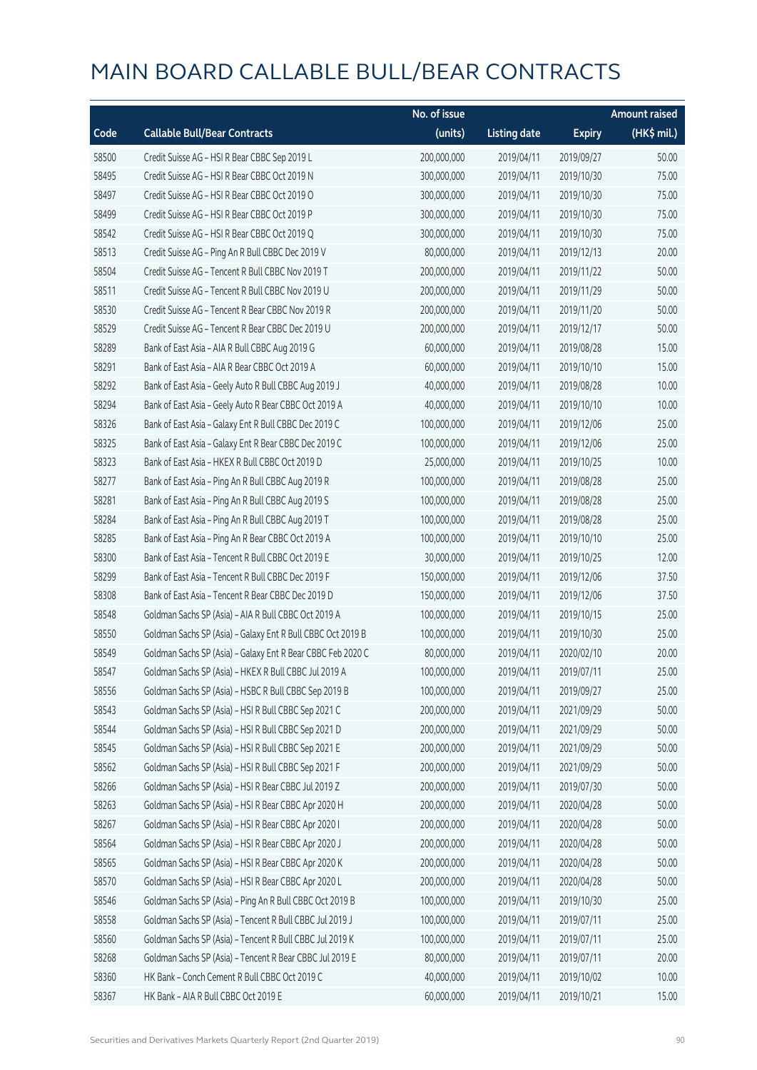# MAIN BOARD CALLABLE BULL/BEAR CONTRACTS

| Code | Callable Bull/Bear Contracts | No. of issue (units) | Listing date | Expiry | Amount raised (HK$ mil.) |
|---|---|---|---|---|---|
| 58500 | Credit Suisse AG – HSI R Bear CBBC Sep 2019 L | 200,000,000 | 2019/04/11 | 2019/09/27 | 50.00 |
| 58495 | Credit Suisse AG – HSI R Bear CBBC Oct 2019 N | 300,000,000 | 2019/04/11 | 2019/10/30 | 75.00 |
| 58497 | Credit Suisse AG – HSI R Bear CBBC Oct 2019 O | 300,000,000 | 2019/04/11 | 2019/10/30 | 75.00 |
| 58499 | Credit Suisse AG – HSI R Bear CBBC Oct 2019 P | 300,000,000 | 2019/04/11 | 2019/10/30 | 75.00 |
| 58542 | Credit Suisse AG – HSI R Bear CBBC Oct 2019 Q | 300,000,000 | 2019/04/11 | 2019/10/30 | 75.00 |
| 58513 | Credit Suisse AG – Ping An R Bull CBBC Dec 2019 V | 80,000,000 | 2019/04/11 | 2019/12/13 | 20.00 |
| 58504 | Credit Suisse AG – Tencent R Bull CBBC Nov 2019 T | 200,000,000 | 2019/04/11 | 2019/11/22 | 50.00 |
| 58511 | Credit Suisse AG – Tencent R Bull CBBC Nov 2019 U | 200,000,000 | 2019/04/11 | 2019/11/29 | 50.00 |
| 58530 | Credit Suisse AG – Tencent R Bear CBBC Nov 2019 R | 200,000,000 | 2019/04/11 | 2019/11/20 | 50.00 |
| 58529 | Credit Suisse AG – Tencent R Bear CBBC Dec 2019 U | 200,000,000 | 2019/04/11 | 2019/12/17 | 50.00 |
| 58289 | Bank of East Asia – AIA R Bull CBBC Aug 2019 G | 60,000,000 | 2019/04/11 | 2019/08/28 | 15.00 |
| 58291 | Bank of East Asia – AIA R Bear CBBC Oct 2019 A | 60,000,000 | 2019/04/11 | 2019/10/10 | 15.00 |
| 58292 | Bank of East Asia – Geely Auto R Bull CBBC Aug 2019 J | 40,000,000 | 2019/04/11 | 2019/08/28 | 10.00 |
| 58294 | Bank of East Asia – Geely Auto R Bear CBBC Oct 2019 A | 40,000,000 | 2019/04/11 | 2019/10/10 | 10.00 |
| 58326 | Bank of East Asia – Galaxy Ent R Bull CBBC Dec 2019 C | 100,000,000 | 2019/04/11 | 2019/12/06 | 25.00 |
| 58325 | Bank of East Asia – Galaxy Ent R Bear CBBC Dec 2019 C | 100,000,000 | 2019/04/11 | 2019/12/06 | 25.00 |
| 58323 | Bank of East Asia – HKEX R Bull CBBC Oct 2019 D | 25,000,000 | 2019/04/11 | 2019/10/25 | 10.00 |
| 58277 | Bank of East Asia – Ping An R Bull CBBC Aug 2019 R | 100,000,000 | 2019/04/11 | 2019/08/28 | 25.00 |
| 58281 | Bank of East Asia – Ping An R Bull CBBC Aug 2019 S | 100,000,000 | 2019/04/11 | 2019/08/28 | 25.00 |
| 58284 | Bank of East Asia – Ping An R Bull CBBC Aug 2019 T | 100,000,000 | 2019/04/11 | 2019/08/28 | 25.00 |
| 58285 | Bank of East Asia – Ping An R Bear CBBC Oct 2019 A | 100,000,000 | 2019/04/11 | 2019/10/10 | 25.00 |
| 58300 | Bank of East Asia – Tencent R Bull CBBC Oct 2019 E | 30,000,000 | 2019/04/11 | 2019/10/25 | 12.00 |
| 58299 | Bank of East Asia – Tencent R Bull CBBC Dec 2019 F | 150,000,000 | 2019/04/11 | 2019/12/06 | 37.50 |
| 58308 | Bank of East Asia – Tencent R Bear CBBC Dec 2019 D | 150,000,000 | 2019/04/11 | 2019/12/06 | 37.50 |
| 58548 | Goldman Sachs SP (Asia) – AIA R Bull CBBC Oct 2019 A | 100,000,000 | 2019/04/11 | 2019/10/15 | 25.00 |
| 58550 | Goldman Sachs SP (Asia) – Galaxy Ent R Bull CBBC Oct 2019 B | 100,000,000 | 2019/04/11 | 2019/10/30 | 25.00 |
| 58549 | Goldman Sachs SP (Asia) – Galaxy Ent R Bear CBBC Feb 2020 C | 80,000,000 | 2019/04/11 | 2020/02/10 | 20.00 |
| 58547 | Goldman Sachs SP (Asia) – HKEX R Bull CBBC Jul 2019 A | 100,000,000 | 2019/04/11 | 2019/07/11 | 25.00 |
| 58556 | Goldman Sachs SP (Asia) – HSBC R Bull CBBC Sep 2019 B | 100,000,000 | 2019/04/11 | 2019/09/27 | 25.00 |
| 58543 | Goldman Sachs SP (Asia) – HSI R Bull CBBC Sep 2021 C | 200,000,000 | 2019/04/11 | 2021/09/29 | 50.00 |
| 58544 | Goldman Sachs SP (Asia) – HSI R Bull CBBC Sep 2021 D | 200,000,000 | 2019/04/11 | 2021/09/29 | 50.00 |
| 58545 | Goldman Sachs SP (Asia) – HSI R Bull CBBC Sep 2021 E | 200,000,000 | 2019/04/11 | 2021/09/29 | 50.00 |
| 58562 | Goldman Sachs SP (Asia) – HSI R Bull CBBC Sep 2021 F | 200,000,000 | 2019/04/11 | 2021/09/29 | 50.00 |
| 58266 | Goldman Sachs SP (Asia) – HSI R Bear CBBC Jul 2019 Z | 200,000,000 | 2019/04/11 | 2019/07/30 | 50.00 |
| 58263 | Goldman Sachs SP (Asia) – HSI R Bear CBBC Apr 2020 H | 200,000,000 | 2019/04/11 | 2020/04/28 | 50.00 |
| 58267 | Goldman Sachs SP (Asia) – HSI R Bear CBBC Apr 2020 I | 200,000,000 | 2019/04/11 | 2020/04/28 | 50.00 |
| 58564 | Goldman Sachs SP (Asia) – HSI R Bear CBBC Apr 2020 J | 200,000,000 | 2019/04/11 | 2020/04/28 | 50.00 |
| 58565 | Goldman Sachs SP (Asia) – HSI R Bear CBBC Apr 2020 K | 200,000,000 | 2019/04/11 | 2020/04/28 | 50.00 |
| 58570 | Goldman Sachs SP (Asia) – HSI R Bear CBBC Apr 2020 L | 200,000,000 | 2019/04/11 | 2020/04/28 | 50.00 |
| 58546 | Goldman Sachs SP (Asia) – Ping An R Bull CBBC Oct 2019 B | 100,000,000 | 2019/04/11 | 2019/10/30 | 25.00 |
| 58558 | Goldman Sachs SP (Asia) – Tencent R Bull CBBC Jul 2019 J | 100,000,000 | 2019/04/11 | 2019/07/11 | 25.00 |
| 58560 | Goldman Sachs SP (Asia) – Tencent R Bull CBBC Jul 2019 K | 100,000,000 | 2019/04/11 | 2019/07/11 | 25.00 |
| 58268 | Goldman Sachs SP (Asia) – Tencent R Bear CBBC Jul 2019 E | 80,000,000 | 2019/04/11 | 2019/07/11 | 20.00 |
| 58360 | HK Bank – Conch Cement R Bull CBBC Oct 2019 C | 40,000,000 | 2019/04/11 | 2019/10/02 | 10.00 |
| 58367 | HK Bank – AIA R Bull CBBC Oct 2019 E | 60,000,000 | 2019/04/11 | 2019/10/21 | 15.00 |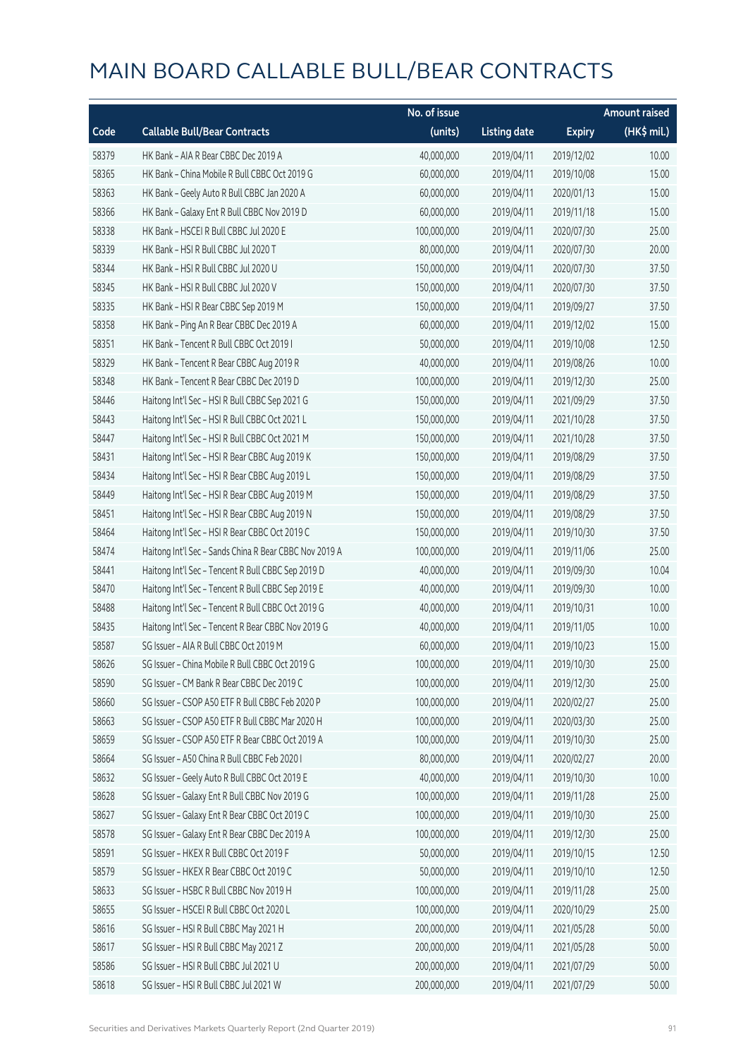# MAIN BOARD CALLABLE BULL/BEAR CONTRACTS

| Code | Callable Bull/Bear Contracts | No. of issue (units) | Listing date | Expiry | Amount raised (HK$ mil.) |
|---|---|---|---|---|---|
| 58379 | HK Bank – AIA R Bear CBBC Dec 2019 A | 40,000,000 | 2019/04/11 | 2019/12/02 | 10.00 |
| 58365 | HK Bank – China Mobile R Bull CBBC Oct 2019 G | 60,000,000 | 2019/04/11 | 2019/10/08 | 15.00 |
| 58363 | HK Bank – Geely Auto R Bull CBBC Jan 2020 A | 60,000,000 | 2019/04/11 | 2020/01/13 | 15.00 |
| 58366 | HK Bank – Galaxy Ent R Bull CBBC Nov 2019 D | 60,000,000 | 2019/04/11 | 2019/11/18 | 15.00 |
| 58338 | HK Bank – HSCEI R Bull CBBC Jul 2020 E | 100,000,000 | 2019/04/11 | 2020/07/30 | 25.00 |
| 58339 | HK Bank – HSI R Bull CBBC Jul 2020 T | 80,000,000 | 2019/04/11 | 2020/07/30 | 20.00 |
| 58344 | HK Bank – HSI R Bull CBBC Jul 2020 U | 150,000,000 | 2019/04/11 | 2020/07/30 | 37.50 |
| 58345 | HK Bank – HSI R Bull CBBC Jul 2020 V | 150,000,000 | 2019/04/11 | 2020/07/30 | 37.50 |
| 58335 | HK Bank – HSI R Bear CBBC Sep 2019 M | 150,000,000 | 2019/04/11 | 2019/09/27 | 37.50 |
| 58358 | HK Bank – Ping An R Bear CBBC Dec 2019 A | 60,000,000 | 2019/04/11 | 2019/12/02 | 15.00 |
| 58351 | HK Bank – Tencent R Bull CBBC Oct 2019 I | 50,000,000 | 2019/04/11 | 2019/10/08 | 12.50 |
| 58329 | HK Bank – Tencent R Bear CBBC Aug 2019 R | 40,000,000 | 2019/04/11 | 2019/08/26 | 10.00 |
| 58348 | HK Bank – Tencent R Bear CBBC Dec 2019 D | 100,000,000 | 2019/04/11 | 2019/12/30 | 25.00 |
| 58446 | Haitong Int'l Sec – HSI R Bull CBBC Sep 2021 G | 150,000,000 | 2019/04/11 | 2021/09/29 | 37.50 |
| 58443 | Haitong Int'l Sec – HSI R Bull CBBC Oct 2021 L | 150,000,000 | 2019/04/11 | 2021/10/28 | 37.50 |
| 58447 | Haitong Int'l Sec – HSI R Bull CBBC Oct 2021 M | 150,000,000 | 2019/04/11 | 2021/10/28 | 37.50 |
| 58431 | Haitong Int'l Sec – HSI R Bear CBBC Aug 2019 K | 150,000,000 | 2019/04/11 | 2019/08/29 | 37.50 |
| 58434 | Haitong Int'l Sec – HSI R Bear CBBC Aug 2019 L | 150,000,000 | 2019/04/11 | 2019/08/29 | 37.50 |
| 58449 | Haitong Int'l Sec – HSI R Bear CBBC Aug 2019 M | 150,000,000 | 2019/04/11 | 2019/08/29 | 37.50 |
| 58451 | Haitong Int'l Sec – HSI R Bear CBBC Aug 2019 N | 150,000,000 | 2019/04/11 | 2019/08/29 | 37.50 |
| 58464 | Haitong Int'l Sec – HSI R Bear CBBC Oct 2019 C | 150,000,000 | 2019/04/11 | 2019/10/30 | 37.50 |
| 58474 | Haitong Int'l Sec – Sands China R Bear CBBC Nov 2019 A | 100,000,000 | 2019/04/11 | 2019/11/06 | 25.00 |
| 58441 | Haitong Int'l Sec – Tencent R Bull CBBC Sep 2019 D | 40,000,000 | 2019/04/11 | 2019/09/30 | 10.04 |
| 58470 | Haitong Int'l Sec – Tencent R Bull CBBC Sep 2019 E | 40,000,000 | 2019/04/11 | 2019/09/30 | 10.00 |
| 58488 | Haitong Int'l Sec – Tencent R Bull CBBC Oct 2019 G | 40,000,000 | 2019/04/11 | 2019/10/31 | 10.00 |
| 58435 | Haitong Int'l Sec – Tencent R Bear CBBC Nov 2019 G | 40,000,000 | 2019/04/11 | 2019/11/05 | 10.00 |
| 58587 | SG Issuer – AIA R Bull CBBC Oct 2019 M | 60,000,000 | 2019/04/11 | 2019/10/23 | 15.00 |
| 58626 | SG Issuer – China Mobile R Bull CBBC Oct 2019 G | 100,000,000 | 2019/04/11 | 2019/10/30 | 25.00 |
| 58590 | SG Issuer – CM Bank R Bear CBBC Dec 2019 C | 100,000,000 | 2019/04/11 | 2019/12/30 | 25.00 |
| 58660 | SG Issuer – CSOP A50 ETF R Bull CBBC Feb 2020 P | 100,000,000 | 2019/04/11 | 2020/02/27 | 25.00 |
| 58663 | SG Issuer – CSOP A50 ETF R Bull CBBC Mar 2020 H | 100,000,000 | 2019/04/11 | 2020/03/30 | 25.00 |
| 58659 | SG Issuer – CSOP A50 ETF R Bear CBBC Oct 2019 A | 100,000,000 | 2019/04/11 | 2019/10/30 | 25.00 |
| 58664 | SG Issuer – A50 China R Bull CBBC Feb 2020 I | 80,000,000 | 2019/04/11 | 2020/02/27 | 20.00 |
| 58632 | SG Issuer – Geely Auto R Bull CBBC Oct 2019 E | 40,000,000 | 2019/04/11 | 2019/10/30 | 10.00 |
| 58628 | SG Issuer – Galaxy Ent R Bull CBBC Nov 2019 G | 100,000,000 | 2019/04/11 | 2019/11/28 | 25.00 |
| 58627 | SG Issuer – Galaxy Ent R Bear CBBC Oct 2019 C | 100,000,000 | 2019/04/11 | 2019/10/30 | 25.00 |
| 58578 | SG Issuer – Galaxy Ent R Bear CBBC Dec 2019 A | 100,000,000 | 2019/04/11 | 2019/12/30 | 25.00 |
| 58591 | SG Issuer – HKEX R Bull CBBC Oct 2019 F | 50,000,000 | 2019/04/11 | 2019/10/15 | 12.50 |
| 58579 | SG Issuer – HKEX R Bear CBBC Oct 2019 C | 50,000,000 | 2019/04/11 | 2019/10/10 | 12.50 |
| 58633 | SG Issuer – HSBC R Bull CBBC Nov 2019 H | 100,000,000 | 2019/04/11 | 2019/11/28 | 25.00 |
| 58655 | SG Issuer – HSCEI R Bull CBBC Oct 2020 L | 100,000,000 | 2019/04/11 | 2020/10/29 | 25.00 |
| 58616 | SG Issuer – HSI R Bull CBBC May 2021 H | 200,000,000 | 2019/04/11 | 2021/05/28 | 50.00 |
| 58617 | SG Issuer – HSI R Bull CBBC May 2021 Z | 200,000,000 | 2019/04/11 | 2021/05/28 | 50.00 |
| 58586 | SG Issuer – HSI R Bull CBBC Jul 2021 U | 200,000,000 | 2019/04/11 | 2021/07/29 | 50.00 |
| 58618 | SG Issuer – HSI R Bull CBBC Jul 2021 W | 200,000,000 | 2019/04/11 | 2021/07/29 | 50.00 |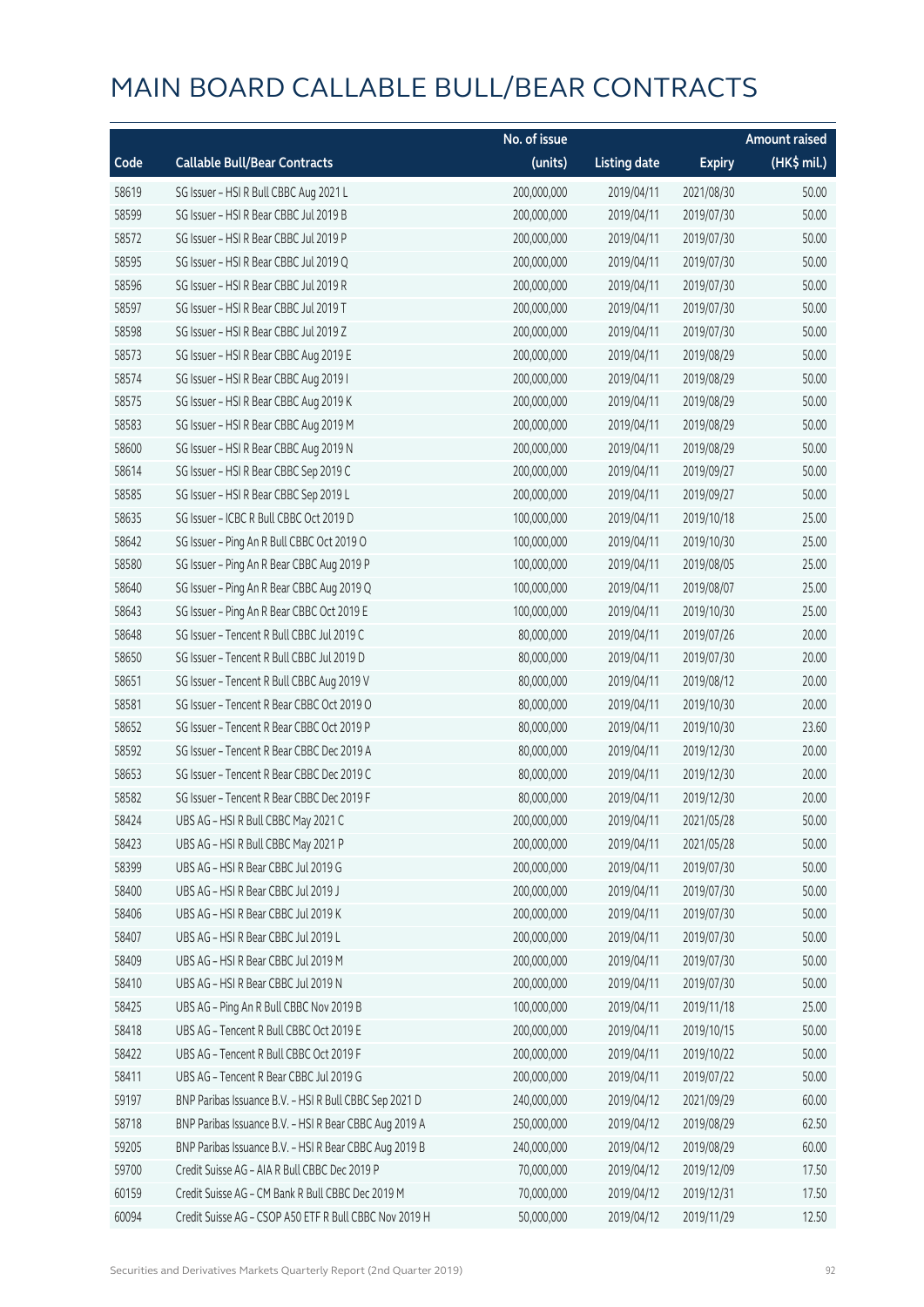# MAIN BOARD CALLABLE BULL/BEAR CONTRACTS

| Code | Callable Bull/Bear Contracts | No. of issue (units) | Listing date | Expiry | Amount raised (HK$ mil.) |
|---|---|---|---|---|---|
| 58619 | SG Issuer – HSI R Bull CBBC Aug 2021 L | 200,000,000 | 2019/04/11 | 2021/08/30 | 50.00 |
| 58599 | SG Issuer – HSI R Bear CBBC Jul 2019 B | 200,000,000 | 2019/04/11 | 2019/07/30 | 50.00 |
| 58572 | SG Issuer – HSI R Bear CBBC Jul 2019 P | 200,000,000 | 2019/04/11 | 2019/07/30 | 50.00 |
| 58595 | SG Issuer – HSI R Bear CBBC Jul 2019 Q | 200,000,000 | 2019/04/11 | 2019/07/30 | 50.00 |
| 58596 | SG Issuer – HSI R Bear CBBC Jul 2019 R | 200,000,000 | 2019/04/11 | 2019/07/30 | 50.00 |
| 58597 | SG Issuer – HSI R Bear CBBC Jul 2019 T | 200,000,000 | 2019/04/11 | 2019/07/30 | 50.00 |
| 58598 | SG Issuer – HSI R Bear CBBC Jul 2019 Z | 200,000,000 | 2019/04/11 | 2019/07/30 | 50.00 |
| 58573 | SG Issuer – HSI R Bear CBBC Aug 2019 E | 200,000,000 | 2019/04/11 | 2019/08/29 | 50.00 |
| 58574 | SG Issuer – HSI R Bear CBBC Aug 2019 I | 200,000,000 | 2019/04/11 | 2019/08/29 | 50.00 |
| 58575 | SG Issuer – HSI R Bear CBBC Aug 2019 K | 200,000,000 | 2019/04/11 | 2019/08/29 | 50.00 |
| 58583 | SG Issuer – HSI R Bear CBBC Aug 2019 M | 200,000,000 | 2019/04/11 | 2019/08/29 | 50.00 |
| 58600 | SG Issuer – HSI R Bear CBBC Aug 2019 N | 200,000,000 | 2019/04/11 | 2019/08/29 | 50.00 |
| 58614 | SG Issuer – HSI R Bear CBBC Sep 2019 C | 200,000,000 | 2019/04/11 | 2019/09/27 | 50.00 |
| 58585 | SG Issuer – HSI R Bear CBBC Sep 2019 L | 200,000,000 | 2019/04/11 | 2019/09/27 | 50.00 |
| 58635 | SG Issuer – ICBC R Bull CBBC Oct 2019 D | 100,000,000 | 2019/04/11 | 2019/10/18 | 25.00 |
| 58642 | SG Issuer – Ping An R Bull CBBC Oct 2019 O | 100,000,000 | 2019/04/11 | 2019/10/30 | 25.00 |
| 58580 | SG Issuer – Ping An R Bear CBBC Aug 2019 P | 100,000,000 | 2019/04/11 | 2019/08/05 | 25.00 |
| 58640 | SG Issuer – Ping An R Bear CBBC Aug 2019 Q | 100,000,000 | 2019/04/11 | 2019/08/07 | 25.00 |
| 58643 | SG Issuer – Ping An R Bear CBBC Oct 2019 E | 100,000,000 | 2019/04/11 | 2019/10/30 | 25.00 |
| 58648 | SG Issuer – Tencent R Bull CBBC Jul 2019 C | 80,000,000 | 2019/04/11 | 2019/07/26 | 20.00 |
| 58650 | SG Issuer – Tencent R Bull CBBC Jul 2019 D | 80,000,000 | 2019/04/11 | 2019/07/30 | 20.00 |
| 58651 | SG Issuer – Tencent R Bull CBBC Aug 2019 V | 80,000,000 | 2019/04/11 | 2019/08/12 | 20.00 |
| 58581 | SG Issuer – Tencent R Bear CBBC Oct 2019 O | 80,000,000 | 2019/04/11 | 2019/10/30 | 20.00 |
| 58652 | SG Issuer – Tencent R Bear CBBC Oct 2019 P | 80,000,000 | 2019/04/11 | 2019/10/30 | 23.60 |
| 58592 | SG Issuer – Tencent R Bear CBBC Dec 2019 A | 80,000,000 | 2019/04/11 | 2019/12/30 | 20.00 |
| 58653 | SG Issuer – Tencent R Bear CBBC Dec 2019 C | 80,000,000 | 2019/04/11 | 2019/12/30 | 20.00 |
| 58582 | SG Issuer – Tencent R Bear CBBC Dec 2019 F | 80,000,000 | 2019/04/11 | 2019/12/30 | 20.00 |
| 58424 | UBS AG – HSI R Bull CBBC May 2021 C | 200,000,000 | 2019/04/11 | 2021/05/28 | 50.00 |
| 58423 | UBS AG – HSI R Bull CBBC May 2021 P | 200,000,000 | 2019/04/11 | 2021/05/28 | 50.00 |
| 58399 | UBS AG – HSI R Bear CBBC Jul 2019 G | 200,000,000 | 2019/04/11 | 2019/07/30 | 50.00 |
| 58400 | UBS AG – HSI R Bear CBBC Jul 2019 J | 200,000,000 | 2019/04/11 | 2019/07/30 | 50.00 |
| 58406 | UBS AG – HSI R Bear CBBC Jul 2019 K | 200,000,000 | 2019/04/11 | 2019/07/30 | 50.00 |
| 58407 | UBS AG – HSI R Bear CBBC Jul 2019 L | 200,000,000 | 2019/04/11 | 2019/07/30 | 50.00 |
| 58409 | UBS AG – HSI R Bear CBBC Jul 2019 M | 200,000,000 | 2019/04/11 | 2019/07/30 | 50.00 |
| 58410 | UBS AG – HSI R Bear CBBC Jul 2019 N | 200,000,000 | 2019/04/11 | 2019/07/30 | 50.00 |
| 58425 | UBS AG – Ping An R Bull CBBC Nov 2019 B | 100,000,000 | 2019/04/11 | 2019/11/18 | 25.00 |
| 58418 | UBS AG – Tencent R Bull CBBC Oct 2019 E | 200,000,000 | 2019/04/11 | 2019/10/15 | 50.00 |
| 58422 | UBS AG – Tencent R Bull CBBC Oct 2019 F | 200,000,000 | 2019/04/11 | 2019/10/22 | 50.00 |
| 58411 | UBS AG – Tencent R Bear CBBC Jul 2019 G | 200,000,000 | 2019/04/11 | 2019/07/22 | 50.00 |
| 59197 | BNP Paribas Issuance B.V. – HSI R Bull CBBC Sep 2021 D | 240,000,000 | 2019/04/12 | 2021/09/29 | 60.00 |
| 58718 | BNP Paribas Issuance B.V. – HSI R Bear CBBC Aug 2019 A | 250,000,000 | 2019/04/12 | 2019/08/29 | 62.50 |
| 59205 | BNP Paribas Issuance B.V. – HSI R Bear CBBC Aug 2019 B | 240,000,000 | 2019/04/12 | 2019/08/29 | 60.00 |
| 59700 | Credit Suisse AG – AIA R Bull CBBC Dec 2019 P | 70,000,000 | 2019/04/12 | 2019/12/09 | 17.50 |
| 60159 | Credit Suisse AG – CM Bank R Bull CBBC Dec 2019 M | 70,000,000 | 2019/04/12 | 2019/12/31 | 17.50 |
| 60094 | Credit Suisse AG – CSOP A50 ETF R Bull CBBC Nov 2019 H | 50,000,000 | 2019/04/12 | 2019/11/29 | 12.50 |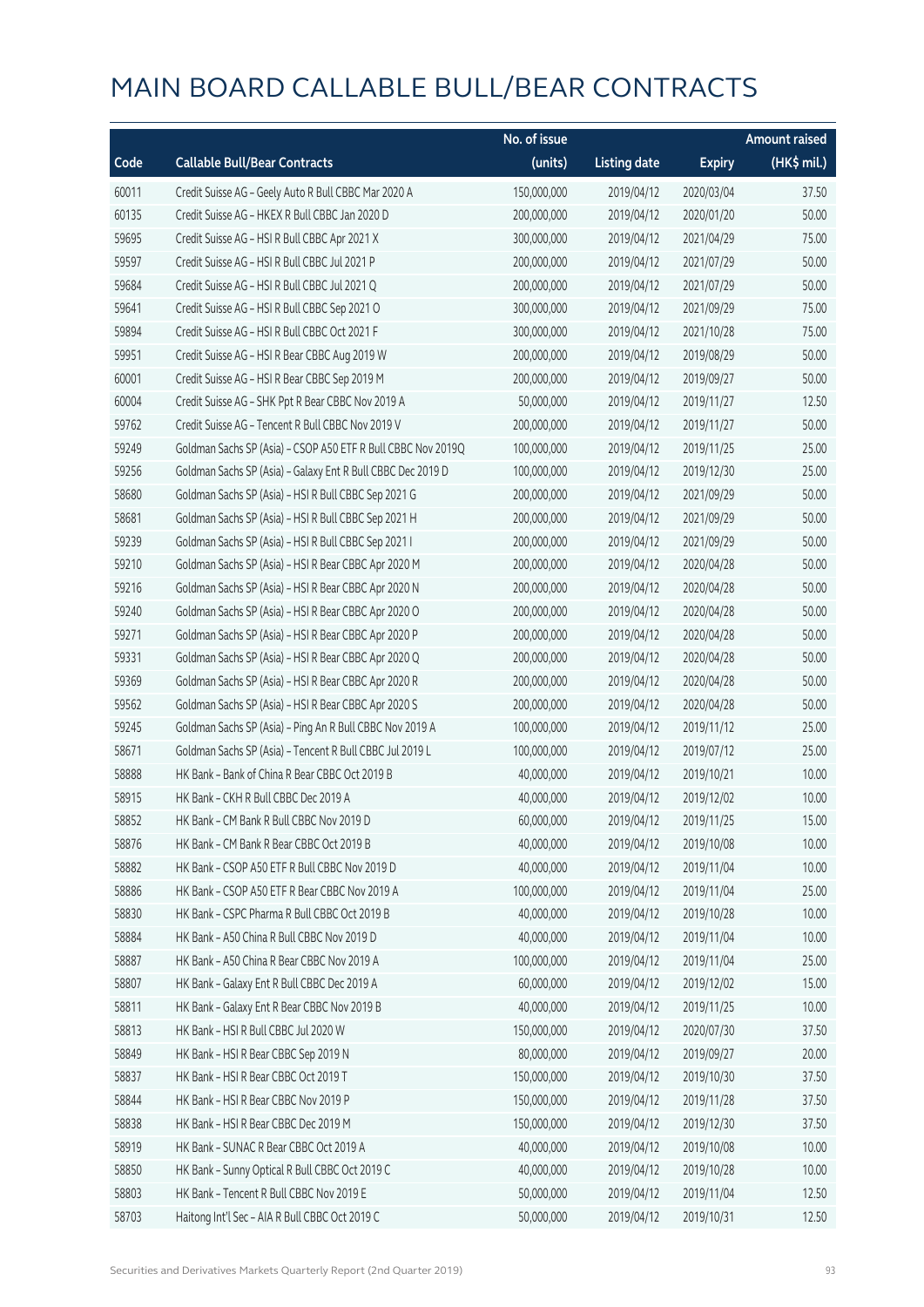# MAIN BOARD CALLABLE BULL/BEAR CONTRACTS

| Code | Callable Bull/Bear Contracts | No. of issue (units) | Listing date | Expiry | Amount raised (HK$ mil.) |
|---|---|---|---|---|---|
| 60011 | Credit Suisse AG - Geely Auto R Bull CBBC Mar 2020 A | 150,000,000 | 2019/04/12 | 2020/03/04 | 37.50 |
| 60135 | Credit Suisse AG - HKEX R Bull CBBC Jan 2020 D | 200,000,000 | 2019/04/12 | 2020/01/20 | 50.00 |
| 59695 | Credit Suisse AG - HSI R Bull CBBC Apr 2021 X | 300,000,000 | 2019/04/12 | 2021/04/29 | 75.00 |
| 59597 | Credit Suisse AG - HSI R Bull CBBC Jul 2021 P | 200,000,000 | 2019/04/12 | 2021/07/29 | 50.00 |
| 59684 | Credit Suisse AG - HSI R Bull CBBC Jul 2021 Q | 200,000,000 | 2019/04/12 | 2021/07/29 | 50.00 |
| 59641 | Credit Suisse AG - HSI R Bull CBBC Sep 2021 O | 300,000,000 | 2019/04/12 | 2021/09/29 | 75.00 |
| 59894 | Credit Suisse AG - HSI R Bull CBBC Oct 2021 F | 300,000,000 | 2019/04/12 | 2021/10/28 | 75.00 |
| 59951 | Credit Suisse AG - HSI R Bear CBBC Aug 2019 W | 200,000,000 | 2019/04/12 | 2019/08/29 | 50.00 |
| 60001 | Credit Suisse AG - HSI R Bear CBBC Sep 2019 M | 200,000,000 | 2019/04/12 | 2019/09/27 | 50.00 |
| 60004 | Credit Suisse AG - SHK Ppt R Bear CBBC Nov 2019 A | 50,000,000 | 2019/04/12 | 2019/11/27 | 12.50 |
| 59762 | Credit Suisse AG - Tencent R Bull CBBC Nov 2019 V | 200,000,000 | 2019/04/12 | 2019/11/27 | 50.00 |
| 59249 | Goldman Sachs SP (Asia) - CSOP A50 ETF R Bull CBBC Nov 2019Q | 100,000,000 | 2019/04/12 | 2019/11/25 | 25.00 |
| 59256 | Goldman Sachs SP (Asia) - Galaxy Ent R Bull CBBC Dec 2019 D | 100,000,000 | 2019/04/12 | 2019/12/30 | 25.00 |
| 58680 | Goldman Sachs SP (Asia) - HSI R Bull CBBC Sep 2021 G | 200,000,000 | 2019/04/12 | 2021/09/29 | 50.00 |
| 58681 | Goldman Sachs SP (Asia) - HSI R Bull CBBC Sep 2021 H | 200,000,000 | 2019/04/12 | 2021/09/29 | 50.00 |
| 59239 | Goldman Sachs SP (Asia) - HSI R Bull CBBC Sep 2021 I | 200,000,000 | 2019/04/12 | 2021/09/29 | 50.00 |
| 59210 | Goldman Sachs SP (Asia) - HSI R Bear CBBC Apr 2020 M | 200,000,000 | 2019/04/12 | 2020/04/28 | 50.00 |
| 59216 | Goldman Sachs SP (Asia) - HSI R Bear CBBC Apr 2020 N | 200,000,000 | 2019/04/12 | 2020/04/28 | 50.00 |
| 59240 | Goldman Sachs SP (Asia) - HSI R Bear CBBC Apr 2020 O | 200,000,000 | 2019/04/12 | 2020/04/28 | 50.00 |
| 59271 | Goldman Sachs SP (Asia) - HSI R Bear CBBC Apr 2020 P | 200,000,000 | 2019/04/12 | 2020/04/28 | 50.00 |
| 59331 | Goldman Sachs SP (Asia) - HSI R Bear CBBC Apr 2020 Q | 200,000,000 | 2019/04/12 | 2020/04/28 | 50.00 |
| 59369 | Goldman Sachs SP (Asia) - HSI R Bear CBBC Apr 2020 R | 200,000,000 | 2019/04/12 | 2020/04/28 | 50.00 |
| 59562 | Goldman Sachs SP (Asia) - HSI R Bear CBBC Apr 2020 S | 200,000,000 | 2019/04/12 | 2020/04/28 | 50.00 |
| 59245 | Goldman Sachs SP (Asia) - Ping An R Bull CBBC Nov 2019 A | 100,000,000 | 2019/04/12 | 2019/11/12 | 25.00 |
| 58671 | Goldman Sachs SP (Asia) - Tencent R Bull CBBC Jul 2019 L | 100,000,000 | 2019/04/12 | 2019/07/12 | 25.00 |
| 58888 | HK Bank - Bank of China R Bear CBBC Oct 2019 B | 40,000,000 | 2019/04/12 | 2019/10/21 | 10.00 |
| 58915 | HK Bank - CKH R Bull CBBC Dec 2019 A | 40,000,000 | 2019/04/12 | 2019/12/02 | 10.00 |
| 58852 | HK Bank - CM Bank R Bull CBBC Nov 2019 D | 60,000,000 | 2019/04/12 | 2019/11/25 | 15.00 |
| 58876 | HK Bank - CM Bank R Bear CBBC Oct 2019 B | 40,000,000 | 2019/04/12 | 2019/10/08 | 10.00 |
| 58882 | HK Bank - CSOP A50 ETF R Bull CBBC Nov 2019 D | 40,000,000 | 2019/04/12 | 2019/11/04 | 10.00 |
| 58886 | HK Bank - CSOP A50 ETF R Bear CBBC Nov 2019 A | 100,000,000 | 2019/04/12 | 2019/11/04 | 25.00 |
| 58830 | HK Bank - CSPC Pharma R Bull CBBC Oct 2019 B | 40,000,000 | 2019/04/12 | 2019/10/28 | 10.00 |
| 58884 | HK Bank - A50 China R Bull CBBC Nov 2019 D | 40,000,000 | 2019/04/12 | 2019/11/04 | 10.00 |
| 58887 | HK Bank - A50 China R Bear CBBC Nov 2019 A | 100,000,000 | 2019/04/12 | 2019/11/04 | 25.00 |
| 58807 | HK Bank - Galaxy Ent R Bull CBBC Dec 2019 A | 60,000,000 | 2019/04/12 | 2019/12/02 | 15.00 |
| 58811 | HK Bank - Galaxy Ent R Bear CBBC Nov 2019 B | 40,000,000 | 2019/04/12 | 2019/11/25 | 10.00 |
| 58813 | HK Bank - HSI R Bull CBBC Jul 2020 W | 150,000,000 | 2019/04/12 | 2020/07/30 | 37.50 |
| 58849 | HK Bank - HSI R Bear CBBC Sep 2019 N | 80,000,000 | 2019/04/12 | 2019/09/27 | 20.00 |
| 58837 | HK Bank - HSI R Bear CBBC Oct 2019 T | 150,000,000 | 2019/04/12 | 2019/10/30 | 37.50 |
| 58844 | HK Bank - HSI R Bear CBBC Nov 2019 P | 150,000,000 | 2019/04/12 | 2019/11/28 | 37.50 |
| 58838 | HK Bank - HSI R Bear CBBC Dec 2019 M | 150,000,000 | 2019/04/12 | 2019/12/30 | 37.50 |
| 58919 | HK Bank - SUNAC R Bear CBBC Oct 2019 A | 40,000,000 | 2019/04/12 | 2019/10/08 | 10.00 |
| 58850 | HK Bank - Sunny Optical R Bull CBBC Oct 2019 C | 40,000,000 | 2019/04/12 | 2019/10/28 | 10.00 |
| 58803 | HK Bank - Tencent R Bull CBBC Nov 2019 E | 50,000,000 | 2019/04/12 | 2019/11/04 | 12.50 |
| 58703 | Haitong Int'l Sec - AIA R Bull CBBC Oct 2019 C | 50,000,000 | 2019/04/12 | 2019/10/31 | 12.50 |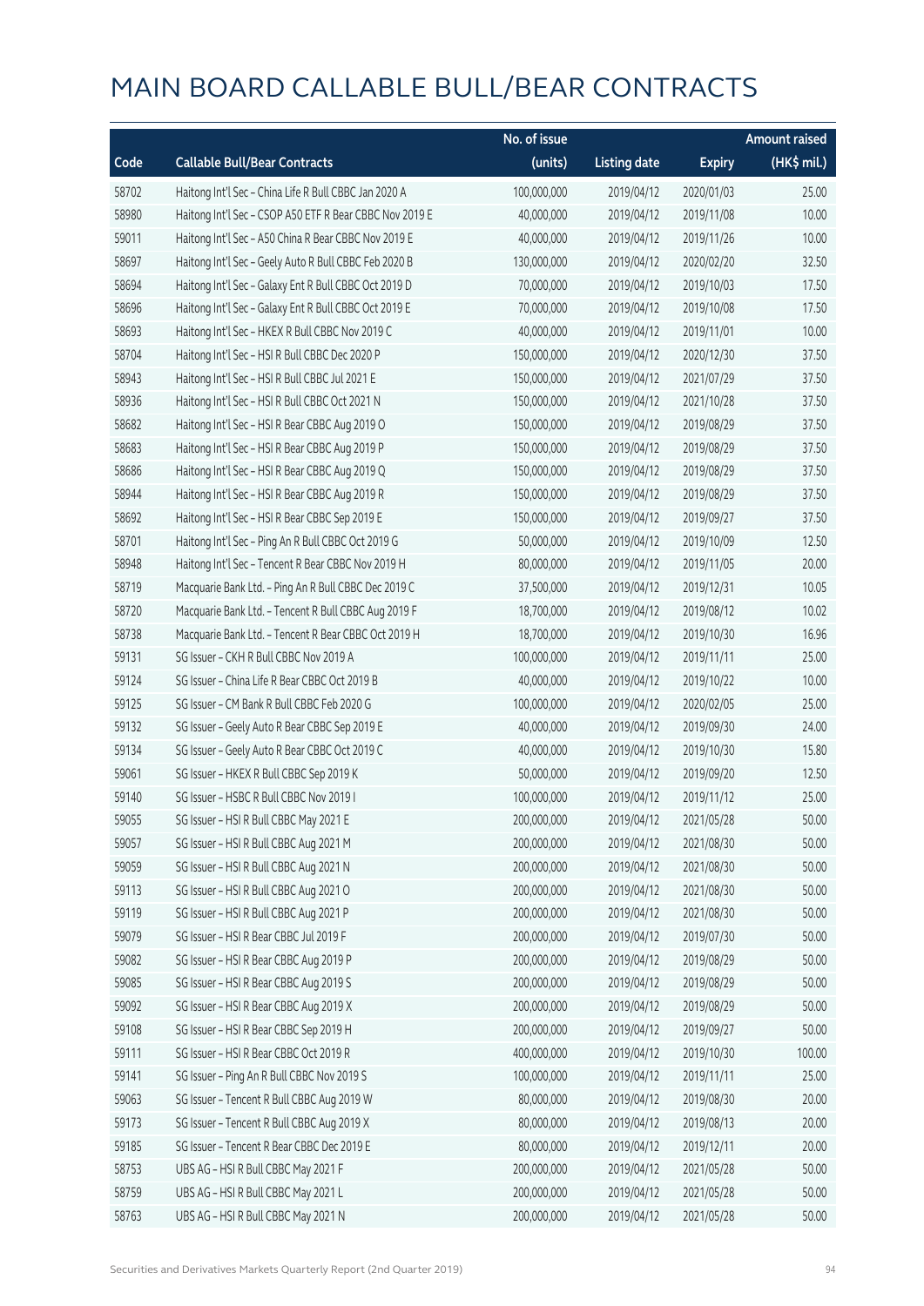# MAIN BOARD CALLABLE BULL/BEAR CONTRACTS

| Code | Callable Bull/Bear Contracts | No. of issue (units) | Listing date | Expiry | Amount raised (HK$ mil.) |
|---|---|---|---|---|---|
| 58702 | Haitong Int'l Sec - China Life R Bull CBBC Jan 2020 A | 100,000,000 | 2019/04/12 | 2020/01/03 | 25.00 |
| 58980 | Haitong Int'l Sec - CSOP A50 ETF R Bear CBBC Nov 2019 E | 40,000,000 | 2019/04/12 | 2019/11/08 | 10.00 |
| 59011 | Haitong Int'l Sec - A50 China R Bear CBBC Nov 2019 E | 40,000,000 | 2019/04/12 | 2019/11/26 | 10.00 |
| 58697 | Haitong Int'l Sec - Geely Auto R Bull CBBC Feb 2020 B | 130,000,000 | 2019/04/12 | 2020/02/20 | 32.50 |
| 58694 | Haitong Int'l Sec - Galaxy Ent R Bull CBBC Oct 2019 D | 70,000,000 | 2019/04/12 | 2019/10/03 | 17.50 |
| 58696 | Haitong Int'l Sec - Galaxy Ent R Bull CBBC Oct 2019 E | 70,000,000 | 2019/04/12 | 2019/10/08 | 17.50 |
| 58693 | Haitong Int'l Sec - HKEX R Bull CBBC Nov 2019 C | 40,000,000 | 2019/04/12 | 2019/11/01 | 10.00 |
| 58704 | Haitong Int'l Sec - HSI R Bull CBBC Dec 2020 P | 150,000,000 | 2019/04/12 | 2020/12/30 | 37.50 |
| 58943 | Haitong Int'l Sec - HSI R Bull CBBC Jul 2021 E | 150,000,000 | 2019/04/12 | 2021/07/29 | 37.50 |
| 58936 | Haitong Int'l Sec - HSI R Bull CBBC Oct 2021 N | 150,000,000 | 2019/04/12 | 2021/10/28 | 37.50 |
| 58682 | Haitong Int'l Sec - HSI R Bear CBBC Aug 2019 O | 150,000,000 | 2019/04/12 | 2019/08/29 | 37.50 |
| 58683 | Haitong Int'l Sec - HSI R Bear CBBC Aug 2019 P | 150,000,000 | 2019/04/12 | 2019/08/29 | 37.50 |
| 58686 | Haitong Int'l Sec - HSI R Bear CBBC Aug 2019 Q | 150,000,000 | 2019/04/12 | 2019/08/29 | 37.50 |
| 58944 | Haitong Int'l Sec - HSI R Bear CBBC Aug 2019 R | 150,000,000 | 2019/04/12 | 2019/08/29 | 37.50 |
| 58692 | Haitong Int'l Sec - HSI R Bear CBBC Sep 2019 E | 150,000,000 | 2019/04/12 | 2019/09/27 | 37.50 |
| 58701 | Haitong Int'l Sec - Ping An R Bull CBBC Oct 2019 G | 50,000,000 | 2019/04/12 | 2019/10/09 | 12.50 |
| 58948 | Haitong Int'l Sec - Tencent R Bear CBBC Nov 2019 H | 80,000,000 | 2019/04/12 | 2019/11/05 | 20.00 |
| 58719 | Macquarie Bank Ltd. - Ping An R Bull CBBC Dec 2019 C | 37,500,000 | 2019/04/12 | 2019/12/31 | 10.05 |
| 58720 | Macquarie Bank Ltd. - Tencent R Bull CBBC Aug 2019 F | 18,700,000 | 2019/04/12 | 2019/08/12 | 10.02 |
| 58738 | Macquarie Bank Ltd. - Tencent R Bear CBBC Oct 2019 H | 18,700,000 | 2019/04/12 | 2019/10/30 | 16.96 |
| 59131 | SG Issuer - CKH R Bull CBBC Nov 2019 A | 100,000,000 | 2019/04/12 | 2019/11/11 | 25.00 |
| 59124 | SG Issuer - China Life R Bear CBBC Oct 2019 B | 40,000,000 | 2019/04/12 | 2019/10/22 | 10.00 |
| 59125 | SG Issuer - CM Bank R Bull CBBC Feb 2020 G | 100,000,000 | 2019/04/12 | 2020/02/05 | 25.00 |
| 59132 | SG Issuer - Geely Auto R Bear CBBC Sep 2019 E | 40,000,000 | 2019/04/12 | 2019/09/30 | 24.00 |
| 59134 | SG Issuer - Geely Auto R Bear CBBC Oct 2019 C | 40,000,000 | 2019/04/12 | 2019/10/30 | 15.80 |
| 59061 | SG Issuer - HKEX R Bull CBBC Sep 2019 K | 50,000,000 | 2019/04/12 | 2019/09/20 | 12.50 |
| 59140 | SG Issuer - HSBC R Bull CBBC Nov 2019 I | 100,000,000 | 2019/04/12 | 2019/11/12 | 25.00 |
| 59055 | SG Issuer - HSI R Bull CBBC May 2021 E | 200,000,000 | 2019/04/12 | 2021/05/28 | 50.00 |
| 59057 | SG Issuer - HSI R Bull CBBC Aug 2021 M | 200,000,000 | 2019/04/12 | 2021/08/30 | 50.00 |
| 59059 | SG Issuer - HSI R Bull CBBC Aug 2021 N | 200,000,000 | 2019/04/12 | 2021/08/30 | 50.00 |
| 59113 | SG Issuer - HSI R Bull CBBC Aug 2021 O | 200,000,000 | 2019/04/12 | 2021/08/30 | 50.00 |
| 59119 | SG Issuer - HSI R Bull CBBC Aug 2021 P | 200,000,000 | 2019/04/12 | 2021/08/30 | 50.00 |
| 59079 | SG Issuer - HSI R Bear CBBC Jul 2019 F | 200,000,000 | 2019/04/12 | 2019/07/30 | 50.00 |
| 59082 | SG Issuer - HSI R Bear CBBC Aug 2019 P | 200,000,000 | 2019/04/12 | 2019/08/29 | 50.00 |
| 59085 | SG Issuer - HSI R Bear CBBC Aug 2019 S | 200,000,000 | 2019/04/12 | 2019/08/29 | 50.00 |
| 59092 | SG Issuer - HSI R Bear CBBC Aug 2019 X | 200,000,000 | 2019/04/12 | 2019/08/29 | 50.00 |
| 59108 | SG Issuer - HSI R Bear CBBC Sep 2019 H | 200,000,000 | 2019/04/12 | 2019/09/27 | 50.00 |
| 59111 | SG Issuer - HSI R Bear CBBC Oct 2019 R | 400,000,000 | 2019/04/12 | 2019/10/30 | 100.00 |
| 59141 | SG Issuer - Ping An R Bull CBBC Nov 2019 S | 100,000,000 | 2019/04/12 | 2019/11/11 | 25.00 |
| 59063 | SG Issuer - Tencent R Bull CBBC Aug 2019 W | 80,000,000 | 2019/04/12 | 2019/08/30 | 20.00 |
| 59173 | SG Issuer - Tencent R Bull CBBC Aug 2019 X | 80,000,000 | 2019/04/12 | 2019/08/13 | 20.00 |
| 59185 | SG Issuer - Tencent R Bear CBBC Dec 2019 E | 80,000,000 | 2019/04/12 | 2019/12/11 | 20.00 |
| 58753 | UBS AG - HSI R Bull CBBC May 2021 F | 200,000,000 | 2019/04/12 | 2021/05/28 | 50.00 |
| 58759 | UBS AG - HSI R Bull CBBC May 2021 L | 200,000,000 | 2019/04/12 | 2021/05/28 | 50.00 |
| 58763 | UBS AG - HSI R Bull CBBC May 2021 N | 200,000,000 | 2019/04/12 | 2021/05/28 | 50.00 |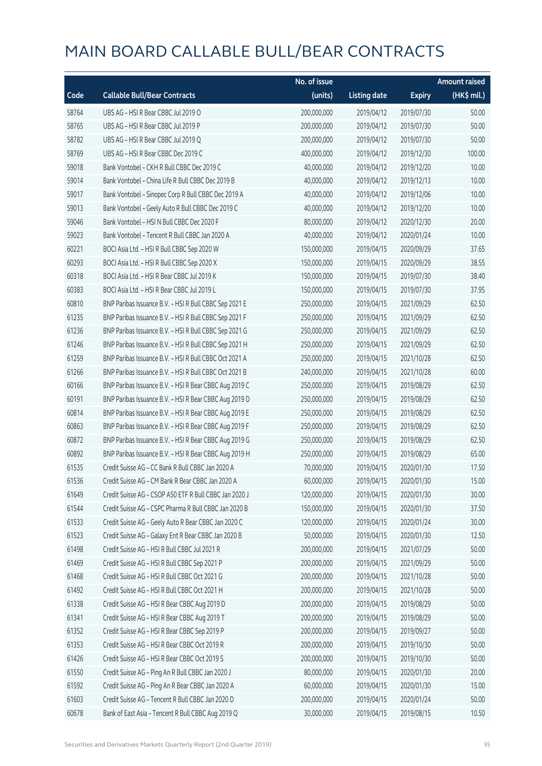# MAIN BOARD CALLABLE BULL/BEAR CONTRACTS

| Code | Callable Bull/Bear Contracts | No. of issue (units) | Listing date | Expiry | Amount raised (HK$ mil.) |
|---|---|---|---|---|---|
| 58764 | UBS AG – HSI R Bear CBBC Jul 2019 O | 200,000,000 | 2019/04/12 | 2019/07/30 | 50.00 |
| 58765 | UBS AG – HSI R Bear CBBC Jul 2019 P | 200,000,000 | 2019/04/12 | 2019/07/30 | 50.00 |
| 58782 | UBS AG – HSI R Bear CBBC Jul 2019 Q | 200,000,000 | 2019/04/12 | 2019/07/30 | 50.00 |
| 58769 | UBS AG – HSI R Bear CBBC Dec 2019 C | 400,000,000 | 2019/04/12 | 2019/12/30 | 100.00 |
| 59018 | Bank Vontobel – CKH R Bull CBBC Dec 2019 C | 40,000,000 | 2019/04/12 | 2019/12/20 | 10.00 |
| 59014 | Bank Vontobel – China Life R Bull CBBC Dec 2019 B | 40,000,000 | 2019/04/12 | 2019/12/13 | 10.00 |
| 59017 | Bank Vontobel – Sinopec Corp R Bull CBBC Dec 2019 A | 40,000,000 | 2019/04/12 | 2019/12/06 | 10.00 |
| 59013 | Bank Vontobel – Geely Auto R Bull CBBC Dec 2019 C | 40,000,000 | 2019/04/12 | 2019/12/20 | 10.00 |
| 59046 | Bank Vontobel – HSI N Bull CBBC Dec 2020 F | 80,000,000 | 2019/04/12 | 2020/12/30 | 20.00 |
| 59023 | Bank Vontobel – Tencent R Bull CBBC Jan 2020 A | 40,000,000 | 2019/04/12 | 2020/01/24 | 10.00 |
| 60221 | BOCI Asia Ltd. – HSI R Bull CBBC Sep 2020 W | 150,000,000 | 2019/04/15 | 2020/09/29 | 37.65 |
| 60293 | BOCI Asia Ltd. – HSI R Bull CBBC Sep 2020 X | 150,000,000 | 2019/04/15 | 2020/09/29 | 38.55 |
| 60318 | BOCI Asia Ltd. – HSI R Bear CBBC Jul 2019 K | 150,000,000 | 2019/04/15 | 2019/07/30 | 38.40 |
| 60383 | BOCI Asia Ltd. – HSI R Bear CBBC Jul 2019 L | 150,000,000 | 2019/04/15 | 2019/07/30 | 37.95 |
| 60810 | BNP Paribas Issuance B.V. – HSI R Bull CBBC Sep 2021 E | 250,000,000 | 2019/04/15 | 2021/09/29 | 62.50 |
| 61235 | BNP Paribas Issuance B.V. – HSI R Bull CBBC Sep 2021 F | 250,000,000 | 2019/04/15 | 2021/09/29 | 62.50 |
| 61236 | BNP Paribas Issuance B.V. – HSI R Bull CBBC Sep 2021 G | 250,000,000 | 2019/04/15 | 2021/09/29 | 62.50 |
| 61246 | BNP Paribas Issuance B.V. – HSI R Bull CBBC Sep 2021 H | 250,000,000 | 2019/04/15 | 2021/09/29 | 62.50 |
| 61259 | BNP Paribas Issuance B.V. – HSI R Bull CBBC Oct 2021 A | 250,000,000 | 2019/04/15 | 2021/10/28 | 62.50 |
| 61266 | BNP Paribas Issuance B.V. – HSI R Bull CBBC Oct 2021 B | 240,000,000 | 2019/04/15 | 2021/10/28 | 60.00 |
| 60166 | BNP Paribas Issuance B.V. – HSI R Bear CBBC Aug 2019 C | 250,000,000 | 2019/04/15 | 2019/08/29 | 62.50 |
| 60191 | BNP Paribas Issuance B.V. – HSI R Bear CBBC Aug 2019 D | 250,000,000 | 2019/04/15 | 2019/08/29 | 62.50 |
| 60814 | BNP Paribas Issuance B.V. – HSI R Bear CBBC Aug 2019 E | 250,000,000 | 2019/04/15 | 2019/08/29 | 62.50 |
| 60863 | BNP Paribas Issuance B.V. – HSI R Bear CBBC Aug 2019 F | 250,000,000 | 2019/04/15 | 2019/08/29 | 62.50 |
| 60872 | BNP Paribas Issuance B.V. – HSI R Bear CBBC Aug 2019 G | 250,000,000 | 2019/04/15 | 2019/08/29 | 62.50 |
| 60892 | BNP Paribas Issuance B.V. – HSI R Bear CBBC Aug 2019 H | 250,000,000 | 2019/04/15 | 2019/08/29 | 65.00 |
| 61535 | Credit Suisse AG – CC Bank R Bull CBBC Jan 2020 A | 70,000,000 | 2019/04/15 | 2020/01/30 | 17.50 |
| 61536 | Credit Suisse AG – CM Bank R Bear CBBC Jan 2020 A | 60,000,000 | 2019/04/15 | 2020/01/30 | 15.00 |
| 61649 | Credit Suisse AG – CSOP A50 ETF R Bull CBBC Jan 2020 J | 120,000,000 | 2019/04/15 | 2020/01/30 | 30.00 |
| 61544 | Credit Suisse AG – CSPC Pharma R Bull CBBC Jan 2020 B | 150,000,000 | 2019/04/15 | 2020/01/30 | 37.50 |
| 61533 | Credit Suisse AG – Geely Auto R Bear CBBC Jan 2020 C | 120,000,000 | 2019/04/15 | 2020/01/24 | 30.00 |
| 61523 | Credit Suisse AG – Galaxy Ent R Bear CBBC Jan 2020 B | 50,000,000 | 2019/04/15 | 2020/01/30 | 12.50 |
| 61498 | Credit Suisse AG – HSI R Bull CBBC Jul 2021 R | 200,000,000 | 2019/04/15 | 2021/07/29 | 50.00 |
| 61469 | Credit Suisse AG – HSI R Bull CBBC Sep 2021 P | 200,000,000 | 2019/04/15 | 2021/09/29 | 50.00 |
| 61468 | Credit Suisse AG – HSI R Bull CBBC Oct 2021 G | 200,000,000 | 2019/04/15 | 2021/10/28 | 50.00 |
| 61492 | Credit Suisse AG – HSI R Bull CBBC Oct 2021 H | 200,000,000 | 2019/04/15 | 2021/10/28 | 50.00 |
| 61338 | Credit Suisse AG – HSI R Bear CBBC Aug 2019 D | 200,000,000 | 2019/04/15 | 2019/08/29 | 50.00 |
| 61341 | Credit Suisse AG – HSI R Bear CBBC Aug 2019 T | 200,000,000 | 2019/04/15 | 2019/08/29 | 50.00 |
| 61352 | Credit Suisse AG – HSI R Bear CBBC Sep 2019 P | 200,000,000 | 2019/04/15 | 2019/09/27 | 50.00 |
| 61353 | Credit Suisse AG – HSI R Bear CBBC Oct 2019 R | 200,000,000 | 2019/04/15 | 2019/10/30 | 50.00 |
| 61426 | Credit Suisse AG – HSI R Bear CBBC Oct 2019 S | 200,000,000 | 2019/04/15 | 2019/10/30 | 50.00 |
| 61550 | Credit Suisse AG – Ping An R Bull CBBC Jan 2020 J | 80,000,000 | 2019/04/15 | 2020/01/30 | 20.00 |
| 61592 | Credit Suisse AG – Ping An R Bear CBBC Jan 2020 A | 60,000,000 | 2019/04/15 | 2020/01/30 | 15.00 |
| 61603 | Credit Suisse AG – Tencent R Bull CBBC Jan 2020 D | 200,000,000 | 2019/04/15 | 2020/01/24 | 50.00 |
| 60678 | Bank of East Asia – Tencent R Bull CBBC Aug 2019 Q | 30,000,000 | 2019/04/15 | 2019/08/15 | 10.50 |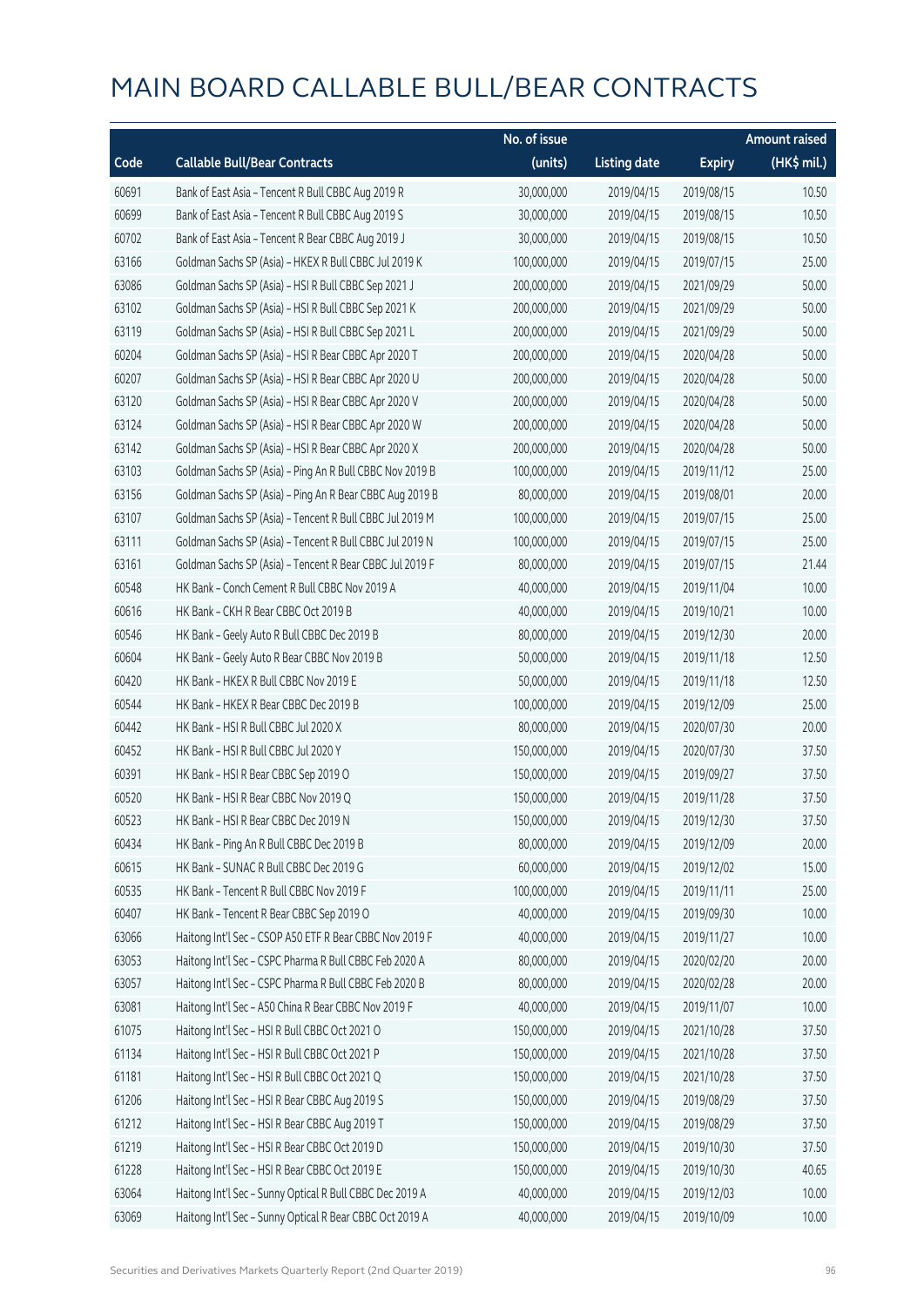# MAIN BOARD CALLABLE BULL/BEAR CONTRACTS

| Code | Callable Bull/Bear Contracts | No. of issue (units) | Listing date | Expiry | Amount raised (HK$ mil.) |
|---|---|---|---|---|---|
| 60691 | Bank of East Asia – Tencent R Bull CBBC Aug 2019 R | 30,000,000 | 2019/04/15 | 2019/08/15 | 10.50 |
| 60699 | Bank of East Asia – Tencent R Bull CBBC Aug 2019 S | 30,000,000 | 2019/04/15 | 2019/08/15 | 10.50 |
| 60702 | Bank of East Asia – Tencent R Bear CBBC Aug 2019 J | 30,000,000 | 2019/04/15 | 2019/08/15 | 10.50 |
| 63166 | Goldman Sachs SP (Asia) – HKEX R Bull CBBC Jul 2019 K | 100,000,000 | 2019/04/15 | 2019/07/15 | 25.00 |
| 63086 | Goldman Sachs SP (Asia) – HSI R Bull CBBC Sep 2021 J | 200,000,000 | 2019/04/15 | 2021/09/29 | 50.00 |
| 63102 | Goldman Sachs SP (Asia) – HSI R Bull CBBC Sep 2021 K | 200,000,000 | 2019/04/15 | 2021/09/29 | 50.00 |
| 63119 | Goldman Sachs SP (Asia) – HSI R Bull CBBC Sep 2021 L | 200,000,000 | 2019/04/15 | 2021/09/29 | 50.00 |
| 60204 | Goldman Sachs SP (Asia) – HSI R Bear CBBC Apr 2020 T | 200,000,000 | 2019/04/15 | 2020/04/28 | 50.00 |
| 60207 | Goldman Sachs SP (Asia) – HSI R Bear CBBC Apr 2020 U | 200,000,000 | 2019/04/15 | 2020/04/28 | 50.00 |
| 63120 | Goldman Sachs SP (Asia) – HSI R Bear CBBC Apr 2020 V | 200,000,000 | 2019/04/15 | 2020/04/28 | 50.00 |
| 63124 | Goldman Sachs SP (Asia) – HSI R Bear CBBC Apr 2020 W | 200,000,000 | 2019/04/15 | 2020/04/28 | 50.00 |
| 63142 | Goldman Sachs SP (Asia) – HSI R Bear CBBC Apr 2020 X | 200,000,000 | 2019/04/15 | 2020/04/28 | 50.00 |
| 63103 | Goldman Sachs SP (Asia) – Ping An R Bull CBBC Nov 2019 B | 100,000,000 | 2019/04/15 | 2019/11/12 | 25.00 |
| 63156 | Goldman Sachs SP (Asia) – Ping An R Bear CBBC Aug 2019 B | 80,000,000 | 2019/04/15 | 2019/08/01 | 20.00 |
| 63107 | Goldman Sachs SP (Asia) – Tencent R Bull CBBC Jul 2019 M | 100,000,000 | 2019/04/15 | 2019/07/15 | 25.00 |
| 63111 | Goldman Sachs SP (Asia) – Tencent R Bull CBBC Jul 2019 N | 100,000,000 | 2019/04/15 | 2019/07/15 | 25.00 |
| 63161 | Goldman Sachs SP (Asia) – Tencent R Bear CBBC Jul 2019 F | 80,000,000 | 2019/04/15 | 2019/07/15 | 21.44 |
| 60548 | HK Bank – Conch Cement R Bull CBBC Nov 2019 A | 40,000,000 | 2019/04/15 | 2019/11/04 | 10.00 |
| 60616 | HK Bank – CKH R Bear CBBC Oct 2019 B | 40,000,000 | 2019/04/15 | 2019/10/21 | 10.00 |
| 60546 | HK Bank – Geely Auto R Bull CBBC Dec 2019 B | 80,000,000 | 2019/04/15 | 2019/12/30 | 20.00 |
| 60604 | HK Bank – Geely Auto R Bear CBBC Nov 2019 B | 50,000,000 | 2019/04/15 | 2019/11/18 | 12.50 |
| 60420 | HK Bank – HKEX R Bull CBBC Nov 2019 E | 50,000,000 | 2019/04/15 | 2019/11/18 | 12.50 |
| 60544 | HK Bank – HKEX R Bear CBBC Dec 2019 B | 100,000,000 | 2019/04/15 | 2019/12/09 | 25.00 |
| 60442 | HK Bank – HSI R Bull CBBC Jul 2020 X | 80,000,000 | 2019/04/15 | 2020/07/30 | 20.00 |
| 60452 | HK Bank – HSI R Bull CBBC Jul 2020 Y | 150,000,000 | 2019/04/15 | 2020/07/30 | 37.50 |
| 60391 | HK Bank – HSI R Bear CBBC Sep 2019 O | 150,000,000 | 2019/04/15 | 2019/09/27 | 37.50 |
| 60520 | HK Bank – HSI R Bear CBBC Nov 2019 Q | 150,000,000 | 2019/04/15 | 2019/11/28 | 37.50 |
| 60523 | HK Bank – HSI R Bear CBBC Dec 2019 N | 150,000,000 | 2019/04/15 | 2019/12/30 | 37.50 |
| 60434 | HK Bank – Ping An R Bull CBBC Dec 2019 B | 80,000,000 | 2019/04/15 | 2019/12/09 | 20.00 |
| 60615 | HK Bank – SUNAC R Bull CBBC Dec 2019 G | 60,000,000 | 2019/04/15 | 2019/12/02 | 15.00 |
| 60535 | HK Bank – Tencent R Bull CBBC Nov 2019 F | 100,000,000 | 2019/04/15 | 2019/11/11 | 25.00 |
| 60407 | HK Bank – Tencent R Bear CBBC Sep 2019 O | 40,000,000 | 2019/04/15 | 2019/09/30 | 10.00 |
| 63066 | Haitong Int'l Sec – CSOP A50 ETF R Bear CBBC Nov 2019 F | 40,000,000 | 2019/04/15 | 2019/11/27 | 10.00 |
| 63053 | Haitong Int'l Sec – CSPC Pharma R Bull CBBC Feb 2020 A | 80,000,000 | 2019/04/15 | 2020/02/20 | 20.00 |
| 63057 | Haitong Int'l Sec – CSPC Pharma R Bull CBBC Feb 2020 B | 80,000,000 | 2019/04/15 | 2020/02/28 | 20.00 |
| 63081 | Haitong Int'l Sec – A50 China R Bear CBBC Nov 2019 F | 40,000,000 | 2019/04/15 | 2019/11/07 | 10.00 |
| 61075 | Haitong Int'l Sec – HSI R Bull CBBC Oct 2021 O | 150,000,000 | 2019/04/15 | 2021/10/28 | 37.50 |
| 61134 | Haitong Int'l Sec – HSI R Bull CBBC Oct 2021 P | 150,000,000 | 2019/04/15 | 2021/10/28 | 37.50 |
| 61181 | Haitong Int'l Sec – HSI R Bull CBBC Oct 2021 Q | 150,000,000 | 2019/04/15 | 2021/10/28 | 37.50 |
| 61206 | Haitong Int'l Sec – HSI R Bear CBBC Aug 2019 S | 150,000,000 | 2019/04/15 | 2019/08/29 | 37.50 |
| 61212 | Haitong Int'l Sec – HSI R Bear CBBC Aug 2019 T | 150,000,000 | 2019/04/15 | 2019/08/29 | 37.50 |
| 61219 | Haitong Int'l Sec – HSI R Bear CBBC Oct 2019 D | 150,000,000 | 2019/04/15 | 2019/10/30 | 37.50 |
| 61228 | Haitong Int'l Sec – HSI R Bear CBBC Oct 2019 E | 150,000,000 | 2019/04/15 | 2019/10/30 | 40.65 |
| 63064 | Haitong Int'l Sec – Sunny Optical R Bull CBBC Dec 2019 A | 40,000,000 | 2019/04/15 | 2019/12/03 | 10.00 |
| 63069 | Haitong Int'l Sec – Sunny Optical R Bear CBBC Oct 2019 A | 40,000,000 | 2019/04/15 | 2019/10/09 | 10.00 |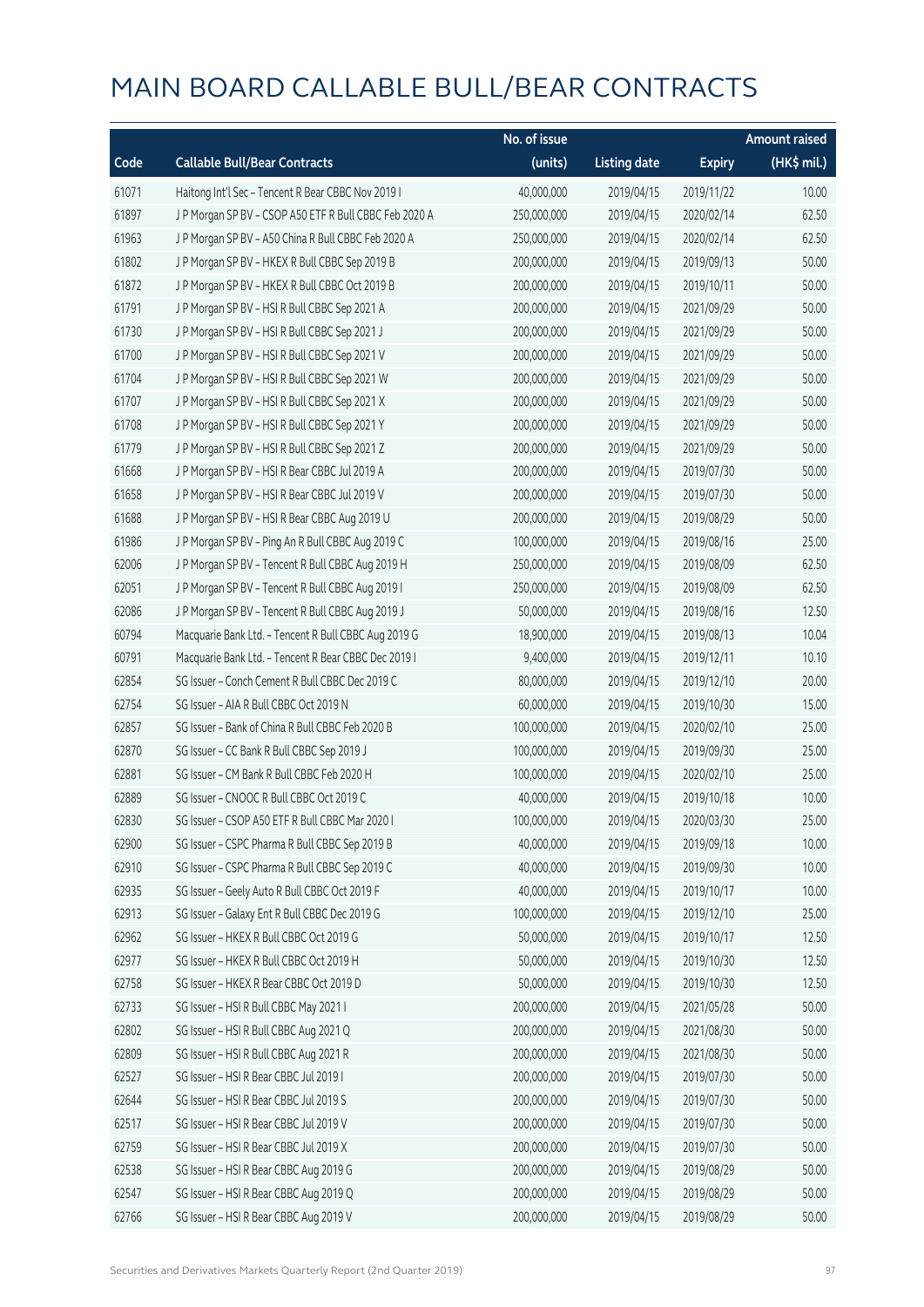# MAIN BOARD CALLABLE BULL/BEAR CONTRACTS

| Code | Callable Bull/Bear Contracts | No. of issue (units) | Listing date | Expiry | Amount raised (HK$ mil.) |
|---|---|---|---|---|---|
| 61071 | Haitong Int'l Sec – Tencent R Bear CBBC Nov 2019 I | 40,000,000 | 2019/04/15 | 2019/11/22 | 10.00 |
| 61897 | J P Morgan SP BV – CSOP A50 ETF R Bull CBBC Feb 2020 A | 250,000,000 | 2019/04/15 | 2020/02/14 | 62.50 |
| 61963 | J P Morgan SP BV – A50 China R Bull CBBC Feb 2020 A | 250,000,000 | 2019/04/15 | 2020/02/14 | 62.50 |
| 61802 | J P Morgan SP BV – HKEX R Bull CBBC Sep 2019 B | 200,000,000 | 2019/04/15 | 2019/09/13 | 50.00 |
| 61872 | J P Morgan SP BV – HKEX R Bull CBBC Oct 2019 B | 200,000,000 | 2019/04/15 | 2019/10/11 | 50.00 |
| 61791 | J P Morgan SP BV – HSI R Bull CBBC Sep 2021 A | 200,000,000 | 2019/04/15 | 2021/09/29 | 50.00 |
| 61730 | J P Morgan SP BV – HSI R Bull CBBC Sep 2021 J | 200,000,000 | 2019/04/15 | 2021/09/29 | 50.00 |
| 61700 | J P Morgan SP BV – HSI R Bull CBBC Sep 2021 V | 200,000,000 | 2019/04/15 | 2021/09/29 | 50.00 |
| 61704 | J P Morgan SP BV – HSI R Bull CBBC Sep 2021 W | 200,000,000 | 2019/04/15 | 2021/09/29 | 50.00 |
| 61707 | J P Morgan SP BV – HSI R Bull CBBC Sep 2021 X | 200,000,000 | 2019/04/15 | 2021/09/29 | 50.00 |
| 61708 | J P Morgan SP BV – HSI R Bull CBBC Sep 2021 Y | 200,000,000 | 2019/04/15 | 2021/09/29 | 50.00 |
| 61779 | J P Morgan SP BV – HSI R Bull CBBC Sep 2021 Z | 200,000,000 | 2019/04/15 | 2021/09/29 | 50.00 |
| 61668 | J P Morgan SP BV – HSI R Bear CBBC Jul 2019 A | 200,000,000 | 2019/04/15 | 2019/07/30 | 50.00 |
| 61658 | J P Morgan SP BV – HSI R Bear CBBC Jul 2019 V | 200,000,000 | 2019/04/15 | 2019/07/30 | 50.00 |
| 61688 | J P Morgan SP BV – HSI R Bear CBBC Aug 2019 U | 200,000,000 | 2019/04/15 | 2019/08/29 | 50.00 |
| 61986 | J P Morgan SP BV – Ping An R Bull CBBC Aug 2019 C | 100,000,000 | 2019/04/15 | 2019/08/16 | 25.00 |
| 62006 | J P Morgan SP BV – Tencent R Bull CBBC Aug 2019 H | 250,000,000 | 2019/04/15 | 2019/08/09 | 62.50 |
| 62051 | J P Morgan SP BV – Tencent R Bull CBBC Aug 2019 I | 250,000,000 | 2019/04/15 | 2019/08/09 | 62.50 |
| 62086 | J P Morgan SP BV – Tencent R Bull CBBC Aug 2019 J | 50,000,000 | 2019/04/15 | 2019/08/16 | 12.50 |
| 60794 | Macquarie Bank Ltd. – Tencent R Bull CBBC Aug 2019 G | 18,900,000 | 2019/04/15 | 2019/08/13 | 10.04 |
| 60791 | Macquarie Bank Ltd. – Tencent R Bear CBBC Dec 2019 I | 9,400,000 | 2019/04/15 | 2019/12/11 | 10.10 |
| 62854 | SG Issuer – Conch Cement R Bull CBBC Dec 2019 C | 80,000,000 | 2019/04/15 | 2019/12/10 | 20.00 |
| 62754 | SG Issuer – AIA R Bull CBBC Oct 2019 N | 60,000,000 | 2019/04/15 | 2019/10/30 | 15.00 |
| 62857 | SG Issuer – Bank of China R Bull CBBC Feb 2020 B | 100,000,000 | 2019/04/15 | 2020/02/10 | 25.00 |
| 62870 | SG Issuer – CC Bank R Bull CBBC Sep 2019 J | 100,000,000 | 2019/04/15 | 2019/09/30 | 25.00 |
| 62881 | SG Issuer – CM Bank R Bull CBBC Feb 2020 H | 100,000,000 | 2019/04/15 | 2020/02/10 | 25.00 |
| 62889 | SG Issuer – CNOOC R Bull CBBC Oct 2019 C | 40,000,000 | 2019/04/15 | 2019/10/18 | 10.00 |
| 62830 | SG Issuer – CSOP A50 ETF R Bull CBBC Mar 2020 I | 100,000,000 | 2019/04/15 | 2020/03/30 | 25.00 |
| 62900 | SG Issuer – CSPC Pharma R Bull CBBC Sep 2019 B | 40,000,000 | 2019/04/15 | 2019/09/18 | 10.00 |
| 62910 | SG Issuer – CSPC Pharma R Bull CBBC Sep 2019 C | 40,000,000 | 2019/04/15 | 2019/09/30 | 10.00 |
| 62935 | SG Issuer – Geely Auto R Bull CBBC Oct 2019 F | 40,000,000 | 2019/04/15 | 2019/10/17 | 10.00 |
| 62913 | SG Issuer – Galaxy Ent R Bull CBBC Dec 2019 G | 100,000,000 | 2019/04/15 | 2019/12/10 | 25.00 |
| 62962 | SG Issuer – HKEX R Bull CBBC Oct 2019 G | 50,000,000 | 2019/04/15 | 2019/10/17 | 12.50 |
| 62977 | SG Issuer – HKEX R Bull CBBC Oct 2019 H | 50,000,000 | 2019/04/15 | 2019/10/30 | 12.50 |
| 62758 | SG Issuer – HKEX R Bear CBBC Oct 2019 D | 50,000,000 | 2019/04/15 | 2019/10/30 | 12.50 |
| 62733 | SG Issuer – HSI R Bull CBBC May 2021 I | 200,000,000 | 2019/04/15 | 2021/05/28 | 50.00 |
| 62802 | SG Issuer – HSI R Bull CBBC Aug 2021 Q | 200,000,000 | 2019/04/15 | 2021/08/30 | 50.00 |
| 62809 | SG Issuer – HSI R Bull CBBC Aug 2021 R | 200,000,000 | 2019/04/15 | 2021/08/30 | 50.00 |
| 62527 | SG Issuer – HSI R Bear CBBC Jul 2019 I | 200,000,000 | 2019/04/15 | 2019/07/30 | 50.00 |
| 62644 | SG Issuer – HSI R Bear CBBC Jul 2019 S | 200,000,000 | 2019/04/15 | 2019/07/30 | 50.00 |
| 62517 | SG Issuer – HSI R Bear CBBC Jul 2019 V | 200,000,000 | 2019/04/15 | 2019/07/30 | 50.00 |
| 62759 | SG Issuer – HSI R Bear CBBC Jul 2019 X | 200,000,000 | 2019/04/15 | 2019/07/30 | 50.00 |
| 62538 | SG Issuer – HSI R Bear CBBC Aug 2019 G | 200,000,000 | 2019/04/15 | 2019/08/29 | 50.00 |
| 62547 | SG Issuer – HSI R Bear CBBC Aug 2019 Q | 200,000,000 | 2019/04/15 | 2019/08/29 | 50.00 |
| 62766 | SG Issuer – HSI R Bear CBBC Aug 2019 V | 200,000,000 | 2019/04/15 | 2019/08/29 | 50.00 |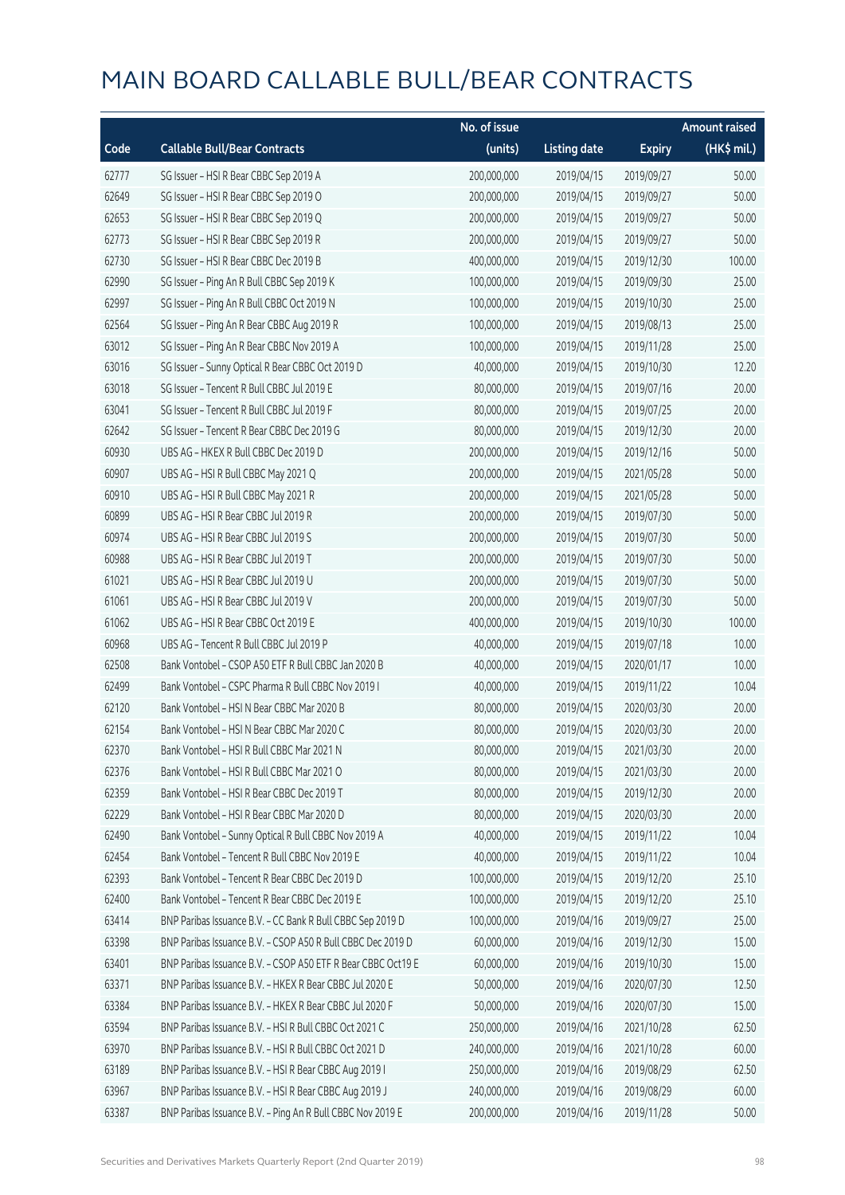# MAIN BOARD CALLABLE BULL/BEAR CONTRACTS

| Code | Callable Bull/Bear Contracts | No. of issue (units) | Listing date | Expiry | Amount raised (HK$ mil.) |
|---|---|---|---|---|---|
| 62777 | SG Issuer – HSI R Bear CBBC Sep 2019 A | 200,000,000 | 2019/04/15 | 2019/09/27 | 50.00 |
| 62649 | SG Issuer – HSI R Bear CBBC Sep 2019 O | 200,000,000 | 2019/04/15 | 2019/09/27 | 50.00 |
| 62653 | SG Issuer – HSI R Bear CBBC Sep 2019 Q | 200,000,000 | 2019/04/15 | 2019/09/27 | 50.00 |
| 62773 | SG Issuer – HSI R Bear CBBC Sep 2019 R | 200,000,000 | 2019/04/15 | 2019/09/27 | 50.00 |
| 62730 | SG Issuer – HSI R Bear CBBC Dec 2019 B | 400,000,000 | 2019/04/15 | 2019/12/30 | 100.00 |
| 62990 | SG Issuer – Ping An R Bull CBBC Sep 2019 K | 100,000,000 | 2019/04/15 | 2019/09/30 | 25.00 |
| 62997 | SG Issuer – Ping An R Bull CBBC Oct 2019 N | 100,000,000 | 2019/04/15 | 2019/10/30 | 25.00 |
| 62564 | SG Issuer – Ping An R Bear CBBC Aug 2019 R | 100,000,000 | 2019/04/15 | 2019/08/13 | 25.00 |
| 63012 | SG Issuer – Ping An R Bear CBBC Nov 2019 A | 100,000,000 | 2019/04/15 | 2019/11/28 | 25.00 |
| 63016 | SG Issuer – Sunny Optical R Bear CBBC Oct 2019 D | 40,000,000 | 2019/04/15 | 2019/10/30 | 12.20 |
| 63018 | SG Issuer – Tencent R Bull CBBC Jul 2019 E | 80,000,000 | 2019/04/15 | 2019/07/16 | 20.00 |
| 63041 | SG Issuer – Tencent R Bull CBBC Jul 2019 F | 80,000,000 | 2019/04/15 | 2019/07/25 | 20.00 |
| 62642 | SG Issuer – Tencent R Bear CBBC Dec 2019 G | 80,000,000 | 2019/04/15 | 2019/12/30 | 20.00 |
| 60930 | UBS AG – HKEX R Bull CBBC Dec 2019 D | 200,000,000 | 2019/04/15 | 2019/12/16 | 50.00 |
| 60907 | UBS AG – HSI R Bull CBBC May 2021 Q | 200,000,000 | 2019/04/15 | 2021/05/28 | 50.00 |
| 60910 | UBS AG – HSI R Bull CBBC May 2021 R | 200,000,000 | 2019/04/15 | 2021/05/28 | 50.00 |
| 60899 | UBS AG – HSI R Bear CBBC Jul 2019 R | 200,000,000 | 2019/04/15 | 2019/07/30 | 50.00 |
| 60974 | UBS AG – HSI R Bear CBBC Jul 2019 S | 200,000,000 | 2019/04/15 | 2019/07/30 | 50.00 |
| 60988 | UBS AG – HSI R Bear CBBC Jul 2019 T | 200,000,000 | 2019/04/15 | 2019/07/30 | 50.00 |
| 61021 | UBS AG – HSI R Bear CBBC Jul 2019 U | 200,000,000 | 2019/04/15 | 2019/07/30 | 50.00 |
| 61061 | UBS AG – HSI R Bear CBBC Jul 2019 V | 200,000,000 | 2019/04/15 | 2019/07/30 | 50.00 |
| 61062 | UBS AG – HSI R Bear CBBC Oct 2019 E | 400,000,000 | 2019/04/15 | 2019/10/30 | 100.00 |
| 60968 | UBS AG – Tencent R Bull CBBC Jul 2019 P | 40,000,000 | 2019/04/15 | 2019/07/18 | 10.00 |
| 62508 | Bank Vontobel – CSOP A50 ETF R Bull CBBC Jan 2020 B | 40,000,000 | 2019/04/15 | 2020/01/17 | 10.00 |
| 62499 | Bank Vontobel – CSPC Pharma R Bull CBBC Nov 2019 I | 40,000,000 | 2019/04/15 | 2019/11/22 | 10.04 |
| 62120 | Bank Vontobel – HSI N Bear CBBC Mar 2020 B | 80,000,000 | 2019/04/15 | 2020/03/30 | 20.00 |
| 62154 | Bank Vontobel – HSI N Bear CBBC Mar 2020 C | 80,000,000 | 2019/04/15 | 2020/03/30 | 20.00 |
| 62370 | Bank Vontobel – HSI R Bull CBBC Mar 2021 N | 80,000,000 | 2019/04/15 | 2021/03/30 | 20.00 |
| 62376 | Bank Vontobel – HSI R Bull CBBC Mar 2021 O | 80,000,000 | 2019/04/15 | 2021/03/30 | 20.00 |
| 62359 | Bank Vontobel – HSI R Bear CBBC Dec 2019 T | 80,000,000 | 2019/04/15 | 2019/12/30 | 20.00 |
| 62229 | Bank Vontobel – HSI R Bear CBBC Mar 2020 D | 80,000,000 | 2019/04/15 | 2020/03/30 | 20.00 |
| 62490 | Bank Vontobel – Sunny Optical R Bull CBBC Nov 2019 A | 40,000,000 | 2019/04/15 | 2019/11/22 | 10.04 |
| 62454 | Bank Vontobel – Tencent R Bull CBBC Nov 2019 E | 40,000,000 | 2019/04/15 | 2019/11/22 | 10.04 |
| 62393 | Bank Vontobel – Tencent R Bear CBBC Dec 2019 D | 100,000,000 | 2019/04/15 | 2019/12/20 | 25.10 |
| 62400 | Bank Vontobel – Tencent R Bear CBBC Dec 2019 E | 100,000,000 | 2019/04/15 | 2019/12/20 | 25.10 |
| 63414 | BNP Paribas Issuance B.V. – CC Bank R Bull CBBC Sep 2019 D | 100,000,000 | 2019/04/16 | 2019/09/27 | 25.00 |
| 63398 | BNP Paribas Issuance B.V. – CSOP A50 R Bull CBBC Dec 2019 D | 60,000,000 | 2019/04/16 | 2019/12/30 | 15.00 |
| 63401 | BNP Paribas Issuance B.V. – CSOP A50 ETF R Bear CBBC Oct19 E | 60,000,000 | 2019/04/16 | 2019/10/30 | 15.00 |
| 63371 | BNP Paribas Issuance B.V. – HKEX R Bear CBBC Jul 2020 E | 50,000,000 | 2019/04/16 | 2020/07/30 | 12.50 |
| 63384 | BNP Paribas Issuance B.V. – HKEX R Bear CBBC Jul 2020 F | 50,000,000 | 2019/04/16 | 2020/07/30 | 15.00 |
| 63594 | BNP Paribas Issuance B.V. – HSI R Bull CBBC Oct 2021 C | 250,000,000 | 2019/04/16 | 2021/10/28 | 62.50 |
| 63970 | BNP Paribas Issuance B.V. – HSI R Bull CBBC Oct 2021 D | 240,000,000 | 2019/04/16 | 2021/10/28 | 60.00 |
| 63189 | BNP Paribas Issuance B.V. – HSI R Bear CBBC Aug 2019 I | 250,000,000 | 2019/04/16 | 2019/08/29 | 62.50 |
| 63967 | BNP Paribas Issuance B.V. – HSI R Bear CBBC Aug 2019 J | 240,000,000 | 2019/04/16 | 2019/08/29 | 60.00 |
| 63387 | BNP Paribas Issuance B.V. – Ping An R Bull CBBC Nov 2019 E | 200,000,000 | 2019/04/16 | 2019/11/28 | 50.00 |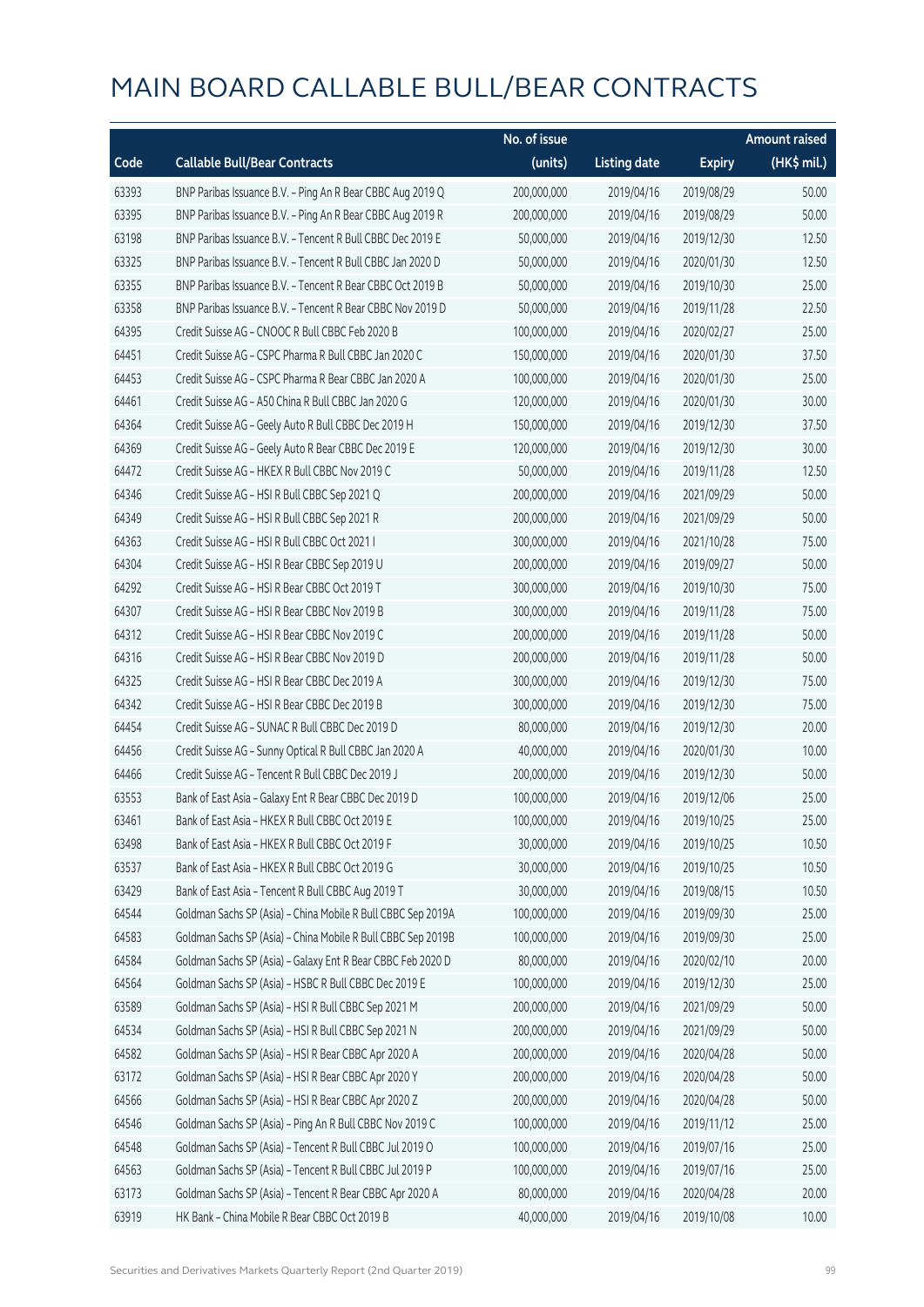# MAIN BOARD CALLABLE BULL/BEAR CONTRACTS

| Code | Callable Bull/Bear Contracts | No. of issue (units) | Listing date | Expiry | Amount raised (HK$ mil.) |
|---|---|---|---|---|---|
| 63393 | BNP Paribas Issuance B.V. – Ping An R Bear CBBC Aug 2019 Q | 200,000,000 | 2019/04/16 | 2019/08/29 | 50.00 |
| 63395 | BNP Paribas Issuance B.V. – Ping An R Bear CBBC Aug 2019 R | 200,000,000 | 2019/04/16 | 2019/08/29 | 50.00 |
| 63198 | BNP Paribas Issuance B.V. – Tencent R Bull CBBC Dec 2019 E | 50,000,000 | 2019/04/16 | 2019/12/30 | 12.50 |
| 63325 | BNP Paribas Issuance B.V. – Tencent R Bull CBBC Jan 2020 D | 50,000,000 | 2019/04/16 | 2020/01/30 | 12.50 |
| 63355 | BNP Paribas Issuance B.V. – Tencent R Bear CBBC Oct 2019 B | 50,000,000 | 2019/04/16 | 2019/10/30 | 25.00 |
| 63358 | BNP Paribas Issuance B.V. – Tencent R Bear CBBC Nov 2019 D | 50,000,000 | 2019/04/16 | 2019/11/28 | 22.50 |
| 64395 | Credit Suisse AG – CNOOC R Bull CBBC Feb 2020 B | 100,000,000 | 2019/04/16 | 2020/02/27 | 25.00 |
| 64451 | Credit Suisse AG – CSPC Pharma R Bull CBBC Jan 2020 C | 150,000,000 | 2019/04/16 | 2020/01/30 | 37.50 |
| 64453 | Credit Suisse AG – CSPC Pharma R Bear CBBC Jan 2020 A | 100,000,000 | 2019/04/16 | 2020/01/30 | 25.00 |
| 64461 | Credit Suisse AG – A50 China R Bull CBBC Jan 2020 G | 120,000,000 | 2019/04/16 | 2020/01/30 | 30.00 |
| 64364 | Credit Suisse AG – Geely Auto R Bull CBBC Dec 2019 H | 150,000,000 | 2019/04/16 | 2019/12/30 | 37.50 |
| 64369 | Credit Suisse AG – Geely Auto R Bear CBBC Dec 2019 E | 120,000,000 | 2019/04/16 | 2019/12/30 | 30.00 |
| 64472 | Credit Suisse AG – HKEX R Bull CBBC Nov 2019 C | 50,000,000 | 2019/04/16 | 2019/11/28 | 12.50 |
| 64346 | Credit Suisse AG – HSI R Bull CBBC Sep 2021 Q | 200,000,000 | 2019/04/16 | 2021/09/29 | 50.00 |
| 64349 | Credit Suisse AG – HSI R Bull CBBC Sep 2021 R | 200,000,000 | 2019/04/16 | 2021/09/29 | 50.00 |
| 64363 | Credit Suisse AG – HSI R Bull CBBC Oct 2021 I | 300,000,000 | 2019/04/16 | 2021/10/28 | 75.00 |
| 64304 | Credit Suisse AG – HSI R Bear CBBC Sep 2019 U | 200,000,000 | 2019/04/16 | 2019/09/27 | 50.00 |
| 64292 | Credit Suisse AG – HSI R Bear CBBC Oct 2019 T | 300,000,000 | 2019/04/16 | 2019/10/30 | 75.00 |
| 64307 | Credit Suisse AG – HSI R Bear CBBC Nov 2019 B | 300,000,000 | 2019/04/16 | 2019/11/28 | 75.00 |
| 64312 | Credit Suisse AG – HSI R Bear CBBC Nov 2019 C | 200,000,000 | 2019/04/16 | 2019/11/28 | 50.00 |
| 64316 | Credit Suisse AG – HSI R Bear CBBC Nov 2019 D | 200,000,000 | 2019/04/16 | 2019/11/28 | 50.00 |
| 64325 | Credit Suisse AG – HSI R Bear CBBC Dec 2019 A | 300,000,000 | 2019/04/16 | 2019/12/30 | 75.00 |
| 64342 | Credit Suisse AG – HSI R Bear CBBC Dec 2019 B | 300,000,000 | 2019/04/16 | 2019/12/30 | 75.00 |
| 64454 | Credit Suisse AG – SUNAC R Bull CBBC Dec 2019 D | 80,000,000 | 2019/04/16 | 2019/12/30 | 20.00 |
| 64456 | Credit Suisse AG – Sunny Optical R Bull CBBC Jan 2020 A | 40,000,000 | 2019/04/16 | 2020/01/30 | 10.00 |
| 64466 | Credit Suisse AG – Tencent R Bull CBBC Dec 2019 J | 200,000,000 | 2019/04/16 | 2019/12/30 | 50.00 |
| 63553 | Bank of East Asia – Galaxy Ent R Bear CBBC Dec 2019 D | 100,000,000 | 2019/04/16 | 2019/12/06 | 25.00 |
| 63461 | Bank of East Asia – HKEX R Bull CBBC Oct 2019 E | 100,000,000 | 2019/04/16 | 2019/10/25 | 25.00 |
| 63498 | Bank of East Asia – HKEX R Bull CBBC Oct 2019 F | 30,000,000 | 2019/04/16 | 2019/10/25 | 10.50 |
| 63537 | Bank of East Asia – HKEX R Bull CBBC Oct 2019 G | 30,000,000 | 2019/04/16 | 2019/10/25 | 10.50 |
| 63429 | Bank of East Asia – Tencent R Bull CBBC Aug 2019 T | 30,000,000 | 2019/04/16 | 2019/08/15 | 10.50 |
| 64544 | Goldman Sachs SP (Asia) – China Mobile R Bull CBBC Sep 2019A | 100,000,000 | 2019/04/16 | 2019/09/30 | 25.00 |
| 64583 | Goldman Sachs SP (Asia) – China Mobile R Bull CBBC Sep 2019B | 100,000,000 | 2019/04/16 | 2019/09/30 | 25.00 |
| 64584 | Goldman Sachs SP (Asia) – Galaxy Ent R Bear CBBC Feb 2020 D | 80,000,000 | 2019/04/16 | 2020/02/10 | 20.00 |
| 64564 | Goldman Sachs SP (Asia) – HSBC R Bull CBBC Dec 2019 E | 100,000,000 | 2019/04/16 | 2019/12/30 | 25.00 |
| 63589 | Goldman Sachs SP (Asia) – HSI R Bull CBBC Sep 2021 M | 200,000,000 | 2019/04/16 | 2021/09/29 | 50.00 |
| 64534 | Goldman Sachs SP (Asia) – HSI R Bull CBBC Sep 2021 N | 200,000,000 | 2019/04/16 | 2021/09/29 | 50.00 |
| 64582 | Goldman Sachs SP (Asia) – HSI R Bear CBBC Apr 2020 A | 200,000,000 | 2019/04/16 | 2020/04/28 | 50.00 |
| 63172 | Goldman Sachs SP (Asia) – HSI R Bear CBBC Apr 2020 Y | 200,000,000 | 2019/04/16 | 2020/04/28 | 50.00 |
| 64566 | Goldman Sachs SP (Asia) – HSI R Bear CBBC Apr 2020 Z | 200,000,000 | 2019/04/16 | 2020/04/28 | 50.00 |
| 64546 | Goldman Sachs SP (Asia) – Ping An R Bull CBBC Nov 2019 C | 100,000,000 | 2019/04/16 | 2019/11/12 | 25.00 |
| 64548 | Goldman Sachs SP (Asia) – Tencent R Bull CBBC Jul 2019 O | 100,000,000 | 2019/04/16 | 2019/07/16 | 25.00 |
| 64563 | Goldman Sachs SP (Asia) – Tencent R Bull CBBC Jul 2019 P | 100,000,000 | 2019/04/16 | 2019/07/16 | 25.00 |
| 63173 | Goldman Sachs SP (Asia) – Tencent R Bear CBBC Apr 2020 A | 80,000,000 | 2019/04/16 | 2020/04/28 | 20.00 |
| 63919 | HK Bank – China Mobile R Bear CBBC Oct 2019 B | 40,000,000 | 2019/04/16 | 2019/10/08 | 10.00 |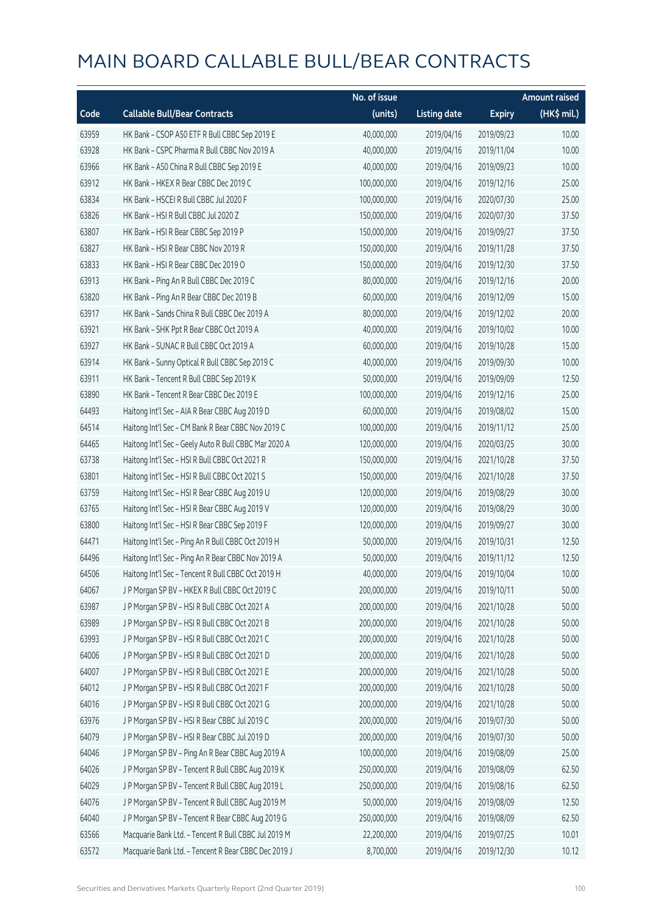# MAIN BOARD CALLABLE BULL/BEAR CONTRACTS

| Code | Callable Bull/Bear Contracts | No. of issue (units) | Listing date | Expiry | Amount raised (HK$ mil.) |
|---|---|---|---|---|---|
| 63959 | HK Bank – CSOP A50 ETF R Bull CBBC Sep 2019 E | 40,000,000 | 2019/04/16 | 2019/09/23 | 10.00 |
| 63928 | HK Bank – CSPC Pharma R Bull CBBC Nov 2019 A | 40,000,000 | 2019/04/16 | 2019/11/04 | 10.00 |
| 63966 | HK Bank – A50 China R Bull CBBC Sep 2019 E | 40,000,000 | 2019/04/16 | 2019/09/23 | 10.00 |
| 63912 | HK Bank – HKEX R Bear CBBC Dec 2019 C | 100,000,000 | 2019/04/16 | 2019/12/16 | 25.00 |
| 63834 | HK Bank – HSCEI R Bull CBBC Jul 2020 F | 100,000,000 | 2019/04/16 | 2020/07/30 | 25.00 |
| 63826 | HK Bank – HSI R Bull CBBC Jul 2020 Z | 150,000,000 | 2019/04/16 | 2020/07/30 | 37.50 |
| 63807 | HK Bank – HSI R Bear CBBC Sep 2019 P | 150,000,000 | 2019/04/16 | 2019/09/27 | 37.50 |
| 63827 | HK Bank – HSI R Bear CBBC Nov 2019 R | 150,000,000 | 2019/04/16 | 2019/11/28 | 37.50 |
| 63833 | HK Bank – HSI R Bear CBBC Dec 2019 O | 150,000,000 | 2019/04/16 | 2019/12/30 | 37.50 |
| 63913 | HK Bank – Ping An R Bull CBBC Dec 2019 C | 80,000,000 | 2019/04/16 | 2019/12/16 | 20.00 |
| 63820 | HK Bank – Ping An R Bear CBBC Dec 2019 B | 60,000,000 | 2019/04/16 | 2019/12/09 | 15.00 |
| 63917 | HK Bank – Sands China R Bull CBBC Dec 2019 A | 80,000,000 | 2019/04/16 | 2019/12/02 | 20.00 |
| 63921 | HK Bank – SHK Ppt R Bear CBBC Oct 2019 A | 40,000,000 | 2019/04/16 | 2019/10/02 | 10.00 |
| 63927 | HK Bank – SUNAC R Bull CBBC Oct 2019 A | 60,000,000 | 2019/04/16 | 2019/10/28 | 15.00 |
| 63914 | HK Bank – Sunny Optical R Bull CBBC Sep 2019 C | 40,000,000 | 2019/04/16 | 2019/09/30 | 10.00 |
| 63911 | HK Bank – Tencent R Bull CBBC Sep 2019 K | 50,000,000 | 2019/04/16 | 2019/09/09 | 12.50 |
| 63890 | HK Bank – Tencent R Bear CBBC Dec 2019 E | 100,000,000 | 2019/04/16 | 2019/12/16 | 25.00 |
| 64493 | Haitong Int'l Sec – AIA R Bear CBBC Aug 2019 D | 60,000,000 | 2019/04/16 | 2019/08/02 | 15.00 |
| 64514 | Haitong Int'l Sec – CM Bank R Bear CBBC Nov 2019 C | 100,000,000 | 2019/04/16 | 2019/11/12 | 25.00 |
| 64465 | Haitong Int'l Sec – Geely Auto R Bull CBBC Mar 2020 A | 120,000,000 | 2019/04/16 | 2020/03/25 | 30.00 |
| 63738 | Haitong Int'l Sec – HSI R Bull CBBC Oct 2021 R | 150,000,000 | 2019/04/16 | 2021/10/28 | 37.50 |
| 63801 | Haitong Int'l Sec – HSI R Bull CBBC Oct 2021 S | 150,000,000 | 2019/04/16 | 2021/10/28 | 37.50 |
| 63759 | Haitong Int'l Sec – HSI R Bear CBBC Aug 2019 U | 120,000,000 | 2019/04/16 | 2019/08/29 | 30.00 |
| 63765 | Haitong Int'l Sec – HSI R Bear CBBC Aug 2019 V | 120,000,000 | 2019/04/16 | 2019/08/29 | 30.00 |
| 63800 | Haitong Int'l Sec – HSI R Bear CBBC Sep 2019 F | 120,000,000 | 2019/04/16 | 2019/09/27 | 30.00 |
| 64471 | Haitong Int'l Sec – Ping An R Bull CBBC Oct 2019 H | 50,000,000 | 2019/04/16 | 2019/10/31 | 12.50 |
| 64496 | Haitong Int'l Sec – Ping An R Bear CBBC Nov 2019 A | 50,000,000 | 2019/04/16 | 2019/11/12 | 12.50 |
| 64506 | Haitong Int'l Sec – Tencent R Bull CBBC Oct 2019 H | 40,000,000 | 2019/04/16 | 2019/10/04 | 10.00 |
| 64067 | J P Morgan SP BV – HKEX R Bull CBBC Oct 2019 C | 200,000,000 | 2019/04/16 | 2019/10/11 | 50.00 |
| 63987 | J P Morgan SP BV – HSI R Bull CBBC Oct 2021 A | 200,000,000 | 2019/04/16 | 2021/10/28 | 50.00 |
| 63989 | J P Morgan SP BV – HSI R Bull CBBC Oct 2021 B | 200,000,000 | 2019/04/16 | 2021/10/28 | 50.00 |
| 63993 | J P Morgan SP BV – HSI R Bull CBBC Oct 2021 C | 200,000,000 | 2019/04/16 | 2021/10/28 | 50.00 |
| 64006 | J P Morgan SP BV – HSI R Bull CBBC Oct 2021 D | 200,000,000 | 2019/04/16 | 2021/10/28 | 50.00 |
| 64007 | J P Morgan SP BV – HSI R Bull CBBC Oct 2021 E | 200,000,000 | 2019/04/16 | 2021/10/28 | 50.00 |
| 64012 | J P Morgan SP BV – HSI R Bull CBBC Oct 2021 F | 200,000,000 | 2019/04/16 | 2021/10/28 | 50.00 |
| 64016 | J P Morgan SP BV – HSI R Bull CBBC Oct 2021 G | 200,000,000 | 2019/04/16 | 2021/10/28 | 50.00 |
| 63976 | J P Morgan SP BV – HSI R Bear CBBC Jul 2019 C | 200,000,000 | 2019/04/16 | 2019/07/30 | 50.00 |
| 64079 | J P Morgan SP BV – HSI R Bear CBBC Jul 2019 D | 200,000,000 | 2019/04/16 | 2019/07/30 | 50.00 |
| 64046 | J P Morgan SP BV – Ping An R Bear CBBC Aug 2019 A | 100,000,000 | 2019/04/16 | 2019/08/09 | 25.00 |
| 64026 | J P Morgan SP BV – Tencent R Bull CBBC Aug 2019 K | 250,000,000 | 2019/04/16 | 2019/08/09 | 62.50 |
| 64029 | J P Morgan SP BV – Tencent R Bull CBBC Aug 2019 L | 250,000,000 | 2019/04/16 | 2019/08/16 | 62.50 |
| 64076 | J P Morgan SP BV – Tencent R Bull CBBC Aug 2019 M | 50,000,000 | 2019/04/16 | 2019/08/09 | 12.50 |
| 64040 | J P Morgan SP BV – Tencent R Bear CBBC Aug 2019 G | 250,000,000 | 2019/04/16 | 2019/08/09 | 62.50 |
| 63566 | Macquarie Bank Ltd. – Tencent R Bull CBBC Jul 2019 M | 22,200,000 | 2019/04/16 | 2019/07/25 | 10.01 |
| 63572 | Macquarie Bank Ltd. – Tencent R Bear CBBC Dec 2019 J | 8,700,000 | 2019/04/16 | 2019/12/30 | 10.12 |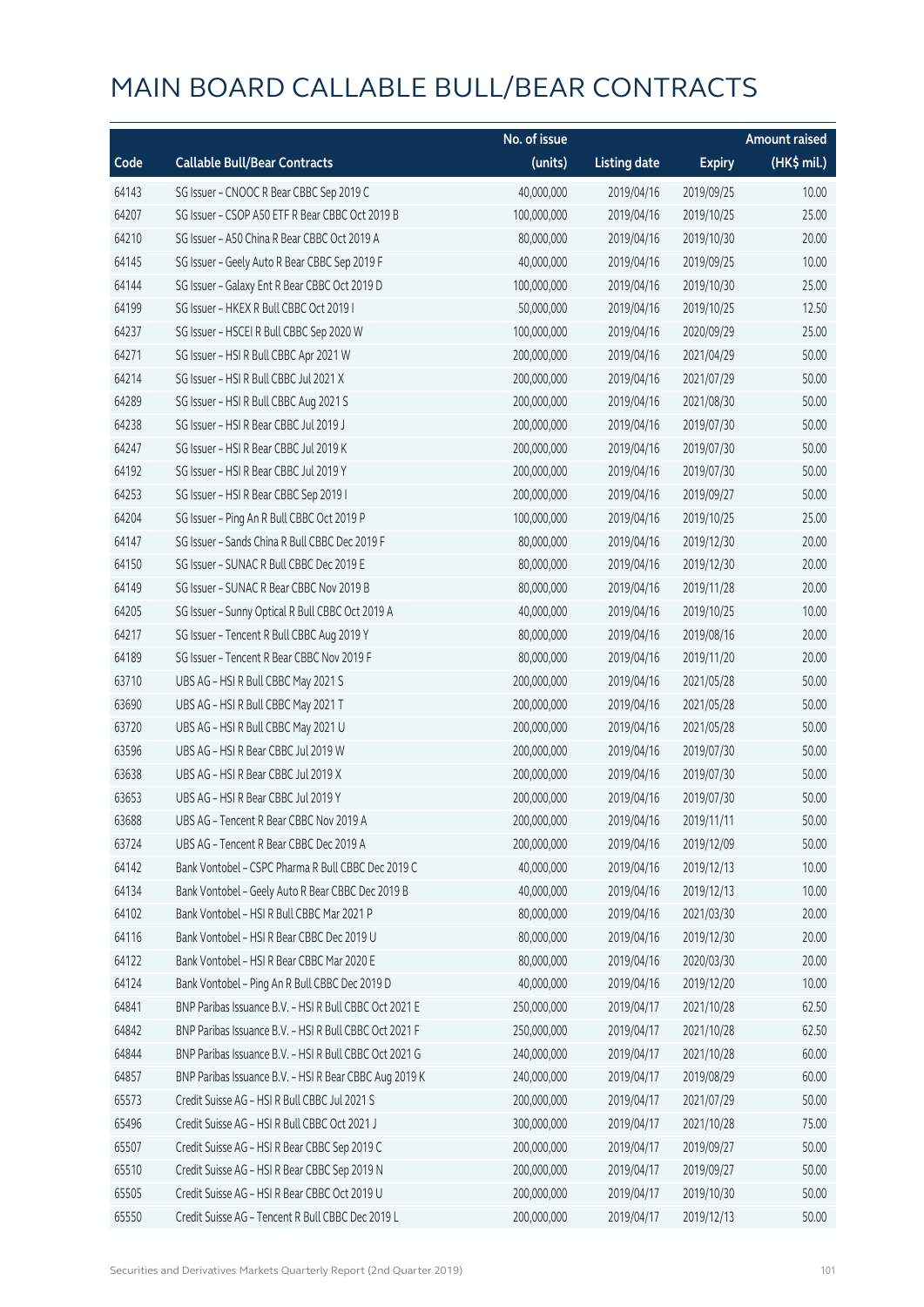# MAIN BOARD CALLABLE BULL/BEAR CONTRACTS

| Code | Callable Bull/Bear Contracts | No. of issue (units) | Listing date | Expiry | Amount raised (HK$ mil.) |
|---|---|---|---|---|---|
| 64143 | SG Issuer – CNOOC R Bear CBBC Sep 2019 C | 40,000,000 | 2019/04/16 | 2019/09/25 | 10.00 |
| 64207 | SG Issuer – CSOP A50 ETF R Bear CBBC Oct 2019 B | 100,000,000 | 2019/04/16 | 2019/10/25 | 25.00 |
| 64210 | SG Issuer – A50 China R Bear CBBC Oct 2019 A | 80,000,000 | 2019/04/16 | 2019/10/30 | 20.00 |
| 64145 | SG Issuer – Geely Auto R Bear CBBC Sep 2019 F | 40,000,000 | 2019/04/16 | 2019/09/25 | 10.00 |
| 64144 | SG Issuer – Galaxy Ent R Bear CBBC Oct 2019 D | 100,000,000 | 2019/04/16 | 2019/10/30 | 25.00 |
| 64199 | SG Issuer – HKEX R Bull CBBC Oct 2019 I | 50,000,000 | 2019/04/16 | 2019/10/25 | 12.50 |
| 64237 | SG Issuer – HSCEI R Bull CBBC Sep 2020 W | 100,000,000 | 2019/04/16 | 2020/09/29 | 25.00 |
| 64271 | SG Issuer – HSI R Bull CBBC Apr 2021 W | 200,000,000 | 2019/04/16 | 2021/04/29 | 50.00 |
| 64214 | SG Issuer – HSI R Bull CBBC Jul 2021 X | 200,000,000 | 2019/04/16 | 2021/07/29 | 50.00 |
| 64289 | SG Issuer – HSI R Bull CBBC Aug 2021 S | 200,000,000 | 2019/04/16 | 2021/08/30 | 50.00 |
| 64238 | SG Issuer – HSI R Bear CBBC Jul 2019 J | 200,000,000 | 2019/04/16 | 2019/07/30 | 50.00 |
| 64247 | SG Issuer – HSI R Bear CBBC Jul 2019 K | 200,000,000 | 2019/04/16 | 2019/07/30 | 50.00 |
| 64192 | SG Issuer – HSI R Bear CBBC Jul 2019 Y | 200,000,000 | 2019/04/16 | 2019/07/30 | 50.00 |
| 64253 | SG Issuer – HSI R Bear CBBC Sep 2019 I | 200,000,000 | 2019/04/16 | 2019/09/27 | 50.00 |
| 64204 | SG Issuer – Ping An R Bull CBBC Oct 2019 P | 100,000,000 | 2019/04/16 | 2019/10/25 | 25.00 |
| 64147 | SG Issuer – Sands China R Bull CBBC Dec 2019 F | 80,000,000 | 2019/04/16 | 2019/12/30 | 20.00 |
| 64150 | SG Issuer – SUNAC R Bull CBBC Dec 2019 E | 80,000,000 | 2019/04/16 | 2019/12/30 | 20.00 |
| 64149 | SG Issuer – SUNAC R Bear CBBC Nov 2019 B | 80,000,000 | 2019/04/16 | 2019/11/28 | 20.00 |
| 64205 | SG Issuer – Sunny Optical R Bull CBBC Oct 2019 A | 40,000,000 | 2019/04/16 | 2019/10/25 | 10.00 |
| 64217 | SG Issuer – Tencent R Bull CBBC Aug 2019 Y | 80,000,000 | 2019/04/16 | 2019/08/16 | 20.00 |
| 64189 | SG Issuer – Tencent R Bear CBBC Nov 2019 F | 80,000,000 | 2019/04/16 | 2019/11/20 | 20.00 |
| 63710 | UBS AG – HSI R Bull CBBC May 2021 S | 200,000,000 | 2019/04/16 | 2021/05/28 | 50.00 |
| 63690 | UBS AG – HSI R Bull CBBC May 2021 T | 200,000,000 | 2019/04/16 | 2021/05/28 | 50.00 |
| 63720 | UBS AG – HSI R Bull CBBC May 2021 U | 200,000,000 | 2019/04/16 | 2021/05/28 | 50.00 |
| 63596 | UBS AG – HSI R Bear CBBC Jul 2019 W | 200,000,000 | 2019/04/16 | 2019/07/30 | 50.00 |
| 63638 | UBS AG – HSI R Bear CBBC Jul 2019 X | 200,000,000 | 2019/04/16 | 2019/07/30 | 50.00 |
| 63653 | UBS AG – HSI R Bear CBBC Jul 2019 Y | 200,000,000 | 2019/04/16 | 2019/07/30 | 50.00 |
| 63688 | UBS AG – Tencent R Bear CBBC Nov 2019 A | 200,000,000 | 2019/04/16 | 2019/11/11 | 50.00 |
| 63724 | UBS AG – Tencent R Bear CBBC Dec 2019 A | 200,000,000 | 2019/04/16 | 2019/12/09 | 50.00 |
| 64142 | Bank Vontobel – CSPC Pharma R Bull CBBC Dec 2019 C | 40,000,000 | 2019/04/16 | 2019/12/13 | 10.00 |
| 64134 | Bank Vontobel – Geely Auto R Bear CBBC Dec 2019 B | 40,000,000 | 2019/04/16 | 2019/12/13 | 10.00 |
| 64102 | Bank Vontobel – HSI R Bull CBBC Mar 2021 P | 80,000,000 | 2019/04/16 | 2021/03/30 | 20.00 |
| 64116 | Bank Vontobel – HSI R Bear CBBC Dec 2019 U | 80,000,000 | 2019/04/16 | 2019/12/30 | 20.00 |
| 64122 | Bank Vontobel – HSI R Bear CBBC Mar 2020 E | 80,000,000 | 2019/04/16 | 2020/03/30 | 20.00 |
| 64124 | Bank Vontobel – Ping An R Bull CBBC Dec 2019 D | 40,000,000 | 2019/04/16 | 2019/12/20 | 10.00 |
| 64841 | BNP Paribas Issuance B.V. – HSI R Bull CBBC Oct 2021 E | 250,000,000 | 2019/04/17 | 2021/10/28 | 62.50 |
| 64842 | BNP Paribas Issuance B.V. – HSI R Bull CBBC Oct 2021 F | 250,000,000 | 2019/04/17 | 2021/10/28 | 62.50 |
| 64844 | BNP Paribas Issuance B.V. – HSI R Bull CBBC Oct 2021 G | 240,000,000 | 2019/04/17 | 2021/10/28 | 60.00 |
| 64857 | BNP Paribas Issuance B.V. – HSI R Bear CBBC Aug 2019 K | 240,000,000 | 2019/04/17 | 2019/08/29 | 60.00 |
| 65573 | Credit Suisse AG – HSI R Bull CBBC Jul 2021 S | 200,000,000 | 2019/04/17 | 2021/07/29 | 50.00 |
| 65496 | Credit Suisse AG – HSI R Bull CBBC Oct 2021 J | 300,000,000 | 2019/04/17 | 2021/10/28 | 75.00 |
| 65507 | Credit Suisse AG – HSI R Bear CBBC Sep 2019 C | 200,000,000 | 2019/04/17 | 2019/09/27 | 50.00 |
| 65510 | Credit Suisse AG – HSI R Bear CBBC Sep 2019 N | 200,000,000 | 2019/04/17 | 2019/09/27 | 50.00 |
| 65505 | Credit Suisse AG – HSI R Bear CBBC Oct 2019 U | 200,000,000 | 2019/04/17 | 2019/10/30 | 50.00 |
| 65550 | Credit Suisse AG – Tencent R Bull CBBC Dec 2019 L | 200,000,000 | 2019/04/17 | 2019/12/13 | 50.00 |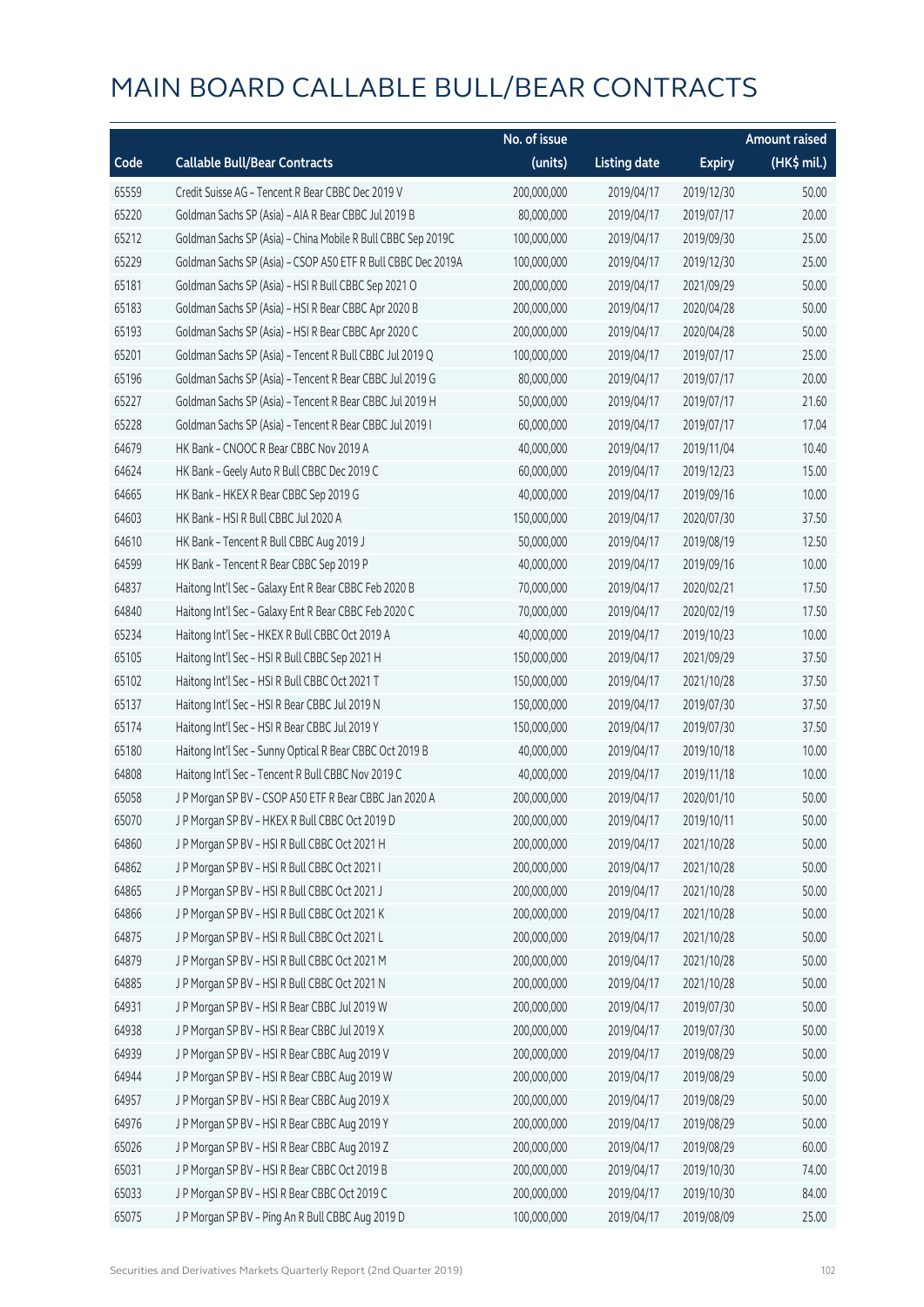# MAIN BOARD CALLABLE BULL/BEAR CONTRACTS

| Code | Callable Bull/Bear Contracts | No. of issue (units) | Listing date | Expiry | Amount raised (HK$ mil.) |
|---|---|---|---|---|---|
| 65559 | Credit Suisse AG – Tencent R Bear CBBC Dec 2019 V | 200,000,000 | 2019/04/17 | 2019/12/30 | 50.00 |
| 65220 | Goldman Sachs SP (Asia) – AIA R Bear CBBC Jul 2019 B | 80,000,000 | 2019/04/17 | 2019/07/17 | 20.00 |
| 65212 | Goldman Sachs SP (Asia) – China Mobile R Bull CBBC Sep 2019C | 100,000,000 | 2019/04/17 | 2019/09/30 | 25.00 |
| 65229 | Goldman Sachs SP (Asia) – CSOP A50 ETF R Bull CBBC Dec 2019A | 100,000,000 | 2019/04/17 | 2019/12/30 | 25.00 |
| 65181 | Goldman Sachs SP (Asia) – HSI R Bull CBBC Sep 2021 O | 200,000,000 | 2019/04/17 | 2021/09/29 | 50.00 |
| 65183 | Goldman Sachs SP (Asia) – HSI R Bear CBBC Apr 2020 B | 200,000,000 | 2019/04/17 | 2020/04/28 | 50.00 |
| 65193 | Goldman Sachs SP (Asia) – HSI R Bear CBBC Apr 2020 C | 200,000,000 | 2019/04/17 | 2020/04/28 | 50.00 |
| 65201 | Goldman Sachs SP (Asia) – Tencent R Bull CBBC Jul 2019 Q | 100,000,000 | 2019/04/17 | 2019/07/17 | 25.00 |
| 65196 | Goldman Sachs SP (Asia) – Tencent R Bear CBBC Jul 2019 G | 80,000,000 | 2019/04/17 | 2019/07/17 | 20.00 |
| 65227 | Goldman Sachs SP (Asia) – Tencent R Bear CBBC Jul 2019 H | 50,000,000 | 2019/04/17 | 2019/07/17 | 21.60 |
| 65228 | Goldman Sachs SP (Asia) – Tencent R Bear CBBC Jul 2019 I | 60,000,000 | 2019/04/17 | 2019/07/17 | 17.04 |
| 64679 | HK Bank – CNOOC R Bear CBBC Nov 2019 A | 40,000,000 | 2019/04/17 | 2019/11/04 | 10.40 |
| 64624 | HK Bank – Geely Auto R Bull CBBC Dec 2019 C | 60,000,000 | 2019/04/17 | 2019/12/23 | 15.00 |
| 64665 | HK Bank – HKEX R Bear CBBC Sep 2019 G | 40,000,000 | 2019/04/17 | 2019/09/16 | 10.00 |
| 64603 | HK Bank – HSI R Bull CBBC Jul 2020 A | 150,000,000 | 2019/04/17 | 2020/07/30 | 37.50 |
| 64610 | HK Bank – Tencent R Bull CBBC Aug 2019 J | 50,000,000 | 2019/04/17 | 2019/08/19 | 12.50 |
| 64599 | HK Bank – Tencent R Bear CBBC Sep 2019 P | 40,000,000 | 2019/04/17 | 2019/09/16 | 10.00 |
| 64837 | Haitong Int'l Sec – Galaxy Ent R Bear CBBC Feb 2020 B | 70,000,000 | 2019/04/17 | 2020/02/21 | 17.50 |
| 64840 | Haitong Int'l Sec – Galaxy Ent R Bear CBBC Feb 2020 C | 70,000,000 | 2019/04/17 | 2020/02/19 | 17.50 |
| 65234 | Haitong Int'l Sec – HKEX R Bull CBBC Oct 2019 A | 40,000,000 | 2019/04/17 | 2019/10/23 | 10.00 |
| 65105 | Haitong Int'l Sec – HSI R Bull CBBC Sep 2021 H | 150,000,000 | 2019/04/17 | 2021/09/29 | 37.50 |
| 65102 | Haitong Int'l Sec – HSI R Bull CBBC Oct 2021 T | 150,000,000 | 2019/04/17 | 2021/10/28 | 37.50 |
| 65137 | Haitong Int'l Sec – HSI R Bear CBBC Jul 2019 N | 150,000,000 | 2019/04/17 | 2019/07/30 | 37.50 |
| 65174 | Haitong Int'l Sec – HSI R Bear CBBC Jul 2019 Y | 150,000,000 | 2019/04/17 | 2019/07/30 | 37.50 |
| 65180 | Haitong Int'l Sec – Sunny Optical R Bear CBBC Oct 2019 B | 40,000,000 | 2019/04/17 | 2019/10/18 | 10.00 |
| 64808 | Haitong Int'l Sec – Tencent R Bull CBBC Nov 2019 C | 40,000,000 | 2019/04/17 | 2019/11/18 | 10.00 |
| 65058 | J P Morgan SP BV – CSOP A50 ETF R Bear CBBC Jan 2020 A | 200,000,000 | 2019/04/17 | 2020/01/10 | 50.00 |
| 65070 | J P Morgan SP BV – HKEX R Bull CBBC Oct 2019 D | 200,000,000 | 2019/04/17 | 2019/10/11 | 50.00 |
| 64860 | J P Morgan SP BV – HSI R Bull CBBC Oct 2021 H | 200,000,000 | 2019/04/17 | 2021/10/28 | 50.00 |
| 64862 | J P Morgan SP BV – HSI R Bull CBBC Oct 2021 I | 200,000,000 | 2019/04/17 | 2021/10/28 | 50.00 |
| 64865 | J P Morgan SP BV – HSI R Bull CBBC Oct 2021 J | 200,000,000 | 2019/04/17 | 2021/10/28 | 50.00 |
| 64866 | J P Morgan SP BV – HSI R Bull CBBC Oct 2021 K | 200,000,000 | 2019/04/17 | 2021/10/28 | 50.00 |
| 64875 | J P Morgan SP BV – HSI R Bull CBBC Oct 2021 L | 200,000,000 | 2019/04/17 | 2021/10/28 | 50.00 |
| 64879 | J P Morgan SP BV – HSI R Bull CBBC Oct 2021 M | 200,000,000 | 2019/04/17 | 2021/10/28 | 50.00 |
| 64885 | J P Morgan SP BV – HSI R Bull CBBC Oct 2021 N | 200,000,000 | 2019/04/17 | 2021/10/28 | 50.00 |
| 64931 | J P Morgan SP BV – HSI R Bear CBBC Jul 2019 W | 200,000,000 | 2019/04/17 | 2019/07/30 | 50.00 |
| 64938 | J P Morgan SP BV – HSI R Bear CBBC Jul 2019 X | 200,000,000 | 2019/04/17 | 2019/07/30 | 50.00 |
| 64939 | J P Morgan SP BV – HSI R Bear CBBC Aug 2019 V | 200,000,000 | 2019/04/17 | 2019/08/29 | 50.00 |
| 64944 | J P Morgan SP BV – HSI R Bear CBBC Aug 2019 W | 200,000,000 | 2019/04/17 | 2019/08/29 | 50.00 |
| 64957 | J P Morgan SP BV – HSI R Bear CBBC Aug 2019 X | 200,000,000 | 2019/04/17 | 2019/08/29 | 50.00 |
| 64976 | J P Morgan SP BV – HSI R Bear CBBC Aug 2019 Y | 200,000,000 | 2019/04/17 | 2019/08/29 | 50.00 |
| 65026 | J P Morgan SP BV – HSI R Bear CBBC Aug 2019 Z | 200,000,000 | 2019/04/17 | 2019/08/29 | 60.00 |
| 65031 | J P Morgan SP BV – HSI R Bear CBBC Oct 2019 B | 200,000,000 | 2019/04/17 | 2019/10/30 | 74.00 |
| 65033 | J P Morgan SP BV – HSI R Bear CBBC Oct 2019 C | 200,000,000 | 2019/04/17 | 2019/10/30 | 84.00 |
| 65075 | J P Morgan SP BV – Ping An R Bull CBBC Aug 2019 D | 100,000,000 | 2019/04/17 | 2019/08/09 | 25.00 |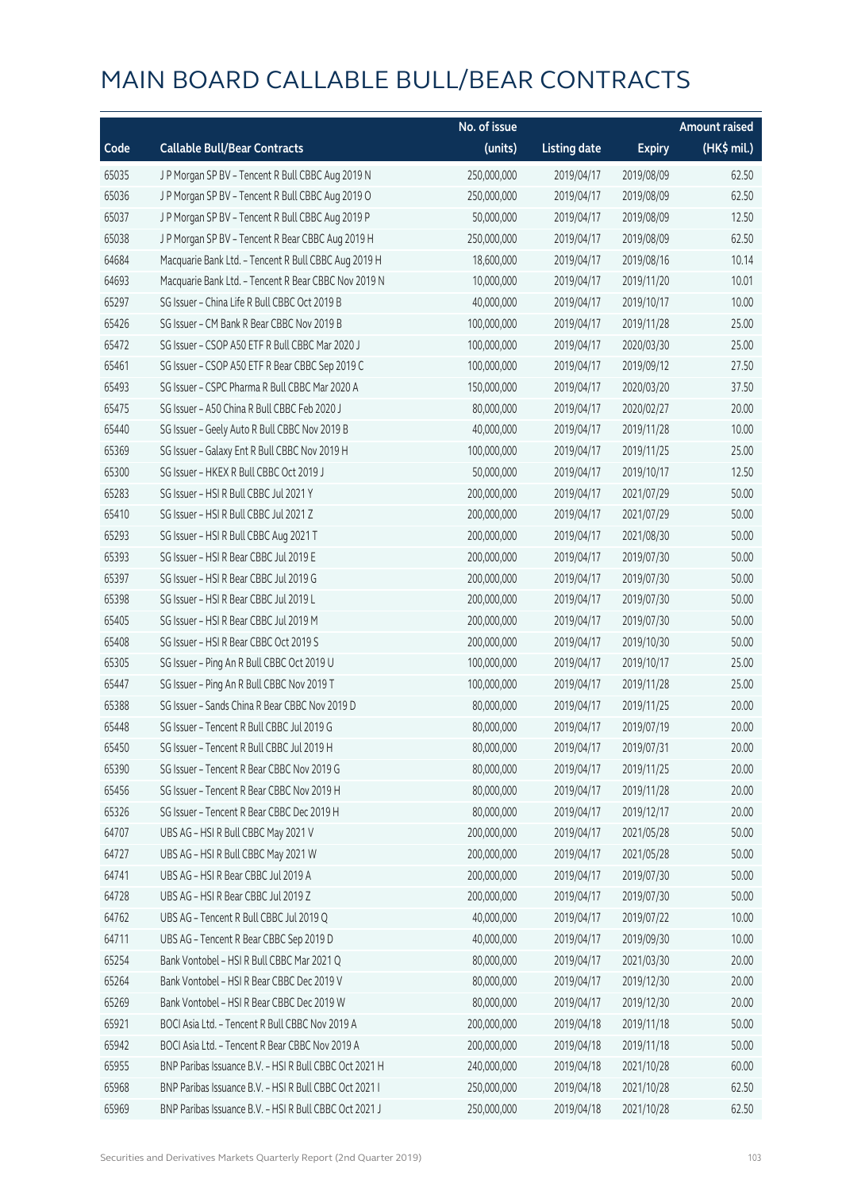# MAIN BOARD CALLABLE BULL/BEAR CONTRACTS

| Code | Callable Bull/Bear Contracts | No. of issue (units) | Listing date | Expiry | Amount raised (HK$ mil.) |
|---|---|---|---|---|---|
| 65035 | J P Morgan SP BV – Tencent R Bull CBBC Aug 2019 N | 250,000,000 | 2019/04/17 | 2019/08/09 | 62.50 |
| 65036 | J P Morgan SP BV – Tencent R Bull CBBC Aug 2019 O | 250,000,000 | 2019/04/17 | 2019/08/09 | 62.50 |
| 65037 | J P Morgan SP BV – Tencent R Bull CBBC Aug 2019 P | 50,000,000 | 2019/04/17 | 2019/08/09 | 12.50 |
| 65038 | J P Morgan SP BV – Tencent R Bear CBBC Aug 2019 H | 250,000,000 | 2019/04/17 | 2019/08/09 | 62.50 |
| 64684 | Macquarie Bank Ltd. – Tencent R Bull CBBC Aug 2019 H | 18,600,000 | 2019/04/17 | 2019/08/16 | 10.14 |
| 64693 | Macquarie Bank Ltd. – Tencent R Bear CBBC Nov 2019 N | 10,000,000 | 2019/04/17 | 2019/11/20 | 10.01 |
| 65297 | SG Issuer – China Life R Bull CBBC Oct 2019 B | 40,000,000 | 2019/04/17 | 2019/10/17 | 10.00 |
| 65426 | SG Issuer – CM Bank R Bear CBBC Nov 2019 B | 100,000,000 | 2019/04/17 | 2019/11/28 | 25.00 |
| 65472 | SG Issuer – CSOP A50 ETF R Bull CBBC Mar 2020 J | 100,000,000 | 2019/04/17 | 2020/03/30 | 25.00 |
| 65461 | SG Issuer – CSOP A50 ETF R Bear CBBC Sep 2019 C | 100,000,000 | 2019/04/17 | 2019/09/12 | 27.50 |
| 65493 | SG Issuer – CSPC Pharma R Bull CBBC Mar 2020 A | 150,000,000 | 2019/04/17 | 2020/03/20 | 37.50 |
| 65475 | SG Issuer – A50 China R Bull CBBC Feb 2020 J | 80,000,000 | 2019/04/17 | 2020/02/27 | 20.00 |
| 65440 | SG Issuer – Geely Auto R Bull CBBC Nov 2019 B | 40,000,000 | 2019/04/17 | 2019/11/28 | 10.00 |
| 65369 | SG Issuer – Galaxy Ent R Bull CBBC Nov 2019 H | 100,000,000 | 2019/04/17 | 2019/11/25 | 25.00 |
| 65300 | SG Issuer – HKEX R Bull CBBC Oct 2019 J | 50,000,000 | 2019/04/17 | 2019/10/17 | 12.50 |
| 65283 | SG Issuer – HSI R Bull CBBC Jul 2021 Y | 200,000,000 | 2019/04/17 | 2021/07/29 | 50.00 |
| 65410 | SG Issuer – HSI R Bull CBBC Jul 2021 Z | 200,000,000 | 2019/04/17 | 2021/07/29 | 50.00 |
| 65293 | SG Issuer – HSI R Bull CBBC Aug 2021 T | 200,000,000 | 2019/04/17 | 2021/08/30 | 50.00 |
| 65393 | SG Issuer – HSI R Bear CBBC Jul 2019 E | 200,000,000 | 2019/04/17 | 2019/07/30 | 50.00 |
| 65397 | SG Issuer – HSI R Bear CBBC Jul 2019 G | 200,000,000 | 2019/04/17 | 2019/07/30 | 50.00 |
| 65398 | SG Issuer – HSI R Bear CBBC Jul 2019 L | 200,000,000 | 2019/04/17 | 2019/07/30 | 50.00 |
| 65405 | SG Issuer – HSI R Bear CBBC Jul 2019 M | 200,000,000 | 2019/04/17 | 2019/07/30 | 50.00 |
| 65408 | SG Issuer – HSI R Bear CBBC Oct 2019 S | 200,000,000 | 2019/04/17 | 2019/10/30 | 50.00 |
| 65305 | SG Issuer – Ping An R Bull CBBC Oct 2019 U | 100,000,000 | 2019/04/17 | 2019/10/17 | 25.00 |
| 65447 | SG Issuer – Ping An R Bull CBBC Nov 2019 T | 100,000,000 | 2019/04/17 | 2019/11/28 | 25.00 |
| 65388 | SG Issuer – Sands China R Bear CBBC Nov 2019 D | 80,000,000 | 2019/04/17 | 2019/11/25 | 20.00 |
| 65448 | SG Issuer – Tencent R Bull CBBC Jul 2019 G | 80,000,000 | 2019/04/17 | 2019/07/19 | 20.00 |
| 65450 | SG Issuer – Tencent R Bull CBBC Jul 2019 H | 80,000,000 | 2019/04/17 | 2019/07/31 | 20.00 |
| 65390 | SG Issuer – Tencent R Bear CBBC Nov 2019 G | 80,000,000 | 2019/04/17 | 2019/11/25 | 20.00 |
| 65456 | SG Issuer – Tencent R Bear CBBC Nov 2019 H | 80,000,000 | 2019/04/17 | 2019/11/28 | 20.00 |
| 65326 | SG Issuer – Tencent R Bear CBBC Dec 2019 H | 80,000,000 | 2019/04/17 | 2019/12/17 | 20.00 |
| 64707 | UBS AG – HSI R Bull CBBC May 2021 V | 200,000,000 | 2019/04/17 | 2021/05/28 | 50.00 |
| 64727 | UBS AG – HSI R Bull CBBC May 2021 W | 200,000,000 | 2019/04/17 | 2021/05/28 | 50.00 |
| 64741 | UBS AG – HSI R Bear CBBC Jul 2019 A | 200,000,000 | 2019/04/17 | 2019/07/30 | 50.00 |
| 64728 | UBS AG – HSI R Bear CBBC Jul 2019 Z | 200,000,000 | 2019/04/17 | 2019/07/30 | 50.00 |
| 64762 | UBS AG – Tencent R Bull CBBC Jul 2019 Q | 40,000,000 | 2019/04/17 | 2019/07/22 | 10.00 |
| 64711 | UBS AG – Tencent R Bear CBBC Sep 2019 D | 40,000,000 | 2019/04/17 | 2019/09/30 | 10.00 |
| 65254 | Bank Vontobel – HSI R Bull CBBC Mar 2021 Q | 80,000,000 | 2019/04/17 | 2021/03/30 | 20.00 |
| 65264 | Bank Vontobel – HSI R Bear CBBC Dec 2019 V | 80,000,000 | 2019/04/17 | 2019/12/30 | 20.00 |
| 65269 | Bank Vontobel – HSI R Bear CBBC Dec 2019 W | 80,000,000 | 2019/04/17 | 2019/12/30 | 20.00 |
| 65921 | BOCI Asia Ltd. – Tencent R Bull CBBC Nov 2019 A | 200,000,000 | 2019/04/18 | 2019/11/18 | 50.00 |
| 65942 | BOCI Asia Ltd. – Tencent R Bear CBBC Nov 2019 A | 200,000,000 | 2019/04/18 | 2019/11/18 | 50.00 |
| 65955 | BNP Paribas Issuance B.V. – HSI R Bull CBBC Oct 2021 H | 240,000,000 | 2019/04/18 | 2021/10/28 | 60.00 |
| 65968 | BNP Paribas Issuance B.V. – HSI R Bull CBBC Oct 2021 I | 250,000,000 | 2019/04/18 | 2021/10/28 | 62.50 |
| 65969 | BNP Paribas Issuance B.V. – HSI R Bull CBBC Oct 2021 J | 250,000,000 | 2019/04/18 | 2021/10/28 | 62.50 |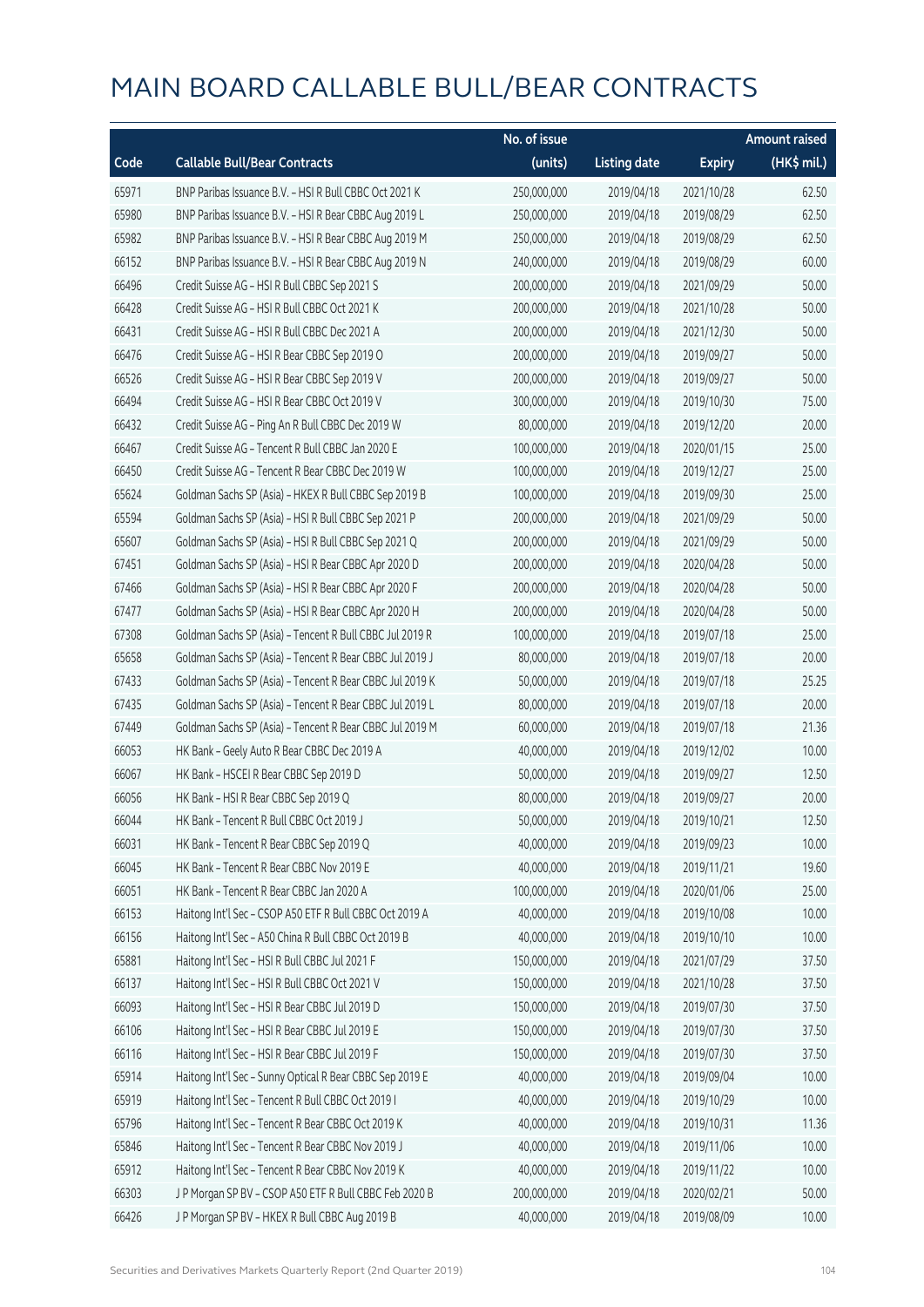# MAIN BOARD CALLABLE BULL/BEAR CONTRACTS

| Code | Callable Bull/Bear Contracts | No. of issue (units) | Listing date | Expiry | Amount raised (HK$ mil.) |
|---|---|---|---|---|---|
| 65971 | BNP Paribas Issuance B.V. - HSI R Bull CBBC Oct 2021 K | 250,000,000 | 2019/04/18 | 2021/10/28 | 62.50 |
| 65980 | BNP Paribas Issuance B.V. - HSI R Bear CBBC Aug 2019 L | 250,000,000 | 2019/04/18 | 2019/08/29 | 62.50 |
| 65982 | BNP Paribas Issuance B.V. - HSI R Bear CBBC Aug 2019 M | 250,000,000 | 2019/04/18 | 2019/08/29 | 62.50 |
| 66152 | BNP Paribas Issuance B.V. - HSI R Bear CBBC Aug 2019 N | 240,000,000 | 2019/04/18 | 2019/08/29 | 60.00 |
| 66496 | Credit Suisse AG - HSI R Bull CBBC Sep 2021 S | 200,000,000 | 2019/04/18 | 2021/09/29 | 50.00 |
| 66428 | Credit Suisse AG - HSI R Bull CBBC Oct 2021 K | 200,000,000 | 2019/04/18 | 2021/10/28 | 50.00 |
| 66431 | Credit Suisse AG - HSI R Bull CBBC Dec 2021 A | 200,000,000 | 2019/04/18 | 2021/12/30 | 50.00 |
| 66476 | Credit Suisse AG - HSI R Bear CBBC Sep 2019 O | 200,000,000 | 2019/04/18 | 2019/09/27 | 50.00 |
| 66526 | Credit Suisse AG - HSI R Bear CBBC Sep 2019 V | 200,000,000 | 2019/04/18 | 2019/09/27 | 50.00 |
| 66494 | Credit Suisse AG - HSI R Bear CBBC Oct 2019 V | 300,000,000 | 2019/04/18 | 2019/10/30 | 75.00 |
| 66432 | Credit Suisse AG - Ping An R Bull CBBC Dec 2019 W | 80,000,000 | 2019/04/18 | 2019/12/20 | 20.00 |
| 66467 | Credit Suisse AG - Tencent R Bull CBBC Jan 2020 E | 100,000,000 | 2019/04/18 | 2020/01/15 | 25.00 |
| 66450 | Credit Suisse AG - Tencent R Bear CBBC Dec 2019 W | 100,000,000 | 2019/04/18 | 2019/12/27 | 25.00 |
| 65624 | Goldman Sachs SP (Asia) - HKEX R Bull CBBC Sep 2019 B | 100,000,000 | 2019/04/18 | 2019/09/30 | 25.00 |
| 65594 | Goldman Sachs SP (Asia) - HSI R Bull CBBC Sep 2021 P | 200,000,000 | 2019/04/18 | 2021/09/29 | 50.00 |
| 65607 | Goldman Sachs SP (Asia) - HSI R Bull CBBC Sep 2021 Q | 200,000,000 | 2019/04/18 | 2021/09/29 | 50.00 |
| 67451 | Goldman Sachs SP (Asia) - HSI R Bear CBBC Apr 2020 D | 200,000,000 | 2019/04/18 | 2020/04/28 | 50.00 |
| 67466 | Goldman Sachs SP (Asia) - HSI R Bear CBBC Apr 2020 F | 200,000,000 | 2019/04/18 | 2020/04/28 | 50.00 |
| 67477 | Goldman Sachs SP (Asia) - HSI R Bear CBBC Apr 2020 H | 200,000,000 | 2019/04/18 | 2020/04/28 | 50.00 |
| 67308 | Goldman Sachs SP (Asia) - Tencent R Bull CBBC Jul 2019 R | 100,000,000 | 2019/04/18 | 2019/07/18 | 25.00 |
| 65658 | Goldman Sachs SP (Asia) - Tencent R Bear CBBC Jul 2019 J | 80,000,000 | 2019/04/18 | 2019/07/18 | 20.00 |
| 67433 | Goldman Sachs SP (Asia) - Tencent R Bear CBBC Jul 2019 K | 50,000,000 | 2019/04/18 | 2019/07/18 | 25.25 |
| 67435 | Goldman Sachs SP (Asia) - Tencent R Bear CBBC Jul 2019 L | 80,000,000 | 2019/04/18 | 2019/07/18 | 20.00 |
| 67449 | Goldman Sachs SP (Asia) - Tencent R Bear CBBC Jul 2019 M | 60,000,000 | 2019/04/18 | 2019/07/18 | 21.36 |
| 66053 | HK Bank - Geely Auto R Bear CBBC Dec 2019 A | 40,000,000 | 2019/04/18 | 2019/12/02 | 10.00 |
| 66067 | HK Bank - HSCEI R Bear CBBC Sep 2019 D | 50,000,000 | 2019/04/18 | 2019/09/27 | 12.50 |
| 66056 | HK Bank - HSI R Bear CBBC Sep 2019 Q | 80,000,000 | 2019/04/18 | 2019/09/27 | 20.00 |
| 66044 | HK Bank - Tencent R Bull CBBC Oct 2019 J | 50,000,000 | 2019/04/18 | 2019/10/21 | 12.50 |
| 66031 | HK Bank - Tencent R Bear CBBC Sep 2019 Q | 40,000,000 | 2019/04/18 | 2019/09/23 | 10.00 |
| 66045 | HK Bank - Tencent R Bear CBBC Nov 2019 E | 40,000,000 | 2019/04/18 | 2019/11/21 | 19.60 |
| 66051 | HK Bank - Tencent R Bear CBBC Jan 2020 A | 100,000,000 | 2019/04/18 | 2020/01/06 | 25.00 |
| 66153 | Haitong Int'l Sec - CSOP A50 ETF R Bull CBBC Oct 2019 A | 40,000,000 | 2019/04/18 | 2019/10/08 | 10.00 |
| 66156 | Haitong Int'l Sec - A50 China R Bull CBBC Oct 2019 B | 40,000,000 | 2019/04/18 | 2019/10/10 | 10.00 |
| 65881 | Haitong Int'l Sec - HSI R Bull CBBC Jul 2021 F | 150,000,000 | 2019/04/18 | 2021/07/29 | 37.50 |
| 66137 | Haitong Int'l Sec - HSI R Bull CBBC Oct 2021 V | 150,000,000 | 2019/04/18 | 2021/10/28 | 37.50 |
| 66093 | Haitong Int'l Sec - HSI R Bear CBBC Jul 2019 D | 150,000,000 | 2019/04/18 | 2019/07/30 | 37.50 |
| 66106 | Haitong Int'l Sec - HSI R Bear CBBC Jul 2019 E | 150,000,000 | 2019/04/18 | 2019/07/30 | 37.50 |
| 66116 | Haitong Int'l Sec - HSI R Bear CBBC Jul 2019 F | 150,000,000 | 2019/04/18 | 2019/07/30 | 37.50 |
| 65914 | Haitong Int'l Sec - Sunny Optical R Bear CBBC Sep 2019 E | 40,000,000 | 2019/04/18 | 2019/09/04 | 10.00 |
| 65919 | Haitong Int'l Sec - Tencent R Bull CBBC Oct 2019 I | 40,000,000 | 2019/04/18 | 2019/10/29 | 10.00 |
| 65796 | Haitong Int'l Sec - Tencent R Bear CBBC Oct 2019 K | 40,000,000 | 2019/04/18 | 2019/10/31 | 11.36 |
| 65846 | Haitong Int'l Sec - Tencent R Bear CBBC Nov 2019 J | 40,000,000 | 2019/04/18 | 2019/11/06 | 10.00 |
| 65912 | Haitong Int'l Sec - Tencent R Bear CBBC Nov 2019 K | 40,000,000 | 2019/04/18 | 2019/11/22 | 10.00 |
| 66303 | J P Morgan SP BV - CSOP A50 ETF R Bull CBBC Feb 2020 B | 200,000,000 | 2019/04/18 | 2020/02/21 | 50.00 |
| 66426 | J P Morgan SP BV - HKEX R Bull CBBC Aug 2019 B | 40,000,000 | 2019/04/18 | 2019/08/09 | 10.00 |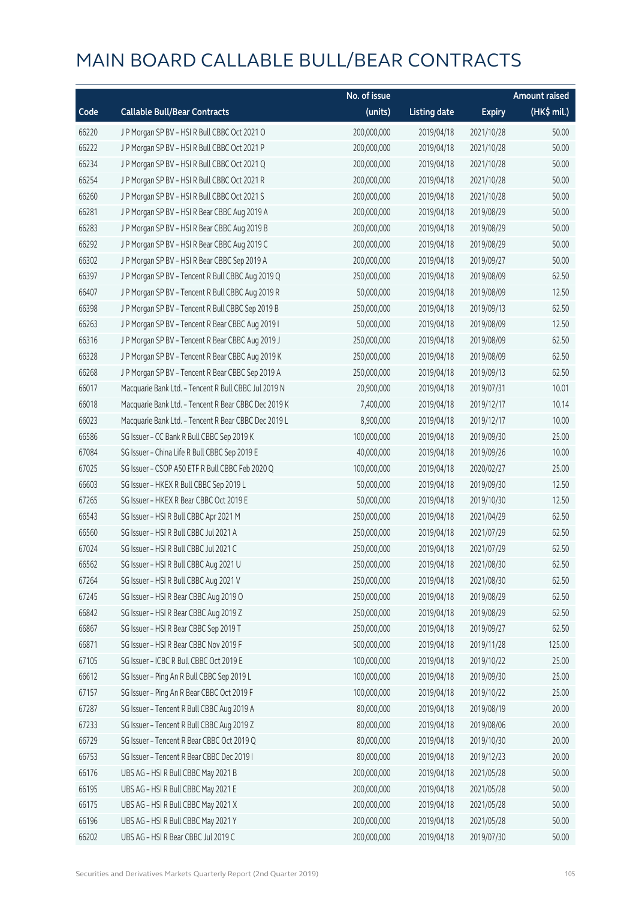# MAIN BOARD CALLABLE BULL/BEAR CONTRACTS

| Code | Callable Bull/Bear Contracts | No. of issue (units) | Listing date | Expiry | Amount raised (HK$ mil.) |
|---|---|---|---|---|---|
| 66220 | J P Morgan SP BV – HSI R Bull CBBC Oct 2021 O | 200,000,000 | 2019/04/18 | 2021/10/28 | 50.00 |
| 66222 | J P Morgan SP BV – HSI R Bull CBBC Oct 2021 P | 200,000,000 | 2019/04/18 | 2021/10/28 | 50.00 |
| 66234 | J P Morgan SP BV – HSI R Bull CBBC Oct 2021 Q | 200,000,000 | 2019/04/18 | 2021/10/28 | 50.00 |
| 66254 | J P Morgan SP BV – HSI R Bull CBBC Oct 2021 R | 200,000,000 | 2019/04/18 | 2021/10/28 | 50.00 |
| 66260 | J P Morgan SP BV – HSI R Bull CBBC Oct 2021 S | 200,000,000 | 2019/04/18 | 2021/10/28 | 50.00 |
| 66281 | J P Morgan SP BV – HSI R Bear CBBC Aug 2019 A | 200,000,000 | 2019/04/18 | 2019/08/29 | 50.00 |
| 66283 | J P Morgan SP BV – HSI R Bear CBBC Aug 2019 B | 200,000,000 | 2019/04/18 | 2019/08/29 | 50.00 |
| 66292 | J P Morgan SP BV – HSI R Bear CBBC Aug 2019 C | 200,000,000 | 2019/04/18 | 2019/08/29 | 50.00 |
| 66302 | J P Morgan SP BV – HSI R Bear CBBC Sep 2019 A | 200,000,000 | 2019/04/18 | 2019/09/27 | 50.00 |
| 66397 | J P Morgan SP BV – Tencent R Bull CBBC Aug 2019 Q | 250,000,000 | 2019/04/18 | 2019/08/09 | 62.50 |
| 66407 | J P Morgan SP BV – Tencent R Bull CBBC Aug 2019 R | 50,000,000 | 2019/04/18 | 2019/08/09 | 12.50 |
| 66398 | J P Morgan SP BV – Tencent R Bull CBBC Sep 2019 B | 250,000,000 | 2019/04/18 | 2019/09/13 | 62.50 |
| 66263 | J P Morgan SP BV – Tencent R Bear CBBC Aug 2019 I | 50,000,000 | 2019/04/18 | 2019/08/09 | 12.50 |
| 66316 | J P Morgan SP BV – Tencent R Bear CBBC Aug 2019 J | 250,000,000 | 2019/04/18 | 2019/08/09 | 62.50 |
| 66328 | J P Morgan SP BV – Tencent R Bear CBBC Aug 2019 K | 250,000,000 | 2019/04/18 | 2019/08/09 | 62.50 |
| 66268 | J P Morgan SP BV – Tencent R Bear CBBC Sep 2019 A | 250,000,000 | 2019/04/18 | 2019/09/13 | 62.50 |
| 66017 | Macquarie Bank Ltd. – Tencent R Bull CBBC Jul 2019 N | 20,900,000 | 2019/04/18 | 2019/07/31 | 10.01 |
| 66018 | Macquarie Bank Ltd. – Tencent R Bear CBBC Dec 2019 K | 7,400,000 | 2019/04/18 | 2019/12/17 | 10.14 |
| 66023 | Macquarie Bank Ltd. – Tencent R Bear CBBC Dec 2019 L | 8,900,000 | 2019/04/18 | 2019/12/17 | 10.00 |
| 66586 | SG Issuer – CC Bank R Bull CBBC Sep 2019 K | 100,000,000 | 2019/04/18 | 2019/09/30 | 25.00 |
| 67084 | SG Issuer – China Life R Bull CBBC Sep 2019 E | 40,000,000 | 2019/04/18 | 2019/09/26 | 10.00 |
| 67025 | SG Issuer – CSOP A50 ETF R Bull CBBC Feb 2020 Q | 100,000,000 | 2019/04/18 | 2020/02/27 | 25.00 |
| 66603 | SG Issuer – HKEX R Bull CBBC Sep 2019 L | 50,000,000 | 2019/04/18 | 2019/09/30 | 12.50 |
| 67265 | SG Issuer – HKEX R Bear CBBC Oct 2019 E | 50,000,000 | 2019/04/18 | 2019/10/30 | 12.50 |
| 66543 | SG Issuer – HSI R Bull CBBC Apr 2021 M | 250,000,000 | 2019/04/18 | 2021/04/29 | 62.50 |
| 66560 | SG Issuer – HSI R Bull CBBC Jul 2021 A | 250,000,000 | 2019/04/18 | 2021/07/29 | 62.50 |
| 67024 | SG Issuer – HSI R Bull CBBC Jul 2021 C | 250,000,000 | 2019/04/18 | 2021/07/29 | 62.50 |
| 66562 | SG Issuer – HSI R Bull CBBC Aug 2021 U | 250,000,000 | 2019/04/18 | 2021/08/30 | 62.50 |
| 67264 | SG Issuer – HSI R Bull CBBC Aug 2021 V | 250,000,000 | 2019/04/18 | 2021/08/30 | 62.50 |
| 67245 | SG Issuer – HSI R Bear CBBC Aug 2019 O | 250,000,000 | 2019/04/18 | 2019/08/29 | 62.50 |
| 66842 | SG Issuer – HSI R Bear CBBC Aug 2019 Z | 250,000,000 | 2019/04/18 | 2019/08/29 | 62.50 |
| 66867 | SG Issuer – HSI R Bear CBBC Sep 2019 T | 250,000,000 | 2019/04/18 | 2019/09/27 | 62.50 |
| 66871 | SG Issuer – HSI R Bear CBBC Nov 2019 F | 500,000,000 | 2019/04/18 | 2019/11/28 | 125.00 |
| 67105 | SG Issuer – ICBC R Bull CBBC Oct 2019 E | 100,000,000 | 2019/04/18 | 2019/10/22 | 25.00 |
| 66612 | SG Issuer – Ping An R Bull CBBC Sep 2019 L | 100,000,000 | 2019/04/18 | 2019/09/30 | 25.00 |
| 67157 | SG Issuer – Ping An R Bear CBBC Oct 2019 F | 100,000,000 | 2019/04/18 | 2019/10/22 | 25.00 |
| 67287 | SG Issuer – Tencent R Bull CBBC Aug 2019 A | 80,000,000 | 2019/04/18 | 2019/08/19 | 20.00 |
| 67233 | SG Issuer – Tencent R Bull CBBC Aug 2019 Z | 80,000,000 | 2019/04/18 | 2019/08/06 | 20.00 |
| 66729 | SG Issuer – Tencent R Bear CBBC Oct 2019 Q | 80,000,000 | 2019/04/18 | 2019/10/30 | 20.00 |
| 66753 | SG Issuer – Tencent R Bear CBBC Dec 2019 I | 80,000,000 | 2019/04/18 | 2019/12/23 | 20.00 |
| 66176 | UBS AG – HSI R Bull CBBC May 2021 B | 200,000,000 | 2019/04/18 | 2021/05/28 | 50.00 |
| 66195 | UBS AG – HSI R Bull CBBC May 2021 E | 200,000,000 | 2019/04/18 | 2021/05/28 | 50.00 |
| 66175 | UBS AG – HSI R Bull CBBC May 2021 X | 200,000,000 | 2019/04/18 | 2021/05/28 | 50.00 |
| 66196 | UBS AG – HSI R Bull CBBC May 2021 Y | 200,000,000 | 2019/04/18 | 2021/05/28 | 50.00 |
| 66202 | UBS AG – HSI R Bear CBBC Jul 2019 C | 200,000,000 | 2019/04/18 | 2019/07/30 | 50.00 |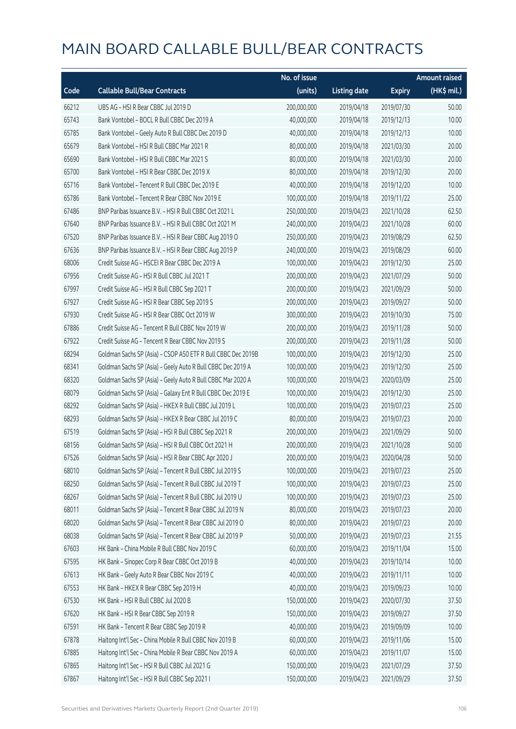# MAIN BOARD CALLABLE BULL/BEAR CONTRACTS

| Code | Callable Bull/Bear Contracts | No. of issue (units) | Listing date | Expiry | Amount raised (HK$ mil.) |
|---|---|---|---|---|---|
| 66212 | UBS AG - HSI R Bear CBBC Jul 2019 D | 200,000,000 | 2019/04/18 | 2019/07/30 | 50.00 |
| 65743 | Bank Vontobel - BOCL R Bull CBBC Dec 2019 A | 40,000,000 | 2019/04/18 | 2019/12/13 | 10.00 |
| 65785 | Bank Vontobel - Geely Auto R Bull CBBC Dec 2019 D | 40,000,000 | 2019/04/18 | 2019/12/13 | 10.00 |
| 65679 | Bank Vontobel - HSI R Bull CBBC Mar 2021 R | 80,000,000 | 2019/04/18 | 2021/03/30 | 20.00 |
| 65690 | Bank Vontobel - HSI R Bull CBBC Mar 2021 S | 80,000,000 | 2019/04/18 | 2021/03/30 | 20.00 |
| 65700 | Bank Vontobel - HSI R Bear CBBC Dec 2019 X | 80,000,000 | 2019/04/18 | 2019/12/30 | 20.00 |
| 65716 | Bank Vontobel - Tencent R Bull CBBC Dec 2019 E | 40,000,000 | 2019/04/18 | 2019/12/20 | 10.00 |
| 65786 | Bank Vontobel - Tencent R Bear CBBC Nov 2019 E | 100,000,000 | 2019/04/18 | 2019/11/22 | 25.00 |
| 67486 | BNP Paribas Issuance B.V. - HSI R Bull CBBC Oct 2021 L | 250,000,000 | 2019/04/23 | 2021/10/28 | 62.50 |
| 67640 | BNP Paribas Issuance B.V. - HSI R Bull CBBC Oct 2021 M | 240,000,000 | 2019/04/23 | 2021/10/28 | 60.00 |
| 67520 | BNP Paribas Issuance B.V. - HSI R Bear CBBC Aug 2019 O | 250,000,000 | 2019/04/23 | 2019/08/29 | 62.50 |
| 67636 | BNP Paribas Issuance B.V. - HSI R Bear CBBC Aug 2019 P | 240,000,000 | 2019/04/23 | 2019/08/29 | 60.00 |
| 68006 | Credit Suisse AG - HSCEI R Bear CBBC Dec 2019 A | 100,000,000 | 2019/04/23 | 2019/12/30 | 25.00 |
| 67956 | Credit Suisse AG - HSI R Bull CBBC Jul 2021 T | 200,000,000 | 2019/04/23 | 2021/07/29 | 50.00 |
| 67997 | Credit Suisse AG - HSI R Bull CBBC Sep 2021 T | 200,000,000 | 2019/04/23 | 2021/09/29 | 50.00 |
| 67927 | Credit Suisse AG - HSI R Bear CBBC Sep 2019 S | 200,000,000 | 2019/04/23 | 2019/09/27 | 50.00 |
| 67930 | Credit Suisse AG - HSI R Bear CBBC Oct 2019 W | 300,000,000 | 2019/04/23 | 2019/10/30 | 75.00 |
| 67886 | Credit Suisse AG - Tencent R Bull CBBC Nov 2019 W | 200,000,000 | 2019/04/23 | 2019/11/28 | 50.00 |
| 67922 | Credit Suisse AG - Tencent R Bear CBBC Nov 2019 S | 200,000,000 | 2019/04/23 | 2019/11/28 | 50.00 |
| 68294 | Goldman Sachs SP (Asia) - CSOP A50 ETF R Bull CBBC Dec 2019B | 100,000,000 | 2019/04/23 | 2019/12/30 | 25.00 |
| 68341 | Goldman Sachs SP (Asia) - Geely Auto R Bull CBBC Dec 2019 A | 100,000,000 | 2019/04/23 | 2019/12/30 | 25.00 |
| 68320 | Goldman Sachs SP (Asia) - Geely Auto R Bull CBBC Mar 2020 A | 100,000,000 | 2019/04/23 | 2020/03/09 | 25.00 |
| 68079 | Goldman Sachs SP (Asia) - Galaxy Ent R Bull CBBC Dec 2019 E | 100,000,000 | 2019/04/23 | 2019/12/30 | 25.00 |
| 68292 | Goldman Sachs SP (Asia) - HKEX R Bull CBBC Jul 2019 L | 100,000,000 | 2019/04/23 | 2019/07/23 | 25.00 |
| 68293 | Goldman Sachs SP (Asia) - HKEX R Bear CBBC Jul 2019 C | 80,000,000 | 2019/04/23 | 2019/07/23 | 20.00 |
| 67519 | Goldman Sachs SP (Asia) - HSI R Bull CBBC Sep 2021 R | 200,000,000 | 2019/04/23 | 2021/09/29 | 50.00 |
| 68156 | Goldman Sachs SP (Asia) - HSI R Bull CBBC Oct 2021 H | 200,000,000 | 2019/04/23 | 2021/10/28 | 50.00 |
| 67526 | Goldman Sachs SP (Asia) - HSI R Bear CBBC Apr 2020 J | 200,000,000 | 2019/04/23 | 2020/04/28 | 50.00 |
| 68010 | Goldman Sachs SP (Asia) - Tencent R Bull CBBC Jul 2019 S | 100,000,000 | 2019/04/23 | 2019/07/23 | 25.00 |
| 68250 | Goldman Sachs SP (Asia) - Tencent R Bull CBBC Jul 2019 T | 100,000,000 | 2019/04/23 | 2019/07/23 | 25.00 |
| 68267 | Goldman Sachs SP (Asia) - Tencent R Bull CBBC Jul 2019 U | 100,000,000 | 2019/04/23 | 2019/07/23 | 25.00 |
| 68011 | Goldman Sachs SP (Asia) - Tencent R Bear CBBC Jul 2019 N | 80,000,000 | 2019/04/23 | 2019/07/23 | 20.00 |
| 68020 | Goldman Sachs SP (Asia) - Tencent R Bear CBBC Jul 2019 O | 80,000,000 | 2019/04/23 | 2019/07/23 | 20.00 |
| 68038 | Goldman Sachs SP (Asia) - Tencent R Bear CBBC Jul 2019 P | 50,000,000 | 2019/04/23 | 2019/07/23 | 21.55 |
| 67603 | HK Bank - China Mobile R Bull CBBC Nov 2019 C | 60,000,000 | 2019/04/23 | 2019/11/04 | 15.00 |
| 67595 | HK Bank - Sinopec Corp R Bear CBBC Oct 2019 B | 40,000,000 | 2019/04/23 | 2019/10/14 | 10.00 |
| 67613 | HK Bank - Geely Auto R Bear CBBC Nov 2019 C | 40,000,000 | 2019/04/23 | 2019/11/11 | 10.00 |
| 67553 | HK Bank - HKEX R Bear CBBC Sep 2019 H | 40,000,000 | 2019/04/23 | 2019/09/23 | 10.00 |
| 67530 | HK Bank - HSI R Bull CBBC Jul 2020 B | 150,000,000 | 2019/04/23 | 2020/07/30 | 37.50 |
| 67620 | HK Bank - HSI R Bear CBBC Sep 2019 R | 150,000,000 | 2019/04/23 | 2019/09/27 | 37.50 |
| 67591 | HK Bank - Tencent R Bear CBBC Sep 2019 R | 40,000,000 | 2019/04/23 | 2019/09/09 | 10.00 |
| 67878 | Haitong Int'l Sec - China Mobile R Bull CBBC Nov 2019 B | 60,000,000 | 2019/04/23 | 2019/11/06 | 15.00 |
| 67885 | Haitong Int'l Sec - China Mobile R Bear CBBC Nov 2019 A | 60,000,000 | 2019/04/23 | 2019/11/07 | 15.00 |
| 67865 | Haitong Int'l Sec - HSI R Bull CBBC Jul 2021 G | 150,000,000 | 2019/04/23 | 2021/07/29 | 37.50 |
| 67867 | Haitong Int'l Sec - HSI R Bull CBBC Sep 2021 I | 150,000,000 | 2019/04/23 | 2021/09/29 | 37.50 |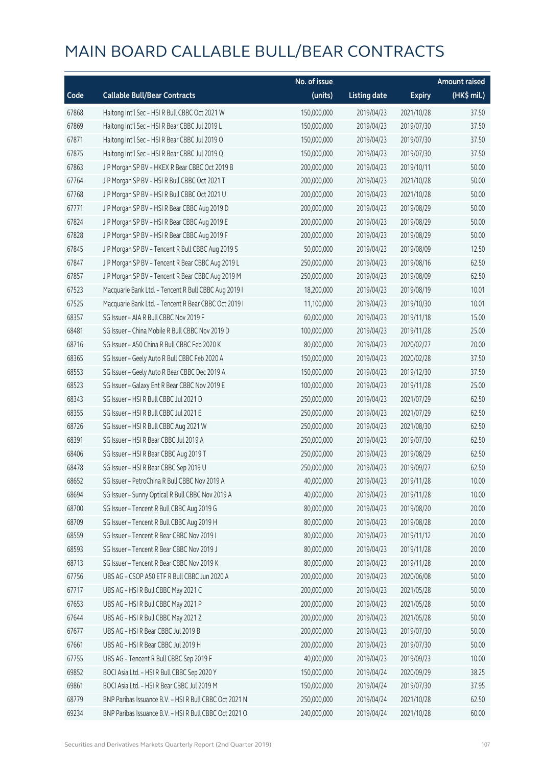# MAIN BOARD CALLABLE BULL/BEAR CONTRACTS

| Code | Callable Bull/Bear Contracts | No. of issue (units) | Listing date | Expiry | Amount raised (HK$ mil.) |
|---|---|---|---|---|---|
| 67868 | Haitong Int'l Sec – HSI R Bull CBBC Oct 2021 W | 150,000,000 | 2019/04/23 | 2021/10/28 | 37.50 |
| 67869 | Haitong Int'l Sec – HSI R Bear CBBC Jul 2019 L | 150,000,000 | 2019/04/23 | 2019/07/30 | 37.50 |
| 67871 | Haitong Int'l Sec – HSI R Bear CBBC Jul 2019 O | 150,000,000 | 2019/04/23 | 2019/07/30 | 37.50 |
| 67875 | Haitong Int'l Sec – HSI R Bear CBBC Jul 2019 Q | 150,000,000 | 2019/04/23 | 2019/07/30 | 37.50 |
| 67863 | J P Morgan SP BV – HKEX R Bear CBBC Oct 2019 B | 200,000,000 | 2019/04/23 | 2019/10/11 | 50.00 |
| 67764 | J P Morgan SP BV – HSI R Bull CBBC Oct 2021 T | 200,000,000 | 2019/04/23 | 2021/10/28 | 50.00 |
| 67768 | J P Morgan SP BV – HSI R Bull CBBC Oct 2021 U | 200,000,000 | 2019/04/23 | 2021/10/28 | 50.00 |
| 67771 | J P Morgan SP BV – HSI R Bear CBBC Aug 2019 D | 200,000,000 | 2019/04/23 | 2019/08/29 | 50.00 |
| 67824 | J P Morgan SP BV – HSI R Bear CBBC Aug 2019 E | 200,000,000 | 2019/04/23 | 2019/08/29 | 50.00 |
| 67828 | J P Morgan SP BV – HSI R Bear CBBC Aug 2019 F | 200,000,000 | 2019/04/23 | 2019/08/29 | 50.00 |
| 67845 | J P Morgan SP BV – Tencent R Bull CBBC Aug 2019 S | 50,000,000 | 2019/04/23 | 2019/08/09 | 12.50 |
| 67847 | J P Morgan SP BV – Tencent R Bear CBBC Aug 2019 L | 250,000,000 | 2019/04/23 | 2019/08/16 | 62.50 |
| 67857 | J P Morgan SP BV – Tencent R Bear CBBC Aug 2019 M | 250,000,000 | 2019/04/23 | 2019/08/09 | 62.50 |
| 67523 | Macquarie Bank Ltd. – Tencent R Bull CBBC Aug 2019 I | 18,200,000 | 2019/04/23 | 2019/08/19 | 10.01 |
| 67525 | Macquarie Bank Ltd. – Tencent R Bear CBBC Oct 2019 I | 11,100,000 | 2019/04/23 | 2019/10/30 | 10.01 |
| 68357 | SG Issuer – AIA R Bull CBBC Nov 2019 F | 60,000,000 | 2019/04/23 | 2019/11/18 | 15.00 |
| 68481 | SG Issuer – China Mobile R Bull CBBC Nov 2019 D | 100,000,000 | 2019/04/23 | 2019/11/28 | 25.00 |
| 68716 | SG Issuer – A50 China R Bull CBBC Feb 2020 K | 80,000,000 | 2019/04/23 | 2020/02/27 | 20.00 |
| 68365 | SG Issuer – Geely Auto R Bull CBBC Feb 2020 A | 150,000,000 | 2019/04/23 | 2020/02/28 | 37.50 |
| 68553 | SG Issuer – Geely Auto R Bear CBBC Dec 2019 A | 150,000,000 | 2019/04/23 | 2019/12/30 | 37.50 |
| 68523 | SG Issuer – Galaxy Ent R Bear CBBC Nov 2019 E | 100,000,000 | 2019/04/23 | 2019/11/28 | 25.00 |
| 68343 | SG Issuer – HSI R Bull CBBC Jul 2021 D | 250,000,000 | 2019/04/23 | 2021/07/29 | 62.50 |
| 68355 | SG Issuer – HSI R Bull CBBC Jul 2021 E | 250,000,000 | 2019/04/23 | 2021/07/29 | 62.50 |
| 68726 | SG Issuer – HSI R Bull CBBC Aug 2021 W | 250,000,000 | 2019/04/23 | 2021/08/30 | 62.50 |
| 68391 | SG Issuer – HSI R Bear CBBC Jul 2019 A | 250,000,000 | 2019/04/23 | 2019/07/30 | 62.50 |
| 68406 | SG Issuer – HSI R Bear CBBC Aug 2019 T | 250,000,000 | 2019/04/23 | 2019/08/29 | 62.50 |
| 68478 | SG Issuer – HSI R Bear CBBC Sep 2019 U | 250,000,000 | 2019/04/23 | 2019/09/27 | 62.50 |
| 68652 | SG Issuer – PetroChina R Bull CBBC Nov 2019 A | 40,000,000 | 2019/04/23 | 2019/11/28 | 10.00 |
| 68694 | SG Issuer – Sunny Optical R Bull CBBC Nov 2019 A | 40,000,000 | 2019/04/23 | 2019/11/28 | 10.00 |
| 68700 | SG Issuer – Tencent R Bull CBBC Aug 2019 G | 80,000,000 | 2019/04/23 | 2019/08/20 | 20.00 |
| 68709 | SG Issuer – Tencent R Bull CBBC Aug 2019 H | 80,000,000 | 2019/04/23 | 2019/08/28 | 20.00 |
| 68559 | SG Issuer – Tencent R Bear CBBC Nov 2019 I | 80,000,000 | 2019/04/23 | 2019/11/12 | 20.00 |
| 68593 | SG Issuer – Tencent R Bear CBBC Nov 2019 J | 80,000,000 | 2019/04/23 | 2019/11/28 | 20.00 |
| 68713 | SG Issuer – Tencent R Bear CBBC Nov 2019 K | 80,000,000 | 2019/04/23 | 2019/11/28 | 20.00 |
| 67756 | UBS AG – CSOP A50 ETF R Bull CBBC Jun 2020 A | 200,000,000 | 2019/04/23 | 2020/06/08 | 50.00 |
| 67717 | UBS AG – HSI R Bull CBBC May 2021 C | 200,000,000 | 2019/04/23 | 2021/05/28 | 50.00 |
| 67653 | UBS AG – HSI R Bull CBBC May 2021 P | 200,000,000 | 2019/04/23 | 2021/05/28 | 50.00 |
| 67644 | UBS AG – HSI R Bull CBBC May 2021 Z | 200,000,000 | 2019/04/23 | 2021/05/28 | 50.00 |
| 67677 | UBS AG – HSI R Bear CBBC Jul 2019 B | 200,000,000 | 2019/04/23 | 2019/07/30 | 50.00 |
| 67661 | UBS AG – HSI R Bear CBBC Jul 2019 H | 200,000,000 | 2019/04/23 | 2019/07/30 | 50.00 |
| 67755 | UBS AG – Tencent R Bull CBBC Sep 2019 F | 40,000,000 | 2019/04/23 | 2019/09/23 | 10.00 |
| 69852 | BOCI Asia Ltd. – HSI R Bull CBBC Sep 2020 Y | 150,000,000 | 2019/04/24 | 2020/09/29 | 38.25 |
| 69861 | BOCI Asia Ltd. – HSI R Bear CBBC Jul 2019 M | 150,000,000 | 2019/04/24 | 2019/07/30 | 37.95 |
| 68779 | BNP Paribas Issuance B.V. – HSI R Bull CBBC Oct 2021 N | 250,000,000 | 2019/04/24 | 2021/10/28 | 62.50 |
| 69234 | BNP Paribas Issuance B.V. – HSI R Bull CBBC Oct 2021 O | 240,000,000 | 2019/04/24 | 2021/10/28 | 60.00 |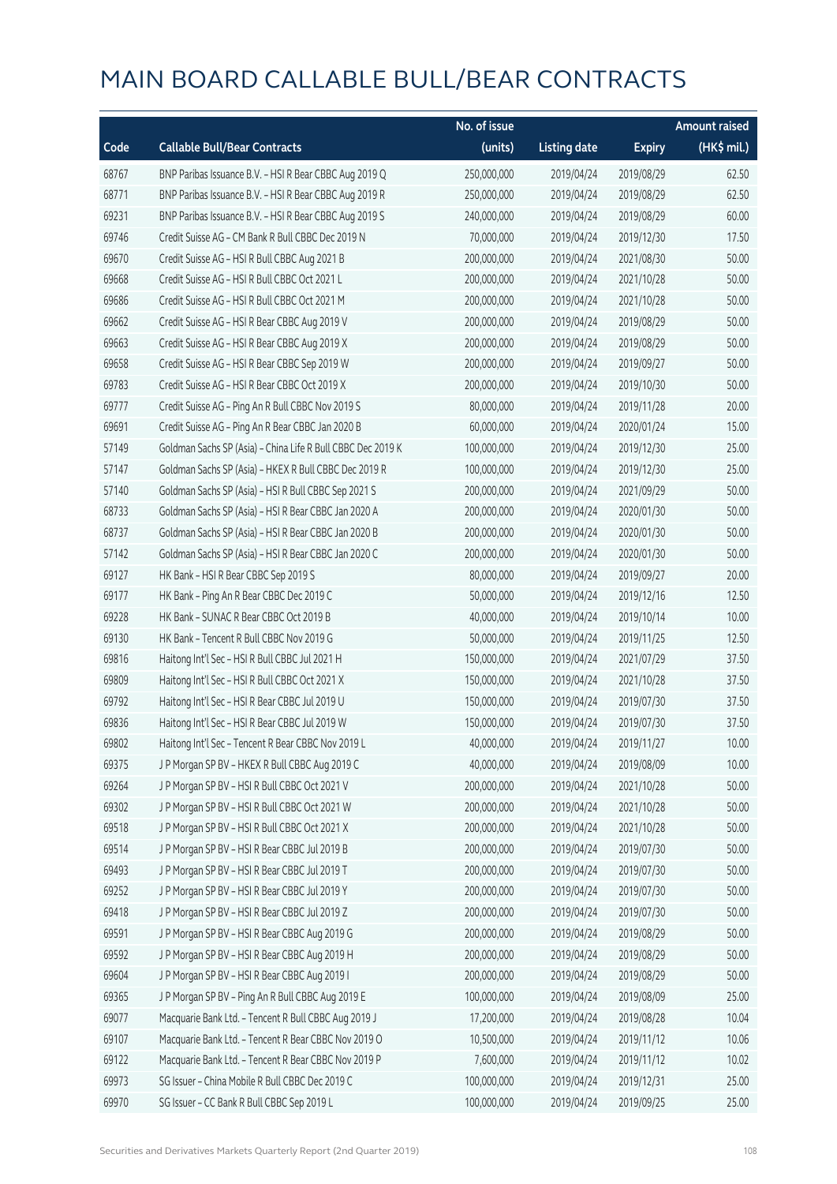# MAIN BOARD CALLABLE BULL/BEAR CONTRACTS

| Code | Callable Bull/Bear Contracts | No. of issue (units) | Listing date | Expiry | Amount raised (HK$ mil.) |
|---|---|---|---|---|---|
| 68767 | BNP Paribas Issuance B.V. - HSI R Bear CBBC Aug 2019 Q | 250,000,000 | 2019/04/24 | 2019/08/29 | 62.50 |
| 68771 | BNP Paribas Issuance B.V. - HSI R Bear CBBC Aug 2019 R | 250,000,000 | 2019/04/24 | 2019/08/29 | 62.50 |
| 69231 | BNP Paribas Issuance B.V. - HSI R Bear CBBC Aug 2019 S | 240,000,000 | 2019/04/24 | 2019/08/29 | 60.00 |
| 69746 | Credit Suisse AG - CM Bank R Bull CBBC Dec 2019 N | 70,000,000 | 2019/04/24 | 2019/12/30 | 17.50 |
| 69670 | Credit Suisse AG - HSI R Bull CBBC Aug 2021 B | 200,000,000 | 2019/04/24 | 2021/08/30 | 50.00 |
| 69668 | Credit Suisse AG - HSI R Bull CBBC Oct 2021 L | 200,000,000 | 2019/04/24 | 2021/10/28 | 50.00 |
| 69686 | Credit Suisse AG - HSI R Bull CBBC Oct 2021 M | 200,000,000 | 2019/04/24 | 2021/10/28 | 50.00 |
| 69662 | Credit Suisse AG - HSI R Bear CBBC Aug 2019 V | 200,000,000 | 2019/04/24 | 2019/08/29 | 50.00 |
| 69663 | Credit Suisse AG - HSI R Bear CBBC Aug 2019 X | 200,000,000 | 2019/04/24 | 2019/08/29 | 50.00 |
| 69658 | Credit Suisse AG - HSI R Bear CBBC Sep 2019 W | 200,000,000 | 2019/04/24 | 2019/09/27 | 50.00 |
| 69783 | Credit Suisse AG - HSI R Bear CBBC Oct 2019 X | 200,000,000 | 2019/04/24 | 2019/10/30 | 50.00 |
| 69777 | Credit Suisse AG - Ping An R Bull CBBC Nov 2019 S | 80,000,000 | 2019/04/24 | 2019/11/28 | 20.00 |
| 69691 | Credit Suisse AG - Ping An R Bear CBBC Jan 2020 B | 60,000,000 | 2019/04/24 | 2020/01/24 | 15.00 |
| 57149 | Goldman Sachs SP (Asia) - China Life R Bull CBBC Dec 2019 K | 100,000,000 | 2019/04/24 | 2019/12/30 | 25.00 |
| 57147 | Goldman Sachs SP (Asia) - HKEX R Bull CBBC Dec 2019 R | 100,000,000 | 2019/04/24 | 2019/12/30 | 25.00 |
| 57140 | Goldman Sachs SP (Asia) - HSI R Bull CBBC Sep 2021 S | 200,000,000 | 2019/04/24 | 2021/09/29 | 50.00 |
| 68733 | Goldman Sachs SP (Asia) - HSI R Bear CBBC Jan 2020 A | 200,000,000 | 2019/04/24 | 2020/01/30 | 50.00 |
| 68737 | Goldman Sachs SP (Asia) - HSI R Bear CBBC Jan 2020 B | 200,000,000 | 2019/04/24 | 2020/01/30 | 50.00 |
| 57142 | Goldman Sachs SP (Asia) - HSI R Bear CBBC Jan 2020 C | 200,000,000 | 2019/04/24 | 2020/01/30 | 50.00 |
| 69127 | HK Bank - HSI R Bear CBBC Sep 2019 S | 80,000,000 | 2019/04/24 | 2019/09/27 | 20.00 |
| 69177 | HK Bank - Ping An R Bear CBBC Dec 2019 C | 50,000,000 | 2019/04/24 | 2019/12/16 | 12.50 |
| 69228 | HK Bank - SUNAC R Bear CBBC Oct 2019 B | 40,000,000 | 2019/04/24 | 2019/10/14 | 10.00 |
| 69130 | HK Bank - Tencent R Bull CBBC Nov 2019 G | 50,000,000 | 2019/04/24 | 2019/11/25 | 12.50 |
| 69816 | Haitong Int'l Sec - HSI R Bull CBBC Jul 2021 H | 150,000,000 | 2019/04/24 | 2021/07/29 | 37.50 |
| 69809 | Haitong Int'l Sec - HSI R Bull CBBC Oct 2021 X | 150,000,000 | 2019/04/24 | 2021/10/28 | 37.50 |
| 69792 | Haitong Int'l Sec - HSI R Bear CBBC Jul 2019 U | 150,000,000 | 2019/04/24 | 2019/07/30 | 37.50 |
| 69836 | Haitong Int'l Sec - HSI R Bear CBBC Jul 2019 W | 150,000,000 | 2019/04/24 | 2019/07/30 | 37.50 |
| 69802 | Haitong Int'l Sec - Tencent R Bear CBBC Nov 2019 L | 40,000,000 | 2019/04/24 | 2019/11/27 | 10.00 |
| 69375 | J P Morgan SP BV - HKEX R Bull CBBC Aug 2019 C | 40,000,000 | 2019/04/24 | 2019/08/09 | 10.00 |
| 69264 | J P Morgan SP BV - HSI R Bull CBBC Oct 2021 V | 200,000,000 | 2019/04/24 | 2021/10/28 | 50.00 |
| 69302 | J P Morgan SP BV - HSI R Bull CBBC Oct 2021 W | 200,000,000 | 2019/04/24 | 2021/10/28 | 50.00 |
| 69518 | J P Morgan SP BV - HSI R Bull CBBC Oct 2021 X | 200,000,000 | 2019/04/24 | 2021/10/28 | 50.00 |
| 69514 | J P Morgan SP BV - HSI R Bear CBBC Jul 2019 B | 200,000,000 | 2019/04/24 | 2019/07/30 | 50.00 |
| 69493 | J P Morgan SP BV - HSI R Bear CBBC Jul 2019 T | 200,000,000 | 2019/04/24 | 2019/07/30 | 50.00 |
| 69252 | J P Morgan SP BV - HSI R Bear CBBC Jul 2019 Y | 200,000,000 | 2019/04/24 | 2019/07/30 | 50.00 |
| 69418 | J P Morgan SP BV - HSI R Bear CBBC Jul 2019 Z | 200,000,000 | 2019/04/24 | 2019/07/30 | 50.00 |
| 69591 | J P Morgan SP BV - HSI R Bear CBBC Aug 2019 G | 200,000,000 | 2019/04/24 | 2019/08/29 | 50.00 |
| 69592 | J P Morgan SP BV - HSI R Bear CBBC Aug 2019 H | 200,000,000 | 2019/04/24 | 2019/08/29 | 50.00 |
| 69604 | J P Morgan SP BV - HSI R Bear CBBC Aug 2019 I | 200,000,000 | 2019/04/24 | 2019/08/29 | 50.00 |
| 69365 | J P Morgan SP BV - Ping An R Bull CBBC Aug 2019 E | 100,000,000 | 2019/04/24 | 2019/08/09 | 25.00 |
| 69077 | Macquarie Bank Ltd. - Tencent R Bull CBBC Aug 2019 J | 17,200,000 | 2019/04/24 | 2019/08/28 | 10.04 |
| 69107 | Macquarie Bank Ltd. - Tencent R Bear CBBC Nov 2019 O | 10,500,000 | 2019/04/24 | 2019/11/12 | 10.06 |
| 69122 | Macquarie Bank Ltd. - Tencent R Bear CBBC Nov 2019 P | 7,600,000 | 2019/04/24 | 2019/11/12 | 10.02 |
| 69973 | SG Issuer - China Mobile R Bull CBBC Dec 2019 C | 100,000,000 | 2019/04/24 | 2019/12/31 | 25.00 |
| 69970 | SG Issuer - CC Bank R Bull CBBC Sep 2019 L | 100,000,000 | 2019/04/24 | 2019/09/25 | 25.00 |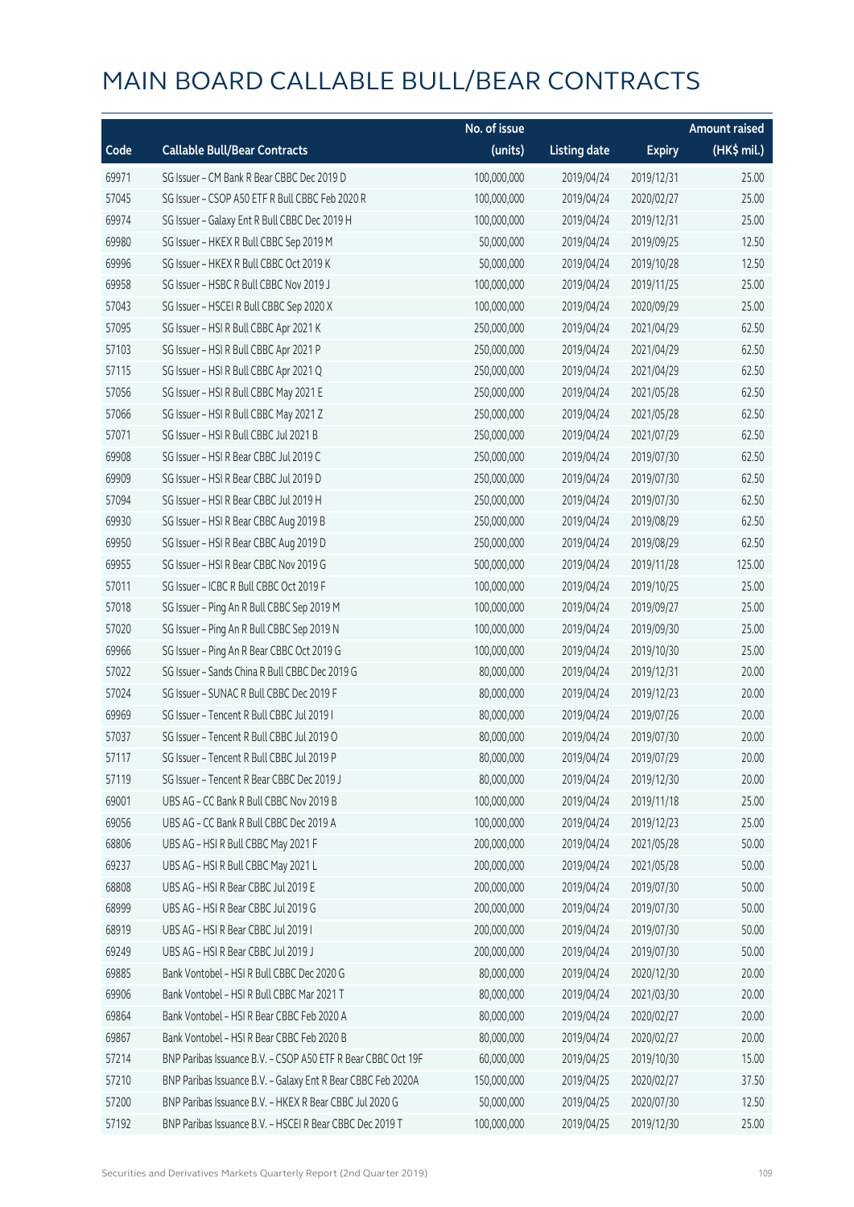# MAIN BOARD CALLABLE BULL/BEAR CONTRACTS

| Code | Callable Bull/Bear Contracts | No. of issue (units) | Listing date | Expiry | Amount raised (HK$ mil.) |
|---|---|---|---|---|---|
| 69971 | SG Issuer – CM Bank R Bear CBBC Dec 2019 D | 100,000,000 | 2019/04/24 | 2019/12/31 | 25.00 |
| 57045 | SG Issuer – CSOP A50 ETF R Bull CBBC Feb 2020 R | 100,000,000 | 2019/04/24 | 2020/02/27 | 25.00 |
| 69974 | SG Issuer – Galaxy Ent R Bull CBBC Dec 2019 H | 100,000,000 | 2019/04/24 | 2019/12/31 | 25.00 |
| 69980 | SG Issuer – HKEX R Bull CBBC Sep 2019 M | 50,000,000 | 2019/04/24 | 2019/09/25 | 12.50 |
| 69996 | SG Issuer – HKEX R Bull CBBC Oct 2019 K | 50,000,000 | 2019/04/24 | 2019/10/28 | 12.50 |
| 69958 | SG Issuer – HSBC R Bull CBBC Nov 2019 J | 100,000,000 | 2019/04/24 | 2019/11/25 | 25.00 |
| 57043 | SG Issuer – HSCEI R Bull CBBC Sep 2020 X | 100,000,000 | 2019/04/24 | 2020/09/29 | 25.00 |
| 57095 | SG Issuer – HSI R Bull CBBC Apr 2021 K | 250,000,000 | 2019/04/24 | 2021/04/29 | 62.50 |
| 57103 | SG Issuer – HSI R Bull CBBC Apr 2021 P | 250,000,000 | 2019/04/24 | 2021/04/29 | 62.50 |
| 57115 | SG Issuer – HSI R Bull CBBC Apr 2021 Q | 250,000,000 | 2019/04/24 | 2021/04/29 | 62.50 |
| 57056 | SG Issuer – HSI R Bull CBBC May 2021 E | 250,000,000 | 2019/04/24 | 2021/05/28 | 62.50 |
| 57066 | SG Issuer – HSI R Bull CBBC May 2021 Z | 250,000,000 | 2019/04/24 | 2021/05/28 | 62.50 |
| 57071 | SG Issuer – HSI R Bull CBBC Jul 2021 B | 250,000,000 | 2019/04/24 | 2021/07/29 | 62.50 |
| 69908 | SG Issuer – HSI R Bear CBBC Jul 2019 C | 250,000,000 | 2019/04/24 | 2019/07/30 | 62.50 |
| 69909 | SG Issuer – HSI R Bear CBBC Jul 2019 D | 250,000,000 | 2019/04/24 | 2019/07/30 | 62.50 |
| 57094 | SG Issuer – HSI R Bear CBBC Jul 2019 H | 250,000,000 | 2019/04/24 | 2019/07/30 | 62.50 |
| 69930 | SG Issuer – HSI R Bear CBBC Aug 2019 B | 250,000,000 | 2019/04/24 | 2019/08/29 | 62.50 |
| 69950 | SG Issuer – HSI R Bear CBBC Aug 2019 D | 250,000,000 | 2019/04/24 | 2019/08/29 | 62.50 |
| 69955 | SG Issuer – HSI R Bear CBBC Nov 2019 G | 500,000,000 | 2019/04/24 | 2019/11/28 | 125.00 |
| 57011 | SG Issuer – ICBC R Bull CBBC Oct 2019 F | 100,000,000 | 2019/04/24 | 2019/10/25 | 25.00 |
| 57018 | SG Issuer – Ping An R Bull CBBC Sep 2019 M | 100,000,000 | 2019/04/24 | 2019/09/27 | 25.00 |
| 57020 | SG Issuer – Ping An R Bull CBBC Sep 2019 N | 100,000,000 | 2019/04/24 | 2019/09/30 | 25.00 |
| 69966 | SG Issuer – Ping An R Bear CBBC Oct 2019 G | 100,000,000 | 2019/04/24 | 2019/10/30 | 25.00 |
| 57022 | SG Issuer – Sands China R Bull CBBC Dec 2019 G | 80,000,000 | 2019/04/24 | 2019/12/31 | 20.00 |
| 57024 | SG Issuer – SUNAC R Bull CBBC Dec 2019 F | 80,000,000 | 2019/04/24 | 2019/12/23 | 20.00 |
| 69969 | SG Issuer – Tencent R Bull CBBC Jul 2019 I | 80,000,000 | 2019/04/24 | 2019/07/26 | 20.00 |
| 57037 | SG Issuer – Tencent R Bull CBBC Jul 2019 O | 80,000,000 | 2019/04/24 | 2019/07/30 | 20.00 |
| 57117 | SG Issuer – Tencent R Bull CBBC Jul 2019 P | 80,000,000 | 2019/04/24 | 2019/07/29 | 20.00 |
| 57119 | SG Issuer – Tencent R Bear CBBC Dec 2019 J | 80,000,000 | 2019/04/24 | 2019/12/30 | 20.00 |
| 69001 | UBS AG – CC Bank R Bull CBBC Nov 2019 B | 100,000,000 | 2019/04/24 | 2019/11/18 | 25.00 |
| 69056 | UBS AG – CC Bank R Bull CBBC Dec 2019 A | 100,000,000 | 2019/04/24 | 2019/12/23 | 25.00 |
| 68806 | UBS AG – HSI R Bull CBBC May 2021 F | 200,000,000 | 2019/04/24 | 2021/05/28 | 50.00 |
| 69237 | UBS AG – HSI R Bull CBBC May 2021 L | 200,000,000 | 2019/04/24 | 2021/05/28 | 50.00 |
| 68808 | UBS AG – HSI R Bear CBBC Jul 2019 E | 200,000,000 | 2019/04/24 | 2019/07/30 | 50.00 |
| 68999 | UBS AG – HSI R Bear CBBC Jul 2019 G | 200,000,000 | 2019/04/24 | 2019/07/30 | 50.00 |
| 68919 | UBS AG – HSI R Bear CBBC Jul 2019 I | 200,000,000 | 2019/04/24 | 2019/07/30 | 50.00 |
| 69249 | UBS AG – HSI R Bear CBBC Jul 2019 J | 200,000,000 | 2019/04/24 | 2019/07/30 | 50.00 |
| 69885 | Bank Vontobel – HSI R Bull CBBC Dec 2020 G | 80,000,000 | 2019/04/24 | 2020/12/30 | 20.00 |
| 69906 | Bank Vontobel – HSI R Bull CBBC Mar 2021 T | 80,000,000 | 2019/04/24 | 2021/03/30 | 20.00 |
| 69864 | Bank Vontobel – HSI R Bear CBBC Feb 2020 A | 80,000,000 | 2019/04/24 | 2020/02/27 | 20.00 |
| 69867 | Bank Vontobel – HSI R Bear CBBC Feb 2020 B | 80,000,000 | 2019/04/24 | 2020/02/27 | 20.00 |
| 57214 | BNP Paribas Issuance B.V. – CSOP A50 ETF R Bear CBBC Oct 19F | 60,000,000 | 2019/04/25 | 2019/10/30 | 15.00 |
| 57210 | BNP Paribas Issuance B.V. – Galaxy Ent R Bear CBBC Feb 2020A | 150,000,000 | 2019/04/25 | 2020/02/27 | 37.50 |
| 57200 | BNP Paribas Issuance B.V. – HKEX R Bear CBBC Jul 2020 G | 50,000,000 | 2019/04/25 | 2020/07/30 | 12.50 |
| 57192 | BNP Paribas Issuance B.V. – HSCEI R Bear CBBC Dec 2019 T | 100,000,000 | 2019/04/25 | 2019/12/30 | 25.00 |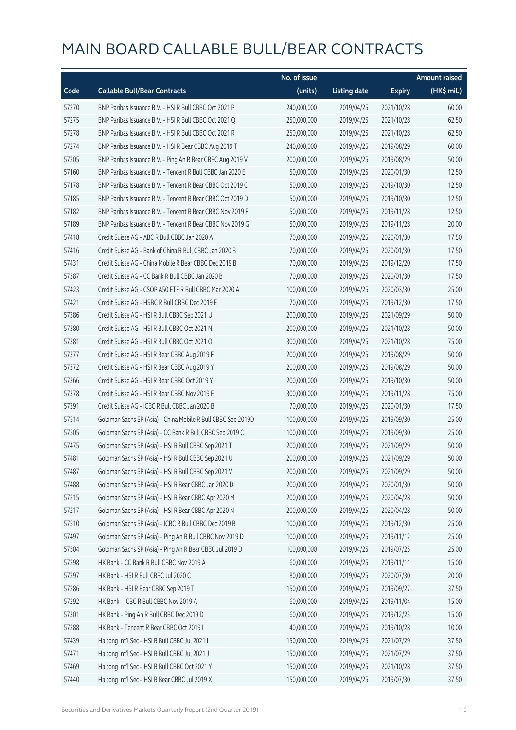# MAIN BOARD CALLABLE BULL/BEAR CONTRACTS

| Code | Callable Bull/Bear Contracts | No. of issue (units) | Listing date | Expiry | Amount raised (HK$ mil.) |
|---|---|---|---|---|---|
| 57270 | BNP Paribas Issuance B.V. – HSI R Bull CBBC Oct 2021 P | 240,000,000 | 2019/04/25 | 2021/10/28 | 60.00 |
| 57275 | BNP Paribas Issuance B.V. – HSI R Bull CBBC Oct 2021 Q | 250,000,000 | 2019/04/25 | 2021/10/28 | 62.50 |
| 57278 | BNP Paribas Issuance B.V. – HSI R Bull CBBC Oct 2021 R | 250,000,000 | 2019/04/25 | 2021/10/28 | 62.50 |
| 57274 | BNP Paribas Issuance B.V. – HSI R Bear CBBC Aug 2019 T | 240,000,000 | 2019/04/25 | 2019/08/29 | 60.00 |
| 57205 | BNP Paribas Issuance B.V. – Ping An R Bear CBBC Aug 2019 V | 200,000,000 | 2019/04/25 | 2019/08/29 | 50.00 |
| 57160 | BNP Paribas Issuance B.V. – Tencent R Bull CBBC Jan 2020 E | 50,000,000 | 2019/04/25 | 2020/01/30 | 12.50 |
| 57178 | BNP Paribas Issuance B.V. – Tencent R Bear CBBC Oct 2019 C | 50,000,000 | 2019/04/25 | 2019/10/30 | 12.50 |
| 57185 | BNP Paribas Issuance B.V. – Tencent R Bear CBBC Oct 2019 D | 50,000,000 | 2019/04/25 | 2019/10/30 | 12.50 |
| 57182 | BNP Paribas Issuance B.V. – Tencent R Bear CBBC Nov 2019 F | 50,000,000 | 2019/04/25 | 2019/11/28 | 12.50 |
| 57189 | BNP Paribas Issuance B.V. – Tencent R Bear CBBC Nov 2019 G | 50,000,000 | 2019/04/25 | 2019/11/28 | 20.00 |
| 57418 | Credit Suisse AG – ABC R Bull CBBC Jan 2020 A | 70,000,000 | 2019/04/25 | 2020/01/30 | 17.50 |
| 57416 | Credit Suisse AG – Bank of China R Bull CBBC Jan 2020 B | 70,000,000 | 2019/04/25 | 2020/01/30 | 17.50 |
| 57431 | Credit Suisse AG – China Mobile R Bear CBBC Dec 2019 B | 70,000,000 | 2019/04/25 | 2019/12/20 | 17.50 |
| 57387 | Credit Suisse AG – CC Bank R Bull CBBC Jan 2020 B | 70,000,000 | 2019/04/25 | 2020/01/30 | 17.50 |
| 57423 | Credit Suisse AG – CSOP A50 ETF R Bull CBBC Mar 2020 A | 100,000,000 | 2019/04/25 | 2020/03/30 | 25.00 |
| 57421 | Credit Suisse AG – HSBC R Bull CBBC Dec 2019 E | 70,000,000 | 2019/04/25 | 2019/12/30 | 17.50 |
| 57386 | Credit Suisse AG – HSI R Bull CBBC Sep 2021 U | 200,000,000 | 2019/04/25 | 2021/09/29 | 50.00 |
| 57380 | Credit Suisse AG – HSI R Bull CBBC Oct 2021 N | 200,000,000 | 2019/04/25 | 2021/10/28 | 50.00 |
| 57381 | Credit Suisse AG – HSI R Bull CBBC Oct 2021 O | 300,000,000 | 2019/04/25 | 2021/10/28 | 75.00 |
| 57377 | Credit Suisse AG – HSI R Bear CBBC Aug 2019 F | 200,000,000 | 2019/04/25 | 2019/08/29 | 50.00 |
| 57372 | Credit Suisse AG – HSI R Bear CBBC Aug 2019 Y | 200,000,000 | 2019/04/25 | 2019/08/29 | 50.00 |
| 57366 | Credit Suisse AG – HSI R Bear CBBC Oct 2019 Y | 200,000,000 | 2019/04/25 | 2019/10/30 | 50.00 |
| 57378 | Credit Suisse AG – HSI R Bear CBBC Nov 2019 E | 300,000,000 | 2019/04/25 | 2019/11/28 | 75.00 |
| 57391 | Credit Suisse AG – ICBC R Bull CBBC Jan 2020 B | 70,000,000 | 2019/04/25 | 2020/01/30 | 17.50 |
| 57514 | Goldman Sachs SP (Asia) – China Mobile R Bull CBBC Sep 2019D | 100,000,000 | 2019/04/25 | 2019/09/30 | 25.00 |
| 57505 | Goldman Sachs SP (Asia) – CC Bank R Bull CBBC Sep 2019 C | 100,000,000 | 2019/04/25 | 2019/09/30 | 25.00 |
| 57475 | Goldman Sachs SP (Asia) – HSI R Bull CBBC Sep 2021 T | 200,000,000 | 2019/04/25 | 2021/09/29 | 50.00 |
| 57481 | Goldman Sachs SP (Asia) – HSI R Bull CBBC Sep 2021 U | 200,000,000 | 2019/04/25 | 2021/09/29 | 50.00 |
| 57487 | Goldman Sachs SP (Asia) – HSI R Bull CBBC Sep 2021 V | 200,000,000 | 2019/04/25 | 2021/09/29 | 50.00 |
| 57488 | Goldman Sachs SP (Asia) – HSI R Bear CBBC Jan 2020 D | 200,000,000 | 2019/04/25 | 2020/01/30 | 50.00 |
| 57215 | Goldman Sachs SP (Asia) – HSI R Bear CBBC Apr 2020 M | 200,000,000 | 2019/04/25 | 2020/04/28 | 50.00 |
| 57217 | Goldman Sachs SP (Asia) – HSI R Bear CBBC Apr 2020 N | 200,000,000 | 2019/04/25 | 2020/04/28 | 50.00 |
| 57510 | Goldman Sachs SP (Asia) – ICBC R Bull CBBC Dec 2019 B | 100,000,000 | 2019/04/25 | 2019/12/30 | 25.00 |
| 57497 | Goldman Sachs SP (Asia) – Ping An R Bull CBBC Nov 2019 D | 100,000,000 | 2019/04/25 | 2019/11/12 | 25.00 |
| 57504 | Goldman Sachs SP (Asia) – Ping An R Bear CBBC Jul 2019 D | 100,000,000 | 2019/04/25 | 2019/07/25 | 25.00 |
| 57298 | HK Bank – CC Bank R Bull CBBC Nov 2019 A | 60,000,000 | 2019/04/25 | 2019/11/11 | 15.00 |
| 57297 | HK Bank – HSI R Bull CBBC Jul 2020 C | 80,000,000 | 2019/04/25 | 2020/07/30 | 20.00 |
| 57286 | HK Bank – HSI R Bear CBBC Sep 2019 T | 150,000,000 | 2019/04/25 | 2019/09/27 | 37.50 |
| 57292 | HK Bank – ICBC R Bull CBBC Nov 2019 A | 60,000,000 | 2019/04/25 | 2019/11/04 | 15.00 |
| 57301 | HK Bank – Ping An R Bull CBBC Dec 2019 D | 60,000,000 | 2019/04/25 | 2019/12/23 | 15.00 |
| 57288 | HK Bank – Tencent R Bear CBBC Oct 2019 I | 40,000,000 | 2019/04/25 | 2019/10/28 | 10.00 |
| 57439 | Haitong Int'l Sec – HSI R Bull CBBC Jul 2021 I | 150,000,000 | 2019/04/25 | 2021/07/29 | 37.50 |
| 57471 | Haitong Int'l Sec – HSI R Bull CBBC Jul 2021 J | 150,000,000 | 2019/04/25 | 2021/07/29 | 37.50 |
| 57469 | Haitong Int'l Sec – HSI R Bull CBBC Oct 2021 Y | 150,000,000 | 2019/04/25 | 2021/10/28 | 37.50 |
| 57440 | Haitong Int'l Sec – HSI R Bear CBBC Jul 2019 X | 150,000,000 | 2019/04/25 | 2019/07/30 | 37.50 |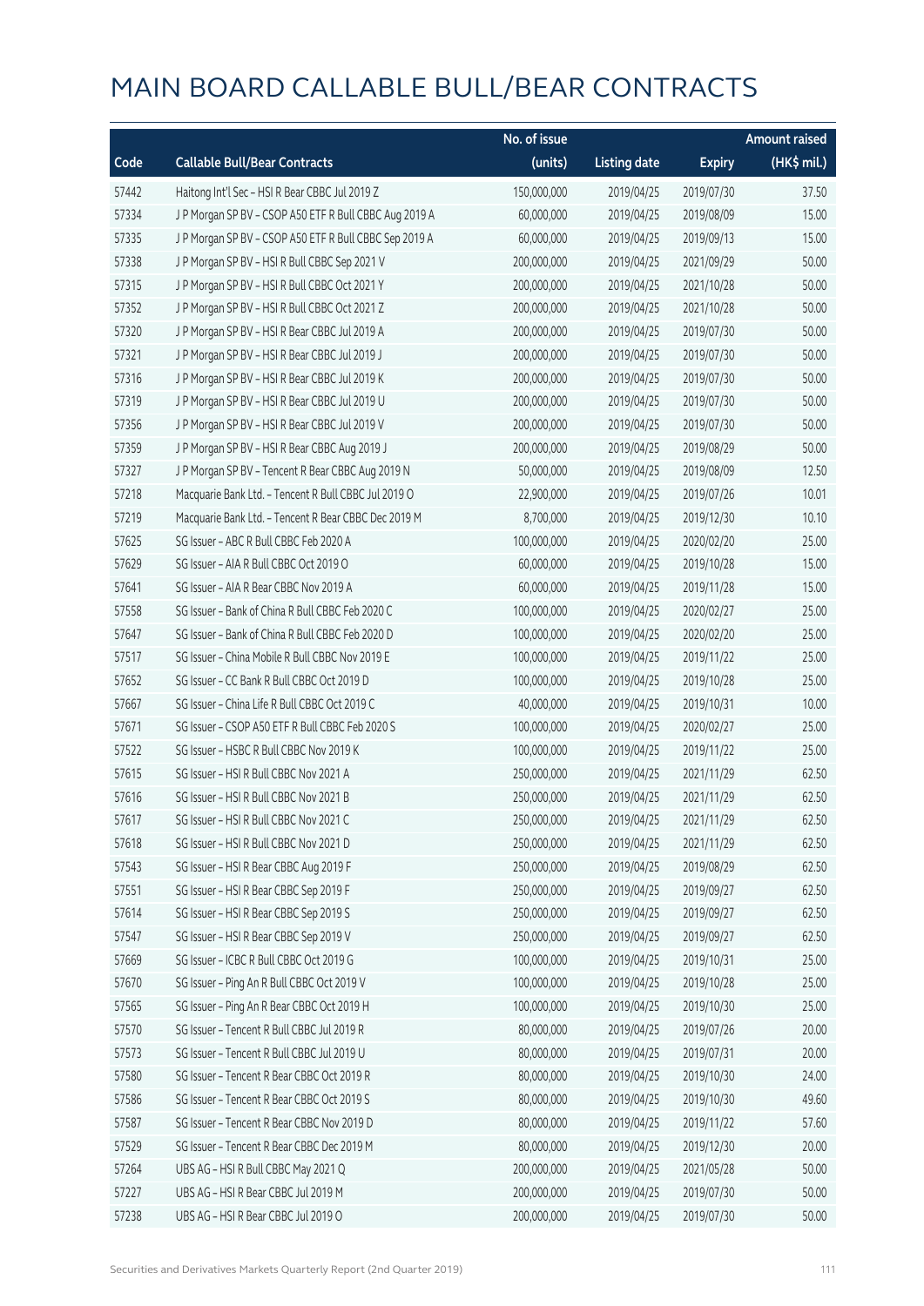# MAIN BOARD CALLABLE BULL/BEAR CONTRACTS

| Code | Callable Bull/Bear Contracts | No. of issue (units) | Listing date | Expiry | Amount raised (HK$ mil.) |
|---|---|---|---|---|---|
| 57442 | Haitong Int'l Sec – HSI R Bear CBBC Jul 2019 Z | 150,000,000 | 2019/04/25 | 2019/07/30 | 37.50 |
| 57334 | J P Morgan SP BV – CSOP A50 ETF R Bull CBBC Aug 2019 A | 60,000,000 | 2019/04/25 | 2019/08/09 | 15.00 |
| 57335 | J P Morgan SP BV – CSOP A50 ETF R Bull CBBC Sep 2019 A | 60,000,000 | 2019/04/25 | 2019/09/13 | 15.00 |
| 57338 | J P Morgan SP BV – HSI R Bull CBBC Sep 2021 V | 200,000,000 | 2019/04/25 | 2021/09/29 | 50.00 |
| 57315 | J P Morgan SP BV – HSI R Bull CBBC Oct 2021 Y | 200,000,000 | 2019/04/25 | 2021/10/28 | 50.00 |
| 57352 | J P Morgan SP BV – HSI R Bull CBBC Oct 2021 Z | 200,000,000 | 2019/04/25 | 2021/10/28 | 50.00 |
| 57320 | J P Morgan SP BV – HSI R Bear CBBC Jul 2019 A | 200,000,000 | 2019/04/25 | 2019/07/30 | 50.00 |
| 57321 | J P Morgan SP BV – HSI R Bear CBBC Jul 2019 J | 200,000,000 | 2019/04/25 | 2019/07/30 | 50.00 |
| 57316 | J P Morgan SP BV – HSI R Bear CBBC Jul 2019 K | 200,000,000 | 2019/04/25 | 2019/07/30 | 50.00 |
| 57319 | J P Morgan SP BV – HSI R Bear CBBC Jul 2019 U | 200,000,000 | 2019/04/25 | 2019/07/30 | 50.00 |
| 57356 | J P Morgan SP BV – HSI R Bear CBBC Jul 2019 V | 200,000,000 | 2019/04/25 | 2019/07/30 | 50.00 |
| 57359 | J P Morgan SP BV – HSI R Bear CBBC Aug 2019 J | 200,000,000 | 2019/04/25 | 2019/08/29 | 50.00 |
| 57327 | J P Morgan SP BV – Tencent R Bear CBBC Aug 2019 N | 50,000,000 | 2019/04/25 | 2019/08/09 | 12.50 |
| 57218 | Macquarie Bank Ltd. – Tencent R Bull CBBC Jul 2019 O | 22,900,000 | 2019/04/25 | 2019/07/26 | 10.01 |
| 57219 | Macquarie Bank Ltd. – Tencent R Bear CBBC Dec 2019 M | 8,700,000 | 2019/04/25 | 2019/12/30 | 10.10 |
| 57625 | SG Issuer – ABC R Bull CBBC Feb 2020 A | 100,000,000 | 2019/04/25 | 2020/02/20 | 25.00 |
| 57629 | SG Issuer – AIA R Bull CBBC Oct 2019 O | 60,000,000 | 2019/04/25 | 2019/10/28 | 15.00 |
| 57641 | SG Issuer – AIA R Bear CBBC Nov 2019 A | 60,000,000 | 2019/04/25 | 2019/11/28 | 15.00 |
| 57558 | SG Issuer – Bank of China R Bull CBBC Feb 2020 C | 100,000,000 | 2019/04/25 | 2020/02/27 | 25.00 |
| 57647 | SG Issuer – Bank of China R Bull CBBC Feb 2020 D | 100,000,000 | 2019/04/25 | 2020/02/20 | 25.00 |
| 57517 | SG Issuer – China Mobile R Bull CBBC Nov 2019 E | 100,000,000 | 2019/04/25 | 2019/11/22 | 25.00 |
| 57652 | SG Issuer – CC Bank R Bull CBBC Oct 2019 D | 100,000,000 | 2019/04/25 | 2019/10/28 | 25.00 |
| 57667 | SG Issuer – China Life R Bull CBBC Oct 2019 C | 40,000,000 | 2019/04/25 | 2019/10/31 | 10.00 |
| 57671 | SG Issuer – CSOP A50 ETF R Bull CBBC Feb 2020 S | 100,000,000 | 2019/04/25 | 2020/02/27 | 25.00 |
| 57522 | SG Issuer – HSBC R Bull CBBC Nov 2019 K | 100,000,000 | 2019/04/25 | 2019/11/22 | 25.00 |
| 57615 | SG Issuer – HSI R Bull CBBC Nov 2021 A | 250,000,000 | 2019/04/25 | 2021/11/29 | 62.50 |
| 57616 | SG Issuer – HSI R Bull CBBC Nov 2021 B | 250,000,000 | 2019/04/25 | 2021/11/29 | 62.50 |
| 57617 | SG Issuer – HSI R Bull CBBC Nov 2021 C | 250,000,000 | 2019/04/25 | 2021/11/29 | 62.50 |
| 57618 | SG Issuer – HSI R Bull CBBC Nov 2021 D | 250,000,000 | 2019/04/25 | 2021/11/29 | 62.50 |
| 57543 | SG Issuer – HSI R Bear CBBC Aug 2019 F | 250,000,000 | 2019/04/25 | 2019/08/29 | 62.50 |
| 57551 | SG Issuer – HSI R Bear CBBC Sep 2019 F | 250,000,000 | 2019/04/25 | 2019/09/27 | 62.50 |
| 57614 | SG Issuer – HSI R Bear CBBC Sep 2019 S | 250,000,000 | 2019/04/25 | 2019/09/27 | 62.50 |
| 57547 | SG Issuer – HSI R Bear CBBC Sep 2019 V | 250,000,000 | 2019/04/25 | 2019/09/27 | 62.50 |
| 57669 | SG Issuer – ICBC R Bull CBBC Oct 2019 G | 100,000,000 | 2019/04/25 | 2019/10/31 | 25.00 |
| 57670 | SG Issuer – Ping An R Bull CBBC Oct 2019 V | 100,000,000 | 2019/04/25 | 2019/10/28 | 25.00 |
| 57565 | SG Issuer – Ping An R Bear CBBC Oct 2019 H | 100,000,000 | 2019/04/25 | 2019/10/30 | 25.00 |
| 57570 | SG Issuer – Tencent R Bull CBBC Jul 2019 R | 80,000,000 | 2019/04/25 | 2019/07/26 | 20.00 |
| 57573 | SG Issuer – Tencent R Bull CBBC Jul 2019 U | 80,000,000 | 2019/04/25 | 2019/07/31 | 20.00 |
| 57580 | SG Issuer – Tencent R Bear CBBC Oct 2019 R | 80,000,000 | 2019/04/25 | 2019/10/30 | 24.00 |
| 57586 | SG Issuer – Tencent R Bear CBBC Oct 2019 S | 80,000,000 | 2019/04/25 | 2019/10/30 | 49.60 |
| 57587 | SG Issuer – Tencent R Bear CBBC Nov 2019 D | 80,000,000 | 2019/04/25 | 2019/11/22 | 57.60 |
| 57529 | SG Issuer – Tencent R Bear CBBC Dec 2019 M | 80,000,000 | 2019/04/25 | 2019/12/30 | 20.00 |
| 57264 | UBS AG – HSI R Bull CBBC May 2021 Q | 200,000,000 | 2019/04/25 | 2021/05/28 | 50.00 |
| 57227 | UBS AG – HSI R Bear CBBC Jul 2019 M | 200,000,000 | 2019/04/25 | 2019/07/30 | 50.00 |
| 57238 | UBS AG – HSI R Bear CBBC Jul 2019 O | 200,000,000 | 2019/04/25 | 2019/07/30 | 50.00 |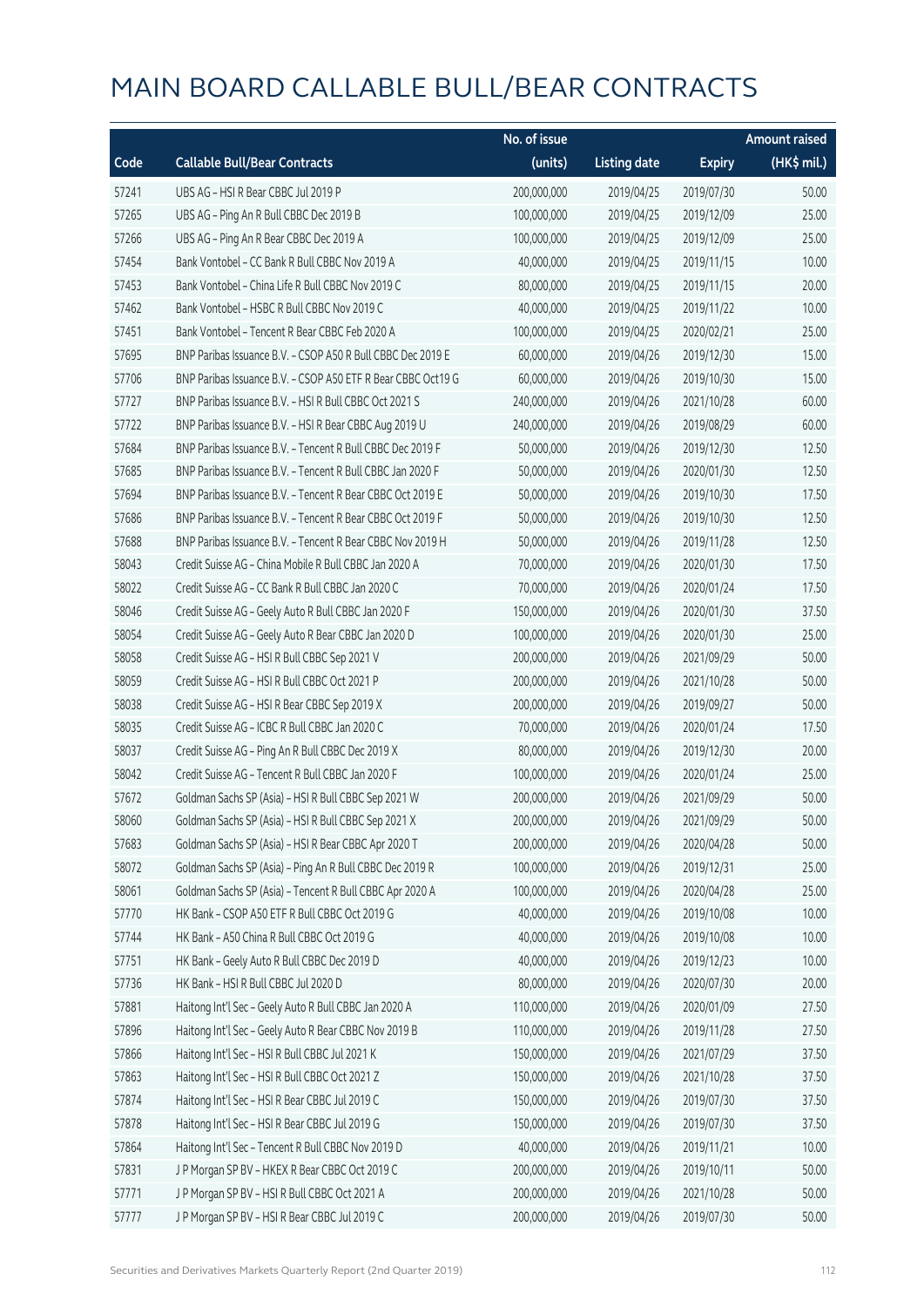# MAIN BOARD CALLABLE BULL/BEAR CONTRACTS

| Code | Callable Bull/Bear Contracts | No. of issue (units) | Listing date | Expiry | Amount raised (HK$ mil.) |
|---|---|---|---|---|---|
| 57241 | UBS AG - HSI R Bear CBBC Jul 2019 P | 200,000,000 | 2019/04/25 | 2019/07/30 | 50.00 |
| 57265 | UBS AG - Ping An R Bull CBBC Dec 2019 B | 100,000,000 | 2019/04/25 | 2019/12/09 | 25.00 |
| 57266 | UBS AG - Ping An R Bear CBBC Dec 2019 A | 100,000,000 | 2019/04/25 | 2019/12/09 | 25.00 |
| 57454 | Bank Vontobel - CC Bank R Bull CBBC Nov 2019 A | 40,000,000 | 2019/04/25 | 2019/11/15 | 10.00 |
| 57453 | Bank Vontobel - China Life R Bull CBBC Nov 2019 C | 80,000,000 | 2019/04/25 | 2019/11/15 | 20.00 |
| 57462 | Bank Vontobel - HSBC R Bull CBBC Nov 2019 C | 40,000,000 | 2019/04/25 | 2019/11/22 | 10.00 |
| 57451 | Bank Vontobel - Tencent R Bear CBBC Feb 2020 A | 100,000,000 | 2019/04/25 | 2020/02/21 | 25.00 |
| 57695 | BNP Paribas Issuance B.V. - CSOP A50 R Bull CBBC Dec 2019 E | 60,000,000 | 2019/04/26 | 2019/12/30 | 15.00 |
| 57706 | BNP Paribas Issuance B.V. - CSOP A50 ETF R Bear CBBC Oct19 G | 60,000,000 | 2019/04/26 | 2019/10/30 | 15.00 |
| 57727 | BNP Paribas Issuance B.V. - HSI R Bull CBBC Oct 2021 S | 240,000,000 | 2019/04/26 | 2021/10/28 | 60.00 |
| 57722 | BNP Paribas Issuance B.V. - HSI R Bear CBBC Aug 2019 U | 240,000,000 | 2019/04/26 | 2019/08/29 | 60.00 |
| 57684 | BNP Paribas Issuance B.V. - Tencent R Bull CBBC Dec 2019 F | 50,000,000 | 2019/04/26 | 2019/12/30 | 12.50 |
| 57685 | BNP Paribas Issuance B.V. - Tencent R Bull CBBC Jan 2020 F | 50,000,000 | 2019/04/26 | 2020/01/30 | 12.50 |
| 57694 | BNP Paribas Issuance B.V. - Tencent R Bear CBBC Oct 2019 E | 50,000,000 | 2019/04/26 | 2019/10/30 | 17.50 |
| 57686 | BNP Paribas Issuance B.V. - Tencent R Bear CBBC Oct 2019 F | 50,000,000 | 2019/04/26 | 2019/10/30 | 12.50 |
| 57688 | BNP Paribas Issuance B.V. - Tencent R Bear CBBC Nov 2019 H | 50,000,000 | 2019/04/26 | 2019/11/28 | 12.50 |
| 58043 | Credit Suisse AG - China Mobile R Bull CBBC Jan 2020 A | 70,000,000 | 2019/04/26 | 2020/01/30 | 17.50 |
| 58022 | Credit Suisse AG - CC Bank R Bull CBBC Jan 2020 C | 70,000,000 | 2019/04/26 | 2020/01/24 | 17.50 |
| 58046 | Credit Suisse AG - Geely Auto R Bull CBBC Jan 2020 F | 150,000,000 | 2019/04/26 | 2020/01/30 | 37.50 |
| 58054 | Credit Suisse AG - Geely Auto R Bear CBBC Jan 2020 D | 100,000,000 | 2019/04/26 | 2020/01/30 | 25.00 |
| 58058 | Credit Suisse AG - HSI R Bull CBBC Sep 2021 V | 200,000,000 | 2019/04/26 | 2021/09/29 | 50.00 |
| 58059 | Credit Suisse AG - HSI R Bull CBBC Oct 2021 P | 200,000,000 | 2019/04/26 | 2021/10/28 | 50.00 |
| 58038 | Credit Suisse AG - HSI R Bear CBBC Sep 2019 X | 200,000,000 | 2019/04/26 | 2019/09/27 | 50.00 |
| 58035 | Credit Suisse AG - ICBC R Bull CBBC Jan 2020 C | 70,000,000 | 2019/04/26 | 2020/01/24 | 17.50 |
| 58037 | Credit Suisse AG - Ping An R Bull CBBC Dec 2019 X | 80,000,000 | 2019/04/26 | 2019/12/30 | 20.00 |
| 58042 | Credit Suisse AG - Tencent R Bull CBBC Jan 2020 F | 100,000,000 | 2019/04/26 | 2020/01/24 | 25.00 |
| 57672 | Goldman Sachs SP (Asia) - HSI R Bull CBBC Sep 2021 W | 200,000,000 | 2019/04/26 | 2021/09/29 | 50.00 |
| 58060 | Goldman Sachs SP (Asia) - HSI R Bull CBBC Sep 2021 X | 200,000,000 | 2019/04/26 | 2021/09/29 | 50.00 |
| 57683 | Goldman Sachs SP (Asia) - HSI R Bear CBBC Apr 2020 T | 200,000,000 | 2019/04/26 | 2020/04/28 | 50.00 |
| 58072 | Goldman Sachs SP (Asia) - Ping An R Bull CBBC Dec 2019 R | 100,000,000 | 2019/04/26 | 2019/12/31 | 25.00 |
| 58061 | Goldman Sachs SP (Asia) - Tencent R Bull CBBC Apr 2020 A | 100,000,000 | 2019/04/26 | 2020/04/28 | 25.00 |
| 57770 | HK Bank - CSOP A50 ETF R Bull CBBC Oct 2019 G | 40,000,000 | 2019/04/26 | 2019/10/08 | 10.00 |
| 57744 | HK Bank - A50 China R Bull CBBC Oct 2019 G | 40,000,000 | 2019/04/26 | 2019/10/08 | 10.00 |
| 57751 | HK Bank - Geely Auto R Bull CBBC Dec 2019 D | 40,000,000 | 2019/04/26 | 2019/12/23 | 10.00 |
| 57736 | HK Bank - HSI R Bull CBBC Jul 2020 D | 80,000,000 | 2019/04/26 | 2020/07/30 | 20.00 |
| 57881 | Haitong Int'l Sec - Geely Auto R Bull CBBC Jan 2020 A | 110,000,000 | 2019/04/26 | 2020/01/09 | 27.50 |
| 57896 | Haitong Int'l Sec - Geely Auto R Bear CBBC Nov 2019 B | 110,000,000 | 2019/04/26 | 2019/11/28 | 27.50 |
| 57866 | Haitong Int'l Sec - HSI R Bull CBBC Jul 2021 K | 150,000,000 | 2019/04/26 | 2021/07/29 | 37.50 |
| 57863 | Haitong Int'l Sec - HSI R Bull CBBC Oct 2021 Z | 150,000,000 | 2019/04/26 | 2021/10/28 | 37.50 |
| 57874 | Haitong Int'l Sec - HSI R Bear CBBC Jul 2019 C | 150,000,000 | 2019/04/26 | 2019/07/30 | 37.50 |
| 57878 | Haitong Int'l Sec - HSI R Bear CBBC Jul 2019 G | 150,000,000 | 2019/04/26 | 2019/07/30 | 37.50 |
| 57864 | Haitong Int'l Sec - Tencent R Bull CBBC Nov 2019 D | 40,000,000 | 2019/04/26 | 2019/11/21 | 10.00 |
| 57831 | J P Morgan SP BV - HKEX R Bear CBBC Oct 2019 C | 200,000,000 | 2019/04/26 | 2019/10/11 | 50.00 |
| 57771 | J P Morgan SP BV - HSI R Bull CBBC Oct 2021 A | 200,000,000 | 2019/04/26 | 2021/10/28 | 50.00 |
| 57777 | J P Morgan SP BV - HSI R Bear CBBC Jul 2019 C | 200,000,000 | 2019/04/26 | 2019/07/30 | 50.00 |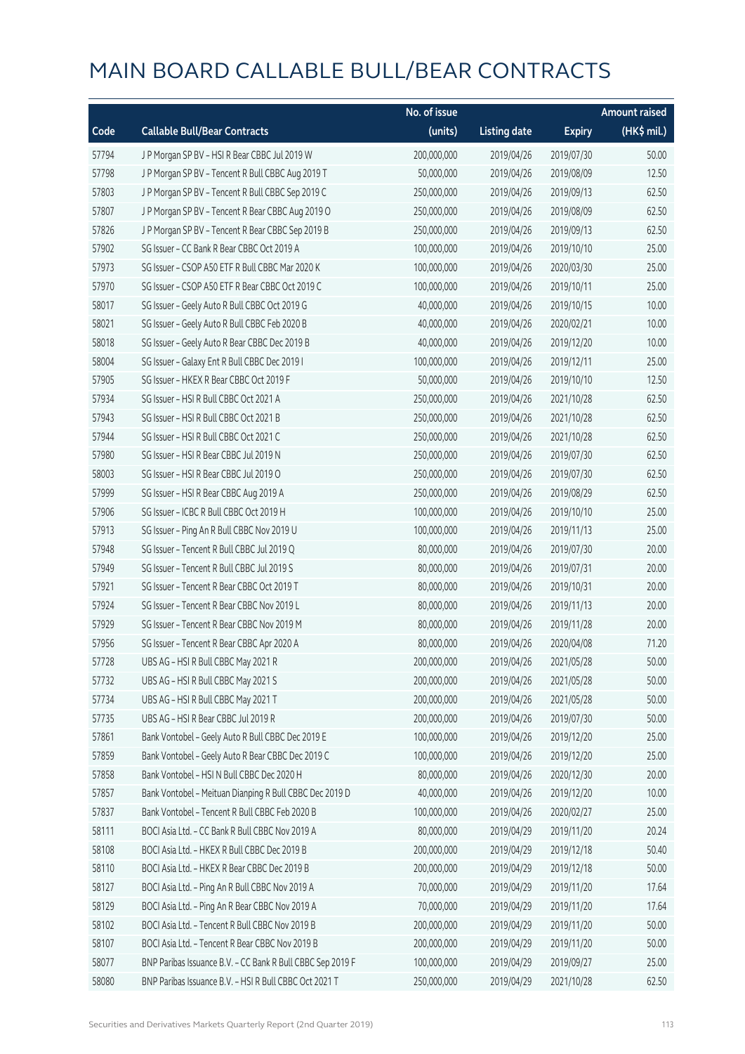# MAIN BOARD CALLABLE BULL/BEAR CONTRACTS

| Code | Callable Bull/Bear Contracts | No. of issue (units) | Listing date | Expiry | Amount raised (HK$ mil.) |
|---|---|---|---|---|---|
| 57794 | J P Morgan SP BV – HSI R Bear CBBC Jul 2019 W | 200,000,000 | 2019/04/26 | 2019/07/30 | 50.00 |
| 57798 | J P Morgan SP BV – Tencent R Bull CBBC Aug 2019 T | 50,000,000 | 2019/04/26 | 2019/08/09 | 12.50 |
| 57803 | J P Morgan SP BV – Tencent R Bull CBBC Sep 2019 C | 250,000,000 | 2019/04/26 | 2019/09/13 | 62.50 |
| 57807 | J P Morgan SP BV – Tencent R Bear CBBC Aug 2019 O | 250,000,000 | 2019/04/26 | 2019/08/09 | 62.50 |
| 57826 | J P Morgan SP BV – Tencent R Bear CBBC Sep 2019 B | 250,000,000 | 2019/04/26 | 2019/09/13 | 62.50 |
| 57902 | SG Issuer – CC Bank R Bear CBBC Oct 2019 A | 100,000,000 | 2019/04/26 | 2019/10/10 | 25.00 |
| 57973 | SG Issuer – CSOP A50 ETF R Bull CBBC Mar 2020 K | 100,000,000 | 2019/04/26 | 2020/03/30 | 25.00 |
| 57970 | SG Issuer – CSOP A50 ETF R Bear CBBC Oct 2019 C | 100,000,000 | 2019/04/26 | 2019/10/11 | 25.00 |
| 58017 | SG Issuer – Geely Auto R Bull CBBC Oct 2019 G | 40,000,000 | 2019/04/26 | 2019/10/15 | 10.00 |
| 58021 | SG Issuer – Geely Auto R Bull CBBC Feb 2020 B | 40,000,000 | 2019/04/26 | 2020/02/21 | 10.00 |
| 58018 | SG Issuer – Geely Auto R Bear CBBC Dec 2019 B | 40,000,000 | 2019/04/26 | 2019/12/20 | 10.00 |
| 58004 | SG Issuer – Galaxy Ent R Bull CBBC Dec 2019 I | 100,000,000 | 2019/04/26 | 2019/12/11 | 25.00 |
| 57905 | SG Issuer – HKEX R Bear CBBC Oct 2019 F | 50,000,000 | 2019/04/26 | 2019/10/10 | 12.50 |
| 57934 | SG Issuer – HSI R Bull CBBC Oct 2021 A | 250,000,000 | 2019/04/26 | 2021/10/28 | 62.50 |
| 57943 | SG Issuer – HSI R Bull CBBC Oct 2021 B | 250,000,000 | 2019/04/26 | 2021/10/28 | 62.50 |
| 57944 | SG Issuer – HSI R Bull CBBC Oct 2021 C | 250,000,000 | 2019/04/26 | 2021/10/28 | 62.50 |
| 57980 | SG Issuer – HSI R Bear CBBC Jul 2019 N | 250,000,000 | 2019/04/26 | 2019/07/30 | 62.50 |
| 58003 | SG Issuer – HSI R Bear CBBC Jul 2019 O | 250,000,000 | 2019/04/26 | 2019/07/30 | 62.50 |
| 57999 | SG Issuer – HSI R Bear CBBC Aug 2019 A | 250,000,000 | 2019/04/26 | 2019/08/29 | 62.50 |
| 57906 | SG Issuer – ICBC R Bull CBBC Oct 2019 H | 100,000,000 | 2019/04/26 | 2019/10/10 | 25.00 |
| 57913 | SG Issuer – Ping An R Bull CBBC Nov 2019 U | 100,000,000 | 2019/04/26 | 2019/11/13 | 25.00 |
| 57948 | SG Issuer – Tencent R Bull CBBC Jul 2019 Q | 80,000,000 | 2019/04/26 | 2019/07/30 | 20.00 |
| 57949 | SG Issuer – Tencent R Bull CBBC Jul 2019 S | 80,000,000 | 2019/04/26 | 2019/07/31 | 20.00 |
| 57921 | SG Issuer – Tencent R Bear CBBC Oct 2019 T | 80,000,000 | 2019/04/26 | 2019/10/31 | 20.00 |
| 57924 | SG Issuer – Tencent R Bear CBBC Nov 2019 L | 80,000,000 | 2019/04/26 | 2019/11/13 | 20.00 |
| 57929 | SG Issuer – Tencent R Bear CBBC Nov 2019 M | 80,000,000 | 2019/04/26 | 2019/11/28 | 20.00 |
| 57956 | SG Issuer – Tencent R Bear CBBC Apr 2020 A | 80,000,000 | 2019/04/26 | 2020/04/08 | 71.20 |
| 57728 | UBS AG – HSI R Bull CBBC May 2021 R | 200,000,000 | 2019/04/26 | 2021/05/28 | 50.00 |
| 57732 | UBS AG – HSI R Bull CBBC May 2021 S | 200,000,000 | 2019/04/26 | 2021/05/28 | 50.00 |
| 57734 | UBS AG – HSI R Bull CBBC May 2021 T | 200,000,000 | 2019/04/26 | 2021/05/28 | 50.00 |
| 57735 | UBS AG – HSI R Bear CBBC Jul 2019 R | 200,000,000 | 2019/04/26 | 2019/07/30 | 50.00 |
| 57861 | Bank Vontobel – Geely Auto R Bull CBBC Dec 2019 E | 100,000,000 | 2019/04/26 | 2019/12/20 | 25.00 |
| 57859 | Bank Vontobel – Geely Auto R Bear CBBC Dec 2019 C | 100,000,000 | 2019/04/26 | 2019/12/20 | 25.00 |
| 57858 | Bank Vontobel – HSI N Bull CBBC Dec 2020 H | 80,000,000 | 2019/04/26 | 2020/12/30 | 20.00 |
| 57857 | Bank Vontobel – Meituan Dianping R Bull CBBC Dec 2019 D | 40,000,000 | 2019/04/26 | 2019/12/20 | 10.00 |
| 57837 | Bank Vontobel – Tencent R Bull CBBC Feb 2020 B | 100,000,000 | 2019/04/26 | 2020/02/27 | 25.00 |
| 58111 | BOCI Asia Ltd. – CC Bank R Bull CBBC Nov 2019 A | 80,000,000 | 2019/04/29 | 2019/11/20 | 20.24 |
| 58108 | BOCI Asia Ltd. – HKEX R Bull CBBC Dec 2019 B | 200,000,000 | 2019/04/29 | 2019/12/18 | 50.40 |
| 58110 | BOCI Asia Ltd. – HKEX R Bear CBBC Dec 2019 B | 200,000,000 | 2019/04/29 | 2019/12/18 | 50.00 |
| 58127 | BOCI Asia Ltd. – Ping An R Bull CBBC Nov 2019 A | 70,000,000 | 2019/04/29 | 2019/11/20 | 17.64 |
| 58129 | BOCI Asia Ltd. – Ping An R Bear CBBC Nov 2019 A | 70,000,000 | 2019/04/29 | 2019/11/20 | 17.64 |
| 58102 | BOCI Asia Ltd. – Tencent R Bull CBBC Nov 2019 B | 200,000,000 | 2019/04/29 | 2019/11/20 | 50.00 |
| 58107 | BOCI Asia Ltd. – Tencent R Bear CBBC Nov 2019 B | 200,000,000 | 2019/04/29 | 2019/11/20 | 50.00 |
| 58077 | BNP Paribas Issuance B.V. – CC Bank R Bull CBBC Sep 2019 F | 100,000,000 | 2019/04/29 | 2019/09/27 | 25.00 |
| 58080 | BNP Paribas Issuance B.V. – HSI R Bull CBBC Oct 2021 T | 250,000,000 | 2019/04/29 | 2021/10/28 | 62.50 |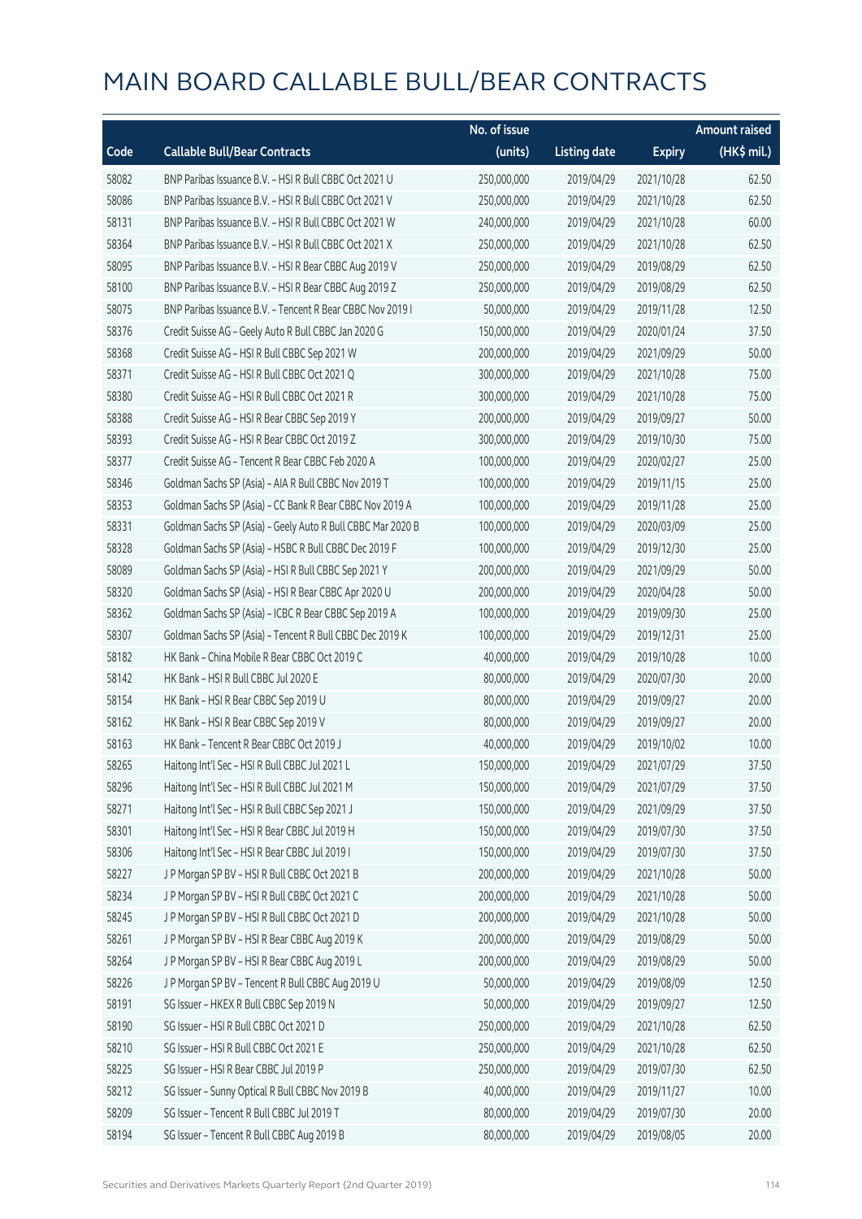# MAIN BOARD CALLABLE BULL/BEAR CONTRACTS

| Code | Callable Bull/Bear Contracts | No. of issue (units) | Listing date | Expiry | Amount raised (HK$ mil.) |
|---|---|---|---|---|---|
| 58082 | BNP Paribas Issuance B.V. – HSI R Bull CBBC Oct 2021 U | 250,000,000 | 2019/04/29 | 2021/10/28 | 62.50 |
| 58086 | BNP Paribas Issuance B.V. – HSI R Bull CBBC Oct 2021 V | 250,000,000 | 2019/04/29 | 2021/10/28 | 62.50 |
| 58131 | BNP Paribas Issuance B.V. – HSI R Bull CBBC Oct 2021 W | 240,000,000 | 2019/04/29 | 2021/10/28 | 60.00 |
| 58364 | BNP Paribas Issuance B.V. – HSI R Bull CBBC Oct 2021 X | 250,000,000 | 2019/04/29 | 2021/10/28 | 62.50 |
| 58095 | BNP Paribas Issuance B.V. – HSI R Bear CBBC Aug 2019 V | 250,000,000 | 2019/04/29 | 2019/08/29 | 62.50 |
| 58100 | BNP Paribas Issuance B.V. – HSI R Bear CBBC Aug 2019 Z | 250,000,000 | 2019/04/29 | 2019/08/29 | 62.50 |
| 58075 | BNP Paribas Issuance B.V. – Tencent R Bear CBBC Nov 2019 I | 50,000,000 | 2019/04/29 | 2019/11/28 | 12.50 |
| 58376 | Credit Suisse AG – Geely Auto R Bull CBBC Jan 2020 G | 150,000,000 | 2019/04/29 | 2020/01/24 | 37.50 |
| 58368 | Credit Suisse AG – HSI R Bull CBBC Sep 2021 W | 200,000,000 | 2019/04/29 | 2021/09/29 | 50.00 |
| 58371 | Credit Suisse AG – HSI R Bull CBBC Oct 2021 Q | 300,000,000 | 2019/04/29 | 2021/10/28 | 75.00 |
| 58380 | Credit Suisse AG – HSI R Bull CBBC Oct 2021 R | 300,000,000 | 2019/04/29 | 2021/10/28 | 75.00 |
| 58388 | Credit Suisse AG – HSI R Bear CBBC Sep 2019 Y | 200,000,000 | 2019/04/29 | 2019/09/27 | 50.00 |
| 58393 | Credit Suisse AG – HSI R Bear CBBC Oct 2019 Z | 300,000,000 | 2019/04/29 | 2019/10/30 | 75.00 |
| 58377 | Credit Suisse AG – Tencent R Bear CBBC Feb 2020 A | 100,000,000 | 2019/04/29 | 2020/02/27 | 25.00 |
| 58346 | Goldman Sachs SP (Asia) – AIA R Bull CBBC Nov 2019 T | 100,000,000 | 2019/04/29 | 2019/11/15 | 25.00 |
| 58353 | Goldman Sachs SP (Asia) – CC Bank R Bear CBBC Nov 2019 A | 100,000,000 | 2019/04/29 | 2019/11/28 | 25.00 |
| 58331 | Goldman Sachs SP (Asia) – Geely Auto R Bull CBBC Mar 2020 B | 100,000,000 | 2019/04/29 | 2020/03/09 | 25.00 |
| 58328 | Goldman Sachs SP (Asia) – HSBC R Bull CBBC Dec 2019 F | 100,000,000 | 2019/04/29 | 2019/12/30 | 25.00 |
| 58089 | Goldman Sachs SP (Asia) – HSI R Bull CBBC Sep 2021 Y | 200,000,000 | 2019/04/29 | 2021/09/29 | 50.00 |
| 58320 | Goldman Sachs SP (Asia) – HSI R Bear CBBC Apr 2020 U | 200,000,000 | 2019/04/29 | 2020/04/28 | 50.00 |
| 58362 | Goldman Sachs SP (Asia) – ICBC R Bear CBBC Sep 2019 A | 100,000,000 | 2019/04/29 | 2019/09/30 | 25.00 |
| 58307 | Goldman Sachs SP (Asia) – Tencent R Bull CBBC Dec 2019 K | 100,000,000 | 2019/04/29 | 2019/12/31 | 25.00 |
| 58182 | HK Bank – China Mobile R Bear CBBC Oct 2019 C | 40,000,000 | 2019/04/29 | 2019/10/28 | 10.00 |
| 58142 | HK Bank – HSI R Bull CBBC Jul 2020 E | 80,000,000 | 2019/04/29 | 2020/07/30 | 20.00 |
| 58154 | HK Bank – HSI R Bear CBBC Sep 2019 U | 80,000,000 | 2019/04/29 | 2019/09/27 | 20.00 |
| 58162 | HK Bank – HSI R Bear CBBC Sep 2019 V | 80,000,000 | 2019/04/29 | 2019/09/27 | 20.00 |
| 58163 | HK Bank – Tencent R Bear CBBC Oct 2019 J | 40,000,000 | 2019/04/29 | 2019/10/02 | 10.00 |
| 58265 | Haitong Int'l Sec – HSI R Bull CBBC Jul 2021 L | 150,000,000 | 2019/04/29 | 2021/07/29 | 37.50 |
| 58296 | Haitong Int'l Sec – HSI R Bull CBBC Jul 2021 M | 150,000,000 | 2019/04/29 | 2021/07/29 | 37.50 |
| 58271 | Haitong Int'l Sec – HSI R Bull CBBC Sep 2021 J | 150,000,000 | 2019/04/29 | 2021/09/29 | 37.50 |
| 58301 | Haitong Int'l Sec – HSI R Bear CBBC Jul 2019 H | 150,000,000 | 2019/04/29 | 2019/07/30 | 37.50 |
| 58306 | Haitong Int'l Sec – HSI R Bear CBBC Jul 2019 I | 150,000,000 | 2019/04/29 | 2019/07/30 | 37.50 |
| 58227 | J P Morgan SP BV – HSI R Bull CBBC Oct 2021 B | 200,000,000 | 2019/04/29 | 2021/10/28 | 50.00 |
| 58234 | J P Morgan SP BV – HSI R Bull CBBC Oct 2021 C | 200,000,000 | 2019/04/29 | 2021/10/28 | 50.00 |
| 58245 | J P Morgan SP BV – HSI R Bull CBBC Oct 2021 D | 200,000,000 | 2019/04/29 | 2021/10/28 | 50.00 |
| 58261 | J P Morgan SP BV – HSI R Bear CBBC Aug 2019 K | 200,000,000 | 2019/04/29 | 2019/08/29 | 50.00 |
| 58264 | J P Morgan SP BV – HSI R Bear CBBC Aug 2019 L | 200,000,000 | 2019/04/29 | 2019/08/29 | 50.00 |
| 58226 | J P Morgan SP BV – Tencent R Bull CBBC Aug 2019 U | 50,000,000 | 2019/04/29 | 2019/08/09 | 12.50 |
| 58191 | SG Issuer – HKEX R Bull CBBC Sep 2019 N | 50,000,000 | 2019/04/29 | 2019/09/27 | 12.50 |
| 58190 | SG Issuer – HSI R Bull CBBC Oct 2021 D | 250,000,000 | 2019/04/29 | 2021/10/28 | 62.50 |
| 58210 | SG Issuer – HSI R Bull CBBC Oct 2021 E | 250,000,000 | 2019/04/29 | 2021/10/28 | 62.50 |
| 58225 | SG Issuer – HSI R Bear CBBC Jul 2019 P | 250,000,000 | 2019/04/29 | 2019/07/30 | 62.50 |
| 58212 | SG Issuer – Sunny Optical R Bull CBBC Nov 2019 B | 40,000,000 | 2019/04/29 | 2019/11/27 | 10.00 |
| 58209 | SG Issuer – Tencent R Bull CBBC Jul 2019 T | 80,000,000 | 2019/04/29 | 2019/07/30 | 20.00 |
| 58194 | SG Issuer – Tencent R Bull CBBC Aug 2019 B | 80,000,000 | 2019/04/29 | 2019/08/05 | 20.00 |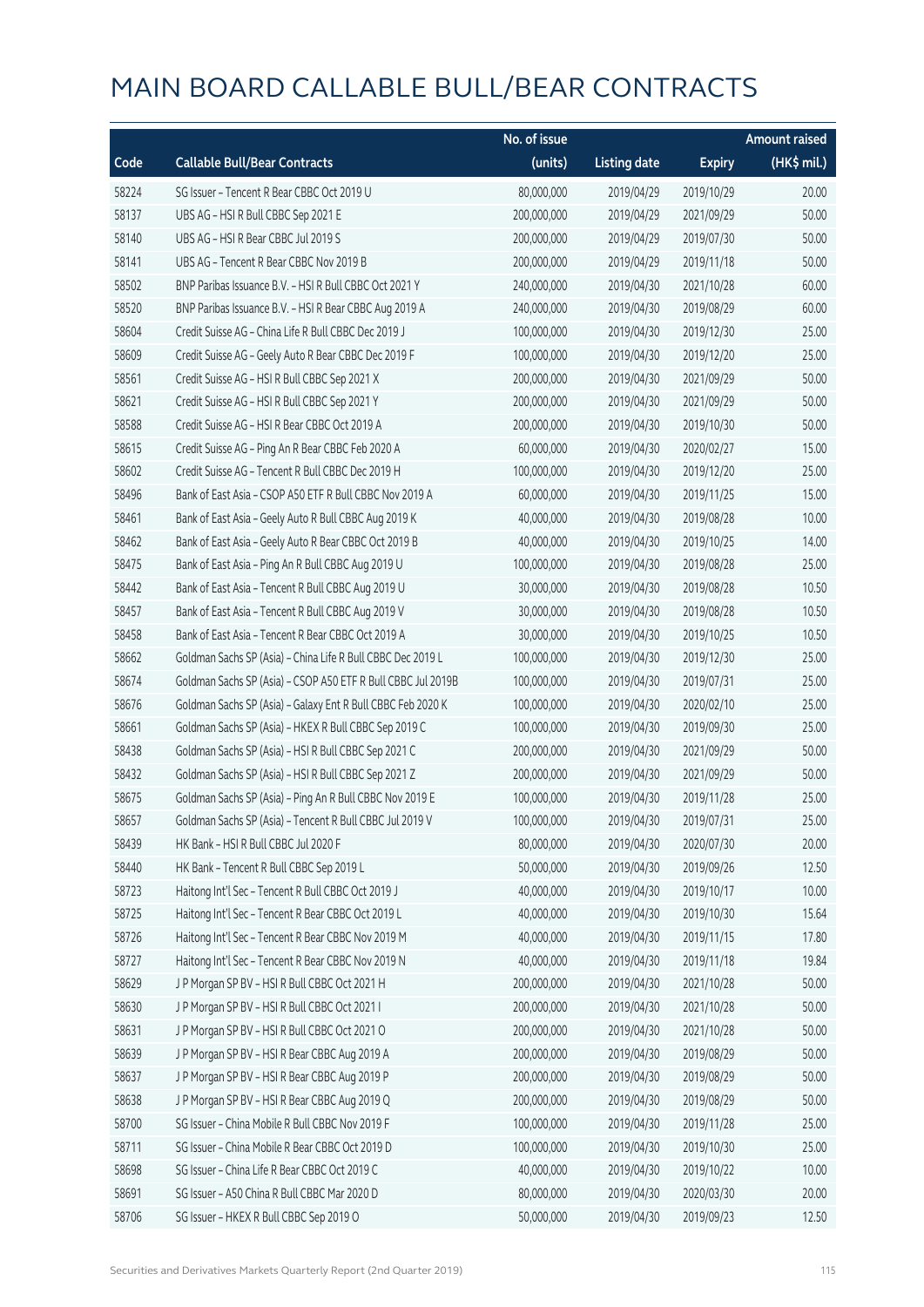# MAIN BOARD CALLABLE BULL/BEAR CONTRACTS

| Code | Callable Bull/Bear Contracts | No. of issue (units) | Listing date | Expiry | Amount raised (HK$ mil.) |
|---|---|---|---|---|---|
| 58224 | SG Issuer – Tencent R Bear CBBC Oct 2019 U | 80,000,000 | 2019/04/29 | 2019/10/29 | 20.00 |
| 58137 | UBS AG – HSI R Bull CBBC Sep 2021 E | 200,000,000 | 2019/04/29 | 2021/09/29 | 50.00 |
| 58140 | UBS AG – HSI R Bear CBBC Jul 2019 S | 200,000,000 | 2019/04/29 | 2019/07/30 | 50.00 |
| 58141 | UBS AG – Tencent R Bear CBBC Nov 2019 B | 200,000,000 | 2019/04/29 | 2019/11/18 | 50.00 |
| 58502 | BNP Paribas Issuance B.V. – HSI R Bull CBBC Oct 2021 Y | 240,000,000 | 2019/04/30 | 2021/10/28 | 60.00 |
| 58520 | BNP Paribas Issuance B.V. – HSI R Bear CBBC Aug 2019 A | 240,000,000 | 2019/04/30 | 2019/08/29 | 60.00 |
| 58604 | Credit Suisse AG – China Life R Bull CBBC Dec 2019 J | 100,000,000 | 2019/04/30 | 2019/12/30 | 25.00 |
| 58609 | Credit Suisse AG – Geely Auto R Bear CBBC Dec 2019 F | 100,000,000 | 2019/04/30 | 2019/12/20 | 25.00 |
| 58561 | Credit Suisse AG – HSI R Bull CBBC Sep 2021 X | 200,000,000 | 2019/04/30 | 2021/09/29 | 50.00 |
| 58621 | Credit Suisse AG – HSI R Bull CBBC Sep 2021 Y | 200,000,000 | 2019/04/30 | 2021/09/29 | 50.00 |
| 58588 | Credit Suisse AG – HSI R Bear CBBC Oct 2019 A | 200,000,000 | 2019/04/30 | 2019/10/30 | 50.00 |
| 58615 | Credit Suisse AG – Ping An R Bear CBBC Feb 2020 A | 60,000,000 | 2019/04/30 | 2020/02/27 | 15.00 |
| 58602 | Credit Suisse AG – Tencent R Bull CBBC Dec 2019 H | 100,000,000 | 2019/04/30 | 2019/12/20 | 25.00 |
| 58496 | Bank of East Asia – CSOP A50 ETF R Bull CBBC Nov 2019 A | 60,000,000 | 2019/04/30 | 2019/11/25 | 15.00 |
| 58461 | Bank of East Asia – Geely Auto R Bull CBBC Aug 2019 K | 40,000,000 | 2019/04/30 | 2019/08/28 | 10.00 |
| 58462 | Bank of East Asia – Geely Auto R Bear CBBC Oct 2019 B | 40,000,000 | 2019/04/30 | 2019/10/25 | 14.00 |
| 58475 | Bank of East Asia – Ping An R Bull CBBC Aug 2019 U | 100,000,000 | 2019/04/30 | 2019/08/28 | 25.00 |
| 58442 | Bank of East Asia – Tencent R Bull CBBC Aug 2019 U | 30,000,000 | 2019/04/30 | 2019/08/28 | 10.50 |
| 58457 | Bank of East Asia – Tencent R Bull CBBC Aug 2019 V | 30,000,000 | 2019/04/30 | 2019/08/28 | 10.50 |
| 58458 | Bank of East Asia – Tencent R Bear CBBC Oct 2019 A | 30,000,000 | 2019/04/30 | 2019/10/25 | 10.50 |
| 58662 | Goldman Sachs SP (Asia) – China Life R Bull CBBC Dec 2019 L | 100,000,000 | 2019/04/30 | 2019/12/30 | 25.00 |
| 58674 | Goldman Sachs SP (Asia) – CSOP A50 ETF R Bull CBBC Jul 2019B | 100,000,000 | 2019/04/30 | 2019/07/31 | 25.00 |
| 58676 | Goldman Sachs SP (Asia) – Galaxy Ent R Bull CBBC Feb 2020 K | 100,000,000 | 2019/04/30 | 2020/02/10 | 25.00 |
| 58661 | Goldman Sachs SP (Asia) – HKEX R Bull CBBC Sep 2019 C | 100,000,000 | 2019/04/30 | 2019/09/30 | 25.00 |
| 58438 | Goldman Sachs SP (Asia) – HSI R Bull CBBC Sep 2021 C | 200,000,000 | 2019/04/30 | 2021/09/29 | 50.00 |
| 58432 | Goldman Sachs SP (Asia) – HSI R Bull CBBC Sep 2021 Z | 200,000,000 | 2019/04/30 | 2021/09/29 | 50.00 |
| 58675 | Goldman Sachs SP (Asia) – Ping An R Bull CBBC Nov 2019 E | 100,000,000 | 2019/04/30 | 2019/11/28 | 25.00 |
| 58657 | Goldman Sachs SP (Asia) – Tencent R Bull CBBC Jul 2019 V | 100,000,000 | 2019/04/30 | 2019/07/31 | 25.00 |
| 58439 | HK Bank – HSI R Bull CBBC Jul 2020 F | 80,000,000 | 2019/04/30 | 2020/07/30 | 20.00 |
| 58440 | HK Bank – Tencent R Bull CBBC Sep 2019 L | 50,000,000 | 2019/04/30 | 2019/09/26 | 12.50 |
| 58723 | Haitong Int'l Sec – Tencent R Bull CBBC Oct 2019 J | 40,000,000 | 2019/04/30 | 2019/10/17 | 10.00 |
| 58725 | Haitong Int'l Sec – Tencent R Bear CBBC Oct 2019 L | 40,000,000 | 2019/04/30 | 2019/10/30 | 15.64 |
| 58726 | Haitong Int'l Sec – Tencent R Bear CBBC Nov 2019 M | 40,000,000 | 2019/04/30 | 2019/11/15 | 17.80 |
| 58727 | Haitong Int'l Sec – Tencent R Bear CBBC Nov 2019 N | 40,000,000 | 2019/04/30 | 2019/11/18 | 19.84 |
| 58629 | J P Morgan SP BV – HSI R Bull CBBC Oct 2021 H | 200,000,000 | 2019/04/30 | 2021/10/28 | 50.00 |
| 58630 | J P Morgan SP BV – HSI R Bull CBBC Oct 2021 I | 200,000,000 | 2019/04/30 | 2021/10/28 | 50.00 |
| 58631 | J P Morgan SP BV – HSI R Bull CBBC Oct 2021 O | 200,000,000 | 2019/04/30 | 2021/10/28 | 50.00 |
| 58639 | J P Morgan SP BV – HSI R Bear CBBC Aug 2019 A | 200,000,000 | 2019/04/30 | 2019/08/29 | 50.00 |
| 58637 | J P Morgan SP BV – HSI R Bear CBBC Aug 2019 P | 200,000,000 | 2019/04/30 | 2019/08/29 | 50.00 |
| 58638 | J P Morgan SP BV – HSI R Bear CBBC Aug 2019 Q | 200,000,000 | 2019/04/30 | 2019/08/29 | 50.00 |
| 58700 | SG Issuer – China Mobile R Bull CBBC Nov 2019 F | 100,000,000 | 2019/04/30 | 2019/11/28 | 25.00 |
| 58711 | SG Issuer – China Mobile R Bear CBBC Oct 2019 D | 100,000,000 | 2019/04/30 | 2019/10/30 | 25.00 |
| 58698 | SG Issuer – China Life R Bear CBBC Oct 2019 C | 40,000,000 | 2019/04/30 | 2019/10/22 | 10.00 |
| 58691 | SG Issuer – A50 China R Bull CBBC Mar 2020 D | 80,000,000 | 2019/04/30 | 2020/03/30 | 20.00 |
| 58706 | SG Issuer – HKEX R Bull CBBC Sep 2019 O | 50,000,000 | 2019/04/30 | 2019/09/23 | 12.50 |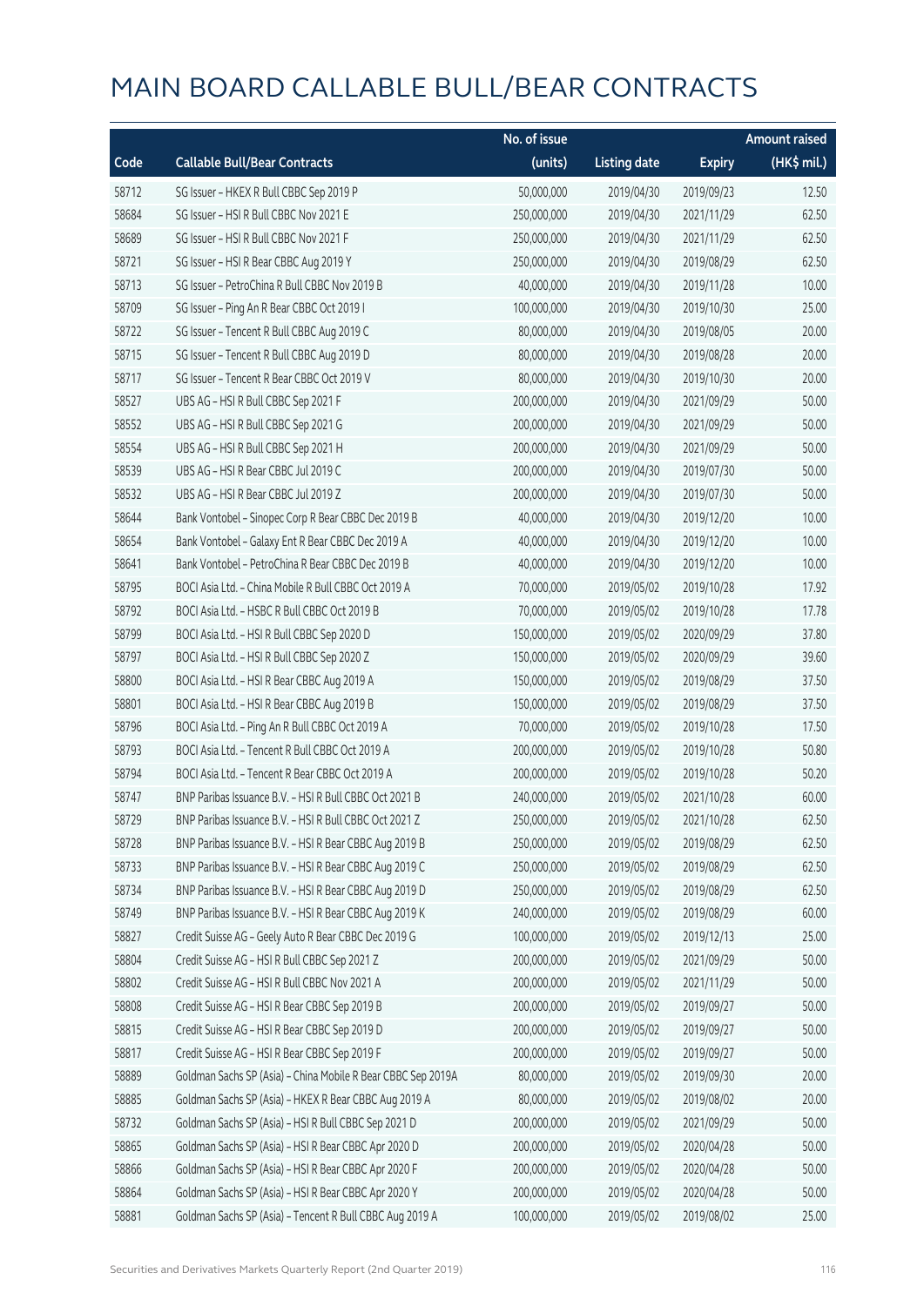# MAIN BOARD CALLABLE BULL/BEAR CONTRACTS

| Code | Callable Bull/Bear Contracts | No. of issue (units) | Listing date | Expiry | Amount raised (HK$ mil.) |
|---|---|---|---|---|---|
| 58712 | SG Issuer – HKEX R Bull CBBC Sep 2019 P | 50,000,000 | 2019/04/30 | 2019/09/23 | 12.50 |
| 58684 | SG Issuer – HSI R Bull CBBC Nov 2021 E | 250,000,000 | 2019/04/30 | 2021/11/29 | 62.50 |
| 58689 | SG Issuer – HSI R Bull CBBC Nov 2021 F | 250,000,000 | 2019/04/30 | 2021/11/29 | 62.50 |
| 58721 | SG Issuer – HSI R Bear CBBC Aug 2019 Y | 250,000,000 | 2019/04/30 | 2019/08/29 | 62.50 |
| 58713 | SG Issuer – PetroChina R Bull CBBC Nov 2019 B | 40,000,000 | 2019/04/30 | 2019/11/28 | 10.00 |
| 58709 | SG Issuer – Ping An R Bear CBBC Oct 2019 I | 100,000,000 | 2019/04/30 | 2019/10/30 | 25.00 |
| 58722 | SG Issuer – Tencent R Bull CBBC Aug 2019 C | 80,000,000 | 2019/04/30 | 2019/08/05 | 20.00 |
| 58715 | SG Issuer – Tencent R Bull CBBC Aug 2019 D | 80,000,000 | 2019/04/30 | 2019/08/28 | 20.00 |
| 58717 | SG Issuer – Tencent R Bear CBBC Oct 2019 V | 80,000,000 | 2019/04/30 | 2019/10/30 | 20.00 |
| 58527 | UBS AG – HSI R Bull CBBC Sep 2021 F | 200,000,000 | 2019/04/30 | 2021/09/29 | 50.00 |
| 58552 | UBS AG – HSI R Bull CBBC Sep 2021 G | 200,000,000 | 2019/04/30 | 2021/09/29 | 50.00 |
| 58554 | UBS AG – HSI R Bull CBBC Sep 2021 H | 200,000,000 | 2019/04/30 | 2021/09/29 | 50.00 |
| 58539 | UBS AG – HSI R Bear CBBC Jul 2019 C | 200,000,000 | 2019/04/30 | 2019/07/30 | 50.00 |
| 58532 | UBS AG – HSI R Bear CBBC Jul 2019 Z | 200,000,000 | 2019/04/30 | 2019/07/30 | 50.00 |
| 58644 | Bank Vontobel – Sinopec Corp R Bear CBBC Dec 2019 B | 40,000,000 | 2019/04/30 | 2019/12/20 | 10.00 |
| 58654 | Bank Vontobel – Galaxy Ent R Bear CBBC Dec 2019 A | 40,000,000 | 2019/04/30 | 2019/12/20 | 10.00 |
| 58641 | Bank Vontobel – PetroChina R Bear CBBC Dec 2019 B | 40,000,000 | 2019/04/30 | 2019/12/20 | 10.00 |
| 58795 | BOCI Asia Ltd. – China Mobile R Bull CBBC Oct 2019 A | 70,000,000 | 2019/05/02 | 2019/10/28 | 17.92 |
| 58792 | BOCI Asia Ltd. – HSBC R Bull CBBC Oct 2019 B | 70,000,000 | 2019/05/02 | 2019/10/28 | 17.78 |
| 58799 | BOCI Asia Ltd. – HSI R Bull CBBC Sep 2020 D | 150,000,000 | 2019/05/02 | 2020/09/29 | 37.80 |
| 58797 | BOCI Asia Ltd. – HSI R Bull CBBC Sep 2020 Z | 150,000,000 | 2019/05/02 | 2020/09/29 | 39.60 |
| 58800 | BOCI Asia Ltd. – HSI R Bear CBBC Aug 2019 A | 150,000,000 | 2019/05/02 | 2019/08/29 | 37.50 |
| 58801 | BOCI Asia Ltd. – HSI R Bear CBBC Aug 2019 B | 150,000,000 | 2019/05/02 | 2019/08/29 | 37.50 |
| 58796 | BOCI Asia Ltd. – Ping An R Bull CBBC Oct 2019 A | 70,000,000 | 2019/05/02 | 2019/10/28 | 17.50 |
| 58793 | BOCI Asia Ltd. – Tencent R Bull CBBC Oct 2019 A | 200,000,000 | 2019/05/02 | 2019/10/28 | 50.80 |
| 58794 | BOCI Asia Ltd. – Tencent R Bear CBBC Oct 2019 A | 200,000,000 | 2019/05/02 | 2019/10/28 | 50.20 |
| 58747 | BNP Paribas Issuance B.V. – HSI R Bull CBBC Oct 2021 B | 240,000,000 | 2019/05/02 | 2021/10/28 | 60.00 |
| 58729 | BNP Paribas Issuance B.V. – HSI R Bull CBBC Oct 2021 Z | 250,000,000 | 2019/05/02 | 2021/10/28 | 62.50 |
| 58728 | BNP Paribas Issuance B.V. – HSI R Bear CBBC Aug 2019 B | 250,000,000 | 2019/05/02 | 2019/08/29 | 62.50 |
| 58733 | BNP Paribas Issuance B.V. – HSI R Bear CBBC Aug 2019 C | 250,000,000 | 2019/05/02 | 2019/08/29 | 62.50 |
| 58734 | BNP Paribas Issuance B.V. – HSI R Bear CBBC Aug 2019 D | 250,000,000 | 2019/05/02 | 2019/08/29 | 62.50 |
| 58749 | BNP Paribas Issuance B.V. – HSI R Bear CBBC Aug 2019 K | 240,000,000 | 2019/05/02 | 2019/08/29 | 60.00 |
| 58827 | Credit Suisse AG – Geely Auto R Bear CBBC Dec 2019 G | 100,000,000 | 2019/05/02 | 2019/12/13 | 25.00 |
| 58804 | Credit Suisse AG – HSI R Bull CBBC Sep 2021 Z | 200,000,000 | 2019/05/02 | 2021/09/29 | 50.00 |
| 58802 | Credit Suisse AG – HSI R Bull CBBC Nov 2021 A | 200,000,000 | 2019/05/02 | 2021/11/29 | 50.00 |
| 58808 | Credit Suisse AG – HSI R Bear CBBC Sep 2019 B | 200,000,000 | 2019/05/02 | 2019/09/27 | 50.00 |
| 58815 | Credit Suisse AG – HSI R Bear CBBC Sep 2019 D | 200,000,000 | 2019/05/02 | 2019/09/27 | 50.00 |
| 58817 | Credit Suisse AG – HSI R Bear CBBC Sep 2019 F | 200,000,000 | 2019/05/02 | 2019/09/27 | 50.00 |
| 58889 | Goldman Sachs SP (Asia) – China Mobile R Bear CBBC Sep 2019A | 80,000,000 | 2019/05/02 | 2019/09/30 | 20.00 |
| 58885 | Goldman Sachs SP (Asia) – HKEX R Bear CBBC Aug 2019 A | 80,000,000 | 2019/05/02 | 2019/08/02 | 20.00 |
| 58732 | Goldman Sachs SP (Asia) – HSI R Bull CBBC Sep 2021 D | 200,000,000 | 2019/05/02 | 2021/09/29 | 50.00 |
| 58865 | Goldman Sachs SP (Asia) – HSI R Bear CBBC Apr 2020 D | 200,000,000 | 2019/05/02 | 2020/04/28 | 50.00 |
| 58866 | Goldman Sachs SP (Asia) – HSI R Bear CBBC Apr 2020 F | 200,000,000 | 2019/05/02 | 2020/04/28 | 50.00 |
| 58864 | Goldman Sachs SP (Asia) – HSI R Bear CBBC Apr 2020 Y | 200,000,000 | 2019/05/02 | 2020/04/28 | 50.00 |
| 58881 | Goldman Sachs SP (Asia) – Tencent R Bull CBBC Aug 2019 A | 100,000,000 | 2019/05/02 | 2019/08/02 | 25.00 |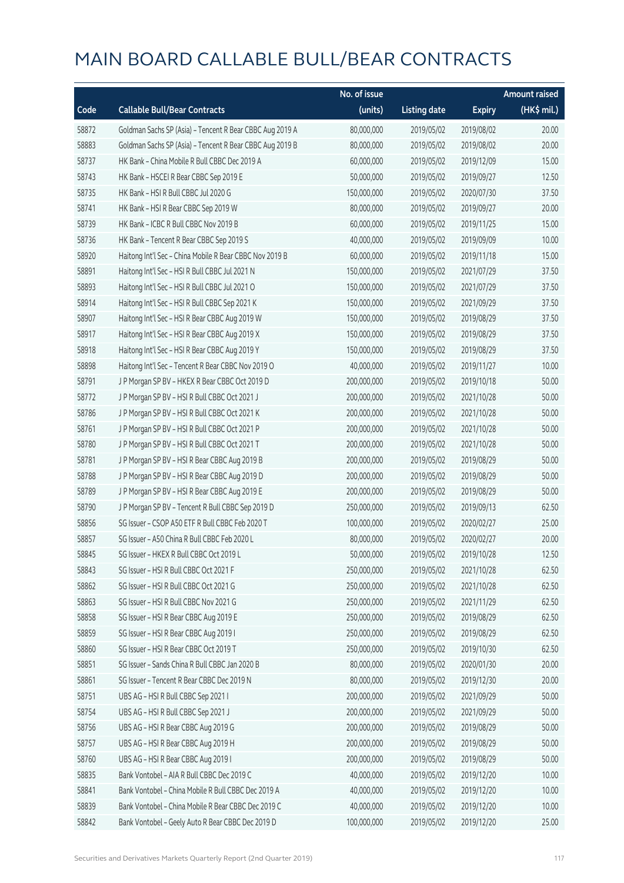# MAIN BOARD CALLABLE BULL/BEAR CONTRACTS

| Code | Callable Bull/Bear Contracts | No. of issue (units) | Listing date | Expiry | Amount raised (HK$ mil.) |
|---|---|---|---|---|---|
| 58872 | Goldman Sachs SP (Asia) – Tencent R Bear CBBC Aug 2019 A | 80,000,000 | 2019/05/02 | 2019/08/02 | 20.00 |
| 58883 | Goldman Sachs SP (Asia) – Tencent R Bear CBBC Aug 2019 B | 80,000,000 | 2019/05/02 | 2019/08/02 | 20.00 |
| 58737 | HK Bank – China Mobile R Bull CBBC Dec 2019 A | 60,000,000 | 2019/05/02 | 2019/12/09 | 15.00 |
| 58743 | HK Bank – HSCEI R Bear CBBC Sep 2019 E | 50,000,000 | 2019/05/02 | 2019/09/27 | 12.50 |
| 58735 | HK Bank – HSI R Bull CBBC Jul 2020 G | 150,000,000 | 2019/05/02 | 2020/07/30 | 37.50 |
| 58741 | HK Bank – HSI R Bear CBBC Sep 2019 W | 80,000,000 | 2019/05/02 | 2019/09/27 | 20.00 |
| 58739 | HK Bank – ICBC R Bull CBBC Nov 2019 B | 60,000,000 | 2019/05/02 | 2019/11/25 | 15.00 |
| 58736 | HK Bank – Tencent R Bear CBBC Sep 2019 S | 40,000,000 | 2019/05/02 | 2019/09/09 | 10.00 |
| 58920 | Haitong Int'l Sec – China Mobile R Bear CBBC Nov 2019 B | 60,000,000 | 2019/05/02 | 2019/11/18 | 15.00 |
| 58891 | Haitong Int'l Sec – HSI R Bull CBBC Jul 2021 N | 150,000,000 | 2019/05/02 | 2021/07/29 | 37.50 |
| 58893 | Haitong Int'l Sec – HSI R Bull CBBC Jul 2021 O | 150,000,000 | 2019/05/02 | 2021/07/29 | 37.50 |
| 58914 | Haitong Int'l Sec – HSI R Bull CBBC Sep 2021 K | 150,000,000 | 2019/05/02 | 2021/09/29 | 37.50 |
| 58907 | Haitong Int'l Sec – HSI R Bear CBBC Aug 2019 W | 150,000,000 | 2019/05/02 | 2019/08/29 | 37.50 |
| 58917 | Haitong Int'l Sec – HSI R Bear CBBC Aug 2019 X | 150,000,000 | 2019/05/02 | 2019/08/29 | 37.50 |
| 58918 | Haitong Int'l Sec – HSI R Bear CBBC Aug 2019 Y | 150,000,000 | 2019/05/02 | 2019/08/29 | 37.50 |
| 58898 | Haitong Int'l Sec – Tencent R Bear CBBC Nov 2019 O | 40,000,000 | 2019/05/02 | 2019/11/27 | 10.00 |
| 58791 | J P Morgan SP BV – HKEX R Bear CBBC Oct 2019 D | 200,000,000 | 2019/05/02 | 2019/10/18 | 50.00 |
| 58772 | J P Morgan SP BV – HSI R Bull CBBC Oct 2021 J | 200,000,000 | 2019/05/02 | 2021/10/28 | 50.00 |
| 58786 | J P Morgan SP BV – HSI R Bull CBBC Oct 2021 K | 200,000,000 | 2019/05/02 | 2021/10/28 | 50.00 |
| 58761 | J P Morgan SP BV – HSI R Bull CBBC Oct 2021 P | 200,000,000 | 2019/05/02 | 2021/10/28 | 50.00 |
| 58780 | J P Morgan SP BV – HSI R Bull CBBC Oct 2021 T | 200,000,000 | 2019/05/02 | 2021/10/28 | 50.00 |
| 58781 | J P Morgan SP BV – HSI R Bear CBBC Aug 2019 B | 200,000,000 | 2019/05/02 | 2019/08/29 | 50.00 |
| 58788 | J P Morgan SP BV – HSI R Bear CBBC Aug 2019 D | 200,000,000 | 2019/05/02 | 2019/08/29 | 50.00 |
| 58789 | J P Morgan SP BV – HSI R Bear CBBC Aug 2019 E | 200,000,000 | 2019/05/02 | 2019/08/29 | 50.00 |
| 58790 | J P Morgan SP BV – Tencent R Bull CBBC Sep 2019 D | 250,000,000 | 2019/05/02 | 2019/09/13 | 62.50 |
| 58856 | SG Issuer – CSOP A50 ETF R Bull CBBC Feb 2020 T | 100,000,000 | 2019/05/02 | 2020/02/27 | 25.00 |
| 58857 | SG Issuer – A50 China R Bull CBBC Feb 2020 L | 80,000,000 | 2019/05/02 | 2020/02/27 | 20.00 |
| 58845 | SG Issuer – HKEX R Bull CBBC Oct 2019 L | 50,000,000 | 2019/05/02 | 2019/10/28 | 12.50 |
| 58843 | SG Issuer – HSI R Bull CBBC Oct 2021 F | 250,000,000 | 2019/05/02 | 2021/10/28 | 62.50 |
| 58862 | SG Issuer – HSI R Bull CBBC Oct 2021 G | 250,000,000 | 2019/05/02 | 2021/10/28 | 62.50 |
| 58863 | SG Issuer – HSI R Bull CBBC Nov 2021 G | 250,000,000 | 2019/05/02 | 2021/11/29 | 62.50 |
| 58858 | SG Issuer – HSI R Bear CBBC Aug 2019 E | 250,000,000 | 2019/05/02 | 2019/08/29 | 62.50 |
| 58859 | SG Issuer – HSI R Bear CBBC Aug 2019 I | 250,000,000 | 2019/05/02 | 2019/08/29 | 62.50 |
| 58860 | SG Issuer – HSI R Bear CBBC Oct 2019 T | 250,000,000 | 2019/05/02 | 2019/10/30 | 62.50 |
| 58851 | SG Issuer – Sands China R Bull CBBC Jan 2020 B | 80,000,000 | 2019/05/02 | 2020/01/30 | 20.00 |
| 58861 | SG Issuer – Tencent R Bear CBBC Dec 2019 N | 80,000,000 | 2019/05/02 | 2019/12/30 | 20.00 |
| 58751 | UBS AG – HSI R Bull CBBC Sep 2021 I | 200,000,000 | 2019/05/02 | 2021/09/29 | 50.00 |
| 58754 | UBS AG – HSI R Bull CBBC Sep 2021 J | 200,000,000 | 2019/05/02 | 2021/09/29 | 50.00 |
| 58756 | UBS AG – HSI R Bear CBBC Aug 2019 G | 200,000,000 | 2019/05/02 | 2019/08/29 | 50.00 |
| 58757 | UBS AG – HSI R Bear CBBC Aug 2019 H | 200,000,000 | 2019/05/02 | 2019/08/29 | 50.00 |
| 58760 | UBS AG – HSI R Bear CBBC Aug 2019 I | 200,000,000 | 2019/05/02 | 2019/08/29 | 50.00 |
| 58835 | Bank Vontobel – AIA R Bull CBBC Dec 2019 C | 40,000,000 | 2019/05/02 | 2019/12/20 | 10.00 |
| 58841 | Bank Vontobel – China Mobile R Bull CBBC Dec 2019 A | 40,000,000 | 2019/05/02 | 2019/12/20 | 10.00 |
| 58839 | Bank Vontobel – China Mobile R Bear CBBC Dec 2019 C | 40,000,000 | 2019/05/02 | 2019/12/20 | 10.00 |
| 58842 | Bank Vontobel – Geely Auto R Bear CBBC Dec 2019 D | 100,000,000 | 2019/05/02 | 2019/12/20 | 25.00 |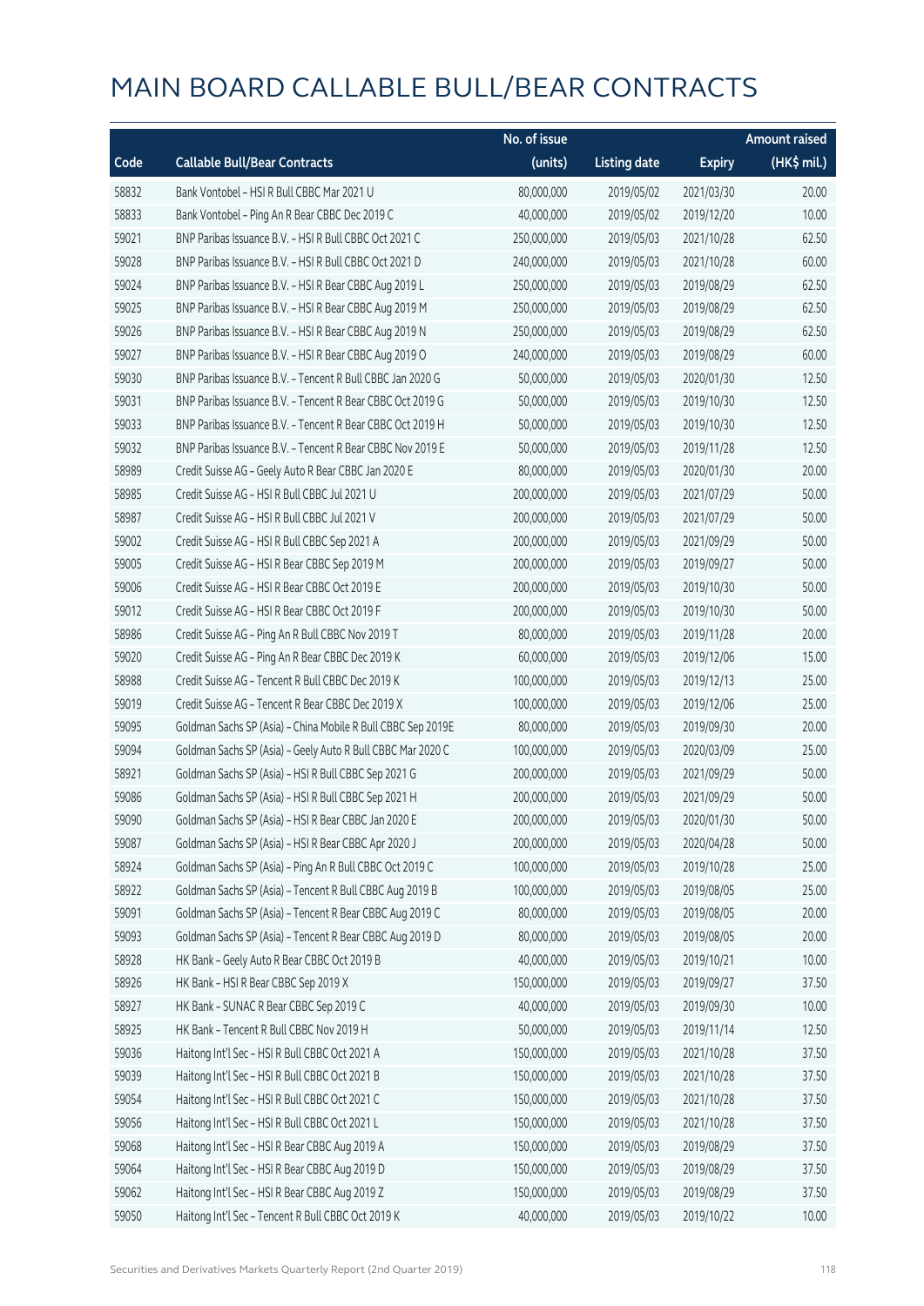# MAIN BOARD CALLABLE BULL/BEAR CONTRACTS

| Code | Callable Bull/Bear Contracts | No. of issue (units) | Listing date | Expiry | Amount raised (HK$ mil.) |
|---|---|---|---|---|---|
| 58832 | Bank Vontobel – HSI R Bull CBBC Mar 2021 U | 80,000,000 | 2019/05/02 | 2021/03/30 | 20.00 |
| 58833 | Bank Vontobel – Ping An R Bear CBBC Dec 2019 C | 40,000,000 | 2019/05/02 | 2019/12/20 | 10.00 |
| 59021 | BNP Paribas Issuance B.V. – HSI R Bull CBBC Oct 2021 C | 250,000,000 | 2019/05/03 | 2021/10/28 | 62.50 |
| 59028 | BNP Paribas Issuance B.V. – HSI R Bull CBBC Oct 2021 D | 240,000,000 | 2019/05/03 | 2021/10/28 | 60.00 |
| 59024 | BNP Paribas Issuance B.V. – HSI R Bear CBBC Aug 2019 L | 250,000,000 | 2019/05/03 | 2019/08/29 | 62.50 |
| 59025 | BNP Paribas Issuance B.V. – HSI R Bear CBBC Aug 2019 M | 250,000,000 | 2019/05/03 | 2019/08/29 | 62.50 |
| 59026 | BNP Paribas Issuance B.V. – HSI R Bear CBBC Aug 2019 N | 250,000,000 | 2019/05/03 | 2019/08/29 | 62.50 |
| 59027 | BNP Paribas Issuance B.V. – HSI R Bear CBBC Aug 2019 O | 240,000,000 | 2019/05/03 | 2019/08/29 | 60.00 |
| 59030 | BNP Paribas Issuance B.V. – Tencent R Bull CBBC Jan 2020 G | 50,000,000 | 2019/05/03 | 2020/01/30 | 12.50 |
| 59031 | BNP Paribas Issuance B.V. – Tencent R Bear CBBC Oct 2019 G | 50,000,000 | 2019/05/03 | 2019/10/30 | 12.50 |
| 59033 | BNP Paribas Issuance B.V. – Tencent R Bear CBBC Oct 2019 H | 50,000,000 | 2019/05/03 | 2019/10/30 | 12.50 |
| 59032 | BNP Paribas Issuance B.V. – Tencent R Bear CBBC Nov 2019 E | 50,000,000 | 2019/05/03 | 2019/11/28 | 12.50 |
| 58989 | Credit Suisse AG – Geely Auto R Bear CBBC Jan 2020 E | 80,000,000 | 2019/05/03 | 2020/01/30 | 20.00 |
| 58985 | Credit Suisse AG – HSI R Bull CBBC Jul 2021 U | 200,000,000 | 2019/05/03 | 2021/07/29 | 50.00 |
| 58987 | Credit Suisse AG – HSI R Bull CBBC Jul 2021 V | 200,000,000 | 2019/05/03 | 2021/07/29 | 50.00 |
| 59002 | Credit Suisse AG – HSI R Bull CBBC Sep 2021 A | 200,000,000 | 2019/05/03 | 2021/09/29 | 50.00 |
| 59005 | Credit Suisse AG – HSI R Bear CBBC Sep 2019 M | 200,000,000 | 2019/05/03 | 2019/09/27 | 50.00 |
| 59006 | Credit Suisse AG – HSI R Bear CBBC Oct 2019 E | 200,000,000 | 2019/05/03 | 2019/10/30 | 50.00 |
| 59012 | Credit Suisse AG – HSI R Bear CBBC Oct 2019 F | 200,000,000 | 2019/05/03 | 2019/10/30 | 50.00 |
| 58986 | Credit Suisse AG – Ping An R Bull CBBC Nov 2019 T | 80,000,000 | 2019/05/03 | 2019/11/28 | 20.00 |
| 59020 | Credit Suisse AG – Ping An R Bear CBBC Dec 2019 K | 60,000,000 | 2019/05/03 | 2019/12/06 | 15.00 |
| 58988 | Credit Suisse AG – Tencent R Bull CBBC Dec 2019 K | 100,000,000 | 2019/05/03 | 2019/12/13 | 25.00 |
| 59019 | Credit Suisse AG – Tencent R Bear CBBC Dec 2019 X | 100,000,000 | 2019/05/03 | 2019/12/06 | 25.00 |
| 59095 | Goldman Sachs SP (Asia) – China Mobile R Bull CBBC Sep 2019E | 80,000,000 | 2019/05/03 | 2019/09/30 | 20.00 |
| 59094 | Goldman Sachs SP (Asia) – Geely Auto R Bull CBBC Mar 2020 C | 100,000,000 | 2019/05/03 | 2020/03/09 | 25.00 |
| 58921 | Goldman Sachs SP (Asia) – HSI R Bull CBBC Sep 2021 G | 200,000,000 | 2019/05/03 | 2021/09/29 | 50.00 |
| 59086 | Goldman Sachs SP (Asia) – HSI R Bull CBBC Sep 2021 H | 200,000,000 | 2019/05/03 | 2021/09/29 | 50.00 |
| 59090 | Goldman Sachs SP (Asia) – HSI R Bear CBBC Jan 2020 E | 200,000,000 | 2019/05/03 | 2020/01/30 | 50.00 |
| 59087 | Goldman Sachs SP (Asia) – HSI R Bear CBBC Apr 2020 J | 200,000,000 | 2019/05/03 | 2020/04/28 | 50.00 |
| 58924 | Goldman Sachs SP (Asia) – Ping An R Bull CBBC Oct 2019 C | 100,000,000 | 2019/05/03 | 2019/10/28 | 25.00 |
| 58922 | Goldman Sachs SP (Asia) – Tencent R Bull CBBC Aug 2019 B | 100,000,000 | 2019/05/03 | 2019/08/05 | 25.00 |
| 59091 | Goldman Sachs SP (Asia) – Tencent R Bear CBBC Aug 2019 C | 80,000,000 | 2019/05/03 | 2019/08/05 | 20.00 |
| 59093 | Goldman Sachs SP (Asia) – Tencent R Bear CBBC Aug 2019 D | 80,000,000 | 2019/05/03 | 2019/08/05 | 20.00 |
| 58928 | HK Bank – Geely Auto R Bear CBBC Oct 2019 B | 40,000,000 | 2019/05/03 | 2019/10/21 | 10.00 |
| 58926 | HK Bank – HSI R Bear CBBC Sep 2019 X | 150,000,000 | 2019/05/03 | 2019/09/27 | 37.50 |
| 58927 | HK Bank – SUNAC R Bear CBBC Sep 2019 C | 40,000,000 | 2019/05/03 | 2019/09/30 | 10.00 |
| 58925 | HK Bank – Tencent R Bull CBBC Nov 2019 H | 50,000,000 | 2019/05/03 | 2019/11/14 | 12.50 |
| 59036 | Haitong Int'l Sec – HSI R Bull CBBC Oct 2021 A | 150,000,000 | 2019/05/03 | 2021/10/28 | 37.50 |
| 59039 | Haitong Int'l Sec – HSI R Bull CBBC Oct 2021 B | 150,000,000 | 2019/05/03 | 2021/10/28 | 37.50 |
| 59054 | Haitong Int'l Sec – HSI R Bull CBBC Oct 2021 C | 150,000,000 | 2019/05/03 | 2021/10/28 | 37.50 |
| 59056 | Haitong Int'l Sec – HSI R Bull CBBC Oct 2021 L | 150,000,000 | 2019/05/03 | 2021/10/28 | 37.50 |
| 59068 | Haitong Int'l Sec – HSI R Bear CBBC Aug 2019 A | 150,000,000 | 2019/05/03 | 2019/08/29 | 37.50 |
| 59064 | Haitong Int'l Sec – HSI R Bear CBBC Aug 2019 D | 150,000,000 | 2019/05/03 | 2019/08/29 | 37.50 |
| 59062 | Haitong Int'l Sec – HSI R Bear CBBC Aug 2019 Z | 150,000,000 | 2019/05/03 | 2019/08/29 | 37.50 |
| 59050 | Haitong Int'l Sec – Tencent R Bull CBBC Oct 2019 K | 40,000,000 | 2019/05/03 | 2019/10/22 | 10.00 |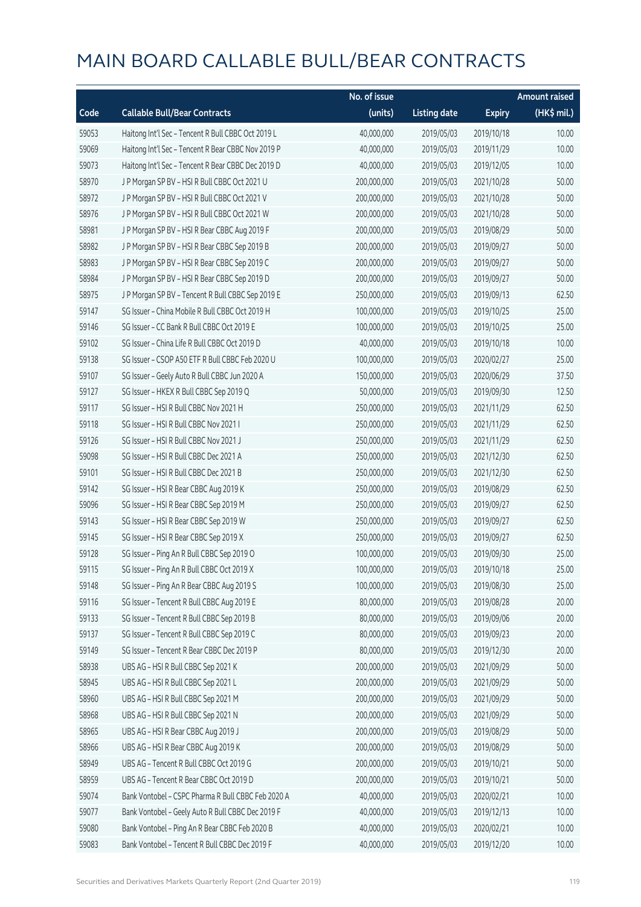# MAIN BOARD CALLABLE BULL/BEAR CONTRACTS

| Code | Callable Bull/Bear Contracts | No. of issue (units) | Listing date | Expiry | Amount raised (HK$ mil.) |
|---|---|---|---|---|---|
| 59053 | Haitong Int'l Sec - Tencent R Bull CBBC Oct 2019 L | 40,000,000 | 2019/05/03 | 2019/10/18 | 10.00 |
| 59069 | Haitong Int'l Sec - Tencent R Bear CBBC Nov 2019 P | 40,000,000 | 2019/05/03 | 2019/11/29 | 10.00 |
| 59073 | Haitong Int'l Sec - Tencent R Bear CBBC Dec 2019 D | 40,000,000 | 2019/05/03 | 2019/12/05 | 10.00 |
| 58970 | J P Morgan SP BV - HSI R Bull CBBC Oct 2021 U | 200,000,000 | 2019/05/03 | 2021/10/28 | 50.00 |
| 58972 | J P Morgan SP BV - HSI R Bull CBBC Oct 2021 V | 200,000,000 | 2019/05/03 | 2021/10/28 | 50.00 |
| 58976 | J P Morgan SP BV - HSI R Bull CBBC Oct 2021 W | 200,000,000 | 2019/05/03 | 2021/10/28 | 50.00 |
| 58981 | J P Morgan SP BV - HSI R Bear CBBC Aug 2019 F | 200,000,000 | 2019/05/03 | 2019/08/29 | 50.00 |
| 58982 | J P Morgan SP BV - HSI R Bear CBBC Sep 2019 B | 200,000,000 | 2019/05/03 | 2019/09/27 | 50.00 |
| 58983 | J P Morgan SP BV - HSI R Bear CBBC Sep 2019 C | 200,000,000 | 2019/05/03 | 2019/09/27 | 50.00 |
| 58984 | J P Morgan SP BV - HSI R Bear CBBC Sep 2019 D | 200,000,000 | 2019/05/03 | 2019/09/27 | 50.00 |
| 58975 | J P Morgan SP BV - Tencent R Bull CBBC Sep 2019 E | 250,000,000 | 2019/05/03 | 2019/09/13 | 62.50 |
| 59147 | SG Issuer - China Mobile R Bull CBBC Oct 2019 H | 100,000,000 | 2019/05/03 | 2019/10/25 | 25.00 |
| 59146 | SG Issuer - CC Bank R Bull CBBC Oct 2019 E | 100,000,000 | 2019/05/03 | 2019/10/25 | 25.00 |
| 59102 | SG Issuer - China Life R Bull CBBC Oct 2019 D | 40,000,000 | 2019/05/03 | 2019/10/18 | 10.00 |
| 59138 | SG Issuer - CSOP A50 ETF R Bull CBBC Feb 2020 U | 100,000,000 | 2019/05/03 | 2020/02/27 | 25.00 |
| 59107 | SG Issuer - Geely Auto R Bull CBBC Jun 2020 A | 150,000,000 | 2019/05/03 | 2020/06/29 | 37.50 |
| 59127 | SG Issuer - HKEX R Bull CBBC Sep 2019 Q | 50,000,000 | 2019/05/03 | 2019/09/30 | 12.50 |
| 59117 | SG Issuer - HSI R Bull CBBC Nov 2021 H | 250,000,000 | 2019/05/03 | 2021/11/29 | 62.50 |
| 59118 | SG Issuer - HSI R Bull CBBC Nov 2021 I | 250,000,000 | 2019/05/03 | 2021/11/29 | 62.50 |
| 59126 | SG Issuer - HSI R Bull CBBC Nov 2021 J | 250,000,000 | 2019/05/03 | 2021/11/29 | 62.50 |
| 59098 | SG Issuer - HSI R Bull CBBC Dec 2021 A | 250,000,000 | 2019/05/03 | 2021/12/30 | 62.50 |
| 59101 | SG Issuer - HSI R Bull CBBC Dec 2021 B | 250,000,000 | 2019/05/03 | 2021/12/30 | 62.50 |
| 59142 | SG Issuer - HSI R Bear CBBC Aug 2019 K | 250,000,000 | 2019/05/03 | 2019/08/29 | 62.50 |
| 59096 | SG Issuer - HSI R Bear CBBC Sep 2019 M | 250,000,000 | 2019/05/03 | 2019/09/27 | 62.50 |
| 59143 | SG Issuer - HSI R Bear CBBC Sep 2019 W | 250,000,000 | 2019/05/03 | 2019/09/27 | 62.50 |
| 59145 | SG Issuer - HSI R Bear CBBC Sep 2019 X | 250,000,000 | 2019/05/03 | 2019/09/27 | 62.50 |
| 59128 | SG Issuer - Ping An R Bull CBBC Sep 2019 O | 100,000,000 | 2019/05/03 | 2019/09/30 | 25.00 |
| 59115 | SG Issuer - Ping An R Bull CBBC Oct 2019 X | 100,000,000 | 2019/05/03 | 2019/10/18 | 25.00 |
| 59148 | SG Issuer - Ping An R Bear CBBC Aug 2019 S | 100,000,000 | 2019/05/03 | 2019/08/30 | 25.00 |
| 59116 | SG Issuer - Tencent R Bull CBBC Aug 2019 E | 80,000,000 | 2019/05/03 | 2019/08/28 | 20.00 |
| 59133 | SG Issuer - Tencent R Bull CBBC Sep 2019 B | 80,000,000 | 2019/05/03 | 2019/09/06 | 20.00 |
| 59137 | SG Issuer - Tencent R Bull CBBC Sep 2019 C | 80,000,000 | 2019/05/03 | 2019/09/23 | 20.00 |
| 59149 | SG Issuer - Tencent R Bear CBBC Dec 2019 P | 80,000,000 | 2019/05/03 | 2019/12/30 | 20.00 |
| 58938 | UBS AG - HSI R Bull CBBC Sep 2021 K | 200,000,000 | 2019/05/03 | 2021/09/29 | 50.00 |
| 58945 | UBS AG - HSI R Bull CBBC Sep 2021 L | 200,000,000 | 2019/05/03 | 2021/09/29 | 50.00 |
| 58960 | UBS AG - HSI R Bull CBBC Sep 2021 M | 200,000,000 | 2019/05/03 | 2021/09/29 | 50.00 |
| 58968 | UBS AG - HSI R Bull CBBC Sep 2021 N | 200,000,000 | 2019/05/03 | 2021/09/29 | 50.00 |
| 58965 | UBS AG - HSI R Bear CBBC Aug 2019 J | 200,000,000 | 2019/05/03 | 2019/08/29 | 50.00 |
| 58966 | UBS AG - HSI R Bear CBBC Aug 2019 K | 200,000,000 | 2019/05/03 | 2019/08/29 | 50.00 |
| 58949 | UBS AG - Tencent R Bull CBBC Oct 2019 G | 200,000,000 | 2019/05/03 | 2019/10/21 | 50.00 |
| 58959 | UBS AG - Tencent R Bear CBBC Oct 2019 D | 200,000,000 | 2019/05/03 | 2019/10/21 | 50.00 |
| 59074 | Bank Vontobel - CSPC Pharma R Bull CBBC Feb 2020 A | 40,000,000 | 2019/05/03 | 2020/02/21 | 10.00 |
| 59077 | Bank Vontobel - Geely Auto R Bull CBBC Dec 2019 F | 40,000,000 | 2019/05/03 | 2019/12/13 | 10.00 |
| 59080 | Bank Vontobel - Ping An R Bear CBBC Feb 2020 B | 40,000,000 | 2019/05/03 | 2020/02/21 | 10.00 |
| 59083 | Bank Vontobel - Tencent R Bull CBBC Dec 2019 F | 40,000,000 | 2019/05/03 | 2019/12/20 | 10.00 |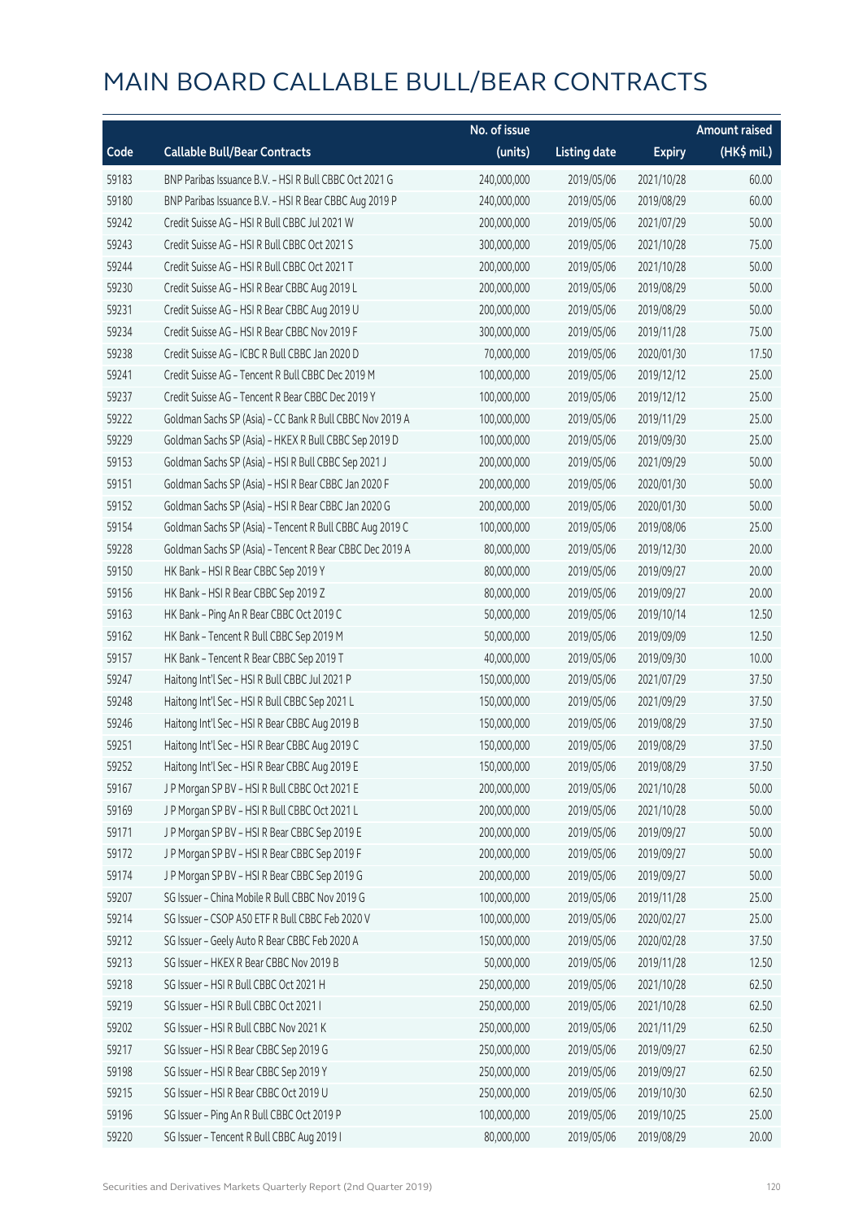# MAIN BOARD CALLABLE BULL/BEAR CONTRACTS

| Code | Callable Bull/Bear Contracts | No. of issue (units) | Listing date | Expiry | Amount raised (HK$ mil.) |
|---|---|---|---|---|---|
| 59183 | BNP Paribas Issuance B.V. – HSI R Bull CBBC Oct 2021 G | 240,000,000 | 2019/05/06 | 2021/10/28 | 60.00 |
| 59180 | BNP Paribas Issuance B.V. – HSI R Bear CBBC Aug 2019 P | 240,000,000 | 2019/05/06 | 2019/08/29 | 60.00 |
| 59242 | Credit Suisse AG – HSI R Bull CBBC Jul 2021 W | 200,000,000 | 2019/05/06 | 2021/07/29 | 50.00 |
| 59243 | Credit Suisse AG – HSI R Bull CBBC Oct 2021 S | 300,000,000 | 2019/05/06 | 2021/10/28 | 75.00 |
| 59244 | Credit Suisse AG – HSI R Bull CBBC Oct 2021 T | 200,000,000 | 2019/05/06 | 2021/10/28 | 50.00 |
| 59230 | Credit Suisse AG – HSI R Bear CBBC Aug 2019 L | 200,000,000 | 2019/05/06 | 2019/08/29 | 50.00 |
| 59231 | Credit Suisse AG – HSI R Bear CBBC Aug 2019 U | 200,000,000 | 2019/05/06 | 2019/08/29 | 50.00 |
| 59234 | Credit Suisse AG – HSI R Bear CBBC Nov 2019 F | 300,000,000 | 2019/05/06 | 2019/11/28 | 75.00 |
| 59238 | Credit Suisse AG – ICBC R Bull CBBC Jan 2020 D | 70,000,000 | 2019/05/06 | 2020/01/30 | 17.50 |
| 59241 | Credit Suisse AG – Tencent R Bull CBBC Dec 2019 M | 100,000,000 | 2019/05/06 | 2019/12/12 | 25.00 |
| 59237 | Credit Suisse AG – Tencent R Bear CBBC Dec 2019 Y | 100,000,000 | 2019/05/06 | 2019/12/12 | 25.00 |
| 59222 | Goldman Sachs SP (Asia) – CC Bank R Bull CBBC Nov 2019 A | 100,000,000 | 2019/05/06 | 2019/11/29 | 25.00 |
| 59229 | Goldman Sachs SP (Asia) – HKEX R Bull CBBC Sep 2019 D | 100,000,000 | 2019/05/06 | 2019/09/30 | 25.00 |
| 59153 | Goldman Sachs SP (Asia) – HSI R Bull CBBC Sep 2021 J | 200,000,000 | 2019/05/06 | 2021/09/29 | 50.00 |
| 59151 | Goldman Sachs SP (Asia) – HSI R Bear CBBC Jan 2020 F | 200,000,000 | 2019/05/06 | 2020/01/30 | 50.00 |
| 59152 | Goldman Sachs SP (Asia) – HSI R Bear CBBC Jan 2020 G | 200,000,000 | 2019/05/06 | 2020/01/30 | 50.00 |
| 59154 | Goldman Sachs SP (Asia) – Tencent R Bull CBBC Aug 2019 C | 100,000,000 | 2019/05/06 | 2019/08/06 | 25.00 |
| 59228 | Goldman Sachs SP (Asia) – Tencent R Bear CBBC Dec 2019 A | 80,000,000 | 2019/05/06 | 2019/12/30 | 20.00 |
| 59150 | HK Bank – HSI R Bear CBBC Sep 2019 Y | 80,000,000 | 2019/05/06 | 2019/09/27 | 20.00 |
| 59156 | HK Bank – HSI R Bear CBBC Sep 2019 Z | 80,000,000 | 2019/05/06 | 2019/09/27 | 20.00 |
| 59163 | HK Bank – Ping An R Bear CBBC Oct 2019 C | 50,000,000 | 2019/05/06 | 2019/10/14 | 12.50 |
| 59162 | HK Bank – Tencent R Bull CBBC Sep 2019 M | 50,000,000 | 2019/05/06 | 2019/09/09 | 12.50 |
| 59157 | HK Bank – Tencent R Bear CBBC Sep 2019 T | 40,000,000 | 2019/05/06 | 2019/09/30 | 10.00 |
| 59247 | Haitong Int'l Sec – HSI R Bull CBBC Jul 2021 P | 150,000,000 | 2019/05/06 | 2021/07/29 | 37.50 |
| 59248 | Haitong Int'l Sec – HSI R Bull CBBC Sep 2021 L | 150,000,000 | 2019/05/06 | 2021/09/29 | 37.50 |
| 59246 | Haitong Int'l Sec – HSI R Bear CBBC Aug 2019 B | 150,000,000 | 2019/05/06 | 2019/08/29 | 37.50 |
| 59251 | Haitong Int'l Sec – HSI R Bear CBBC Aug 2019 C | 150,000,000 | 2019/05/06 | 2019/08/29 | 37.50 |
| 59252 | Haitong Int'l Sec – HSI R Bear CBBC Aug 2019 E | 150,000,000 | 2019/05/06 | 2019/08/29 | 37.50 |
| 59167 | J P Morgan SP BV – HSI R Bull CBBC Oct 2021 E | 200,000,000 | 2019/05/06 | 2021/10/28 | 50.00 |
| 59169 | J P Morgan SP BV – HSI R Bull CBBC Oct 2021 L | 200,000,000 | 2019/05/06 | 2021/10/28 | 50.00 |
| 59171 | J P Morgan SP BV – HSI R Bear CBBC Sep 2019 E | 200,000,000 | 2019/05/06 | 2019/09/27 | 50.00 |
| 59172 | J P Morgan SP BV – HSI R Bear CBBC Sep 2019 F | 200,000,000 | 2019/05/06 | 2019/09/27 | 50.00 |
| 59174 | J P Morgan SP BV – HSI R Bear CBBC Sep 2019 G | 200,000,000 | 2019/05/06 | 2019/09/27 | 50.00 |
| 59207 | SG Issuer – China Mobile R Bull CBBC Nov 2019 G | 100,000,000 | 2019/05/06 | 2019/11/28 | 25.00 |
| 59214 | SG Issuer – CSOP A50 ETF R Bull CBBC Feb 2020 V | 100,000,000 | 2019/05/06 | 2020/02/27 | 25.00 |
| 59212 | SG Issuer – Geely Auto R Bear CBBC Feb 2020 A | 150,000,000 | 2019/05/06 | 2020/02/28 | 37.50 |
| 59213 | SG Issuer – HKEX R Bear CBBC Nov 2019 B | 50,000,000 | 2019/05/06 | 2019/11/28 | 12.50 |
| 59218 | SG Issuer – HSI R Bull CBBC Oct 2021 H | 250,000,000 | 2019/05/06 | 2021/10/28 | 62.50 |
| 59219 | SG Issuer – HSI R Bull CBBC Oct 2021 I | 250,000,000 | 2019/05/06 | 2021/10/28 | 62.50 |
| 59202 | SG Issuer – HSI R Bull CBBC Nov 2021 K | 250,000,000 | 2019/05/06 | 2021/11/29 | 62.50 |
| 59217 | SG Issuer – HSI R Bear CBBC Sep 2019 G | 250,000,000 | 2019/05/06 | 2019/09/27 | 62.50 |
| 59198 | SG Issuer – HSI R Bear CBBC Sep 2019 Y | 250,000,000 | 2019/05/06 | 2019/09/27 | 62.50 |
| 59215 | SG Issuer – HSI R Bear CBBC Oct 2019 U | 250,000,000 | 2019/05/06 | 2019/10/30 | 62.50 |
| 59196 | SG Issuer – Ping An R Bull CBBC Oct 2019 P | 100,000,000 | 2019/05/06 | 2019/10/25 | 25.00 |
| 59220 | SG Issuer – Tencent R Bull CBBC Aug 2019 I | 80,000,000 | 2019/05/06 | 2019/08/29 | 20.00 |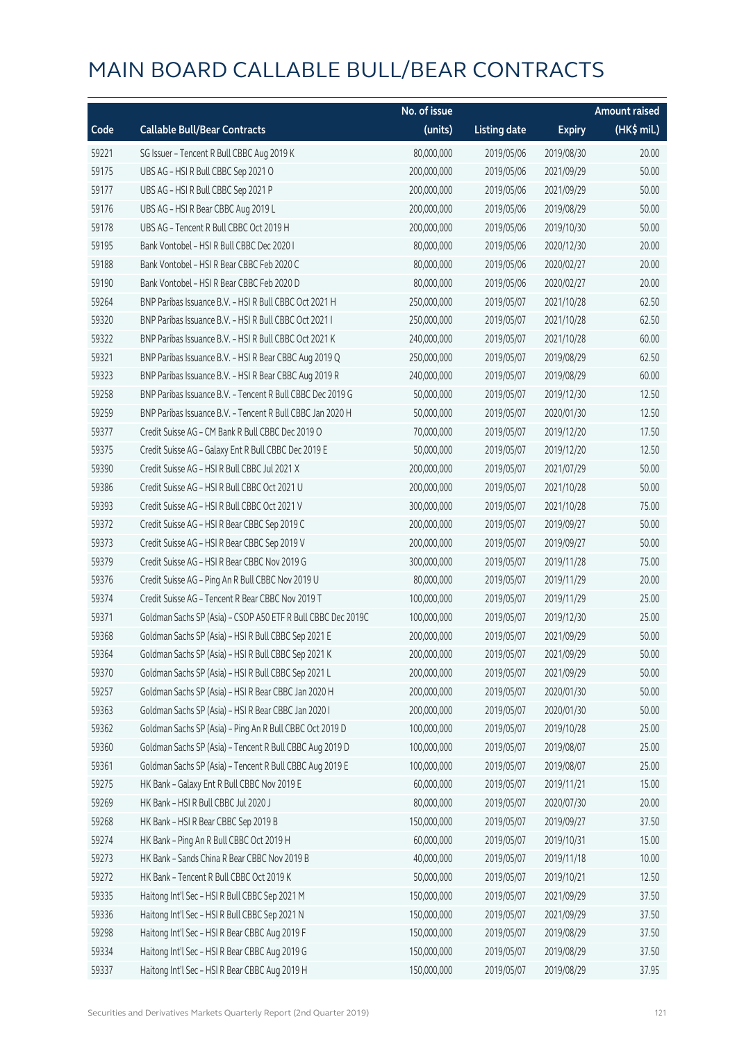# MAIN BOARD CALLABLE BULL/BEAR CONTRACTS

| Code | Callable Bull/Bear Contracts | No. of issue (units) | Listing date | Expiry | Amount raised (HK$ mil.) |
|---|---|---|---|---|---|
| 59221 | SG Issuer – Tencent R Bull CBBC Aug 2019 K | 80,000,000 | 2019/05/06 | 2019/08/30 | 20.00 |
| 59175 | UBS AG – HSI R Bull CBBC Sep 2021 O | 200,000,000 | 2019/05/06 | 2021/09/29 | 50.00 |
| 59177 | UBS AG – HSI R Bull CBBC Sep 2021 P | 200,000,000 | 2019/05/06 | 2021/09/29 | 50.00 |
| 59176 | UBS AG – HSI R Bear CBBC Aug 2019 L | 200,000,000 | 2019/05/06 | 2019/08/29 | 50.00 |
| 59178 | UBS AG – Tencent R Bull CBBC Oct 2019 H | 200,000,000 | 2019/05/06 | 2019/10/30 | 50.00 |
| 59195 | Bank Vontobel – HSI R Bull CBBC Dec 2020 I | 80,000,000 | 2019/05/06 | 2020/12/30 | 20.00 |
| 59188 | Bank Vontobel – HSI R Bear CBBC Feb 2020 C | 80,000,000 | 2019/05/06 | 2020/02/27 | 20.00 |
| 59190 | Bank Vontobel – HSI R Bear CBBC Feb 2020 D | 80,000,000 | 2019/05/06 | 2020/02/27 | 20.00 |
| 59264 | BNP Paribas Issuance B.V. – HSI R Bull CBBC Oct 2021 H | 250,000,000 | 2019/05/07 | 2021/10/28 | 62.50 |
| 59320 | BNP Paribas Issuance B.V. – HSI R Bull CBBC Oct 2021 I | 250,000,000 | 2019/05/07 | 2021/10/28 | 62.50 |
| 59322 | BNP Paribas Issuance B.V. – HSI R Bull CBBC Oct 2021 K | 240,000,000 | 2019/05/07 | 2021/10/28 | 60.00 |
| 59321 | BNP Paribas Issuance B.V. – HSI R Bear CBBC Aug 2019 Q | 250,000,000 | 2019/05/07 | 2019/08/29 | 62.50 |
| 59323 | BNP Paribas Issuance B.V. – HSI R Bear CBBC Aug 2019 R | 240,000,000 | 2019/05/07 | 2019/08/29 | 60.00 |
| 59258 | BNP Paribas Issuance B.V. – Tencent R Bull CBBC Dec 2019 G | 50,000,000 | 2019/05/07 | 2019/12/30 | 12.50 |
| 59259 | BNP Paribas Issuance B.V. – Tencent R Bull CBBC Jan 2020 H | 50,000,000 | 2019/05/07 | 2020/01/30 | 12.50 |
| 59377 | Credit Suisse AG – CM Bank R Bull CBBC Dec 2019 O | 70,000,000 | 2019/05/07 | 2019/12/20 | 17.50 |
| 59375 | Credit Suisse AG – Galaxy Ent R Bull CBBC Dec 2019 E | 50,000,000 | 2019/05/07 | 2019/12/20 | 12.50 |
| 59390 | Credit Suisse AG – HSI R Bull CBBC Jul 2021 X | 200,000,000 | 2019/05/07 | 2021/07/29 | 50.00 |
| 59386 | Credit Suisse AG – HSI R Bull CBBC Oct 2021 U | 200,000,000 | 2019/05/07 | 2021/10/28 | 50.00 |
| 59393 | Credit Suisse AG – HSI R Bull CBBC Oct 2021 V | 300,000,000 | 2019/05/07 | 2021/10/28 | 75.00 |
| 59372 | Credit Suisse AG – HSI R Bear CBBC Sep 2019 C | 200,000,000 | 2019/05/07 | 2019/09/27 | 50.00 |
| 59373 | Credit Suisse AG – HSI R Bear CBBC Sep 2019 V | 200,000,000 | 2019/05/07 | 2019/09/27 | 50.00 |
| 59379 | Credit Suisse AG – HSI R Bear CBBC Nov 2019 G | 300,000,000 | 2019/05/07 | 2019/11/28 | 75.00 |
| 59376 | Credit Suisse AG – Ping An R Bull CBBC Nov 2019 U | 80,000,000 | 2019/05/07 | 2019/11/29 | 20.00 |
| 59374 | Credit Suisse AG – Tencent R Bear CBBC Nov 2019 T | 100,000,000 | 2019/05/07 | 2019/11/29 | 25.00 |
| 59371 | Goldman Sachs SP (Asia) – CSOP A50 ETF R Bull CBBC Dec 2019C | 100,000,000 | 2019/05/07 | 2019/12/30 | 25.00 |
| 59368 | Goldman Sachs SP (Asia) – HSI R Bull CBBC Sep 2021 E | 200,000,000 | 2019/05/07 | 2021/09/29 | 50.00 |
| 59364 | Goldman Sachs SP (Asia) – HSI R Bull CBBC Sep 2021 K | 200,000,000 | 2019/05/07 | 2021/09/29 | 50.00 |
| 59370 | Goldman Sachs SP (Asia) – HSI R Bull CBBC Sep 2021 L | 200,000,000 | 2019/05/07 | 2021/09/29 | 50.00 |
| 59257 | Goldman Sachs SP (Asia) – HSI R Bear CBBC Jan 2020 H | 200,000,000 | 2019/05/07 | 2020/01/30 | 50.00 |
| 59363 | Goldman Sachs SP (Asia) – HSI R Bear CBBC Jan 2020 I | 200,000,000 | 2019/05/07 | 2020/01/30 | 50.00 |
| 59362 | Goldman Sachs SP (Asia) – Ping An R Bull CBBC Oct 2019 D | 100,000,000 | 2019/05/07 | 2019/10/28 | 25.00 |
| 59360 | Goldman Sachs SP (Asia) – Tencent R Bull CBBC Aug 2019 D | 100,000,000 | 2019/05/07 | 2019/08/07 | 25.00 |
| 59361 | Goldman Sachs SP (Asia) – Tencent R Bull CBBC Aug 2019 E | 100,000,000 | 2019/05/07 | 2019/08/07 | 25.00 |
| 59275 | HK Bank – Galaxy Ent R Bull CBBC Nov 2019 E | 60,000,000 | 2019/05/07 | 2019/11/21 | 15.00 |
| 59269 | HK Bank – HSI R Bull CBBC Jul 2020 J | 80,000,000 | 2019/05/07 | 2020/07/30 | 20.00 |
| 59268 | HK Bank – HSI R Bear CBBC Sep 2019 B | 150,000,000 | 2019/05/07 | 2019/09/27 | 37.50 |
| 59274 | HK Bank – Ping An R Bull CBBC Oct 2019 H | 60,000,000 | 2019/05/07 | 2019/10/31 | 15.00 |
| 59273 | HK Bank – Sands China R Bear CBBC Nov 2019 B | 40,000,000 | 2019/05/07 | 2019/11/18 | 10.00 |
| 59272 | HK Bank – Tencent R Bull CBBC Oct 2019 K | 50,000,000 | 2019/05/07 | 2019/10/21 | 12.50 |
| 59335 | Haitong Int'l Sec – HSI R Bull CBBC Sep 2021 M | 150,000,000 | 2019/05/07 | 2021/09/29 | 37.50 |
| 59336 | Haitong Int'l Sec – HSI R Bull CBBC Sep 2021 N | 150,000,000 | 2019/05/07 | 2021/09/29 | 37.50 |
| 59298 | Haitong Int'l Sec – HSI R Bear CBBC Aug 2019 F | 150,000,000 | 2019/05/07 | 2019/08/29 | 37.50 |
| 59334 | Haitong Int'l Sec – HSI R Bear CBBC Aug 2019 G | 150,000,000 | 2019/05/07 | 2019/08/29 | 37.50 |
| 59337 | Haitong Int'l Sec – HSI R Bear CBBC Aug 2019 H | 150,000,000 | 2019/05/07 | 2019/08/29 | 37.95 |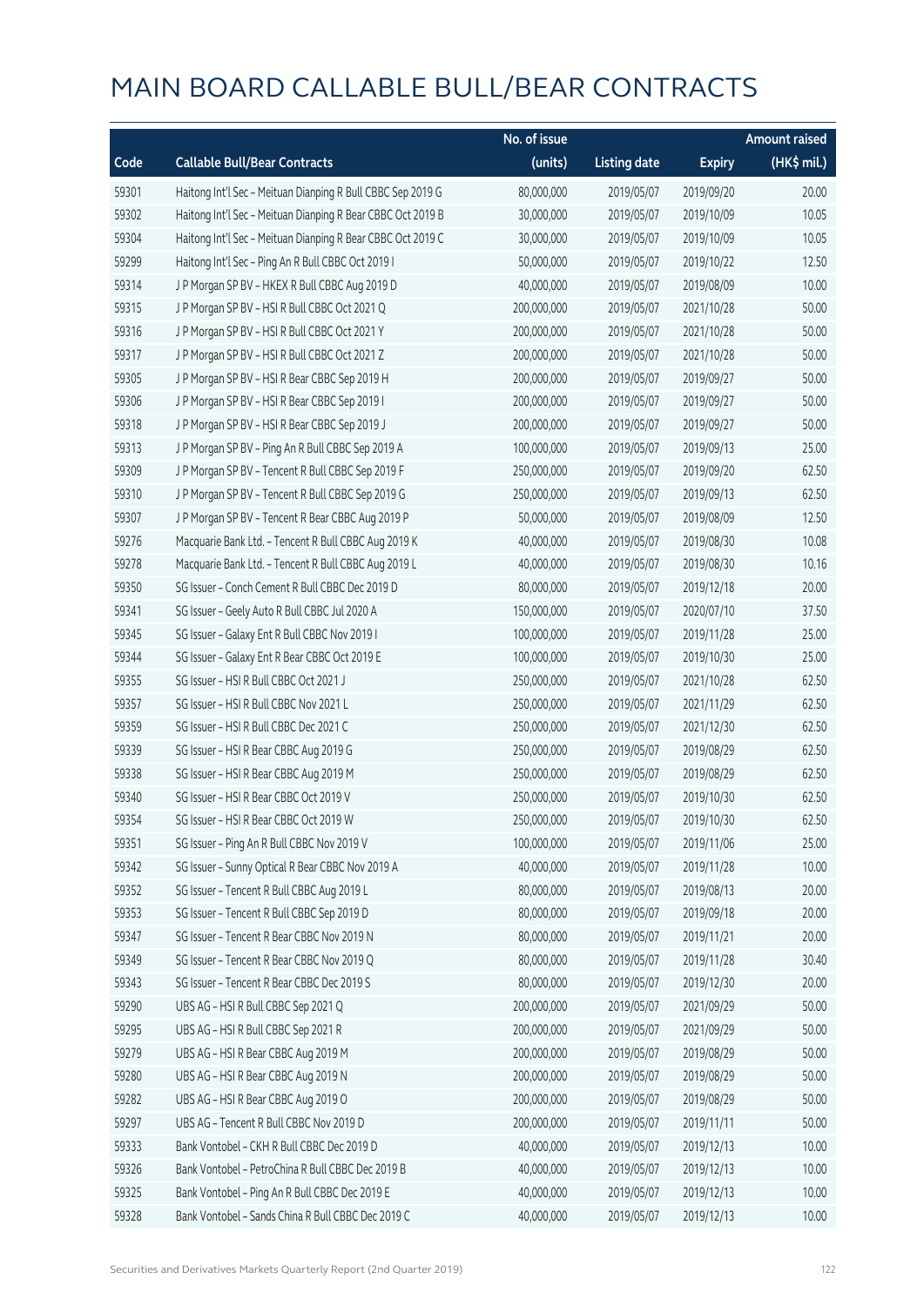# MAIN BOARD CALLABLE BULL/BEAR CONTRACTS

| Code | Callable Bull/Bear Contracts | No. of issue (units) | Listing date | Expiry | Amount raised (HK$ mil.) |
|---|---|---|---|---|---|
| 59301 | Haitong Int'l Sec - Meituan Dianping R Bull CBBC Sep 2019 G | 80,000,000 | 2019/05/07 | 2019/09/20 | 20.00 |
| 59302 | Haitong Int'l Sec - Meituan Dianping R Bear CBBC Oct 2019 B | 30,000,000 | 2019/05/07 | 2019/10/09 | 10.05 |
| 59304 | Haitong Int'l Sec - Meituan Dianping R Bear CBBC Oct 2019 C | 30,000,000 | 2019/05/07 | 2019/10/09 | 10.05 |
| 59299 | Haitong Int'l Sec - Ping An R Bull CBBC Oct 2019 I | 50,000,000 | 2019/05/07 | 2019/10/22 | 12.50 |
| 59314 | J P Morgan SP BV - HKEX R Bull CBBC Aug 2019 D | 40,000,000 | 2019/05/07 | 2019/08/09 | 10.00 |
| 59315 | J P Morgan SP BV - HSI R Bull CBBC Oct 2021 Q | 200,000,000 | 2019/05/07 | 2021/10/28 | 50.00 |
| 59316 | J P Morgan SP BV - HSI R Bull CBBC Oct 2021 Y | 200,000,000 | 2019/05/07 | 2021/10/28 | 50.00 |
| 59317 | J P Morgan SP BV - HSI R Bull CBBC Oct 2021 Z | 200,000,000 | 2019/05/07 | 2021/10/28 | 50.00 |
| 59305 | J P Morgan SP BV - HSI R Bear CBBC Sep 2019 H | 200,000,000 | 2019/05/07 | 2019/09/27 | 50.00 |
| 59306 | J P Morgan SP BV - HSI R Bear CBBC Sep 2019 I | 200,000,000 | 2019/05/07 | 2019/09/27 | 50.00 |
| 59318 | J P Morgan SP BV - HSI R Bear CBBC Sep 2019 J | 200,000,000 | 2019/05/07 | 2019/09/27 | 50.00 |
| 59313 | J P Morgan SP BV - Ping An R Bull CBBC Sep 2019 A | 100,000,000 | 2019/05/07 | 2019/09/13 | 25.00 |
| 59309 | J P Morgan SP BV - Tencent R Bull CBBC Sep 2019 F | 250,000,000 | 2019/05/07 | 2019/09/20 | 62.50 |
| 59310 | J P Morgan SP BV - Tencent R Bull CBBC Sep 2019 G | 250,000,000 | 2019/05/07 | 2019/09/13 | 62.50 |
| 59307 | J P Morgan SP BV - Tencent R Bear CBBC Aug 2019 P | 50,000,000 | 2019/05/07 | 2019/08/09 | 12.50 |
| 59276 | Macquarie Bank Ltd. - Tencent R Bull CBBC Aug 2019 K | 40,000,000 | 2019/05/07 | 2019/08/30 | 10.08 |
| 59278 | Macquarie Bank Ltd. - Tencent R Bull CBBC Aug 2019 L | 40,000,000 | 2019/05/07 | 2019/08/30 | 10.16 |
| 59350 | SG Issuer - Conch Cement R Bull CBBC Dec 2019 D | 80,000,000 | 2019/05/07 | 2019/12/18 | 20.00 |
| 59341 | SG Issuer - Geely Auto R Bull CBBC Jul 2020 A | 150,000,000 | 2019/05/07 | 2020/07/10 | 37.50 |
| 59345 | SG Issuer - Galaxy Ent R Bull CBBC Nov 2019 I | 100,000,000 | 2019/05/07 | 2019/11/28 | 25.00 |
| 59344 | SG Issuer - Galaxy Ent R Bear CBBC Oct 2019 E | 100,000,000 | 2019/05/07 | 2019/10/30 | 25.00 |
| 59355 | SG Issuer - HSI R Bull CBBC Oct 2021 J | 250,000,000 | 2019/05/07 | 2021/10/28 | 62.50 |
| 59357 | SG Issuer - HSI R Bull CBBC Nov 2021 L | 250,000,000 | 2019/05/07 | 2021/11/29 | 62.50 |
| 59359 | SG Issuer - HSI R Bull CBBC Dec 2021 C | 250,000,000 | 2019/05/07 | 2021/12/30 | 62.50 |
| 59339 | SG Issuer - HSI R Bear CBBC Aug 2019 G | 250,000,000 | 2019/05/07 | 2019/08/29 | 62.50 |
| 59338 | SG Issuer - HSI R Bear CBBC Aug 2019 M | 250,000,000 | 2019/05/07 | 2019/08/29 | 62.50 |
| 59340 | SG Issuer - HSI R Bear CBBC Oct 2019 V | 250,000,000 | 2019/05/07 | 2019/10/30 | 62.50 |
| 59354 | SG Issuer - HSI R Bear CBBC Oct 2019 W | 250,000,000 | 2019/05/07 | 2019/10/30 | 62.50 |
| 59351 | SG Issuer - Ping An R Bull CBBC Nov 2019 V | 100,000,000 | 2019/05/07 | 2019/11/06 | 25.00 |
| 59342 | SG Issuer - Sunny Optical R Bear CBBC Nov 2019 A | 40,000,000 | 2019/05/07 | 2019/11/28 | 10.00 |
| 59352 | SG Issuer - Tencent R Bull CBBC Aug 2019 L | 80,000,000 | 2019/05/07 | 2019/08/13 | 20.00 |
| 59353 | SG Issuer - Tencent R Bull CBBC Sep 2019 D | 80,000,000 | 2019/05/07 | 2019/09/18 | 20.00 |
| 59347 | SG Issuer - Tencent R Bear CBBC Nov 2019 N | 80,000,000 | 2019/05/07 | 2019/11/21 | 20.00 |
| 59349 | SG Issuer - Tencent R Bear CBBC Nov 2019 Q | 80,000,000 | 2019/05/07 | 2019/11/28 | 30.40 |
| 59343 | SG Issuer - Tencent R Bear CBBC Dec 2019 S | 80,000,000 | 2019/05/07 | 2019/12/30 | 20.00 |
| 59290 | UBS AG - HSI R Bull CBBC Sep 2021 Q | 200,000,000 | 2019/05/07 | 2021/09/29 | 50.00 |
| 59295 | UBS AG - HSI R Bull CBBC Sep 2021 R | 200,000,000 | 2019/05/07 | 2021/09/29 | 50.00 |
| 59279 | UBS AG - HSI R Bear CBBC Aug 2019 M | 200,000,000 | 2019/05/07 | 2019/08/29 | 50.00 |
| 59280 | UBS AG - HSI R Bear CBBC Aug 2019 N | 200,000,000 | 2019/05/07 | 2019/08/29 | 50.00 |
| 59282 | UBS AG - HSI R Bear CBBC Aug 2019 O | 200,000,000 | 2019/05/07 | 2019/08/29 | 50.00 |
| 59297 | UBS AG - Tencent R Bull CBBC Nov 2019 D | 200,000,000 | 2019/05/07 | 2019/11/11 | 50.00 |
| 59333 | Bank Vontobel - CKH R Bull CBBC Dec 2019 D | 40,000,000 | 2019/05/07 | 2019/12/13 | 10.00 |
| 59326 | Bank Vontobel - PetroChina R Bull CBBC Dec 2019 B | 40,000,000 | 2019/05/07 | 2019/12/13 | 10.00 |
| 59325 | Bank Vontobel - Ping An R Bull CBBC Dec 2019 E | 40,000,000 | 2019/05/07 | 2019/12/13 | 10.00 |
| 59328 | Bank Vontobel - Sands China R Bull CBBC Dec 2019 C | 40,000,000 | 2019/05/07 | 2019/12/13 | 10.00 |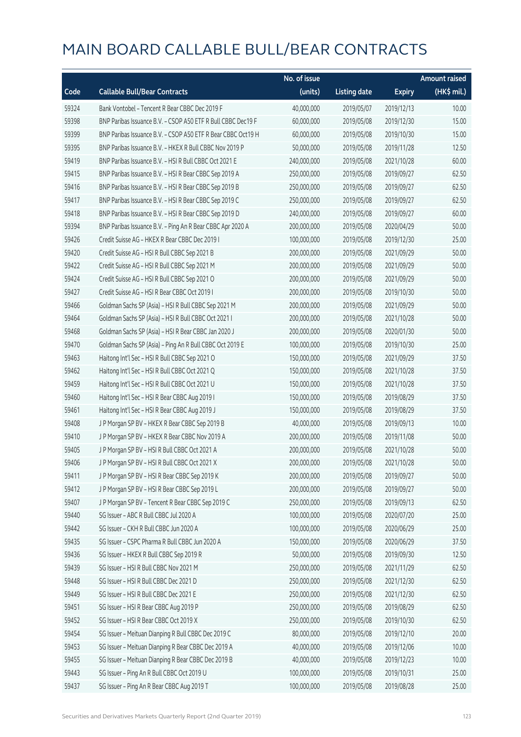# MAIN BOARD CALLABLE BULL/BEAR CONTRACTS

| Code | Callable Bull/Bear Contracts | No. of issue (units) | Listing date | Expiry | Amount raised (HK$ mil.) |
|---|---|---|---|---|---|
| 59324 | Bank Vontobel – Tencent R Bear CBBC Dec 2019 F | 40,000,000 | 2019/05/07 | 2019/12/13 | 10.00 |
| 59398 | BNP Paribas Issuance B.V. – CSOP A50 ETF R Bull CBBC Dec19 F | 60,000,000 | 2019/05/08 | 2019/12/30 | 15.00 |
| 59399 | BNP Paribas Issuance B.V. – CSOP A50 ETF R Bear CBBC Oct19 H | 60,000,000 | 2019/05/08 | 2019/10/30 | 15.00 |
| 59395 | BNP Paribas Issuance B.V. – HKEX R Bull CBBC Nov 2019 P | 50,000,000 | 2019/05/08 | 2019/11/28 | 12.50 |
| 59419 | BNP Paribas Issuance B.V. – HSI R Bull CBBC Oct 2021 E | 240,000,000 | 2019/05/08 | 2021/10/28 | 60.00 |
| 59415 | BNP Paribas Issuance B.V. – HSI R Bear CBBC Sep 2019 A | 250,000,000 | 2019/05/08 | 2019/09/27 | 62.50 |
| 59416 | BNP Paribas Issuance B.V. – HSI R Bear CBBC Sep 2019 B | 250,000,000 | 2019/05/08 | 2019/09/27 | 62.50 |
| 59417 | BNP Paribas Issuance B.V. – HSI R Bear CBBC Sep 2019 C | 250,000,000 | 2019/05/08 | 2019/09/27 | 62.50 |
| 59418 | BNP Paribas Issuance B.V. – HSI R Bear CBBC Sep 2019 D | 240,000,000 | 2019/05/08 | 2019/09/27 | 60.00 |
| 59394 | BNP Paribas Issuance B.V. – Ping An R Bear CBBC Apr 2020 A | 200,000,000 | 2019/05/08 | 2020/04/29 | 50.00 |
| 59426 | Credit Suisse AG – HKEX R Bear CBBC Dec 2019 I | 100,000,000 | 2019/05/08 | 2019/12/30 | 25.00 |
| 59420 | Credit Suisse AG – HSI R Bull CBBC Sep 2021 B | 200,000,000 | 2019/05/08 | 2021/09/29 | 50.00 |
| 59422 | Credit Suisse AG – HSI R Bull CBBC Sep 2021 M | 200,000,000 | 2019/05/08 | 2021/09/29 | 50.00 |
| 59424 | Credit Suisse AG – HSI R Bull CBBC Sep 2021 O | 200,000,000 | 2019/05/08 | 2021/09/29 | 50.00 |
| 59427 | Credit Suisse AG – HSI R Bear CBBC Oct 2019 I | 200,000,000 | 2019/05/08 | 2019/10/30 | 50.00 |
| 59466 | Goldman Sachs SP (Asia) – HSI R Bull CBBC Sep 2021 M | 200,000,000 | 2019/05/08 | 2021/09/29 | 50.00 |
| 59464 | Goldman Sachs SP (Asia) – HSI R Bull CBBC Oct 2021 I | 200,000,000 | 2019/05/08 | 2021/10/28 | 50.00 |
| 59468 | Goldman Sachs SP (Asia) – HSI R Bear CBBC Jan 2020 J | 200,000,000 | 2019/05/08 | 2020/01/30 | 50.00 |
| 59470 | Goldman Sachs SP (Asia) – Ping An R Bull CBBC Oct 2019 E | 100,000,000 | 2019/05/08 | 2019/10/30 | 25.00 |
| 59463 | Haitong Int'l Sec – HSI R Bull CBBC Sep 2021 O | 150,000,000 | 2019/05/08 | 2021/09/29 | 37.50 |
| 59462 | Haitong Int'l Sec – HSI R Bull CBBC Oct 2021 Q | 150,000,000 | 2019/05/08 | 2021/10/28 | 37.50 |
| 59459 | Haitong Int'l Sec – HSI R Bull CBBC Oct 2021 U | 150,000,000 | 2019/05/08 | 2021/10/28 | 37.50 |
| 59460 | Haitong Int'l Sec – HSI R Bear CBBC Aug 2019 I | 150,000,000 | 2019/05/08 | 2019/08/29 | 37.50 |
| 59461 | Haitong Int'l Sec – HSI R Bear CBBC Aug 2019 J | 150,000,000 | 2019/05/08 | 2019/08/29 | 37.50 |
| 59408 | J P Morgan SP BV – HKEX R Bear CBBC Sep 2019 B | 40,000,000 | 2019/05/08 | 2019/09/13 | 10.00 |
| 59410 | J P Morgan SP BV – HKEX R Bear CBBC Nov 2019 A | 200,000,000 | 2019/05/08 | 2019/11/08 | 50.00 |
| 59405 | J P Morgan SP BV – HSI R Bull CBBC Oct 2021 A | 200,000,000 | 2019/05/08 | 2021/10/28 | 50.00 |
| 59406 | J P Morgan SP BV – HSI R Bull CBBC Oct 2021 X | 200,000,000 | 2019/05/08 | 2021/10/28 | 50.00 |
| 59411 | J P Morgan SP BV – HSI R Bear CBBC Sep 2019 K | 200,000,000 | 2019/05/08 | 2019/09/27 | 50.00 |
| 59412 | J P Morgan SP BV – HSI R Bear CBBC Sep 2019 L | 200,000,000 | 2019/05/08 | 2019/09/27 | 50.00 |
| 59407 | J P Morgan SP BV – Tencent R Bear CBBC Sep 2019 C | 250,000,000 | 2019/05/08 | 2019/09/13 | 62.50 |
| 59440 | SG Issuer – ABC R Bull CBBC Jul 2020 A | 100,000,000 | 2019/05/08 | 2020/07/20 | 25.00 |
| 59442 | SG Issuer – CKH R Bull CBBC Jun 2020 A | 100,000,000 | 2019/05/08 | 2020/06/29 | 25.00 |
| 59435 | SG Issuer – CSPC Pharma R Bull CBBC Jun 2020 A | 150,000,000 | 2019/05/08 | 2020/06/29 | 37.50 |
| 59436 | SG Issuer – HKEX R Bull CBBC Sep 2019 R | 50,000,000 | 2019/05/08 | 2019/09/30 | 12.50 |
| 59439 | SG Issuer – HSI R Bull CBBC Nov 2021 M | 250,000,000 | 2019/05/08 | 2021/11/29 | 62.50 |
| 59448 | SG Issuer – HSI R Bull CBBC Dec 2021 D | 250,000,000 | 2019/05/08 | 2021/12/30 | 62.50 |
| 59449 | SG Issuer – HSI R Bull CBBC Dec 2021 E | 250,000,000 | 2019/05/08 | 2021/12/30 | 62.50 |
| 59451 | SG Issuer – HSI R Bear CBBC Aug 2019 P | 250,000,000 | 2019/05/08 | 2019/08/29 | 62.50 |
| 59452 | SG Issuer – HSI R Bear CBBC Oct 2019 X | 250,000,000 | 2019/05/08 | 2019/10/30 | 62.50 |
| 59454 | SG Issuer – Meituan Dianping R Bull CBBC Dec 2019 C | 80,000,000 | 2019/05/08 | 2019/12/10 | 20.00 |
| 59453 | SG Issuer – Meituan Dianping R Bear CBBC Dec 2019 A | 40,000,000 | 2019/05/08 | 2019/12/06 | 10.00 |
| 59455 | SG Issuer – Meituan Dianping R Bear CBBC Dec 2019 B | 40,000,000 | 2019/05/08 | 2019/12/23 | 10.00 |
| 59443 | SG Issuer – Ping An R Bull CBBC Oct 2019 U | 100,000,000 | 2019/05/08 | 2019/10/31 | 25.00 |
| 59437 | SG Issuer – Ping An R Bear CBBC Aug 2019 T | 100,000,000 | 2019/05/08 | 2019/08/28 | 25.00 |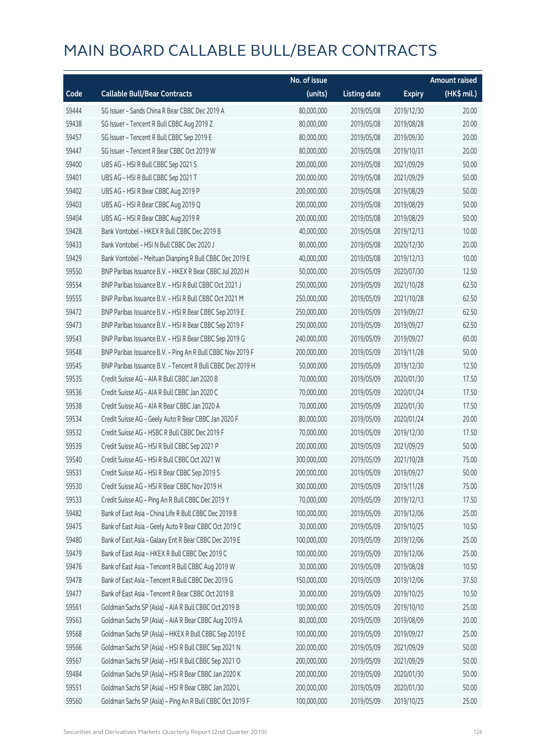# MAIN BOARD CALLABLE BULL/BEAR CONTRACTS

| Code | Callable Bull/Bear Contracts | No. of issue (units) | Listing date | Expiry | Amount raised (HK$ mil.) |
|---|---|---|---|---|---|
| 59444 | SG Issuer – Sands China R Bear CBBC Dec 2019 A | 80,000,000 | 2019/05/08 | 2019/12/30 | 20.00 |
| 59438 | SG Issuer – Tencent R Bull CBBC Aug 2019 Z | 80,000,000 | 2019/05/08 | 2019/08/28 | 20.00 |
| 59457 | SG Issuer – Tencent R Bull CBBC Sep 2019 E | 80,000,000 | 2019/05/08 | 2019/09/30 | 20.00 |
| 59447 | SG Issuer – Tencent R Bear CBBC Oct 2019 W | 80,000,000 | 2019/05/08 | 2019/10/31 | 20.00 |
| 59400 | UBS AG – HSI R Bull CBBC Sep 2021 S | 200,000,000 | 2019/05/08 | 2021/09/29 | 50.00 |
| 59401 | UBS AG – HSI R Bull CBBC Sep 2021 T | 200,000,000 | 2019/05/08 | 2021/09/29 | 50.00 |
| 59402 | UBS AG – HSI R Bear CBBC Aug 2019 P | 200,000,000 | 2019/05/08 | 2019/08/29 | 50.00 |
| 59403 | UBS AG – HSI R Bear CBBC Aug 2019 Q | 200,000,000 | 2019/05/08 | 2019/08/29 | 50.00 |
| 59404 | UBS AG – HSI R Bear CBBC Aug 2019 R | 200,000,000 | 2019/05/08 | 2019/08/29 | 50.00 |
| 59428 | Bank Vontobel – HKEX R Bull CBBC Dec 2019 B | 40,000,000 | 2019/05/08 | 2019/12/13 | 10.00 |
| 59433 | Bank Vontobel – HSI N Bull CBBC Dec 2020 J | 80,000,000 | 2019/05/08 | 2020/12/30 | 20.00 |
| 59429 | Bank Vontobel – Meituan Dianping R Bull CBBC Dec 2019 E | 40,000,000 | 2019/05/08 | 2019/12/13 | 10.00 |
| 59550 | BNP Paribas Issuance B.V. – HKEX R Bear CBBC Jul 2020 H | 50,000,000 | 2019/05/09 | 2020/07/30 | 12.50 |
| 59554 | BNP Paribas Issuance B.V. – HSI R Bull CBBC Oct 2021 J | 250,000,000 | 2019/05/09 | 2021/10/28 | 62.50 |
| 59555 | BNP Paribas Issuance B.V. – HSI R Bull CBBC Oct 2021 M | 250,000,000 | 2019/05/09 | 2021/10/28 | 62.50 |
| 59472 | BNP Paribas Issuance B.V. – HSI R Bear CBBC Sep 2019 E | 250,000,000 | 2019/05/09 | 2019/09/27 | 62.50 |
| 59473 | BNP Paribas Issuance B.V. – HSI R Bear CBBC Sep 2019 F | 250,000,000 | 2019/05/09 | 2019/09/27 | 62.50 |
| 59543 | BNP Paribas Issuance B.V. – HSI R Bear CBBC Sep 2019 G | 240,000,000 | 2019/05/09 | 2019/09/27 | 60.00 |
| 59548 | BNP Paribas Issuance B.V. – Ping An R Bull CBBC Nov 2019 F | 200,000,000 | 2019/05/09 | 2019/11/28 | 50.00 |
| 59545 | BNP Paribas Issuance B.V. – Tencent R Bull CBBC Dec 2019 H | 50,000,000 | 2019/05/09 | 2019/12/30 | 12.50 |
| 59535 | Credit Suisse AG – AIA R Bull CBBC Jan 2020 B | 70,000,000 | 2019/05/09 | 2020/01/30 | 17.50 |
| 59536 | Credit Suisse AG – AIA R Bull CBBC Jan 2020 C | 70,000,000 | 2019/05/09 | 2020/01/24 | 17.50 |
| 59538 | Credit Suisse AG – AIA R Bear CBBC Jan 2020 A | 70,000,000 | 2019/05/09 | 2020/01/30 | 17.50 |
| 59534 | Credit Suisse AG – Geely Auto R Bear CBBC Jan 2020 F | 80,000,000 | 2019/05/09 | 2020/01/24 | 20.00 |
| 59532 | Credit Suisse AG – HSBC R Bull CBBC Dec 2019 F | 70,000,000 | 2019/05/09 | 2019/12/30 | 17.50 |
| 59539 | Credit Suisse AG – HSI R Bull CBBC Sep 2021 P | 200,000,000 | 2019/05/09 | 2021/09/29 | 50.00 |
| 59540 | Credit Suisse AG – HSI R Bull CBBC Oct 2021 W | 300,000,000 | 2019/05/09 | 2021/10/28 | 75.00 |
| 59531 | Credit Suisse AG – HSI R Bear CBBC Sep 2019 S | 200,000,000 | 2019/05/09 | 2019/09/27 | 50.00 |
| 59530 | Credit Suisse AG – HSI R Bear CBBC Nov 2019 H | 300,000,000 | 2019/05/09 | 2019/11/28 | 75.00 |
| 59533 | Credit Suisse AG – Ping An R Bull CBBC Dec 2019 Y | 70,000,000 | 2019/05/09 | 2019/12/13 | 17.50 |
| 59482 | Bank of East Asia – China Life R Bull CBBC Dec 2019 B | 100,000,000 | 2019/05/09 | 2019/12/06 | 25.00 |
| 59475 | Bank of East Asia – Geely Auto R Bear CBBC Oct 2019 C | 30,000,000 | 2019/05/09 | 2019/10/25 | 10.50 |
| 59480 | Bank of East Asia – Galaxy Ent R Bear CBBC Dec 2019 E | 100,000,000 | 2019/05/09 | 2019/12/06 | 25.00 |
| 59479 | Bank of East Asia – HKEX R Bull CBBC Dec 2019 C | 100,000,000 | 2019/05/09 | 2019/12/06 | 25.00 |
| 59476 | Bank of East Asia – Tencent R Bull CBBC Aug 2019 W | 30,000,000 | 2019/05/09 | 2019/08/28 | 10.50 |
| 59478 | Bank of East Asia – Tencent R Bull CBBC Dec 2019 G | 150,000,000 | 2019/05/09 | 2019/12/06 | 37.50 |
| 59477 | Bank of East Asia – Tencent R Bear CBBC Oct 2019 B | 30,000,000 | 2019/05/09 | 2019/10/25 | 10.50 |
| 59561 | Goldman Sachs SP (Asia) – AIA R Bull CBBC Oct 2019 B | 100,000,000 | 2019/05/09 | 2019/10/10 | 25.00 |
| 59563 | Goldman Sachs SP (Asia) – AIA R Bear CBBC Aug 2019 A | 80,000,000 | 2019/05/09 | 2019/08/09 | 20.00 |
| 59568 | Goldman Sachs SP (Asia) – HKEX R Bull CBBC Sep 2019 E | 100,000,000 | 2019/05/09 | 2019/09/27 | 25.00 |
| 59566 | Goldman Sachs SP (Asia) – HSI R Bull CBBC Sep 2021 N | 200,000,000 | 2019/05/09 | 2021/09/29 | 50.00 |
| 59567 | Goldman Sachs SP (Asia) – HSI R Bull CBBC Sep 2021 O | 200,000,000 | 2019/05/09 | 2021/09/29 | 50.00 |
| 59484 | Goldman Sachs SP (Asia) – HSI R Bear CBBC Jan 2020 K | 200,000,000 | 2019/05/09 | 2020/01/30 | 50.00 |
| 59551 | Goldman Sachs SP (Asia) – HSI R Bear CBBC Jan 2020 L | 200,000,000 | 2019/05/09 | 2020/01/30 | 50.00 |
| 59560 | Goldman Sachs SP (Asia) – Ping An R Bull CBBC Oct 2019 F | 100,000,000 | 2019/05/09 | 2019/10/25 | 25.00 |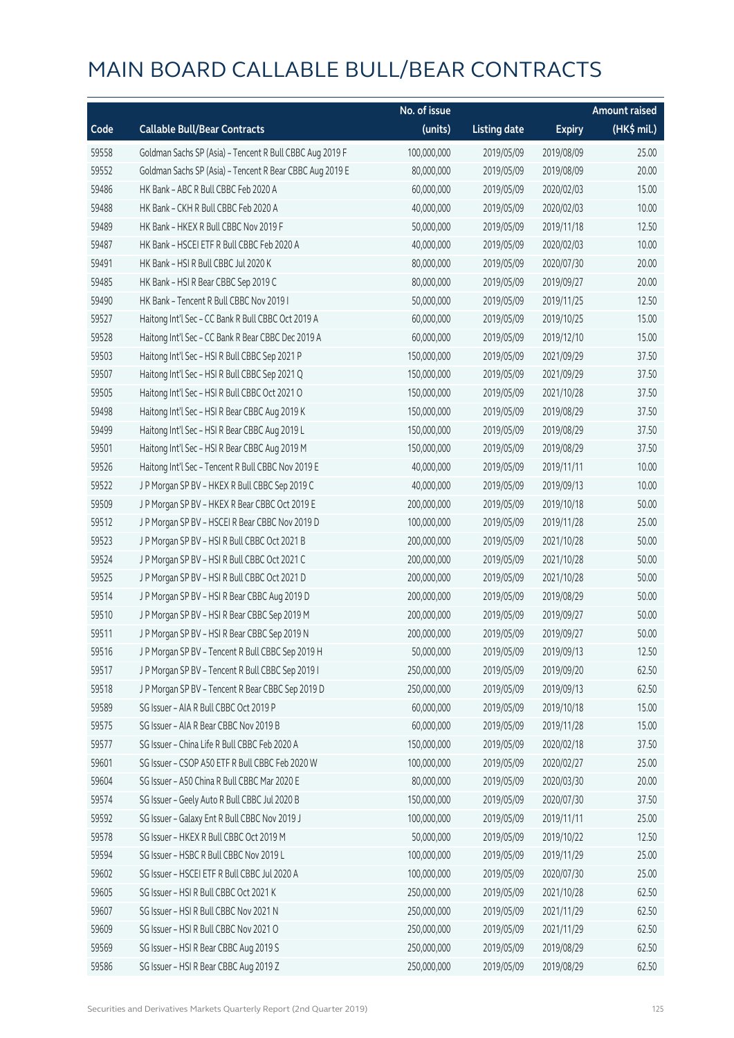# MAIN BOARD CALLABLE BULL/BEAR CONTRACTS

| Code | Callable Bull/Bear Contracts | No. of issue (units) | Listing date | Expiry | Amount raised (HK$ mil.) |
|---|---|---|---|---|---|
| 59558 | Goldman Sachs SP (Asia) - Tencent R Bull CBBC Aug 2019 F | 100,000,000 | 2019/05/09 | 2019/08/09 | 25.00 |
| 59552 | Goldman Sachs SP (Asia) - Tencent R Bear CBBC Aug 2019 E | 80,000,000 | 2019/05/09 | 2019/08/09 | 20.00 |
| 59486 | HK Bank - ABC R Bull CBBC Feb 2020 A | 60,000,000 | 2019/05/09 | 2020/02/03 | 15.00 |
| 59488 | HK Bank - CKH R Bull CBBC Feb 2020 A | 40,000,000 | 2019/05/09 | 2020/02/03 | 10.00 |
| 59489 | HK Bank - HKEX R Bull CBBC Nov 2019 F | 50,000,000 | 2019/05/09 | 2019/11/18 | 12.50 |
| 59487 | HK Bank - HSCEI ETF R Bull CBBC Feb 2020 A | 40,000,000 | 2019/05/09 | 2020/02/03 | 10.00 |
| 59491 | HK Bank - HSI R Bull CBBC Jul 2020 K | 80,000,000 | 2019/05/09 | 2020/07/30 | 20.00 |
| 59485 | HK Bank - HSI R Bear CBBC Sep 2019 C | 80,000,000 | 2019/05/09 | 2019/09/27 | 20.00 |
| 59490 | HK Bank - Tencent R Bull CBBC Nov 2019 I | 50,000,000 | 2019/05/09 | 2019/11/25 | 12.50 |
| 59527 | Haitong Int'l Sec - CC Bank R Bull CBBC Oct 2019 A | 60,000,000 | 2019/05/09 | 2019/10/25 | 15.00 |
| 59528 | Haitong Int'l Sec - CC Bank R Bear CBBC Dec 2019 A | 60,000,000 | 2019/05/09 | 2019/12/10 | 15.00 |
| 59503 | Haitong Int'l Sec - HSI R Bull CBBC Sep 2021 P | 150,000,000 | 2019/05/09 | 2021/09/29 | 37.50 |
| 59507 | Haitong Int'l Sec - HSI R Bull CBBC Sep 2021 Q | 150,000,000 | 2019/05/09 | 2021/09/29 | 37.50 |
| 59505 | Haitong Int'l Sec - HSI R Bull CBBC Oct 2021 O | 150,000,000 | 2019/05/09 | 2021/10/28 | 37.50 |
| 59498 | Haitong Int'l Sec - HSI R Bear CBBC Aug 2019 K | 150,000,000 | 2019/05/09 | 2019/08/29 | 37.50 |
| 59499 | Haitong Int'l Sec - HSI R Bear CBBC Aug 2019 L | 150,000,000 | 2019/05/09 | 2019/08/29 | 37.50 |
| 59501 | Haitong Int'l Sec - HSI R Bear CBBC Aug 2019 M | 150,000,000 | 2019/05/09 | 2019/08/29 | 37.50 |
| 59526 | Haitong Int'l Sec - Tencent R Bull CBBC Nov 2019 E | 40,000,000 | 2019/05/09 | 2019/11/11 | 10.00 |
| 59522 | J P Morgan SP BV - HKEX R Bull CBBC Sep 2019 C | 40,000,000 | 2019/05/09 | 2019/09/13 | 10.00 |
| 59509 | J P Morgan SP BV - HKEX R Bear CBBC Oct 2019 E | 200,000,000 | 2019/05/09 | 2019/10/18 | 50.00 |
| 59512 | J P Morgan SP BV - HSCEI R Bear CBBC Nov 2019 D | 100,000,000 | 2019/05/09 | 2019/11/28 | 25.00 |
| 59523 | J P Morgan SP BV - HSI R Bull CBBC Oct 2021 B | 200,000,000 | 2019/05/09 | 2021/10/28 | 50.00 |
| 59524 | J P Morgan SP BV - HSI R Bull CBBC Oct 2021 C | 200,000,000 | 2019/05/09 | 2021/10/28 | 50.00 |
| 59525 | J P Morgan SP BV - HSI R Bull CBBC Oct 2021 D | 200,000,000 | 2019/05/09 | 2021/10/28 | 50.00 |
| 59514 | J P Morgan SP BV - HSI R Bear CBBC Aug 2019 D | 200,000,000 | 2019/05/09 | 2019/08/29 | 50.00 |
| 59510 | J P Morgan SP BV - HSI R Bear CBBC Sep 2019 M | 200,000,000 | 2019/05/09 | 2019/09/27 | 50.00 |
| 59511 | J P Morgan SP BV - HSI R Bear CBBC Sep 2019 N | 200,000,000 | 2019/05/09 | 2019/09/27 | 50.00 |
| 59516 | J P Morgan SP BV - Tencent R Bull CBBC Sep 2019 H | 50,000,000 | 2019/05/09 | 2019/09/13 | 12.50 |
| 59517 | J P Morgan SP BV - Tencent R Bull CBBC Sep 2019 I | 250,000,000 | 2019/05/09 | 2019/09/20 | 62.50 |
| 59518 | J P Morgan SP BV - Tencent R Bear CBBC Sep 2019 D | 250,000,000 | 2019/05/09 | 2019/09/13 | 62.50 |
| 59589 | SG Issuer - AIA R Bull CBBC Oct 2019 P | 60,000,000 | 2019/05/09 | 2019/10/18 | 15.00 |
| 59575 | SG Issuer - AIA R Bear CBBC Nov 2019 B | 60,000,000 | 2019/05/09 | 2019/11/28 | 15.00 |
| 59577 | SG Issuer - China Life R Bull CBBC Feb 2020 A | 150,000,000 | 2019/05/09 | 2020/02/18 | 37.50 |
| 59601 | SG Issuer - CSOP A50 ETF R Bull CBBC Feb 2020 W | 100,000,000 | 2019/05/09 | 2020/02/27 | 25.00 |
| 59604 | SG Issuer - A50 China R Bull CBBC Mar 2020 E | 80,000,000 | 2019/05/09 | 2020/03/30 | 20.00 |
| 59574 | SG Issuer - Geely Auto R Bull CBBC Jul 2020 B | 150,000,000 | 2019/05/09 | 2020/07/30 | 37.50 |
| 59592 | SG Issuer - Galaxy Ent R Bull CBBC Nov 2019 J | 100,000,000 | 2019/05/09 | 2019/11/11 | 25.00 |
| 59578 | SG Issuer - HKEX R Bull CBBC Oct 2019 M | 50,000,000 | 2019/05/09 | 2019/10/22 | 12.50 |
| 59594 | SG Issuer - HSBC R Bull CBBC Nov 2019 L | 100,000,000 | 2019/05/09 | 2019/11/29 | 25.00 |
| 59602 | SG Issuer - HSCEI ETF R Bull CBBC Jul 2020 A | 100,000,000 | 2019/05/09 | 2020/07/30 | 25.00 |
| 59605 | SG Issuer - HSI R Bull CBBC Oct 2021 K | 250,000,000 | 2019/05/09 | 2021/10/28 | 62.50 |
| 59607 | SG Issuer - HSI R Bull CBBC Nov 2021 N | 250,000,000 | 2019/05/09 | 2021/11/29 | 62.50 |
| 59609 | SG Issuer - HSI R Bull CBBC Nov 2021 O | 250,000,000 | 2019/05/09 | 2021/11/29 | 62.50 |
| 59569 | SG Issuer - HSI R Bear CBBC Aug 2019 S | 250,000,000 | 2019/05/09 | 2019/08/29 | 62.50 |
| 59586 | SG Issuer - HSI R Bear CBBC Aug 2019 Z | 250,000,000 | 2019/05/09 | 2019/08/29 | 62.50 |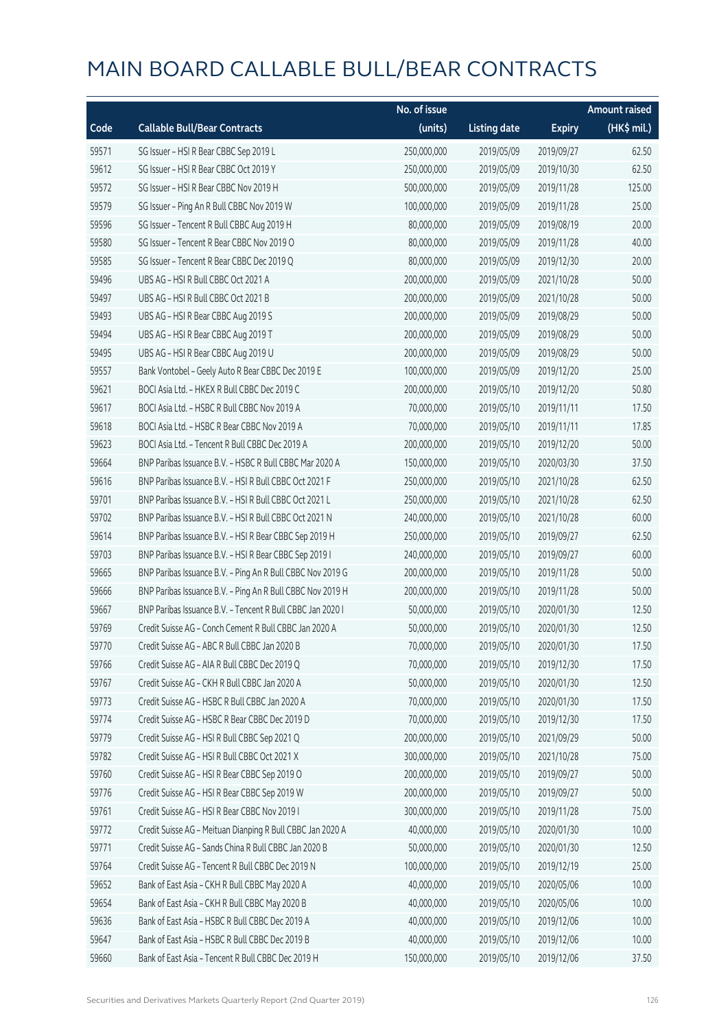# MAIN BOARD CALLABLE BULL/BEAR CONTRACTS

| Code | Callable Bull/Bear Contracts | No. of issue (units) | Listing date | Expiry | Amount raised (HK$ mil.) |
|---|---|---|---|---|---|
| 59571 | SG Issuer – HSI R Bear CBBC Sep 2019 L | 250,000,000 | 2019/05/09 | 2019/09/27 | 62.50 |
| 59612 | SG Issuer – HSI R Bear CBBC Oct 2019 Y | 250,000,000 | 2019/05/09 | 2019/10/30 | 62.50 |
| 59572 | SG Issuer – HSI R Bear CBBC Nov 2019 H | 500,000,000 | 2019/05/09 | 2019/11/28 | 125.00 |
| 59579 | SG Issuer – Ping An R Bull CBBC Nov 2019 W | 100,000,000 | 2019/05/09 | 2019/11/28 | 25.00 |
| 59596 | SG Issuer – Tencent R Bull CBBC Aug 2019 H | 80,000,000 | 2019/05/09 | 2019/08/19 | 20.00 |
| 59580 | SG Issuer – Tencent R Bear CBBC Nov 2019 O | 80,000,000 | 2019/05/09 | 2019/11/28 | 40.00 |
| 59585 | SG Issuer – Tencent R Bear CBBC Dec 2019 Q | 80,000,000 | 2019/05/09 | 2019/12/30 | 20.00 |
| 59496 | UBS AG – HSI R Bull CBBC Oct 2021 A | 200,000,000 | 2019/05/09 | 2021/10/28 | 50.00 |
| 59497 | UBS AG – HSI R Bull CBBC Oct 2021 B | 200,000,000 | 2019/05/09 | 2021/10/28 | 50.00 |
| 59493 | UBS AG – HSI R Bear CBBC Aug 2019 S | 200,000,000 | 2019/05/09 | 2019/08/29 | 50.00 |
| 59494 | UBS AG – HSI R Bear CBBC Aug 2019 T | 200,000,000 | 2019/05/09 | 2019/08/29 | 50.00 |
| 59495 | UBS AG – HSI R Bear CBBC Aug 2019 U | 200,000,000 | 2019/05/09 | 2019/08/29 | 50.00 |
| 59557 | Bank Vontobel – Geely Auto R Bear CBBC Dec 2019 E | 100,000,000 | 2019/05/09 | 2019/12/20 | 25.00 |
| 59621 | BOCI Asia Ltd. – HKEX R Bull CBBC Dec 2019 C | 200,000,000 | 2019/05/10 | 2019/12/20 | 50.80 |
| 59617 | BOCI Asia Ltd. – HSBC R Bull CBBC Nov 2019 A | 70,000,000 | 2019/05/10 | 2019/11/11 | 17.50 |
| 59618 | BOCI Asia Ltd. – HSBC R Bear CBBC Nov 2019 A | 70,000,000 | 2019/05/10 | 2019/11/11 | 17.85 |
| 59623 | BOCI Asia Ltd. – Tencent R Bull CBBC Dec 2019 A | 200,000,000 | 2019/05/10 | 2019/12/20 | 50.00 |
| 59664 | BNP Paribas Issuance B.V. – HSBC R Bull CBBC Mar 2020 A | 150,000,000 | 2019/05/10 | 2020/03/30 | 37.50 |
| 59616 | BNP Paribas Issuance B.V. – HSI R Bull CBBC Oct 2021 F | 250,000,000 | 2019/05/10 | 2021/10/28 | 62.50 |
| 59701 | BNP Paribas Issuance B.V. – HSI R Bull CBBC Oct 2021 L | 250,000,000 | 2019/05/10 | 2021/10/28 | 62.50 |
| 59702 | BNP Paribas Issuance B.V. – HSI R Bull CBBC Oct 2021 N | 240,000,000 | 2019/05/10 | 2021/10/28 | 60.00 |
| 59614 | BNP Paribas Issuance B.V. – HSI R Bear CBBC Sep 2019 H | 250,000,000 | 2019/05/10 | 2019/09/27 | 62.50 |
| 59703 | BNP Paribas Issuance B.V. – HSI R Bear CBBC Sep 2019 I | 240,000,000 | 2019/05/10 | 2019/09/27 | 60.00 |
| 59665 | BNP Paribas Issuance B.V. – Ping An R Bull CBBC Nov 2019 G | 200,000,000 | 2019/05/10 | 2019/11/28 | 50.00 |
| 59666 | BNP Paribas Issuance B.V. – Ping An R Bull CBBC Nov 2019 H | 200,000,000 | 2019/05/10 | 2019/11/28 | 50.00 |
| 59667 | BNP Paribas Issuance B.V. – Tencent R Bull CBBC Jan 2020 I | 50,000,000 | 2019/05/10 | 2020/01/30 | 12.50 |
| 59769 | Credit Suisse AG – Conch Cement R Bull CBBC Jan 2020 A | 50,000,000 | 2019/05/10 | 2020/01/30 | 12.50 |
| 59770 | Credit Suisse AG – ABC R Bull CBBC Jan 2020 B | 70,000,000 | 2019/05/10 | 2020/01/30 | 17.50 |
| 59766 | Credit Suisse AG – AIA R Bull CBBC Dec 2019 Q | 70,000,000 | 2019/05/10 | 2019/12/30 | 17.50 |
| 59767 | Credit Suisse AG – CKH R Bull CBBC Jan 2020 A | 50,000,000 | 2019/05/10 | 2020/01/30 | 12.50 |
| 59773 | Credit Suisse AG – HSBC R Bull CBBC Jan 2020 A | 70,000,000 | 2019/05/10 | 2020/01/30 | 17.50 |
| 59774 | Credit Suisse AG – HSBC R Bear CBBC Dec 2019 D | 70,000,000 | 2019/05/10 | 2019/12/30 | 17.50 |
| 59779 | Credit Suisse AG – HSI R Bull CBBC Sep 2021 Q | 200,000,000 | 2019/05/10 | 2021/09/29 | 50.00 |
| 59782 | Credit Suisse AG – HSI R Bull CBBC Oct 2021 X | 300,000,000 | 2019/05/10 | 2021/10/28 | 75.00 |
| 59760 | Credit Suisse AG – HSI R Bear CBBC Sep 2019 O | 200,000,000 | 2019/05/10 | 2019/09/27 | 50.00 |
| 59776 | Credit Suisse AG – HSI R Bear CBBC Sep 2019 W | 200,000,000 | 2019/05/10 | 2019/09/27 | 50.00 |
| 59761 | Credit Suisse AG – HSI R Bear CBBC Nov 2019 I | 300,000,000 | 2019/05/10 | 2019/11/28 | 75.00 |
| 59772 | Credit Suisse AG – Meituan Dianping R Bull CBBC Jan 2020 A | 40,000,000 | 2019/05/10 | 2020/01/30 | 10.00 |
| 59771 | Credit Suisse AG – Sands China R Bull CBBC Jan 2020 B | 50,000,000 | 2019/05/10 | 2020/01/30 | 12.50 |
| 59764 | Credit Suisse AG – Tencent R Bull CBBC Dec 2019 N | 100,000,000 | 2019/05/10 | 2019/12/19 | 25.00 |
| 59652 | Bank of East Asia – CKH R Bull CBBC May 2020 A | 40,000,000 | 2019/05/10 | 2020/05/06 | 10.00 |
| 59654 | Bank of East Asia – CKH R Bull CBBC May 2020 B | 40,000,000 | 2019/05/10 | 2020/05/06 | 10.00 |
| 59636 | Bank of East Asia – HSBC R Bull CBBC Dec 2019 A | 40,000,000 | 2019/05/10 | 2019/12/06 | 10.00 |
| 59647 | Bank of East Asia – HSBC R Bull CBBC Dec 2019 B | 40,000,000 | 2019/05/10 | 2019/12/06 | 10.00 |
| 59660 | Bank of East Asia – Tencent R Bull CBBC Dec 2019 H | 150,000,000 | 2019/05/10 | 2019/12/06 | 37.50 |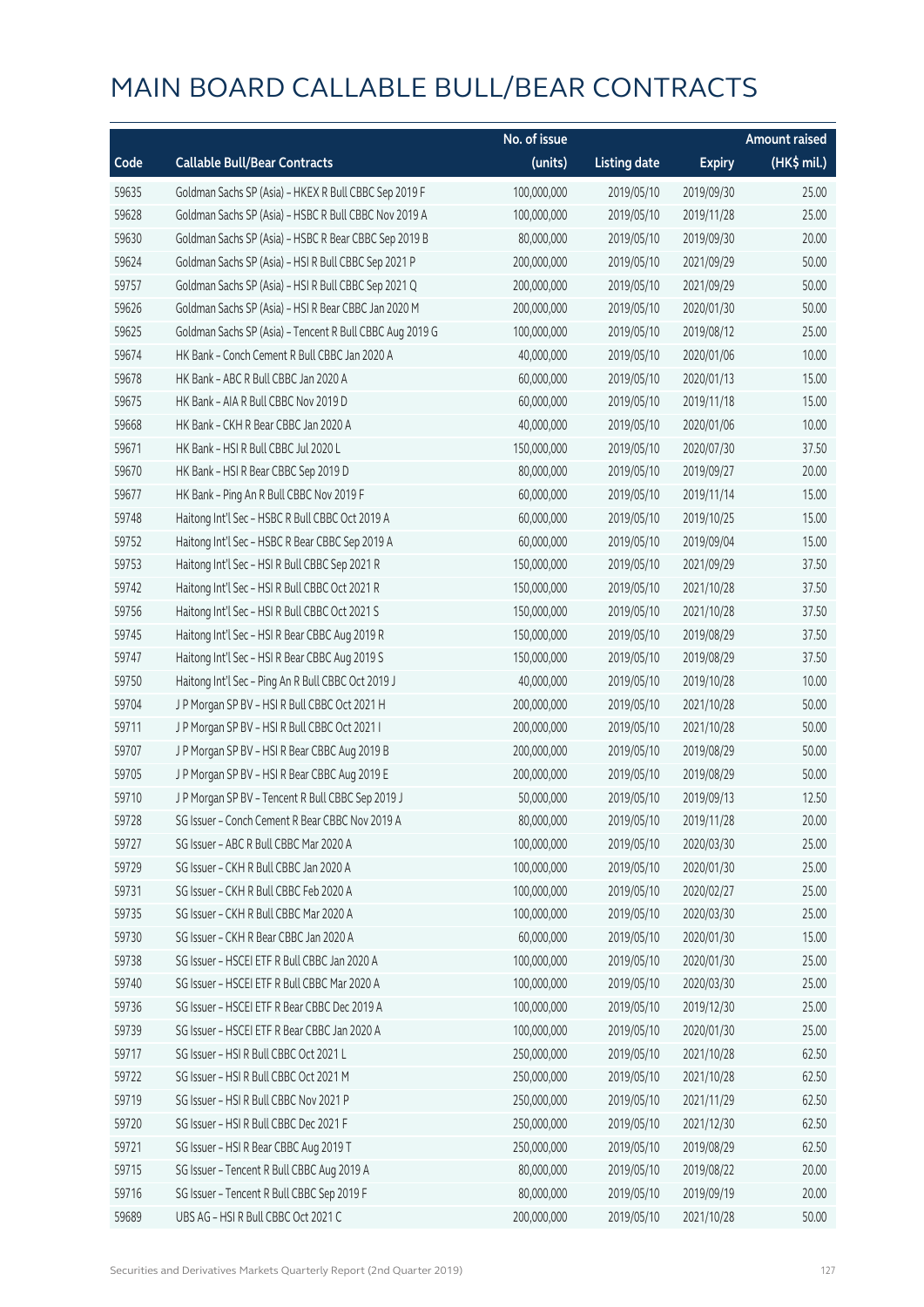# MAIN BOARD CALLABLE BULL/BEAR CONTRACTS

| Code | Callable Bull/Bear Contracts | No. of issue (units) | Listing date | Expiry | Amount raised (HK$ mil.) |
|---|---|---|---|---|---|
| 59635 | Goldman Sachs SP (Asia) – HKEX R Bull CBBC Sep 2019 F | 100,000,000 | 2019/05/10 | 2019/09/30 | 25.00 |
| 59628 | Goldman Sachs SP (Asia) – HSBC R Bull CBBC Nov 2019 A | 100,000,000 | 2019/05/10 | 2019/11/28 | 25.00 |
| 59630 | Goldman Sachs SP (Asia) – HSBC R Bear CBBC Sep 2019 B | 80,000,000 | 2019/05/10 | 2019/09/30 | 20.00 |
| 59624 | Goldman Sachs SP (Asia) – HSI R Bull CBBC Sep 2021 P | 200,000,000 | 2019/05/10 | 2021/09/29 | 50.00 |
| 59757 | Goldman Sachs SP (Asia) – HSI R Bull CBBC Sep 2021 Q | 200,000,000 | 2019/05/10 | 2021/09/29 | 50.00 |
| 59626 | Goldman Sachs SP (Asia) – HSI R Bear CBBC Jan 2020 M | 200,000,000 | 2019/05/10 | 2020/01/30 | 50.00 |
| 59625 | Goldman Sachs SP (Asia) – Tencent R Bull CBBC Aug 2019 G | 100,000,000 | 2019/05/10 | 2019/08/12 | 25.00 |
| 59674 | HK Bank – Conch Cement R Bull CBBC Jan 2020 A | 40,000,000 | 2019/05/10 | 2020/01/06 | 10.00 |
| 59678 | HK Bank – ABC R Bull CBBC Jan 2020 A | 60,000,000 | 2019/05/10 | 2020/01/13 | 15.00 |
| 59675 | HK Bank – AIA R Bull CBBC Nov 2019 D | 60,000,000 | 2019/05/10 | 2019/11/18 | 15.00 |
| 59668 | HK Bank – CKH R Bear CBBC Jan 2020 A | 40,000,000 | 2019/05/10 | 2020/01/06 | 10.00 |
| 59671 | HK Bank – HSI R Bull CBBC Jul 2020 L | 150,000,000 | 2019/05/10 | 2020/07/30 | 37.50 |
| 59670 | HK Bank – HSI R Bear CBBC Sep 2019 D | 80,000,000 | 2019/05/10 | 2019/09/27 | 20.00 |
| 59677 | HK Bank – Ping An R Bull CBBC Nov 2019 F | 60,000,000 | 2019/05/10 | 2019/11/14 | 15.00 |
| 59748 | Haitong Int'l Sec – HSBC R Bull CBBC Oct 2019 A | 60,000,000 | 2019/05/10 | 2019/10/25 | 15.00 |
| 59752 | Haitong Int'l Sec – HSBC R Bear CBBC Sep 2019 A | 60,000,000 | 2019/05/10 | 2019/09/04 | 15.00 |
| 59753 | Haitong Int'l Sec – HSI R Bull CBBC Sep 2021 R | 150,000,000 | 2019/05/10 | 2021/09/29 | 37.50 |
| 59742 | Haitong Int'l Sec – HSI R Bull CBBC Oct 2021 R | 150,000,000 | 2019/05/10 | 2021/10/28 | 37.50 |
| 59756 | Haitong Int'l Sec – HSI R Bull CBBC Oct 2021 S | 150,000,000 | 2019/05/10 | 2021/10/28 | 37.50 |
| 59745 | Haitong Int'l Sec – HSI R Bear CBBC Aug 2019 R | 150,000,000 | 2019/05/10 | 2019/08/29 | 37.50 |
| 59747 | Haitong Int'l Sec – HSI R Bear CBBC Aug 2019 S | 150,000,000 | 2019/05/10 | 2019/08/29 | 37.50 |
| 59750 | Haitong Int'l Sec – Ping An R Bull CBBC Oct 2019 J | 40,000,000 | 2019/05/10 | 2019/10/28 | 10.00 |
| 59704 | J P Morgan SP BV – HSI R Bull CBBC Oct 2021 H | 200,000,000 | 2019/05/10 | 2021/10/28 | 50.00 |
| 59711 | J P Morgan SP BV – HSI R Bull CBBC Oct 2021 I | 200,000,000 | 2019/05/10 | 2021/10/28 | 50.00 |
| 59707 | J P Morgan SP BV – HSI R Bear CBBC Aug 2019 B | 200,000,000 | 2019/05/10 | 2019/08/29 | 50.00 |
| 59705 | J P Morgan SP BV – HSI R Bear CBBC Aug 2019 E | 200,000,000 | 2019/05/10 | 2019/08/29 | 50.00 |
| 59710 | J P Morgan SP BV – Tencent R Bull CBBC Sep 2019 J | 50,000,000 | 2019/05/10 | 2019/09/13 | 12.50 |
| 59728 | SG Issuer – Conch Cement R Bear CBBC Nov 2019 A | 80,000,000 | 2019/05/10 | 2019/11/28 | 20.00 |
| 59727 | SG Issuer – ABC R Bull CBBC Mar 2020 A | 100,000,000 | 2019/05/10 | 2020/03/30 | 25.00 |
| 59729 | SG Issuer – CKH R Bull CBBC Jan 2020 A | 100,000,000 | 2019/05/10 | 2020/01/30 | 25.00 |
| 59731 | SG Issuer – CKH R Bull CBBC Feb 2020 A | 100,000,000 | 2019/05/10 | 2020/02/27 | 25.00 |
| 59735 | SG Issuer – CKH R Bull CBBC Mar 2020 A | 100,000,000 | 2019/05/10 | 2020/03/30 | 25.00 |
| 59730 | SG Issuer – CKH R Bear CBBC Jan 2020 A | 60,000,000 | 2019/05/10 | 2020/01/30 | 15.00 |
| 59738 | SG Issuer – HSCEI ETF R Bull CBBC Jan 2020 A | 100,000,000 | 2019/05/10 | 2020/01/30 | 25.00 |
| 59740 | SG Issuer – HSCEI ETF R Bull CBBC Mar 2020 A | 100,000,000 | 2019/05/10 | 2020/03/30 | 25.00 |
| 59736 | SG Issuer – HSCEI ETF R Bear CBBC Dec 2019 A | 100,000,000 | 2019/05/10 | 2019/12/30 | 25.00 |
| 59739 | SG Issuer – HSCEI ETF R Bear CBBC Jan 2020 A | 100,000,000 | 2019/05/10 | 2020/01/30 | 25.00 |
| 59717 | SG Issuer – HSI R Bull CBBC Oct 2021 L | 250,000,000 | 2019/05/10 | 2021/10/28 | 62.50 |
| 59722 | SG Issuer – HSI R Bull CBBC Oct 2021 M | 250,000,000 | 2019/05/10 | 2021/10/28 | 62.50 |
| 59719 | SG Issuer – HSI R Bull CBBC Nov 2021 P | 250,000,000 | 2019/05/10 | 2021/11/29 | 62.50 |
| 59720 | SG Issuer – HSI R Bull CBBC Dec 2021 F | 250,000,000 | 2019/05/10 | 2021/12/30 | 62.50 |
| 59721 | SG Issuer – HSI R Bear CBBC Aug 2019 T | 250,000,000 | 2019/05/10 | 2019/08/29 | 62.50 |
| 59715 | SG Issuer – Tencent R Bull CBBC Aug 2019 A | 80,000,000 | 2019/05/10 | 2019/08/22 | 20.00 |
| 59716 | SG Issuer – Tencent R Bull CBBC Sep 2019 F | 80,000,000 | 2019/05/10 | 2019/09/19 | 20.00 |
| 59689 | UBS AG – HSI R Bull CBBC Oct 2021 C | 200,000,000 | 2019/05/10 | 2021/10/28 | 50.00 |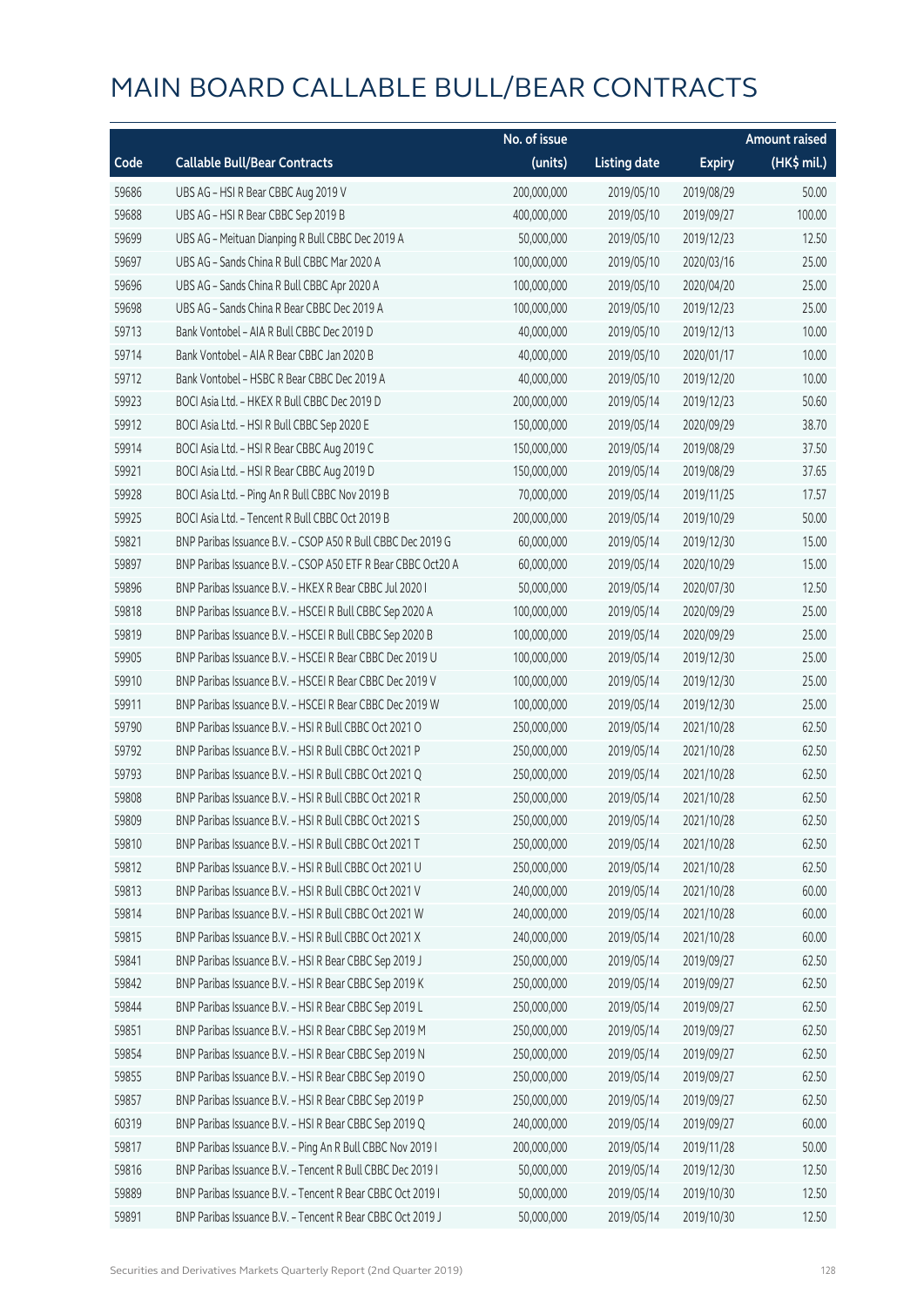# MAIN BOARD CALLABLE BULL/BEAR CONTRACTS

| Code | Callable Bull/Bear Contracts | No. of issue (units) | Listing date | Expiry | Amount raised (HK$ mil.) |
|---|---|---|---|---|---|
| 59686 | UBS AG - HSI R Bear CBBC Aug 2019 V | 200,000,000 | 2019/05/10 | 2019/08/29 | 50.00 |
| 59688 | UBS AG - HSI R Bear CBBC Sep 2019 B | 400,000,000 | 2019/05/10 | 2019/09/27 | 100.00 |
| 59699 | UBS AG - Meituan Dianping R Bull CBBC Dec 2019 A | 50,000,000 | 2019/05/10 | 2019/12/23 | 12.50 |
| 59697 | UBS AG - Sands China R Bull CBBC Mar 2020 A | 100,000,000 | 2019/05/10 | 2020/03/16 | 25.00 |
| 59696 | UBS AG - Sands China R Bull CBBC Apr 2020 A | 100,000,000 | 2019/05/10 | 2020/04/20 | 25.00 |
| 59698 | UBS AG - Sands China R Bear CBBC Dec 2019 A | 100,000,000 | 2019/05/10 | 2019/12/23 | 25.00 |
| 59713 | Bank Vontobel - AIA R Bull CBBC Dec 2019 D | 40,000,000 | 2019/05/10 | 2019/12/13 | 10.00 |
| 59714 | Bank Vontobel - AIA R Bear CBBC Jan 2020 B | 40,000,000 | 2019/05/10 | 2020/01/17 | 10.00 |
| 59712 | Bank Vontobel - HSBC R Bear CBBC Dec 2019 A | 40,000,000 | 2019/05/10 | 2019/12/20 | 10.00 |
| 59923 | BOCI Asia Ltd. - HKEX R Bull CBBC Dec 2019 D | 200,000,000 | 2019/05/14 | 2019/12/23 | 50.60 |
| 59912 | BOCI Asia Ltd. - HSI R Bull CBBC Sep 2020 E | 150,000,000 | 2019/05/14 | 2020/09/29 | 38.70 |
| 59914 | BOCI Asia Ltd. - HSI R Bear CBBC Aug 2019 C | 150,000,000 | 2019/05/14 | 2019/08/29 | 37.50 |
| 59921 | BOCI Asia Ltd. - HSI R Bear CBBC Aug 2019 D | 150,000,000 | 2019/05/14 | 2019/08/29 | 37.65 |
| 59928 | BOCI Asia Ltd. - Ping An R Bull CBBC Nov 2019 B | 70,000,000 | 2019/05/14 | 2019/11/25 | 17.57 |
| 59925 | BOCI Asia Ltd. - Tencent R Bull CBBC Oct 2019 B | 200,000,000 | 2019/05/14 | 2019/10/29 | 50.00 |
| 59821 | BNP Paribas Issuance B.V. - CSOP A50 R Bull CBBC Dec 2019 G | 60,000,000 | 2019/05/14 | 2019/12/30 | 15.00 |
| 59897 | BNP Paribas Issuance B.V. - CSOP A50 ETF R Bear CBBC Oct20 A | 60,000,000 | 2019/05/14 | 2020/10/29 | 15.00 |
| 59896 | BNP Paribas Issuance B.V. - HKEX R Bear CBBC Jul 2020 I | 50,000,000 | 2019/05/14 | 2020/07/30 | 12.50 |
| 59818 | BNP Paribas Issuance B.V. - HSCEI R Bull CBBC Sep 2020 A | 100,000,000 | 2019/05/14 | 2020/09/29 | 25.00 |
| 59819 | BNP Paribas Issuance B.V. - HSCEI R Bull CBBC Sep 2020 B | 100,000,000 | 2019/05/14 | 2020/09/29 | 25.00 |
| 59905 | BNP Paribas Issuance B.V. - HSCEI R Bear CBBC Dec 2019 U | 100,000,000 | 2019/05/14 | 2019/12/30 | 25.00 |
| 59910 | BNP Paribas Issuance B.V. - HSCEI R Bear CBBC Dec 2019 V | 100,000,000 | 2019/05/14 | 2019/12/30 | 25.00 |
| 59911 | BNP Paribas Issuance B.V. - HSCEI R Bear CBBC Dec 2019 W | 100,000,000 | 2019/05/14 | 2019/12/30 | 25.00 |
| 59790 | BNP Paribas Issuance B.V. - HSI R Bull CBBC Oct 2021 O | 250,000,000 | 2019/05/14 | 2021/10/28 | 62.50 |
| 59792 | BNP Paribas Issuance B.V. - HSI R Bull CBBC Oct 2021 P | 250,000,000 | 2019/05/14 | 2021/10/28 | 62.50 |
| 59793 | BNP Paribas Issuance B.V. - HSI R Bull CBBC Oct 2021 Q | 250,000,000 | 2019/05/14 | 2021/10/28 | 62.50 |
| 59808 | BNP Paribas Issuance B.V. - HSI R Bull CBBC Oct 2021 R | 250,000,000 | 2019/05/14 | 2021/10/28 | 62.50 |
| 59809 | BNP Paribas Issuance B.V. - HSI R Bull CBBC Oct 2021 S | 250,000,000 | 2019/05/14 | 2021/10/28 | 62.50 |
| 59810 | BNP Paribas Issuance B.V. - HSI R Bull CBBC Oct 2021 T | 250,000,000 | 2019/05/14 | 2021/10/28 | 62.50 |
| 59812 | BNP Paribas Issuance B.V. - HSI R Bull CBBC Oct 2021 U | 250,000,000 | 2019/05/14 | 2021/10/28 | 62.50 |
| 59813 | BNP Paribas Issuance B.V. - HSI R Bull CBBC Oct 2021 V | 240,000,000 | 2019/05/14 | 2021/10/28 | 60.00 |
| 59814 | BNP Paribas Issuance B.V. - HSI R Bull CBBC Oct 2021 W | 240,000,000 | 2019/05/14 | 2021/10/28 | 60.00 |
| 59815 | BNP Paribas Issuance B.V. - HSI R Bull CBBC Oct 2021 X | 240,000,000 | 2019/05/14 | 2021/10/28 | 60.00 |
| 59841 | BNP Paribas Issuance B.V. - HSI R Bear CBBC Sep 2019 J | 250,000,000 | 2019/05/14 | 2019/09/27 | 62.50 |
| 59842 | BNP Paribas Issuance B.V. - HSI R Bear CBBC Sep 2019 K | 250,000,000 | 2019/05/14 | 2019/09/27 | 62.50 |
| 59844 | BNP Paribas Issuance B.V. - HSI R Bear CBBC Sep 2019 L | 250,000,000 | 2019/05/14 | 2019/09/27 | 62.50 |
| 59851 | BNP Paribas Issuance B.V. - HSI R Bear CBBC Sep 2019 M | 250,000,000 | 2019/05/14 | 2019/09/27 | 62.50 |
| 59854 | BNP Paribas Issuance B.V. - HSI R Bear CBBC Sep 2019 N | 250,000,000 | 2019/05/14 | 2019/09/27 | 62.50 |
| 59855 | BNP Paribas Issuance B.V. - HSI R Bear CBBC Sep 2019 O | 250,000,000 | 2019/05/14 | 2019/09/27 | 62.50 |
| 59857 | BNP Paribas Issuance B.V. - HSI R Bear CBBC Sep 2019 P | 250,000,000 | 2019/05/14 | 2019/09/27 | 62.50 |
| 60319 | BNP Paribas Issuance B.V. - HSI R Bear CBBC Sep 2019 Q | 240,000,000 | 2019/05/14 | 2019/09/27 | 60.00 |
| 59817 | BNP Paribas Issuance B.V. - Ping An R Bull CBBC Nov 2019 I | 200,000,000 | 2019/05/14 | 2019/11/28 | 50.00 |
| 59816 | BNP Paribas Issuance B.V. - Tencent R Bull CBBC Dec 2019 I | 50,000,000 | 2019/05/14 | 2019/12/30 | 12.50 |
| 59889 | BNP Paribas Issuance B.V. - Tencent R Bear CBBC Oct 2019 I | 50,000,000 | 2019/05/14 | 2019/10/30 | 12.50 |
| 59891 | BNP Paribas Issuance B.V. - Tencent R Bear CBBC Oct 2019 J | 50,000,000 | 2019/05/14 | 2019/10/30 | 12.50 |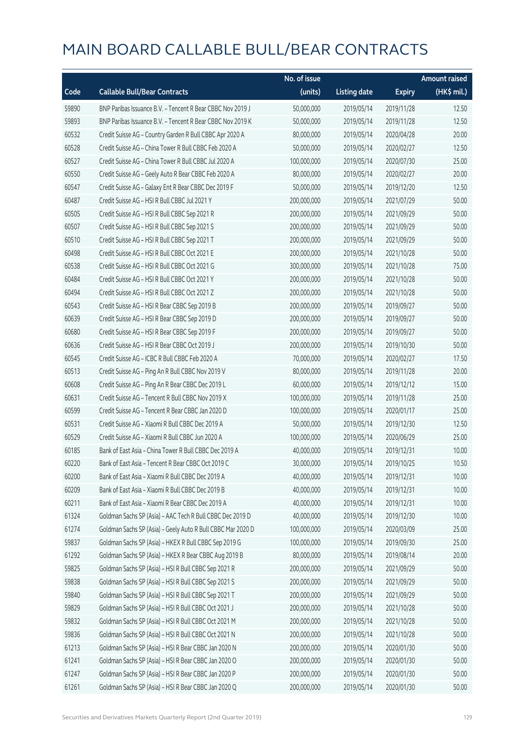# MAIN BOARD CALLABLE BULL/BEAR CONTRACTS

| Code | Callable Bull/Bear Contracts | No. of issue (units) | Listing date | Expiry | Amount raised (HK$ mil.) |
|---|---|---|---|---|---|
| 59890 | BNP Paribas Issuance B.V. – Tencent R Bear CBBC Nov 2019 J | 50,000,000 | 2019/05/14 | 2019/11/28 | 12.50 |
| 59893 | BNP Paribas Issuance B.V. – Tencent R Bear CBBC Nov 2019 K | 50,000,000 | 2019/05/14 | 2019/11/28 | 12.50 |
| 60532 | Credit Suisse AG – Country Garden R Bull CBBC Apr 2020 A | 80,000,000 | 2019/05/14 | 2020/04/28 | 20.00 |
| 60528 | Credit Suisse AG – China Tower R Bull CBBC Feb 2020 A | 50,000,000 | 2019/05/14 | 2020/02/27 | 12.50 |
| 60527 | Credit Suisse AG – China Tower R Bull CBBC Jul 2020 A | 100,000,000 | 2019/05/14 | 2020/07/30 | 25.00 |
| 60550 | Credit Suisse AG – Geely Auto R Bear CBBC Feb 2020 A | 80,000,000 | 2019/05/14 | 2020/02/27 | 20.00 |
| 60547 | Credit Suisse AG – Galaxy Ent R Bear CBBC Dec 2019 F | 50,000,000 | 2019/05/14 | 2019/12/20 | 12.50 |
| 60487 | Credit Suisse AG – HSI R Bull CBBC Jul 2021 Y | 200,000,000 | 2019/05/14 | 2021/07/29 | 50.00 |
| 60505 | Credit Suisse AG – HSI R Bull CBBC Sep 2021 R | 200,000,000 | 2019/05/14 | 2021/09/29 | 50.00 |
| 60507 | Credit Suisse AG – HSI R Bull CBBC Sep 2021 S | 200,000,000 | 2019/05/14 | 2021/09/29 | 50.00 |
| 60510 | Credit Suisse AG – HSI R Bull CBBC Sep 2021 T | 200,000,000 | 2019/05/14 | 2021/09/29 | 50.00 |
| 60498 | Credit Suisse AG – HSI R Bull CBBC Oct 2021 E | 200,000,000 | 2019/05/14 | 2021/10/28 | 50.00 |
| 60538 | Credit Suisse AG – HSI R Bull CBBC Oct 2021 G | 300,000,000 | 2019/05/14 | 2021/10/28 | 75.00 |
| 60484 | Credit Suisse AG – HSI R Bull CBBC Oct 2021 Y | 200,000,000 | 2019/05/14 | 2021/10/28 | 50.00 |
| 60494 | Credit Suisse AG – HSI R Bull CBBC Oct 2021 Z | 200,000,000 | 2019/05/14 | 2021/10/28 | 50.00 |
| 60543 | Credit Suisse AG – HSI R Bear CBBC Sep 2019 B | 200,000,000 | 2019/05/14 | 2019/09/27 | 50.00 |
| 60639 | Credit Suisse AG – HSI R Bear CBBC Sep 2019 D | 200,000,000 | 2019/05/14 | 2019/09/27 | 50.00 |
| 60680 | Credit Suisse AG – HSI R Bear CBBC Sep 2019 F | 200,000,000 | 2019/05/14 | 2019/09/27 | 50.00 |
| 60636 | Credit Suisse AG – HSI R Bear CBBC Oct 2019 J | 200,000,000 | 2019/05/14 | 2019/10/30 | 50.00 |
| 60545 | Credit Suisse AG – ICBC R Bull CBBC Feb 2020 A | 70,000,000 | 2019/05/14 | 2020/02/27 | 17.50 |
| 60513 | Credit Suisse AG – Ping An R Bull CBBC Nov 2019 V | 80,000,000 | 2019/05/14 | 2019/11/28 | 20.00 |
| 60608 | Credit Suisse AG – Ping An R Bear CBBC Dec 2019 L | 60,000,000 | 2019/05/14 | 2019/12/12 | 15.00 |
| 60631 | Credit Suisse AG – Tencent R Bull CBBC Nov 2019 X | 100,000,000 | 2019/05/14 | 2019/11/28 | 25.00 |
| 60599 | Credit Suisse AG – Tencent R Bear CBBC Jan 2020 D | 100,000,000 | 2019/05/14 | 2020/01/17 | 25.00 |
| 60531 | Credit Suisse AG – Xiaomi R Bull CBBC Dec 2019 A | 50,000,000 | 2019/05/14 | 2019/12/30 | 12.50 |
| 60529 | Credit Suisse AG – Xiaomi R Bull CBBC Jun 2020 A | 100,000,000 | 2019/05/14 | 2020/06/29 | 25.00 |
| 60185 | Bank of East Asia – China Tower R Bull CBBC Dec 2019 A | 40,000,000 | 2019/05/14 | 2019/12/31 | 10.00 |
| 60220 | Bank of East Asia – Tencent R Bear CBBC Oct 2019 C | 30,000,000 | 2019/05/14 | 2019/10/25 | 10.50 |
| 60200 | Bank of East Asia – Xiaomi R Bull CBBC Dec 2019 A | 40,000,000 | 2019/05/14 | 2019/12/31 | 10.00 |
| 60209 | Bank of East Asia – Xiaomi R Bull CBBC Dec 2019 B | 40,000,000 | 2019/05/14 | 2019/12/31 | 10.00 |
| 60211 | Bank of East Asia – Xiaomi R Bear CBBC Dec 2019 A | 40,000,000 | 2019/05/14 | 2019/12/31 | 10.00 |
| 61324 | Goldman Sachs SP (Asia) – AAC Tech R Bull CBBC Dec 2019 D | 40,000,000 | 2019/05/14 | 2019/12/30 | 10.00 |
| 61274 | Goldman Sachs SP (Asia) – Geely Auto R Bull CBBC Mar 2020 D | 100,000,000 | 2019/05/14 | 2020/03/09 | 25.00 |
| 59837 | Goldman Sachs SP (Asia) – HKEX R Bull CBBC Sep 2019 G | 100,000,000 | 2019/05/14 | 2019/09/30 | 25.00 |
| 61292 | Goldman Sachs SP (Asia) – HKEX R Bear CBBC Aug 2019 B | 80,000,000 | 2019/05/14 | 2019/08/14 | 20.00 |
| 59825 | Goldman Sachs SP (Asia) – HSI R Bull CBBC Sep 2021 R | 200,000,000 | 2019/05/14 | 2021/09/29 | 50.00 |
| 59838 | Goldman Sachs SP (Asia) – HSI R Bull CBBC Sep 2021 S | 200,000,000 | 2019/05/14 | 2021/09/29 | 50.00 |
| 59840 | Goldman Sachs SP (Asia) – HSI R Bull CBBC Sep 2021 T | 200,000,000 | 2019/05/14 | 2021/09/29 | 50.00 |
| 59829 | Goldman Sachs SP (Asia) – HSI R Bull CBBC Oct 2021 J | 200,000,000 | 2019/05/14 | 2021/10/28 | 50.00 |
| 59832 | Goldman Sachs SP (Asia) – HSI R Bull CBBC Oct 2021 M | 200,000,000 | 2019/05/14 | 2021/10/28 | 50.00 |
| 59836 | Goldman Sachs SP (Asia) – HSI R Bull CBBC Oct 2021 N | 200,000,000 | 2019/05/14 | 2021/10/28 | 50.00 |
| 61213 | Goldman Sachs SP (Asia) – HSI R Bear CBBC Jan 2020 N | 200,000,000 | 2019/05/14 | 2020/01/30 | 50.00 |
| 61241 | Goldman Sachs SP (Asia) – HSI R Bear CBBC Jan 2020 O | 200,000,000 | 2019/05/14 | 2020/01/30 | 50.00 |
| 61247 | Goldman Sachs SP (Asia) – HSI R Bear CBBC Jan 2020 P | 200,000,000 | 2019/05/14 | 2020/01/30 | 50.00 |
| 61261 | Goldman Sachs SP (Asia) – HSI R Bear CBBC Jan 2020 Q | 200,000,000 | 2019/05/14 | 2020/01/30 | 50.00 |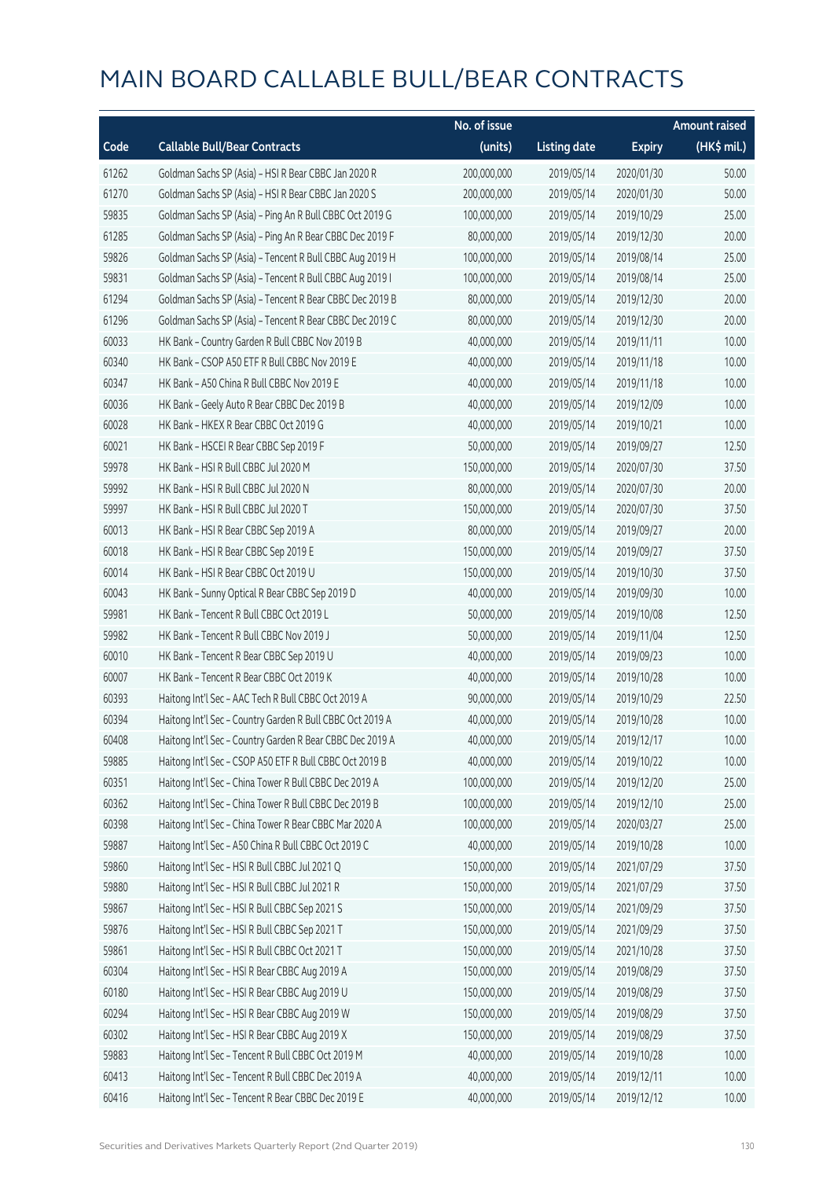# MAIN BOARD CALLABLE BULL/BEAR CONTRACTS

| Code | Callable Bull/Bear Contracts | No. of issue (units) | Listing date | Expiry | Amount raised (HK$ mil.) |
|---|---|---|---|---|---|
| 61262 | Goldman Sachs SP (Asia) – HSI R Bear CBBC Jan 2020 R | 200,000,000 | 2019/05/14 | 2020/01/30 | 50.00 |
| 61270 | Goldman Sachs SP (Asia) – HSI R Bear CBBC Jan 2020 S | 200,000,000 | 2019/05/14 | 2020/01/30 | 50.00 |
| 59835 | Goldman Sachs SP (Asia) – Ping An R Bull CBBC Oct 2019 G | 100,000,000 | 2019/05/14 | 2019/10/29 | 25.00 |
| 61285 | Goldman Sachs SP (Asia) – Ping An R Bear CBBC Dec 2019 F | 80,000,000 | 2019/05/14 | 2019/12/30 | 20.00 |
| 59826 | Goldman Sachs SP (Asia) – Tencent R Bull CBBC Aug 2019 H | 100,000,000 | 2019/05/14 | 2019/08/14 | 25.00 |
| 59831 | Goldman Sachs SP (Asia) – Tencent R Bull CBBC Aug 2019 I | 100,000,000 | 2019/05/14 | 2019/08/14 | 25.00 |
| 61294 | Goldman Sachs SP (Asia) – Tencent R Bear CBBC Dec 2019 B | 80,000,000 | 2019/05/14 | 2019/12/30 | 20.00 |
| 61296 | Goldman Sachs SP (Asia) – Tencent R Bear CBBC Dec 2019 C | 80,000,000 | 2019/05/14 | 2019/12/30 | 20.00 |
| 60033 | HK Bank – Country Garden R Bull CBBC Nov 2019 B | 40,000,000 | 2019/05/14 | 2019/11/11 | 10.00 |
| 60340 | HK Bank – CSOP A50 ETF R Bull CBBC Nov 2019 E | 40,000,000 | 2019/05/14 | 2019/11/18 | 10.00 |
| 60347 | HK Bank – A50 China R Bull CBBC Nov 2019 E | 40,000,000 | 2019/05/14 | 2019/11/18 | 10.00 |
| 60036 | HK Bank – Geely Auto R Bear CBBC Dec 2019 B | 40,000,000 | 2019/05/14 | 2019/12/09 | 10.00 |
| 60028 | HK Bank – HKEX R Bear CBBC Oct 2019 G | 40,000,000 | 2019/05/14 | 2019/10/21 | 10.00 |
| 60021 | HK Bank – HSCEI R Bear CBBC Sep 2019 F | 50,000,000 | 2019/05/14 | 2019/09/27 | 12.50 |
| 59978 | HK Bank – HSI R Bull CBBC Jul 2020 M | 150,000,000 | 2019/05/14 | 2020/07/30 | 37.50 |
| 59992 | HK Bank – HSI R Bull CBBC Jul 2020 N | 80,000,000 | 2019/05/14 | 2020/07/30 | 20.00 |
| 59997 | HK Bank – HSI R Bull CBBC Jul 2020 T | 150,000,000 | 2019/05/14 | 2020/07/30 | 37.50 |
| 60013 | HK Bank – HSI R Bear CBBC Sep 2019 A | 80,000,000 | 2019/05/14 | 2019/09/27 | 20.00 |
| 60018 | HK Bank – HSI R Bear CBBC Sep 2019 E | 150,000,000 | 2019/05/14 | 2019/09/27 | 37.50 |
| 60014 | HK Bank – HSI R Bear CBBC Oct 2019 U | 150,000,000 | 2019/05/14 | 2019/10/30 | 37.50 |
| 60043 | HK Bank – Sunny Optical R Bear CBBC Sep 2019 D | 40,000,000 | 2019/05/14 | 2019/09/30 | 10.00 |
| 59981 | HK Bank – Tencent R Bull CBBC Oct 2019 L | 50,000,000 | 2019/05/14 | 2019/10/08 | 12.50 |
| 59982 | HK Bank – Tencent R Bull CBBC Nov 2019 J | 50,000,000 | 2019/05/14 | 2019/11/04 | 12.50 |
| 60010 | HK Bank – Tencent R Bear CBBC Sep 2019 U | 40,000,000 | 2019/05/14 | 2019/09/23 | 10.00 |
| 60007 | HK Bank – Tencent R Bear CBBC Oct 2019 K | 40,000,000 | 2019/05/14 | 2019/10/28 | 10.00 |
| 60393 | Haitong Int'l Sec – AAC Tech R Bull CBBC Oct 2019 A | 90,000,000 | 2019/05/14 | 2019/10/29 | 22.50 |
| 60394 | Haitong Int'l Sec – Country Garden R Bull CBBC Oct 2019 A | 40,000,000 | 2019/05/14 | 2019/10/28 | 10.00 |
| 60408 | Haitong Int'l Sec – Country Garden R Bear CBBC Dec 2019 A | 40,000,000 | 2019/05/14 | 2019/12/17 | 10.00 |
| 59885 | Haitong Int'l Sec – CSOP A50 ETF R Bull CBBC Oct 2019 B | 40,000,000 | 2019/05/14 | 2019/10/22 | 10.00 |
| 60351 | Haitong Int'l Sec – China Tower R Bull CBBC Dec 2019 A | 100,000,000 | 2019/05/14 | 2019/12/20 | 25.00 |
| 60362 | Haitong Int'l Sec – China Tower R Bull CBBC Dec 2019 B | 100,000,000 | 2019/05/14 | 2019/12/10 | 25.00 |
| 60398 | Haitong Int'l Sec – China Tower R Bear CBBC Mar 2020 A | 100,000,000 | 2019/05/14 | 2020/03/27 | 25.00 |
| 59887 | Haitong Int'l Sec – A50 China R Bull CBBC Oct 2019 C | 40,000,000 | 2019/05/14 | 2019/10/28 | 10.00 |
| 59860 | Haitong Int'l Sec – HSI R Bull CBBC Jul 2021 Q | 150,000,000 | 2019/05/14 | 2021/07/29 | 37.50 |
| 59880 | Haitong Int'l Sec – HSI R Bull CBBC Jul 2021 R | 150,000,000 | 2019/05/14 | 2021/07/29 | 37.50 |
| 59867 | Haitong Int'l Sec – HSI R Bull CBBC Sep 2021 S | 150,000,000 | 2019/05/14 | 2021/09/29 | 37.50 |
| 59876 | Haitong Int'l Sec – HSI R Bull CBBC Sep 2021 T | 150,000,000 | 2019/05/14 | 2021/09/29 | 37.50 |
| 59861 | Haitong Int'l Sec – HSI R Bull CBBC Oct 2021 T | 150,000,000 | 2019/05/14 | 2021/10/28 | 37.50 |
| 60304 | Haitong Int'l Sec – HSI R Bear CBBC Aug 2019 A | 150,000,000 | 2019/05/14 | 2019/08/29 | 37.50 |
| 60180 | Haitong Int'l Sec – HSI R Bear CBBC Aug 2019 U | 150,000,000 | 2019/05/14 | 2019/08/29 | 37.50 |
| 60294 | Haitong Int'l Sec – HSI R Bear CBBC Aug 2019 W | 150,000,000 | 2019/05/14 | 2019/08/29 | 37.50 |
| 60302 | Haitong Int'l Sec – HSI R Bear CBBC Aug 2019 X | 150,000,000 | 2019/05/14 | 2019/08/29 | 37.50 |
| 59883 | Haitong Int'l Sec – Tencent R Bull CBBC Oct 2019 M | 40,000,000 | 2019/05/14 | 2019/10/28 | 10.00 |
| 60413 | Haitong Int'l Sec – Tencent R Bull CBBC Dec 2019 A | 40,000,000 | 2019/05/14 | 2019/12/11 | 10.00 |
| 60416 | Haitong Int'l Sec – Tencent R Bear CBBC Dec 2019 E | 40,000,000 | 2019/05/14 | 2019/12/12 | 10.00 |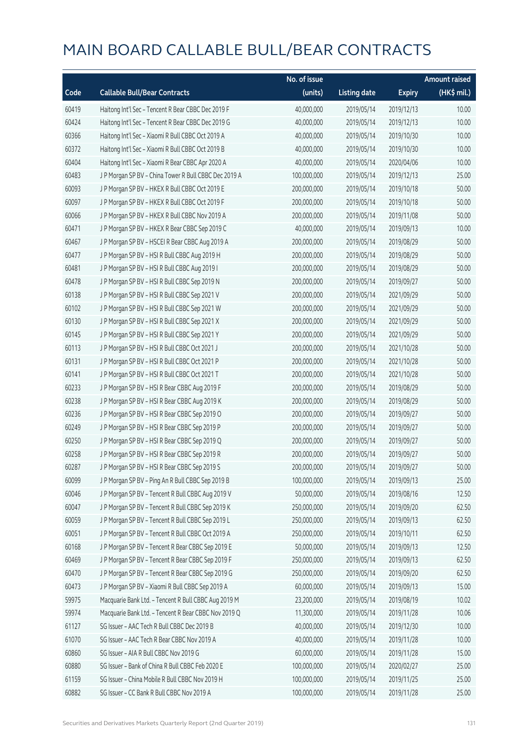# MAIN BOARD CALLABLE BULL/BEAR CONTRACTS

| Code | Callable Bull/Bear Contracts | No. of issue (units) | Listing date | Expiry | Amount raised (HK$ mil.) |
|---|---|---|---|---|---|
| 60419 | Haitong Int'l Sec – Tencent R Bear CBBC Dec 2019 F | 40,000,000 | 2019/05/14 | 2019/12/13 | 10.00 |
| 60424 | Haitong Int'l Sec – Tencent R Bear CBBC Dec 2019 G | 40,000,000 | 2019/05/14 | 2019/12/13 | 10.00 |
| 60366 | Haitong Int'l Sec – Xiaomi R Bull CBBC Oct 2019 A | 40,000,000 | 2019/05/14 | 2019/10/30 | 10.00 |
| 60372 | Haitong Int'l Sec – Xiaomi R Bull CBBC Oct 2019 B | 40,000,000 | 2019/05/14 | 2019/10/30 | 10.00 |
| 60404 | Haitong Int'l Sec – Xiaomi R Bear CBBC Apr 2020 A | 40,000,000 | 2019/05/14 | 2020/04/06 | 10.00 |
| 60483 | J P Morgan SP BV – China Tower R Bull CBBC Dec 2019 A | 100,000,000 | 2019/05/14 | 2019/12/13 | 25.00 |
| 60093 | J P Morgan SP BV – HKEX R Bull CBBC Oct 2019 E | 200,000,000 | 2019/05/14 | 2019/10/18 | 50.00 |
| 60097 | J P Morgan SP BV – HKEX R Bull CBBC Oct 2019 F | 200,000,000 | 2019/05/14 | 2019/10/18 | 50.00 |
| 60066 | J P Morgan SP BV – HKEX R Bull CBBC Nov 2019 A | 200,000,000 | 2019/05/14 | 2019/11/08 | 50.00 |
| 60471 | J P Morgan SP BV – HKEX R Bear CBBC Sep 2019 C | 40,000,000 | 2019/05/14 | 2019/09/13 | 10.00 |
| 60467 | J P Morgan SP BV – HSCEI R Bear CBBC Aug 2019 A | 200,000,000 | 2019/05/14 | 2019/08/29 | 50.00 |
| 60477 | J P Morgan SP BV – HSI R Bull CBBC Aug 2019 H | 200,000,000 | 2019/05/14 | 2019/08/29 | 50.00 |
| 60481 | J P Morgan SP BV – HSI R Bull CBBC Aug 2019 I | 200,000,000 | 2019/05/14 | 2019/08/29 | 50.00 |
| 60478 | J P Morgan SP BV – HSI R Bull CBBC Sep 2019 N | 200,000,000 | 2019/05/14 | 2019/09/27 | 50.00 |
| 60138 | J P Morgan SP BV – HSI R Bull CBBC Sep 2021 V | 200,000,000 | 2019/05/14 | 2021/09/29 | 50.00 |
| 60102 | J P Morgan SP BV – HSI R Bull CBBC Sep 2021 W | 200,000,000 | 2019/05/14 | 2021/09/29 | 50.00 |
| 60130 | J P Morgan SP BV – HSI R Bull CBBC Sep 2021 X | 200,000,000 | 2019/05/14 | 2021/09/29 | 50.00 |
| 60145 | J P Morgan SP BV – HSI R Bull CBBC Sep 2021 Y | 200,000,000 | 2019/05/14 | 2021/09/29 | 50.00 |
| 60113 | J P Morgan SP BV – HSI R Bull CBBC Oct 2021 J | 200,000,000 | 2019/05/14 | 2021/10/28 | 50.00 |
| 60131 | J P Morgan SP BV – HSI R Bull CBBC Oct 2021 P | 200,000,000 | 2019/05/14 | 2021/10/28 | 50.00 |
| 60141 | J P Morgan SP BV – HSI R Bull CBBC Oct 2021 T | 200,000,000 | 2019/05/14 | 2021/10/28 | 50.00 |
| 60233 | J P Morgan SP BV – HSI R Bear CBBC Aug 2019 F | 200,000,000 | 2019/05/14 | 2019/08/29 | 50.00 |
| 60238 | J P Morgan SP BV – HSI R Bear CBBC Aug 2019 K | 200,000,000 | 2019/05/14 | 2019/08/29 | 50.00 |
| 60236 | J P Morgan SP BV – HSI R Bear CBBC Sep 2019 O | 200,000,000 | 2019/05/14 | 2019/09/27 | 50.00 |
| 60249 | J P Morgan SP BV – HSI R Bear CBBC Sep 2019 P | 200,000,000 | 2019/05/14 | 2019/09/27 | 50.00 |
| 60250 | J P Morgan SP BV – HSI R Bear CBBC Sep 2019 Q | 200,000,000 | 2019/05/14 | 2019/09/27 | 50.00 |
| 60258 | J P Morgan SP BV – HSI R Bear CBBC Sep 2019 R | 200,000,000 | 2019/05/14 | 2019/09/27 | 50.00 |
| 60287 | J P Morgan SP BV – HSI R Bear CBBC Sep 2019 S | 200,000,000 | 2019/05/14 | 2019/09/27 | 50.00 |
| 60099 | J P Morgan SP BV – Ping An R Bull CBBC Sep 2019 B | 100,000,000 | 2019/05/14 | 2019/09/13 | 25.00 |
| 60046 | J P Morgan SP BV – Tencent R Bull CBBC Aug 2019 V | 50,000,000 | 2019/05/14 | 2019/08/16 | 12.50 |
| 60047 | J P Morgan SP BV – Tencent R Bull CBBC Sep 2019 K | 250,000,000 | 2019/05/14 | 2019/09/20 | 62.50 |
| 60059 | J P Morgan SP BV – Tencent R Bull CBBC Sep 2019 L | 250,000,000 | 2019/05/14 | 2019/09/13 | 62.50 |
| 60051 | J P Morgan SP BV – Tencent R Bull CBBC Oct 2019 A | 250,000,000 | 2019/05/14 | 2019/10/11 | 62.50 |
| 60168 | J P Morgan SP BV – Tencent R Bear CBBC Sep 2019 E | 50,000,000 | 2019/05/14 | 2019/09/13 | 12.50 |
| 60469 | J P Morgan SP BV – Tencent R Bear CBBC Sep 2019 F | 250,000,000 | 2019/05/14 | 2019/09/13 | 62.50 |
| 60470 | J P Morgan SP BV – Tencent R Bear CBBC Sep 2019 G | 250,000,000 | 2019/05/14 | 2019/09/20 | 62.50 |
| 60473 | J P Morgan SP BV – Xiaomi R Bull CBBC Sep 2019 A | 60,000,000 | 2019/05/14 | 2019/09/13 | 15.00 |
| 59975 | Macquarie Bank Ltd. – Tencent R Bull CBBC Aug 2019 M | 23,200,000 | 2019/05/14 | 2019/08/19 | 10.02 |
| 59974 | Macquarie Bank Ltd. – Tencent R Bear CBBC Nov 2019 Q | 11,300,000 | 2019/05/14 | 2019/11/28 | 10.06 |
| 61127 | SG Issuer – AAC Tech R Bull CBBC Dec 2019 B | 40,000,000 | 2019/05/14 | 2019/12/30 | 10.00 |
| 61070 | SG Issuer – AAC Tech R Bear CBBC Nov 2019 A | 40,000,000 | 2019/05/14 | 2019/11/28 | 10.00 |
| 60860 | SG Issuer – AIA R Bull CBBC Nov 2019 G | 60,000,000 | 2019/05/14 | 2019/11/28 | 15.00 |
| 60880 | SG Issuer – Bank of China R Bull CBBC Feb 2020 E | 100,000,000 | 2019/05/14 | 2020/02/27 | 25.00 |
| 61159 | SG Issuer – China Mobile R Bull CBBC Nov 2019 H | 100,000,000 | 2019/05/14 | 2019/11/25 | 25.00 |
| 60882 | SG Issuer – CC Bank R Bull CBBC Nov 2019 A | 100,000,000 | 2019/05/14 | 2019/11/28 | 25.00 |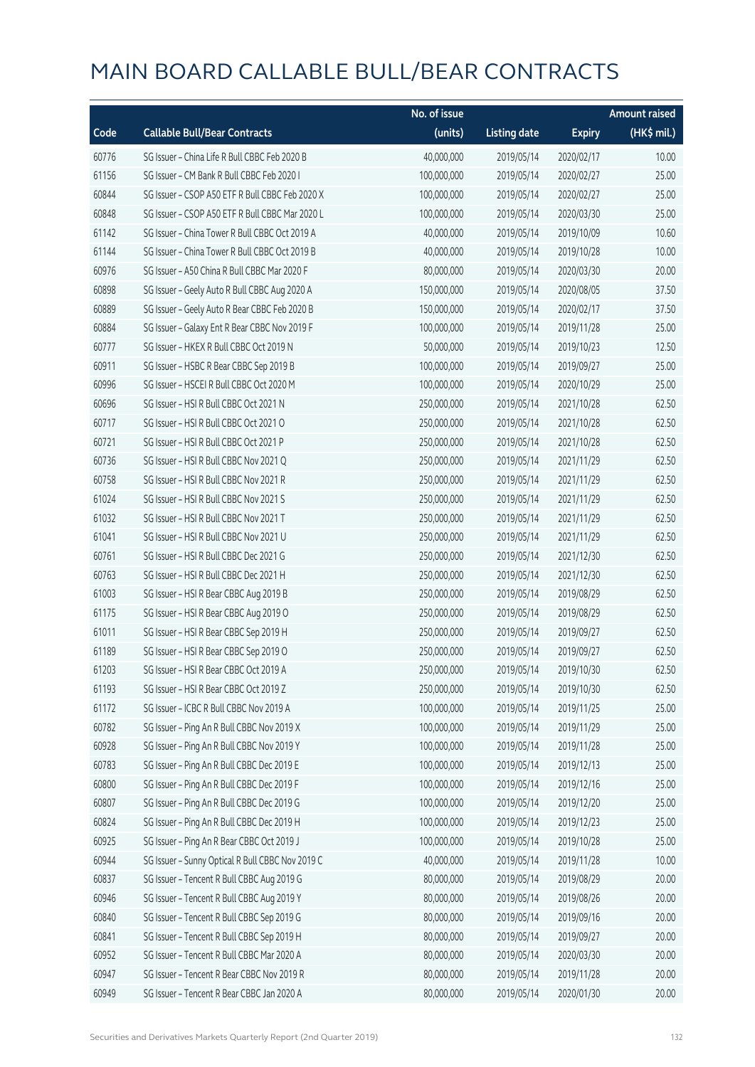# MAIN BOARD CALLABLE BULL/BEAR CONTRACTS

| Code | Callable Bull/Bear Contracts | No. of issue (units) | Listing date | Expiry | Amount raised (HK$ mil.) |
|---|---|---|---|---|---|
| 60776 | SG Issuer – China Life R Bull CBBC Feb 2020 B | 40,000,000 | 2019/05/14 | 2020/02/17 | 10.00 |
| 61156 | SG Issuer – CM Bank R Bull CBBC Feb 2020 I | 100,000,000 | 2019/05/14 | 2020/02/27 | 25.00 |
| 60844 | SG Issuer – CSOP A50 ETF R Bull CBBC Feb 2020 X | 100,000,000 | 2019/05/14 | 2020/02/27 | 25.00 |
| 60848 | SG Issuer – CSOP A50 ETF R Bull CBBC Mar 2020 L | 100,000,000 | 2019/05/14 | 2020/03/30 | 25.00 |
| 61142 | SG Issuer – China Tower R Bull CBBC Oct 2019 A | 40,000,000 | 2019/05/14 | 2019/10/09 | 10.60 |
| 61144 | SG Issuer – China Tower R Bull CBBC Oct 2019 B | 40,000,000 | 2019/05/14 | 2019/10/28 | 10.00 |
| 60976 | SG Issuer – A50 China R Bull CBBC Mar 2020 F | 80,000,000 | 2019/05/14 | 2020/03/30 | 20.00 |
| 60898 | SG Issuer – Geely Auto R Bull CBBC Aug 2020 A | 150,000,000 | 2019/05/14 | 2020/08/05 | 37.50 |
| 60889 | SG Issuer – Geely Auto R Bear CBBC Feb 2020 B | 150,000,000 | 2019/05/14 | 2020/02/17 | 37.50 |
| 60884 | SG Issuer – Galaxy Ent R Bear CBBC Nov 2019 F | 100,000,000 | 2019/05/14 | 2019/11/28 | 25.00 |
| 60777 | SG Issuer – HKEX R Bull CBBC Oct 2019 N | 50,000,000 | 2019/05/14 | 2019/10/23 | 12.50 |
| 60911 | SG Issuer – HSBC R Bear CBBC Sep 2019 B | 100,000,000 | 2019/05/14 | 2019/09/27 | 25.00 |
| 60996 | SG Issuer – HSCEI R Bull CBBC Oct 2020 M | 100,000,000 | 2019/05/14 | 2020/10/29 | 25.00 |
| 60696 | SG Issuer – HSI R Bull CBBC Oct 2021 N | 250,000,000 | 2019/05/14 | 2021/10/28 | 62.50 |
| 60717 | SG Issuer – HSI R Bull CBBC Oct 2021 O | 250,000,000 | 2019/05/14 | 2021/10/28 | 62.50 |
| 60721 | SG Issuer – HSI R Bull CBBC Oct 2021 P | 250,000,000 | 2019/05/14 | 2021/10/28 | 62.50 |
| 60736 | SG Issuer – HSI R Bull CBBC Nov 2021 Q | 250,000,000 | 2019/05/14 | 2021/11/29 | 62.50 |
| 60758 | SG Issuer – HSI R Bull CBBC Nov 2021 R | 250,000,000 | 2019/05/14 | 2021/11/29 | 62.50 |
| 61024 | SG Issuer – HSI R Bull CBBC Nov 2021 S | 250,000,000 | 2019/05/14 | 2021/11/29 | 62.50 |
| 61032 | SG Issuer – HSI R Bull CBBC Nov 2021 T | 250,000,000 | 2019/05/14 | 2021/11/29 | 62.50 |
| 61041 | SG Issuer – HSI R Bull CBBC Nov 2021 U | 250,000,000 | 2019/05/14 | 2021/11/29 | 62.50 |
| 60761 | SG Issuer – HSI R Bull CBBC Dec 2021 G | 250,000,000 | 2019/05/14 | 2021/12/30 | 62.50 |
| 60763 | SG Issuer – HSI R Bull CBBC Dec 2021 H | 250,000,000 | 2019/05/14 | 2021/12/30 | 62.50 |
| 61003 | SG Issuer – HSI R Bear CBBC Aug 2019 B | 250,000,000 | 2019/05/14 | 2019/08/29 | 62.50 |
| 61175 | SG Issuer – HSI R Bear CBBC Aug 2019 O | 250,000,000 | 2019/05/14 | 2019/08/29 | 62.50 |
| 61011 | SG Issuer – HSI R Bear CBBC Sep 2019 H | 250,000,000 | 2019/05/14 | 2019/09/27 | 62.50 |
| 61189 | SG Issuer – HSI R Bear CBBC Sep 2019 O | 250,000,000 | 2019/05/14 | 2019/09/27 | 62.50 |
| 61203 | SG Issuer – HSI R Bear CBBC Oct 2019 A | 250,000,000 | 2019/05/14 | 2019/10/30 | 62.50 |
| 61193 | SG Issuer – HSI R Bear CBBC Oct 2019 Z | 250,000,000 | 2019/05/14 | 2019/10/30 | 62.50 |
| 61172 | SG Issuer – ICBC R Bull CBBC Nov 2019 A | 100,000,000 | 2019/05/14 | 2019/11/25 | 25.00 |
| 60782 | SG Issuer – Ping An R Bull CBBC Nov 2019 X | 100,000,000 | 2019/05/14 | 2019/11/29 | 25.00 |
| 60928 | SG Issuer – Ping An R Bull CBBC Nov 2019 Y | 100,000,000 | 2019/05/14 | 2019/11/28 | 25.00 |
| 60783 | SG Issuer – Ping An R Bull CBBC Dec 2019 E | 100,000,000 | 2019/05/14 | 2019/12/13 | 25.00 |
| 60800 | SG Issuer – Ping An R Bull CBBC Dec 2019 F | 100,000,000 | 2019/05/14 | 2019/12/16 | 25.00 |
| 60807 | SG Issuer – Ping An R Bull CBBC Dec 2019 G | 100,000,000 | 2019/05/14 | 2019/12/20 | 25.00 |
| 60824 | SG Issuer – Ping An R Bull CBBC Dec 2019 H | 100,000,000 | 2019/05/14 | 2019/12/23 | 25.00 |
| 60925 | SG Issuer – Ping An R Bear CBBC Oct 2019 J | 100,000,000 | 2019/05/14 | 2019/10/28 | 25.00 |
| 60944 | SG Issuer – Sunny Optical R Bull CBBC Nov 2019 C | 40,000,000 | 2019/05/14 | 2019/11/28 | 10.00 |
| 60837 | SG Issuer – Tencent R Bull CBBC Aug 2019 G | 80,000,000 | 2019/05/14 | 2019/08/29 | 20.00 |
| 60946 | SG Issuer – Tencent R Bull CBBC Aug 2019 Y | 80,000,000 | 2019/05/14 | 2019/08/26 | 20.00 |
| 60840 | SG Issuer – Tencent R Bull CBBC Sep 2019 G | 80,000,000 | 2019/05/14 | 2019/09/16 | 20.00 |
| 60841 | SG Issuer – Tencent R Bull CBBC Sep 2019 H | 80,000,000 | 2019/05/14 | 2019/09/27 | 20.00 |
| 60952 | SG Issuer – Tencent R Bull CBBC Mar 2020 A | 80,000,000 | 2019/05/14 | 2020/03/30 | 20.00 |
| 60947 | SG Issuer – Tencent R Bear CBBC Nov 2019 R | 80,000,000 | 2019/05/14 | 2019/11/28 | 20.00 |
| 60949 | SG Issuer – Tencent R Bear CBBC Jan 2020 A | 80,000,000 | 2019/05/14 | 2020/01/30 | 20.00 |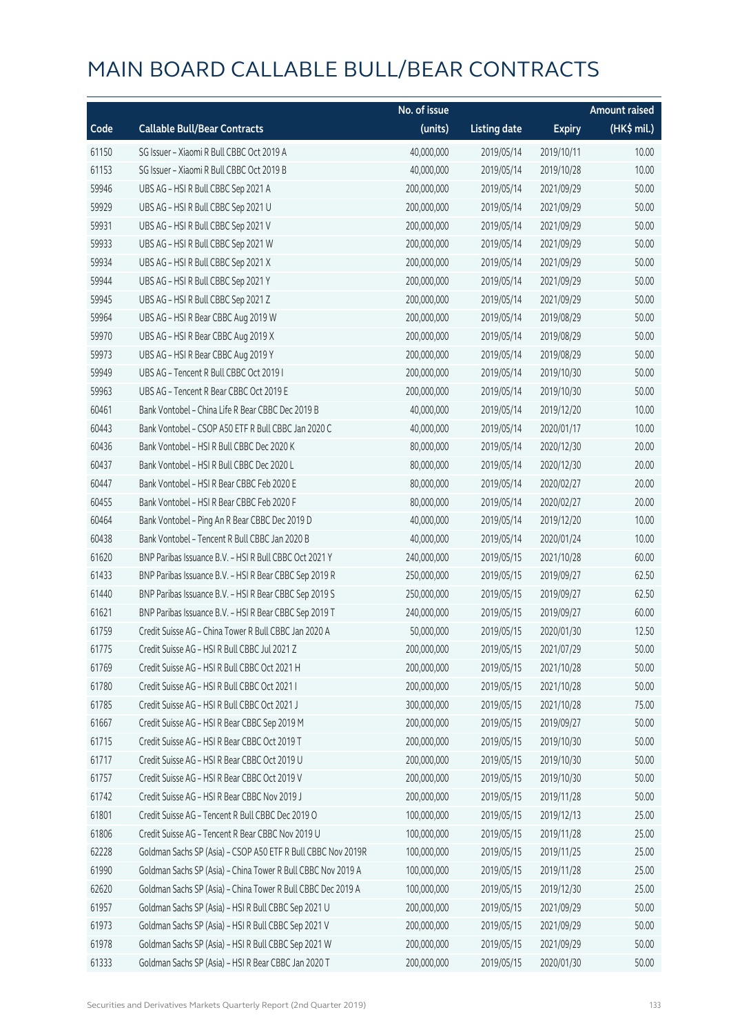# MAIN BOARD CALLABLE BULL/BEAR CONTRACTS

| Code | Callable Bull/Bear Contracts | No. of issue (units) | Listing date | Expiry | Amount raised (HK$ mil.) |
|---|---|---|---|---|---|
| 61150 | SG Issuer – Xiaomi R Bull CBBC Oct 2019 A | 40,000,000 | 2019/05/14 | 2019/10/11 | 10.00 |
| 61153 | SG Issuer – Xiaomi R Bull CBBC Oct 2019 B | 40,000,000 | 2019/05/14 | 2019/10/28 | 10.00 |
| 59946 | UBS AG – HSI R Bull CBBC Sep 2021 A | 200,000,000 | 2019/05/14 | 2021/09/29 | 50.00 |
| 59929 | UBS AG – HSI R Bull CBBC Sep 2021 U | 200,000,000 | 2019/05/14 | 2021/09/29 | 50.00 |
| 59931 | UBS AG – HSI R Bull CBBC Sep 2021 V | 200,000,000 | 2019/05/14 | 2021/09/29 | 50.00 |
| 59933 | UBS AG – HSI R Bull CBBC Sep 2021 W | 200,000,000 | 2019/05/14 | 2021/09/29 | 50.00 |
| 59934 | UBS AG – HSI R Bull CBBC Sep 2021 X | 200,000,000 | 2019/05/14 | 2021/09/29 | 50.00 |
| 59944 | UBS AG – HSI R Bull CBBC Sep 2021 Y | 200,000,000 | 2019/05/14 | 2021/09/29 | 50.00 |
| 59945 | UBS AG – HSI R Bull CBBC Sep 2021 Z | 200,000,000 | 2019/05/14 | 2021/09/29 | 50.00 |
| 59964 | UBS AG – HSI R Bear CBBC Aug 2019 W | 200,000,000 | 2019/05/14 | 2019/08/29 | 50.00 |
| 59970 | UBS AG – HSI R Bear CBBC Aug 2019 X | 200,000,000 | 2019/05/14 | 2019/08/29 | 50.00 |
| 59973 | UBS AG – HSI R Bear CBBC Aug 2019 Y | 200,000,000 | 2019/05/14 | 2019/08/29 | 50.00 |
| 59949 | UBS AG – Tencent R Bull CBBC Oct 2019 I | 200,000,000 | 2019/05/14 | 2019/10/30 | 50.00 |
| 59963 | UBS AG – Tencent R Bear CBBC Oct 2019 E | 200,000,000 | 2019/05/14 | 2019/10/30 | 50.00 |
| 60461 | Bank Vontobel – China Life R Bear CBBC Dec 2019 B | 40,000,000 | 2019/05/14 | 2019/12/20 | 10.00 |
| 60443 | Bank Vontobel – CSOP A50 ETF R Bull CBBC Jan 2020 C | 40,000,000 | 2019/05/14 | 2020/01/17 | 10.00 |
| 60436 | Bank Vontobel – HSI R Bull CBBC Dec 2020 K | 80,000,000 | 2019/05/14 | 2020/12/30 | 20.00 |
| 60437 | Bank Vontobel – HSI R Bull CBBC Dec 2020 L | 80,000,000 | 2019/05/14 | 2020/12/30 | 20.00 |
| 60447 | Bank Vontobel – HSI R Bear CBBC Feb 2020 E | 80,000,000 | 2019/05/14 | 2020/02/27 | 20.00 |
| 60455 | Bank Vontobel – HSI R Bear CBBC Feb 2020 F | 80,000,000 | 2019/05/14 | 2020/02/27 | 20.00 |
| 60464 | Bank Vontobel – Ping An R Bear CBBC Dec 2019 D | 40,000,000 | 2019/05/14 | 2019/12/20 | 10.00 |
| 60438 | Bank Vontobel – Tencent R Bull CBBC Jan 2020 B | 40,000,000 | 2019/05/14 | 2020/01/24 | 10.00 |
| 61620 | BNP Paribas Issuance B.V. – HSI R Bull CBBC Oct 2021 Y | 240,000,000 | 2019/05/15 | 2021/10/28 | 60.00 |
| 61433 | BNP Paribas Issuance B.V. – HSI R Bear CBBC Sep 2019 R | 250,000,000 | 2019/05/15 | 2019/09/27 | 62.50 |
| 61440 | BNP Paribas Issuance B.V. – HSI R Bear CBBC Sep 2019 S | 250,000,000 | 2019/05/15 | 2019/09/27 | 62.50 |
| 61621 | BNP Paribas Issuance B.V. – HSI R Bear CBBC Sep 2019 T | 240,000,000 | 2019/05/15 | 2019/09/27 | 60.00 |
| 61759 | Credit Suisse AG – China Tower R Bull CBBC Jan 2020 A | 50,000,000 | 2019/05/15 | 2020/01/30 | 12.50 |
| 61775 | Credit Suisse AG – HSI R Bull CBBC Jul 2021 Z | 200,000,000 | 2019/05/15 | 2021/07/29 | 50.00 |
| 61769 | Credit Suisse AG – HSI R Bull CBBC Oct 2021 H | 200,000,000 | 2019/05/15 | 2021/10/28 | 50.00 |
| 61780 | Credit Suisse AG – HSI R Bull CBBC Oct 2021 I | 200,000,000 | 2019/05/15 | 2021/10/28 | 50.00 |
| 61785 | Credit Suisse AG – HSI R Bull CBBC Oct 2021 J | 300,000,000 | 2019/05/15 | 2021/10/28 | 75.00 |
| 61667 | Credit Suisse AG – HSI R Bear CBBC Sep 2019 M | 200,000,000 | 2019/05/15 | 2019/09/27 | 50.00 |
| 61715 | Credit Suisse AG – HSI R Bear CBBC Oct 2019 T | 200,000,000 | 2019/05/15 | 2019/10/30 | 50.00 |
| 61717 | Credit Suisse AG – HSI R Bear CBBC Oct 2019 U | 200,000,000 | 2019/05/15 | 2019/10/30 | 50.00 |
| 61757 | Credit Suisse AG – HSI R Bear CBBC Oct 2019 V | 200,000,000 | 2019/05/15 | 2019/10/30 | 50.00 |
| 61742 | Credit Suisse AG – HSI R Bear CBBC Nov 2019 J | 200,000,000 | 2019/05/15 | 2019/11/28 | 50.00 |
| 61801 | Credit Suisse AG – Tencent R Bull CBBC Dec 2019 O | 100,000,000 | 2019/05/15 | 2019/12/13 | 25.00 |
| 61806 | Credit Suisse AG – Tencent R Bear CBBC Nov 2019 U | 100,000,000 | 2019/05/15 | 2019/11/28 | 25.00 |
| 62228 | Goldman Sachs SP (Asia) – CSOP A50 ETF R Bull CBBC Nov 2019R | 100,000,000 | 2019/05/15 | 2019/11/25 | 25.00 |
| 61990 | Goldman Sachs SP (Asia) – China Tower R Bull CBBC Nov 2019 A | 100,000,000 | 2019/05/15 | 2019/11/28 | 25.00 |
| 62620 | Goldman Sachs SP (Asia) – China Tower R Bull CBBC Dec 2019 A | 100,000,000 | 2019/05/15 | 2019/12/30 | 25.00 |
| 61957 | Goldman Sachs SP (Asia) – HSI R Bull CBBC Sep 2021 U | 200,000,000 | 2019/05/15 | 2021/09/29 | 50.00 |
| 61973 | Goldman Sachs SP (Asia) – HSI R Bull CBBC Sep 2021 V | 200,000,000 | 2019/05/15 | 2021/09/29 | 50.00 |
| 61978 | Goldman Sachs SP (Asia) – HSI R Bull CBBC Sep 2021 W | 200,000,000 | 2019/05/15 | 2021/09/29 | 50.00 |
| 61333 | Goldman Sachs SP (Asia) – HSI R Bear CBBC Jan 2020 T | 200,000,000 | 2019/05/15 | 2020/01/30 | 50.00 |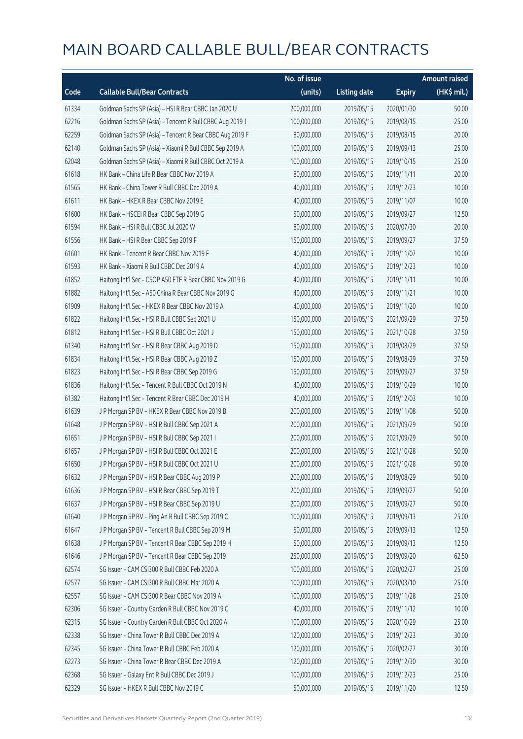# MAIN BOARD CALLABLE BULL/BEAR CONTRACTS

| Code | Callable Bull/Bear Contracts | No. of issue (units) | Listing date | Expiry | Amount raised (HK$ mil.) |
|---|---|---|---|---|---|
| 61334 | Goldman Sachs SP (Asia) – HSI R Bear CBBC Jan 2020 U | 200,000,000 | 2019/05/15 | 2020/01/30 | 50.00 |
| 62216 | Goldman Sachs SP (Asia) – Tencent R Bull CBBC Aug 2019 J | 100,000,000 | 2019/05/15 | 2019/08/15 | 25.00 |
| 62259 | Goldman Sachs SP (Asia) – Tencent R Bear CBBC Aug 2019 F | 80,000,000 | 2019/05/15 | 2019/08/15 | 20.00 |
| 62140 | Goldman Sachs SP (Asia) – Xiaomi R Bull CBBC Sep 2019 A | 100,000,000 | 2019/05/15 | 2019/09/13 | 25.00 |
| 62048 | Goldman Sachs SP (Asia) – Xiaomi R Bull CBBC Oct 2019 A | 100,000,000 | 2019/05/15 | 2019/10/15 | 25.00 |
| 61618 | HK Bank – China Life R Bear CBBC Nov 2019 A | 80,000,000 | 2019/05/15 | 2019/11/11 | 20.00 |
| 61565 | HK Bank – China Tower R Bull CBBC Dec 2019 A | 40,000,000 | 2019/05/15 | 2019/12/23 | 10.00 |
| 61611 | HK Bank – HKEX R Bear CBBC Nov 2019 E | 40,000,000 | 2019/05/15 | 2019/11/07 | 10.00 |
| 61600 | HK Bank – HSCEI R Bear CBBC Sep 2019 G | 50,000,000 | 2019/05/15 | 2019/09/27 | 12.50 |
| 61594 | HK Bank – HSI R Bull CBBC Jul 2020 W | 80,000,000 | 2019/05/15 | 2020/07/30 | 20.00 |
| 61556 | HK Bank – HSI R Bear CBBC Sep 2019 F | 150,000,000 | 2019/05/15 | 2019/09/27 | 37.50 |
| 61601 | HK Bank – Tencent R Bear CBBC Nov 2019 F | 40,000,000 | 2019/05/15 | 2019/11/07 | 10.00 |
| 61593 | HK Bank – Xiaomi R Bull CBBC Dec 2019 A | 40,000,000 | 2019/05/15 | 2019/12/23 | 10.00 |
| 61852 | Haitong Int'l Sec – CSOP A50 ETF R Bear CBBC Nov 2019 G | 40,000,000 | 2019/05/15 | 2019/11/11 | 10.00 |
| 61882 | Haitong Int'l Sec – A50 China R Bear CBBC Nov 2019 G | 40,000,000 | 2019/05/15 | 2019/11/21 | 10.00 |
| 61909 | Haitong Int'l Sec – HKEX R Bear CBBC Nov 2019 A | 40,000,000 | 2019/05/15 | 2019/11/20 | 10.00 |
| 61822 | Haitong Int'l Sec – HSI R Bull CBBC Sep 2021 U | 150,000,000 | 2019/05/15 | 2021/09/29 | 37.50 |
| 61812 | Haitong Int'l Sec – HSI R Bull CBBC Oct 2021 J | 150,000,000 | 2019/05/15 | 2021/10/28 | 37.50 |
| 61340 | Haitong Int'l Sec – HSI R Bear CBBC Aug 2019 D | 150,000,000 | 2019/05/15 | 2019/08/29 | 37.50 |
| 61834 | Haitong Int'l Sec – HSI R Bear CBBC Aug 2019 Z | 150,000,000 | 2019/05/15 | 2019/08/29 | 37.50 |
| 61823 | Haitong Int'l Sec – HSI R Bear CBBC Sep 2019 G | 150,000,000 | 2019/05/15 | 2019/09/27 | 37.50 |
| 61836 | Haitong Int'l Sec – Tencent R Bull CBBC Oct 2019 N | 40,000,000 | 2019/05/15 | 2019/10/29 | 10.00 |
| 61382 | Haitong Int'l Sec – Tencent R Bear CBBC Dec 2019 H | 40,000,000 | 2019/05/15 | 2019/12/03 | 10.00 |
| 61639 | J P Morgan SP BV – HKEX R Bear CBBC Nov 2019 B | 200,000,000 | 2019/05/15 | 2019/11/08 | 50.00 |
| 61648 | J P Morgan SP BV – HSI R Bull CBBC Sep 2021 A | 200,000,000 | 2019/05/15 | 2021/09/29 | 50.00 |
| 61651 | J P Morgan SP BV – HSI R Bull CBBC Sep 2021 I | 200,000,000 | 2019/05/15 | 2021/09/29 | 50.00 |
| 61657 | J P Morgan SP BV – HSI R Bull CBBC Oct 2021 E | 200,000,000 | 2019/05/15 | 2021/10/28 | 50.00 |
| 61650 | J P Morgan SP BV – HSI R Bull CBBC Oct 2021 U | 200,000,000 | 2019/05/15 | 2021/10/28 | 50.00 |
| 61632 | J P Morgan SP BV – HSI R Bear CBBC Aug 2019 P | 200,000,000 | 2019/05/15 | 2019/08/29 | 50.00 |
| 61636 | J P Morgan SP BV – HSI R Bear CBBC Sep 2019 T | 200,000,000 | 2019/05/15 | 2019/09/27 | 50.00 |
| 61637 | J P Morgan SP BV – HSI R Bear CBBC Sep 2019 U | 200,000,000 | 2019/05/15 | 2019/09/27 | 50.00 |
| 61640 | J P Morgan SP BV – Ping An R Bull CBBC Sep 2019 C | 100,000,000 | 2019/05/15 | 2019/09/13 | 25.00 |
| 61647 | J P Morgan SP BV – Tencent R Bull CBBC Sep 2019 M | 50,000,000 | 2019/05/15 | 2019/09/13 | 12.50 |
| 61638 | J P Morgan SP BV – Tencent R Bear CBBC Sep 2019 H | 50,000,000 | 2019/05/15 | 2019/09/13 | 12.50 |
| 61646 | J P Morgan SP BV – Tencent R Bear CBBC Sep 2019 I | 250,000,000 | 2019/05/15 | 2019/09/20 | 62.50 |
| 62574 | SG Issuer – CAM CSI300 R Bull CBBC Feb 2020 A | 100,000,000 | 2019/05/15 | 2020/02/27 | 25.00 |
| 62577 | SG Issuer – CAM CSI300 R Bull CBBC Mar 2020 A | 100,000,000 | 2019/05/15 | 2020/03/10 | 25.00 |
| 62557 | SG Issuer – CAM CSI300 R Bear CBBC Nov 2019 A | 100,000,000 | 2019/05/15 | 2019/11/28 | 25.00 |
| 62306 | SG Issuer – Country Garden R Bull CBBC Nov 2019 C | 40,000,000 | 2019/05/15 | 2019/11/12 | 10.00 |
| 62315 | SG Issuer – Country Garden R Bull CBBC Oct 2020 A | 100,000,000 | 2019/05/15 | 2020/10/29 | 25.00 |
| 62338 | SG Issuer – China Tower R Bull CBBC Dec 2019 A | 120,000,000 | 2019/05/15 | 2019/12/23 | 30.00 |
| 62345 | SG Issuer – China Tower R Bull CBBC Feb 2020 A | 120,000,000 | 2019/05/15 | 2020/02/27 | 30.00 |
| 62273 | SG Issuer – China Tower R Bear CBBC Dec 2019 A | 120,000,000 | 2019/05/15 | 2019/12/30 | 30.00 |
| 62368 | SG Issuer – Galaxy Ent R Bull CBBC Dec 2019 J | 100,000,000 | 2019/05/15 | 2019/12/23 | 25.00 |
| 62329 | SG Issuer – HKEX R Bull CBBC Nov 2019 C | 50,000,000 | 2019/05/15 | 2019/11/20 | 12.50 |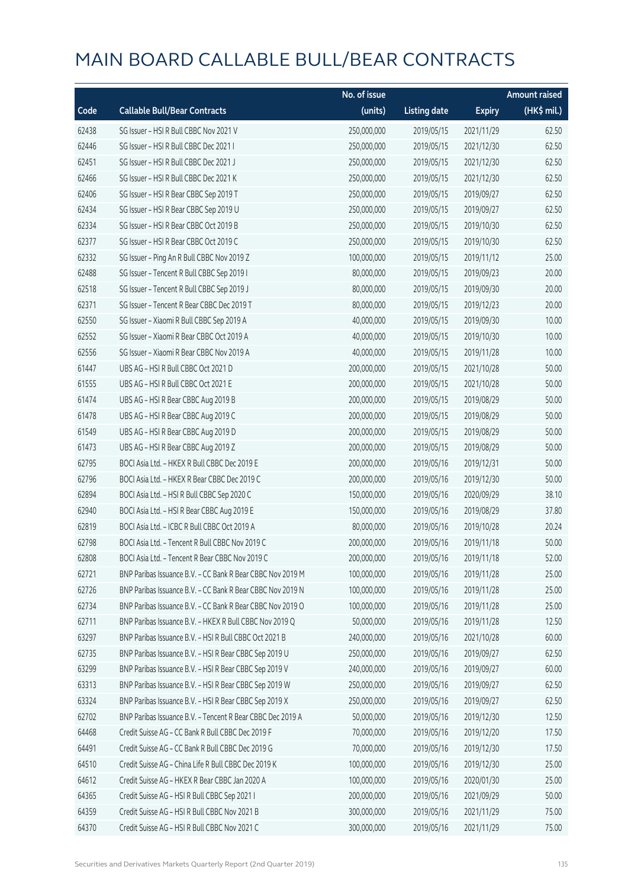# MAIN BOARD CALLABLE BULL/BEAR CONTRACTS

| Code | Callable Bull/Bear Contracts | No. of issue (units) | Listing date | Expiry | Amount raised (HK$ mil.) |
|---|---|---|---|---|---|
| 62438 | SG Issuer – HSI R Bull CBBC Nov 2021 V | 250,000,000 | 2019/05/15 | 2021/11/29 | 62.50 |
| 62446 | SG Issuer – HSI R Bull CBBC Dec 2021 I | 250,000,000 | 2019/05/15 | 2021/12/30 | 62.50 |
| 62451 | SG Issuer – HSI R Bull CBBC Dec 2021 J | 250,000,000 | 2019/05/15 | 2021/12/30 | 62.50 |
| 62466 | SG Issuer – HSI R Bull CBBC Dec 2021 K | 250,000,000 | 2019/05/15 | 2021/12/30 | 62.50 |
| 62406 | SG Issuer – HSI R Bear CBBC Sep 2019 T | 250,000,000 | 2019/05/15 | 2019/09/27 | 62.50 |
| 62434 | SG Issuer – HSI R Bear CBBC Sep 2019 U | 250,000,000 | 2019/05/15 | 2019/09/27 | 62.50 |
| 62334 | SG Issuer – HSI R Bear CBBC Oct 2019 B | 250,000,000 | 2019/05/15 | 2019/10/30 | 62.50 |
| 62377 | SG Issuer – HSI R Bear CBBC Oct 2019 C | 250,000,000 | 2019/05/15 | 2019/10/30 | 62.50 |
| 62332 | SG Issuer – Ping An R Bull CBBC Nov 2019 Z | 100,000,000 | 2019/05/15 | 2019/11/12 | 25.00 |
| 62488 | SG Issuer – Tencent R Bull CBBC Sep 2019 I | 80,000,000 | 2019/05/15 | 2019/09/23 | 20.00 |
| 62518 | SG Issuer – Tencent R Bull CBBC Sep 2019 J | 80,000,000 | 2019/05/15 | 2019/09/30 | 20.00 |
| 62371 | SG Issuer – Tencent R Bear CBBC Dec 2019 T | 80,000,000 | 2019/05/15 | 2019/12/23 | 20.00 |
| 62550 | SG Issuer – Xiaomi R Bull CBBC Sep 2019 A | 40,000,000 | 2019/05/15 | 2019/09/30 | 10.00 |
| 62552 | SG Issuer – Xiaomi R Bear CBBC Oct 2019 A | 40,000,000 | 2019/05/15 | 2019/10/30 | 10.00 |
| 62556 | SG Issuer – Xiaomi R Bear CBBC Nov 2019 A | 40,000,000 | 2019/05/15 | 2019/11/28 | 10.00 |
| 61447 | UBS AG – HSI R Bull CBBC Oct 2021 D | 200,000,000 | 2019/05/15 | 2021/10/28 | 50.00 |
| 61555 | UBS AG – HSI R Bull CBBC Oct 2021 E | 200,000,000 | 2019/05/15 | 2021/10/28 | 50.00 |
| 61474 | UBS AG – HSI R Bear CBBC Aug 2019 B | 200,000,000 | 2019/05/15 | 2019/08/29 | 50.00 |
| 61478 | UBS AG – HSI R Bear CBBC Aug 2019 C | 200,000,000 | 2019/05/15 | 2019/08/29 | 50.00 |
| 61549 | UBS AG – HSI R Bear CBBC Aug 2019 D | 200,000,000 | 2019/05/15 | 2019/08/29 | 50.00 |
| 61473 | UBS AG – HSI R Bear CBBC Aug 2019 Z | 200,000,000 | 2019/05/15 | 2019/08/29 | 50.00 |
| 62795 | BOCI Asia Ltd. – HKEX R Bull CBBC Dec 2019 E | 200,000,000 | 2019/05/16 | 2019/12/31 | 50.00 |
| 62796 | BOCI Asia Ltd. – HKEX R Bear CBBC Dec 2019 C | 200,000,000 | 2019/05/16 | 2019/12/30 | 50.00 |
| 62894 | BOCI Asia Ltd. – HSI R Bull CBBC Sep 2020 C | 150,000,000 | 2019/05/16 | 2020/09/29 | 38.10 |
| 62940 | BOCI Asia Ltd. – HSI R Bear CBBC Aug 2019 E | 150,000,000 | 2019/05/16 | 2019/08/29 | 37.80 |
| 62819 | BOCI Asia Ltd. – ICBC R Bull CBBC Oct 2019 A | 80,000,000 | 2019/05/16 | 2019/10/28 | 20.24 |
| 62798 | BOCI Asia Ltd. – Tencent R Bull CBBC Nov 2019 C | 200,000,000 | 2019/05/16 | 2019/11/18 | 50.00 |
| 62808 | BOCI Asia Ltd. – Tencent R Bear CBBC Nov 2019 C | 200,000,000 | 2019/05/16 | 2019/11/18 | 52.00 |
| 62721 | BNP Paribas Issuance B.V. – CC Bank R Bear CBBC Nov 2019 M | 100,000,000 | 2019/05/16 | 2019/11/28 | 25.00 |
| 62726 | BNP Paribas Issuance B.V. – CC Bank R Bear CBBC Nov 2019 N | 100,000,000 | 2019/05/16 | 2019/11/28 | 25.00 |
| 62734 | BNP Paribas Issuance B.V. – CC Bank R Bear CBBC Nov 2019 O | 100,000,000 | 2019/05/16 | 2019/11/28 | 25.00 |
| 62711 | BNP Paribas Issuance B.V. – HKEX R Bull CBBC Nov 2019 Q | 50,000,000 | 2019/05/16 | 2019/11/28 | 12.50 |
| 63297 | BNP Paribas Issuance B.V. – HSI R Bull CBBC Oct 2021 B | 240,000,000 | 2019/05/16 | 2021/10/28 | 60.00 |
| 62735 | BNP Paribas Issuance B.V. – HSI R Bear CBBC Sep 2019 U | 250,000,000 | 2019/05/16 | 2019/09/27 | 62.50 |
| 63299 | BNP Paribas Issuance B.V. – HSI R Bear CBBC Sep 2019 V | 240,000,000 | 2019/05/16 | 2019/09/27 | 60.00 |
| 63313 | BNP Paribas Issuance B.V. – HSI R Bear CBBC Sep 2019 W | 250,000,000 | 2019/05/16 | 2019/09/27 | 62.50 |
| 63324 | BNP Paribas Issuance B.V. – HSI R Bear CBBC Sep 2019 X | 250,000,000 | 2019/05/16 | 2019/09/27 | 62.50 |
| 62702 | BNP Paribas Issuance B.V. – Tencent R Bear CBBC Dec 2019 A | 50,000,000 | 2019/05/16 | 2019/12/30 | 12.50 |
| 64468 | Credit Suisse AG – CC Bank R Bull CBBC Dec 2019 F | 70,000,000 | 2019/05/16 | 2019/12/20 | 17.50 |
| 64491 | Credit Suisse AG – CC Bank R Bull CBBC Dec 2019 G | 70,000,000 | 2019/05/16 | 2019/12/30 | 17.50 |
| 64510 | Credit Suisse AG – China Life R Bull CBBC Dec 2019 K | 100,000,000 | 2019/05/16 | 2019/12/30 | 25.00 |
| 64612 | Credit Suisse AG – HKEX R Bear CBBC Jan 2020 A | 100,000,000 | 2019/05/16 | 2020/01/30 | 25.00 |
| 64365 | Credit Suisse AG – HSI R Bull CBBC Sep 2021 I | 200,000,000 | 2019/05/16 | 2021/09/29 | 50.00 |
| 64359 | Credit Suisse AG – HSI R Bull CBBC Nov 2021 B | 300,000,000 | 2019/05/16 | 2021/11/29 | 75.00 |
| 64370 | Credit Suisse AG – HSI R Bull CBBC Nov 2021 C | 300,000,000 | 2019/05/16 | 2021/11/29 | 75.00 |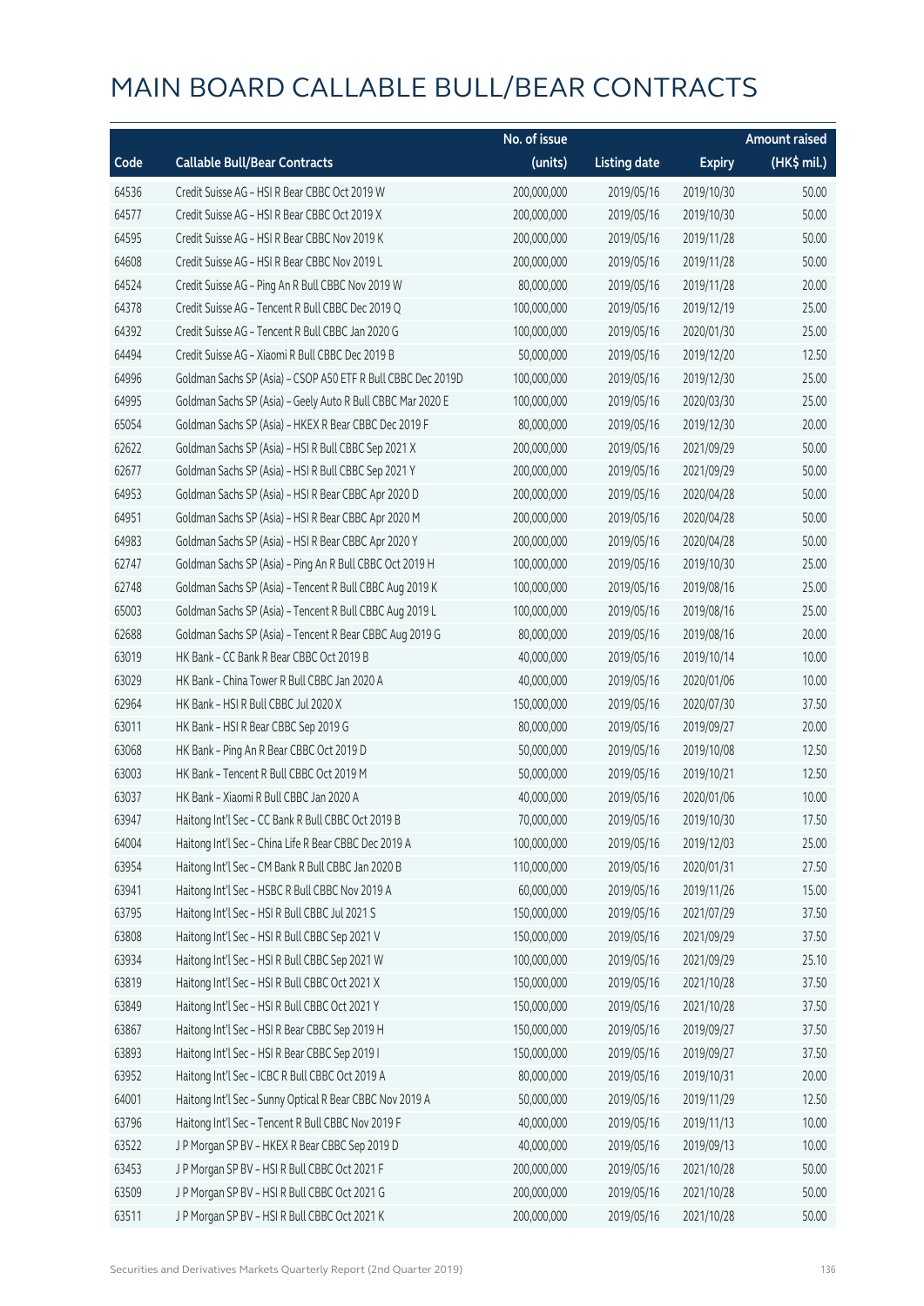# MAIN BOARD CALLABLE BULL/BEAR CONTRACTS

| Code | Callable Bull/Bear Contracts | No. of issue (units) | Listing date | Expiry | Amount raised (HK$ mil.) |
|---|---|---|---|---|---|
| 64536 | Credit Suisse AG – HSI R Bear CBBC Oct 2019 W | 200,000,000 | 2019/05/16 | 2019/10/30 | 50.00 |
| 64577 | Credit Suisse AG – HSI R Bear CBBC Oct 2019 X | 200,000,000 | 2019/05/16 | 2019/10/30 | 50.00 |
| 64595 | Credit Suisse AG – HSI R Bear CBBC Nov 2019 K | 200,000,000 | 2019/05/16 | 2019/11/28 | 50.00 |
| 64608 | Credit Suisse AG – HSI R Bear CBBC Nov 2019 L | 200,000,000 | 2019/05/16 | 2019/11/28 | 50.00 |
| 64524 | Credit Suisse AG – Ping An R Bull CBBC Nov 2019 W | 80,000,000 | 2019/05/16 | 2019/11/28 | 20.00 |
| 64378 | Credit Suisse AG – Tencent R Bull CBBC Dec 2019 Q | 100,000,000 | 2019/05/16 | 2019/12/19 | 25.00 |
| 64392 | Credit Suisse AG – Tencent R Bull CBBC Jan 2020 G | 100,000,000 | 2019/05/16 | 2020/01/30 | 25.00 |
| 64494 | Credit Suisse AG – Xiaomi R Bull CBBC Dec 2019 B | 50,000,000 | 2019/05/16 | 2019/12/20 | 12.50 |
| 64996 | Goldman Sachs SP (Asia) – CSOP A50 ETF R Bull CBBC Dec 2019D | 100,000,000 | 2019/05/16 | 2019/12/30 | 25.00 |
| 64995 | Goldman Sachs SP (Asia) – Geely Auto R Bull CBBC Mar 2020 E | 100,000,000 | 2019/05/16 | 2020/03/30 | 25.00 |
| 65054 | Goldman Sachs SP (Asia) – HKEX R Bear CBBC Dec 2019 F | 80,000,000 | 2019/05/16 | 2019/12/30 | 20.00 |
| 62622 | Goldman Sachs SP (Asia) – HSI R Bull CBBC Sep 2021 X | 200,000,000 | 2019/05/16 | 2021/09/29 | 50.00 |
| 62677 | Goldman Sachs SP (Asia) – HSI R Bull CBBC Sep 2021 Y | 200,000,000 | 2019/05/16 | 2021/09/29 | 50.00 |
| 64953 | Goldman Sachs SP (Asia) – HSI R Bear CBBC Apr 2020 D | 200,000,000 | 2019/05/16 | 2020/04/28 | 50.00 |
| 64951 | Goldman Sachs SP (Asia) – HSI R Bear CBBC Apr 2020 M | 200,000,000 | 2019/05/16 | 2020/04/28 | 50.00 |
| 64983 | Goldman Sachs SP (Asia) – HSI R Bear CBBC Apr 2020 Y | 200,000,000 | 2019/05/16 | 2020/04/28 | 50.00 |
| 62747 | Goldman Sachs SP (Asia) – Ping An R Bull CBBC Oct 2019 H | 100,000,000 | 2019/05/16 | 2019/10/30 | 25.00 |
| 62748 | Goldman Sachs SP (Asia) – Tencent R Bull CBBC Aug 2019 K | 100,000,000 | 2019/05/16 | 2019/08/16 | 25.00 |
| 65003 | Goldman Sachs SP (Asia) – Tencent R Bull CBBC Aug 2019 L | 100,000,000 | 2019/05/16 | 2019/08/16 | 25.00 |
| 62688 | Goldman Sachs SP (Asia) – Tencent R Bear CBBC Aug 2019 G | 80,000,000 | 2019/05/16 | 2019/08/16 | 20.00 |
| 63019 | HK Bank – CC Bank R Bear CBBC Oct 2019 B | 40,000,000 | 2019/05/16 | 2019/10/14 | 10.00 |
| 63029 | HK Bank – China Tower R Bull CBBC Jan 2020 A | 40,000,000 | 2019/05/16 | 2020/01/06 | 10.00 |
| 62964 | HK Bank – HSI R Bull CBBC Jul 2020 X | 150,000,000 | 2019/05/16 | 2020/07/30 | 37.50 |
| 63011 | HK Bank – HSI R Bear CBBC Sep 2019 G | 80,000,000 | 2019/05/16 | 2019/09/27 | 20.00 |
| 63068 | HK Bank – Ping An R Bear CBBC Oct 2019 D | 50,000,000 | 2019/05/16 | 2019/10/08 | 12.50 |
| 63003 | HK Bank – Tencent R Bull CBBC Oct 2019 M | 50,000,000 | 2019/05/16 | 2019/10/21 | 12.50 |
| 63037 | HK Bank – Xiaomi R Bull CBBC Jan 2020 A | 40,000,000 | 2019/05/16 | 2020/01/06 | 10.00 |
| 63947 | Haitong Int'l Sec – CC Bank R Bull CBBC Oct 2019 B | 70,000,000 | 2019/05/16 | 2019/10/30 | 17.50 |
| 64004 | Haitong Int'l Sec – China Life R Bear CBBC Dec 2019 A | 100,000,000 | 2019/05/16 | 2019/12/03 | 25.00 |
| 63954 | Haitong Int'l Sec – CM Bank R Bull CBBC Jan 2020 B | 110,000,000 | 2019/05/16 | 2020/01/31 | 27.50 |
| 63941 | Haitong Int'l Sec – HSBC R Bull CBBC Nov 2019 A | 60,000,000 | 2019/05/16 | 2019/11/26 | 15.00 |
| 63795 | Haitong Int'l Sec – HSI R Bull CBBC Jul 2021 S | 150,000,000 | 2019/05/16 | 2021/07/29 | 37.50 |
| 63808 | Haitong Int'l Sec – HSI R Bull CBBC Sep 2021 V | 150,000,000 | 2019/05/16 | 2021/09/29 | 37.50 |
| 63934 | Haitong Int'l Sec – HSI R Bull CBBC Sep 2021 W | 100,000,000 | 2019/05/16 | 2021/09/29 | 25.10 |
| 63819 | Haitong Int'l Sec – HSI R Bull CBBC Oct 2021 X | 150,000,000 | 2019/05/16 | 2021/10/28 | 37.50 |
| 63849 | Haitong Int'l Sec – HSI R Bull CBBC Oct 2021 Y | 150,000,000 | 2019/05/16 | 2021/10/28 | 37.50 |
| 63867 | Haitong Int'l Sec – HSI R Bear CBBC Sep 2019 H | 150,000,000 | 2019/05/16 | 2019/09/27 | 37.50 |
| 63893 | Haitong Int'l Sec – HSI R Bear CBBC Sep 2019 I | 150,000,000 | 2019/05/16 | 2019/09/27 | 37.50 |
| 63952 | Haitong Int'l Sec – ICBC R Bull CBBC Oct 2019 A | 80,000,000 | 2019/05/16 | 2019/10/31 | 20.00 |
| 64001 | Haitong Int'l Sec – Sunny Optical R Bear CBBC Nov 2019 A | 50,000,000 | 2019/05/16 | 2019/11/29 | 12.50 |
| 63796 | Haitong Int'l Sec – Tencent R Bull CBBC Nov 2019 F | 40,000,000 | 2019/05/16 | 2019/11/13 | 10.00 |
| 63522 | J P Morgan SP BV – HKEX R Bear CBBC Sep 2019 D | 40,000,000 | 2019/05/16 | 2019/09/13 | 10.00 |
| 63453 | J P Morgan SP BV – HSI R Bull CBBC Oct 2021 F | 200,000,000 | 2019/05/16 | 2021/10/28 | 50.00 |
| 63509 | J P Morgan SP BV – HSI R Bull CBBC Oct 2021 G | 200,000,000 | 2019/05/16 | 2021/10/28 | 50.00 |
| 63511 | J P Morgan SP BV – HSI R Bull CBBC Oct 2021 K | 200,000,000 | 2019/05/16 | 2021/10/28 | 50.00 |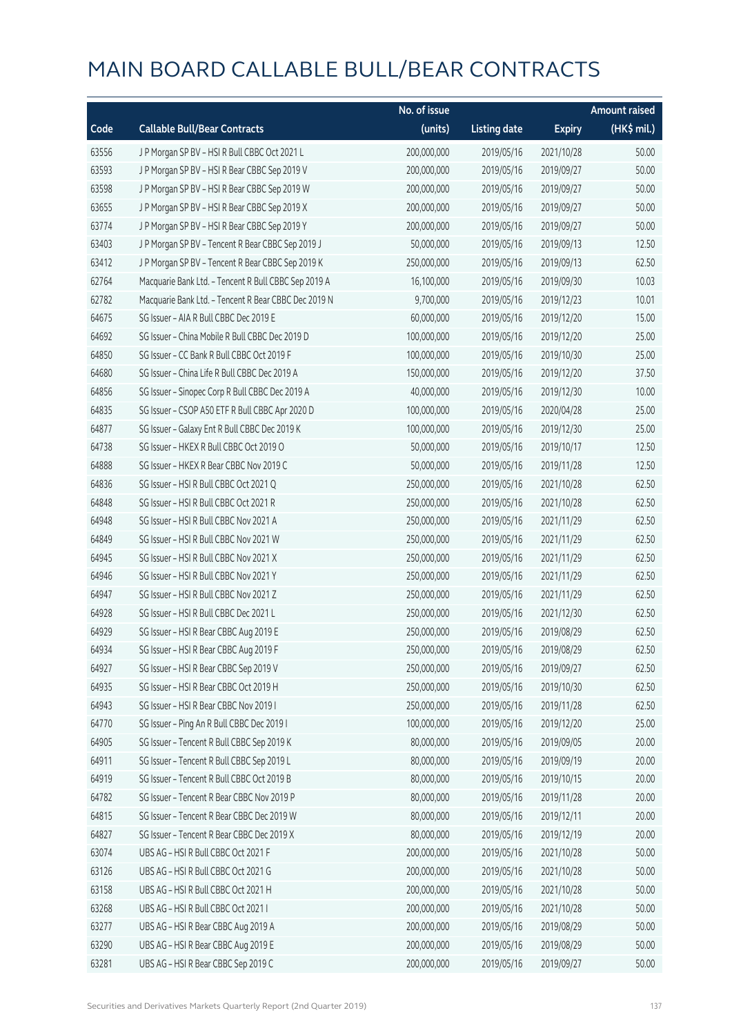# MAIN BOARD CALLABLE BULL/BEAR CONTRACTS

| Code | Callable Bull/Bear Contracts | No. of issue (units) | Listing date | Expiry | Amount raised (HK$ mil.) |
|---|---|---|---|---|---|
| 63556 | J P Morgan SP BV – HSI R Bull CBBC Oct 2021 L | 200,000,000 | 2019/05/16 | 2021/10/28 | 50.00 |
| 63593 | J P Morgan SP BV – HSI R Bear CBBC Sep 2019 V | 200,000,000 | 2019/05/16 | 2019/09/27 | 50.00 |
| 63598 | J P Morgan SP BV – HSI R Bear CBBC Sep 2019 W | 200,000,000 | 2019/05/16 | 2019/09/27 | 50.00 |
| 63655 | J P Morgan SP BV – HSI R Bear CBBC Sep 2019 X | 200,000,000 | 2019/05/16 | 2019/09/27 | 50.00 |
| 63774 | J P Morgan SP BV – HSI R Bear CBBC Sep 2019 Y | 200,000,000 | 2019/05/16 | 2019/09/27 | 50.00 |
| 63403 | J P Morgan SP BV – Tencent R Bear CBBC Sep 2019 J | 50,000,000 | 2019/05/16 | 2019/09/13 | 12.50 |
| 63412 | J P Morgan SP BV – Tencent R Bear CBBC Sep 2019 K | 250,000,000 | 2019/05/16 | 2019/09/13 | 62.50 |
| 62764 | Macquarie Bank Ltd. – Tencent R Bull CBBC Sep 2019 A | 16,100,000 | 2019/05/16 | 2019/09/30 | 10.03 |
| 62782 | Macquarie Bank Ltd. – Tencent R Bear CBBC Dec 2019 N | 9,700,000 | 2019/05/16 | 2019/12/23 | 10.01 |
| 64675 | SG Issuer – AIA R Bull CBBC Dec 2019 E | 60,000,000 | 2019/05/16 | 2019/12/20 | 15.00 |
| 64692 | SG Issuer – China Mobile R Bull CBBC Dec 2019 D | 100,000,000 | 2019/05/16 | 2019/12/20 | 25.00 |
| 64850 | SG Issuer – CC Bank R Bull CBBC Oct 2019 F | 100,000,000 | 2019/05/16 | 2019/10/30 | 25.00 |
| 64680 | SG Issuer – China Life R Bull CBBC Dec 2019 A | 150,000,000 | 2019/05/16 | 2019/12/20 | 37.50 |
| 64856 | SG Issuer – Sinopec Corp R Bull CBBC Dec 2019 A | 40,000,000 | 2019/05/16 | 2019/12/30 | 10.00 |
| 64835 | SG Issuer – CSOP A50 ETF R Bull CBBC Apr 2020 D | 100,000,000 | 2019/05/16 | 2020/04/28 | 25.00 |
| 64877 | SG Issuer – Galaxy Ent R Bull CBBC Dec 2019 K | 100,000,000 | 2019/05/16 | 2019/12/30 | 25.00 |
| 64738 | SG Issuer – HKEX R Bull CBBC Oct 2019 O | 50,000,000 | 2019/05/16 | 2019/10/17 | 12.50 |
| 64888 | SG Issuer – HKEX R Bear CBBC Nov 2019 C | 50,000,000 | 2019/05/16 | 2019/11/28 | 12.50 |
| 64836 | SG Issuer – HSI R Bull CBBC Oct 2021 Q | 250,000,000 | 2019/05/16 | 2021/10/28 | 62.50 |
| 64848 | SG Issuer – HSI R Bull CBBC Oct 2021 R | 250,000,000 | 2019/05/16 | 2021/10/28 | 62.50 |
| 64948 | SG Issuer – HSI R Bull CBBC Nov 2021 A | 250,000,000 | 2019/05/16 | 2021/11/29 | 62.50 |
| 64849 | SG Issuer – HSI R Bull CBBC Nov 2021 W | 250,000,000 | 2019/05/16 | 2021/11/29 | 62.50 |
| 64945 | SG Issuer – HSI R Bull CBBC Nov 2021 X | 250,000,000 | 2019/05/16 | 2021/11/29 | 62.50 |
| 64946 | SG Issuer – HSI R Bull CBBC Nov 2021 Y | 250,000,000 | 2019/05/16 | 2021/11/29 | 62.50 |
| 64947 | SG Issuer – HSI R Bull CBBC Nov 2021 Z | 250,000,000 | 2019/05/16 | 2021/11/29 | 62.50 |
| 64928 | SG Issuer – HSI R Bull CBBC Dec 2021 L | 250,000,000 | 2019/05/16 | 2021/12/30 | 62.50 |
| 64929 | SG Issuer – HSI R Bear CBBC Aug 2019 E | 250,000,000 | 2019/05/16 | 2019/08/29 | 62.50 |
| 64934 | SG Issuer – HSI R Bear CBBC Aug 2019 F | 250,000,000 | 2019/05/16 | 2019/08/29 | 62.50 |
| 64927 | SG Issuer – HSI R Bear CBBC Sep 2019 V | 250,000,000 | 2019/05/16 | 2019/09/27 | 62.50 |
| 64935 | SG Issuer – HSI R Bear CBBC Oct 2019 H | 250,000,000 | 2019/05/16 | 2019/10/30 | 62.50 |
| 64943 | SG Issuer – HSI R Bear CBBC Nov 2019 I | 250,000,000 | 2019/05/16 | 2019/11/28 | 62.50 |
| 64770 | SG Issuer – Ping An R Bull CBBC Dec 2019 I | 100,000,000 | 2019/05/16 | 2019/12/20 | 25.00 |
| 64905 | SG Issuer – Tencent R Bull CBBC Sep 2019 K | 80,000,000 | 2019/05/16 | 2019/09/05 | 20.00 |
| 64911 | SG Issuer – Tencent R Bull CBBC Sep 2019 L | 80,000,000 | 2019/05/16 | 2019/09/19 | 20.00 |
| 64919 | SG Issuer – Tencent R Bull CBBC Oct 2019 B | 80,000,000 | 2019/05/16 | 2019/10/15 | 20.00 |
| 64782 | SG Issuer – Tencent R Bear CBBC Nov 2019 P | 80,000,000 | 2019/05/16 | 2019/11/28 | 20.00 |
| 64815 | SG Issuer – Tencent R Bear CBBC Dec 2019 W | 80,000,000 | 2019/05/16 | 2019/12/11 | 20.00 |
| 64827 | SG Issuer – Tencent R Bear CBBC Dec 2019 X | 80,000,000 | 2019/05/16 | 2019/12/19 | 20.00 |
| 63074 | UBS AG – HSI R Bull CBBC Oct 2021 F | 200,000,000 | 2019/05/16 | 2021/10/28 | 50.00 |
| 63126 | UBS AG – HSI R Bull CBBC Oct 2021 G | 200,000,000 | 2019/05/16 | 2021/10/28 | 50.00 |
| 63158 | UBS AG – HSI R Bull CBBC Oct 2021 H | 200,000,000 | 2019/05/16 | 2021/10/28 | 50.00 |
| 63268 | UBS AG – HSI R Bull CBBC Oct 2021 I | 200,000,000 | 2019/05/16 | 2021/10/28 | 50.00 |
| 63277 | UBS AG – HSI R Bear CBBC Aug 2019 A | 200,000,000 | 2019/05/16 | 2019/08/29 | 50.00 |
| 63290 | UBS AG – HSI R Bear CBBC Aug 2019 E | 200,000,000 | 2019/05/16 | 2019/08/29 | 50.00 |
| 63281 | UBS AG – HSI R Bear CBBC Sep 2019 C | 200,000,000 | 2019/05/16 | 2019/09/27 | 50.00 |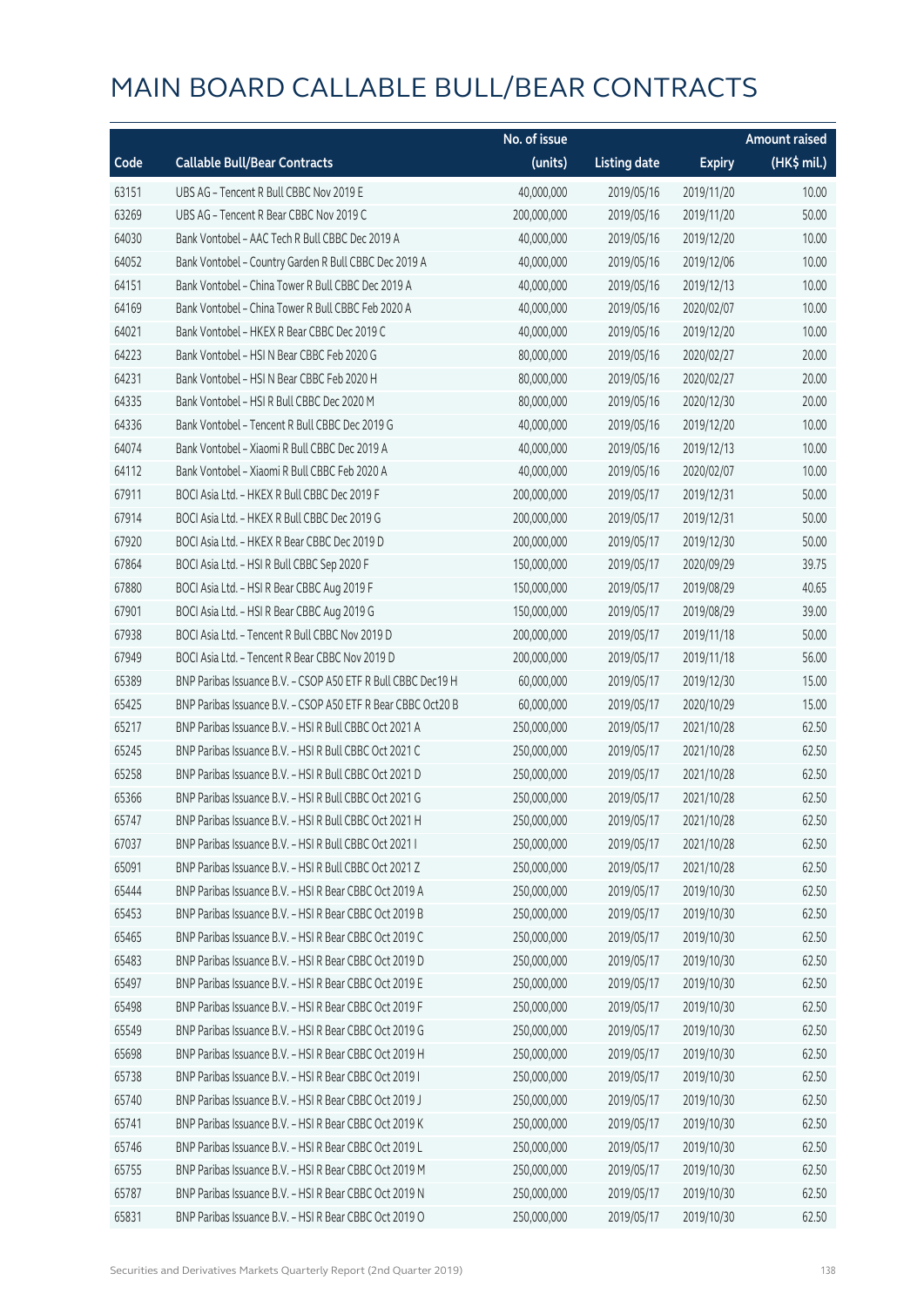# MAIN BOARD CALLABLE BULL/BEAR CONTRACTS

| Code | Callable Bull/Bear Contracts | No. of issue (units) | Listing date | Expiry | Amount raised (HK$ mil.) |
|---|---|---|---|---|---|
| 63151 | UBS AG – Tencent R Bull CBBC Nov 2019 E | 40,000,000 | 2019/05/16 | 2019/11/20 | 10.00 |
| 63269 | UBS AG – Tencent R Bear CBBC Nov 2019 C | 200,000,000 | 2019/05/16 | 2019/11/20 | 50.00 |
| 64030 | Bank Vontobel – AAC Tech R Bull CBBC Dec 2019 A | 40,000,000 | 2019/05/16 | 2019/12/20 | 10.00 |
| 64052 | Bank Vontobel – Country Garden R Bull CBBC Dec 2019 A | 40,000,000 | 2019/05/16 | 2019/12/06 | 10.00 |
| 64151 | Bank Vontobel – China Tower R Bull CBBC Dec 2019 A | 40,000,000 | 2019/05/16 | 2019/12/13 | 10.00 |
| 64169 | Bank Vontobel – China Tower R Bull CBBC Feb 2020 A | 40,000,000 | 2019/05/16 | 2020/02/07 | 10.00 |
| 64021 | Bank Vontobel – HKEX R Bear CBBC Dec 2019 C | 40,000,000 | 2019/05/16 | 2019/12/20 | 10.00 |
| 64223 | Bank Vontobel – HSI N Bear CBBC Feb 2020 G | 80,000,000 | 2019/05/16 | 2020/02/27 | 20.00 |
| 64231 | Bank Vontobel – HSI N Bear CBBC Feb 2020 H | 80,000,000 | 2019/05/16 | 2020/02/27 | 20.00 |
| 64335 | Bank Vontobel – HSI R Bull CBBC Dec 2020 M | 80,000,000 | 2019/05/16 | 2020/12/30 | 20.00 |
| 64336 | Bank Vontobel – Tencent R Bull CBBC Dec 2019 G | 40,000,000 | 2019/05/16 | 2019/12/20 | 10.00 |
| 64074 | Bank Vontobel – Xiaomi R Bull CBBC Dec 2019 A | 40,000,000 | 2019/05/16 | 2019/12/13 | 10.00 |
| 64112 | Bank Vontobel – Xiaomi R Bull CBBC Feb 2020 A | 40,000,000 | 2019/05/16 | 2020/02/07 | 10.00 |
| 67911 | BOCI Asia Ltd. – HKEX R Bull CBBC Dec 2019 F | 200,000,000 | 2019/05/17 | 2019/12/31 | 50.00 |
| 67914 | BOCI Asia Ltd. – HKEX R Bull CBBC Dec 2019 G | 200,000,000 | 2019/05/17 | 2019/12/31 | 50.00 |
| 67920 | BOCI Asia Ltd. – HKEX R Bear CBBC Dec 2019 D | 200,000,000 | 2019/05/17 | 2019/12/30 | 50.00 |
| 67864 | BOCI Asia Ltd. – HSI R Bull CBBC Sep 2020 F | 150,000,000 | 2019/05/17 | 2020/09/29 | 39.75 |
| 67880 | BOCI Asia Ltd. – HSI R Bear CBBC Aug 2019 F | 150,000,000 | 2019/05/17 | 2019/08/29 | 40.65 |
| 67901 | BOCI Asia Ltd. – HSI R Bear CBBC Aug 2019 G | 150,000,000 | 2019/05/17 | 2019/08/29 | 39.00 |
| 67938 | BOCI Asia Ltd. – Tencent R Bull CBBC Nov 2019 D | 200,000,000 | 2019/05/17 | 2019/11/18 | 50.00 |
| 67949 | BOCI Asia Ltd. – Tencent R Bear CBBC Nov 2019 D | 200,000,000 | 2019/05/17 | 2019/11/18 | 56.00 |
| 65389 | BNP Paribas Issuance B.V. – CSOP A50 ETF R Bull CBBC Dec19 H | 60,000,000 | 2019/05/17 | 2019/12/30 | 15.00 |
| 65425 | BNP Paribas Issuance B.V. – CSOP A50 ETF R Bear CBBC Oct20 B | 60,000,000 | 2019/05/17 | 2020/10/29 | 15.00 |
| 65217 | BNP Paribas Issuance B.V. – HSI R Bull CBBC Oct 2021 A | 250,000,000 | 2019/05/17 | 2021/10/28 | 62.50 |
| 65245 | BNP Paribas Issuance B.V. – HSI R Bull CBBC Oct 2021 C | 250,000,000 | 2019/05/17 | 2021/10/28 | 62.50 |
| 65258 | BNP Paribas Issuance B.V. – HSI R Bull CBBC Oct 2021 D | 250,000,000 | 2019/05/17 | 2021/10/28 | 62.50 |
| 65366 | BNP Paribas Issuance B.V. – HSI R Bull CBBC Oct 2021 G | 250,000,000 | 2019/05/17 | 2021/10/28 | 62.50 |
| 65747 | BNP Paribas Issuance B.V. – HSI R Bull CBBC Oct 2021 H | 250,000,000 | 2019/05/17 | 2021/10/28 | 62.50 |
| 67037 | BNP Paribas Issuance B.V. – HSI R Bull CBBC Oct 2021 I | 250,000,000 | 2019/05/17 | 2021/10/28 | 62.50 |
| 65091 | BNP Paribas Issuance B.V. – HSI R Bull CBBC Oct 2021 Z | 250,000,000 | 2019/05/17 | 2021/10/28 | 62.50 |
| 65444 | BNP Paribas Issuance B.V. – HSI R Bear CBBC Oct 2019 A | 250,000,000 | 2019/05/17 | 2019/10/30 | 62.50 |
| 65453 | BNP Paribas Issuance B.V. – HSI R Bear CBBC Oct 2019 B | 250,000,000 | 2019/05/17 | 2019/10/30 | 62.50 |
| 65465 | BNP Paribas Issuance B.V. – HSI R Bear CBBC Oct 2019 C | 250,000,000 | 2019/05/17 | 2019/10/30 | 62.50 |
| 65483 | BNP Paribas Issuance B.V. – HSI R Bear CBBC Oct 2019 D | 250,000,000 | 2019/05/17 | 2019/10/30 | 62.50 |
| 65497 | BNP Paribas Issuance B.V. – HSI R Bear CBBC Oct 2019 E | 250,000,000 | 2019/05/17 | 2019/10/30 | 62.50 |
| 65498 | BNP Paribas Issuance B.V. – HSI R Bear CBBC Oct 2019 F | 250,000,000 | 2019/05/17 | 2019/10/30 | 62.50 |
| 65549 | BNP Paribas Issuance B.V. – HSI R Bear CBBC Oct 2019 G | 250,000,000 | 2019/05/17 | 2019/10/30 | 62.50 |
| 65698 | BNP Paribas Issuance B.V. – HSI R Bear CBBC Oct 2019 H | 250,000,000 | 2019/05/17 | 2019/10/30 | 62.50 |
| 65738 | BNP Paribas Issuance B.V. – HSI R Bear CBBC Oct 2019 I | 250,000,000 | 2019/05/17 | 2019/10/30 | 62.50 |
| 65740 | BNP Paribas Issuance B.V. – HSI R Bear CBBC Oct 2019 J | 250,000,000 | 2019/05/17 | 2019/10/30 | 62.50 |
| 65741 | BNP Paribas Issuance B.V. – HSI R Bear CBBC Oct 2019 K | 250,000,000 | 2019/05/17 | 2019/10/30 | 62.50 |
| 65746 | BNP Paribas Issuance B.V. – HSI R Bear CBBC Oct 2019 L | 250,000,000 | 2019/05/17 | 2019/10/30 | 62.50 |
| 65755 | BNP Paribas Issuance B.V. – HSI R Bear CBBC Oct 2019 M | 250,000,000 | 2019/05/17 | 2019/10/30 | 62.50 |
| 65787 | BNP Paribas Issuance B.V. – HSI R Bear CBBC Oct 2019 N | 250,000,000 | 2019/05/17 | 2019/10/30 | 62.50 |
| 65831 | BNP Paribas Issuance B.V. – HSI R Bear CBBC Oct 2019 O | 250,000,000 | 2019/05/17 | 2019/10/30 | 62.50 |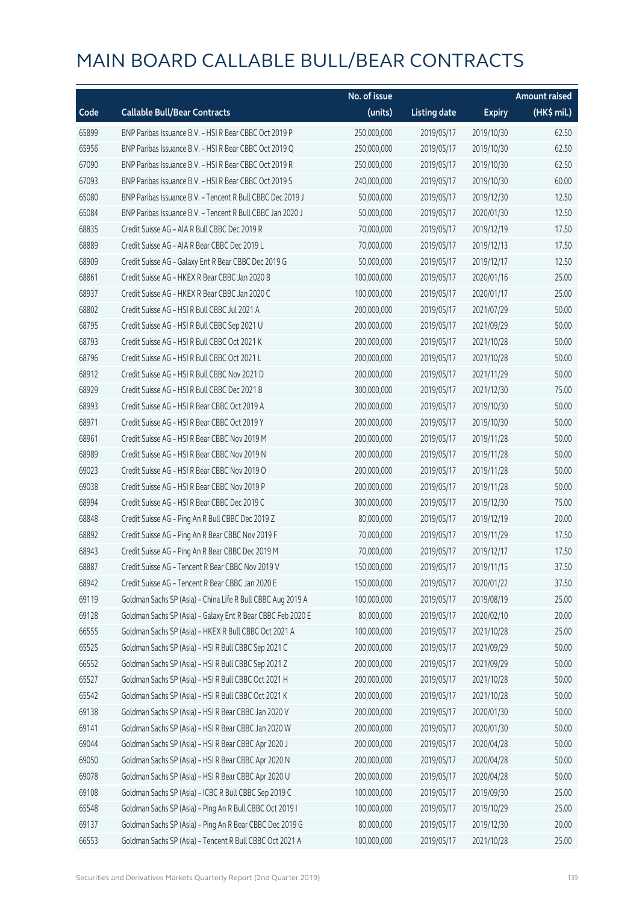# MAIN BOARD CALLABLE BULL/BEAR CONTRACTS

| Code | Callable Bull/Bear Contracts | No. of issue (units) | Listing date | Expiry | Amount raised (HK$ mil.) |
|---|---|---|---|---|---|
| 65899 | BNP Paribas Issuance B.V. – HSI R Bear CBBC Oct 2019 P | 250,000,000 | 2019/05/17 | 2019/10/30 | 62.50 |
| 65956 | BNP Paribas Issuance B.V. – HSI R Bear CBBC Oct 2019 Q | 250,000,000 | 2019/05/17 | 2019/10/30 | 62.50 |
| 67090 | BNP Paribas Issuance B.V. – HSI R Bear CBBC Oct 2019 R | 250,000,000 | 2019/05/17 | 2019/10/30 | 62.50 |
| 67093 | BNP Paribas Issuance B.V. – HSI R Bear CBBC Oct 2019 S | 240,000,000 | 2019/05/17 | 2019/10/30 | 60.00 |
| 65080 | BNP Paribas Issuance B.V. – Tencent R Bull CBBC Dec 2019 J | 50,000,000 | 2019/05/17 | 2019/12/30 | 12.50 |
| 65084 | BNP Paribas Issuance B.V. – Tencent R Bull CBBC Jan 2020 J | 50,000,000 | 2019/05/17 | 2020/01/30 | 12.50 |
| 68835 | Credit Suisse AG – AIA R Bull CBBC Dec 2019 R | 70,000,000 | 2019/05/17 | 2019/12/19 | 17.50 |
| 68889 | Credit Suisse AG – AIA R Bear CBBC Dec 2019 L | 70,000,000 | 2019/05/17 | 2019/12/13 | 17.50 |
| 68909 | Credit Suisse AG – Galaxy Ent R Bear CBBC Dec 2019 G | 50,000,000 | 2019/05/17 | 2019/12/17 | 12.50 |
| 68861 | Credit Suisse AG – HKEX R Bear CBBC Jan 2020 B | 100,000,000 | 2019/05/17 | 2020/01/16 | 25.00 |
| 68937 | Credit Suisse AG – HKEX R Bear CBBC Jan 2020 C | 100,000,000 | 2019/05/17 | 2020/01/17 | 25.00 |
| 68802 | Credit Suisse AG – HSI R Bull CBBC Jul 2021 A | 200,000,000 | 2019/05/17 | 2021/07/29 | 50.00 |
| 68795 | Credit Suisse AG – HSI R Bull CBBC Sep 2021 U | 200,000,000 | 2019/05/17 | 2021/09/29 | 50.00 |
| 68793 | Credit Suisse AG – HSI R Bull CBBC Oct 2021 K | 200,000,000 | 2019/05/17 | 2021/10/28 | 50.00 |
| 68796 | Credit Suisse AG – HSI R Bull CBBC Oct 2021 L | 200,000,000 | 2019/05/17 | 2021/10/28 | 50.00 |
| 68912 | Credit Suisse AG – HSI R Bull CBBC Nov 2021 D | 200,000,000 | 2019/05/17 | 2021/11/29 | 50.00 |
| 68929 | Credit Suisse AG – HSI R Bull CBBC Dec 2021 B | 300,000,000 | 2019/05/17 | 2021/12/30 | 75.00 |
| 68993 | Credit Suisse AG – HSI R Bear CBBC Oct 2019 A | 200,000,000 | 2019/05/17 | 2019/10/30 | 50.00 |
| 68971 | Credit Suisse AG – HSI R Bear CBBC Oct 2019 Y | 200,000,000 | 2019/05/17 | 2019/10/30 | 50.00 |
| 68961 | Credit Suisse AG – HSI R Bear CBBC Nov 2019 M | 200,000,000 | 2019/05/17 | 2019/11/28 | 50.00 |
| 68989 | Credit Suisse AG – HSI R Bear CBBC Nov 2019 N | 200,000,000 | 2019/05/17 | 2019/11/28 | 50.00 |
| 69023 | Credit Suisse AG – HSI R Bear CBBC Nov 2019 O | 200,000,000 | 2019/05/17 | 2019/11/28 | 50.00 |
| 69038 | Credit Suisse AG – HSI R Bear CBBC Nov 2019 P | 200,000,000 | 2019/05/17 | 2019/11/28 | 50.00 |
| 68994 | Credit Suisse AG – HSI R Bear CBBC Dec 2019 C | 300,000,000 | 2019/05/17 | 2019/12/30 | 75.00 |
| 68848 | Credit Suisse AG – Ping An R Bull CBBC Dec 2019 Z | 80,000,000 | 2019/05/17 | 2019/12/19 | 20.00 |
| 68892 | Credit Suisse AG – Ping An R Bear CBBC Nov 2019 F | 70,000,000 | 2019/05/17 | 2019/11/29 | 17.50 |
| 68943 | Credit Suisse AG – Ping An R Bear CBBC Dec 2019 M | 70,000,000 | 2019/05/17 | 2019/12/17 | 17.50 |
| 68887 | Credit Suisse AG – Tencent R Bear CBBC Nov 2019 V | 150,000,000 | 2019/05/17 | 2019/11/15 | 37.50 |
| 68942 | Credit Suisse AG – Tencent R Bear CBBC Jan 2020 E | 150,000,000 | 2019/05/17 | 2020/01/22 | 37.50 |
| 69119 | Goldman Sachs SP (Asia) – China Life R Bull CBBC Aug 2019 A | 100,000,000 | 2019/05/17 | 2019/08/19 | 25.00 |
| 69128 | Goldman Sachs SP (Asia) – Galaxy Ent R Bear CBBC Feb 2020 E | 80,000,000 | 2019/05/17 | 2020/02/10 | 20.00 |
| 66555 | Goldman Sachs SP (Asia) – HKEX R Bull CBBC Oct 2021 A | 100,000,000 | 2019/05/17 | 2021/10/28 | 25.00 |
| 65525 | Goldman Sachs SP (Asia) – HSI R Bull CBBC Sep 2021 C | 200,000,000 | 2019/05/17 | 2021/09/29 | 50.00 |
| 66552 | Goldman Sachs SP (Asia) – HSI R Bull CBBC Sep 2021 Z | 200,000,000 | 2019/05/17 | 2021/09/29 | 50.00 |
| 65527 | Goldman Sachs SP (Asia) – HSI R Bull CBBC Oct 2021 H | 200,000,000 | 2019/05/17 | 2021/10/28 | 50.00 |
| 65542 | Goldman Sachs SP (Asia) – HSI R Bull CBBC Oct 2021 K | 200,000,000 | 2019/05/17 | 2021/10/28 | 50.00 |
| 69138 | Goldman Sachs SP (Asia) – HSI R Bear CBBC Jan 2020 V | 200,000,000 | 2019/05/17 | 2020/01/30 | 50.00 |
| 69141 | Goldman Sachs SP (Asia) – HSI R Bear CBBC Jan 2020 W | 200,000,000 | 2019/05/17 | 2020/01/30 | 50.00 |
| 69044 | Goldman Sachs SP (Asia) – HSI R Bear CBBC Apr 2020 J | 200,000,000 | 2019/05/17 | 2020/04/28 | 50.00 |
| 69050 | Goldman Sachs SP (Asia) – HSI R Bear CBBC Apr 2020 N | 200,000,000 | 2019/05/17 | 2020/04/28 | 50.00 |
| 69078 | Goldman Sachs SP (Asia) – HSI R Bear CBBC Apr 2020 U | 200,000,000 | 2019/05/17 | 2020/04/28 | 50.00 |
| 69108 | Goldman Sachs SP (Asia) – ICBC R Bull CBBC Sep 2019 C | 100,000,000 | 2019/05/17 | 2019/09/30 | 25.00 |
| 65548 | Goldman Sachs SP (Asia) – Ping An R Bull CBBC Oct 2019 I | 100,000,000 | 2019/05/17 | 2019/10/29 | 25.00 |
| 69137 | Goldman Sachs SP (Asia) – Ping An R Bear CBBC Dec 2019 G | 80,000,000 | 2019/05/17 | 2019/12/30 | 20.00 |
| 66553 | Goldman Sachs SP (Asia) – Tencent R Bull CBBC Oct 2021 A | 100,000,000 | 2019/05/17 | 2021/10/28 | 25.00 |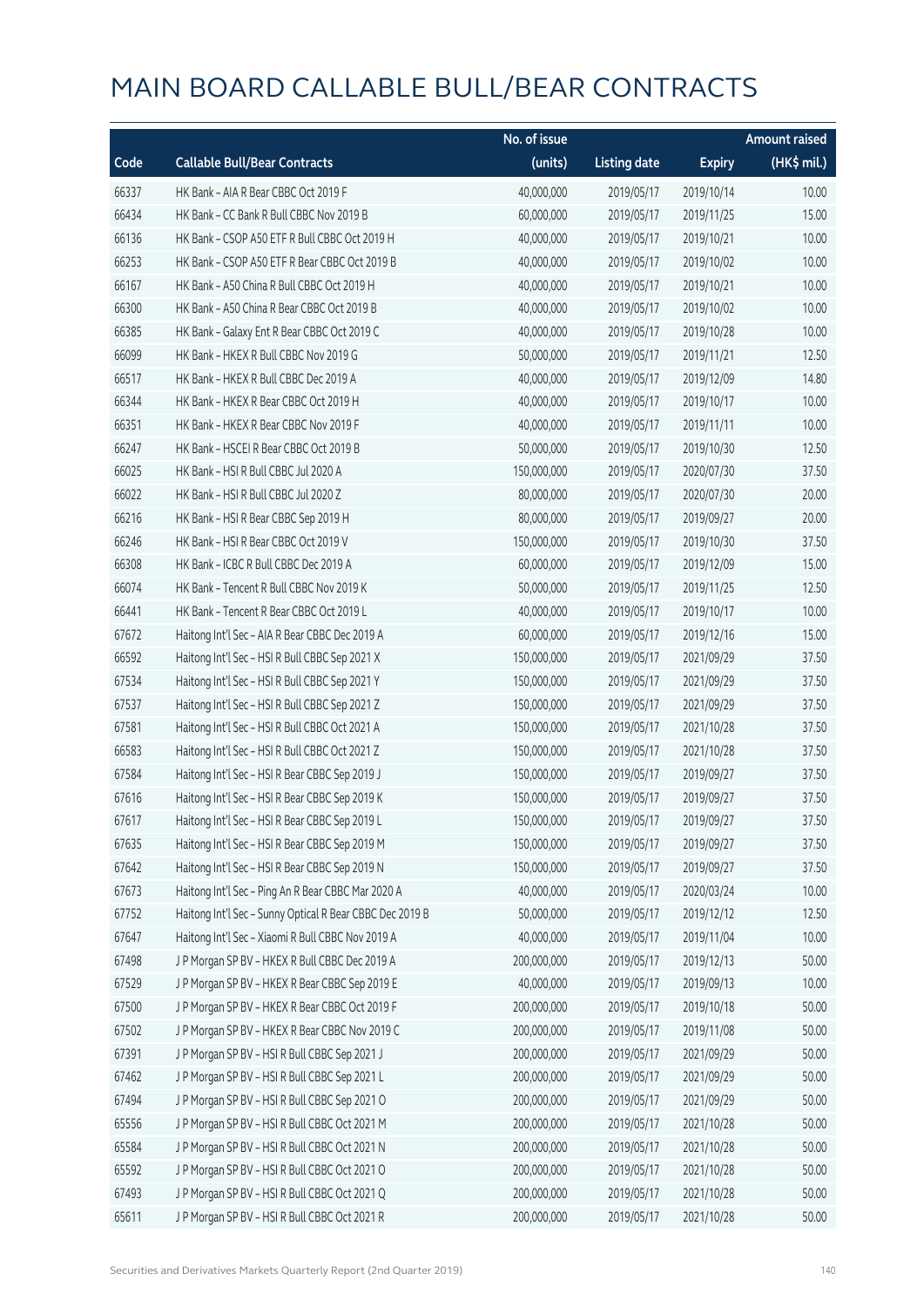# MAIN BOARD CALLABLE BULL/BEAR CONTRACTS

| Code | Callable Bull/Bear Contracts | No. of issue (units) | Listing date | Expiry | Amount raised (HK$ mil.) |
|---|---|---|---|---|---|
| 66337 | HK Bank – AIA R Bear CBBC Oct 2019 F | 40,000,000 | 2019/05/17 | 2019/10/14 | 10.00 |
| 66434 | HK Bank – CC Bank R Bull CBBC Nov 2019 B | 60,000,000 | 2019/05/17 | 2019/11/25 | 15.00 |
| 66136 | HK Bank – CSOP A50 ETF R Bull CBBC Oct 2019 H | 40,000,000 | 2019/05/17 | 2019/10/21 | 10.00 |
| 66253 | HK Bank – CSOP A50 ETF R Bear CBBC Oct 2019 B | 40,000,000 | 2019/05/17 | 2019/10/02 | 10.00 |
| 66167 | HK Bank – A50 China R Bull CBBC Oct 2019 H | 40,000,000 | 2019/05/17 | 2019/10/21 | 10.00 |
| 66300 | HK Bank – A50 China R Bear CBBC Oct 2019 B | 40,000,000 | 2019/05/17 | 2019/10/02 | 10.00 |
| 66385 | HK Bank – Galaxy Ent R Bear CBBC Oct 2019 C | 40,000,000 | 2019/05/17 | 2019/10/28 | 10.00 |
| 66099 | HK Bank – HKEX R Bull CBBC Nov 2019 G | 50,000,000 | 2019/05/17 | 2019/11/21 | 12.50 |
| 66517 | HK Bank – HKEX R Bull CBBC Dec 2019 A | 40,000,000 | 2019/05/17 | 2019/12/09 | 14.80 |
| 66344 | HK Bank – HKEX R Bear CBBC Oct 2019 H | 40,000,000 | 2019/05/17 | 2019/10/17 | 10.00 |
| 66351 | HK Bank – HKEX R Bear CBBC Nov 2019 F | 40,000,000 | 2019/05/17 | 2019/11/11 | 10.00 |
| 66247 | HK Bank – HSCEI R Bear CBBC Oct 2019 B | 50,000,000 | 2019/05/17 | 2019/10/30 | 12.50 |
| 66025 | HK Bank – HSI R Bull CBBC Jul 2020 A | 150,000,000 | 2019/05/17 | 2020/07/30 | 37.50 |
| 66022 | HK Bank – HSI R Bull CBBC Jul 2020 Z | 80,000,000 | 2019/05/17 | 2020/07/30 | 20.00 |
| 66216 | HK Bank – HSI R Bear CBBC Sep 2019 H | 80,000,000 | 2019/05/17 | 2019/09/27 | 20.00 |
| 66246 | HK Bank – HSI R Bear CBBC Oct 2019 V | 150,000,000 | 2019/05/17 | 2019/10/30 | 37.50 |
| 66308 | HK Bank – ICBC R Bull CBBC Dec 2019 A | 60,000,000 | 2019/05/17 | 2019/12/09 | 15.00 |
| 66074 | HK Bank – Tencent R Bull CBBC Nov 2019 K | 50,000,000 | 2019/05/17 | 2019/11/25 | 12.50 |
| 66441 | HK Bank – Tencent R Bear CBBC Oct 2019 L | 40,000,000 | 2019/05/17 | 2019/10/17 | 10.00 |
| 67672 | Haitong Int'l Sec – AIA R Bear CBBC Dec 2019 A | 60,000,000 | 2019/05/17 | 2019/12/16 | 15.00 |
| 66592 | Haitong Int'l Sec – HSI R Bull CBBC Sep 2021 X | 150,000,000 | 2019/05/17 | 2021/09/29 | 37.50 |
| 67534 | Haitong Int'l Sec – HSI R Bull CBBC Sep 2021 Y | 150,000,000 | 2019/05/17 | 2021/09/29 | 37.50 |
| 67537 | Haitong Int'l Sec – HSI R Bull CBBC Sep 2021 Z | 150,000,000 | 2019/05/17 | 2021/09/29 | 37.50 |
| 67581 | Haitong Int'l Sec – HSI R Bull CBBC Oct 2021 A | 150,000,000 | 2019/05/17 | 2021/10/28 | 37.50 |
| 66583 | Haitong Int'l Sec – HSI R Bull CBBC Oct 2021 Z | 150,000,000 | 2019/05/17 | 2021/10/28 | 37.50 |
| 67584 | Haitong Int'l Sec – HSI R Bear CBBC Sep 2019 J | 150,000,000 | 2019/05/17 | 2019/09/27 | 37.50 |
| 67616 | Haitong Int'l Sec – HSI R Bear CBBC Sep 2019 K | 150,000,000 | 2019/05/17 | 2019/09/27 | 37.50 |
| 67617 | Haitong Int'l Sec – HSI R Bear CBBC Sep 2019 L | 150,000,000 | 2019/05/17 | 2019/09/27 | 37.50 |
| 67635 | Haitong Int'l Sec – HSI R Bear CBBC Sep 2019 M | 150,000,000 | 2019/05/17 | 2019/09/27 | 37.50 |
| 67642 | Haitong Int'l Sec – HSI R Bear CBBC Sep 2019 N | 150,000,000 | 2019/05/17 | 2019/09/27 | 37.50 |
| 67673 | Haitong Int'l Sec – Ping An R Bear CBBC Mar 2020 A | 40,000,000 | 2019/05/17 | 2020/03/24 | 10.00 |
| 67752 | Haitong Int'l Sec – Sunny Optical R Bear CBBC Dec 2019 B | 50,000,000 | 2019/05/17 | 2019/12/12 | 12.50 |
| 67647 | Haitong Int'l Sec – Xiaomi R Bull CBBC Nov 2019 A | 40,000,000 | 2019/05/17 | 2019/11/04 | 10.00 |
| 67498 | J P Morgan SP BV – HKEX R Bull CBBC Dec 2019 A | 200,000,000 | 2019/05/17 | 2019/12/13 | 50.00 |
| 67529 | J P Morgan SP BV – HKEX R Bear CBBC Sep 2019 E | 40,000,000 | 2019/05/17 | 2019/09/13 | 10.00 |
| 67500 | J P Morgan SP BV – HKEX R Bear CBBC Oct 2019 F | 200,000,000 | 2019/05/17 | 2019/10/18 | 50.00 |
| 67502 | J P Morgan SP BV – HKEX R Bear CBBC Nov 2019 C | 200,000,000 | 2019/05/17 | 2019/11/08 | 50.00 |
| 67391 | J P Morgan SP BV – HSI R Bull CBBC Sep 2021 J | 200,000,000 | 2019/05/17 | 2021/09/29 | 50.00 |
| 67462 | J P Morgan SP BV – HSI R Bull CBBC Sep 2021 L | 200,000,000 | 2019/05/17 | 2021/09/29 | 50.00 |
| 67494 | J P Morgan SP BV – HSI R Bull CBBC Sep 2021 O | 200,000,000 | 2019/05/17 | 2021/09/29 | 50.00 |
| 65556 | J P Morgan SP BV – HSI R Bull CBBC Oct 2021 M | 200,000,000 | 2019/05/17 | 2021/10/28 | 50.00 |
| 65584 | J P Morgan SP BV – HSI R Bull CBBC Oct 2021 N | 200,000,000 | 2019/05/17 | 2021/10/28 | 50.00 |
| 65592 | J P Morgan SP BV – HSI R Bull CBBC Oct 2021 O | 200,000,000 | 2019/05/17 | 2021/10/28 | 50.00 |
| 67493 | J P Morgan SP BV – HSI R Bull CBBC Oct 2021 Q | 200,000,000 | 2019/05/17 | 2021/10/28 | 50.00 |
| 65611 | J P Morgan SP BV – HSI R Bull CBBC Oct 2021 R | 200,000,000 | 2019/05/17 | 2021/10/28 | 50.00 |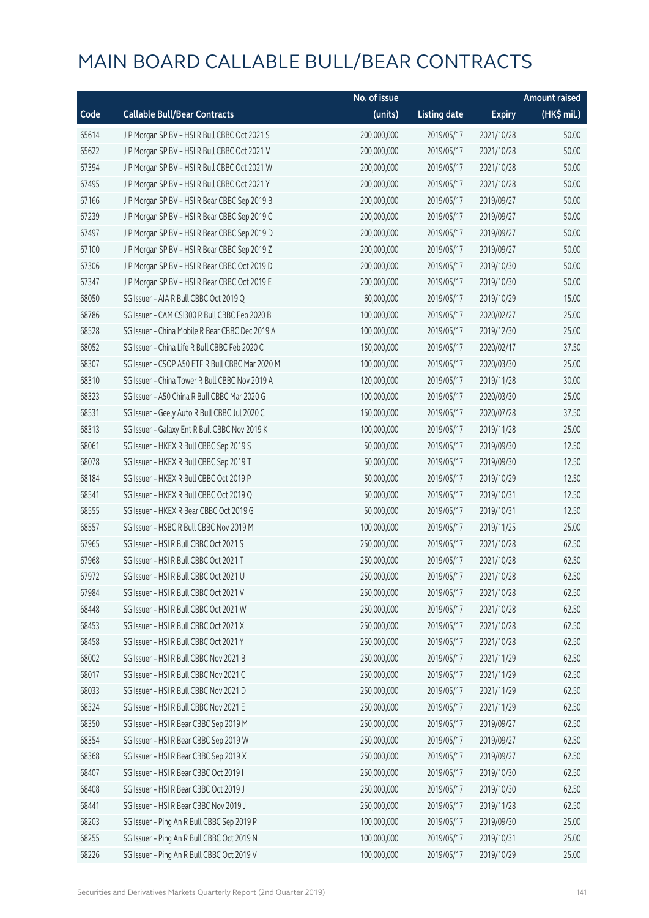# MAIN BOARD CALLABLE BULL/BEAR CONTRACTS

| Code | Callable Bull/Bear Contracts | No. of issue (units) | Listing date | Expiry | Amount raised (HK$ mil.) |
|---|---|---|---|---|---|
| 65614 | J P Morgan SP BV – HSI R Bull CBBC Oct 2021 S | 200,000,000 | 2019/05/17 | 2021/10/28 | 50.00 |
| 65622 | J P Morgan SP BV – HSI R Bull CBBC Oct 2021 V | 200,000,000 | 2019/05/17 | 2021/10/28 | 50.00 |
| 67394 | J P Morgan SP BV – HSI R Bull CBBC Oct 2021 W | 200,000,000 | 2019/05/17 | 2021/10/28 | 50.00 |
| 67495 | J P Morgan SP BV – HSI R Bull CBBC Oct 2021 Y | 200,000,000 | 2019/05/17 | 2021/10/28 | 50.00 |
| 67166 | J P Morgan SP BV – HSI R Bear CBBC Sep 2019 B | 200,000,000 | 2019/05/17 | 2019/09/27 | 50.00 |
| 67239 | J P Morgan SP BV – HSI R Bear CBBC Sep 2019 C | 200,000,000 | 2019/05/17 | 2019/09/27 | 50.00 |
| 67497 | J P Morgan SP BV – HSI R Bear CBBC Sep 2019 D | 200,000,000 | 2019/05/17 | 2019/09/27 | 50.00 |
| 67100 | J P Morgan SP BV – HSI R Bear CBBC Sep 2019 Z | 200,000,000 | 2019/05/17 | 2019/09/27 | 50.00 |
| 67306 | J P Morgan SP BV – HSI R Bear CBBC Oct 2019 D | 200,000,000 | 2019/05/17 | 2019/10/30 | 50.00 |
| 67347 | J P Morgan SP BV – HSI R Bear CBBC Oct 2019 E | 200,000,000 | 2019/05/17 | 2019/10/30 | 50.00 |
| 68050 | SG Issuer – AIA R Bull CBBC Oct 2019 Q | 60,000,000 | 2019/05/17 | 2019/10/29 | 15.00 |
| 68786 | SG Issuer – CAM CSI300 R Bull CBBC Feb 2020 B | 100,000,000 | 2019/05/17 | 2020/02/27 | 25.00 |
| 68528 | SG Issuer – China Mobile R Bear CBBC Dec 2019 A | 100,000,000 | 2019/05/17 | 2019/12/30 | 25.00 |
| 68052 | SG Issuer – China Life R Bull CBBC Feb 2020 C | 150,000,000 | 2019/05/17 | 2020/02/17 | 37.50 |
| 68307 | SG Issuer – CSOP A50 ETF R Bull CBBC Mar 2020 M | 100,000,000 | 2019/05/17 | 2020/03/30 | 25.00 |
| 68310 | SG Issuer – China Tower R Bull CBBC Nov 2019 A | 120,000,000 | 2019/05/17 | 2019/11/28 | 30.00 |
| 68323 | SG Issuer – A50 China R Bull CBBC Mar 2020 G | 100,000,000 | 2019/05/17 | 2020/03/30 | 25.00 |
| 68531 | SG Issuer – Geely Auto R Bull CBBC Jul 2020 C | 150,000,000 | 2019/05/17 | 2020/07/28 | 37.50 |
| 68313 | SG Issuer – Galaxy Ent R Bull CBBC Nov 2019 K | 100,000,000 | 2019/05/17 | 2019/11/28 | 25.00 |
| 68061 | SG Issuer – HKEX R Bull CBBC Sep 2019 S | 50,000,000 | 2019/05/17 | 2019/09/30 | 12.50 |
| 68078 | SG Issuer – HKEX R Bull CBBC Sep 2019 T | 50,000,000 | 2019/05/17 | 2019/09/30 | 12.50 |
| 68184 | SG Issuer – HKEX R Bull CBBC Oct 2019 P | 50,000,000 | 2019/05/17 | 2019/10/29 | 12.50 |
| 68541 | SG Issuer – HKEX R Bull CBBC Oct 2019 Q | 50,000,000 | 2019/05/17 | 2019/10/31 | 12.50 |
| 68555 | SG Issuer – HKEX R Bear CBBC Oct 2019 G | 50,000,000 | 2019/05/17 | 2019/10/31 | 12.50 |
| 68557 | SG Issuer – HSBC R Bull CBBC Nov 2019 M | 100,000,000 | 2019/05/17 | 2019/11/25 | 25.00 |
| 67965 | SG Issuer – HSI R Bull CBBC Oct 2021 S | 250,000,000 | 2019/05/17 | 2021/10/28 | 62.50 |
| 67968 | SG Issuer – HSI R Bull CBBC Oct 2021 T | 250,000,000 | 2019/05/17 | 2021/10/28 | 62.50 |
| 67972 | SG Issuer – HSI R Bull CBBC Oct 2021 U | 250,000,000 | 2019/05/17 | 2021/10/28 | 62.50 |
| 67984 | SG Issuer – HSI R Bull CBBC Oct 2021 V | 250,000,000 | 2019/05/17 | 2021/10/28 | 62.50 |
| 68448 | SG Issuer – HSI R Bull CBBC Oct 2021 W | 250,000,000 | 2019/05/17 | 2021/10/28 | 62.50 |
| 68453 | SG Issuer – HSI R Bull CBBC Oct 2021 X | 250,000,000 | 2019/05/17 | 2021/10/28 | 62.50 |
| 68458 | SG Issuer – HSI R Bull CBBC Oct 2021 Y | 250,000,000 | 2019/05/17 | 2021/10/28 | 62.50 |
| 68002 | SG Issuer – HSI R Bull CBBC Nov 2021 B | 250,000,000 | 2019/05/17 | 2021/11/29 | 62.50 |
| 68017 | SG Issuer – HSI R Bull CBBC Nov 2021 C | 250,000,000 | 2019/05/17 | 2021/11/29 | 62.50 |
| 68033 | SG Issuer – HSI R Bull CBBC Nov 2021 D | 250,000,000 | 2019/05/17 | 2021/11/29 | 62.50 |
| 68324 | SG Issuer – HSI R Bull CBBC Nov 2021 E | 250,000,000 | 2019/05/17 | 2021/11/29 | 62.50 |
| 68350 | SG Issuer – HSI R Bear CBBC Sep 2019 M | 250,000,000 | 2019/05/17 | 2019/09/27 | 62.50 |
| 68354 | SG Issuer – HSI R Bear CBBC Sep 2019 W | 250,000,000 | 2019/05/17 | 2019/09/27 | 62.50 |
| 68368 | SG Issuer – HSI R Bear CBBC Sep 2019 X | 250,000,000 | 2019/05/17 | 2019/09/27 | 62.50 |
| 68407 | SG Issuer – HSI R Bear CBBC Oct 2019 I | 250,000,000 | 2019/05/17 | 2019/10/30 | 62.50 |
| 68408 | SG Issuer – HSI R Bear CBBC Oct 2019 J | 250,000,000 | 2019/05/17 | 2019/10/30 | 62.50 |
| 68441 | SG Issuer – HSI R Bear CBBC Nov 2019 J | 250,000,000 | 2019/05/17 | 2019/11/28 | 62.50 |
| 68203 | SG Issuer – Ping An R Bull CBBC Sep 2019 P | 100,000,000 | 2019/05/17 | 2019/09/30 | 25.00 |
| 68255 | SG Issuer – Ping An R Bull CBBC Oct 2019 N | 100,000,000 | 2019/05/17 | 2019/10/31 | 25.00 |
| 68226 | SG Issuer – Ping An R Bull CBBC Oct 2019 V | 100,000,000 | 2019/05/17 | 2019/10/29 | 25.00 |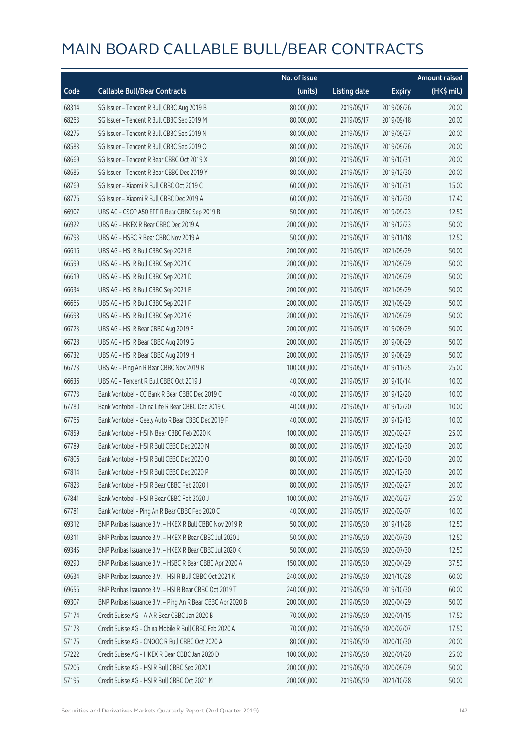# MAIN BOARD CALLABLE BULL/BEAR CONTRACTS

| Code | Callable Bull/Bear Contracts | No. of issue (units) | Listing date | Expiry | Amount raised (HK$ mil.) |
|---|---|---|---|---|---|
| 68314 | SG Issuer – Tencent R Bull CBBC Aug 2019 B | 80,000,000 | 2019/05/17 | 2019/08/26 | 20.00 |
| 68263 | SG Issuer – Tencent R Bull CBBC Sep 2019 M | 80,000,000 | 2019/05/17 | 2019/09/18 | 20.00 |
| 68275 | SG Issuer – Tencent R Bull CBBC Sep 2019 N | 80,000,000 | 2019/05/17 | 2019/09/27 | 20.00 |
| 68583 | SG Issuer – Tencent R Bull CBBC Sep 2019 O | 80,000,000 | 2019/05/17 | 2019/09/26 | 20.00 |
| 68669 | SG Issuer – Tencent R Bear CBBC Oct 2019 X | 80,000,000 | 2019/05/17 | 2019/10/31 | 20.00 |
| 68686 | SG Issuer – Tencent R Bear CBBC Dec 2019 Y | 80,000,000 | 2019/05/17 | 2019/12/30 | 20.00 |
| 68769 | SG Issuer – Xiaomi R Bull CBBC Oct 2019 C | 60,000,000 | 2019/05/17 | 2019/10/31 | 15.00 |
| 68776 | SG Issuer – Xiaomi R Bull CBBC Dec 2019 A | 60,000,000 | 2019/05/17 | 2019/12/30 | 17.40 |
| 66907 | UBS AG – CSOP A50 ETF R Bear CBBC Sep 2019 B | 50,000,000 | 2019/05/17 | 2019/09/23 | 12.50 |
| 66922 | UBS AG – HKEX R Bear CBBC Dec 2019 A | 200,000,000 | 2019/05/17 | 2019/12/23 | 50.00 |
| 66793 | UBS AG – HSBC R Bear CBBC Nov 2019 A | 50,000,000 | 2019/05/17 | 2019/11/18 | 12.50 |
| 66616 | UBS AG – HSI R Bull CBBC Sep 2021 B | 200,000,000 | 2019/05/17 | 2021/09/29 | 50.00 |
| 66599 | UBS AG – HSI R Bull CBBC Sep 2021 C | 200,000,000 | 2019/05/17 | 2021/09/29 | 50.00 |
| 66619 | UBS AG – HSI R Bull CBBC Sep 2021 D | 200,000,000 | 2019/05/17 | 2021/09/29 | 50.00 |
| 66634 | UBS AG – HSI R Bull CBBC Sep 2021 E | 200,000,000 | 2019/05/17 | 2021/09/29 | 50.00 |
| 66665 | UBS AG – HSI R Bull CBBC Sep 2021 F | 200,000,000 | 2019/05/17 | 2021/09/29 | 50.00 |
| 66698 | UBS AG – HSI R Bull CBBC Sep 2021 G | 200,000,000 | 2019/05/17 | 2021/09/29 | 50.00 |
| 66723 | UBS AG – HSI R Bear CBBC Aug 2019 F | 200,000,000 | 2019/05/17 | 2019/08/29 | 50.00 |
| 66728 | UBS AG – HSI R Bear CBBC Aug 2019 G | 200,000,000 | 2019/05/17 | 2019/08/29 | 50.00 |
| 66732 | UBS AG – HSI R Bear CBBC Aug 2019 H | 200,000,000 | 2019/05/17 | 2019/08/29 | 50.00 |
| 66773 | UBS AG – Ping An R Bear CBBC Nov 2019 B | 100,000,000 | 2019/05/17 | 2019/11/25 | 25.00 |
| 66636 | UBS AG – Tencent R Bull CBBC Oct 2019 J | 40,000,000 | 2019/05/17 | 2019/10/14 | 10.00 |
| 67773 | Bank Vontobel – CC Bank R Bear CBBC Dec 2019 C | 40,000,000 | 2019/05/17 | 2019/12/20 | 10.00 |
| 67780 | Bank Vontobel – China Life R Bear CBBC Dec 2019 C | 40,000,000 | 2019/05/17 | 2019/12/20 | 10.00 |
| 67766 | Bank Vontobel – Geely Auto R Bear CBBC Dec 2019 F | 40,000,000 | 2019/05/17 | 2019/12/13 | 10.00 |
| 67859 | Bank Vontobel – HSI N Bear CBBC Feb 2020 K | 100,000,000 | 2019/05/17 | 2020/02/27 | 25.00 |
| 67789 | Bank Vontobel – HSI R Bull CBBC Dec 2020 N | 80,000,000 | 2019/05/17 | 2020/12/30 | 20.00 |
| 67806 | Bank Vontobel – HSI R Bull CBBC Dec 2020 O | 80,000,000 | 2019/05/17 | 2020/12/30 | 20.00 |
| 67814 | Bank Vontobel – HSI R Bull CBBC Dec 2020 P | 80,000,000 | 2019/05/17 | 2020/12/30 | 20.00 |
| 67823 | Bank Vontobel – HSI R Bear CBBC Feb 2020 I | 80,000,000 | 2019/05/17 | 2020/02/27 | 20.00 |
| 67841 | Bank Vontobel – HSI R Bear CBBC Feb 2020 J | 100,000,000 | 2019/05/17 | 2020/02/27 | 25.00 |
| 67781 | Bank Vontobel – Ping An R Bear CBBC Feb 2020 C | 40,000,000 | 2019/05/17 | 2020/02/07 | 10.00 |
| 69312 | BNP Paribas Issuance B.V. – HKEX R Bull CBBC Nov 2019 R | 50,000,000 | 2019/05/20 | 2019/11/28 | 12.50 |
| 69311 | BNP Paribas Issuance B.V. – HKEX R Bear CBBC Jul 2020 J | 50,000,000 | 2019/05/20 | 2020/07/30 | 12.50 |
| 69345 | BNP Paribas Issuance B.V. – HKEX R Bear CBBC Jul 2020 K | 50,000,000 | 2019/05/20 | 2020/07/30 | 12.50 |
| 69290 | BNP Paribas Issuance B.V. – HSBC R Bear CBBC Apr 2020 A | 150,000,000 | 2019/05/20 | 2020/04/29 | 37.50 |
| 69634 | BNP Paribas Issuance B.V. – HSI R Bull CBBC Oct 2021 K | 240,000,000 | 2019/05/20 | 2021/10/28 | 60.00 |
| 69656 | BNP Paribas Issuance B.V. – HSI R Bear CBBC Oct 2019 T | 240,000,000 | 2019/05/20 | 2019/10/30 | 60.00 |
| 69307 | BNP Paribas Issuance B.V. – Ping An R Bear CBBC Apr 2020 B | 200,000,000 | 2019/05/20 | 2020/04/29 | 50.00 |
| 57174 | Credit Suisse AG – AIA R Bear CBBC Jan 2020 B | 70,000,000 | 2019/05/20 | 2020/01/15 | 17.50 |
| 57173 | Credit Suisse AG – China Mobile R Bull CBBC Feb 2020 A | 70,000,000 | 2019/05/20 | 2020/02/07 | 17.50 |
| 57175 | Credit Suisse AG – CNOOC R Bull CBBC Oct 2020 A | 80,000,000 | 2019/05/20 | 2020/10/30 | 20.00 |
| 57222 | Credit Suisse AG – HKEX R Bear CBBC Jan 2020 D | 100,000,000 | 2019/05/20 | 2020/01/20 | 25.00 |
| 57206 | Credit Suisse AG – HSI R Bull CBBC Sep 2020 I | 200,000,000 | 2019/05/20 | 2020/09/29 | 50.00 |
| 57195 | Credit Suisse AG – HSI R Bull CBBC Oct 2021 M | 200,000,000 | 2019/05/20 | 2021/10/28 | 50.00 |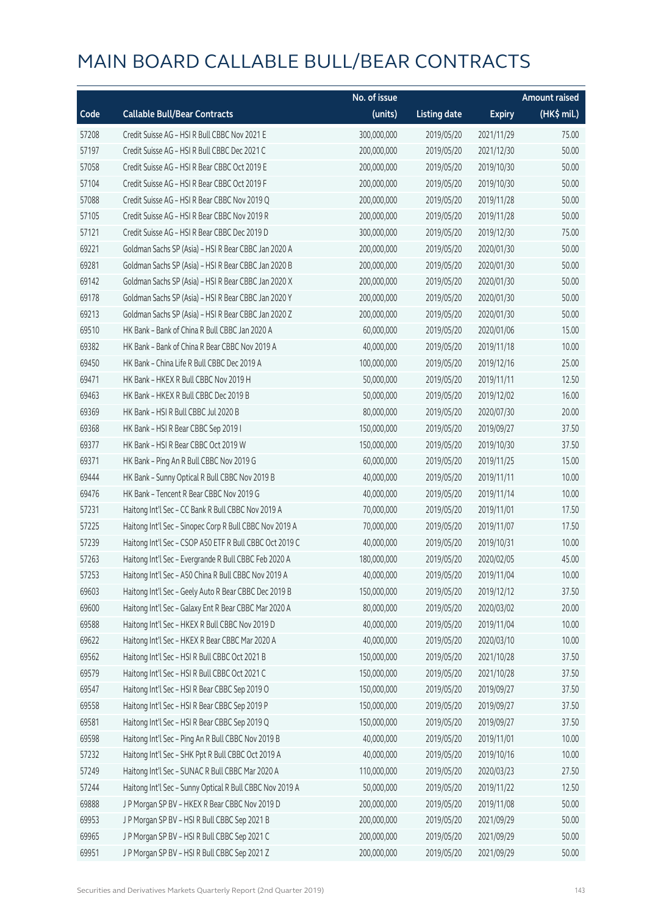# MAIN BOARD CALLABLE BULL/BEAR CONTRACTS

| Code | Callable Bull/Bear Contracts | No. of issue (units) | Listing date | Expiry | Amount raised (HK$ mil.) |
|---|---|---|---|---|---|
| 57208 | Credit Suisse AG – HSI R Bull CBBC Nov 2021 E | 300,000,000 | 2019/05/20 | 2021/11/29 | 75.00 |
| 57197 | Credit Suisse AG – HSI R Bull CBBC Dec 2021 C | 200,000,000 | 2019/05/20 | 2021/12/30 | 50.00 |
| 57058 | Credit Suisse AG – HSI R Bear CBBC Oct 2019 E | 200,000,000 | 2019/05/20 | 2019/10/30 | 50.00 |
| 57104 | Credit Suisse AG – HSI R Bear CBBC Oct 2019 F | 200,000,000 | 2019/05/20 | 2019/10/30 | 50.00 |
| 57088 | Credit Suisse AG – HSI R Bear CBBC Nov 2019 Q | 200,000,000 | 2019/05/20 | 2019/11/28 | 50.00 |
| 57105 | Credit Suisse AG – HSI R Bear CBBC Nov 2019 R | 200,000,000 | 2019/05/20 | 2019/11/28 | 50.00 |
| 57121 | Credit Suisse AG – HSI R Bear CBBC Dec 2019 D | 300,000,000 | 2019/05/20 | 2019/12/30 | 75.00 |
| 69221 | Goldman Sachs SP (Asia) – HSI R Bear CBBC Jan 2020 A | 200,000,000 | 2019/05/20 | 2020/01/30 | 50.00 |
| 69281 | Goldman Sachs SP (Asia) – HSI R Bear CBBC Jan 2020 B | 200,000,000 | 2019/05/20 | 2020/01/30 | 50.00 |
| 69142 | Goldman Sachs SP (Asia) – HSI R Bear CBBC Jan 2020 X | 200,000,000 | 2019/05/20 | 2020/01/30 | 50.00 |
| 69178 | Goldman Sachs SP (Asia) – HSI R Bear CBBC Jan 2020 Y | 200,000,000 | 2019/05/20 | 2020/01/30 | 50.00 |
| 69213 | Goldman Sachs SP (Asia) – HSI R Bear CBBC Jan 2020 Z | 200,000,000 | 2019/05/20 | 2020/01/30 | 50.00 |
| 69510 | HK Bank – Bank of China R Bull CBBC Jan 2020 A | 60,000,000 | 2019/05/20 | 2020/01/06 | 15.00 |
| 69382 | HK Bank – Bank of China R Bear CBBC Nov 2019 A | 40,000,000 | 2019/05/20 | 2019/11/18 | 10.00 |
| 69450 | HK Bank – China Life R Bull CBBC Dec 2019 A | 100,000,000 | 2019/05/20 | 2019/12/16 | 25.00 |
| 69471 | HK Bank – HKEX R Bull CBBC Nov 2019 H | 50,000,000 | 2019/05/20 | 2019/11/11 | 12.50 |
| 69463 | HK Bank – HKEX R Bull CBBC Dec 2019 B | 50,000,000 | 2019/05/20 | 2019/12/02 | 16.00 |
| 69369 | HK Bank – HSI R Bull CBBC Jul 2020 B | 80,000,000 | 2019/05/20 | 2020/07/30 | 20.00 |
| 69368 | HK Bank – HSI R Bear CBBC Sep 2019 I | 150,000,000 | 2019/05/20 | 2019/09/27 | 37.50 |
| 69377 | HK Bank – HSI R Bear CBBC Oct 2019 W | 150,000,000 | 2019/05/20 | 2019/10/30 | 37.50 |
| 69371 | HK Bank – Ping An R Bull CBBC Nov 2019 G | 60,000,000 | 2019/05/20 | 2019/11/25 | 15.00 |
| 69444 | HK Bank – Sunny Optical R Bull CBBC Nov 2019 B | 40,000,000 | 2019/05/20 | 2019/11/11 | 10.00 |
| 69476 | HK Bank – Tencent R Bear CBBC Nov 2019 G | 40,000,000 | 2019/05/20 | 2019/11/14 | 10.00 |
| 57231 | Haitong Int'l Sec – CC Bank R Bull CBBC Nov 2019 A | 70,000,000 | 2019/05/20 | 2019/11/01 | 17.50 |
| 57225 | Haitong Int'l Sec – Sinopec Corp R Bull CBBC Nov 2019 A | 70,000,000 | 2019/05/20 | 2019/11/07 | 17.50 |
| 57239 | Haitong Int'l Sec – CSOP A50 ETF R Bull CBBC Oct 2019 C | 40,000,000 | 2019/05/20 | 2019/10/31 | 10.00 |
| 57263 | Haitong Int'l Sec – Evergrande R Bull CBBC Feb 2020 A | 180,000,000 | 2019/05/20 | 2020/02/05 | 45.00 |
| 57253 | Haitong Int'l Sec – A50 China R Bull CBBC Nov 2019 A | 40,000,000 | 2019/05/20 | 2019/11/04 | 10.00 |
| 69603 | Haitong Int'l Sec – Geely Auto R Bear CBBC Dec 2019 B | 150,000,000 | 2019/05/20 | 2019/12/12 | 37.50 |
| 69600 | Haitong Int'l Sec – Galaxy Ent R Bear CBBC Mar 2020 A | 80,000,000 | 2019/05/20 | 2020/03/02 | 20.00 |
| 69588 | Haitong Int'l Sec – HKEX R Bull CBBC Nov 2019 D | 40,000,000 | 2019/05/20 | 2019/11/04 | 10.00 |
| 69622 | Haitong Int'l Sec – HKEX R Bear CBBC Mar 2020 A | 40,000,000 | 2019/05/20 | 2020/03/10 | 10.00 |
| 69562 | Haitong Int'l Sec – HSI R Bull CBBC Oct 2021 B | 150,000,000 | 2019/05/20 | 2021/10/28 | 37.50 |
| 69579 | Haitong Int'l Sec – HSI R Bull CBBC Oct 2021 C | 150,000,000 | 2019/05/20 | 2021/10/28 | 37.50 |
| 69547 | Haitong Int'l Sec – HSI R Bear CBBC Sep 2019 O | 150,000,000 | 2019/05/20 | 2019/09/27 | 37.50 |
| 69558 | Haitong Int'l Sec – HSI R Bear CBBC Sep 2019 P | 150,000,000 | 2019/05/20 | 2019/09/27 | 37.50 |
| 69581 | Haitong Int'l Sec – HSI R Bear CBBC Sep 2019 Q | 150,000,000 | 2019/05/20 | 2019/09/27 | 37.50 |
| 69598 | Haitong Int'l Sec – Ping An R Bull CBBC Nov 2019 B | 40,000,000 | 2019/05/20 | 2019/11/01 | 10.00 |
| 57232 | Haitong Int'l Sec – SHK Ppt R Bull CBBC Oct 2019 A | 40,000,000 | 2019/05/20 | 2019/10/16 | 10.00 |
| 57249 | Haitong Int'l Sec – SUNAC R Bull CBBC Mar 2020 A | 110,000,000 | 2019/05/20 | 2020/03/23 | 27.50 |
| 57244 | Haitong Int'l Sec – Sunny Optical R Bull CBBC Nov 2019 A | 50,000,000 | 2019/05/20 | 2019/11/22 | 12.50 |
| 69888 | J P Morgan SP BV – HKEX R Bear CBBC Nov 2019 D | 200,000,000 | 2019/05/20 | 2019/11/08 | 50.00 |
| 69953 | J P Morgan SP BV – HSI R Bull CBBC Sep 2021 B | 200,000,000 | 2019/05/20 | 2021/09/29 | 50.00 |
| 69965 | J P Morgan SP BV – HSI R Bull CBBC Sep 2021 C | 200,000,000 | 2019/05/20 | 2021/09/29 | 50.00 |
| 69951 | J P Morgan SP BV – HSI R Bull CBBC Sep 2021 Z | 200,000,000 | 2019/05/20 | 2021/09/29 | 50.00 |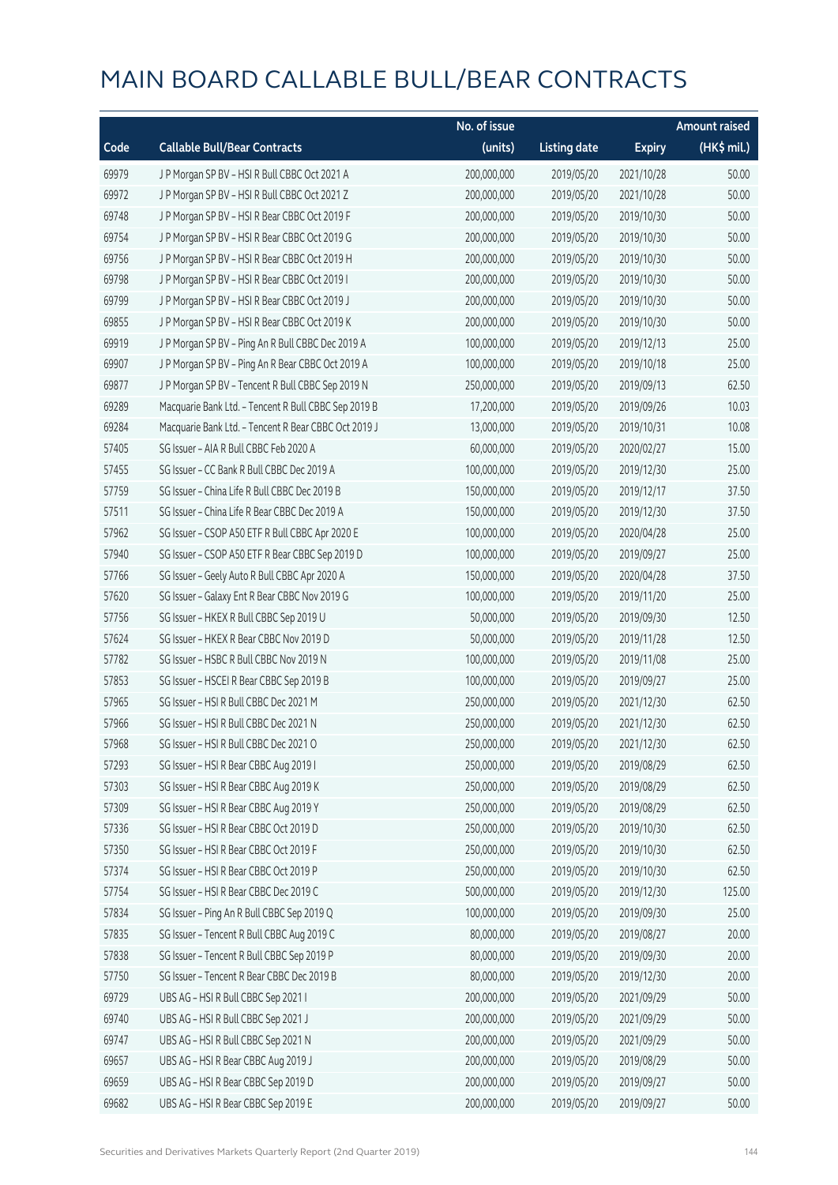# MAIN BOARD CALLABLE BULL/BEAR CONTRACTS

| Code | Callable Bull/Bear Contracts | No. of issue (units) | Listing date | Expiry | Amount raised (HK$ mil.) |
|---|---|---|---|---|---|
| 69979 | J P Morgan SP BV – HSI R Bull CBBC Oct 2021 A | 200,000,000 | 2019/05/20 | 2021/10/28 | 50.00 |
| 69972 | J P Morgan SP BV – HSI R Bull CBBC Oct 2021 Z | 200,000,000 | 2019/05/20 | 2021/10/28 | 50.00 |
| 69748 | J P Morgan SP BV – HSI R Bear CBBC Oct 2019 F | 200,000,000 | 2019/05/20 | 2019/10/30 | 50.00 |
| 69754 | J P Morgan SP BV – HSI R Bear CBBC Oct 2019 G | 200,000,000 | 2019/05/20 | 2019/10/30 | 50.00 |
| 69756 | J P Morgan SP BV – HSI R Bear CBBC Oct 2019 H | 200,000,000 | 2019/05/20 | 2019/10/30 | 50.00 |
| 69798 | J P Morgan SP BV – HSI R Bear CBBC Oct 2019 I | 200,000,000 | 2019/05/20 | 2019/10/30 | 50.00 |
| 69799 | J P Morgan SP BV – HSI R Bear CBBC Oct 2019 J | 200,000,000 | 2019/05/20 | 2019/10/30 | 50.00 |
| 69855 | J P Morgan SP BV – HSI R Bear CBBC Oct 2019 K | 200,000,000 | 2019/05/20 | 2019/10/30 | 50.00 |
| 69919 | J P Morgan SP BV – Ping An R Bull CBBC Dec 2019 A | 100,000,000 | 2019/05/20 | 2019/12/13 | 25.00 |
| 69907 | J P Morgan SP BV – Ping An R Bear CBBC Oct 2019 A | 100,000,000 | 2019/05/20 | 2019/10/18 | 25.00 |
| 69877 | J P Morgan SP BV – Tencent R Bull CBBC Sep 2019 N | 250,000,000 | 2019/05/20 | 2019/09/13 | 62.50 |
| 69289 | Macquarie Bank Ltd. – Tencent R Bull CBBC Sep 2019 B | 17,200,000 | 2019/05/20 | 2019/09/26 | 10.03 |
| 69284 | Macquarie Bank Ltd. – Tencent R Bear CBBC Oct 2019 J | 13,000,000 | 2019/05/20 | 2019/10/31 | 10.08 |
| 57405 | SG Issuer – AIA R Bull CBBC Feb 2020 A | 60,000,000 | 2019/05/20 | 2020/02/27 | 15.00 |
| 57455 | SG Issuer – CC Bank R Bull CBBC Dec 2019 A | 100,000,000 | 2019/05/20 | 2019/12/30 | 25.00 |
| 57759 | SG Issuer – China Life R Bull CBBC Dec 2019 B | 150,000,000 | 2019/05/20 | 2019/12/17 | 37.50 |
| 57511 | SG Issuer – China Life R Bear CBBC Dec 2019 A | 150,000,000 | 2019/05/20 | 2019/12/30 | 37.50 |
| 57962 | SG Issuer – CSOP A50 ETF R Bull CBBC Apr 2020 E | 100,000,000 | 2019/05/20 | 2020/04/28 | 25.00 |
| 57940 | SG Issuer – CSOP A50 ETF R Bear CBBC Sep 2019 D | 100,000,000 | 2019/05/20 | 2019/09/27 | 25.00 |
| 57766 | SG Issuer – Geely Auto R Bull CBBC Apr 2020 A | 150,000,000 | 2019/05/20 | 2020/04/28 | 37.50 |
| 57620 | SG Issuer – Galaxy Ent R Bear CBBC Nov 2019 G | 100,000,000 | 2019/05/20 | 2019/11/20 | 25.00 |
| 57756 | SG Issuer – HKEX R Bull CBBC Sep 2019 U | 50,000,000 | 2019/05/20 | 2019/09/30 | 12.50 |
| 57624 | SG Issuer – HKEX R Bear CBBC Nov 2019 D | 50,000,000 | 2019/05/20 | 2019/11/28 | 12.50 |
| 57782 | SG Issuer – HSBC R Bull CBBC Nov 2019 N | 100,000,000 | 2019/05/20 | 2019/11/08 | 25.00 |
| 57853 | SG Issuer – HSCEI R Bear CBBC Sep 2019 B | 100,000,000 | 2019/05/20 | 2019/09/27 | 25.00 |
| 57965 | SG Issuer – HSI R Bull CBBC Dec 2021 M | 250,000,000 | 2019/05/20 | 2021/12/30 | 62.50 |
| 57966 | SG Issuer – HSI R Bull CBBC Dec 2021 N | 250,000,000 | 2019/05/20 | 2021/12/30 | 62.50 |
| 57968 | SG Issuer – HSI R Bull CBBC Dec 2021 O | 250,000,000 | 2019/05/20 | 2021/12/30 | 62.50 |
| 57293 | SG Issuer – HSI R Bear CBBC Aug 2019 I | 250,000,000 | 2019/05/20 | 2019/08/29 | 62.50 |
| 57303 | SG Issuer – HSI R Bear CBBC Aug 2019 K | 250,000,000 | 2019/05/20 | 2019/08/29 | 62.50 |
| 57309 | SG Issuer – HSI R Bear CBBC Aug 2019 Y | 250,000,000 | 2019/05/20 | 2019/08/29 | 62.50 |
| 57336 | SG Issuer – HSI R Bear CBBC Oct 2019 D | 250,000,000 | 2019/05/20 | 2019/10/30 | 62.50 |
| 57350 | SG Issuer – HSI R Bear CBBC Oct 2019 F | 250,000,000 | 2019/05/20 | 2019/10/30 | 62.50 |
| 57374 | SG Issuer – HSI R Bear CBBC Oct 2019 P | 250,000,000 | 2019/05/20 | 2019/10/30 | 62.50 |
| 57754 | SG Issuer – HSI R Bear CBBC Dec 2019 C | 500,000,000 | 2019/05/20 | 2019/12/30 | 125.00 |
| 57834 | SG Issuer – Ping An R Bull CBBC Sep 2019 Q | 100,000,000 | 2019/05/20 | 2019/09/30 | 25.00 |
| 57835 | SG Issuer – Tencent R Bull CBBC Aug 2019 C | 80,000,000 | 2019/05/20 | 2019/08/27 | 20.00 |
| 57838 | SG Issuer – Tencent R Bull CBBC Sep 2019 P | 80,000,000 | 2019/05/20 | 2019/09/30 | 20.00 |
| 57750 | SG Issuer – Tencent R Bear CBBC Dec 2019 B | 80,000,000 | 2019/05/20 | 2019/12/30 | 20.00 |
| 69729 | UBS AG – HSI R Bull CBBC Sep 2021 I | 200,000,000 | 2019/05/20 | 2021/09/29 | 50.00 |
| 69740 | UBS AG – HSI R Bull CBBC Sep 2021 J | 200,000,000 | 2019/05/20 | 2021/09/29 | 50.00 |
| 69747 | UBS AG – HSI R Bull CBBC Sep 2021 N | 200,000,000 | 2019/05/20 | 2021/09/29 | 50.00 |
| 69657 | UBS AG – HSI R Bear CBBC Aug 2019 J | 200,000,000 | 2019/05/20 | 2019/08/29 | 50.00 |
| 69659 | UBS AG – HSI R Bear CBBC Sep 2019 D | 200,000,000 | 2019/05/20 | 2019/09/27 | 50.00 |
| 69682 | UBS AG – HSI R Bear CBBC Sep 2019 E | 200,000,000 | 2019/05/20 | 2019/09/27 | 50.00 |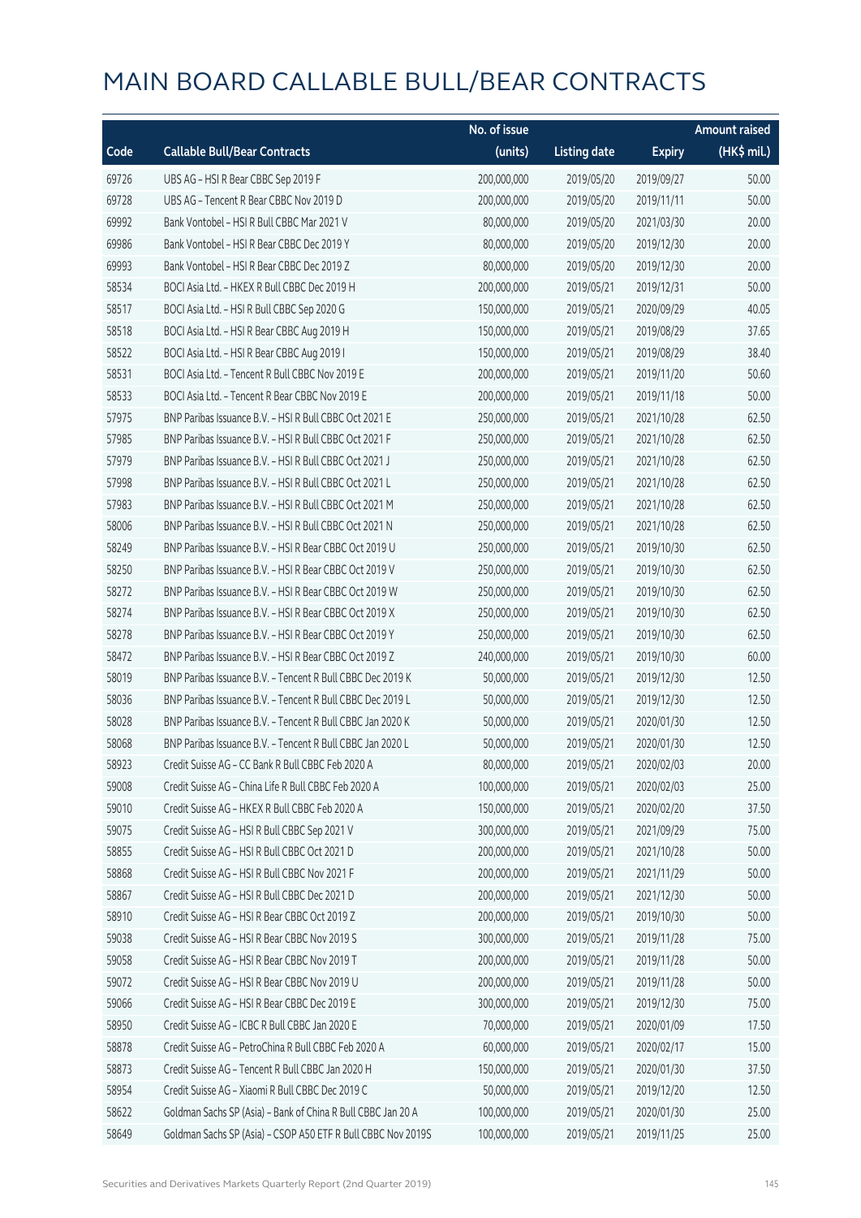# MAIN BOARD CALLABLE BULL/BEAR CONTRACTS

| Code | Callable Bull/Bear Contracts | No. of issue (units) | Listing date | Expiry | Amount raised (HK$ mil.) |
|---|---|---|---|---|---|
| 69726 | UBS AG – HSI R Bear CBBC Sep 2019 F | 200,000,000 | 2019/05/20 | 2019/09/27 | 50.00 |
| 69728 | UBS AG – Tencent R Bear CBBC Nov 2019 D | 200,000,000 | 2019/05/20 | 2019/11/11 | 50.00 |
| 69992 | Bank Vontobel – HSI R Bull CBBC Mar 2021 V | 80,000,000 | 2019/05/20 | 2021/03/30 | 20.00 |
| 69986 | Bank Vontobel – HSI R Bear CBBC Dec 2019 Y | 80,000,000 | 2019/05/20 | 2019/12/30 | 20.00 |
| 69993 | Bank Vontobel – HSI R Bear CBBC Dec 2019 Z | 80,000,000 | 2019/05/20 | 2019/12/30 | 20.00 |
| 58534 | BOCI Asia Ltd. – HKEX R Bull CBBC Dec 2019 H | 200,000,000 | 2019/05/21 | 2019/12/31 | 50.00 |
| 58517 | BOCI Asia Ltd. – HSI R Bull CBBC Sep 2020 G | 150,000,000 | 2019/05/21 | 2020/09/29 | 40.05 |
| 58518 | BOCI Asia Ltd. – HSI R Bear CBBC Aug 2019 H | 150,000,000 | 2019/05/21 | 2019/08/29 | 37.65 |
| 58522 | BOCI Asia Ltd. – HSI R Bear CBBC Aug 2019 I | 150,000,000 | 2019/05/21 | 2019/08/29 | 38.40 |
| 58531 | BOCI Asia Ltd. – Tencent R Bull CBBC Nov 2019 E | 200,000,000 | 2019/05/21 | 2019/11/20 | 50.60 |
| 58533 | BOCI Asia Ltd. – Tencent R Bear CBBC Nov 2019 E | 200,000,000 | 2019/05/21 | 2019/11/18 | 50.00 |
| 57975 | BNP Paribas Issuance B.V. – HSI R Bull CBBC Oct 2021 E | 250,000,000 | 2019/05/21 | 2021/10/28 | 62.50 |
| 57985 | BNP Paribas Issuance B.V. – HSI R Bull CBBC Oct 2021 F | 250,000,000 | 2019/05/21 | 2021/10/28 | 62.50 |
| 57979 | BNP Paribas Issuance B.V. – HSI R Bull CBBC Oct 2021 J | 250,000,000 | 2019/05/21 | 2021/10/28 | 62.50 |
| 57998 | BNP Paribas Issuance B.V. – HSI R Bull CBBC Oct 2021 L | 250,000,000 | 2019/05/21 | 2021/10/28 | 62.50 |
| 57983 | BNP Paribas Issuance B.V. – HSI R Bull CBBC Oct 2021 M | 250,000,000 | 2019/05/21 | 2021/10/28 | 62.50 |
| 58006 | BNP Paribas Issuance B.V. – HSI R Bull CBBC Oct 2021 N | 250,000,000 | 2019/05/21 | 2021/10/28 | 62.50 |
| 58249 | BNP Paribas Issuance B.V. – HSI R Bear CBBC Oct 2019 U | 250,000,000 | 2019/05/21 | 2019/10/30 | 62.50 |
| 58250 | BNP Paribas Issuance B.V. – HSI R Bear CBBC Oct 2019 V | 250,000,000 | 2019/05/21 | 2019/10/30 | 62.50 |
| 58272 | BNP Paribas Issuance B.V. – HSI R Bear CBBC Oct 2019 W | 250,000,000 | 2019/05/21 | 2019/10/30 | 62.50 |
| 58274 | BNP Paribas Issuance B.V. – HSI R Bear CBBC Oct 2019 X | 250,000,000 | 2019/05/21 | 2019/10/30 | 62.50 |
| 58278 | BNP Paribas Issuance B.V. – HSI R Bear CBBC Oct 2019 Y | 250,000,000 | 2019/05/21 | 2019/10/30 | 62.50 |
| 58472 | BNP Paribas Issuance B.V. – HSI R Bear CBBC Oct 2019 Z | 240,000,000 | 2019/05/21 | 2019/10/30 | 60.00 |
| 58019 | BNP Paribas Issuance B.V. – Tencent R Bull CBBC Dec 2019 K | 50,000,000 | 2019/05/21 | 2019/12/30 | 12.50 |
| 58036 | BNP Paribas Issuance B.V. – Tencent R Bull CBBC Dec 2019 L | 50,000,000 | 2019/05/21 | 2019/12/30 | 12.50 |
| 58028 | BNP Paribas Issuance B.V. – Tencent R Bull CBBC Jan 2020 K | 50,000,000 | 2019/05/21 | 2020/01/30 | 12.50 |
| 58068 | BNP Paribas Issuance B.V. – Tencent R Bull CBBC Jan 2020 L | 50,000,000 | 2019/05/21 | 2020/01/30 | 12.50 |
| 58923 | Credit Suisse AG – CC Bank R Bull CBBC Feb 2020 A | 80,000,000 | 2019/05/21 | 2020/02/03 | 20.00 |
| 59008 | Credit Suisse AG – China Life R Bull CBBC Feb 2020 A | 100,000,000 | 2019/05/21 | 2020/02/03 | 25.00 |
| 59010 | Credit Suisse AG – HKEX R Bull CBBC Feb 2020 A | 150,000,000 | 2019/05/21 | 2020/02/20 | 37.50 |
| 59075 | Credit Suisse AG – HSI R Bull CBBC Sep 2021 V | 300,000,000 | 2019/05/21 | 2021/09/29 | 75.00 |
| 58855 | Credit Suisse AG – HSI R Bull CBBC Oct 2021 D | 200,000,000 | 2019/05/21 | 2021/10/28 | 50.00 |
| 58868 | Credit Suisse AG – HSI R Bull CBBC Nov 2021 F | 200,000,000 | 2019/05/21 | 2021/11/29 | 50.00 |
| 58867 | Credit Suisse AG – HSI R Bull CBBC Dec 2021 D | 200,000,000 | 2019/05/21 | 2021/12/30 | 50.00 |
| 58910 | Credit Suisse AG – HSI R Bear CBBC Oct 2019 Z | 200,000,000 | 2019/05/21 | 2019/10/30 | 50.00 |
| 59038 | Credit Suisse AG – HSI R Bear CBBC Nov 2019 S | 300,000,000 | 2019/05/21 | 2019/11/28 | 75.00 |
| 59058 | Credit Suisse AG – HSI R Bear CBBC Nov 2019 T | 200,000,000 | 2019/05/21 | 2019/11/28 | 50.00 |
| 59072 | Credit Suisse AG – HSI R Bear CBBC Nov 2019 U | 200,000,000 | 2019/05/21 | 2019/11/28 | 50.00 |
| 59066 | Credit Suisse AG – HSI R Bear CBBC Dec 2019 E | 300,000,000 | 2019/05/21 | 2019/12/30 | 75.00 |
| 58950 | Credit Suisse AG – ICBC R Bull CBBC Jan 2020 E | 70,000,000 | 2019/05/21 | 2020/01/09 | 17.50 |
| 58878 | Credit Suisse AG – PetroChina R Bull CBBC Feb 2020 A | 60,000,000 | 2019/05/21 | 2020/02/17 | 15.00 |
| 58873 | Credit Suisse AG – Tencent R Bull CBBC Jan 2020 H | 150,000,000 | 2019/05/21 | 2020/01/30 | 37.50 |
| 58954 | Credit Suisse AG – Xiaomi R Bull CBBC Dec 2019 C | 50,000,000 | 2019/05/21 | 2019/12/20 | 12.50 |
| 58622 | Goldman Sachs SP (Asia) – Bank of China R Bull CBBC Jan 20 A | 100,000,000 | 2019/05/21 | 2020/01/30 | 25.00 |
| 58649 | Goldman Sachs SP (Asia) – CSOP A50 ETF R Bull CBBC Nov 2019S | 100,000,000 | 2019/05/21 | 2019/11/25 | 25.00 |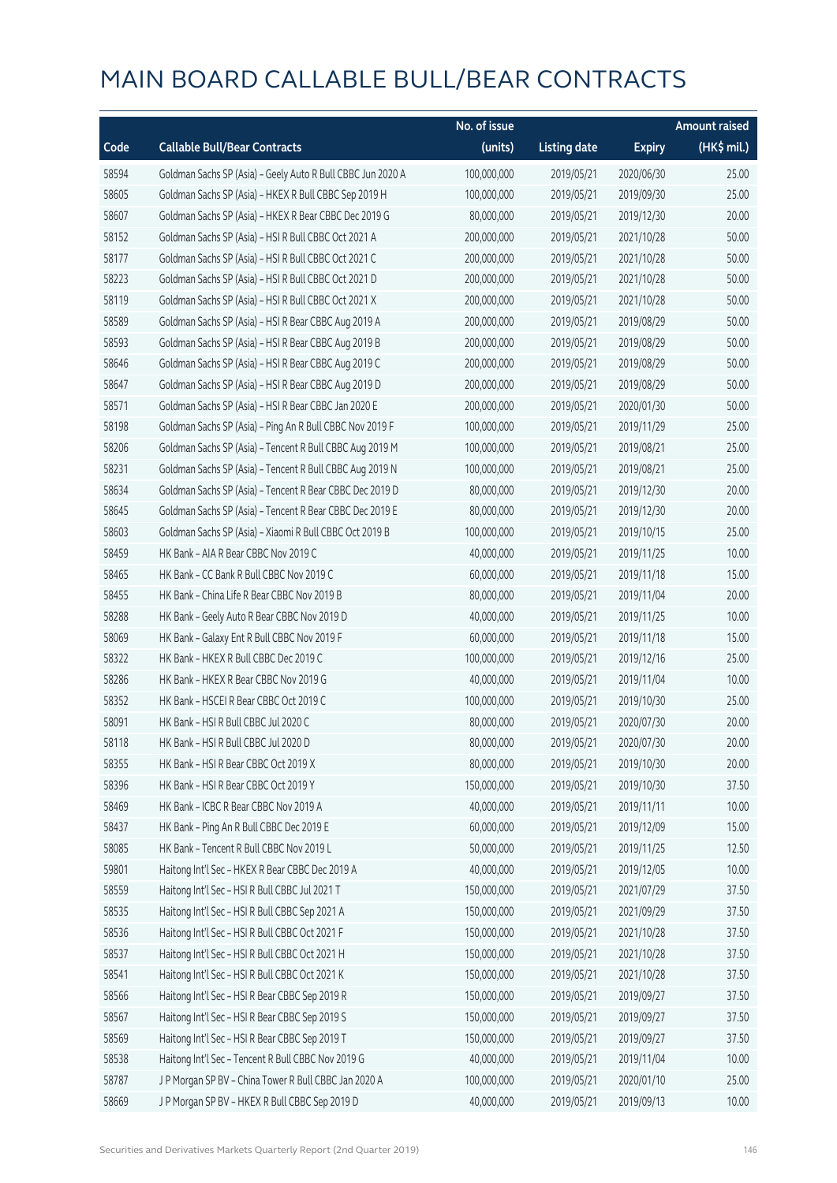# MAIN BOARD CALLABLE BULL/BEAR CONTRACTS

| Code | Callable Bull/Bear Contracts | No. of issue (units) | Listing date | Expiry | Amount raised (HK$ mil.) |
|---|---|---|---|---|---|
| 58594 | Goldman Sachs SP (Asia) - Geely Auto R Bull CBBC Jun 2020 A | 100,000,000 | 2019/05/21 | 2020/06/30 | 25.00 |
| 58605 | Goldman Sachs SP (Asia) - HKEX R Bull CBBC Sep 2019 H | 100,000,000 | 2019/05/21 | 2019/09/30 | 25.00 |
| 58607 | Goldman Sachs SP (Asia) - HKEX R Bear CBBC Dec 2019 G | 80,000,000 | 2019/05/21 | 2019/12/30 | 20.00 |
| 58152 | Goldman Sachs SP (Asia) - HSI R Bull CBBC Oct 2021 A | 200,000,000 | 2019/05/21 | 2021/10/28 | 50.00 |
| 58177 | Goldman Sachs SP (Asia) - HSI R Bull CBBC Oct 2021 C | 200,000,000 | 2019/05/21 | 2021/10/28 | 50.00 |
| 58223 | Goldman Sachs SP (Asia) - HSI R Bull CBBC Oct 2021 D | 200,000,000 | 2019/05/21 | 2021/10/28 | 50.00 |
| 58119 | Goldman Sachs SP (Asia) - HSI R Bull CBBC Oct 2021 X | 200,000,000 | 2019/05/21 | 2021/10/28 | 50.00 |
| 58589 | Goldman Sachs SP (Asia) - HSI R Bear CBBC Aug 2019 A | 200,000,000 | 2019/05/21 | 2019/08/29 | 50.00 |
| 58593 | Goldman Sachs SP (Asia) - HSI R Bear CBBC Aug 2019 B | 200,000,000 | 2019/05/21 | 2019/08/29 | 50.00 |
| 58646 | Goldman Sachs SP (Asia) - HSI R Bear CBBC Aug 2019 C | 200,000,000 | 2019/05/21 | 2019/08/29 | 50.00 |
| 58647 | Goldman Sachs SP (Asia) - HSI R Bear CBBC Aug 2019 D | 200,000,000 | 2019/05/21 | 2019/08/29 | 50.00 |
| 58571 | Goldman Sachs SP (Asia) - HSI R Bear CBBC Jan 2020 E | 200,000,000 | 2019/05/21 | 2020/01/30 | 50.00 |
| 58198 | Goldman Sachs SP (Asia) - Ping An R Bull CBBC Nov 2019 F | 100,000,000 | 2019/05/21 | 2019/11/29 | 25.00 |
| 58206 | Goldman Sachs SP (Asia) - Tencent R Bull CBBC Aug 2019 M | 100,000,000 | 2019/05/21 | 2019/08/21 | 25.00 |
| 58231 | Goldman Sachs SP (Asia) - Tencent R Bull CBBC Aug 2019 N | 100,000,000 | 2019/05/21 | 2019/08/21 | 25.00 |
| 58634 | Goldman Sachs SP (Asia) - Tencent R Bear CBBC Dec 2019 D | 80,000,000 | 2019/05/21 | 2019/12/30 | 20.00 |
| 58645 | Goldman Sachs SP (Asia) - Tencent R Bear CBBC Dec 2019 E | 80,000,000 | 2019/05/21 | 2019/12/30 | 20.00 |
| 58603 | Goldman Sachs SP (Asia) - Xiaomi R Bull CBBC Oct 2019 B | 100,000,000 | 2019/05/21 | 2019/10/15 | 25.00 |
| 58459 | HK Bank - AIA R Bear CBBC Nov 2019 C | 40,000,000 | 2019/05/21 | 2019/11/25 | 10.00 |
| 58465 | HK Bank - CC Bank R Bull CBBC Nov 2019 C | 60,000,000 | 2019/05/21 | 2019/11/18 | 15.00 |
| 58455 | HK Bank - China Life R Bear CBBC Nov 2019 B | 80,000,000 | 2019/05/21 | 2019/11/04 | 20.00 |
| 58288 | HK Bank - Geely Auto R Bear CBBC Nov 2019 D | 40,000,000 | 2019/05/21 | 2019/11/25 | 10.00 |
| 58069 | HK Bank - Galaxy Ent R Bull CBBC Nov 2019 F | 60,000,000 | 2019/05/21 | 2019/11/18 | 15.00 |
| 58322 | HK Bank - HKEX R Bull CBBC Dec 2019 C | 100,000,000 | 2019/05/21 | 2019/12/16 | 25.00 |
| 58286 | HK Bank - HKEX R Bear CBBC Nov 2019 G | 40,000,000 | 2019/05/21 | 2019/11/04 | 10.00 |
| 58352 | HK Bank - HSCEI R Bear CBBC Oct 2019 C | 100,000,000 | 2019/05/21 | 2019/10/30 | 25.00 |
| 58091 | HK Bank - HSI R Bull CBBC Jul 2020 C | 80,000,000 | 2019/05/21 | 2020/07/30 | 20.00 |
| 58118 | HK Bank - HSI R Bull CBBC Jul 2020 D | 80,000,000 | 2019/05/21 | 2020/07/30 | 20.00 |
| 58355 | HK Bank - HSI R Bear CBBC Oct 2019 X | 80,000,000 | 2019/05/21 | 2019/10/30 | 20.00 |
| 58396 | HK Bank - HSI R Bear CBBC Oct 2019 Y | 150,000,000 | 2019/05/21 | 2019/10/30 | 37.50 |
| 58469 | HK Bank - ICBC R Bear CBBC Nov 2019 A | 40,000,000 | 2019/05/21 | 2019/11/11 | 10.00 |
| 58437 | HK Bank - Ping An R Bull CBBC Dec 2019 E | 60,000,000 | 2019/05/21 | 2019/12/09 | 15.00 |
| 58085 | HK Bank - Tencent R Bull CBBC Nov 2019 L | 50,000,000 | 2019/05/21 | 2019/11/25 | 12.50 |
| 59801 | Haitong Int'l Sec - HKEX R Bear CBBC Dec 2019 A | 40,000,000 | 2019/05/21 | 2019/12/05 | 10.00 |
| 58559 | Haitong Int'l Sec - HSI R Bull CBBC Jul 2021 T | 150,000,000 | 2019/05/21 | 2021/07/29 | 37.50 |
| 58535 | Haitong Int'l Sec - HSI R Bull CBBC Sep 2021 A | 150,000,000 | 2019/05/21 | 2021/09/29 | 37.50 |
| 58536 | Haitong Int'l Sec - HSI R Bull CBBC Oct 2021 F | 150,000,000 | 2019/05/21 | 2021/10/28 | 37.50 |
| 58537 | Haitong Int'l Sec - HSI R Bull CBBC Oct 2021 H | 150,000,000 | 2019/05/21 | 2021/10/28 | 37.50 |
| 58541 | Haitong Int'l Sec - HSI R Bull CBBC Oct 2021 K | 150,000,000 | 2019/05/21 | 2021/10/28 | 37.50 |
| 58566 | Haitong Int'l Sec - HSI R Bear CBBC Sep 2019 R | 150,000,000 | 2019/05/21 | 2019/09/27 | 37.50 |
| 58567 | Haitong Int'l Sec - HSI R Bear CBBC Sep 2019 S | 150,000,000 | 2019/05/21 | 2019/09/27 | 37.50 |
| 58569 | Haitong Int'l Sec - HSI R Bear CBBC Sep 2019 T | 150,000,000 | 2019/05/21 | 2019/09/27 | 37.50 |
| 58538 | Haitong Int'l Sec - Tencent R Bull CBBC Nov 2019 G | 40,000,000 | 2019/05/21 | 2019/11/04 | 10.00 |
| 58787 | J P Morgan SP BV - China Tower R Bull CBBC Jan 2020 A | 100,000,000 | 2019/05/21 | 2020/01/10 | 25.00 |
| 58669 | J P Morgan SP BV - HKEX R Bull CBBC Sep 2019 D | 40,000,000 | 2019/05/21 | 2019/09/13 | 10.00 |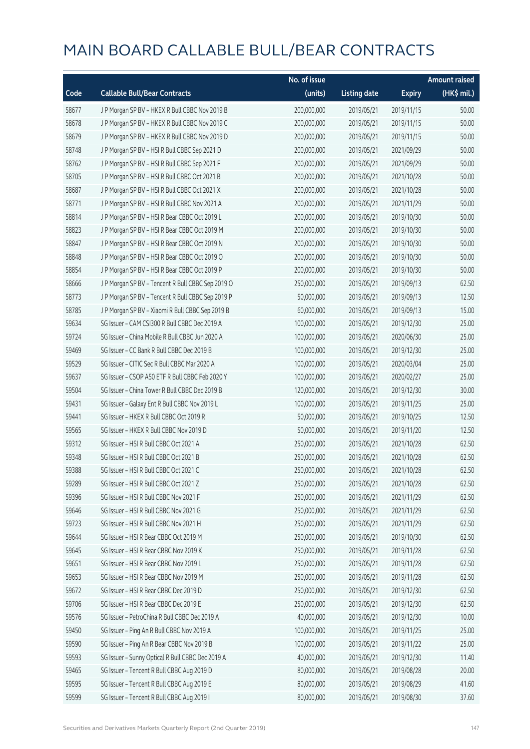# MAIN BOARD CALLABLE BULL/BEAR CONTRACTS

| Code | Callable Bull/Bear Contracts | No. of issue (units) | Listing date | Expiry | Amount raised (HK$ mil.) |
|---|---|---|---|---|---|
| 58677 | J P Morgan SP BV – HKEX R Bull CBBC Nov 2019 B | 200,000,000 | 2019/05/21 | 2019/11/15 | 50.00 |
| 58678 | J P Morgan SP BV – HKEX R Bull CBBC Nov 2019 C | 200,000,000 | 2019/05/21 | 2019/11/15 | 50.00 |
| 58679 | J P Morgan SP BV – HKEX R Bull CBBC Nov 2019 D | 200,000,000 | 2019/05/21 | 2019/11/15 | 50.00 |
| 58748 | J P Morgan SP BV – HSI R Bull CBBC Sep 2021 D | 200,000,000 | 2019/05/21 | 2021/09/29 | 50.00 |
| 58762 | J P Morgan SP BV – HSI R Bull CBBC Sep 2021 F | 200,000,000 | 2019/05/21 | 2021/09/29 | 50.00 |
| 58705 | J P Morgan SP BV – HSI R Bull CBBC Oct 2021 B | 200,000,000 | 2019/05/21 | 2021/10/28 | 50.00 |
| 58687 | J P Morgan SP BV – HSI R Bull CBBC Oct 2021 X | 200,000,000 | 2019/05/21 | 2021/10/28 | 50.00 |
| 58771 | J P Morgan SP BV – HSI R Bull CBBC Nov 2021 A | 200,000,000 | 2019/05/21 | 2021/11/29 | 50.00 |
| 58814 | J P Morgan SP BV – HSI R Bear CBBC Oct 2019 L | 200,000,000 | 2019/05/21 | 2019/10/30 | 50.00 |
| 58823 | J P Morgan SP BV – HSI R Bear CBBC Oct 2019 M | 200,000,000 | 2019/05/21 | 2019/10/30 | 50.00 |
| 58847 | J P Morgan SP BV – HSI R Bear CBBC Oct 2019 N | 200,000,000 | 2019/05/21 | 2019/10/30 | 50.00 |
| 58848 | J P Morgan SP BV – HSI R Bear CBBC Oct 2019 O | 200,000,000 | 2019/05/21 | 2019/10/30 | 50.00 |
| 58854 | J P Morgan SP BV – HSI R Bear CBBC Oct 2019 P | 200,000,000 | 2019/05/21 | 2019/10/30 | 50.00 |
| 58666 | J P Morgan SP BV – Tencent R Bull CBBC Sep 2019 O | 250,000,000 | 2019/05/21 | 2019/09/13 | 62.50 |
| 58773 | J P Morgan SP BV – Tencent R Bull CBBC Sep 2019 P | 50,000,000 | 2019/05/21 | 2019/09/13 | 12.50 |
| 58785 | J P Morgan SP BV – Xiaomi R Bull CBBC Sep 2019 B | 60,000,000 | 2019/05/21 | 2019/09/13 | 15.00 |
| 59634 | SG Issuer – CAM CSI300 R Bull CBBC Dec 2019 A | 100,000,000 | 2019/05/21 | 2019/12/30 | 25.00 |
| 59724 | SG Issuer – China Mobile R Bull CBBC Jun 2020 A | 100,000,000 | 2019/05/21 | 2020/06/30 | 25.00 |
| 59469 | SG Issuer – CC Bank R Bull CBBC Dec 2019 B | 100,000,000 | 2019/05/21 | 2019/12/30 | 25.00 |
| 59529 | SG Issuer – CITIC Sec R Bull CBBC Mar 2020 A | 100,000,000 | 2019/05/21 | 2020/03/04 | 25.00 |
| 59637 | SG Issuer – CSOP A50 ETF R Bull CBBC Feb 2020 Y | 100,000,000 | 2019/05/21 | 2020/02/27 | 25.00 |
| 59504 | SG Issuer – China Tower R Bull CBBC Dec 2019 B | 120,000,000 | 2019/05/21 | 2019/12/30 | 30.00 |
| 59431 | SG Issuer – Galaxy Ent R Bull CBBC Nov 2019 L | 100,000,000 | 2019/05/21 | 2019/11/25 | 25.00 |
| 59441 | SG Issuer – HKEX R Bull CBBC Oct 2019 R | 50,000,000 | 2019/05/21 | 2019/10/25 | 12.50 |
| 59565 | SG Issuer – HKEX R Bull CBBC Nov 2019 D | 50,000,000 | 2019/05/21 | 2019/11/20 | 12.50 |
| 59312 | SG Issuer – HSI R Bull CBBC Oct 2021 A | 250,000,000 | 2019/05/21 | 2021/10/28 | 62.50 |
| 59348 | SG Issuer – HSI R Bull CBBC Oct 2021 B | 250,000,000 | 2019/05/21 | 2021/10/28 | 62.50 |
| 59388 | SG Issuer – HSI R Bull CBBC Oct 2021 C | 250,000,000 | 2019/05/21 | 2021/10/28 | 62.50 |
| 59289 | SG Issuer – HSI R Bull CBBC Oct 2021 Z | 250,000,000 | 2019/05/21 | 2021/10/28 | 62.50 |
| 59396 | SG Issuer – HSI R Bull CBBC Nov 2021 F | 250,000,000 | 2019/05/21 | 2021/11/29 | 62.50 |
| 59646 | SG Issuer – HSI R Bull CBBC Nov 2021 G | 250,000,000 | 2019/05/21 | 2021/11/29 | 62.50 |
| 59723 | SG Issuer – HSI R Bull CBBC Nov 2021 H | 250,000,000 | 2019/05/21 | 2021/11/29 | 62.50 |
| 59644 | SG Issuer – HSI R Bear CBBC Oct 2019 M | 250,000,000 | 2019/05/21 | 2019/10/30 | 62.50 |
| 59645 | SG Issuer – HSI R Bear CBBC Nov 2019 K | 250,000,000 | 2019/05/21 | 2019/11/28 | 62.50 |
| 59651 | SG Issuer – HSI R Bear CBBC Nov 2019 L | 250,000,000 | 2019/05/21 | 2019/11/28 | 62.50 |
| 59653 | SG Issuer – HSI R Bear CBBC Nov 2019 M | 250,000,000 | 2019/05/21 | 2019/11/28 | 62.50 |
| 59672 | SG Issuer – HSI R Bear CBBC Dec 2019 D | 250,000,000 | 2019/05/21 | 2019/12/30 | 62.50 |
| 59706 | SG Issuer – HSI R Bear CBBC Dec 2019 E | 250,000,000 | 2019/05/21 | 2019/12/30 | 62.50 |
| 59576 | SG Issuer – PetroChina R Bull CBBC Dec 2019 A | 40,000,000 | 2019/05/21 | 2019/12/30 | 10.00 |
| 59450 | SG Issuer – Ping An R Bull CBBC Nov 2019 A | 100,000,000 | 2019/05/21 | 2019/11/25 | 25.00 |
| 59590 | SG Issuer – Ping An R Bear CBBC Nov 2019 B | 100,000,000 | 2019/05/21 | 2019/11/22 | 25.00 |
| 59593 | SG Issuer – Sunny Optical R Bull CBBC Dec 2019 A | 40,000,000 | 2019/05/21 | 2019/12/30 | 11.40 |
| 59465 | SG Issuer – Tencent R Bull CBBC Aug 2019 D | 80,000,000 | 2019/05/21 | 2019/08/28 | 20.00 |
| 59595 | SG Issuer – Tencent R Bull CBBC Aug 2019 E | 80,000,000 | 2019/05/21 | 2019/08/29 | 41.60 |
| 59599 | SG Issuer – Tencent R Bull CBBC Aug 2019 I | 80,000,000 | 2019/05/21 | 2019/08/30 | 37.60 |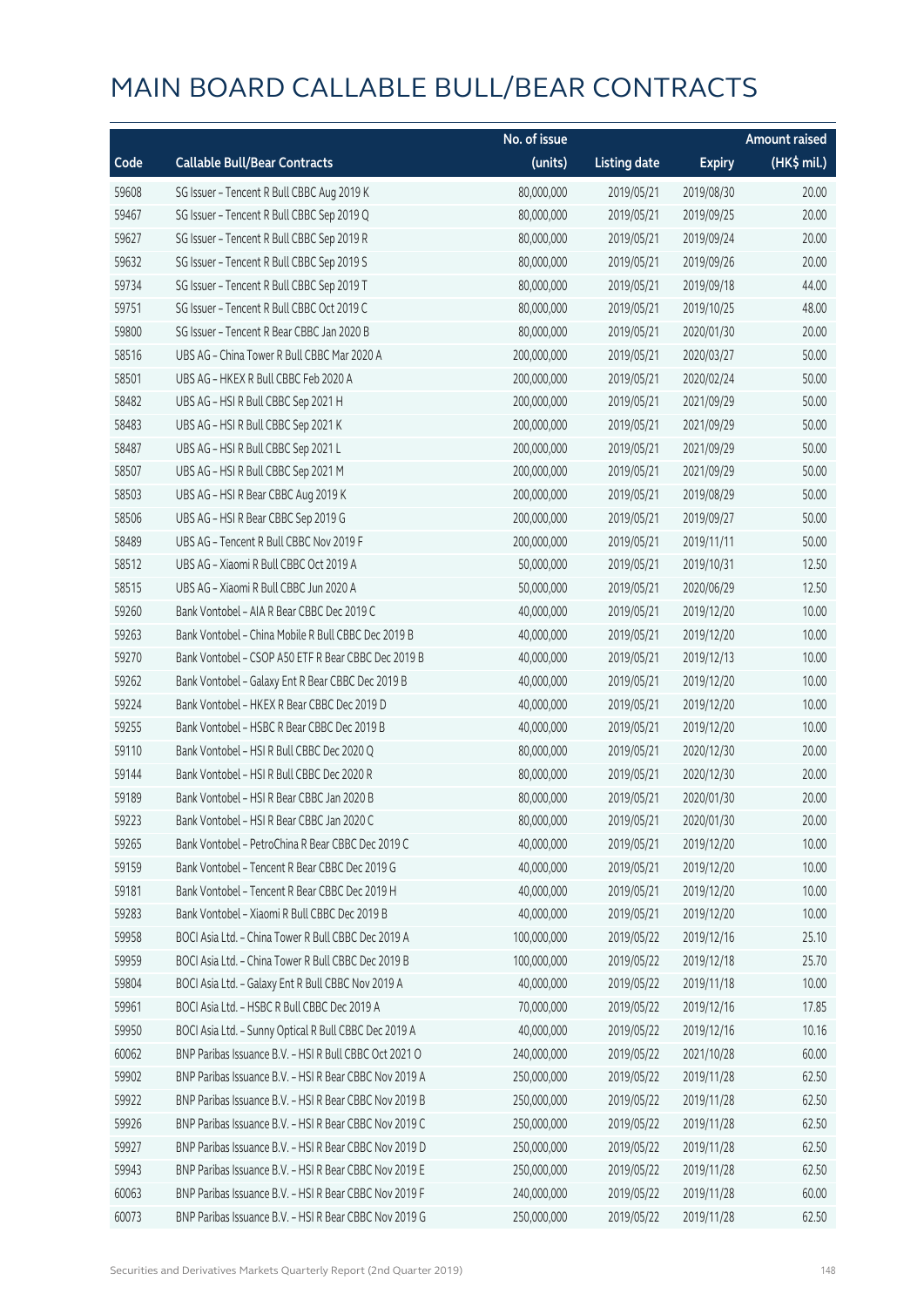# MAIN BOARD CALLABLE BULL/BEAR CONTRACTS

| Code | Callable Bull/Bear Contracts | No. of issue (units) | Listing date | Expiry | Amount raised (HK$ mil.) |
|---|---|---|---|---|---|
| 59608 | SG Issuer – Tencent R Bull CBBC Aug 2019 K | 80,000,000 | 2019/05/21 | 2019/08/30 | 20.00 |
| 59467 | SG Issuer – Tencent R Bull CBBC Sep 2019 Q | 80,000,000 | 2019/05/21 | 2019/09/25 | 20.00 |
| 59627 | SG Issuer – Tencent R Bull CBBC Sep 2019 R | 80,000,000 | 2019/05/21 | 2019/09/24 | 20.00 |
| 59632 | SG Issuer – Tencent R Bull CBBC Sep 2019 S | 80,000,000 | 2019/05/21 | 2019/09/26 | 20.00 |
| 59734 | SG Issuer – Tencent R Bull CBBC Sep 2019 T | 80,000,000 | 2019/05/21 | 2019/09/18 | 44.00 |
| 59751 | SG Issuer – Tencent R Bull CBBC Oct 2019 C | 80,000,000 | 2019/05/21 | 2019/10/25 | 48.00 |
| 59800 | SG Issuer – Tencent R Bear CBBC Jan 2020 B | 80,000,000 | 2019/05/21 | 2020/01/30 | 20.00 |
| 58516 | UBS AG – China Tower R Bull CBBC Mar 2020 A | 200,000,000 | 2019/05/21 | 2020/03/27 | 50.00 |
| 58501 | UBS AG – HKEX R Bull CBBC Feb 2020 A | 200,000,000 | 2019/05/21 | 2020/02/24 | 50.00 |
| 58482 | UBS AG – HSI R Bull CBBC Sep 2021 H | 200,000,000 | 2019/05/21 | 2021/09/29 | 50.00 |
| 58483 | UBS AG – HSI R Bull CBBC Sep 2021 K | 200,000,000 | 2019/05/21 | 2021/09/29 | 50.00 |
| 58487 | UBS AG – HSI R Bull CBBC Sep 2021 L | 200,000,000 | 2019/05/21 | 2021/09/29 | 50.00 |
| 58507 | UBS AG – HSI R Bull CBBC Sep 2021 M | 200,000,000 | 2019/05/21 | 2021/09/29 | 50.00 |
| 58503 | UBS AG – HSI R Bear CBBC Aug 2019 K | 200,000,000 | 2019/05/21 | 2019/08/29 | 50.00 |
| 58506 | UBS AG – HSI R Bear CBBC Sep 2019 G | 200,000,000 | 2019/05/21 | 2019/09/27 | 50.00 |
| 58489 | UBS AG – Tencent R Bull CBBC Nov 2019 F | 200,000,000 | 2019/05/21 | 2019/11/11 | 50.00 |
| 58512 | UBS AG – Xiaomi R Bull CBBC Oct 2019 A | 50,000,000 | 2019/05/21 | 2019/10/31 | 12.50 |
| 58515 | UBS AG – Xiaomi R Bull CBBC Jun 2020 A | 50,000,000 | 2019/05/21 | 2020/06/29 | 12.50 |
| 59260 | Bank Vontobel – AIA R Bear CBBC Dec 2019 C | 40,000,000 | 2019/05/21 | 2019/12/20 | 10.00 |
| 59263 | Bank Vontobel – China Mobile R Bull CBBC Dec 2019 B | 40,000,000 | 2019/05/21 | 2019/12/20 | 10.00 |
| 59270 | Bank Vontobel – CSOP A50 ETF R Bear CBBC Dec 2019 B | 40,000,000 | 2019/05/21 | 2019/12/13 | 10.00 |
| 59262 | Bank Vontobel – Galaxy Ent R Bear CBBC Dec 2019 B | 40,000,000 | 2019/05/21 | 2019/12/20 | 10.00 |
| 59224 | Bank Vontobel – HKEX R Bear CBBC Dec 2019 D | 40,000,000 | 2019/05/21 | 2019/12/20 | 10.00 |
| 59255 | Bank Vontobel – HSBC R Bear CBBC Dec 2019 B | 40,000,000 | 2019/05/21 | 2019/12/20 | 10.00 |
| 59110 | Bank Vontobel – HSI R Bull CBBC Dec 2020 Q | 80,000,000 | 2019/05/21 | 2020/12/30 | 20.00 |
| 59144 | Bank Vontobel – HSI R Bull CBBC Dec 2020 R | 80,000,000 | 2019/05/21 | 2020/12/30 | 20.00 |
| 59189 | Bank Vontobel – HSI R Bear CBBC Jan 2020 B | 80,000,000 | 2019/05/21 | 2020/01/30 | 20.00 |
| 59223 | Bank Vontobel – HSI R Bear CBBC Jan 2020 C | 80,000,000 | 2019/05/21 | 2020/01/30 | 20.00 |
| 59265 | Bank Vontobel – PetroChina R Bear CBBC Dec 2019 C | 40,000,000 | 2019/05/21 | 2019/12/20 | 10.00 |
| 59159 | Bank Vontobel – Tencent R Bear CBBC Dec 2019 G | 40,000,000 | 2019/05/21 | 2019/12/20 | 10.00 |
| 59181 | Bank Vontobel – Tencent R Bear CBBC Dec 2019 H | 40,000,000 | 2019/05/21 | 2019/12/20 | 10.00 |
| 59283 | Bank Vontobel – Xiaomi R Bull CBBC Dec 2019 B | 40,000,000 | 2019/05/21 | 2019/12/20 | 10.00 |
| 59958 | BOCI Asia Ltd. – China Tower R Bull CBBC Dec 2019 A | 100,000,000 | 2019/05/22 | 2019/12/16 | 25.10 |
| 59959 | BOCI Asia Ltd. – China Tower R Bull CBBC Dec 2019 B | 100,000,000 | 2019/05/22 | 2019/12/18 | 25.70 |
| 59804 | BOCI Asia Ltd. – Galaxy Ent R Bull CBBC Nov 2019 A | 40,000,000 | 2019/05/22 | 2019/11/18 | 10.00 |
| 59961 | BOCI Asia Ltd. – HSBC R Bull CBBC Dec 2019 A | 70,000,000 | 2019/05/22 | 2019/12/16 | 17.85 |
| 59950 | BOCI Asia Ltd. – Sunny Optical R Bull CBBC Dec 2019 A | 40,000,000 | 2019/05/22 | 2019/12/16 | 10.16 |
| 60062 | BNP Paribas Issuance B.V. – HSI R Bull CBBC Oct 2021 O | 240,000,000 | 2019/05/22 | 2021/10/28 | 60.00 |
| 59902 | BNP Paribas Issuance B.V. – HSI R Bear CBBC Nov 2019 A | 250,000,000 | 2019/05/22 | 2019/11/28 | 62.50 |
| 59922 | BNP Paribas Issuance B.V. – HSI R Bear CBBC Nov 2019 B | 250,000,000 | 2019/05/22 | 2019/11/28 | 62.50 |
| 59926 | BNP Paribas Issuance B.V. – HSI R Bear CBBC Nov 2019 C | 250,000,000 | 2019/05/22 | 2019/11/28 | 62.50 |
| 59927 | BNP Paribas Issuance B.V. – HSI R Bear CBBC Nov 2019 D | 250,000,000 | 2019/05/22 | 2019/11/28 | 62.50 |
| 59943 | BNP Paribas Issuance B.V. – HSI R Bear CBBC Nov 2019 E | 250,000,000 | 2019/05/22 | 2019/11/28 | 62.50 |
| 60063 | BNP Paribas Issuance B.V. – HSI R Bear CBBC Nov 2019 F | 240,000,000 | 2019/05/22 | 2019/11/28 | 60.00 |
| 60073 | BNP Paribas Issuance B.V. – HSI R Bear CBBC Nov 2019 G | 250,000,000 | 2019/05/22 | 2019/11/28 | 62.50 |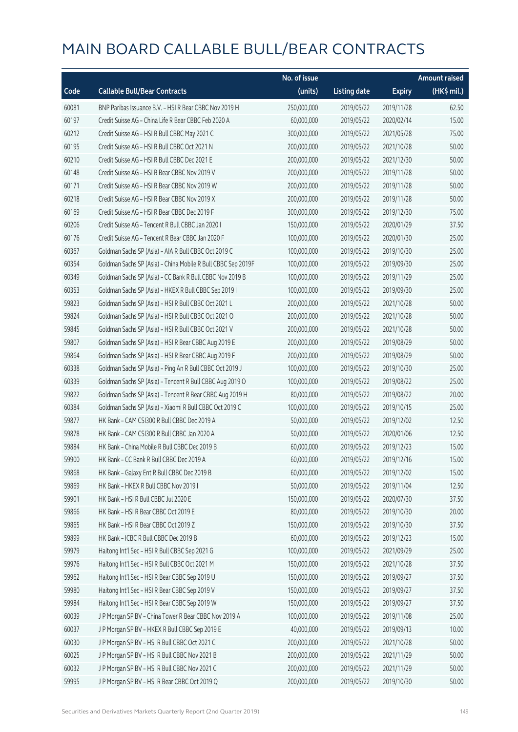# MAIN BOARD CALLABLE BULL/BEAR CONTRACTS

| Code | Callable Bull/Bear Contracts | No. of issue (units) | Listing date | Expiry | Amount raised (HK$ mil.) |
|---|---|---|---|---|---|
| 60081 | BNP Paribas Issuance B.V. – HSI R Bear CBBC Nov 2019 H | 250,000,000 | 2019/05/22 | 2019/11/28 | 62.50 |
| 60197 | Credit Suisse AG – China Life R Bear CBBC Feb 2020 A | 60,000,000 | 2019/05/22 | 2020/02/14 | 15.00 |
| 60212 | Credit Suisse AG – HSI R Bull CBBC May 2021 C | 300,000,000 | 2019/05/22 | 2021/05/28 | 75.00 |
| 60195 | Credit Suisse AG – HSI R Bull CBBC Oct 2021 N | 200,000,000 | 2019/05/22 | 2021/10/28 | 50.00 |
| 60210 | Credit Suisse AG – HSI R Bull CBBC Dec 2021 E | 200,000,000 | 2019/05/22 | 2021/12/30 | 50.00 |
| 60148 | Credit Suisse AG – HSI R Bear CBBC Nov 2019 V | 200,000,000 | 2019/05/22 | 2019/11/28 | 50.00 |
| 60171 | Credit Suisse AG – HSI R Bear CBBC Nov 2019 W | 200,000,000 | 2019/05/22 | 2019/11/28 | 50.00 |
| 60218 | Credit Suisse AG – HSI R Bear CBBC Nov 2019 X | 200,000,000 | 2019/05/22 | 2019/11/28 | 50.00 |
| 60169 | Credit Suisse AG – HSI R Bear CBBC Dec 2019 F | 300,000,000 | 2019/05/22 | 2019/12/30 | 75.00 |
| 60206 | Credit Suisse AG – Tencent R Bull CBBC Jan 2020 I | 150,000,000 | 2019/05/22 | 2020/01/29 | 37.50 |
| 60176 | Credit Suisse AG – Tencent R Bear CBBC Jan 2020 F | 100,000,000 | 2019/05/22 | 2020/01/30 | 25.00 |
| 60367 | Goldman Sachs SP (Asia) – AIA R Bull CBBC Oct 2019 C | 100,000,000 | 2019/05/22 | 2019/10/30 | 25.00 |
| 60354 | Goldman Sachs SP (Asia) – China Mobile R Bull CBBC Sep 2019F | 100,000,000 | 2019/05/22 | 2019/09/30 | 25.00 |
| 60349 | Goldman Sachs SP (Asia) – CC Bank R Bull CBBC Nov 2019 B | 100,000,000 | 2019/05/22 | 2019/11/29 | 25.00 |
| 60353 | Goldman Sachs SP (Asia) – HKEX R Bull CBBC Sep 2019 I | 100,000,000 | 2019/05/22 | 2019/09/30 | 25.00 |
| 59823 | Goldman Sachs SP (Asia) – HSI R Bull CBBC Oct 2021 L | 200,000,000 | 2019/05/22 | 2021/10/28 | 50.00 |
| 59824 | Goldman Sachs SP (Asia) – HSI R Bull CBBC Oct 2021 O | 200,000,000 | 2019/05/22 | 2021/10/28 | 50.00 |
| 59845 | Goldman Sachs SP (Asia) – HSI R Bull CBBC Oct 2021 V | 200,000,000 | 2019/05/22 | 2021/10/28 | 50.00 |
| 59807 | Goldman Sachs SP (Asia) – HSI R Bear CBBC Aug 2019 E | 200,000,000 | 2019/05/22 | 2019/08/29 | 50.00 |
| 59864 | Goldman Sachs SP (Asia) – HSI R Bear CBBC Aug 2019 F | 200,000,000 | 2019/05/22 | 2019/08/29 | 50.00 |
| 60338 | Goldman Sachs SP (Asia) – Ping An R Bull CBBC Oct 2019 J | 100,000,000 | 2019/05/22 | 2019/10/30 | 25.00 |
| 60339 | Goldman Sachs SP (Asia) – Tencent R Bull CBBC Aug 2019 O | 100,000,000 | 2019/05/22 | 2019/08/22 | 25.00 |
| 59822 | Goldman Sachs SP (Asia) – Tencent R Bear CBBC Aug 2019 H | 80,000,000 | 2019/05/22 | 2019/08/22 | 20.00 |
| 60384 | Goldman Sachs SP (Asia) – Xiaomi R Bull CBBC Oct 2019 C | 100,000,000 | 2019/05/22 | 2019/10/15 | 25.00 |
| 59877 | HK Bank – CAM CSI300 R Bull CBBC Dec 2019 A | 50,000,000 | 2019/05/22 | 2019/12/02 | 12.50 |
| 59878 | HK Bank – CAM CSI300 R Bull CBBC Jan 2020 A | 50,000,000 | 2019/05/22 | 2020/01/06 | 12.50 |
| 59884 | HK Bank – China Mobile R Bull CBBC Dec 2019 B | 60,000,000 | 2019/05/22 | 2019/12/23 | 15.00 |
| 59900 | HK Bank – CC Bank R Bull CBBC Dec 2019 A | 60,000,000 | 2019/05/22 | 2019/12/16 | 15.00 |
| 59868 | HK Bank – Galaxy Ent R Bull CBBC Dec 2019 B | 60,000,000 | 2019/05/22 | 2019/12/02 | 15.00 |
| 59869 | HK Bank – HKEX R Bull CBBC Nov 2019 I | 50,000,000 | 2019/05/22 | 2019/11/04 | 12.50 |
| 59901 | HK Bank – HSI R Bull CBBC Jul 2020 E | 150,000,000 | 2019/05/22 | 2020/07/30 | 37.50 |
| 59866 | HK Bank – HSI R Bear CBBC Oct 2019 E | 80,000,000 | 2019/05/22 | 2019/10/30 | 20.00 |
| 59865 | HK Bank – HSI R Bear CBBC Oct 2019 Z | 150,000,000 | 2019/05/22 | 2019/10/30 | 37.50 |
| 59899 | HK Bank – ICBC R Bull CBBC Dec 2019 B | 60,000,000 | 2019/05/22 | 2019/12/23 | 15.00 |
| 59979 | Haitong Int'l Sec – HSI R Bull CBBC Sep 2021 G | 100,000,000 | 2019/05/22 | 2021/09/29 | 25.00 |
| 59976 | Haitong Int'l Sec – HSI R Bull CBBC Oct 2021 M | 150,000,000 | 2019/05/22 | 2021/10/28 | 37.50 |
| 59962 | Haitong Int'l Sec – HSI R Bear CBBC Sep 2019 U | 150,000,000 | 2019/05/22 | 2019/09/27 | 37.50 |
| 59980 | Haitong Int'l Sec – HSI R Bear CBBC Sep 2019 V | 150,000,000 | 2019/05/22 | 2019/09/27 | 37.50 |
| 59984 | Haitong Int'l Sec – HSI R Bear CBBC Sep 2019 W | 150,000,000 | 2019/05/22 | 2019/09/27 | 37.50 |
| 60039 | J P Morgan SP BV – China Tower R Bear CBBC Nov 2019 A | 100,000,000 | 2019/05/22 | 2019/11/08 | 25.00 |
| 60037 | J P Morgan SP BV – HKEX R Bull CBBC Sep 2019 E | 40,000,000 | 2019/05/22 | 2019/09/13 | 10.00 |
| 60030 | J P Morgan SP BV – HSI R Bull CBBC Oct 2021 C | 200,000,000 | 2019/05/22 | 2021/10/28 | 50.00 |
| 60025 | J P Morgan SP BV – HSI R Bull CBBC Nov 2021 B | 200,000,000 | 2019/05/22 | 2021/11/29 | 50.00 |
| 60032 | J P Morgan SP BV – HSI R Bull CBBC Nov 2021 C | 200,000,000 | 2019/05/22 | 2021/11/29 | 50.00 |
| 59995 | J P Morgan SP BV – HSI R Bear CBBC Oct 2019 Q | 200,000,000 | 2019/05/22 | 2019/10/30 | 50.00 |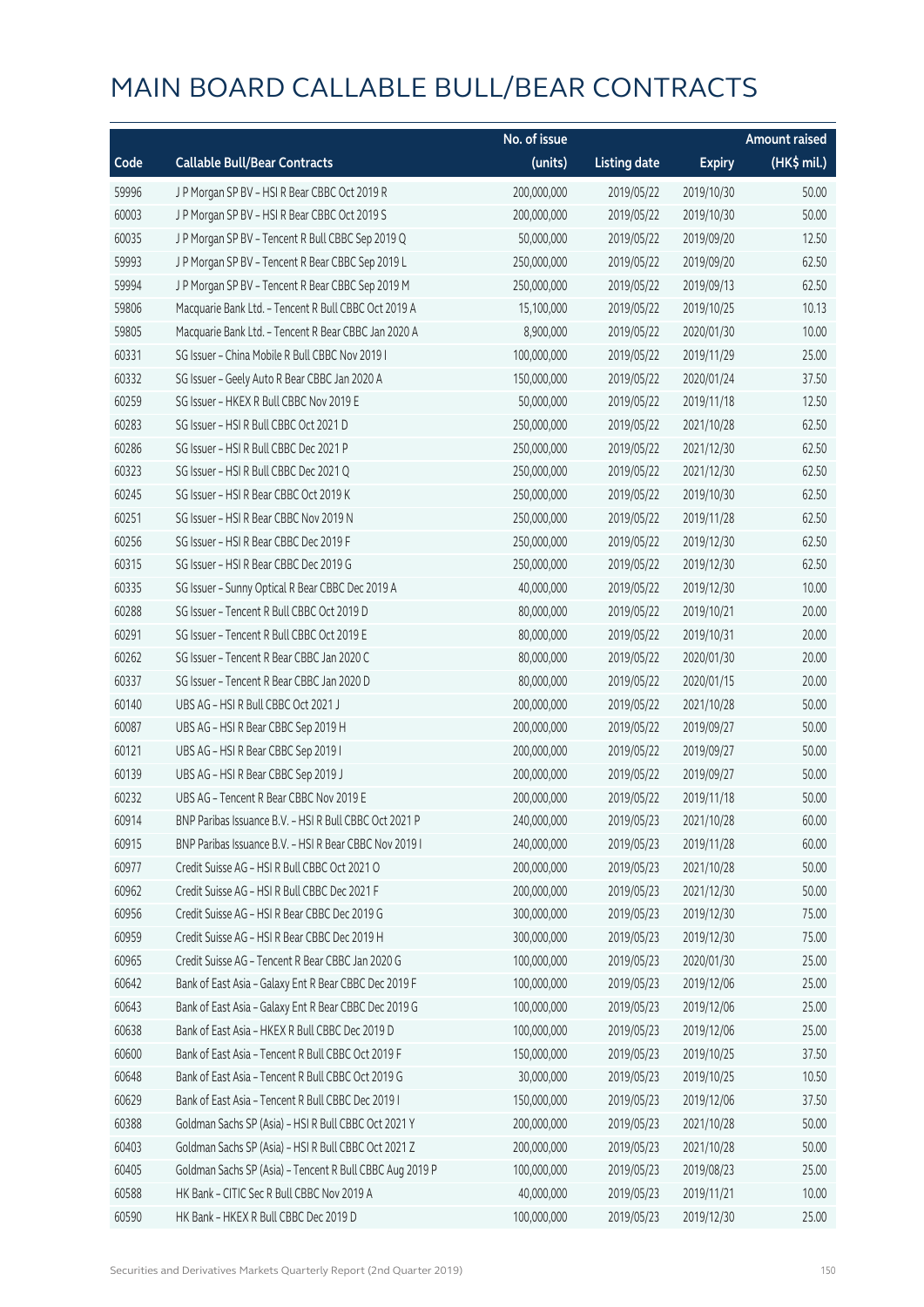# MAIN BOARD CALLABLE BULL/BEAR CONTRACTS

| Code | Callable Bull/Bear Contracts | No. of issue (units) | Listing date | Expiry | Amount raised (HK$ mil.) |
|---|---|---|---|---|---|
| 59996 | J P Morgan SP BV – HSI R Bear CBBC Oct 2019 R | 200,000,000 | 2019/05/22 | 2019/10/30 | 50.00 |
| 60003 | J P Morgan SP BV – HSI R Bear CBBC Oct 2019 S | 200,000,000 | 2019/05/22 | 2019/10/30 | 50.00 |
| 60035 | J P Morgan SP BV – Tencent R Bull CBBC Sep 2019 Q | 50,000,000 | 2019/05/22 | 2019/09/20 | 12.50 |
| 59993 | J P Morgan SP BV – Tencent R Bear CBBC Sep 2019 L | 250,000,000 | 2019/05/22 | 2019/09/20 | 62.50 |
| 59994 | J P Morgan SP BV – Tencent R Bear CBBC Sep 2019 M | 250,000,000 | 2019/05/22 | 2019/09/13 | 62.50 |
| 59806 | Macquarie Bank Ltd. – Tencent R Bull CBBC Oct 2019 A | 15,100,000 | 2019/05/22 | 2019/10/25 | 10.13 |
| 59805 | Macquarie Bank Ltd. – Tencent R Bear CBBC Jan 2020 A | 8,900,000 | 2019/05/22 | 2020/01/30 | 10.00 |
| 60331 | SG Issuer – China Mobile R Bull CBBC Nov 2019 I | 100,000,000 | 2019/05/22 | 2019/11/29 | 25.00 |
| 60332 | SG Issuer – Geely Auto R Bear CBBC Jan 2020 A | 150,000,000 | 2019/05/22 | 2020/01/24 | 37.50 |
| 60259 | SG Issuer – HKEX R Bull CBBC Nov 2019 E | 50,000,000 | 2019/05/22 | 2019/11/18 | 12.50 |
| 60283 | SG Issuer – HSI R Bull CBBC Oct 2021 D | 250,000,000 | 2019/05/22 | 2021/10/28 | 62.50 |
| 60286 | SG Issuer – HSI R Bull CBBC Dec 2021 P | 250,000,000 | 2019/05/22 | 2021/12/30 | 62.50 |
| 60323 | SG Issuer – HSI R Bull CBBC Dec 2021 Q | 250,000,000 | 2019/05/22 | 2021/12/30 | 62.50 |
| 60245 | SG Issuer – HSI R Bear CBBC Oct 2019 K | 250,000,000 | 2019/05/22 | 2019/10/30 | 62.50 |
| 60251 | SG Issuer – HSI R Bear CBBC Nov 2019 N | 250,000,000 | 2019/05/22 | 2019/11/28 | 62.50 |
| 60256 | SG Issuer – HSI R Bear CBBC Dec 2019 F | 250,000,000 | 2019/05/22 | 2019/12/30 | 62.50 |
| 60315 | SG Issuer – HSI R Bear CBBC Dec 2019 G | 250,000,000 | 2019/05/22 | 2019/12/30 | 62.50 |
| 60335 | SG Issuer – Sunny Optical R Bear CBBC Dec 2019 A | 40,000,000 | 2019/05/22 | 2019/12/30 | 10.00 |
| 60288 | SG Issuer – Tencent R Bull CBBC Oct 2019 D | 80,000,000 | 2019/05/22 | 2019/10/21 | 20.00 |
| 60291 | SG Issuer – Tencent R Bull CBBC Oct 2019 E | 80,000,000 | 2019/05/22 | 2019/10/31 | 20.00 |
| 60262 | SG Issuer – Tencent R Bear CBBC Jan 2020 C | 80,000,000 | 2019/05/22 | 2020/01/30 | 20.00 |
| 60337 | SG Issuer – Tencent R Bear CBBC Jan 2020 D | 80,000,000 | 2019/05/22 | 2020/01/15 | 20.00 |
| 60140 | UBS AG – HSI R Bull CBBC Oct 2021 J | 200,000,000 | 2019/05/22 | 2021/10/28 | 50.00 |
| 60087 | UBS AG – HSI R Bear CBBC Sep 2019 H | 200,000,000 | 2019/05/22 | 2019/09/27 | 50.00 |
| 60121 | UBS AG – HSI R Bear CBBC Sep 2019 I | 200,000,000 | 2019/05/22 | 2019/09/27 | 50.00 |
| 60139 | UBS AG – HSI R Bear CBBC Sep 2019 J | 200,000,000 | 2019/05/22 | 2019/09/27 | 50.00 |
| 60232 | UBS AG – Tencent R Bear CBBC Nov 2019 E | 200,000,000 | 2019/05/22 | 2019/11/18 | 50.00 |
| 60914 | BNP Paribas Issuance B.V. – HSI R Bull CBBC Oct 2021 P | 240,000,000 | 2019/05/23 | 2021/10/28 | 60.00 |
| 60915 | BNP Paribas Issuance B.V. – HSI R Bear CBBC Nov 2019 I | 240,000,000 | 2019/05/23 | 2019/11/28 | 60.00 |
| 60977 | Credit Suisse AG – HSI R Bull CBBC Oct 2021 O | 200,000,000 | 2019/05/23 | 2021/10/28 | 50.00 |
| 60962 | Credit Suisse AG – HSI R Bull CBBC Dec 2021 F | 200,000,000 | 2019/05/23 | 2021/12/30 | 50.00 |
| 60956 | Credit Suisse AG – HSI R Bear CBBC Dec 2019 G | 300,000,000 | 2019/05/23 | 2019/12/30 | 75.00 |
| 60959 | Credit Suisse AG – HSI R Bear CBBC Dec 2019 H | 300,000,000 | 2019/05/23 | 2019/12/30 | 75.00 |
| 60965 | Credit Suisse AG – Tencent R Bear CBBC Jan 2020 G | 100,000,000 | 2019/05/23 | 2020/01/30 | 25.00 |
| 60642 | Bank of East Asia – Galaxy Ent R Bear CBBC Dec 2019 F | 100,000,000 | 2019/05/23 | 2019/12/06 | 25.00 |
| 60643 | Bank of East Asia – Galaxy Ent R Bear CBBC Dec 2019 G | 100,000,000 | 2019/05/23 | 2019/12/06 | 25.00 |
| 60638 | Bank of East Asia – HKEX R Bull CBBC Dec 2019 D | 100,000,000 | 2019/05/23 | 2019/12/06 | 25.00 |
| 60600 | Bank of East Asia – Tencent R Bull CBBC Oct 2019 F | 150,000,000 | 2019/05/23 | 2019/10/25 | 37.50 |
| 60648 | Bank of East Asia – Tencent R Bull CBBC Oct 2019 G | 30,000,000 | 2019/05/23 | 2019/10/25 | 10.50 |
| 60629 | Bank of East Asia – Tencent R Bull CBBC Dec 2019 I | 150,000,000 | 2019/05/23 | 2019/12/06 | 37.50 |
| 60388 | Goldman Sachs SP (Asia) – HSI R Bull CBBC Oct 2021 Y | 200,000,000 | 2019/05/23 | 2021/10/28 | 50.00 |
| 60403 | Goldman Sachs SP (Asia) – HSI R Bull CBBC Oct 2021 Z | 200,000,000 | 2019/05/23 | 2021/10/28 | 50.00 |
| 60405 | Goldman Sachs SP (Asia) – Tencent R Bull CBBC Aug 2019 P | 100,000,000 | 2019/05/23 | 2019/08/23 | 25.00 |
| 60588 | HK Bank – CITIC Sec R Bull CBBC Nov 2019 A | 40,000,000 | 2019/05/23 | 2019/11/21 | 10.00 |
| 60590 | HK Bank – HKEX R Bull CBBC Dec 2019 D | 100,000,000 | 2019/05/23 | 2019/12/30 | 25.00 |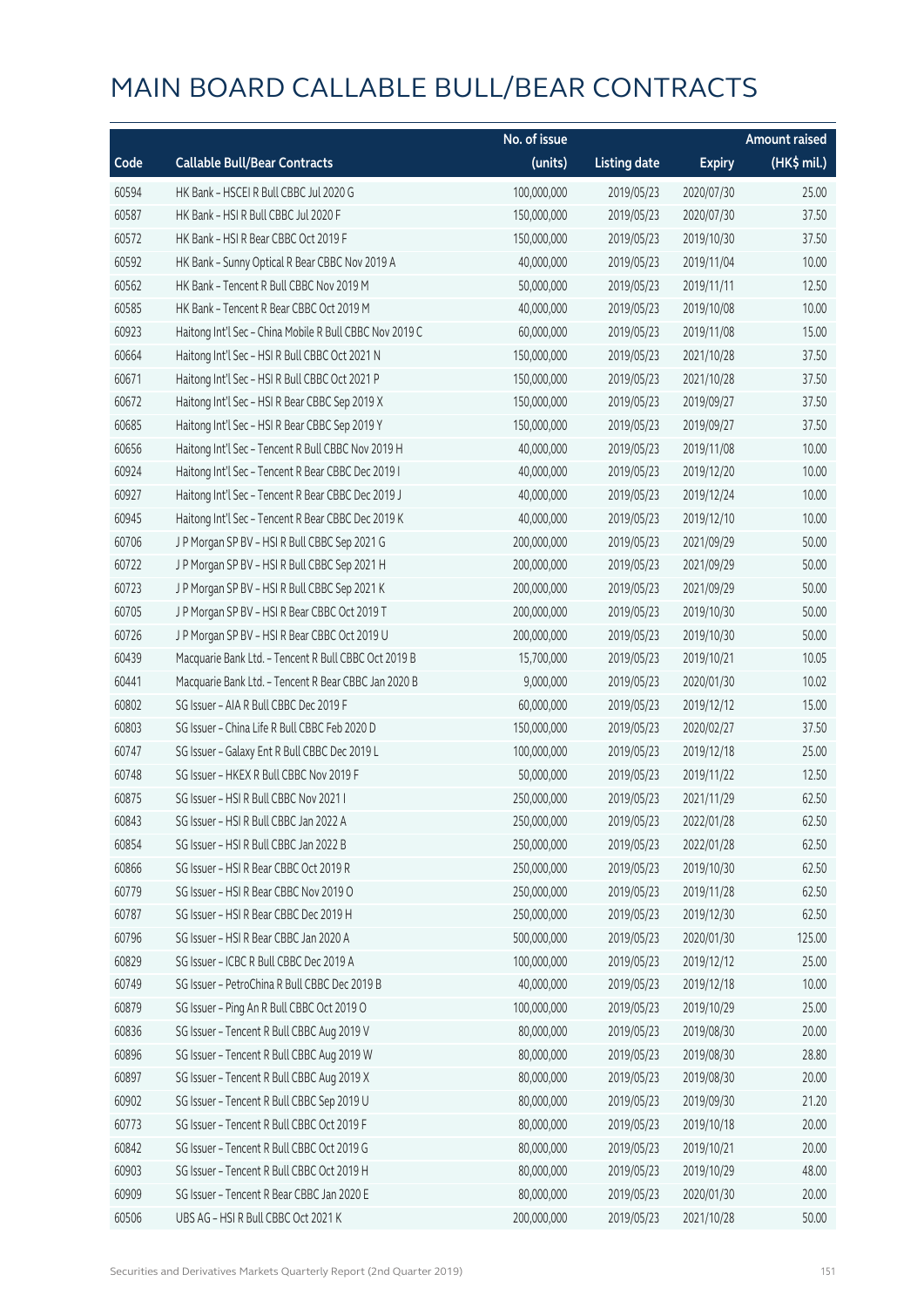# MAIN BOARD CALLABLE BULL/BEAR CONTRACTS

| Code | Callable Bull/Bear Contracts | No. of issue (units) | Listing date | Expiry | Amount raised (HK$ mil.) |
|---|---|---|---|---|---|
| 60594 | HK Bank – HSCEI R Bull CBBC Jul 2020 G | 100,000,000 | 2019/05/23 | 2020/07/30 | 25.00 |
| 60587 | HK Bank – HSI R Bull CBBC Jul 2020 F | 150,000,000 | 2019/05/23 | 2020/07/30 | 37.50 |
| 60572 | HK Bank – HSI R Bear CBBC Oct 2019 F | 150,000,000 | 2019/05/23 | 2019/10/30 | 37.50 |
| 60592 | HK Bank – Sunny Optical R Bear CBBC Nov 2019 A | 40,000,000 | 2019/05/23 | 2019/11/04 | 10.00 |
| 60562 | HK Bank – Tencent R Bull CBBC Nov 2019 M | 50,000,000 | 2019/05/23 | 2019/11/11 | 12.50 |
| 60585 | HK Bank – Tencent R Bear CBBC Oct 2019 M | 40,000,000 | 2019/05/23 | 2019/10/08 | 10.00 |
| 60923 | Haitong Int'l Sec – China Mobile R Bull CBBC Nov 2019 C | 60,000,000 | 2019/05/23 | 2019/11/08 | 15.00 |
| 60664 | Haitong Int'l Sec – HSI R Bull CBBC Oct 2021 N | 150,000,000 | 2019/05/23 | 2021/10/28 | 37.50 |
| 60671 | Haitong Int'l Sec – HSI R Bull CBBC Oct 2021 P | 150,000,000 | 2019/05/23 | 2021/10/28 | 37.50 |
| 60672 | Haitong Int'l Sec – HSI R Bear CBBC Sep 2019 X | 150,000,000 | 2019/05/23 | 2019/09/27 | 37.50 |
| 60685 | Haitong Int'l Sec – HSI R Bear CBBC Sep 2019 Y | 150,000,000 | 2019/05/23 | 2019/09/27 | 37.50 |
| 60656 | Haitong Int'l Sec – Tencent R Bull CBBC Nov 2019 H | 40,000,000 | 2019/05/23 | 2019/11/08 | 10.00 |
| 60924 | Haitong Int'l Sec – Tencent R Bear CBBC Dec 2019 I | 40,000,000 | 2019/05/23 | 2019/12/20 | 10.00 |
| 60927 | Haitong Int'l Sec – Tencent R Bear CBBC Dec 2019 J | 40,000,000 | 2019/05/23 | 2019/12/24 | 10.00 |
| 60945 | Haitong Int'l Sec – Tencent R Bear CBBC Dec 2019 K | 40,000,000 | 2019/05/23 | 2019/12/10 | 10.00 |
| 60706 | J P Morgan SP BV – HSI R Bull CBBC Sep 2021 G | 200,000,000 | 2019/05/23 | 2021/09/29 | 50.00 |
| 60722 | J P Morgan SP BV – HSI R Bull CBBC Sep 2021 H | 200,000,000 | 2019/05/23 | 2021/09/29 | 50.00 |
| 60723 | J P Morgan SP BV – HSI R Bull CBBC Sep 2021 K | 200,000,000 | 2019/05/23 | 2021/09/29 | 50.00 |
| 60705 | J P Morgan SP BV – HSI R Bear CBBC Oct 2019 T | 200,000,000 | 2019/05/23 | 2019/10/30 | 50.00 |
| 60726 | J P Morgan SP BV – HSI R Bear CBBC Oct 2019 U | 200,000,000 | 2019/05/23 | 2019/10/30 | 50.00 |
| 60439 | Macquarie Bank Ltd. – Tencent R Bull CBBC Oct 2019 B | 15,700,000 | 2019/05/23 | 2019/10/21 | 10.05 |
| 60441 | Macquarie Bank Ltd. – Tencent R Bear CBBC Jan 2020 B | 9,000,000 | 2019/05/23 | 2020/01/30 | 10.02 |
| 60802 | SG Issuer – AIA R Bull CBBC Dec 2019 F | 60,000,000 | 2019/05/23 | 2019/12/12 | 15.00 |
| 60803 | SG Issuer – China Life R Bull CBBC Feb 2020 D | 150,000,000 | 2019/05/23 | 2020/02/27 | 37.50 |
| 60747 | SG Issuer – Galaxy Ent R Bull CBBC Dec 2019 L | 100,000,000 | 2019/05/23 | 2019/12/18 | 25.00 |
| 60748 | SG Issuer – HKEX R Bull CBBC Nov 2019 F | 50,000,000 | 2019/05/23 | 2019/11/22 | 12.50 |
| 60875 | SG Issuer – HSI R Bull CBBC Nov 2021 I | 250,000,000 | 2019/05/23 | 2021/11/29 | 62.50 |
| 60843 | SG Issuer – HSI R Bull CBBC Jan 2022 A | 250,000,000 | 2019/05/23 | 2022/01/28 | 62.50 |
| 60854 | SG Issuer – HSI R Bull CBBC Jan 2022 B | 250,000,000 | 2019/05/23 | 2022/01/28 | 62.50 |
| 60866 | SG Issuer – HSI R Bear CBBC Oct 2019 R | 250,000,000 | 2019/05/23 | 2019/10/30 | 62.50 |
| 60779 | SG Issuer – HSI R Bear CBBC Nov 2019 O | 250,000,000 | 2019/05/23 | 2019/11/28 | 62.50 |
| 60787 | SG Issuer – HSI R Bear CBBC Dec 2019 H | 250,000,000 | 2019/05/23 | 2019/12/30 | 62.50 |
| 60796 | SG Issuer – HSI R Bear CBBC Jan 2020 A | 500,000,000 | 2019/05/23 | 2020/01/30 | 125.00 |
| 60829 | SG Issuer – ICBC R Bull CBBC Dec 2019 A | 100,000,000 | 2019/05/23 | 2019/12/12 | 25.00 |
| 60749 | SG Issuer – PetroChina R Bull CBBC Dec 2019 B | 40,000,000 | 2019/05/23 | 2019/12/18 | 10.00 |
| 60879 | SG Issuer – Ping An R Bull CBBC Oct 2019 O | 100,000,000 | 2019/05/23 | 2019/10/29 | 25.00 |
| 60836 | SG Issuer – Tencent R Bull CBBC Aug 2019 V | 80,000,000 | 2019/05/23 | 2019/08/30 | 20.00 |
| 60896 | SG Issuer – Tencent R Bull CBBC Aug 2019 W | 80,000,000 | 2019/05/23 | 2019/08/30 | 28.80 |
| 60897 | SG Issuer – Tencent R Bull CBBC Aug 2019 X | 80,000,000 | 2019/05/23 | 2019/08/30 | 20.00 |
| 60902 | SG Issuer – Tencent R Bull CBBC Sep 2019 U | 80,000,000 | 2019/05/23 | 2019/09/30 | 21.20 |
| 60773 | SG Issuer – Tencent R Bull CBBC Oct 2019 F | 80,000,000 | 2019/05/23 | 2019/10/18 | 20.00 |
| 60842 | SG Issuer – Tencent R Bull CBBC Oct 2019 G | 80,000,000 | 2019/05/23 | 2019/10/21 | 20.00 |
| 60903 | SG Issuer – Tencent R Bull CBBC Oct 2019 H | 80,000,000 | 2019/05/23 | 2019/10/29 | 48.00 |
| 60909 | SG Issuer – Tencent R Bear CBBC Jan 2020 E | 80,000,000 | 2019/05/23 | 2020/01/30 | 20.00 |
| 60506 | UBS AG – HSI R Bull CBBC Oct 2021 K | 200,000,000 | 2019/05/23 | 2021/10/28 | 50.00 |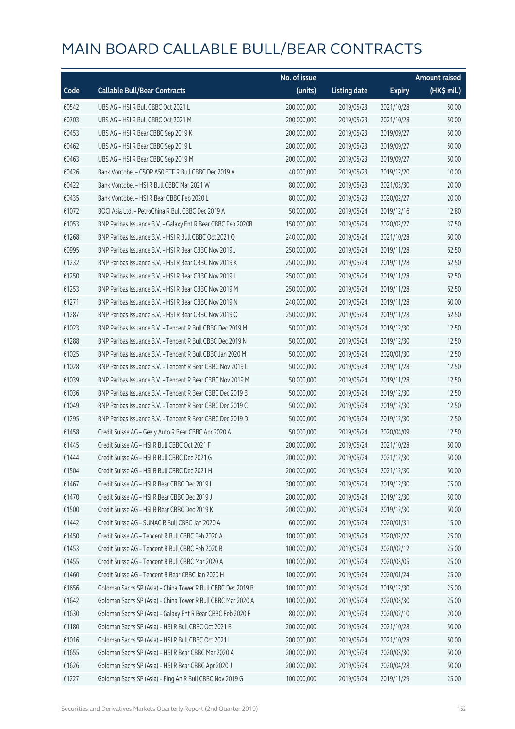# MAIN BOARD CALLABLE BULL/BEAR CONTRACTS

| Code | Callable Bull/Bear Contracts | No. of issue (units) | Listing date | Expiry | Amount raised (HK$ mil.) |
|---|---|---|---|---|---|
| 60542 | UBS AG - HSI R Bull CBBC Oct 2021 L | 200,000,000 | 2019/05/23 | 2021/10/28 | 50.00 |
| 60703 | UBS AG - HSI R Bull CBBC Oct 2021 M | 200,000,000 | 2019/05/23 | 2021/10/28 | 50.00 |
| 60453 | UBS AG - HSI R Bear CBBC Sep 2019 K | 200,000,000 | 2019/05/23 | 2019/09/27 | 50.00 |
| 60462 | UBS AG - HSI R Bear CBBC Sep 2019 L | 200,000,000 | 2019/05/23 | 2019/09/27 | 50.00 |
| 60463 | UBS AG - HSI R Bear CBBC Sep 2019 M | 200,000,000 | 2019/05/23 | 2019/09/27 | 50.00 |
| 60426 | Bank Vontobel - CSOP A50 ETF R Bull CBBC Dec 2019 A | 40,000,000 | 2019/05/23 | 2019/12/20 | 10.00 |
| 60422 | Bank Vontobel - HSI R Bull CBBC Mar 2021 W | 80,000,000 | 2019/05/23 | 2021/03/30 | 20.00 |
| 60435 | Bank Vontobel - HSI R Bear CBBC Feb 2020 L | 80,000,000 | 2019/05/23 | 2020/02/27 | 20.00 |
| 61072 | BOCI Asia Ltd. - PetroChina R Bull CBBC Dec 2019 A | 50,000,000 | 2019/05/24 | 2019/12/16 | 12.80 |
| 61053 | BNP Paribas Issuance B.V. - Galaxy Ent R Bear CBBC Feb 2020B | 150,000,000 | 2019/05/24 | 2020/02/27 | 37.50 |
| 61268 | BNP Paribas Issuance B.V. - HSI R Bull CBBC Oct 2021 Q | 240,000,000 | 2019/05/24 | 2021/10/28 | 60.00 |
| 60995 | BNP Paribas Issuance B.V. - HSI R Bear CBBC Nov 2019 J | 250,000,000 | 2019/05/24 | 2019/11/28 | 62.50 |
| 61232 | BNP Paribas Issuance B.V. - HSI R Bear CBBC Nov 2019 K | 250,000,000 | 2019/05/24 | 2019/11/28 | 62.50 |
| 61250 | BNP Paribas Issuance B.V. - HSI R Bear CBBC Nov 2019 L | 250,000,000 | 2019/05/24 | 2019/11/28 | 62.50 |
| 61253 | BNP Paribas Issuance B.V. - HSI R Bear CBBC Nov 2019 M | 250,000,000 | 2019/05/24 | 2019/11/28 | 62.50 |
| 61271 | BNP Paribas Issuance B.V. - HSI R Bear CBBC Nov 2019 N | 240,000,000 | 2019/05/24 | 2019/11/28 | 60.00 |
| 61287 | BNP Paribas Issuance B.V. - HSI R Bear CBBC Nov 2019 O | 250,000,000 | 2019/05/24 | 2019/11/28 | 62.50 |
| 61023 | BNP Paribas Issuance B.V. - Tencent R Bull CBBC Dec 2019 M | 50,000,000 | 2019/05/24 | 2019/12/30 | 12.50 |
| 61288 | BNP Paribas Issuance B.V. - Tencent R Bull CBBC Dec 2019 N | 50,000,000 | 2019/05/24 | 2019/12/30 | 12.50 |
| 61025 | BNP Paribas Issuance B.V. - Tencent R Bull CBBC Jan 2020 M | 50,000,000 | 2019/05/24 | 2020/01/30 | 12.50 |
| 61028 | BNP Paribas Issuance B.V. - Tencent R Bear CBBC Nov 2019 L | 50,000,000 | 2019/05/24 | 2019/11/28 | 12.50 |
| 61039 | BNP Paribas Issuance B.V. - Tencent R Bear CBBC Nov 2019 M | 50,000,000 | 2019/05/24 | 2019/11/28 | 12.50 |
| 61036 | BNP Paribas Issuance B.V. - Tencent R Bear CBBC Dec 2019 B | 50,000,000 | 2019/05/24 | 2019/12/30 | 12.50 |
| 61049 | BNP Paribas Issuance B.V. - Tencent R Bear CBBC Dec 2019 C | 50,000,000 | 2019/05/24 | 2019/12/30 | 12.50 |
| 61295 | BNP Paribas Issuance B.V. - Tencent R Bear CBBC Dec 2019 D | 50,000,000 | 2019/05/24 | 2019/12/30 | 12.50 |
| 61458 | Credit Suisse AG - Geely Auto R Bear CBBC Apr 2020 A | 50,000,000 | 2019/05/24 | 2020/04/09 | 12.50 |
| 61445 | Credit Suisse AG - HSI R Bull CBBC Oct 2021 F | 200,000,000 | 2019/05/24 | 2021/10/28 | 50.00 |
| 61444 | Credit Suisse AG - HSI R Bull CBBC Dec 2021 G | 200,000,000 | 2019/05/24 | 2021/12/30 | 50.00 |
| 61504 | Credit Suisse AG - HSI R Bull CBBC Dec 2021 H | 200,000,000 | 2019/05/24 | 2021/12/30 | 50.00 |
| 61467 | Credit Suisse AG - HSI R Bear CBBC Dec 2019 I | 300,000,000 | 2019/05/24 | 2019/12/30 | 75.00 |
| 61470 | Credit Suisse AG - HSI R Bear CBBC Dec 2019 J | 200,000,000 | 2019/05/24 | 2019/12/30 | 50.00 |
| 61500 | Credit Suisse AG - HSI R Bear CBBC Dec 2019 K | 200,000,000 | 2019/05/24 | 2019/12/30 | 50.00 |
| 61442 | Credit Suisse AG - SUNAC R Bull CBBC Jan 2020 A | 60,000,000 | 2019/05/24 | 2020/01/31 | 15.00 |
| 61450 | Credit Suisse AG - Tencent R Bull CBBC Feb 2020 A | 100,000,000 | 2019/05/24 | 2020/02/27 | 25.00 |
| 61453 | Credit Suisse AG - Tencent R Bull CBBC Feb 2020 B | 100,000,000 | 2019/05/24 | 2020/02/12 | 25.00 |
| 61455 | Credit Suisse AG - Tencent R Bull CBBC Mar 2020 A | 100,000,000 | 2019/05/24 | 2020/03/05 | 25.00 |
| 61460 | Credit Suisse AG - Tencent R Bear CBBC Jan 2020 H | 100,000,000 | 2019/05/24 | 2020/01/24 | 25.00 |
| 61656 | Goldman Sachs SP (Asia) - China Tower R Bull CBBC Dec 2019 B | 100,000,000 | 2019/05/24 | 2019/12/30 | 25.00 |
| 61642 | Goldman Sachs SP (Asia) - China Tower R Bull CBBC Mar 2020 A | 100,000,000 | 2019/05/24 | 2020/03/30 | 25.00 |
| 61630 | Goldman Sachs SP (Asia) - Galaxy Ent R Bear CBBC Feb 2020 F | 80,000,000 | 2019/05/24 | 2020/02/10 | 20.00 |
| 61180 | Goldman Sachs SP (Asia) - HSI R Bull CBBC Oct 2021 B | 200,000,000 | 2019/05/24 | 2021/10/28 | 50.00 |
| 61016 | Goldman Sachs SP (Asia) - HSI R Bull CBBC Oct 2021 I | 200,000,000 | 2019/05/24 | 2021/10/28 | 50.00 |
| 61655 | Goldman Sachs SP (Asia) - HSI R Bear CBBC Mar 2020 A | 200,000,000 | 2019/05/24 | 2020/03/30 | 50.00 |
| 61626 | Goldman Sachs SP (Asia) - HSI R Bear CBBC Apr 2020 J | 200,000,000 | 2019/05/24 | 2020/04/28 | 50.00 |
| 61227 | Goldman Sachs SP (Asia) - Ping An R Bull CBBC Nov 2019 G | 100,000,000 | 2019/05/24 | 2019/11/29 | 25.00 |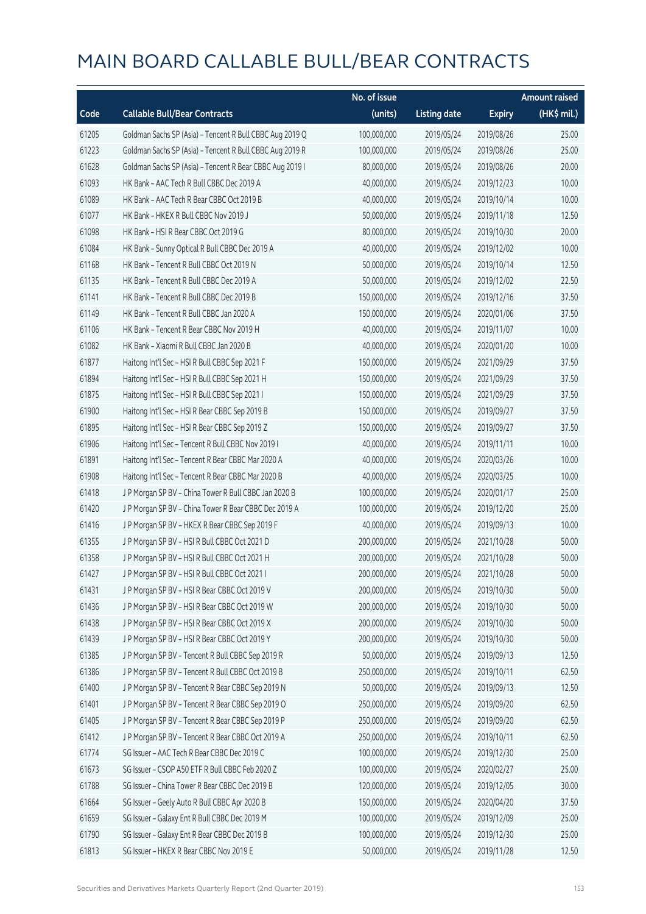# MAIN BOARD CALLABLE BULL/BEAR CONTRACTS

| Code | Callable Bull/Bear Contracts | No. of issue (units) | Listing date | Expiry | Amount raised (HK$ mil.) |
|---|---|---|---|---|---|
| 61205 | Goldman Sachs SP (Asia) - Tencent R Bull CBBC Aug 2019 Q | 100,000,000 | 2019/05/24 | 2019/08/26 | 25.00 |
| 61223 | Goldman Sachs SP (Asia) - Tencent R Bull CBBC Aug 2019 R | 100,000,000 | 2019/05/24 | 2019/08/26 | 25.00 |
| 61628 | Goldman Sachs SP (Asia) - Tencent R Bear CBBC Aug 2019 I | 80,000,000 | 2019/05/24 | 2019/08/26 | 20.00 |
| 61093 | HK Bank - AAC Tech R Bull CBBC Dec 2019 A | 40,000,000 | 2019/05/24 | 2019/12/23 | 10.00 |
| 61089 | HK Bank - AAC Tech R Bear CBBC Oct 2019 B | 40,000,000 | 2019/05/24 | 2019/10/14 | 10.00 |
| 61077 | HK Bank - HKEX R Bull CBBC Nov 2019 J | 50,000,000 | 2019/05/24 | 2019/11/18 | 12.50 |
| 61098 | HK Bank - HSI R Bear CBBC Oct 2019 G | 80,000,000 | 2019/05/24 | 2019/10/30 | 20.00 |
| 61084 | HK Bank - Sunny Optical R Bull CBBC Dec 2019 A | 40,000,000 | 2019/05/24 | 2019/12/02 | 10.00 |
| 61168 | HK Bank - Tencent R Bull CBBC Oct 2019 N | 50,000,000 | 2019/05/24 | 2019/10/14 | 12.50 |
| 61135 | HK Bank - Tencent R Bull CBBC Dec 2019 A | 50,000,000 | 2019/05/24 | 2019/12/02 | 22.50 |
| 61141 | HK Bank - Tencent R Bull CBBC Dec 2019 B | 150,000,000 | 2019/05/24 | 2019/12/16 | 37.50 |
| 61149 | HK Bank - Tencent R Bull CBBC Jan 2020 A | 150,000,000 | 2019/05/24 | 2020/01/06 | 37.50 |
| 61106 | HK Bank - Tencent R Bear CBBC Nov 2019 H | 40,000,000 | 2019/05/24 | 2019/11/07 | 10.00 |
| 61082 | HK Bank - Xiaomi R Bull CBBC Jan 2020 B | 40,000,000 | 2019/05/24 | 2020/01/20 | 10.00 |
| 61877 | Haitong Int'l Sec - HSI R Bull CBBC Sep 2021 F | 150,000,000 | 2019/05/24 | 2021/09/29 | 37.50 |
| 61894 | Haitong Int'l Sec - HSI R Bull CBBC Sep 2021 H | 150,000,000 | 2019/05/24 | 2021/09/29 | 37.50 |
| 61875 | Haitong Int'l Sec - HSI R Bull CBBC Sep 2021 I | 150,000,000 | 2019/05/24 | 2021/09/29 | 37.50 |
| 61900 | Haitong Int'l Sec - HSI R Bear CBBC Sep 2019 B | 150,000,000 | 2019/05/24 | 2019/09/27 | 37.50 |
| 61895 | Haitong Int'l Sec - HSI R Bear CBBC Sep 2019 Z | 150,000,000 | 2019/05/24 | 2019/09/27 | 37.50 |
| 61906 | Haitong Int'l Sec - Tencent R Bull CBBC Nov 2019 I | 40,000,000 | 2019/05/24 | 2019/11/11 | 10.00 |
| 61891 | Haitong Int'l Sec - Tencent R Bear CBBC Mar 2020 A | 40,000,000 | 2019/05/24 | 2020/03/26 | 10.00 |
| 61908 | Haitong Int'l Sec - Tencent R Bear CBBC Mar 2020 B | 40,000,000 | 2019/05/24 | 2020/03/25 | 10.00 |
| 61418 | J P Morgan SP BV - China Tower R Bull CBBC Jan 2020 B | 100,000,000 | 2019/05/24 | 2020/01/17 | 25.00 |
| 61420 | J P Morgan SP BV - China Tower R Bear CBBC Dec 2019 A | 100,000,000 | 2019/05/24 | 2019/12/20 | 25.00 |
| 61416 | J P Morgan SP BV - HKEX R Bear CBBC Sep 2019 F | 40,000,000 | 2019/05/24 | 2019/09/13 | 10.00 |
| 61355 | J P Morgan SP BV - HSI R Bull CBBC Oct 2021 D | 200,000,000 | 2019/05/24 | 2021/10/28 | 50.00 |
| 61358 | J P Morgan SP BV - HSI R Bull CBBC Oct 2021 H | 200,000,000 | 2019/05/24 | 2021/10/28 | 50.00 |
| 61427 | J P Morgan SP BV - HSI R Bull CBBC Oct 2021 I | 200,000,000 | 2019/05/24 | 2021/10/28 | 50.00 |
| 61431 | J P Morgan SP BV - HSI R Bear CBBC Oct 2019 V | 200,000,000 | 2019/05/24 | 2019/10/30 | 50.00 |
| 61436 | J P Morgan SP BV - HSI R Bear CBBC Oct 2019 W | 200,000,000 | 2019/05/24 | 2019/10/30 | 50.00 |
| 61438 | J P Morgan SP BV - HSI R Bear CBBC Oct 2019 X | 200,000,000 | 2019/05/24 | 2019/10/30 | 50.00 |
| 61439 | J P Morgan SP BV - HSI R Bear CBBC Oct 2019 Y | 200,000,000 | 2019/05/24 | 2019/10/30 | 50.00 |
| 61385 | J P Morgan SP BV - Tencent R Bull CBBC Sep 2019 R | 50,000,000 | 2019/05/24 | 2019/09/13 | 12.50 |
| 61386 | J P Morgan SP BV - Tencent R Bull CBBC Oct 2019 B | 250,000,000 | 2019/05/24 | 2019/10/11 | 62.50 |
| 61400 | J P Morgan SP BV - Tencent R Bear CBBC Sep 2019 N | 50,000,000 | 2019/05/24 | 2019/09/13 | 12.50 |
| 61401 | J P Morgan SP BV - Tencent R Bear CBBC Sep 2019 O | 250,000,000 | 2019/05/24 | 2019/09/20 | 62.50 |
| 61405 | J P Morgan SP BV - Tencent R Bear CBBC Sep 2019 P | 250,000,000 | 2019/05/24 | 2019/09/20 | 62.50 |
| 61412 | J P Morgan SP BV - Tencent R Bear CBBC Oct 2019 A | 250,000,000 | 2019/05/24 | 2019/10/11 | 62.50 |
| 61774 | SG Issuer - AAC Tech R Bear CBBC Dec 2019 C | 100,000,000 | 2019/05/24 | 2019/12/30 | 25.00 |
| 61673 | SG Issuer - CSOP A50 ETF R Bull CBBC Feb 2020 Z | 100,000,000 | 2019/05/24 | 2020/02/27 | 25.00 |
| 61788 | SG Issuer - China Tower R Bear CBBC Dec 2019 B | 120,000,000 | 2019/05/24 | 2019/12/05 | 30.00 |
| 61664 | SG Issuer - Geely Auto R Bull CBBC Apr 2020 B | 150,000,000 | 2019/05/24 | 2020/04/20 | 37.50 |
| 61659 | SG Issuer - Galaxy Ent R Bull CBBC Dec 2019 M | 100,000,000 | 2019/05/24 | 2019/12/09 | 25.00 |
| 61790 | SG Issuer - Galaxy Ent R Bear CBBC Dec 2019 B | 100,000,000 | 2019/05/24 | 2019/12/30 | 25.00 |
| 61813 | SG Issuer - HKEX R Bear CBBC Nov 2019 E | 50,000,000 | 2019/05/24 | 2019/11/28 | 12.50 |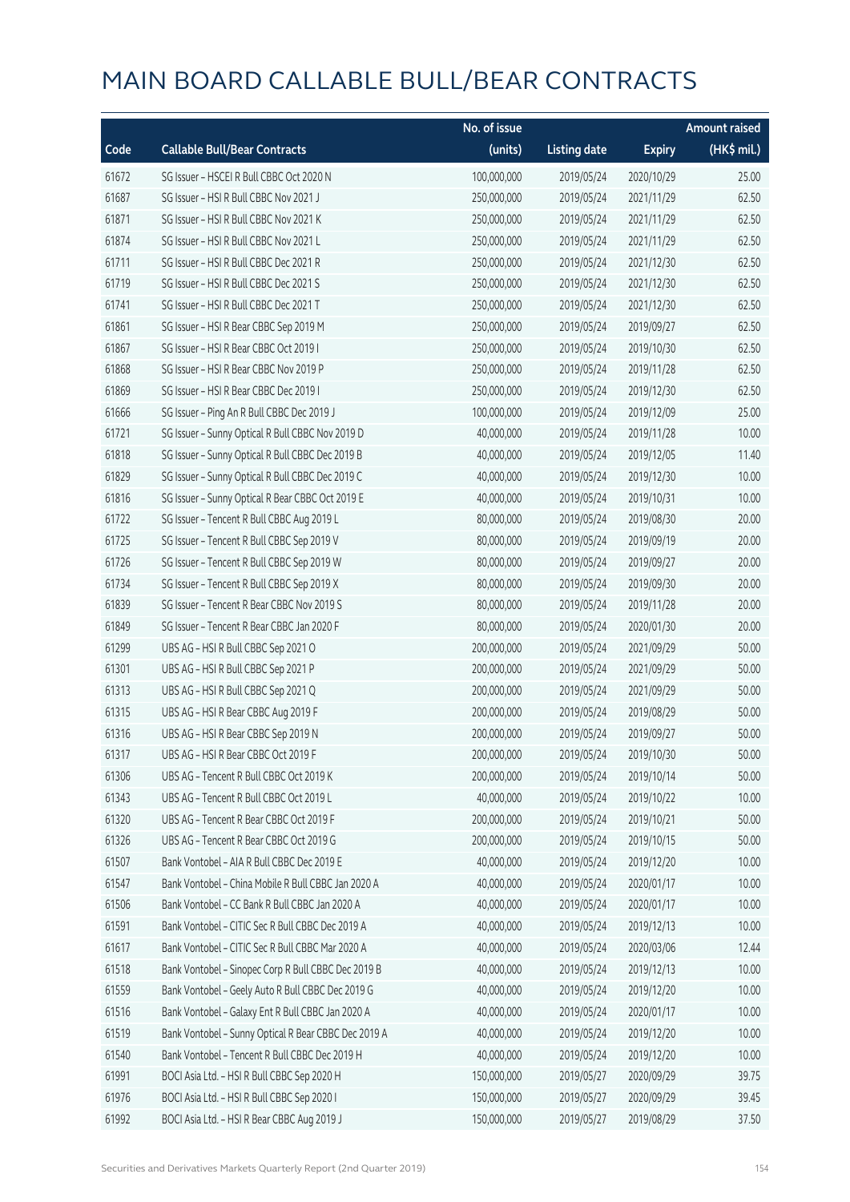# MAIN BOARD CALLABLE BULL/BEAR CONTRACTS

| Code | Callable Bull/Bear Contracts | No. of issue (units) | Listing date | Expiry | Amount raised (HK$ mil.) |
|---|---|---|---|---|---|
| 61672 | SG Issuer – HSCEI R Bull CBBC Oct 2020 N | 100,000,000 | 2019/05/24 | 2020/10/29 | 25.00 |
| 61687 | SG Issuer – HSI R Bull CBBC Nov 2021 J | 250,000,000 | 2019/05/24 | 2021/11/29 | 62.50 |
| 61871 | SG Issuer – HSI R Bull CBBC Nov 2021 K | 250,000,000 | 2019/05/24 | 2021/11/29 | 62.50 |
| 61874 | SG Issuer – HSI R Bull CBBC Nov 2021 L | 250,000,000 | 2019/05/24 | 2021/11/29 | 62.50 |
| 61711 | SG Issuer – HSI R Bull CBBC Dec 2021 R | 250,000,000 | 2019/05/24 | 2021/12/30 | 62.50 |
| 61719 | SG Issuer – HSI R Bull CBBC Dec 2021 S | 250,000,000 | 2019/05/24 | 2021/12/30 | 62.50 |
| 61741 | SG Issuer – HSI R Bull CBBC Dec 2021 T | 250,000,000 | 2019/05/24 | 2021/12/30 | 62.50 |
| 61861 | SG Issuer – HSI R Bear CBBC Sep 2019 M | 250,000,000 | 2019/05/24 | 2019/09/27 | 62.50 |
| 61867 | SG Issuer – HSI R Bear CBBC Oct 2019 I | 250,000,000 | 2019/05/24 | 2019/10/30 | 62.50 |
| 61868 | SG Issuer – HSI R Bear CBBC Nov 2019 P | 250,000,000 | 2019/05/24 | 2019/11/28 | 62.50 |
| 61869 | SG Issuer – HSI R Bear CBBC Dec 2019 I | 250,000,000 | 2019/05/24 | 2019/12/30 | 62.50 |
| 61666 | SG Issuer – Ping An R Bull CBBC Dec 2019 J | 100,000,000 | 2019/05/24 | 2019/12/09 | 25.00 |
| 61721 | SG Issuer – Sunny Optical R Bull CBBC Nov 2019 D | 40,000,000 | 2019/05/24 | 2019/11/28 | 10.00 |
| 61818 | SG Issuer – Sunny Optical R Bull CBBC Dec 2019 B | 40,000,000 | 2019/05/24 | 2019/12/05 | 11.40 |
| 61829 | SG Issuer – Sunny Optical R Bull CBBC Dec 2019 C | 40,000,000 | 2019/05/24 | 2019/12/30 | 10.00 |
| 61816 | SG Issuer – Sunny Optical R Bear CBBC Oct 2019 E | 40,000,000 | 2019/05/24 | 2019/10/31 | 10.00 |
| 61722 | SG Issuer – Tencent R Bull CBBC Aug 2019 L | 80,000,000 | 2019/05/24 | 2019/08/30 | 20.00 |
| 61725 | SG Issuer – Tencent R Bull CBBC Sep 2019 V | 80,000,000 | 2019/05/24 | 2019/09/19 | 20.00 |
| 61726 | SG Issuer – Tencent R Bull CBBC Sep 2019 W | 80,000,000 | 2019/05/24 | 2019/09/27 | 20.00 |
| 61734 | SG Issuer – Tencent R Bull CBBC Sep 2019 X | 80,000,000 | 2019/05/24 | 2019/09/30 | 20.00 |
| 61839 | SG Issuer – Tencent R Bear CBBC Nov 2019 S | 80,000,000 | 2019/05/24 | 2019/11/28 | 20.00 |
| 61849 | SG Issuer – Tencent R Bear CBBC Jan 2020 F | 80,000,000 | 2019/05/24 | 2020/01/30 | 20.00 |
| 61299 | UBS AG – HSI R Bull CBBC Sep 2021 O | 200,000,000 | 2019/05/24 | 2021/09/29 | 50.00 |
| 61301 | UBS AG – HSI R Bull CBBC Sep 2021 P | 200,000,000 | 2019/05/24 | 2021/09/29 | 50.00 |
| 61313 | UBS AG – HSI R Bull CBBC Sep 2021 Q | 200,000,000 | 2019/05/24 | 2021/09/29 | 50.00 |
| 61315 | UBS AG – HSI R Bear CBBC Aug 2019 F | 200,000,000 | 2019/05/24 | 2019/08/29 | 50.00 |
| 61316 | UBS AG – HSI R Bear CBBC Sep 2019 N | 200,000,000 | 2019/05/24 | 2019/09/27 | 50.00 |
| 61317 | UBS AG – HSI R Bear CBBC Oct 2019 F | 200,000,000 | 2019/05/24 | 2019/10/30 | 50.00 |
| 61306 | UBS AG – Tencent R Bull CBBC Oct 2019 K | 200,000,000 | 2019/05/24 | 2019/10/14 | 50.00 |
| 61343 | UBS AG – Tencent R Bull CBBC Oct 2019 L | 40,000,000 | 2019/05/24 | 2019/10/22 | 10.00 |
| 61320 | UBS AG – Tencent R Bear CBBC Oct 2019 F | 200,000,000 | 2019/05/24 | 2019/10/21 | 50.00 |
| 61326 | UBS AG – Tencent R Bear CBBC Oct 2019 G | 200,000,000 | 2019/05/24 | 2019/10/15 | 50.00 |
| 61507 | Bank Vontobel – AIA R Bull CBBC Dec 2019 E | 40,000,000 | 2019/05/24 | 2019/12/20 | 10.00 |
| 61547 | Bank Vontobel – China Mobile R Bull CBBC Jan 2020 A | 40,000,000 | 2019/05/24 | 2020/01/17 | 10.00 |
| 61506 | Bank Vontobel – CC Bank R Bull CBBC Jan 2020 A | 40,000,000 | 2019/05/24 | 2020/01/17 | 10.00 |
| 61591 | Bank Vontobel – CITIC Sec R Bull CBBC Dec 2019 A | 40,000,000 | 2019/05/24 | 2019/12/13 | 10.00 |
| 61617 | Bank Vontobel – CITIC Sec R Bull CBBC Mar 2020 A | 40,000,000 | 2019/05/24 | 2020/03/06 | 12.44 |
| 61518 | Bank Vontobel – Sinopec Corp R Bull CBBC Dec 2019 B | 40,000,000 | 2019/05/24 | 2019/12/13 | 10.00 |
| 61559 | Bank Vontobel – Geely Auto R Bull CBBC Dec 2019 G | 40,000,000 | 2019/05/24 | 2019/12/20 | 10.00 |
| 61516 | Bank Vontobel – Galaxy Ent R Bull CBBC Jan 2020 A | 40,000,000 | 2019/05/24 | 2020/01/17 | 10.00 |
| 61519 | Bank Vontobel – Sunny Optical R Bear CBBC Dec 2019 A | 40,000,000 | 2019/05/24 | 2019/12/20 | 10.00 |
| 61540 | Bank Vontobel – Tencent R Bull CBBC Dec 2019 H | 40,000,000 | 2019/05/24 | 2019/12/20 | 10.00 |
| 61991 | BOCI Asia Ltd. – HSI R Bull CBBC Sep 2020 H | 150,000,000 | 2019/05/27 | 2020/09/29 | 39.75 |
| 61976 | BOCI Asia Ltd. – HSI R Bull CBBC Sep 2020 I | 150,000,000 | 2019/05/27 | 2020/09/29 | 39.45 |
| 61992 | BOCI Asia Ltd. – HSI R Bear CBBC Aug 2019 J | 150,000,000 | 2019/05/27 | 2019/08/29 | 37.50 |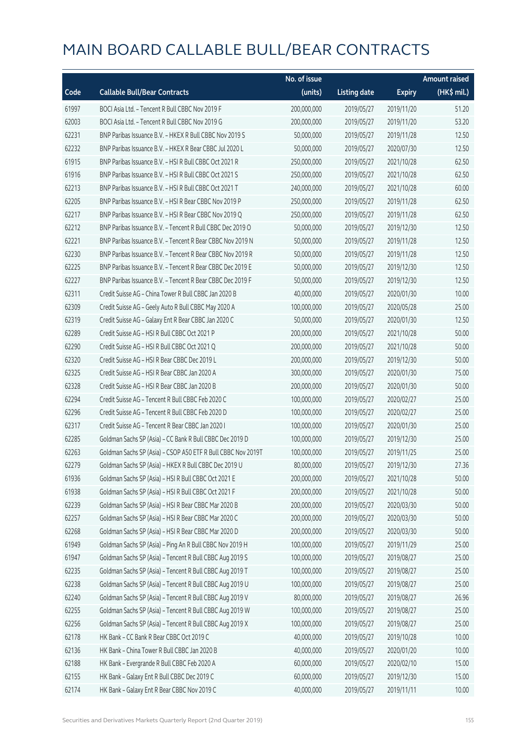# MAIN BOARD CALLABLE BULL/BEAR CONTRACTS

| Code | Callable Bull/Bear Contracts | No. of issue (units) | Listing date | Expiry | Amount raised (HK$ mil.) |
|---|---|---|---|---|---|
| 61997 | BOCI Asia Ltd. – Tencent R Bull CBBC Nov 2019 F | 200,000,000 | 2019/05/27 | 2019/11/20 | 51.20 |
| 62003 | BOCI Asia Ltd. – Tencent R Bull CBBC Nov 2019 G | 200,000,000 | 2019/05/27 | 2019/11/20 | 53.20 |
| 62231 | BNP Paribas Issuance B.V. – HKEX R Bull CBBC Nov 2019 S | 50,000,000 | 2019/05/27 | 2019/11/28 | 12.50 |
| 62232 | BNP Paribas Issuance B.V. – HKEX R Bear CBBC Jul 2020 L | 50,000,000 | 2019/05/27 | 2020/07/30 | 12.50 |
| 61915 | BNP Paribas Issuance B.V. – HSI R Bull CBBC Oct 2021 R | 250,000,000 | 2019/05/27 | 2021/10/28 | 62.50 |
| 61916 | BNP Paribas Issuance B.V. – HSI R Bull CBBC Oct 2021 S | 250,000,000 | 2019/05/27 | 2021/10/28 | 62.50 |
| 62213 | BNP Paribas Issuance B.V. – HSI R Bull CBBC Oct 2021 T | 240,000,000 | 2019/05/27 | 2021/10/28 | 60.00 |
| 62205 | BNP Paribas Issuance B.V. – HSI R Bear CBBC Nov 2019 P | 250,000,000 | 2019/05/27 | 2019/11/28 | 62.50 |
| 62217 | BNP Paribas Issuance B.V. – HSI R Bear CBBC Nov 2019 Q | 250,000,000 | 2019/05/27 | 2019/11/28 | 62.50 |
| 62212 | BNP Paribas Issuance B.V. – Tencent R Bull CBBC Dec 2019 O | 50,000,000 | 2019/05/27 | 2019/12/30 | 12.50 |
| 62221 | BNP Paribas Issuance B.V. – Tencent R Bear CBBC Nov 2019 N | 50,000,000 | 2019/05/27 | 2019/11/28 | 12.50 |
| 62230 | BNP Paribas Issuance B.V. – Tencent R Bear CBBC Nov 2019 R | 50,000,000 | 2019/05/27 | 2019/11/28 | 12.50 |
| 62225 | BNP Paribas Issuance B.V. – Tencent R Bear CBBC Dec 2019 E | 50,000,000 | 2019/05/27 | 2019/12/30 | 12.50 |
| 62227 | BNP Paribas Issuance B.V. – Tencent R Bear CBBC Dec 2019 F | 50,000,000 | 2019/05/27 | 2019/12/30 | 12.50 |
| 62311 | Credit Suisse AG – China Tower R Bull CBBC Jan 2020 B | 40,000,000 | 2019/05/27 | 2020/01/30 | 10.00 |
| 62309 | Credit Suisse AG – Geely Auto R Bull CBBC May 2020 A | 100,000,000 | 2019/05/27 | 2020/05/28 | 25.00 |
| 62319 | Credit Suisse AG – Galaxy Ent R Bear CBBC Jan 2020 C | 50,000,000 | 2019/05/27 | 2020/01/30 | 12.50 |
| 62289 | Credit Suisse AG – HSI R Bull CBBC Oct 2021 P | 200,000,000 | 2019/05/27 | 2021/10/28 | 50.00 |
| 62290 | Credit Suisse AG – HSI R Bull CBBC Oct 2021 Q | 200,000,000 | 2019/05/27 | 2021/10/28 | 50.00 |
| 62320 | Credit Suisse AG – HSI R Bear CBBC Dec 2019 L | 200,000,000 | 2019/05/27 | 2019/12/30 | 50.00 |
| 62325 | Credit Suisse AG – HSI R Bear CBBC Jan 2020 A | 300,000,000 | 2019/05/27 | 2020/01/30 | 75.00 |
| 62328 | Credit Suisse AG – HSI R Bear CBBC Jan 2020 B | 200,000,000 | 2019/05/27 | 2020/01/30 | 50.00 |
| 62294 | Credit Suisse AG – Tencent R Bull CBBC Feb 2020 C | 100,000,000 | 2019/05/27 | 2020/02/27 | 25.00 |
| 62296 | Credit Suisse AG – Tencent R Bull CBBC Feb 2020 D | 100,000,000 | 2019/05/27 | 2020/02/27 | 25.00 |
| 62317 | Credit Suisse AG – Tencent R Bear CBBC Jan 2020 I | 100,000,000 | 2019/05/27 | 2020/01/30 | 25.00 |
| 62285 | Goldman Sachs SP (Asia) – CC Bank R Bull CBBC Dec 2019 D | 100,000,000 | 2019/05/27 | 2019/12/30 | 25.00 |
| 62263 | Goldman Sachs SP (Asia) – CSOP A50 ETF R Bull CBBC Nov 2019T | 100,000,000 | 2019/05/27 | 2019/11/25 | 25.00 |
| 62279 | Goldman Sachs SP (Asia) – HKEX R Bull CBBC Dec 2019 U | 80,000,000 | 2019/05/27 | 2019/12/30 | 27.36 |
| 61936 | Goldman Sachs SP (Asia) – HSI R Bull CBBC Oct 2021 E | 200,000,000 | 2019/05/27 | 2021/10/28 | 50.00 |
| 61938 | Goldman Sachs SP (Asia) – HSI R Bull CBBC Oct 2021 F | 200,000,000 | 2019/05/27 | 2021/10/28 | 50.00 |
| 62239 | Goldman Sachs SP (Asia) – HSI R Bear CBBC Mar 2020 B | 200,000,000 | 2019/05/27 | 2020/03/30 | 50.00 |
| 62257 | Goldman Sachs SP (Asia) – HSI R Bear CBBC Mar 2020 C | 200,000,000 | 2019/05/27 | 2020/03/30 | 50.00 |
| 62268 | Goldman Sachs SP (Asia) – HSI R Bear CBBC Mar 2020 D | 200,000,000 | 2019/05/27 | 2020/03/30 | 50.00 |
| 61949 | Goldman Sachs SP (Asia) – Ping An R Bull CBBC Nov 2019 H | 100,000,000 | 2019/05/27 | 2019/11/29 | 25.00 |
| 61947 | Goldman Sachs SP (Asia) – Tencent R Bull CBBC Aug 2019 S | 100,000,000 | 2019/05/27 | 2019/08/27 | 25.00 |
| 62235 | Goldman Sachs SP (Asia) – Tencent R Bull CBBC Aug 2019 T | 100,000,000 | 2019/05/27 | 2019/08/27 | 25.00 |
| 62238 | Goldman Sachs SP (Asia) – Tencent R Bull CBBC Aug 2019 U | 100,000,000 | 2019/05/27 | 2019/08/27 | 25.00 |
| 62240 | Goldman Sachs SP (Asia) – Tencent R Bull CBBC Aug 2019 V | 80,000,000 | 2019/05/27 | 2019/08/27 | 26.96 |
| 62255 | Goldman Sachs SP (Asia) – Tencent R Bull CBBC Aug 2019 W | 100,000,000 | 2019/05/27 | 2019/08/27 | 25.00 |
| 62256 | Goldman Sachs SP (Asia) – Tencent R Bull CBBC Aug 2019 X | 100,000,000 | 2019/05/27 | 2019/08/27 | 25.00 |
| 62178 | HK Bank – CC Bank R Bear CBBC Oct 2019 C | 40,000,000 | 2019/05/27 | 2019/10/28 | 10.00 |
| 62136 | HK Bank – China Tower R Bull CBBC Jan 2020 B | 40,000,000 | 2019/05/27 | 2020/01/20 | 10.00 |
| 62188 | HK Bank – Evergrande R Bull CBBC Feb 2020 A | 60,000,000 | 2019/05/27 | 2020/02/10 | 15.00 |
| 62155 | HK Bank – Galaxy Ent R Bull CBBC Dec 2019 C | 60,000,000 | 2019/05/27 | 2019/12/30 | 15.00 |
| 62174 | HK Bank – Galaxy Ent R Bear CBBC Nov 2019 C | 40,000,000 | 2019/05/27 | 2019/11/11 | 10.00 |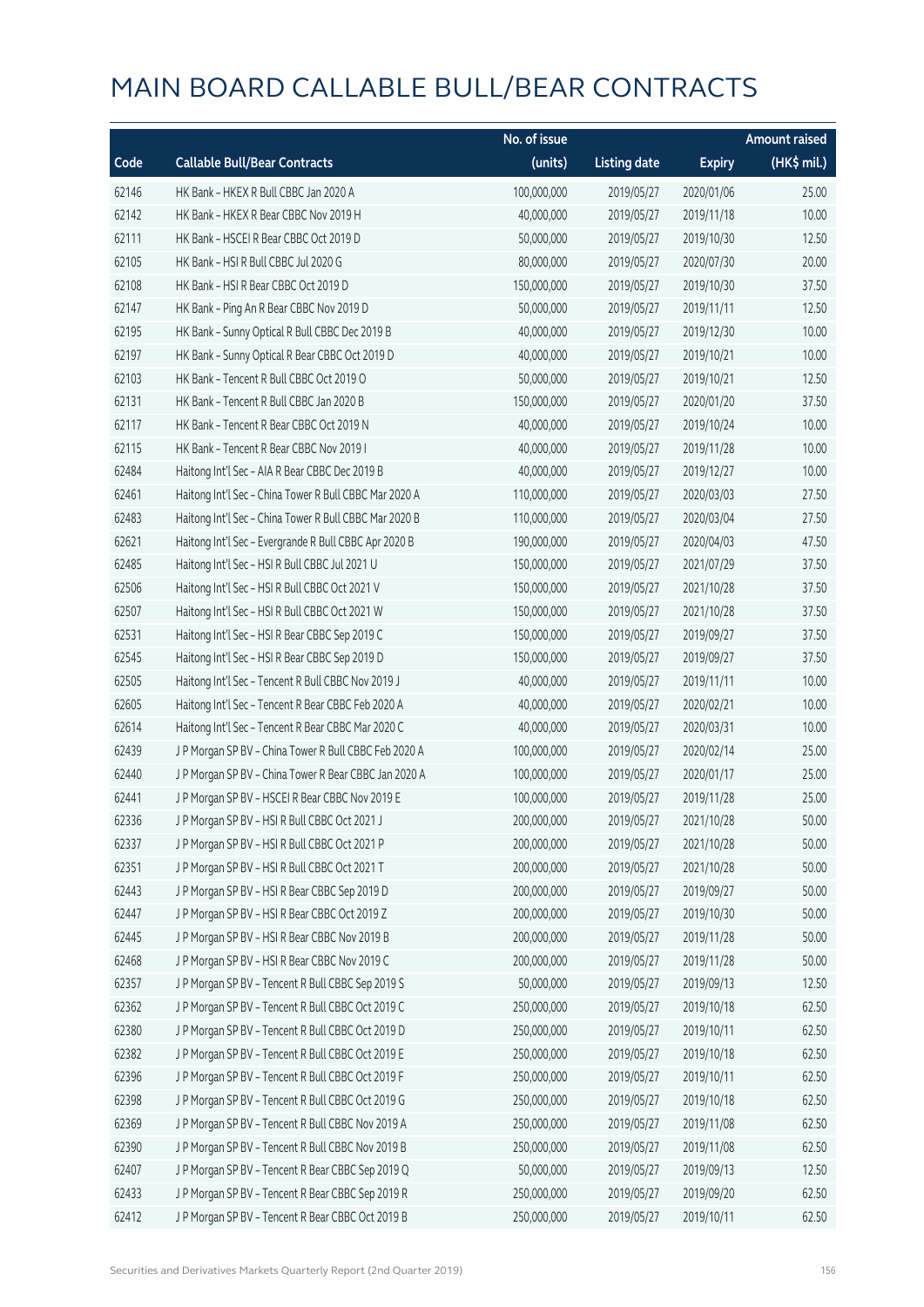# MAIN BOARD CALLABLE BULL/BEAR CONTRACTS

| Code | Callable Bull/Bear Contracts | No. of issue (units) | Listing date | Expiry | Amount raised (HK$ mil.) |
|---|---|---|---|---|---|
| 62146 | HK Bank – HKEX R Bull CBBC Jan 2020 A | 100,000,000 | 2019/05/27 | 2020/01/06 | 25.00 |
| 62142 | HK Bank – HKEX R Bear CBBC Nov 2019 H | 40,000,000 | 2019/05/27 | 2019/11/18 | 10.00 |
| 62111 | HK Bank – HSCEI R Bear CBBC Oct 2019 D | 50,000,000 | 2019/05/27 | 2019/10/30 | 12.50 |
| 62105 | HK Bank – HSI R Bull CBBC Jul 2020 G | 80,000,000 | 2019/05/27 | 2020/07/30 | 20.00 |
| 62108 | HK Bank – HSI R Bear CBBC Oct 2019 D | 150,000,000 | 2019/05/27 | 2019/10/30 | 37.50 |
| 62147 | HK Bank – Ping An R Bear CBBC Nov 2019 D | 50,000,000 | 2019/05/27 | 2019/11/11 | 12.50 |
| 62195 | HK Bank – Sunny Optical R Bull CBBC Dec 2019 B | 40,000,000 | 2019/05/27 | 2019/12/30 | 10.00 |
| 62197 | HK Bank – Sunny Optical R Bear CBBC Oct 2019 D | 40,000,000 | 2019/05/27 | 2019/10/21 | 10.00 |
| 62103 | HK Bank – Tencent R Bull CBBC Oct 2019 O | 50,000,000 | 2019/05/27 | 2019/10/21 | 12.50 |
| 62131 | HK Bank – Tencent R Bull CBBC Jan 2020 B | 150,000,000 | 2019/05/27 | 2020/01/20 | 37.50 |
| 62117 | HK Bank – Tencent R Bear CBBC Oct 2019 N | 40,000,000 | 2019/05/27 | 2019/10/24 | 10.00 |
| 62115 | HK Bank – Tencent R Bear CBBC Nov 2019 I | 40,000,000 | 2019/05/27 | 2019/11/28 | 10.00 |
| 62484 | Haitong Int'l Sec – AIA R Bear CBBC Dec 2019 B | 40,000,000 | 2019/05/27 | 2019/12/27 | 10.00 |
| 62461 | Haitong Int'l Sec – China Tower R Bull CBBC Mar 2020 A | 110,000,000 | 2019/05/27 | 2020/03/03 | 27.50 |
| 62483 | Haitong Int'l Sec – China Tower R Bull CBBC Mar 2020 B | 110,000,000 | 2019/05/27 | 2020/03/04 | 27.50 |
| 62621 | Haitong Int'l Sec – Evergrande R Bull CBBC Apr 2020 B | 190,000,000 | 2019/05/27 | 2020/04/03 | 47.50 |
| 62485 | Haitong Int'l Sec – HSI R Bull CBBC Jul 2021 U | 150,000,000 | 2019/05/27 | 2021/07/29 | 37.50 |
| 62506 | Haitong Int'l Sec – HSI R Bull CBBC Oct 2021 V | 150,000,000 | 2019/05/27 | 2021/10/28 | 37.50 |
| 62507 | Haitong Int'l Sec – HSI R Bull CBBC Oct 2021 W | 150,000,000 | 2019/05/27 | 2021/10/28 | 37.50 |
| 62531 | Haitong Int'l Sec – HSI R Bear CBBC Sep 2019 C | 150,000,000 | 2019/05/27 | 2019/09/27 | 37.50 |
| 62545 | Haitong Int'l Sec – HSI R Bear CBBC Sep 2019 D | 150,000,000 | 2019/05/27 | 2019/09/27 | 37.50 |
| 62505 | Haitong Int'l Sec – Tencent R Bull CBBC Nov 2019 J | 40,000,000 | 2019/05/27 | 2019/11/11 | 10.00 |
| 62605 | Haitong Int'l Sec – Tencent R Bear CBBC Feb 2020 A | 40,000,000 | 2019/05/27 | 2020/02/21 | 10.00 |
| 62614 | Haitong Int'l Sec – Tencent R Bear CBBC Mar 2020 C | 40,000,000 | 2019/05/27 | 2020/03/31 | 10.00 |
| 62439 | J P Morgan SP BV – China Tower R Bull CBBC Feb 2020 A | 100,000,000 | 2019/05/27 | 2020/02/14 | 25.00 |
| 62440 | J P Morgan SP BV – China Tower R Bear CBBC Jan 2020 A | 100,000,000 | 2019/05/27 | 2020/01/17 | 25.00 |
| 62441 | J P Morgan SP BV – HSCEI R Bear CBBC Nov 2019 E | 100,000,000 | 2019/05/27 | 2019/11/28 | 25.00 |
| 62336 | J P Morgan SP BV – HSI R Bull CBBC Oct 2021 J | 200,000,000 | 2019/05/27 | 2021/10/28 | 50.00 |
| 62337 | J P Morgan SP BV – HSI R Bull CBBC Oct 2021 P | 200,000,000 | 2019/05/27 | 2021/10/28 | 50.00 |
| 62351 | J P Morgan SP BV – HSI R Bull CBBC Oct 2021 T | 200,000,000 | 2019/05/27 | 2021/10/28 | 50.00 |
| 62443 | J P Morgan SP BV – HSI R Bear CBBC Sep 2019 D | 200,000,000 | 2019/05/27 | 2019/09/27 | 50.00 |
| 62447 | J P Morgan SP BV – HSI R Bear CBBC Oct 2019 Z | 200,000,000 | 2019/05/27 | 2019/10/30 | 50.00 |
| 62445 | J P Morgan SP BV – HSI R Bear CBBC Nov 2019 B | 200,000,000 | 2019/05/27 | 2019/11/28 | 50.00 |
| 62468 | J P Morgan SP BV – HSI R Bear CBBC Nov 2019 C | 200,000,000 | 2019/05/27 | 2019/11/28 | 50.00 |
| 62357 | J P Morgan SP BV – Tencent R Bull CBBC Sep 2019 S | 50,000,000 | 2019/05/27 | 2019/09/13 | 12.50 |
| 62362 | J P Morgan SP BV – Tencent R Bull CBBC Oct 2019 C | 250,000,000 | 2019/05/27 | 2019/10/18 | 62.50 |
| 62380 | J P Morgan SP BV – Tencent R Bull CBBC Oct 2019 D | 250,000,000 | 2019/05/27 | 2019/10/11 | 62.50 |
| 62382 | J P Morgan SP BV – Tencent R Bull CBBC Oct 2019 E | 250,000,000 | 2019/05/27 | 2019/10/18 | 62.50 |
| 62396 | J P Morgan SP BV – Tencent R Bull CBBC Oct 2019 F | 250,000,000 | 2019/05/27 | 2019/10/11 | 62.50 |
| 62398 | J P Morgan SP BV – Tencent R Bull CBBC Oct 2019 G | 250,000,000 | 2019/05/27 | 2019/10/18 | 62.50 |
| 62369 | J P Morgan SP BV – Tencent R Bull CBBC Nov 2019 A | 250,000,000 | 2019/05/27 | 2019/11/08 | 62.50 |
| 62390 | J P Morgan SP BV – Tencent R Bull CBBC Nov 2019 B | 250,000,000 | 2019/05/27 | 2019/11/08 | 62.50 |
| 62407 | J P Morgan SP BV – Tencent R Bear CBBC Sep 2019 Q | 50,000,000 | 2019/05/27 | 2019/09/13 | 12.50 |
| 62433 | J P Morgan SP BV – Tencent R Bear CBBC Sep 2019 R | 250,000,000 | 2019/05/27 | 2019/09/20 | 62.50 |
| 62412 | J P Morgan SP BV – Tencent R Bear CBBC Oct 2019 B | 250,000,000 | 2019/05/27 | 2019/10/11 | 62.50 |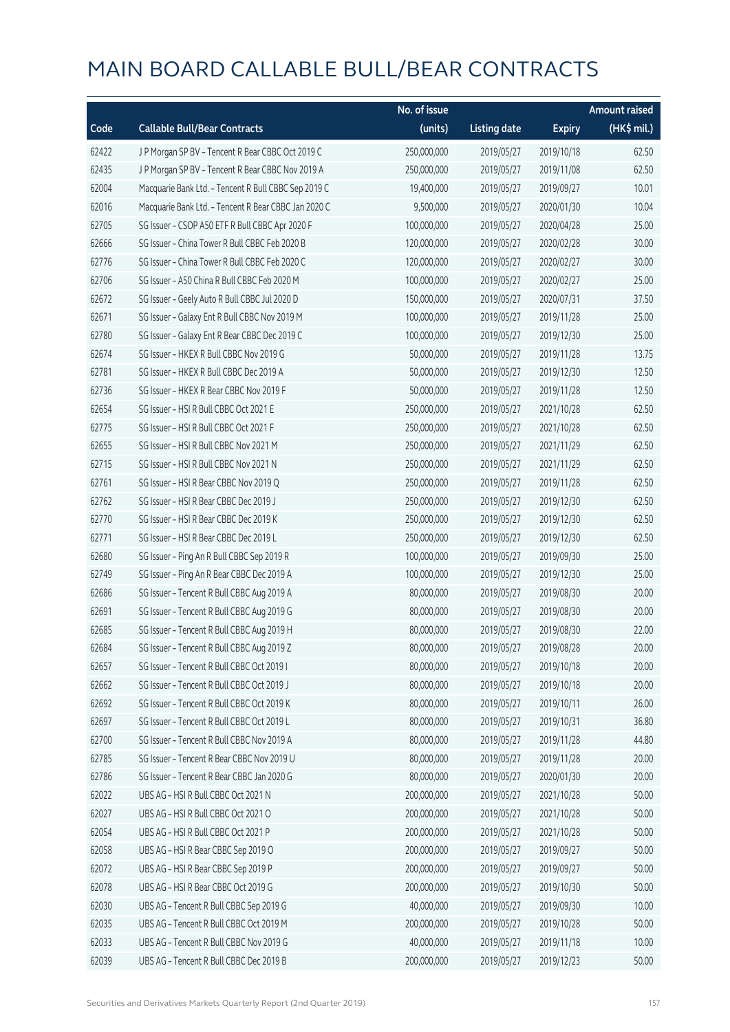# MAIN BOARD CALLABLE BULL/BEAR CONTRACTS

| Code | Callable Bull/Bear Contracts | No. of issue (units) | Listing date | Expiry | Amount raised (HK$ mil.) |
|---|---|---|---|---|---|
| 62422 | J P Morgan SP BV – Tencent R Bear CBBC Oct 2019 C | 250,000,000 | 2019/05/27 | 2019/10/18 | 62.50 |
| 62435 | J P Morgan SP BV – Tencent R Bear CBBC Nov 2019 A | 250,000,000 | 2019/05/27 | 2019/11/08 | 62.50 |
| 62004 | Macquarie Bank Ltd. – Tencent R Bull CBBC Sep 2019 C | 19,400,000 | 2019/05/27 | 2019/09/27 | 10.01 |
| 62016 | Macquarie Bank Ltd. – Tencent R Bear CBBC Jan 2020 C | 9,500,000 | 2019/05/27 | 2020/01/30 | 10.04 |
| 62705 | SG Issuer – CSOP A50 ETF R Bull CBBC Apr 2020 F | 100,000,000 | 2019/05/27 | 2020/04/28 | 25.00 |
| 62666 | SG Issuer – China Tower R Bull CBBC Feb 2020 B | 120,000,000 | 2019/05/27 | 2020/02/28 | 30.00 |
| 62776 | SG Issuer – China Tower R Bull CBBC Feb 2020 C | 120,000,000 | 2019/05/27 | 2020/02/27 | 30.00 |
| 62706 | SG Issuer – A50 China R Bull CBBC Feb 2020 M | 100,000,000 | 2019/05/27 | 2020/02/27 | 25.00 |
| 62672 | SG Issuer – Geely Auto R Bull CBBC Jul 2020 D | 150,000,000 | 2019/05/27 | 2020/07/31 | 37.50 |
| 62671 | SG Issuer – Galaxy Ent R Bull CBBC Nov 2019 M | 100,000,000 | 2019/05/27 | 2019/11/28 | 25.00 |
| 62780 | SG Issuer – Galaxy Ent R Bear CBBC Dec 2019 C | 100,000,000 | 2019/05/27 | 2019/12/30 | 25.00 |
| 62674 | SG Issuer – HKEX R Bull CBBC Nov 2019 G | 50,000,000 | 2019/05/27 | 2019/11/28 | 13.75 |
| 62781 | SG Issuer – HKEX R Bull CBBC Dec 2019 A | 50,000,000 | 2019/05/27 | 2019/12/30 | 12.50 |
| 62736 | SG Issuer – HKEX R Bear CBBC Nov 2019 F | 50,000,000 | 2019/05/27 | 2019/11/28 | 12.50 |
| 62654 | SG Issuer – HSI R Bull CBBC Oct 2021 E | 250,000,000 | 2019/05/27 | 2021/10/28 | 62.50 |
| 62775 | SG Issuer – HSI R Bull CBBC Oct 2021 F | 250,000,000 | 2019/05/27 | 2021/10/28 | 62.50 |
| 62655 | SG Issuer – HSI R Bull CBBC Nov 2021 M | 250,000,000 | 2019/05/27 | 2021/11/29 | 62.50 |
| 62715 | SG Issuer – HSI R Bull CBBC Nov 2021 N | 250,000,000 | 2019/05/27 | 2021/11/29 | 62.50 |
| 62761 | SG Issuer – HSI R Bear CBBC Nov 2019 Q | 250,000,000 | 2019/05/27 | 2019/11/28 | 62.50 |
| 62762 | SG Issuer – HSI R Bear CBBC Dec 2019 J | 250,000,000 | 2019/05/27 | 2019/12/30 | 62.50 |
| 62770 | SG Issuer – HSI R Bear CBBC Dec 2019 K | 250,000,000 | 2019/05/27 | 2019/12/30 | 62.50 |
| 62771 | SG Issuer – HSI R Bear CBBC Dec 2019 L | 250,000,000 | 2019/05/27 | 2019/12/30 | 62.50 |
| 62680 | SG Issuer – Ping An R Bull CBBC Sep 2019 R | 100,000,000 | 2019/05/27 | 2019/09/30 | 25.00 |
| 62749 | SG Issuer – Ping An R Bear CBBC Dec 2019 A | 100,000,000 | 2019/05/27 | 2019/12/30 | 25.00 |
| 62686 | SG Issuer – Tencent R Bull CBBC Aug 2019 A | 80,000,000 | 2019/05/27 | 2019/08/30 | 20.00 |
| 62691 | SG Issuer – Tencent R Bull CBBC Aug 2019 G | 80,000,000 | 2019/05/27 | 2019/08/30 | 20.00 |
| 62685 | SG Issuer – Tencent R Bull CBBC Aug 2019 H | 80,000,000 | 2019/05/27 | 2019/08/30 | 22.00 |
| 62684 | SG Issuer – Tencent R Bull CBBC Aug 2019 Z | 80,000,000 | 2019/05/27 | 2019/08/28 | 20.00 |
| 62657 | SG Issuer – Tencent R Bull CBBC Oct 2019 I | 80,000,000 | 2019/05/27 | 2019/10/18 | 20.00 |
| 62662 | SG Issuer – Tencent R Bull CBBC Oct 2019 J | 80,000,000 | 2019/05/27 | 2019/10/18 | 20.00 |
| 62692 | SG Issuer – Tencent R Bull CBBC Oct 2019 K | 80,000,000 | 2019/05/27 | 2019/10/11 | 26.00 |
| 62697 | SG Issuer – Tencent R Bull CBBC Oct 2019 L | 80,000,000 | 2019/05/27 | 2019/10/31 | 36.80 |
| 62700 | SG Issuer – Tencent R Bull CBBC Nov 2019 A | 80,000,000 | 2019/05/27 | 2019/11/28 | 44.80 |
| 62785 | SG Issuer – Tencent R Bear CBBC Nov 2019 U | 80,000,000 | 2019/05/27 | 2019/11/28 | 20.00 |
| 62786 | SG Issuer – Tencent R Bear CBBC Jan 2020 G | 80,000,000 | 2019/05/27 | 2020/01/30 | 20.00 |
| 62022 | UBS AG – HSI R Bull CBBC Oct 2021 N | 200,000,000 | 2019/05/27 | 2021/10/28 | 50.00 |
| 62027 | UBS AG – HSI R Bull CBBC Oct 2021 O | 200,000,000 | 2019/05/27 | 2021/10/28 | 50.00 |
| 62054 | UBS AG – HSI R Bull CBBC Oct 2021 P | 200,000,000 | 2019/05/27 | 2021/10/28 | 50.00 |
| 62058 | UBS AG – HSI R Bear CBBC Sep 2019 O | 200,000,000 | 2019/05/27 | 2019/09/27 | 50.00 |
| 62072 | UBS AG – HSI R Bear CBBC Sep 2019 P | 200,000,000 | 2019/05/27 | 2019/09/27 | 50.00 |
| 62078 | UBS AG – HSI R Bear CBBC Oct 2019 G | 200,000,000 | 2019/05/27 | 2019/10/30 | 50.00 |
| 62030 | UBS AG – Tencent R Bull CBBC Sep 2019 G | 40,000,000 | 2019/05/27 | 2019/09/30 | 10.00 |
| 62035 | UBS AG – Tencent R Bull CBBC Oct 2019 M | 200,000,000 | 2019/05/27 | 2019/10/28 | 50.00 |
| 62033 | UBS AG – Tencent R Bull CBBC Nov 2019 G | 40,000,000 | 2019/05/27 | 2019/11/18 | 10.00 |
| 62039 | UBS AG – Tencent R Bull CBBC Dec 2019 B | 200,000,000 | 2019/05/27 | 2019/12/23 | 50.00 |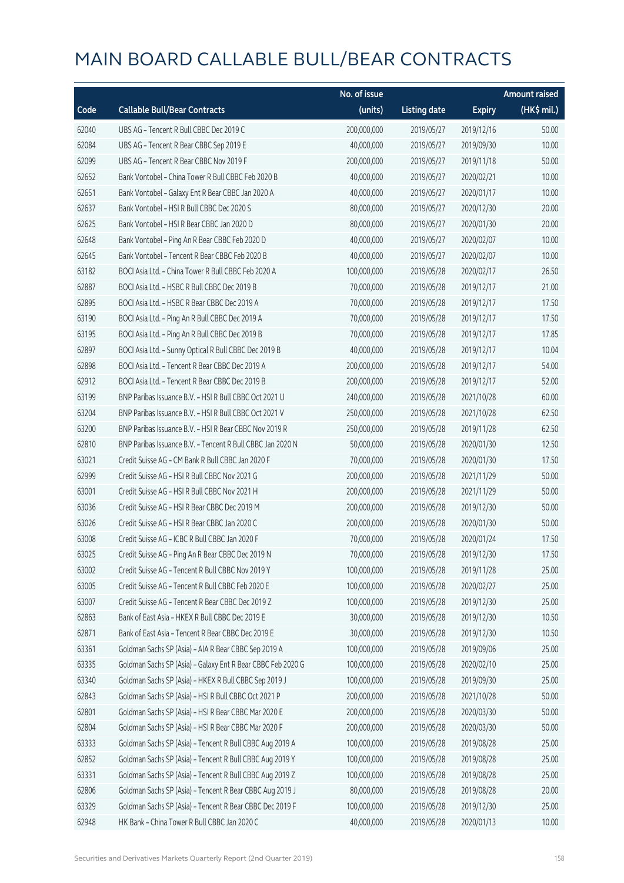# MAIN BOARD CALLABLE BULL/BEAR CONTRACTS

| Code | Callable Bull/Bear Contracts | No. of issue (units) | Listing date | Expiry | Amount raised (HK$ mil.) |
|---|---|---|---|---|---|
| 62040 | UBS AG – Tencent R Bull CBBC Dec 2019 C | 200,000,000 | 2019/05/27 | 2019/12/16 | 50.00 |
| 62084 | UBS AG – Tencent R Bear CBBC Sep 2019 E | 40,000,000 | 2019/05/27 | 2019/09/30 | 10.00 |
| 62099 | UBS AG – Tencent R Bear CBBC Nov 2019 F | 200,000,000 | 2019/05/27 | 2019/11/18 | 50.00 |
| 62652 | Bank Vontobel – China Tower R Bull CBBC Feb 2020 B | 40,000,000 | 2019/05/27 | 2020/02/21 | 10.00 |
| 62651 | Bank Vontobel – Galaxy Ent R Bear CBBC Jan 2020 A | 40,000,000 | 2019/05/27 | 2020/01/17 | 10.00 |
| 62637 | Bank Vontobel – HSI R Bull CBBC Dec 2020 S | 80,000,000 | 2019/05/27 | 2020/12/30 | 20.00 |
| 62625 | Bank Vontobel – HSI R Bear CBBC Jan 2020 D | 80,000,000 | 2019/05/27 | 2020/01/30 | 20.00 |
| 62648 | Bank Vontobel – Ping An R Bear CBBC Feb 2020 D | 40,000,000 | 2019/05/27 | 2020/02/07 | 10.00 |
| 62645 | Bank Vontobel – Tencent R Bear CBBC Feb 2020 B | 40,000,000 | 2019/05/27 | 2020/02/07 | 10.00 |
| 63182 | BOCI Asia Ltd. – China Tower R Bull CBBC Feb 2020 A | 100,000,000 | 2019/05/28 | 2020/02/17 | 26.50 |
| 62887 | BOCI Asia Ltd. – HSBC R Bull CBBC Dec 2019 B | 70,000,000 | 2019/05/28 | 2019/12/17 | 21.00 |
| 62895 | BOCI Asia Ltd. – HSBC R Bear CBBC Dec 2019 A | 70,000,000 | 2019/05/28 | 2019/12/17 | 17.50 |
| 63190 | BOCI Asia Ltd. – Ping An R Bull CBBC Dec 2019 A | 70,000,000 | 2019/05/28 | 2019/12/17 | 17.50 |
| 63195 | BOCI Asia Ltd. – Ping An R Bull CBBC Dec 2019 B | 70,000,000 | 2019/05/28 | 2019/12/17 | 17.85 |
| 62897 | BOCI Asia Ltd. – Sunny Optical R Bull CBBC Dec 2019 B | 40,000,000 | 2019/05/28 | 2019/12/17 | 10.04 |
| 62898 | BOCI Asia Ltd. – Tencent R Bear CBBC Dec 2019 A | 200,000,000 | 2019/05/28 | 2019/12/17 | 54.00 |
| 62912 | BOCI Asia Ltd. – Tencent R Bear CBBC Dec 2019 B | 200,000,000 | 2019/05/28 | 2019/12/17 | 52.00 |
| 63199 | BNP Paribas Issuance B.V. – HSI R Bull CBBC Oct 2021 U | 240,000,000 | 2019/05/28 | 2021/10/28 | 60.00 |
| 63204 | BNP Paribas Issuance B.V. – HSI R Bull CBBC Oct 2021 V | 250,000,000 | 2019/05/28 | 2021/10/28 | 62.50 |
| 63200 | BNP Paribas Issuance B.V. – HSI R Bear CBBC Nov 2019 R | 250,000,000 | 2019/05/28 | 2019/11/28 | 62.50 |
| 62810 | BNP Paribas Issuance B.V. – Tencent R Bull CBBC Jan 2020 N | 50,000,000 | 2019/05/28 | 2020/01/30 | 12.50 |
| 63021 | Credit Suisse AG – CM Bank R Bull CBBC Jan 2020 F | 70,000,000 | 2019/05/28 | 2020/01/30 | 17.50 |
| 62999 | Credit Suisse AG – HSI R Bull CBBC Nov 2021 G | 200,000,000 | 2019/05/28 | 2021/11/29 | 50.00 |
| 63001 | Credit Suisse AG – HSI R Bull CBBC Nov 2021 H | 200,000,000 | 2019/05/28 | 2021/11/29 | 50.00 |
| 63036 | Credit Suisse AG – HSI R Bear CBBC Dec 2019 M | 200,000,000 | 2019/05/28 | 2019/12/30 | 50.00 |
| 63026 | Credit Suisse AG – HSI R Bear CBBC Jan 2020 C | 200,000,000 | 2019/05/28 | 2020/01/30 | 50.00 |
| 63008 | Credit Suisse AG – ICBC R Bull CBBC Jan 2020 F | 70,000,000 | 2019/05/28 | 2020/01/24 | 17.50 |
| 63025 | Credit Suisse AG – Ping An R Bear CBBC Dec 2019 N | 70,000,000 | 2019/05/28 | 2019/12/30 | 17.50 |
| 63002 | Credit Suisse AG – Tencent R Bull CBBC Nov 2019 Y | 100,000,000 | 2019/05/28 | 2019/11/28 | 25.00 |
| 63005 | Credit Suisse AG – Tencent R Bull CBBC Feb 2020 E | 100,000,000 | 2019/05/28 | 2020/02/27 | 25.00 |
| 63007 | Credit Suisse AG – Tencent R Bear CBBC Dec 2019 Z | 100,000,000 | 2019/05/28 | 2019/12/30 | 25.00 |
| 62863 | Bank of East Asia – HKEX R Bull CBBC Dec 2019 E | 30,000,000 | 2019/05/28 | 2019/12/30 | 10.50 |
| 62871 | Bank of East Asia – Tencent R Bear CBBC Dec 2019 E | 30,000,000 | 2019/05/28 | 2019/12/30 | 10.50 |
| 63361 | Goldman Sachs SP (Asia) – AIA R Bear CBBC Sep 2019 A | 100,000,000 | 2019/05/28 | 2019/09/06 | 25.00 |
| 63335 | Goldman Sachs SP (Asia) – Galaxy Ent R Bear CBBC Feb 2020 G | 100,000,000 | 2019/05/28 | 2020/02/10 | 25.00 |
| 63340 | Goldman Sachs SP (Asia) – HKEX R Bull CBBC Sep 2019 J | 100,000,000 | 2019/05/28 | 2019/09/30 | 25.00 |
| 62843 | Goldman Sachs SP (Asia) – HSI R Bull CBBC Oct 2021 P | 200,000,000 | 2019/05/28 | 2021/10/28 | 50.00 |
| 62801 | Goldman Sachs SP (Asia) – HSI R Bear CBBC Mar 2020 E | 200,000,000 | 2019/05/28 | 2020/03/30 | 50.00 |
| 62804 | Goldman Sachs SP (Asia) – HSI R Bear CBBC Mar 2020 F | 200,000,000 | 2019/05/28 | 2020/03/30 | 50.00 |
| 63333 | Goldman Sachs SP (Asia) – Tencent R Bull CBBC Aug 2019 A | 100,000,000 | 2019/05/28 | 2019/08/28 | 25.00 |
| 62852 | Goldman Sachs SP (Asia) – Tencent R Bull CBBC Aug 2019 Y | 100,000,000 | 2019/05/28 | 2019/08/28 | 25.00 |
| 63331 | Goldman Sachs SP (Asia) – Tencent R Bull CBBC Aug 2019 Z | 100,000,000 | 2019/05/28 | 2019/08/28 | 25.00 |
| 62806 | Goldman Sachs SP (Asia) – Tencent R Bear CBBC Aug 2019 J | 80,000,000 | 2019/05/28 | 2019/08/28 | 20.00 |
| 63329 | Goldman Sachs SP (Asia) – Tencent R Bear CBBC Dec 2019 F | 100,000,000 | 2019/05/28 | 2019/12/30 | 25.00 |
| 62948 | HK Bank – China Tower R Bull CBBC Jan 2020 C | 40,000,000 | 2019/05/28 | 2020/01/13 | 10.00 |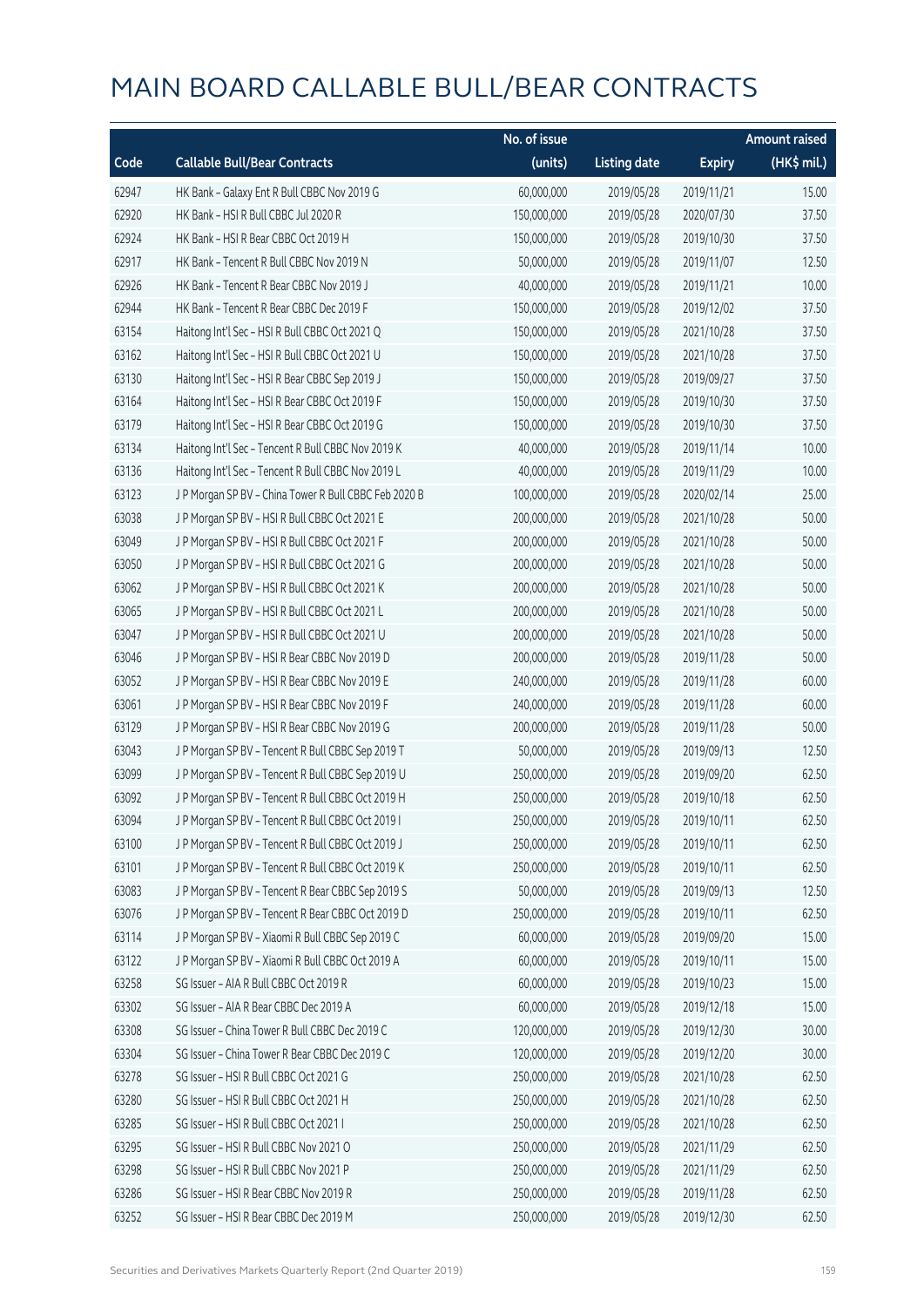# MAIN BOARD CALLABLE BULL/BEAR CONTRACTS

| Code | Callable Bull/Bear Contracts | No. of issue (units) | Listing date | Expiry | Amount raised (HK$ mil.) |
|---|---|---|---|---|---|
| 62947 | HK Bank – Galaxy Ent R Bull CBBC Nov 2019 G | 60,000,000 | 2019/05/28 | 2019/11/21 | 15.00 |
| 62920 | HK Bank – HSI R Bull CBBC Jul 2020 R | 150,000,000 | 2019/05/28 | 2020/07/30 | 37.50 |
| 62924 | HK Bank – HSI R Bear CBBC Oct 2019 H | 150,000,000 | 2019/05/28 | 2019/10/30 | 37.50 |
| 62917 | HK Bank – Tencent R Bull CBBC Nov 2019 N | 50,000,000 | 2019/05/28 | 2019/11/07 | 12.50 |
| 62926 | HK Bank – Tencent R Bear CBBC Nov 2019 J | 40,000,000 | 2019/05/28 | 2019/11/21 | 10.00 |
| 62944 | HK Bank – Tencent R Bear CBBC Dec 2019 F | 150,000,000 | 2019/05/28 | 2019/12/02 | 37.50 |
| 63154 | Haitong Int'l Sec – HSI R Bull CBBC Oct 2021 Q | 150,000,000 | 2019/05/28 | 2021/10/28 | 37.50 |
| 63162 | Haitong Int'l Sec – HSI R Bull CBBC Oct 2021 U | 150,000,000 | 2019/05/28 | 2021/10/28 | 37.50 |
| 63130 | Haitong Int'l Sec – HSI R Bear CBBC Sep 2019 J | 150,000,000 | 2019/05/28 | 2019/09/27 | 37.50 |
| 63164 | Haitong Int'l Sec – HSI R Bear CBBC Oct 2019 F | 150,000,000 | 2019/05/28 | 2019/10/30 | 37.50 |
| 63179 | Haitong Int'l Sec – HSI R Bear CBBC Oct 2019 G | 150,000,000 | 2019/05/28 | 2019/10/30 | 37.50 |
| 63134 | Haitong Int'l Sec – Tencent R Bull CBBC Nov 2019 K | 40,000,000 | 2019/05/28 | 2019/11/14 | 10.00 |
| 63136 | Haitong Int'l Sec – Tencent R Bull CBBC Nov 2019 L | 40,000,000 | 2019/05/28 | 2019/11/29 | 10.00 |
| 63123 | J P Morgan SP BV – China Tower R Bull CBBC Feb 2020 B | 100,000,000 | 2019/05/28 | 2020/02/14 | 25.00 |
| 63038 | J P Morgan SP BV – HSI R Bull CBBC Oct 2021 E | 200,000,000 | 2019/05/28 | 2021/10/28 | 50.00 |
| 63049 | J P Morgan SP BV – HSI R Bull CBBC Oct 2021 F | 200,000,000 | 2019/05/28 | 2021/10/28 | 50.00 |
| 63050 | J P Morgan SP BV – HSI R Bull CBBC Oct 2021 G | 200,000,000 | 2019/05/28 | 2021/10/28 | 50.00 |
| 63062 | J P Morgan SP BV – HSI R Bull CBBC Oct 2021 K | 200,000,000 | 2019/05/28 | 2021/10/28 | 50.00 |
| 63065 | J P Morgan SP BV – HSI R Bull CBBC Oct 2021 L | 200,000,000 | 2019/05/28 | 2021/10/28 | 50.00 |
| 63047 | J P Morgan SP BV – HSI R Bull CBBC Oct 2021 U | 200,000,000 | 2019/05/28 | 2021/10/28 | 50.00 |
| 63046 | J P Morgan SP BV – HSI R Bear CBBC Nov 2019 D | 200,000,000 | 2019/05/28 | 2019/11/28 | 50.00 |
| 63052 | J P Morgan SP BV – HSI R Bear CBBC Nov 2019 E | 240,000,000 | 2019/05/28 | 2019/11/28 | 60.00 |
| 63061 | J P Morgan SP BV – HSI R Bear CBBC Nov 2019 F | 240,000,000 | 2019/05/28 | 2019/11/28 | 60.00 |
| 63129 | J P Morgan SP BV – HSI R Bear CBBC Nov 2019 G | 200,000,000 | 2019/05/28 | 2019/11/28 | 50.00 |
| 63043 | J P Morgan SP BV – Tencent R Bull CBBC Sep 2019 T | 50,000,000 | 2019/05/28 | 2019/09/13 | 12.50 |
| 63099 | J P Morgan SP BV – Tencent R Bull CBBC Sep 2019 U | 250,000,000 | 2019/05/28 | 2019/09/20 | 62.50 |
| 63092 | J P Morgan SP BV – Tencent R Bull CBBC Oct 2019 H | 250,000,000 | 2019/05/28 | 2019/10/18 | 62.50 |
| 63094 | J P Morgan SP BV – Tencent R Bull CBBC Oct 2019 I | 250,000,000 | 2019/05/28 | 2019/10/11 | 62.50 |
| 63100 | J P Morgan SP BV – Tencent R Bull CBBC Oct 2019 J | 250,000,000 | 2019/05/28 | 2019/10/11 | 62.50 |
| 63101 | J P Morgan SP BV – Tencent R Bull CBBC Oct 2019 K | 250,000,000 | 2019/05/28 | 2019/10/11 | 62.50 |
| 63083 | J P Morgan SP BV – Tencent R Bear CBBC Sep 2019 S | 50,000,000 | 2019/05/28 | 2019/09/13 | 12.50 |
| 63076 | J P Morgan SP BV – Tencent R Bear CBBC Oct 2019 D | 250,000,000 | 2019/05/28 | 2019/10/11 | 62.50 |
| 63114 | J P Morgan SP BV – Xiaomi R Bull CBBC Sep 2019 C | 60,000,000 | 2019/05/28 | 2019/09/20 | 15.00 |
| 63122 | J P Morgan SP BV – Xiaomi R Bull CBBC Oct 2019 A | 60,000,000 | 2019/05/28 | 2019/10/11 | 15.00 |
| 63258 | SG Issuer – AIA R Bull CBBC Oct 2019 R | 60,000,000 | 2019/05/28 | 2019/10/23 | 15.00 |
| 63302 | SG Issuer – AIA R Bear CBBC Dec 2019 A | 60,000,000 | 2019/05/28 | 2019/12/18 | 15.00 |
| 63308 | SG Issuer – China Tower R Bull CBBC Dec 2019 C | 120,000,000 | 2019/05/28 | 2019/12/30 | 30.00 |
| 63304 | SG Issuer – China Tower R Bear CBBC Dec 2019 C | 120,000,000 | 2019/05/28 | 2019/12/20 | 30.00 |
| 63278 | SG Issuer – HSI R Bull CBBC Oct 2021 G | 250,000,000 | 2019/05/28 | 2021/10/28 | 62.50 |
| 63280 | SG Issuer – HSI R Bull CBBC Oct 2021 H | 250,000,000 | 2019/05/28 | 2021/10/28 | 62.50 |
| 63285 | SG Issuer – HSI R Bull CBBC Oct 2021 I | 250,000,000 | 2019/05/28 | 2021/10/28 | 62.50 |
| 63295 | SG Issuer – HSI R Bull CBBC Nov 2021 O | 250,000,000 | 2019/05/28 | 2021/11/29 | 62.50 |
| 63298 | SG Issuer – HSI R Bull CBBC Nov 2021 P | 250,000,000 | 2019/05/28 | 2021/11/29 | 62.50 |
| 63286 | SG Issuer – HSI R Bear CBBC Nov 2019 R | 250,000,000 | 2019/05/28 | 2019/11/28 | 62.50 |
| 63252 | SG Issuer – HSI R Bear CBBC Dec 2019 M | 250,000,000 | 2019/05/28 | 2019/12/30 | 62.50 |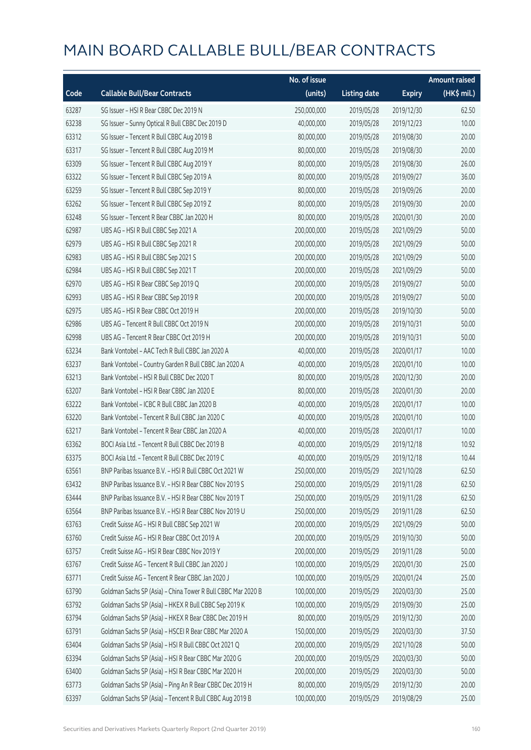# MAIN BOARD CALLABLE BULL/BEAR CONTRACTS

| Code | Callable Bull/Bear Contracts | No. of issue (units) | Listing date | Expiry | Amount raised (HK$ mil.) |
|---|---|---|---|---|---|
| 63287 | SG Issuer – HSI R Bear CBBC Dec 2019 N | 250,000,000 | 2019/05/28 | 2019/12/30 | 62.50 |
| 63238 | SG Issuer – Sunny Optical R Bull CBBC Dec 2019 D | 40,000,000 | 2019/05/28 | 2019/12/23 | 10.00 |
| 63312 | SG Issuer – Tencent R Bull CBBC Aug 2019 B | 80,000,000 | 2019/05/28 | 2019/08/30 | 20.00 |
| 63317 | SG Issuer – Tencent R Bull CBBC Aug 2019 M | 80,000,000 | 2019/05/28 | 2019/08/30 | 20.00 |
| 63309 | SG Issuer – Tencent R Bull CBBC Aug 2019 Y | 80,000,000 | 2019/05/28 | 2019/08/30 | 26.00 |
| 63322 | SG Issuer – Tencent R Bull CBBC Sep 2019 A | 80,000,000 | 2019/05/28 | 2019/09/27 | 36.00 |
| 63259 | SG Issuer – Tencent R Bull CBBC Sep 2019 Y | 80,000,000 | 2019/05/28 | 2019/09/26 | 20.00 |
| 63262 | SG Issuer – Tencent R Bull CBBC Sep 2019 Z | 80,000,000 | 2019/05/28 | 2019/09/30 | 20.00 |
| 63248 | SG Issuer – Tencent R Bear CBBC Jan 2020 H | 80,000,000 | 2019/05/28 | 2020/01/30 | 20.00 |
| 62987 | UBS AG – HSI R Bull CBBC Sep 2021 A | 200,000,000 | 2019/05/28 | 2021/09/29 | 50.00 |
| 62979 | UBS AG – HSI R Bull CBBC Sep 2021 R | 200,000,000 | 2019/05/28 | 2021/09/29 | 50.00 |
| 62983 | UBS AG – HSI R Bull CBBC Sep 2021 S | 200,000,000 | 2019/05/28 | 2021/09/29 | 50.00 |
| 62984 | UBS AG – HSI R Bull CBBC Sep 2021 T | 200,000,000 | 2019/05/28 | 2021/09/29 | 50.00 |
| 62970 | UBS AG – HSI R Bear CBBC Sep 2019 Q | 200,000,000 | 2019/05/28 | 2019/09/27 | 50.00 |
| 62993 | UBS AG – HSI R Bear CBBC Sep 2019 R | 200,000,000 | 2019/05/28 | 2019/09/27 | 50.00 |
| 62975 | UBS AG – HSI R Bear CBBC Oct 2019 H | 200,000,000 | 2019/05/28 | 2019/10/30 | 50.00 |
| 62986 | UBS AG – Tencent R Bull CBBC Oct 2019 N | 200,000,000 | 2019/05/28 | 2019/10/31 | 50.00 |
| 62998 | UBS AG – Tencent R Bear CBBC Oct 2019 H | 200,000,000 | 2019/05/28 | 2019/10/31 | 50.00 |
| 63234 | Bank Vontobel – AAC Tech R Bull CBBC Jan 2020 A | 40,000,000 | 2019/05/28 | 2020/01/17 | 10.00 |
| 63237 | Bank Vontobel – Country Garden R Bull CBBC Jan 2020 A | 40,000,000 | 2019/05/28 | 2020/01/10 | 10.00 |
| 63213 | Bank Vontobel – HSI R Bull CBBC Dec 2020 T | 80,000,000 | 2019/05/28 | 2020/12/30 | 20.00 |
| 63207 | Bank Vontobel – HSI R Bear CBBC Jan 2020 E | 80,000,000 | 2019/05/28 | 2020/01/30 | 20.00 |
| 63222 | Bank Vontobel – ICBC R Bull CBBC Jan 2020 B | 40,000,000 | 2019/05/28 | 2020/01/17 | 10.00 |
| 63220 | Bank Vontobel – Tencent R Bull CBBC Jan 2020 C | 40,000,000 | 2019/05/28 | 2020/01/10 | 10.00 |
| 63217 | Bank Vontobel – Tencent R Bear CBBC Jan 2020 A | 40,000,000 | 2019/05/28 | 2020/01/17 | 10.00 |
| 63362 | BOCI Asia Ltd. – Tencent R Bull CBBC Dec 2019 B | 40,000,000 | 2019/05/29 | 2019/12/18 | 10.92 |
| 63375 | BOCI Asia Ltd. – Tencent R Bull CBBC Dec 2019 C | 40,000,000 | 2019/05/29 | 2019/12/18 | 10.44 |
| 63561 | BNP Paribas Issuance B.V. – HSI R Bull CBBC Oct 2021 W | 250,000,000 | 2019/05/29 | 2021/10/28 | 62.50 |
| 63432 | BNP Paribas Issuance B.V. – HSI R Bear CBBC Nov 2019 S | 250,000,000 | 2019/05/29 | 2019/11/28 | 62.50 |
| 63444 | BNP Paribas Issuance B.V. – HSI R Bear CBBC Nov 2019 T | 250,000,000 | 2019/05/29 | 2019/11/28 | 62.50 |
| 63564 | BNP Paribas Issuance B.V. – HSI R Bear CBBC Nov 2019 U | 250,000,000 | 2019/05/29 | 2019/11/28 | 62.50 |
| 63763 | Credit Suisse AG – HSI R Bull CBBC Sep 2021 W | 200,000,000 | 2019/05/29 | 2021/09/29 | 50.00 |
| 63760 | Credit Suisse AG – HSI R Bear CBBC Oct 2019 A | 200,000,000 | 2019/05/29 | 2019/10/30 | 50.00 |
| 63757 | Credit Suisse AG – HSI R Bear CBBC Nov 2019 Y | 200,000,000 | 2019/05/29 | 2019/11/28 | 50.00 |
| 63767 | Credit Suisse AG – Tencent R Bull CBBC Jan 2020 J | 100,000,000 | 2019/05/29 | 2020/01/30 | 25.00 |
| 63771 | Credit Suisse AG – Tencent R Bear CBBC Jan 2020 J | 100,000,000 | 2019/05/29 | 2020/01/24 | 25.00 |
| 63790 | Goldman Sachs SP (Asia) – China Tower R Bull CBBC Mar 2020 B | 100,000,000 | 2019/05/29 | 2020/03/30 | 25.00 |
| 63792 | Goldman Sachs SP (Asia) – HKEX R Bull CBBC Sep 2019 K | 100,000,000 | 2019/05/29 | 2019/09/30 | 25.00 |
| 63794 | Goldman Sachs SP (Asia) – HKEX R Bear CBBC Dec 2019 H | 80,000,000 | 2019/05/29 | 2019/12/30 | 20.00 |
| 63791 | Goldman Sachs SP (Asia) – HSCEI R Bear CBBC Mar 2020 A | 150,000,000 | 2019/05/29 | 2020/03/30 | 37.50 |
| 63404 | Goldman Sachs SP (Asia) – HSI R Bull CBBC Oct 2021 Q | 200,000,000 | 2019/05/29 | 2021/10/28 | 50.00 |
| 63394 | Goldman Sachs SP (Asia) – HSI R Bear CBBC Mar 2020 G | 200,000,000 | 2019/05/29 | 2020/03/30 | 50.00 |
| 63400 | Goldman Sachs SP (Asia) – HSI R Bear CBBC Mar 2020 H | 200,000,000 | 2019/05/29 | 2020/03/30 | 50.00 |
| 63773 | Goldman Sachs SP (Asia) – Ping An R Bear CBBC Dec 2019 H | 80,000,000 | 2019/05/29 | 2019/12/30 | 20.00 |
| 63397 | Goldman Sachs SP (Asia) – Tencent R Bull CBBC Aug 2019 B | 100,000,000 | 2019/05/29 | 2019/08/29 | 25.00 |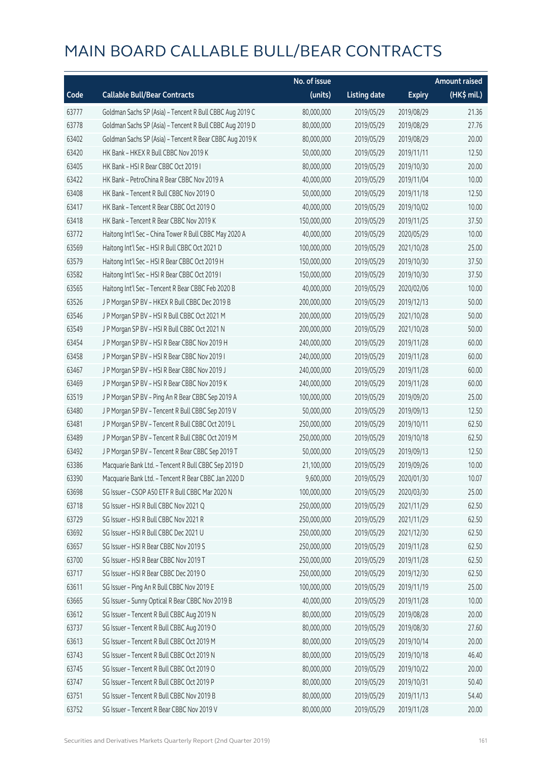# MAIN BOARD CALLABLE BULL/BEAR CONTRACTS

| Code | Callable Bull/Bear Contracts | No. of issue (units) | Listing date | Expiry | Amount raised (HK$ mil.) |
|---|---|---|---|---|---|
| 63777 | Goldman Sachs SP (Asia) - Tencent R Bull CBBC Aug 2019 C | 80,000,000 | 2019/05/29 | 2019/08/29 | 21.36 |
| 63778 | Goldman Sachs SP (Asia) - Tencent R Bull CBBC Aug 2019 D | 80,000,000 | 2019/05/29 | 2019/08/29 | 27.76 |
| 63402 | Goldman Sachs SP (Asia) - Tencent R Bear CBBC Aug 2019 K | 80,000,000 | 2019/05/29 | 2019/08/29 | 20.00 |
| 63420 | HK Bank - HKEX R Bull CBBC Nov 2019 K | 50,000,000 | 2019/05/29 | 2019/11/11 | 12.50 |
| 63405 | HK Bank - HSI R Bear CBBC Oct 2019 I | 80,000,000 | 2019/05/29 | 2019/10/30 | 20.00 |
| 63422 | HK Bank - PetroChina R Bear CBBC Nov 2019 A | 40,000,000 | 2019/05/29 | 2019/11/04 | 10.00 |
| 63408 | HK Bank - Tencent R Bull CBBC Nov 2019 O | 50,000,000 | 2019/05/29 | 2019/11/18 | 12.50 |
| 63417 | HK Bank - Tencent R Bear CBBC Oct 2019 O | 40,000,000 | 2019/05/29 | 2019/10/02 | 10.00 |
| 63418 | HK Bank - Tencent R Bear CBBC Nov 2019 K | 150,000,000 | 2019/05/29 | 2019/11/25 | 37.50 |
| 63772 | Haitong Int'l Sec - China Tower R Bull CBBC May 2020 A | 40,000,000 | 2019/05/29 | 2020/05/29 | 10.00 |
| 63569 | Haitong Int'l Sec - HSI R Bull CBBC Oct 2021 D | 100,000,000 | 2019/05/29 | 2021/10/28 | 25.00 |
| 63579 | Haitong Int'l Sec - HSI R Bear CBBC Oct 2019 H | 150,000,000 | 2019/05/29 | 2019/10/30 | 37.50 |
| 63582 | Haitong Int'l Sec - HSI R Bear CBBC Oct 2019 I | 150,000,000 | 2019/05/29 | 2019/10/30 | 37.50 |
| 63565 | Haitong Int'l Sec - Tencent R Bear CBBC Feb 2020 B | 40,000,000 | 2019/05/29 | 2020/02/06 | 10.00 |
| 63526 | J P Morgan SP BV - HKEX R Bull CBBC Dec 2019 B | 200,000,000 | 2019/05/29 | 2019/12/13 | 50.00 |
| 63546 | J P Morgan SP BV - HSI R Bull CBBC Oct 2021 M | 200,000,000 | 2019/05/29 | 2021/10/28 | 50.00 |
| 63549 | J P Morgan SP BV - HSI R Bull CBBC Oct 2021 N | 200,000,000 | 2019/05/29 | 2021/10/28 | 50.00 |
| 63454 | J P Morgan SP BV - HSI R Bear CBBC Nov 2019 H | 240,000,000 | 2019/05/29 | 2019/11/28 | 60.00 |
| 63458 | J P Morgan SP BV - HSI R Bear CBBC Nov 2019 I | 240,000,000 | 2019/05/29 | 2019/11/28 | 60.00 |
| 63467 | J P Morgan SP BV - HSI R Bear CBBC Nov 2019 J | 240,000,000 | 2019/05/29 | 2019/11/28 | 60.00 |
| 63469 | J P Morgan SP BV - HSI R Bear CBBC Nov 2019 K | 240,000,000 | 2019/05/29 | 2019/11/28 | 60.00 |
| 63519 | J P Morgan SP BV - Ping An R Bear CBBC Sep 2019 A | 100,000,000 | 2019/05/29 | 2019/09/20 | 25.00 |
| 63480 | J P Morgan SP BV - Tencent R Bull CBBC Sep 2019 V | 50,000,000 | 2019/05/29 | 2019/09/13 | 12.50 |
| 63481 | J P Morgan SP BV - Tencent R Bull CBBC Oct 2019 L | 250,000,000 | 2019/05/29 | 2019/10/11 | 62.50 |
| 63489 | J P Morgan SP BV - Tencent R Bull CBBC Oct 2019 M | 250,000,000 | 2019/05/29 | 2019/10/18 | 62.50 |
| 63492 | J P Morgan SP BV - Tencent R Bear CBBC Sep 2019 T | 50,000,000 | 2019/05/29 | 2019/09/13 | 12.50 |
| 63386 | Macquarie Bank Ltd. - Tencent R Bull CBBC Sep 2019 D | 21,100,000 | 2019/05/29 | 2019/09/26 | 10.00 |
| 63390 | Macquarie Bank Ltd. - Tencent R Bear CBBC Jan 2020 D | 9,600,000 | 2019/05/29 | 2020/01/30 | 10.07 |
| 63698 | SG Issuer - CSOP A50 ETF R Bull CBBC Mar 2020 N | 100,000,000 | 2019/05/29 | 2020/03/30 | 25.00 |
| 63718 | SG Issuer - HSI R Bull CBBC Nov 2021 Q | 250,000,000 | 2019/05/29 | 2021/11/29 | 62.50 |
| 63729 | SG Issuer - HSI R Bull CBBC Nov 2021 R | 250,000,000 | 2019/05/29 | 2021/11/29 | 62.50 |
| 63692 | SG Issuer - HSI R Bull CBBC Dec 2021 U | 250,000,000 | 2019/05/29 | 2021/12/30 | 62.50 |
| 63657 | SG Issuer - HSI R Bear CBBC Nov 2019 S | 250,000,000 | 2019/05/29 | 2019/11/28 | 62.50 |
| 63700 | SG Issuer - HSI R Bear CBBC Nov 2019 T | 250,000,000 | 2019/05/29 | 2019/11/28 | 62.50 |
| 63717 | SG Issuer - HSI R Bear CBBC Dec 2019 O | 250,000,000 | 2019/05/29 | 2019/12/30 | 62.50 |
| 63611 | SG Issuer - Ping An R Bull CBBC Nov 2019 E | 100,000,000 | 2019/05/29 | 2019/11/19 | 25.00 |
| 63665 | SG Issuer - Sunny Optical R Bear CBBC Nov 2019 B | 40,000,000 | 2019/05/29 | 2019/11/28 | 10.00 |
| 63612 | SG Issuer - Tencent R Bull CBBC Aug 2019 N | 80,000,000 | 2019/05/29 | 2019/08/28 | 20.00 |
| 63737 | SG Issuer - Tencent R Bull CBBC Aug 2019 O | 80,000,000 | 2019/05/29 | 2019/08/30 | 27.60 |
| 63613 | SG Issuer - Tencent R Bull CBBC Oct 2019 M | 80,000,000 | 2019/05/29 | 2019/10/14 | 20.00 |
| 63743 | SG Issuer - Tencent R Bull CBBC Oct 2019 N | 80,000,000 | 2019/05/29 | 2019/10/18 | 46.40 |
| 63745 | SG Issuer - Tencent R Bull CBBC Oct 2019 O | 80,000,000 | 2019/05/29 | 2019/10/22 | 20.00 |
| 63747 | SG Issuer - Tencent R Bull CBBC Oct 2019 P | 80,000,000 | 2019/05/29 | 2019/10/31 | 50.40 |
| 63751 | SG Issuer - Tencent R Bull CBBC Nov 2019 B | 80,000,000 | 2019/05/29 | 2019/11/13 | 54.40 |
| 63752 | SG Issuer - Tencent R Bear CBBC Nov 2019 V | 80,000,000 | 2019/05/29 | 2019/11/28 | 20.00 |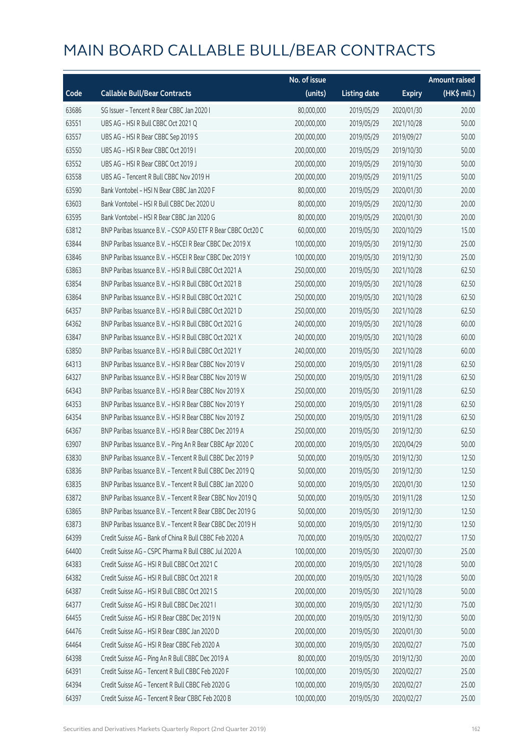# MAIN BOARD CALLABLE BULL/BEAR CONTRACTS

| Code | Callable Bull/Bear Contracts | No. of issue (units) | Listing date | Expiry | Amount raised (HK$ mil.) |
|---|---|---|---|---|---|
| 63686 | SG Issuer – Tencent R Bear CBBC Jan 2020 I | 80,000,000 | 2019/05/29 | 2020/01/30 | 20.00 |
| 63551 | UBS AG – HSI R Bull CBBC Oct 2021 Q | 200,000,000 | 2019/05/29 | 2021/10/28 | 50.00 |
| 63557 | UBS AG – HSI R Bear CBBC Sep 2019 S | 200,000,000 | 2019/05/29 | 2019/09/27 | 50.00 |
| 63550 | UBS AG – HSI R Bear CBBC Oct 2019 I | 200,000,000 | 2019/05/29 | 2019/10/30 | 50.00 |
| 63552 | UBS AG – HSI R Bear CBBC Oct 2019 J | 200,000,000 | 2019/05/29 | 2019/10/30 | 50.00 |
| 63558 | UBS AG – Tencent R Bull CBBC Nov 2019 H | 200,000,000 | 2019/05/29 | 2019/11/25 | 50.00 |
| 63590 | Bank Vontobel – HSI N Bear CBBC Jan 2020 F | 80,000,000 | 2019/05/29 | 2020/01/30 | 20.00 |
| 63603 | Bank Vontobel – HSI R Bull CBBC Dec 2020 U | 80,000,000 | 2019/05/29 | 2020/12/30 | 20.00 |
| 63595 | Bank Vontobel – HSI R Bear CBBC Jan 2020 G | 80,000,000 | 2019/05/29 | 2020/01/30 | 20.00 |
| 63812 | BNP Paribas Issuance B.V. – CSOP A50 ETF R Bear CBBC Oct20 C | 60,000,000 | 2019/05/30 | 2020/10/29 | 15.00 |
| 63844 | BNP Paribas Issuance B.V. – HSCEI R Bear CBBC Dec 2019 X | 100,000,000 | 2019/05/30 | 2019/12/30 | 25.00 |
| 63846 | BNP Paribas Issuance B.V. – HSCEI R Bear CBBC Dec 2019 Y | 100,000,000 | 2019/05/30 | 2019/12/30 | 25.00 |
| 63863 | BNP Paribas Issuance B.V. – HSI R Bull CBBC Oct 2021 A | 250,000,000 | 2019/05/30 | 2021/10/28 | 62.50 |
| 63854 | BNP Paribas Issuance B.V. – HSI R Bull CBBC Oct 2021 B | 250,000,000 | 2019/05/30 | 2021/10/28 | 62.50 |
| 63864 | BNP Paribas Issuance B.V. – HSI R Bull CBBC Oct 2021 C | 250,000,000 | 2019/05/30 | 2021/10/28 | 62.50 |
| 64357 | BNP Paribas Issuance B.V. – HSI R Bull CBBC Oct 2021 D | 250,000,000 | 2019/05/30 | 2021/10/28 | 62.50 |
| 64362 | BNP Paribas Issuance B.V. – HSI R Bull CBBC Oct 2021 G | 240,000,000 | 2019/05/30 | 2021/10/28 | 60.00 |
| 63847 | BNP Paribas Issuance B.V. – HSI R Bull CBBC Oct 2021 X | 240,000,000 | 2019/05/30 | 2021/10/28 | 60.00 |
| 63850 | BNP Paribas Issuance B.V. – HSI R Bull CBBC Oct 2021 Y | 240,000,000 | 2019/05/30 | 2021/10/28 | 60.00 |
| 64313 | BNP Paribas Issuance B.V. – HSI R Bear CBBC Nov 2019 V | 250,000,000 | 2019/05/30 | 2019/11/28 | 62.50 |
| 64327 | BNP Paribas Issuance B.V. – HSI R Bear CBBC Nov 2019 W | 250,000,000 | 2019/05/30 | 2019/11/28 | 62.50 |
| 64343 | BNP Paribas Issuance B.V. – HSI R Bear CBBC Nov 2019 X | 250,000,000 | 2019/05/30 | 2019/11/28 | 62.50 |
| 64353 | BNP Paribas Issuance B.V. – HSI R Bear CBBC Nov 2019 Y | 250,000,000 | 2019/05/30 | 2019/11/28 | 62.50 |
| 64354 | BNP Paribas Issuance B.V. – HSI R Bear CBBC Nov 2019 Z | 250,000,000 | 2019/05/30 | 2019/11/28 | 62.50 |
| 64367 | BNP Paribas Issuance B.V. – HSI R Bear CBBC Dec 2019 A | 250,000,000 | 2019/05/30 | 2019/12/30 | 62.50 |
| 63907 | BNP Paribas Issuance B.V. – Ping An R Bear CBBC Apr 2020 C | 200,000,000 | 2019/05/30 | 2020/04/29 | 50.00 |
| 63830 | BNP Paribas Issuance B.V. – Tencent R Bull CBBC Dec 2019 P | 50,000,000 | 2019/05/30 | 2019/12/30 | 12.50 |
| 63836 | BNP Paribas Issuance B.V. – Tencent R Bull CBBC Dec 2019 Q | 50,000,000 | 2019/05/30 | 2019/12/30 | 12.50 |
| 63835 | BNP Paribas Issuance B.V. – Tencent R Bull CBBC Jan 2020 O | 50,000,000 | 2019/05/30 | 2020/01/30 | 12.50 |
| 63872 | BNP Paribas Issuance B.V. – Tencent R Bear CBBC Nov 2019 Q | 50,000,000 | 2019/05/30 | 2019/11/28 | 12.50 |
| 63865 | BNP Paribas Issuance B.V. – Tencent R Bear CBBC Dec 2019 G | 50,000,000 | 2019/05/30 | 2019/12/30 | 12.50 |
| 63873 | BNP Paribas Issuance B.V. – Tencent R Bear CBBC Dec 2019 H | 50,000,000 | 2019/05/30 | 2019/12/30 | 12.50 |
| 64399 | Credit Suisse AG – Bank of China R Bull CBBC Feb 2020 A | 70,000,000 | 2019/05/30 | 2020/02/27 | 17.50 |
| 64400 | Credit Suisse AG – CSPC Pharma R Bull CBBC Jul 2020 A | 100,000,000 | 2019/05/30 | 2020/07/30 | 25.00 |
| 64383 | Credit Suisse AG – HSI R Bull CBBC Oct 2021 C | 200,000,000 | 2019/05/30 | 2021/10/28 | 50.00 |
| 64382 | Credit Suisse AG – HSI R Bull CBBC Oct 2021 R | 200,000,000 | 2019/05/30 | 2021/10/28 | 50.00 |
| 64387 | Credit Suisse AG – HSI R Bull CBBC Oct 2021 S | 200,000,000 | 2019/05/30 | 2021/10/28 | 50.00 |
| 64377 | Credit Suisse AG – HSI R Bull CBBC Dec 2021 I | 300,000,000 | 2019/05/30 | 2021/12/30 | 75.00 |
| 64455 | Credit Suisse AG – HSI R Bear CBBC Dec 2019 N | 200,000,000 | 2019/05/30 | 2019/12/30 | 50.00 |
| 64476 | Credit Suisse AG – HSI R Bear CBBC Jan 2020 D | 200,000,000 | 2019/05/30 | 2020/01/30 | 50.00 |
| 64464 | Credit Suisse AG – HSI R Bear CBBC Feb 2020 A | 300,000,000 | 2019/05/30 | 2020/02/27 | 75.00 |
| 64398 | Credit Suisse AG – Ping An R Bull CBBC Dec 2019 A | 80,000,000 | 2019/05/30 | 2019/12/30 | 20.00 |
| 64391 | Credit Suisse AG – Tencent R Bull CBBC Feb 2020 F | 100,000,000 | 2019/05/30 | 2020/02/27 | 25.00 |
| 64394 | Credit Suisse AG – Tencent R Bull CBBC Feb 2020 G | 100,000,000 | 2019/05/30 | 2020/02/27 | 25.00 |
| 64397 | Credit Suisse AG – Tencent R Bear CBBC Feb 2020 B | 100,000,000 | 2019/05/30 | 2020/02/27 | 25.00 |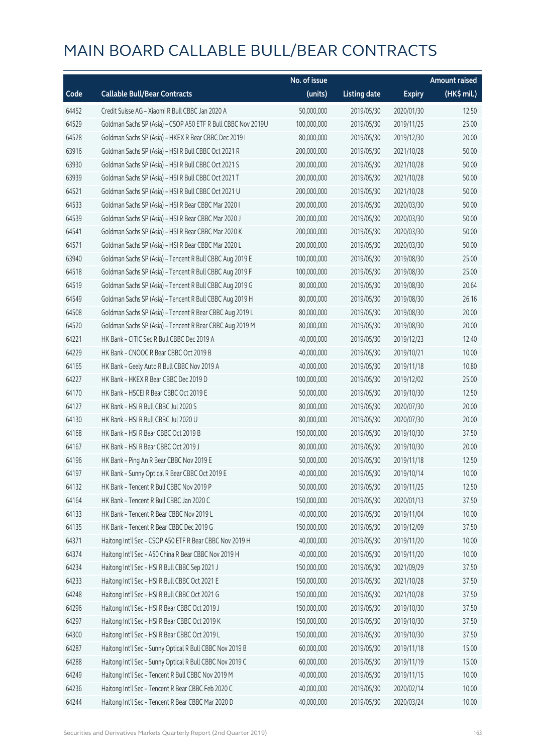# MAIN BOARD CALLABLE BULL/BEAR CONTRACTS

| Code | Callable Bull/Bear Contracts | No. of issue (units) | Listing date | Expiry | Amount raised (HK$ mil.) |
|---|---|---|---|---|---|
| 64452 | Credit Suisse AG – Xiaomi R Bull CBBC Jan 2020 A | 50,000,000 | 2019/05/30 | 2020/01/30 | 12.50 |
| 64529 | Goldman Sachs SP (Asia) – CSOP A50 ETF R Bull CBBC Nov 2019U | 100,000,000 | 2019/05/30 | 2019/11/25 | 25.00 |
| 64528 | Goldman Sachs SP (Asia) – HKEX R Bear CBBC Dec 2019 I | 80,000,000 | 2019/05/30 | 2019/12/30 | 20.00 |
| 63916 | Goldman Sachs SP (Asia) – HSI R Bull CBBC Oct 2021 R | 200,000,000 | 2019/05/30 | 2021/10/28 | 50.00 |
| 63930 | Goldman Sachs SP (Asia) – HSI R Bull CBBC Oct 2021 S | 200,000,000 | 2019/05/30 | 2021/10/28 | 50.00 |
| 63939 | Goldman Sachs SP (Asia) – HSI R Bull CBBC Oct 2021 T | 200,000,000 | 2019/05/30 | 2021/10/28 | 50.00 |
| 64521 | Goldman Sachs SP (Asia) – HSI R Bull CBBC Oct 2021 U | 200,000,000 | 2019/05/30 | 2021/10/28 | 50.00 |
| 64533 | Goldman Sachs SP (Asia) – HSI R Bear CBBC Mar 2020 I | 200,000,000 | 2019/05/30 | 2020/03/30 | 50.00 |
| 64539 | Goldman Sachs SP (Asia) – HSI R Bear CBBC Mar 2020 J | 200,000,000 | 2019/05/30 | 2020/03/30 | 50.00 |
| 64541 | Goldman Sachs SP (Asia) – HSI R Bear CBBC Mar 2020 K | 200,000,000 | 2019/05/30 | 2020/03/30 | 50.00 |
| 64571 | Goldman Sachs SP (Asia) – HSI R Bear CBBC Mar 2020 L | 200,000,000 | 2019/05/30 | 2020/03/30 | 50.00 |
| 63940 | Goldman Sachs SP (Asia) – Tencent R Bull CBBC Aug 2019 E | 100,000,000 | 2019/05/30 | 2019/08/30 | 25.00 |
| 64518 | Goldman Sachs SP (Asia) – Tencent R Bull CBBC Aug 2019 F | 100,000,000 | 2019/05/30 | 2019/08/30 | 25.00 |
| 64519 | Goldman Sachs SP (Asia) – Tencent R Bull CBBC Aug 2019 G | 80,000,000 | 2019/05/30 | 2019/08/30 | 20.64 |
| 64549 | Goldman Sachs SP (Asia) – Tencent R Bull CBBC Aug 2019 H | 80,000,000 | 2019/05/30 | 2019/08/30 | 26.16 |
| 64508 | Goldman Sachs SP (Asia) – Tencent R Bear CBBC Aug 2019 L | 80,000,000 | 2019/05/30 | 2019/08/30 | 20.00 |
| 64520 | Goldman Sachs SP (Asia) – Tencent R Bear CBBC Aug 2019 M | 80,000,000 | 2019/05/30 | 2019/08/30 | 20.00 |
| 64221 | HK Bank – CITIC Sec R Bull CBBC Dec 2019 A | 40,000,000 | 2019/05/30 | 2019/12/23 | 12.40 |
| 64229 | HK Bank – CNOOC R Bear CBBC Oct 2019 B | 40,000,000 | 2019/05/30 | 2019/10/21 | 10.00 |
| 64165 | HK Bank – Geely Auto R Bull CBBC Nov 2019 A | 40,000,000 | 2019/05/30 | 2019/11/18 | 10.80 |
| 64227 | HK Bank – HKEX R Bear CBBC Dec 2019 D | 100,000,000 | 2019/05/30 | 2019/12/02 | 25.00 |
| 64170 | HK Bank – HSCEI R Bear CBBC Oct 2019 E | 50,000,000 | 2019/05/30 | 2019/10/30 | 12.50 |
| 64127 | HK Bank – HSI R Bull CBBC Jul 2020 S | 80,000,000 | 2019/05/30 | 2020/07/30 | 20.00 |
| 64130 | HK Bank – HSI R Bull CBBC Jul 2020 U | 80,000,000 | 2019/05/30 | 2020/07/30 | 20.00 |
| 64168 | HK Bank – HSI R Bear CBBC Oct 2019 B | 150,000,000 | 2019/05/30 | 2019/10/30 | 37.50 |
| 64167 | HK Bank – HSI R Bear CBBC Oct 2019 J | 80,000,000 | 2019/05/30 | 2019/10/30 | 20.00 |
| 64196 | HK Bank – Ping An R Bear CBBC Nov 2019 E | 50,000,000 | 2019/05/30 | 2019/11/18 | 12.50 |
| 64197 | HK Bank – Sunny Optical R Bear CBBC Oct 2019 E | 40,000,000 | 2019/05/30 | 2019/10/14 | 10.00 |
| 64132 | HK Bank – Tencent R Bull CBBC Nov 2019 P | 50,000,000 | 2019/05/30 | 2019/11/25 | 12.50 |
| 64164 | HK Bank – Tencent R Bull CBBC Jan 2020 C | 150,000,000 | 2019/05/30 | 2020/01/13 | 37.50 |
| 64133 | HK Bank – Tencent R Bear CBBC Nov 2019 L | 40,000,000 | 2019/05/30 | 2019/11/04 | 10.00 |
| 64135 | HK Bank – Tencent R Bear CBBC Dec 2019 G | 150,000,000 | 2019/05/30 | 2019/12/09 | 37.50 |
| 64371 | Haitong Int'l Sec – CSOP A50 ETF R Bear CBBC Nov 2019 H | 40,000,000 | 2019/05/30 | 2019/11/20 | 10.00 |
| 64374 | Haitong Int'l Sec – A50 China R Bear CBBC Nov 2019 H | 40,000,000 | 2019/05/30 | 2019/11/20 | 10.00 |
| 64234 | Haitong Int'l Sec – HSI R Bull CBBC Sep 2021 J | 150,000,000 | 2019/05/30 | 2021/09/29 | 37.50 |
| 64233 | Haitong Int'l Sec – HSI R Bull CBBC Oct 2021 E | 150,000,000 | 2019/05/30 | 2021/10/28 | 37.50 |
| 64248 | Haitong Int'l Sec – HSI R Bull CBBC Oct 2021 G | 150,000,000 | 2019/05/30 | 2021/10/28 | 37.50 |
| 64296 | Haitong Int'l Sec – HSI R Bear CBBC Oct 2019 J | 150,000,000 | 2019/05/30 | 2019/10/30 | 37.50 |
| 64297 | Haitong Int'l Sec – HSI R Bear CBBC Oct 2019 K | 150,000,000 | 2019/05/30 | 2019/10/30 | 37.50 |
| 64300 | Haitong Int'l Sec – HSI R Bear CBBC Oct 2019 L | 150,000,000 | 2019/05/30 | 2019/10/30 | 37.50 |
| 64287 | Haitong Int'l Sec – Sunny Optical R Bull CBBC Nov 2019 B | 60,000,000 | 2019/05/30 | 2019/11/18 | 15.00 |
| 64288 | Haitong Int'l Sec – Sunny Optical R Bull CBBC Nov 2019 C | 60,000,000 | 2019/05/30 | 2019/11/19 | 15.00 |
| 64249 | Haitong Int'l Sec – Tencent R Bull CBBC Nov 2019 M | 40,000,000 | 2019/05/30 | 2019/11/15 | 10.00 |
| 64236 | Haitong Int'l Sec – Tencent R Bear CBBC Feb 2020 C | 40,000,000 | 2019/05/30 | 2020/02/14 | 10.00 |
| 64244 | Haitong Int'l Sec – Tencent R Bear CBBC Mar 2020 D | 40,000,000 | 2019/05/30 | 2020/03/24 | 10.00 |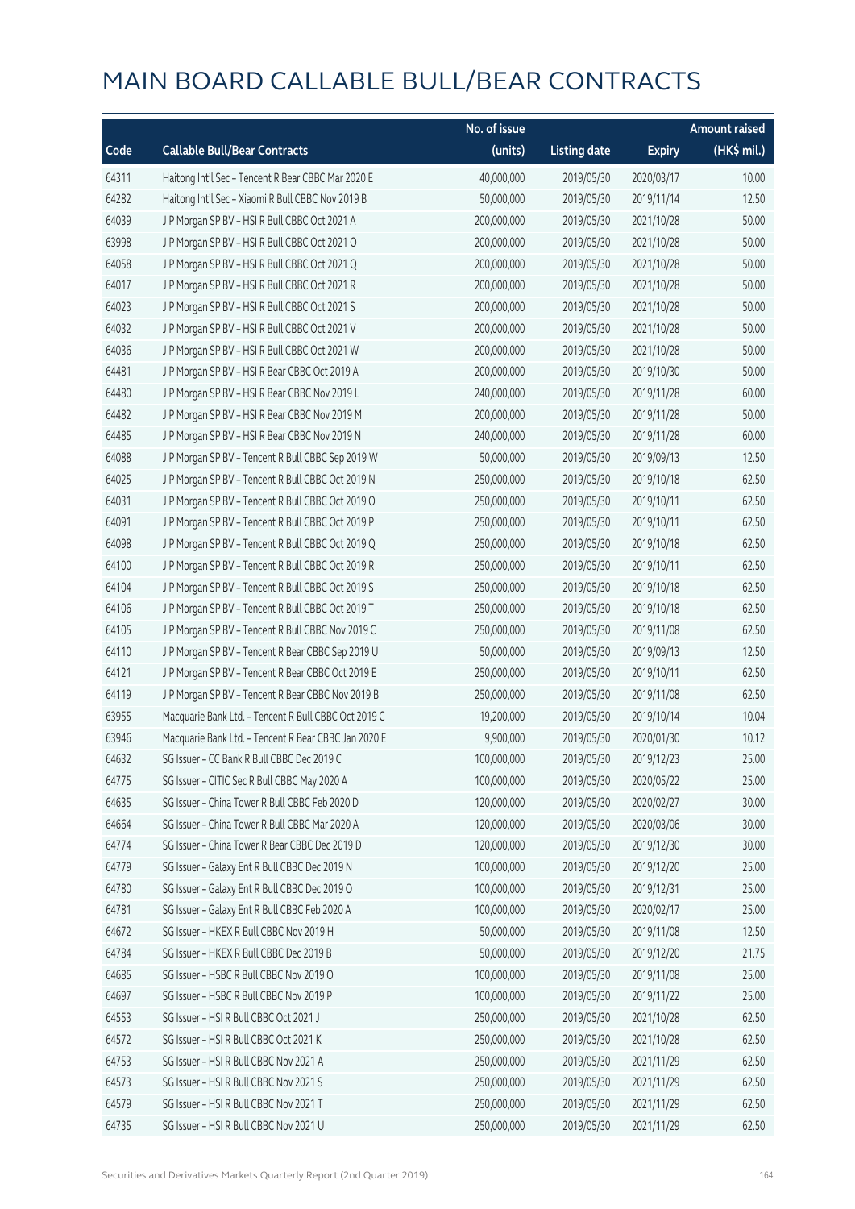# MAIN BOARD CALLABLE BULL/BEAR CONTRACTS

| Code | Callable Bull/Bear Contracts | No. of issue (units) | Listing date | Expiry | Amount raised (HK$ mil.) |
|---|---|---|---|---|---|
| 64311 | Haitong Int'l Sec – Tencent R Bear CBBC Mar 2020 E | 40,000,000 | 2019/05/30 | 2020/03/17 | 10.00 |
| 64282 | Haitong Int'l Sec – Xiaomi R Bull CBBC Nov 2019 B | 50,000,000 | 2019/05/30 | 2019/11/14 | 12.50 |
| 64039 | J P Morgan SP BV – HSI R Bull CBBC Oct 2021 A | 200,000,000 | 2019/05/30 | 2021/10/28 | 50.00 |
| 63998 | J P Morgan SP BV – HSI R Bull CBBC Oct 2021 O | 200,000,000 | 2019/05/30 | 2021/10/28 | 50.00 |
| 64058 | J P Morgan SP BV – HSI R Bull CBBC Oct 2021 Q | 200,000,000 | 2019/05/30 | 2021/10/28 | 50.00 |
| 64017 | J P Morgan SP BV – HSI R Bull CBBC Oct 2021 R | 200,000,000 | 2019/05/30 | 2021/10/28 | 50.00 |
| 64023 | J P Morgan SP BV – HSI R Bull CBBC Oct 2021 S | 200,000,000 | 2019/05/30 | 2021/10/28 | 50.00 |
| 64032 | J P Morgan SP BV – HSI R Bull CBBC Oct 2021 V | 200,000,000 | 2019/05/30 | 2021/10/28 | 50.00 |
| 64036 | J P Morgan SP BV – HSI R Bull CBBC Oct 2021 W | 200,000,000 | 2019/05/30 | 2021/10/28 | 50.00 |
| 64481 | J P Morgan SP BV – HSI R Bear CBBC Oct 2019 A | 200,000,000 | 2019/05/30 | 2019/10/30 | 50.00 |
| 64480 | J P Morgan SP BV – HSI R Bear CBBC Nov 2019 L | 240,000,000 | 2019/05/30 | 2019/11/28 | 60.00 |
| 64482 | J P Morgan SP BV – HSI R Bear CBBC Nov 2019 M | 200,000,000 | 2019/05/30 | 2019/11/28 | 50.00 |
| 64485 | J P Morgan SP BV – HSI R Bear CBBC Nov 2019 N | 240,000,000 | 2019/05/30 | 2019/11/28 | 60.00 |
| 64088 | J P Morgan SP BV – Tencent R Bull CBBC Sep 2019 W | 50,000,000 | 2019/05/30 | 2019/09/13 | 12.50 |
| 64025 | J P Morgan SP BV – Tencent R Bull CBBC Oct 2019 N | 250,000,000 | 2019/05/30 | 2019/10/18 | 62.50 |
| 64031 | J P Morgan SP BV – Tencent R Bull CBBC Oct 2019 O | 250,000,000 | 2019/05/30 | 2019/10/11 | 62.50 |
| 64091 | J P Morgan SP BV – Tencent R Bull CBBC Oct 2019 P | 250,000,000 | 2019/05/30 | 2019/10/11 | 62.50 |
| 64098 | J P Morgan SP BV – Tencent R Bull CBBC Oct 2019 Q | 250,000,000 | 2019/05/30 | 2019/10/18 | 62.50 |
| 64100 | J P Morgan SP BV – Tencent R Bull CBBC Oct 2019 R | 250,000,000 | 2019/05/30 | 2019/10/11 | 62.50 |
| 64104 | J P Morgan SP BV – Tencent R Bull CBBC Oct 2019 S | 250,000,000 | 2019/05/30 | 2019/10/18 | 62.50 |
| 64106 | J P Morgan SP BV – Tencent R Bull CBBC Oct 2019 T | 250,000,000 | 2019/05/30 | 2019/10/18 | 62.50 |
| 64105 | J P Morgan SP BV – Tencent R Bull CBBC Nov 2019 C | 250,000,000 | 2019/05/30 | 2019/11/08 | 62.50 |
| 64110 | J P Morgan SP BV – Tencent R Bear CBBC Sep 2019 U | 50,000,000 | 2019/05/30 | 2019/09/13 | 12.50 |
| 64121 | J P Morgan SP BV – Tencent R Bear CBBC Oct 2019 E | 250,000,000 | 2019/05/30 | 2019/10/11 | 62.50 |
| 64119 | J P Morgan SP BV – Tencent R Bear CBBC Nov 2019 B | 250,000,000 | 2019/05/30 | 2019/11/08 | 62.50 |
| 63955 | Macquarie Bank Ltd. – Tencent R Bull CBBC Oct 2019 C | 19,200,000 | 2019/05/30 | 2019/10/14 | 10.04 |
| 63946 | Macquarie Bank Ltd. – Tencent R Bear CBBC Jan 2020 E | 9,900,000 | 2019/05/30 | 2020/01/30 | 10.12 |
| 64632 | SG Issuer – CC Bank R Bull CBBC Dec 2019 C | 100,000,000 | 2019/05/30 | 2019/12/23 | 25.00 |
| 64775 | SG Issuer – CITIC Sec R Bull CBBC May 2020 A | 100,000,000 | 2019/05/30 | 2020/05/22 | 25.00 |
| 64635 | SG Issuer – China Tower R Bull CBBC Feb 2020 D | 120,000,000 | 2019/05/30 | 2020/02/27 | 30.00 |
| 64664 | SG Issuer – China Tower R Bull CBBC Mar 2020 A | 120,000,000 | 2019/05/30 | 2020/03/06 | 30.00 |
| 64774 | SG Issuer – China Tower R Bear CBBC Dec 2019 D | 120,000,000 | 2019/05/30 | 2019/12/30 | 30.00 |
| 64779 | SG Issuer – Galaxy Ent R Bull CBBC Dec 2019 N | 100,000,000 | 2019/05/30 | 2019/12/20 | 25.00 |
| 64780 | SG Issuer – Galaxy Ent R Bull CBBC Dec 2019 O | 100,000,000 | 2019/05/30 | 2019/12/31 | 25.00 |
| 64781 | SG Issuer – Galaxy Ent R Bull CBBC Feb 2020 A | 100,000,000 | 2019/05/30 | 2020/02/17 | 25.00 |
| 64672 | SG Issuer – HKEX R Bull CBBC Nov 2019 H | 50,000,000 | 2019/05/30 | 2019/11/08 | 12.50 |
| 64784 | SG Issuer – HKEX R Bull CBBC Dec 2019 B | 50,000,000 | 2019/05/30 | 2019/12/20 | 21.75 |
| 64685 | SG Issuer – HSBC R Bull CBBC Nov 2019 O | 100,000,000 | 2019/05/30 | 2019/11/08 | 25.00 |
| 64697 | SG Issuer – HSBC R Bull CBBC Nov 2019 P | 100,000,000 | 2019/05/30 | 2019/11/22 | 25.00 |
| 64553 | SG Issuer – HSI R Bull CBBC Oct 2021 J | 250,000,000 | 2019/05/30 | 2021/10/28 | 62.50 |
| 64572 | SG Issuer – HSI R Bull CBBC Oct 2021 K | 250,000,000 | 2019/05/30 | 2021/10/28 | 62.50 |
| 64753 | SG Issuer – HSI R Bull CBBC Nov 2021 A | 250,000,000 | 2019/05/30 | 2021/11/29 | 62.50 |
| 64573 | SG Issuer – HSI R Bull CBBC Nov 2021 S | 250,000,000 | 2019/05/30 | 2021/11/29 | 62.50 |
| 64579 | SG Issuer – HSI R Bull CBBC Nov 2021 T | 250,000,000 | 2019/05/30 | 2021/11/29 | 62.50 |
| 64735 | SG Issuer – HSI R Bull CBBC Nov 2021 U | 250,000,000 | 2019/05/30 | 2021/11/29 | 62.50 |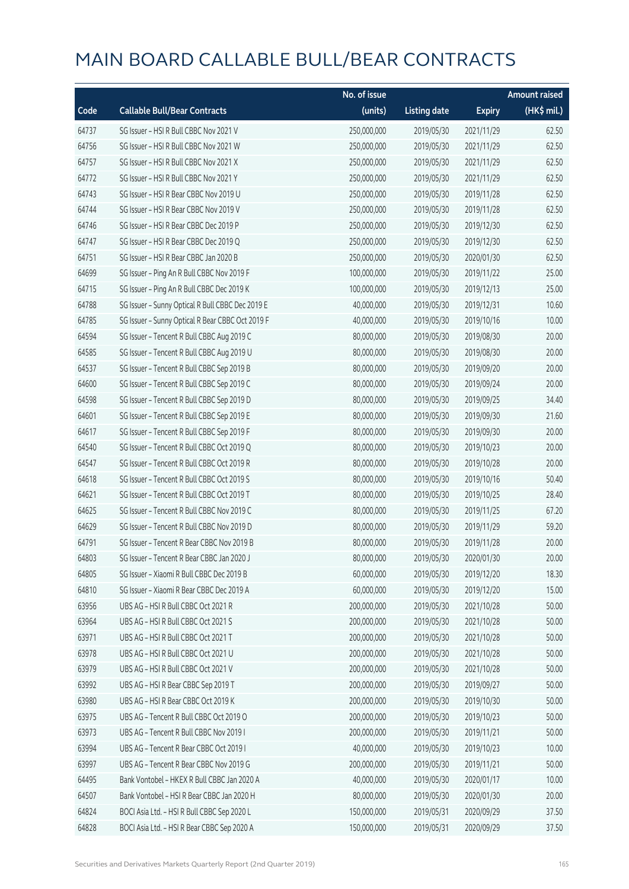# MAIN BOARD CALLABLE BULL/BEAR CONTRACTS

| Code | Callable Bull/Bear Contracts | No. of issue (units) | Listing date | Expiry | Amount raised (HK$ mil.) |
|---|---|---|---|---|---|
| 64737 | SG Issuer – HSI R Bull CBBC Nov 2021 V | 250,000,000 | 2019/05/30 | 2021/11/29 | 62.50 |
| 64756 | SG Issuer – HSI R Bull CBBC Nov 2021 W | 250,000,000 | 2019/05/30 | 2021/11/29 | 62.50 |
| 64757 | SG Issuer – HSI R Bull CBBC Nov 2021 X | 250,000,000 | 2019/05/30 | 2021/11/29 | 62.50 |
| 64772 | SG Issuer – HSI R Bull CBBC Nov 2021 Y | 250,000,000 | 2019/05/30 | 2021/11/29 | 62.50 |
| 64743 | SG Issuer – HSI R Bear CBBC Nov 2019 U | 250,000,000 | 2019/05/30 | 2019/11/28 | 62.50 |
| 64744 | SG Issuer – HSI R Bear CBBC Nov 2019 V | 250,000,000 | 2019/05/30 | 2019/11/28 | 62.50 |
| 64746 | SG Issuer – HSI R Bear CBBC Dec 2019 P | 250,000,000 | 2019/05/30 | 2019/12/30 | 62.50 |
| 64747 | SG Issuer – HSI R Bear CBBC Dec 2019 Q | 250,000,000 | 2019/05/30 | 2019/12/30 | 62.50 |
| 64751 | SG Issuer – HSI R Bear CBBC Jan 2020 B | 250,000,000 | 2019/05/30 | 2020/01/30 | 62.50 |
| 64699 | SG Issuer – Ping An R Bull CBBC Nov 2019 F | 100,000,000 | 2019/05/30 | 2019/11/22 | 25.00 |
| 64715 | SG Issuer – Ping An R Bull CBBC Dec 2019 K | 100,000,000 | 2019/05/30 | 2019/12/13 | 25.00 |
| 64788 | SG Issuer – Sunny Optical R Bull CBBC Dec 2019 E | 40,000,000 | 2019/05/30 | 2019/12/31 | 10.60 |
| 64785 | SG Issuer – Sunny Optical R Bear CBBC Oct 2019 F | 40,000,000 | 2019/05/30 | 2019/10/16 | 10.00 |
| 64594 | SG Issuer – Tencent R Bull CBBC Aug 2019 C | 80,000,000 | 2019/05/30 | 2019/08/30 | 20.00 |
| 64585 | SG Issuer – Tencent R Bull CBBC Aug 2019 U | 80,000,000 | 2019/05/30 | 2019/08/30 | 20.00 |
| 64537 | SG Issuer – Tencent R Bull CBBC Sep 2019 B | 80,000,000 | 2019/05/30 | 2019/09/20 | 20.00 |
| 64600 | SG Issuer – Tencent R Bull CBBC Sep 2019 C | 80,000,000 | 2019/05/30 | 2019/09/24 | 20.00 |
| 64598 | SG Issuer – Tencent R Bull CBBC Sep 2019 D | 80,000,000 | 2019/05/30 | 2019/09/25 | 34.40 |
| 64601 | SG Issuer – Tencent R Bull CBBC Sep 2019 E | 80,000,000 | 2019/05/30 | 2019/09/30 | 21.60 |
| 64617 | SG Issuer – Tencent R Bull CBBC Sep 2019 F | 80,000,000 | 2019/05/30 | 2019/09/30 | 20.00 |
| 64540 | SG Issuer – Tencent R Bull CBBC Oct 2019 Q | 80,000,000 | 2019/05/30 | 2019/10/23 | 20.00 |
| 64547 | SG Issuer – Tencent R Bull CBBC Oct 2019 R | 80,000,000 | 2019/05/30 | 2019/10/28 | 20.00 |
| 64618 | SG Issuer – Tencent R Bull CBBC Oct 2019 S | 80,000,000 | 2019/05/30 | 2019/10/16 | 50.40 |
| 64621 | SG Issuer – Tencent R Bull CBBC Oct 2019 T | 80,000,000 | 2019/05/30 | 2019/10/25 | 28.40 |
| 64625 | SG Issuer – Tencent R Bull CBBC Nov 2019 C | 80,000,000 | 2019/05/30 | 2019/11/25 | 67.20 |
| 64629 | SG Issuer – Tencent R Bull CBBC Nov 2019 D | 80,000,000 | 2019/05/30 | 2019/11/29 | 59.20 |
| 64791 | SG Issuer – Tencent R Bear CBBC Nov 2019 B | 80,000,000 | 2019/05/30 | 2019/11/28 | 20.00 |
| 64803 | SG Issuer – Tencent R Bear CBBC Jan 2020 J | 80,000,000 | 2019/05/30 | 2020/01/30 | 20.00 |
| 64805 | SG Issuer – Xiaomi R Bull CBBC Dec 2019 B | 60,000,000 | 2019/05/30 | 2019/12/20 | 18.30 |
| 64810 | SG Issuer – Xiaomi R Bear CBBC Dec 2019 A | 60,000,000 | 2019/05/30 | 2019/12/20 | 15.00 |
| 63956 | UBS AG – HSI R Bull CBBC Oct 2021 R | 200,000,000 | 2019/05/30 | 2021/10/28 | 50.00 |
| 63964 | UBS AG – HSI R Bull CBBC Oct 2021 S | 200,000,000 | 2019/05/30 | 2021/10/28 | 50.00 |
| 63971 | UBS AG – HSI R Bull CBBC Oct 2021 T | 200,000,000 | 2019/05/30 | 2021/10/28 | 50.00 |
| 63978 | UBS AG – HSI R Bull CBBC Oct 2021 U | 200,000,000 | 2019/05/30 | 2021/10/28 | 50.00 |
| 63979 | UBS AG – HSI R Bull CBBC Oct 2021 V | 200,000,000 | 2019/05/30 | 2021/10/28 | 50.00 |
| 63992 | UBS AG – HSI R Bear CBBC Sep 2019 T | 200,000,000 | 2019/05/30 | 2019/09/27 | 50.00 |
| 63980 | UBS AG – HSI R Bear CBBC Oct 2019 K | 200,000,000 | 2019/05/30 | 2019/10/30 | 50.00 |
| 63975 | UBS AG – Tencent R Bull CBBC Oct 2019 O | 200,000,000 | 2019/05/30 | 2019/10/23 | 50.00 |
| 63973 | UBS AG – Tencent R Bull CBBC Nov 2019 I | 200,000,000 | 2019/05/30 | 2019/11/21 | 50.00 |
| 63994 | UBS AG – Tencent R Bear CBBC Oct 2019 I | 40,000,000 | 2019/05/30 | 2019/10/23 | 10.00 |
| 63997 | UBS AG – Tencent R Bear CBBC Nov 2019 G | 200,000,000 | 2019/05/30 | 2019/11/21 | 50.00 |
| 64495 | Bank Vontobel – HKEX R Bull CBBC Jan 2020 A | 40,000,000 | 2019/05/30 | 2020/01/17 | 10.00 |
| 64507 | Bank Vontobel – HSI R Bear CBBC Jan 2020 H | 80,000,000 | 2019/05/30 | 2020/01/30 | 20.00 |
| 64824 | BOCI Asia Ltd. – HSI R Bull CBBC Sep 2020 L | 150,000,000 | 2019/05/31 | 2020/09/29 | 37.50 |
| 64828 | BOCI Asia Ltd. – HSI R Bear CBBC Sep 2020 A | 150,000,000 | 2019/05/31 | 2020/09/29 | 37.50 |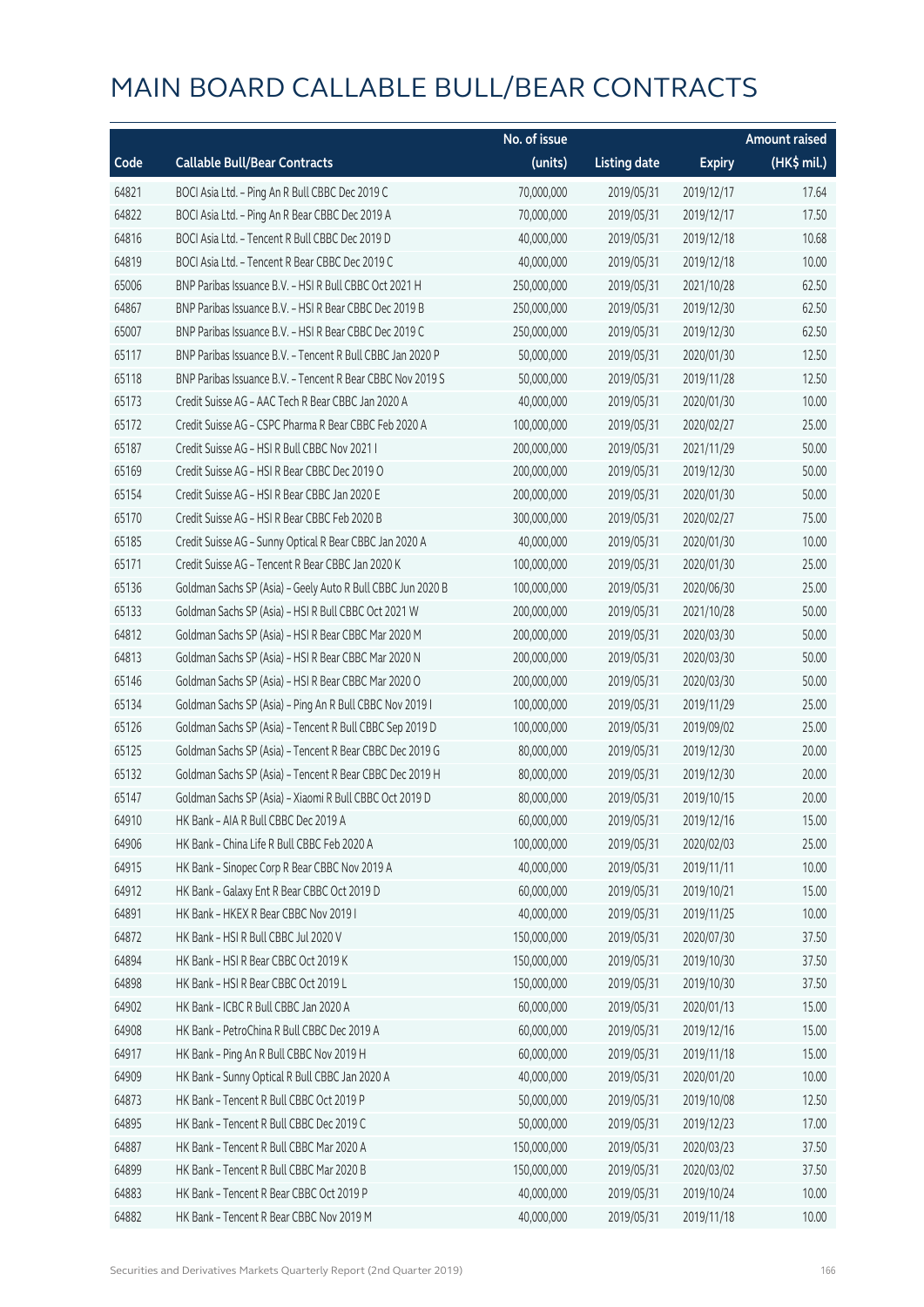# MAIN BOARD CALLABLE BULL/BEAR CONTRACTS

| Code | Callable Bull/Bear Contracts | No. of issue (units) | Listing date | Expiry | Amount raised (HK$ mil.) |
|---|---|---|---|---|---|
| 64821 | BOCI Asia Ltd. - Ping An R Bull CBBC Dec 2019 C | 70,000,000 | 2019/05/31 | 2019/12/17 | 17.64 |
| 64822 | BOCI Asia Ltd. - Ping An R Bear CBBC Dec 2019 A | 70,000,000 | 2019/05/31 | 2019/12/17 | 17.50 |
| 64816 | BOCI Asia Ltd. - Tencent R Bull CBBC Dec 2019 D | 40,000,000 | 2019/05/31 | 2019/12/18 | 10.68 |
| 64819 | BOCI Asia Ltd. - Tencent R Bear CBBC Dec 2019 C | 40,000,000 | 2019/05/31 | 2019/12/18 | 10.00 |
| 65006 | BNP Paribas Issuance B.V. - HSI R Bull CBBC Oct 2021 H | 250,000,000 | 2019/05/31 | 2021/10/28 | 62.50 |
| 64867 | BNP Paribas Issuance B.V. - HSI R Bear CBBC Dec 2019 B | 250,000,000 | 2019/05/31 | 2019/12/30 | 62.50 |
| 65007 | BNP Paribas Issuance B.V. - HSI R Bear CBBC Dec 2019 C | 250,000,000 | 2019/05/31 | 2019/12/30 | 62.50 |
| 65117 | BNP Paribas Issuance B.V. - Tencent R Bull CBBC Jan 2020 P | 50,000,000 | 2019/05/31 | 2020/01/30 | 12.50 |
| 65118 | BNP Paribas Issuance B.V. - Tencent R Bear CBBC Nov 2019 S | 50,000,000 | 2019/05/31 | 2019/11/28 | 12.50 |
| 65173 | Credit Suisse AG - AAC Tech R Bear CBBC Jan 2020 A | 40,000,000 | 2019/05/31 | 2020/01/30 | 10.00 |
| 65172 | Credit Suisse AG - CSPC Pharma R Bear CBBC Feb 2020 A | 100,000,000 | 2019/05/31 | 2020/02/27 | 25.00 |
| 65187 | Credit Suisse AG - HSI R Bull CBBC Nov 2021 I | 200,000,000 | 2019/05/31 | 2021/11/29 | 50.00 |
| 65169 | Credit Suisse AG - HSI R Bear CBBC Dec 2019 O | 200,000,000 | 2019/05/31 | 2019/12/30 | 50.00 |
| 65154 | Credit Suisse AG - HSI R Bear CBBC Jan 2020 E | 200,000,000 | 2019/05/31 | 2020/01/30 | 50.00 |
| 65170 | Credit Suisse AG - HSI R Bear CBBC Feb 2020 B | 300,000,000 | 2019/05/31 | 2020/02/27 | 75.00 |
| 65185 | Credit Suisse AG - Sunny Optical R Bear CBBC Jan 2020 A | 40,000,000 | 2019/05/31 | 2020/01/30 | 10.00 |
| 65171 | Credit Suisse AG - Tencent R Bear CBBC Jan 2020 K | 100,000,000 | 2019/05/31 | 2020/01/30 | 25.00 |
| 65136 | Goldman Sachs SP (Asia) - Geely Auto R Bull CBBC Jun 2020 B | 100,000,000 | 2019/05/31 | 2020/06/30 | 25.00 |
| 65133 | Goldman Sachs SP (Asia) - HSI R Bull CBBC Oct 2021 W | 200,000,000 | 2019/05/31 | 2021/10/28 | 50.00 |
| 64812 | Goldman Sachs SP (Asia) - HSI R Bear CBBC Mar 2020 M | 200,000,000 | 2019/05/31 | 2020/03/30 | 50.00 |
| 64813 | Goldman Sachs SP (Asia) - HSI R Bear CBBC Mar 2020 N | 200,000,000 | 2019/05/31 | 2020/03/30 | 50.00 |
| 65146 | Goldman Sachs SP (Asia) - HSI R Bear CBBC Mar 2020 O | 200,000,000 | 2019/05/31 | 2020/03/30 | 50.00 |
| 65134 | Goldman Sachs SP (Asia) - Ping An R Bull CBBC Nov 2019 I | 100,000,000 | 2019/05/31 | 2019/11/29 | 25.00 |
| 65126 | Goldman Sachs SP (Asia) - Tencent R Bull CBBC Sep 2019 D | 100,000,000 | 2019/05/31 | 2019/09/02 | 25.00 |
| 65125 | Goldman Sachs SP (Asia) - Tencent R Bear CBBC Dec 2019 G | 80,000,000 | 2019/05/31 | 2019/12/30 | 20.00 |
| 65132 | Goldman Sachs SP (Asia) - Tencent R Bear CBBC Dec 2019 H | 80,000,000 | 2019/05/31 | 2019/12/30 | 20.00 |
| 65147 | Goldman Sachs SP (Asia) - Xiaomi R Bull CBBC Oct 2019 D | 80,000,000 | 2019/05/31 | 2019/10/15 | 20.00 |
| 64910 | HK Bank - AIA R Bull CBBC Dec 2019 A | 60,000,000 | 2019/05/31 | 2019/12/16 | 15.00 |
| 64906 | HK Bank - China Life R Bull CBBC Feb 2020 A | 100,000,000 | 2019/05/31 | 2020/02/03 | 25.00 |
| 64915 | HK Bank - Sinopec Corp R Bear CBBC Nov 2019 A | 40,000,000 | 2019/05/31 | 2019/11/11 | 10.00 |
| 64912 | HK Bank - Galaxy Ent R Bear CBBC Oct 2019 D | 60,000,000 | 2019/05/31 | 2019/10/21 | 15.00 |
| 64891 | HK Bank - HKEX R Bear CBBC Nov 2019 I | 40,000,000 | 2019/05/31 | 2019/11/25 | 10.00 |
| 64872 | HK Bank - HSI R Bull CBBC Jul 2020 V | 150,000,000 | 2019/05/31 | 2020/07/30 | 37.50 |
| 64894 | HK Bank - HSI R Bear CBBC Oct 2019 K | 150,000,000 | 2019/05/31 | 2019/10/30 | 37.50 |
| 64898 | HK Bank - HSI R Bear CBBC Oct 2019 L | 150,000,000 | 2019/05/31 | 2019/10/30 | 37.50 |
| 64902 | HK Bank - ICBC R Bull CBBC Jan 2020 A | 60,000,000 | 2019/05/31 | 2020/01/13 | 15.00 |
| 64908 | HK Bank - PetroChina R Bull CBBC Dec 2019 A | 60,000,000 | 2019/05/31 | 2019/12/16 | 15.00 |
| 64917 | HK Bank - Ping An R Bull CBBC Nov 2019 H | 60,000,000 | 2019/05/31 | 2019/11/18 | 15.00 |
| 64909 | HK Bank - Sunny Optical R Bull CBBC Jan 2020 A | 40,000,000 | 2019/05/31 | 2020/01/20 | 10.00 |
| 64873 | HK Bank - Tencent R Bull CBBC Oct 2019 P | 50,000,000 | 2019/05/31 | 2019/10/08 | 12.50 |
| 64895 | HK Bank - Tencent R Bull CBBC Dec 2019 C | 50,000,000 | 2019/05/31 | 2019/12/23 | 17.00 |
| 64887 | HK Bank - Tencent R Bull CBBC Mar 2020 A | 150,000,000 | 2019/05/31 | 2020/03/23 | 37.50 |
| 64899 | HK Bank - Tencent R Bull CBBC Mar 2020 B | 150,000,000 | 2019/05/31 | 2020/03/02 | 37.50 |
| 64883 | HK Bank - Tencent R Bear CBBC Oct 2019 P | 40,000,000 | 2019/05/31 | 2019/10/24 | 10.00 |
| 64882 | HK Bank - Tencent R Bear CBBC Nov 2019 M | 40,000,000 | 2019/05/31 | 2019/11/18 | 10.00 |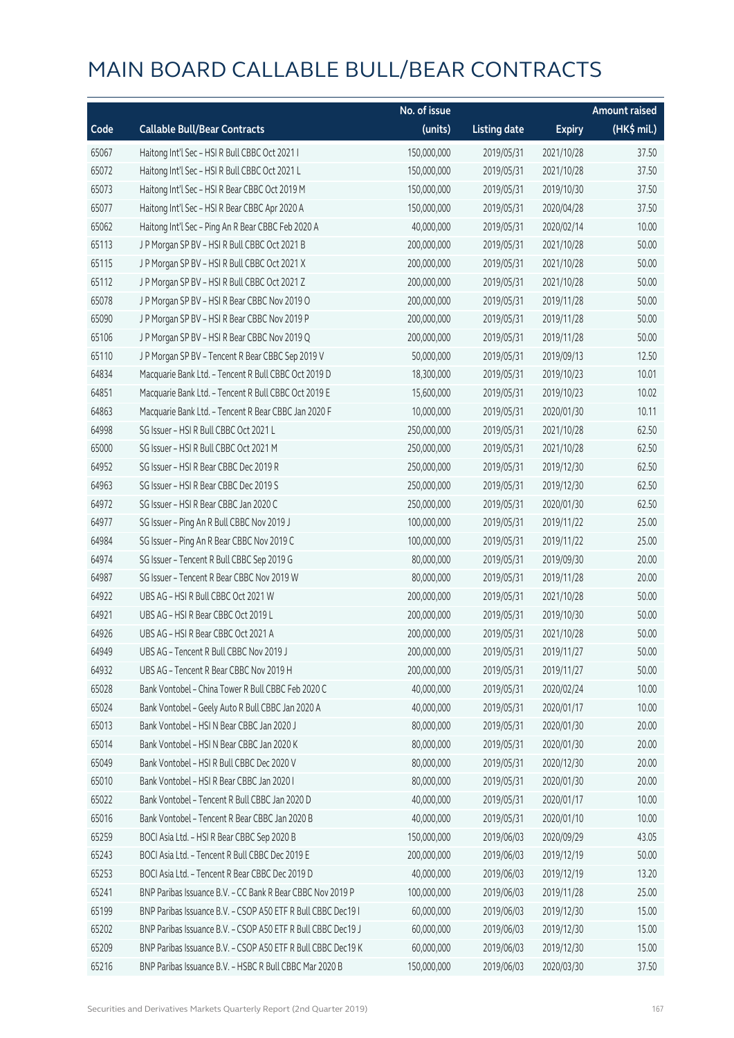# MAIN BOARD CALLABLE BULL/BEAR CONTRACTS

| Code | Callable Bull/Bear Contracts | No. of issue (units) | Listing date | Expiry | Amount raised (HK$ mil.) |
|---|---|---|---|---|---|
| 65067 | Haitong Int'l Sec – HSI R Bull CBBC Oct 2021 I | 150,000,000 | 2019/05/31 | 2021/10/28 | 37.50 |
| 65072 | Haitong Int'l Sec – HSI R Bull CBBC Oct 2021 L | 150,000,000 | 2019/05/31 | 2021/10/28 | 37.50 |
| 65073 | Haitong Int'l Sec – HSI R Bear CBBC Oct 2019 M | 150,000,000 | 2019/05/31 | 2019/10/30 | 37.50 |
| 65077 | Haitong Int'l Sec – HSI R Bear CBBC Apr 2020 A | 150,000,000 | 2019/05/31 | 2020/04/28 | 37.50 |
| 65062 | Haitong Int'l Sec – Ping An R Bear CBBC Feb 2020 A | 40,000,000 | 2019/05/31 | 2020/02/14 | 10.00 |
| 65113 | J P Morgan SP BV – HSI R Bull CBBC Oct 2021 B | 200,000,000 | 2019/05/31 | 2021/10/28 | 50.00 |
| 65115 | J P Morgan SP BV – HSI R Bull CBBC Oct 2021 X | 200,000,000 | 2019/05/31 | 2021/10/28 | 50.00 |
| 65112 | J P Morgan SP BV – HSI R Bull CBBC Oct 2021 Z | 200,000,000 | 2019/05/31 | 2021/10/28 | 50.00 |
| 65078 | J P Morgan SP BV – HSI R Bear CBBC Nov 2019 O | 200,000,000 | 2019/05/31 | 2019/11/28 | 50.00 |
| 65090 | J P Morgan SP BV – HSI R Bear CBBC Nov 2019 P | 200,000,000 | 2019/05/31 | 2019/11/28 | 50.00 |
| 65106 | J P Morgan SP BV – HSI R Bear CBBC Nov 2019 Q | 200,000,000 | 2019/05/31 | 2019/11/28 | 50.00 |
| 65110 | J P Morgan SP BV – Tencent R Bear CBBC Sep 2019 V | 50,000,000 | 2019/05/31 | 2019/09/13 | 12.50 |
| 64834 | Macquarie Bank Ltd. – Tencent R Bull CBBC Oct 2019 D | 18,300,000 | 2019/05/31 | 2019/10/23 | 10.01 |
| 64851 | Macquarie Bank Ltd. – Tencent R Bull CBBC Oct 2019 E | 15,600,000 | 2019/05/31 | 2019/10/23 | 10.02 |
| 64863 | Macquarie Bank Ltd. – Tencent R Bear CBBC Jan 2020 F | 10,000,000 | 2019/05/31 | 2020/01/30 | 10.11 |
| 64998 | SG Issuer – HSI R Bull CBBC Oct 2021 L | 250,000,000 | 2019/05/31 | 2021/10/28 | 62.50 |
| 65000 | SG Issuer – HSI R Bull CBBC Oct 2021 M | 250,000,000 | 2019/05/31 | 2021/10/28 | 62.50 |
| 64952 | SG Issuer – HSI R Bear CBBC Dec 2019 R | 250,000,000 | 2019/05/31 | 2019/12/30 | 62.50 |
| 64963 | SG Issuer – HSI R Bear CBBC Dec 2019 S | 250,000,000 | 2019/05/31 | 2019/12/30 | 62.50 |
| 64972 | SG Issuer – HSI R Bear CBBC Jan 2020 C | 250,000,000 | 2019/05/31 | 2020/01/30 | 62.50 |
| 64977 | SG Issuer – Ping An R Bull CBBC Nov 2019 J | 100,000,000 | 2019/05/31 | 2019/11/22 | 25.00 |
| 64984 | SG Issuer – Ping An R Bear CBBC Nov 2019 C | 100,000,000 | 2019/05/31 | 2019/11/22 | 25.00 |
| 64974 | SG Issuer – Tencent R Bull CBBC Sep 2019 G | 80,000,000 | 2019/05/31 | 2019/09/30 | 20.00 |
| 64987 | SG Issuer – Tencent R Bear CBBC Nov 2019 W | 80,000,000 | 2019/05/31 | 2019/11/28 | 20.00 |
| 64922 | UBS AG – HSI R Bull CBBC Oct 2021 W | 200,000,000 | 2019/05/31 | 2021/10/28 | 50.00 |
| 64921 | UBS AG – HSI R Bear CBBC Oct 2019 L | 200,000,000 | 2019/05/31 | 2019/10/30 | 50.00 |
| 64926 | UBS AG – HSI R Bear CBBC Oct 2021 A | 200,000,000 | 2019/05/31 | 2021/10/28 | 50.00 |
| 64949 | UBS AG – Tencent R Bull CBBC Nov 2019 J | 200,000,000 | 2019/05/31 | 2019/11/27 | 50.00 |
| 64932 | UBS AG – Tencent R Bear CBBC Nov 2019 H | 200,000,000 | 2019/05/31 | 2019/11/27 | 50.00 |
| 65028 | Bank Vontobel – China Tower R Bull CBBC Feb 2020 C | 40,000,000 | 2019/05/31 | 2020/02/24 | 10.00 |
| 65024 | Bank Vontobel – Geely Auto R Bull CBBC Jan 2020 A | 40,000,000 | 2019/05/31 | 2020/01/17 | 10.00 |
| 65013 | Bank Vontobel – HSI N Bear CBBC Jan 2020 J | 80,000,000 | 2019/05/31 | 2020/01/30 | 20.00 |
| 65014 | Bank Vontobel – HSI N Bear CBBC Jan 2020 K | 80,000,000 | 2019/05/31 | 2020/01/30 | 20.00 |
| 65049 | Bank Vontobel – HSI R Bull CBBC Dec 2020 V | 80,000,000 | 2019/05/31 | 2020/12/30 | 20.00 |
| 65010 | Bank Vontobel – HSI R Bear CBBC Jan 2020 I | 80,000,000 | 2019/05/31 | 2020/01/30 | 20.00 |
| 65022 | Bank Vontobel – Tencent R Bull CBBC Jan 2020 D | 40,000,000 | 2019/05/31 | 2020/01/17 | 10.00 |
| 65016 | Bank Vontobel – Tencent R Bear CBBC Jan 2020 B | 40,000,000 | 2019/05/31 | 2020/01/10 | 10.00 |
| 65259 | BOCI Asia Ltd. – HSI R Bear CBBC Sep 2020 B | 150,000,000 | 2019/06/03 | 2020/09/29 | 43.05 |
| 65243 | BOCI Asia Ltd. – Tencent R Bull CBBC Dec 2019 E | 200,000,000 | 2019/06/03 | 2019/12/19 | 50.00 |
| 65253 | BOCI Asia Ltd. – Tencent R Bear CBBC Dec 2019 D | 40,000,000 | 2019/06/03 | 2019/12/19 | 13.20 |
| 65241 | BNP Paribas Issuance B.V. – CC Bank R Bear CBBC Nov 2019 P | 100,000,000 | 2019/06/03 | 2019/11/28 | 25.00 |
| 65199 | BNP Paribas Issuance B.V. – CSOP A50 ETF R Bull CBBC Dec19 I | 60,000,000 | 2019/06/03 | 2019/12/30 | 15.00 |
| 65202 | BNP Paribas Issuance B.V. – CSOP A50 ETF R Bull CBBC Dec19 J | 60,000,000 | 2019/06/03 | 2019/12/30 | 15.00 |
| 65209 | BNP Paribas Issuance B.V. – CSOP A50 ETF R Bull CBBC Dec19 K | 60,000,000 | 2019/06/03 | 2019/12/30 | 15.00 |
| 65216 | BNP Paribas Issuance B.V. – HSBC R Bull CBBC Mar 2020 B | 150,000,000 | 2019/06/03 | 2020/03/30 | 37.50 |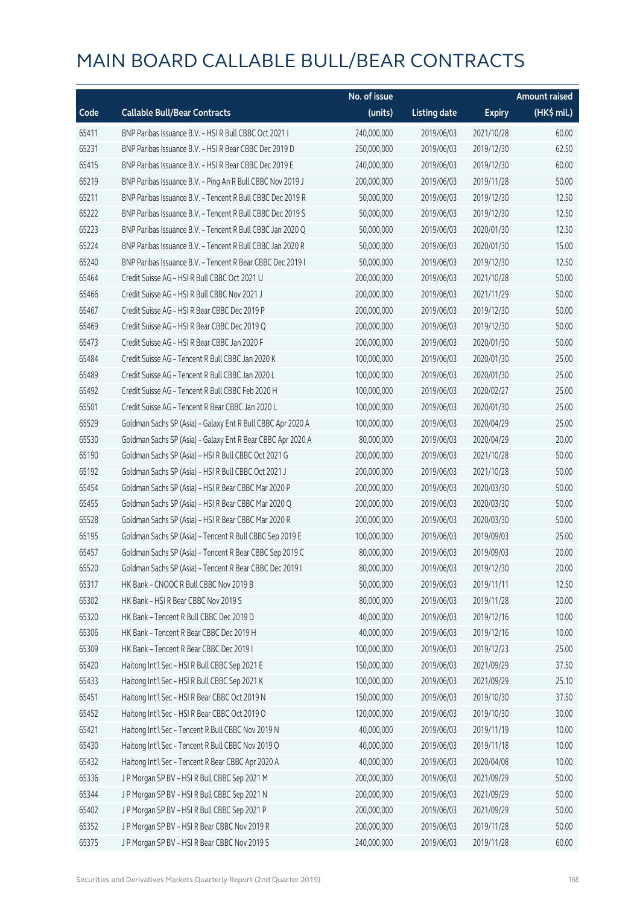# MAIN BOARD CALLABLE BULL/BEAR CONTRACTS

| Code | Callable Bull/Bear Contracts | No. of issue (units) | Listing date | Expiry | Amount raised (HK$ mil.) |
|---|---|---|---|---|---|
| 65411 | BNP Paribas Issuance B.V. – HSI R Bull CBBC Oct 2021 I | 240,000,000 | 2019/06/03 | 2021/10/28 | 60.00 |
| 65231 | BNP Paribas Issuance B.V. – HSI R Bear CBBC Dec 2019 D | 250,000,000 | 2019/06/03 | 2019/12/30 | 62.50 |
| 65415 | BNP Paribas Issuance B.V. – HSI R Bear CBBC Dec 2019 E | 240,000,000 | 2019/06/03 | 2019/12/30 | 60.00 |
| 65219 | BNP Paribas Issuance B.V. – Ping An R Bull CBBC Nov 2019 J | 200,000,000 | 2019/06/03 | 2019/11/28 | 50.00 |
| 65211 | BNP Paribas Issuance B.V. – Tencent R Bull CBBC Dec 2019 R | 50,000,000 | 2019/06/03 | 2019/12/30 | 12.50 |
| 65222 | BNP Paribas Issuance B.V. – Tencent R Bull CBBC Dec 2019 S | 50,000,000 | 2019/06/03 | 2019/12/30 | 12.50 |
| 65223 | BNP Paribas Issuance B.V. – Tencent R Bull CBBC Jan 2020 Q | 50,000,000 | 2019/06/03 | 2020/01/30 | 12.50 |
| 65224 | BNP Paribas Issuance B.V. – Tencent R Bull CBBC Jan 2020 R | 50,000,000 | 2019/06/03 | 2020/01/30 | 15.00 |
| 65240 | BNP Paribas Issuance B.V. – Tencent R Bear CBBC Dec 2019 I | 50,000,000 | 2019/06/03 | 2019/12/30 | 12.50 |
| 65464 | Credit Suisse AG – HSI R Bull CBBC Oct 2021 U | 200,000,000 | 2019/06/03 | 2021/10/28 | 50.00 |
| 65466 | Credit Suisse AG – HSI R Bull CBBC Nov 2021 J | 200,000,000 | 2019/06/03 | 2021/11/29 | 50.00 |
| 65467 | Credit Suisse AG – HSI R Bear CBBC Dec 2019 P | 200,000,000 | 2019/06/03 | 2019/12/30 | 50.00 |
| 65469 | Credit Suisse AG – HSI R Bear CBBC Dec 2019 Q | 200,000,000 | 2019/06/03 | 2019/12/30 | 50.00 |
| 65473 | Credit Suisse AG – HSI R Bear CBBC Jan 2020 F | 200,000,000 | 2019/06/03 | 2020/01/30 | 50.00 |
| 65484 | Credit Suisse AG – Tencent R Bull CBBC Jan 2020 K | 100,000,000 | 2019/06/03 | 2020/01/30 | 25.00 |
| 65489 | Credit Suisse AG – Tencent R Bull CBBC Jan 2020 L | 100,000,000 | 2019/06/03 | 2020/01/30 | 25.00 |
| 65492 | Credit Suisse AG – Tencent R Bull CBBC Feb 2020 H | 100,000,000 | 2019/06/03 | 2020/02/27 | 25.00 |
| 65501 | Credit Suisse AG – Tencent R Bear CBBC Jan 2020 L | 100,000,000 | 2019/06/03 | 2020/01/30 | 25.00 |
| 65529 | Goldman Sachs SP (Asia) – Galaxy Ent R Bull CBBC Apr 2020 A | 100,000,000 | 2019/06/03 | 2020/04/29 | 25.00 |
| 65530 | Goldman Sachs SP (Asia) – Galaxy Ent R Bear CBBC Apr 2020 A | 80,000,000 | 2019/06/03 | 2020/04/29 | 20.00 |
| 65190 | Goldman Sachs SP (Asia) – HSI R Bull CBBC Oct 2021 G | 200,000,000 | 2019/06/03 | 2021/10/28 | 50.00 |
| 65192 | Goldman Sachs SP (Asia) – HSI R Bull CBBC Oct 2021 J | 200,000,000 | 2019/06/03 | 2021/10/28 | 50.00 |
| 65454 | Goldman Sachs SP (Asia) – HSI R Bear CBBC Mar 2020 P | 200,000,000 | 2019/06/03 | 2020/03/30 | 50.00 |
| 65455 | Goldman Sachs SP (Asia) – HSI R Bear CBBC Mar 2020 Q | 200,000,000 | 2019/06/03 | 2020/03/30 | 50.00 |
| 65528 | Goldman Sachs SP (Asia) – HSI R Bear CBBC Mar 2020 R | 200,000,000 | 2019/06/03 | 2020/03/30 | 50.00 |
| 65195 | Goldman Sachs SP (Asia) – Tencent R Bull CBBC Sep 2019 E | 100,000,000 | 2019/06/03 | 2019/09/03 | 25.00 |
| 65457 | Goldman Sachs SP (Asia) – Tencent R Bear CBBC Sep 2019 C | 80,000,000 | 2019/06/03 | 2019/09/03 | 20.00 |
| 65520 | Goldman Sachs SP (Asia) – Tencent R Bear CBBC Dec 2019 I | 80,000,000 | 2019/06/03 | 2019/12/30 | 20.00 |
| 65317 | HK Bank – CNOOC R Bull CBBC Nov 2019 B | 50,000,000 | 2019/06/03 | 2019/11/11 | 12.50 |
| 65302 | HK Bank – HSI R Bear CBBC Nov 2019 S | 80,000,000 | 2019/06/03 | 2019/11/28 | 20.00 |
| 65320 | HK Bank – Tencent R Bull CBBC Dec 2019 D | 40,000,000 | 2019/06/03 | 2019/12/16 | 10.00 |
| 65306 | HK Bank – Tencent R Bear CBBC Dec 2019 H | 40,000,000 | 2019/06/03 | 2019/12/16 | 10.00 |
| 65309 | HK Bank – Tencent R Bear CBBC Dec 2019 I | 100,000,000 | 2019/06/03 | 2019/12/23 | 25.00 |
| 65420 | Haitong Int'l Sec – HSI R Bull CBBC Sep 2021 E | 150,000,000 | 2019/06/03 | 2021/09/29 | 37.50 |
| 65433 | Haitong Int'l Sec – HSI R Bull CBBC Sep 2021 K | 100,000,000 | 2019/06/03 | 2021/09/29 | 25.10 |
| 65451 | Haitong Int'l Sec – HSI R Bear CBBC Oct 2019 N | 150,000,000 | 2019/06/03 | 2019/10/30 | 37.50 |
| 65452 | Haitong Int'l Sec – HSI R Bear CBBC Oct 2019 O | 120,000,000 | 2019/06/03 | 2019/10/30 | 30.00 |
| 65421 | Haitong Int'l Sec – Tencent R Bull CBBC Nov 2019 N | 40,000,000 | 2019/06/03 | 2019/11/19 | 10.00 |
| 65430 | Haitong Int'l Sec – Tencent R Bull CBBC Nov 2019 O | 40,000,000 | 2019/06/03 | 2019/11/18 | 10.00 |
| 65432 | Haitong Int'l Sec – Tencent R Bear CBBC Apr 2020 A | 40,000,000 | 2019/06/03 | 2020/04/08 | 10.00 |
| 65336 | J P Morgan SP BV – HSI R Bull CBBC Sep 2021 M | 200,000,000 | 2019/06/03 | 2021/09/29 | 50.00 |
| 65344 | J P Morgan SP BV – HSI R Bull CBBC Sep 2021 N | 200,000,000 | 2019/06/03 | 2021/09/29 | 50.00 |
| 65402 | J P Morgan SP BV – HSI R Bull CBBC Sep 2021 P | 200,000,000 | 2019/06/03 | 2021/09/29 | 50.00 |
| 65352 | J P Morgan SP BV – HSI R Bear CBBC Nov 2019 R | 200,000,000 | 2019/06/03 | 2019/11/28 | 50.00 |
| 65375 | J P Morgan SP BV – HSI R Bear CBBC Nov 2019 S | 240,000,000 | 2019/06/03 | 2019/11/28 | 60.00 |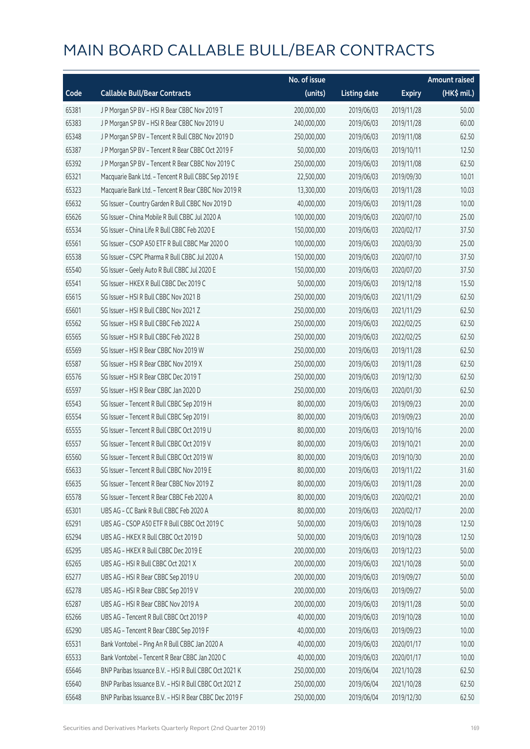# MAIN BOARD CALLABLE BULL/BEAR CONTRACTS

| Code | Callable Bull/Bear Contracts | No. of issue (units) | Listing date | Expiry | Amount raised (HK$ mil.) |
|---|---|---|---|---|---|
| 65381 | J P Morgan SP BV – HSI R Bear CBBC Nov 2019 T | 200,000,000 | 2019/06/03 | 2019/11/28 | 50.00 |
| 65383 | J P Morgan SP BV – HSI R Bear CBBC Nov 2019 U | 240,000,000 | 2019/06/03 | 2019/11/28 | 60.00 |
| 65348 | J P Morgan SP BV – Tencent R Bull CBBC Nov 2019 D | 250,000,000 | 2019/06/03 | 2019/11/08 | 62.50 |
| 65387 | J P Morgan SP BV – Tencent R Bear CBBC Oct 2019 F | 50,000,000 | 2019/06/03 | 2019/10/11 | 12.50 |
| 65392 | J P Morgan SP BV – Tencent R Bear CBBC Nov 2019 C | 250,000,000 | 2019/06/03 | 2019/11/08 | 62.50 |
| 65321 | Macquarie Bank Ltd. – Tencent R Bull CBBC Sep 2019 E | 22,500,000 | 2019/06/03 | 2019/09/30 | 10.01 |
| 65323 | Macquarie Bank Ltd. – Tencent R Bear CBBC Nov 2019 R | 13,300,000 | 2019/06/03 | 2019/11/28 | 10.03 |
| 65632 | SG Issuer – Country Garden R Bull CBBC Nov 2019 D | 40,000,000 | 2019/06/03 | 2019/11/28 | 10.00 |
| 65626 | SG Issuer – China Mobile R Bull CBBC Jul 2020 A | 100,000,000 | 2019/06/03 | 2020/07/10 | 25.00 |
| 65534 | SG Issuer – China Life R Bull CBBC Feb 2020 E | 150,000,000 | 2019/06/03 | 2020/02/17 | 37.50 |
| 65561 | SG Issuer – CSOP A50 ETF R Bull CBBC Mar 2020 O | 100,000,000 | 2019/06/03 | 2020/03/30 | 25.00 |
| 65538 | SG Issuer – CSPC Pharma R Bull CBBC Jul 2020 A | 150,000,000 | 2019/06/03 | 2020/07/10 | 37.50 |
| 65540 | SG Issuer – Geely Auto R Bull CBBC Jul 2020 E | 150,000,000 | 2019/06/03 | 2020/07/20 | 37.50 |
| 65541 | SG Issuer – HKEX R Bull CBBC Dec 2019 C | 50,000,000 | 2019/06/03 | 2019/12/18 | 15.50 |
| 65615 | SG Issuer – HSI R Bull CBBC Nov 2021 B | 250,000,000 | 2019/06/03 | 2021/11/29 | 62.50 |
| 65601 | SG Issuer – HSI R Bull CBBC Nov 2021 Z | 250,000,000 | 2019/06/03 | 2021/11/29 | 62.50 |
| 65562 | SG Issuer – HSI R Bull CBBC Feb 2022 A | 250,000,000 | 2019/06/03 | 2022/02/25 | 62.50 |
| 65565 | SG Issuer – HSI R Bull CBBC Feb 2022 B | 250,000,000 | 2019/06/03 | 2022/02/25 | 62.50 |
| 65569 | SG Issuer – HSI R Bear CBBC Nov 2019 W | 250,000,000 | 2019/06/03 | 2019/11/28 | 62.50 |
| 65587 | SG Issuer – HSI R Bear CBBC Nov 2019 X | 250,000,000 | 2019/06/03 | 2019/11/28 | 62.50 |
| 65576 | SG Issuer – HSI R Bear CBBC Dec 2019 T | 250,000,000 | 2019/06/03 | 2019/12/30 | 62.50 |
| 65597 | SG Issuer – HSI R Bear CBBC Jan 2020 D | 250,000,000 | 2019/06/03 | 2020/01/30 | 62.50 |
| 65543 | SG Issuer – Tencent R Bull CBBC Sep 2019 H | 80,000,000 | 2019/06/03 | 2019/09/23 | 20.00 |
| 65554 | SG Issuer – Tencent R Bull CBBC Sep 2019 I | 80,000,000 | 2019/06/03 | 2019/09/23 | 20.00 |
| 65555 | SG Issuer – Tencent R Bull CBBC Oct 2019 U | 80,000,000 | 2019/06/03 | 2019/10/16 | 20.00 |
| 65557 | SG Issuer – Tencent R Bull CBBC Oct 2019 V | 80,000,000 | 2019/06/03 | 2019/10/21 | 20.00 |
| 65560 | SG Issuer – Tencent R Bull CBBC Oct 2019 W | 80,000,000 | 2019/06/03 | 2019/10/30 | 20.00 |
| 65633 | SG Issuer – Tencent R Bull CBBC Nov 2019 E | 80,000,000 | 2019/06/03 | 2019/11/22 | 31.60 |
| 65635 | SG Issuer – Tencent R Bear CBBC Nov 2019 Z | 80,000,000 | 2019/06/03 | 2019/11/28 | 20.00 |
| 65578 | SG Issuer – Tencent R Bear CBBC Feb 2020 A | 80,000,000 | 2019/06/03 | 2020/02/21 | 20.00 |
| 65301 | UBS AG – CC Bank R Bull CBBC Feb 2020 A | 80,000,000 | 2019/06/03 | 2020/02/17 | 20.00 |
| 65291 | UBS AG – CSOP A50 ETF R Bull CBBC Oct 2019 C | 50,000,000 | 2019/06/03 | 2019/10/28 | 12.50 |
| 65294 | UBS AG – HKEX R Bull CBBC Oct 2019 D | 50,000,000 | 2019/06/03 | 2019/10/28 | 12.50 |
| 65295 | UBS AG – HKEX R Bull CBBC Dec 2019 E | 200,000,000 | 2019/06/03 | 2019/12/23 | 50.00 |
| 65265 | UBS AG – HSI R Bull CBBC Oct 2021 X | 200,000,000 | 2019/06/03 | 2021/10/28 | 50.00 |
| 65277 | UBS AG – HSI R Bear CBBC Sep 2019 U | 200,000,000 | 2019/06/03 | 2019/09/27 | 50.00 |
| 65278 | UBS AG – HSI R Bear CBBC Sep 2019 V | 200,000,000 | 2019/06/03 | 2019/09/27 | 50.00 |
| 65287 | UBS AG – HSI R Bear CBBC Nov 2019 A | 200,000,000 | 2019/06/03 | 2019/11/28 | 50.00 |
| 65266 | UBS AG – Tencent R Bull CBBC Oct 2019 P | 40,000,000 | 2019/06/03 | 2019/10/28 | 10.00 |
| 65290 | UBS AG – Tencent R Bear CBBC Sep 2019 F | 40,000,000 | 2019/06/03 | 2019/09/23 | 10.00 |
| 65531 | Bank Vontobel – Ping An R Bull CBBC Jan 2020 A | 40,000,000 | 2019/06/03 | 2020/01/17 | 10.00 |
| 65533 | Bank Vontobel – Tencent R Bear CBBC Jan 2020 C | 40,000,000 | 2019/06/03 | 2020/01/17 | 10.00 |
| 65646 | BNP Paribas Issuance B.V. – HSI R Bull CBBC Oct 2021 K | 250,000,000 | 2019/06/04 | 2021/10/28 | 62.50 |
| 65640 | BNP Paribas Issuance B.V. – HSI R Bull CBBC Oct 2021 Z | 250,000,000 | 2019/06/04 | 2021/10/28 | 62.50 |
| 65648 | BNP Paribas Issuance B.V. – HSI R Bear CBBC Dec 2019 F | 250,000,000 | 2019/06/04 | 2019/12/30 | 62.50 |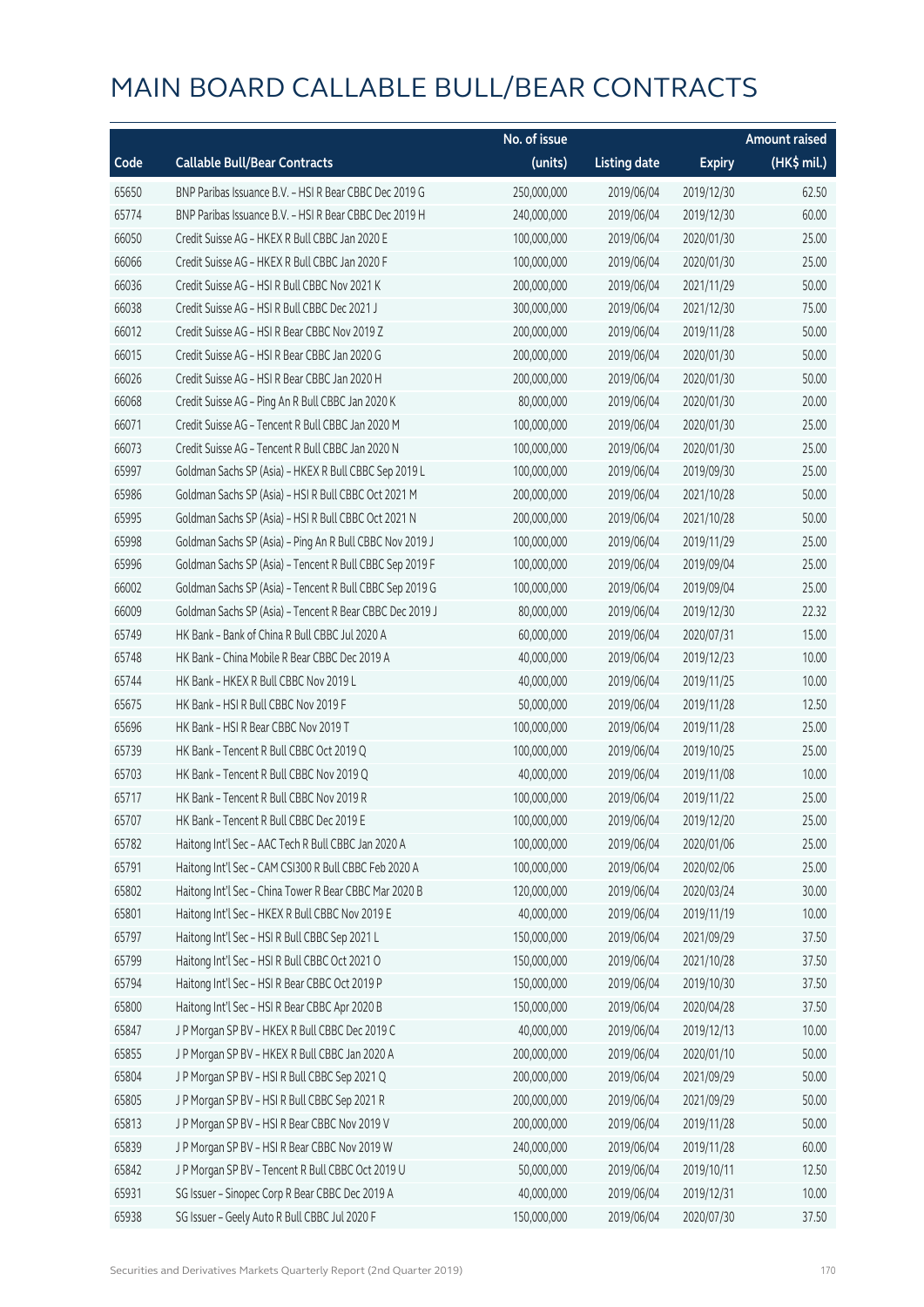# MAIN BOARD CALLABLE BULL/BEAR CONTRACTS

| Code | Callable Bull/Bear Contracts | No. of issue (units) | Listing date | Expiry | Amount raised (HK$ mil.) |
|---|---|---|---|---|---|
| 65650 | BNP Paribas Issuance B.V. – HSI R Bear CBBC Dec 2019 G | 250,000,000 | 2019/06/04 | 2019/12/30 | 62.50 |
| 65774 | BNP Paribas Issuance B.V. – HSI R Bear CBBC Dec 2019 H | 240,000,000 | 2019/06/04 | 2019/12/30 | 60.00 |
| 66050 | Credit Suisse AG – HKEX R Bull CBBC Jan 2020 E | 100,000,000 | 2019/06/04 | 2020/01/30 | 25.00 |
| 66066 | Credit Suisse AG – HKEX R Bull CBBC Jan 2020 F | 100,000,000 | 2019/06/04 | 2020/01/30 | 25.00 |
| 66036 | Credit Suisse AG – HSI R Bull CBBC Nov 2021 K | 200,000,000 | 2019/06/04 | 2021/11/29 | 50.00 |
| 66038 | Credit Suisse AG – HSI R Bull CBBC Dec 2021 J | 300,000,000 | 2019/06/04 | 2021/12/30 | 75.00 |
| 66012 | Credit Suisse AG – HSI R Bear CBBC Nov 2019 Z | 200,000,000 | 2019/06/04 | 2019/11/28 | 50.00 |
| 66015 | Credit Suisse AG – HSI R Bear CBBC Jan 2020 G | 200,000,000 | 2019/06/04 | 2020/01/30 | 50.00 |
| 66026 | Credit Suisse AG – HSI R Bear CBBC Jan 2020 H | 200,000,000 | 2019/06/04 | 2020/01/30 | 50.00 |
| 66068 | Credit Suisse AG – Ping An R Bull CBBC Jan 2020 K | 80,000,000 | 2019/06/04 | 2020/01/30 | 20.00 |
| 66071 | Credit Suisse AG – Tencent R Bull CBBC Jan 2020 M | 100,000,000 | 2019/06/04 | 2020/01/30 | 25.00 |
| 66073 | Credit Suisse AG – Tencent R Bull CBBC Jan 2020 N | 100,000,000 | 2019/06/04 | 2020/01/30 | 25.00 |
| 65997 | Goldman Sachs SP (Asia) – HKEX R Bull CBBC Sep 2019 L | 100,000,000 | 2019/06/04 | 2019/09/30 | 25.00 |
| 65986 | Goldman Sachs SP (Asia) – HSI R Bull CBBC Oct 2021 M | 200,000,000 | 2019/06/04 | 2021/10/28 | 50.00 |
| 65995 | Goldman Sachs SP (Asia) – HSI R Bull CBBC Oct 2021 N | 200,000,000 | 2019/06/04 | 2021/10/28 | 50.00 |
| 65998 | Goldman Sachs SP (Asia) – Ping An R Bull CBBC Nov 2019 J | 100,000,000 | 2019/06/04 | 2019/11/29 | 25.00 |
| 65996 | Goldman Sachs SP (Asia) – Tencent R Bull CBBC Sep 2019 F | 100,000,000 | 2019/06/04 | 2019/09/04 | 25.00 |
| 66002 | Goldman Sachs SP (Asia) – Tencent R Bull CBBC Sep 2019 G | 100,000,000 | 2019/06/04 | 2019/09/04 | 25.00 |
| 66009 | Goldman Sachs SP (Asia) – Tencent R Bear CBBC Dec 2019 J | 80,000,000 | 2019/06/04 | 2019/12/30 | 22.32 |
| 65749 | HK Bank – Bank of China R Bull CBBC Jul 2020 A | 60,000,000 | 2019/06/04 | 2020/07/31 | 15.00 |
| 65748 | HK Bank – China Mobile R Bear CBBC Dec 2019 A | 40,000,000 | 2019/06/04 | 2019/12/23 | 10.00 |
| 65744 | HK Bank – HKEX R Bull CBBC Nov 2019 L | 40,000,000 | 2019/06/04 | 2019/11/25 | 10.00 |
| 65675 | HK Bank – HSI R Bull CBBC Nov 2019 F | 50,000,000 | 2019/06/04 | 2019/11/28 | 12.50 |
| 65696 | HK Bank – HSI R Bear CBBC Nov 2019 T | 100,000,000 | 2019/06/04 | 2019/11/28 | 25.00 |
| 65739 | HK Bank – Tencent R Bull CBBC Oct 2019 Q | 100,000,000 | 2019/06/04 | 2019/10/25 | 25.00 |
| 65703 | HK Bank – Tencent R Bull CBBC Nov 2019 Q | 40,000,000 | 2019/06/04 | 2019/11/08 | 10.00 |
| 65717 | HK Bank – Tencent R Bull CBBC Nov 2019 R | 100,000,000 | 2019/06/04 | 2019/11/22 | 25.00 |
| 65707 | HK Bank – Tencent R Bull CBBC Dec 2019 E | 100,000,000 | 2019/06/04 | 2019/12/20 | 25.00 |
| 65782 | Haitong Int'l Sec – AAC Tech R Bull CBBC Jan 2020 A | 100,000,000 | 2019/06/04 | 2020/01/06 | 25.00 |
| 65791 | Haitong Int'l Sec – CAM CSI300 R Bull CBBC Feb 2020 A | 100,000,000 | 2019/06/04 | 2020/02/06 | 25.00 |
| 65802 | Haitong Int'l Sec – China Tower R Bear CBBC Mar 2020 B | 120,000,000 | 2019/06/04 | 2020/03/24 | 30.00 |
| 65801 | Haitong Int'l Sec – HKEX R Bull CBBC Nov 2019 E | 40,000,000 | 2019/06/04 | 2019/11/19 | 10.00 |
| 65797 | Haitong Int'l Sec – HSI R Bull CBBC Sep 2021 L | 150,000,000 | 2019/06/04 | 2021/09/29 | 37.50 |
| 65799 | Haitong Int'l Sec – HSI R Bull CBBC Oct 2021 O | 150,000,000 | 2019/06/04 | 2021/10/28 | 37.50 |
| 65794 | Haitong Int'l Sec – HSI R Bear CBBC Oct 2019 P | 150,000,000 | 2019/06/04 | 2019/10/30 | 37.50 |
| 65800 | Haitong Int'l Sec – HSI R Bear CBBC Apr 2020 B | 150,000,000 | 2019/06/04 | 2020/04/28 | 37.50 |
| 65847 | J P Morgan SP BV – HKEX R Bull CBBC Dec 2019 C | 40,000,000 | 2019/06/04 | 2019/12/13 | 10.00 |
| 65855 | J P Morgan SP BV – HKEX R Bull CBBC Jan 2020 A | 200,000,000 | 2019/06/04 | 2020/01/10 | 50.00 |
| 65804 | J P Morgan SP BV – HSI R Bull CBBC Sep 2021 Q | 200,000,000 | 2019/06/04 | 2021/09/29 | 50.00 |
| 65805 | J P Morgan SP BV – HSI R Bull CBBC Sep 2021 R | 200,000,000 | 2019/06/04 | 2021/09/29 | 50.00 |
| 65813 | J P Morgan SP BV – HSI R Bear CBBC Nov 2019 V | 200,000,000 | 2019/06/04 | 2019/11/28 | 50.00 |
| 65839 | J P Morgan SP BV – HSI R Bear CBBC Nov 2019 W | 240,000,000 | 2019/06/04 | 2019/11/28 | 60.00 |
| 65842 | J P Morgan SP BV – Tencent R Bull CBBC Oct 2019 U | 50,000,000 | 2019/06/04 | 2019/10/11 | 12.50 |
| 65931 | SG Issuer – Sinopec Corp R Bear CBBC Dec 2019 A | 40,000,000 | 2019/06/04 | 2019/12/31 | 10.00 |
| 65938 | SG Issuer – Geely Auto R Bull CBBC Jul 2020 F | 150,000,000 | 2019/06/04 | 2020/07/30 | 37.50 |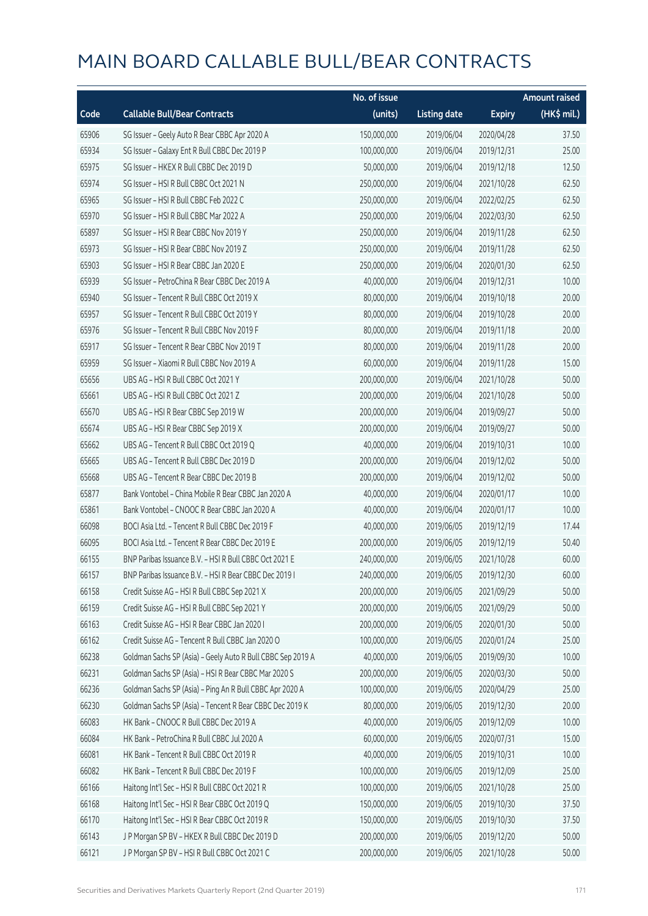# MAIN BOARD CALLABLE BULL/BEAR CONTRACTS

| Code | Callable Bull/Bear Contracts | No. of issue (units) | Listing date | Expiry | Amount raised (HK$ mil.) |
|---|---|---|---|---|---|
| 65906 | SG Issuer – Geely Auto R Bear CBBC Apr 2020 A | 150,000,000 | 2019/06/04 | 2020/04/28 | 37.50 |
| 65934 | SG Issuer – Galaxy Ent R Bull CBBC Dec 2019 P | 100,000,000 | 2019/06/04 | 2019/12/31 | 25.00 |
| 65975 | SG Issuer – HKEX R Bull CBBC Dec 2019 D | 50,000,000 | 2019/06/04 | 2019/12/18 | 12.50 |
| 65974 | SG Issuer – HSI R Bull CBBC Oct 2021 N | 250,000,000 | 2019/06/04 | 2021/10/28 | 62.50 |
| 65965 | SG Issuer – HSI R Bull CBBC Feb 2022 C | 250,000,000 | 2019/06/04 | 2022/02/25 | 62.50 |
| 65970 | SG Issuer – HSI R Bull CBBC Mar 2022 A | 250,000,000 | 2019/06/04 | 2022/03/30 | 62.50 |
| 65897 | SG Issuer – HSI R Bear CBBC Nov 2019 Y | 250,000,000 | 2019/06/04 | 2019/11/28 | 62.50 |
| 65973 | SG Issuer – HSI R Bear CBBC Nov 2019 Z | 250,000,000 | 2019/06/04 | 2019/11/28 | 62.50 |
| 65903 | SG Issuer – HSI R Bear CBBC Jan 2020 E | 250,000,000 | 2019/06/04 | 2020/01/30 | 62.50 |
| 65939 | SG Issuer – PetroChina R Bear CBBC Dec 2019 A | 40,000,000 | 2019/06/04 | 2019/12/31 | 10.00 |
| 65940 | SG Issuer – Tencent R Bull CBBC Oct 2019 X | 80,000,000 | 2019/06/04 | 2019/10/18 | 20.00 |
| 65957 | SG Issuer – Tencent R Bull CBBC Oct 2019 Y | 80,000,000 | 2019/06/04 | 2019/10/28 | 20.00 |
| 65976 | SG Issuer – Tencent R Bull CBBC Nov 2019 F | 80,000,000 | 2019/06/04 | 2019/11/18 | 20.00 |
| 65917 | SG Issuer – Tencent R Bear CBBC Nov 2019 T | 80,000,000 | 2019/06/04 | 2019/11/28 | 20.00 |
| 65959 | SG Issuer – Xiaomi R Bull CBBC Nov 2019 A | 60,000,000 | 2019/06/04 | 2019/11/28 | 15.00 |
| 65656 | UBS AG – HSI R Bull CBBC Oct 2021 Y | 200,000,000 | 2019/06/04 | 2021/10/28 | 50.00 |
| 65661 | UBS AG – HSI R Bull CBBC Oct 2021 Z | 200,000,000 | 2019/06/04 | 2021/10/28 | 50.00 |
| 65670 | UBS AG – HSI R Bear CBBC Sep 2019 W | 200,000,000 | 2019/06/04 | 2019/09/27 | 50.00 |
| 65674 | UBS AG – HSI R Bear CBBC Sep 2019 X | 200,000,000 | 2019/06/04 | 2019/09/27 | 50.00 |
| 65662 | UBS AG – Tencent R Bull CBBC Oct 2019 Q | 40,000,000 | 2019/06/04 | 2019/10/31 | 10.00 |
| 65665 | UBS AG – Tencent R Bull CBBC Dec 2019 D | 200,000,000 | 2019/06/04 | 2019/12/02 | 50.00 |
| 65668 | UBS AG – Tencent R Bear CBBC Dec 2019 B | 200,000,000 | 2019/06/04 | 2019/12/02 | 50.00 |
| 65877 | Bank Vontobel – China Mobile R Bear CBBC Jan 2020 A | 40,000,000 | 2019/06/04 | 2020/01/17 | 10.00 |
| 65861 | Bank Vontobel – CNOOC R Bear CBBC Jan 2020 A | 40,000,000 | 2019/06/04 | 2020/01/17 | 10.00 |
| 66098 | BOCI Asia Ltd. – Tencent R Bull CBBC Dec 2019 F | 40,000,000 | 2019/06/05 | 2019/12/19 | 17.44 |
| 66095 | BOCI Asia Ltd. – Tencent R Bear CBBC Dec 2019 E | 200,000,000 | 2019/06/05 | 2019/12/19 | 50.40 |
| 66155 | BNP Paribas Issuance B.V. – HSI R Bull CBBC Oct 2021 E | 240,000,000 | 2019/06/05 | 2021/10/28 | 60.00 |
| 66157 | BNP Paribas Issuance B.V. – HSI R Bear CBBC Dec 2019 I | 240,000,000 | 2019/06/05 | 2019/12/30 | 60.00 |
| 66158 | Credit Suisse AG – HSI R Bull CBBC Sep 2021 X | 200,000,000 | 2019/06/05 | 2021/09/29 | 50.00 |
| 66159 | Credit Suisse AG – HSI R Bull CBBC Sep 2021 Y | 200,000,000 | 2019/06/05 | 2021/09/29 | 50.00 |
| 66163 | Credit Suisse AG – HSI R Bear CBBC Jan 2020 I | 200,000,000 | 2019/06/05 | 2020/01/30 | 50.00 |
| 66162 | Credit Suisse AG – Tencent R Bull CBBC Jan 2020 O | 100,000,000 | 2019/06/05 | 2020/01/24 | 25.00 |
| 66238 | Goldman Sachs SP (Asia) – Geely Auto R Bull CBBC Sep 2019 A | 40,000,000 | 2019/06/05 | 2019/09/30 | 10.00 |
| 66231 | Goldman Sachs SP (Asia) – HSI R Bear CBBC Mar 2020 S | 200,000,000 | 2019/06/05 | 2020/03/30 | 50.00 |
| 66236 | Goldman Sachs SP (Asia) – Ping An R Bull CBBC Apr 2020 A | 100,000,000 | 2019/06/05 | 2020/04/29 | 25.00 |
| 66230 | Goldman Sachs SP (Asia) – Tencent R Bear CBBC Dec 2019 K | 80,000,000 | 2019/06/05 | 2019/12/30 | 20.00 |
| 66083 | HK Bank – CNOOC R Bull CBBC Dec 2019 A | 40,000,000 | 2019/06/05 | 2019/12/09 | 10.00 |
| 66084 | HK Bank – PetroChina R Bull CBBC Jul 2020 A | 60,000,000 | 2019/06/05 | 2020/07/31 | 15.00 |
| 66081 | HK Bank – Tencent R Bull CBBC Oct 2019 R | 40,000,000 | 2019/06/05 | 2019/10/31 | 10.00 |
| 66082 | HK Bank – Tencent R Bull CBBC Dec 2019 F | 100,000,000 | 2019/06/05 | 2019/12/09 | 25.00 |
| 66166 | Haitong Int'l Sec – HSI R Bull CBBC Oct 2021 R | 100,000,000 | 2019/06/05 | 2021/10/28 | 25.00 |
| 66168 | Haitong Int'l Sec – HSI R Bear CBBC Oct 2019 Q | 150,000,000 | 2019/06/05 | 2019/10/30 | 37.50 |
| 66170 | Haitong Int'l Sec – HSI R Bear CBBC Oct 2019 R | 150,000,000 | 2019/06/05 | 2019/10/30 | 37.50 |
| 66143 | J P Morgan SP BV – HKEX R Bull CBBC Dec 2019 D | 200,000,000 | 2019/06/05 | 2019/12/20 | 50.00 |
| 66121 | J P Morgan SP BV – HSI R Bull CBBC Oct 2021 C | 200,000,000 | 2019/06/05 | 2021/10/28 | 50.00 |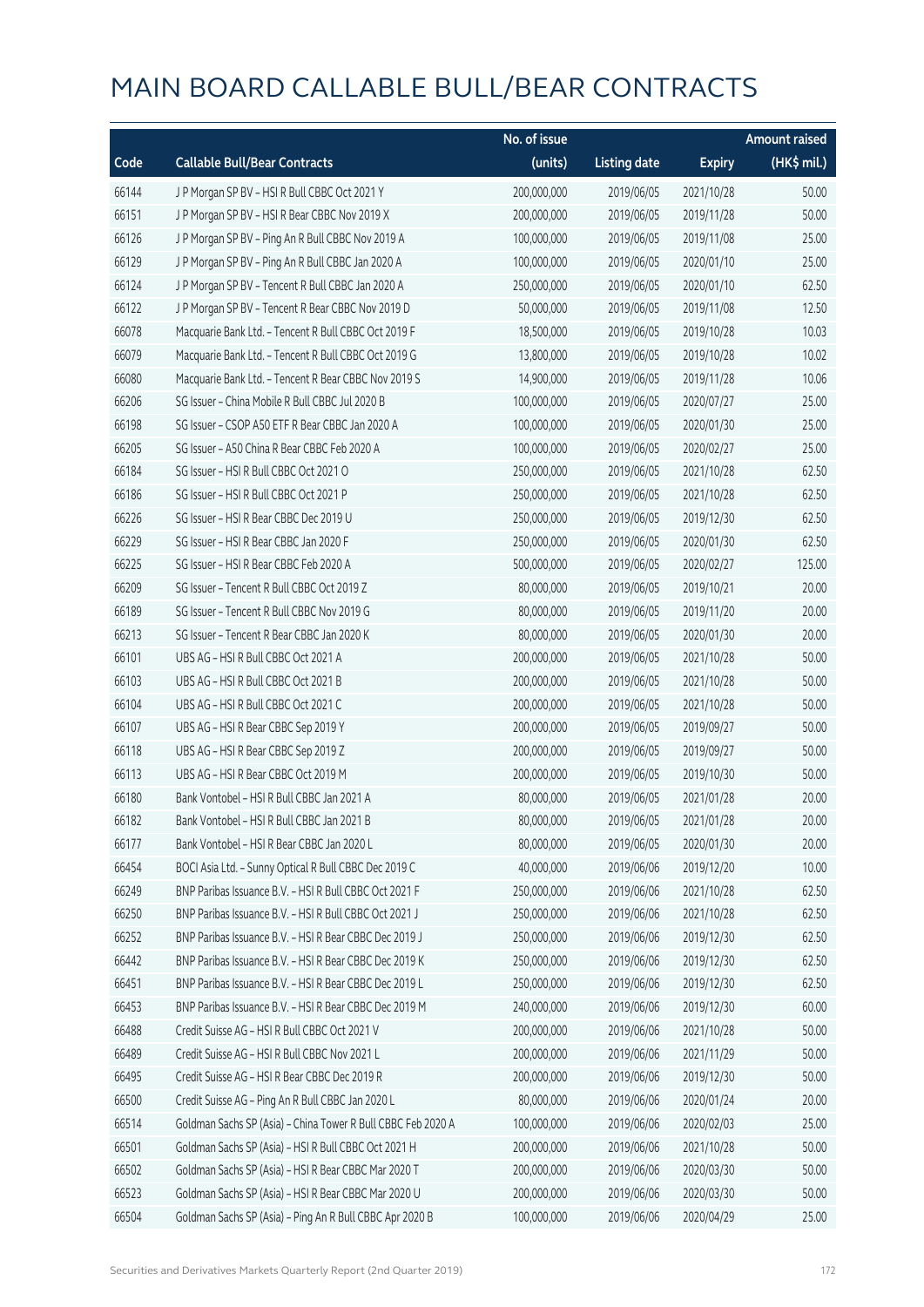# MAIN BOARD CALLABLE BULL/BEAR CONTRACTS

| Code | Callable Bull/Bear Contracts | No. of issue (units) | Listing date | Expiry | Amount raised (HK$ mil.) |
|---|---|---|---|---|---|
| 66144 | J P Morgan SP BV – HSI R Bull CBBC Oct 2021 Y | 200,000,000 | 2019/06/05 | 2021/10/28 | 50.00 |
| 66151 | J P Morgan SP BV – HSI R Bear CBBC Nov 2019 X | 200,000,000 | 2019/06/05 | 2019/11/28 | 50.00 |
| 66126 | J P Morgan SP BV – Ping An R Bull CBBC Nov 2019 A | 100,000,000 | 2019/06/05 | 2019/11/08 | 25.00 |
| 66129 | J P Morgan SP BV – Ping An R Bull CBBC Jan 2020 A | 100,000,000 | 2019/06/05 | 2020/01/10 | 25.00 |
| 66124 | J P Morgan SP BV – Tencent R Bull CBBC Jan 2020 A | 250,000,000 | 2019/06/05 | 2020/01/10 | 62.50 |
| 66122 | J P Morgan SP BV – Tencent R Bear CBBC Nov 2019 D | 50,000,000 | 2019/06/05 | 2019/11/08 | 12.50 |
| 66078 | Macquarie Bank Ltd. – Tencent R Bull CBBC Oct 2019 F | 18,500,000 | 2019/06/05 | 2019/10/28 | 10.03 |
| 66079 | Macquarie Bank Ltd. – Tencent R Bull CBBC Oct 2019 G | 13,800,000 | 2019/06/05 | 2019/10/28 | 10.02 |
| 66080 | Macquarie Bank Ltd. – Tencent R Bear CBBC Nov 2019 S | 14,900,000 | 2019/06/05 | 2019/11/28 | 10.06 |
| 66206 | SG Issuer – China Mobile R Bull CBBC Jul 2020 B | 100,000,000 | 2019/06/05 | 2020/07/27 | 25.00 |
| 66198 | SG Issuer – CSOP A50 ETF R Bear CBBC Jan 2020 A | 100,000,000 | 2019/06/05 | 2020/01/30 | 25.00 |
| 66205 | SG Issuer – A50 China R Bear CBBC Feb 2020 A | 100,000,000 | 2019/06/05 | 2020/02/27 | 25.00 |
| 66184 | SG Issuer – HSI R Bull CBBC Oct 2021 O | 250,000,000 | 2019/06/05 | 2021/10/28 | 62.50 |
| 66186 | SG Issuer – HSI R Bull CBBC Oct 2021 P | 250,000,000 | 2019/06/05 | 2021/10/28 | 62.50 |
| 66226 | SG Issuer – HSI R Bear CBBC Dec 2019 U | 250,000,000 | 2019/06/05 | 2019/12/30 | 62.50 |
| 66229 | SG Issuer – HSI R Bear CBBC Jan 2020 F | 250,000,000 | 2019/06/05 | 2020/01/30 | 62.50 |
| 66225 | SG Issuer – HSI R Bear CBBC Feb 2020 A | 500,000,000 | 2019/06/05 | 2020/02/27 | 125.00 |
| 66209 | SG Issuer – Tencent R Bull CBBC Oct 2019 Z | 80,000,000 | 2019/06/05 | 2019/10/21 | 20.00 |
| 66189 | SG Issuer – Tencent R Bull CBBC Nov 2019 G | 80,000,000 | 2019/06/05 | 2019/11/20 | 20.00 |
| 66213 | SG Issuer – Tencent R Bear CBBC Jan 2020 K | 80,000,000 | 2019/06/05 | 2020/01/30 | 20.00 |
| 66101 | UBS AG – HSI R Bull CBBC Oct 2021 A | 200,000,000 | 2019/06/05 | 2021/10/28 | 50.00 |
| 66103 | UBS AG – HSI R Bull CBBC Oct 2021 B | 200,000,000 | 2019/06/05 | 2021/10/28 | 50.00 |
| 66104 | UBS AG – HSI R Bull CBBC Oct 2021 C | 200,000,000 | 2019/06/05 | 2021/10/28 | 50.00 |
| 66107 | UBS AG – HSI R Bear CBBC Sep 2019 Y | 200,000,000 | 2019/06/05 | 2019/09/27 | 50.00 |
| 66118 | UBS AG – HSI R Bear CBBC Sep 2019 Z | 200,000,000 | 2019/06/05 | 2019/09/27 | 50.00 |
| 66113 | UBS AG – HSI R Bear CBBC Oct 2019 M | 200,000,000 | 2019/06/05 | 2019/10/30 | 50.00 |
| 66180 | Bank Vontobel – HSI R Bull CBBC Jan 2021 A | 80,000,000 | 2019/06/05 | 2021/01/28 | 20.00 |
| 66182 | Bank Vontobel – HSI R Bull CBBC Jan 2021 B | 80,000,000 | 2019/06/05 | 2021/01/28 | 20.00 |
| 66177 | Bank Vontobel – HSI R Bear CBBC Jan 2020 L | 80,000,000 | 2019/06/05 | 2020/01/30 | 20.00 |
| 66454 | BOCI Asia Ltd. – Sunny Optical R Bull CBBC Dec 2019 C | 40,000,000 | 2019/06/06 | 2019/12/20 | 10.00 |
| 66249 | BNP Paribas Issuance B.V. – HSI R Bull CBBC Oct 2021 F | 250,000,000 | 2019/06/06 | 2021/10/28 | 62.50 |
| 66250 | BNP Paribas Issuance B.V. – HSI R Bull CBBC Oct 2021 J | 250,000,000 | 2019/06/06 | 2021/10/28 | 62.50 |
| 66252 | BNP Paribas Issuance B.V. – HSI R Bear CBBC Dec 2019 J | 250,000,000 | 2019/06/06 | 2019/12/30 | 62.50 |
| 66442 | BNP Paribas Issuance B.V. – HSI R Bear CBBC Dec 2019 K | 250,000,000 | 2019/06/06 | 2019/12/30 | 62.50 |
| 66451 | BNP Paribas Issuance B.V. – HSI R Bear CBBC Dec 2019 L | 250,000,000 | 2019/06/06 | 2019/12/30 | 62.50 |
| 66453 | BNP Paribas Issuance B.V. – HSI R Bear CBBC Dec 2019 M | 240,000,000 | 2019/06/06 | 2019/12/30 | 60.00 |
| 66488 | Credit Suisse AG – HSI R Bull CBBC Oct 2021 V | 200,000,000 | 2019/06/06 | 2021/10/28 | 50.00 |
| 66489 | Credit Suisse AG – HSI R Bull CBBC Nov 2021 L | 200,000,000 | 2019/06/06 | 2021/11/29 | 50.00 |
| 66495 | Credit Suisse AG – HSI R Bear CBBC Dec 2019 R | 200,000,000 | 2019/06/06 | 2019/12/30 | 50.00 |
| 66500 | Credit Suisse AG – Ping An R Bull CBBC Jan 2020 L | 80,000,000 | 2019/06/06 | 2020/01/24 | 20.00 |
| 66514 | Goldman Sachs SP (Asia) – China Tower R Bull CBBC Feb 2020 A | 100,000,000 | 2019/06/06 | 2020/02/03 | 25.00 |
| 66501 | Goldman Sachs SP (Asia) – HSI R Bull CBBC Oct 2021 H | 200,000,000 | 2019/06/06 | 2021/10/28 | 50.00 |
| 66502 | Goldman Sachs SP (Asia) – HSI R Bear CBBC Mar 2020 T | 200,000,000 | 2019/06/06 | 2020/03/30 | 50.00 |
| 66523 | Goldman Sachs SP (Asia) – HSI R Bear CBBC Mar 2020 U | 200,000,000 | 2019/06/06 | 2020/03/30 | 50.00 |
| 66504 | Goldman Sachs SP (Asia) – Ping An R Bull CBBC Apr 2020 B | 100,000,000 | 2019/06/06 | 2020/04/29 | 25.00 |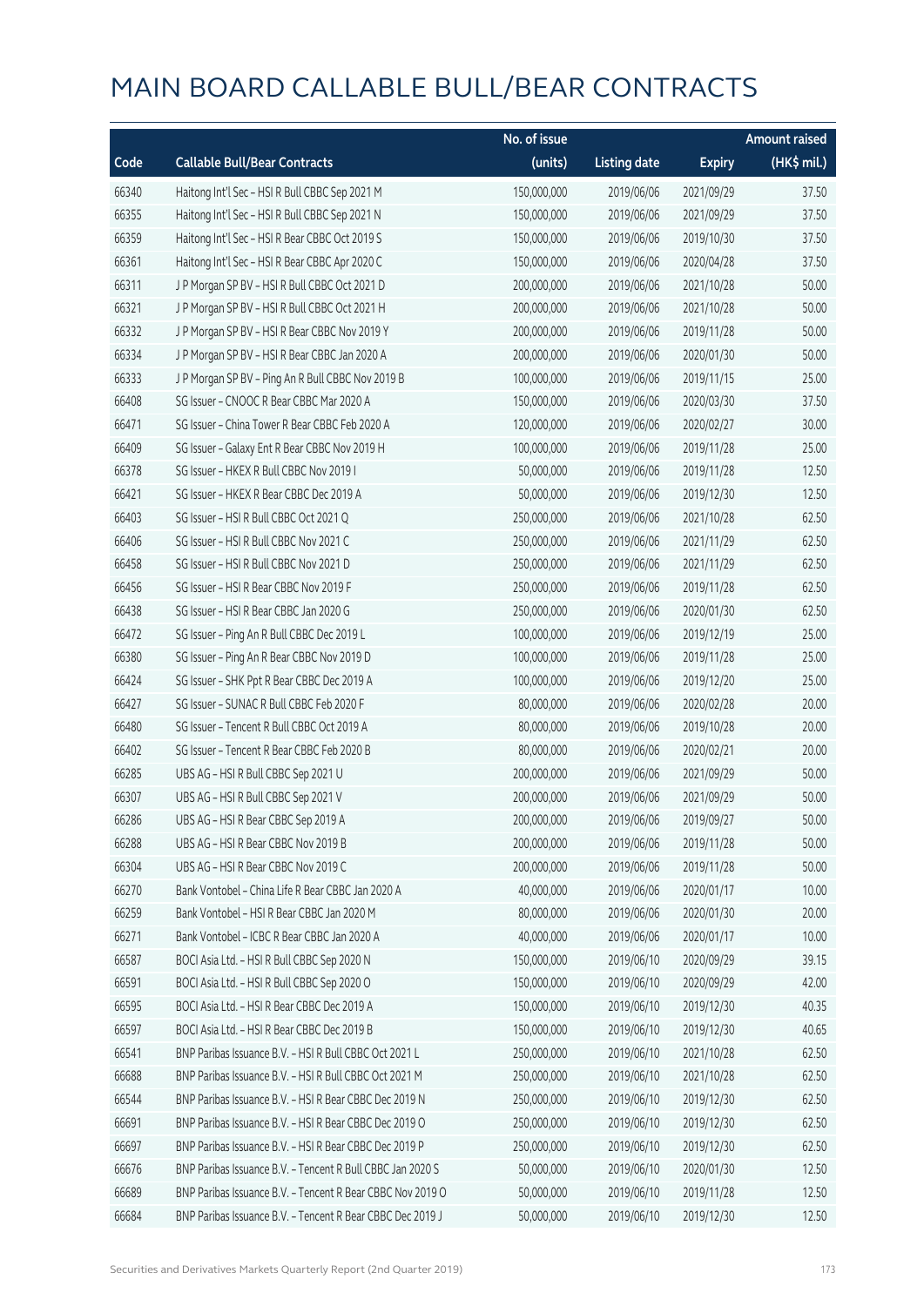# MAIN BOARD CALLABLE BULL/BEAR CONTRACTS

| Code | Callable Bull/Bear Contracts | No. of issue (units) | Listing date | Expiry | Amount raised (HK$ mil.) |
|---|---|---|---|---|---|
| 66340 | Haitong Int'l Sec – HSI R Bull CBBC Sep 2021 M | 150,000,000 | 2019/06/06 | 2021/09/29 | 37.50 |
| 66355 | Haitong Int'l Sec – HSI R Bull CBBC Sep 2021 N | 150,000,000 | 2019/06/06 | 2021/09/29 | 37.50 |
| 66359 | Haitong Int'l Sec – HSI R Bear CBBC Oct 2019 S | 150,000,000 | 2019/06/06 | 2019/10/30 | 37.50 |
| 66361 | Haitong Int'l Sec – HSI R Bear CBBC Apr 2020 C | 150,000,000 | 2019/06/06 | 2020/04/28 | 37.50 |
| 66311 | J P Morgan SP BV – HSI R Bull CBBC Oct 2021 D | 200,000,000 | 2019/06/06 | 2021/10/28 | 50.00 |
| 66321 | J P Morgan SP BV – HSI R Bull CBBC Oct 2021 H | 200,000,000 | 2019/06/06 | 2021/10/28 | 50.00 |
| 66332 | J P Morgan SP BV – HSI R Bear CBBC Nov 2019 Y | 200,000,000 | 2019/06/06 | 2019/11/28 | 50.00 |
| 66334 | J P Morgan SP BV – HSI R Bear CBBC Jan 2020 A | 200,000,000 | 2019/06/06 | 2020/01/30 | 50.00 |
| 66333 | J P Morgan SP BV – Ping An R Bull CBBC Nov 2019 B | 100,000,000 | 2019/06/06 | 2019/11/15 | 25.00 |
| 66408 | SG Issuer – CNOOC R Bear CBBC Mar 2020 A | 150,000,000 | 2019/06/06 | 2020/03/30 | 37.50 |
| 66471 | SG Issuer – China Tower R Bear CBBC Feb 2020 A | 120,000,000 | 2019/06/06 | 2020/02/27 | 30.00 |
| 66409 | SG Issuer – Galaxy Ent R Bear CBBC Nov 2019 H | 100,000,000 | 2019/06/06 | 2019/11/28 | 25.00 |
| 66378 | SG Issuer – HKEX R Bull CBBC Nov 2019 I | 50,000,000 | 2019/06/06 | 2019/11/28 | 12.50 |
| 66421 | SG Issuer – HKEX R Bear CBBC Dec 2019 A | 50,000,000 | 2019/06/06 | 2019/12/30 | 12.50 |
| 66403 | SG Issuer – HSI R Bull CBBC Oct 2021 Q | 250,000,000 | 2019/06/06 | 2021/10/28 | 62.50 |
| 66406 | SG Issuer – HSI R Bull CBBC Nov 2021 C | 250,000,000 | 2019/06/06 | 2021/11/29 | 62.50 |
| 66458 | SG Issuer – HSI R Bull CBBC Nov 2021 D | 250,000,000 | 2019/06/06 | 2021/11/29 | 62.50 |
| 66456 | SG Issuer – HSI R Bear CBBC Nov 2019 F | 250,000,000 | 2019/06/06 | 2019/11/28 | 62.50 |
| 66438 | SG Issuer – HSI R Bear CBBC Jan 2020 G | 250,000,000 | 2019/06/06 | 2020/01/30 | 62.50 |
| 66472 | SG Issuer – Ping An R Bull CBBC Dec 2019 L | 100,000,000 | 2019/06/06 | 2019/12/19 | 25.00 |
| 66380 | SG Issuer – Ping An R Bear CBBC Nov 2019 D | 100,000,000 | 2019/06/06 | 2019/11/28 | 25.00 |
| 66424 | SG Issuer – SHK Ppt R Bear CBBC Dec 2019 A | 100,000,000 | 2019/06/06 | 2019/12/20 | 25.00 |
| 66427 | SG Issuer – SUNAC R Bull CBBC Feb 2020 F | 80,000,000 | 2019/06/06 | 2020/02/28 | 20.00 |
| 66480 | SG Issuer – Tencent R Bull CBBC Oct 2019 A | 80,000,000 | 2019/06/06 | 2019/10/28 | 20.00 |
| 66402 | SG Issuer – Tencent R Bear CBBC Feb 2020 B | 80,000,000 | 2019/06/06 | 2020/02/21 | 20.00 |
| 66285 | UBS AG – HSI R Bull CBBC Sep 2021 U | 200,000,000 | 2019/06/06 | 2021/09/29 | 50.00 |
| 66307 | UBS AG – HSI R Bull CBBC Sep 2021 V | 200,000,000 | 2019/06/06 | 2021/09/29 | 50.00 |
| 66286 | UBS AG – HSI R Bear CBBC Sep 2019 A | 200,000,000 | 2019/06/06 | 2019/09/27 | 50.00 |
| 66288 | UBS AG – HSI R Bear CBBC Nov 2019 B | 200,000,000 | 2019/06/06 | 2019/11/28 | 50.00 |
| 66304 | UBS AG – HSI R Bear CBBC Nov 2019 C | 200,000,000 | 2019/06/06 | 2019/11/28 | 50.00 |
| 66270 | Bank Vontobel – China Life R Bear CBBC Jan 2020 A | 40,000,000 | 2019/06/06 | 2020/01/17 | 10.00 |
| 66259 | Bank Vontobel – HSI R Bear CBBC Jan 2020 M | 80,000,000 | 2019/06/06 | 2020/01/30 | 20.00 |
| 66271 | Bank Vontobel – ICBC R Bear CBBC Jan 2020 A | 40,000,000 | 2019/06/06 | 2020/01/17 | 10.00 |
| 66587 | BOCI Asia Ltd. – HSI R Bull CBBC Sep 2020 N | 150,000,000 | 2019/06/10 | 2020/09/29 | 39.15 |
| 66591 | BOCI Asia Ltd. – HSI R Bull CBBC Sep 2020 O | 150,000,000 | 2019/06/10 | 2020/09/29 | 42.00 |
| 66595 | BOCI Asia Ltd. – HSI R Bear CBBC Dec 2019 A | 150,000,000 | 2019/06/10 | 2019/12/30 | 40.35 |
| 66597 | BOCI Asia Ltd. – HSI R Bear CBBC Dec 2019 B | 150,000,000 | 2019/06/10 | 2019/12/30 | 40.65 |
| 66541 | BNP Paribas Issuance B.V. – HSI R Bull CBBC Oct 2021 L | 250,000,000 | 2019/06/10 | 2021/10/28 | 62.50 |
| 66688 | BNP Paribas Issuance B.V. – HSI R Bull CBBC Oct 2021 M | 250,000,000 | 2019/06/10 | 2021/10/28 | 62.50 |
| 66544 | BNP Paribas Issuance B.V. – HSI R Bear CBBC Dec 2019 N | 250,000,000 | 2019/06/10 | 2019/12/30 | 62.50 |
| 66691 | BNP Paribas Issuance B.V. – HSI R Bear CBBC Dec 2019 O | 250,000,000 | 2019/06/10 | 2019/12/30 | 62.50 |
| 66697 | BNP Paribas Issuance B.V. – HSI R Bear CBBC Dec 2019 P | 250,000,000 | 2019/06/10 | 2019/12/30 | 62.50 |
| 66676 | BNP Paribas Issuance B.V. – Tencent R Bull CBBC Jan 2020 S | 50,000,000 | 2019/06/10 | 2020/01/30 | 12.50 |
| 66689 | BNP Paribas Issuance B.V. – Tencent R Bear CBBC Nov 2019 O | 50,000,000 | 2019/06/10 | 2019/11/28 | 12.50 |
| 66684 | BNP Paribas Issuance B.V. – Tencent R Bear CBBC Dec 2019 J | 50,000,000 | 2019/06/10 | 2019/12/30 | 12.50 |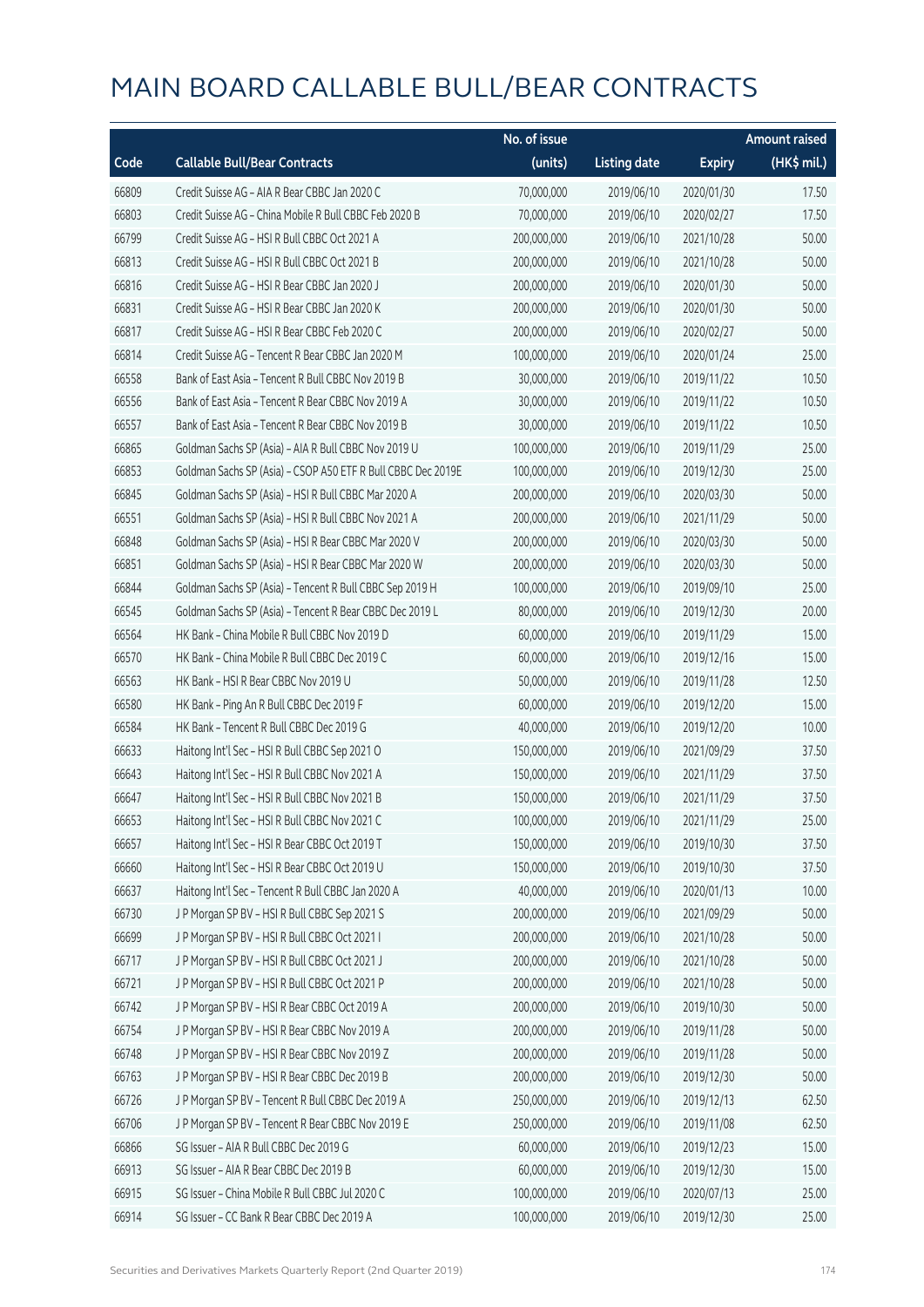# MAIN BOARD CALLABLE BULL/BEAR CONTRACTS

| Code | Callable Bull/Bear Contracts | No. of issue (units) | Listing date | Expiry | Amount raised (HK$ mil.) |
|---|---|---|---|---|---|
| 66809 | Credit Suisse AG – AIA R Bear CBBC Jan 2020 C | 70,000,000 | 2019/06/10 | 2020/01/30 | 17.50 |
| 66803 | Credit Suisse AG – China Mobile R Bull CBBC Feb 2020 B | 70,000,000 | 2019/06/10 | 2020/02/27 | 17.50 |
| 66799 | Credit Suisse AG – HSI R Bull CBBC Oct 2021 A | 200,000,000 | 2019/06/10 | 2021/10/28 | 50.00 |
| 66813 | Credit Suisse AG – HSI R Bull CBBC Oct 2021 B | 200,000,000 | 2019/06/10 | 2021/10/28 | 50.00 |
| 66816 | Credit Suisse AG – HSI R Bear CBBC Jan 2020 J | 200,000,000 | 2019/06/10 | 2020/01/30 | 50.00 |
| 66831 | Credit Suisse AG – HSI R Bear CBBC Jan 2020 K | 200,000,000 | 2019/06/10 | 2020/01/30 | 50.00 |
| 66817 | Credit Suisse AG – HSI R Bear CBBC Feb 2020 C | 200,000,000 | 2019/06/10 | 2020/02/27 | 50.00 |
| 66814 | Credit Suisse AG – Tencent R Bear CBBC Jan 2020 M | 100,000,000 | 2019/06/10 | 2020/01/24 | 25.00 |
| 66558 | Bank of East Asia – Tencent R Bull CBBC Nov 2019 B | 30,000,000 | 2019/06/10 | 2019/11/22 | 10.50 |
| 66556 | Bank of East Asia – Tencent R Bear CBBC Nov 2019 A | 30,000,000 | 2019/06/10 | 2019/11/22 | 10.50 |
| 66557 | Bank of East Asia – Tencent R Bear CBBC Nov 2019 B | 30,000,000 | 2019/06/10 | 2019/11/22 | 10.50 |
| 66865 | Goldman Sachs SP (Asia) – AIA R Bull CBBC Nov 2019 U | 100,000,000 | 2019/06/10 | 2019/11/29 | 25.00 |
| 66853 | Goldman Sachs SP (Asia) – CSOP A50 ETF R Bull CBBC Dec 2019E | 100,000,000 | 2019/06/10 | 2019/12/30 | 25.00 |
| 66845 | Goldman Sachs SP (Asia) – HSI R Bull CBBC Mar 2020 A | 200,000,000 | 2019/06/10 | 2020/03/30 | 50.00 |
| 66551 | Goldman Sachs SP (Asia) – HSI R Bull CBBC Nov 2021 A | 200,000,000 | 2019/06/10 | 2021/11/29 | 50.00 |
| 66848 | Goldman Sachs SP (Asia) – HSI R Bear CBBC Mar 2020 V | 200,000,000 | 2019/06/10 | 2020/03/30 | 50.00 |
| 66851 | Goldman Sachs SP (Asia) – HSI R Bear CBBC Mar 2020 W | 200,000,000 | 2019/06/10 | 2020/03/30 | 50.00 |
| 66844 | Goldman Sachs SP (Asia) – Tencent R Bull CBBC Sep 2019 H | 100,000,000 | 2019/06/10 | 2019/09/10 | 25.00 |
| 66545 | Goldman Sachs SP (Asia) – Tencent R Bear CBBC Dec 2019 L | 80,000,000 | 2019/06/10 | 2019/12/30 | 20.00 |
| 66564 | HK Bank – China Mobile R Bull CBBC Nov 2019 D | 60,000,000 | 2019/06/10 | 2019/11/29 | 15.00 |
| 66570 | HK Bank – China Mobile R Bull CBBC Dec 2019 C | 60,000,000 | 2019/06/10 | 2019/12/16 | 15.00 |
| 66563 | HK Bank – HSI R Bear CBBC Nov 2019 U | 50,000,000 | 2019/06/10 | 2019/11/28 | 12.50 |
| 66580 | HK Bank – Ping An R Bull CBBC Dec 2019 F | 60,000,000 | 2019/06/10 | 2019/12/20 | 15.00 |
| 66584 | HK Bank – Tencent R Bull CBBC Dec 2019 G | 40,000,000 | 2019/06/10 | 2019/12/20 | 10.00 |
| 66633 | Haitong Int'l Sec – HSI R Bull CBBC Sep 2021 O | 150,000,000 | 2019/06/10 | 2021/09/29 | 37.50 |
| 66643 | Haitong Int'l Sec – HSI R Bull CBBC Nov 2021 A | 150,000,000 | 2019/06/10 | 2021/11/29 | 37.50 |
| 66647 | Haitong Int'l Sec – HSI R Bull CBBC Nov 2021 B | 150,000,000 | 2019/06/10 | 2021/11/29 | 37.50 |
| 66653 | Haitong Int'l Sec – HSI R Bull CBBC Nov 2021 C | 100,000,000 | 2019/06/10 | 2021/11/29 | 25.00 |
| 66657 | Haitong Int'l Sec – HSI R Bear CBBC Oct 2019 T | 150,000,000 | 2019/06/10 | 2019/10/30 | 37.50 |
| 66660 | Haitong Int'l Sec – HSI R Bear CBBC Oct 2019 U | 150,000,000 | 2019/06/10 | 2019/10/30 | 37.50 |
| 66637 | Haitong Int'l Sec – Tencent R Bull CBBC Jan 2020 A | 40,000,000 | 2019/06/10 | 2020/01/13 | 10.00 |
| 66730 | J P Morgan SP BV – HSI R Bull CBBC Sep 2021 S | 200,000,000 | 2019/06/10 | 2021/09/29 | 50.00 |
| 66699 | J P Morgan SP BV – HSI R Bull CBBC Oct 2021 I | 200,000,000 | 2019/06/10 | 2021/10/28 | 50.00 |
| 66717 | J P Morgan SP BV – HSI R Bull CBBC Oct 2021 J | 200,000,000 | 2019/06/10 | 2021/10/28 | 50.00 |
| 66721 | J P Morgan SP BV – HSI R Bull CBBC Oct 2021 P | 200,000,000 | 2019/06/10 | 2021/10/28 | 50.00 |
| 66742 | J P Morgan SP BV – HSI R Bear CBBC Oct 2019 A | 200,000,000 | 2019/06/10 | 2019/10/30 | 50.00 |
| 66754 | J P Morgan SP BV – HSI R Bear CBBC Nov 2019 A | 200,000,000 | 2019/06/10 | 2019/11/28 | 50.00 |
| 66748 | J P Morgan SP BV – HSI R Bear CBBC Nov 2019 Z | 200,000,000 | 2019/06/10 | 2019/11/28 | 50.00 |
| 66763 | J P Morgan SP BV – HSI R Bear CBBC Dec 2019 B | 200,000,000 | 2019/06/10 | 2019/12/30 | 50.00 |
| 66726 | J P Morgan SP BV – Tencent R Bull CBBC Dec 2019 A | 250,000,000 | 2019/06/10 | 2019/12/13 | 62.50 |
| 66706 | J P Morgan SP BV – Tencent R Bear CBBC Nov 2019 E | 250,000,000 | 2019/06/10 | 2019/11/08 | 62.50 |
| 66866 | SG Issuer – AIA R Bull CBBC Dec 2019 G | 60,000,000 | 2019/06/10 | 2019/12/23 | 15.00 |
| 66913 | SG Issuer – AIA R Bear CBBC Dec 2019 B | 60,000,000 | 2019/06/10 | 2019/12/30 | 15.00 |
| 66915 | SG Issuer – China Mobile R Bull CBBC Jul 2020 C | 100,000,000 | 2019/06/10 | 2020/07/13 | 25.00 |
| 66914 | SG Issuer – CC Bank R Bear CBBC Dec 2019 A | 100,000,000 | 2019/06/10 | 2019/12/30 | 25.00 |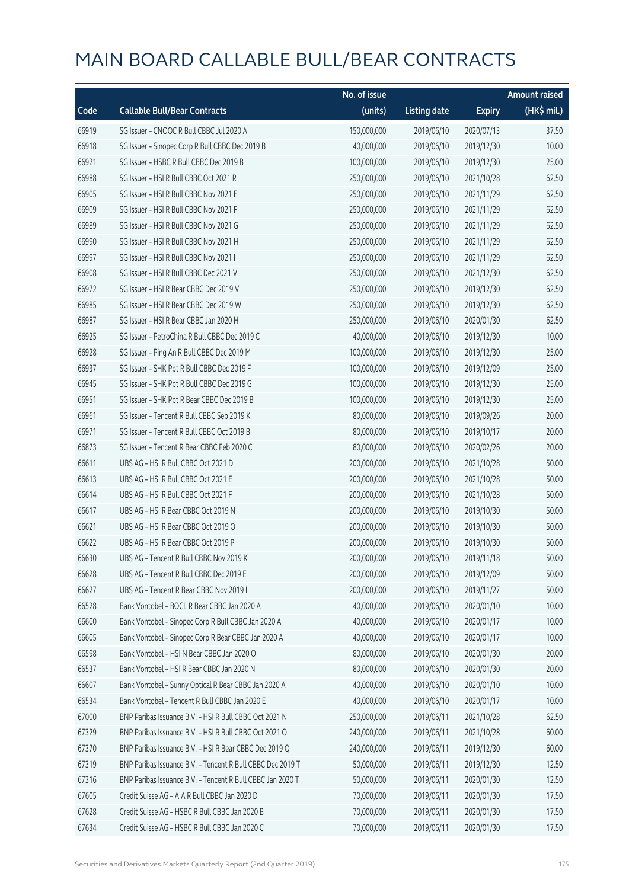# MAIN BOARD CALLABLE BULL/BEAR CONTRACTS

| Code | Callable Bull/Bear Contracts | No. of issue (units) | Listing date | Expiry | Amount raised (HK$ mil.) |
|---|---|---|---|---|---|
| 66919 | SG Issuer – CNOOC R Bull CBBC Jul 2020 A | 150,000,000 | 2019/06/10 | 2020/07/13 | 37.50 |
| 66918 | SG Issuer – Sinopec Corp R Bull CBBC Dec 2019 B | 40,000,000 | 2019/06/10 | 2019/12/30 | 10.00 |
| 66921 | SG Issuer – HSBC R Bull CBBC Dec 2019 B | 100,000,000 | 2019/06/10 | 2019/12/30 | 25.00 |
| 66988 | SG Issuer – HSI R Bull CBBC Oct 2021 R | 250,000,000 | 2019/06/10 | 2021/10/28 | 62.50 |
| 66905 | SG Issuer – HSI R Bull CBBC Nov 2021 E | 250,000,000 | 2019/06/10 | 2021/11/29 | 62.50 |
| 66909 | SG Issuer – HSI R Bull CBBC Nov 2021 F | 250,000,000 | 2019/06/10 | 2021/11/29 | 62.50 |
| 66989 | SG Issuer – HSI R Bull CBBC Nov 2021 G | 250,000,000 | 2019/06/10 | 2021/11/29 | 62.50 |
| 66990 | SG Issuer – HSI R Bull CBBC Nov 2021 H | 250,000,000 | 2019/06/10 | 2021/11/29 | 62.50 |
| 66997 | SG Issuer – HSI R Bull CBBC Nov 2021 I | 250,000,000 | 2019/06/10 | 2021/11/29 | 62.50 |
| 66908 | SG Issuer – HSI R Bull CBBC Dec 2021 V | 250,000,000 | 2019/06/10 | 2021/12/30 | 62.50 |
| 66972 | SG Issuer – HSI R Bear CBBC Dec 2019 V | 250,000,000 | 2019/06/10 | 2019/12/30 | 62.50 |
| 66985 | SG Issuer – HSI R Bear CBBC Dec 2019 W | 250,000,000 | 2019/06/10 | 2019/12/30 | 62.50 |
| 66987 | SG Issuer – HSI R Bear CBBC Jan 2020 H | 250,000,000 | 2019/06/10 | 2020/01/30 | 62.50 |
| 66925 | SG Issuer – PetroChina R Bull CBBC Dec 2019 C | 40,000,000 | 2019/06/10 | 2019/12/30 | 10.00 |
| 66928 | SG Issuer – Ping An R Bull CBBC Dec 2019 M | 100,000,000 | 2019/06/10 | 2019/12/30 | 25.00 |
| 66937 | SG Issuer – SHK Ppt R Bull CBBC Dec 2019 F | 100,000,000 | 2019/06/10 | 2019/12/09 | 25.00 |
| 66945 | SG Issuer – SHK Ppt R Bull CBBC Dec 2019 G | 100,000,000 | 2019/06/10 | 2019/12/30 | 25.00 |
| 66951 | SG Issuer – SHK Ppt R Bear CBBC Dec 2019 B | 100,000,000 | 2019/06/10 | 2019/12/30 | 25.00 |
| 66961 | SG Issuer – Tencent R Bull CBBC Sep 2019 K | 80,000,000 | 2019/06/10 | 2019/09/26 | 20.00 |
| 66971 | SG Issuer – Tencent R Bull CBBC Oct 2019 B | 80,000,000 | 2019/06/10 | 2019/10/17 | 20.00 |
| 66873 | SG Issuer – Tencent R Bear CBBC Feb 2020 C | 80,000,000 | 2019/06/10 | 2020/02/26 | 20.00 |
| 66611 | UBS AG – HSI R Bull CBBC Oct 2021 D | 200,000,000 | 2019/06/10 | 2021/10/28 | 50.00 |
| 66613 | UBS AG – HSI R Bull CBBC Oct 2021 E | 200,000,000 | 2019/06/10 | 2021/10/28 | 50.00 |
| 66614 | UBS AG – HSI R Bull CBBC Oct 2021 F | 200,000,000 | 2019/06/10 | 2021/10/28 | 50.00 |
| 66617 | UBS AG – HSI R Bear CBBC Oct 2019 N | 200,000,000 | 2019/06/10 | 2019/10/30 | 50.00 |
| 66621 | UBS AG – HSI R Bear CBBC Oct 2019 O | 200,000,000 | 2019/06/10 | 2019/10/30 | 50.00 |
| 66622 | UBS AG – HSI R Bear CBBC Oct 2019 P | 200,000,000 | 2019/06/10 | 2019/10/30 | 50.00 |
| 66630 | UBS AG – Tencent R Bull CBBC Nov 2019 K | 200,000,000 | 2019/06/10 | 2019/11/18 | 50.00 |
| 66628 | UBS AG – Tencent R Bull CBBC Dec 2019 E | 200,000,000 | 2019/06/10 | 2019/12/09 | 50.00 |
| 66627 | UBS AG – Tencent R Bear CBBC Nov 2019 I | 200,000,000 | 2019/06/10 | 2019/11/27 | 50.00 |
| 66528 | Bank Vontobel – BOCL R Bear CBBC Jan 2020 A | 40,000,000 | 2019/06/10 | 2020/01/10 | 10.00 |
| 66600 | Bank Vontobel – Sinopec Corp R Bull CBBC Jan 2020 A | 40,000,000 | 2019/06/10 | 2020/01/17 | 10.00 |
| 66605 | Bank Vontobel – Sinopec Corp R Bear CBBC Jan 2020 A | 40,000,000 | 2019/06/10 | 2020/01/17 | 10.00 |
| 66598 | Bank Vontobel – HSI N Bear CBBC Jan 2020 O | 80,000,000 | 2019/06/10 | 2020/01/30 | 20.00 |
| 66537 | Bank Vontobel – HSI R Bear CBBC Jan 2020 N | 80,000,000 | 2019/06/10 | 2020/01/30 | 20.00 |
| 66607 | Bank Vontobel – Sunny Optical R Bear CBBC Jan 2020 A | 40,000,000 | 2019/06/10 | 2020/01/10 | 10.00 |
| 66534 | Bank Vontobel – Tencent R Bull CBBC Jan 2020 E | 40,000,000 | 2019/06/10 | 2020/01/17 | 10.00 |
| 67000 | BNP Paribas Issuance B.V. – HSI R Bull CBBC Oct 2021 N | 250,000,000 | 2019/06/11 | 2021/10/28 | 62.50 |
| 67329 | BNP Paribas Issuance B.V. – HSI R Bull CBBC Oct 2021 O | 240,000,000 | 2019/06/11 | 2021/10/28 | 60.00 |
| 67370 | BNP Paribas Issuance B.V. – HSI R Bear CBBC Dec 2019 Q | 240,000,000 | 2019/06/11 | 2019/12/30 | 60.00 |
| 67319 | BNP Paribas Issuance B.V. – Tencent R Bull CBBC Dec 2019 T | 50,000,000 | 2019/06/11 | 2019/12/30 | 12.50 |
| 67316 | BNP Paribas Issuance B.V. – Tencent R Bull CBBC Jan 2020 T | 50,000,000 | 2019/06/11 | 2020/01/30 | 12.50 |
| 67605 | Credit Suisse AG – AIA R Bull CBBC Jan 2020 D | 70,000,000 | 2019/06/11 | 2020/01/30 | 17.50 |
| 67628 | Credit Suisse AG – HSBC R Bull CBBC Jan 2020 B | 70,000,000 | 2019/06/11 | 2020/01/30 | 17.50 |
| 67634 | Credit Suisse AG – HSBC R Bull CBBC Jan 2020 C | 70,000,000 | 2019/06/11 | 2020/01/30 | 17.50 |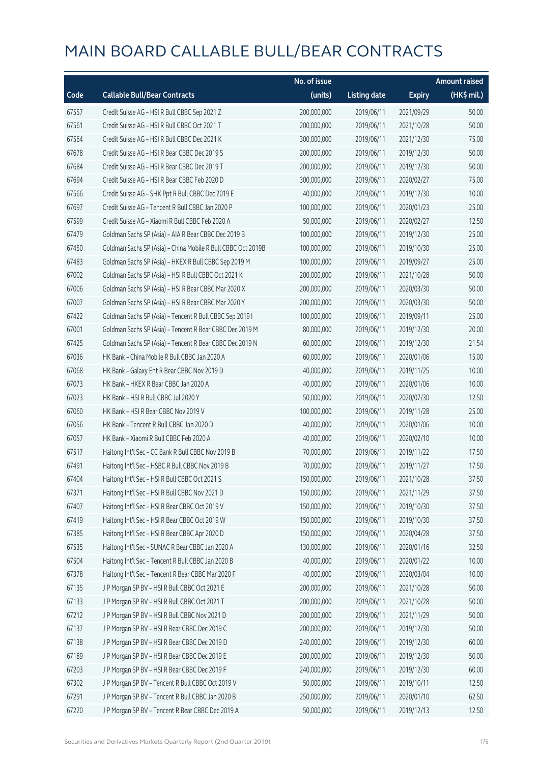# MAIN BOARD CALLABLE BULL/BEAR CONTRACTS

| Code | Callable Bull/Bear Contracts | No. of issue (units) | Listing date | Expiry | Amount raised (HK$ mil.) |
|---|---|---|---|---|---|
| 67557 | Credit Suisse AG – HSI R Bull CBBC Sep 2021 Z | 200,000,000 | 2019/06/11 | 2021/09/29 | 50.00 |
| 67561 | Credit Suisse AG – HSI R Bull CBBC Oct 2021 T | 200,000,000 | 2019/06/11 | 2021/10/28 | 50.00 |
| 67564 | Credit Suisse AG – HSI R Bull CBBC Dec 2021 K | 300,000,000 | 2019/06/11 | 2021/12/30 | 75.00 |
| 67678 | Credit Suisse AG – HSI R Bear CBBC Dec 2019 S | 200,000,000 | 2019/06/11 | 2019/12/30 | 50.00 |
| 67684 | Credit Suisse AG – HSI R Bear CBBC Dec 2019 T | 200,000,000 | 2019/06/11 | 2019/12/30 | 50.00 |
| 67694 | Credit Suisse AG – HSI R Bear CBBC Feb 2020 D | 300,000,000 | 2019/06/11 | 2020/02/27 | 75.00 |
| 67566 | Credit Suisse AG – SHK Ppt R Bull CBBC Dec 2019 E | 40,000,000 | 2019/06/11 | 2019/12/30 | 10.00 |
| 67697 | Credit Suisse AG – Tencent R Bull CBBC Jan 2020 P | 100,000,000 | 2019/06/11 | 2020/01/23 | 25.00 |
| 67599 | Credit Suisse AG – Xiaomi R Bull CBBC Feb 2020 A | 50,000,000 | 2019/06/11 | 2020/02/27 | 12.50 |
| 67479 | Goldman Sachs SP (Asia) – AIA R Bear CBBC Dec 2019 B | 100,000,000 | 2019/06/11 | 2019/12/30 | 25.00 |
| 67450 | Goldman Sachs SP (Asia) – China Mobile R Bull CBBC Oct 2019B | 100,000,000 | 2019/06/11 | 2019/10/30 | 25.00 |
| 67483 | Goldman Sachs SP (Asia) – HKEX R Bull CBBC Sep 2019 M | 100,000,000 | 2019/06/11 | 2019/09/27 | 25.00 |
| 67002 | Goldman Sachs SP (Asia) – HSI R Bull CBBC Oct 2021 K | 200,000,000 | 2019/06/11 | 2021/10/28 | 50.00 |
| 67006 | Goldman Sachs SP (Asia) – HSI R Bear CBBC Mar 2020 X | 200,000,000 | 2019/06/11 | 2020/03/30 | 50.00 |
| 67007 | Goldman Sachs SP (Asia) – HSI R Bear CBBC Mar 2020 Y | 200,000,000 | 2019/06/11 | 2020/03/30 | 50.00 |
| 67422 | Goldman Sachs SP (Asia) – Tencent R Bull CBBC Sep 2019 I | 100,000,000 | 2019/06/11 | 2019/09/11 | 25.00 |
| 67001 | Goldman Sachs SP (Asia) – Tencent R Bear CBBC Dec 2019 M | 80,000,000 | 2019/06/11 | 2019/12/30 | 20.00 |
| 67425 | Goldman Sachs SP (Asia) – Tencent R Bear CBBC Dec 2019 N | 60,000,000 | 2019/06/11 | 2019/12/30 | 21.54 |
| 67036 | HK Bank – China Mobile R Bull CBBC Jan 2020 A | 60,000,000 | 2019/06/11 | 2020/01/06 | 15.00 |
| 67068 | HK Bank – Galaxy Ent R Bear CBBC Nov 2019 D | 40,000,000 | 2019/06/11 | 2019/11/25 | 10.00 |
| 67073 | HK Bank – HKEX R Bear CBBC Jan 2020 A | 40,000,000 | 2019/06/11 | 2020/01/06 | 10.00 |
| 67023 | HK Bank – HSI R Bull CBBC Jul 2020 Y | 50,000,000 | 2019/06/11 | 2020/07/30 | 12.50 |
| 67060 | HK Bank – HSI R Bear CBBC Nov 2019 V | 100,000,000 | 2019/06/11 | 2019/11/28 | 25.00 |
| 67056 | HK Bank – Tencent R Bull CBBC Jan 2020 D | 40,000,000 | 2019/06/11 | 2020/01/06 | 10.00 |
| 67057 | HK Bank – Xiaomi R Bull CBBC Feb 2020 A | 40,000,000 | 2019/06/11 | 2020/02/10 | 10.00 |
| 67517 | Haitong Int'l Sec – CC Bank R Bull CBBC Nov 2019 B | 70,000,000 | 2019/06/11 | 2019/11/22 | 17.50 |
| 67491 | Haitong Int'l Sec – HSBC R Bull CBBC Nov 2019 B | 70,000,000 | 2019/06/11 | 2019/11/27 | 17.50 |
| 67404 | Haitong Int'l Sec – HSI R Bull CBBC Oct 2021 S | 150,000,000 | 2019/06/11 | 2021/10/28 | 37.50 |
| 67371 | Haitong Int'l Sec – HSI R Bull CBBC Nov 2021 D | 150,000,000 | 2019/06/11 | 2021/11/29 | 37.50 |
| 67407 | Haitong Int'l Sec – HSI R Bear CBBC Oct 2019 V | 150,000,000 | 2019/06/11 | 2019/10/30 | 37.50 |
| 67419 | Haitong Int'l Sec – HSI R Bear CBBC Oct 2019 W | 150,000,000 | 2019/06/11 | 2019/10/30 | 37.50 |
| 67385 | Haitong Int'l Sec – HSI R Bear CBBC Apr 2020 D | 150,000,000 | 2019/06/11 | 2020/04/28 | 37.50 |
| 67535 | Haitong Int'l Sec – SUNAC R Bear CBBC Jan 2020 A | 130,000,000 | 2019/06/11 | 2020/01/16 | 32.50 |
| 67504 | Haitong Int'l Sec – Tencent R Bull CBBC Jan 2020 B | 40,000,000 | 2019/06/11 | 2020/01/22 | 10.00 |
| 67378 | Haitong Int'l Sec – Tencent R Bear CBBC Mar 2020 F | 40,000,000 | 2019/06/11 | 2020/03/04 | 10.00 |
| 67135 | J P Morgan SP BV – HSI R Bull CBBC Oct 2021 E | 200,000,000 | 2019/06/11 | 2021/10/28 | 50.00 |
| 67133 | J P Morgan SP BV – HSI R Bull CBBC Oct 2021 T | 200,000,000 | 2019/06/11 | 2021/10/28 | 50.00 |
| 67212 | J P Morgan SP BV – HSI R Bull CBBC Nov 2021 D | 200,000,000 | 2019/06/11 | 2021/11/29 | 50.00 |
| 67137 | J P Morgan SP BV – HSI R Bear CBBC Dec 2019 C | 200,000,000 | 2019/06/11 | 2019/12/30 | 50.00 |
| 67138 | J P Morgan SP BV – HSI R Bear CBBC Dec 2019 D | 240,000,000 | 2019/06/11 | 2019/12/30 | 60.00 |
| 67189 | J P Morgan SP BV – HSI R Bear CBBC Dec 2019 E | 200,000,000 | 2019/06/11 | 2019/12/30 | 50.00 |
| 67203 | J P Morgan SP BV – HSI R Bear CBBC Dec 2019 F | 240,000,000 | 2019/06/11 | 2019/12/30 | 60.00 |
| 67302 | J P Morgan SP BV – Tencent R Bull CBBC Oct 2019 V | 50,000,000 | 2019/06/11 | 2019/10/11 | 12.50 |
| 67291 | J P Morgan SP BV – Tencent R Bull CBBC Jan 2020 B | 250,000,000 | 2019/06/11 | 2020/01/10 | 62.50 |
| 67220 | J P Morgan SP BV – Tencent R Bear CBBC Dec 2019 A | 50,000,000 | 2019/06/11 | 2019/12/13 | 12.50 |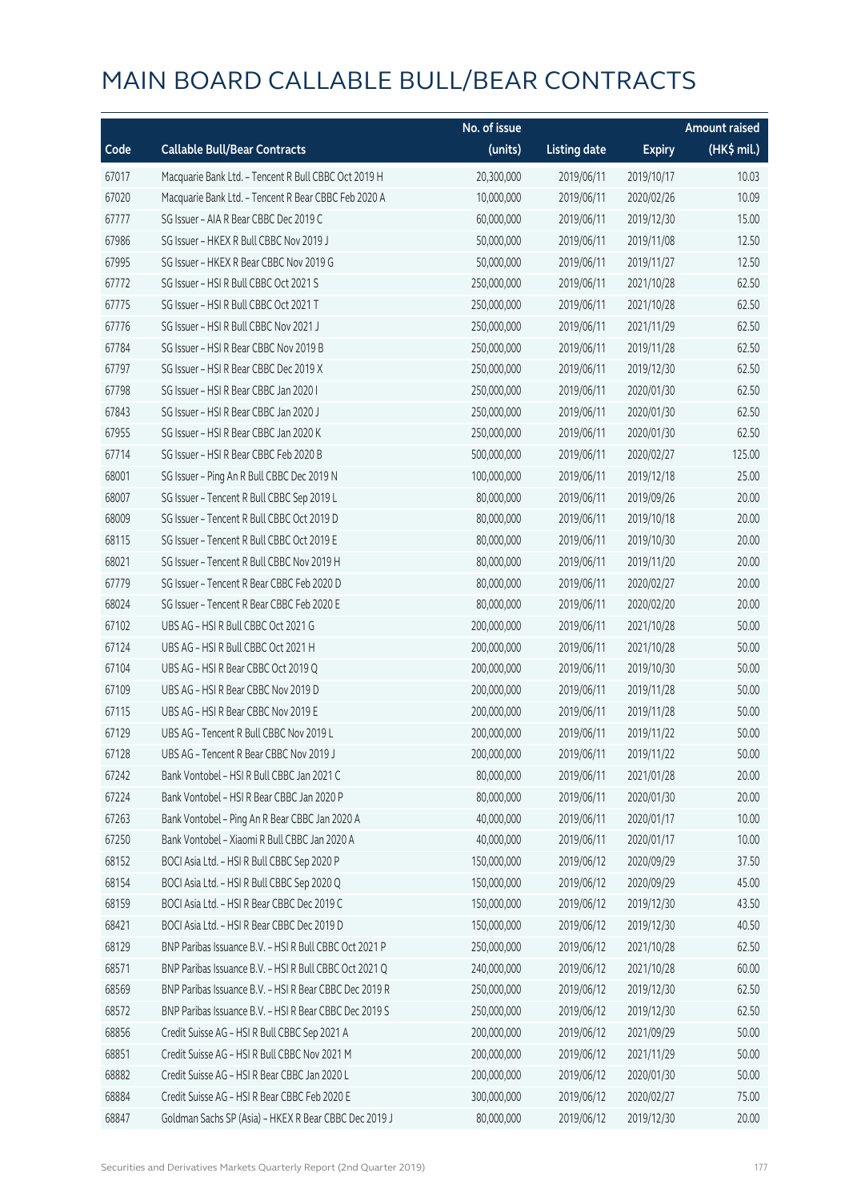# MAIN BOARD CALLABLE BULL/BEAR CONTRACTS

| Code | Callable Bull/Bear Contracts | No. of issue (units) | Listing date | Expiry | Amount raised (HK$ mil.) |
|---|---|---|---|---|---|
| 67017 | Macquarie Bank Ltd. - Tencent R Bull CBBC Oct 2019 H | 20,300,000 | 2019/06/11 | 2019/10/17 | 10.03 |
| 67020 | Macquarie Bank Ltd. - Tencent R Bear CBBC Feb 2020 A | 10,000,000 | 2019/06/11 | 2020/02/26 | 10.09 |
| 67777 | SG Issuer - AIA R Bear CBBC Dec 2019 C | 60,000,000 | 2019/06/11 | 2019/12/30 | 15.00 |
| 67986 | SG Issuer - HKEX R Bull CBBC Nov 2019 J | 50,000,000 | 2019/06/11 | 2019/11/08 | 12.50 |
| 67995 | SG Issuer - HKEX R Bear CBBC Nov 2019 G | 50,000,000 | 2019/06/11 | 2019/11/27 | 12.50 |
| 67772 | SG Issuer - HSI R Bull CBBC Oct 2021 S | 250,000,000 | 2019/06/11 | 2021/10/28 | 62.50 |
| 67775 | SG Issuer - HSI R Bull CBBC Oct 2021 T | 250,000,000 | 2019/06/11 | 2021/10/28 | 62.50 |
| 67776 | SG Issuer - HSI R Bull CBBC Nov 2021 J | 250,000,000 | 2019/06/11 | 2021/11/29 | 62.50 |
| 67784 | SG Issuer - HSI R Bear CBBC Nov 2019 B | 250,000,000 | 2019/06/11 | 2019/11/28 | 62.50 |
| 67797 | SG Issuer - HSI R Bear CBBC Dec 2019 X | 250,000,000 | 2019/06/11 | 2019/12/30 | 62.50 |
| 67798 | SG Issuer - HSI R Bear CBBC Jan 2020 I | 250,000,000 | 2019/06/11 | 2020/01/30 | 62.50 |
| 67843 | SG Issuer - HSI R Bear CBBC Jan 2020 J | 250,000,000 | 2019/06/11 | 2020/01/30 | 62.50 |
| 67955 | SG Issuer - HSI R Bear CBBC Jan 2020 K | 250,000,000 | 2019/06/11 | 2020/01/30 | 62.50 |
| 67714 | SG Issuer - HSI R Bear CBBC Feb 2020 B | 500,000,000 | 2019/06/11 | 2020/02/27 | 125.00 |
| 68001 | SG Issuer - Ping An R Bull CBBC Dec 2019 N | 100,000,000 | 2019/06/11 | 2019/12/18 | 25.00 |
| 68007 | SG Issuer - Tencent R Bull CBBC Sep 2019 L | 80,000,000 | 2019/06/11 | 2019/09/26 | 20.00 |
| 68009 | SG Issuer - Tencent R Bull CBBC Oct 2019 D | 80,000,000 | 2019/06/11 | 2019/10/18 | 20.00 |
| 68115 | SG Issuer - Tencent R Bull CBBC Oct 2019 E | 80,000,000 | 2019/06/11 | 2019/10/30 | 20.00 |
| 68021 | SG Issuer - Tencent R Bull CBBC Nov 2019 H | 80,000,000 | 2019/06/11 | 2019/11/20 | 20.00 |
| 67779 | SG Issuer - Tencent R Bear CBBC Feb 2020 D | 80,000,000 | 2019/06/11 | 2020/02/27 | 20.00 |
| 68024 | SG Issuer - Tencent R Bear CBBC Feb 2020 E | 80,000,000 | 2019/06/11 | 2020/02/20 | 20.00 |
| 67102 | UBS AG - HSI R Bull CBBC Oct 2021 G | 200,000,000 | 2019/06/11 | 2021/10/28 | 50.00 |
| 67124 | UBS AG - HSI R Bull CBBC Oct 2021 H | 200,000,000 | 2019/06/11 | 2021/10/28 | 50.00 |
| 67104 | UBS AG - HSI R Bear CBBC Oct 2019 Q | 200,000,000 | 2019/06/11 | 2019/10/30 | 50.00 |
| 67109 | UBS AG - HSI R Bear CBBC Nov 2019 D | 200,000,000 | 2019/06/11 | 2019/11/28 | 50.00 |
| 67115 | UBS AG - HSI R Bear CBBC Nov 2019 E | 200,000,000 | 2019/06/11 | 2019/11/28 | 50.00 |
| 67129 | UBS AG - Tencent R Bull CBBC Nov 2019 L | 200,000,000 | 2019/06/11 | 2019/11/22 | 50.00 |
| 67128 | UBS AG - Tencent R Bear CBBC Nov 2019 J | 200,000,000 | 2019/06/11 | 2019/11/22 | 50.00 |
| 67242 | Bank Vontobel - HSI R Bull CBBC Jan 2021 C | 80,000,000 | 2019/06/11 | 2021/01/28 | 20.00 |
| 67224 | Bank Vontobel - HSI R Bear CBBC Jan 2020 P | 80,000,000 | 2019/06/11 | 2020/01/30 | 20.00 |
| 67263 | Bank Vontobel - Ping An R Bear CBBC Jan 2020 A | 40,000,000 | 2019/06/11 | 2020/01/17 | 10.00 |
| 67250 | Bank Vontobel - Xiaomi R Bull CBBC Jan 2020 A | 40,000,000 | 2019/06/11 | 2020/01/17 | 10.00 |
| 68152 | BOCI Asia Ltd. - HSI R Bull CBBC Sep 2020 P | 150,000,000 | 2019/06/12 | 2020/09/29 | 37.50 |
| 68154 | BOCI Asia Ltd. - HSI R Bull CBBC Sep 2020 Q | 150,000,000 | 2019/06/12 | 2020/09/29 | 45.00 |
| 68159 | BOCI Asia Ltd. - HSI R Bear CBBC Dec 2019 C | 150,000,000 | 2019/06/12 | 2019/12/30 | 43.50 |
| 68421 | BOCI Asia Ltd. - HSI R Bear CBBC Dec 2019 D | 150,000,000 | 2019/06/12 | 2019/12/30 | 40.50 |
| 68129 | BNP Paribas Issuance B.V. - HSI R Bull CBBC Oct 2021 P | 250,000,000 | 2019/06/12 | 2021/10/28 | 62.50 |
| 68571 | BNP Paribas Issuance B.V. - HSI R Bull CBBC Oct 2021 Q | 240,000,000 | 2019/06/12 | 2021/10/28 | 60.00 |
| 68569 | BNP Paribas Issuance B.V. - HSI R Bear CBBC Dec 2019 R | 250,000,000 | 2019/06/12 | 2019/12/30 | 62.50 |
| 68572 | BNP Paribas Issuance B.V. - HSI R Bear CBBC Dec 2019 S | 250,000,000 | 2019/06/12 | 2019/12/30 | 62.50 |
| 68856 | Credit Suisse AG - HSI R Bull CBBC Sep 2021 A | 200,000,000 | 2019/06/12 | 2021/09/29 | 50.00 |
| 68851 | Credit Suisse AG - HSI R Bull CBBC Nov 2021 M | 200,000,000 | 2019/06/12 | 2021/11/29 | 50.00 |
| 68882 | Credit Suisse AG - HSI R Bear CBBC Jan 2020 L | 200,000,000 | 2019/06/12 | 2020/01/30 | 50.00 |
| 68884 | Credit Suisse AG - HSI R Bear CBBC Feb 2020 E | 300,000,000 | 2019/06/12 | 2020/02/27 | 75.00 |
| 68847 | Goldman Sachs SP (Asia) - HKEX R Bear CBBC Dec 2019 J | 80,000,000 | 2019/06/12 | 2019/12/30 | 20.00 |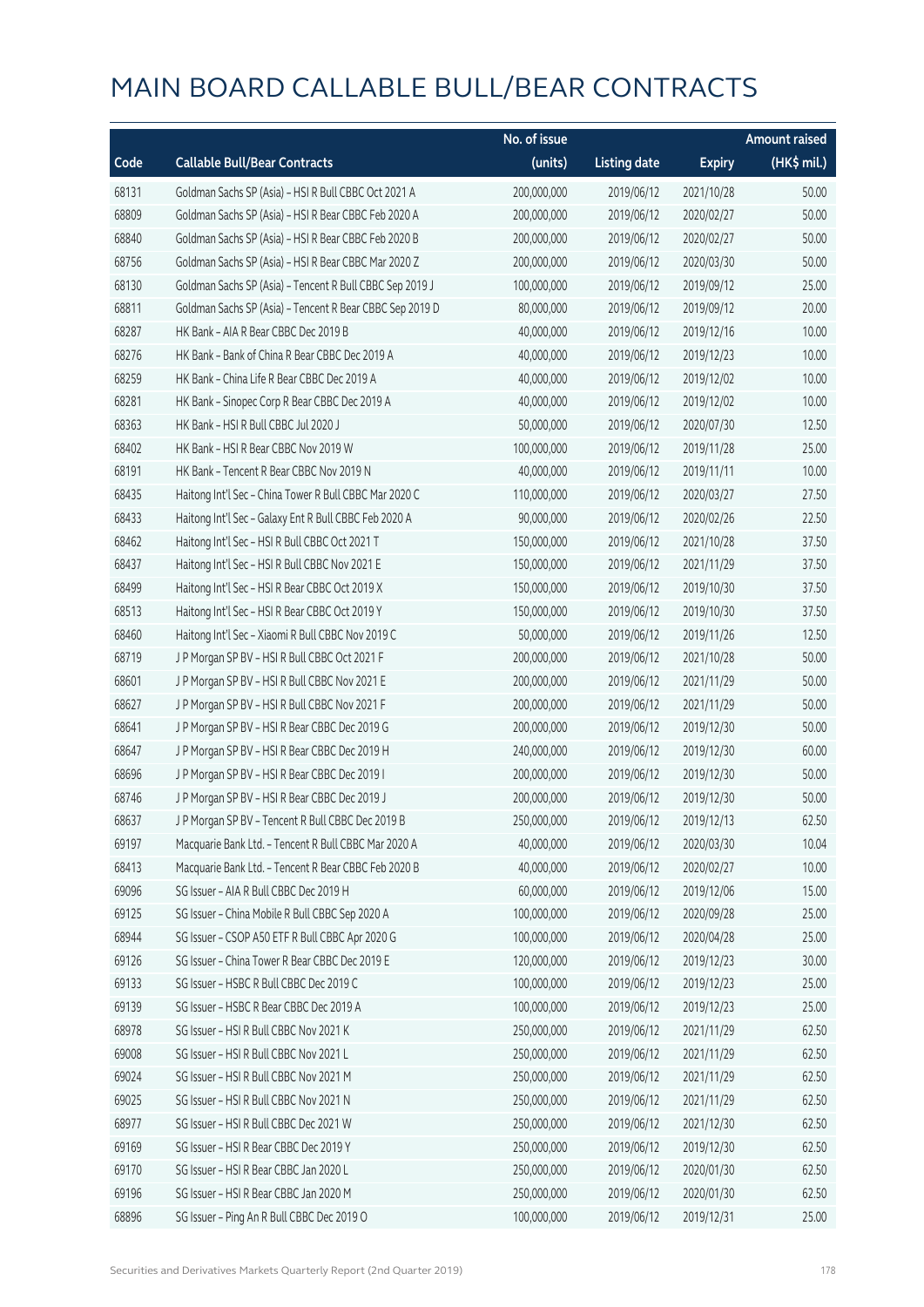# MAIN BOARD CALLABLE BULL/BEAR CONTRACTS

| Code | Callable Bull/Bear Contracts | No. of issue (units) | Listing date | Expiry | Amount raised (HK$ mil.) |
|---|---|---|---|---|---|
| 68131 | Goldman Sachs SP (Asia) – HSI R Bull CBBC Oct 2021 A | 200,000,000 | 2019/06/12 | 2021/10/28 | 50.00 |
| 68809 | Goldman Sachs SP (Asia) – HSI R Bear CBBC Feb 2020 A | 200,000,000 | 2019/06/12 | 2020/02/27 | 50.00 |
| 68840 | Goldman Sachs SP (Asia) – HSI R Bear CBBC Feb 2020 B | 200,000,000 | 2019/06/12 | 2020/02/27 | 50.00 |
| 68756 | Goldman Sachs SP (Asia) – HSI R Bear CBBC Mar 2020 Z | 200,000,000 | 2019/06/12 | 2020/03/30 | 50.00 |
| 68130 | Goldman Sachs SP (Asia) – Tencent R Bull CBBC Sep 2019 J | 100,000,000 | 2019/06/12 | 2019/09/12 | 25.00 |
| 68811 | Goldman Sachs SP (Asia) – Tencent R Bear CBBC Sep 2019 D | 80,000,000 | 2019/06/12 | 2019/09/12 | 20.00 |
| 68287 | HK Bank – AIA R Bear CBBC Dec 2019 B | 40,000,000 | 2019/06/12 | 2019/12/16 | 10.00 |
| 68276 | HK Bank – Bank of China R Bear CBBC Dec 2019 A | 40,000,000 | 2019/06/12 | 2019/12/23 | 10.00 |
| 68259 | HK Bank – China Life R Bear CBBC Dec 2019 A | 40,000,000 | 2019/06/12 | 2019/12/02 | 10.00 |
| 68281 | HK Bank – Sinopec Corp R Bear CBBC Dec 2019 A | 40,000,000 | 2019/06/12 | 2019/12/02 | 10.00 |
| 68363 | HK Bank – HSI R Bull CBBC Jul 2020 J | 50,000,000 | 2019/06/12 | 2020/07/30 | 12.50 |
| 68402 | HK Bank – HSI R Bear CBBC Nov 2019 W | 100,000,000 | 2019/06/12 | 2019/11/28 | 25.00 |
| 68191 | HK Bank – Tencent R Bear CBBC Nov 2019 N | 40,000,000 | 2019/06/12 | 2019/11/11 | 10.00 |
| 68435 | Haitong Int'l Sec – China Tower R Bull CBBC Mar 2020 C | 110,000,000 | 2019/06/12 | 2020/03/27 | 27.50 |
| 68433 | Haitong Int'l Sec – Galaxy Ent R Bull CBBC Feb 2020 A | 90,000,000 | 2019/06/12 | 2020/02/26 | 22.50 |
| 68462 | Haitong Int'l Sec – HSI R Bull CBBC Oct 2021 T | 150,000,000 | 2019/06/12 | 2021/10/28 | 37.50 |
| 68437 | Haitong Int'l Sec – HSI R Bull CBBC Nov 2021 E | 150,000,000 | 2019/06/12 | 2021/11/29 | 37.50 |
| 68499 | Haitong Int'l Sec – HSI R Bear CBBC Oct 2019 X | 150,000,000 | 2019/06/12 | 2019/10/30 | 37.50 |
| 68513 | Haitong Int'l Sec – HSI R Bear CBBC Oct 2019 Y | 150,000,000 | 2019/06/12 | 2019/10/30 | 37.50 |
| 68460 | Haitong Int'l Sec – Xiaomi R Bull CBBC Nov 2019 C | 50,000,000 | 2019/06/12 | 2019/11/26 | 12.50 |
| 68719 | J P Morgan SP BV – HSI R Bull CBBC Oct 2021 F | 200,000,000 | 2019/06/12 | 2021/10/28 | 50.00 |
| 68601 | J P Morgan SP BV – HSI R Bull CBBC Nov 2021 E | 200,000,000 | 2019/06/12 | 2021/11/29 | 50.00 |
| 68627 | J P Morgan SP BV – HSI R Bull CBBC Nov 2021 F | 200,000,000 | 2019/06/12 | 2021/11/29 | 50.00 |
| 68641 | J P Morgan SP BV – HSI R Bear CBBC Dec 2019 G | 200,000,000 | 2019/06/12 | 2019/12/30 | 50.00 |
| 68647 | J P Morgan SP BV – HSI R Bear CBBC Dec 2019 H | 240,000,000 | 2019/06/12 | 2019/12/30 | 60.00 |
| 68696 | J P Morgan SP BV – HSI R Bear CBBC Dec 2019 I | 200,000,000 | 2019/06/12 | 2019/12/30 | 50.00 |
| 68746 | J P Morgan SP BV – HSI R Bear CBBC Dec 2019 J | 200,000,000 | 2019/06/12 | 2019/12/30 | 50.00 |
| 68637 | J P Morgan SP BV – Tencent R Bull CBBC Dec 2019 B | 250,000,000 | 2019/06/12 | 2019/12/13 | 62.50 |
| 69197 | Macquarie Bank Ltd. – Tencent R Bull CBBC Mar 2020 A | 40,000,000 | 2019/06/12 | 2020/03/30 | 10.04 |
| 68413 | Macquarie Bank Ltd. – Tencent R Bear CBBC Feb 2020 B | 40,000,000 | 2019/06/12 | 2020/02/27 | 10.00 |
| 69096 | SG Issuer – AIA R Bull CBBC Dec 2019 H | 60,000,000 | 2019/06/12 | 2019/12/06 | 15.00 |
| 69125 | SG Issuer – China Mobile R Bull CBBC Sep 2020 A | 100,000,000 | 2019/06/12 | 2020/09/28 | 25.00 |
| 68944 | SG Issuer – CSOP A50 ETF R Bull CBBC Apr 2020 G | 100,000,000 | 2019/06/12 | 2020/04/28 | 25.00 |
| 69126 | SG Issuer – China Tower R Bear CBBC Dec 2019 E | 120,000,000 | 2019/06/12 | 2019/12/23 | 30.00 |
| 69133 | SG Issuer – HSBC R Bull CBBC Dec 2019 C | 100,000,000 | 2019/06/12 | 2019/12/23 | 25.00 |
| 69139 | SG Issuer – HSBC R Bear CBBC Dec 2019 A | 100,000,000 | 2019/06/12 | 2019/12/23 | 25.00 |
| 68978 | SG Issuer – HSI R Bull CBBC Nov 2021 K | 250,000,000 | 2019/06/12 | 2021/11/29 | 62.50 |
| 69008 | SG Issuer – HSI R Bull CBBC Nov 2021 L | 250,000,000 | 2019/06/12 | 2021/11/29 | 62.50 |
| 69024 | SG Issuer – HSI R Bull CBBC Nov 2021 M | 250,000,000 | 2019/06/12 | 2021/11/29 | 62.50 |
| 69025 | SG Issuer – HSI R Bull CBBC Nov 2021 N | 250,000,000 | 2019/06/12 | 2021/11/29 | 62.50 |
| 68977 | SG Issuer – HSI R Bull CBBC Dec 2021 W | 250,000,000 | 2019/06/12 | 2021/12/30 | 62.50 |
| 69169 | SG Issuer – HSI R Bear CBBC Dec 2019 Y | 250,000,000 | 2019/06/12 | 2019/12/30 | 62.50 |
| 69170 | SG Issuer – HSI R Bear CBBC Jan 2020 L | 250,000,000 | 2019/06/12 | 2020/01/30 | 62.50 |
| 69196 | SG Issuer – HSI R Bear CBBC Jan 2020 M | 250,000,000 | 2019/06/12 | 2020/01/30 | 62.50 |
| 68896 | SG Issuer – Ping An R Bull CBBC Dec 2019 O | 100,000,000 | 2019/06/12 | 2019/12/31 | 25.00 |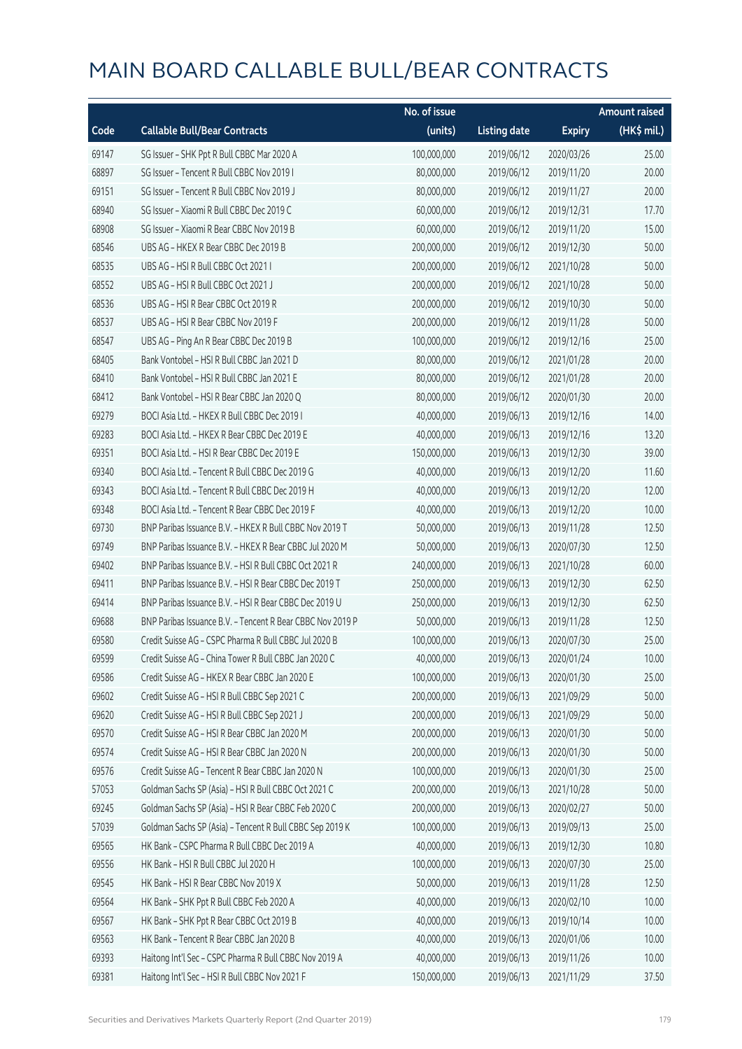# MAIN BOARD CALLABLE BULL/BEAR CONTRACTS

| Code | Callable Bull/Bear Contracts | No. of issue (units) | Listing date | Expiry | Amount raised (HK$ mil.) |
|---|---|---|---|---|---|
| 69147 | SG Issuer – SHK Ppt R Bull CBBC Mar 2020 A | 100,000,000 | 2019/06/12 | 2020/03/26 | 25.00 |
| 68897 | SG Issuer – Tencent R Bull CBBC Nov 2019 I | 80,000,000 | 2019/06/12 | 2019/11/20 | 20.00 |
| 69151 | SG Issuer – Tencent R Bull CBBC Nov 2019 J | 80,000,000 | 2019/06/12 | 2019/11/27 | 20.00 |
| 68940 | SG Issuer – Xiaomi R Bull CBBC Dec 2019 C | 60,000,000 | 2019/06/12 | 2019/12/31 | 17.70 |
| 68908 | SG Issuer – Xiaomi R Bear CBBC Nov 2019 B | 60,000,000 | 2019/06/12 | 2019/11/20 | 15.00 |
| 68546 | UBS AG – HKEX R Bear CBBC Dec 2019 B | 200,000,000 | 2019/06/12 | 2019/12/30 | 50.00 |
| 68535 | UBS AG – HSI R Bull CBBC Oct 2021 I | 200,000,000 | 2019/06/12 | 2021/10/28 | 50.00 |
| 68552 | UBS AG – HSI R Bull CBBC Oct 2021 J | 200,000,000 | 2019/06/12 | 2021/10/28 | 50.00 |
| 68536 | UBS AG – HSI R Bear CBBC Oct 2019 R | 200,000,000 | 2019/06/12 | 2019/10/30 | 50.00 |
| 68537 | UBS AG – HSI R Bear CBBC Nov 2019 F | 200,000,000 | 2019/06/12 | 2019/11/28 | 50.00 |
| 68547 | UBS AG – Ping An R Bear CBBC Dec 2019 B | 100,000,000 | 2019/06/12 | 2019/12/16 | 25.00 |
| 68405 | Bank Vontobel – HSI R Bull CBBC Jan 2021 D | 80,000,000 | 2019/06/12 | 2021/01/28 | 20.00 |
| 68410 | Bank Vontobel – HSI R Bull CBBC Jan 2021 E | 80,000,000 | 2019/06/12 | 2021/01/28 | 20.00 |
| 68412 | Bank Vontobel – HSI R Bear CBBC Jan 2020 Q | 80,000,000 | 2019/06/12 | 2020/01/30 | 20.00 |
| 69279 | BOCI Asia Ltd. – HKEX R Bull CBBC Dec 2019 I | 40,000,000 | 2019/06/13 | 2019/12/16 | 14.00 |
| 69283 | BOCI Asia Ltd. – HKEX R Bear CBBC Dec 2019 E | 40,000,000 | 2019/06/13 | 2019/12/16 | 13.20 |
| 69351 | BOCI Asia Ltd. – HSI R Bear CBBC Dec 2019 E | 150,000,000 | 2019/06/13 | 2019/12/30 | 39.00 |
| 69340 | BOCI Asia Ltd. – Tencent R Bull CBBC Dec 2019 G | 40,000,000 | 2019/06/13 | 2019/12/20 | 11.60 |
| 69343 | BOCI Asia Ltd. – Tencent R Bull CBBC Dec 2019 H | 40,000,000 | 2019/06/13 | 2019/12/20 | 12.00 |
| 69348 | BOCI Asia Ltd. – Tencent R Bear CBBC Dec 2019 F | 40,000,000 | 2019/06/13 | 2019/12/20 | 10.00 |
| 69730 | BNP Paribas Issuance B.V. – HKEX R Bull CBBC Nov 2019 T | 50,000,000 | 2019/06/13 | 2019/11/28 | 12.50 |
| 69749 | BNP Paribas Issuance B.V. – HKEX R Bear CBBC Jul 2020 M | 50,000,000 | 2019/06/13 | 2020/07/30 | 12.50 |
| 69402 | BNP Paribas Issuance B.V. – HSI R Bull CBBC Oct 2021 R | 240,000,000 | 2019/06/13 | 2021/10/28 | 60.00 |
| 69411 | BNP Paribas Issuance B.V. – HSI R Bear CBBC Dec 2019 T | 250,000,000 | 2019/06/13 | 2019/12/30 | 62.50 |
| 69414 | BNP Paribas Issuance B.V. – HSI R Bear CBBC Dec 2019 U | 250,000,000 | 2019/06/13 | 2019/12/30 | 62.50 |
| 69688 | BNP Paribas Issuance B.V. – Tencent R Bear CBBC Nov 2019 P | 50,000,000 | 2019/06/13 | 2019/11/28 | 12.50 |
| 69580 | Credit Suisse AG – CSPC Pharma R Bull CBBC Jul 2020 B | 100,000,000 | 2019/06/13 | 2020/07/30 | 25.00 |
| 69599 | Credit Suisse AG – China Tower R Bull CBBC Jan 2020 C | 40,000,000 | 2019/06/13 | 2020/01/24 | 10.00 |
| 69586 | Credit Suisse AG – HKEX R Bear CBBC Jan 2020 E | 100,000,000 | 2019/06/13 | 2020/01/30 | 25.00 |
| 69602 | Credit Suisse AG – HSI R Bull CBBC Sep 2021 C | 200,000,000 | 2019/06/13 | 2021/09/29 | 50.00 |
| 69620 | Credit Suisse AG – HSI R Bull CBBC Sep 2021 J | 200,000,000 | 2019/06/13 | 2021/09/29 | 50.00 |
| 69570 | Credit Suisse AG – HSI R Bear CBBC Jan 2020 M | 200,000,000 | 2019/06/13 | 2020/01/30 | 50.00 |
| 69574 | Credit Suisse AG – HSI R Bear CBBC Jan 2020 N | 200,000,000 | 2019/06/13 | 2020/01/30 | 50.00 |
| 69576 | Credit Suisse AG – Tencent R Bear CBBC Jan 2020 N | 100,000,000 | 2019/06/13 | 2020/01/30 | 25.00 |
| 57053 | Goldman Sachs SP (Asia) – HSI R Bull CBBC Oct 2021 C | 200,000,000 | 2019/06/13 | 2021/10/28 | 50.00 |
| 69245 | Goldman Sachs SP (Asia) – HSI R Bear CBBC Feb 2020 C | 200,000,000 | 2019/06/13 | 2020/02/27 | 50.00 |
| 57039 | Goldman Sachs SP (Asia) – Tencent R Bull CBBC Sep 2019 K | 100,000,000 | 2019/06/13 | 2019/09/13 | 25.00 |
| 69565 | HK Bank – CSPC Pharma R Bull CBBC Dec 2019 A | 40,000,000 | 2019/06/13 | 2019/12/30 | 10.80 |
| 69556 | HK Bank – HSI R Bull CBBC Jul 2020 H | 100,000,000 | 2019/06/13 | 2020/07/30 | 25.00 |
| 69545 | HK Bank – HSI R Bear CBBC Nov 2019 X | 50,000,000 | 2019/06/13 | 2019/11/28 | 12.50 |
| 69564 | HK Bank – SHK Ppt R Bull CBBC Feb 2020 A | 40,000,000 | 2019/06/13 | 2020/02/10 | 10.00 |
| 69567 | HK Bank – SHK Ppt R Bear CBBC Oct 2019 B | 40,000,000 | 2019/06/13 | 2019/10/14 | 10.00 |
| 69563 | HK Bank – Tencent R Bear CBBC Jan 2020 B | 40,000,000 | 2019/06/13 | 2020/01/06 | 10.00 |
| 69393 | Haitong Int'l Sec – CSPC Pharma R Bull CBBC Nov 2019 A | 40,000,000 | 2019/06/13 | 2019/11/26 | 10.00 |
| 69381 | Haitong Int'l Sec – HSI R Bull CBBC Nov 2021 F | 150,000,000 | 2019/06/13 | 2021/11/29 | 37.50 |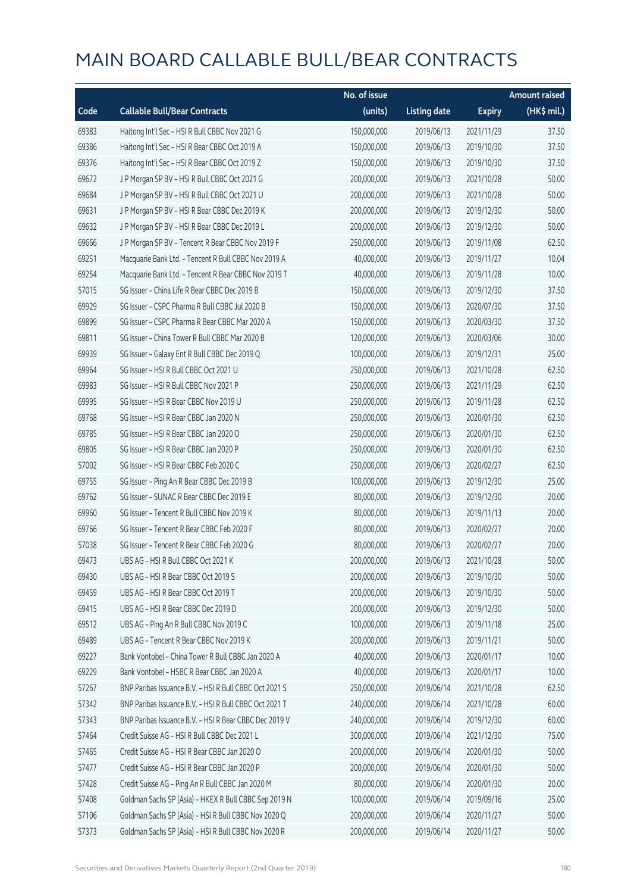# MAIN BOARD CALLABLE BULL/BEAR CONTRACTS

| Code | Callable Bull/Bear Contracts | No. of issue (units) | Listing date | Expiry | Amount raised (HK$ mil.) |
|---|---|---|---|---|---|
| 69383 | Haitong Int'l Sec – HSI R Bull CBBC Nov 2021 G | 150,000,000 | 2019/06/13 | 2021/11/29 | 37.50 |
| 69386 | Haitong Int'l Sec – HSI R Bear CBBC Oct 2019 A | 150,000,000 | 2019/06/13 | 2019/10/30 | 37.50 |
| 69376 | Haitong Int'l Sec – HSI R Bear CBBC Oct 2019 Z | 150,000,000 | 2019/06/13 | 2019/10/30 | 37.50 |
| 69672 | J P Morgan SP BV – HSI R Bull CBBC Oct 2021 G | 200,000,000 | 2019/06/13 | 2021/10/28 | 50.00 |
| 69684 | J P Morgan SP BV – HSI R Bull CBBC Oct 2021 U | 200,000,000 | 2019/06/13 | 2021/10/28 | 50.00 |
| 69631 | J P Morgan SP BV – HSI R Bear CBBC Dec 2019 K | 200,000,000 | 2019/06/13 | 2019/12/30 | 50.00 |
| 69632 | J P Morgan SP BV – HSI R Bear CBBC Dec 2019 L | 200,000,000 | 2019/06/13 | 2019/12/30 | 50.00 |
| 69666 | J P Morgan SP BV – Tencent R Bear CBBC Nov 2019 F | 250,000,000 | 2019/06/13 | 2019/11/08 | 62.50 |
| 69251 | Macquarie Bank Ltd. – Tencent R Bull CBBC Nov 2019 A | 40,000,000 | 2019/06/13 | 2019/11/27 | 10.04 |
| 69254 | Macquarie Bank Ltd. – Tencent R Bear CBBC Nov 2019 T | 40,000,000 | 2019/06/13 | 2019/11/28 | 10.00 |
| 57015 | SG Issuer – China Life R Bear CBBC Dec 2019 B | 150,000,000 | 2019/06/13 | 2019/12/30 | 37.50 |
| 69929 | SG Issuer – CSPC Pharma R Bull CBBC Jul 2020 B | 150,000,000 | 2019/06/13 | 2020/07/30 | 37.50 |
| 69899 | SG Issuer – CSPC Pharma R Bear CBBC Mar 2020 A | 150,000,000 | 2019/06/13 | 2020/03/30 | 37.50 |
| 69811 | SG Issuer – China Tower R Bull CBBC Mar 2020 B | 120,000,000 | 2019/06/13 | 2020/03/06 | 30.00 |
| 69939 | SG Issuer – Galaxy Ent R Bull CBBC Dec 2019 Q | 100,000,000 | 2019/06/13 | 2019/12/31 | 25.00 |
| 69964 | SG Issuer – HSI R Bull CBBC Oct 2021 U | 250,000,000 | 2019/06/13 | 2021/10/28 | 62.50 |
| 69983 | SG Issuer – HSI R Bull CBBC Nov 2021 P | 250,000,000 | 2019/06/13 | 2021/11/29 | 62.50 |
| 69995 | SG Issuer – HSI R Bear CBBC Nov 2019 U | 250,000,000 | 2019/06/13 | 2019/11/28 | 62.50 |
| 69768 | SG Issuer – HSI R Bear CBBC Jan 2020 N | 250,000,000 | 2019/06/13 | 2020/01/30 | 62.50 |
| 69785 | SG Issuer – HSI R Bear CBBC Jan 2020 O | 250,000,000 | 2019/06/13 | 2020/01/30 | 62.50 |
| 69805 | SG Issuer – HSI R Bear CBBC Jan 2020 P | 250,000,000 | 2019/06/13 | 2020/01/30 | 62.50 |
| 57002 | SG Issuer – HSI R Bear CBBC Feb 2020 C | 250,000,000 | 2019/06/13 | 2020/02/27 | 62.50 |
| 69755 | SG Issuer – Ping An R Bear CBBC Dec 2019 B | 100,000,000 | 2019/06/13 | 2019/12/30 | 25.00 |
| 69762 | SG Issuer – SUNAC R Bear CBBC Dec 2019 E | 80,000,000 | 2019/06/13 | 2019/12/30 | 20.00 |
| 69960 | SG Issuer – Tencent R Bull CBBC Nov 2019 K | 80,000,000 | 2019/06/13 | 2019/11/13 | 20.00 |
| 69766 | SG Issuer – Tencent R Bear CBBC Feb 2020 F | 80,000,000 | 2019/06/13 | 2020/02/27 | 20.00 |
| 57038 | SG Issuer – Tencent R Bear CBBC Feb 2020 G | 80,000,000 | 2019/06/13 | 2020/02/27 | 20.00 |
| 69473 | UBS AG – HSI R Bull CBBC Oct 2021 K | 200,000,000 | 2019/06/13 | 2021/10/28 | 50.00 |
| 69430 | UBS AG – HSI R Bear CBBC Oct 2019 S | 200,000,000 | 2019/06/13 | 2019/10/30 | 50.00 |
| 69459 | UBS AG – HSI R Bear CBBC Oct 2019 T | 200,000,000 | 2019/06/13 | 2019/10/30 | 50.00 |
| 69415 | UBS AG – HSI R Bear CBBC Dec 2019 D | 200,000,000 | 2019/06/13 | 2019/12/30 | 50.00 |
| 69512 | UBS AG – Ping An R Bull CBBC Nov 2019 C | 100,000,000 | 2019/06/13 | 2019/11/18 | 25.00 |
| 69489 | UBS AG – Tencent R Bear CBBC Nov 2019 K | 200,000,000 | 2019/06/13 | 2019/11/21 | 50.00 |
| 69227 | Bank Vontobel – China Tower R Bull CBBC Jan 2020 A | 40,000,000 | 2019/06/13 | 2020/01/17 | 10.00 |
| 69229 | Bank Vontobel – HSBC R Bear CBBC Jan 2020 A | 40,000,000 | 2019/06/13 | 2020/01/17 | 10.00 |
| 57267 | BNP Paribas Issuance B.V. – HSI R Bull CBBC Oct 2021 S | 250,000,000 | 2019/06/14 | 2021/10/28 | 62.50 |
| 57342 | BNP Paribas Issuance B.V. – HSI R Bull CBBC Oct 2021 T | 240,000,000 | 2019/06/14 | 2021/10/28 | 60.00 |
| 57343 | BNP Paribas Issuance B.V. – HSI R Bear CBBC Dec 2019 V | 240,000,000 | 2019/06/14 | 2019/12/30 | 60.00 |
| 57464 | Credit Suisse AG – HSI R Bull CBBC Dec 2021 L | 300,000,000 | 2019/06/14 | 2021/12/30 | 75.00 |
| 57465 | Credit Suisse AG – HSI R Bear CBBC Jan 2020 O | 200,000,000 | 2019/06/14 | 2020/01/30 | 50.00 |
| 57477 | Credit Suisse AG – HSI R Bear CBBC Jan 2020 P | 200,000,000 | 2019/06/14 | 2020/01/30 | 50.00 |
| 57428 | Credit Suisse AG – Ping An R Bull CBBC Jan 2020 M | 80,000,000 | 2019/06/14 | 2020/01/30 | 20.00 |
| 57408 | Goldman Sachs SP (Asia) – HKEX R Bull CBBC Sep 2019 N | 100,000,000 | 2019/06/14 | 2019/09/16 | 25.00 |
| 57106 | Goldman Sachs SP (Asia) – HSI R Bull CBBC Nov 2020 Q | 200,000,000 | 2019/06/14 | 2020/11/27 | 50.00 |
| 57373 | Goldman Sachs SP (Asia) – HSI R Bull CBBC Nov 2020 R | 200,000,000 | 2019/06/14 | 2020/11/27 | 50.00 |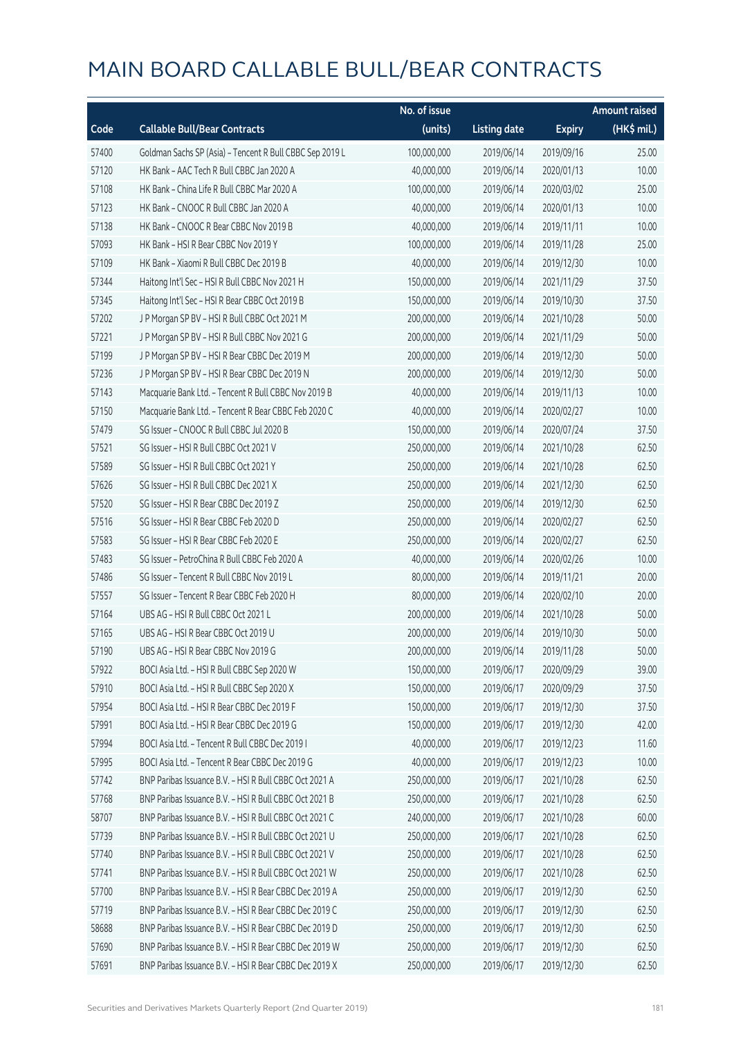# MAIN BOARD CALLABLE BULL/BEAR CONTRACTS

| Code | Callable Bull/Bear Contracts | No. of issue (units) | Listing date | Expiry | Amount raised (HK$ mil.) |
|---|---|---|---|---|---|
| 57400 | Goldman Sachs SP (Asia) – Tencent R Bull CBBC Sep 2019 L | 100,000,000 | 2019/06/14 | 2019/09/16 | 25.00 |
| 57120 | HK Bank – AAC Tech R Bull CBBC Jan 2020 A | 40,000,000 | 2019/06/14 | 2020/01/13 | 10.00 |
| 57108 | HK Bank – China Life R Bull CBBC Mar 2020 A | 100,000,000 | 2019/06/14 | 2020/03/02 | 25.00 |
| 57123 | HK Bank – CNOOC R Bull CBBC Jan 2020 A | 40,000,000 | 2019/06/14 | 2020/01/13 | 10.00 |
| 57138 | HK Bank – CNOOC R Bear CBBC Nov 2019 B | 40,000,000 | 2019/06/14 | 2019/11/11 | 10.00 |
| 57093 | HK Bank – HSI R Bear CBBC Nov 2019 Y | 100,000,000 | 2019/06/14 | 2019/11/28 | 25.00 |
| 57109 | HK Bank – Xiaomi R Bull CBBC Dec 2019 B | 40,000,000 | 2019/06/14 | 2019/12/30 | 10.00 |
| 57344 | Haitong Int'l Sec – HSI R Bull CBBC Nov 2021 H | 150,000,000 | 2019/06/14 | 2021/11/29 | 37.50 |
| 57345 | Haitong Int'l Sec – HSI R Bear CBBC Oct 2019 B | 150,000,000 | 2019/06/14 | 2019/10/30 | 37.50 |
| 57202 | J P Morgan SP BV – HSI R Bull CBBC Oct 2021 M | 200,000,000 | 2019/06/14 | 2021/10/28 | 50.00 |
| 57221 | J P Morgan SP BV – HSI R Bull CBBC Nov 2021 G | 200,000,000 | 2019/06/14 | 2021/11/29 | 50.00 |
| 57199 | J P Morgan SP BV – HSI R Bear CBBC Dec 2019 M | 200,000,000 | 2019/06/14 | 2019/12/30 | 50.00 |
| 57236 | J P Morgan SP BV – HSI R Bear CBBC Dec 2019 N | 200,000,000 | 2019/06/14 | 2019/12/30 | 50.00 |
| 57143 | Macquarie Bank Ltd. – Tencent R Bull CBBC Nov 2019 B | 40,000,000 | 2019/06/14 | 2019/11/13 | 10.00 |
| 57150 | Macquarie Bank Ltd. – Tencent R Bear CBBC Feb 2020 C | 40,000,000 | 2019/06/14 | 2020/02/27 | 10.00 |
| 57479 | SG Issuer – CNOOC R Bull CBBC Jul 2020 B | 150,000,000 | 2019/06/14 | 2020/07/24 | 37.50 |
| 57521 | SG Issuer – HSI R Bull CBBC Oct 2021 V | 250,000,000 | 2019/06/14 | 2021/10/28 | 62.50 |
| 57589 | SG Issuer – HSI R Bull CBBC Oct 2021 Y | 250,000,000 | 2019/06/14 | 2021/10/28 | 62.50 |
| 57626 | SG Issuer – HSI R Bull CBBC Dec 2021 X | 250,000,000 | 2019/06/14 | 2021/12/30 | 62.50 |
| 57520 | SG Issuer – HSI R Bear CBBC Dec 2019 Z | 250,000,000 | 2019/06/14 | 2019/12/30 | 62.50 |
| 57516 | SG Issuer – HSI R Bear CBBC Feb 2020 D | 250,000,000 | 2019/06/14 | 2020/02/27 | 62.50 |
| 57583 | SG Issuer – HSI R Bear CBBC Feb 2020 E | 250,000,000 | 2019/06/14 | 2020/02/27 | 62.50 |
| 57483 | SG Issuer – PetroChina R Bull CBBC Feb 2020 A | 40,000,000 | 2019/06/14 | 2020/02/26 | 10.00 |
| 57486 | SG Issuer – Tencent R Bull CBBC Nov 2019 L | 80,000,000 | 2019/06/14 | 2019/11/21 | 20.00 |
| 57557 | SG Issuer – Tencent R Bear CBBC Feb 2020 H | 80,000,000 | 2019/06/14 | 2020/02/10 | 20.00 |
| 57164 | UBS AG – HSI R Bull CBBC Oct 2021 L | 200,000,000 | 2019/06/14 | 2021/10/28 | 50.00 |
| 57165 | UBS AG – HSI R Bear CBBC Oct 2019 U | 200,000,000 | 2019/06/14 | 2019/10/30 | 50.00 |
| 57190 | UBS AG – HSI R Bear CBBC Nov 2019 G | 200,000,000 | 2019/06/14 | 2019/11/28 | 50.00 |
| 57922 | BOCI Asia Ltd. – HSI R Bull CBBC Sep 2020 W | 150,000,000 | 2019/06/17 | 2020/09/29 | 39.00 |
| 57910 | BOCI Asia Ltd. – HSI R Bull CBBC Sep 2020 X | 150,000,000 | 2019/06/17 | 2020/09/29 | 37.50 |
| 57954 | BOCI Asia Ltd. – HSI R Bear CBBC Dec 2019 F | 150,000,000 | 2019/06/17 | 2019/12/30 | 37.50 |
| 57991 | BOCI Asia Ltd. – HSI R Bear CBBC Dec 2019 G | 150,000,000 | 2019/06/17 | 2019/12/30 | 42.00 |
| 57994 | BOCI Asia Ltd. – Tencent R Bull CBBC Dec 2019 I | 40,000,000 | 2019/06/17 | 2019/12/23 | 11.60 |
| 57995 | BOCI Asia Ltd. – Tencent R Bear CBBC Dec 2019 G | 40,000,000 | 2019/06/17 | 2019/12/23 | 10.00 |
| 57742 | BNP Paribas Issuance B.V. – HSI R Bull CBBC Oct 2021 A | 250,000,000 | 2019/06/17 | 2021/10/28 | 62.50 |
| 57768 | BNP Paribas Issuance B.V. – HSI R Bull CBBC Oct 2021 B | 250,000,000 | 2019/06/17 | 2021/10/28 | 62.50 |
| 58707 | BNP Paribas Issuance B.V. – HSI R Bull CBBC Oct 2021 C | 240,000,000 | 2019/06/17 | 2021/10/28 | 60.00 |
| 57739 | BNP Paribas Issuance B.V. – HSI R Bull CBBC Oct 2021 U | 250,000,000 | 2019/06/17 | 2021/10/28 | 62.50 |
| 57740 | BNP Paribas Issuance B.V. – HSI R Bull CBBC Oct 2021 V | 250,000,000 | 2019/06/17 | 2021/10/28 | 62.50 |
| 57741 | BNP Paribas Issuance B.V. – HSI R Bull CBBC Oct 2021 W | 250,000,000 | 2019/06/17 | 2021/10/28 | 62.50 |
| 57700 | BNP Paribas Issuance B.V. – HSI R Bear CBBC Dec 2019 A | 250,000,000 | 2019/06/17 | 2019/12/30 | 62.50 |
| 57719 | BNP Paribas Issuance B.V. – HSI R Bear CBBC Dec 2019 C | 250,000,000 | 2019/06/17 | 2019/12/30 | 62.50 |
| 58688 | BNP Paribas Issuance B.V. – HSI R Bear CBBC Dec 2019 D | 250,000,000 | 2019/06/17 | 2019/12/30 | 62.50 |
| 57690 | BNP Paribas Issuance B.V. – HSI R Bear CBBC Dec 2019 W | 250,000,000 | 2019/06/17 | 2019/12/30 | 62.50 |
| 57691 | BNP Paribas Issuance B.V. – HSI R Bear CBBC Dec 2019 X | 250,000,000 | 2019/06/17 | 2019/12/30 | 62.50 |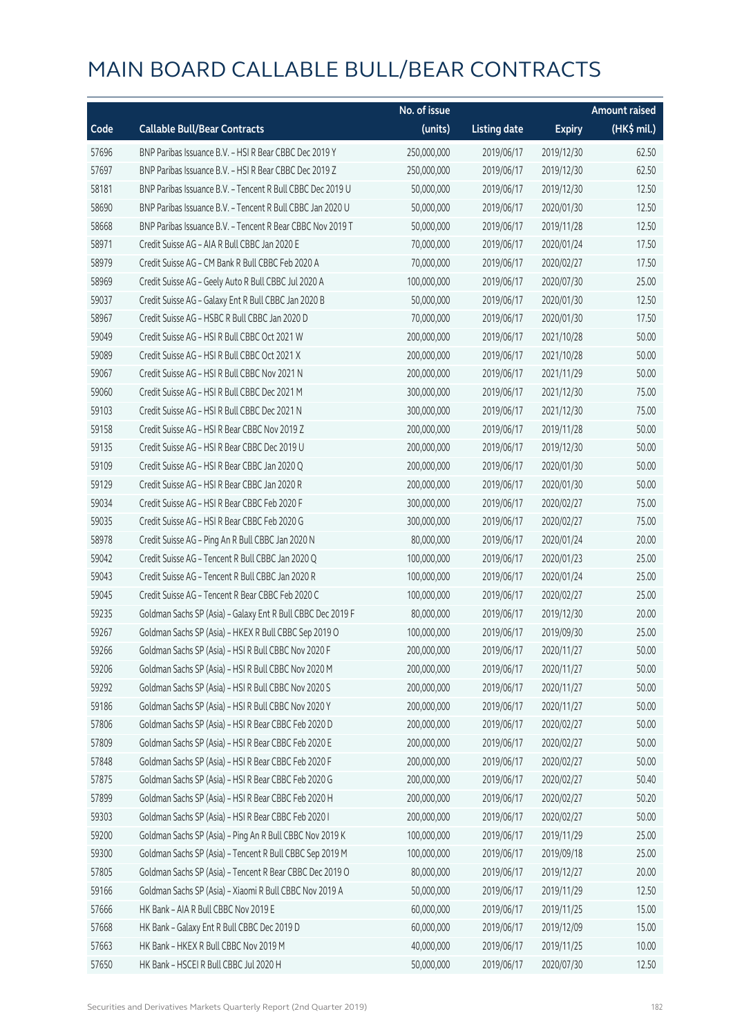# MAIN BOARD CALLABLE BULL/BEAR CONTRACTS

| Code | Callable Bull/Bear Contracts | No. of issue (units) | Listing date | Expiry | Amount raised (HK$ mil.) |
|---|---|---|---|---|---|
| 57696 | BNP Paribas Issuance B.V. – HSI R Bear CBBC Dec 2019 Y | 250,000,000 | 2019/06/17 | 2019/12/30 | 62.50 |
| 57697 | BNP Paribas Issuance B.V. – HSI R Bear CBBC Dec 2019 Z | 250,000,000 | 2019/06/17 | 2019/12/30 | 62.50 |
| 58181 | BNP Paribas Issuance B.V. – Tencent R Bull CBBC Dec 2019 U | 50,000,000 | 2019/06/17 | 2019/12/30 | 12.50 |
| 58690 | BNP Paribas Issuance B.V. – Tencent R Bull CBBC Jan 2020 U | 50,000,000 | 2019/06/17 | 2020/01/30 | 12.50 |
| 58668 | BNP Paribas Issuance B.V. – Tencent R Bear CBBC Nov 2019 T | 50,000,000 | 2019/06/17 | 2019/11/28 | 12.50 |
| 58971 | Credit Suisse AG – AIA R Bull CBBC Jan 2020 E | 70,000,000 | 2019/06/17 | 2020/01/24 | 17.50 |
| 58979 | Credit Suisse AG – CM Bank R Bull CBBC Feb 2020 A | 70,000,000 | 2019/06/17 | 2020/02/27 | 17.50 |
| 58969 | Credit Suisse AG – Geely Auto R Bull CBBC Jul 2020 A | 100,000,000 | 2019/06/17 | 2020/07/30 | 25.00 |
| 59037 | Credit Suisse AG – Galaxy Ent R Bull CBBC Jan 2020 B | 50,000,000 | 2019/06/17 | 2020/01/30 | 12.50 |
| 58967 | Credit Suisse AG – HSBC R Bull CBBC Jan 2020 D | 70,000,000 | 2019/06/17 | 2020/01/30 | 17.50 |
| 59049 | Credit Suisse AG – HSI R Bull CBBC Oct 2021 W | 200,000,000 | 2019/06/17 | 2021/10/28 | 50.00 |
| 59089 | Credit Suisse AG – HSI R Bull CBBC Oct 2021 X | 200,000,000 | 2019/06/17 | 2021/10/28 | 50.00 |
| 59067 | Credit Suisse AG – HSI R Bull CBBC Nov 2021 N | 200,000,000 | 2019/06/17 | 2021/11/29 | 50.00 |
| 59060 | Credit Suisse AG – HSI R Bull CBBC Dec 2021 M | 300,000,000 | 2019/06/17 | 2021/12/30 | 75.00 |
| 59103 | Credit Suisse AG – HSI R Bull CBBC Dec 2021 N | 300,000,000 | 2019/06/17 | 2021/12/30 | 75.00 |
| 59158 | Credit Suisse AG – HSI R Bear CBBC Nov 2019 Z | 200,000,000 | 2019/06/17 | 2019/11/28 | 50.00 |
| 59135 | Credit Suisse AG – HSI R Bear CBBC Dec 2019 U | 200,000,000 | 2019/06/17 | 2019/12/30 | 50.00 |
| 59109 | Credit Suisse AG – HSI R Bear CBBC Jan 2020 Q | 200,000,000 | 2019/06/17 | 2020/01/30 | 50.00 |
| 59129 | Credit Suisse AG – HSI R Bear CBBC Jan 2020 R | 200,000,000 | 2019/06/17 | 2020/01/30 | 50.00 |
| 59034 | Credit Suisse AG – HSI R Bear CBBC Feb 2020 F | 300,000,000 | 2019/06/17 | 2020/02/27 | 75.00 |
| 59035 | Credit Suisse AG – HSI R Bear CBBC Feb 2020 G | 300,000,000 | 2019/06/17 | 2020/02/27 | 75.00 |
| 58978 | Credit Suisse AG – Ping An R Bull CBBC Jan 2020 N | 80,000,000 | 2019/06/17 | 2020/01/24 | 20.00 |
| 59042 | Credit Suisse AG – Tencent R Bull CBBC Jan 2020 Q | 100,000,000 | 2019/06/17 | 2020/01/23 | 25.00 |
| 59043 | Credit Suisse AG – Tencent R Bull CBBC Jan 2020 R | 100,000,000 | 2019/06/17 | 2020/01/24 | 25.00 |
| 59045 | Credit Suisse AG – Tencent R Bear CBBC Feb 2020 C | 100,000,000 | 2019/06/17 | 2020/02/27 | 25.00 |
| 59235 | Goldman Sachs SP (Asia) – Galaxy Ent R Bull CBBC Dec 2019 F | 80,000,000 | 2019/06/17 | 2019/12/30 | 20.00 |
| 59267 | Goldman Sachs SP (Asia) – HKEX R Bull CBBC Sep 2019 O | 100,000,000 | 2019/06/17 | 2019/09/30 | 25.00 |
| 59266 | Goldman Sachs SP (Asia) – HSI R Bull CBBC Nov 2020 F | 200,000,000 | 2019/06/17 | 2020/11/27 | 50.00 |
| 59206 | Goldman Sachs SP (Asia) – HSI R Bull CBBC Nov 2020 M | 200,000,000 | 2019/06/17 | 2020/11/27 | 50.00 |
| 59292 | Goldman Sachs SP (Asia) – HSI R Bull CBBC Nov 2020 S | 200,000,000 | 2019/06/17 | 2020/11/27 | 50.00 |
| 59186 | Goldman Sachs SP (Asia) – HSI R Bull CBBC Nov 2020 Y | 200,000,000 | 2019/06/17 | 2020/11/27 | 50.00 |
| 57806 | Goldman Sachs SP (Asia) – HSI R Bear CBBC Feb 2020 D | 200,000,000 | 2019/06/17 | 2020/02/27 | 50.00 |
| 57809 | Goldman Sachs SP (Asia) – HSI R Bear CBBC Feb 2020 E | 200,000,000 | 2019/06/17 | 2020/02/27 | 50.00 |
| 57848 | Goldman Sachs SP (Asia) – HSI R Bear CBBC Feb 2020 F | 200,000,000 | 2019/06/17 | 2020/02/27 | 50.00 |
| 57875 | Goldman Sachs SP (Asia) – HSI R Bear CBBC Feb 2020 G | 200,000,000 | 2019/06/17 | 2020/02/27 | 50.40 |
| 57899 | Goldman Sachs SP (Asia) – HSI R Bear CBBC Feb 2020 H | 200,000,000 | 2019/06/17 | 2020/02/27 | 50.20 |
| 59303 | Goldman Sachs SP (Asia) – HSI R Bear CBBC Feb 2020 I | 200,000,000 | 2019/06/17 | 2020/02/27 | 50.00 |
| 59200 | Goldman Sachs SP (Asia) – Ping An R Bull CBBC Nov 2019 K | 100,000,000 | 2019/06/17 | 2019/11/29 | 25.00 |
| 59300 | Goldman Sachs SP (Asia) – Tencent R Bull CBBC Sep 2019 M | 100,000,000 | 2019/06/17 | 2019/09/18 | 25.00 |
| 57805 | Goldman Sachs SP (Asia) – Tencent R Bear CBBC Dec 2019 O | 80,000,000 | 2019/06/17 | 2019/12/27 | 20.00 |
| 59166 | Goldman Sachs SP (Asia) – Xiaomi R Bull CBBC Nov 2019 A | 50,000,000 | 2019/06/17 | 2019/11/29 | 12.50 |
| 57666 | HK Bank – AIA R Bull CBBC Nov 2019 E | 60,000,000 | 2019/06/17 | 2019/11/25 | 15.00 |
| 57668 | HK Bank – Galaxy Ent R Bull CBBC Dec 2019 D | 60,000,000 | 2019/06/17 | 2019/12/09 | 15.00 |
| 57663 | HK Bank – HKEX R Bull CBBC Nov 2019 M | 40,000,000 | 2019/06/17 | 2019/11/25 | 10.00 |
| 57650 | HK Bank – HSCEI R Bull CBBC Jul 2020 H | 50,000,000 | 2019/06/17 | 2020/07/30 | 12.50 |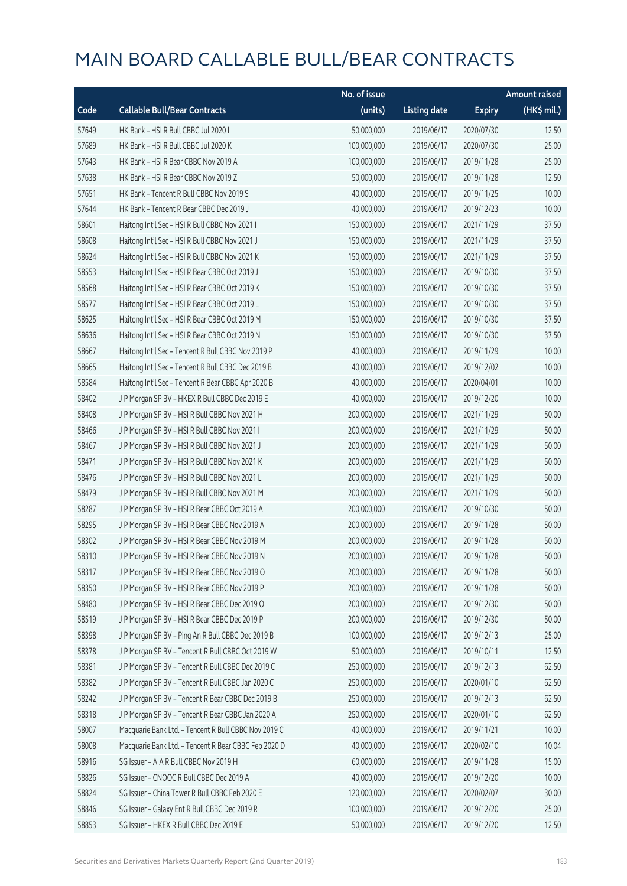# MAIN BOARD CALLABLE BULL/BEAR CONTRACTS

| Code | Callable Bull/Bear Contracts | No. of issue (units) | Listing date | Expiry | Amount raised (HK$ mil.) |
|---|---|---|---|---|---|
| 57649 | HK Bank – HSI R Bull CBBC Jul 2020 I | 50,000,000 | 2019/06/17 | 2020/07/30 | 12.50 |
| 57689 | HK Bank – HSI R Bull CBBC Jul 2020 K | 100,000,000 | 2019/06/17 | 2020/07/30 | 25.00 |
| 57643 | HK Bank – HSI R Bear CBBC Nov 2019 A | 100,000,000 | 2019/06/17 | 2019/11/28 | 25.00 |
| 57638 | HK Bank – HSI R Bear CBBC Nov 2019 Z | 50,000,000 | 2019/06/17 | 2019/11/28 | 12.50 |
| 57651 | HK Bank – Tencent R Bull CBBC Nov 2019 S | 40,000,000 | 2019/06/17 | 2019/11/25 | 10.00 |
| 57644 | HK Bank – Tencent R Bear CBBC Dec 2019 J | 40,000,000 | 2019/06/17 | 2019/12/23 | 10.00 |
| 58601 | Haitong Int'l Sec – HSI R Bull CBBC Nov 2021 I | 150,000,000 | 2019/06/17 | 2021/11/29 | 37.50 |
| 58608 | Haitong Int'l Sec – HSI R Bull CBBC Nov 2021 J | 150,000,000 | 2019/06/17 | 2021/11/29 | 37.50 |
| 58624 | Haitong Int'l Sec – HSI R Bull CBBC Nov 2021 K | 150,000,000 | 2019/06/17 | 2021/11/29 | 37.50 |
| 58553 | Haitong Int'l Sec – HSI R Bear CBBC Oct 2019 J | 150,000,000 | 2019/06/17 | 2019/10/30 | 37.50 |
| 58568 | Haitong Int'l Sec – HSI R Bear CBBC Oct 2019 K | 150,000,000 | 2019/06/17 | 2019/10/30 | 37.50 |
| 58577 | Haitong Int'l Sec – HSI R Bear CBBC Oct 2019 L | 150,000,000 | 2019/06/17 | 2019/10/30 | 37.50 |
| 58625 | Haitong Int'l Sec – HSI R Bear CBBC Oct 2019 M | 150,000,000 | 2019/06/17 | 2019/10/30 | 37.50 |
| 58636 | Haitong Int'l Sec – HSI R Bear CBBC Oct 2019 N | 150,000,000 | 2019/06/17 | 2019/10/30 | 37.50 |
| 58667 | Haitong Int'l Sec – Tencent R Bull CBBC Nov 2019 P | 40,000,000 | 2019/06/17 | 2019/11/29 | 10.00 |
| 58665 | Haitong Int'l Sec – Tencent R Bull CBBC Dec 2019 B | 40,000,000 | 2019/06/17 | 2019/12/02 | 10.00 |
| 58584 | Haitong Int'l Sec – Tencent R Bear CBBC Apr 2020 B | 40,000,000 | 2019/06/17 | 2020/04/01 | 10.00 |
| 58402 | J P Morgan SP BV – HKEX R Bull CBBC Dec 2019 E | 40,000,000 | 2019/06/17 | 2019/12/20 | 10.00 |
| 58408 | J P Morgan SP BV – HSI R Bull CBBC Nov 2021 H | 200,000,000 | 2019/06/17 | 2021/11/29 | 50.00 |
| 58466 | J P Morgan SP BV – HSI R Bull CBBC Nov 2021 I | 200,000,000 | 2019/06/17 | 2021/11/29 | 50.00 |
| 58467 | J P Morgan SP BV – HSI R Bull CBBC Nov 2021 J | 200,000,000 | 2019/06/17 | 2021/11/29 | 50.00 |
| 58471 | J P Morgan SP BV – HSI R Bull CBBC Nov 2021 K | 200,000,000 | 2019/06/17 | 2021/11/29 | 50.00 |
| 58476 | J P Morgan SP BV – HSI R Bull CBBC Nov 2021 L | 200,000,000 | 2019/06/17 | 2021/11/29 | 50.00 |
| 58479 | J P Morgan SP BV – HSI R Bull CBBC Nov 2021 M | 200,000,000 | 2019/06/17 | 2021/11/29 | 50.00 |
| 58287 | J P Morgan SP BV – HSI R Bear CBBC Oct 2019 A | 200,000,000 | 2019/06/17 | 2019/10/30 | 50.00 |
| 58295 | J P Morgan SP BV – HSI R Bear CBBC Nov 2019 A | 200,000,000 | 2019/06/17 | 2019/11/28 | 50.00 |
| 58302 | J P Morgan SP BV – HSI R Bear CBBC Nov 2019 M | 200,000,000 | 2019/06/17 | 2019/11/28 | 50.00 |
| 58310 | J P Morgan SP BV – HSI R Bear CBBC Nov 2019 N | 200,000,000 | 2019/06/17 | 2019/11/28 | 50.00 |
| 58317 | J P Morgan SP BV – HSI R Bear CBBC Nov 2019 O | 200,000,000 | 2019/06/17 | 2019/11/28 | 50.00 |
| 58350 | J P Morgan SP BV – HSI R Bear CBBC Nov 2019 P | 200,000,000 | 2019/06/17 | 2019/11/28 | 50.00 |
| 58480 | J P Morgan SP BV – HSI R Bear CBBC Dec 2019 O | 200,000,000 | 2019/06/17 | 2019/12/30 | 50.00 |
| 58519 | J P Morgan SP BV – HSI R Bear CBBC Dec 2019 P | 200,000,000 | 2019/06/17 | 2019/12/30 | 50.00 |
| 58398 | J P Morgan SP BV – Ping An R Bull CBBC Dec 2019 B | 100,000,000 | 2019/06/17 | 2019/12/13 | 25.00 |
| 58378 | J P Morgan SP BV – Tencent R Bull CBBC Oct 2019 W | 50,000,000 | 2019/06/17 | 2019/10/11 | 12.50 |
| 58381 | J P Morgan SP BV – Tencent R Bull CBBC Dec 2019 C | 250,000,000 | 2019/06/17 | 2019/12/13 | 62.50 |
| 58382 | J P Morgan SP BV – Tencent R Bull CBBC Jan 2020 C | 250,000,000 | 2019/06/17 | 2020/01/10 | 62.50 |
| 58242 | J P Morgan SP BV – Tencent R Bear CBBC Dec 2019 B | 250,000,000 | 2019/06/17 | 2019/12/13 | 62.50 |
| 58318 | J P Morgan SP BV – Tencent R Bear CBBC Jan 2020 A | 250,000,000 | 2019/06/17 | 2020/01/10 | 62.50 |
| 58007 | Macquarie Bank Ltd. – Tencent R Bull CBBC Nov 2019 C | 40,000,000 | 2019/06/17 | 2019/11/21 | 10.00 |
| 58008 | Macquarie Bank Ltd. – Tencent R Bear CBBC Feb 2020 D | 40,000,000 | 2019/06/17 | 2020/02/10 | 10.04 |
| 58916 | SG Issuer – AIA R Bull CBBC Nov 2019 H | 60,000,000 | 2019/06/17 | 2019/11/28 | 15.00 |
| 58826 | SG Issuer – CNOOC R Bull CBBC Dec 2019 A | 40,000,000 | 2019/06/17 | 2019/12/20 | 10.00 |
| 58824 | SG Issuer – China Tower R Bull CBBC Feb 2020 E | 120,000,000 | 2019/06/17 | 2020/02/07 | 30.00 |
| 58846 | SG Issuer – Galaxy Ent R Bull CBBC Dec 2019 R | 100,000,000 | 2019/06/17 | 2019/12/20 | 25.00 |
| 58853 | SG Issuer – HKEX R Bull CBBC Dec 2019 E | 50,000,000 | 2019/06/17 | 2019/12/20 | 12.50 |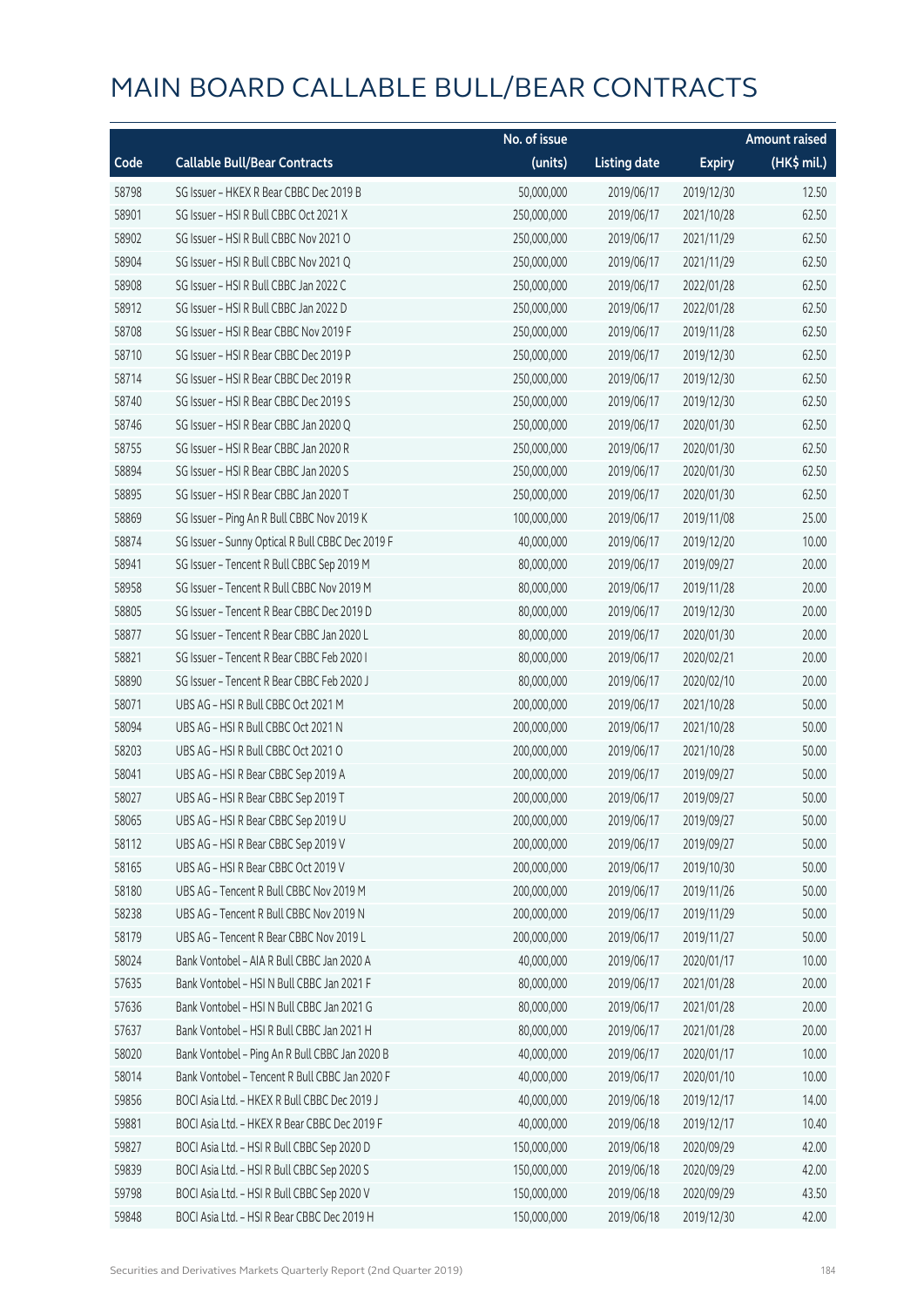# MAIN BOARD CALLABLE BULL/BEAR CONTRACTS

| Code | Callable Bull/Bear Contracts | No. of issue (units) | Listing date | Expiry | Amount raised (HK$ mil.) |
|---|---|---|---|---|---|
| 58798 | SG Issuer – HKEX R Bear CBBC Dec 2019 B | 50,000,000 | 2019/06/17 | 2019/12/30 | 12.50 |
| 58901 | SG Issuer – HSI R Bull CBBC Oct 2021 X | 250,000,000 | 2019/06/17 | 2021/10/28 | 62.50 |
| 58902 | SG Issuer – HSI R Bull CBBC Nov 2021 O | 250,000,000 | 2019/06/17 | 2021/11/29 | 62.50 |
| 58904 | SG Issuer – HSI R Bull CBBC Nov 2021 Q | 250,000,000 | 2019/06/17 | 2021/11/29 | 62.50 |
| 58908 | SG Issuer – HSI R Bull CBBC Jan 2022 C | 250,000,000 | 2019/06/17 | 2022/01/28 | 62.50 |
| 58912 | SG Issuer – HSI R Bull CBBC Jan 2022 D | 250,000,000 | 2019/06/17 | 2022/01/28 | 62.50 |
| 58708 | SG Issuer – HSI R Bear CBBC Nov 2019 F | 250,000,000 | 2019/06/17 | 2019/11/28 | 62.50 |
| 58710 | SG Issuer – HSI R Bear CBBC Dec 2019 P | 250,000,000 | 2019/06/17 | 2019/12/30 | 62.50 |
| 58714 | SG Issuer – HSI R Bear CBBC Dec 2019 R | 250,000,000 | 2019/06/17 | 2019/12/30 | 62.50 |
| 58740 | SG Issuer – HSI R Bear CBBC Dec 2019 S | 250,000,000 | 2019/06/17 | 2019/12/30 | 62.50 |
| 58746 | SG Issuer – HSI R Bear CBBC Jan 2020 Q | 250,000,000 | 2019/06/17 | 2020/01/30 | 62.50 |
| 58755 | SG Issuer – HSI R Bear CBBC Jan 2020 R | 250,000,000 | 2019/06/17 | 2020/01/30 | 62.50 |
| 58894 | SG Issuer – HSI R Bear CBBC Jan 2020 S | 250,000,000 | 2019/06/17 | 2020/01/30 | 62.50 |
| 58895 | SG Issuer – HSI R Bear CBBC Jan 2020 T | 250,000,000 | 2019/06/17 | 2020/01/30 | 62.50 |
| 58869 | SG Issuer – Ping An R Bull CBBC Nov 2019 K | 100,000,000 | 2019/06/17 | 2019/11/08 | 25.00 |
| 58874 | SG Issuer – Sunny Optical R Bull CBBC Dec 2019 F | 40,000,000 | 2019/06/17 | 2019/12/20 | 10.00 |
| 58941 | SG Issuer – Tencent R Bull CBBC Sep 2019 M | 80,000,000 | 2019/06/17 | 2019/09/27 | 20.00 |
| 58958 | SG Issuer – Tencent R Bull CBBC Nov 2019 M | 80,000,000 | 2019/06/17 | 2019/11/28 | 20.00 |
| 58805 | SG Issuer – Tencent R Bear CBBC Dec 2019 D | 80,000,000 | 2019/06/17 | 2019/12/30 | 20.00 |
| 58877 | SG Issuer – Tencent R Bear CBBC Jan 2020 L | 80,000,000 | 2019/06/17 | 2020/01/30 | 20.00 |
| 58821 | SG Issuer – Tencent R Bear CBBC Feb 2020 I | 80,000,000 | 2019/06/17 | 2020/02/21 | 20.00 |
| 58890 | SG Issuer – Tencent R Bear CBBC Feb 2020 J | 80,000,000 | 2019/06/17 | 2020/02/10 | 20.00 |
| 58071 | UBS AG – HSI R Bull CBBC Oct 2021 M | 200,000,000 | 2019/06/17 | 2021/10/28 | 50.00 |
| 58094 | UBS AG – HSI R Bull CBBC Oct 2021 N | 200,000,000 | 2019/06/17 | 2021/10/28 | 50.00 |
| 58203 | UBS AG – HSI R Bull CBBC Oct 2021 O | 200,000,000 | 2019/06/17 | 2021/10/28 | 50.00 |
| 58041 | UBS AG – HSI R Bear CBBC Sep 2019 A | 200,000,000 | 2019/06/17 | 2019/09/27 | 50.00 |
| 58027 | UBS AG – HSI R Bear CBBC Sep 2019 T | 200,000,000 | 2019/06/17 | 2019/09/27 | 50.00 |
| 58065 | UBS AG – HSI R Bear CBBC Sep 2019 U | 200,000,000 | 2019/06/17 | 2019/09/27 | 50.00 |
| 58112 | UBS AG – HSI R Bear CBBC Sep 2019 V | 200,000,000 | 2019/06/17 | 2019/09/27 | 50.00 |
| 58165 | UBS AG – HSI R Bear CBBC Oct 2019 V | 200,000,000 | 2019/06/17 | 2019/10/30 | 50.00 |
| 58180 | UBS AG – Tencent R Bull CBBC Nov 2019 M | 200,000,000 | 2019/06/17 | 2019/11/26 | 50.00 |
| 58238 | UBS AG – Tencent R Bull CBBC Nov 2019 N | 200,000,000 | 2019/06/17 | 2019/11/29 | 50.00 |
| 58179 | UBS AG – Tencent R Bear CBBC Nov 2019 L | 200,000,000 | 2019/06/17 | 2019/11/27 | 50.00 |
| 58024 | Bank Vontobel – AIA R Bull CBBC Jan 2020 A | 40,000,000 | 2019/06/17 | 2020/01/17 | 10.00 |
| 57635 | Bank Vontobel – HSI N Bull CBBC Jan 2021 F | 80,000,000 | 2019/06/17 | 2021/01/28 | 20.00 |
| 57636 | Bank Vontobel – HSI N Bull CBBC Jan 2021 G | 80,000,000 | 2019/06/17 | 2021/01/28 | 20.00 |
| 57637 | Bank Vontobel – HSI R Bull CBBC Jan 2021 H | 80,000,000 | 2019/06/17 | 2021/01/28 | 20.00 |
| 58020 | Bank Vontobel – Ping An R Bull CBBC Jan 2020 B | 40,000,000 | 2019/06/17 | 2020/01/17 | 10.00 |
| 58014 | Bank Vontobel – Tencent R Bull CBBC Jan 2020 F | 40,000,000 | 2019/06/17 | 2020/01/10 | 10.00 |
| 59856 | BOCI Asia Ltd. – HKEX R Bull CBBC Dec 2019 J | 40,000,000 | 2019/06/18 | 2019/12/17 | 14.00 |
| 59881 | BOCI Asia Ltd. – HKEX R Bear CBBC Dec 2019 F | 40,000,000 | 2019/06/18 | 2019/12/17 | 10.40 |
| 59827 | BOCI Asia Ltd. – HSI R Bull CBBC Sep 2020 D | 150,000,000 | 2019/06/18 | 2020/09/29 | 42.00 |
| 59839 | BOCI Asia Ltd. – HSI R Bull CBBC Sep 2020 S | 150,000,000 | 2019/06/18 | 2020/09/29 | 42.00 |
| 59798 | BOCI Asia Ltd. – HSI R Bull CBBC Sep 2020 V | 150,000,000 | 2019/06/18 | 2020/09/29 | 43.50 |
| 59848 | BOCI Asia Ltd. – HSI R Bear CBBC Dec 2019 H | 150,000,000 | 2019/06/18 | 2019/12/30 | 42.00 |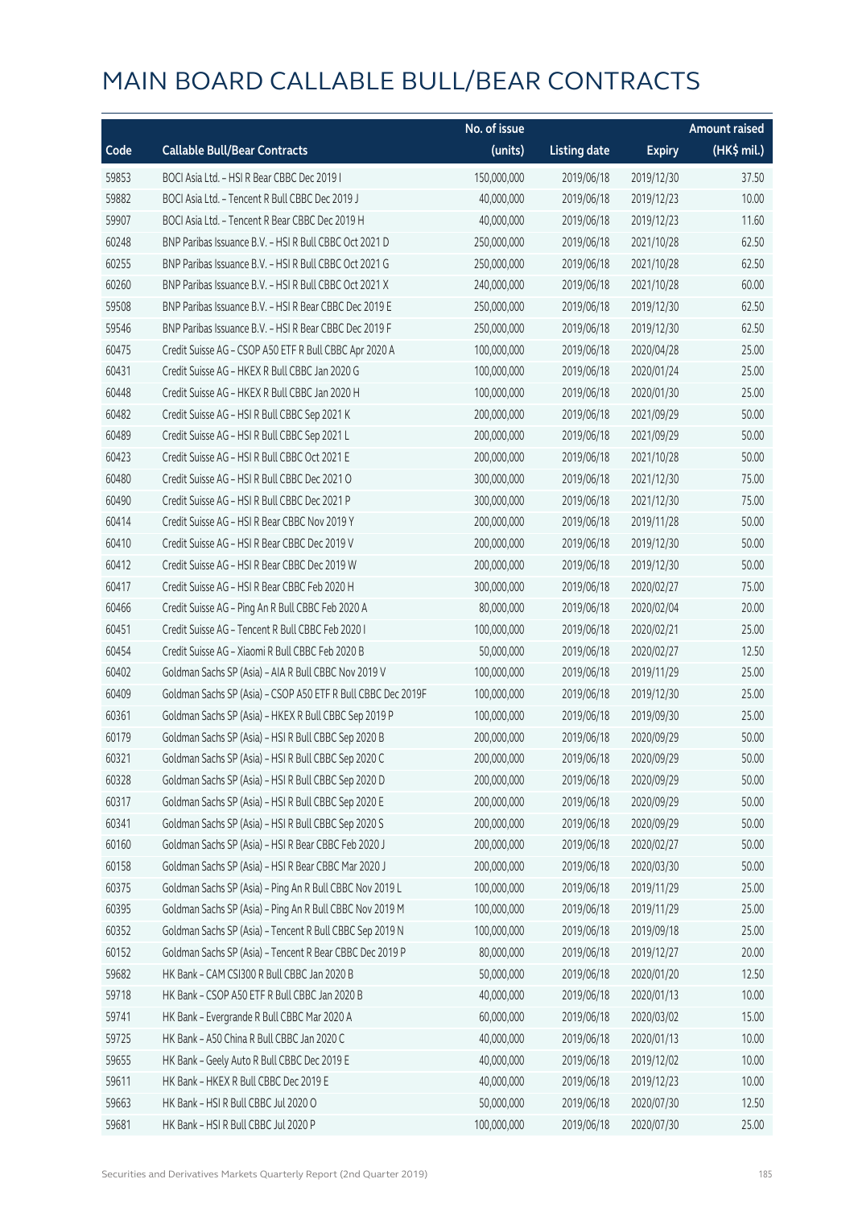# MAIN BOARD CALLABLE BULL/BEAR CONTRACTS

| Code | Callable Bull/Bear Contracts | No. of issue (units) | Listing date | Expiry | Amount raised (HK$ mil.) |
|---|---|---|---|---|---|
| 59853 | BOCI Asia Ltd. – HSI R Bear CBBC Dec 2019 I | 150,000,000 | 2019/06/18 | 2019/12/30 | 37.50 |
| 59882 | BOCI Asia Ltd. – Tencent R Bull CBBC Dec 2019 J | 40,000,000 | 2019/06/18 | 2019/12/23 | 10.00 |
| 59907 | BOCI Asia Ltd. – Tencent R Bear CBBC Dec 2019 H | 40,000,000 | 2019/06/18 | 2019/12/23 | 11.60 |
| 60248 | BNP Paribas Issuance B.V. – HSI R Bull CBBC Oct 2021 D | 250,000,000 | 2019/06/18 | 2021/10/28 | 62.50 |
| 60255 | BNP Paribas Issuance B.V. – HSI R Bull CBBC Oct 2021 G | 250,000,000 | 2019/06/18 | 2021/10/28 | 62.50 |
| 60260 | BNP Paribas Issuance B.V. – HSI R Bull CBBC Oct 2021 X | 240,000,000 | 2019/06/18 | 2021/10/28 | 60.00 |
| 59508 | BNP Paribas Issuance B.V. – HSI R Bear CBBC Dec 2019 E | 250,000,000 | 2019/06/18 | 2019/12/30 | 62.50 |
| 59546 | BNP Paribas Issuance B.V. – HSI R Bear CBBC Dec 2019 F | 250,000,000 | 2019/06/18 | 2019/12/30 | 62.50 |
| 60475 | Credit Suisse AG – CSOP A50 ETF R Bull CBBC Apr 2020 A | 100,000,000 | 2019/06/18 | 2020/04/28 | 25.00 |
| 60431 | Credit Suisse AG – HKEX R Bull CBBC Jan 2020 G | 100,000,000 | 2019/06/18 | 2020/01/24 | 25.00 |
| 60448 | Credit Suisse AG – HKEX R Bull CBBC Jan 2020 H | 100,000,000 | 2019/06/18 | 2020/01/30 | 25.00 |
| 60482 | Credit Suisse AG – HSI R Bull CBBC Sep 2021 K | 200,000,000 | 2019/06/18 | 2021/09/29 | 50.00 |
| 60489 | Credit Suisse AG – HSI R Bull CBBC Sep 2021 L | 200,000,000 | 2019/06/18 | 2021/09/29 | 50.00 |
| 60423 | Credit Suisse AG – HSI R Bull CBBC Oct 2021 E | 200,000,000 | 2019/06/18 | 2021/10/28 | 50.00 |
| 60480 | Credit Suisse AG – HSI R Bull CBBC Dec 2021 O | 300,000,000 | 2019/06/18 | 2021/12/30 | 75.00 |
| 60490 | Credit Suisse AG – HSI R Bull CBBC Dec 2021 P | 300,000,000 | 2019/06/18 | 2021/12/30 | 75.00 |
| 60414 | Credit Suisse AG – HSI R Bear CBBC Nov 2019 Y | 200,000,000 | 2019/06/18 | 2019/11/28 | 50.00 |
| 60410 | Credit Suisse AG – HSI R Bear CBBC Dec 2019 V | 200,000,000 | 2019/06/18 | 2019/12/30 | 50.00 |
| 60412 | Credit Suisse AG – HSI R Bear CBBC Dec 2019 W | 200,000,000 | 2019/06/18 | 2019/12/30 | 50.00 |
| 60417 | Credit Suisse AG – HSI R Bear CBBC Feb 2020 H | 300,000,000 | 2019/06/18 | 2020/02/27 | 75.00 |
| 60466 | Credit Suisse AG – Ping An R Bull CBBC Feb 2020 A | 80,000,000 | 2019/06/18 | 2020/02/04 | 20.00 |
| 60451 | Credit Suisse AG – Tencent R Bull CBBC Feb 2020 I | 100,000,000 | 2019/06/18 | 2020/02/21 | 25.00 |
| 60454 | Credit Suisse AG – Xiaomi R Bull CBBC Feb 2020 B | 50,000,000 | 2019/06/18 | 2020/02/27 | 12.50 |
| 60402 | Goldman Sachs SP (Asia) – AIA R Bull CBBC Nov 2019 V | 100,000,000 | 2019/06/18 | 2019/11/29 | 25.00 |
| 60409 | Goldman Sachs SP (Asia) – CSOP A50 ETF R Bull CBBC Dec 2019F | 100,000,000 | 2019/06/18 | 2019/12/30 | 25.00 |
| 60361 | Goldman Sachs SP (Asia) – HKEX R Bull CBBC Sep 2019 P | 100,000,000 | 2019/06/18 | 2019/09/30 | 25.00 |
| 60179 | Goldman Sachs SP (Asia) – HSI R Bull CBBC Sep 2020 B | 200,000,000 | 2019/06/18 | 2020/09/29 | 50.00 |
| 60321 | Goldman Sachs SP (Asia) – HSI R Bull CBBC Sep 2020 C | 200,000,000 | 2019/06/18 | 2020/09/29 | 50.00 |
| 60328 | Goldman Sachs SP (Asia) – HSI R Bull CBBC Sep 2020 D | 200,000,000 | 2019/06/18 | 2020/09/29 | 50.00 |
| 60317 | Goldman Sachs SP (Asia) – HSI R Bull CBBC Sep 2020 E | 200,000,000 | 2019/06/18 | 2020/09/29 | 50.00 |
| 60341 | Goldman Sachs SP (Asia) – HSI R Bull CBBC Sep 2020 S | 200,000,000 | 2019/06/18 | 2020/09/29 | 50.00 |
| 60160 | Goldman Sachs SP (Asia) – HSI R Bear CBBC Feb 2020 J | 200,000,000 | 2019/06/18 | 2020/02/27 | 50.00 |
| 60158 | Goldman Sachs SP (Asia) – HSI R Bear CBBC Mar 2020 J | 200,000,000 | 2019/06/18 | 2020/03/30 | 50.00 |
| 60375 | Goldman Sachs SP (Asia) – Ping An R Bull CBBC Nov 2019 L | 100,000,000 | 2019/06/18 | 2019/11/29 | 25.00 |
| 60395 | Goldman Sachs SP (Asia) – Ping An R Bull CBBC Nov 2019 M | 100,000,000 | 2019/06/18 | 2019/11/29 | 25.00 |
| 60352 | Goldman Sachs SP (Asia) – Tencent R Bull CBBC Sep 2019 N | 100,000,000 | 2019/06/18 | 2019/09/18 | 25.00 |
| 60152 | Goldman Sachs SP (Asia) – Tencent R Bear CBBC Dec 2019 P | 80,000,000 | 2019/06/18 | 2019/12/27 | 20.00 |
| 59682 | HK Bank – CAM CSI300 R Bull CBBC Jan 2020 B | 50,000,000 | 2019/06/18 | 2020/01/20 | 12.50 |
| 59718 | HK Bank – CSOP A50 ETF R Bull CBBC Jan 2020 B | 40,000,000 | 2019/06/18 | 2020/01/13 | 10.00 |
| 59741 | HK Bank – Evergrande R Bull CBBC Mar 2020 A | 60,000,000 | 2019/06/18 | 2020/03/02 | 15.00 |
| 59725 | HK Bank – A50 China R Bull CBBC Jan 2020 C | 40,000,000 | 2019/06/18 | 2020/01/13 | 10.00 |
| 59655 | HK Bank – Geely Auto R Bull CBBC Dec 2019 E | 40,000,000 | 2019/06/18 | 2019/12/02 | 10.00 |
| 59611 | HK Bank – HKEX R Bull CBBC Dec 2019 E | 40,000,000 | 2019/06/18 | 2019/12/23 | 10.00 |
| 59663 | HK Bank – HSI R Bull CBBC Jul 2020 O | 50,000,000 | 2019/06/18 | 2020/07/30 | 12.50 |
| 59681 | HK Bank – HSI R Bull CBBC Jul 2020 P | 100,000,000 | 2019/06/18 | 2020/07/30 | 25.00 |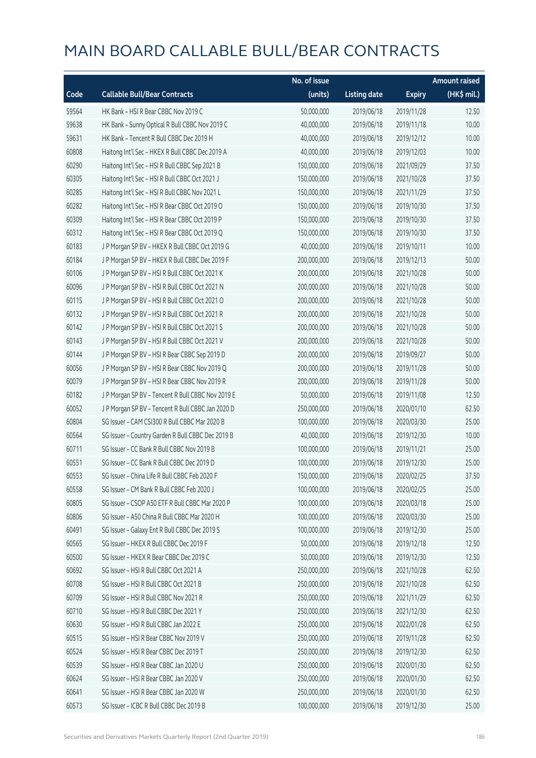# MAIN BOARD CALLABLE BULL/BEAR CONTRACTS

| Code | Callable Bull/Bear Contracts | No. of issue (units) | Listing date | Expiry | Amount raised (HK$ mil.) |
|---|---|---|---|---|---|
| 59564 | HK Bank – HSI R Bear CBBC Nov 2019 C | 50,000,000 | 2019/06/18 | 2019/11/28 | 12.50 |
| 59638 | HK Bank – Sunny Optical R Bull CBBC Nov 2019 C | 40,000,000 | 2019/06/18 | 2019/11/18 | 10.00 |
| 59631 | HK Bank – Tencent R Bull CBBC Dec 2019 H | 40,000,000 | 2019/06/18 | 2019/12/12 | 10.00 |
| 60808 | Haitong Int'l Sec – HKEX R Bull CBBC Dec 2019 A | 40,000,000 | 2019/06/18 | 2019/12/03 | 10.00 |
| 60290 | Haitong Int'l Sec – HSI R Bull CBBC Sep 2021 B | 150,000,000 | 2019/06/18 | 2021/09/29 | 37.50 |
| 60305 | Haitong Int'l Sec – HSI R Bull CBBC Oct 2021 J | 150,000,000 | 2019/06/18 | 2021/10/28 | 37.50 |
| 60285 | Haitong Int'l Sec – HSI R Bull CBBC Nov 2021 L | 150,000,000 | 2019/06/18 | 2021/11/29 | 37.50 |
| 60282 | Haitong Int'l Sec – HSI R Bear CBBC Oct 2019 O | 150,000,000 | 2019/06/18 | 2019/10/30 | 37.50 |
| 60309 | Haitong Int'l Sec – HSI R Bear CBBC Oct 2019 P | 150,000,000 | 2019/06/18 | 2019/10/30 | 37.50 |
| 60312 | Haitong Int'l Sec – HSI R Bear CBBC Oct 2019 Q | 150,000,000 | 2019/06/18 | 2019/10/30 | 37.50 |
| 60183 | J P Morgan SP BV – HKEX R Bull CBBC Oct 2019 G | 40,000,000 | 2019/06/18 | 2019/10/11 | 10.00 |
| 60184 | J P Morgan SP BV – HKEX R Bull CBBC Dec 2019 F | 200,000,000 | 2019/06/18 | 2019/12/13 | 50.00 |
| 60106 | J P Morgan SP BV – HSI R Bull CBBC Oct 2021 K | 200,000,000 | 2019/06/18 | 2021/10/28 | 50.00 |
| 60096 | J P Morgan SP BV – HSI R Bull CBBC Oct 2021 N | 200,000,000 | 2019/06/18 | 2021/10/28 | 50.00 |
| 60115 | J P Morgan SP BV – HSI R Bull CBBC Oct 2021 O | 200,000,000 | 2019/06/18 | 2021/10/28 | 50.00 |
| 60132 | J P Morgan SP BV – HSI R Bull CBBC Oct 2021 R | 200,000,000 | 2019/06/18 | 2021/10/28 | 50.00 |
| 60142 | J P Morgan SP BV – HSI R Bull CBBC Oct 2021 S | 200,000,000 | 2019/06/18 | 2021/10/28 | 50.00 |
| 60143 | J P Morgan SP BV – HSI R Bull CBBC Oct 2021 V | 200,000,000 | 2019/06/18 | 2021/10/28 | 50.00 |
| 60144 | J P Morgan SP BV – HSI R Bear CBBC Sep 2019 D | 200,000,000 | 2019/06/18 | 2019/09/27 | 50.00 |
| 60056 | J P Morgan SP BV – HSI R Bear CBBC Nov 2019 Q | 200,000,000 | 2019/06/18 | 2019/11/28 | 50.00 |
| 60079 | J P Morgan SP BV – HSI R Bear CBBC Nov 2019 R | 200,000,000 | 2019/06/18 | 2019/11/28 | 50.00 |
| 60182 | J P Morgan SP BV – Tencent R Bull CBBC Nov 2019 E | 50,000,000 | 2019/06/18 | 2019/11/08 | 12.50 |
| 60052 | J P Morgan SP BV – Tencent R Bull CBBC Jan 2020 D | 250,000,000 | 2019/06/18 | 2020/01/10 | 62.50 |
| 60804 | SG Issuer – CAM CSI300 R Bull CBBC Mar 2020 B | 100,000,000 | 2019/06/18 | 2020/03/30 | 25.00 |
| 60564 | SG Issuer – Country Garden R Bull CBBC Dec 2019 B | 40,000,000 | 2019/06/18 | 2019/12/30 | 10.00 |
| 60711 | SG Issuer – CC Bank R Bull CBBC Nov 2019 B | 100,000,000 | 2019/06/18 | 2019/11/21 | 25.00 |
| 60551 | SG Issuer – CC Bank R Bull CBBC Dec 2019 D | 100,000,000 | 2019/06/18 | 2019/12/30 | 25.00 |
| 60553 | SG Issuer – China Life R Bull CBBC Feb 2020 F | 150,000,000 | 2019/06/18 | 2020/02/25 | 37.50 |
| 60558 | SG Issuer – CM Bank R Bull CBBC Feb 2020 J | 100,000,000 | 2019/06/18 | 2020/02/25 | 25.00 |
| 60805 | SG Issuer – CSOP A50 ETF R Bull CBBC Mar 2020 P | 100,000,000 | 2019/06/18 | 2020/03/18 | 25.00 |
| 60806 | SG Issuer – A50 China R Bull CBBC Mar 2020 H | 100,000,000 | 2019/06/18 | 2020/03/30 | 25.00 |
| 60491 | SG Issuer – Galaxy Ent R Bull CBBC Dec 2019 S | 100,000,000 | 2019/06/18 | 2019/12/30 | 25.00 |
| 60565 | SG Issuer – HKEX R Bull CBBC Dec 2019 F | 50,000,000 | 2019/06/18 | 2019/12/18 | 12.50 |
| 60500 | SG Issuer – HKEX R Bear CBBC Dec 2019 C | 50,000,000 | 2019/06/18 | 2019/12/30 | 12.50 |
| 60692 | SG Issuer – HSI R Bull CBBC Oct 2021 A | 250,000,000 | 2019/06/18 | 2021/10/28 | 62.50 |
| 60708 | SG Issuer – HSI R Bull CBBC Oct 2021 B | 250,000,000 | 2019/06/18 | 2021/10/28 | 62.50 |
| 60709 | SG Issuer – HSI R Bull CBBC Nov 2021 R | 250,000,000 | 2019/06/18 | 2021/11/29 | 62.50 |
| 60710 | SG Issuer – HSI R Bull CBBC Dec 2021 Y | 250,000,000 | 2019/06/18 | 2021/12/30 | 62.50 |
| 60630 | SG Issuer – HSI R Bull CBBC Jan 2022 E | 250,000,000 | 2019/06/18 | 2022/01/28 | 62.50 |
| 60515 | SG Issuer – HSI R Bear CBBC Nov 2019 V | 250,000,000 | 2019/06/18 | 2019/11/28 | 62.50 |
| 60524 | SG Issuer – HSI R Bear CBBC Dec 2019 T | 250,000,000 | 2019/06/18 | 2019/12/30 | 62.50 |
| 60539 | SG Issuer – HSI R Bear CBBC Jan 2020 U | 250,000,000 | 2019/06/18 | 2020/01/30 | 62.50 |
| 60624 | SG Issuer – HSI R Bear CBBC Jan 2020 V | 250,000,000 | 2019/06/18 | 2020/01/30 | 62.50 |
| 60641 | SG Issuer – HSI R Bear CBBC Jan 2020 W | 250,000,000 | 2019/06/18 | 2020/01/30 | 62.50 |
| 60573 | SG Issuer – ICBC R Bull CBBC Dec 2019 B | 100,000,000 | 2019/06/18 | 2019/12/30 | 25.00 |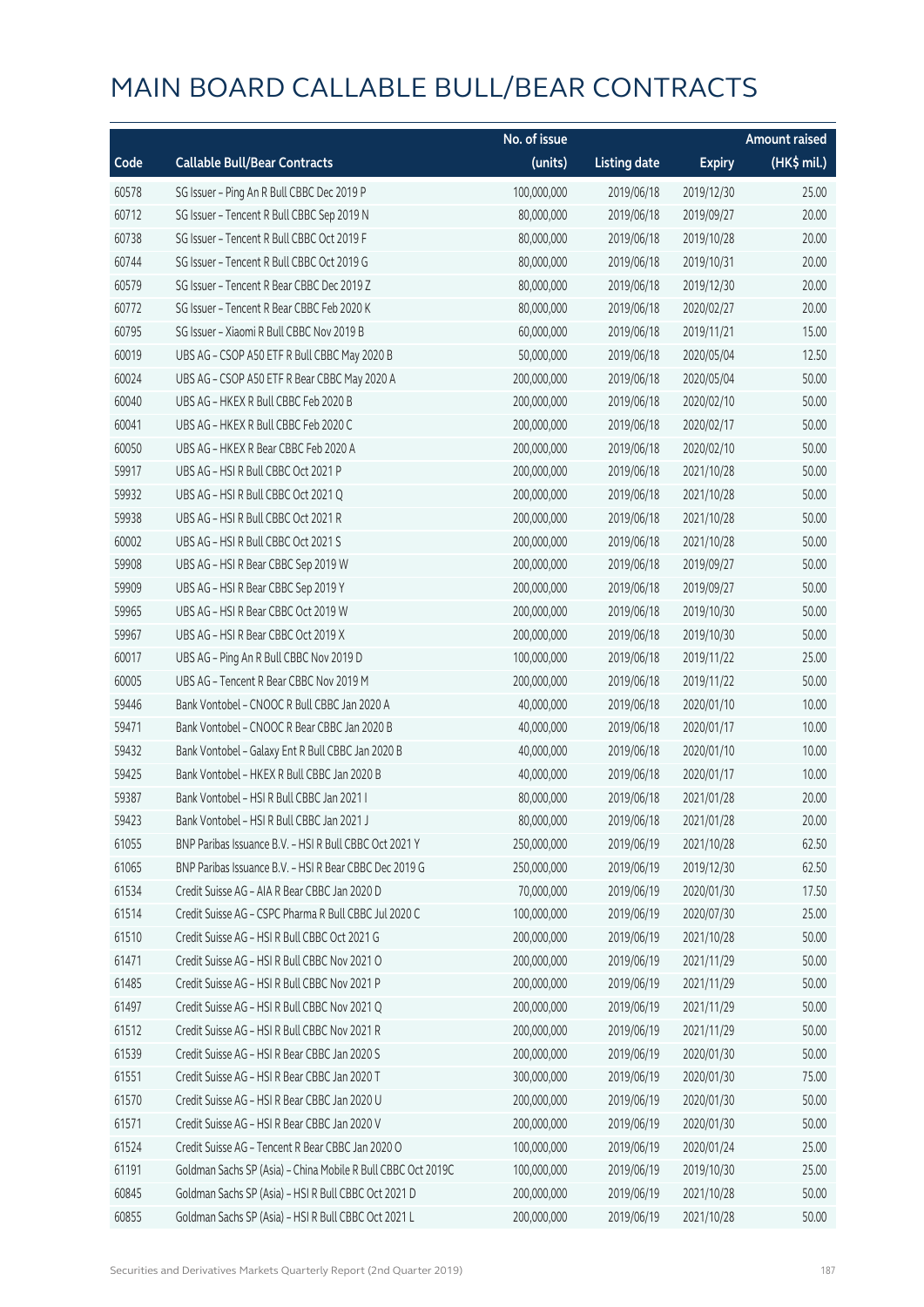# MAIN BOARD CALLABLE BULL/BEAR CONTRACTS

| Code | Callable Bull/Bear Contracts | No. of issue (units) | Listing date | Expiry | Amount raised (HK$ mil.) |
|---|---|---|---|---|---|
| 60578 | SG Issuer – Ping An R Bull CBBC Dec 2019 P | 100,000,000 | 2019/06/18 | 2019/12/30 | 25.00 |
| 60712 | SG Issuer – Tencent R Bull CBBC Sep 2019 N | 80,000,000 | 2019/06/18 | 2019/09/27 | 20.00 |
| 60738 | SG Issuer – Tencent R Bull CBBC Oct 2019 F | 80,000,000 | 2019/06/18 | 2019/10/28 | 20.00 |
| 60744 | SG Issuer – Tencent R Bull CBBC Oct 2019 G | 80,000,000 | 2019/06/18 | 2019/10/31 | 20.00 |
| 60579 | SG Issuer – Tencent R Bear CBBC Dec 2019 Z | 80,000,000 | 2019/06/18 | 2019/12/30 | 20.00 |
| 60772 | SG Issuer – Tencent R Bear CBBC Feb 2020 K | 80,000,000 | 2019/06/18 | 2020/02/27 | 20.00 |
| 60795 | SG Issuer – Xiaomi R Bull CBBC Nov 2019 B | 60,000,000 | 2019/06/18 | 2019/11/21 | 15.00 |
| 60019 | UBS AG – CSOP A50 ETF R Bull CBBC May 2020 B | 50,000,000 | 2019/06/18 | 2020/05/04 | 12.50 |
| 60024 | UBS AG – CSOP A50 ETF R Bear CBBC May 2020 A | 200,000,000 | 2019/06/18 | 2020/05/04 | 50.00 |
| 60040 | UBS AG – HKEX R Bull CBBC Feb 2020 B | 200,000,000 | 2019/06/18 | 2020/02/10 | 50.00 |
| 60041 | UBS AG – HKEX R Bull CBBC Feb 2020 C | 200,000,000 | 2019/06/18 | 2020/02/17 | 50.00 |
| 60050 | UBS AG – HKEX R Bear CBBC Feb 2020 A | 200,000,000 | 2019/06/18 | 2020/02/10 | 50.00 |
| 59917 | UBS AG – HSI R Bull CBBC Oct 2021 P | 200,000,000 | 2019/06/18 | 2021/10/28 | 50.00 |
| 59932 | UBS AG – HSI R Bull CBBC Oct 2021 Q | 200,000,000 | 2019/06/18 | 2021/10/28 | 50.00 |
| 59938 | UBS AG – HSI R Bull CBBC Oct 2021 R | 200,000,000 | 2019/06/18 | 2021/10/28 | 50.00 |
| 60002 | UBS AG – HSI R Bull CBBC Oct 2021 S | 200,000,000 | 2019/06/18 | 2021/10/28 | 50.00 |
| 59908 | UBS AG – HSI R Bear CBBC Sep 2019 W | 200,000,000 | 2019/06/18 | 2019/09/27 | 50.00 |
| 59909 | UBS AG – HSI R Bear CBBC Sep 2019 Y | 200,000,000 | 2019/06/18 | 2019/09/27 | 50.00 |
| 59965 | UBS AG – HSI R Bear CBBC Oct 2019 W | 200,000,000 | 2019/06/18 | 2019/10/30 | 50.00 |
| 59967 | UBS AG – HSI R Bear CBBC Oct 2019 X | 200,000,000 | 2019/06/18 | 2019/10/30 | 50.00 |
| 60017 | UBS AG – Ping An R Bull CBBC Nov 2019 D | 100,000,000 | 2019/06/18 | 2019/11/22 | 25.00 |
| 60005 | UBS AG – Tencent R Bear CBBC Nov 2019 M | 200,000,000 | 2019/06/18 | 2019/11/22 | 50.00 |
| 59446 | Bank Vontobel – CNOOC R Bull CBBC Jan 2020 A | 40,000,000 | 2019/06/18 | 2020/01/10 | 10.00 |
| 59471 | Bank Vontobel – CNOOC R Bear CBBC Jan 2020 B | 40,000,000 | 2019/06/18 | 2020/01/17 | 10.00 |
| 59432 | Bank Vontobel – Galaxy Ent R Bull CBBC Jan 2020 B | 40,000,000 | 2019/06/18 | 2020/01/10 | 10.00 |
| 59425 | Bank Vontobel – HKEX R Bull CBBC Jan 2020 B | 40,000,000 | 2019/06/18 | 2020/01/17 | 10.00 |
| 59387 | Bank Vontobel – HSI R Bull CBBC Jan 2021 I | 80,000,000 | 2019/06/18 | 2021/01/28 | 20.00 |
| 59423 | Bank Vontobel – HSI R Bull CBBC Jan 2021 J | 80,000,000 | 2019/06/18 | 2021/01/28 | 20.00 |
| 61055 | BNP Paribas Issuance B.V. – HSI R Bull CBBC Oct 2021 Y | 250,000,000 | 2019/06/19 | 2021/10/28 | 62.50 |
| 61065 | BNP Paribas Issuance B.V. – HSI R Bear CBBC Dec 2019 G | 250,000,000 | 2019/06/19 | 2019/12/30 | 62.50 |
| 61534 | Credit Suisse AG – AIA R Bear CBBC Jan 2020 D | 70,000,000 | 2019/06/19 | 2020/01/30 | 17.50 |
| 61514 | Credit Suisse AG – CSPC Pharma R Bull CBBC Jul 2020 C | 100,000,000 | 2019/06/19 | 2020/07/30 | 25.00 |
| 61510 | Credit Suisse AG – HSI R Bull CBBC Oct 2021 G | 200,000,000 | 2019/06/19 | 2021/10/28 | 50.00 |
| 61471 | Credit Suisse AG – HSI R Bull CBBC Nov 2021 O | 200,000,000 | 2019/06/19 | 2021/11/29 | 50.00 |
| 61485 | Credit Suisse AG – HSI R Bull CBBC Nov 2021 P | 200,000,000 | 2019/06/19 | 2021/11/29 | 50.00 |
| 61497 | Credit Suisse AG – HSI R Bull CBBC Nov 2021 Q | 200,000,000 | 2019/06/19 | 2021/11/29 | 50.00 |
| 61512 | Credit Suisse AG – HSI R Bull CBBC Nov 2021 R | 200,000,000 | 2019/06/19 | 2021/11/29 | 50.00 |
| 61539 | Credit Suisse AG – HSI R Bear CBBC Jan 2020 S | 200,000,000 | 2019/06/19 | 2020/01/30 | 50.00 |
| 61551 | Credit Suisse AG – HSI R Bear CBBC Jan 2020 T | 300,000,000 | 2019/06/19 | 2020/01/30 | 75.00 |
| 61570 | Credit Suisse AG – HSI R Bear CBBC Jan 2020 U | 200,000,000 | 2019/06/19 | 2020/01/30 | 50.00 |
| 61571 | Credit Suisse AG – HSI R Bear CBBC Jan 2020 V | 200,000,000 | 2019/06/19 | 2020/01/30 | 50.00 |
| 61524 | Credit Suisse AG – Tencent R Bear CBBC Jan 2020 O | 100,000,000 | 2019/06/19 | 2020/01/24 | 25.00 |
| 61191 | Goldman Sachs SP (Asia) – China Mobile R Bull CBBC Oct 2019C | 100,000,000 | 2019/06/19 | 2019/10/30 | 25.00 |
| 60845 | Goldman Sachs SP (Asia) – HSI R Bull CBBC Oct 2021 D | 200,000,000 | 2019/06/19 | 2021/10/28 | 50.00 |
| 60855 | Goldman Sachs SP (Asia) – HSI R Bull CBBC Oct 2021 L | 200,000,000 | 2019/06/19 | 2021/10/28 | 50.00 |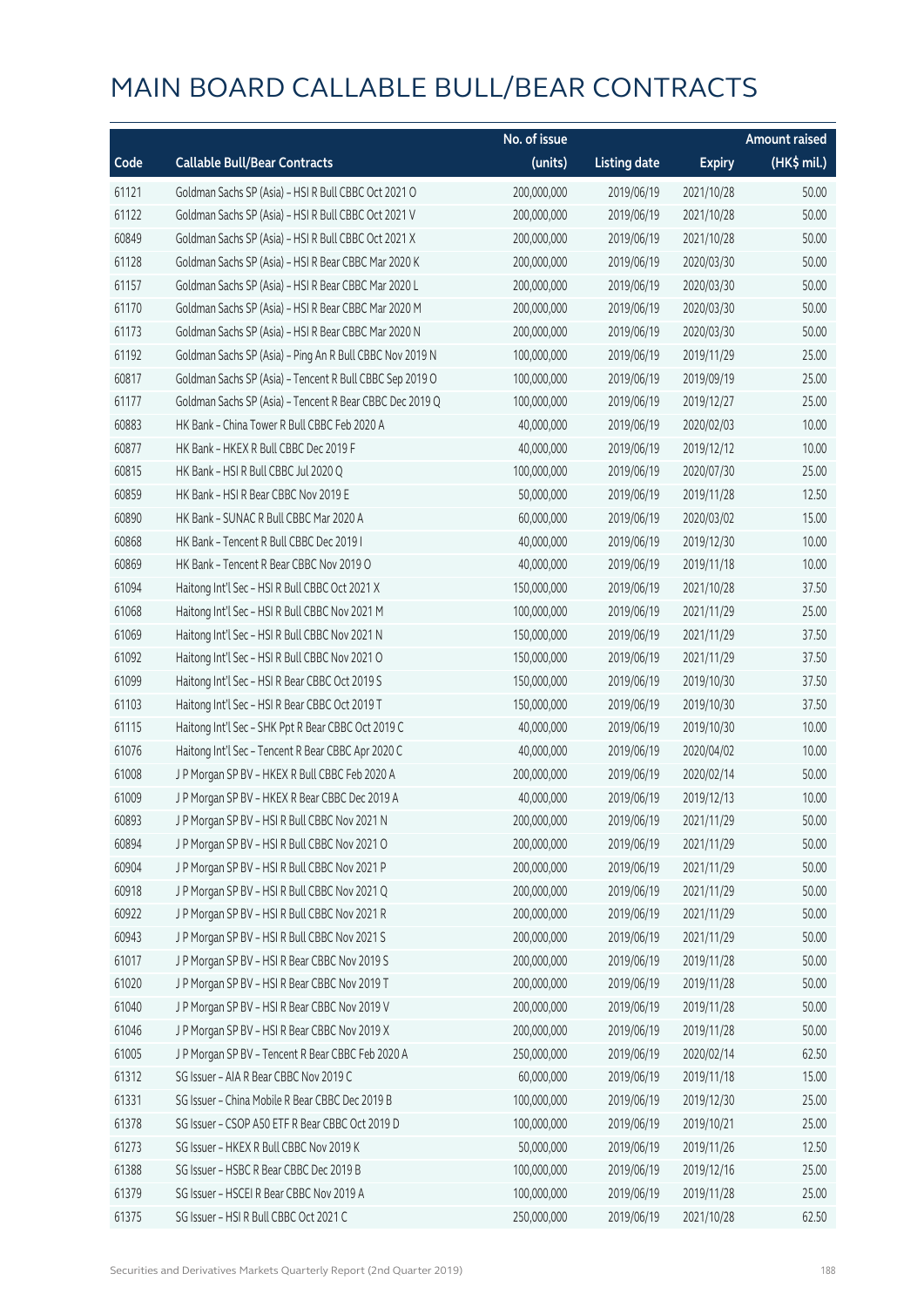# MAIN BOARD CALLABLE BULL/BEAR CONTRACTS

| Code | Callable Bull/Bear Contracts | No. of issue (units) | Listing date | Expiry | Amount raised (HK$ mil.) |
|---|---|---|---|---|---|
| 61121 | Goldman Sachs SP (Asia) – HSI R Bull CBBC Oct 2021 O | 200,000,000 | 2019/06/19 | 2021/10/28 | 50.00 |
| 61122 | Goldman Sachs SP (Asia) – HSI R Bull CBBC Oct 2021 V | 200,000,000 | 2019/06/19 | 2021/10/28 | 50.00 |
| 60849 | Goldman Sachs SP (Asia) – HSI R Bull CBBC Oct 2021 X | 200,000,000 | 2019/06/19 | 2021/10/28 | 50.00 |
| 61128 | Goldman Sachs SP (Asia) – HSI R Bear CBBC Mar 2020 K | 200,000,000 | 2019/06/19 | 2020/03/30 | 50.00 |
| 61157 | Goldman Sachs SP (Asia) – HSI R Bear CBBC Mar 2020 L | 200,000,000 | 2019/06/19 | 2020/03/30 | 50.00 |
| 61170 | Goldman Sachs SP (Asia) – HSI R Bear CBBC Mar 2020 M | 200,000,000 | 2019/06/19 | 2020/03/30 | 50.00 |
| 61173 | Goldman Sachs SP (Asia) – HSI R Bear CBBC Mar 2020 N | 200,000,000 | 2019/06/19 | 2020/03/30 | 50.00 |
| 61192 | Goldman Sachs SP (Asia) – Ping An R Bull CBBC Nov 2019 N | 100,000,000 | 2019/06/19 | 2019/11/29 | 25.00 |
| 60817 | Goldman Sachs SP (Asia) – Tencent R Bull CBBC Sep 2019 O | 100,000,000 | 2019/06/19 | 2019/09/19 | 25.00 |
| 61177 | Goldman Sachs SP (Asia) – Tencent R Bear CBBC Dec 2019 Q | 100,000,000 | 2019/06/19 | 2019/12/27 | 25.00 |
| 60883 | HK Bank – China Tower R Bull CBBC Feb 2020 A | 40,000,000 | 2019/06/19 | 2020/02/03 | 10.00 |
| 60877 | HK Bank – HKEX R Bull CBBC Dec 2019 F | 40,000,000 | 2019/06/19 | 2019/12/12 | 10.00 |
| 60815 | HK Bank – HSI R Bull CBBC Jul 2020 Q | 100,000,000 | 2019/06/19 | 2020/07/30 | 25.00 |
| 60859 | HK Bank – HSI R Bear CBBC Nov 2019 E | 50,000,000 | 2019/06/19 | 2019/11/28 | 12.50 |
| 60890 | HK Bank – SUNAC R Bull CBBC Mar 2020 A | 60,000,000 | 2019/06/19 | 2020/03/02 | 15.00 |
| 60868 | HK Bank – Tencent R Bull CBBC Dec 2019 I | 40,000,000 | 2019/06/19 | 2019/12/30 | 10.00 |
| 60869 | HK Bank – Tencent R Bear CBBC Nov 2019 O | 40,000,000 | 2019/06/19 | 2019/11/18 | 10.00 |
| 61094 | Haitong Int'l Sec – HSI R Bull CBBC Oct 2021 X | 150,000,000 | 2019/06/19 | 2021/10/28 | 37.50 |
| 61068 | Haitong Int'l Sec – HSI R Bull CBBC Nov 2021 M | 100,000,000 | 2019/06/19 | 2021/11/29 | 25.00 |
| 61069 | Haitong Int'l Sec – HSI R Bull CBBC Nov 2021 N | 150,000,000 | 2019/06/19 | 2021/11/29 | 37.50 |
| 61092 | Haitong Int'l Sec – HSI R Bull CBBC Nov 2021 O | 150,000,000 | 2019/06/19 | 2021/11/29 | 37.50 |
| 61099 | Haitong Int'l Sec – HSI R Bear CBBC Oct 2019 S | 150,000,000 | 2019/06/19 | 2019/10/30 | 37.50 |
| 61103 | Haitong Int'l Sec – HSI R Bear CBBC Oct 2019 T | 150,000,000 | 2019/06/19 | 2019/10/30 | 37.50 |
| 61115 | Haitong Int'l Sec – SHK Ppt R Bear CBBC Oct 2019 C | 40,000,000 | 2019/06/19 | 2019/10/30 | 10.00 |
| 61076 | Haitong Int'l Sec – Tencent R Bear CBBC Apr 2020 C | 40,000,000 | 2019/06/19 | 2020/04/02 | 10.00 |
| 61008 | J P Morgan SP BV – HKEX R Bull CBBC Feb 2020 A | 200,000,000 | 2019/06/19 | 2020/02/14 | 50.00 |
| 61009 | J P Morgan SP BV – HKEX R Bear CBBC Dec 2019 A | 40,000,000 | 2019/06/19 | 2019/12/13 | 10.00 |
| 60893 | J P Morgan SP BV – HSI R Bull CBBC Nov 2021 N | 200,000,000 | 2019/06/19 | 2021/11/29 | 50.00 |
| 60894 | J P Morgan SP BV – HSI R Bull CBBC Nov 2021 O | 200,000,000 | 2019/06/19 | 2021/11/29 | 50.00 |
| 60904 | J P Morgan SP BV – HSI R Bull CBBC Nov 2021 P | 200,000,000 | 2019/06/19 | 2021/11/29 | 50.00 |
| 60918 | J P Morgan SP BV – HSI R Bull CBBC Nov 2021 Q | 200,000,000 | 2019/06/19 | 2021/11/29 | 50.00 |
| 60922 | J P Morgan SP BV – HSI R Bull CBBC Nov 2021 R | 200,000,000 | 2019/06/19 | 2021/11/29 | 50.00 |
| 60943 | J P Morgan SP BV – HSI R Bull CBBC Nov 2021 S | 200,000,000 | 2019/06/19 | 2021/11/29 | 50.00 |
| 61017 | J P Morgan SP BV – HSI R Bear CBBC Nov 2019 S | 200,000,000 | 2019/06/19 | 2019/11/28 | 50.00 |
| 61020 | J P Morgan SP BV – HSI R Bear CBBC Nov 2019 T | 200,000,000 | 2019/06/19 | 2019/11/28 | 50.00 |
| 61040 | J P Morgan SP BV – HSI R Bear CBBC Nov 2019 V | 200,000,000 | 2019/06/19 | 2019/11/28 | 50.00 |
| 61046 | J P Morgan SP BV – HSI R Bear CBBC Nov 2019 X | 200,000,000 | 2019/06/19 | 2019/11/28 | 50.00 |
| 61005 | J P Morgan SP BV – Tencent R Bear CBBC Feb 2020 A | 250,000,000 | 2019/06/19 | 2020/02/14 | 62.50 |
| 61312 | SG Issuer – AIA R Bear CBBC Nov 2019 C | 60,000,000 | 2019/06/19 | 2019/11/18 | 15.00 |
| 61331 | SG Issuer – China Mobile R Bear CBBC Dec 2019 B | 100,000,000 | 2019/06/19 | 2019/12/30 | 25.00 |
| 61378 | SG Issuer – CSOP A50 ETF R Bear CBBC Oct 2019 D | 100,000,000 | 2019/06/19 | 2019/10/21 | 25.00 |
| 61273 | SG Issuer – HKEX R Bull CBBC Nov 2019 K | 50,000,000 | 2019/06/19 | 2019/11/26 | 12.50 |
| 61388 | SG Issuer – HSBC R Bear CBBC Dec 2019 B | 100,000,000 | 2019/06/19 | 2019/12/16 | 25.00 |
| 61379 | SG Issuer – HSCEI R Bear CBBC Nov 2019 A | 100,000,000 | 2019/06/19 | 2019/11/28 | 25.00 |
| 61375 | SG Issuer – HSI R Bull CBBC Oct 2021 C | 250,000,000 | 2019/06/19 | 2021/10/28 | 62.50 |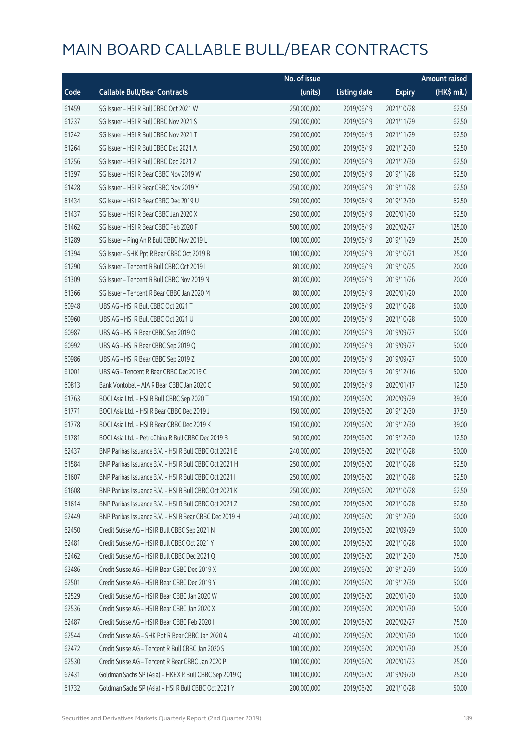# MAIN BOARD CALLABLE BULL/BEAR CONTRACTS

| Code | Callable Bull/Bear Contracts | No. of issue (units) | Listing date | Expiry | Amount raised (HK$ mil.) |
|---|---|---|---|---|---|
| 61459 | SG Issuer – HSI R Bull CBBC Oct 2021 W | 250,000,000 | 2019/06/19 | 2021/10/28 | 62.50 |
| 61237 | SG Issuer – HSI R Bull CBBC Nov 2021 S | 250,000,000 | 2019/06/19 | 2021/11/29 | 62.50 |
| 61242 | SG Issuer – HSI R Bull CBBC Nov 2021 T | 250,000,000 | 2019/06/19 | 2021/11/29 | 62.50 |
| 61264 | SG Issuer – HSI R Bull CBBC Dec 2021 A | 250,000,000 | 2019/06/19 | 2021/12/30 | 62.50 |
| 61256 | SG Issuer – HSI R Bull CBBC Dec 2021 Z | 250,000,000 | 2019/06/19 | 2021/12/30 | 62.50 |
| 61397 | SG Issuer – HSI R Bear CBBC Nov 2019 W | 250,000,000 | 2019/06/19 | 2019/11/28 | 62.50 |
| 61428 | SG Issuer – HSI R Bear CBBC Nov 2019 Y | 250,000,000 | 2019/06/19 | 2019/11/28 | 62.50 |
| 61434 | SG Issuer – HSI R Bear CBBC Dec 2019 U | 250,000,000 | 2019/06/19 | 2019/12/30 | 62.50 |
| 61437 | SG Issuer – HSI R Bear CBBC Jan 2020 X | 250,000,000 | 2019/06/19 | 2020/01/30 | 62.50 |
| 61462 | SG Issuer – HSI R Bear CBBC Feb 2020 F | 500,000,000 | 2019/06/19 | 2020/02/27 | 125.00 |
| 61289 | SG Issuer – Ping An R Bull CBBC Nov 2019 L | 100,000,000 | 2019/06/19 | 2019/11/29 | 25.00 |
| 61394 | SG Issuer – SHK Ppt R Bear CBBC Oct 2019 B | 100,000,000 | 2019/06/19 | 2019/10/21 | 25.00 |
| 61290 | SG Issuer – Tencent R Bull CBBC Oct 2019 I | 80,000,000 | 2019/06/19 | 2019/10/25 | 20.00 |
| 61309 | SG Issuer – Tencent R Bull CBBC Nov 2019 N | 80,000,000 | 2019/06/19 | 2019/11/26 | 20.00 |
| 61366 | SG Issuer – Tencent R Bear CBBC Jan 2020 M | 80,000,000 | 2019/06/19 | 2020/01/20 | 20.00 |
| 60948 | UBS AG – HSI R Bull CBBC Oct 2021 T | 200,000,000 | 2019/06/19 | 2021/10/28 | 50.00 |
| 60960 | UBS AG – HSI R Bull CBBC Oct 2021 U | 200,000,000 | 2019/06/19 | 2021/10/28 | 50.00 |
| 60987 | UBS AG – HSI R Bear CBBC Sep 2019 O | 200,000,000 | 2019/06/19 | 2019/09/27 | 50.00 |
| 60992 | UBS AG – HSI R Bear CBBC Sep 2019 Q | 200,000,000 | 2019/06/19 | 2019/09/27 | 50.00 |
| 60986 | UBS AG – HSI R Bear CBBC Sep 2019 Z | 200,000,000 | 2019/06/19 | 2019/09/27 | 50.00 |
| 61001 | UBS AG – Tencent R Bear CBBC Dec 2019 C | 200,000,000 | 2019/06/19 | 2019/12/16 | 50.00 |
| 60813 | Bank Vontobel – AIA R Bear CBBC Jan 2020 C | 50,000,000 | 2019/06/19 | 2020/01/17 | 12.50 |
| 61763 | BOCI Asia Ltd. – HSI R Bull CBBC Sep 2020 T | 150,000,000 | 2019/06/20 | 2020/09/29 | 39.00 |
| 61771 | BOCI Asia Ltd. – HSI R Bear CBBC Dec 2019 J | 150,000,000 | 2019/06/20 | 2019/12/30 | 37.50 |
| 61778 | BOCI Asia Ltd. – HSI R Bear CBBC Dec 2019 K | 150,000,000 | 2019/06/20 | 2019/12/30 | 39.00 |
| 61781 | BOCI Asia Ltd. – PetroChina R Bull CBBC Dec 2019 B | 50,000,000 | 2019/06/20 | 2019/12/30 | 12.50 |
| 62437 | BNP Paribas Issuance B.V. – HSI R Bull CBBC Oct 2021 E | 240,000,000 | 2019/06/20 | 2021/10/28 | 60.00 |
| 61584 | BNP Paribas Issuance B.V. – HSI R Bull CBBC Oct 2021 H | 250,000,000 | 2019/06/20 | 2021/10/28 | 62.50 |
| 61607 | BNP Paribas Issuance B.V. – HSI R Bull CBBC Oct 2021 I | 250,000,000 | 2019/06/20 | 2021/10/28 | 62.50 |
| 61608 | BNP Paribas Issuance B.V. – HSI R Bull CBBC Oct 2021 K | 250,000,000 | 2019/06/20 | 2021/10/28 | 62.50 |
| 61614 | BNP Paribas Issuance B.V. – HSI R Bull CBBC Oct 2021 Z | 250,000,000 | 2019/06/20 | 2021/10/28 | 62.50 |
| 62449 | BNP Paribas Issuance B.V. – HSI R Bear CBBC Dec 2019 H | 240,000,000 | 2019/06/20 | 2019/12/30 | 60.00 |
| 62450 | Credit Suisse AG – HSI R Bull CBBC Sep 2021 N | 200,000,000 | 2019/06/20 | 2021/09/29 | 50.00 |
| 62481 | Credit Suisse AG – HSI R Bull CBBC Oct 2021 Y | 200,000,000 | 2019/06/20 | 2021/10/28 | 50.00 |
| 62462 | Credit Suisse AG – HSI R Bull CBBC Dec 2021 Q | 300,000,000 | 2019/06/20 | 2021/12/30 | 75.00 |
| 62486 | Credit Suisse AG – HSI R Bear CBBC Dec 2019 X | 200,000,000 | 2019/06/20 | 2019/12/30 | 50.00 |
| 62501 | Credit Suisse AG – HSI R Bear CBBC Dec 2019 Y | 200,000,000 | 2019/06/20 | 2019/12/30 | 50.00 |
| 62529 | Credit Suisse AG – HSI R Bear CBBC Jan 2020 W | 200,000,000 | 2019/06/20 | 2020/01/30 | 50.00 |
| 62536 | Credit Suisse AG – HSI R Bear CBBC Jan 2020 X | 200,000,000 | 2019/06/20 | 2020/01/30 | 50.00 |
| 62487 | Credit Suisse AG – HSI R Bear CBBC Feb 2020 I | 300,000,000 | 2019/06/20 | 2020/02/27 | 75.00 |
| 62544 | Credit Suisse AG – SHK Ppt R Bear CBBC Jan 2020 A | 40,000,000 | 2019/06/20 | 2020/01/30 | 10.00 |
| 62472 | Credit Suisse AG – Tencent R Bull CBBC Jan 2020 S | 100,000,000 | 2019/06/20 | 2020/01/30 | 25.00 |
| 62530 | Credit Suisse AG – Tencent R Bear CBBC Jan 2020 P | 100,000,000 | 2019/06/20 | 2020/01/23 | 25.00 |
| 62431 | Goldman Sachs SP (Asia) – HKEX R Bull CBBC Sep 2019 Q | 100,000,000 | 2019/06/20 | 2019/09/20 | 25.00 |
| 61732 | Goldman Sachs SP (Asia) – HSI R Bull CBBC Oct 2021 Y | 200,000,000 | 2019/06/20 | 2021/10/28 | 50.00 |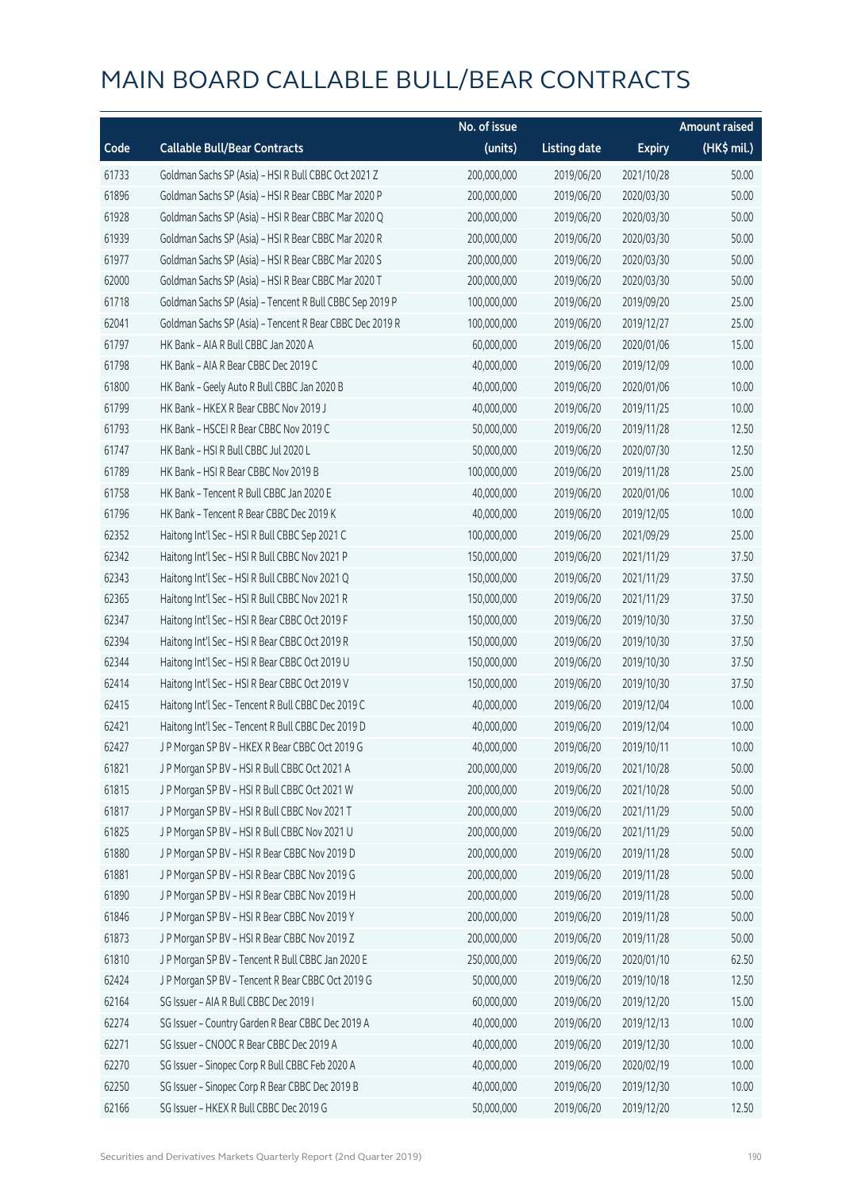# MAIN BOARD CALLABLE BULL/BEAR CONTRACTS

| Code | Callable Bull/Bear Contracts | No. of issue (units) | Listing date | Expiry | Amount raised (HK$ mil.) |
|---|---|---|---|---|---|
| 61733 | Goldman Sachs SP (Asia) – HSI R Bull CBBC Oct 2021 Z | 200,000,000 | 2019/06/20 | 2021/10/28 | 50.00 |
| 61896 | Goldman Sachs SP (Asia) – HSI R Bear CBBC Mar 2020 P | 200,000,000 | 2019/06/20 | 2020/03/30 | 50.00 |
| 61928 | Goldman Sachs SP (Asia) – HSI R Bear CBBC Mar 2020 Q | 200,000,000 | 2019/06/20 | 2020/03/30 | 50.00 |
| 61939 | Goldman Sachs SP (Asia) – HSI R Bear CBBC Mar 2020 R | 200,000,000 | 2019/06/20 | 2020/03/30 | 50.00 |
| 61977 | Goldman Sachs SP (Asia) – HSI R Bear CBBC Mar 2020 S | 200,000,000 | 2019/06/20 | 2020/03/30 | 50.00 |
| 62000 | Goldman Sachs SP (Asia) – HSI R Bear CBBC Mar 2020 T | 200,000,000 | 2019/06/20 | 2020/03/30 | 50.00 |
| 61718 | Goldman Sachs SP (Asia) – Tencent R Bull CBBC Sep 2019 P | 100,000,000 | 2019/06/20 | 2019/09/20 | 25.00 |
| 62041 | Goldman Sachs SP (Asia) – Tencent R Bear CBBC Dec 2019 R | 100,000,000 | 2019/06/20 | 2019/12/27 | 25.00 |
| 61797 | HK Bank – AIA R Bull CBBC Jan 2020 A | 60,000,000 | 2019/06/20 | 2020/01/06 | 15.00 |
| 61798 | HK Bank – AIA R Bear CBBC Dec 2019 C | 40,000,000 | 2019/06/20 | 2019/12/09 | 10.00 |
| 61800 | HK Bank – Geely Auto R Bull CBBC Jan 2020 B | 40,000,000 | 2019/06/20 | 2020/01/06 | 10.00 |
| 61799 | HK Bank – HKEX R Bear CBBC Nov 2019 J | 40,000,000 | 2019/06/20 | 2019/11/25 | 10.00 |
| 61793 | HK Bank – HSCEI R Bear CBBC Nov 2019 C | 50,000,000 | 2019/06/20 | 2019/11/28 | 12.50 |
| 61747 | HK Bank – HSI R Bull CBBC Jul 2020 L | 50,000,000 | 2019/06/20 | 2020/07/30 | 12.50 |
| 61789 | HK Bank – HSI R Bear CBBC Nov 2019 B | 100,000,000 | 2019/06/20 | 2019/11/28 | 25.00 |
| 61758 | HK Bank – Tencent R Bull CBBC Jan 2020 E | 40,000,000 | 2019/06/20 | 2020/01/06 | 10.00 |
| 61796 | HK Bank – Tencent R Bear CBBC Dec 2019 K | 40,000,000 | 2019/06/20 | 2019/12/05 | 10.00 |
| 62352 | Haitong Int'l Sec – HSI R Bull CBBC Sep 2021 C | 100,000,000 | 2019/06/20 | 2021/09/29 | 25.00 |
| 62342 | Haitong Int'l Sec – HSI R Bull CBBC Nov 2021 P | 150,000,000 | 2019/06/20 | 2021/11/29 | 37.50 |
| 62343 | Haitong Int'l Sec – HSI R Bull CBBC Nov 2021 Q | 150,000,000 | 2019/06/20 | 2021/11/29 | 37.50 |
| 62365 | Haitong Int'l Sec – HSI R Bull CBBC Nov 2021 R | 150,000,000 | 2019/06/20 | 2021/11/29 | 37.50 |
| 62347 | Haitong Int'l Sec – HSI R Bear CBBC Oct 2019 F | 150,000,000 | 2019/06/20 | 2019/10/30 | 37.50 |
| 62394 | Haitong Int'l Sec – HSI R Bear CBBC Oct 2019 R | 150,000,000 | 2019/06/20 | 2019/10/30 | 37.50 |
| 62344 | Haitong Int'l Sec – HSI R Bear CBBC Oct 2019 U | 150,000,000 | 2019/06/20 | 2019/10/30 | 37.50 |
| 62414 | Haitong Int'l Sec – HSI R Bear CBBC Oct 2019 V | 150,000,000 | 2019/06/20 | 2019/10/30 | 37.50 |
| 62415 | Haitong Int'l Sec – Tencent R Bull CBBC Dec 2019 C | 40,000,000 | 2019/06/20 | 2019/12/04 | 10.00 |
| 62421 | Haitong Int'l Sec – Tencent R Bull CBBC Dec 2019 D | 40,000,000 | 2019/06/20 | 2019/12/04 | 10.00 |
| 62427 | J P Morgan SP BV – HKEX R Bear CBBC Oct 2019 G | 40,000,000 | 2019/06/20 | 2019/10/11 | 10.00 |
| 61821 | J P Morgan SP BV – HSI R Bull CBBC Oct 2021 A | 200,000,000 | 2019/06/20 | 2021/10/28 | 50.00 |
| 61815 | J P Morgan SP BV – HSI R Bull CBBC Oct 2021 W | 200,000,000 | 2019/06/20 | 2021/10/28 | 50.00 |
| 61817 | J P Morgan SP BV – HSI R Bull CBBC Nov 2021 T | 200,000,000 | 2019/06/20 | 2021/11/29 | 50.00 |
| 61825 | J P Morgan SP BV – HSI R Bull CBBC Nov 2021 U | 200,000,000 | 2019/06/20 | 2021/11/29 | 50.00 |
| 61880 | J P Morgan SP BV – HSI R Bear CBBC Nov 2019 D | 200,000,000 | 2019/06/20 | 2019/11/28 | 50.00 |
| 61881 | J P Morgan SP BV – HSI R Bear CBBC Nov 2019 G | 200,000,000 | 2019/06/20 | 2019/11/28 | 50.00 |
| 61890 | J P Morgan SP BV – HSI R Bear CBBC Nov 2019 H | 200,000,000 | 2019/06/20 | 2019/11/28 | 50.00 |
| 61846 | J P Morgan SP BV – HSI R Bear CBBC Nov 2019 Y | 200,000,000 | 2019/06/20 | 2019/11/28 | 50.00 |
| 61873 | J P Morgan SP BV – HSI R Bear CBBC Nov 2019 Z | 200,000,000 | 2019/06/20 | 2019/11/28 | 50.00 |
| 61810 | J P Morgan SP BV – Tencent R Bull CBBC Jan 2020 E | 250,000,000 | 2019/06/20 | 2020/01/10 | 62.50 |
| 62424 | J P Morgan SP BV – Tencent R Bear CBBC Oct 2019 G | 50,000,000 | 2019/06/20 | 2019/10/18 | 12.50 |
| 62164 | SG Issuer – AIA R Bull CBBC Dec 2019 I | 60,000,000 | 2019/06/20 | 2019/12/20 | 15.00 |
| 62274 | SG Issuer – Country Garden R Bear CBBC Dec 2019 A | 40,000,000 | 2019/06/20 | 2019/12/13 | 10.00 |
| 62271 | SG Issuer – CNOOC R Bear CBBC Dec 2019 A | 40,000,000 | 2019/06/20 | 2019/12/30 | 10.00 |
| 62270 | SG Issuer – Sinopec Corp R Bull CBBC Feb 2020 A | 40,000,000 | 2019/06/20 | 2020/02/19 | 10.00 |
| 62250 | SG Issuer – Sinopec Corp R Bear CBBC Dec 2019 B | 40,000,000 | 2019/06/20 | 2019/12/30 | 10.00 |
| 62166 | SG Issuer – HKEX R Bull CBBC Dec 2019 G | 50,000,000 | 2019/06/20 | 2019/12/20 | 12.50 |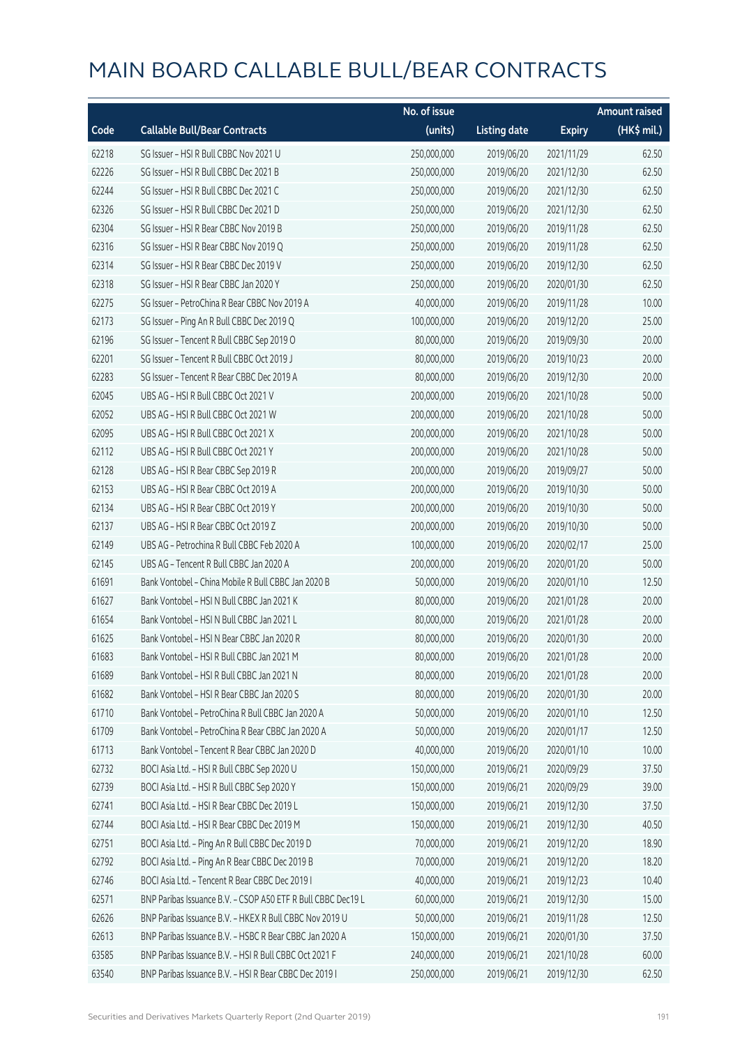# MAIN BOARD CALLABLE BULL/BEAR CONTRACTS

| Code | Callable Bull/Bear Contracts | No. of issue (units) | Listing date | Expiry | Amount raised (HK$ mil.) |
|---|---|---|---|---|---|
| 62218 | SG Issuer – HSI R Bull CBBC Nov 2021 U | 250,000,000 | 2019/06/20 | 2021/11/29 | 62.50 |
| 62226 | SG Issuer – HSI R Bull CBBC Dec 2021 B | 250,000,000 | 2019/06/20 | 2021/12/30 | 62.50 |
| 62244 | SG Issuer – HSI R Bull CBBC Dec 2021 C | 250,000,000 | 2019/06/20 | 2021/12/30 | 62.50 |
| 62326 | SG Issuer – HSI R Bull CBBC Dec 2021 D | 250,000,000 | 2019/06/20 | 2021/12/30 | 62.50 |
| 62304 | SG Issuer – HSI R Bear CBBC Nov 2019 B | 250,000,000 | 2019/06/20 | 2019/11/28 | 62.50 |
| 62316 | SG Issuer – HSI R Bear CBBC Nov 2019 Q | 250,000,000 | 2019/06/20 | 2019/11/28 | 62.50 |
| 62314 | SG Issuer – HSI R Bear CBBC Dec 2019 V | 250,000,000 | 2019/06/20 | 2019/12/30 | 62.50 |
| 62318 | SG Issuer – HSI R Bear CBBC Jan 2020 Y | 250,000,000 | 2019/06/20 | 2020/01/30 | 62.50 |
| 62275 | SG Issuer – PetroChina R Bear CBBC Nov 2019 A | 40,000,000 | 2019/06/20 | 2019/11/28 | 10.00 |
| 62173 | SG Issuer – Ping An R Bull CBBC Dec 2019 Q | 100,000,000 | 2019/06/20 | 2019/12/20 | 25.00 |
| 62196 | SG Issuer – Tencent R Bull CBBC Sep 2019 O | 80,000,000 | 2019/06/20 | 2019/09/30 | 20.00 |
| 62201 | SG Issuer – Tencent R Bull CBBC Oct 2019 J | 80,000,000 | 2019/06/20 | 2019/10/23 | 20.00 |
| 62283 | SG Issuer – Tencent R Bear CBBC Dec 2019 A | 80,000,000 | 2019/06/20 | 2019/12/30 | 20.00 |
| 62045 | UBS AG – HSI R Bull CBBC Oct 2021 V | 200,000,000 | 2019/06/20 | 2021/10/28 | 50.00 |
| 62052 | UBS AG – HSI R Bull CBBC Oct 2021 W | 200,000,000 | 2019/06/20 | 2021/10/28 | 50.00 |
| 62095 | UBS AG – HSI R Bull CBBC Oct 2021 X | 200,000,000 | 2019/06/20 | 2021/10/28 | 50.00 |
| 62112 | UBS AG – HSI R Bull CBBC Oct 2021 Y | 200,000,000 | 2019/06/20 | 2021/10/28 | 50.00 |
| 62128 | UBS AG – HSI R Bear CBBC Sep 2019 R | 200,000,000 | 2019/06/20 | 2019/09/27 | 50.00 |
| 62153 | UBS AG – HSI R Bear CBBC Oct 2019 A | 200,000,000 | 2019/06/20 | 2019/10/30 | 50.00 |
| 62134 | UBS AG – HSI R Bear CBBC Oct 2019 Y | 200,000,000 | 2019/06/20 | 2019/10/30 | 50.00 |
| 62137 | UBS AG – HSI R Bear CBBC Oct 2019 Z | 200,000,000 | 2019/06/20 | 2019/10/30 | 50.00 |
| 62149 | UBS AG – Petrochina R Bull CBBC Feb 2020 A | 100,000,000 | 2019/06/20 | 2020/02/17 | 25.00 |
| 62145 | UBS AG – Tencent R Bull CBBC Jan 2020 A | 200,000,000 | 2019/06/20 | 2020/01/20 | 50.00 |
| 61691 | Bank Vontobel – China Mobile R Bull CBBC Jan 2020 B | 50,000,000 | 2019/06/20 | 2020/01/10 | 12.50 |
| 61627 | Bank Vontobel – HSI N Bull CBBC Jan 2021 K | 80,000,000 | 2019/06/20 | 2021/01/28 | 20.00 |
| 61654 | Bank Vontobel – HSI N Bull CBBC Jan 2021 L | 80,000,000 | 2019/06/20 | 2021/01/28 | 20.00 |
| 61625 | Bank Vontobel – HSI N Bear CBBC Jan 2020 R | 80,000,000 | 2019/06/20 | 2020/01/30 | 20.00 |
| 61683 | Bank Vontobel – HSI R Bull CBBC Jan 2021 M | 80,000,000 | 2019/06/20 | 2021/01/28 | 20.00 |
| 61689 | Bank Vontobel – HSI R Bull CBBC Jan 2021 N | 80,000,000 | 2019/06/20 | 2021/01/28 | 20.00 |
| 61682 | Bank Vontobel – HSI R Bear CBBC Jan 2020 S | 80,000,000 | 2019/06/20 | 2020/01/30 | 20.00 |
| 61710 | Bank Vontobel – PetroChina R Bull CBBC Jan 2020 A | 50,000,000 | 2019/06/20 | 2020/01/10 | 12.50 |
| 61709 | Bank Vontobel – PetroChina R Bear CBBC Jan 2020 A | 50,000,000 | 2019/06/20 | 2020/01/17 | 12.50 |
| 61713 | Bank Vontobel – Tencent R Bear CBBC Jan 2020 D | 40,000,000 | 2019/06/20 | 2020/01/10 | 10.00 |
| 62732 | BOCI Asia Ltd. – HSI R Bull CBBC Sep 2020 U | 150,000,000 | 2019/06/21 | 2020/09/29 | 37.50 |
| 62739 | BOCI Asia Ltd. – HSI R Bull CBBC Sep 2020 Y | 150,000,000 | 2019/06/21 | 2020/09/29 | 39.00 |
| 62741 | BOCI Asia Ltd. – HSI R Bear CBBC Dec 2019 L | 150,000,000 | 2019/06/21 | 2019/12/30 | 37.50 |
| 62744 | BOCI Asia Ltd. – HSI R Bear CBBC Dec 2019 M | 150,000,000 | 2019/06/21 | 2019/12/30 | 40.50 |
| 62751 | BOCI Asia Ltd. – Ping An R Bull CBBC Dec 2019 D | 70,000,000 | 2019/06/21 | 2019/12/20 | 18.90 |
| 62792 | BOCI Asia Ltd. – Ping An R Bear CBBC Dec 2019 B | 70,000,000 | 2019/06/21 | 2019/12/20 | 18.20 |
| 62746 | BOCI Asia Ltd. – Tencent R Bear CBBC Dec 2019 I | 40,000,000 | 2019/06/21 | 2019/12/23 | 10.40 |
| 62571 | BNP Paribas Issuance B.V. – CSOP A50 ETF R Bull CBBC Dec19 L | 60,000,000 | 2019/06/21 | 2019/12/30 | 15.00 |
| 62626 | BNP Paribas Issuance B.V. – HKEX R Bull CBBC Nov 2019 U | 50,000,000 | 2019/06/21 | 2019/11/28 | 12.50 |
| 62613 | BNP Paribas Issuance B.V. – HSBC R Bear CBBC Jan 2020 A | 150,000,000 | 2019/06/21 | 2020/01/30 | 37.50 |
| 63585 | BNP Paribas Issuance B.V. – HSI R Bull CBBC Oct 2021 F | 240,000,000 | 2019/06/21 | 2021/10/28 | 60.00 |
| 63540 | BNP Paribas Issuance B.V. – HSI R Bear CBBC Dec 2019 I | 250,000,000 | 2019/06/21 | 2019/12/30 | 62.50 |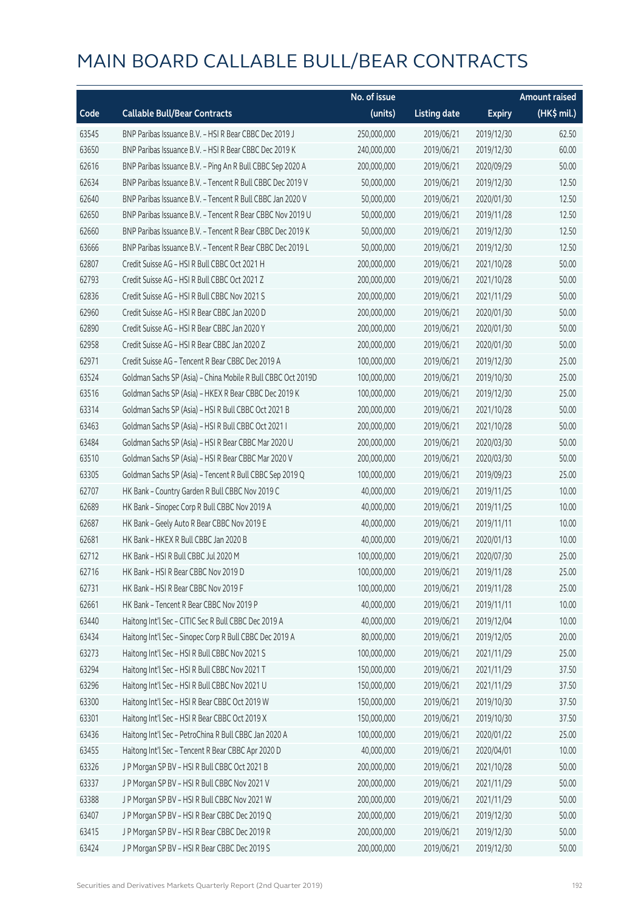# MAIN BOARD CALLABLE BULL/BEAR CONTRACTS

| Code | Callable Bull/Bear Contracts | No. of issue (units) | Listing date | Expiry | Amount raised (HK$ mil.) |
|---|---|---|---|---|---|
| 63545 | BNP Paribas Issuance B.V. – HSI R Bear CBBC Dec 2019 J | 250,000,000 | 2019/06/21 | 2019/12/30 | 62.50 |
| 63650 | BNP Paribas Issuance B.V. – HSI R Bear CBBC Dec 2019 K | 240,000,000 | 2019/06/21 | 2019/12/30 | 60.00 |
| 62616 | BNP Paribas Issuance B.V. – Ping An R Bull CBBC Sep 2020 A | 200,000,000 | 2019/06/21 | 2020/09/29 | 50.00 |
| 62634 | BNP Paribas Issuance B.V. – Tencent R Bull CBBC Dec 2019 V | 50,000,000 | 2019/06/21 | 2019/12/30 | 12.50 |
| 62640 | BNP Paribas Issuance B.V. – Tencent R Bull CBBC Jan 2020 V | 50,000,000 | 2019/06/21 | 2020/01/30 | 12.50 |
| 62650 | BNP Paribas Issuance B.V. – Tencent R Bear CBBC Nov 2019 U | 50,000,000 | 2019/06/21 | 2019/11/28 | 12.50 |
| 62660 | BNP Paribas Issuance B.V. – Tencent R Bear CBBC Dec 2019 K | 50,000,000 | 2019/06/21 | 2019/12/30 | 12.50 |
| 63666 | BNP Paribas Issuance B.V. – Tencent R Bear CBBC Dec 2019 L | 50,000,000 | 2019/06/21 | 2019/12/30 | 12.50 |
| 62807 | Credit Suisse AG – HSI R Bull CBBC Oct 2021 H | 200,000,000 | 2019/06/21 | 2021/10/28 | 50.00 |
| 62793 | Credit Suisse AG – HSI R Bull CBBC Oct 2021 Z | 200,000,000 | 2019/06/21 | 2021/10/28 | 50.00 |
| 62836 | Credit Suisse AG – HSI R Bull CBBC Nov 2021 S | 200,000,000 | 2019/06/21 | 2021/11/29 | 50.00 |
| 62960 | Credit Suisse AG – HSI R Bear CBBC Jan 2020 D | 200,000,000 | 2019/06/21 | 2020/01/30 | 50.00 |
| 62890 | Credit Suisse AG – HSI R Bear CBBC Jan 2020 Y | 200,000,000 | 2019/06/21 | 2020/01/30 | 50.00 |
| 62958 | Credit Suisse AG – HSI R Bear CBBC Jan 2020 Z | 200,000,000 | 2019/06/21 | 2020/01/30 | 50.00 |
| 62971 | Credit Suisse AG – Tencent R Bear CBBC Dec 2019 A | 100,000,000 | 2019/06/21 | 2019/12/30 | 25.00 |
| 63524 | Goldman Sachs SP (Asia) – China Mobile R Bull CBBC Oct 2019D | 100,000,000 | 2019/06/21 | 2019/10/30 | 25.00 |
| 63516 | Goldman Sachs SP (Asia) – HKEX R Bear CBBC Dec 2019 K | 100,000,000 | 2019/06/21 | 2019/12/30 | 25.00 |
| 63314 | Goldman Sachs SP (Asia) – HSI R Bull CBBC Oct 2021 B | 200,000,000 | 2019/06/21 | 2021/10/28 | 50.00 |
| 63463 | Goldman Sachs SP (Asia) – HSI R Bull CBBC Oct 2021 I | 200,000,000 | 2019/06/21 | 2021/10/28 | 50.00 |
| 63484 | Goldman Sachs SP (Asia) – HSI R Bear CBBC Mar 2020 U | 200,000,000 | 2019/06/21 | 2020/03/30 | 50.00 |
| 63510 | Goldman Sachs SP (Asia) – HSI R Bear CBBC Mar 2020 V | 200,000,000 | 2019/06/21 | 2020/03/30 | 50.00 |
| 63305 | Goldman Sachs SP (Asia) – Tencent R Bull CBBC Sep 2019 Q | 100,000,000 | 2019/06/21 | 2019/09/23 | 25.00 |
| 62707 | HK Bank – Country Garden R Bull CBBC Nov 2019 C | 40,000,000 | 2019/06/21 | 2019/11/25 | 10.00 |
| 62689 | HK Bank – Sinopec Corp R Bull CBBC Nov 2019 A | 40,000,000 | 2019/06/21 | 2019/11/25 | 10.00 |
| 62687 | HK Bank – Geely Auto R Bear CBBC Nov 2019 E | 40,000,000 | 2019/06/21 | 2019/11/11 | 10.00 |
| 62681 | HK Bank – HKEX R Bull CBBC Jan 2020 B | 40,000,000 | 2019/06/21 | 2020/01/13 | 10.00 |
| 62712 | HK Bank – HSI R Bull CBBC Jul 2020 M | 100,000,000 | 2019/06/21 | 2020/07/30 | 25.00 |
| 62716 | HK Bank – HSI R Bear CBBC Nov 2019 D | 100,000,000 | 2019/06/21 | 2019/11/28 | 25.00 |
| 62731 | HK Bank – HSI R Bear CBBC Nov 2019 F | 100,000,000 | 2019/06/21 | 2019/11/28 | 25.00 |
| 62661 | HK Bank – Tencent R Bear CBBC Nov 2019 P | 40,000,000 | 2019/06/21 | 2019/11/11 | 10.00 |
| 63440 | Haitong Int'l Sec – CITIC Sec R Bull CBBC Dec 2019 A | 40,000,000 | 2019/06/21 | 2019/12/04 | 10.00 |
| 63434 | Haitong Int'l Sec – Sinopec Corp R Bull CBBC Dec 2019 A | 80,000,000 | 2019/06/21 | 2019/12/05 | 20.00 |
| 63273 | Haitong Int'l Sec – HSI R Bull CBBC Nov 2021 S | 100,000,000 | 2019/06/21 | 2021/11/29 | 25.00 |
| 63294 | Haitong Int'l Sec – HSI R Bull CBBC Nov 2021 T | 150,000,000 | 2019/06/21 | 2021/11/29 | 37.50 |
| 63296 | Haitong Int'l Sec – HSI R Bull CBBC Nov 2021 U | 150,000,000 | 2019/06/21 | 2021/11/29 | 37.50 |
| 63300 | Haitong Int'l Sec – HSI R Bear CBBC Oct 2019 W | 150,000,000 | 2019/06/21 | 2019/10/30 | 37.50 |
| 63301 | Haitong Int'l Sec – HSI R Bear CBBC Oct 2019 X | 150,000,000 | 2019/06/21 | 2019/10/30 | 37.50 |
| 63436 | Haitong Int'l Sec – PetroChina R Bull CBBC Jan 2020 A | 100,000,000 | 2019/06/21 | 2020/01/22 | 25.00 |
| 63455 | Haitong Int'l Sec – Tencent R Bear CBBC Apr 2020 D | 40,000,000 | 2019/06/21 | 2020/04/01 | 10.00 |
| 63326 | J P Morgan SP BV – HSI R Bull CBBC Oct 2021 B | 200,000,000 | 2019/06/21 | 2021/10/28 | 50.00 |
| 63337 | J P Morgan SP BV – HSI R Bull CBBC Nov 2021 V | 200,000,000 | 2019/06/21 | 2021/11/29 | 50.00 |
| 63388 | J P Morgan SP BV – HSI R Bull CBBC Nov 2021 W | 200,000,000 | 2019/06/21 | 2021/11/29 | 50.00 |
| 63407 | J P Morgan SP BV – HSI R Bear CBBC Dec 2019 Q | 200,000,000 | 2019/06/21 | 2019/12/30 | 50.00 |
| 63415 | J P Morgan SP BV – HSI R Bear CBBC Dec 2019 R | 200,000,000 | 2019/06/21 | 2019/12/30 | 50.00 |
| 63424 | J P Morgan SP BV – HSI R Bear CBBC Dec 2019 S | 200,000,000 | 2019/06/21 | 2019/12/30 | 50.00 |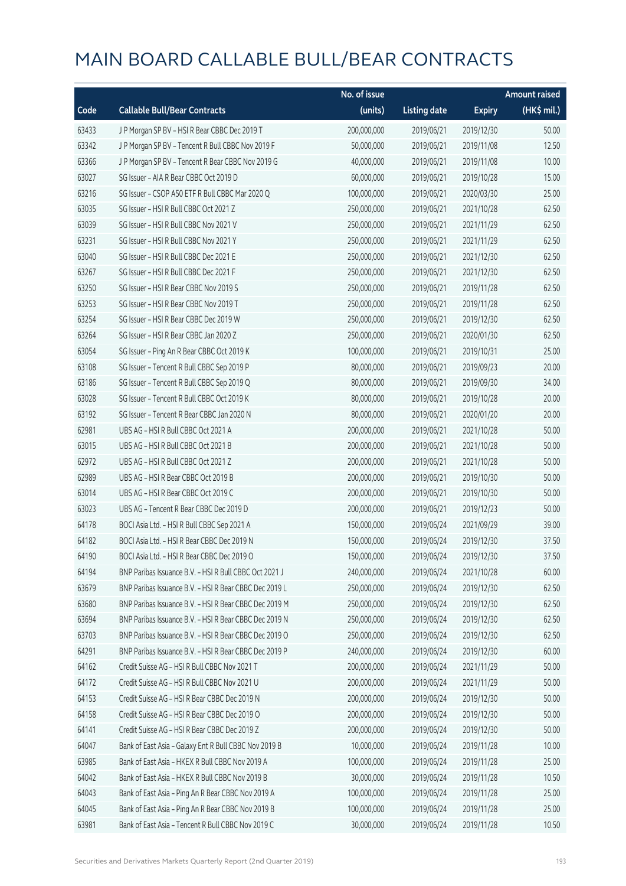# MAIN BOARD CALLABLE BULL/BEAR CONTRACTS

| Code | Callable Bull/Bear Contracts | No. of issue (units) | Listing date | Expiry | Amount raised (HK$ mil.) |
|---|---|---|---|---|---|
| 63433 | J P Morgan SP BV – HSI R Bear CBBC Dec 2019 T | 200,000,000 | 2019/06/21 | 2019/12/30 | 50.00 |
| 63342 | J P Morgan SP BV – Tencent R Bull CBBC Nov 2019 F | 50,000,000 | 2019/06/21 | 2019/11/08 | 12.50 |
| 63366 | J P Morgan SP BV – Tencent R Bear CBBC Nov 2019 G | 40,000,000 | 2019/06/21 | 2019/11/08 | 10.00 |
| 63027 | SG Issuer – AIA R Bear CBBC Oct 2019 D | 60,000,000 | 2019/06/21 | 2019/10/28 | 15.00 |
| 63216 | SG Issuer – CSOP A50 ETF R Bull CBBC Mar 2020 Q | 100,000,000 | 2019/06/21 | 2020/03/30 | 25.00 |
| 63035 | SG Issuer – HSI R Bull CBBC Oct 2021 Z | 250,000,000 | 2019/06/21 | 2021/10/28 | 62.50 |
| 63039 | SG Issuer – HSI R Bull CBBC Nov 2021 V | 250,000,000 | 2019/06/21 | 2021/11/29 | 62.50 |
| 63231 | SG Issuer – HSI R Bull CBBC Nov 2021 Y | 250,000,000 | 2019/06/21 | 2021/11/29 | 62.50 |
| 63040 | SG Issuer – HSI R Bull CBBC Dec 2021 E | 250,000,000 | 2019/06/21 | 2021/12/30 | 62.50 |
| 63267 | SG Issuer – HSI R Bull CBBC Dec 2021 F | 250,000,000 | 2019/06/21 | 2021/12/30 | 62.50 |
| 63250 | SG Issuer – HSI R Bear CBBC Nov 2019 S | 250,000,000 | 2019/06/21 | 2019/11/28 | 62.50 |
| 63253 | SG Issuer – HSI R Bear CBBC Nov 2019 T | 250,000,000 | 2019/06/21 | 2019/11/28 | 62.50 |
| 63254 | SG Issuer – HSI R Bear CBBC Dec 2019 W | 250,000,000 | 2019/06/21 | 2019/12/30 | 62.50 |
| 63264 | SG Issuer – HSI R Bear CBBC Jan 2020 Z | 250,000,000 | 2019/06/21 | 2020/01/30 | 62.50 |
| 63054 | SG Issuer – Ping An R Bear CBBC Oct 2019 K | 100,000,000 | 2019/06/21 | 2019/10/31 | 25.00 |
| 63108 | SG Issuer – Tencent R Bull CBBC Sep 2019 P | 80,000,000 | 2019/06/21 | 2019/09/23 | 20.00 |
| 63186 | SG Issuer – Tencent R Bull CBBC Sep 2019 Q | 80,000,000 | 2019/06/21 | 2019/09/30 | 34.00 |
| 63028 | SG Issuer – Tencent R Bull CBBC Oct 2019 K | 80,000,000 | 2019/06/21 | 2019/10/28 | 20.00 |
| 63192 | SG Issuer – Tencent R Bear CBBC Jan 2020 N | 80,000,000 | 2019/06/21 | 2020/01/20 | 20.00 |
| 62981 | UBS AG – HSI R Bull CBBC Oct 2021 A | 200,000,000 | 2019/06/21 | 2021/10/28 | 50.00 |
| 63015 | UBS AG – HSI R Bull CBBC Oct 2021 B | 200,000,000 | 2019/06/21 | 2021/10/28 | 50.00 |
| 62972 | UBS AG – HSI R Bull CBBC Oct 2021 Z | 200,000,000 | 2019/06/21 | 2021/10/28 | 50.00 |
| 62989 | UBS AG – HSI R Bear CBBC Oct 2019 B | 200,000,000 | 2019/06/21 | 2019/10/30 | 50.00 |
| 63014 | UBS AG – HSI R Bear CBBC Oct 2019 C | 200,000,000 | 2019/06/21 | 2019/10/30 | 50.00 |
| 63023 | UBS AG – Tencent R Bear CBBC Dec 2019 D | 200,000,000 | 2019/06/21 | 2019/12/23 | 50.00 |
| 64178 | BOCI Asia Ltd. – HSI R Bull CBBC Sep 2021 A | 150,000,000 | 2019/06/24 | 2021/09/29 | 39.00 |
| 64182 | BOCI Asia Ltd. – HSI R Bear CBBC Dec 2019 N | 150,000,000 | 2019/06/24 | 2019/12/30 | 37.50 |
| 64190 | BOCI Asia Ltd. – HSI R Bear CBBC Dec 2019 O | 150,000,000 | 2019/06/24 | 2019/12/30 | 37.50 |
| 64194 | BNP Paribas Issuance B.V. – HSI R Bull CBBC Oct 2021 J | 240,000,000 | 2019/06/24 | 2021/10/28 | 60.00 |
| 63679 | BNP Paribas Issuance B.V. – HSI R Bear CBBC Dec 2019 L | 250,000,000 | 2019/06/24 | 2019/12/30 | 62.50 |
| 63680 | BNP Paribas Issuance B.V. – HSI R Bear CBBC Dec 2019 M | 250,000,000 | 2019/06/24 | 2019/12/30 | 62.50 |
| 63694 | BNP Paribas Issuance B.V. – HSI R Bear CBBC Dec 2019 N | 250,000,000 | 2019/06/24 | 2019/12/30 | 62.50 |
| 63703 | BNP Paribas Issuance B.V. – HSI R Bear CBBC Dec 2019 O | 250,000,000 | 2019/06/24 | 2019/12/30 | 62.50 |
| 64291 | BNP Paribas Issuance B.V. – HSI R Bear CBBC Dec 2019 P | 240,000,000 | 2019/06/24 | 2019/12/30 | 60.00 |
| 64162 | Credit Suisse AG – HSI R Bull CBBC Nov 2021 T | 200,000,000 | 2019/06/24 | 2021/11/29 | 50.00 |
| 64172 | Credit Suisse AG – HSI R Bull CBBC Nov 2021 U | 200,000,000 | 2019/06/24 | 2021/11/29 | 50.00 |
| 64153 | Credit Suisse AG – HSI R Bear CBBC Dec 2019 N | 200,000,000 | 2019/06/24 | 2019/12/30 | 50.00 |
| 64158 | Credit Suisse AG – HSI R Bear CBBC Dec 2019 O | 200,000,000 | 2019/06/24 | 2019/12/30 | 50.00 |
| 64141 | Credit Suisse AG – HSI R Bear CBBC Dec 2019 Z | 200,000,000 | 2019/06/24 | 2019/12/30 | 50.00 |
| 64047 | Bank of East Asia – Galaxy Ent R Bull CBBC Nov 2019 B | 10,000,000 | 2019/06/24 | 2019/11/28 | 10.00 |
| 63985 | Bank of East Asia – HKEX R Bull CBBC Nov 2019 A | 100,000,000 | 2019/06/24 | 2019/11/28 | 25.00 |
| 64042 | Bank of East Asia – HKEX R Bull CBBC Nov 2019 B | 30,000,000 | 2019/06/24 | 2019/11/28 | 10.50 |
| 64043 | Bank of East Asia – Ping An R Bear CBBC Nov 2019 A | 100,000,000 | 2019/06/24 | 2019/11/28 | 25.00 |
| 64045 | Bank of East Asia – Ping An R Bear CBBC Nov 2019 B | 100,000,000 | 2019/06/24 | 2019/11/28 | 25.00 |
| 63981 | Bank of East Asia – Tencent R Bull CBBC Nov 2019 C | 30,000,000 | 2019/06/24 | 2019/11/28 | 10.50 |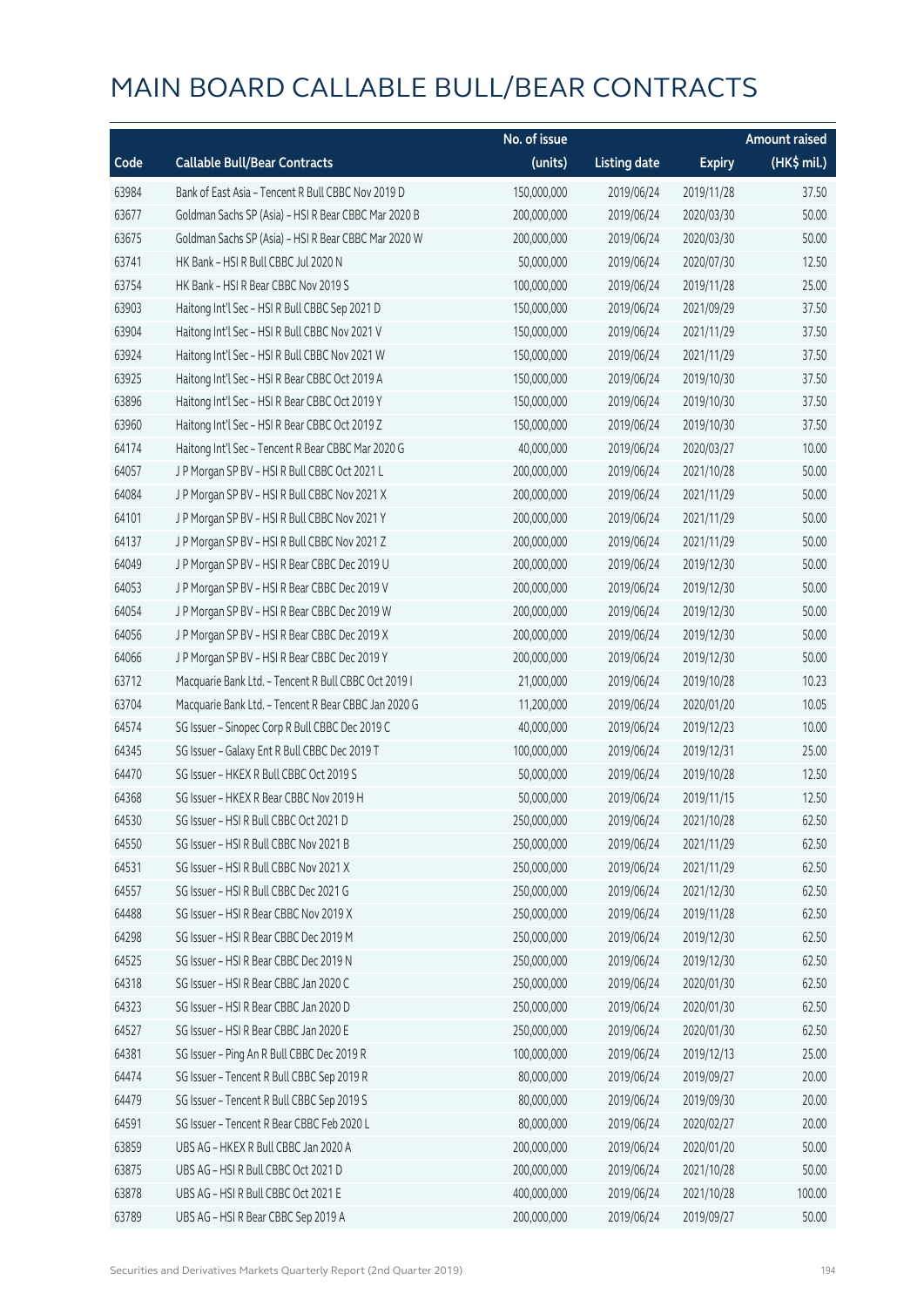# MAIN BOARD CALLABLE BULL/BEAR CONTRACTS

| Code | Callable Bull/Bear Contracts | No. of issue (units) | Listing date | Expiry | Amount raised (HK$ mil.) |
|---|---|---|---|---|---|
| 63984 | Bank of East Asia – Tencent R Bull CBBC Nov 2019 D | 150,000,000 | 2019/06/24 | 2019/11/28 | 37.50 |
| 63677 | Goldman Sachs SP (Asia) – HSI R Bear CBBC Mar 2020 B | 200,000,000 | 2019/06/24 | 2020/03/30 | 50.00 |
| 63675 | Goldman Sachs SP (Asia) – HSI R Bear CBBC Mar 2020 W | 200,000,000 | 2019/06/24 | 2020/03/30 | 50.00 |
| 63741 | HK Bank – HSI R Bull CBBC Jul 2020 N | 50,000,000 | 2019/06/24 | 2020/07/30 | 12.50 |
| 63754 | HK Bank – HSI R Bear CBBC Nov 2019 S | 100,000,000 | 2019/06/24 | 2019/11/28 | 25.00 |
| 63903 | Haitong Int'l Sec – HSI R Bull CBBC Sep 2021 D | 150,000,000 | 2019/06/24 | 2021/09/29 | 37.50 |
| 63904 | Haitong Int'l Sec – HSI R Bull CBBC Nov 2021 V | 150,000,000 | 2019/06/24 | 2021/11/29 | 37.50 |
| 63924 | Haitong Int'l Sec – HSI R Bull CBBC Nov 2021 W | 150,000,000 | 2019/06/24 | 2021/11/29 | 37.50 |
| 63925 | Haitong Int'l Sec – HSI R Bear CBBC Oct 2019 A | 150,000,000 | 2019/06/24 | 2019/10/30 | 37.50 |
| 63896 | Haitong Int'l Sec – HSI R Bear CBBC Oct 2019 Y | 150,000,000 | 2019/06/24 | 2019/10/30 | 37.50 |
| 63960 | Haitong Int'l Sec – HSI R Bear CBBC Oct 2019 Z | 150,000,000 | 2019/06/24 | 2019/10/30 | 37.50 |
| 64174 | Haitong Int'l Sec – Tencent R Bear CBBC Mar 2020 G | 40,000,000 | 2019/06/24 | 2020/03/27 | 10.00 |
| 64057 | J P Morgan SP BV – HSI R Bull CBBC Oct 2021 L | 200,000,000 | 2019/06/24 | 2021/10/28 | 50.00 |
| 64084 | J P Morgan SP BV – HSI R Bull CBBC Nov 2021 X | 200,000,000 | 2019/06/24 | 2021/11/29 | 50.00 |
| 64101 | J P Morgan SP BV – HSI R Bull CBBC Nov 2021 Y | 200,000,000 | 2019/06/24 | 2021/11/29 | 50.00 |
| 64137 | J P Morgan SP BV – HSI R Bull CBBC Nov 2021 Z | 200,000,000 | 2019/06/24 | 2021/11/29 | 50.00 |
| 64049 | J P Morgan SP BV – HSI R Bear CBBC Dec 2019 U | 200,000,000 | 2019/06/24 | 2019/12/30 | 50.00 |
| 64053 | J P Morgan SP BV – HSI R Bear CBBC Dec 2019 V | 200,000,000 | 2019/06/24 | 2019/12/30 | 50.00 |
| 64054 | J P Morgan SP BV – HSI R Bear CBBC Dec 2019 W | 200,000,000 | 2019/06/24 | 2019/12/30 | 50.00 |
| 64056 | J P Morgan SP BV – HSI R Bear CBBC Dec 2019 X | 200,000,000 | 2019/06/24 | 2019/12/30 | 50.00 |
| 64066 | J P Morgan SP BV – HSI R Bear CBBC Dec 2019 Y | 200,000,000 | 2019/06/24 | 2019/12/30 | 50.00 |
| 63712 | Macquarie Bank Ltd. – Tencent R Bull CBBC Oct 2019 I | 21,000,000 | 2019/06/24 | 2019/10/28 | 10.23 |
| 63704 | Macquarie Bank Ltd. – Tencent R Bear CBBC Jan 2020 G | 11,200,000 | 2019/06/24 | 2020/01/20 | 10.05 |
| 64574 | SG Issuer – Sinopec Corp R Bull CBBC Dec 2019 C | 40,000,000 | 2019/06/24 | 2019/12/23 | 10.00 |
| 64345 | SG Issuer – Galaxy Ent R Bull CBBC Dec 2019 T | 100,000,000 | 2019/06/24 | 2019/12/31 | 25.00 |
| 64470 | SG Issuer – HKEX R Bull CBBC Oct 2019 S | 50,000,000 | 2019/06/24 | 2019/10/28 | 12.50 |
| 64368 | SG Issuer – HKEX R Bear CBBC Nov 2019 H | 50,000,000 | 2019/06/24 | 2019/11/15 | 12.50 |
| 64530 | SG Issuer – HSI R Bull CBBC Oct 2021 D | 250,000,000 | 2019/06/24 | 2021/10/28 | 62.50 |
| 64550 | SG Issuer – HSI R Bull CBBC Nov 2021 B | 250,000,000 | 2019/06/24 | 2021/11/29 | 62.50 |
| 64531 | SG Issuer – HSI R Bull CBBC Nov 2021 X | 250,000,000 | 2019/06/24 | 2021/11/29 | 62.50 |
| 64557 | SG Issuer – HSI R Bull CBBC Dec 2021 G | 250,000,000 | 2019/06/24 | 2021/12/30 | 62.50 |
| 64488 | SG Issuer – HSI R Bear CBBC Nov 2019 X | 250,000,000 | 2019/06/24 | 2019/11/28 | 62.50 |
| 64298 | SG Issuer – HSI R Bear CBBC Dec 2019 M | 250,000,000 | 2019/06/24 | 2019/12/30 | 62.50 |
| 64525 | SG Issuer – HSI R Bear CBBC Dec 2019 N | 250,000,000 | 2019/06/24 | 2019/12/30 | 62.50 |
| 64318 | SG Issuer – HSI R Bear CBBC Jan 2020 C | 250,000,000 | 2019/06/24 | 2020/01/30 | 62.50 |
| 64323 | SG Issuer – HSI R Bear CBBC Jan 2020 D | 250,000,000 | 2019/06/24 | 2020/01/30 | 62.50 |
| 64527 | SG Issuer – HSI R Bear CBBC Jan 2020 E | 250,000,000 | 2019/06/24 | 2020/01/30 | 62.50 |
| 64381 | SG Issuer – Ping An R Bull CBBC Dec 2019 R | 100,000,000 | 2019/06/24 | 2019/12/13 | 25.00 |
| 64474 | SG Issuer – Tencent R Bull CBBC Sep 2019 R | 80,000,000 | 2019/06/24 | 2019/09/27 | 20.00 |
| 64479 | SG Issuer – Tencent R Bull CBBC Sep 2019 S | 80,000,000 | 2019/06/24 | 2019/09/30 | 20.00 |
| 64591 | SG Issuer – Tencent R Bear CBBC Feb 2020 L | 80,000,000 | 2019/06/24 | 2020/02/27 | 20.00 |
| 63859 | UBS AG – HKEX R Bull CBBC Jan 2020 A | 200,000,000 | 2019/06/24 | 2020/01/20 | 50.00 |
| 63875 | UBS AG – HSI R Bull CBBC Oct 2021 D | 200,000,000 | 2019/06/24 | 2021/10/28 | 50.00 |
| 63878 | UBS AG – HSI R Bull CBBC Oct 2021 E | 400,000,000 | 2019/06/24 | 2021/10/28 | 100.00 |
| 63789 | UBS AG – HSI R Bear CBBC Sep 2019 A | 200,000,000 | 2019/06/24 | 2019/09/27 | 50.00 |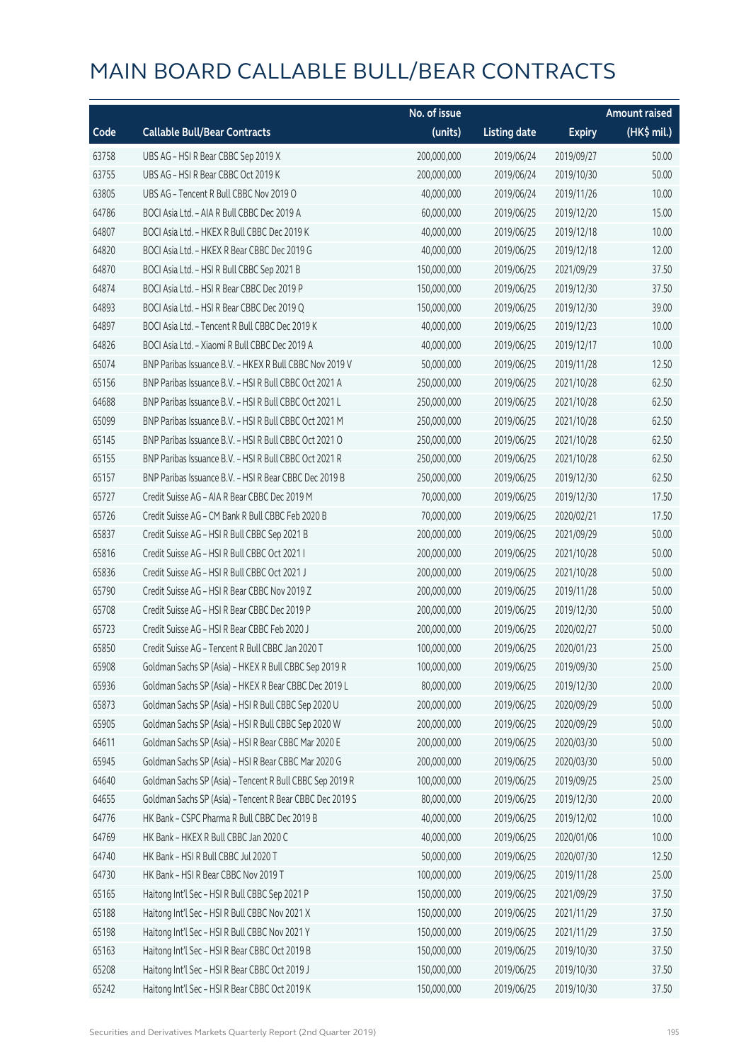# MAIN BOARD CALLABLE BULL/BEAR CONTRACTS

| Code | Callable Bull/Bear Contracts | No. of issue (units) | Listing date | Expiry | Amount raised (HK$ mil.) |
|---|---|---|---|---|---|
| 63758 | UBS AG – HSI R Bear CBBC Sep 2019 X | 200,000,000 | 2019/06/24 | 2019/09/27 | 50.00 |
| 63755 | UBS AG – HSI R Bear CBBC Oct 2019 K | 200,000,000 | 2019/06/24 | 2019/10/30 | 50.00 |
| 63805 | UBS AG – Tencent R Bull CBBC Nov 2019 O | 40,000,000 | 2019/06/24 | 2019/11/26 | 10.00 |
| 64786 | BOCI Asia Ltd. – AIA R Bull CBBC Dec 2019 A | 60,000,000 | 2019/06/25 | 2019/12/20 | 15.00 |
| 64807 | BOCI Asia Ltd. – HKEX R Bull CBBC Dec 2019 K | 40,000,000 | 2019/06/25 | 2019/12/18 | 10.00 |
| 64820 | BOCI Asia Ltd. – HKEX R Bear CBBC Dec 2019 G | 40,000,000 | 2019/06/25 | 2019/12/18 | 12.00 |
| 64870 | BOCI Asia Ltd. – HSI R Bull CBBC Sep 2021 B | 150,000,000 | 2019/06/25 | 2021/09/29 | 37.50 |
| 64874 | BOCI Asia Ltd. – HSI R Bear CBBC Dec 2019 P | 150,000,000 | 2019/06/25 | 2019/12/30 | 37.50 |
| 64893 | BOCI Asia Ltd. – HSI R Bear CBBC Dec 2019 Q | 150,000,000 | 2019/06/25 | 2019/12/30 | 39.00 |
| 64897 | BOCI Asia Ltd. – Tencent R Bull CBBC Dec 2019 K | 40,000,000 | 2019/06/25 | 2019/12/23 | 10.00 |
| 64826 | BOCI Asia Ltd. – Xiaomi R Bull CBBC Dec 2019 A | 40,000,000 | 2019/06/25 | 2019/12/17 | 10.00 |
| 65074 | BNP Paribas Issuance B.V. – HKEX R Bull CBBC Nov 2019 V | 50,000,000 | 2019/06/25 | 2019/11/28 | 12.50 |
| 65156 | BNP Paribas Issuance B.V. – HSI R Bull CBBC Oct 2021 A | 250,000,000 | 2019/06/25 | 2021/10/28 | 62.50 |
| 64688 | BNP Paribas Issuance B.V. – HSI R Bull CBBC Oct 2021 L | 250,000,000 | 2019/06/25 | 2021/10/28 | 62.50 |
| 65099 | BNP Paribas Issuance B.V. – HSI R Bull CBBC Oct 2021 M | 250,000,000 | 2019/06/25 | 2021/10/28 | 62.50 |
| 65145 | BNP Paribas Issuance B.V. – HSI R Bull CBBC Oct 2021 O | 250,000,000 | 2019/06/25 | 2021/10/28 | 62.50 |
| 65155 | BNP Paribas Issuance B.V. – HSI R Bull CBBC Oct 2021 R | 250,000,000 | 2019/06/25 | 2021/10/28 | 62.50 |
| 65157 | BNP Paribas Issuance B.V. – HSI R Bear CBBC Dec 2019 B | 250,000,000 | 2019/06/25 | 2019/12/30 | 62.50 |
| 65727 | Credit Suisse AG – AIA R Bear CBBC Dec 2019 M | 70,000,000 | 2019/06/25 | 2019/12/30 | 17.50 |
| 65726 | Credit Suisse AG – CM Bank R Bull CBBC Feb 2020 B | 70,000,000 | 2019/06/25 | 2020/02/21 | 17.50 |
| 65837 | Credit Suisse AG – HSI R Bull CBBC Sep 2021 B | 200,000,000 | 2019/06/25 | 2021/09/29 | 50.00 |
| 65816 | Credit Suisse AG – HSI R Bull CBBC Oct 2021 I | 200,000,000 | 2019/06/25 | 2021/10/28 | 50.00 |
| 65836 | Credit Suisse AG – HSI R Bull CBBC Oct 2021 J | 200,000,000 | 2019/06/25 | 2021/10/28 | 50.00 |
| 65790 | Credit Suisse AG – HSI R Bear CBBC Nov 2019 Z | 200,000,000 | 2019/06/25 | 2019/11/28 | 50.00 |
| 65708 | Credit Suisse AG – HSI R Bear CBBC Dec 2019 P | 200,000,000 | 2019/06/25 | 2019/12/30 | 50.00 |
| 65723 | Credit Suisse AG – HSI R Bear CBBC Feb 2020 J | 200,000,000 | 2019/06/25 | 2020/02/27 | 50.00 |
| 65850 | Credit Suisse AG – Tencent R Bull CBBC Jan 2020 T | 100,000,000 | 2019/06/25 | 2020/01/23 | 25.00 |
| 65908 | Goldman Sachs SP (Asia) – HKEX R Bull CBBC Sep 2019 R | 100,000,000 | 2019/06/25 | 2019/09/30 | 25.00 |
| 65936 | Goldman Sachs SP (Asia) – HKEX R Bear CBBC Dec 2019 L | 80,000,000 | 2019/06/25 | 2019/12/30 | 20.00 |
| 65873 | Goldman Sachs SP (Asia) – HSI R Bull CBBC Sep 2020 U | 200,000,000 | 2019/06/25 | 2020/09/29 | 50.00 |
| 65905 | Goldman Sachs SP (Asia) – HSI R Bull CBBC Sep 2020 W | 200,000,000 | 2019/06/25 | 2020/09/29 | 50.00 |
| 64611 | Goldman Sachs SP (Asia) – HSI R Bear CBBC Mar 2020 E | 200,000,000 | 2019/06/25 | 2020/03/30 | 50.00 |
| 65945 | Goldman Sachs SP (Asia) – HSI R Bear CBBC Mar 2020 G | 200,000,000 | 2019/06/25 | 2020/03/30 | 50.00 |
| 64640 | Goldman Sachs SP (Asia) – Tencent R Bull CBBC Sep 2019 R | 100,000,000 | 2019/06/25 | 2019/09/25 | 25.00 |
| 64655 | Goldman Sachs SP (Asia) – Tencent R Bear CBBC Dec 2019 S | 80,000,000 | 2019/06/25 | 2019/12/30 | 20.00 |
| 64776 | HK Bank – CSPC Pharma R Bull CBBC Dec 2019 B | 40,000,000 | 2019/06/25 | 2019/12/02 | 10.00 |
| 64769 | HK Bank – HKEX R Bull CBBC Jan 2020 C | 40,000,000 | 2019/06/25 | 2020/01/06 | 10.00 |
| 64740 | HK Bank – HSI R Bull CBBC Jul 2020 T | 50,000,000 | 2019/06/25 | 2020/07/30 | 12.50 |
| 64730 | HK Bank – HSI R Bear CBBC Nov 2019 T | 100,000,000 | 2019/06/25 | 2019/11/28 | 25.00 |
| 65165 | Haitong Int'l Sec – HSI R Bull CBBC Sep 2021 P | 150,000,000 | 2019/06/25 | 2021/09/29 | 37.50 |
| 65188 | Haitong Int'l Sec – HSI R Bull CBBC Nov 2021 X | 150,000,000 | 2019/06/25 | 2021/11/29 | 37.50 |
| 65198 | Haitong Int'l Sec – HSI R Bull CBBC Nov 2021 Y | 150,000,000 | 2019/06/25 | 2021/11/29 | 37.50 |
| 65163 | Haitong Int'l Sec – HSI R Bear CBBC Oct 2019 B | 150,000,000 | 2019/06/25 | 2019/10/30 | 37.50 |
| 65208 | Haitong Int'l Sec – HSI R Bear CBBC Oct 2019 J | 150,000,000 | 2019/06/25 | 2019/10/30 | 37.50 |
| 65242 | Haitong Int'l Sec – HSI R Bear CBBC Oct 2019 K | 150,000,000 | 2019/06/25 | 2019/10/30 | 37.50 |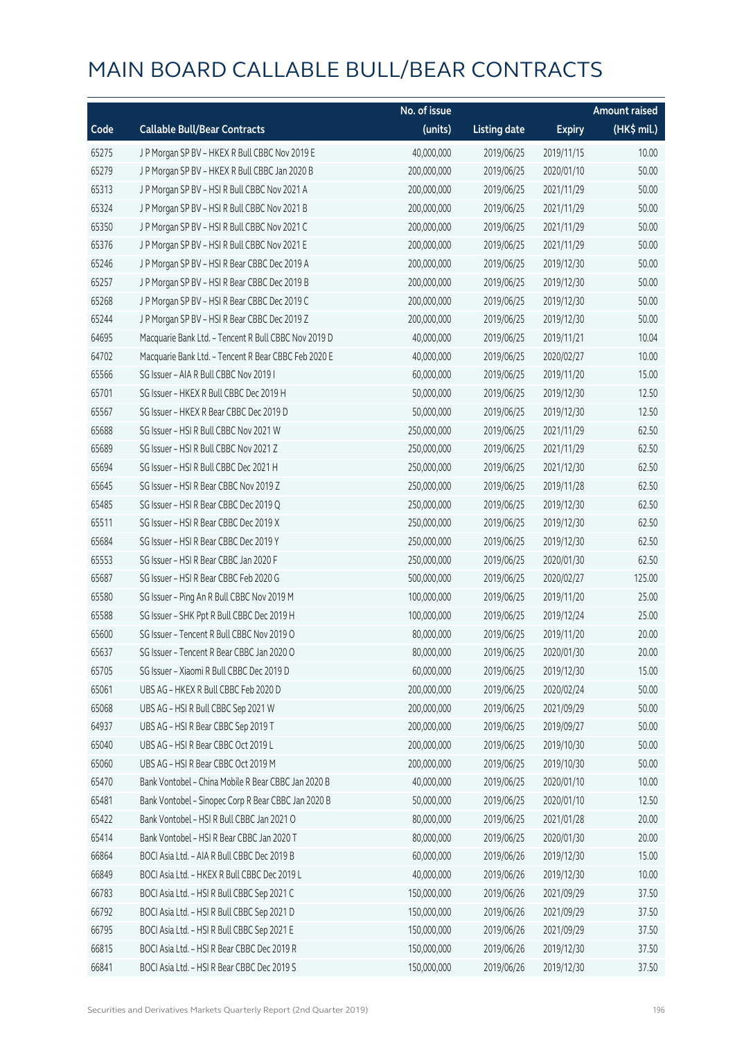# MAIN BOARD CALLABLE BULL/BEAR CONTRACTS

| Code | Callable Bull/Bear Contracts | No. of issue (units) | Listing date | Expiry | Amount raised (HK$ mil.) |
|---|---|---|---|---|---|
| 65275 | J P Morgan SP BV – HKEX R Bull CBBC Nov 2019 E | 40,000,000 | 2019/06/25 | 2019/11/15 | 10.00 |
| 65279 | J P Morgan SP BV – HKEX R Bull CBBC Jan 2020 B | 200,000,000 | 2019/06/25 | 2020/01/10 | 50.00 |
| 65313 | J P Morgan SP BV – HSI R Bull CBBC Nov 2021 A | 200,000,000 | 2019/06/25 | 2021/11/29 | 50.00 |
| 65324 | J P Morgan SP BV – HSI R Bull CBBC Nov 2021 B | 200,000,000 | 2019/06/25 | 2021/11/29 | 50.00 |
| 65350 | J P Morgan SP BV – HSI R Bull CBBC Nov 2021 C | 200,000,000 | 2019/06/25 | 2021/11/29 | 50.00 |
| 65376 | J P Morgan SP BV – HSI R Bull CBBC Nov 2021 E | 200,000,000 | 2019/06/25 | 2021/11/29 | 50.00 |
| 65246 | J P Morgan SP BV – HSI R Bear CBBC Dec 2019 A | 200,000,000 | 2019/06/25 | 2019/12/30 | 50.00 |
| 65257 | J P Morgan SP BV – HSI R Bear CBBC Dec 2019 B | 200,000,000 | 2019/06/25 | 2019/12/30 | 50.00 |
| 65268 | J P Morgan SP BV – HSI R Bear CBBC Dec 2019 C | 200,000,000 | 2019/06/25 | 2019/12/30 | 50.00 |
| 65244 | J P Morgan SP BV – HSI R Bear CBBC Dec 2019 Z | 200,000,000 | 2019/06/25 | 2019/12/30 | 50.00 |
| 64695 | Macquarie Bank Ltd. – Tencent R Bull CBBC Nov 2019 D | 40,000,000 | 2019/06/25 | 2019/11/21 | 10.04 |
| 64702 | Macquarie Bank Ltd. – Tencent R Bear CBBC Feb 2020 E | 40,000,000 | 2019/06/25 | 2020/02/27 | 10.00 |
| 65566 | SG Issuer – AIA R Bull CBBC Nov 2019 I | 60,000,000 | 2019/06/25 | 2019/11/20 | 15.00 |
| 65701 | SG Issuer – HKEX R Bull CBBC Dec 2019 H | 50,000,000 | 2019/06/25 | 2019/12/30 | 12.50 |
| 65567 | SG Issuer – HKEX R Bear CBBC Dec 2019 D | 50,000,000 | 2019/06/25 | 2019/12/30 | 12.50 |
| 65688 | SG Issuer – HSI R Bull CBBC Nov 2021 W | 250,000,000 | 2019/06/25 | 2021/11/29 | 62.50 |
| 65689 | SG Issuer – HSI R Bull CBBC Nov 2021 Z | 250,000,000 | 2019/06/25 | 2021/11/29 | 62.50 |
| 65694 | SG Issuer – HSI R Bull CBBC Dec 2021 H | 250,000,000 | 2019/06/25 | 2021/12/30 | 62.50 |
| 65645 | SG Issuer – HSI R Bear CBBC Nov 2019 Z | 250,000,000 | 2019/06/25 | 2019/11/28 | 62.50 |
| 65485 | SG Issuer – HSI R Bear CBBC Dec 2019 Q | 250,000,000 | 2019/06/25 | 2019/12/30 | 62.50 |
| 65511 | SG Issuer – HSI R Bear CBBC Dec 2019 X | 250,000,000 | 2019/06/25 | 2019/12/30 | 62.50 |
| 65684 | SG Issuer – HSI R Bear CBBC Dec 2019 Y | 250,000,000 | 2019/06/25 | 2019/12/30 | 62.50 |
| 65553 | SG Issuer – HSI R Bear CBBC Jan 2020 F | 250,000,000 | 2019/06/25 | 2020/01/30 | 62.50 |
| 65687 | SG Issuer – HSI R Bear CBBC Feb 2020 G | 500,000,000 | 2019/06/25 | 2020/02/27 | 125.00 |
| 65580 | SG Issuer – Ping An R Bull CBBC Nov 2019 M | 100,000,000 | 2019/06/25 | 2019/11/20 | 25.00 |
| 65588 | SG Issuer – SHK Ppt R Bull CBBC Dec 2019 H | 100,000,000 | 2019/06/25 | 2019/12/24 | 25.00 |
| 65600 | SG Issuer – Tencent R Bull CBBC Nov 2019 O | 80,000,000 | 2019/06/25 | 2019/11/20 | 20.00 |
| 65637 | SG Issuer – Tencent R Bear CBBC Jan 2020 O | 80,000,000 | 2019/06/25 | 2020/01/30 | 20.00 |
| 65705 | SG Issuer – Xiaomi R Bull CBBC Dec 2019 D | 60,000,000 | 2019/06/25 | 2019/12/30 | 15.00 |
| 65061 | UBS AG – HKEX R Bull CBBC Feb 2020 D | 200,000,000 | 2019/06/25 | 2020/02/24 | 50.00 |
| 65068 | UBS AG – HSI R Bull CBBC Sep 2021 W | 200,000,000 | 2019/06/25 | 2021/09/29 | 50.00 |
| 64937 | UBS AG – HSI R Bear CBBC Sep 2019 T | 200,000,000 | 2019/06/25 | 2019/09/27 | 50.00 |
| 65040 | UBS AG – HSI R Bear CBBC Oct 2019 L | 200,000,000 | 2019/06/25 | 2019/10/30 | 50.00 |
| 65060 | UBS AG – HSI R Bear CBBC Oct 2019 M | 200,000,000 | 2019/06/25 | 2019/10/30 | 50.00 |
| 65470 | Bank Vontobel – China Mobile R Bear CBBC Jan 2020 B | 40,000,000 | 2019/06/25 | 2020/01/10 | 10.00 |
| 65481 | Bank Vontobel – Sinopec Corp R Bear CBBC Jan 2020 B | 50,000,000 | 2019/06/25 | 2020/01/10 | 12.50 |
| 65422 | Bank Vontobel – HSI R Bull CBBC Jan 2021 O | 80,000,000 | 2019/06/25 | 2021/01/28 | 20.00 |
| 65414 | Bank Vontobel – HSI R Bear CBBC Jan 2020 T | 80,000,000 | 2019/06/25 | 2020/01/30 | 20.00 |
| 66864 | BOCI Asia Ltd. – AIA R Bull CBBC Dec 2019 B | 60,000,000 | 2019/06/26 | 2019/12/30 | 15.00 |
| 66849 | BOCI Asia Ltd. – HKEX R Bull CBBC Dec 2019 L | 40,000,000 | 2019/06/26 | 2019/12/30 | 10.00 |
| 66783 | BOCI Asia Ltd. – HSI R Bull CBBC Sep 2021 C | 150,000,000 | 2019/06/26 | 2021/09/29 | 37.50 |
| 66792 | BOCI Asia Ltd. – HSI R Bull CBBC Sep 2021 D | 150,000,000 | 2019/06/26 | 2021/09/29 | 37.50 |
| 66795 | BOCI Asia Ltd. – HSI R Bull CBBC Sep 2021 E | 150,000,000 | 2019/06/26 | 2021/09/29 | 37.50 |
| 66815 | BOCI Asia Ltd. – HSI R Bear CBBC Dec 2019 R | 150,000,000 | 2019/06/26 | 2019/12/30 | 37.50 |
| 66841 | BOCI Asia Ltd. – HSI R Bear CBBC Dec 2019 S | 150,000,000 | 2019/06/26 | 2019/12/30 | 37.50 |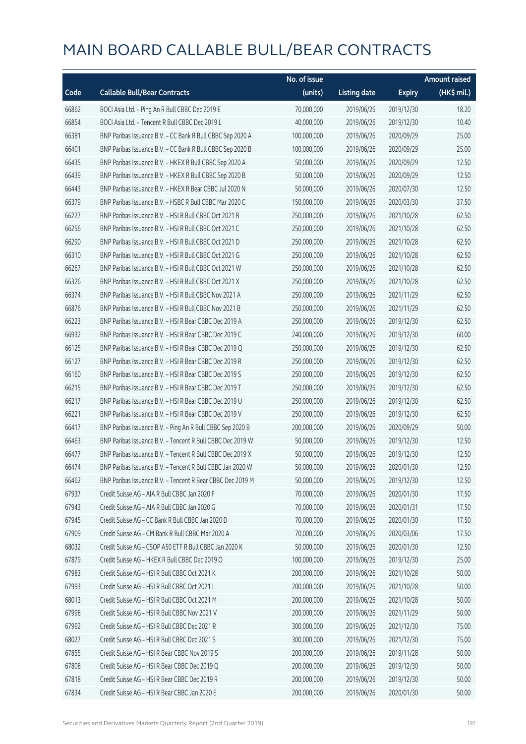# MAIN BOARD CALLABLE BULL/BEAR CONTRACTS

| Code | Callable Bull/Bear Contracts | No. of issue (units) | Listing date | Expiry | Amount raised (HK$ mil.) |
|---|---|---|---|---|---|
| 66862 | BOCI Asia Ltd. - Ping An R Bull CBBC Dec 2019 E | 70,000,000 | 2019/06/26 | 2019/12/30 | 18.20 |
| 66854 | BOCI Asia Ltd. - Tencent R Bull CBBC Dec 2019 L | 40,000,000 | 2019/06/26 | 2019/12/30 | 10.40 |
| 66381 | BNP Paribas Issuance B.V. - CC Bank R Bull CBBC Sep 2020 A | 100,000,000 | 2019/06/26 | 2020/09/29 | 25.00 |
| 66401 | BNP Paribas Issuance B.V. - CC Bank R Bull CBBC Sep 2020 B | 100,000,000 | 2019/06/26 | 2020/09/29 | 25.00 |
| 66435 | BNP Paribas Issuance B.V. - HKEX R Bull CBBC Sep 2020 A | 50,000,000 | 2019/06/26 | 2020/09/29 | 12.50 |
| 66439 | BNP Paribas Issuance B.V. - HKEX R Bull CBBC Sep 2020 B | 50,000,000 | 2019/06/26 | 2020/09/29 | 12.50 |
| 66443 | BNP Paribas Issuance B.V. - HKEX R Bear CBBC Jul 2020 N | 50,000,000 | 2019/06/26 | 2020/07/30 | 12.50 |
| 66379 | BNP Paribas Issuance B.V. - HSBC R Bull CBBC Mar 2020 C | 150,000,000 | 2019/06/26 | 2020/03/30 | 37.50 |
| 66227 | BNP Paribas Issuance B.V. - HSI R Bull CBBC Oct 2021 B | 250,000,000 | 2019/06/26 | 2021/10/28 | 62.50 |
| 66256 | BNP Paribas Issuance B.V. - HSI R Bull CBBC Oct 2021 C | 250,000,000 | 2019/06/26 | 2021/10/28 | 62.50 |
| 66290 | BNP Paribas Issuance B.V. - HSI R Bull CBBC Oct 2021 D | 250,000,000 | 2019/06/26 | 2021/10/28 | 62.50 |
| 66310 | BNP Paribas Issuance B.V. - HSI R Bull CBBC Oct 2021 G | 250,000,000 | 2019/06/26 | 2021/10/28 | 62.50 |
| 66267 | BNP Paribas Issuance B.V. - HSI R Bull CBBC Oct 2021 W | 250,000,000 | 2019/06/26 | 2021/10/28 | 62.50 |
| 66326 | BNP Paribas Issuance B.V. - HSI R Bull CBBC Oct 2021 X | 250,000,000 | 2019/06/26 | 2021/10/28 | 62.50 |
| 66374 | BNP Paribas Issuance B.V. - HSI R Bull CBBC Nov 2021 A | 250,000,000 | 2019/06/26 | 2021/11/29 | 62.50 |
| 66876 | BNP Paribas Issuance B.V. - HSI R Bull CBBC Nov 2021 B | 250,000,000 | 2019/06/26 | 2021/11/29 | 62.50 |
| 66223 | BNP Paribas Issuance B.V. - HSI R Bear CBBC Dec 2019 A | 250,000,000 | 2019/06/26 | 2019/12/30 | 62.50 |
| 66932 | BNP Paribas Issuance B.V. - HSI R Bear CBBC Dec 2019 C | 240,000,000 | 2019/06/26 | 2019/12/30 | 60.00 |
| 66125 | BNP Paribas Issuance B.V. - HSI R Bear CBBC Dec 2019 Q | 250,000,000 | 2019/06/26 | 2019/12/30 | 62.50 |
| 66127 | BNP Paribas Issuance B.V. - HSI R Bear CBBC Dec 2019 R | 250,000,000 | 2019/06/26 | 2019/12/30 | 62.50 |
| 66160 | BNP Paribas Issuance B.V. - HSI R Bear CBBC Dec 2019 S | 250,000,000 | 2019/06/26 | 2019/12/30 | 62.50 |
| 66215 | BNP Paribas Issuance B.V. - HSI R Bear CBBC Dec 2019 T | 250,000,000 | 2019/06/26 | 2019/12/30 | 62.50 |
| 66217 | BNP Paribas Issuance B.V. - HSI R Bear CBBC Dec 2019 U | 250,000,000 | 2019/06/26 | 2019/12/30 | 62.50 |
| 66221 | BNP Paribas Issuance B.V. - HSI R Bear CBBC Dec 2019 V | 250,000,000 | 2019/06/26 | 2019/12/30 | 62.50 |
| 66417 | BNP Paribas Issuance B.V. - Ping An R Bull CBBC Sep 2020 B | 200,000,000 | 2019/06/26 | 2020/09/29 | 50.00 |
| 66463 | BNP Paribas Issuance B.V. - Tencent R Bull CBBC Dec 2019 W | 50,000,000 | 2019/06/26 | 2019/12/30 | 12.50 |
| 66477 | BNP Paribas Issuance B.V. - Tencent R Bull CBBC Dec 2019 X | 50,000,000 | 2019/06/26 | 2019/12/30 | 12.50 |
| 66474 | BNP Paribas Issuance B.V. - Tencent R Bull CBBC Jan 2020 W | 50,000,000 | 2019/06/26 | 2020/01/30 | 12.50 |
| 66462 | BNP Paribas Issuance B.V. - Tencent R Bear CBBC Dec 2019 M | 50,000,000 | 2019/06/26 | 2019/12/30 | 12.50 |
| 67937 | Credit Suisse AG - AIA R Bull CBBC Jan 2020 F | 70,000,000 | 2019/06/26 | 2020/01/30 | 17.50 |
| 67943 | Credit Suisse AG - AIA R Bull CBBC Jan 2020 G | 70,000,000 | 2019/06/26 | 2020/01/31 | 17.50 |
| 67945 | Credit Suisse AG - CC Bank R Bull CBBC Jan 2020 D | 70,000,000 | 2019/06/26 | 2020/01/30 | 17.50 |
| 67909 | Credit Suisse AG - CM Bank R Bull CBBC Mar 2020 A | 70,000,000 | 2019/06/26 | 2020/03/06 | 17.50 |
| 68032 | Credit Suisse AG - CSOP A50 ETF R Bull CBBC Jan 2020 K | 50,000,000 | 2019/06/26 | 2020/01/30 | 12.50 |
| 67879 | Credit Suisse AG - HKEX R Bull CBBC Dec 2019 O | 100,000,000 | 2019/06/26 | 2019/12/30 | 25.00 |
| 67983 | Credit Suisse AG - HSI R Bull CBBC Oct 2021 K | 200,000,000 | 2019/06/26 | 2021/10/28 | 50.00 |
| 67993 | Credit Suisse AG - HSI R Bull CBBC Oct 2021 L | 200,000,000 | 2019/06/26 | 2021/10/28 | 50.00 |
| 68013 | Credit Suisse AG - HSI R Bull CBBC Oct 2021 M | 200,000,000 | 2019/06/26 | 2021/10/28 | 50.00 |
| 67998 | Credit Suisse AG - HSI R Bull CBBC Nov 2021 V | 200,000,000 | 2019/06/26 | 2021/11/29 | 50.00 |
| 67992 | Credit Suisse AG - HSI R Bull CBBC Dec 2021 R | 300,000,000 | 2019/06/26 | 2021/12/30 | 75.00 |
| 68027 | Credit Suisse AG - HSI R Bull CBBC Dec 2021 S | 300,000,000 | 2019/06/26 | 2021/12/30 | 75.00 |
| 67855 | Credit Suisse AG - HSI R Bear CBBC Nov 2019 S | 200,000,000 | 2019/06/26 | 2019/11/28 | 50.00 |
| 67808 | Credit Suisse AG - HSI R Bear CBBC Dec 2019 Q | 200,000,000 | 2019/06/26 | 2019/12/30 | 50.00 |
| 67818 | Credit Suisse AG - HSI R Bear CBBC Dec 2019 R | 200,000,000 | 2019/06/26 | 2019/12/30 | 50.00 |
| 67834 | Credit Suisse AG - HSI R Bear CBBC Jan 2020 E | 200,000,000 | 2019/06/26 | 2020/01/30 | 50.00 |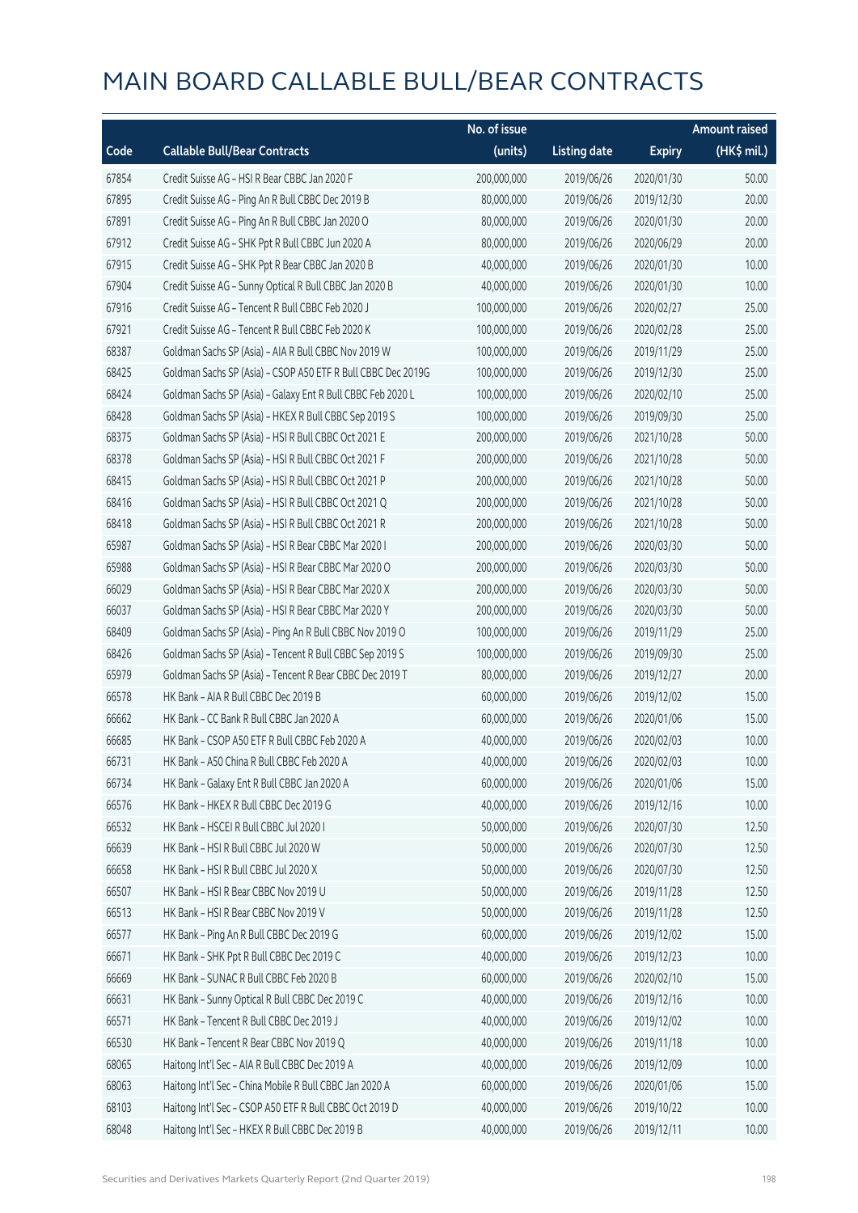# MAIN BOARD CALLABLE BULL/BEAR CONTRACTS

| Code | Callable Bull/Bear Contracts | No. of issue (units) | Listing date | Expiry | Amount raised (HK$ mil.) |
|---|---|---|---|---|---|
| 67854 | Credit Suisse AG – HSI R Bear CBBC Jan 2020 F | 200,000,000 | 2019/06/26 | 2020/01/30 | 50.00 |
| 67895 | Credit Suisse AG – Ping An R Bull CBBC Dec 2019 B | 80,000,000 | 2019/06/26 | 2019/12/30 | 20.00 |
| 67891 | Credit Suisse AG – Ping An R Bull CBBC Jan 2020 O | 80,000,000 | 2019/06/26 | 2020/01/30 | 20.00 |
| 67912 | Credit Suisse AG – SHK Ppt R Bull CBBC Jun 2020 A | 80,000,000 | 2019/06/26 | 2020/06/29 | 20.00 |
| 67915 | Credit Suisse AG – SHK Ppt R Bear CBBC Jan 2020 B | 40,000,000 | 2019/06/26 | 2020/01/30 | 10.00 |
| 67904 | Credit Suisse AG – Sunny Optical R Bull CBBC Jan 2020 B | 40,000,000 | 2019/06/26 | 2020/01/30 | 10.00 |
| 67916 | Credit Suisse AG – Tencent R Bull CBBC Feb 2020 J | 100,000,000 | 2019/06/26 | 2020/02/27 | 25.00 |
| 67921 | Credit Suisse AG – Tencent R Bull CBBC Feb 2020 K | 100,000,000 | 2019/06/26 | 2020/02/28 | 25.00 |
| 68387 | Goldman Sachs SP (Asia) – AIA R Bull CBBC Nov 2019 W | 100,000,000 | 2019/06/26 | 2019/11/29 | 25.00 |
| 68425 | Goldman Sachs SP (Asia) – CSOP A50 ETF R Bull CBBC Dec 2019G | 100,000,000 | 2019/06/26 | 2019/12/30 | 25.00 |
| 68424 | Goldman Sachs SP (Asia) – Galaxy Ent R Bull CBBC Feb 2020 L | 100,000,000 | 2019/06/26 | 2020/02/10 | 25.00 |
| 68428 | Goldman Sachs SP (Asia) – HKEX R Bull CBBC Sep 2019 S | 100,000,000 | 2019/06/26 | 2019/09/30 | 25.00 |
| 68375 | Goldman Sachs SP (Asia) – HSI R Bull CBBC Oct 2021 E | 200,000,000 | 2019/06/26 | 2021/10/28 | 50.00 |
| 68378 | Goldman Sachs SP (Asia) – HSI R Bull CBBC Oct 2021 F | 200,000,000 | 2019/06/26 | 2021/10/28 | 50.00 |
| 68415 | Goldman Sachs SP (Asia) – HSI R Bull CBBC Oct 2021 P | 200,000,000 | 2019/06/26 | 2021/10/28 | 50.00 |
| 68416 | Goldman Sachs SP (Asia) – HSI R Bull CBBC Oct 2021 Q | 200,000,000 | 2019/06/26 | 2021/10/28 | 50.00 |
| 68418 | Goldman Sachs SP (Asia) – HSI R Bull CBBC Oct 2021 R | 200,000,000 | 2019/06/26 | 2021/10/28 | 50.00 |
| 65987 | Goldman Sachs SP (Asia) – HSI R Bear CBBC Mar 2020 I | 200,000,000 | 2019/06/26 | 2020/03/30 | 50.00 |
| 65988 | Goldman Sachs SP (Asia) – HSI R Bear CBBC Mar 2020 O | 200,000,000 | 2019/06/26 | 2020/03/30 | 50.00 |
| 66029 | Goldman Sachs SP (Asia) – HSI R Bear CBBC Mar 2020 X | 200,000,000 | 2019/06/26 | 2020/03/30 | 50.00 |
| 66037 | Goldman Sachs SP (Asia) – HSI R Bear CBBC Mar 2020 Y | 200,000,000 | 2019/06/26 | 2020/03/30 | 50.00 |
| 68409 | Goldman Sachs SP (Asia) – Ping An R Bull CBBC Nov 2019 O | 100,000,000 | 2019/06/26 | 2019/11/29 | 25.00 |
| 68426 | Goldman Sachs SP (Asia) – Tencent R Bull CBBC Sep 2019 S | 100,000,000 | 2019/06/26 | 2019/09/30 | 25.00 |
| 65979 | Goldman Sachs SP (Asia) – Tencent R Bear CBBC Dec 2019 T | 80,000,000 | 2019/06/26 | 2019/12/27 | 20.00 |
| 66578 | HK Bank – AIA R Bull CBBC Dec 2019 B | 60,000,000 | 2019/06/26 | 2019/12/02 | 15.00 |
| 66662 | HK Bank – CC Bank R Bull CBBC Jan 2020 A | 60,000,000 | 2019/06/26 | 2020/01/06 | 15.00 |
| 66685 | HK Bank – CSOP A50 ETF R Bull CBBC Feb 2020 A | 40,000,000 | 2019/06/26 | 2020/02/03 | 10.00 |
| 66731 | HK Bank – A50 China R Bull CBBC Feb 2020 A | 40,000,000 | 2019/06/26 | 2020/02/03 | 10.00 |
| 66734 | HK Bank – Galaxy Ent R Bull CBBC Jan 2020 A | 60,000,000 | 2019/06/26 | 2020/01/06 | 15.00 |
| 66576 | HK Bank – HKEX R Bull CBBC Dec 2019 G | 40,000,000 | 2019/06/26 | 2019/12/16 | 10.00 |
| 66532 | HK Bank – HSCEI R Bull CBBC Jul 2020 I | 50,000,000 | 2019/06/26 | 2020/07/30 | 12.50 |
| 66639 | HK Bank – HSI R Bull CBBC Jul 2020 W | 50,000,000 | 2019/06/26 | 2020/07/30 | 12.50 |
| 66658 | HK Bank – HSI R Bull CBBC Jul 2020 X | 50,000,000 | 2019/06/26 | 2020/07/30 | 12.50 |
| 66507 | HK Bank – HSI R Bear CBBC Nov 2019 U | 50,000,000 | 2019/06/26 | 2019/11/28 | 12.50 |
| 66513 | HK Bank – HSI R Bear CBBC Nov 2019 V | 50,000,000 | 2019/06/26 | 2019/11/28 | 12.50 |
| 66577 | HK Bank – Ping An R Bull CBBC Dec 2019 G | 60,000,000 | 2019/06/26 | 2019/12/02 | 15.00 |
| 66671 | HK Bank – SHK Ppt R Bull CBBC Dec 2019 C | 40,000,000 | 2019/06/26 | 2019/12/23 | 10.00 |
| 66669 | HK Bank – SUNAC R Bull CBBC Feb 2020 B | 60,000,000 | 2019/06/26 | 2020/02/10 | 15.00 |
| 66631 | HK Bank – Sunny Optical R Bull CBBC Dec 2019 C | 40,000,000 | 2019/06/26 | 2019/12/16 | 10.00 |
| 66571 | HK Bank – Tencent R Bull CBBC Dec 2019 J | 40,000,000 | 2019/06/26 | 2019/12/02 | 10.00 |
| 66530 | HK Bank – Tencent R Bear CBBC Nov 2019 Q | 40,000,000 | 2019/06/26 | 2019/11/18 | 10.00 |
| 68065 | Haitong Int'l Sec – AIA R Bull CBBC Dec 2019 A | 40,000,000 | 2019/06/26 | 2019/12/09 | 10.00 |
| 68063 | Haitong Int'l Sec – China Mobile R Bull CBBC Jan 2020 A | 60,000,000 | 2019/06/26 | 2020/01/06 | 15.00 |
| 68103 | Haitong Int'l Sec – CSOP A50 ETF R Bull CBBC Oct 2019 D | 40,000,000 | 2019/06/26 | 2019/10/22 | 10.00 |
| 68048 | Haitong Int'l Sec – HKEX R Bull CBBC Dec 2019 B | 40,000,000 | 2019/06/26 | 2019/12/11 | 10.00 |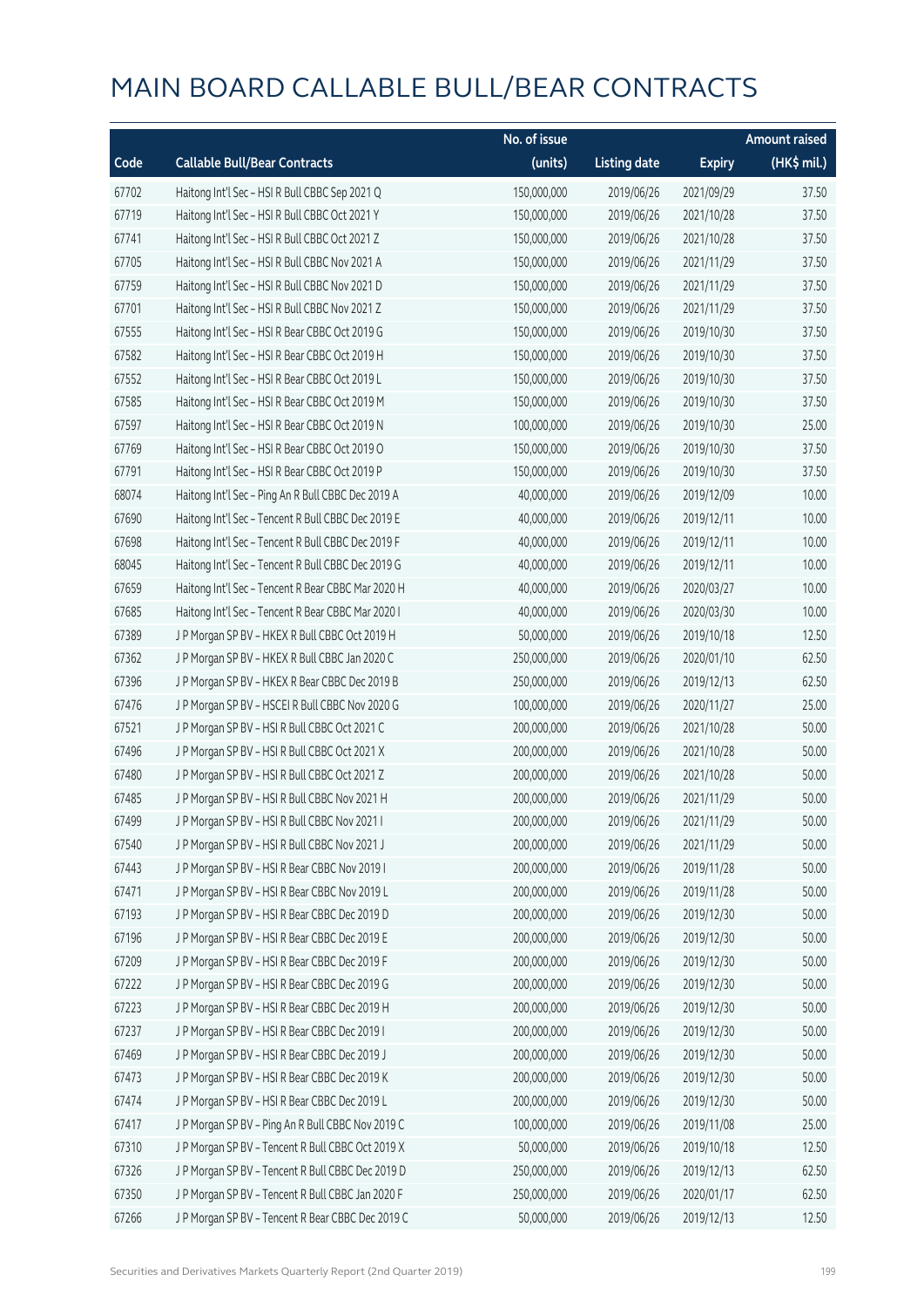# MAIN BOARD CALLABLE BULL/BEAR CONTRACTS

| Code | Callable Bull/Bear Contracts | No. of issue (units) | Listing date | Expiry | Amount raised (HK$ mil.) |
|---|---|---|---|---|---|
| 67702 | Haitong Int'l Sec – HSI R Bull CBBC Sep 2021 Q | 150,000,000 | 2019/06/26 | 2021/09/29 | 37.50 |
| 67719 | Haitong Int'l Sec – HSI R Bull CBBC Oct 2021 Y | 150,000,000 | 2019/06/26 | 2021/10/28 | 37.50 |
| 67741 | Haitong Int'l Sec – HSI R Bull CBBC Oct 2021 Z | 150,000,000 | 2019/06/26 | 2021/10/28 | 37.50 |
| 67705 | Haitong Int'l Sec – HSI R Bull CBBC Nov 2021 A | 150,000,000 | 2019/06/26 | 2021/11/29 | 37.50 |
| 67759 | Haitong Int'l Sec – HSI R Bull CBBC Nov 2021 D | 150,000,000 | 2019/06/26 | 2021/11/29 | 37.50 |
| 67701 | Haitong Int'l Sec – HSI R Bull CBBC Nov 2021 Z | 150,000,000 | 2019/06/26 | 2021/11/29 | 37.50 |
| 67555 | Haitong Int'l Sec – HSI R Bear CBBC Oct 2019 G | 150,000,000 | 2019/06/26 | 2019/10/30 | 37.50 |
| 67582 | Haitong Int'l Sec – HSI R Bear CBBC Oct 2019 H | 150,000,000 | 2019/06/26 | 2019/10/30 | 37.50 |
| 67552 | Haitong Int'l Sec – HSI R Bear CBBC Oct 2019 L | 150,000,000 | 2019/06/26 | 2019/10/30 | 37.50 |
| 67585 | Haitong Int'l Sec – HSI R Bear CBBC Oct 2019 M | 150,000,000 | 2019/06/26 | 2019/10/30 | 37.50 |
| 67597 | Haitong Int'l Sec – HSI R Bear CBBC Oct 2019 N | 100,000,000 | 2019/06/26 | 2019/10/30 | 25.00 |
| 67769 | Haitong Int'l Sec – HSI R Bear CBBC Oct 2019 O | 150,000,000 | 2019/06/26 | 2019/10/30 | 37.50 |
| 67791 | Haitong Int'l Sec – HSI R Bear CBBC Oct 2019 P | 150,000,000 | 2019/06/26 | 2019/10/30 | 37.50 |
| 68074 | Haitong Int'l Sec – Ping An R Bull CBBC Dec 2019 A | 40,000,000 | 2019/06/26 | 2019/12/09 | 10.00 |
| 67690 | Haitong Int'l Sec – Tencent R Bull CBBC Dec 2019 E | 40,000,000 | 2019/06/26 | 2019/12/11 | 10.00 |
| 67698 | Haitong Int'l Sec – Tencent R Bull CBBC Dec 2019 F | 40,000,000 | 2019/06/26 | 2019/12/11 | 10.00 |
| 68045 | Haitong Int'l Sec – Tencent R Bull CBBC Dec 2019 G | 40,000,000 | 2019/06/26 | 2019/12/11 | 10.00 |
| 67659 | Haitong Int'l Sec – Tencent R Bear CBBC Mar 2020 H | 40,000,000 | 2019/06/26 | 2020/03/27 | 10.00 |
| 67685 | Haitong Int'l Sec – Tencent R Bear CBBC Mar 2020 I | 40,000,000 | 2019/06/26 | 2020/03/30 | 10.00 |
| 67389 | J P Morgan SP BV – HKEX R Bull CBBC Oct 2019 H | 50,000,000 | 2019/06/26 | 2019/10/18 | 12.50 |
| 67362 | J P Morgan SP BV – HKEX R Bull CBBC Jan 2020 C | 250,000,000 | 2019/06/26 | 2020/01/10 | 62.50 |
| 67396 | J P Morgan SP BV – HKEX R Bear CBBC Dec 2019 B | 250,000,000 | 2019/06/26 | 2019/12/13 | 62.50 |
| 67476 | J P Morgan SP BV – HSCEI R Bull CBBC Nov 2020 G | 100,000,000 | 2019/06/26 | 2020/11/27 | 25.00 |
| 67521 | J P Morgan SP BV – HSI R Bull CBBC Oct 2021 C | 200,000,000 | 2019/06/26 | 2021/10/28 | 50.00 |
| 67496 | J P Morgan SP BV – HSI R Bull CBBC Oct 2021 X | 200,000,000 | 2019/06/26 | 2021/10/28 | 50.00 |
| 67480 | J P Morgan SP BV – HSI R Bull CBBC Oct 2021 Z | 200,000,000 | 2019/06/26 | 2021/10/28 | 50.00 |
| 67485 | J P Morgan SP BV – HSI R Bull CBBC Nov 2021 H | 200,000,000 | 2019/06/26 | 2021/11/29 | 50.00 |
| 67499 | J P Morgan SP BV – HSI R Bull CBBC Nov 2021 I | 200,000,000 | 2019/06/26 | 2021/11/29 | 50.00 |
| 67540 | J P Morgan SP BV – HSI R Bull CBBC Nov 2021 J | 200,000,000 | 2019/06/26 | 2021/11/29 | 50.00 |
| 67443 | J P Morgan SP BV – HSI R Bear CBBC Nov 2019 I | 200,000,000 | 2019/06/26 | 2019/11/28 | 50.00 |
| 67471 | J P Morgan SP BV – HSI R Bear CBBC Nov 2019 L | 200,000,000 | 2019/06/26 | 2019/11/28 | 50.00 |
| 67193 | J P Morgan SP BV – HSI R Bear CBBC Dec 2019 D | 200,000,000 | 2019/06/26 | 2019/12/30 | 50.00 |
| 67196 | J P Morgan SP BV – HSI R Bear CBBC Dec 2019 E | 200,000,000 | 2019/06/26 | 2019/12/30 | 50.00 |
| 67209 | J P Morgan SP BV – HSI R Bear CBBC Dec 2019 F | 200,000,000 | 2019/06/26 | 2019/12/30 | 50.00 |
| 67222 | J P Morgan SP BV – HSI R Bear CBBC Dec 2019 G | 200,000,000 | 2019/06/26 | 2019/12/30 | 50.00 |
| 67223 | J P Morgan SP BV – HSI R Bear CBBC Dec 2019 H | 200,000,000 | 2019/06/26 | 2019/12/30 | 50.00 |
| 67237 | J P Morgan SP BV – HSI R Bear CBBC Dec 2019 I | 200,000,000 | 2019/06/26 | 2019/12/30 | 50.00 |
| 67469 | J P Morgan SP BV – HSI R Bear CBBC Dec 2019 J | 200,000,000 | 2019/06/26 | 2019/12/30 | 50.00 |
| 67473 | J P Morgan SP BV – HSI R Bear CBBC Dec 2019 K | 200,000,000 | 2019/06/26 | 2019/12/30 | 50.00 |
| 67474 | J P Morgan SP BV – HSI R Bear CBBC Dec 2019 L | 200,000,000 | 2019/06/26 | 2019/12/30 | 50.00 |
| 67417 | J P Morgan SP BV – Ping An R Bull CBBC Nov 2019 C | 100,000,000 | 2019/06/26 | 2019/11/08 | 25.00 |
| 67310 | J P Morgan SP BV – Tencent R Bull CBBC Oct 2019 X | 50,000,000 | 2019/06/26 | 2019/10/18 | 12.50 |
| 67326 | J P Morgan SP BV – Tencent R Bull CBBC Dec 2019 D | 250,000,000 | 2019/06/26 | 2019/12/13 | 62.50 |
| 67350 | J P Morgan SP BV – Tencent R Bull CBBC Jan 2020 F | 250,000,000 | 2019/06/26 | 2020/01/17 | 62.50 |
| 67266 | J P Morgan SP BV – Tencent R Bear CBBC Dec 2019 C | 50,000,000 | 2019/06/26 | 2019/12/13 | 12.50 |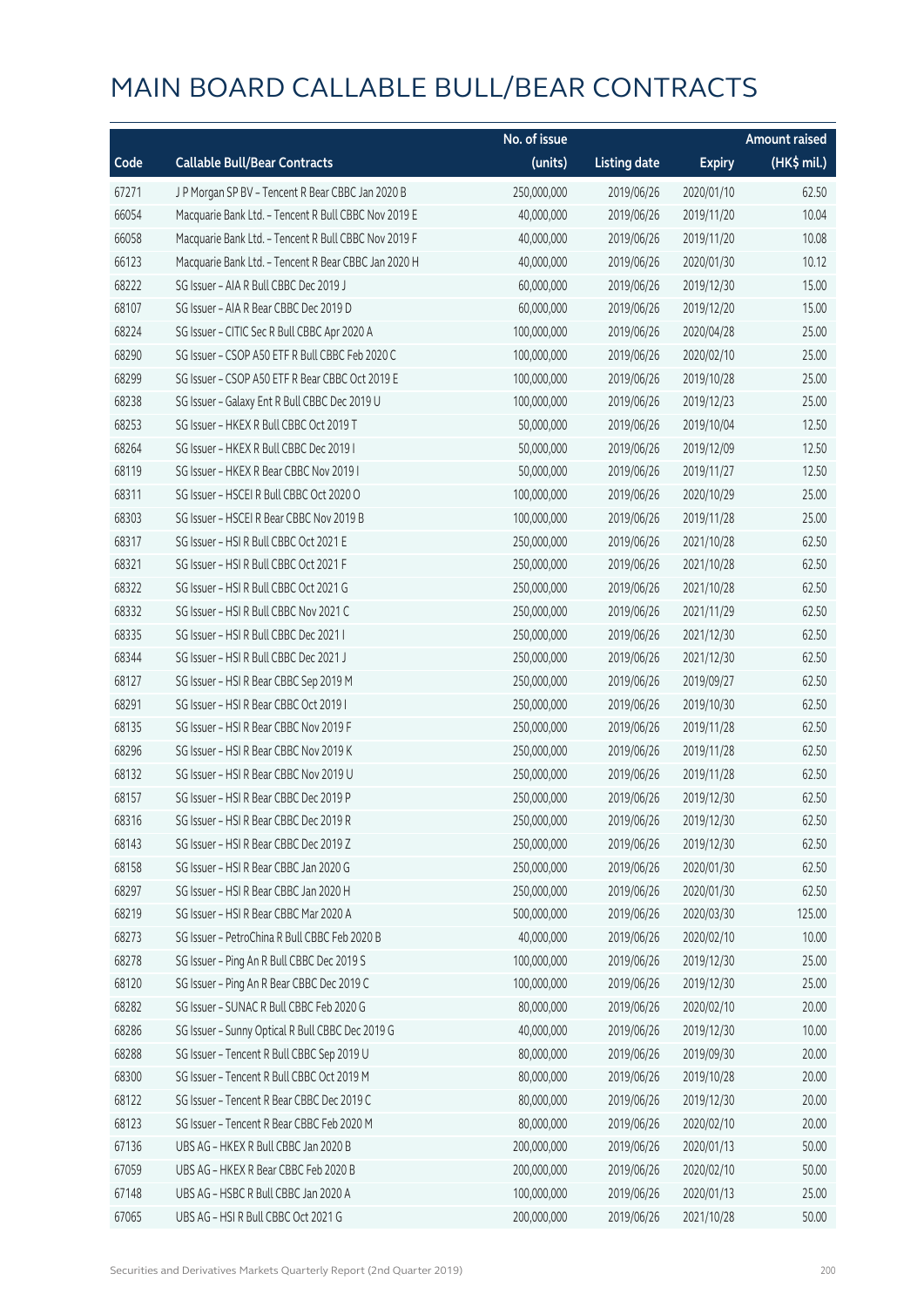# MAIN BOARD CALLABLE BULL/BEAR CONTRACTS

| Code | Callable Bull/Bear Contracts | No. of issue (units) | Listing date | Expiry | Amount raised (HK$ mil.) |
|---|---|---|---|---|---|
| 67271 | J P Morgan SP BV – Tencent R Bear CBBC Jan 2020 B | 250,000,000 | 2019/06/26 | 2020/01/10 | 62.50 |
| 66054 | Macquarie Bank Ltd. – Tencent R Bull CBBC Nov 2019 E | 40,000,000 | 2019/06/26 | 2019/11/20 | 10.04 |
| 66058 | Macquarie Bank Ltd. – Tencent R Bull CBBC Nov 2019 F | 40,000,000 | 2019/06/26 | 2019/11/20 | 10.08 |
| 66123 | Macquarie Bank Ltd. – Tencent R Bear CBBC Jan 2020 H | 40,000,000 | 2019/06/26 | 2020/01/30 | 10.12 |
| 68222 | SG Issuer – AIA R Bull CBBC Dec 2019 J | 60,000,000 | 2019/06/26 | 2019/12/30 | 15.00 |
| 68107 | SG Issuer – AIA R Bear CBBC Dec 2019 D | 60,000,000 | 2019/06/26 | 2019/12/20 | 15.00 |
| 68224 | SG Issuer – CITIC Sec R Bull CBBC Apr 2020 A | 100,000,000 | 2019/06/26 | 2020/04/28 | 25.00 |
| 68290 | SG Issuer – CSOP A50 ETF R Bull CBBC Feb 2020 C | 100,000,000 | 2019/06/26 | 2020/02/10 | 25.00 |
| 68299 | SG Issuer – CSOP A50 ETF R Bear CBBC Oct 2019 E | 100,000,000 | 2019/06/26 | 2019/10/28 | 25.00 |
| 68238 | SG Issuer – Galaxy Ent R Bull CBBC Dec 2019 U | 100,000,000 | 2019/06/26 | 2019/12/23 | 25.00 |
| 68253 | SG Issuer – HKEX R Bull CBBC Oct 2019 T | 50,000,000 | 2019/06/26 | 2019/10/04 | 12.50 |
| 68264 | SG Issuer – HKEX R Bull CBBC Dec 2019 I | 50,000,000 | 2019/06/26 | 2019/12/09 | 12.50 |
| 68119 | SG Issuer – HKEX R Bear CBBC Nov 2019 I | 50,000,000 | 2019/06/26 | 2019/11/27 | 12.50 |
| 68311 | SG Issuer – HSCEI R Bull CBBC Oct 2020 O | 100,000,000 | 2019/06/26 | 2020/10/29 | 25.00 |
| 68303 | SG Issuer – HSCEI R Bear CBBC Nov 2019 B | 100,000,000 | 2019/06/26 | 2019/11/28 | 25.00 |
| 68317 | SG Issuer – HSI R Bull CBBC Oct 2021 E | 250,000,000 | 2019/06/26 | 2021/10/28 | 62.50 |
| 68321 | SG Issuer – HSI R Bull CBBC Oct 2021 F | 250,000,000 | 2019/06/26 | 2021/10/28 | 62.50 |
| 68322 | SG Issuer – HSI R Bull CBBC Oct 2021 G | 250,000,000 | 2019/06/26 | 2021/10/28 | 62.50 |
| 68332 | SG Issuer – HSI R Bull CBBC Nov 2021 C | 250,000,000 | 2019/06/26 | 2021/11/29 | 62.50 |
| 68335 | SG Issuer – HSI R Bull CBBC Dec 2021 I | 250,000,000 | 2019/06/26 | 2021/12/30 | 62.50 |
| 68344 | SG Issuer – HSI R Bull CBBC Dec 2021 J | 250,000,000 | 2019/06/26 | 2021/12/30 | 62.50 |
| 68127 | SG Issuer – HSI R Bear CBBC Sep 2019 M | 250,000,000 | 2019/06/26 | 2019/09/27 | 62.50 |
| 68291 | SG Issuer – HSI R Bear CBBC Oct 2019 I | 250,000,000 | 2019/06/26 | 2019/10/30 | 62.50 |
| 68135 | SG Issuer – HSI R Bear CBBC Nov 2019 F | 250,000,000 | 2019/06/26 | 2019/11/28 | 62.50 |
| 68296 | SG Issuer – HSI R Bear CBBC Nov 2019 K | 250,000,000 | 2019/06/26 | 2019/11/28 | 62.50 |
| 68132 | SG Issuer – HSI R Bear CBBC Nov 2019 U | 250,000,000 | 2019/06/26 | 2019/11/28 | 62.50 |
| 68157 | SG Issuer – HSI R Bear CBBC Dec 2019 P | 250,000,000 | 2019/06/26 | 2019/12/30 | 62.50 |
| 68316 | SG Issuer – HSI R Bear CBBC Dec 2019 R | 250,000,000 | 2019/06/26 | 2019/12/30 | 62.50 |
| 68143 | SG Issuer – HSI R Bear CBBC Dec 2019 Z | 250,000,000 | 2019/06/26 | 2019/12/30 | 62.50 |
| 68158 | SG Issuer – HSI R Bear CBBC Jan 2020 G | 250,000,000 | 2019/06/26 | 2020/01/30 | 62.50 |
| 68297 | SG Issuer – HSI R Bear CBBC Jan 2020 H | 250,000,000 | 2019/06/26 | 2020/01/30 | 62.50 |
| 68219 | SG Issuer – HSI R Bear CBBC Mar 2020 A | 500,000,000 | 2019/06/26 | 2020/03/30 | 125.00 |
| 68273 | SG Issuer – PetroChina R Bull CBBC Feb 2020 B | 40,000,000 | 2019/06/26 | 2020/02/10 | 10.00 |
| 68278 | SG Issuer – Ping An R Bull CBBC Dec 2019 S | 100,000,000 | 2019/06/26 | 2019/12/30 | 25.00 |
| 68120 | SG Issuer – Ping An R Bear CBBC Dec 2019 C | 100,000,000 | 2019/06/26 | 2019/12/30 | 25.00 |
| 68282 | SG Issuer – SUNAC R Bull CBBC Feb 2020 G | 80,000,000 | 2019/06/26 | 2020/02/10 | 20.00 |
| 68286 | SG Issuer – Sunny Optical R Bull CBBC Dec 2019 G | 40,000,000 | 2019/06/26 | 2019/12/30 | 10.00 |
| 68288 | SG Issuer – Tencent R Bull CBBC Sep 2019 U | 80,000,000 | 2019/06/26 | 2019/09/30 | 20.00 |
| 68300 | SG Issuer – Tencent R Bull CBBC Oct 2019 M | 80,000,000 | 2019/06/26 | 2019/10/28 | 20.00 |
| 68122 | SG Issuer – Tencent R Bear CBBC Dec 2019 C | 80,000,000 | 2019/06/26 | 2019/12/30 | 20.00 |
| 68123 | SG Issuer – Tencent R Bear CBBC Feb 2020 M | 80,000,000 | 2019/06/26 | 2020/02/10 | 20.00 |
| 67136 | UBS AG – HKEX R Bull CBBC Jan 2020 B | 200,000,000 | 2019/06/26 | 2020/01/13 | 50.00 |
| 67059 | UBS AG – HKEX R Bear CBBC Feb 2020 B | 200,000,000 | 2019/06/26 | 2020/02/10 | 50.00 |
| 67148 | UBS AG – HSBC R Bull CBBC Jan 2020 A | 100,000,000 | 2019/06/26 | 2020/01/13 | 25.00 |
| 67065 | UBS AG – HSI R Bull CBBC Oct 2021 G | 200,000,000 | 2019/06/26 | 2021/10/28 | 50.00 |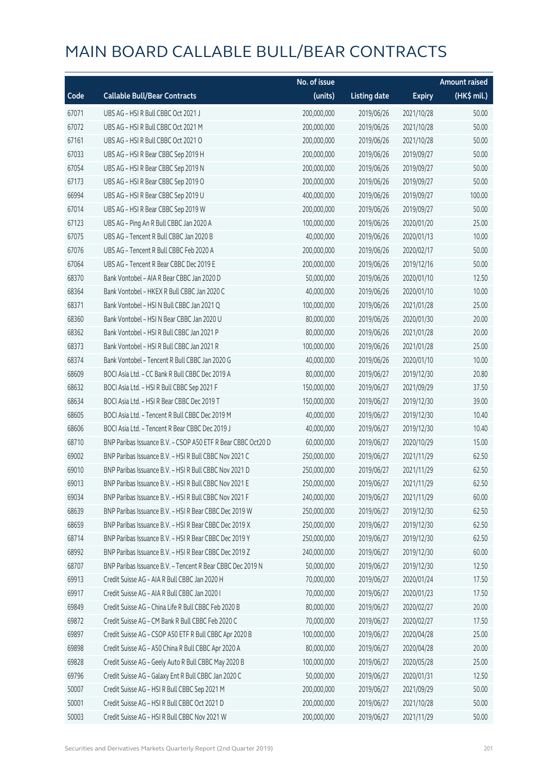# MAIN BOARD CALLABLE BULL/BEAR CONTRACTS

| Code | Callable Bull/Bear Contracts | No. of issue (units) | Listing date | Expiry | Amount raised (HK$ mil.) |
|---|---|---|---|---|---|
| 67071 | UBS AG – HSI R Bull CBBC Oct 2021 J | 200,000,000 | 2019/06/26 | 2021/10/28 | 50.00 |
| 67072 | UBS AG – HSI R Bull CBBC Oct 2021 M | 200,000,000 | 2019/06/26 | 2021/10/28 | 50.00 |
| 67161 | UBS AG – HSI R Bull CBBC Oct 2021 O | 200,000,000 | 2019/06/26 | 2021/10/28 | 50.00 |
| 67033 | UBS AG – HSI R Bear CBBC Sep 2019 H | 200,000,000 | 2019/06/26 | 2019/09/27 | 50.00 |
| 67054 | UBS AG – HSI R Bear CBBC Sep 2019 N | 200,000,000 | 2019/06/26 | 2019/09/27 | 50.00 |
| 67173 | UBS AG – HSI R Bear CBBC Sep 2019 O | 200,000,000 | 2019/06/26 | 2019/09/27 | 50.00 |
| 66994 | UBS AG – HSI R Bear CBBC Sep 2019 U | 400,000,000 | 2019/06/26 | 2019/09/27 | 100.00 |
| 67014 | UBS AG – HSI R Bear CBBC Sep 2019 W | 200,000,000 | 2019/06/26 | 2019/09/27 | 50.00 |
| 67123 | UBS AG – Ping An R Bull CBBC Jan 2020 A | 100,000,000 | 2019/06/26 | 2020/01/20 | 25.00 |
| 67075 | UBS AG – Tencent R Bull CBBC Jan 2020 B | 40,000,000 | 2019/06/26 | 2020/01/13 | 10.00 |
| 67076 | UBS AG – Tencent R Bull CBBC Feb 2020 A | 200,000,000 | 2019/06/26 | 2020/02/17 | 50.00 |
| 67064 | UBS AG – Tencent R Bear CBBC Dec 2019 E | 200,000,000 | 2019/06/26 | 2019/12/16 | 50.00 |
| 68370 | Bank Vontobel – AIA R Bear CBBC Jan 2020 D | 50,000,000 | 2019/06/26 | 2020/01/10 | 12.50 |
| 68364 | Bank Vontobel – HKEX R Bull CBBC Jan 2020 C | 40,000,000 | 2019/06/26 | 2020/01/10 | 10.00 |
| 68371 | Bank Vontobel – HSI N Bull CBBC Jan 2021 Q | 100,000,000 | 2019/06/26 | 2021/01/28 | 25.00 |
| 68360 | Bank Vontobel – HSI N Bear CBBC Jan 2020 U | 80,000,000 | 2019/06/26 | 2020/01/30 | 20.00 |
| 68362 | Bank Vontobel – HSI R Bull CBBC Jan 2021 P | 80,000,000 | 2019/06/26 | 2021/01/28 | 20.00 |
| 68373 | Bank Vontobel – HSI R Bull CBBC Jan 2021 R | 100,000,000 | 2019/06/26 | 2021/01/28 | 25.00 |
| 68374 | Bank Vontobel – Tencent R Bull CBBC Jan 2020 G | 40,000,000 | 2019/06/26 | 2020/01/10 | 10.00 |
| 68609 | BOCI Asia Ltd. – CC Bank R Bull CBBC Dec 2019 A | 80,000,000 | 2019/06/27 | 2019/12/30 | 20.80 |
| 68632 | BOCI Asia Ltd. – HSI R Bull CBBC Sep 2021 F | 150,000,000 | 2019/06/27 | 2021/09/29 | 37.50 |
| 68634 | BOCI Asia Ltd. – HSI R Bear CBBC Dec 2019 T | 150,000,000 | 2019/06/27 | 2019/12/30 | 39.00 |
| 68605 | BOCI Asia Ltd. – Tencent R Bull CBBC Dec 2019 M | 40,000,000 | 2019/06/27 | 2019/12/30 | 10.40 |
| 68606 | BOCI Asia Ltd. – Tencent R Bear CBBC Dec 2019 J | 40,000,000 | 2019/06/27 | 2019/12/30 | 10.40 |
| 68710 | BNP Paribas Issuance B.V. – CSOP A50 ETF R Bear CBBC Oct20 D | 60,000,000 | 2019/06/27 | 2020/10/29 | 15.00 |
| 69002 | BNP Paribas Issuance B.V. – HSI R Bull CBBC Nov 2021 C | 250,000,000 | 2019/06/27 | 2021/11/29 | 62.50 |
| 69010 | BNP Paribas Issuance B.V. – HSI R Bull CBBC Nov 2021 D | 250,000,000 | 2019/06/27 | 2021/11/29 | 62.50 |
| 69013 | BNP Paribas Issuance B.V. – HSI R Bull CBBC Nov 2021 E | 250,000,000 | 2019/06/27 | 2021/11/29 | 62.50 |
| 69034 | BNP Paribas Issuance B.V. – HSI R Bull CBBC Nov 2021 F | 240,000,000 | 2019/06/27 | 2021/11/29 | 60.00 |
| 68639 | BNP Paribas Issuance B.V. – HSI R Bear CBBC Dec 2019 W | 250,000,000 | 2019/06/27 | 2019/12/30 | 62.50 |
| 68659 | BNP Paribas Issuance B.V. – HSI R Bear CBBC Dec 2019 X | 250,000,000 | 2019/06/27 | 2019/12/30 | 62.50 |
| 68714 | BNP Paribas Issuance B.V. – HSI R Bear CBBC Dec 2019 Y | 250,000,000 | 2019/06/27 | 2019/12/30 | 62.50 |
| 68992 | BNP Paribas Issuance B.V. – HSI R Bear CBBC Dec 2019 Z | 240,000,000 | 2019/06/27 | 2019/12/30 | 60.00 |
| 68707 | BNP Paribas Issuance B.V. – Tencent R Bear CBBC Dec 2019 N | 50,000,000 | 2019/06/27 | 2019/12/30 | 12.50 |
| 69913 | Credit Suisse AG – AIA R Bull CBBC Jan 2020 H | 70,000,000 | 2019/06/27 | 2020/01/24 | 17.50 |
| 69917 | Credit Suisse AG – AIA R Bull CBBC Jan 2020 I | 70,000,000 | 2019/06/27 | 2020/01/23 | 17.50 |
| 69849 | Credit Suisse AG – China Life R Bull CBBC Feb 2020 B | 80,000,000 | 2019/06/27 | 2020/02/27 | 20.00 |
| 69872 | Credit Suisse AG – CM Bank R Bull CBBC Feb 2020 C | 70,000,000 | 2019/06/27 | 2020/02/27 | 17.50 |
| 69897 | Credit Suisse AG – CSOP A50 ETF R Bull CBBC Apr 2020 B | 100,000,000 | 2019/06/27 | 2020/04/28 | 25.00 |
| 69898 | Credit Suisse AG – A50 China R Bull CBBC Apr 2020 A | 80,000,000 | 2019/06/27 | 2020/04/28 | 20.00 |
| 69828 | Credit Suisse AG – Geely Auto R Bull CBBC May 2020 B | 100,000,000 | 2019/06/27 | 2020/05/28 | 25.00 |
| 69796 | Credit Suisse AG – Galaxy Ent R Bull CBBC Jan 2020 C | 50,000,000 | 2019/06/27 | 2020/01/31 | 12.50 |
| 50007 | Credit Suisse AG – HSI R Bull CBBC Sep 2021 M | 200,000,000 | 2019/06/27 | 2021/09/29 | 50.00 |
| 50001 | Credit Suisse AG – HSI R Bull CBBC Oct 2021 D | 200,000,000 | 2019/06/27 | 2021/10/28 | 50.00 |
| 50003 | Credit Suisse AG – HSI R Bull CBBC Nov 2021 W | 200,000,000 | 2019/06/27 | 2021/11/29 | 50.00 |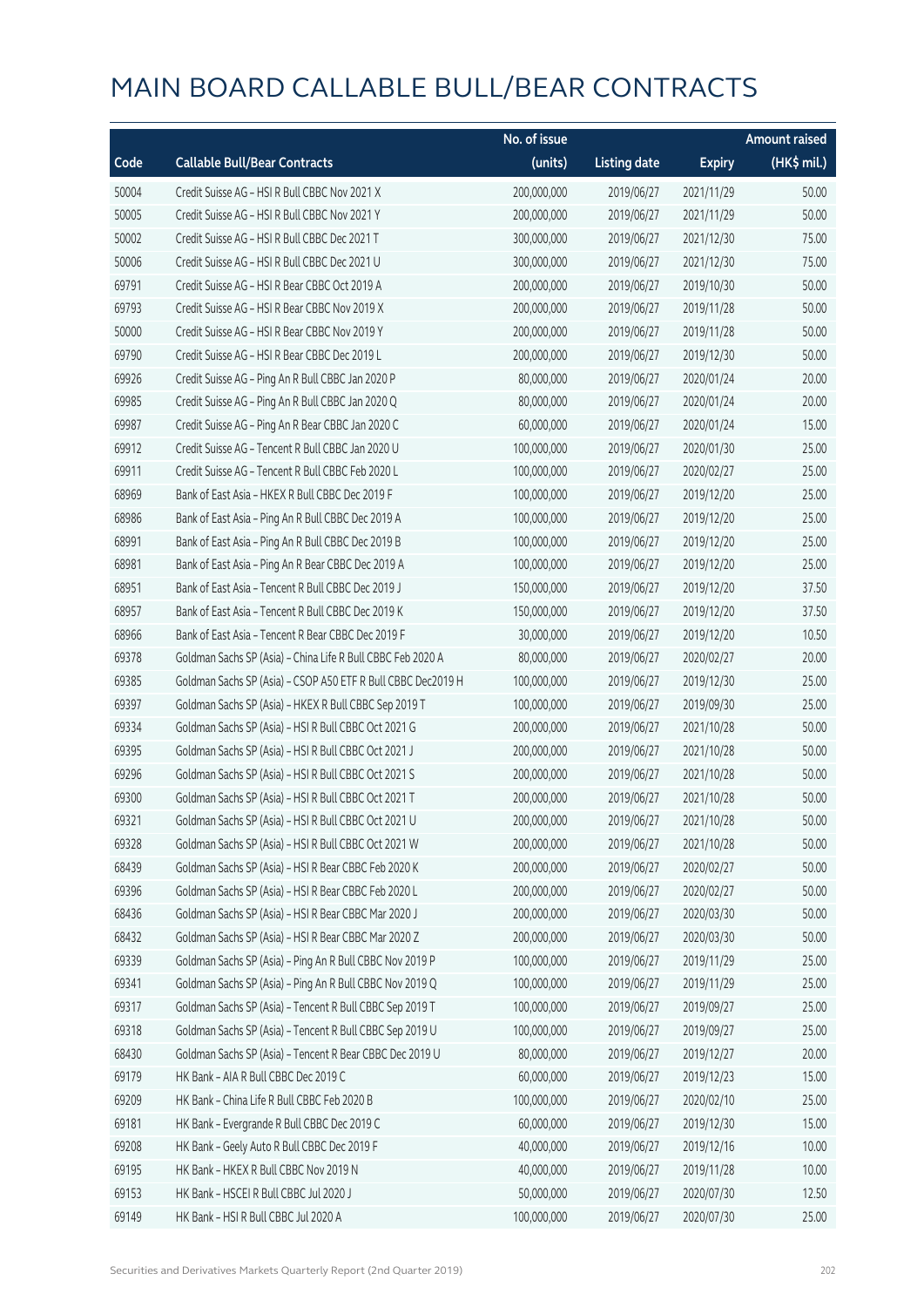# MAIN BOARD CALLABLE BULL/BEAR CONTRACTS

| Code | Callable Bull/Bear Contracts | No. of issue (units) | Listing date | Expiry | Amount raised (HK$ mil.) |
|---|---|---|---|---|---|
| 50004 | Credit Suisse AG – HSI R Bull CBBC Nov 2021 X | 200,000,000 | 2019/06/27 | 2021/11/29 | 50.00 |
| 50005 | Credit Suisse AG – HSI R Bull CBBC Nov 2021 Y | 200,000,000 | 2019/06/27 | 2021/11/29 | 50.00 |
| 50002 | Credit Suisse AG – HSI R Bull CBBC Dec 2021 T | 300,000,000 | 2019/06/27 | 2021/12/30 | 75.00 |
| 50006 | Credit Suisse AG – HSI R Bull CBBC Dec 2021 U | 300,000,000 | 2019/06/27 | 2021/12/30 | 75.00 |
| 69791 | Credit Suisse AG – HSI R Bear CBBC Oct 2019 A | 200,000,000 | 2019/06/27 | 2019/10/30 | 50.00 |
| 69793 | Credit Suisse AG – HSI R Bear CBBC Nov 2019 X | 200,000,000 | 2019/06/27 | 2019/11/28 | 50.00 |
| 50000 | Credit Suisse AG – HSI R Bear CBBC Nov 2019 Y | 200,000,000 | 2019/06/27 | 2019/11/28 | 50.00 |
| 69790 | Credit Suisse AG – HSI R Bear CBBC Dec 2019 L | 200,000,000 | 2019/06/27 | 2019/12/30 | 50.00 |
| 69926 | Credit Suisse AG – Ping An R Bull CBBC Jan 2020 P | 80,000,000 | 2019/06/27 | 2020/01/24 | 20.00 |
| 69985 | Credit Suisse AG – Ping An R Bull CBBC Jan 2020 Q | 80,000,000 | 2019/06/27 | 2020/01/24 | 20.00 |
| 69987 | Credit Suisse AG – Ping An R Bear CBBC Jan 2020 C | 60,000,000 | 2019/06/27 | 2020/01/24 | 15.00 |
| 69912 | Credit Suisse AG – Tencent R Bull CBBC Jan 2020 U | 100,000,000 | 2019/06/27 | 2020/01/30 | 25.00 |
| 69911 | Credit Suisse AG – Tencent R Bull CBBC Feb 2020 L | 100,000,000 | 2019/06/27 | 2020/02/27 | 25.00 |
| 68969 | Bank of East Asia – HKEX R Bull CBBC Dec 2019 F | 100,000,000 | 2019/06/27 | 2019/12/20 | 25.00 |
| 68986 | Bank of East Asia – Ping An R Bull CBBC Dec 2019 A | 100,000,000 | 2019/06/27 | 2019/12/20 | 25.00 |
| 68991 | Bank of East Asia – Ping An R Bull CBBC Dec 2019 B | 100,000,000 | 2019/06/27 | 2019/12/20 | 25.00 |
| 68981 | Bank of East Asia – Ping An R Bear CBBC Dec 2019 A | 100,000,000 | 2019/06/27 | 2019/12/20 | 25.00 |
| 68951 | Bank of East Asia – Tencent R Bull CBBC Dec 2019 J | 150,000,000 | 2019/06/27 | 2019/12/20 | 37.50 |
| 68957 | Bank of East Asia – Tencent R Bull CBBC Dec 2019 K | 150,000,000 | 2019/06/27 | 2019/12/20 | 37.50 |
| 68966 | Bank of East Asia – Tencent R Bear CBBC Dec 2019 F | 30,000,000 | 2019/06/27 | 2019/12/20 | 10.50 |
| 69378 | Goldman Sachs SP (Asia) – China Life R Bull CBBC Feb 2020 A | 80,000,000 | 2019/06/27 | 2020/02/27 | 20.00 |
| 69385 | Goldman Sachs SP (Asia) – CSOP A50 ETF R Bull CBBC Dec2019 H | 100,000,000 | 2019/06/27 | 2019/12/30 | 25.00 |
| 69397 | Goldman Sachs SP (Asia) – HKEX R Bull CBBC Sep 2019 T | 100,000,000 | 2019/06/27 | 2019/09/30 | 25.00 |
| 69334 | Goldman Sachs SP (Asia) – HSI R Bull CBBC Oct 2021 G | 200,000,000 | 2019/06/27 | 2021/10/28 | 50.00 |
| 69395 | Goldman Sachs SP (Asia) – HSI R Bull CBBC Oct 2021 J | 200,000,000 | 2019/06/27 | 2021/10/28 | 50.00 |
| 69296 | Goldman Sachs SP (Asia) – HSI R Bull CBBC Oct 2021 S | 200,000,000 | 2019/06/27 | 2021/10/28 | 50.00 |
| 69300 | Goldman Sachs SP (Asia) – HSI R Bull CBBC Oct 2021 T | 200,000,000 | 2019/06/27 | 2021/10/28 | 50.00 |
| 69321 | Goldman Sachs SP (Asia) – HSI R Bull CBBC Oct 2021 U | 200,000,000 | 2019/06/27 | 2021/10/28 | 50.00 |
| 69328 | Goldman Sachs SP (Asia) – HSI R Bull CBBC Oct 2021 W | 200,000,000 | 2019/06/27 | 2021/10/28 | 50.00 |
| 68439 | Goldman Sachs SP (Asia) – HSI R Bear CBBC Feb 2020 K | 200,000,000 | 2019/06/27 | 2020/02/27 | 50.00 |
| 69396 | Goldman Sachs SP (Asia) – HSI R Bear CBBC Feb 2020 L | 200,000,000 | 2019/06/27 | 2020/02/27 | 50.00 |
| 68436 | Goldman Sachs SP (Asia) – HSI R Bear CBBC Mar 2020 J | 200,000,000 | 2019/06/27 | 2020/03/30 | 50.00 |
| 68432 | Goldman Sachs SP (Asia) – HSI R Bear CBBC Mar 2020 Z | 200,000,000 | 2019/06/27 | 2020/03/30 | 50.00 |
| 69339 | Goldman Sachs SP (Asia) – Ping An R Bull CBBC Nov 2019 P | 100,000,000 | 2019/06/27 | 2019/11/29 | 25.00 |
| 69341 | Goldman Sachs SP (Asia) – Ping An R Bull CBBC Nov 2019 Q | 100,000,000 | 2019/06/27 | 2019/11/29 | 25.00 |
| 69317 | Goldman Sachs SP (Asia) – Tencent R Bull CBBC Sep 2019 T | 100,000,000 | 2019/06/27 | 2019/09/27 | 25.00 |
| 69318 | Goldman Sachs SP (Asia) – Tencent R Bull CBBC Sep 2019 U | 100,000,000 | 2019/06/27 | 2019/09/27 | 25.00 |
| 68430 | Goldman Sachs SP (Asia) – Tencent R Bear CBBC Dec 2019 U | 80,000,000 | 2019/06/27 | 2019/12/27 | 20.00 |
| 69179 | HK Bank – AIA R Bull CBBC Dec 2019 C | 60,000,000 | 2019/06/27 | 2019/12/23 | 15.00 |
| 69209 | HK Bank – China Life R Bull CBBC Feb 2020 B | 100,000,000 | 2019/06/27 | 2020/02/10 | 25.00 |
| 69181 | HK Bank – Evergrande R Bull CBBC Dec 2019 C | 60,000,000 | 2019/06/27 | 2019/12/30 | 15.00 |
| 69208 | HK Bank – Geely Auto R Bull CBBC Dec 2019 F | 40,000,000 | 2019/06/27 | 2019/12/16 | 10.00 |
| 69195 | HK Bank – HKEX R Bull CBBC Nov 2019 N | 40,000,000 | 2019/06/27 | 2019/11/28 | 10.00 |
| 69153 | HK Bank – HSCEI R Bull CBBC Jul 2020 J | 50,000,000 | 2019/06/27 | 2020/07/30 | 12.50 |
| 69149 | HK Bank – HSI R Bull CBBC Jul 2020 A | 100,000,000 | 2019/06/27 | 2020/07/30 | 25.00 |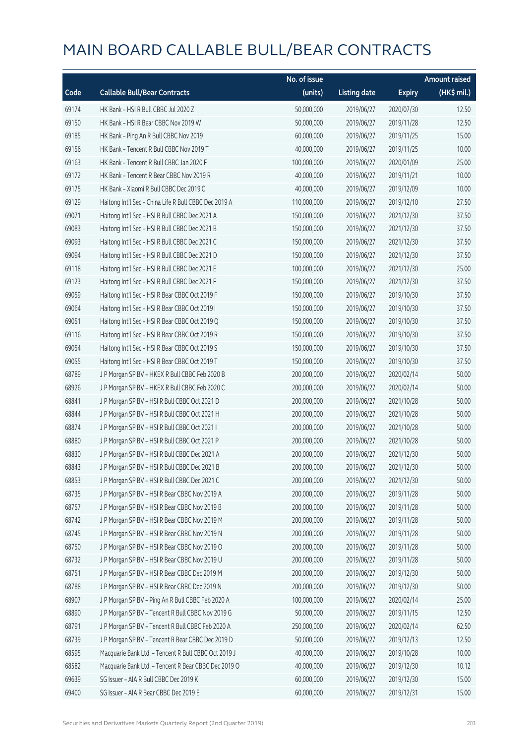# MAIN BOARD CALLABLE BULL/BEAR CONTRACTS

| Code | Callable Bull/Bear Contracts | No. of issue (units) | Listing date | Expiry | Amount raised (HK$ mil.) |
|---|---|---|---|---|---|
| 69174 | HK Bank – HSI R Bull CBBC Jul 2020 Z | 50,000,000 | 2019/06/27 | 2020/07/30 | 12.50 |
| 69150 | HK Bank – HSI R Bear CBBC Nov 2019 W | 50,000,000 | 2019/06/27 | 2019/11/28 | 12.50 |
| 69185 | HK Bank – Ping An R Bull CBBC Nov 2019 I | 60,000,000 | 2019/06/27 | 2019/11/25 | 15.00 |
| 69156 | HK Bank – Tencent R Bull CBBC Nov 2019 T | 40,000,000 | 2019/06/27 | 2019/11/25 | 10.00 |
| 69163 | HK Bank – Tencent R Bull CBBC Jan 2020 F | 100,000,000 | 2019/06/27 | 2020/01/09 | 25.00 |
| 69172 | HK Bank – Tencent R Bear CBBC Nov 2019 R | 40,000,000 | 2019/06/27 | 2019/11/21 | 10.00 |
| 69175 | HK Bank – Xiaomi R Bull CBBC Dec 2019 C | 40,000,000 | 2019/06/27 | 2019/12/09 | 10.00 |
| 69129 | Haitong Int'l Sec – China Life R Bull CBBC Dec 2019 A | 110,000,000 | 2019/06/27 | 2019/12/10 | 27.50 |
| 69071 | Haitong Int'l Sec – HSI R Bull CBBC Dec 2021 A | 150,000,000 | 2019/06/27 | 2021/12/30 | 37.50 |
| 69083 | Haitong Int'l Sec – HSI R Bull CBBC Dec 2021 B | 150,000,000 | 2019/06/27 | 2021/12/30 | 37.50 |
| 69093 | Haitong Int'l Sec – HSI R Bull CBBC Dec 2021 C | 150,000,000 | 2019/06/27 | 2021/12/30 | 37.50 |
| 69094 | Haitong Int'l Sec – HSI R Bull CBBC Dec 2021 D | 150,000,000 | 2019/06/27 | 2021/12/30 | 37.50 |
| 69118 | Haitong Int'l Sec – HSI R Bull CBBC Dec 2021 E | 100,000,000 | 2019/06/27 | 2021/12/30 | 25.00 |
| 69123 | Haitong Int'l Sec – HSI R Bull CBBC Dec 2021 F | 150,000,000 | 2019/06/27 | 2021/12/30 | 37.50 |
| 69059 | Haitong Int'l Sec – HSI R Bear CBBC Oct 2019 F | 150,000,000 | 2019/06/27 | 2019/10/30 | 37.50 |
| 69064 | Haitong Int'l Sec – HSI R Bear CBBC Oct 2019 I | 150,000,000 | 2019/06/27 | 2019/10/30 | 37.50 |
| 69051 | Haitong Int'l Sec – HSI R Bear CBBC Oct 2019 Q | 150,000,000 | 2019/06/27 | 2019/10/30 | 37.50 |
| 69116 | Haitong Int'l Sec – HSI R Bear CBBC Oct 2019 R | 150,000,000 | 2019/06/27 | 2019/10/30 | 37.50 |
| 69054 | Haitong Int'l Sec – HSI R Bear CBBC Oct 2019 S | 150,000,000 | 2019/06/27 | 2019/10/30 | 37.50 |
| 69055 | Haitong Int'l Sec – HSI R Bear CBBC Oct 2019 T | 150,000,000 | 2019/06/27 | 2019/10/30 | 37.50 |
| 68789 | J P Morgan SP BV – HKEX R Bull CBBC Feb 2020 B | 200,000,000 | 2019/06/27 | 2020/02/14 | 50.00 |
| 68926 | J P Morgan SP BV – HKEX R Bull CBBC Feb 2020 C | 200,000,000 | 2019/06/27 | 2020/02/14 | 50.00 |
| 68841 | J P Morgan SP BV – HSI R Bull CBBC Oct 2021 D | 200,000,000 | 2019/06/27 | 2021/10/28 | 50.00 |
| 68844 | J P Morgan SP BV – HSI R Bull CBBC Oct 2021 H | 200,000,000 | 2019/06/27 | 2021/10/28 | 50.00 |
| 68874 | J P Morgan SP BV – HSI R Bull CBBC Oct 2021 I | 200,000,000 | 2019/06/27 | 2021/10/28 | 50.00 |
| 68880 | J P Morgan SP BV – HSI R Bull CBBC Oct 2021 P | 200,000,000 | 2019/06/27 | 2021/10/28 | 50.00 |
| 68830 | J P Morgan SP BV – HSI R Bull CBBC Dec 2021 A | 200,000,000 | 2019/06/27 | 2021/12/30 | 50.00 |
| 68843 | J P Morgan SP BV – HSI R Bull CBBC Dec 2021 B | 200,000,000 | 2019/06/27 | 2021/12/30 | 50.00 |
| 68853 | J P Morgan SP BV – HSI R Bull CBBC Dec 2021 C | 200,000,000 | 2019/06/27 | 2021/12/30 | 50.00 |
| 68735 | J P Morgan SP BV – HSI R Bear CBBC Nov 2019 A | 200,000,000 | 2019/06/27 | 2019/11/28 | 50.00 |
| 68757 | J P Morgan SP BV – HSI R Bear CBBC Nov 2019 B | 200,000,000 | 2019/06/27 | 2019/11/28 | 50.00 |
| 68742 | J P Morgan SP BV – HSI R Bear CBBC Nov 2019 M | 200,000,000 | 2019/06/27 | 2019/11/28 | 50.00 |
| 68745 | J P Morgan SP BV – HSI R Bear CBBC Nov 2019 N | 200,000,000 | 2019/06/27 | 2019/11/28 | 50.00 |
| 68750 | J P Morgan SP BV – HSI R Bear CBBC Nov 2019 O | 200,000,000 | 2019/06/27 | 2019/11/28 | 50.00 |
| 68732 | J P Morgan SP BV – HSI R Bear CBBC Nov 2019 U | 200,000,000 | 2019/06/27 | 2019/11/28 | 50.00 |
| 68751 | J P Morgan SP BV – HSI R Bear CBBC Dec 2019 M | 200,000,000 | 2019/06/27 | 2019/12/30 | 50.00 |
| 68788 | J P Morgan SP BV – HSI R Bear CBBC Dec 2019 N | 200,000,000 | 2019/06/27 | 2019/12/30 | 50.00 |
| 68907 | J P Morgan SP BV – Ping An R Bull CBBC Feb 2020 A | 100,000,000 | 2019/06/27 | 2020/02/14 | 25.00 |
| 68890 | J P Morgan SP BV – Tencent R Bull CBBC Nov 2019 G | 50,000,000 | 2019/06/27 | 2019/11/15 | 12.50 |
| 68791 | J P Morgan SP BV – Tencent R Bull CBBC Feb 2020 A | 250,000,000 | 2019/06/27 | 2020/02/14 | 62.50 |
| 68739 | J P Morgan SP BV – Tencent R Bear CBBC Dec 2019 D | 50,000,000 | 2019/06/27 | 2019/12/13 | 12.50 |
| 68595 | Macquarie Bank Ltd. – Tencent R Bull CBBC Oct 2019 J | 40,000,000 | 2019/06/27 | 2019/10/28 | 10.00 |
| 68582 | Macquarie Bank Ltd. – Tencent R Bear CBBC Dec 2019 O | 40,000,000 | 2019/06/27 | 2019/12/30 | 10.12 |
| 69639 | SG Issuer – AIA R Bull CBBC Dec 2019 K | 60,000,000 | 2019/06/27 | 2019/12/30 | 15.00 |
| 69400 | SG Issuer – AIA R Bear CBBC Dec 2019 E | 60,000,000 | 2019/06/27 | 2019/12/31 | 15.00 |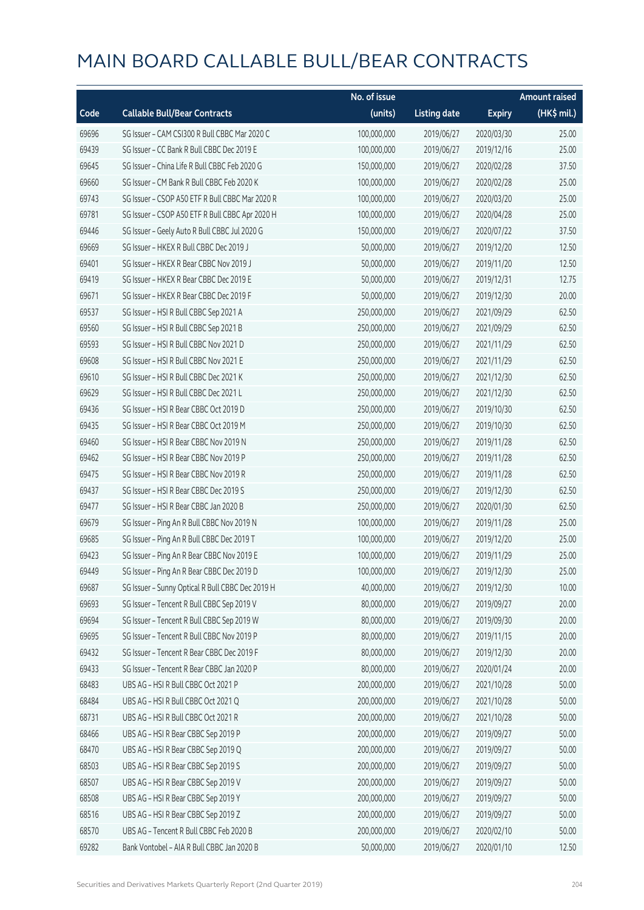# MAIN BOARD CALLABLE BULL/BEAR CONTRACTS

| Code | Callable Bull/Bear Contracts | No. of issue (units) | Listing date | Expiry | Amount raised (HK$ mil.) |
|---|---|---|---|---|---|
| 69696 | SG Issuer – CAM CSI300 R Bull CBBC Mar 2020 C | 100,000,000 | 2019/06/27 | 2020/03/30 | 25.00 |
| 69439 | SG Issuer – CC Bank R Bull CBBC Dec 2019 E | 100,000,000 | 2019/06/27 | 2019/12/16 | 25.00 |
| 69645 | SG Issuer – China Life R Bull CBBC Feb 2020 G | 150,000,000 | 2019/06/27 | 2020/02/28 | 37.50 |
| 69660 | SG Issuer – CM Bank R Bull CBBC Feb 2020 K | 100,000,000 | 2019/06/27 | 2020/02/28 | 25.00 |
| 69743 | SG Issuer – CSOP A50 ETF R Bull CBBC Mar 2020 R | 100,000,000 | 2019/06/27 | 2020/03/20 | 25.00 |
| 69781 | SG Issuer – CSOP A50 ETF R Bull CBBC Apr 2020 H | 100,000,000 | 2019/06/27 | 2020/04/28 | 25.00 |
| 69446 | SG Issuer – Geely Auto R Bull CBBC Jul 2020 G | 150,000,000 | 2019/06/27 | 2020/07/22 | 37.50 |
| 69669 | SG Issuer – HKEX R Bull CBBC Dec 2019 J | 50,000,000 | 2019/06/27 | 2019/12/20 | 12.50 |
| 69401 | SG Issuer – HKEX R Bear CBBC Nov 2019 J | 50,000,000 | 2019/06/27 | 2019/11/20 | 12.50 |
| 69419 | SG Issuer – HKEX R Bear CBBC Dec 2019 E | 50,000,000 | 2019/06/27 | 2019/12/31 | 12.75 |
| 69671 | SG Issuer – HKEX R Bear CBBC Dec 2019 F | 50,000,000 | 2019/06/27 | 2019/12/30 | 20.00 |
| 69537 | SG Issuer – HSI R Bull CBBC Sep 2021 A | 250,000,000 | 2019/06/27 | 2021/09/29 | 62.50 |
| 69560 | SG Issuer – HSI R Bull CBBC Sep 2021 B | 250,000,000 | 2019/06/27 | 2021/09/29 | 62.50 |
| 69593 | SG Issuer – HSI R Bull CBBC Nov 2021 D | 250,000,000 | 2019/06/27 | 2021/11/29 | 62.50 |
| 69608 | SG Issuer – HSI R Bull CBBC Nov 2021 E | 250,000,000 | 2019/06/27 | 2021/11/29 | 62.50 |
| 69610 | SG Issuer – HSI R Bull CBBC Dec 2021 K | 250,000,000 | 2019/06/27 | 2021/12/30 | 62.50 |
| 69629 | SG Issuer – HSI R Bull CBBC Dec 2021 L | 250,000,000 | 2019/06/27 | 2021/12/30 | 62.50 |
| 69436 | SG Issuer – HSI R Bear CBBC Oct 2019 D | 250,000,000 | 2019/06/27 | 2019/10/30 | 62.50 |
| 69435 | SG Issuer – HSI R Bear CBBC Oct 2019 M | 250,000,000 | 2019/06/27 | 2019/10/30 | 62.50 |
| 69460 | SG Issuer – HSI R Bear CBBC Nov 2019 N | 250,000,000 | 2019/06/27 | 2019/11/28 | 62.50 |
| 69462 | SG Issuer – HSI R Bear CBBC Nov 2019 P | 250,000,000 | 2019/06/27 | 2019/11/28 | 62.50 |
| 69475 | SG Issuer – HSI R Bear CBBC Nov 2019 R | 250,000,000 | 2019/06/27 | 2019/11/28 | 62.50 |
| 69437 | SG Issuer – HSI R Bear CBBC Dec 2019 S | 250,000,000 | 2019/06/27 | 2019/12/30 | 62.50 |
| 69477 | SG Issuer – HSI R Bear CBBC Jan 2020 B | 250,000,000 | 2019/06/27 | 2020/01/30 | 62.50 |
| 69679 | SG Issuer – Ping An R Bull CBBC Nov 2019 N | 100,000,000 | 2019/06/27 | 2019/11/28 | 25.00 |
| 69685 | SG Issuer – Ping An R Bull CBBC Dec 2019 T | 100,000,000 | 2019/06/27 | 2019/12/20 | 25.00 |
| 69423 | SG Issuer – Ping An R Bear CBBC Nov 2019 E | 100,000,000 | 2019/06/27 | 2019/11/29 | 25.00 |
| 69449 | SG Issuer – Ping An R Bear CBBC Dec 2019 D | 100,000,000 | 2019/06/27 | 2019/12/30 | 25.00 |
| 69687 | SG Issuer – Sunny Optical R Bull CBBC Dec 2019 H | 40,000,000 | 2019/06/27 | 2019/12/30 | 10.00 |
| 69693 | SG Issuer – Tencent R Bull CBBC Sep 2019 V | 80,000,000 | 2019/06/27 | 2019/09/27 | 20.00 |
| 69694 | SG Issuer – Tencent R Bull CBBC Sep 2019 W | 80,000,000 | 2019/06/27 | 2019/09/30 | 20.00 |
| 69695 | SG Issuer – Tencent R Bull CBBC Nov 2019 P | 80,000,000 | 2019/06/27 | 2019/11/15 | 20.00 |
| 69432 | SG Issuer – Tencent R Bear CBBC Dec 2019 F | 80,000,000 | 2019/06/27 | 2019/12/30 | 20.00 |
| 69433 | SG Issuer – Tencent R Bear CBBC Jan 2020 P | 80,000,000 | 2019/06/27 | 2020/01/24 | 20.00 |
| 68483 | UBS AG – HSI R Bull CBBC Oct 2021 P | 200,000,000 | 2019/06/27 | 2021/10/28 | 50.00 |
| 68484 | UBS AG – HSI R Bull CBBC Oct 2021 Q | 200,000,000 | 2019/06/27 | 2021/10/28 | 50.00 |
| 68731 | UBS AG – HSI R Bull CBBC Oct 2021 R | 200,000,000 | 2019/06/27 | 2021/10/28 | 50.00 |
| 68466 | UBS AG – HSI R Bear CBBC Sep 2019 P | 200,000,000 | 2019/06/27 | 2019/09/27 | 50.00 |
| 68470 | UBS AG – HSI R Bear CBBC Sep 2019 Q | 200,000,000 | 2019/06/27 | 2019/09/27 | 50.00 |
| 68503 | UBS AG – HSI R Bear CBBC Sep 2019 S | 200,000,000 | 2019/06/27 | 2019/09/27 | 50.00 |
| 68507 | UBS AG – HSI R Bear CBBC Sep 2019 V | 200,000,000 | 2019/06/27 | 2019/09/27 | 50.00 |
| 68508 | UBS AG – HSI R Bear CBBC Sep 2019 Y | 200,000,000 | 2019/06/27 | 2019/09/27 | 50.00 |
| 68516 | UBS AG – HSI R Bear CBBC Sep 2019 Z | 200,000,000 | 2019/06/27 | 2019/09/27 | 50.00 |
| 68570 | UBS AG – Tencent R Bull CBBC Feb 2020 B | 200,000,000 | 2019/06/27 | 2020/02/10 | 50.00 |
| 69282 | Bank Vontobel – AIA R Bull CBBC Jan 2020 B | 50,000,000 | 2019/06/27 | 2020/01/10 | 12.50 |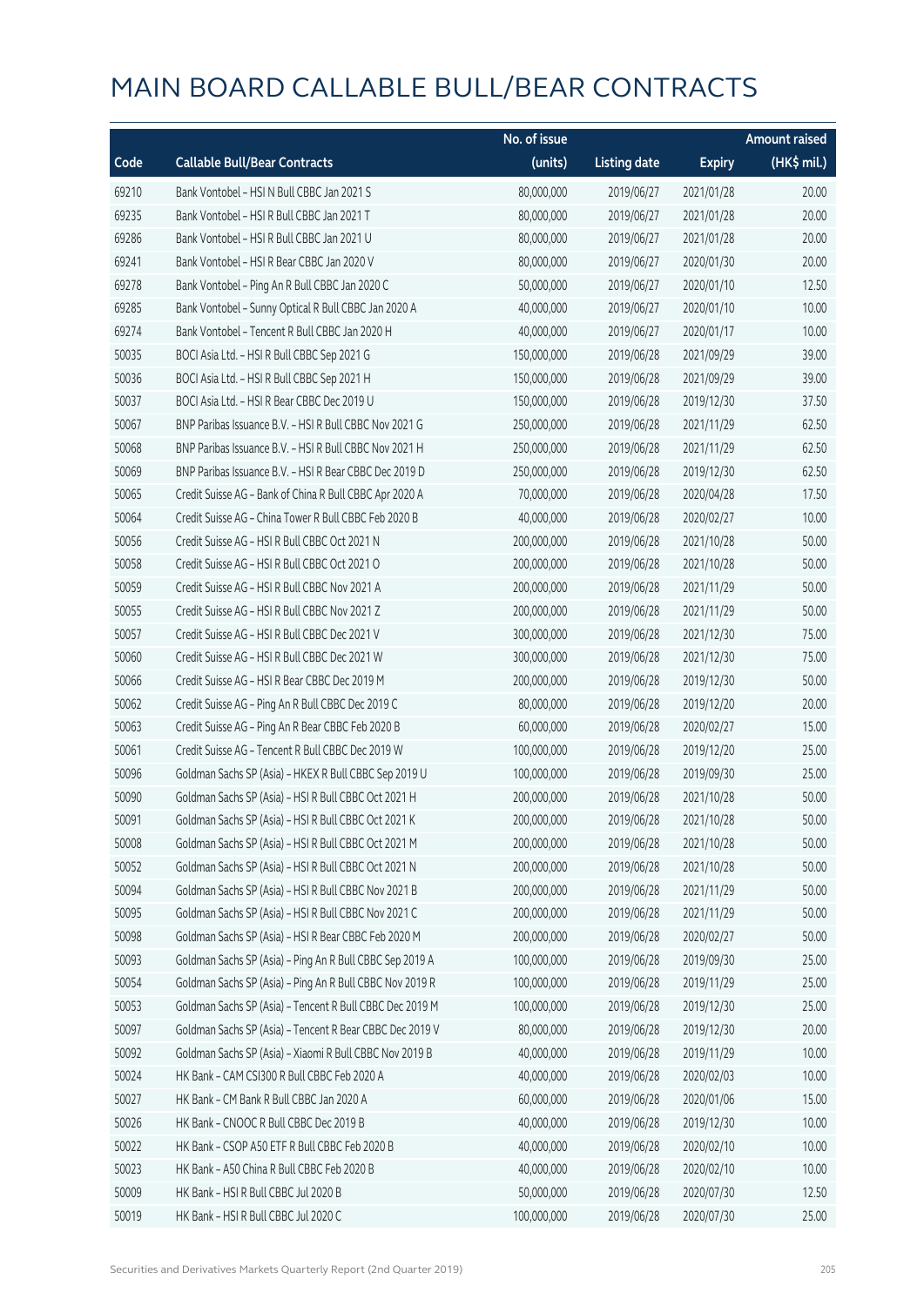# MAIN BOARD CALLABLE BULL/BEAR CONTRACTS

| Code | Callable Bull/Bear Contracts | No. of issue (units) | Listing date | Expiry | Amount raised (HK$ mil.) |
|---|---|---|---|---|---|
| 69210 | Bank Vontobel – HSI N Bull CBBC Jan 2021 S | 80,000,000 | 2019/06/27 | 2021/01/28 | 20.00 |
| 69235 | Bank Vontobel – HSI R Bull CBBC Jan 2021 T | 80,000,000 | 2019/06/27 | 2021/01/28 | 20.00 |
| 69286 | Bank Vontobel – HSI R Bull CBBC Jan 2021 U | 80,000,000 | 2019/06/27 | 2021/01/28 | 20.00 |
| 69241 | Bank Vontobel – HSI R Bear CBBC Jan 2020 V | 80,000,000 | 2019/06/27 | 2020/01/30 | 20.00 |
| 69278 | Bank Vontobel – Ping An R Bull CBBC Jan 2020 C | 50,000,000 | 2019/06/27 | 2020/01/10 | 12.50 |
| 69285 | Bank Vontobel – Sunny Optical R Bull CBBC Jan 2020 A | 40,000,000 | 2019/06/27 | 2020/01/10 | 10.00 |
| 69274 | Bank Vontobel – Tencent R Bull CBBC Jan 2020 H | 40,000,000 | 2019/06/27 | 2020/01/17 | 10.00 |
| 50035 | BOCI Asia Ltd. – HSI R Bull CBBC Sep 2021 G | 150,000,000 | 2019/06/28 | 2021/09/29 | 39.00 |
| 50036 | BOCI Asia Ltd. – HSI R Bull CBBC Sep 2021 H | 150,000,000 | 2019/06/28 | 2021/09/29 | 39.00 |
| 50037 | BOCI Asia Ltd. – HSI R Bear CBBC Dec 2019 U | 150,000,000 | 2019/06/28 | 2019/12/30 | 37.50 |
| 50067 | BNP Paribas Issuance B.V. – HSI R Bull CBBC Nov 2021 G | 250,000,000 | 2019/06/28 | 2021/11/29 | 62.50 |
| 50068 | BNP Paribas Issuance B.V. – HSI R Bull CBBC Nov 2021 H | 250,000,000 | 2019/06/28 | 2021/11/29 | 62.50 |
| 50069 | BNP Paribas Issuance B.V. – HSI R Bear CBBC Dec 2019 D | 250,000,000 | 2019/06/28 | 2019/12/30 | 62.50 |
| 50065 | Credit Suisse AG – Bank of China R Bull CBBC Apr 2020 A | 70,000,000 | 2019/06/28 | 2020/04/28 | 17.50 |
| 50064 | Credit Suisse AG – China Tower R Bull CBBC Feb 2020 B | 40,000,000 | 2019/06/28 | 2020/02/27 | 10.00 |
| 50056 | Credit Suisse AG – HSI R Bull CBBC Oct 2021 N | 200,000,000 | 2019/06/28 | 2021/10/28 | 50.00 |
| 50058 | Credit Suisse AG – HSI R Bull CBBC Oct 2021 O | 200,000,000 | 2019/06/28 | 2021/10/28 | 50.00 |
| 50059 | Credit Suisse AG – HSI R Bull CBBC Nov 2021 A | 200,000,000 | 2019/06/28 | 2021/11/29 | 50.00 |
| 50055 | Credit Suisse AG – HSI R Bull CBBC Nov 2021 Z | 200,000,000 | 2019/06/28 | 2021/11/29 | 50.00 |
| 50057 | Credit Suisse AG – HSI R Bull CBBC Dec 2021 V | 300,000,000 | 2019/06/28 | 2021/12/30 | 75.00 |
| 50060 | Credit Suisse AG – HSI R Bull CBBC Dec 2021 W | 300,000,000 | 2019/06/28 | 2021/12/30 | 75.00 |
| 50066 | Credit Suisse AG – HSI R Bear CBBC Dec 2019 M | 200,000,000 | 2019/06/28 | 2019/12/30 | 50.00 |
| 50062 | Credit Suisse AG – Ping An R Bull CBBC Dec 2019 C | 80,000,000 | 2019/06/28 | 2019/12/20 | 20.00 |
| 50063 | Credit Suisse AG – Ping An R Bear CBBC Feb 2020 B | 60,000,000 | 2019/06/28 | 2020/02/27 | 15.00 |
| 50061 | Credit Suisse AG – Tencent R Bull CBBC Dec 2019 W | 100,000,000 | 2019/06/28 | 2019/12/20 | 25.00 |
| 50096 | Goldman Sachs SP (Asia) – HKEX R Bull CBBC Sep 2019 U | 100,000,000 | 2019/06/28 | 2019/09/30 | 25.00 |
| 50090 | Goldman Sachs SP (Asia) – HSI R Bull CBBC Oct 2021 H | 200,000,000 | 2019/06/28 | 2021/10/28 | 50.00 |
| 50091 | Goldman Sachs SP (Asia) – HSI R Bull CBBC Oct 2021 K | 200,000,000 | 2019/06/28 | 2021/10/28 | 50.00 |
| 50008 | Goldman Sachs SP (Asia) – HSI R Bull CBBC Oct 2021 M | 200,000,000 | 2019/06/28 | 2021/10/28 | 50.00 |
| 50052 | Goldman Sachs SP (Asia) – HSI R Bull CBBC Oct 2021 N | 200,000,000 | 2019/06/28 | 2021/10/28 | 50.00 |
| 50094 | Goldman Sachs SP (Asia) – HSI R Bull CBBC Nov 2021 B | 200,000,000 | 2019/06/28 | 2021/11/29 | 50.00 |
| 50095 | Goldman Sachs SP (Asia) – HSI R Bull CBBC Nov 2021 C | 200,000,000 | 2019/06/28 | 2021/11/29 | 50.00 |
| 50098 | Goldman Sachs SP (Asia) – HSI R Bear CBBC Feb 2020 M | 200,000,000 | 2019/06/28 | 2020/02/27 | 50.00 |
| 50093 | Goldman Sachs SP (Asia) – Ping An R Bull CBBC Sep 2019 A | 100,000,000 | 2019/06/28 | 2019/09/30 | 25.00 |
| 50054 | Goldman Sachs SP (Asia) – Ping An R Bull CBBC Nov 2019 R | 100,000,000 | 2019/06/28 | 2019/11/29 | 25.00 |
| 50053 | Goldman Sachs SP (Asia) – Tencent R Bull CBBC Dec 2019 M | 100,000,000 | 2019/06/28 | 2019/12/30 | 25.00 |
| 50097 | Goldman Sachs SP (Asia) – Tencent R Bear CBBC Dec 2019 V | 80,000,000 | 2019/06/28 | 2019/12/30 | 20.00 |
| 50092 | Goldman Sachs SP (Asia) – Xiaomi R Bull CBBC Nov 2019 B | 40,000,000 | 2019/06/28 | 2019/11/29 | 10.00 |
| 50024 | HK Bank – CAM CSI300 R Bull CBBC Feb 2020 A | 40,000,000 | 2019/06/28 | 2020/02/03 | 10.00 |
| 50027 | HK Bank – CM Bank R Bull CBBC Jan 2020 A | 60,000,000 | 2019/06/28 | 2020/01/06 | 15.00 |
| 50026 | HK Bank – CNOOC R Bull CBBC Dec 2019 B | 40,000,000 | 2019/06/28 | 2019/12/30 | 10.00 |
| 50022 | HK Bank – CSOP A50 ETF R Bull CBBC Feb 2020 B | 40,000,000 | 2019/06/28 | 2020/02/10 | 10.00 |
| 50023 | HK Bank – A50 China R Bull CBBC Feb 2020 B | 40,000,000 | 2019/06/28 | 2020/02/10 | 10.00 |
| 50009 | HK Bank – HSI R Bull CBBC Jul 2020 B | 50,000,000 | 2019/06/28 | 2020/07/30 | 12.50 |
| 50019 | HK Bank – HSI R Bull CBBC Jul 2020 C | 100,000,000 | 2019/06/28 | 2020/07/30 | 25.00 |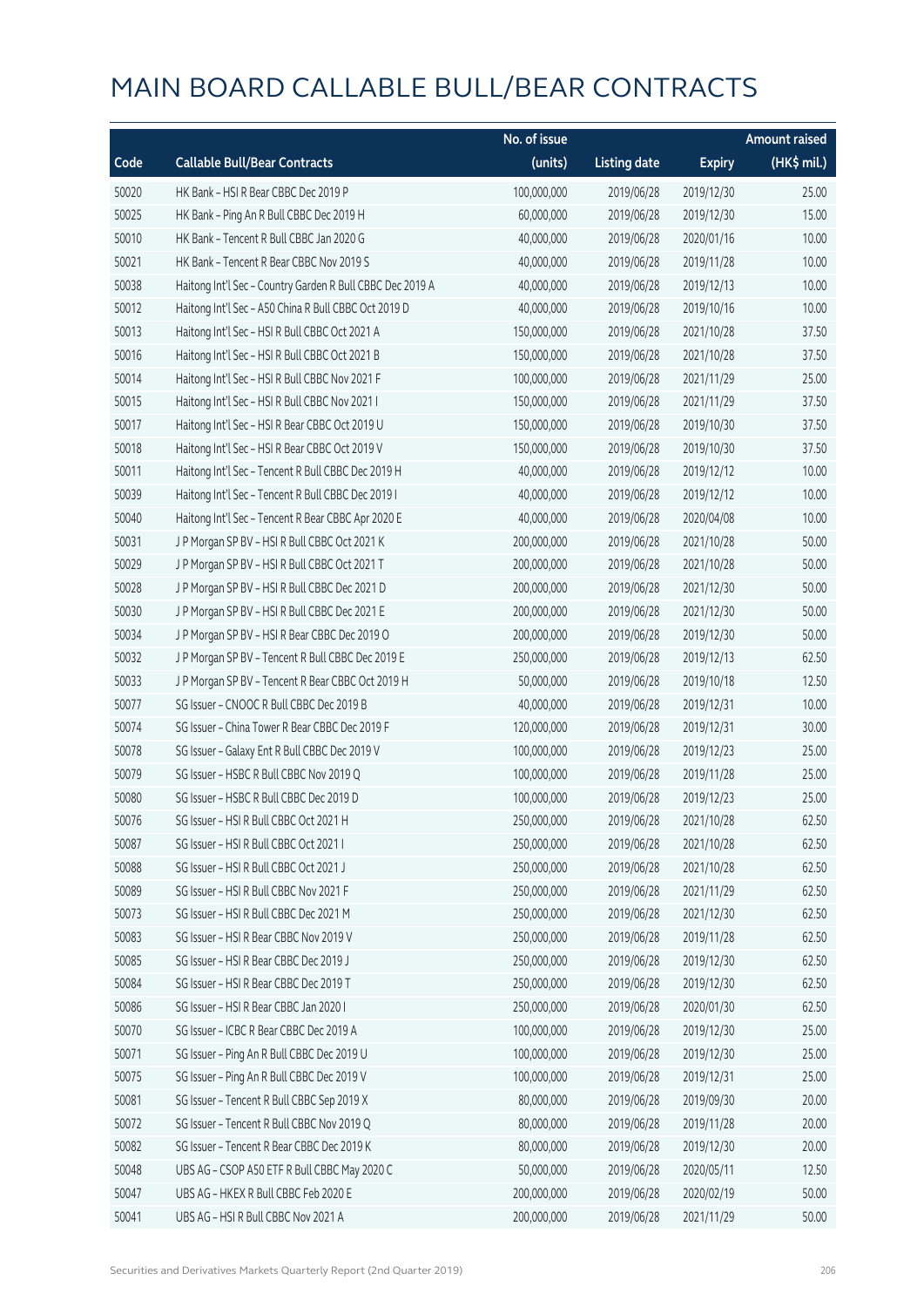# MAIN BOARD CALLABLE BULL/BEAR CONTRACTS

| Code | Callable Bull/Bear Contracts | No. of issue (units) | Listing date | Expiry | Amount raised (HK$ mil.) |
|---|---|---|---|---|---|
| 50020 | HK Bank – HSI R Bear CBBC Dec 2019 P | 100,000,000 | 2019/06/28 | 2019/12/30 | 25.00 |
| 50025 | HK Bank – Ping An R Bull CBBC Dec 2019 H | 60,000,000 | 2019/06/28 | 2019/12/30 | 15.00 |
| 50010 | HK Bank – Tencent R Bull CBBC Jan 2020 G | 40,000,000 | 2019/06/28 | 2020/01/16 | 10.00 |
| 50021 | HK Bank – Tencent R Bear CBBC Nov 2019 S | 40,000,000 | 2019/06/28 | 2019/11/28 | 10.00 |
| 50038 | Haitong Int'l Sec – Country Garden R Bull CBBC Dec 2019 A | 40,000,000 | 2019/06/28 | 2019/12/13 | 10.00 |
| 50012 | Haitong Int'l Sec – A50 China R Bull CBBC Oct 2019 D | 40,000,000 | 2019/06/28 | 2019/10/16 | 10.00 |
| 50013 | Haitong Int'l Sec – HSI R Bull CBBC Oct 2021 A | 150,000,000 | 2019/06/28 | 2021/10/28 | 37.50 |
| 50016 | Haitong Int'l Sec – HSI R Bull CBBC Oct 2021 B | 150,000,000 | 2019/06/28 | 2021/10/28 | 37.50 |
| 50014 | Haitong Int'l Sec – HSI R Bull CBBC Nov 2021 F | 100,000,000 | 2019/06/28 | 2021/11/29 | 25.00 |
| 50015 | Haitong Int'l Sec – HSI R Bull CBBC Nov 2021 I | 150,000,000 | 2019/06/28 | 2021/11/29 | 37.50 |
| 50017 | Haitong Int'l Sec – HSI R Bear CBBC Oct 2019 U | 150,000,000 | 2019/06/28 | 2019/10/30 | 37.50 |
| 50018 | Haitong Int'l Sec – HSI R Bear CBBC Oct 2019 V | 150,000,000 | 2019/06/28 | 2019/10/30 | 37.50 |
| 50011 | Haitong Int'l Sec – Tencent R Bull CBBC Dec 2019 H | 40,000,000 | 2019/06/28 | 2019/12/12 | 10.00 |
| 50039 | Haitong Int'l Sec – Tencent R Bull CBBC Dec 2019 I | 40,000,000 | 2019/06/28 | 2019/12/12 | 10.00 |
| 50040 | Haitong Int'l Sec – Tencent R Bear CBBC Apr 2020 E | 40,000,000 | 2019/06/28 | 2020/04/08 | 10.00 |
| 50031 | J P Morgan SP BV – HSI R Bull CBBC Oct 2021 K | 200,000,000 | 2019/06/28 | 2021/10/28 | 50.00 |
| 50029 | J P Morgan SP BV – HSI R Bull CBBC Oct 2021 T | 200,000,000 | 2019/06/28 | 2021/10/28 | 50.00 |
| 50028 | J P Morgan SP BV – HSI R Bull CBBC Dec 2021 D | 200,000,000 | 2019/06/28 | 2021/12/30 | 50.00 |
| 50030 | J P Morgan SP BV – HSI R Bull CBBC Dec 2021 E | 200,000,000 | 2019/06/28 | 2021/12/30 | 50.00 |
| 50034 | J P Morgan SP BV – HSI R Bear CBBC Dec 2019 O | 200,000,000 | 2019/06/28 | 2019/12/30 | 50.00 |
| 50032 | J P Morgan SP BV – Tencent R Bull CBBC Dec 2019 E | 250,000,000 | 2019/06/28 | 2019/12/13 | 62.50 |
| 50033 | J P Morgan SP BV – Tencent R Bear CBBC Oct 2019 H | 50,000,000 | 2019/06/28 | 2019/10/18 | 12.50 |
| 50077 | SG Issuer – CNOOC R Bull CBBC Dec 2019 B | 40,000,000 | 2019/06/28 | 2019/12/31 | 10.00 |
| 50074 | SG Issuer – China Tower R Bear CBBC Dec 2019 F | 120,000,000 | 2019/06/28 | 2019/12/31 | 30.00 |
| 50078 | SG Issuer – Galaxy Ent R Bull CBBC Dec 2019 V | 100,000,000 | 2019/06/28 | 2019/12/23 | 25.00 |
| 50079 | SG Issuer – HSBC R Bull CBBC Nov 2019 Q | 100,000,000 | 2019/06/28 | 2019/11/28 | 25.00 |
| 50080 | SG Issuer – HSBC R Bull CBBC Dec 2019 D | 100,000,000 | 2019/06/28 | 2019/12/23 | 25.00 |
| 50076 | SG Issuer – HSI R Bull CBBC Oct 2021 H | 250,000,000 | 2019/06/28 | 2021/10/28 | 62.50 |
| 50087 | SG Issuer – HSI R Bull CBBC Oct 2021 I | 250,000,000 | 2019/06/28 | 2021/10/28 | 62.50 |
| 50088 | SG Issuer – HSI R Bull CBBC Oct 2021 J | 250,000,000 | 2019/06/28 | 2021/10/28 | 62.50 |
| 50089 | SG Issuer – HSI R Bull CBBC Nov 2021 F | 250,000,000 | 2019/06/28 | 2021/11/29 | 62.50 |
| 50073 | SG Issuer – HSI R Bull CBBC Dec 2021 M | 250,000,000 | 2019/06/28 | 2021/12/30 | 62.50 |
| 50083 | SG Issuer – HSI R Bear CBBC Nov 2019 V | 250,000,000 | 2019/06/28 | 2019/11/28 | 62.50 |
| 50085 | SG Issuer – HSI R Bear CBBC Dec 2019 J | 250,000,000 | 2019/06/28 | 2019/12/30 | 62.50 |
| 50084 | SG Issuer – HSI R Bear CBBC Dec 2019 T | 250,000,000 | 2019/06/28 | 2019/12/30 | 62.50 |
| 50086 | SG Issuer – HSI R Bear CBBC Jan 2020 I | 250,000,000 | 2019/06/28 | 2020/01/30 | 62.50 |
| 50070 | SG Issuer – ICBC R Bear CBBC Dec 2019 A | 100,000,000 | 2019/06/28 | 2019/12/30 | 25.00 |
| 50071 | SG Issuer – Ping An R Bull CBBC Dec 2019 U | 100,000,000 | 2019/06/28 | 2019/12/30 | 25.00 |
| 50075 | SG Issuer – Ping An R Bull CBBC Dec 2019 V | 100,000,000 | 2019/06/28 | 2019/12/31 | 25.00 |
| 50081 | SG Issuer – Tencent R Bull CBBC Sep 2019 X | 80,000,000 | 2019/06/28 | 2019/09/30 | 20.00 |
| 50072 | SG Issuer – Tencent R Bull CBBC Nov 2019 Q | 80,000,000 | 2019/06/28 | 2019/11/28 | 20.00 |
| 50082 | SG Issuer – Tencent R Bear CBBC Dec 2019 K | 80,000,000 | 2019/06/28 | 2019/12/30 | 20.00 |
| 50048 | UBS AG – CSOP A50 ETF R Bull CBBC May 2020 C | 50,000,000 | 2019/06/28 | 2020/05/11 | 12.50 |
| 50047 | UBS AG – HKEX R Bull CBBC Feb 2020 E | 200,000,000 | 2019/06/28 | 2020/02/19 | 50.00 |
| 50041 | UBS AG – HSI R Bull CBBC Nov 2021 A | 200,000,000 | 2019/06/28 | 2021/11/29 | 50.00 |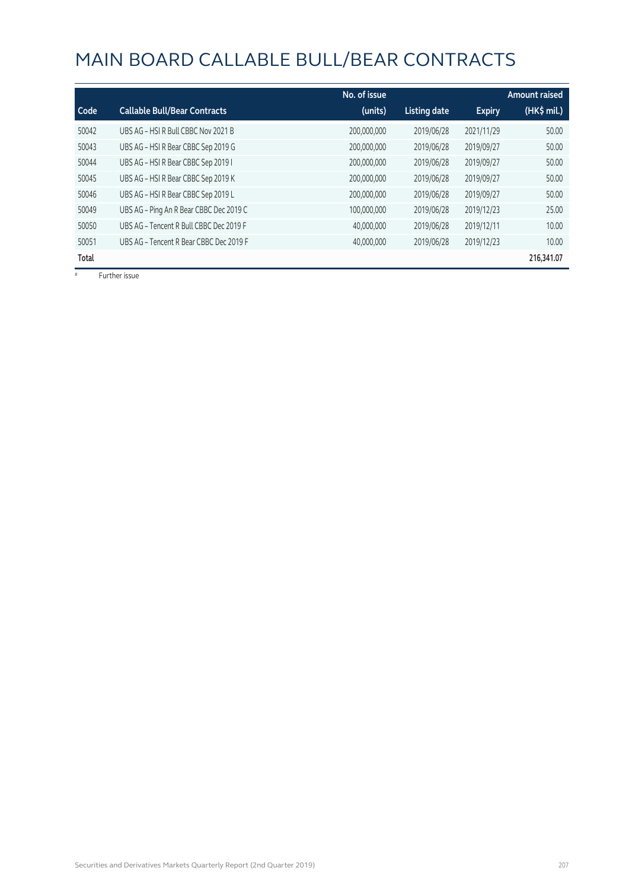# MAIN BOARD CALLABLE BULL/BEAR CONTRACTS

| Code | Callable Bull/Bear Contracts | No. of issue (units) | Listing date | Expiry | Amount raised (HK$ mil.) |
|---|---|---|---|---|---|
| 50042 | UBS AG – HSI R Bull CBBC Nov 2021 B | 200,000,000 | 2019/06/28 | 2021/11/29 | 50.00 |
| 50043 | UBS AG – HSI R Bear CBBC Sep 2019 G | 200,000,000 | 2019/06/28 | 2019/09/27 | 50.00 |
| 50044 | UBS AG – HSI R Bear CBBC Sep 2019 I | 200,000,000 | 2019/06/28 | 2019/09/27 | 50.00 |
| 50045 | UBS AG – HSI R Bear CBBC Sep 2019 K | 200,000,000 | 2019/06/28 | 2019/09/27 | 50.00 |
| 50046 | UBS AG – HSI R Bear CBBC Sep 2019 L | 200,000,000 | 2019/06/28 | 2019/09/27 | 50.00 |
| 50049 | UBS AG – Ping An R Bear CBBC Dec 2019 C | 100,000,000 | 2019/06/28 | 2019/12/23 | 25.00 |
| 50050 | UBS AG – Tencent R Bull CBBC Dec 2019 F | 40,000,000 | 2019/06/28 | 2019/12/11 | 10.00 |
| 50051 | UBS AG – Tencent R Bear CBBC Dec 2019 F | 40,000,000 | 2019/06/28 | 2019/12/23 | 10.00 |
| **Total** | | | | | **216,341.07** |

# Further issue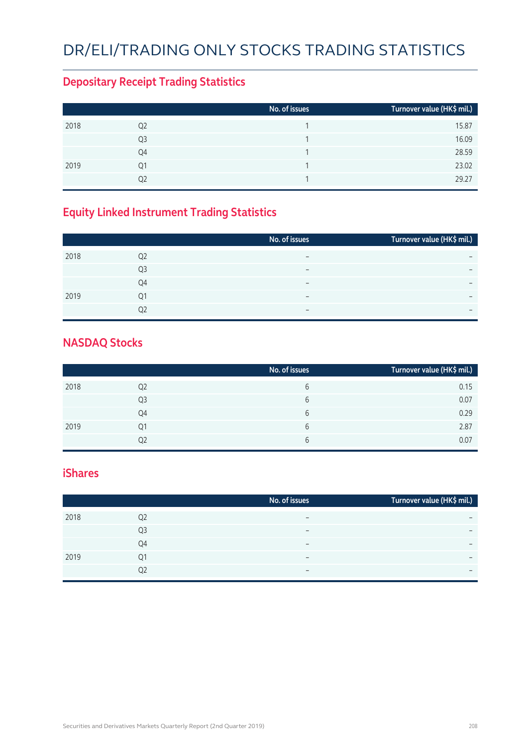# DR/ELI/TRADING ONLY STOCKS TRADING STATISTICS

## Depositary Receipt Trading Statistics

| | | No. of issues | Turnover value (HK$ mil.) |
|---|---|---|---|
| 2018 | Q2 | 1 | 15.87 |
| | Q3 | 1 | 16.09 |
| | Q4 | 1 | 28.59 |
| 2019 | Q1 | 1 | 23.02 |
| | Q2 | 1 | 29.27 |

## Equity Linked Instrument Trading Statistics

| | | No. of issues | Turnover value (HK$ mil.) |
|---|---|---|---|
| 2018 | Q2 | – | – |
| | Q3 | – | – |
| | Q4 | – | – |
| 2019 | Q1 | – | – |
| | Q2 | – | – |

## NASDAQ Stocks

| | | No. of issues | Turnover value (HK$ mil.) |
|---|---|---|---|
| 2018 | Q2 | 6 | 0.15 |
| | Q3 | 6 | 0.07 |
| | Q4 | 6 | 0.29 |
| 2019 | Q1 | 6 | 2.87 |
| | Q2 | 6 | 0.07 |

## iShares

| | | No. of issues | Turnover value (HK$ mil.) |
|---|---|---|---|
| 2018 | Q2 | – | – |
| | Q3 | – | – |
| | Q4 | – | – |
| 2019 | Q1 | – | – |
| | Q2 | – | – |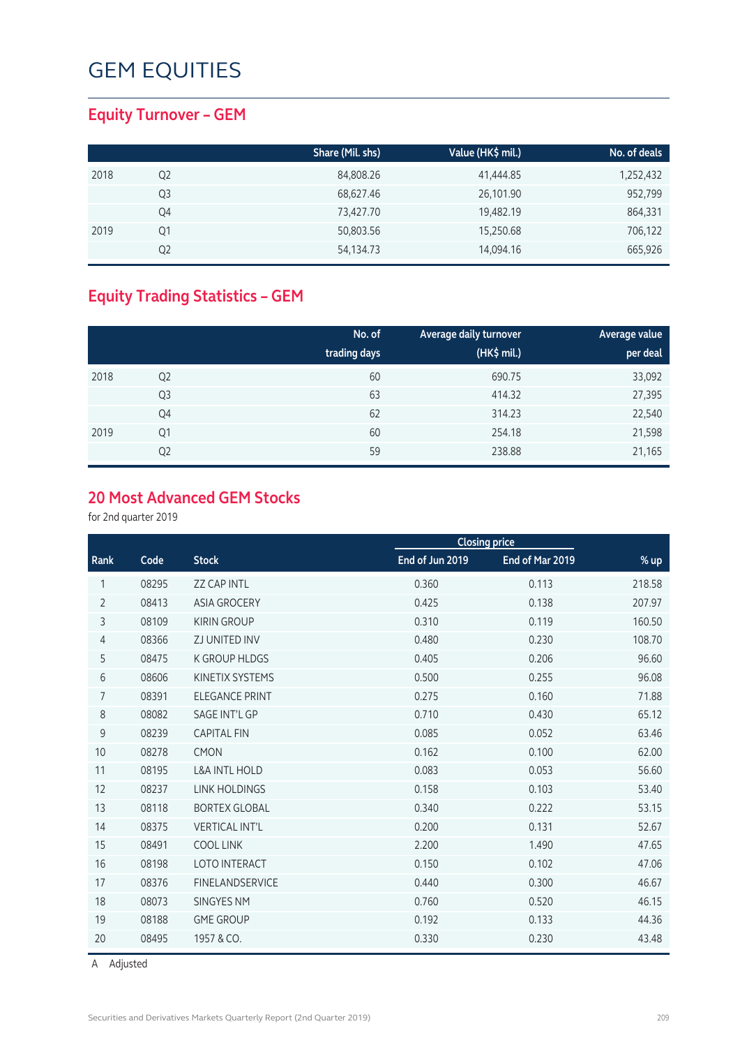# GEM EQUITIES

## Equity Turnover – GEM

| | | Share (Mil. shs) | Value (HK$ mil.) | No. of deals |
|---|---|---|---|---|
| 2018 | Q2 | 84,808.26 | 41,444.85 | 1,252,432 |
| | Q3 | 68,627.46 | 26,101.90 | 952,799 |
| | Q4 | 73,427.70 | 19,482.19 | 864,331 |
| 2019 | Q1 | 50,803.56 | 15,250.68 | 706,122 |
| | Q2 | 54,134.73 | 14,094.16 | 665,926 |

## Equity Trading Statistics – GEM

| | | No. of trading days | Average daily turnover (HK$ mil.) | Average value per deal |
|---|---|---|---|---|
| 2018 | Q2 | 60 | 690.75 | 33,092 |
| | Q3 | 63 | 414.32 | 27,395 |
| | Q4 | 62 | 314.23 | 22,540 |
| 2019 | Q1 | 60 | 254.18 | 21,598 |
| | Q2 | 59 | 238.88 | 21,165 |

## 20 Most Advanced GEM Stocks

for 2nd quarter 2019

| | | | Closing price | | |
|---|---|---|---|---|---|
| Rank | Code | Stock | End of Jun 2019 | End of Mar 2019 | % up |
| 1 | 08295 | ZZ CAP INTL | 0.360 | 0.113 | 218.58 |
| 2 | 08413 | ASIA GROCERY | 0.425 | 0.138 | 207.97 |
| 3 | 08109 | KIRIN GROUP | 0.310 | 0.119 | 160.50 |
| 4 | 08366 | ZJ UNITED INV | 0.480 | 0.230 | 108.70 |
| 5 | 08475 | K GROUP HLDGS | 0.405 | 0.206 | 96.60 |
| 6 | 08606 | KINETIX SYSTEMS | 0.500 | 0.255 | 96.08 |
| 7 | 08391 | ELEGANCE PRINT | 0.275 | 0.160 | 71.88 |
| 8 | 08082 | SAGE INT'L GP | 0.710 | 0.430 | 65.12 |
| 9 | 08239 | CAPITAL FIN | 0.085 | 0.052 | 63.46 |
| 10 | 08278 | CMON | 0.162 | 0.100 | 62.00 |
| 11 | 08195 | L&A INTL HOLD | 0.083 | 0.053 | 56.60 |
| 12 | 08237 | LINK HOLDINGS | 0.158 | 0.103 | 53.40 |
| 13 | 08118 | BORTEX GLOBAL | 0.340 | 0.222 | 53.15 |
| 14 | 08375 | VERTICAL INT'L | 0.200 | 0.131 | 52.67 |
| 15 | 08491 | COOL LINK | 2.200 | 1.490 | 47.65 |
| 16 | 08198 | LOTO INTERACT | 0.150 | 0.102 | 47.06 |
| 17 | 08376 | FINELANDSERVICE | 0.440 | 0.300 | 46.67 |
| 18 | 08073 | SINGYES NM | 0.760 | 0.520 | 46.15 |
| 19 | 08188 | GME GROUP | 0.192 | 0.133 | 44.36 |
| 20 | 08495 | 1957 & CO. | 0.330 | 0.230 | 43.48 |

A Adjusted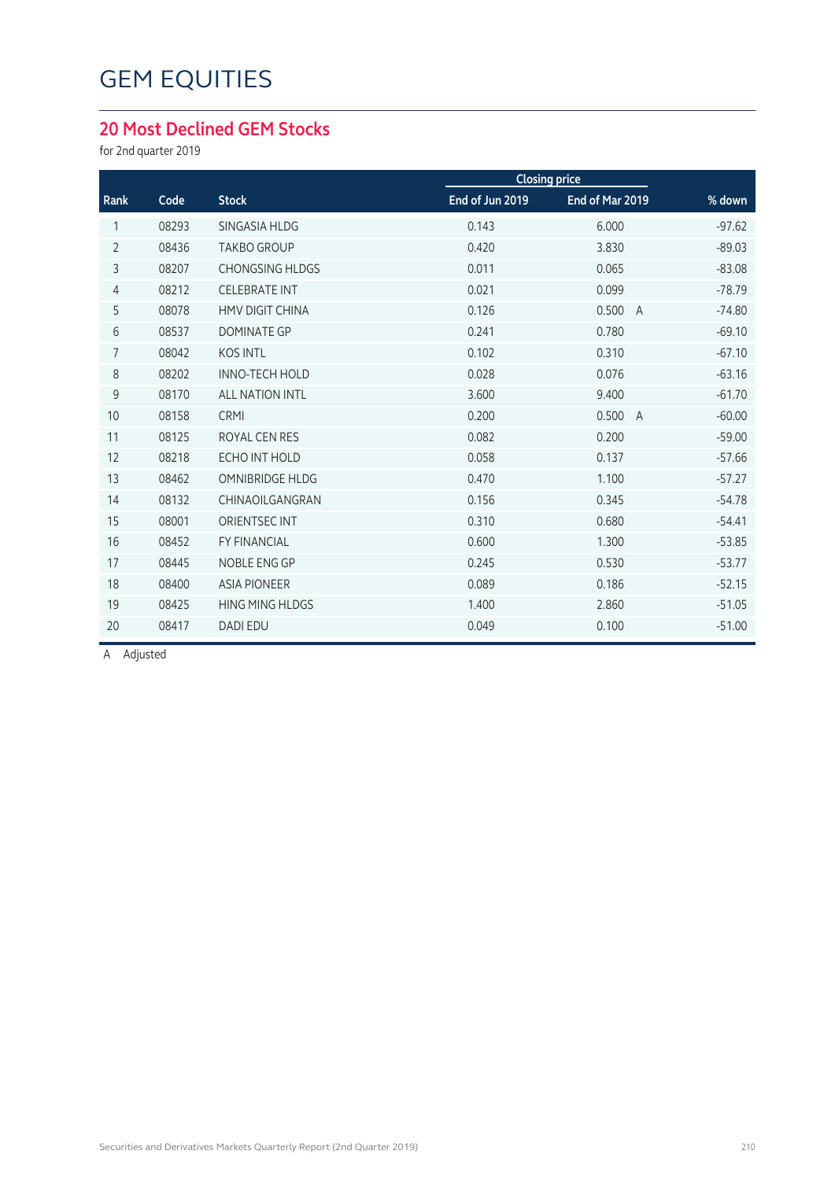# GEM EQUITIES

## 20 Most Declined GEM Stocks

for 2nd quarter 2019

| Rank | Code | Stock | Closing price | | % down |
|---|---|---|---|---|---|
| | | | End of Jun 2019 | End of Mar 2019 | |
| 1 | 08293 | SINGASIA HLDG | 0.143 | 6.000 | -97.62 |
| 2 | 08436 | TAKBO GROUP | 0.420 | 3.830 | -89.03 |
| 3 | 08207 | CHONGSING HLDGS | 0.011 | 0.065 | -83.08 |
| 4 | 08212 | CELEBRATE INT | 0.021 | 0.099 | -78.79 |
| 5 | 08078 | HMV DIGIT CHINA | 0.126 | 0.500 A | -74.80 |
| 6 | 08537 | DOMINATE GP | 0.241 | 0.780 | -69.10 |
| 7 | 08042 | KOS INTL | 0.102 | 0.310 | -67.10 |
| 8 | 08202 | INNO-TECH HOLD | 0.028 | 0.076 | -63.16 |
| 9 | 08170 | ALL NATION INTL | 3.600 | 9.400 | -61.70 |
| 10 | 08158 | CRMI | 0.200 | 0.500 A | -60.00 |
| 11 | 08125 | ROYAL CEN RES | 0.082 | 0.200 | -59.00 |
| 12 | 08218 | ECHO INT HOLD | 0.058 | 0.137 | -57.66 |
| 13 | 08462 | OMNIBRIDGE HLDG | 0.470 | 1.100 | -57.27 |
| 14 | 08132 | CHINAOILGANGRAN | 0.156 | 0.345 | -54.78 |
| 15 | 08001 | ORIENTSEC INT | 0.310 | 0.680 | -54.41 |
| 16 | 08452 | FY FINANCIAL | 0.600 | 1.300 | -53.85 |
| 17 | 08445 | NOBLE ENG GP | 0.245 | 0.530 | -53.77 |
| 18 | 08400 | ASIA PIONEER | 0.089 | 0.186 | -52.15 |
| 19 | 08425 | HING MING HLDGS | 1.400 | 2.860 | -51.05 |
| 20 | 08417 | DADI EDU | 0.049 | 0.100 | -51.00 |

A Adjusted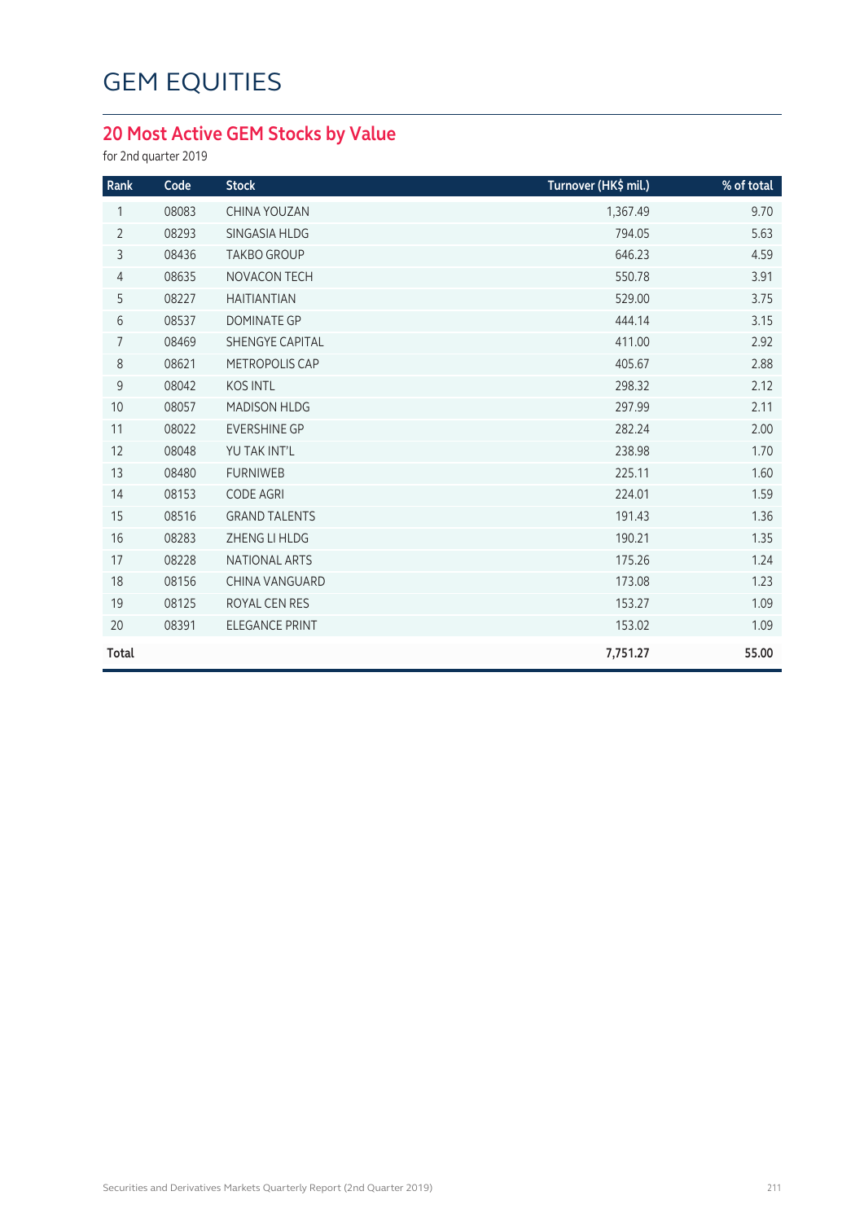# GEM EQUITIES

## 20 Most Active GEM Stocks by Value

for 2nd quarter 2019

| Rank | Code | Stock | Turnover (HK$ mil.) | % of total |
|---|---|---|---|---|
| 1 | 08083 | CHINA YOUZAN | 1,367.49 | 9.70 |
| 2 | 08293 | SINGASIA HLDG | 794.05 | 5.63 |
| 3 | 08436 | TAKBO GROUP | 646.23 | 4.59 |
| 4 | 08635 | NOVACON TECH | 550.78 | 3.91 |
| 5 | 08227 | HAITIANTIAN | 529.00 | 3.75 |
| 6 | 08537 | DOMINATE GP | 444.14 | 3.15 |
| 7 | 08469 | SHENGYE CAPITAL | 411.00 | 2.92 |
| 8 | 08621 | METROPOLIS CAP | 405.67 | 2.88 |
| 9 | 08042 | KOS INTL | 298.32 | 2.12 |
| 10 | 08057 | MADISON HLDG | 297.99 | 2.11 |
| 11 | 08022 | EVERSHINE GP | 282.24 | 2.00 |
| 12 | 08048 | YU TAK INT'L | 238.98 | 1.70 |
| 13 | 08480 | FURNIWEB | 225.11 | 1.60 |
| 14 | 08153 | CODE AGRI | 224.01 | 1.59 |
| 15 | 08516 | GRAND TALENTS | 191.43 | 1.36 |
| 16 | 08283 | ZHENG LI HLDG | 190.21 | 1.35 |
| 17 | 08228 | NATIONAL ARTS | 175.26 | 1.24 |
| 18 | 08156 | CHINA VANGUARD | 173.08 | 1.23 |
| 19 | 08125 | ROYAL CEN RES | 153.27 | 1.09 |
| 20 | 08391 | ELEGANCE PRINT | 153.02 | 1.09 |
| **Total** | | | **7,751.27** | **55.00** |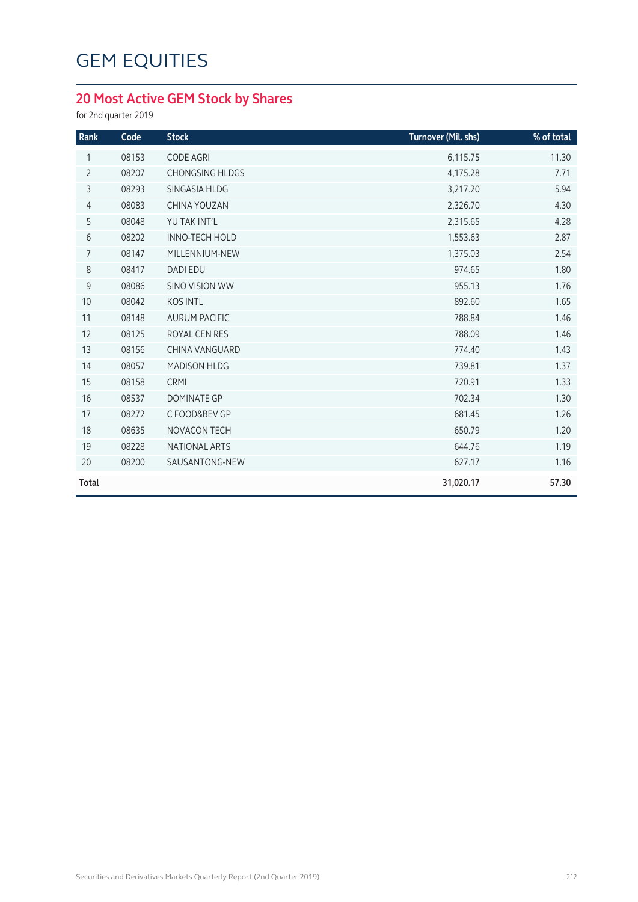# GEM EQUITIES

## 20 Most Active GEM Stock by Shares

for 2nd quarter 2019

| Rank | Code | Stock | Turnover (Mil. shs) | % of total |
|---|---|---|---|---|
| 1 | 08153 | CODE AGRI | 6,115.75 | 11.30 |
| 2 | 08207 | CHONGSING HLDGS | 4,175.28 | 7.71 |
| 3 | 08293 | SINGASIA HLDG | 3,217.20 | 5.94 |
| 4 | 08083 | CHINA YOUZAN | 2,326.70 | 4.30 |
| 5 | 08048 | YU TAK INT'L | 2,315.65 | 4.28 |
| 6 | 08202 | INNO-TECH HOLD | 1,553.63 | 2.87 |
| 7 | 08147 | MILLENNIUM-NEW | 1,375.03 | 2.54 |
| 8 | 08417 | DADI EDU | 974.65 | 1.80 |
| 9 | 08086 | SINO VISION WW | 955.13 | 1.76 |
| 10 | 08042 | KOS INTL | 892.60 | 1.65 |
| 11 | 08148 | AURUM PACIFIC | 788.84 | 1.46 |
| 12 | 08125 | ROYAL CEN RES | 788.09 | 1.46 |
| 13 | 08156 | CHINA VANGUARD | 774.40 | 1.43 |
| 14 | 08057 | MADISON HLDG | 739.81 | 1.37 |
| 15 | 08158 | CRMI | 720.91 | 1.33 |
| 16 | 08537 | DOMINATE GP | 702.34 | 1.30 |
| 17 | 08272 | C FOOD&BEV GP | 681.45 | 1.26 |
| 18 | 08635 | NOVACON TECH | 650.79 | 1.20 |
| 19 | 08228 | NATIONAL ARTS | 644.76 | 1.19 |
| 20 | 08200 | SAUSANTONG-NEW | 627.17 | 1.16 |
| **Total** | | | **31,020.17** | **57.30** |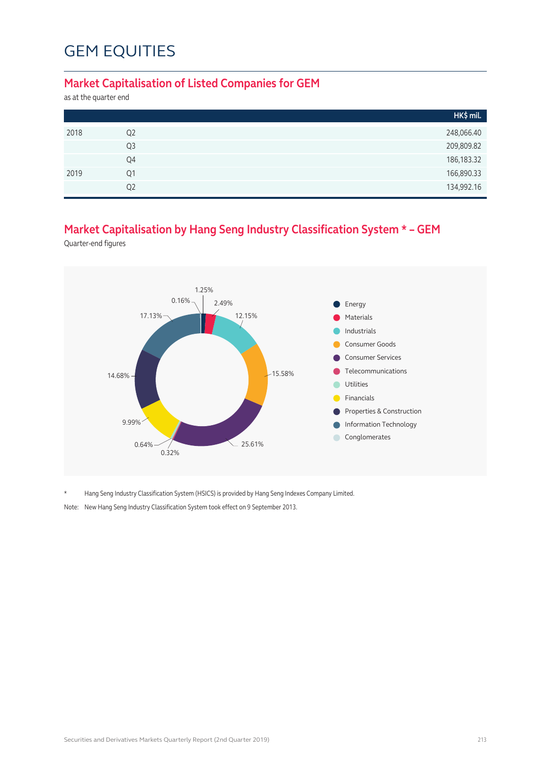# GEM EQUITIES

## Market Capitalisation of Listed Companies for GEM

as at the quarter end

| | | HK$ mil. |
|---|---|---|
| 2018 | Q2 | 248,066.40 |
| | Q3 | 209,809.82 |
| | Q4 | 186,183.32 |
| 2019 | Q1 | 166,890.33 |
| | Q2 | 134,992.16 |

## Market Capitalisation by Hang Seng Industry Classification System * – GEM

Quarter-end figures

1.25%
0.16%
2.49%
17.13%
12.15%
14.68%
15.58%
9.99%
0.64%
0.32%
25.61%

Energy
Materials
Industrials
Consumer Goods
Consumer Services
Telecommunications
Utilities
Financials
Properties & Construction
Information Technology
Conglomerates

\* Hang Seng Industry Classification System (HSICS) is provided by Hang Seng Indexes Company Limited.

Note: New Hang Seng Industry Classification System took effect on 9 September 2013.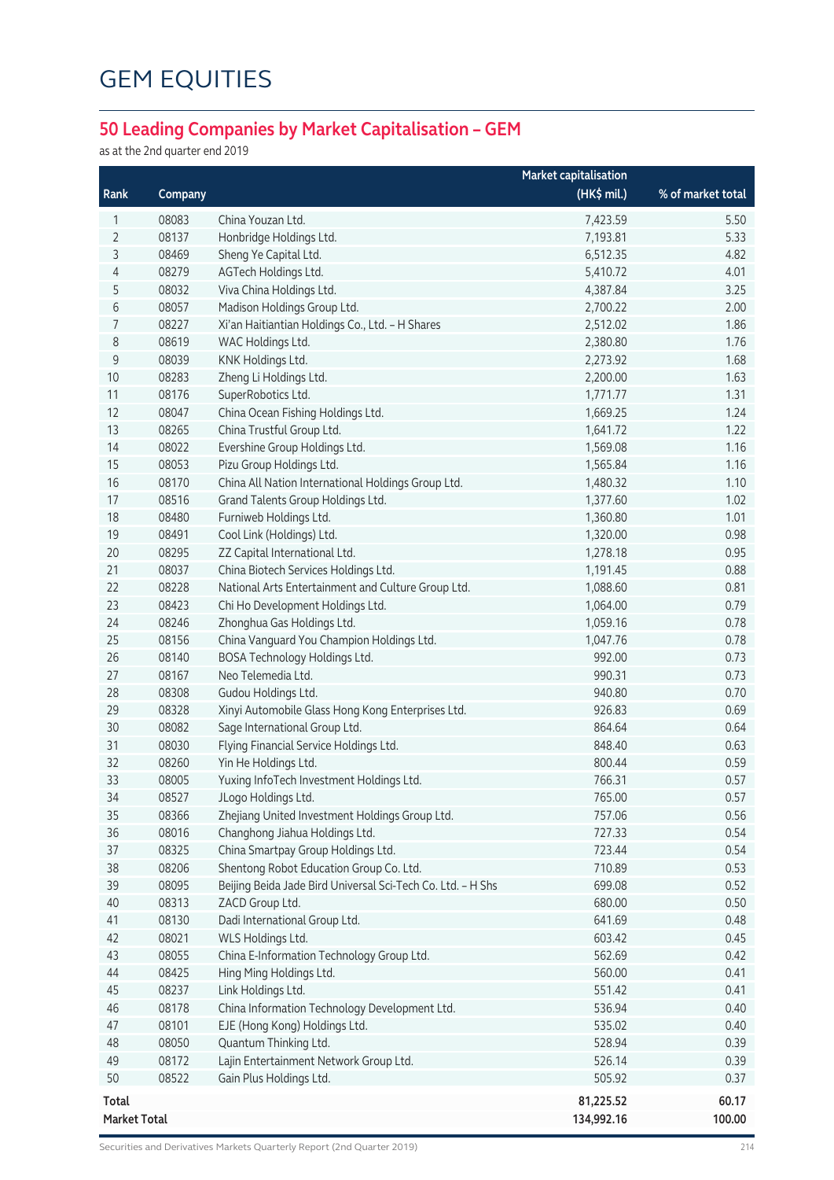# GEM EQUITIES

## 50 Leading Companies by Market Capitalisation – GEM

as at the 2nd quarter end 2019

| Rank | Company | | Market capitalisation (HK$ mil.) | % of market total |
|---|---|---|---|---|
| 1 | 08083 | China Youzan Ltd. | 7,423.59 | 5.50 |
| 2 | 08137 | Honbridge Holdings Ltd. | 7,193.81 | 5.33 |
| 3 | 08469 | Sheng Ye Capital Ltd. | 6,512.35 | 4.82 |
| 4 | 08279 | AGTech Holdings Ltd. | 5,410.72 | 4.01 |
| 5 | 08032 | Viva China Holdings Ltd. | 4,387.84 | 3.25 |
| 6 | 08057 | Madison Holdings Group Ltd. | 2,700.22 | 2.00 |
| 7 | 08227 | Xi'an Haitiantian Holdings Co., Ltd. – H Shares | 2,512.02 | 1.86 |
| 8 | 08619 | WAC Holdings Ltd. | 2,380.80 | 1.76 |
| 9 | 08039 | KNK Holdings Ltd. | 2,273.92 | 1.68 |
| 10 | 08283 | Zheng Li Holdings Ltd. | 2,200.00 | 1.63 |
| 11 | 08176 | SuperRobotics Ltd. | 1,771.77 | 1.31 |
| 12 | 08047 | China Ocean Fishing Holdings Ltd. | 1,669.25 | 1.24 |
| 13 | 08265 | China Trustful Group Ltd. | 1,641.72 | 1.22 |
| 14 | 08022 | Evershine Group Holdings Ltd. | 1,569.08 | 1.16 |
| 15 | 08053 | Pizu Group Holdings Ltd. | 1,565.84 | 1.16 |
| 16 | 08170 | China All Nation International Holdings Group Ltd. | 1,480.32 | 1.10 |
| 17 | 08516 | Grand Talents Group Holdings Ltd. | 1,377.60 | 1.02 |
| 18 | 08480 | Furniweb Holdings Ltd. | 1,360.80 | 1.01 |
| 19 | 08491 | Cool Link (Holdings) Ltd. | 1,320.00 | 0.98 |
| 20 | 08295 | ZZ Capital International Ltd. | 1,278.18 | 0.95 |
| 21 | 08037 | China Biotech Services Holdings Ltd. | 1,191.45 | 0.88 |
| 22 | 08228 | National Arts Entertainment and Culture Group Ltd. | 1,088.60 | 0.81 |
| 23 | 08423 | Chi Ho Development Holdings Ltd. | 1,064.00 | 0.79 |
| 24 | 08246 | Zhonghua Gas Holdings Ltd. | 1,059.16 | 0.78 |
| 25 | 08156 | China Vanguard You Champion Holdings Ltd. | 1,047.76 | 0.78 |
| 26 | 08140 | BOSA Technology Holdings Ltd. | 992.00 | 0.73 |
| 27 | 08167 | Neo Telemedia Ltd. | 990.31 | 0.73 |
| 28 | 08308 | Gudou Holdings Ltd. | 940.80 | 0.70 |
| 29 | 08328 | Xinyi Automobile Glass Hong Kong Enterprises Ltd. | 926.83 | 0.69 |
| 30 | 08082 | Sage International Group Ltd. | 864.64 | 0.64 |
| 31 | 08030 | Flying Financial Service Holdings Ltd. | 848.40 | 0.63 |
| 32 | 08260 | Yin He Holdings Ltd. | 800.44 | 0.59 |
| 33 | 08005 | Yuxing InfoTech Investment Holdings Ltd. | 766.31 | 0.57 |
| 34 | 08527 | JLogo Holdings Ltd. | 765.00 | 0.57 |
| 35 | 08366 | Zhejiang United Investment Holdings Group Ltd. | 757.06 | 0.56 |
| 36 | 08016 | Changhong Jiahua Holdings Ltd. | 727.33 | 0.54 |
| 37 | 08325 | China Smartpay Group Holdings Ltd. | 723.44 | 0.54 |
| 38 | 08206 | Shentong Robot Education Group Co. Ltd. | 710.89 | 0.53 |
| 39 | 08095 | Beijing Beida Jade Bird Universal Sci-Tech Co. Ltd. – H Shs | 699.08 | 0.52 |
| 40 | 08313 | ZACD Group Ltd. | 680.00 | 0.50 |
| 41 | 08130 | Dadi International Group Ltd. | 641.69 | 0.48 |
| 42 | 08021 | WLS Holdings Ltd. | 603.42 | 0.45 |
| 43 | 08055 | China E-Information Technology Group Ltd. | 562.69 | 0.42 |
| 44 | 08425 | Hing Ming Holdings Ltd. | 560.00 | 0.41 |
| 45 | 08237 | Link Holdings Ltd. | 551.42 | 0.41 |
| 46 | 08178 | China Information Technology Development Ltd. | 536.94 | 0.40 |
| 47 | 08101 | EJE (Hong Kong) Holdings Ltd. | 535.02 | 0.40 |
| 48 | 08050 | Quantum Thinking Ltd. | 528.94 | 0.39 |
| 49 | 08172 | Lajin Entertainment Network Group Ltd. | 526.14 | 0.39 |
| 50 | 08522 | Gain Plus Holdings Ltd. | 505.92 | 0.37 |
| **Total** | | | **81,225.52** | **60.17** |
| **Market Total** | | | **134,992.16** | **100.00** |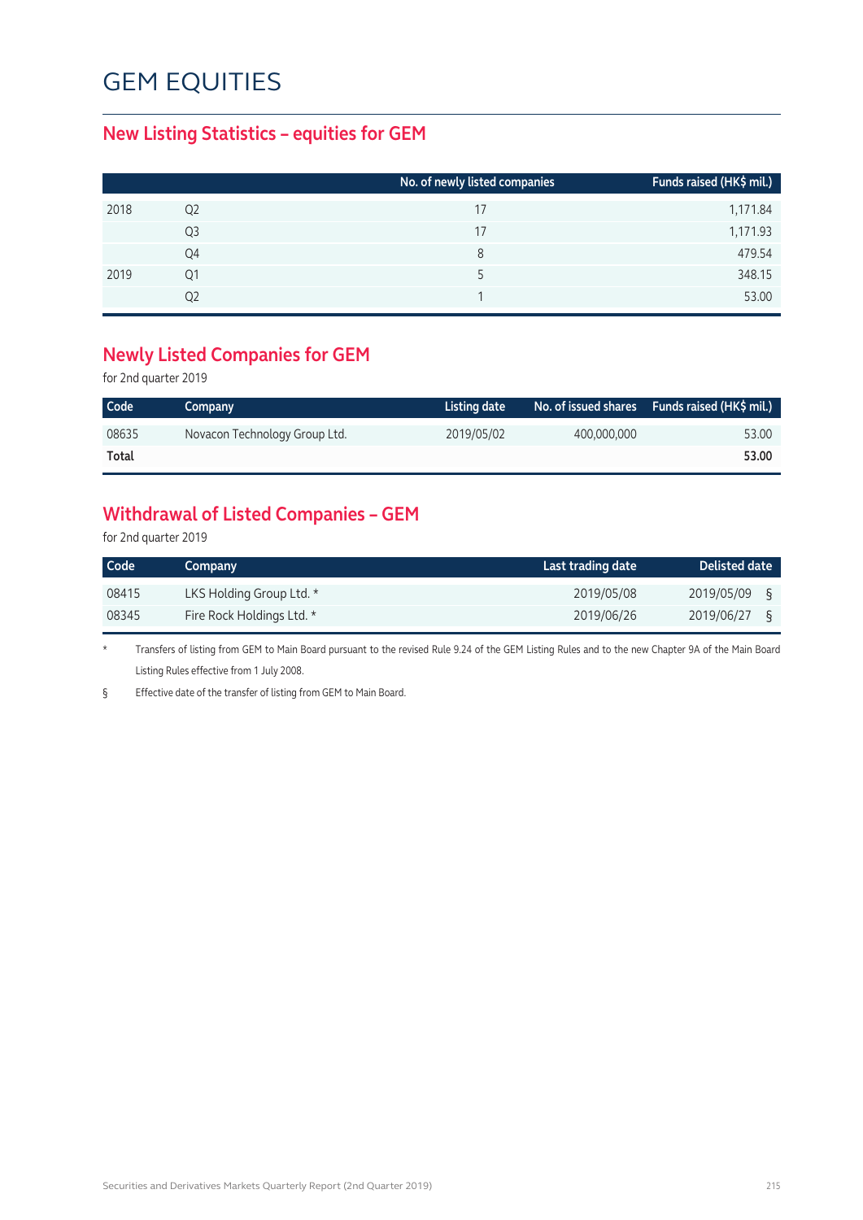# GEM EQUITIES

## New Listing Statistics – equities for GEM

| | | No. of newly listed companies | Funds raised (HK$ mil.) |
|---|---|---|---|
| 2018 | Q2 | 17 | 1,171.84 |
| | Q3 | 17 | 1,171.93 |
| | Q4 | 8 | 479.54 |
| 2019 | Q1 | 5 | 348.15 |
| | Q2 | 1 | 53.00 |

## Newly Listed Companies for GEM

for 2nd quarter 2019

| Code | Company | Listing date | No. of issued shares | Funds raised (HK$ mil.) |
|---|---|---|---|---|
| 08635 | Novacon Technology Group Ltd. | 2019/05/02 | 400,000,000 | 53.00 |
| **Total** | | | | **53.00** |

## Withdrawal of Listed Companies – GEM

for 2nd quarter 2019

| Code | Company | Last trading date | Delisted date |
|---|---|---|---|
| 08415 | LKS Holding Group Ltd. * | 2019/05/08 | 2019/05/09 § |
| 08345 | Fire Rock Holdings Ltd. * | 2019/06/26 | 2019/06/27 § |

\* Transfers of listing from GEM to Main Board pursuant to the revised Rule 9.24 of the GEM Listing Rules and to the new Chapter 9A of the Main Board Listing Rules effective from 1 July 2008.

§ Effective date of the transfer of listing from GEM to Main Board.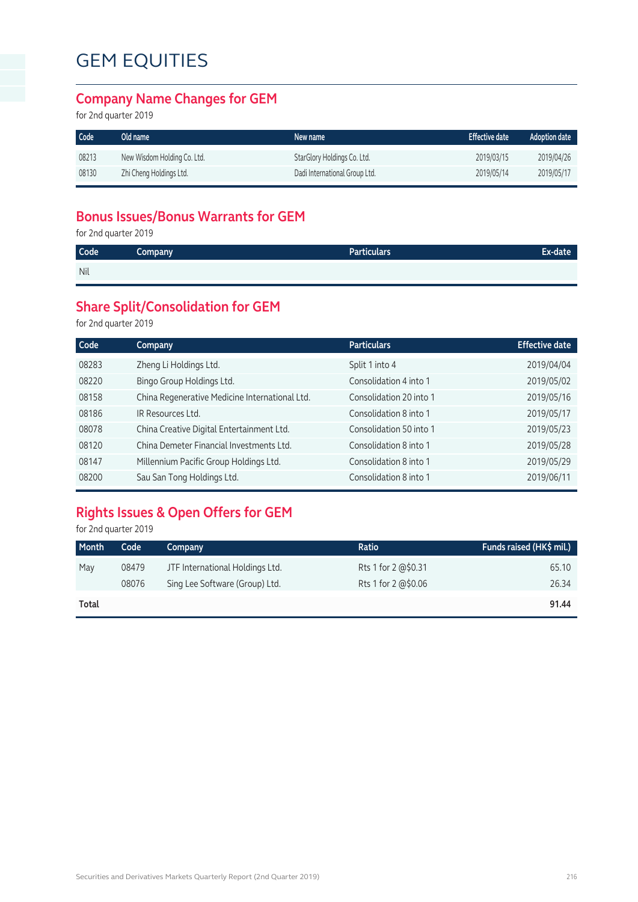# GEM EQUITIES

## Company Name Changes for GEM

for 2nd quarter 2019

| Code | Old name | New name | Effective date | Adoption date |
|---|---|---|---|---|
| 08213 | New Wisdom Holding Co. Ltd. | StarGlory Holdings Co. Ltd. | 2019/03/15 | 2019/04/26 |
| 08130 | Zhi Cheng Holdings Ltd. | Dadi International Group Ltd. | 2019/05/14 | 2019/05/17 |

## Bonus Issues/Bonus Warrants for GEM

for 2nd quarter 2019

| Code | Company | Particulars | Ex-date |
|---|---|---|---|
| Nil | | | |

## Share Split/Consolidation for GEM

for 2nd quarter 2019

| Code | Company | Particulars | Effective date |
|---|---|---|---|
| 08283 | Zheng Li Holdings Ltd. | Split 1 into 4 | 2019/04/04 |
| 08220 | Bingo Group Holdings Ltd. | Consolidation 4 into 1 | 2019/05/02 |
| 08158 | China Regenerative Medicine International Ltd. | Consolidation 20 into 1 | 2019/05/16 |
| 08186 | IR Resources Ltd. | Consolidation 8 into 1 | 2019/05/17 |
| 08078 | China Creative Digital Entertainment Ltd. | Consolidation 50 into 1 | 2019/05/23 |
| 08120 | China Demeter Financial Investments Ltd. | Consolidation 8 into 1 | 2019/05/28 |
| 08147 | Millennium Pacific Group Holdings Ltd. | Consolidation 8 into 1 | 2019/05/29 |
| 08200 | Sau San Tong Holdings Ltd. | Consolidation 8 into 1 | 2019/06/11 |

## Rights Issues & Open Offers for GEM

for 2nd quarter 2019

| Month | Code | Company | Ratio | Funds raised (HK$ mil.) |
|---|---|---|---|---|
| May | 08479 | JTF International Holdings Ltd. | Rts 1 for 2 @$0.31 | 65.10 |
| | 08076 | Sing Lee Software (Group) Ltd. | Rts 1 for 2 @$0.06 | 26.34 |
| **Total** | | | | **91.44** |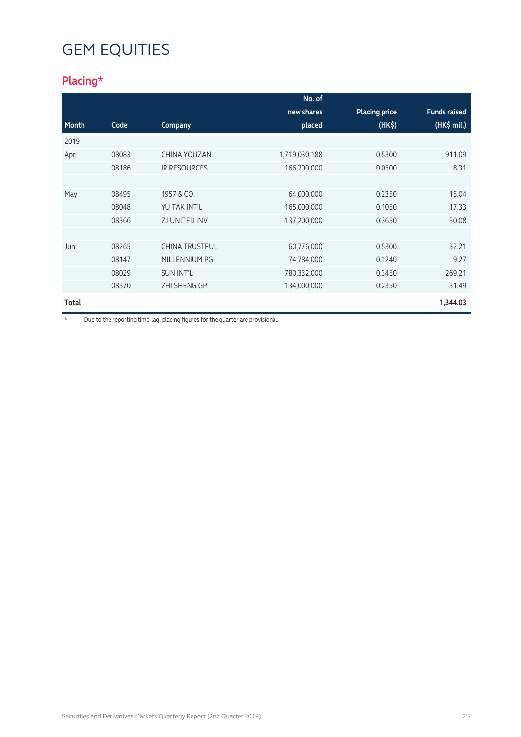# GEM EQUITIES

## Placing*

| Month | Code | Company | No. of new shares placed | Placing price (HK$) | Funds raised (HK$ mil.) |
|---|---|---|---|---|---|
| 2019 | | | | | |
| Apr | 08083 | CHINA YOUZAN | 1,719,030,188 | 0.5300 | 911.09 |
| | 08186 | IR RESOURCES | 166,200,000 | 0.0500 | 8.31 |
| | | | | | |
| May | 08495 | 1957 & CO. | 64,000,000 | 0.2350 | 15.04 |
| | 08048 | YU TAK INT'L | 165,000,000 | 0.1050 | 17.33 |
| | 08366 | ZJ UNITED INV | 137,200,000 | 0.3650 | 50.08 |
| | | | | | |
| Jun | 08265 | CHINA TRUSTFUL | 60,776,000 | 0.5300 | 32.21 |
| | 08147 | MILLENNIUM PG | 74,784,000 | 0.1240 | 9.27 |
| | 08029 | SUN INT'L | 780,332,000 | 0.3450 | 269.21 |
| | 08370 | ZHI SHENG GP | 134,000,000 | 0.2350 | 31.49 |
| **Total** | | | | | **1,344.03** |

\* Due to the reporting time-lag, placing figures for the quarter are provisional.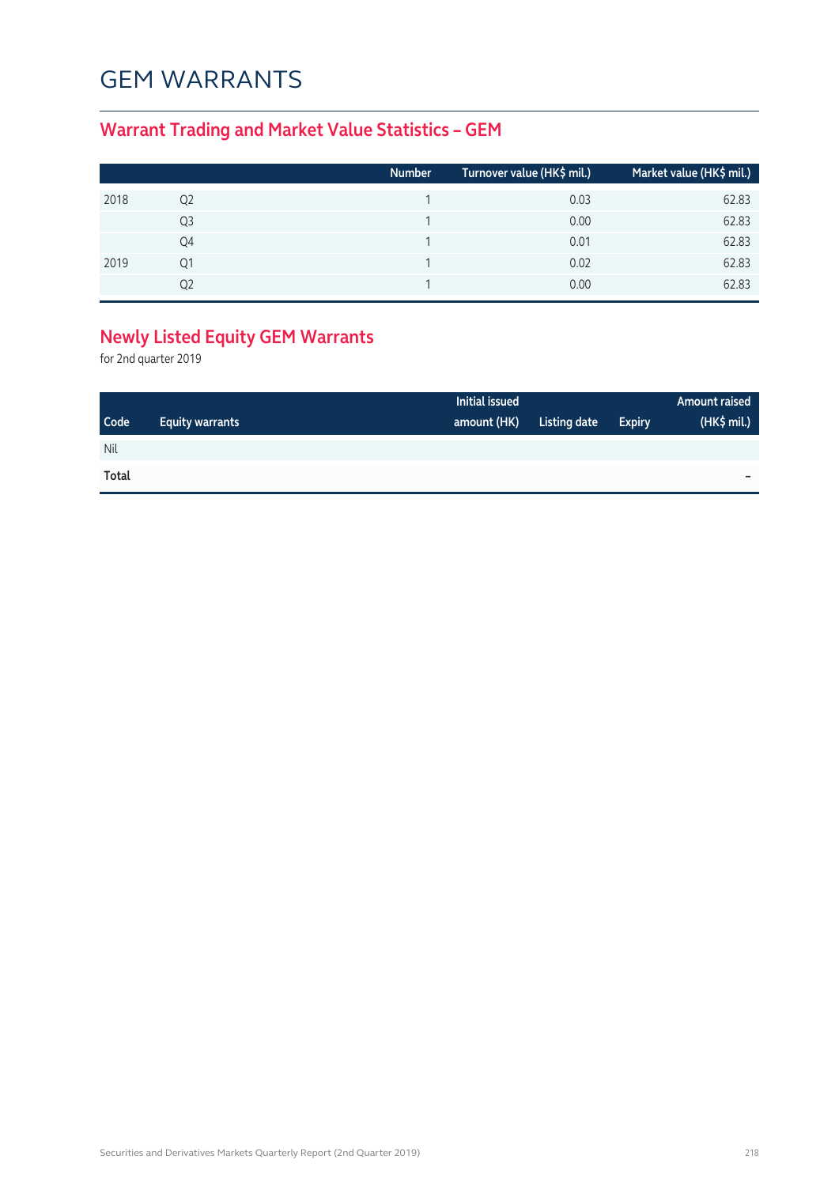# GEM WARRANTS

## Warrant Trading and Market Value Statistics – GEM

| | | Number | Turnover value (HK$ mil.) | Market value (HK$ mil.) |
|---|---|---|---|---|
| 2018 | Q2 | 1 | 0.03 | 62.83 |
| | Q3 | 1 | 0.00 | 62.83 |
| | Q4 | 1 | 0.01 | 62.83 |
| 2019 | Q1 | 1 | 0.02 | 62.83 |
| | Q2 | 1 | 0.00 | 62.83 |

## Newly Listed Equity GEM Warrants

for 2nd quarter 2019

| Code | Equity warrants | Initial issued amount (HK) | Listing date | Expiry | Amount raised (HK$ mil.) |
|---|---|---|---|---|---|
| Nil | | | | | |
| **Total** | | | | | – |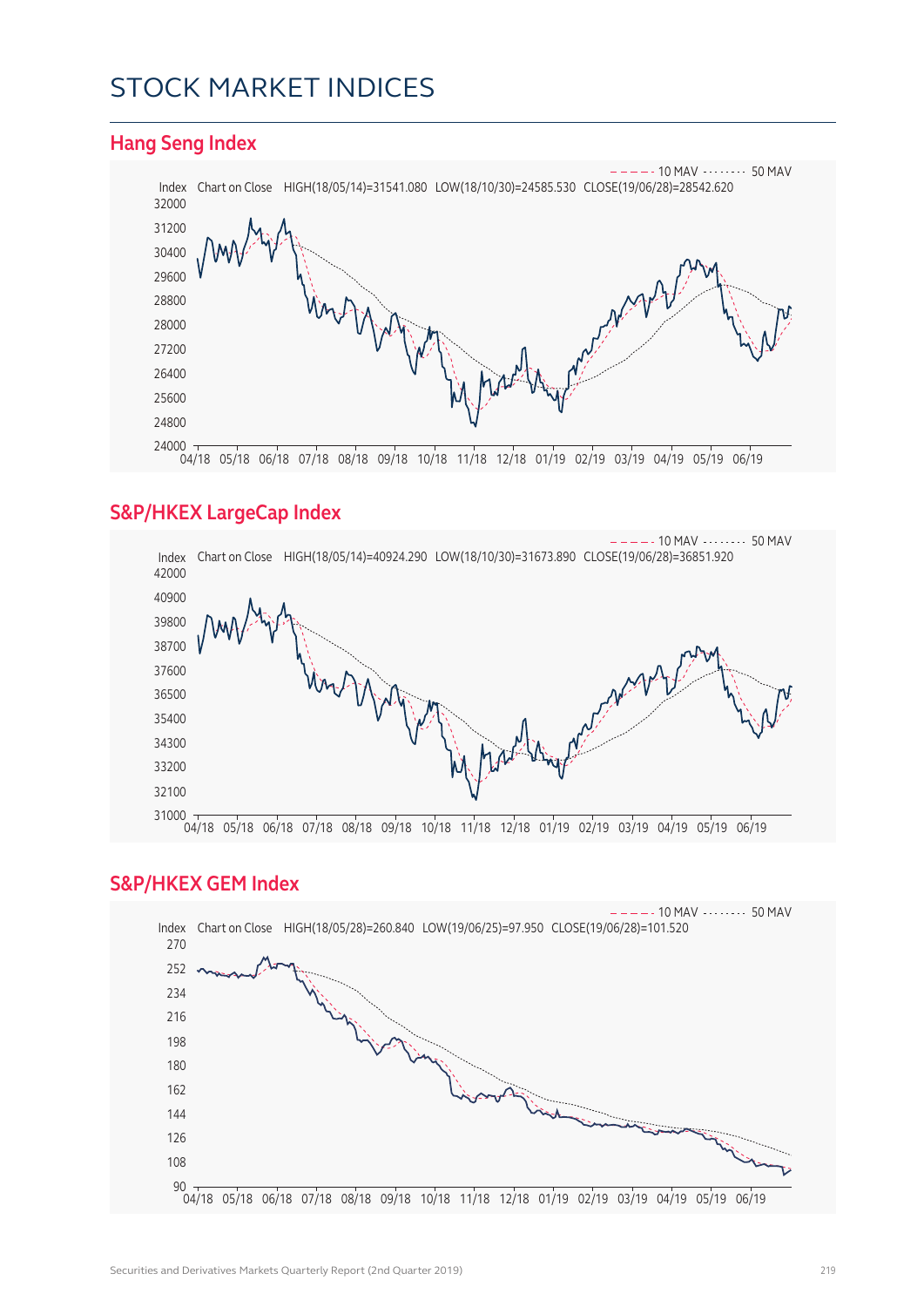# STOCK MARKET INDICES

## Hang Seng Index

- - - - 10 MAV ········ 50 MAV

Index Chart on Close HIGH(18/05/14)=31541.080 LOW(18/10/30)=24585.530 CLOSE(19/06/28)=28542.620

32000
31200
30400
29600
28800
28000
27200
26400
25600
24800
24000

04/18 05/18 06/18 07/18 08/18 09/18 10/18 11/18 12/18 01/19 02/19 03/19 04/19 05/19 06/19

## S&P/HKEX LargeCap Index

- - - - 10 MAV ········ 50 MAV

Index Chart on Close HIGH(18/05/14)=40924.290 LOW(18/10/30)=31673.890 CLOSE(19/06/28)=36851.920

42000
40900
39800
38700
37600
36500
35400
34300
33200
32100
31000

04/18 05/18 06/18 07/18 08/18 09/18 10/18 11/18 12/18 01/19 02/19 03/19 04/19 05/19 06/19

## S&P/HKEX GEM Index

- - - - 10 MAV ········ 50 MAV

Index Chart on Close HIGH(18/05/28)=260.840 LOW(19/06/25)=97.950 CLOSE(19/06/28)=101.520

270
252
234
216
198
180
162
144
126
108
90

04/18 05/18 06/18 07/18 08/18 09/18 10/18 11/18 12/18 01/19 02/19 03/19 04/19 05/19 06/19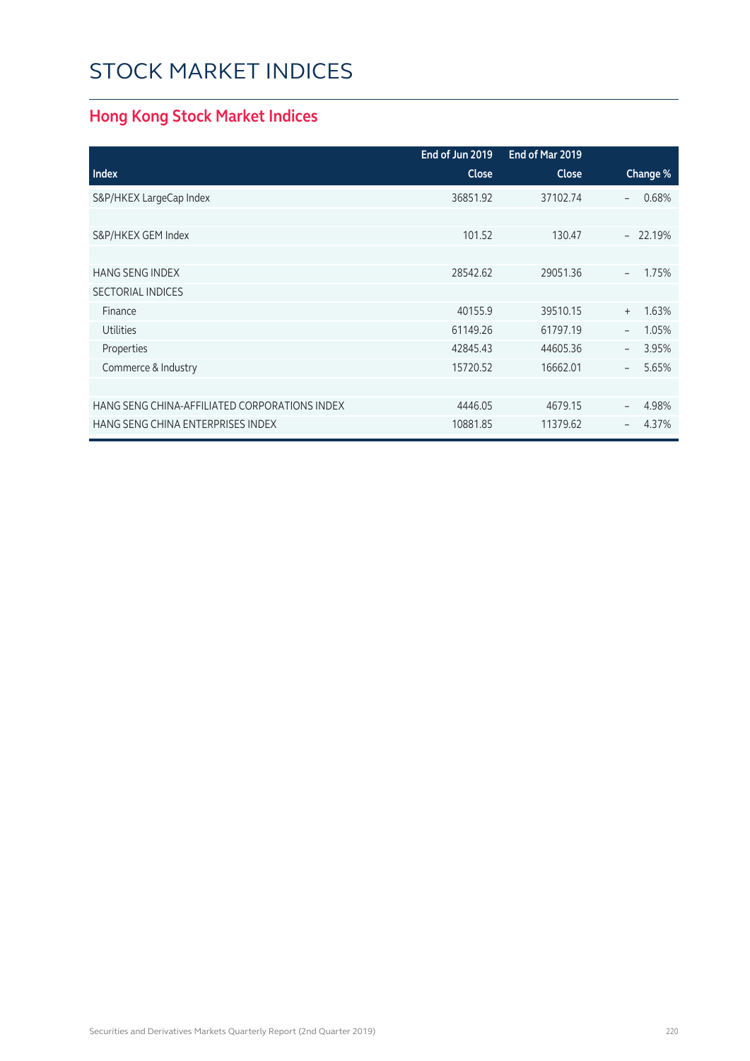# STOCK MARKET INDICES

## Hong Kong Stock Market Indices

| Index | End of Jun 2019 Close | End of Mar 2019 Close | Change % |
|---|---|---|---|
| S&P/HKEX LargeCap Index | 36851.92 | 37102.74 | – 0.68% |
| | | | |
| S&P/HKEX GEM Index | 101.52 | 130.47 | – 22.19% |
| | | | |
| HANG SENG INDEX | 28542.62 | 29051.36 | – 1.75% |
| SECTORIAL INDICES | | | |
| Finance | 40155.9 | 39510.15 | + 1.63% |
| Utilities | 61149.26 | 61797.19 | – 1.05% |
| Properties | 42845.43 | 44605.36 | – 3.95% |
| Commerce & Industry | 15720.52 | 16662.01 | – 5.65% |
| | | | |
| HANG SENG CHINA-AFFILIATED CORPORATIONS INDEX | 4446.05 | 4679.15 | – 4.98% |
| HANG SENG CHINA ENTERPRISES INDEX | 10881.85 | 11379.62 | – 4.37% |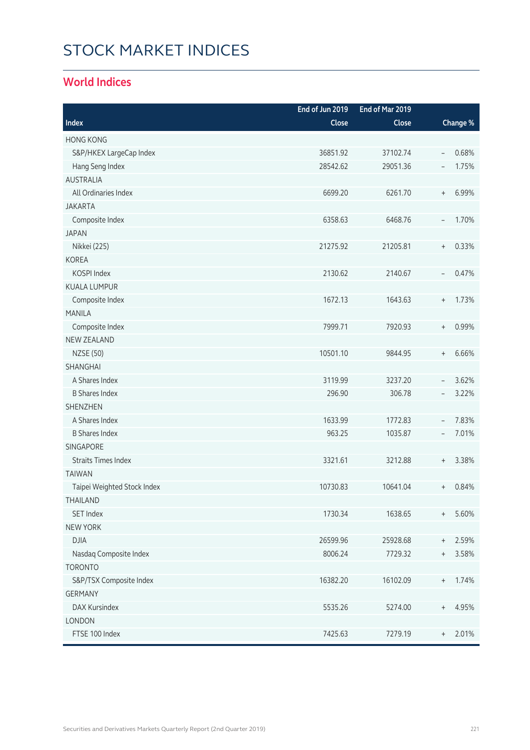# STOCK MARKET INDICES

## World Indices

| Index | End of Jun 2019 Close | End of Mar 2019 Close | Change % |
|---|---|---|---|
| HONG KONG | | | |
| S&P/HKEX LargeCap Index | 36851.92 | 37102.74 | – 0.68% |
| Hang Seng Index | 28542.62 | 29051.36 | – 1.75% |
| AUSTRALIA | | | |
| All Ordinaries Index | 6699.20 | 6261.70 | + 6.99% |
| JAKARTA | | | |
| Composite Index | 6358.63 | 6468.76 | – 1.70% |
| JAPAN | | | |
| Nikkei (225) | 21275.92 | 21205.81 | + 0.33% |
| KOREA | | | |
| KOSPI Index | 2130.62 | 2140.67 | – 0.47% |
| KUALA LUMPUR | | | |
| Composite Index | 1672.13 | 1643.63 | + 1.73% |
| MANILA | | | |
| Composite Index | 7999.71 | 7920.93 | + 0.99% |
| NEW ZEALAND | | | |
| NZSE (50) | 10501.10 | 9844.95 | + 6.66% |
| SHANGHAI | | | |
| A Shares Index | 3119.99 | 3237.20 | – 3.62% |
| B Shares Index | 296.90 | 306.78 | – 3.22% |
| SHENZHEN | | | |
| A Shares Index | 1633.99 | 1772.83 | – 7.83% |
| B Shares Index | 963.25 | 1035.87 | – 7.01% |
| SINGAPORE | | | |
| Straits Times Index | 3321.61 | 3212.88 | + 3.38% |
| TAIWAN | | | |
| Taipei Weighted Stock Index | 10730.83 | 10641.04 | + 0.84% |
| THAILAND | | | |
| SET Index | 1730.34 | 1638.65 | + 5.60% |
| NEW YORK | | | |
| DJIA | 26599.96 | 25928.68 | + 2.59% |
| Nasdaq Composite Index | 8006.24 | 7729.32 | + 3.58% |
| TORONTO | | | |
| S&P/TSX Composite Index | 16382.20 | 16102.09 | + 1.74% |
| GERMANY | | | |
| DAX Kursindex | 5535.26 | 5274.00 | + 4.95% |
| LONDON | | | |
| FTSE 100 Index | 7425.63 | 7279.19 | + 2.01% |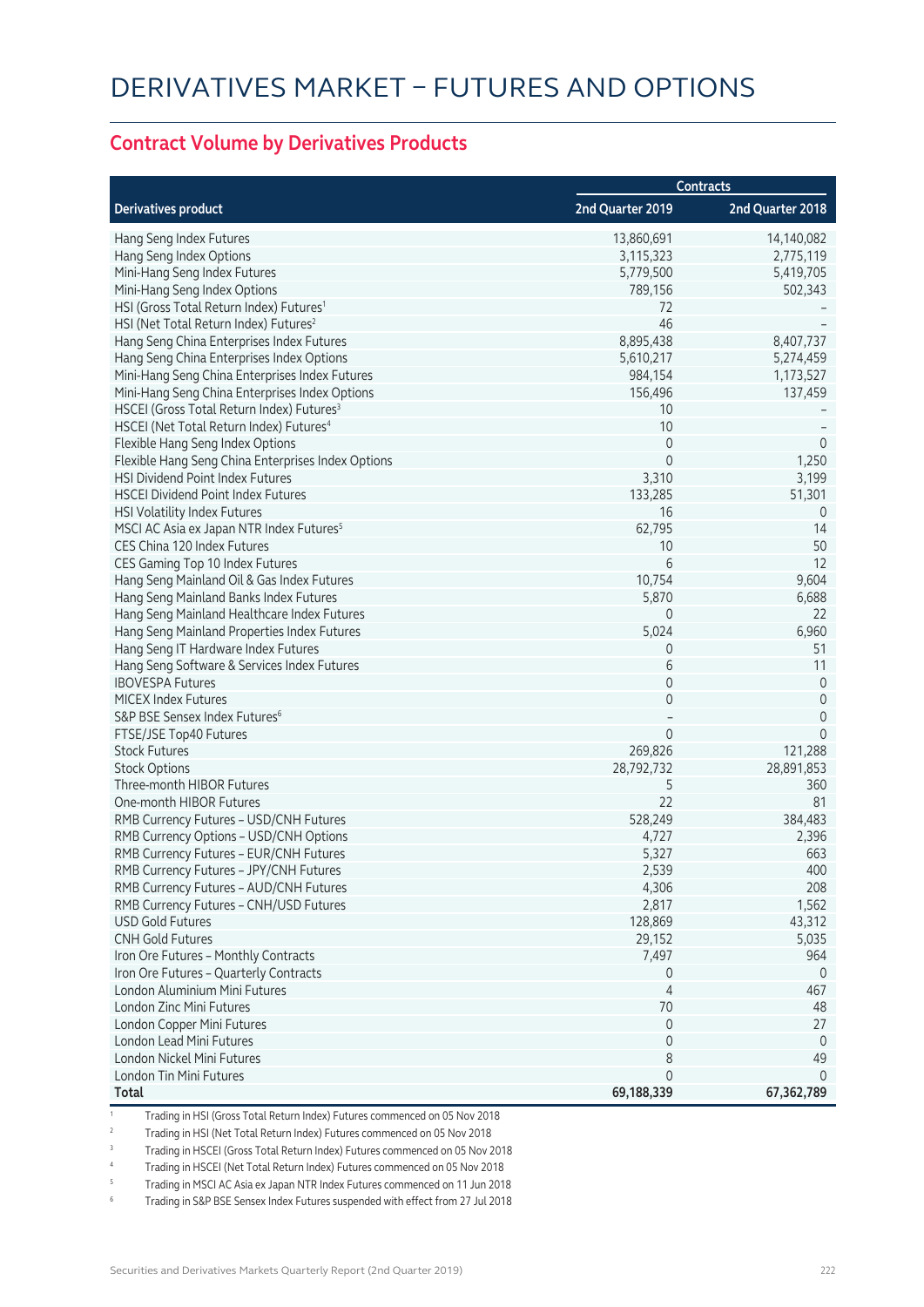# DERIVATIVES MARKET – FUTURES AND OPTIONS

## Contract Volume by Derivatives Products

| Derivatives product | Contracts | |
|---|---|---|
| | 2nd Quarter 2019 | 2nd Quarter 2018 |
| Hang Seng Index Futures | 13,860,691 | 14,140,082 |
| Hang Seng Index Options | 3,115,323 | 2,775,119 |
| Mini-Hang Seng Index Futures | 5,779,500 | 5,419,705 |
| Mini-Hang Seng Index Options | 789,156 | 502,343 |
| HSI (Gross Total Return Index) Futures[1] | 72 | – |
| HSI (Net Total Return Index) Futures[2] | 46 | – |
| Hang Seng China Enterprises Index Futures | 8,895,438 | 8,407,737 |
| Hang Seng China Enterprises Index Options | 5,610,217 | 5,274,459 |
| Mini-Hang Seng China Enterprises Index Futures | 984,154 | 1,173,527 |
| Mini-Hang Seng China Enterprises Index Options | 156,496 | 137,459 |
| HSCEI (Gross Total Return Index) Futures[3] | 10 | – |
| HSCEI (Net Total Return Index) Futures[4] | 10 | – |
| Flexible Hang Seng Index Options | 0 | 0 |
| Flexible Hang Seng China Enterprises Index Options | 0 | 1,250 |
| HSI Dividend Point Index Futures | 3,310 | 3,199 |
| HSCEI Dividend Point Index Futures | 133,285 | 51,301 |
| HSI Volatility Index Futures | 16 | 0 |
| MSCI AC Asia ex Japan NTR Index Futures[5] | 62,795 | 14 |
| CES China 120 Index Futures | 10 | 50 |
| CES Gaming Top 10 Index Futures | 6 | 12 |
| Hang Seng Mainland Oil & Gas Index Futures | 10,754 | 9,604 |
| Hang Seng Mainland Banks Index Futures | 5,870 | 6,688 |
| Hang Seng Mainland Healthcare Index Futures | 0 | 22 |
| Hang Seng Mainland Properties Index Futures | 5,024 | 6,960 |
| Hang Seng IT Hardware Index Futures | 0 | 51 |
| Hang Seng Software & Services Index Futures | 6 | 11 |
| IBOVESPA Futures | 0 | 0 |
| MICEX Index Futures | 0 | 0 |
| S&P BSE Sensex Index Futures[6] | – | 0 |
| FTSE/JSE Top40 Futures | 0 | 0 |
| Stock Futures | 269,826 | 121,288 |
| Stock Options | 28,792,732 | 28,891,853 |
| Three-month HIBOR Futures | 5 | 360 |
| One-month HIBOR Futures | 22 | 81 |
| RMB Currency Futures – USD/CNH Futures | 528,249 | 384,483 |
| RMB Currency Options – USD/CNH Options | 4,727 | 2,396 |
| RMB Currency Futures – EUR/CNH Futures | 5,327 | 663 |
| RMB Currency Futures – JPY/CNH Futures | 2,539 | 400 |
| RMB Currency Futures – AUD/CNH Futures | 4,306 | 208 |
| RMB Currency Futures – CNH/USD Futures | 2,817 | 1,562 |
| USD Gold Futures | 128,869 | 43,312 |
| CNH Gold Futures | 29,152 | 5,035 |
| Iron Ore Futures – Monthly Contracts | 7,497 | 964 |
| Iron Ore Futures – Quarterly Contracts | 0 | 0 |
| London Aluminium Mini Futures | 4 | 467 |
| London Zinc Mini Futures | 70 | 48 |
| London Copper Mini Futures | 0 | 27 |
| London Lead Mini Futures | 0 | 0 |
| London Nickel Mini Futures | 8 | 49 |
| London Tin Mini Futures | 0 | 0 |
| **Total** | **69,188,339** | **67,362,789** |

1 Trading in HSI (Gross Total Return Index) Futures commenced on 05 Nov 2018

2 Trading in HSI (Net Total Return Index) Futures commenced on 05 Nov 2018

3 Trading in HSCEI (Gross Total Return Index) Futures commenced on 05 Nov 2018

4 Trading in HSCEI (Net Total Return Index) Futures commenced on 05 Nov 2018

5 Trading in MSCI AC Asia ex Japan NTR Index Futures commenced on 11 Jun 2018

6 Trading in S&P BSE Sensex Index Futures suspended with effect from 27 Jul 2018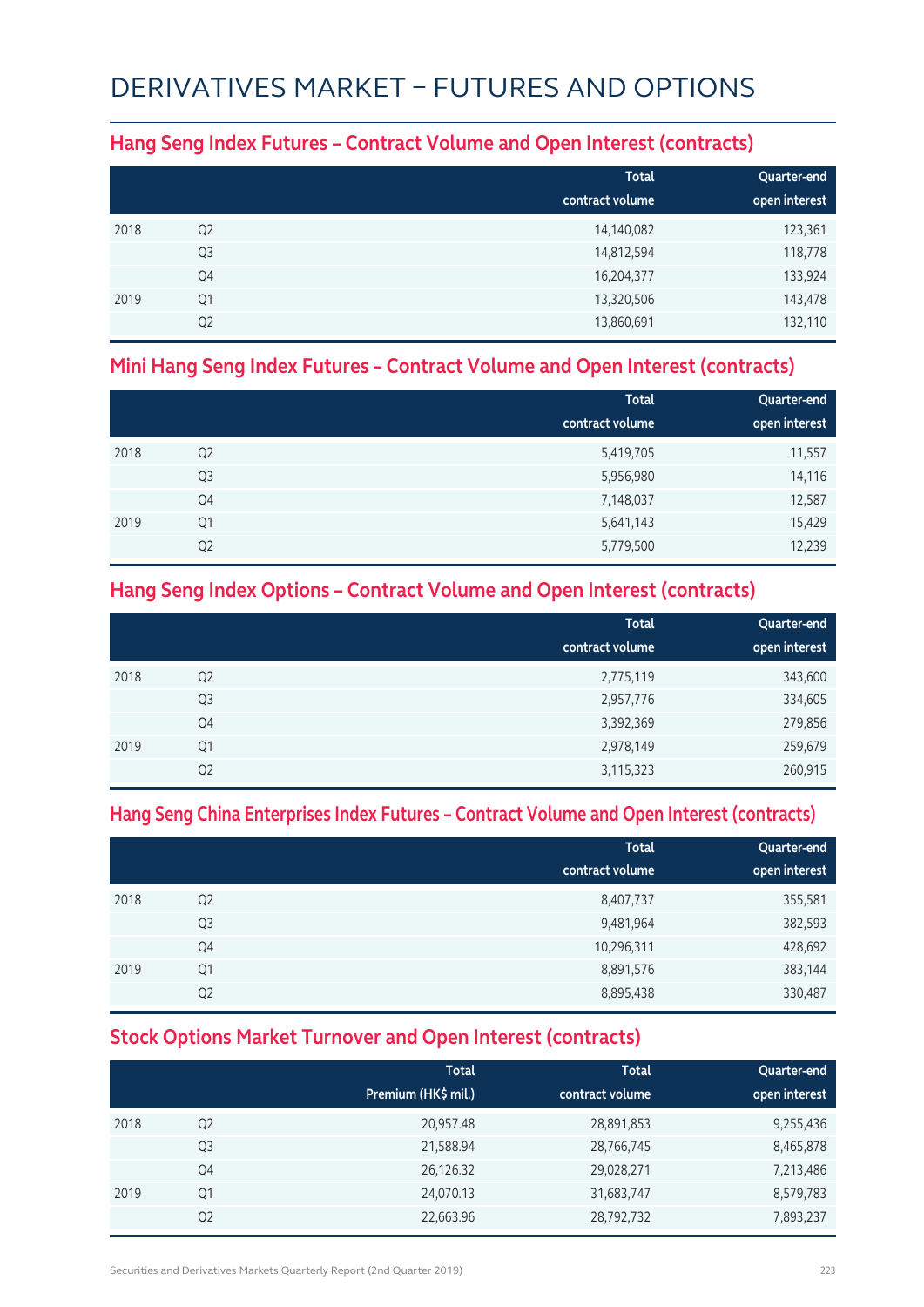# DERIVATIVES MARKET – FUTURES AND OPTIONS

## Hang Seng Index Futures – Contract Volume and Open Interest (contracts)

| | | Total contract volume | Quarter-end open interest |
|---|---|---|---|
| 2018 | Q2 | 14,140,082 | 123,361 |
| | Q3 | 14,812,594 | 118,778 |
| | Q4 | 16,204,377 | 133,924 |
| 2019 | Q1 | 13,320,506 | 143,478 |
| | Q2 | 13,860,691 | 132,110 |

## Mini Hang Seng Index Futures – Contract Volume and Open Interest (contracts)

| | | Total contract volume | Quarter-end open interest |
|---|---|---|---|
| 2018 | Q2 | 5,419,705 | 11,557 |
| | Q3 | 5,956,980 | 14,116 |
| | Q4 | 7,148,037 | 12,587 |
| 2019 | Q1 | 5,641,143 | 15,429 |
| | Q2 | 5,779,500 | 12,239 |

## Hang Seng Index Options – Contract Volume and Open Interest (contracts)

| | | Total contract volume | Quarter-end open interest |
|---|---|---|---|
| 2018 | Q2 | 2,775,119 | 343,600 |
| | Q3 | 2,957,776 | 334,605 |
| | Q4 | 3,392,369 | 279,856 |
| 2019 | Q1 | 2,978,149 | 259,679 |
| | Q2 | 3,115,323 | 260,915 |

## Hang Seng China Enterprises Index Futures – Contract Volume and Open Interest (contracts)

| | | Total contract volume | Quarter-end open interest |
|---|---|---|---|
| 2018 | Q2 | 8,407,737 | 355,581 |
| | Q3 | 9,481,964 | 382,593 |
| | Q4 | 10,296,311 | 428,692 |
| 2019 | Q1 | 8,891,576 | 383,144 |
| | Q2 | 8,895,438 | 330,487 |

## Stock Options Market Turnover and Open Interest (contracts)

| | | Total Premium (HK$ mil.) | Total contract volume | Quarter-end open interest |
|---|---|---|---|---|
| 2018 | Q2 | 20,957.48 | 28,891,853 | 9,255,436 |
| | Q3 | 21,588.94 | 28,766,745 | 8,465,878 |
| | Q4 | 26,126.32 | 29,028,271 | 7,213,486 |
| 2019 | Q1 | 24,070.13 | 31,683,747 | 8,579,783 |
| | Q2 | 22,663.96 | 28,792,732 | 7,893,237 |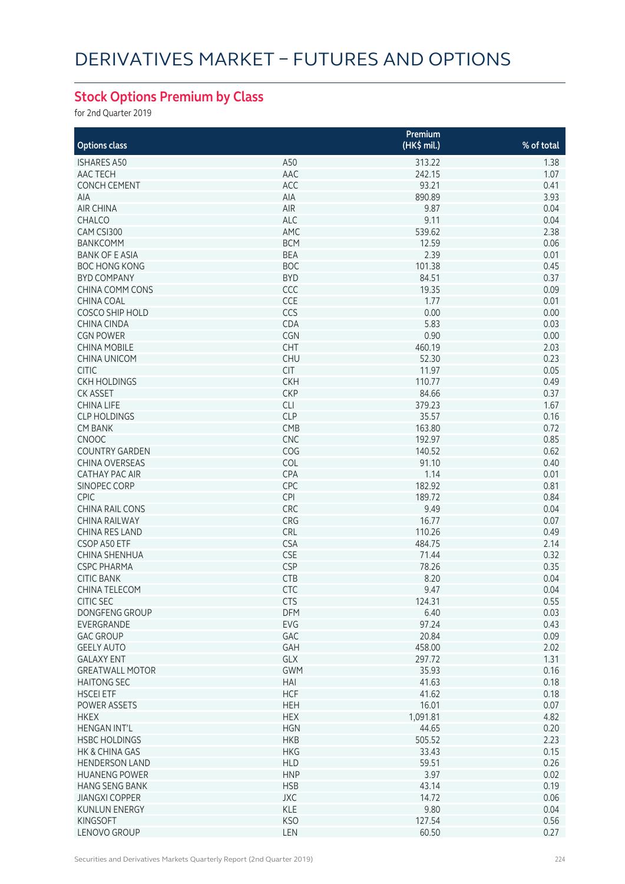# DERIVATIVES MARKET – FUTURES AND OPTIONS

## Stock Options Premium by Class

for 2nd Quarter 2019

| Options class | | Premium (HK$ mil.) | % of total |
|---|---|---|---|
| ISHARES A50 | A50 | 313.22 | 1.38 |
| AAC TECH | AAC | 242.15 | 1.07 |
| CONCH CEMENT | ACC | 93.21 | 0.41 |
| AIA | AIA | 890.89 | 3.93 |
| AIR CHINA | AIR | 9.87 | 0.04 |
| CHALCO | ALC | 9.11 | 0.04 |
| CAM CSI300 | AMC | 539.62 | 2.38 |
| BANKCOMM | BCM | 12.59 | 0.06 |
| BANK OF E ASIA | BEA | 2.39 | 0.01 |
| BOC HONG KONG | BOC | 101.38 | 0.45 |
| BYD COMPANY | BYD | 84.51 | 0.37 |
| CHINA COMM CONS | CCC | 19.35 | 0.09 |
| CHINA COAL | CCE | 1.77 | 0.01 |
| COSCO SHIP HOLD | CCS | 0.00 | 0.00 |
| CHINA CINDA | CDA | 5.83 | 0.03 |
| CGN POWER | CGN | 0.90 | 0.00 |
| CHINA MOBILE | CHT | 460.19 | 2.03 |
| CHINA UNICOM | CHU | 52.30 | 0.23 |
| CITIC | CIT | 11.97 | 0.05 |
| CKH HOLDINGS | CKH | 110.77 | 0.49 |
| CK ASSET | CKP | 84.66 | 0.37 |
| CHINA LIFE | CLI | 379.23 | 1.67 |
| CLP HOLDINGS | CLP | 35.57 | 0.16 |
| CM BANK | CMB | 163.80 | 0.72 |
| CNOOC | CNC | 192.97 | 0.85 |
| COUNTRY GARDEN | COG | 140.52 | 0.62 |
| CHINA OVERSEAS | COL | 91.10 | 0.40 |
| CATHAY PAC AIR | CPA | 1.14 | 0.01 |
| SINOPEC CORP | CPC | 182.92 | 0.81 |
| CPIC | CPI | 189.72 | 0.84 |
| CHINA RAIL CONS | CRC | 9.49 | 0.04 |
| CHINA RAILWAY | CRG | 16.77 | 0.07 |
| CHINA RES LAND | CRL | 110.26 | 0.49 |
| CSOP A50 ETF | CSA | 484.75 | 2.14 |
| CHINA SHENHUA | CSE | 71.44 | 0.32 |
| CSPC PHARMA | CSP | 78.26 | 0.35 |
| CITIC BANK | CTB | 8.20 | 0.04 |
| CHINA TELECOM | CTC | 9.47 | 0.04 |
| CITIC SEC | CTS | 124.31 | 0.55 |
| DONGFENG GROUP | DFM | 6.40 | 0.03 |
| EVERGRANDE | EVG | 97.24 | 0.43 |
| GAC GROUP | GAC | 20.84 | 0.09 |
| GEELY AUTO | GAH | 458.00 | 2.02 |
| GALAXY ENT | GLX | 297.72 | 1.31 |
| GREATWALL MOTOR | GWM | 35.93 | 0.16 |
| HAITONG SEC | HAI | 41.63 | 0.18 |
| HSCEI ETF | HCF | 41.62 | 0.18 |
| POWER ASSETS | HEH | 16.01 | 0.07 |
| HKEX | HEX | 1,091.81 | 4.82 |
| HENGAN INT'L | HGN | 44.65 | 0.20 |
| HSBC HOLDINGS | HKB | 505.52 | 2.23 |
| HK & CHINA GAS | HKG | 33.43 | 0.15 |
| HENDERSON LAND | HLD | 59.51 | 0.26 |
| HUANENG POWER | HNP | 3.97 | 0.02 |
| HANG SENG BANK | HSB | 43.14 | 0.19 |
| JIANGXI COPPER | JXC | 14.72 | 0.06 |
| KUNLUN ENERGY | KLE | 9.80 | 0.04 |
| KINGSOFT | KSO | 127.54 | 0.56 |
| LENOVO GROUP | LEN | 60.50 | 0.27 |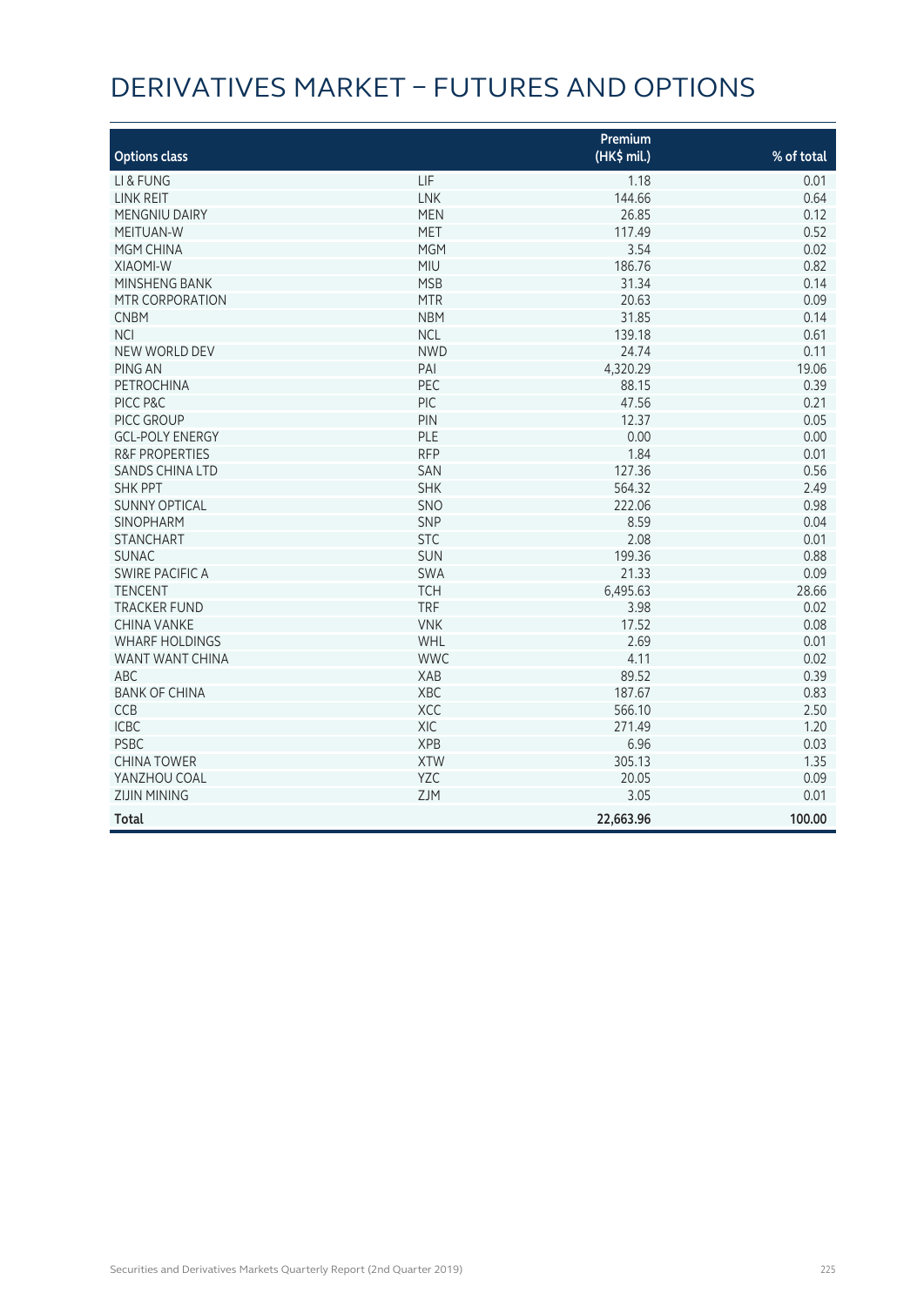# DERIVATIVES MARKET – FUTURES AND OPTIONS

| Options class | | Premium (HK$ mil.) | % of total |
|---|---|---|---|
| LI & FUNG | LIF | 1.18 | 0.01 |
| LINK REIT | LNK | 144.66 | 0.64 |
| MENGNIU DAIRY | MEN | 26.85 | 0.12 |
| MEITUAN-W | MET | 117.49 | 0.52 |
| MGM CHINA | MGM | 3.54 | 0.02 |
| XIAOMI-W | MIU | 186.76 | 0.82 |
| MINSHENG BANK | MSB | 31.34 | 0.14 |
| MTR CORPORATION | MTR | 20.63 | 0.09 |
| CNBM | NBM | 31.85 | 0.14 |
| NCI | NCL | 139.18 | 0.61 |
| NEW WORLD DEV | NWD | 24.74 | 0.11 |
| PING AN | PAI | 4,320.29 | 19.06 |
| PETROCHINA | PEC | 88.15 | 0.39 |
| PICC P&C | PIC | 47.56 | 0.21 |
| PICC GROUP | PIN | 12.37 | 0.05 |
| GCL-POLY ENERGY | PLE | 0.00 | 0.00 |
| R&F PROPERTIES | RFP | 1.84 | 0.01 |
| SANDS CHINA LTD | SAN | 127.36 | 0.56 |
| SHK PPT | SHK | 564.32 | 2.49 |
| SUNNY OPTICAL | SNO | 222.06 | 0.98 |
| SINOPHARM | SNP | 8.59 | 0.04 |
| STANCHART | STC | 2.08 | 0.01 |
| SUNAC | SUN | 199.36 | 0.88 |
| SWIRE PACIFIC A | SWA | 21.33 | 0.09 |
| TENCENT | TCH | 6,495.63 | 28.66 |
| TRACKER FUND | TRF | 3.98 | 0.02 |
| CHINA VANKE | VNK | 17.52 | 0.08 |
| WHARF HOLDINGS | WHL | 2.69 | 0.01 |
| WANT WANT CHINA | WWC | 4.11 | 0.02 |
| ABC | XAB | 89.52 | 0.39 |
| BANK OF CHINA | XBC | 187.67 | 0.83 |
| CCB | XCC | 566.10 | 2.50 |
| ICBC | XIC | 271.49 | 1.20 |
| PSBC | XPB | 6.96 | 0.03 |
| CHINA TOWER | XTW | 305.13 | 1.35 |
| YANZHOU COAL | YZC | 20.05 | 0.09 |
| ZIJIN MINING | ZJM | 3.05 | 0.01 |
| **Total** | | **22,663.96** | **100.00** |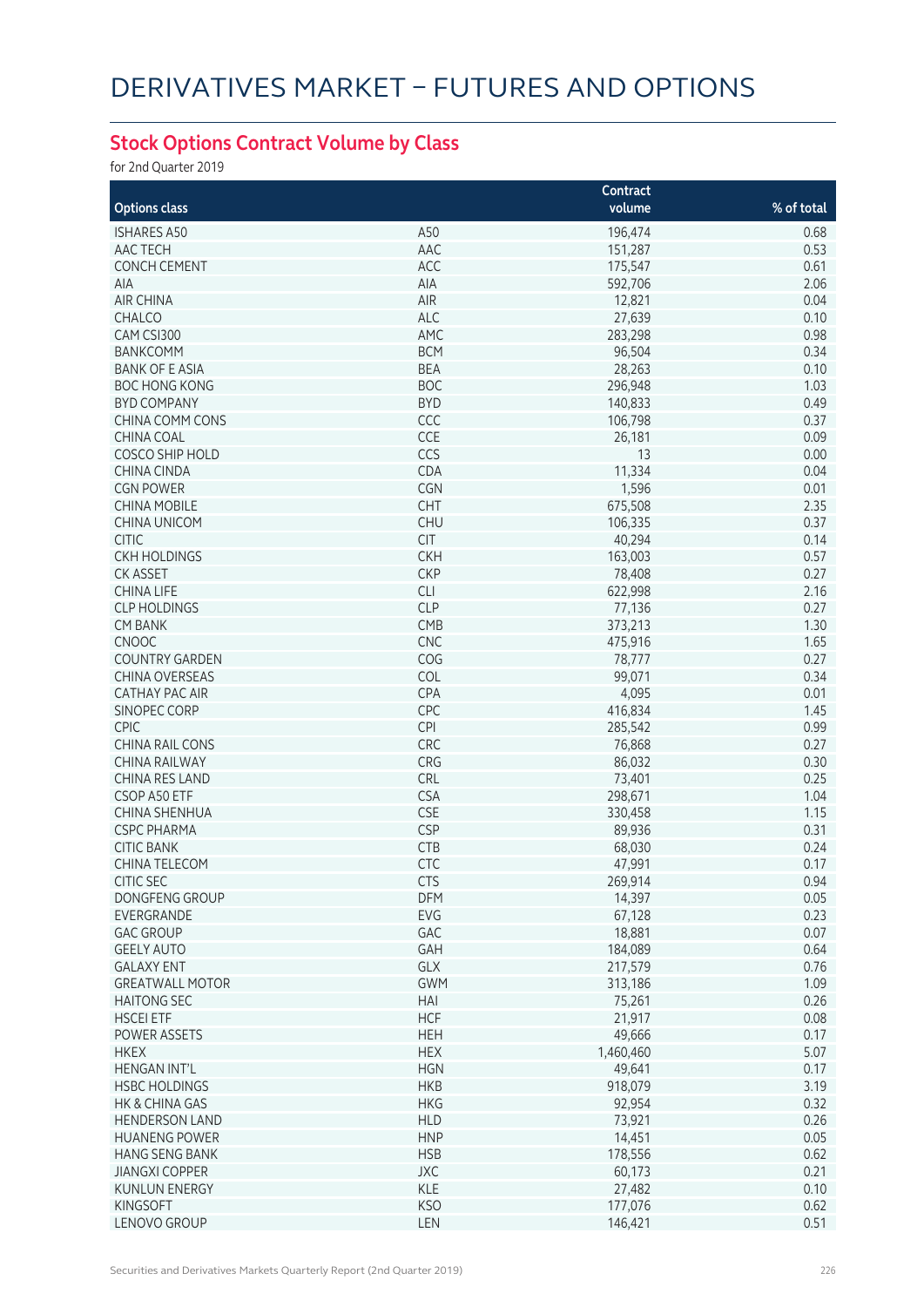# DERIVATIVES MARKET – FUTURES AND OPTIONS

## Stock Options Contract Volume by Class

for 2nd Quarter 2019

| Options class | | Contract volume | % of total |
|---|---|---|---|
| ISHARES A50 | A50 | 196,474 | 0.68 |
| AAC TECH | AAC | 151,287 | 0.53 |
| CONCH CEMENT | ACC | 175,547 | 0.61 |
| AIA | AIA | 592,706 | 2.06 |
| AIR CHINA | AIR | 12,821 | 0.04 |
| CHALCO | ALC | 27,639 | 0.10 |
| CAM CSI300 | AMC | 283,298 | 0.98 |
| BANKCOMM | BCM | 96,504 | 0.34 |
| BANK OF E ASIA | BEA | 28,263 | 0.10 |
| BOC HONG KONG | BOC | 296,948 | 1.03 |
| BYD COMPANY | BYD | 140,833 | 0.49 |
| CHINA COMM CONS | CCC | 106,798 | 0.37 |
| CHINA COAL | CCE | 26,181 | 0.09 |
| COSCO SHIP HOLD | CCS | 13 | 0.00 |
| CHINA CINDA | CDA | 11,334 | 0.04 |
| CGN POWER | CGN | 1,596 | 0.01 |
| CHINA MOBILE | CHT | 675,508 | 2.35 |
| CHINA UNICOM | CHU | 106,335 | 0.37 |
| CITIC | CIT | 40,294 | 0.14 |
| CKH HOLDINGS | CKH | 163,003 | 0.57 |
| CK ASSET | CKP | 78,408 | 0.27 |
| CHINA LIFE | CLI | 622,998 | 2.16 |
| CLP HOLDINGS | CLP | 77,136 | 0.27 |
| CM BANK | CMB | 373,213 | 1.30 |
| CNOOC | CNC | 475,916 | 1.65 |
| COUNTRY GARDEN | COG | 78,777 | 0.27 |
| CHINA OVERSEAS | COL | 99,071 | 0.34 |
| CATHAY PAC AIR | CPA | 4,095 | 0.01 |
| SINOPEC CORP | CPC | 416,834 | 1.45 |
| CPIC | CPI | 285,542 | 0.99 |
| CHINA RAIL CONS | CRC | 76,868 | 0.27 |
| CHINA RAILWAY | CRG | 86,032 | 0.30 |
| CHINA RES LAND | CRL | 73,401 | 0.25 |
| CSOP A50 ETF | CSA | 298,671 | 1.04 |
| CHINA SHENHUA | CSE | 330,458 | 1.15 |
| CSPC PHARMA | CSP | 89,936 | 0.31 |
| CITIC BANK | CTB | 68,030 | 0.24 |
| CHINA TELECOM | CTC | 47,991 | 0.17 |
| CITIC SEC | CTS | 269,914 | 0.94 |
| DONGFENG GROUP | DFM | 14,397 | 0.05 |
| EVERGRANDE | EVG | 67,128 | 0.23 |
| GAC GROUP | GAC | 18,881 | 0.07 |
| GEELY AUTO | GAH | 184,089 | 0.64 |
| GALAXY ENT | GLX | 217,579 | 0.76 |
| GREATWALL MOTOR | GWM | 313,186 | 1.09 |
| HAITONG SEC | HAI | 75,261 | 0.26 |
| HSCEI ETF | HCF | 21,917 | 0.08 |
| POWER ASSETS | HEH | 49,666 | 0.17 |
| HKEX | HEX | 1,460,460 | 5.07 |
| HENGAN INT'L | HGN | 49,641 | 0.17 |
| HSBC HOLDINGS | HKB | 918,079 | 3.19 |
| HK & CHINA GAS | HKG | 92,954 | 0.32 |
| HENDERSON LAND | HLD | 73,921 | 0.26 |
| HUANENG POWER | HNP | 14,451 | 0.05 |
| HANG SENG BANK | HSB | 178,556 | 0.62 |
| JIANGXI COPPER | JXC | 60,173 | 0.21 |
| KUNLUN ENERGY | KLE | 27,482 | 0.10 |
| KINGSOFT | KSO | 177,076 | 0.62 |
| LENOVO GROUP | LEN | 146,421 | 0.51 |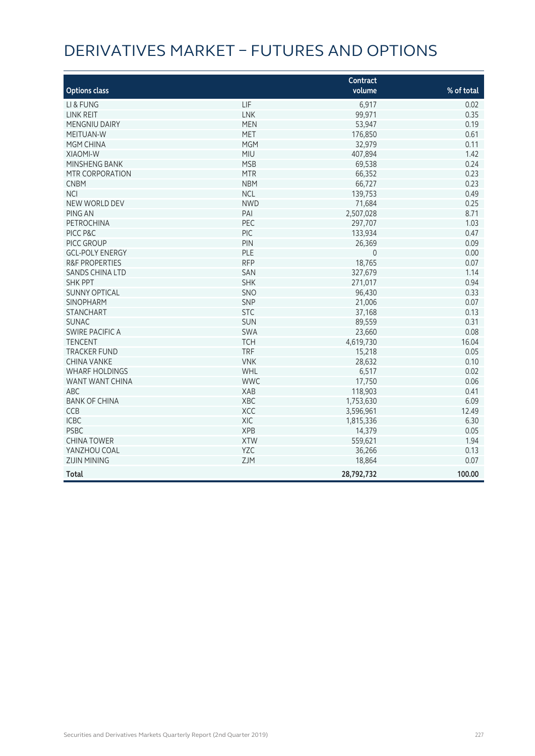# DERIVATIVES MARKET – FUTURES AND OPTIONS

| Options class | | Contract volume | % of total |
|---|---|---|---|
| LI & FUNG | LIF | 6,917 | 0.02 |
| LINK REIT | LNK | 99,971 | 0.35 |
| MENGNIU DAIRY | MEN | 53,947 | 0.19 |
| MEITUAN-W | MET | 176,850 | 0.61 |
| MGM CHINA | MGM | 32,979 | 0.11 |
| XIAOMI-W | MIU | 407,894 | 1.42 |
| MINSHENG BANK | MSB | 69,538 | 0.24 |
| MTR CORPORATION | MTR | 66,352 | 0.23 |
| CNBM | NBM | 66,727 | 0.23 |
| NCI | NCL | 139,753 | 0.49 |
| NEW WORLD DEV | NWD | 71,684 | 0.25 |
| PING AN | PAI | 2,507,028 | 8.71 |
| PETROCHINA | PEC | 297,707 | 1.03 |
| PICC P&C | PIC | 133,934 | 0.47 |
| PICC GROUP | PIN | 26,369 | 0.09 |
| GCL-POLY ENERGY | PLE | 0 | 0.00 |
| R&F PROPERTIES | RFP | 18,765 | 0.07 |
| SANDS CHINA LTD | SAN | 327,679 | 1.14 |
| SHK PPT | SHK | 271,017 | 0.94 |
| SUNNY OPTICAL | SNO | 96,430 | 0.33 |
| SINOPHARM | SNP | 21,006 | 0.07 |
| STANCHART | STC | 37,168 | 0.13 |
| SUNAC | SUN | 89,559 | 0.31 |
| SWIRE PACIFIC A | SWA | 23,660 | 0.08 |
| TENCENT | TCH | 4,619,730 | 16.04 |
| TRACKER FUND | TRF | 15,218 | 0.05 |
| CHINA VANKE | VNK | 28,632 | 0.10 |
| WHARF HOLDINGS | WHL | 6,517 | 0.02 |
| WANT WANT CHINA | WWC | 17,750 | 0.06 |
| ABC | XAB | 118,903 | 0.41 |
| BANK OF CHINA | XBC | 1,753,630 | 6.09 |
| CCB | XCC | 3,596,961 | 12.49 |
| ICBC | XIC | 1,815,336 | 6.30 |
| PSBC | XPB | 14,379 | 0.05 |
| CHINA TOWER | XTW | 559,621 | 1.94 |
| YANZHOU COAL | YZC | 36,266 | 0.13 |
| ZIJIN MINING | ZJM | 18,864 | 0.07 |
| **Total** | | **28,792,732** | **100.00** |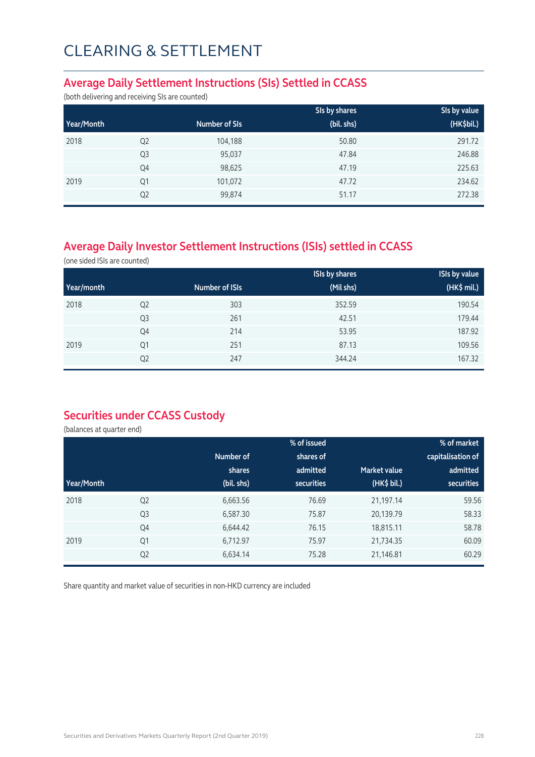# CLEARING & SETTLEMENT

## Average Daily Settlement Instructions (SIs) Settled in CCASS

(both delivering and receiving SIs are counted)

| Year/Month | | Number of SIs | SIs by shares (bil. shs) | SIs by value (HK$bil.) |
|---|---|---|---|---|
| 2018 | Q2 | 104,188 | 50.80 | 291.72 |
| | Q3 | 95,037 | 47.84 | 246.88 |
| | Q4 | 98,625 | 47.19 | 225.63 |
| 2019 | Q1 | 101,072 | 47.72 | 234.62 |
| | Q2 | 99,874 | 51.17 | 272.38 |

## Average Daily Investor Settlement Instructions (ISIs) settled in CCASS

(one sided ISIs are counted)

| Year/month | | Number of ISIs | ISIs by shares (Mil shs) | ISIs by value (HK$ mil.) |
|---|---|---|---|---|
| 2018 | Q2 | 303 | 352.59 | 190.54 |
| | Q3 | 261 | 42.51 | 179.44 |
| | Q4 | 214 | 53.95 | 187.92 |
| 2019 | Q1 | 251 | 87.13 | 109.56 |
| | Q2 | 247 | 344.24 | 167.32 |

## Securities under CCASS Custody

(balances at quarter end)

| Year/Month | | Number of shares (bil. shs) | % of issued shares of admitted securities | Market value (HK$ bil.) | % of market capitalisation of admitted securities |
|---|---|---|---|---|---|
| 2018 | Q2 | 6,663.56 | 76.69 | 21,197.14 | 59.56 |
| | Q3 | 6,587.30 | 75.87 | 20,139.79 | 58.33 |
| | Q4 | 6,644.42 | 76.15 | 18,815.11 | 58.78 |
| 2019 | Q1 | 6,712.97 | 75.97 | 21,734.35 | 60.09 |
| | Q2 | 6,634.14 | 75.28 | 21,146.81 | 60.29 |

Share quantity and market value of securities in non-HKD currency are included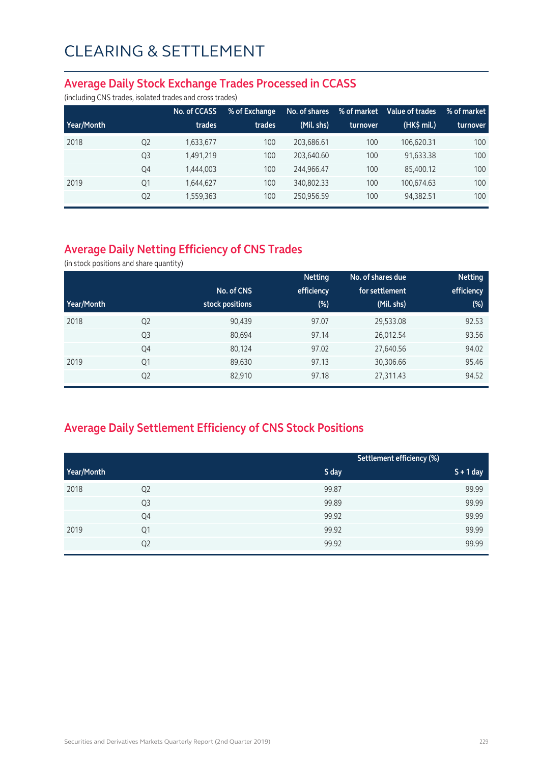# CLEARING & SETTLEMENT

## Average Daily Stock Exchange Trades Processed in CCASS

(including CNS trades, isolated trades and cross trades)

| Year/Month | | No. of CCASS trades | % of Exchange trades | No. of shares (Mil. shs) | % of market turnover | Value of trades (HK$ mil.) | % of market turnover |
|---|---|---|---|---|---|---|---|
| 2018 | Q2 | 1,633,677 | 100 | 203,686.61 | 100 | 106,620.31 | 100 |
| | Q3 | 1,491,219 | 100 | 203,640.60 | 100 | 91,633.38 | 100 |
| | Q4 | 1,444,003 | 100 | 244,966.47 | 100 | 85,400.12 | 100 |
| 2019 | Q1 | 1,644,627 | 100 | 340,802.33 | 100 | 100,674.63 | 100 |
| | Q2 | 1,559,363 | 100 | 250,956.59 | 100 | 94,382.51 | 100 |

## Average Daily Netting Efficiency of CNS Trades

(in stock positions and share quantity)

| Year/Month | | No. of CNS stock positions | Netting efficiency (%) | No. of shares due for settlement (Mil. shs) | Netting efficiency (%) |
|---|---|---|---|---|---|
| 2018 | Q2 | 90,439 | 97.07 | 29,533.08 | 92.53 |
| | Q3 | 80,694 | 97.14 | 26,012.54 | 93.56 |
| | Q4 | 80,124 | 97.02 | 27,640.56 | 94.02 |
| 2019 | Q1 | 89,630 | 97.13 | 30,306.66 | 95.46 |
| | Q2 | 82,910 | 97.18 | 27,311.43 | 94.52 |

## Average Daily Settlement Efficiency of CNS Stock Positions

| | | Settlement efficiency (%) | |
|---|---|---|---|
| Year/Month | | S day | S + 1 day |
| 2018 | Q2 | 99.87 | 99.99 |
| | Q3 | 99.89 | 99.99 |
| | Q4 | 99.92 | 99.99 |
| 2019 | Q1 | 99.92 | 99.99 |
| | Q2 | 99.92 | 99.99 |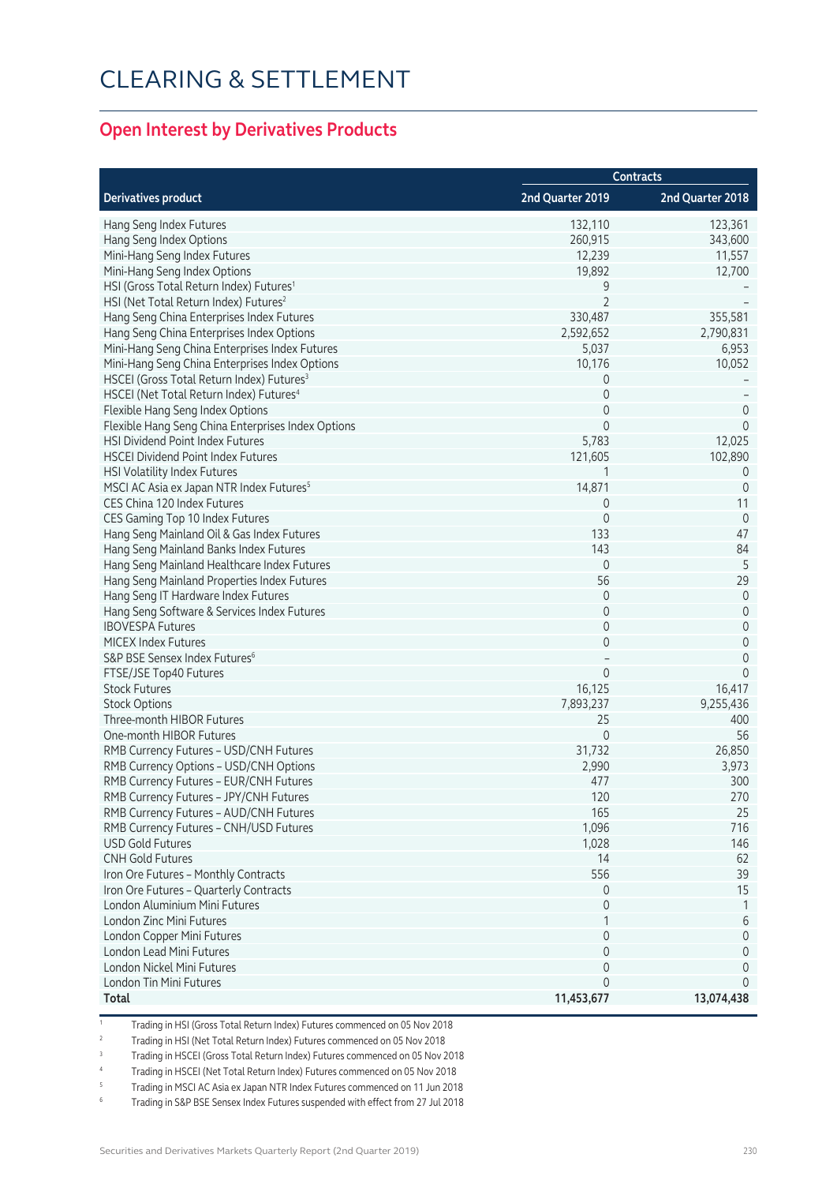# CLEARING & SETTLEMENT

## Open Interest by Derivatives Products

| | Contracts | |
|---|---|---|
| **Derivatives product** | **2nd Quarter 2019** | **2nd Quarter 2018** |
| Hang Seng Index Futures | 132,110 | 123,361 |
| Hang Seng Index Options | 260,915 | 343,600 |
| Mini-Hang Seng Index Futures | 12,239 | 11,557 |
| Mini-Hang Seng Index Options | 19,892 | 12,700 |
| HSI (Gross Total Return Index) Futures[1] | 9 | – |
| HSI (Net Total Return Index) Futures[2] | 2 | – |
| Hang Seng China Enterprises Index Futures | 330,487 | 355,581 |
| Hang Seng China Enterprises Index Options | 2,592,652 | 2,790,831 |
| Mini-Hang Seng China Enterprises Index Futures | 5,037 | 6,953 |
| Mini-Hang Seng China Enterprises Index Options | 10,176 | 10,052 |
| HSCEI (Gross Total Return Index) Futures[3] | 0 | – |
| HSCEI (Net Total Return Index) Futures[4] | 0 | – |
| Flexible Hang Seng Index Options | 0 | 0 |
| Flexible Hang Seng China Enterprises Index Options | 0 | 0 |
| HSI Dividend Point Index Futures | 5,783 | 12,025 |
| HSCEI Dividend Point Index Futures | 121,605 | 102,890 |
| HSI Volatility Index Futures | 1 | 0 |
| MSCI AC Asia ex Japan NTR Index Futures[5] | 14,871 | 0 |
| CES China 120 Index Futures | 0 | 11 |
| CES Gaming Top 10 Index Futures | 0 | 0 |
| Hang Seng Mainland Oil & Gas Index Futures | 133 | 47 |
| Hang Seng Mainland Banks Index Futures | 143 | 84 |
| Hang Seng Mainland Healthcare Index Futures | 0 | 5 |
| Hang Seng Mainland Properties Index Futures | 56 | 29 |
| Hang Seng IT Hardware Index Futures | 0 | 0 |
| Hang Seng Software & Services Index Futures | 0 | 0 |
| IBOVESPA Futures | 0 | 0 |
| MICEX Index Futures | 0 | 0 |
| S&P BSE Sensex Index Futures[6] | – | 0 |
| FTSE/JSE Top40 Futures | 0 | 0 |
| Stock Futures | 16,125 | 16,417 |
| Stock Options | 7,893,237 | 9,255,436 |
| Three-month HIBOR Futures | 25 | 400 |
| One-month HIBOR Futures | 0 | 56 |
| RMB Currency Futures – USD/CNH Futures | 31,732 | 26,850 |
| RMB Currency Options – USD/CNH Options | 2,990 | 3,973 |
| RMB Currency Futures – EUR/CNH Futures | 477 | 300 |
| RMB Currency Futures – JPY/CNH Futures | 120 | 270 |
| RMB Currency Futures – AUD/CNH Futures | 165 | 25 |
| RMB Currency Futures – CNH/USD Futures | 1,096 | 716 |
| USD Gold Futures | 1,028 | 146 |
| CNH Gold Futures | 14 | 62 |
| Iron Ore Futures – Monthly Contracts | 556 | 39 |
| Iron Ore Futures – Quarterly Contracts | 0 | 15 |
| London Aluminium Mini Futures | 0 | 1 |
| London Zinc Mini Futures | 1 | 6 |
| London Copper Mini Futures | 0 | 0 |
| London Lead Mini Futures | 0 | 0 |
| London Nickel Mini Futures | 0 | 0 |
| London Tin Mini Futures | 0 | 0 |
| **Total** | **11,453,677** | **13,074,438** |

1 Trading in HSI (Gross Total Return Index) Futures commenced on 05 Nov 2018
2 Trading in HSI (Net Total Return Index) Futures commenced on 05 Nov 2018
3 Trading in HSCEI (Gross Total Return Index) Futures commenced on 05 Nov 2018
4 Trading in HSCEI (Net Total Return Index) Futures commenced on 05 Nov 2018
5 Trading in MSCI AC Asia ex Japan NTR Index Futures commenced on 11 Jun 2018
6 Trading in S&P BSE Sensex Index Futures suspended with effect from 27 Jul 2018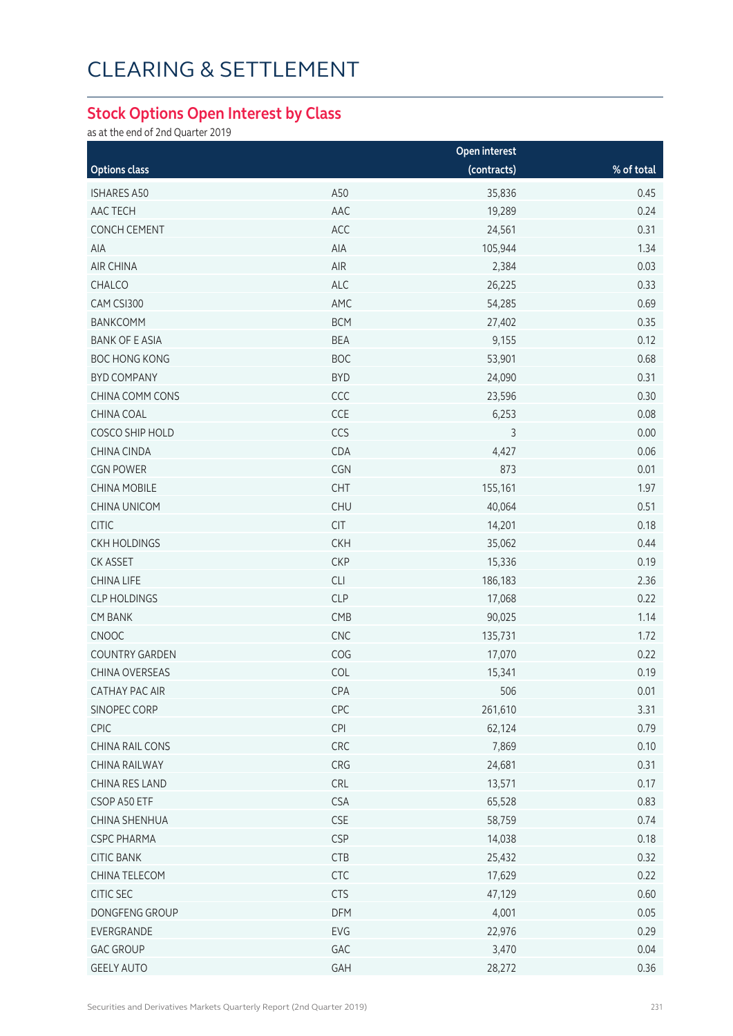# CLEARING & SETTLEMENT

## Stock Options Open Interest by Class

as at the end of 2nd Quarter 2019

| Options class | | Open interest (contracts) | % of total |
|---|---|---|---|
| ISHARES A50 | A50 | 35,836 | 0.45 |
| AAC TECH | AAC | 19,289 | 0.24 |
| CONCH CEMENT | ACC | 24,561 | 0.31 |
| AIA | AIA | 105,944 | 1.34 |
| AIR CHINA | AIR | 2,384 | 0.03 |
| CHALCO | ALC | 26,225 | 0.33 |
| CAM CSI300 | AMC | 54,285 | 0.69 |
| BANKCOMM | BCM | 27,402 | 0.35 |
| BANK OF E ASIA | BEA | 9,155 | 0.12 |
| BOC HONG KONG | BOC | 53,901 | 0.68 |
| BYD COMPANY | BYD | 24,090 | 0.31 |
| CHINA COMM CONS | CCC | 23,596 | 0.30 |
| CHINA COAL | CCE | 6,253 | 0.08 |
| COSCO SHIP HOLD | CCS | 3 | 0.00 |
| CHINA CINDA | CDA | 4,427 | 0.06 |
| CGN POWER | CGN | 873 | 0.01 |
| CHINA MOBILE | CHT | 155,161 | 1.97 |
| CHINA UNICOM | CHU | 40,064 | 0.51 |
| CITIC | CIT | 14,201 | 0.18 |
| CKH HOLDINGS | CKH | 35,062 | 0.44 |
| CK ASSET | CKP | 15,336 | 0.19 |
| CHINA LIFE | CLI | 186,183 | 2.36 |
| CLP HOLDINGS | CLP | 17,068 | 0.22 |
| CM BANK | CMB | 90,025 | 1.14 |
| CNOOC | CNC | 135,731 | 1.72 |
| COUNTRY GARDEN | COG | 17,070 | 0.22 |
| CHINA OVERSEAS | COL | 15,341 | 0.19 |
| CATHAY PAC AIR | CPA | 506 | 0.01 |
| SINOPEC CORP | CPC | 261,610 | 3.31 |
| CPIC | CPI | 62,124 | 0.79 |
| CHINA RAIL CONS | CRC | 7,869 | 0.10 |
| CHINA RAILWAY | CRG | 24,681 | 0.31 |
| CHINA RES LAND | CRL | 13,571 | 0.17 |
| CSOP A50 ETF | CSA | 65,528 | 0.83 |
| CHINA SHENHUA | CSE | 58,759 | 0.74 |
| CSPC PHARMA | CSP | 14,038 | 0.18 |
| CITIC BANK | CTB | 25,432 | 0.32 |
| CHINA TELECOM | CTC | 17,629 | 0.22 |
| CITIC SEC | CTS | 47,129 | 0.60 |
| DONGFENG GROUP | DFM | 4,001 | 0.05 |
| EVERGRANDE | EVG | 22,976 | 0.29 |
| GAC GROUP | GAC | 3,470 | 0.04 |
| GEELY AUTO | GAH | 28,272 | 0.36 |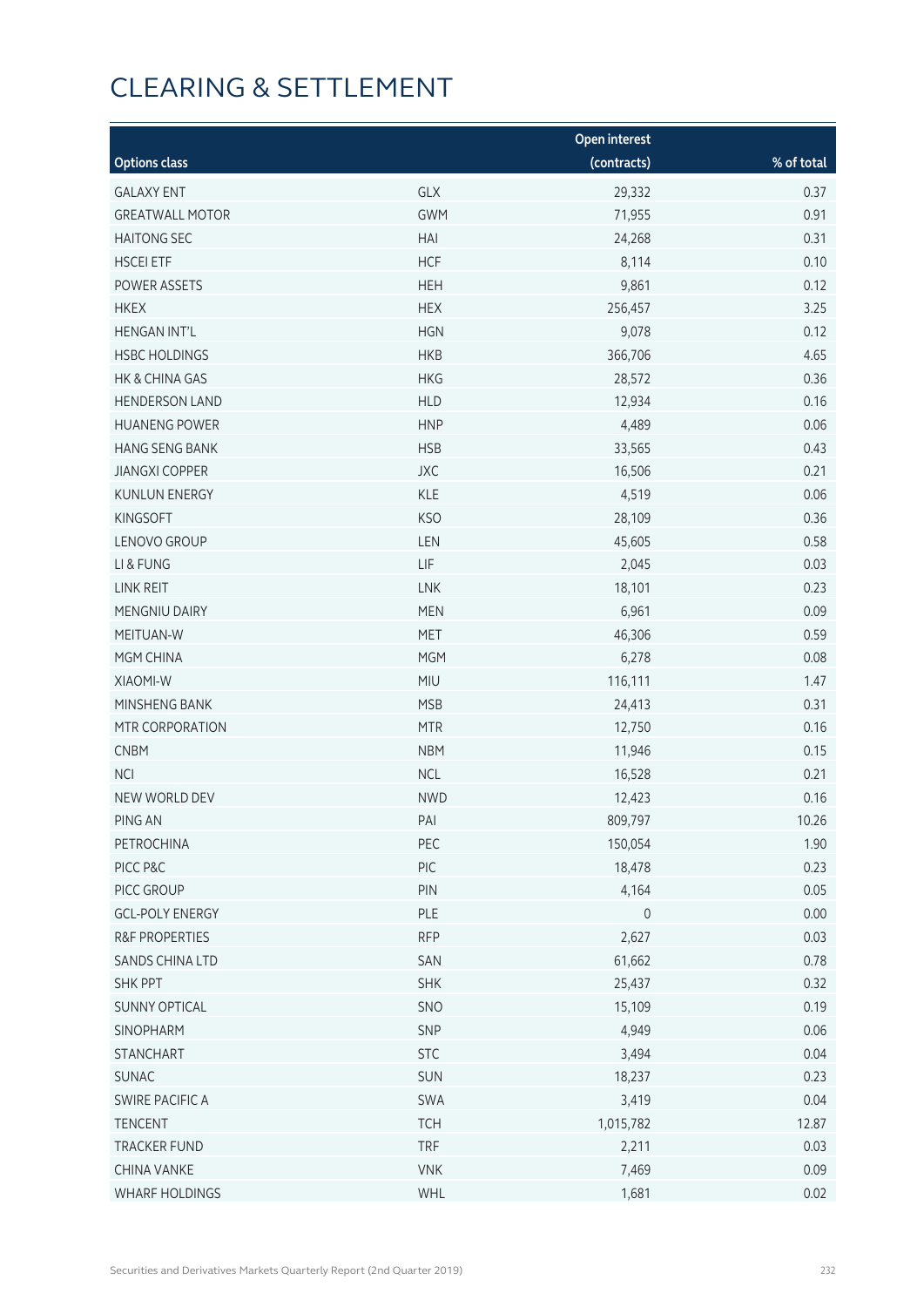# CLEARING & SETTLEMENT

| Options class | | Open interest (contracts) | % of total |
|---|---|---|---|
| GALAXY ENT | GLX | 29,332 | 0.37 |
| GREATWALL MOTOR | GWM | 71,955 | 0.91 |
| HAITONG SEC | HAI | 24,268 | 0.31 |
| HSCEI ETF | HCF | 8,114 | 0.10 |
| POWER ASSETS | HEH | 9,861 | 0.12 |
| HKEX | HEX | 256,457 | 3.25 |
| HENGAN INT'L | HGN | 9,078 | 0.12 |
| HSBC HOLDINGS | HKB | 366,706 | 4.65 |
| HK & CHINA GAS | HKG | 28,572 | 0.36 |
| HENDERSON LAND | HLD | 12,934 | 0.16 |
| HUANENG POWER | HNP | 4,489 | 0.06 |
| HANG SENG BANK | HSB | 33,565 | 0.43 |
| JIANGXI COPPER | JXC | 16,506 | 0.21 |
| KUNLUN ENERGY | KLE | 4,519 | 0.06 |
| KINGSOFT | KSO | 28,109 | 0.36 |
| LENOVO GROUP | LEN | 45,605 | 0.58 |
| LI & FUNG | LIF | 2,045 | 0.03 |
| LINK REIT | LNK | 18,101 | 0.23 |
| MENGNIU DAIRY | MEN | 6,961 | 0.09 |
| MEITUAN-W | MET | 46,306 | 0.59 |
| MGM CHINA | MGM | 6,278 | 0.08 |
| XIAOMI-W | MIU | 116,111 | 1.47 |
| MINSHENG BANK | MSB | 24,413 | 0.31 |
| MTR CORPORATION | MTR | 12,750 | 0.16 |
| CNBM | NBM | 11,946 | 0.15 |
| NCI | NCL | 16,528 | 0.21 |
| NEW WORLD DEV | NWD | 12,423 | 0.16 |
| PING AN | PAI | 809,797 | 10.26 |
| PETROCHINA | PEC | 150,054 | 1.90 |
| PICC P&C | PIC | 18,478 | 0.23 |
| PICC GROUP | PIN | 4,164 | 0.05 |
| GCL-POLY ENERGY | PLE | 0 | 0.00 |
| R&F PROPERTIES | RFP | 2,627 | 0.03 |
| SANDS CHINA LTD | SAN | 61,662 | 0.78 |
| SHK PPT | SHK | 25,437 | 0.32 |
| SUNNY OPTICAL | SNO | 15,109 | 0.19 |
| SINOPHARM | SNP | 4,949 | 0.06 |
| STANCHART | STC | 3,494 | 0.04 |
| SUNAC | SUN | 18,237 | 0.23 |
| SWIRE PACIFIC A | SWA | 3,419 | 0.04 |
| TENCENT | TCH | 1,015,782 | 12.87 |
| TRACKER FUND | TRF | 2,211 | 0.03 |
| CHINA VANKE | VNK | 7,469 | 0.09 |
| WHARF HOLDINGS | WHL | 1,681 | 0.02 |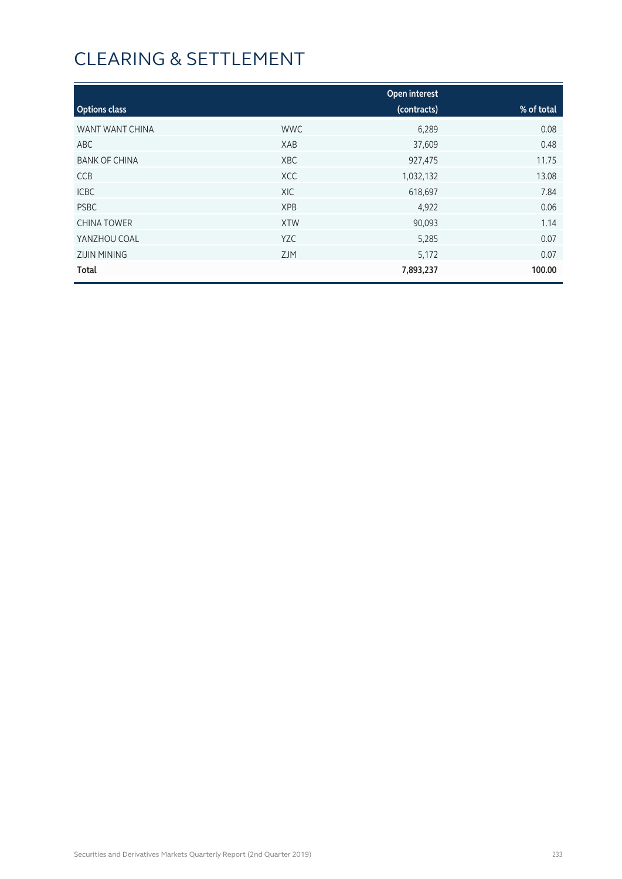# CLEARING & SETTLEMENT

| Options class | | Open interest (contracts) | % of total |
|---|---|---|---|
| WANT WANT CHINA | WWC | 6,289 | 0.08 |
| ABC | XAB | 37,609 | 0.48 |
| BANK OF CHINA | XBC | 927,475 | 11.75 |
| CCB | XCC | 1,032,132 | 13.08 |
| ICBC | XIC | 618,697 | 7.84 |
| PSBC | XPB | 4,922 | 0.06 |
| CHINA TOWER | XTW | 90,093 | 1.14 |
| YANZHOU COAL | YZC | 5,285 | 0.07 |
| ZIJIN MINING | ZJM | 5,172 | 0.07 |
| **Total** | | **7,893,237** | **100.00** |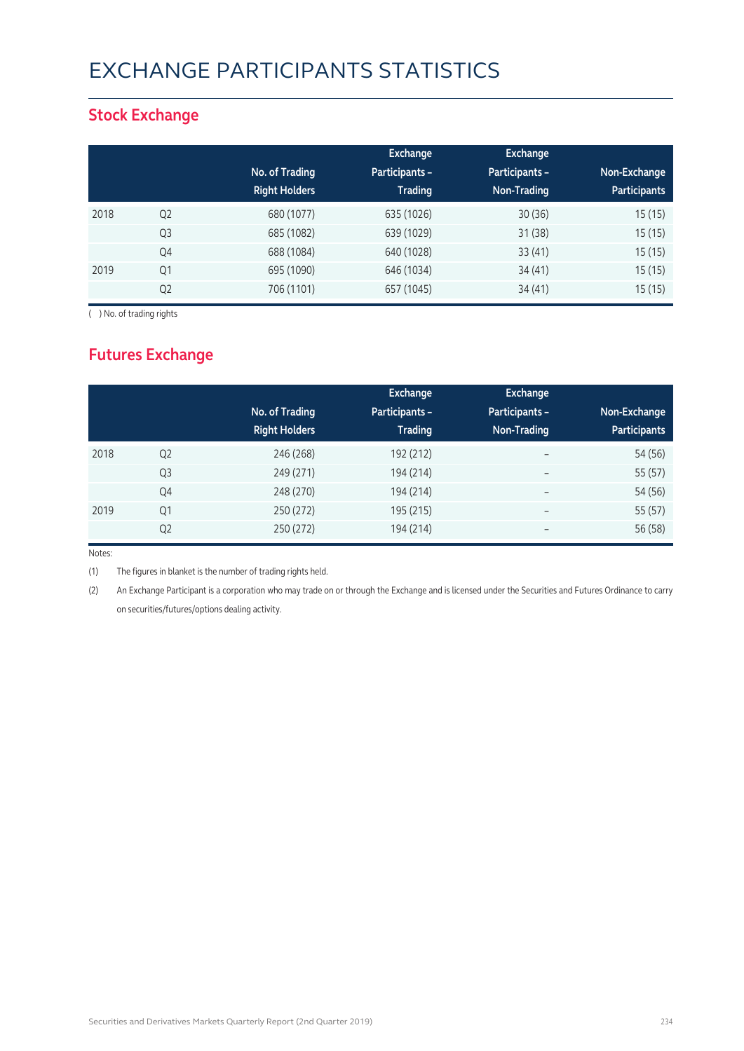# EXCHANGE PARTICIPANTS STATISTICS

## Stock Exchange

| | | No. of Trading Right Holders | Exchange Participants – Trading | Exchange Participants – Non-Trading | Non-Exchange Participants |
|---|---|---|---|---|---|
| 2018 | Q2 | 680 (1077) | 635 (1026) | 30 (36) | 15 (15) |
| | Q3 | 685 (1082) | 639 (1029) | 31 (38) | 15 (15) |
| | Q4 | 688 (1084) | 640 (1028) | 33 (41) | 15 (15) |
| 2019 | Q1 | 695 (1090) | 646 (1034) | 34 (41) | 15 (15) |
| | Q2 | 706 (1101) | 657 (1045) | 34 (41) | 15 (15) |

( ) No. of trading rights

## Futures Exchange

| | | No. of Trading Right Holders | Exchange Participants – Trading | Exchange Participants – Non-Trading | Non-Exchange Participants |
|---|---|---|---|---|---|
| 2018 | Q2 | 246 (268) | 192 (212) | – | 54 (56) |
| | Q3 | 249 (271) | 194 (214) | – | 55 (57) |
| | Q4 | 248 (270) | 194 (214) | – | 54 (56) |
| 2019 | Q1 | 250 (272) | 195 (215) | – | 55 (57) |
| | Q2 | 250 (272) | 194 (214) | – | 56 (58) |

Notes:

(1) The figures in blanket is the number of trading rights held.

(2) An Exchange Participant is a corporation who may trade on or through the Exchange and is licensed under the Securities and Futures Ordinance to carry on securities/futures/options dealing activity.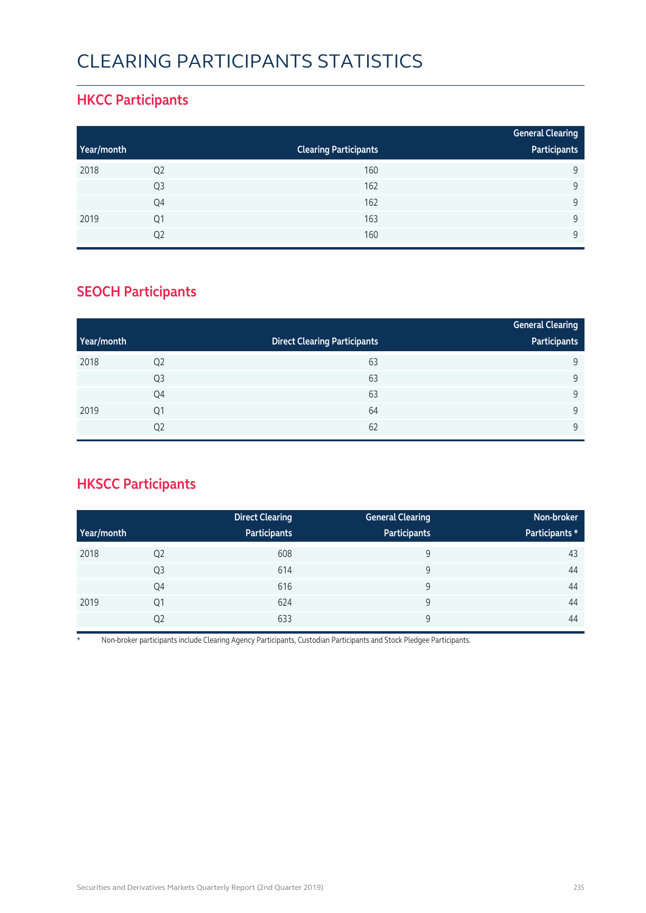# CLEARING PARTICIPANTS STATISTICS

## HKCC Participants

| Year/month | | Clearing Participants | General Clearing Participants |
|---|---|---|---|
| 2018 | Q2 | 160 | 9 |
| | Q3 | 162 | 9 |
| | Q4 | 162 | 9 |
| 2019 | Q1 | 163 | 9 |
| | Q2 | 160 | 9 |

## SEOCH Participants

| Year/month | | Direct Clearing Participants | General Clearing Participants |
|---|---|---|---|
| 2018 | Q2 | 63 | 9 |
| | Q3 | 63 | 9 |
| | Q4 | 63 | 9 |
| 2019 | Q1 | 64 | 9 |
| | Q2 | 62 | 9 |

## HKSCC Participants

| Year/month | | Direct Clearing Participants | General Clearing Participants | Non-broker Participants * |
|---|---|---|---|---|
| 2018 | Q2 | 608 | 9 | 43 |
| | Q3 | 614 | 9 | 44 |
| | Q4 | 616 | 9 | 44 |
| 2019 | Q1 | 624 | 9 | 44 |
| | Q2 | 633 | 9 | 44 |

* Non-broker participants include Clearing Agency Participants, Custodian Participants and Stock Pledgee Participants.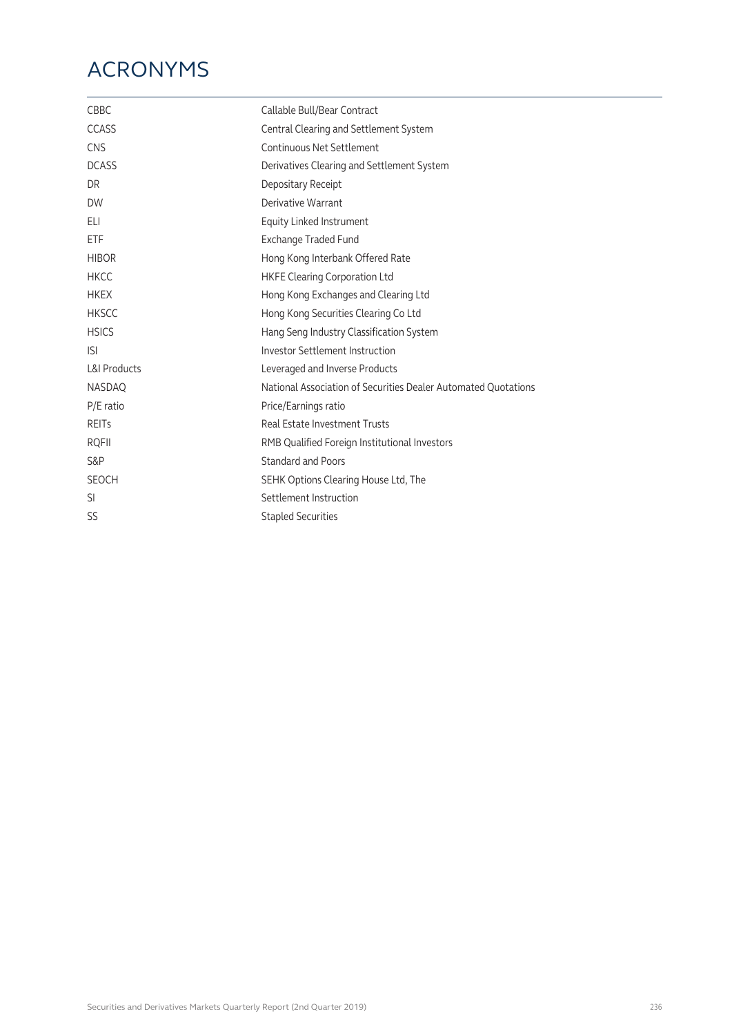# ACRONYMS

| | |
|---|---|
| CBBC | Callable Bull/Bear Contract |
| CCASS | Central Clearing and Settlement System |
| CNS | Continuous Net Settlement |
| DCASS | Derivatives Clearing and Settlement System |
| DR | Depositary Receipt |
| DW | Derivative Warrant |
| ELI | Equity Linked Instrument |
| ETF | Exchange Traded Fund |
| HIBOR | Hong Kong Interbank Offered Rate |
| HKCC | HKFE Clearing Corporation Ltd |
| HKEX | Hong Kong Exchanges and Clearing Ltd |
| HKSCC | Hong Kong Securities Clearing Co Ltd |
| HSICS | Hang Seng Industry Classification System |
| ISI | Investor Settlement Instruction |
| L&I Products | Leveraged and Inverse Products |
| NASDAQ | National Association of Securities Dealer Automated Quotations |
| P/E ratio | Price/Earnings ratio |
| REITs | Real Estate Investment Trusts |
| RQFII | RMB Qualified Foreign Institutional Investors |
| S&P | Standard and Poors |
| SEOCH | SEHK Options Clearing House Ltd, The |
| SI | Settlement Instruction |
| SS | Stapled Securities |